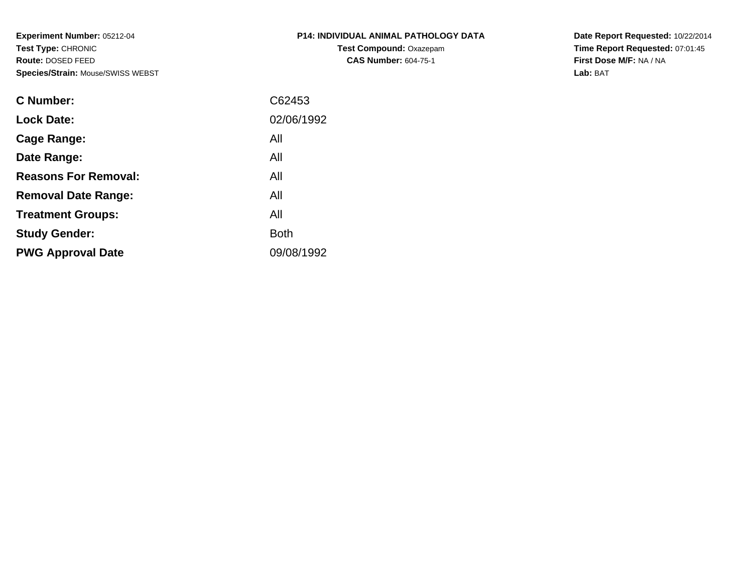**Experiment Number:** 05212-04
**Test Type:** CHRONIC
**Route:** DOSED FEED
**Species/Strain:** Mouse/SWISS WEBST

**P14: INDIVIDUAL ANIMAL PATHOLOGY DATA**
**Test Compound:** Oxazepam
**CAS Number:** 604-75-1

**Date Report Requested:** 10/22/2014
**Time Report Requested:** 07:01:45
**First Dose M/F:** NA / NA
**Lab:** BAT

| | |
|---|---|
| **C Number:** | C62453 |
| **Lock Date:** | 02/06/1992 |
| **Cage Range:** | All |
| **Date Range:** | All |
| **Reasons For Removal:** | All |
| **Removal Date Range:** | All |
| **Treatment Groups:** | All |
| **Study Gender:** | Both |
| **PWG Approval Date** | 09/08/1992 |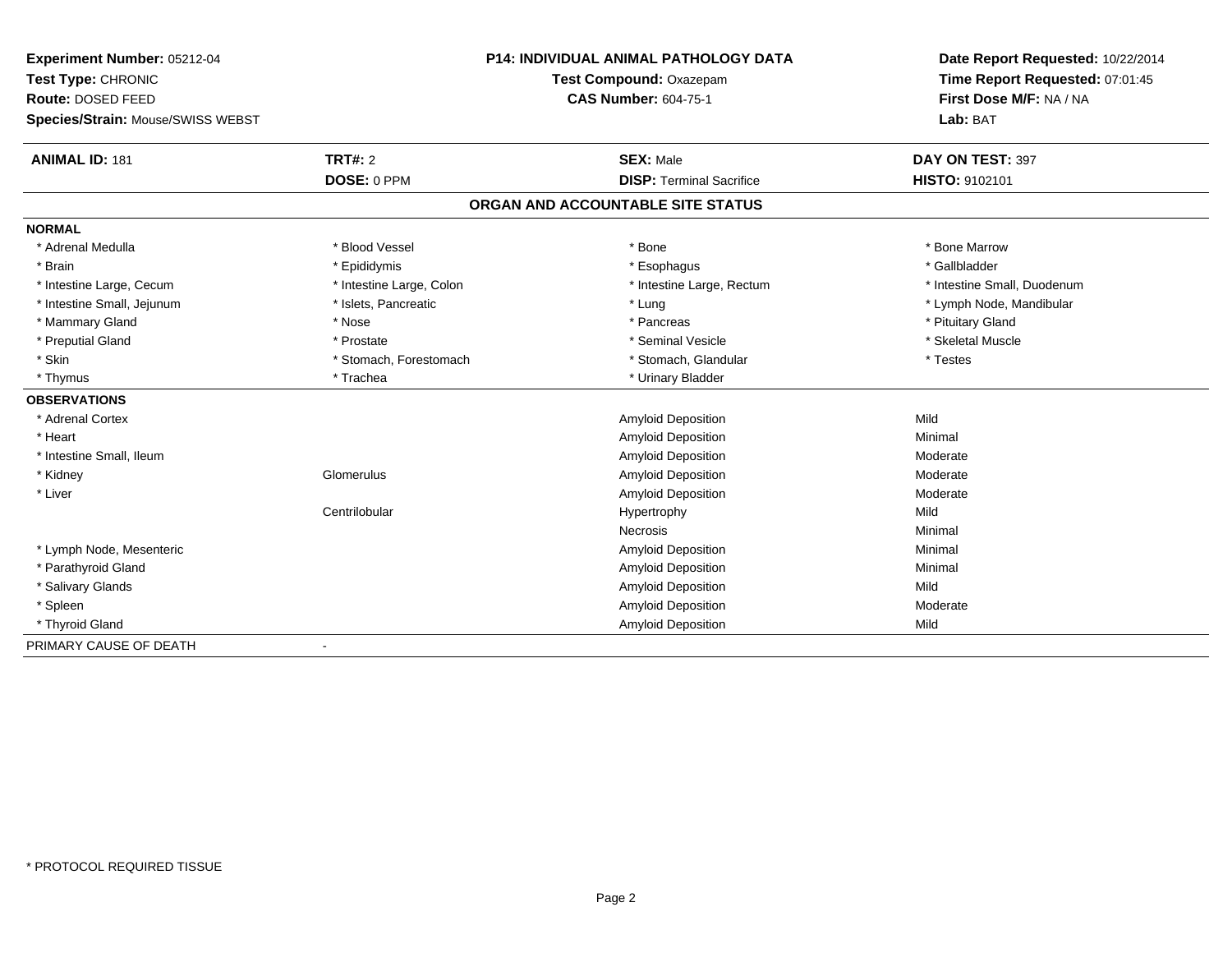**Experiment Number:** 05212-04
**Test Type:** CHRONIC
**Route:** DOSED FEED
**Species/Strain:** Mouse/SWISS WEBST

**P14: INDIVIDUAL ANIMAL PATHOLOGY DATA**
**Test Compound:** Oxazepam
**CAS Number:** 604-75-1

**Date Report Requested:** 10/22/2014
**Time Report Requested:** 07:01:45
**First Dose M/F:** NA / NA
**Lab:** BAT

| **ANIMAL ID:** 181 | **TRT#:** 2 | **SEX:** Male | **DAY ON TEST:** 397 |
|---|---|---|---|
| | **DOSE:** 0 PPM | **DISP:** Terminal Sacrifice | **HISTO:** 9102101 |

## ORGAN AND ACCOUNTABLE SITE STATUS

**NORMAL**

| | | | |
|---|---|---|---|
| * Adrenal Medulla | * Blood Vessel | * Bone | * Bone Marrow |
| * Brain | * Epididymis | * Esophagus | * Gallbladder |
| * Intestine Large, Cecum | * Intestine Large, Colon | * Intestine Large, Rectum | * Intestine Small, Duodenum |
| * Intestine Small, Jejunum | * Islets, Pancreatic | * Lung | * Lymph Node, Mandibular |
| * Mammary Gland | * Nose | * Pancreas | * Pituitary Gland |
| * Preputial Gland | * Prostate | * Seminal Vesicle | * Skeletal Muscle |
| * Skin | * Stomach, Forestomach | * Stomach, Glandular | * Testes |
| * Thymus | * Trachea | * Urinary Bladder | |

**OBSERVATIONS**

| | | | |
|---|---|---|---|
| * Adrenal Cortex | | Amyloid Deposition | Mild |
| * Heart | | Amyloid Deposition | Minimal |
| * Intestine Small, Ileum | | Amyloid Deposition | Moderate |
| * Kidney | Glomerulus | Amyloid Deposition | Moderate |
| * Liver | | Amyloid Deposition | Moderate |
| | Centrilobular | Hypertrophy | Mild |
| | | Necrosis | Minimal |
| * Lymph Node, Mesenteric | | Amyloid Deposition | Minimal |
| * Parathyroid Gland | | Amyloid Deposition | Minimal |
| * Salivary Glands | | Amyloid Deposition | Mild |
| * Spleen | | Amyloid Deposition | Moderate |
| * Thyroid Gland | | Amyloid Deposition | Mild |

PRIMARY CAUSE OF DEATH -

* PROTOCOL REQUIRED TISSUE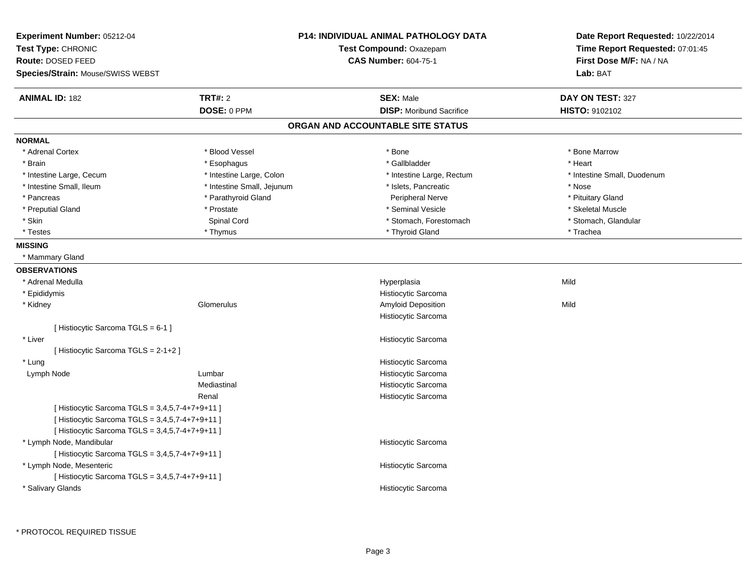**Experiment Number:** 05212-04
**Test Type:** CHRONIC
**Route:** DOSED FEED
**Species/Strain:** Mouse/SWISS WEBST

**P14: INDIVIDUAL ANIMAL PATHOLOGY DATA**
**Test Compound:** Oxazepam
**CAS Number:** 604-75-1

**Date Report Requested:** 10/22/2014
**Time Report Requested:** 07:01:45
**First Dose M/F:** NA / NA
**Lab:** BAT

| **ANIMAL ID:** 182 | **TRT#:** 2 | **SEX:** Male | **DAY ON TEST:** 327 |
|---|---|---|---|
| | **DOSE:** 0 PPM | **DISP:** Moribund Sacrifice | **HISTO:** 9102102 |

## ORGAN AND ACCOUNTABLE SITE STATUS

### NORMAL

| | | | |
|---|---|---|---|
| * Adrenal Cortex | * Blood Vessel | * Bone | * Bone Marrow |
| * Brain | * Esophagus | * Gallbladder | * Heart |
| * Intestine Large, Cecum | * Intestine Large, Colon | * Intestine Large, Rectum | * Intestine Small, Duodenum |
| * Intestine Small, Ileum | * Intestine Small, Jejunum | * Islets, Pancreatic | * Nose |
| * Pancreas | * Parathyroid Gland | Peripheral Nerve | * Pituitary Gland |
| * Preputial Gland | * Prostate | * Seminal Vesicle | * Skeletal Muscle |
| * Skin | Spinal Cord | * Stomach, Forestomach | * Stomach, Glandular |
| * Testes | * Thymus | * Thyroid Gland | * Trachea |

### MISSING

* Mammary Gland

### OBSERVATIONS

| Organ | Site | Observation | Severity |
|---|---|---|---|
| * Adrenal Medulla | | Hyperplasia | Mild |
| * Epididymis | | Histiocytic Sarcoma | |
| * Kidney | Glomerulus | Amyloid Deposition | Mild |
| | | Histiocytic Sarcoma | |
| [ Histiocytic Sarcoma TGLS = 6-1 ] | | | |
| * Liver | | Histiocytic Sarcoma | |
| [ Histiocytic Sarcoma TGLS = 2-1+2 ] | | | |
| * Lung | | Histiocytic Sarcoma | |
| Lymph Node | Lumbar | Histiocytic Sarcoma | |
| | Mediastinal | Histiocytic Sarcoma | |
| | Renal | Histiocytic Sarcoma | |
| [ Histiocytic Sarcoma TGLS = 3,4,5,7-4+7+9+11 ] | | | |
| [ Histiocytic Sarcoma TGLS = 3,4,5,7-4+7+9+11 ] | | | |
| [ Histiocytic Sarcoma TGLS = 3,4,5,7-4+7+9+11 ] | | | |
| * Lymph Node, Mandibular | | Histiocytic Sarcoma | |
| [ Histiocytic Sarcoma TGLS = 3,4,5,7-4+7+9+11 ] | | | |
| * Lymph Node, Mesenteric | | Histiocytic Sarcoma | |
| [ Histiocytic Sarcoma TGLS = 3,4,5,7-4+7+9+11 ] | | | |
| * Salivary Glands | | Histiocytic Sarcoma | |

* PROTOCOL REQUIRED TISSUE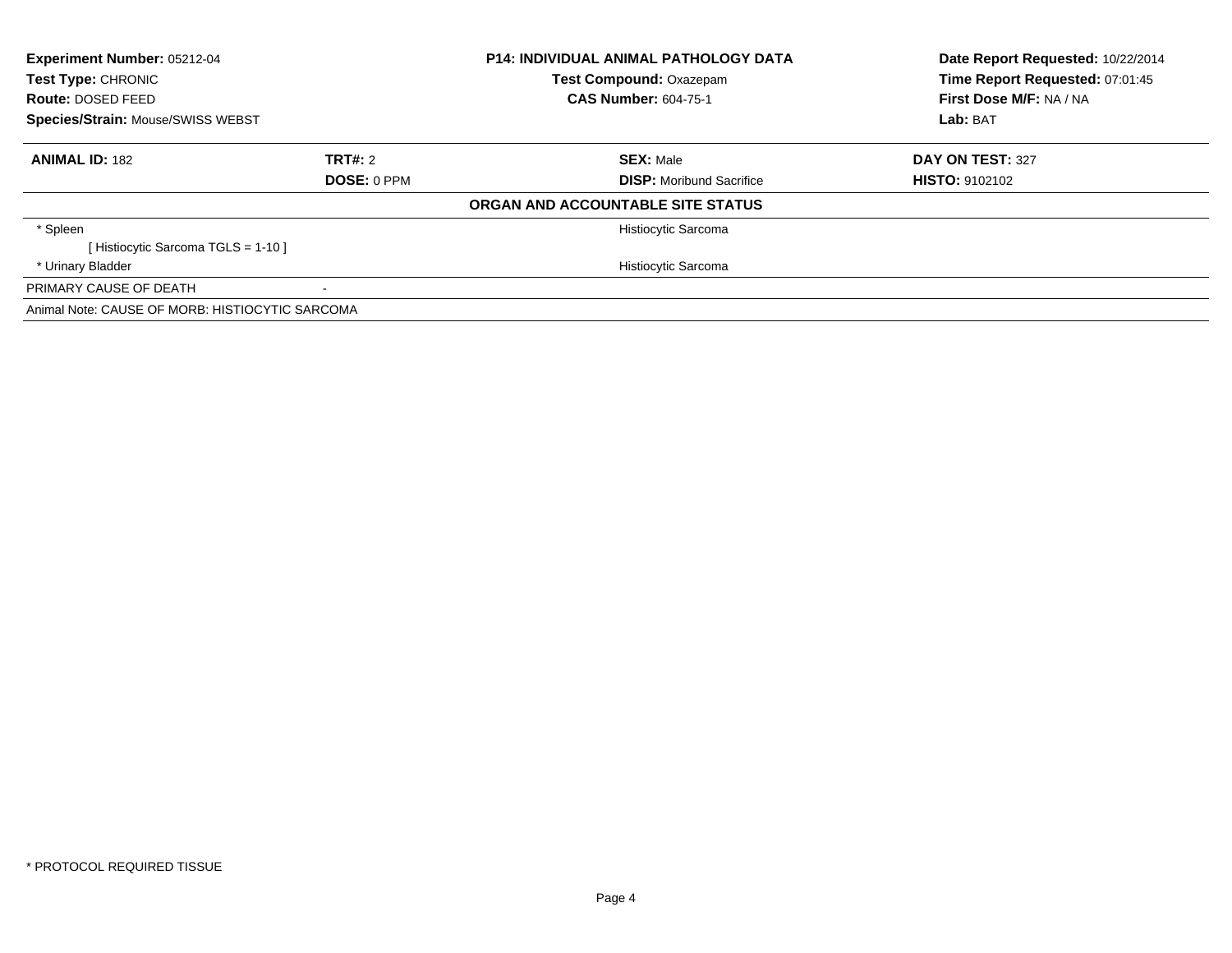| **Experiment Number:** 05212-04 | **P14: INDIVIDUAL ANIMAL PATHOLOGY DATA** | **Date Report Requested:** 10/22/2014 |
|---|---|---|
| **Test Type:** CHRONIC | **Test Compound:** Oxazepam | **Time Report Requested:** 07:01:45 |
| **Route:** DOSED FEED | **CAS Number:** 604-75-1 | **First Dose M/F:** NA / NA |
| **Species/Strain:** Mouse/SWISS WEBST | | **Lab:** BAT |

| **ANIMAL ID:** 182 | **TRT#:** 2 | **SEX:** Male | **DAY ON TEST:** 327 |
|---|---|---|---|
| | **DOSE:** 0 PPM | **DISP:** Moribund Sacrifice | **HISTO:** 9102102 |

**ORGAN AND ACCOUNTABLE SITE STATUS**

| | |
|---|---|
| * Spleen | Histiocytic Sarcoma |
| [ Histiocytic Sarcoma TGLS = 1-10 ] | |
| * Urinary Bladder | Histiocytic Sarcoma |
| PRIMARY CAUSE OF DEATH | - |

Animal Note: CAUSE OF MORB: HISTIOCYTIC SARCOMA

* PROTOCOL REQUIRED TISSUE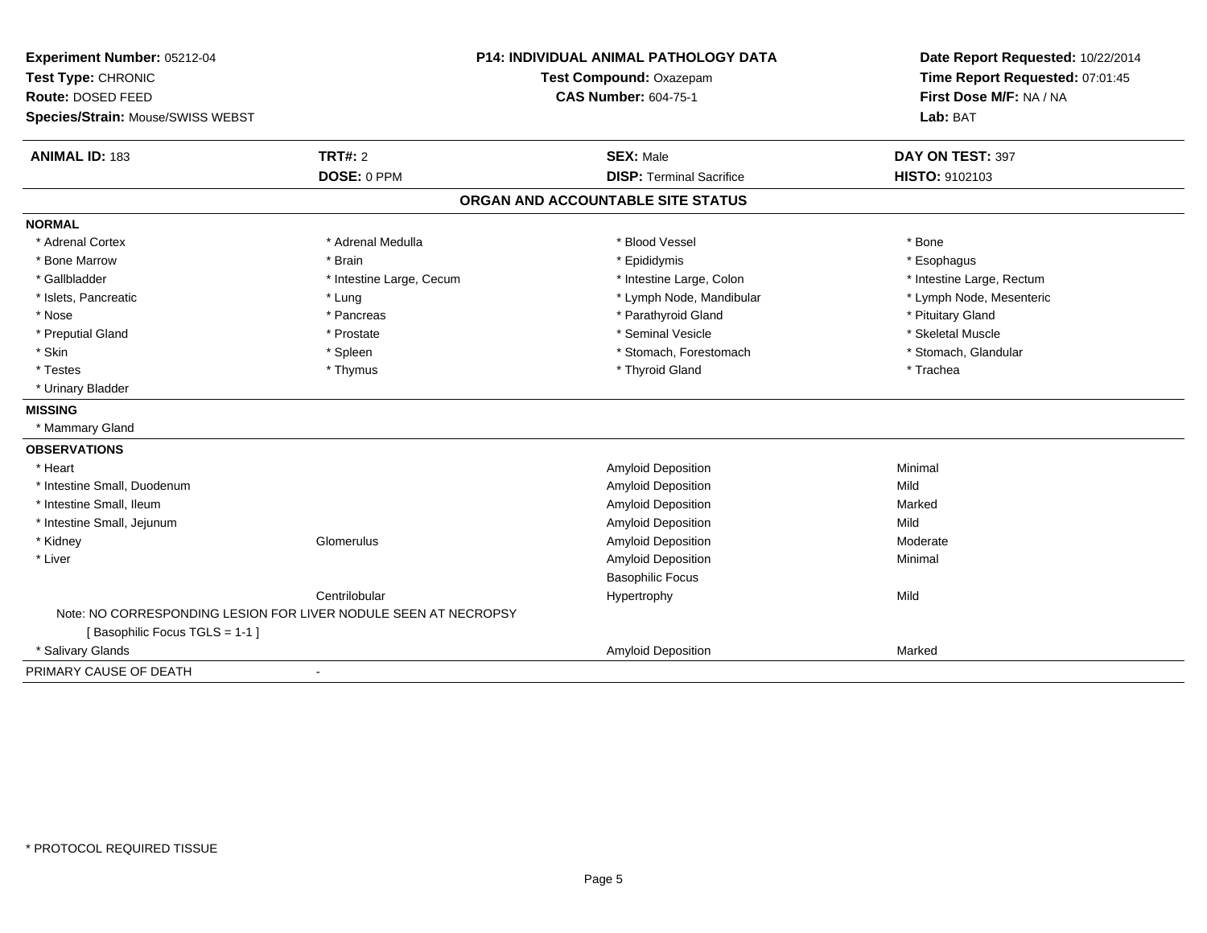**Experiment Number:** 05212-04
**Test Type:** CHRONIC
**Route:** DOSED FEED
**Species/Strain:** Mouse/SWISS WEBST

**P14: INDIVIDUAL ANIMAL PATHOLOGY DATA**
**Test Compound:** Oxazepam
**CAS Number:** 604-75-1

**Date Report Requested:** 10/22/2014
**Time Report Requested:** 07:01:45
**First Dose M/F:** NA / NA
**Lab:** BAT

| **ANIMAL ID:** 183 | **TRT#:** 2 | **SEX:** Male | **DAY ON TEST:** 397 |
|---|---|---|---|
| | **DOSE:** 0 PPM | **DISP:** Terminal Sacrifice | **HISTO:** 9102103 |

## ORGAN AND ACCOUNTABLE SITE STATUS

**NORMAL**

| | | | |
|---|---|---|---|
| * Adrenal Cortex | * Adrenal Medulla | * Blood Vessel | * Bone |
| * Bone Marrow | * Brain | * Epididymis | * Esophagus |
| * Gallbladder | * Intestine Large, Cecum | * Intestine Large, Colon | * Intestine Large, Rectum |
| * Islets, Pancreatic | * Lung | * Lymph Node, Mandibular | * Lymph Node, Mesenteric |
| * Nose | * Pancreas | * Parathyroid Gland | * Pituitary Gland |
| * Preputial Gland | * Prostate | * Seminal Vesicle | * Skeletal Muscle |
| * Skin | * Spleen | * Stomach, Forestomach | * Stomach, Glandular |
| * Testes | * Thymus | * Thyroid Gland | * Trachea |
| * Urinary Bladder | | | |

**MISSING**

* Mammary Gland

**OBSERVATIONS**

| | | | |
|---|---|---|---|
| * Heart | | Amyloid Deposition | Minimal |
| * Intestine Small, Duodenum | | Amyloid Deposition | Mild |
| * Intestine Small, Ileum | | Amyloid Deposition | Marked |
| * Intestine Small, Jejunum | | Amyloid Deposition | Mild |
| * Kidney | Glomerulus | Amyloid Deposition | Moderate |
| * Liver | | Amyloid Deposition | Minimal |
| | | Basophilic Focus | |
| | Centrilobular | Hypertrophy | Mild |

Note: NO CORRESPONDING LESION FOR LIVER NODULE SEEN AT NECROPSY
[ Basophilic Focus TGLS = 1-1 ]

| | | | |
|---|---|---|---|
| * Salivary Glands | | Amyloid Deposition | Marked |

PRIMARY CAUSE OF DEATH -

* PROTOCOL REQUIRED TISSUE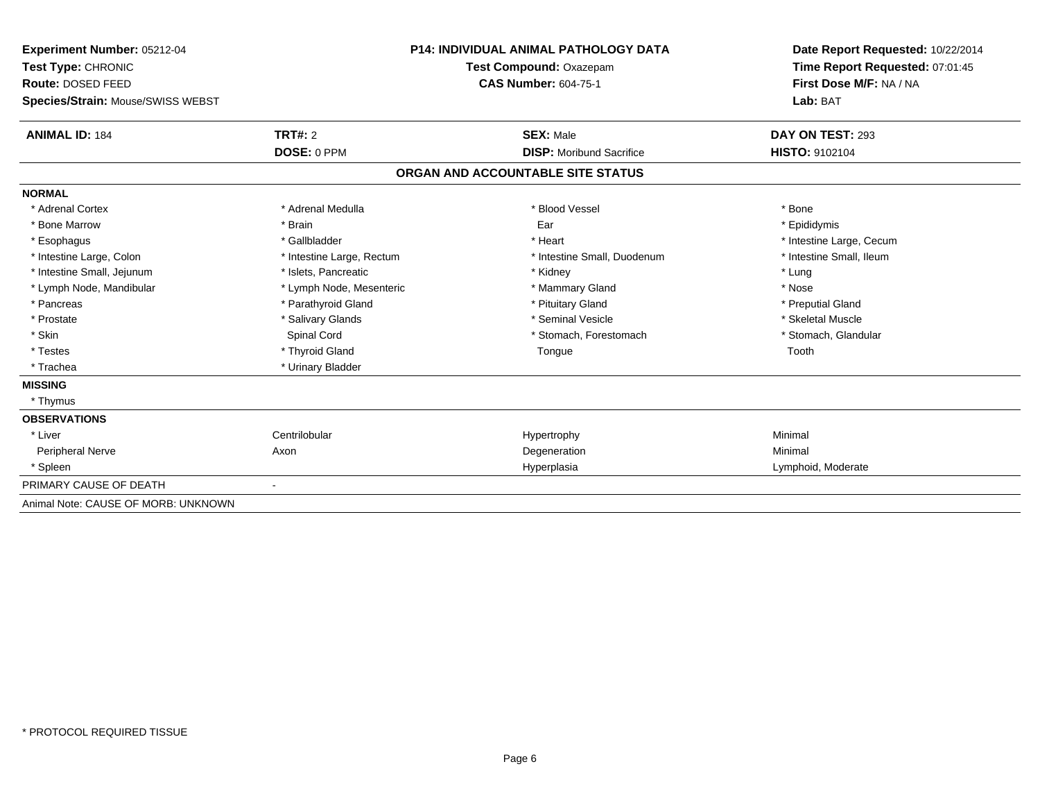**Experiment Number:** 05212-04
**Test Type:** CHRONIC
**Route:** DOSED FEED
**Species/Strain:** Mouse/SWISS WEBST

**P14: INDIVIDUAL ANIMAL PATHOLOGY DATA**
**Test Compound:** Oxazepam
**CAS Number:** 604-75-1

**Date Report Requested:** 10/22/2014
**Time Report Requested:** 07:01:45
**First Dose M/F:** NA / NA
**Lab:** BAT

| **ANIMAL ID:** 184 | **TRT#:** 2 | **SEX:** Male | **DAY ON TEST:** 293 |
|---|---|---|---|
| | **DOSE:** 0 PPM | **DISP:** Moribund Sacrifice | **HISTO:** 9102104 |

## ORGAN AND ACCOUNTABLE SITE STATUS

| | | | |
|---|---|---|---|
| **NORMAL** | | | |
| * Adrenal Cortex | * Adrenal Medulla | * Blood Vessel | * Bone |
| * Bone Marrow | * Brain | Ear | * Epididymis |
| * Esophagus | * Gallbladder | * Heart | * Intestine Large, Cecum |
| * Intestine Large, Colon | * Intestine Large, Rectum | * Intestine Small, Duodenum | * Intestine Small, Ileum |
| * Intestine Small, Jejunum | * Islets, Pancreatic | * Kidney | * Lung |
| * Lymph Node, Mandibular | * Lymph Node, Mesenteric | * Mammary Gland | * Nose |
| * Pancreas | * Parathyroid Gland | * Pituitary Gland | * Preputial Gland |
| * Prostate | * Salivary Glands | * Seminal Vesicle | * Skeletal Muscle |
| * Skin | Spinal Cord | * Stomach, Forestomach | * Stomach, Glandular |
| * Testes | * Thyroid Gland | Tongue | Tooth |
| * Trachea | * Urinary Bladder | | |
| **MISSING** | | | |
| * Thymus | | | |
| **OBSERVATIONS** | | | |
| * Liver | Centrilobular | Hypertrophy | Minimal |
| Peripheral Nerve | Axon | Degeneration | Minimal |
| * Spleen | | Hyperplasia | Lymphoid, Moderate |
| PRIMARY CAUSE OF DEATH | - | | |

Animal Note: CAUSE OF MORB: UNKNOWN

\* PROTOCOL REQUIRED TISSUE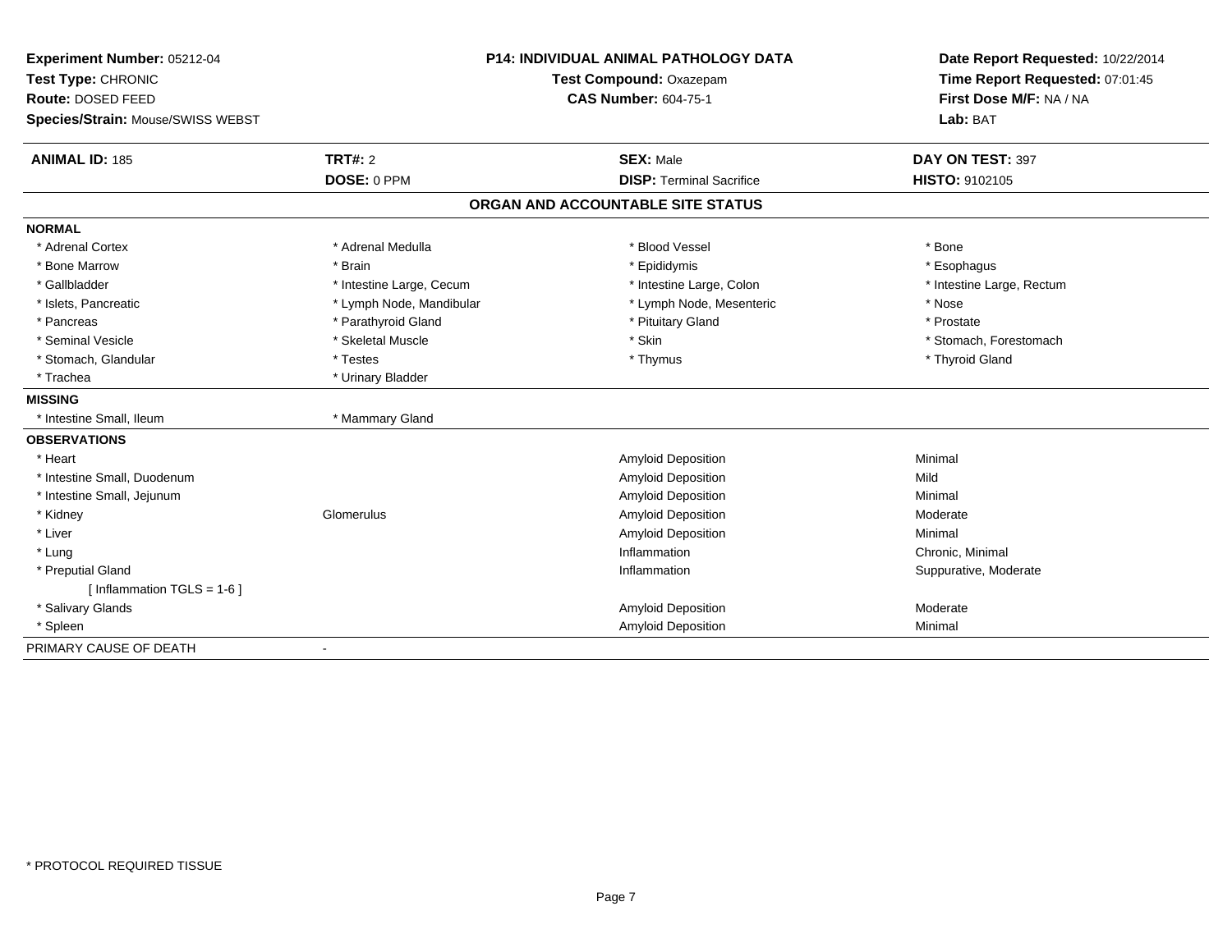**Experiment Number:** 05212-04
**Test Type:** CHRONIC
**Route:** DOSED FEED
**Species/Strain:** Mouse/SWISS WEBST

**P14: INDIVIDUAL ANIMAL PATHOLOGY DATA**
**Test Compound:** Oxazepam
**CAS Number:** 604-75-1

**Date Report Requested:** 10/22/2014
**Time Report Requested:** 07:01:45
**First Dose M/F:** NA / NA
**Lab:** BAT

| **ANIMAL ID:** 185 | **TRT#:** 2 | **SEX:** Male | **DAY ON TEST:** 397 |
|---|---|---|---|
| | **DOSE:** 0 PPM | **DISP:** Terminal Sacrifice | **HISTO:** 9102105 |

## ORGAN AND ACCOUNTABLE SITE STATUS

**NORMAL**

| | | | |
|---|---|---|---|
| * Adrenal Cortex | * Adrenal Medulla | * Blood Vessel | * Bone |
| * Bone Marrow | * Brain | * Epididymis | * Esophagus |
| * Gallbladder | * Intestine Large, Cecum | * Intestine Large, Colon | * Intestine Large, Rectum |
| * Islets, Pancreatic | * Lymph Node, Mandibular | * Lymph Node, Mesenteric | * Nose |
| * Pancreas | * Parathyroid Gland | * Pituitary Gland | * Prostate |
| * Seminal Vesicle | * Skeletal Muscle | * Skin | * Stomach, Forestomach |
| * Stomach, Glandular | * Testes | * Thymus | * Thyroid Gland |
| * Trachea | * Urinary Bladder | | |

**MISSING**

| | |
|---|---|
| * Intestine Small, Ileum | * Mammary Gland |

**OBSERVATIONS**

| | | | |
|---|---|---|---|
| * Heart | | Amyloid Deposition | Minimal |
| * Intestine Small, Duodenum | | Amyloid Deposition | Mild |
| * Intestine Small, Jejunum | | Amyloid Deposition | Minimal |
| * Kidney | Glomerulus | Amyloid Deposition | Moderate |
| * Liver | | Amyloid Deposition | Minimal |
| * Lung | | Inflammation | Chronic, Minimal |
| * Preputial Gland | | Inflammation | Suppurative, Moderate |
| [ Inflammation TGLS = 1-6 ] | | | |
| * Salivary Glands | | Amyloid Deposition | Moderate |
| * Spleen | | Amyloid Deposition | Minimal |

PRIMARY CAUSE OF DEATH -

* PROTOCOL REQUIRED TISSUE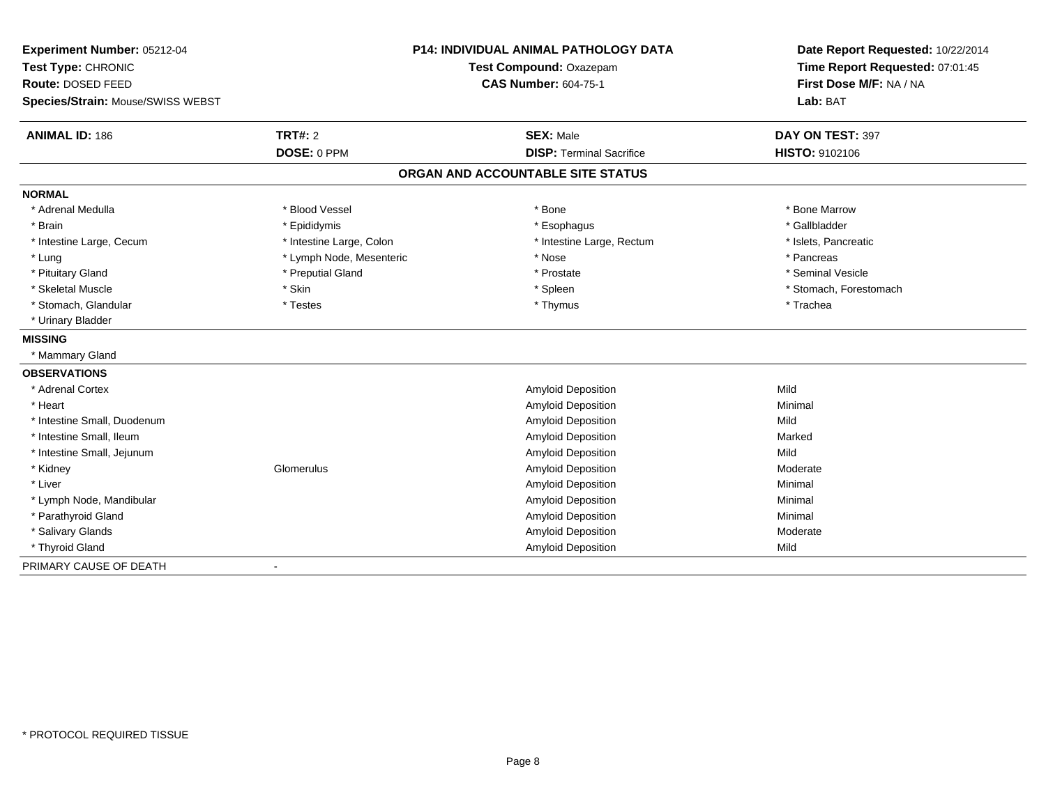**Experiment Number:** 05212-04
**Test Type:** CHRONIC
**Route:** DOSED FEED
**Species/Strain:** Mouse/SWISS WEBST

**P14: INDIVIDUAL ANIMAL PATHOLOGY DATA**
**Test Compound:** Oxazepam
**CAS Number:** 604-75-1

**Date Report Requested:** 10/22/2014
**Time Report Requested:** 07:01:45
**First Dose M/F:** NA / NA
**Lab:** BAT

| **ANIMAL ID:** 186 | **TRT#:** 2 | **SEX:** Male | **DAY ON TEST:** 397 |
|---|---|---|---|
| | **DOSE:** 0 PPM | **DISP:** Terminal Sacrifice | **HISTO:** 9102106 |

## ORGAN AND ACCOUNTABLE SITE STATUS

**NORMAL**

| | | | |
|---|---|---|---|
| * Adrenal Medulla | * Blood Vessel | * Bone | * Bone Marrow |
| * Brain | * Epididymis | * Esophagus | * Gallbladder |
| * Intestine Large, Cecum | * Intestine Large, Colon | * Intestine Large, Rectum | * Islets, Pancreatic |
| * Lung | * Lymph Node, Mesenteric | * Nose | * Pancreas |
| * Pituitary Gland | * Preputial Gland | * Prostate | * Seminal Vesicle |
| * Skeletal Muscle | * Skin | * Spleen | * Stomach, Forestomach |
| * Stomach, Glandular | * Testes | * Thymus | * Trachea |
| * Urinary Bladder | | | |

**MISSING**

* Mammary Gland

**OBSERVATIONS**

| | | | |
|---|---|---|---|
| * Adrenal Cortex | | Amyloid Deposition | Mild |
| * Heart | | Amyloid Deposition | Minimal |
| * Intestine Small, Duodenum | | Amyloid Deposition | Mild |
| * Intestine Small, Ileum | | Amyloid Deposition | Marked |
| * Intestine Small, Jejunum | | Amyloid Deposition | Mild |
| * Kidney | Glomerulus | Amyloid Deposition | Moderate |
| * Liver | | Amyloid Deposition | Minimal |
| * Lymph Node, Mandibular | | Amyloid Deposition | Minimal |
| * Parathyroid Gland | | Amyloid Deposition | Minimal |
| * Salivary Glands | | Amyloid Deposition | Moderate |
| * Thyroid Gland | | Amyloid Deposition | Mild |

PRIMARY CAUSE OF DEATH -

* PROTOCOL REQUIRED TISSUE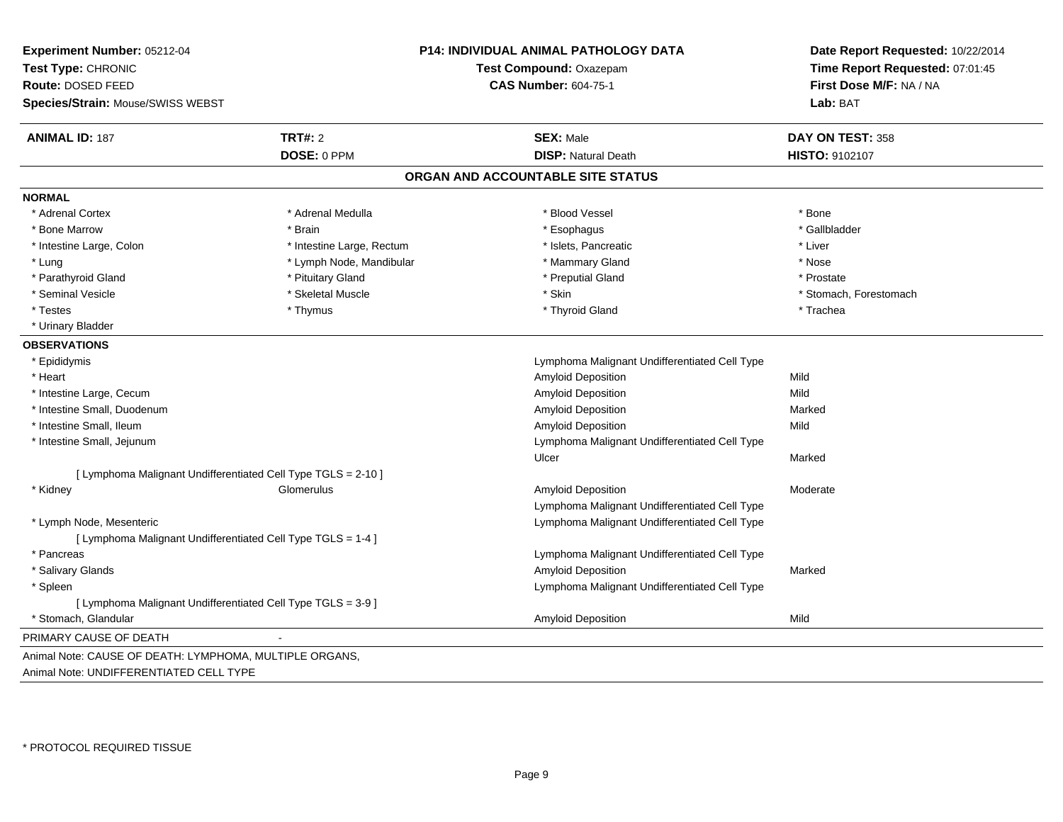**Experiment Number:** 05212-04
**Test Type:** CHRONIC
**Route:** DOSED FEED
**Species/Strain:** Mouse/SWISS WEBST

**P14: INDIVIDUAL ANIMAL PATHOLOGY DATA**
**Test Compound:** Oxazepam
**CAS Number:** 604-75-1

**Date Report Requested:** 10/22/2014
**Time Report Requested:** 07:01:45
**First Dose M/F:** NA / NA
**Lab:** BAT

| **ANIMAL ID:** 187 | **TRT#:** 2 | **SEX:** Male | **DAY ON TEST:** 358 |
|---|---|---|---|
| | **DOSE:** 0 PPM | **DISP:** Natural Death | **HISTO:** 9102107 |

## ORGAN AND ACCOUNTABLE SITE STATUS

**NORMAL**

| | | | |
|---|---|---|---|
| * Adrenal Cortex | * Adrenal Medulla | * Blood Vessel | * Bone |
| * Bone Marrow | * Brain | * Esophagus | * Gallbladder |
| * Intestine Large, Colon | * Intestine Large, Rectum | * Islets, Pancreatic | * Liver |
| * Lung | * Lymph Node, Mandibular | * Mammary Gland | * Nose |
| * Parathyroid Gland | * Pituitary Gland | * Preputial Gland | * Prostate |
| * Seminal Vesicle | * Skeletal Muscle | * Skin | * Stomach, Forestomach |
| * Testes | * Thymus | * Thyroid Gland | * Trachea |
| * Urinary Bladder | | | |

**OBSERVATIONS**

| | | | |
|---|---|---|---|
| * Epididymis | | Lymphoma Malignant Undifferentiated Cell Type | |
| * Heart | | Amyloid Deposition | Mild |
| * Intestine Large, Cecum | | Amyloid Deposition | Mild |
| * Intestine Small, Duodenum | | Amyloid Deposition | Marked |
| * Intestine Small, Ileum | | Amyloid Deposition | Mild |
| * Intestine Small, Jejunum | | Lymphoma Malignant Undifferentiated Cell Type | |
| | | Ulcer | Marked |
| [ Lymphoma Malignant Undifferentiated Cell Type TGLS = 2-10 ] | | | |
| * Kidney | Glomerulus | Amyloid Deposition | Moderate |
| | | Lymphoma Malignant Undifferentiated Cell Type | |
| * Lymph Node, Mesenteric | | Lymphoma Malignant Undifferentiated Cell Type | |
| [ Lymphoma Malignant Undifferentiated Cell Type TGLS = 1-4 ] | | | |
| * Pancreas | | Lymphoma Malignant Undifferentiated Cell Type | |
| * Salivary Glands | | Amyloid Deposition | Marked |
| * Spleen | | Lymphoma Malignant Undifferentiated Cell Type | |
| [ Lymphoma Malignant Undifferentiated Cell Type TGLS = 3-9 ] | | | |
| * Stomach, Glandular | | Amyloid Deposition | Mild |

PRIMARY CAUSE OF DEATH -

Animal Note: CAUSE OF DEATH: LYMPHOMA, MULTIPLE ORGANS,
Animal Note: UNDIFFERENTIATED CELL TYPE

* PROTOCOL REQUIRED TISSUE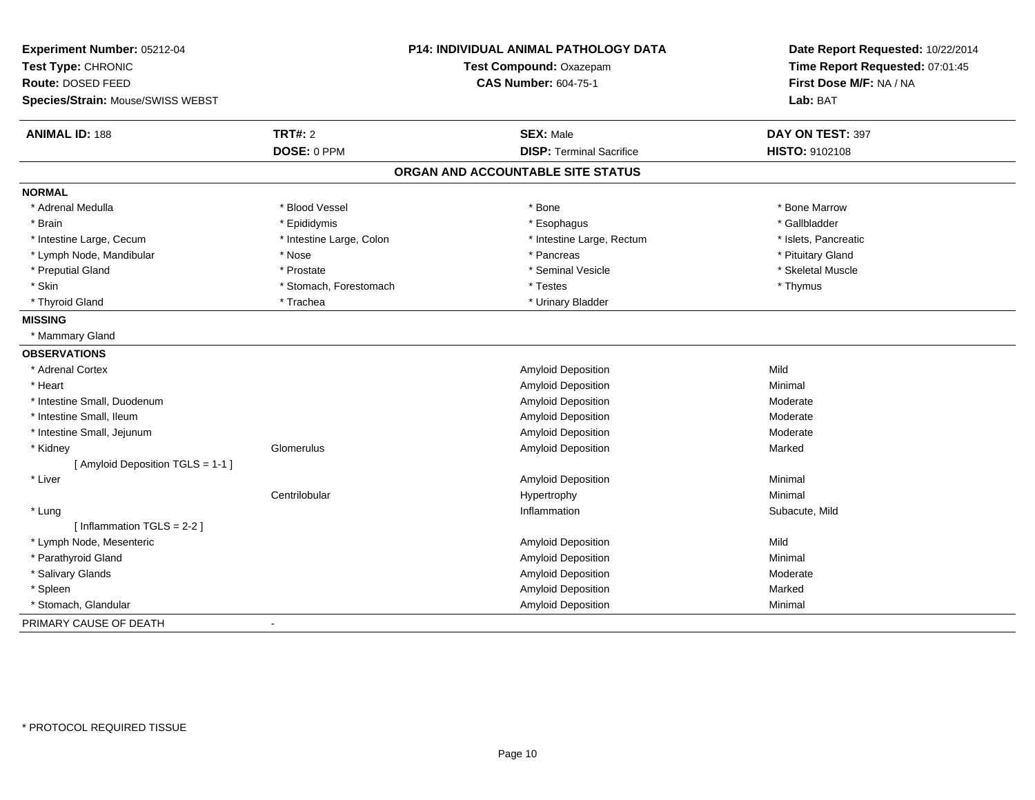**Experiment Number:** 05212-04
**Test Type:** CHRONIC
**Route:** DOSED FEED
**Species/Strain:** Mouse/SWISS WEBST

**P14: INDIVIDUAL ANIMAL PATHOLOGY DATA**
**Test Compound:** Oxazepam
**CAS Number:** 604-75-1

**Date Report Requested:** 10/22/2014
**Time Report Requested:** 07:01:45
**First Dose M/F:** NA / NA
**Lab:** BAT

| **ANIMAL ID:** 188 | **TRT#:** 2 | **SEX:** Male | **DAY ON TEST:** 397 |
|---|---|---|---|
| | **DOSE:** 0 PPM | **DISP:** Terminal Sacrifice | **HISTO:** 9102108 |

## ORGAN AND ACCOUNTABLE SITE STATUS

**NORMAL**

| | | | |
|---|---|---|---|
| * Adrenal Medulla | * Blood Vessel | * Bone | * Bone Marrow |
| * Brain | * Epididymis | * Esophagus | * Gallbladder |
| * Intestine Large, Cecum | * Intestine Large, Colon | * Intestine Large, Rectum | * Islets, Pancreatic |
| * Lymph Node, Mandibular | * Nose | * Pancreas | * Pituitary Gland |
| * Preputial Gland | * Prostate | * Seminal Vesicle | * Skeletal Muscle |
| * Skin | * Stomach, Forestomach | * Testes | * Thymus |
| * Thyroid Gland | * Trachea | * Urinary Bladder | |

**MISSING**

* Mammary Gland

**OBSERVATIONS**

| | | | |
|---|---|---|---|
| * Adrenal Cortex | | Amyloid Deposition | Mild |
| * Heart | | Amyloid Deposition | Minimal |
| * Intestine Small, Duodenum | | Amyloid Deposition | Moderate |
| * Intestine Small, Ileum | | Amyloid Deposition | Moderate |
| * Intestine Small, Jejunum | | Amyloid Deposition | Moderate |
| * Kidney | Glomerulus | Amyloid Deposition | Marked |
| [ Amyloid Deposition TGLS = 1-1 ] | | | |
| * Liver | | Amyloid Deposition | Minimal |
| | Centrilobular | Hypertrophy | Minimal |
| * Lung | | Inflammation | Subacute, Mild |
| [ Inflammation TGLS = 2-2 ] | | | |
| * Lymph Node, Mesenteric | | Amyloid Deposition | Mild |
| * Parathyroid Gland | | Amyloid Deposition | Minimal |
| * Salivary Glands | | Amyloid Deposition | Moderate |
| * Spleen | | Amyloid Deposition | Marked |
| * Stomach, Glandular | | Amyloid Deposition | Minimal |

PRIMARY CAUSE OF DEATH -

* PROTOCOL REQUIRED TISSUE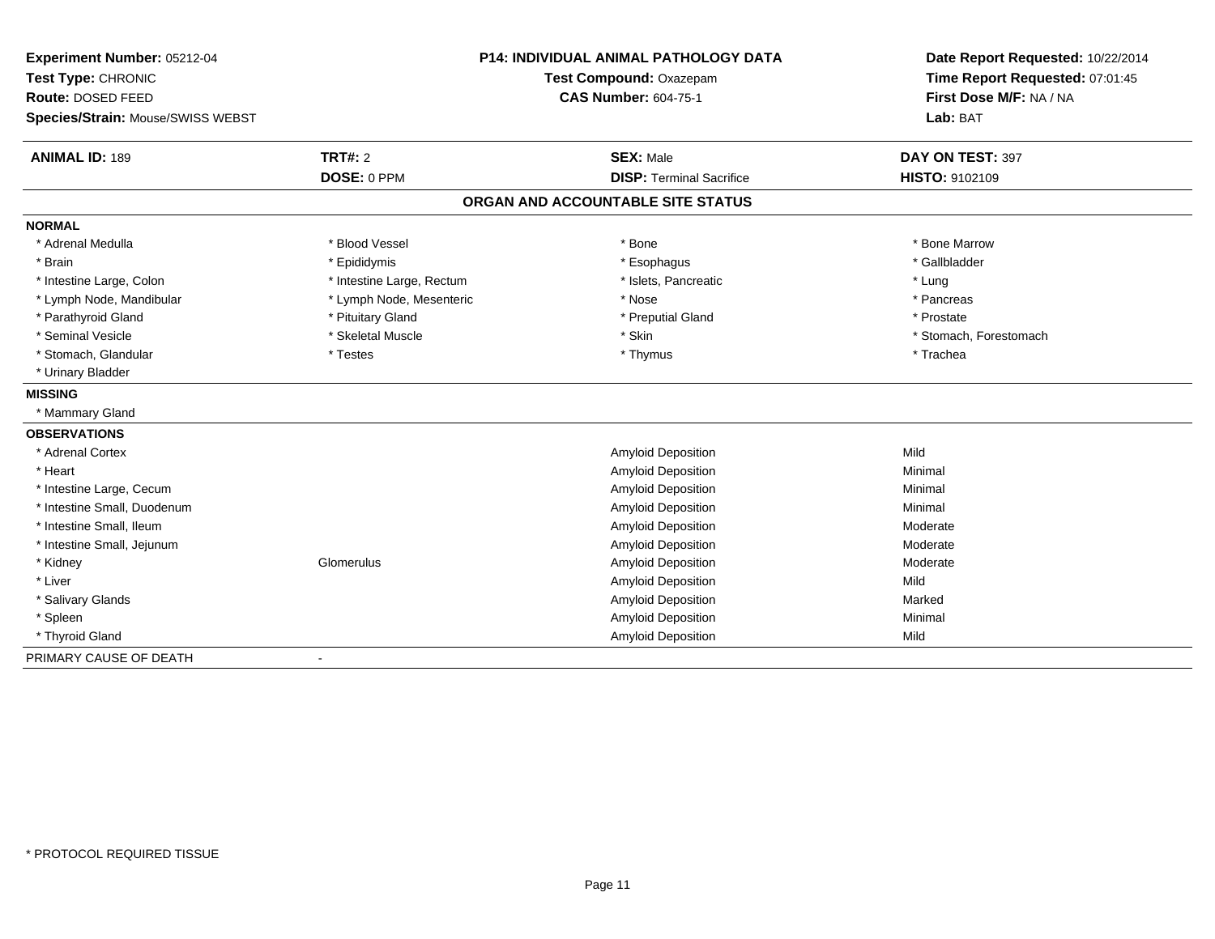**Experiment Number:** 05212-04
**Test Type:** CHRONIC
**Route:** DOSED FEED
**Species/Strain:** Mouse/SWISS WEBST

**P14: INDIVIDUAL ANIMAL PATHOLOGY DATA**
**Test Compound:** Oxazepam
**CAS Number:** 604-75-1

**Date Report Requested:** 10/22/2014
**Time Report Requested:** 07:01:45
**First Dose M/F:** NA / NA
**Lab:** BAT

| **ANIMAL ID:** 189 | **TRT#:** 2 | **SEX:** Male | **DAY ON TEST:** 397 |
|---|---|---|---|
| | **DOSE:** 0 PPM | **DISP:** Terminal Sacrifice | **HISTO:** 9102109 |

## ORGAN AND ACCOUNTABLE SITE STATUS

**NORMAL**

| | | | |
|---|---|---|---|
| * Adrenal Medulla | * Blood Vessel | * Bone | * Bone Marrow |
| * Brain | * Epididymis | * Esophagus | * Gallbladder |
| * Intestine Large, Colon | * Intestine Large, Rectum | * Islets, Pancreatic | * Lung |
| * Lymph Node, Mandibular | * Lymph Node, Mesenteric | * Nose | * Pancreas |
| * Parathyroid Gland | * Pituitary Gland | * Preputial Gland | * Prostate |
| * Seminal Vesicle | * Skeletal Muscle | * Skin | * Stomach, Forestomach |
| * Stomach, Glandular | * Testes | * Thymus | * Trachea |
| * Urinary Bladder | | | |

**MISSING**

* Mammary Gland

**OBSERVATIONS**

| | | | |
|---|---|---|---|
| * Adrenal Cortex | | Amyloid Deposition | Mild |
| * Heart | | Amyloid Deposition | Minimal |
| * Intestine Large, Cecum | | Amyloid Deposition | Minimal |
| * Intestine Small, Duodenum | | Amyloid Deposition | Minimal |
| * Intestine Small, Ileum | | Amyloid Deposition | Moderate |
| * Intestine Small, Jejunum | | Amyloid Deposition | Moderate |
| * Kidney | Glomerulus | Amyloid Deposition | Moderate |
| * Liver | | Amyloid Deposition | Mild |
| * Salivary Glands | | Amyloid Deposition | Marked |
| * Spleen | | Amyloid Deposition | Minimal |
| * Thyroid Gland | | Amyloid Deposition | Mild |

PRIMARY CAUSE OF DEATH -

* PROTOCOL REQUIRED TISSUE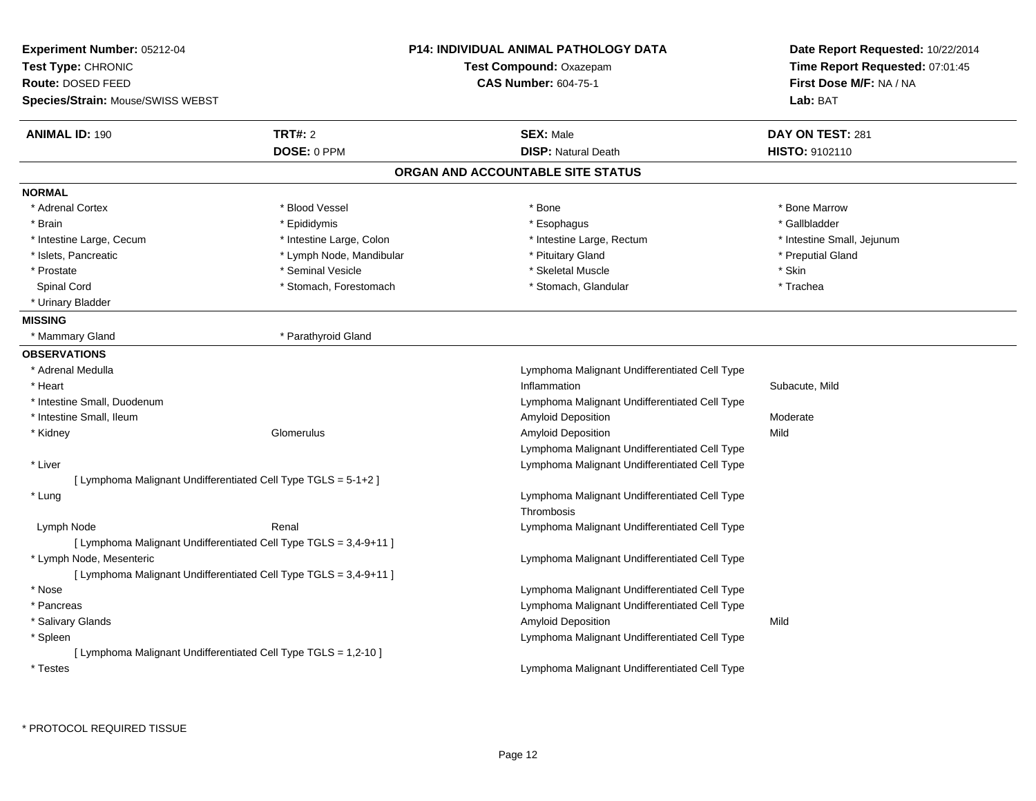**Experiment Number:** 05212-04
**Test Type:** CHRONIC
**Route:** DOSED FEED
**Species/Strain:** Mouse/SWISS WEBST

**P14: INDIVIDUAL ANIMAL PATHOLOGY DATA**
**Test Compound:** Oxazepam
**CAS Number:** 604-75-1

**Date Report Requested:** 10/22/2014
**Time Report Requested:** 07:01:45
**First Dose M/F:** NA / NA
**Lab:** BAT

| **ANIMAL ID:** 190 | **TRT#:** 2 | **SEX:** Male | **DAY ON TEST:** 281 |
|---|---|---|---|
| | **DOSE:** 0 PPM | **DISP:** Natural Death | **HISTO:** 9102110 |

## ORGAN AND ACCOUNTABLE SITE STATUS

**NORMAL**

| | | | |
|---|---|---|---|
| * Adrenal Cortex | * Blood Vessel | * Bone | * Bone Marrow |
| * Brain | * Epididymis | * Esophagus | * Gallbladder |
| * Intestine Large, Cecum | * Intestine Large, Colon | * Intestine Large, Rectum | * Intestine Small, Jejunum |
| * Islets, Pancreatic | * Lymph Node, Mandibular | * Pituitary Gland | * Preputial Gland |
| * Prostate | * Seminal Vesicle | * Skeletal Muscle | * Skin |
| Spinal Cord | * Stomach, Forestomach | * Stomach, Glandular | * Trachea |
| * Urinary Bladder | | | |

**MISSING**

| | |
|---|---|
| * Mammary Gland | * Parathyroid Gland |

**OBSERVATIONS**

| Organ | Site | Observation | Severity |
|---|---|---|---|
| * Adrenal Medulla | | Lymphoma Malignant Undifferentiated Cell Type | |
| * Heart | | Inflammation | Subacute, Mild |
| * Intestine Small, Duodenum | | Lymphoma Malignant Undifferentiated Cell Type | |
| * Intestine Small, Ileum | | Amyloid Deposition | Moderate |
| * Kidney | Glomerulus | Amyloid Deposition | Mild |
| | | Lymphoma Malignant Undifferentiated Cell Type | |
| * Liver | | Lymphoma Malignant Undifferentiated Cell Type | |
| [ Lymphoma Malignant Undifferentiated Cell Type TGLS = 5-1+2 ] | | | |
| * Lung | | Lymphoma Malignant Undifferentiated Cell Type | |
| | | Thrombosis | |
| Lymph Node | Renal | Lymphoma Malignant Undifferentiated Cell Type | |
| [ Lymphoma Malignant Undifferentiated Cell Type TGLS = 3,4-9+11 ] | | | |
| * Lymph Node, Mesenteric | | Lymphoma Malignant Undifferentiated Cell Type | |
| [ Lymphoma Malignant Undifferentiated Cell Type TGLS = 3,4-9+11 ] | | | |
| * Nose | | Lymphoma Malignant Undifferentiated Cell Type | |
| * Pancreas | | Lymphoma Malignant Undifferentiated Cell Type | |
| * Salivary Glands | | Amyloid Deposition | Mild |
| * Spleen | | Lymphoma Malignant Undifferentiated Cell Type | |
| [ Lymphoma Malignant Undifferentiated Cell Type TGLS = 1,2-10 ] | | | |
| * Testes | | Lymphoma Malignant Undifferentiated Cell Type | |

* PROTOCOL REQUIRED TISSUE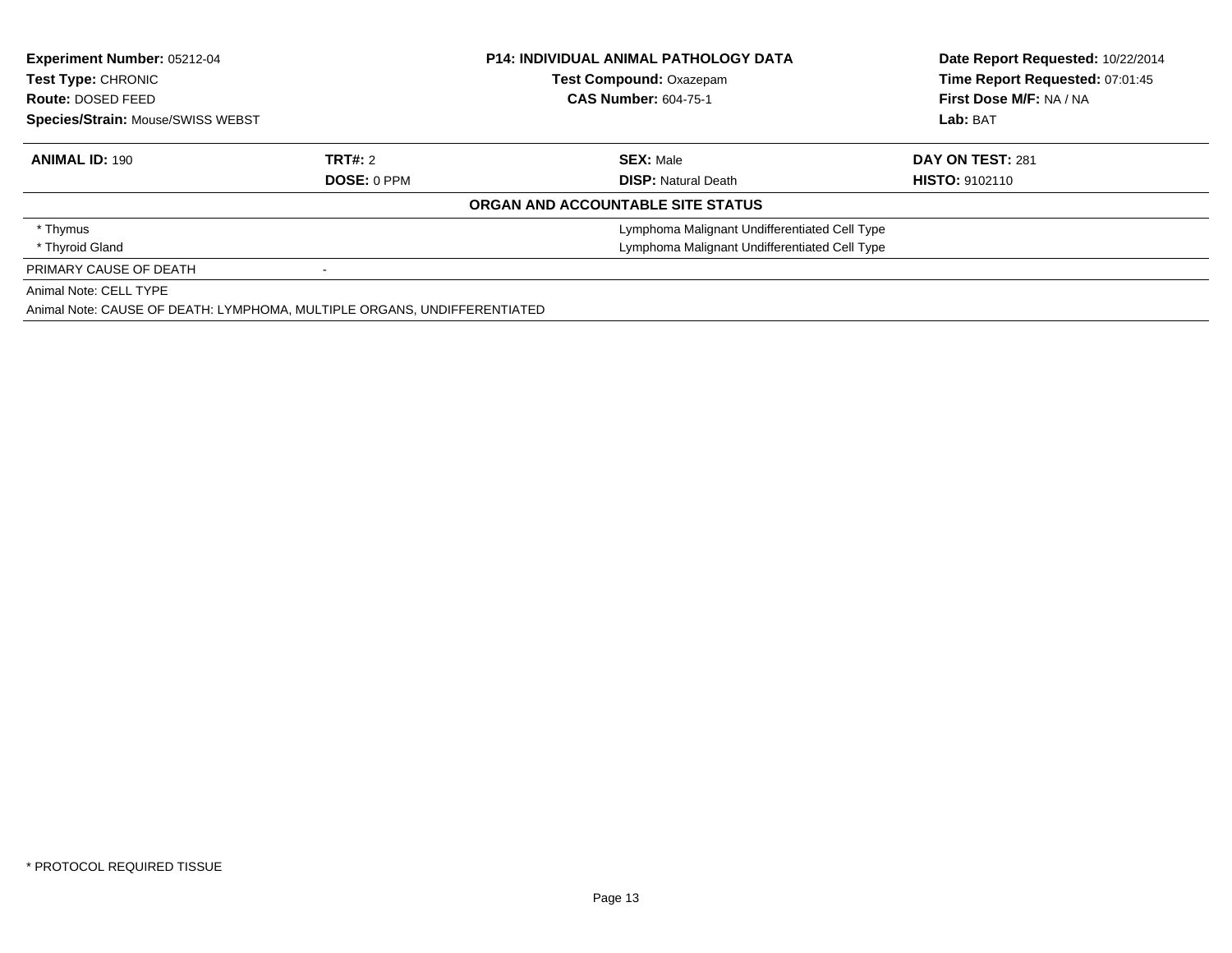**Experiment Number:** 05212-04
**Test Type:** CHRONIC
**Route:** DOSED FEED
**Species/Strain:** Mouse/SWISS WEBST

**P14: INDIVIDUAL ANIMAL PATHOLOGY DATA**
**Test Compound:** Oxazepam
**CAS Number:** 604-75-1

**Date Report Requested:** 10/22/2014
**Time Report Requested:** 07:01:45
**First Dose M/F:** NA / NA
**Lab:** BAT

| **ANIMAL ID:** 190 | **TRT#:** 2 | **SEX:** Male | **DAY ON TEST:** 281 |
|---|---|---|---|
| | **DOSE:** 0 PPM | **DISP:** Natural Death | **HISTO:** 9102110 |

**ORGAN AND ACCOUNTABLE SITE STATUS**

| | |
|---|---|
| * Thymus | Lymphoma Malignant Undifferentiated Cell Type |
| * Thyroid Gland | Lymphoma Malignant Undifferentiated Cell Type |
| PRIMARY CAUSE OF DEATH | - |

Animal Note: CELL TYPE

Animal Note: CAUSE OF DEATH: LYMPHOMA, MULTIPLE ORGANS, UNDIFFERENTIATED

* PROTOCOL REQUIRED TISSUE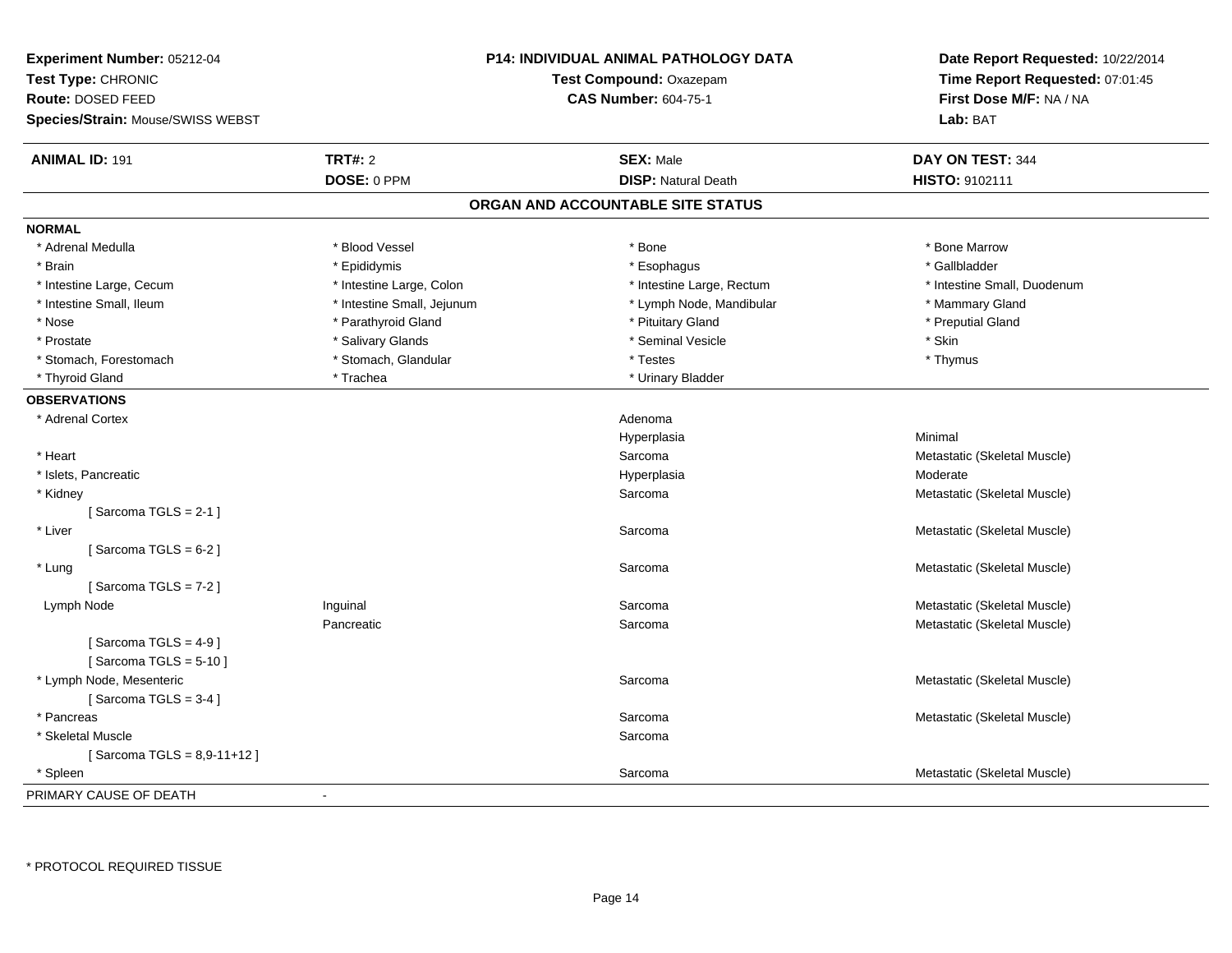**Experiment Number:** 05212-04
**Test Type:** CHRONIC
**Route:** DOSED FEED
**Species/Strain:** Mouse/SWISS WEBST

**P14: INDIVIDUAL ANIMAL PATHOLOGY DATA**
**Test Compound:** Oxazepam
**CAS Number:** 604-75-1

**Date Report Requested:** 10/22/2014
**Time Report Requested:** 07:01:45
**First Dose M/F:** NA / NA
**Lab:** BAT

| **ANIMAL ID:** 191 | **TRT#:** 2 | **SEX:** Male | **DAY ON TEST:** 344 |
|---|---|---|---|
| | **DOSE:** 0 PPM | **DISP:** Natural Death | **HISTO:** 9102111 |

## ORGAN AND ACCOUNTABLE SITE STATUS

**NORMAL**

| | | | |
|---|---|---|---|
| * Adrenal Medulla | * Blood Vessel | * Bone | * Bone Marrow |
| * Brain | * Epididymis | * Esophagus | * Gallbladder |
| * Intestine Large, Cecum | * Intestine Large, Colon | * Intestine Large, Rectum | * Intestine Small, Duodenum |
| * Intestine Small, Ileum | * Intestine Small, Jejunum | * Lymph Node, Mandibular | * Mammary Gland |
| * Nose | * Parathyroid Gland | * Pituitary Gland | * Preputial Gland |
| * Prostate | * Salivary Glands | * Seminal Vesicle | * Skin |
| * Stomach, Forestomach | * Stomach, Glandular | * Testes | * Thymus |
| * Thyroid Gland | * Trachea | * Urinary Bladder | |

**OBSERVATIONS**

| | | | |
|---|---|---|---|
| * Adrenal Cortex | | Adenoma | |
| | | Hyperplasia | Minimal |
| * Heart | | Sarcoma | Metastatic (Skeletal Muscle) |
| * Islets, Pancreatic | | Hyperplasia | Moderate |
| * Kidney | | Sarcoma | Metastatic (Skeletal Muscle) |
| [ Sarcoma TGLS = 2-1 ] | | | |
| * Liver | | Sarcoma | Metastatic (Skeletal Muscle) |
| [ Sarcoma TGLS = 6-2 ] | | | |
| * Lung | | Sarcoma | Metastatic (Skeletal Muscle) |
| [ Sarcoma TGLS = 7-2 ] | | | |
| Lymph Node | Inguinal | Sarcoma | Metastatic (Skeletal Muscle) |
| | Pancreatic | Sarcoma | Metastatic (Skeletal Muscle) |
| [ Sarcoma TGLS = 4-9 ] | | | |
| [ Sarcoma TGLS = 5-10 ] | | | |
| * Lymph Node, Mesenteric | | Sarcoma | Metastatic (Skeletal Muscle) |
| [ Sarcoma TGLS = 3-4 ] | | | |
| * Pancreas | | Sarcoma | Metastatic (Skeletal Muscle) |
| * Skeletal Muscle | | Sarcoma | |
| [ Sarcoma TGLS = 8,9-11+12 ] | | | |
| * Spleen | | Sarcoma | Metastatic (Skeletal Muscle) |

PRIMARY CAUSE OF DEATH -

* PROTOCOL REQUIRED TISSUE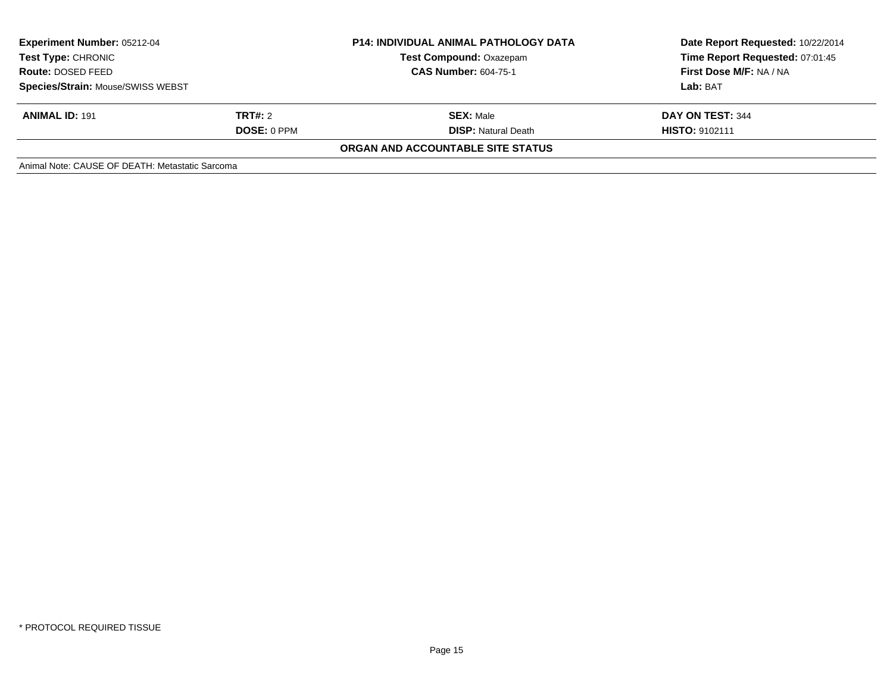| **Experiment Number:** 05212-04 | **P14: INDIVIDUAL ANIMAL PATHOLOGY DATA** | **Date Report Requested:** 10/22/2014 |
|---|---|---|
| **Test Type:** CHRONIC | **Test Compound:** Oxazepam | **Time Report Requested:** 07:01:45 |
| **Route:** DOSED FEED | **CAS Number:** 604-75-1 | **First Dose M/F:** NA / NA |
| **Species/Strain:** Mouse/SWISS WEBST | | **Lab:** BAT |

| **ANIMAL ID:** 191 | **TRT#:** 2 | **SEX:** Male | **DAY ON TEST:** 344 |
|---|---|---|---|
| | **DOSE:** 0 PPM | **DISP:** Natural Death | **HISTO:** 9102111 |

**ORGAN AND ACCOUNTABLE SITE STATUS**

Animal Note: CAUSE OF DEATH: Metastatic Sarcoma

* PROTOCOL REQUIRED TISSUE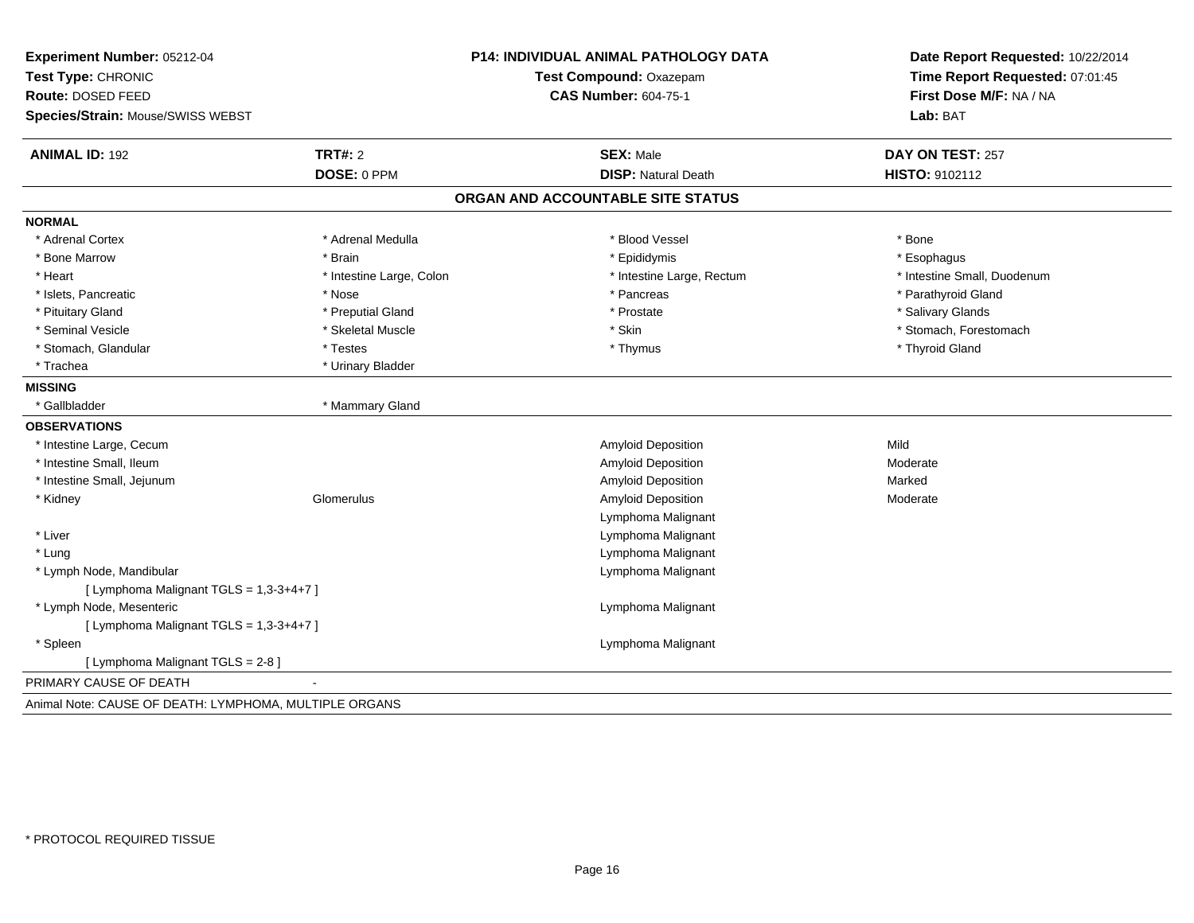**Experiment Number:** 05212-04
**Test Type:** CHRONIC
**Route:** DOSED FEED
**Species/Strain:** Mouse/SWISS WEBST

**P14: INDIVIDUAL ANIMAL PATHOLOGY DATA**
**Test Compound:** Oxazepam
**CAS Number:** 604-75-1

**Date Report Requested:** 10/22/2014
**Time Report Requested:** 07:01:45
**First Dose M/F:** NA / NA
**Lab:** BAT

| **ANIMAL ID:** 192 | **TRT#:** 2 | **SEX:** Male | **DAY ON TEST:** 257 |
|---|---|---|---|
| | **DOSE:** 0 PPM | **DISP:** Natural Death | **HISTO:** 9102112 |

## ORGAN AND ACCOUNTABLE SITE STATUS

**NORMAL**

| | | | |
|---|---|---|---|
| * Adrenal Cortex | * Adrenal Medulla | * Blood Vessel | * Bone |
| * Bone Marrow | * Brain | * Epididymis | * Esophagus |
| * Heart | * Intestine Large, Colon | * Intestine Large, Rectum | * Intestine Small, Duodenum |
| * Islets, Pancreatic | * Nose | * Pancreas | * Parathyroid Gland |
| * Pituitary Gland | * Preputial Gland | * Prostate | * Salivary Glands |
| * Seminal Vesicle | * Skeletal Muscle | * Skin | * Stomach, Forestomach |
| * Stomach, Glandular | * Testes | * Thymus | * Thyroid Gland |
| * Trachea | * Urinary Bladder | | |

**MISSING**

| | |
|---|---|
| * Gallbladder | * Mammary Gland |

**OBSERVATIONS**

| | | | |
|---|---|---|---|
| * Intestine Large, Cecum | | Amyloid Deposition | Mild |
| * Intestine Small, Ileum | | Amyloid Deposition | Moderate |
| * Intestine Small, Jejunum | | Amyloid Deposition | Marked |
| * Kidney | Glomerulus | Amyloid Deposition | Moderate |
| | | Lymphoma Malignant | |
| * Liver | | Lymphoma Malignant | |
| * Lung | | Lymphoma Malignant | |
| * Lymph Node, Mandibular | | Lymphoma Malignant | |
| [ Lymphoma Malignant TGLS = 1,3-3+4+7 ] | | | |
| * Lymph Node, Mesenteric | | Lymphoma Malignant | |
| [ Lymphoma Malignant TGLS = 1,3-3+4+7 ] | | | |
| * Spleen | | Lymphoma Malignant | |
| [ Lymphoma Malignant TGLS = 2-8 ] | | | |

PRIMARY CAUSE OF DEATH -

Animal Note: CAUSE OF DEATH: LYMPHOMA, MULTIPLE ORGANS

\* PROTOCOL REQUIRED TISSUE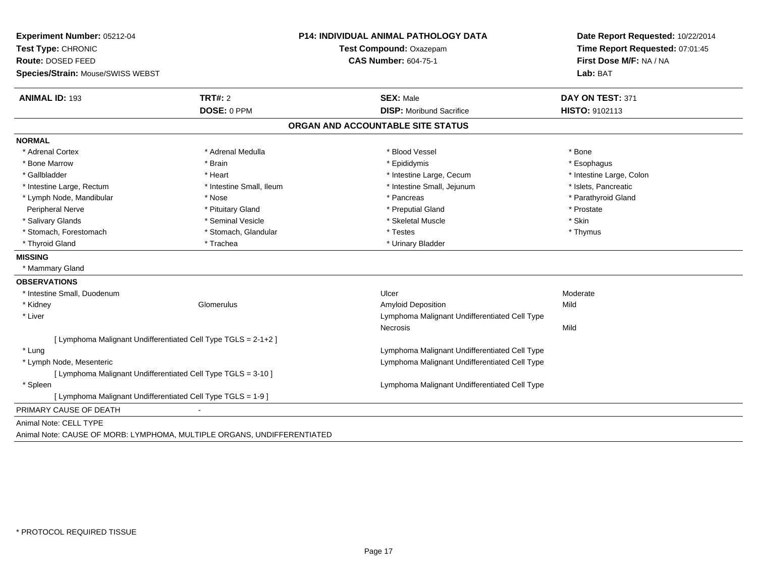**Experiment Number:** 05212-04
**Test Type:** CHRONIC
**Route:** DOSED FEED
**Species/Strain:** Mouse/SWISS WEBST

**P14: INDIVIDUAL ANIMAL PATHOLOGY DATA**
**Test Compound:** Oxazepam
**CAS Number:** 604-75-1

**Date Report Requested:** 10/22/2014
**Time Report Requested:** 07:01:45
**First Dose M/F:** NA / NA
**Lab:** BAT

| **ANIMAL ID:** 193 | **TRT#:** 2 | **SEX:** Male | **DAY ON TEST:** 371 |
|---|---|---|---|
| | **DOSE:** 0 PPM | **DISP:** Moribund Sacrifice | **HISTO:** 9102113 |

## ORGAN AND ACCOUNTABLE SITE STATUS

**NORMAL**

| | | | |
|---|---|---|---|
| * Adrenal Cortex | * Adrenal Medulla | * Blood Vessel | * Bone |
| * Bone Marrow | * Brain | * Epididymis | * Esophagus |
| * Gallbladder | * Heart | * Intestine Large, Cecum | * Intestine Large, Colon |
| * Intestine Large, Rectum | * Intestine Small, Ileum | * Intestine Small, Jejunum | * Islets, Pancreatic |
| * Lymph Node, Mandibular | * Nose | * Pancreas | * Parathyroid Gland |
| Peripheral Nerve | * Pituitary Gland | * Preputial Gland | * Prostate |
| * Salivary Glands | * Seminal Vesicle | * Skeletal Muscle | * Skin |
| * Stomach, Forestomach | * Stomach, Glandular | * Testes | * Thymus |
| * Thyroid Gland | * Trachea | * Urinary Bladder | |

**MISSING**

* Mammary Gland

**OBSERVATIONS**

| | | | |
|---|---|---|---|
| * Intestine Small, Duodenum | | Ulcer | Moderate |
| * Kidney | Glomerulus | Amyloid Deposition | Mild |
| * Liver | | Lymphoma Malignant Undifferentiated Cell Type | |
| | | Necrosis | Mild |
| [ Lymphoma Malignant Undifferentiated Cell Type TGLS = 2-1+2 ] | | | |
| * Lung | | Lymphoma Malignant Undifferentiated Cell Type | |
| * Lymph Node, Mesenteric | | Lymphoma Malignant Undifferentiated Cell Type | |
| [ Lymphoma Malignant Undifferentiated Cell Type TGLS = 3-10 ] | | | |
| * Spleen | | Lymphoma Malignant Undifferentiated Cell Type | |
| [ Lymphoma Malignant Undifferentiated Cell Type TGLS = 1-9 ] | | | |

PRIMARY CAUSE OF DEATH -

Animal Note: CELL TYPE

Animal Note: CAUSE OF MORB: LYMPHOMA, MULTIPLE ORGANS, UNDIFFERENTIATED

* PROTOCOL REQUIRED TISSUE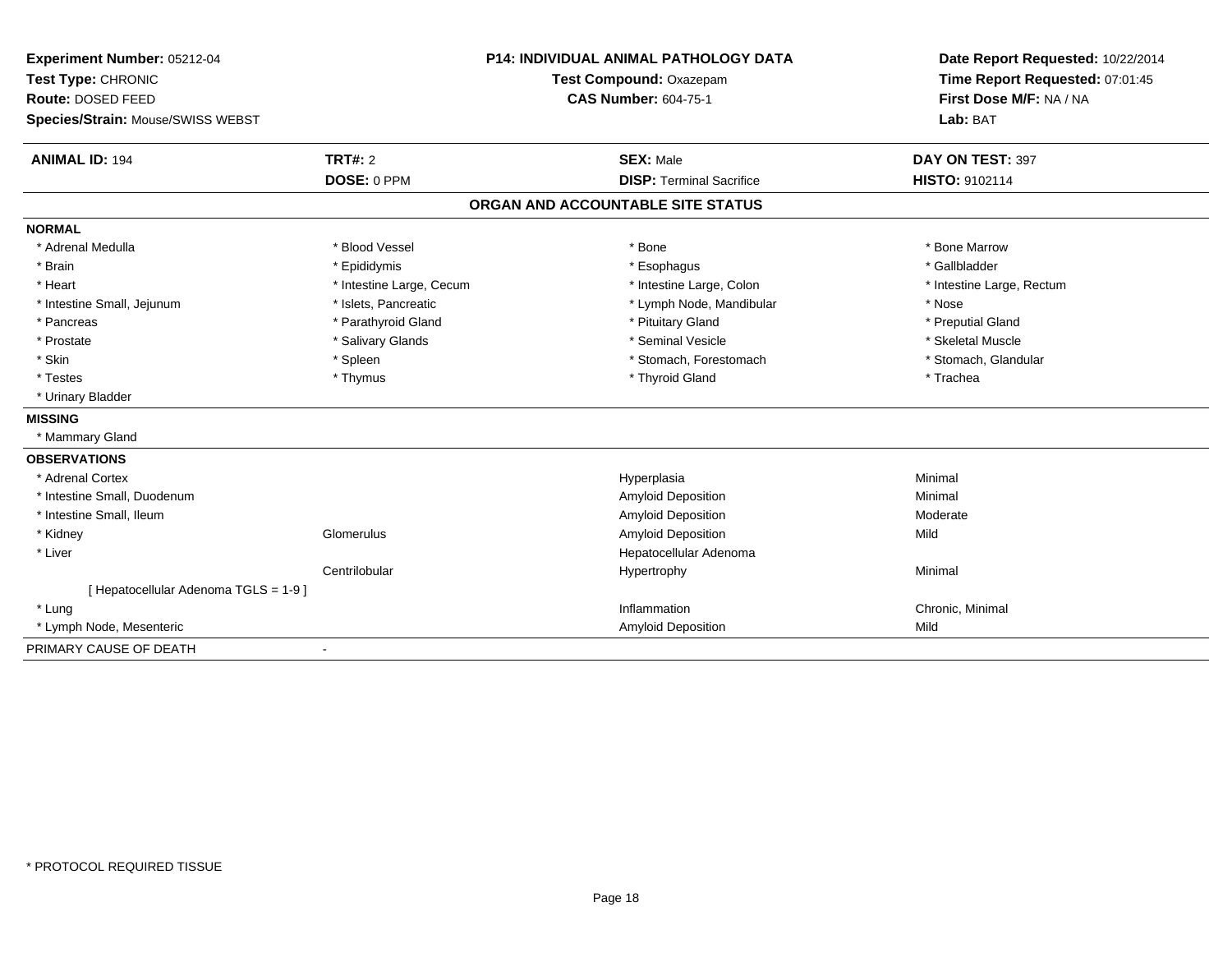**Experiment Number:** 05212-04
**Test Type:** CHRONIC
**Route:** DOSED FEED
**Species/Strain:** Mouse/SWISS WEBST

**P14: INDIVIDUAL ANIMAL PATHOLOGY DATA**
**Test Compound:** Oxazepam
**CAS Number:** 604-75-1

**Date Report Requested:** 10/22/2014
**Time Report Requested:** 07:01:45
**First Dose M/F:** NA / NA
**Lab:** BAT

| **ANIMAL ID:** 194 | **TRT#:** 2 | **SEX:** Male | **DAY ON TEST:** 397 |
|---|---|---|---|
| | **DOSE:** 0 PPM | **DISP:** Terminal Sacrifice | **HISTO:** 9102114 |

## ORGAN AND ACCOUNTABLE SITE STATUS

**NORMAL**

| | | | |
|---|---|---|---|
| * Adrenal Medulla | * Blood Vessel | * Bone | * Bone Marrow |
| * Brain | * Epididymis | * Esophagus | * Gallbladder |
| * Heart | * Intestine Large, Cecum | * Intestine Large, Colon | * Intestine Large, Rectum |
| * Intestine Small, Jejunum | * Islets, Pancreatic | * Lymph Node, Mandibular | * Nose |
| * Pancreas | * Parathyroid Gland | * Pituitary Gland | * Preputial Gland |
| * Prostate | * Salivary Glands | * Seminal Vesicle | * Skeletal Muscle |
| * Skin | * Spleen | * Stomach, Forestomach | * Stomach, Glandular |
| * Testes | * Thymus | * Thyroid Gland | * Trachea |
| * Urinary Bladder | | | |

**MISSING**

* Mammary Gland

**OBSERVATIONS**

| | | | |
|---|---|---|---|
| * Adrenal Cortex | | Hyperplasia | Minimal |
| * Intestine Small, Duodenum | | Amyloid Deposition | Minimal |
| * Intestine Small, Ileum | | Amyloid Deposition | Moderate |
| * Kidney | Glomerulus | Amyloid Deposition | Mild |
| * Liver | | Hepatocellular Adenoma | |
| | Centrilobular | Hypertrophy | Minimal |
| [ Hepatocellular Adenoma TGLS = 1-9 ] | | | |
| * Lung | | Inflammation | Chronic, Minimal |
| * Lymph Node, Mesenteric | | Amyloid Deposition | Mild |

PRIMARY CAUSE OF DEATH -

* PROTOCOL REQUIRED TISSUE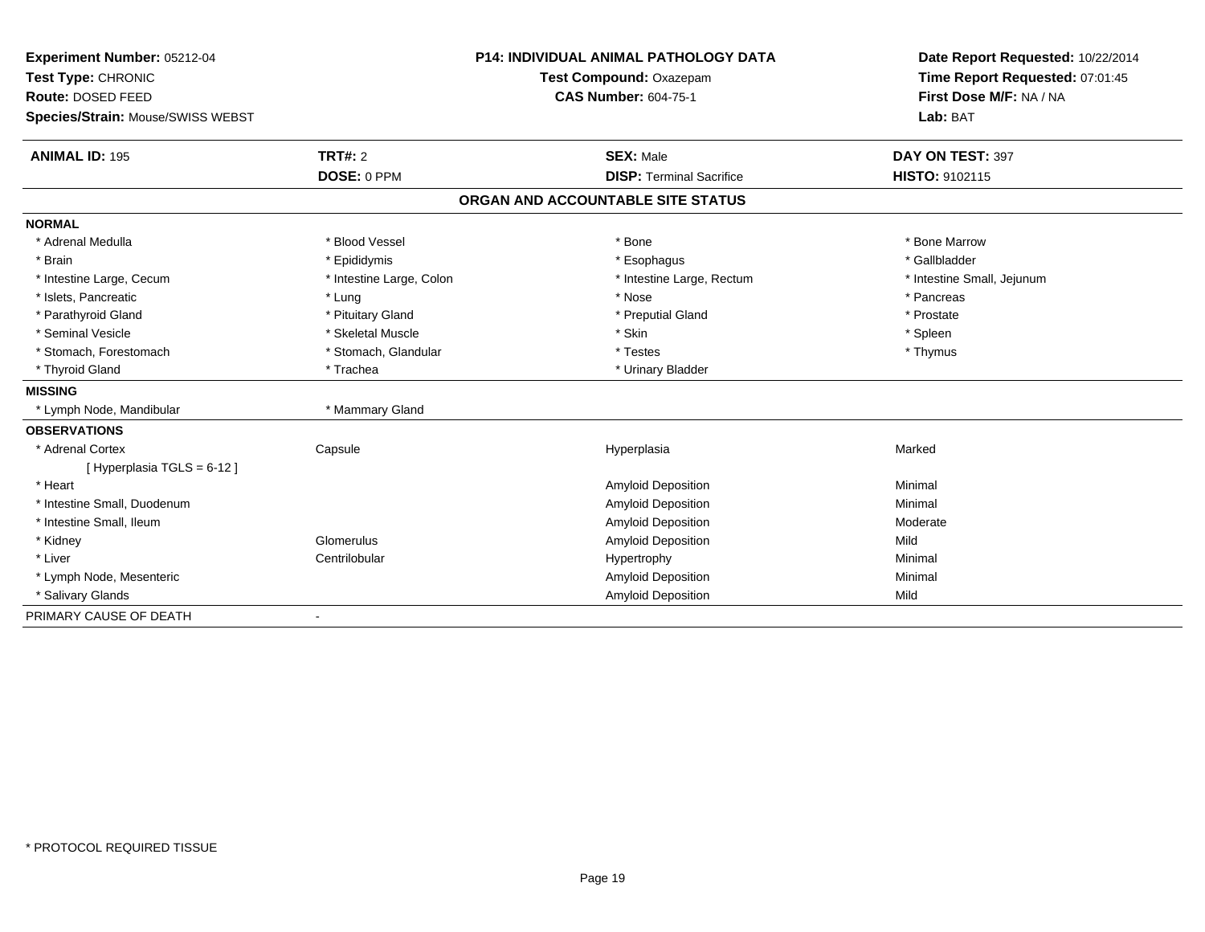**Experiment Number:** 05212-04
**Test Type:** CHRONIC
**Route:** DOSED FEED
**Species/Strain:** Mouse/SWISS WEBST

**P14: INDIVIDUAL ANIMAL PATHOLOGY DATA**
**Test Compound:** Oxazepam
**CAS Number:** 604-75-1

**Date Report Requested:** 10/22/2014
**Time Report Requested:** 07:01:45
**First Dose M/F:** NA / NA
**Lab:** BAT

| **ANIMAL ID:** 195 | **TRT#:** 2 | **SEX:** Male | **DAY ON TEST:** 397 |
|---|---|---|---|
| | **DOSE:** 0 PPM | **DISP:** Terminal Sacrifice | **HISTO:** 9102115 |

## ORGAN AND ACCOUNTABLE SITE STATUS

**NORMAL**

| | | | |
|---|---|---|---|
| * Adrenal Medulla | * Blood Vessel | * Bone | * Bone Marrow |
| * Brain | * Epididymis | * Esophagus | * Gallbladder |
| * Intestine Large, Cecum | * Intestine Large, Colon | * Intestine Large, Rectum | * Intestine Small, Jejunum |
| * Islets, Pancreatic | * Lung | * Nose | * Pancreas |
| * Parathyroid Gland | * Pituitary Gland | * Preputial Gland | * Prostate |
| * Seminal Vesicle | * Skeletal Muscle | * Skin | * Spleen |
| * Stomach, Forestomach | * Stomach, Glandular | * Testes | * Thymus |
| * Thyroid Gland | * Trachea | * Urinary Bladder | |

**MISSING**

| | |
|---|---|
| * Lymph Node, Mandibular | * Mammary Gland |

**OBSERVATIONS**

| | | | |
|---|---|---|---|
| * Adrenal Cortex | Capsule | Hyperplasia | Marked |
| [ Hyperplasia TGLS = 6-12 ] | | | |
| * Heart | | Amyloid Deposition | Minimal |
| * Intestine Small, Duodenum | | Amyloid Deposition | Minimal |
| * Intestine Small, Ileum | | Amyloid Deposition | Moderate |
| * Kidney | Glomerulus | Amyloid Deposition | Mild |
| * Liver | Centrilobular | Hypertrophy | Minimal |
| * Lymph Node, Mesenteric | | Amyloid Deposition | Minimal |
| * Salivary Glands | | Amyloid Deposition | Mild |

PRIMARY CAUSE OF DEATH -

* PROTOCOL REQUIRED TISSUE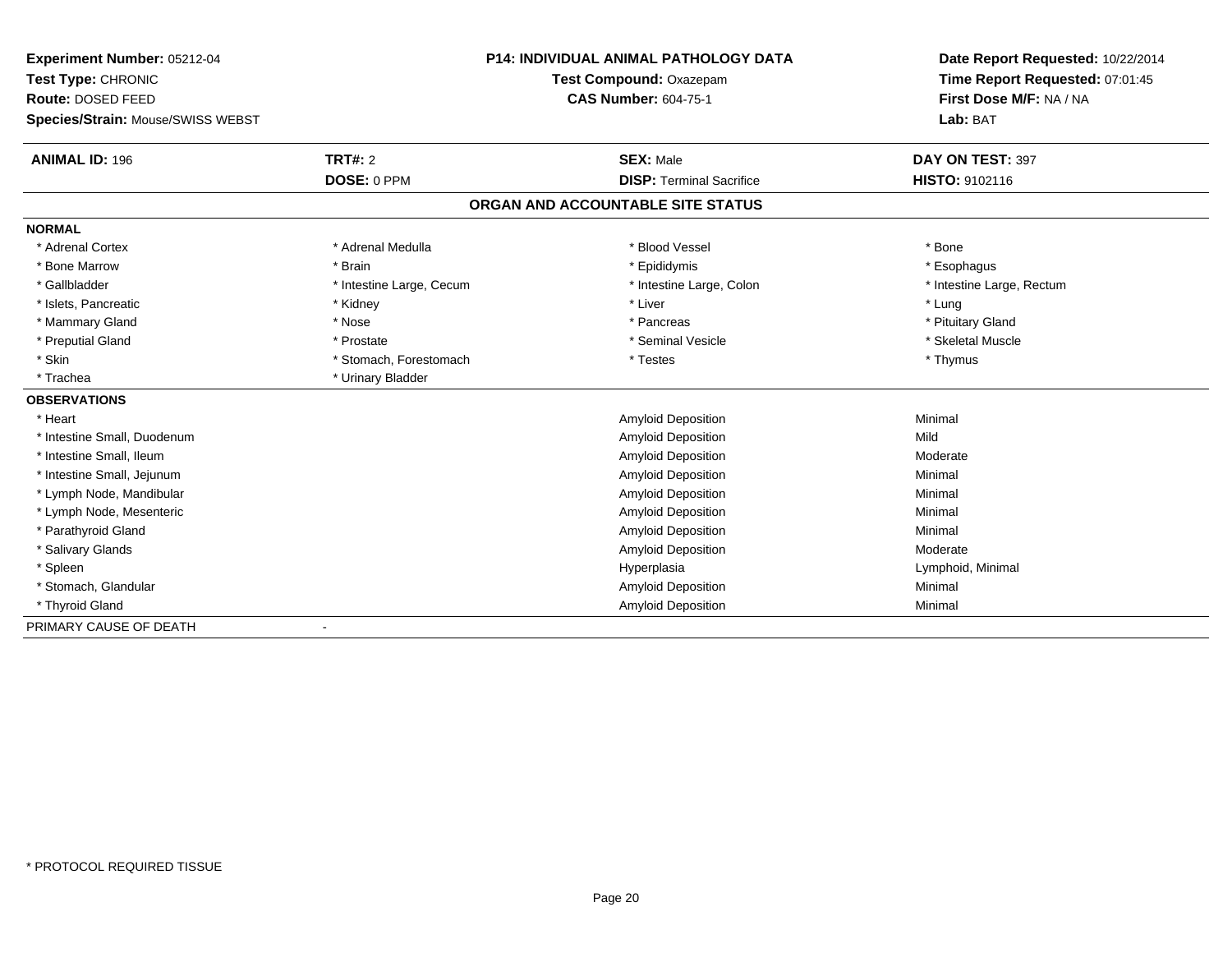**Experiment Number:** 05212-04
**Test Type:** CHRONIC
**Route:** DOSED FEED
**Species/Strain:** Mouse/SWISS WEBST

**P14: INDIVIDUAL ANIMAL PATHOLOGY DATA**
**Test Compound:** Oxazepam
**CAS Number:** 604-75-1

**Date Report Requested:** 10/22/2014
**Time Report Requested:** 07:01:45
**First Dose M/F:** NA / NA
**Lab:** BAT

| **ANIMAL ID:** 196 | **TRT#:** 2 | **SEX:** Male | **DAY ON TEST:** 397 |
|---|---|---|---|
| | **DOSE:** 0 PPM | **DISP:** Terminal Sacrifice | **HISTO:** 9102116 |

## ORGAN AND ACCOUNTABLE SITE STATUS

**NORMAL**

| | | | |
|---|---|---|---|
| * Adrenal Cortex | * Adrenal Medulla | * Blood Vessel | * Bone |
| * Bone Marrow | * Brain | * Epididymis | * Esophagus |
| * Gallbladder | * Intestine Large, Cecum | * Intestine Large, Colon | * Intestine Large, Rectum |
| * Islets, Pancreatic | * Kidney | * Liver | * Lung |
| * Mammary Gland | * Nose | * Pancreas | * Pituitary Gland |
| * Preputial Gland | * Prostate | * Seminal Vesicle | * Skeletal Muscle |
| * Skin | * Stomach, Forestomach | * Testes | * Thymus |
| * Trachea | * Urinary Bladder | | |

**OBSERVATIONS**

| | | |
|---|---|---|
| * Heart | Amyloid Deposition | Minimal |
| * Intestine Small, Duodenum | Amyloid Deposition | Mild |
| * Intestine Small, Ileum | Amyloid Deposition | Moderate |
| * Intestine Small, Jejunum | Amyloid Deposition | Minimal |
| * Lymph Node, Mandibular | Amyloid Deposition | Minimal |
| * Lymph Node, Mesenteric | Amyloid Deposition | Minimal |
| * Parathyroid Gland | Amyloid Deposition | Minimal |
| * Salivary Glands | Amyloid Deposition | Moderate |
| * Spleen | Hyperplasia | Lymphoid, Minimal |
| * Stomach, Glandular | Amyloid Deposition | Minimal |
| * Thyroid Gland | Amyloid Deposition | Minimal |

PRIMARY CAUSE OF DEATH -

* PROTOCOL REQUIRED TISSUE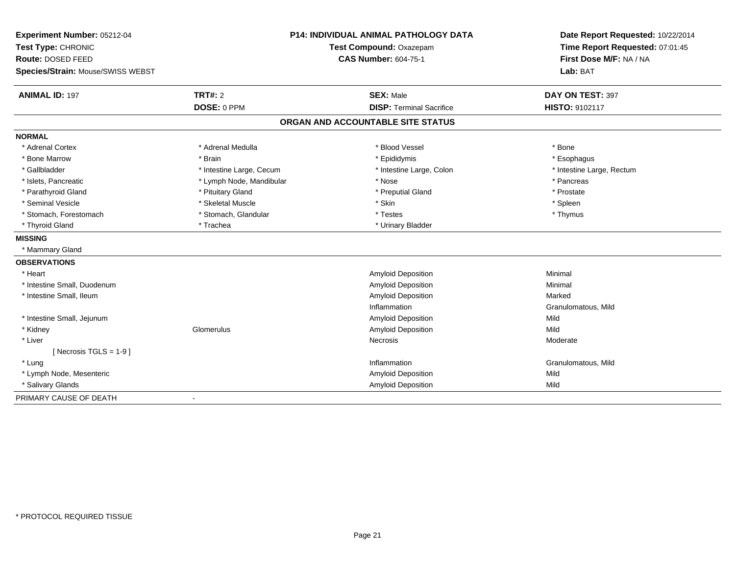**Experiment Number:** 05212-04
**Test Type:** CHRONIC
**Route:** DOSED FEED
**Species/Strain:** Mouse/SWISS WEBST

**P14: INDIVIDUAL ANIMAL PATHOLOGY DATA**
**Test Compound:** Oxazepam
**CAS Number:** 604-75-1

**Date Report Requested:** 10/22/2014
**Time Report Requested:** 07:01:45
**First Dose M/F:** NA / NA
**Lab:** BAT

| **ANIMAL ID:** 197 | **TRT#:** 2 | **SEX:** Male | **DAY ON TEST:** 397 |
|---|---|---|---|
| | **DOSE:** 0 PPM | **DISP:** Terminal Sacrifice | **HISTO:** 9102117 |

## ORGAN AND ACCOUNTABLE SITE STATUS

**NORMAL**

| | | | |
|---|---|---|---|
| * Adrenal Cortex | * Adrenal Medulla | * Blood Vessel | * Bone |
| * Bone Marrow | * Brain | * Epididymis | * Esophagus |
| * Gallbladder | * Intestine Large, Cecum | * Intestine Large, Colon | * Intestine Large, Rectum |
| * Islets, Pancreatic | * Lymph Node, Mandibular | * Nose | * Pancreas |
| * Parathyroid Gland | * Pituitary Gland | * Preputial Gland | * Prostate |
| * Seminal Vesicle | * Skeletal Muscle | * Skin | * Spleen |
| * Stomach, Forestomach | * Stomach, Glandular | * Testes | * Thymus |
| * Thyroid Gland | * Trachea | * Urinary Bladder | |

**MISSING**

* Mammary Gland

**OBSERVATIONS**

| | | | |
|---|---|---|---|
| * Heart | | Amyloid Deposition | Minimal |
| * Intestine Small, Duodenum | | Amyloid Deposition | Minimal |
| * Intestine Small, Ileum | | Amyloid Deposition | Marked |
| | | Inflammation | Granulomatous, Mild |
| * Intestine Small, Jejunum | | Amyloid Deposition | Mild |
| * Kidney | Glomerulus | Amyloid Deposition | Mild |
| * Liver | | Necrosis | Moderate |
| [ Necrosis TGLS = 1-9 ] | | | |
| * Lung | | Inflammation | Granulomatous, Mild |
| * Lymph Node, Mesenteric | | Amyloid Deposition | Mild |
| * Salivary Glands | | Amyloid Deposition | Mild |

PRIMARY CAUSE OF DEATH -

* PROTOCOL REQUIRED TISSUE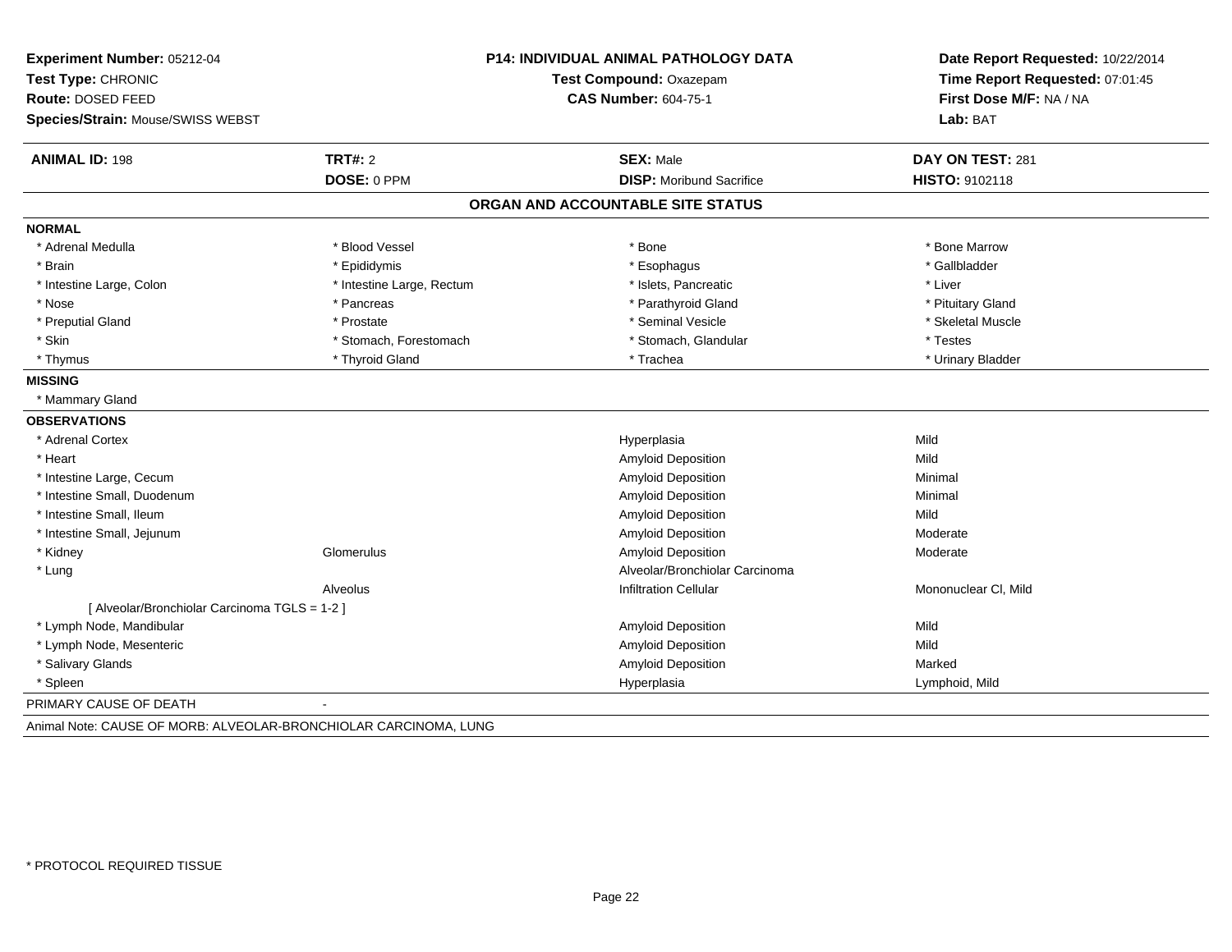**Experiment Number:** 05212-04
**Test Type:** CHRONIC
**Route:** DOSED FEED
**Species/Strain:** Mouse/SWISS WEBST

**P14: INDIVIDUAL ANIMAL PATHOLOGY DATA**
**Test Compound:** Oxazepam
**CAS Number:** 604-75-1

**Date Report Requested:** 10/22/2014
**Time Report Requested:** 07:01:45
**First Dose M/F:** NA / NA
**Lab:** BAT

| **ANIMAL ID:** 198 | **TRT#:** 2 | **SEX:** Male | **DAY ON TEST:** 281 |
|---|---|---|---|
| | **DOSE:** 0 PPM | **DISP:** Moribund Sacrifice | **HISTO:** 9102118 |

## ORGAN AND ACCOUNTABLE SITE STATUS

**NORMAL**

| | | | |
|---|---|---|---|
| * Adrenal Medulla | * Blood Vessel | * Bone | * Bone Marrow |
| * Brain | * Epididymis | * Esophagus | * Gallbladder |
| * Intestine Large, Colon | * Intestine Large, Rectum | * Islets, Pancreatic | * Liver |
| * Nose | * Pancreas | * Parathyroid Gland | * Pituitary Gland |
| * Preputial Gland | * Prostate | * Seminal Vesicle | * Skeletal Muscle |
| * Skin | * Stomach, Forestomach | * Stomach, Glandular | * Testes |
| * Thymus | * Thyroid Gland | * Trachea | * Urinary Bladder |

**MISSING**

* Mammary Gland

**OBSERVATIONS**

| | | | |
|---|---|---|---|
| * Adrenal Cortex | | Hyperplasia | Mild |
| * Heart | | Amyloid Deposition | Mild |
| * Intestine Large, Cecum | | Amyloid Deposition | Minimal |
| * Intestine Small, Duodenum | | Amyloid Deposition | Minimal |
| * Intestine Small, Ileum | | Amyloid Deposition | Mild |
| * Intestine Small, Jejunum | | Amyloid Deposition | Moderate |
| * Kidney | Glomerulus | Amyloid Deposition | Moderate |
| * Lung | | Alveolar/Bronchiolar Carcinoma | |
| | Alveolus | Infiltration Cellular | Mononuclear Cl, Mild |
| [ Alveolar/Bronchiolar Carcinoma TGLS = 1-2 ] | | | |
| * Lymph Node, Mandibular | | Amyloid Deposition | Mild |
| * Lymph Node, Mesenteric | | Amyloid Deposition | Mild |
| * Salivary Glands | | Amyloid Deposition | Marked |
| * Spleen | | Hyperplasia | Lymphoid, Mild |

PRIMARY CAUSE OF DEATH -

Animal Note: CAUSE OF MORB: ALVEOLAR-BRONCHIOLAR CARCINOMA, LUNG

\* PROTOCOL REQUIRED TISSUE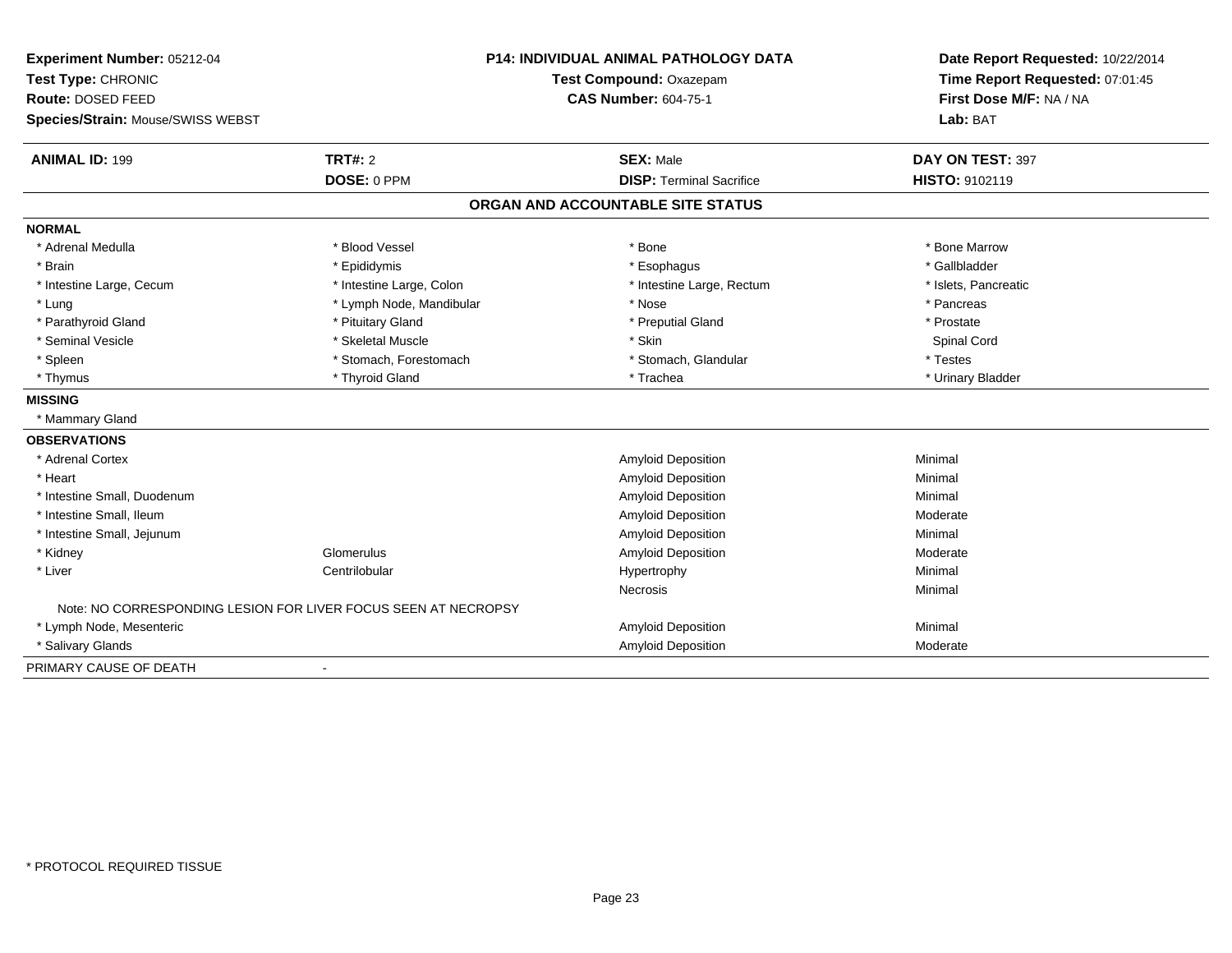**Experiment Number:** 05212-04
**Test Type:** CHRONIC
**Route:** DOSED FEED
**Species/Strain:** Mouse/SWISS WEBST

**P14: INDIVIDUAL ANIMAL PATHOLOGY DATA**
**Test Compound:** Oxazepam
**CAS Number:** 604-75-1

**Date Report Requested:** 10/22/2014
**Time Report Requested:** 07:01:45
**First Dose M/F:** NA / NA
**Lab:** BAT

| **ANIMAL ID:** 199 | **TRT#:** 2 | **SEX:** Male | **DAY ON TEST:** 397 |
|---|---|---|---|
| | **DOSE:** 0 PPM | **DISP:** Terminal Sacrifice | **HISTO:** 9102119 |

## ORGAN AND ACCOUNTABLE SITE STATUS

**NORMAL**

| | | | |
|---|---|---|---|
| * Adrenal Medulla | * Blood Vessel | * Bone | * Bone Marrow |
| * Brain | * Epididymis | * Esophagus | * Gallbladder |
| * Intestine Large, Cecum | * Intestine Large, Colon | * Intestine Large, Rectum | * Islets, Pancreatic |
| * Lung | * Lymph Node, Mandibular | * Nose | * Pancreas |
| * Parathyroid Gland | * Pituitary Gland | * Preputial Gland | * Prostate |
| * Seminal Vesicle | * Skeletal Muscle | * Skin | Spinal Cord |
| * Spleen | * Stomach, Forestomach | * Stomach, Glandular | * Testes |
| * Thymus | * Thyroid Gland | * Trachea | * Urinary Bladder |

**MISSING**

* Mammary Gland

**OBSERVATIONS**

| | | | |
|---|---|---|---|
| * Adrenal Cortex | | Amyloid Deposition | Minimal |
| * Heart | | Amyloid Deposition | Minimal |
| * Intestine Small, Duodenum | | Amyloid Deposition | Minimal |
| * Intestine Small, Ileum | | Amyloid Deposition | Moderate |
| * Intestine Small, Jejunum | | Amyloid Deposition | Minimal |
| * Kidney | Glomerulus | Amyloid Deposition | Moderate |
| * Liver | Centrilobular | Hypertrophy | Minimal |
| | | Necrosis | Minimal |
| Note: NO CORRESPONDING LESION FOR LIVER FOCUS SEEN AT NECROPSY | | | |
| * Lymph Node, Mesenteric | | Amyloid Deposition | Minimal |
| * Salivary Glands | | Amyloid Deposition | Moderate |

PRIMARY CAUSE OF DEATH -

* PROTOCOL REQUIRED TISSUE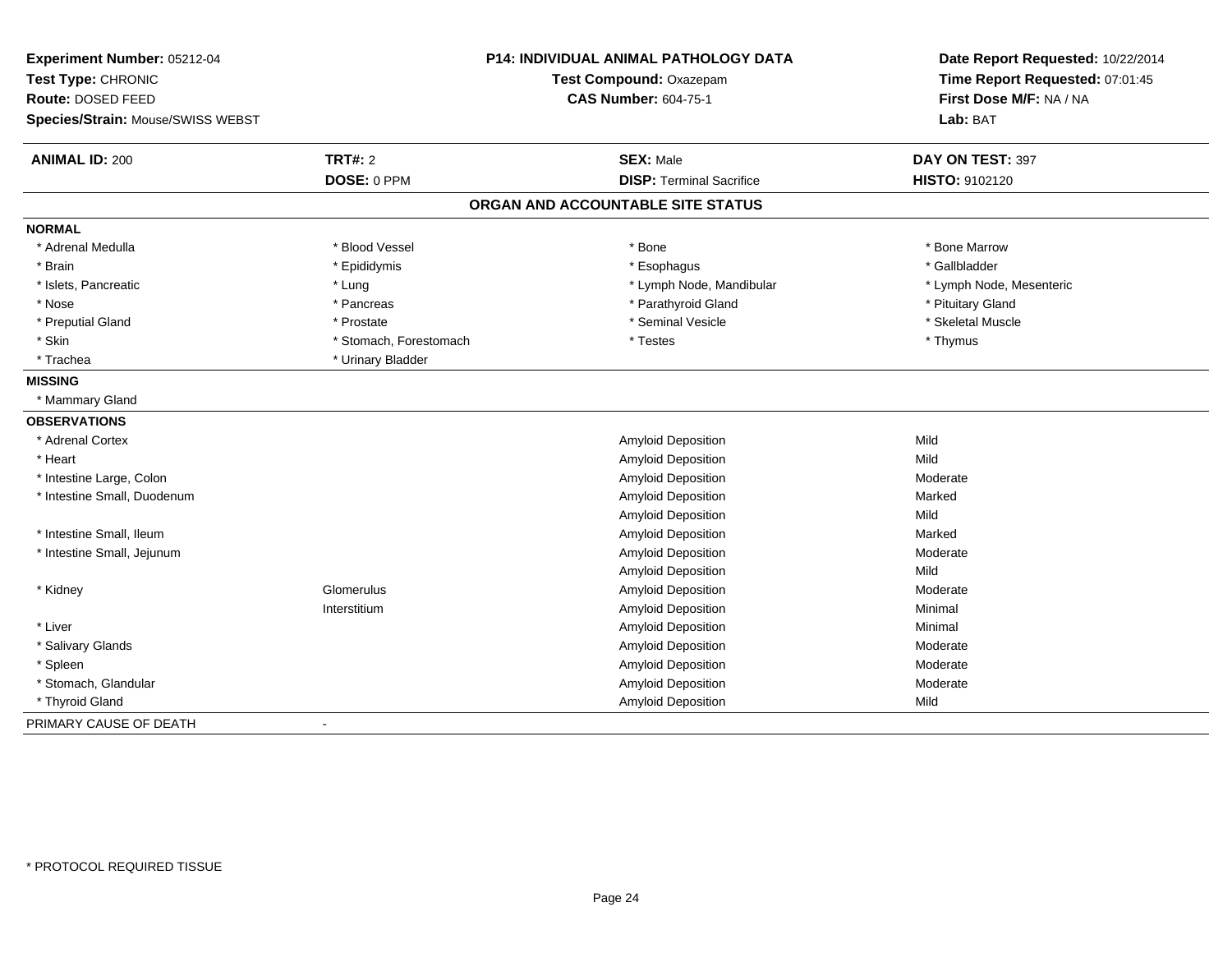**Experiment Number:** 05212-04
**Test Type:** CHRONIC
**Route:** DOSED FEED
**Species/Strain:** Mouse/SWISS WEBST

**P14: INDIVIDUAL ANIMAL PATHOLOGY DATA**
**Test Compound:** Oxazepam
**CAS Number:** 604-75-1

**Date Report Requested:** 10/22/2014
**Time Report Requested:** 07:01:45
**First Dose M/F:** NA / NA
**Lab:** BAT

| **ANIMAL ID:** 200 | **TRT#:** 2 | **SEX:** Male | **DAY ON TEST:** 397 |
|---|---|---|---|
| | **DOSE:** 0 PPM | **DISP:** Terminal Sacrifice | **HISTO:** 9102120 |

## ORGAN AND ACCOUNTABLE SITE STATUS

**NORMAL**

| | | | |
|---|---|---|---|
| * Adrenal Medulla | * Blood Vessel | * Bone | * Bone Marrow |
| * Brain | * Epididymis | * Esophagus | * Gallbladder |
| * Islets, Pancreatic | * Lung | * Lymph Node, Mandibular | * Lymph Node, Mesenteric |
| * Nose | * Pancreas | * Parathyroid Gland | * Pituitary Gland |
| * Preputial Gland | * Prostate | * Seminal Vesicle | * Skeletal Muscle |
| * Skin | * Stomach, Forestomach | * Testes | * Thymus |
| * Trachea | * Urinary Bladder | | |

**MISSING**

* Mammary Gland

**OBSERVATIONS**

| | | | |
|---|---|---|---|
| * Adrenal Cortex | | Amyloid Deposition | Mild |
| * Heart | | Amyloid Deposition | Mild |
| * Intestine Large, Colon | | Amyloid Deposition | Moderate |
| * Intestine Small, Duodenum | | Amyloid Deposition | Marked |
| | | Amyloid Deposition | Mild |
| * Intestine Small, Ileum | | Amyloid Deposition | Marked |
| * Intestine Small, Jejunum | | Amyloid Deposition | Moderate |
| | | Amyloid Deposition | Mild |
| * Kidney | Glomerulus | Amyloid Deposition | Moderate |
| | Interstitium | Amyloid Deposition | Minimal |
| * Liver | | Amyloid Deposition | Minimal |
| * Salivary Glands | | Amyloid Deposition | Moderate |
| * Spleen | | Amyloid Deposition | Moderate |
| * Stomach, Glandular | | Amyloid Deposition | Moderate |
| * Thyroid Gland | | Amyloid Deposition | Mild |

PRIMARY CAUSE OF DEATH -

* PROTOCOL REQUIRED TISSUE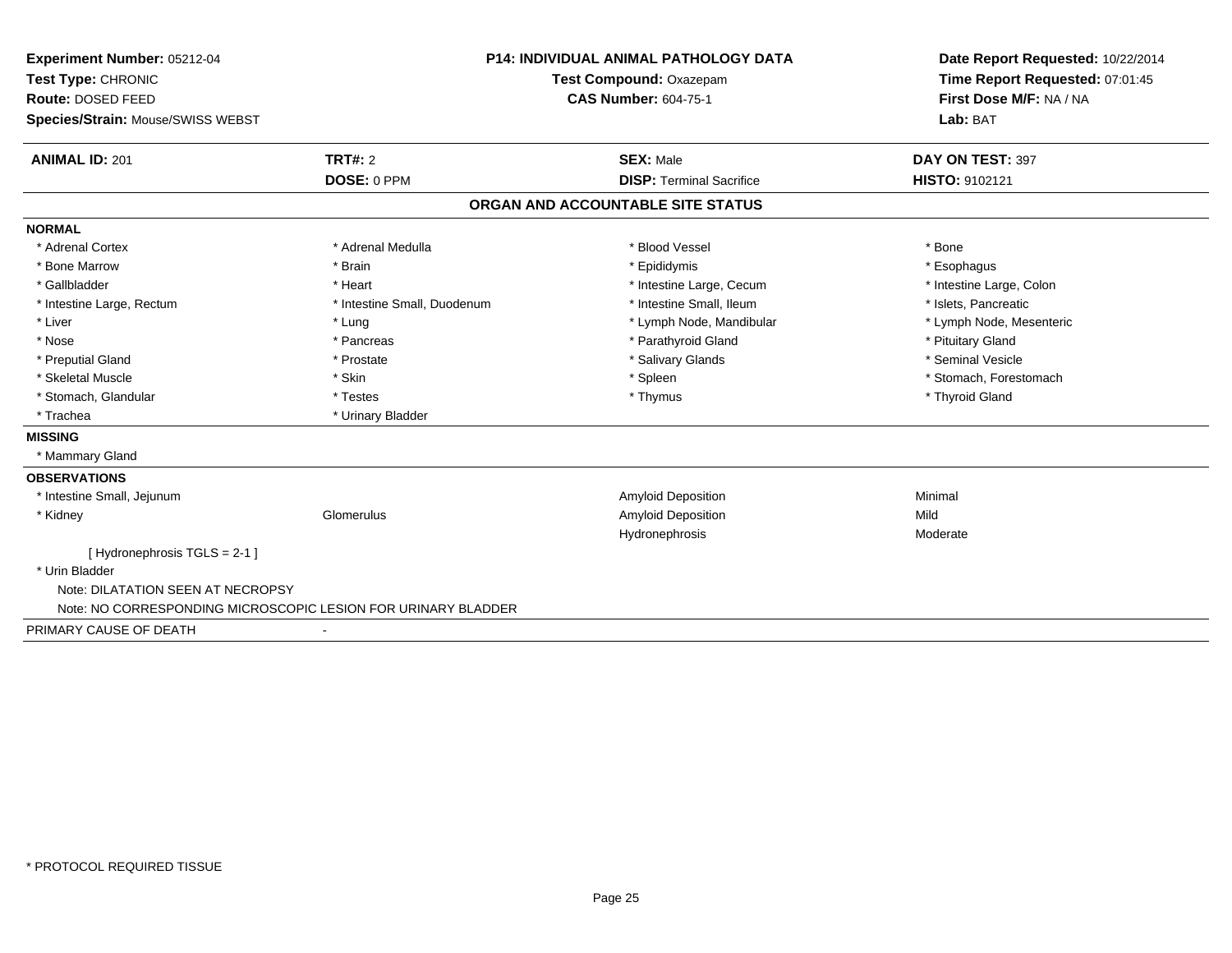**Experiment Number:** 05212-04
**Test Type:** CHRONIC
**Route:** DOSED FEED
**Species/Strain:** Mouse/SWISS WEBST

**P14: INDIVIDUAL ANIMAL PATHOLOGY DATA**
**Test Compound:** Oxazepam
**CAS Number:** 604-75-1

**Date Report Requested:** 10/22/2014
**Time Report Requested:** 07:01:45
**First Dose M/F:** NA / NA
**Lab:** BAT

| **ANIMAL ID:** 201 | **TRT#:** 2 | **SEX:** Male | **DAY ON TEST:** 397 |
|---|---|---|---|
| | **DOSE:** 0 PPM | **DISP:** Terminal Sacrifice | **HISTO:** 9102121 |

## ORGAN AND ACCOUNTABLE SITE STATUS

**NORMAL**

| | | | |
|---|---|---|---|
| * Adrenal Cortex | * Adrenal Medulla | * Blood Vessel | * Bone |
| * Bone Marrow | * Brain | * Epididymis | * Esophagus |
| * Gallbladder | * Heart | * Intestine Large, Cecum | * Intestine Large, Colon |
| * Intestine Large, Rectum | * Intestine Small, Duodenum | * Intestine Small, Ileum | * Islets, Pancreatic |
| * Liver | * Lung | * Lymph Node, Mandibular | * Lymph Node, Mesenteric |
| * Nose | * Pancreas | * Parathyroid Gland | * Pituitary Gland |
| * Preputial Gland | * Prostate | * Salivary Glands | * Seminal Vesicle |
| * Skeletal Muscle | * Skin | * Spleen | * Stomach, Forestomach |
| * Stomach, Glandular | * Testes | * Thymus | * Thyroid Gland |
| * Trachea | * Urinary Bladder | | |

**MISSING**

* Mammary Gland

**OBSERVATIONS**

| | | | |
|---|---|---|---|
| * Intestine Small, Jejunum | | Amyloid Deposition | Minimal |
| * Kidney | Glomerulus | Amyloid Deposition | Mild |
| | | Hydronephrosis | Moderate |

[ Hydronephrosis TGLS = 2-1 ]

* Urin Bladder

Note: DILATATION SEEN AT NECROPSY

Note: NO CORRESPONDING MICROSCOPIC LESION FOR URINARY BLADDER

PRIMARY CAUSE OF DEATH -

* PROTOCOL REQUIRED TISSUE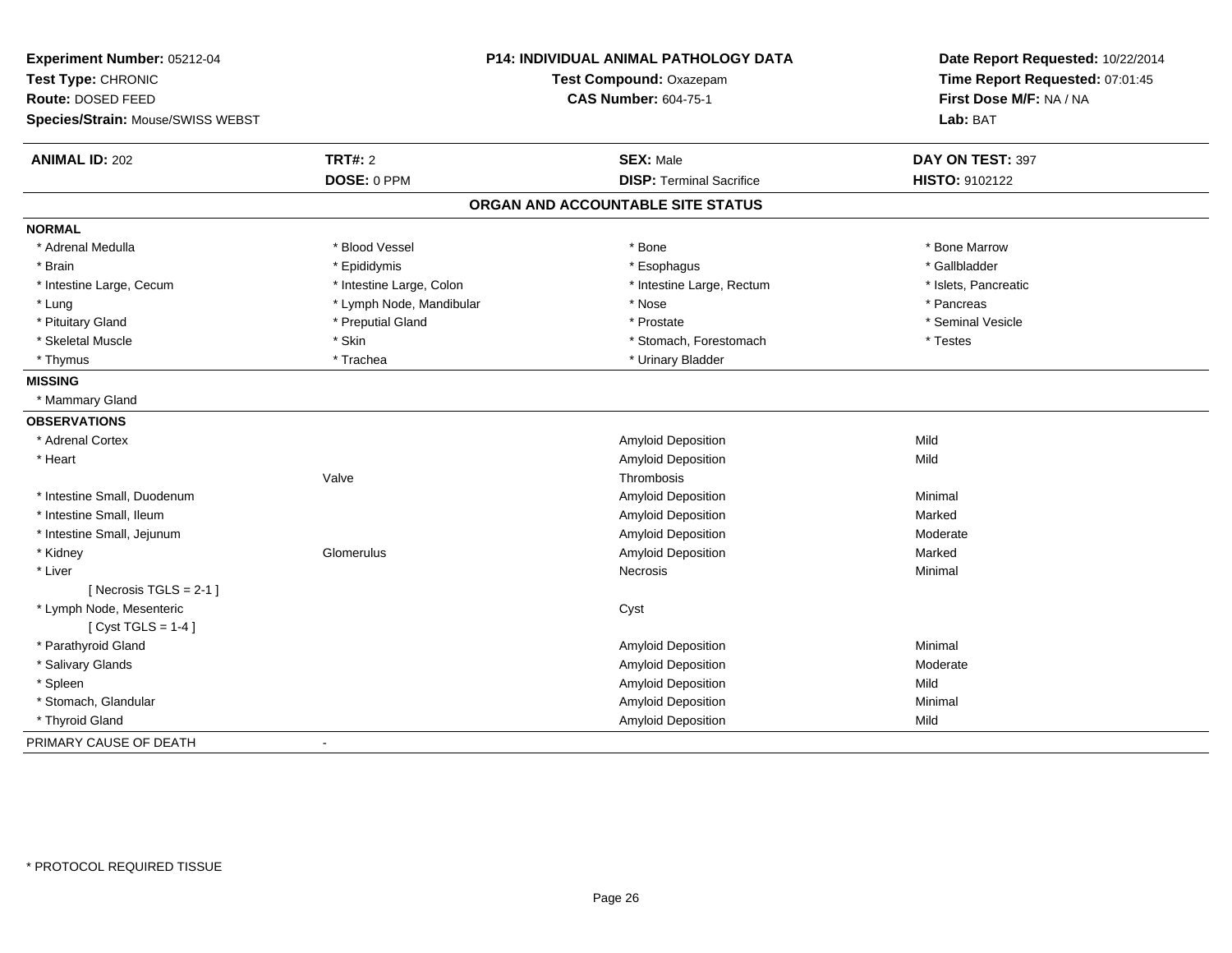**Experiment Number:** 05212-04
**Test Type:** CHRONIC
**Route:** DOSED FEED
**Species/Strain:** Mouse/SWISS WEBST

**P14: INDIVIDUAL ANIMAL PATHOLOGY DATA**
**Test Compound:** Oxazepam
**CAS Number:** 604-75-1

**Date Report Requested:** 10/22/2014
**Time Report Requested:** 07:01:45
**First Dose M/F:** NA / NA
**Lab:** BAT

| **ANIMAL ID:** 202 | **TRT#:** 2 | **SEX:** Male | **DAY ON TEST:** 397 |
|---|---|---|---|
| | **DOSE:** 0 PPM | **DISP:** Terminal Sacrifice | **HISTO:** 9102122 |

## ORGAN AND ACCOUNTABLE SITE STATUS

**NORMAL**

| | | | |
|---|---|---|---|
| * Adrenal Medulla | * Blood Vessel | * Bone | * Bone Marrow |
| * Brain | * Epididymis | * Esophagus | * Gallbladder |
| * Intestine Large, Cecum | * Intestine Large, Colon | * Intestine Large, Rectum | * Islets, Pancreatic |
| * Lung | * Lymph Node, Mandibular | * Nose | * Pancreas |
| * Pituitary Gland | * Preputial Gland | * Prostate | * Seminal Vesicle |
| * Skeletal Muscle | * Skin | * Stomach, Forestomach | * Testes |
| * Thymus | * Trachea | * Urinary Bladder | |

**MISSING**

* Mammary Gland

**OBSERVATIONS**

| | | | |
|---|---|---|---|
| * Adrenal Cortex | | Amyloid Deposition | Mild |
| * Heart | | Amyloid Deposition | Mild |
| | Valve | Thrombosis | |
| * Intestine Small, Duodenum | | Amyloid Deposition | Minimal |
| * Intestine Small, Ileum | | Amyloid Deposition | Marked |
| * Intestine Small, Jejunum | | Amyloid Deposition | Moderate |
| * Kidney | Glomerulus | Amyloid Deposition | Marked |
| * Liver | | Necrosis | Minimal |
| [ Necrosis TGLS = 2-1 ] | | | |
| * Lymph Node, Mesenteric | | Cyst | |
| [ Cyst TGLS = 1-4 ] | | | |
| * Parathyroid Gland | | Amyloid Deposition | Minimal |
| * Salivary Glands | | Amyloid Deposition | Moderate |
| * Spleen | | Amyloid Deposition | Mild |
| * Stomach, Glandular | | Amyloid Deposition | Minimal |
| * Thyroid Gland | | Amyloid Deposition | Mild |

PRIMARY CAUSE OF DEATH -

* PROTOCOL REQUIRED TISSUE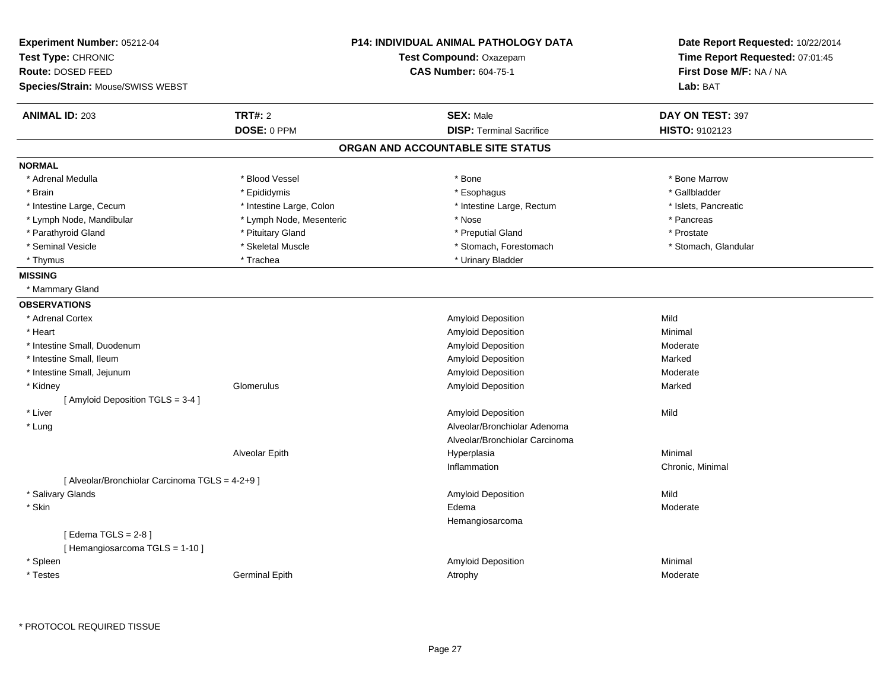**Experiment Number:** 05212-04
**Test Type:** CHRONIC
**Route:** DOSED FEED
**Species/Strain:** Mouse/SWISS WEBST

**P14: INDIVIDUAL ANIMAL PATHOLOGY DATA**
**Test Compound:** Oxazepam
**CAS Number:** 604-75-1

**Date Report Requested:** 10/22/2014
**Time Report Requested:** 07:01:45
**First Dose M/F:** NA / NA
**Lab:** BAT

| **ANIMAL ID:** 203 | **TRT#:** 2 | **SEX:** Male | **DAY ON TEST:** 397 |
|---|---|---|---|
| | **DOSE:** 0 PPM | **DISP:** Terminal Sacrifice | **HISTO:** 9102123 |

## ORGAN AND ACCOUNTABLE SITE STATUS

**NORMAL**

| | | | |
|---|---|---|---|
| * Adrenal Medulla | * Blood Vessel | * Bone | * Bone Marrow |
| * Brain | * Epididymis | * Esophagus | * Gallbladder |
| * Intestine Large, Cecum | * Intestine Large, Colon | * Intestine Large, Rectum | * Islets, Pancreatic |
| * Lymph Node, Mandibular | * Lymph Node, Mesenteric | * Nose | * Pancreas |
| * Parathyroid Gland | * Pituitary Gland | * Preputial Gland | * Prostate |
| * Seminal Vesicle | * Skeletal Muscle | * Stomach, Forestomach | * Stomach, Glandular |
| * Thymus | * Trachea | * Urinary Bladder | |

**MISSING**

* Mammary Gland

**OBSERVATIONS**

| | | | |
|---|---|---|---|
| * Adrenal Cortex | | Amyloid Deposition | Mild |
| * Heart | | Amyloid Deposition | Minimal |
| * Intestine Small, Duodenum | | Amyloid Deposition | Moderate |
| * Intestine Small, Ileum | | Amyloid Deposition | Marked |
| * Intestine Small, Jejunum | | Amyloid Deposition | Moderate |
| * Kidney | Glomerulus | Amyloid Deposition | Marked |
| [ Amyloid Deposition TGLS = 3-4 ] | | | |
| * Liver | | Amyloid Deposition | Mild |
| * Lung | | Alveolar/Bronchiolar Adenoma | |
| | | Alveolar/Bronchiolar Carcinoma | |
| | Alveolar Epith | Hyperplasia | Minimal |
| | | Inflammation | Chronic, Minimal |
| [ Alveolar/Bronchiolar Carcinoma TGLS = 4-2+9 ] | | | |
| * Salivary Glands | | Amyloid Deposition | Mild |
| * Skin | | Edema | Moderate |
| | | Hemangiosarcoma | |
| [ Edema TGLS = 2-8 ] | | | |
| [ Hemangiosarcoma TGLS = 1-10 ] | | | |
| * Spleen | | Amyloid Deposition | Minimal |
| * Testes | Germinal Epith | Atrophy | Moderate |

* PROTOCOL REQUIRED TISSUE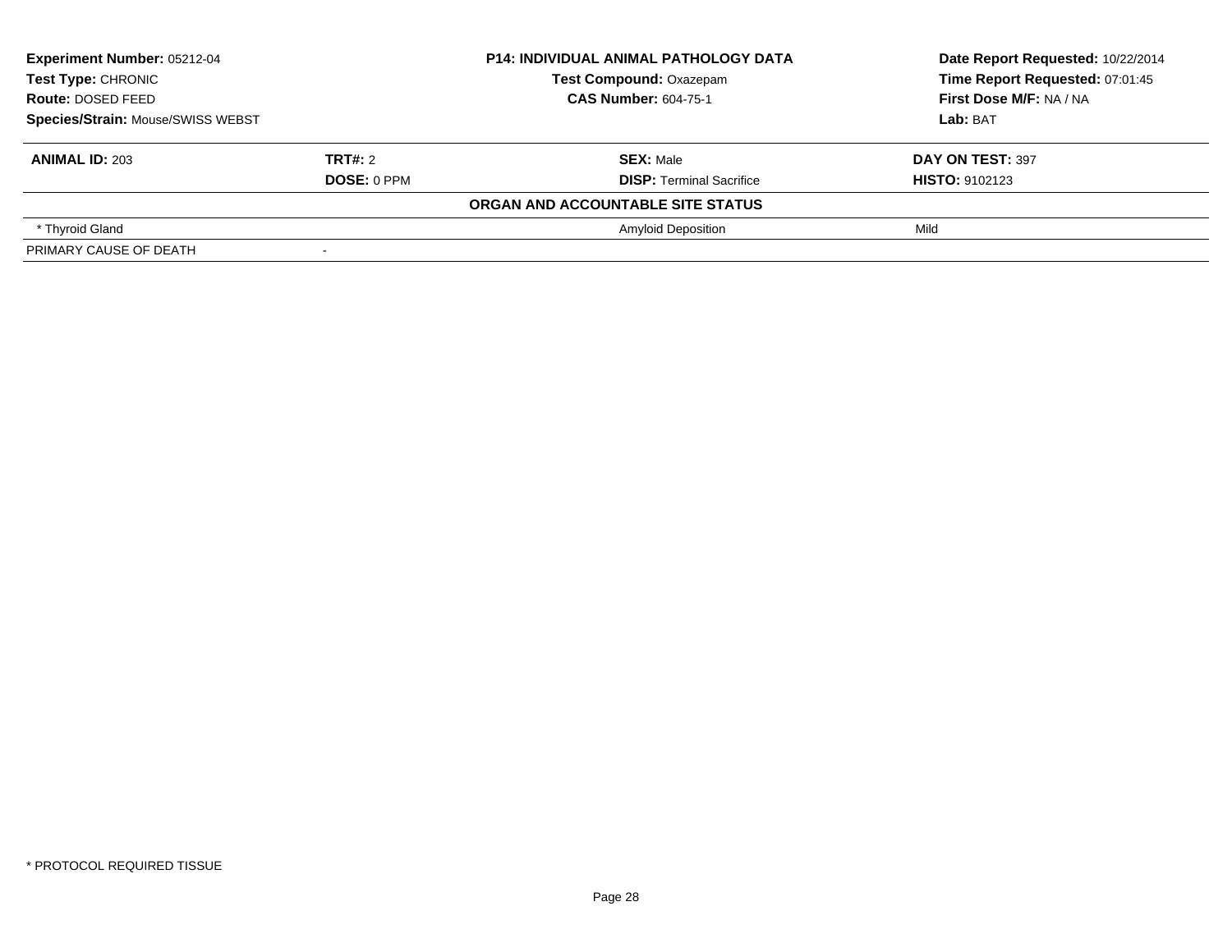| **Experiment Number:** 05212-04 | **P14: INDIVIDUAL ANIMAL PATHOLOGY DATA** | **Date Report Requested:** 10/22/2014 |
|---|---|---|
| **Test Type:** CHRONIC | **Test Compound:** Oxazepam | **Time Report Requested:** 07:01:45 |
| **Route:** DOSED FEED | **CAS Number:** 604-75-1 | **First Dose M/F:** NA / NA |
| **Species/Strain:** Mouse/SWISS WEBST | | **Lab:** BAT |

| **ANIMAL ID:** 203 | **TRT#:** 2 | **SEX:** Male | **DAY ON TEST:** 397 |
|---|---|---|---|
| | **DOSE:** 0 PPM | **DISP:** Terminal Sacrifice | **HISTO:** 9102123 |
| | | **ORGAN AND ACCOUNTABLE SITE STATUS** | |
| * Thyroid Gland | | Amyloid Deposition | Mild |
| PRIMARY CAUSE OF DEATH | - | | |

\* PROTOCOL REQUIRED TISSUE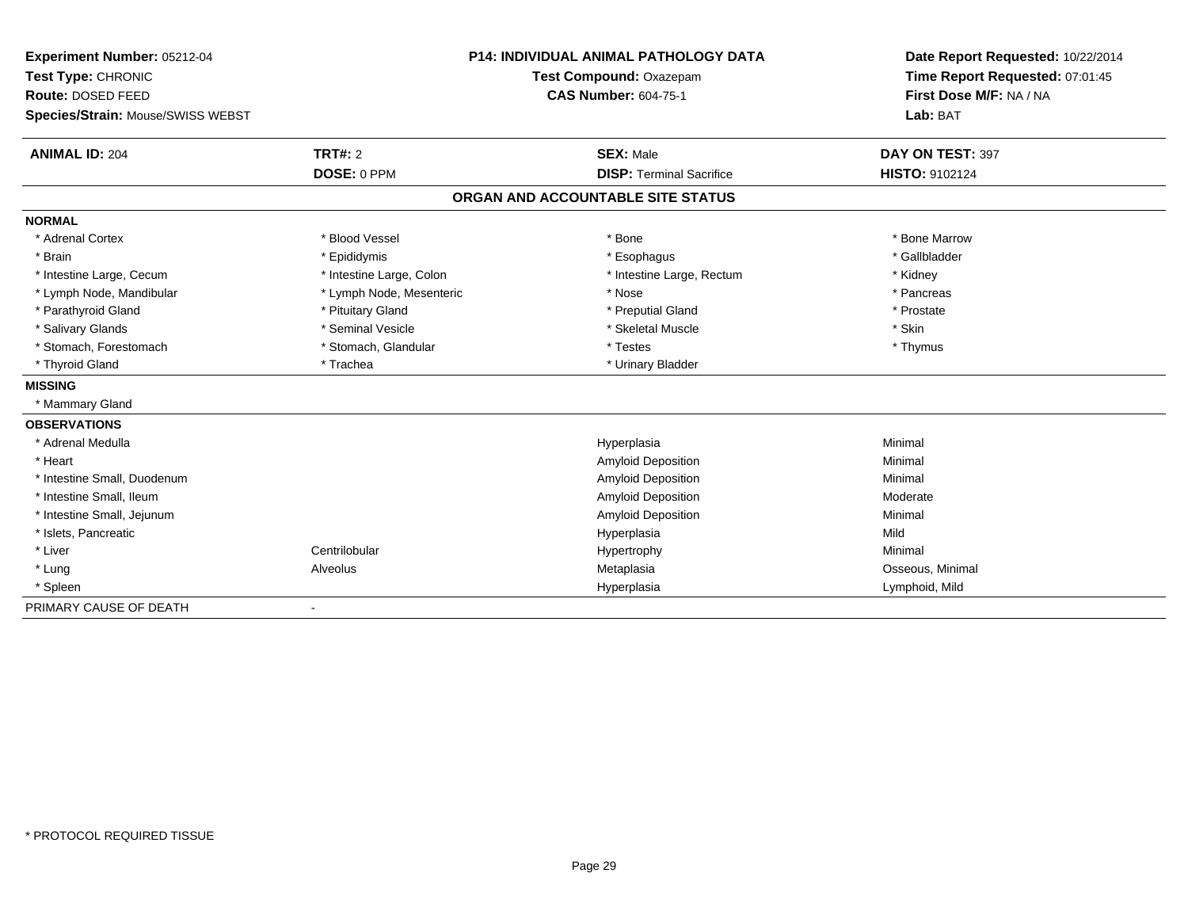**Experiment Number:** 05212-04
**Test Type:** CHRONIC
**Route:** DOSED FEED
**Species/Strain:** Mouse/SWISS WEBST

**P14: INDIVIDUAL ANIMAL PATHOLOGY DATA**
**Test Compound:** Oxazepam
**CAS Number:** 604-75-1

**Date Report Requested:** 10/22/2014
**Time Report Requested:** 07:01:45
**First Dose M/F:** NA / NA
**Lab:** BAT

| **ANIMAL ID:** 204 | **TRT#:** 2 | **SEX:** Male | **DAY ON TEST:** 397 |
|---|---|---|---|
| | **DOSE:** 0 PPM | **DISP:** Terminal Sacrifice | **HISTO:** 9102124 |

## ORGAN AND ACCOUNTABLE SITE STATUS

| | | | |
|---|---|---|---|
| **NORMAL** | | | |
| * Adrenal Cortex | * Blood Vessel | * Bone | * Bone Marrow |
| * Brain | * Epididymis | * Esophagus | * Gallbladder |
| * Intestine Large, Cecum | * Intestine Large, Colon | * Intestine Large, Rectum | * Kidney |
| * Lymph Node, Mandibular | * Lymph Node, Mesenteric | * Nose | * Pancreas |
| * Parathyroid Gland | * Pituitary Gland | * Preputial Gland | * Prostate |
| * Salivary Glands | * Seminal Vesicle | * Skeletal Muscle | * Skin |
| * Stomach, Forestomach | * Stomach, Glandular | * Testes | * Thymus |
| * Thyroid Gland | * Trachea | * Urinary Bladder | |
| **MISSING** | | | |
| * Mammary Gland | | | |
| **OBSERVATIONS** | | | |
| * Adrenal Medulla | | Hyperplasia | Minimal |
| * Heart | | Amyloid Deposition | Minimal |
| * Intestine Small, Duodenum | | Amyloid Deposition | Minimal |
| * Intestine Small, Ileum | | Amyloid Deposition | Moderate |
| * Intestine Small, Jejunum | | Amyloid Deposition | Minimal |
| * Islets, Pancreatic | | Hyperplasia | Mild |
| * Liver | Centrilobular | Hypertrophy | Minimal |
| * Lung | Alveolus | Metaplasia | Osseous, Minimal |
| * Spleen | | Hyperplasia | Lymphoid, Mild |
| PRIMARY CAUSE OF DEATH | - | | |

* PROTOCOL REQUIRED TISSUE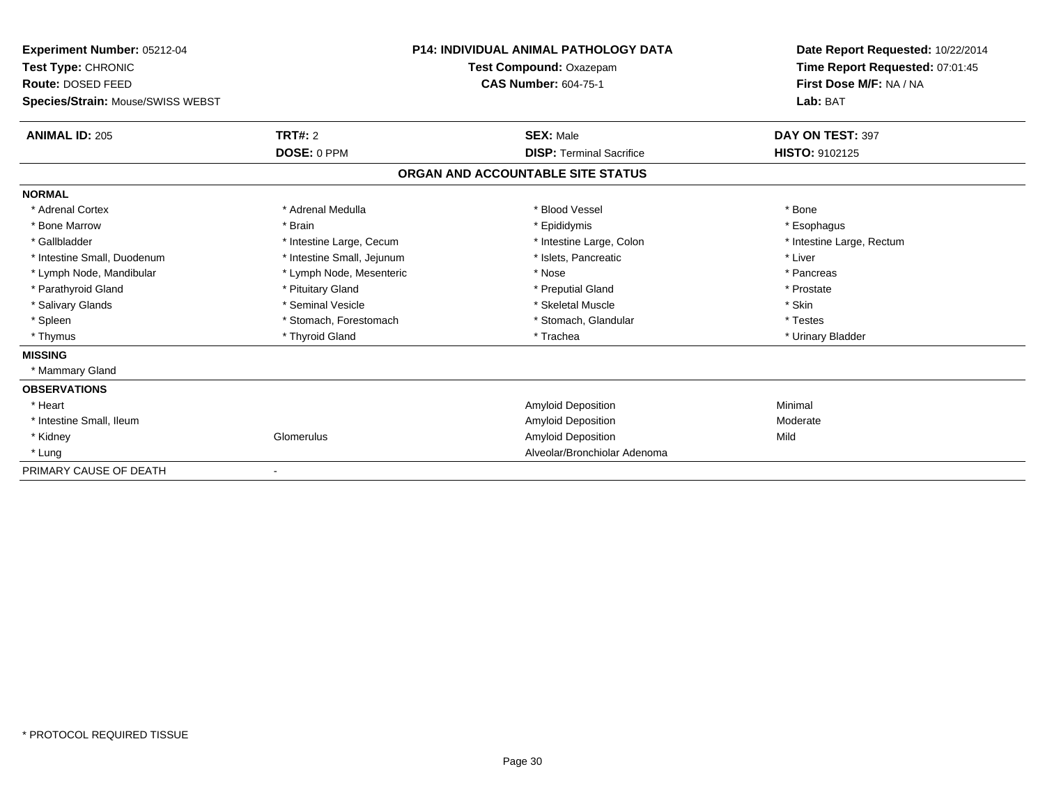**Experiment Number:** 05212-04
**Test Type:** CHRONIC
**Route:** DOSED FEED
**Species/Strain:** Mouse/SWISS WEBST

**P14: INDIVIDUAL ANIMAL PATHOLOGY DATA**
**Test Compound:** Oxazepam
**CAS Number:** 604-75-1

**Date Report Requested:** 10/22/2014
**Time Report Requested:** 07:01:45
**First Dose M/F:** NA / NA
**Lab:** BAT

| **ANIMAL ID:** 205 | **TRT#:** 2 | **SEX:** Male | **DAY ON TEST:** 397 |
|---|---|---|---|
| | **DOSE:** 0 PPM | **DISP:** Terminal Sacrifice | **HISTO:** 9102125 |

**ORGAN AND ACCOUNTABLE SITE STATUS**

| | | | |
|---|---|---|---|
| **NORMAL** | | | |
| * Adrenal Cortex | * Adrenal Medulla | * Blood Vessel | * Bone |
| * Bone Marrow | * Brain | * Epididymis | * Esophagus |
| * Gallbladder | * Intestine Large, Cecum | * Intestine Large, Colon | * Intestine Large, Rectum |
| * Intestine Small, Duodenum | * Intestine Small, Jejunum | * Islets, Pancreatic | * Liver |
| * Lymph Node, Mandibular | * Lymph Node, Mesenteric | * Nose | * Pancreas |
| * Parathyroid Gland | * Pituitary Gland | * Preputial Gland | * Prostate |
| * Salivary Glands | * Seminal Vesicle | * Skeletal Muscle | * Skin |
| * Spleen | * Stomach, Forestomach | * Stomach, Glandular | * Testes |
| * Thymus | * Thyroid Gland | * Trachea | * Urinary Bladder |
| **MISSING** | | | |
| * Mammary Gland | | | |
| **OBSERVATIONS** | | | |
| * Heart | | Amyloid Deposition | Minimal |
| * Intestine Small, Ileum | | Amyloid Deposition | Moderate |
| * Kidney | Glomerulus | Amyloid Deposition | Mild |
| * Lung | | Alveolar/Bronchiolar Adenoma | |
| PRIMARY CAUSE OF DEATH | - | | |

\* PROTOCOL REQUIRED TISSUE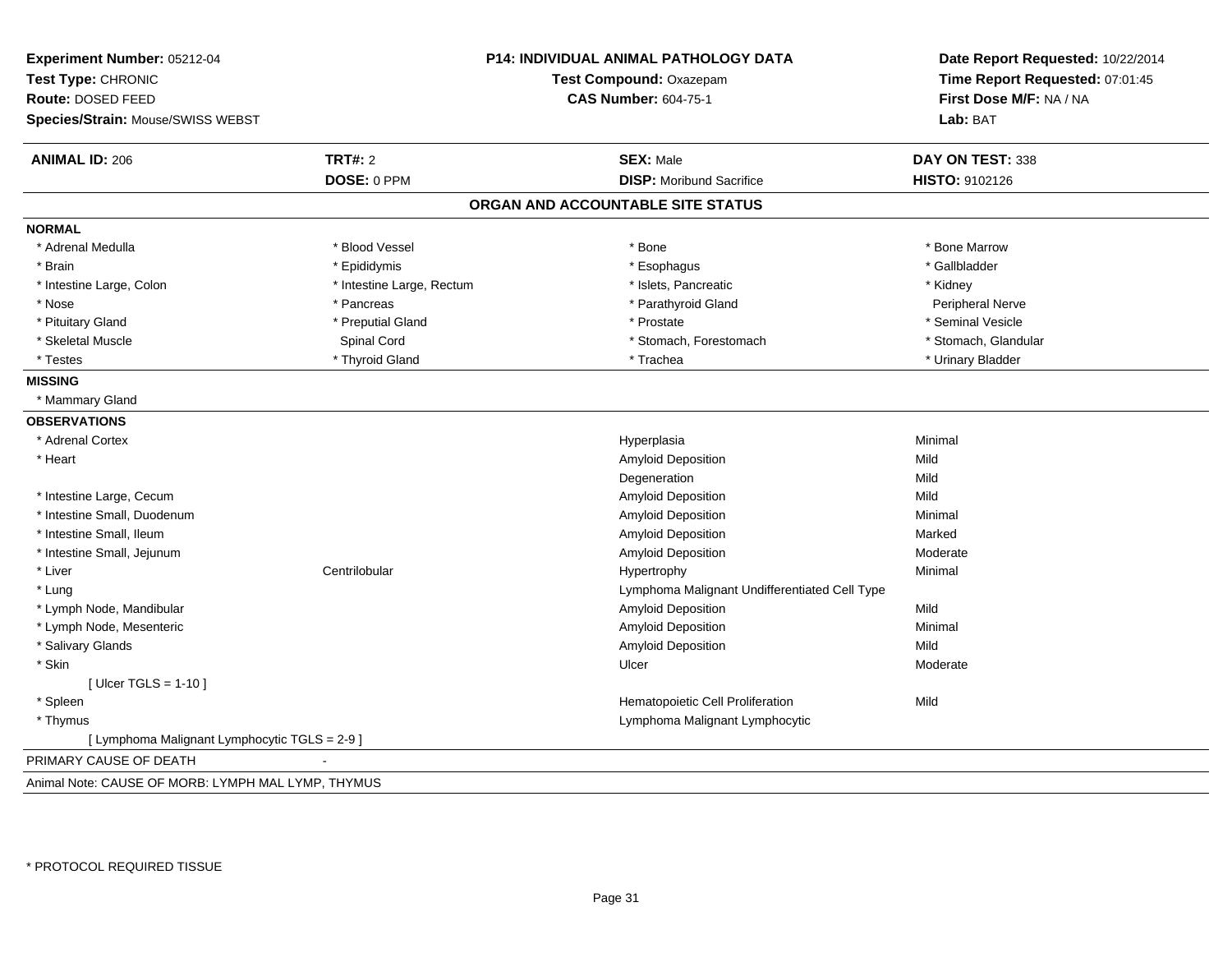**Experiment Number:** 05212-04
**Test Type:** CHRONIC
**Route:** DOSED FEED
**Species/Strain:** Mouse/SWISS WEBST

**P14: INDIVIDUAL ANIMAL PATHOLOGY DATA**
**Test Compound:** Oxazepam
**CAS Number:** 604-75-1

**Date Report Requested:** 10/22/2014
**Time Report Requested:** 07:01:45
**First Dose M/F:** NA / NA
**Lab:** BAT

| **ANIMAL ID:** 206 | **TRT#:** 2 | **SEX:** Male | **DAY ON TEST:** 338 |
|---|---|---|---|
| | **DOSE:** 0 PPM | **DISP:** Moribund Sacrifice | **HISTO:** 9102126 |

## ORGAN AND ACCOUNTABLE SITE STATUS

**NORMAL**

| | | | |
|---|---|---|---|
| * Adrenal Medulla | * Blood Vessel | * Bone | * Bone Marrow |
| * Brain | * Epididymis | * Esophagus | * Gallbladder |
| * Intestine Large, Colon | * Intestine Large, Rectum | * Islets, Pancreatic | * Kidney |
| * Nose | * Pancreas | * Parathyroid Gland | Peripheral Nerve |
| * Pituitary Gland | * Preputial Gland | * Prostate | * Seminal Vesicle |
| * Skeletal Muscle | Spinal Cord | * Stomach, Forestomach | * Stomach, Glandular |
| * Testes | * Thyroid Gland | * Trachea | * Urinary Bladder |

**MISSING**

* Mammary Gland

**OBSERVATIONS**

| | | | |
|---|---|---|---|
| * Adrenal Cortex | | Hyperplasia | Minimal |
| * Heart | | Amyloid Deposition | Mild |
| | | Degeneration | Mild |
| * Intestine Large, Cecum | | Amyloid Deposition | Mild |
| * Intestine Small, Duodenum | | Amyloid Deposition | Minimal |
| * Intestine Small, Ileum | | Amyloid Deposition | Marked |
| * Intestine Small, Jejunum | | Amyloid Deposition | Moderate |
| * Liver | Centrilobular | Hypertrophy | Minimal |
| * Lung | | Lymphoma Malignant Undifferentiated Cell Type | |
| * Lymph Node, Mandibular | | Amyloid Deposition | Mild |
| * Lymph Node, Mesenteric | | Amyloid Deposition | Minimal |
| * Salivary Glands | | Amyloid Deposition | Mild |
| * Skin | | Ulcer | Moderate |
| [ Ulcer TGLS = 1-10 ] | | | |
| * Spleen | | Hematopoietic Cell Proliferation | Mild |
| * Thymus | | Lymphoma Malignant Lymphocytic | |
| [ Lymphoma Malignant Lymphocytic TGLS = 2-9 ] | | | |

PRIMARY CAUSE OF DEATH -

Animal Note: CAUSE OF MORB: LYMPH MAL LYMP, THYMUS

* PROTOCOL REQUIRED TISSUE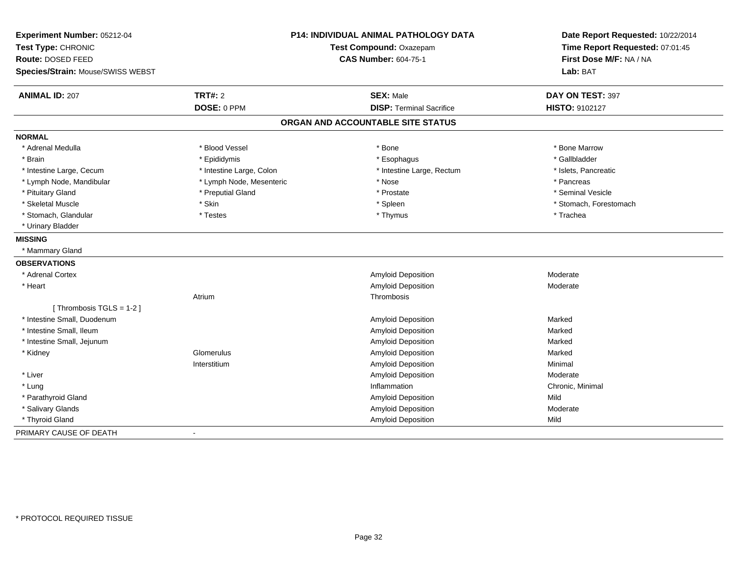**Experiment Number:** 05212-04
**Test Type:** CHRONIC
**Route:** DOSED FEED
**Species/Strain:** Mouse/SWISS WEBST

**P14: INDIVIDUAL ANIMAL PATHOLOGY DATA**
**Test Compound:** Oxazepam
**CAS Number:** 604-75-1

**Date Report Requested:** 10/22/2014
**Time Report Requested:** 07:01:45
**First Dose M/F:** NA / NA
**Lab:** BAT

| **ANIMAL ID:** 207 | **TRT#:** 2 | **SEX:** Male | **DAY ON TEST:** 397 |
|---|---|---|---|
| | **DOSE:** 0 PPM | **DISP:** Terminal Sacrifice | **HISTO:** 9102127 |

## ORGAN AND ACCOUNTABLE SITE STATUS

**NORMAL**

| | | | |
|---|---|---|---|
| * Adrenal Medulla | * Blood Vessel | * Bone | * Bone Marrow |
| * Brain | * Epididymis | * Esophagus | * Gallbladder |
| * Intestine Large, Cecum | * Intestine Large, Colon | * Intestine Large, Rectum | * Islets, Pancreatic |
| * Lymph Node, Mandibular | * Lymph Node, Mesenteric | * Nose | * Pancreas |
| * Pituitary Gland | * Preputial Gland | * Prostate | * Seminal Vesicle |
| * Skeletal Muscle | * Skin | * Spleen | * Stomach, Forestomach |
| * Stomach, Glandular | * Testes | * Thymus | * Trachea |
| * Urinary Bladder | | | |

**MISSING**

* Mammary Gland

**OBSERVATIONS**

| | | | |
|---|---|---|---|
| * Adrenal Cortex | | Amyloid Deposition | Moderate |
| * Heart | | Amyloid Deposition | Moderate |
| | Atrium | Thrombosis | |
| [ Thrombosis TGLS = 1-2 ] | | | |
| * Intestine Small, Duodenum | | Amyloid Deposition | Marked |
| * Intestine Small, Ileum | | Amyloid Deposition | Marked |
| * Intestine Small, Jejunum | | Amyloid Deposition | Marked |
| * Kidney | Glomerulus | Amyloid Deposition | Marked |
| | Interstitium | Amyloid Deposition | Minimal |
| * Liver | | Amyloid Deposition | Moderate |
| * Lung | | Inflammation | Chronic, Minimal |
| * Parathyroid Gland | | Amyloid Deposition | Mild |
| * Salivary Glands | | Amyloid Deposition | Moderate |
| * Thyroid Gland | | Amyloid Deposition | Mild |

PRIMARY CAUSE OF DEATH -

* PROTOCOL REQUIRED TISSUE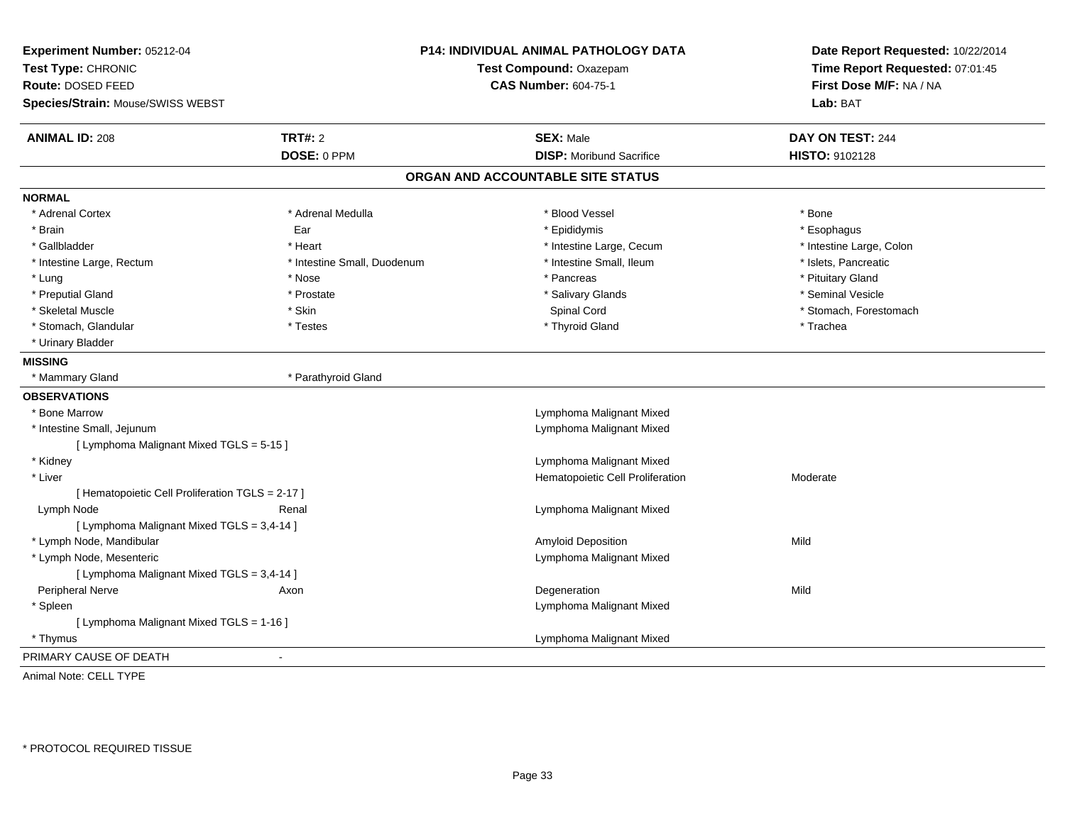**Experiment Number:** 05212-04
**Test Type:** CHRONIC
**Route:** DOSED FEED
**Species/Strain:** Mouse/SWISS WEBST

**P14: INDIVIDUAL ANIMAL PATHOLOGY DATA**
**Test Compound:** Oxazepam
**CAS Number:** 604-75-1

**Date Report Requested:** 10/22/2014
**Time Report Requested:** 07:01:45
**First Dose M/F:** NA / NA
**Lab:** BAT

| **ANIMAL ID:** 208 | **TRT#:** 2 | **SEX:** Male | **DAY ON TEST:** 244 |
|---|---|---|---|
| | **DOSE:** 0 PPM | **DISP:** Moribund Sacrifice | **HISTO:** 9102128 |

## ORGAN AND ACCOUNTABLE SITE STATUS

**NORMAL**

| | | | |
|---|---|---|---|
| * Adrenal Cortex | * Adrenal Medulla | * Blood Vessel | * Bone |
| * Brain | Ear | * Epididymis | * Esophagus |
| * Gallbladder | * Heart | * Intestine Large, Cecum | * Intestine Large, Colon |
| * Intestine Large, Rectum | * Intestine Small, Duodenum | * Intestine Small, Ileum | * Islets, Pancreatic |
| * Lung | * Nose | * Pancreas | * Pituitary Gland |
| * Preputial Gland | * Prostate | * Salivary Glands | * Seminal Vesicle |
| * Skeletal Muscle | * Skin | Spinal Cord | * Stomach, Forestomach |
| * Stomach, Glandular | * Testes | * Thyroid Gland | * Trachea |
| * Urinary Bladder | | | |

**MISSING**

| | |
|---|---|
| * Mammary Gland | * Parathyroid Gland |

**OBSERVATIONS**

| Organ | Site | Observation | Severity |
|---|---|---|---|
| * Bone Marrow | | Lymphoma Malignant Mixed | |
| * Intestine Small, Jejunum | | Lymphoma Malignant Mixed | |
| [ Lymphoma Malignant Mixed TGLS = 5-15 ] | | | |
| * Kidney | | Lymphoma Malignant Mixed | |
| * Liver | | Hematopoietic Cell Proliferation | Moderate |
| [ Hematopoietic Cell Proliferation TGLS = 2-17 ] | | | |
| Lymph Node | Renal | Lymphoma Malignant Mixed | |
| [ Lymphoma Malignant Mixed TGLS = 3,4-14 ] | | | |
| * Lymph Node, Mandibular | | Amyloid Deposition | Mild |
| * Lymph Node, Mesenteric | | Lymphoma Malignant Mixed | |
| [ Lymphoma Malignant Mixed TGLS = 3,4-14 ] | | | |
| Peripheral Nerve | Axon | Degeneration | Mild |
| * Spleen | | Lymphoma Malignant Mixed | |
| [ Lymphoma Malignant Mixed TGLS = 1-16 ] | | | |
| * Thymus | | Lymphoma Malignant Mixed | |

PRIMARY CAUSE OF DEATH -

Animal Note: CELL TYPE

* PROTOCOL REQUIRED TISSUE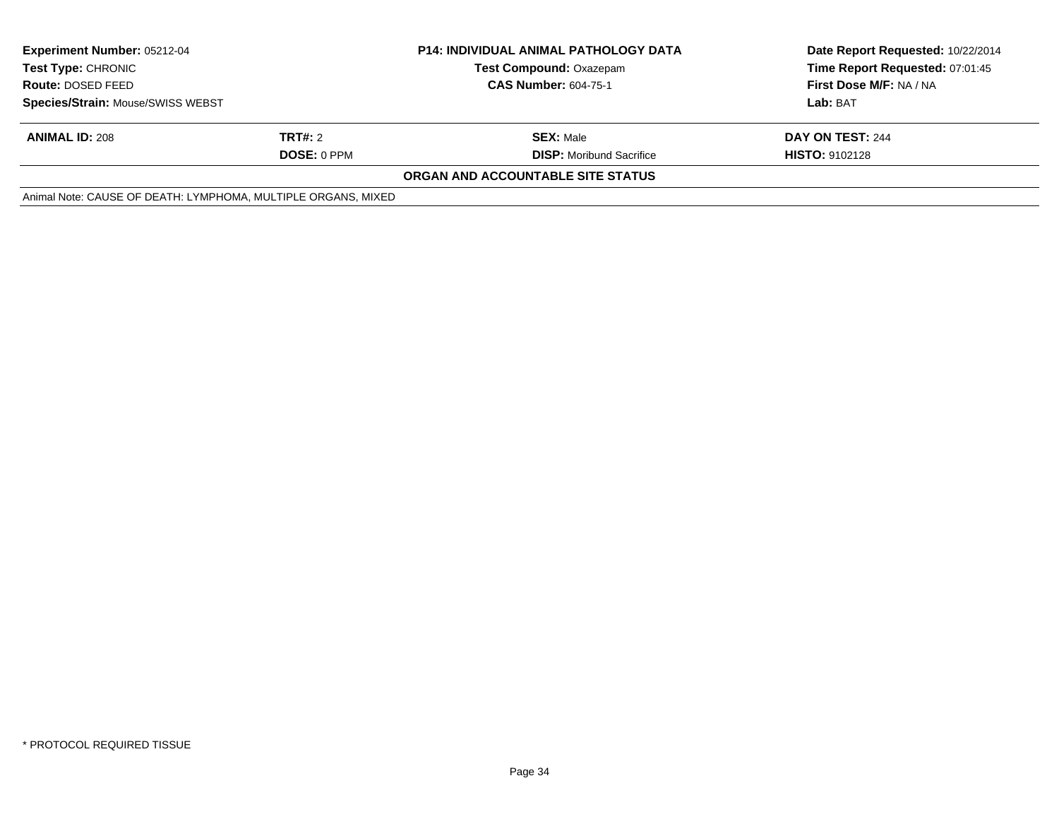| **Experiment Number:** 05212-04 | **P14: INDIVIDUAL ANIMAL PATHOLOGY DATA** | **Date Report Requested:** 10/22/2014 |
|---|---|---|
| **Test Type:** CHRONIC | **Test Compound:** Oxazepam | **Time Report Requested:** 07:01:45 |
| **Route:** DOSED FEED | **CAS Number:** 604-75-1 | **First Dose M/F:** NA / NA |
| **Species/Strain:** Mouse/SWISS WEBST | | **Lab:** BAT |

| **ANIMAL ID:** 208 | **TRT#:** 2 | **SEX:** Male | **DAY ON TEST:** 244 |
|---|---|---|---|
| | **DOSE:** 0 PPM | **DISP:** Moribund Sacrifice | **HISTO:** 9102128 |

**ORGAN AND ACCOUNTABLE SITE STATUS**

Animal Note: CAUSE OF DEATH: LYMPHOMA, MULTIPLE ORGANS, MIXED

* PROTOCOL REQUIRED TISSUE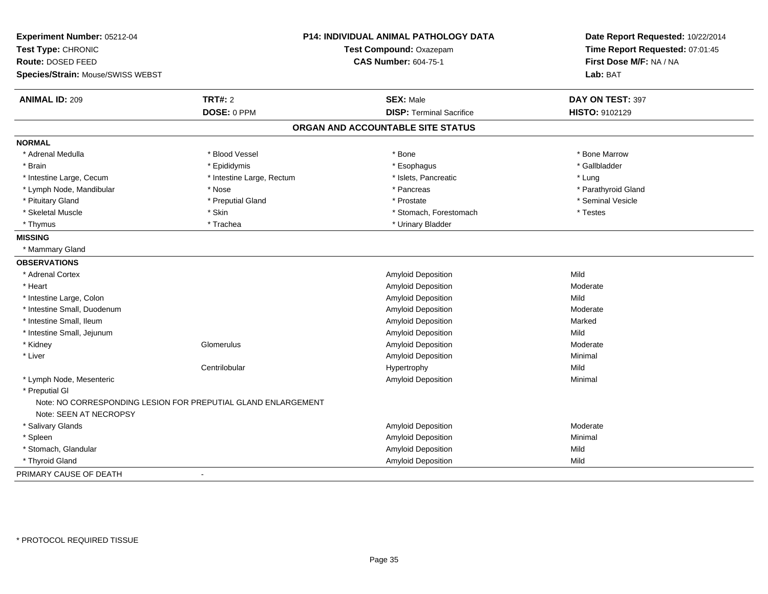**Experiment Number:** 05212-04
**Test Type:** CHRONIC
**Route:** DOSED FEED
**Species/Strain:** Mouse/SWISS WEBST

**P14: INDIVIDUAL ANIMAL PATHOLOGY DATA**
**Test Compound:** Oxazepam
**CAS Number:** 604-75-1

**Date Report Requested:** 10/22/2014
**Time Report Requested:** 07:01:45
**First Dose M/F:** NA / NA
**Lab:** BAT

| **ANIMAL ID:** 209 | **TRT#:** 2 | **SEX:** Male | **DAY ON TEST:** 397 |
|---|---|---|---|
| | **DOSE:** 0 PPM | **DISP:** Terminal Sacrifice | **HISTO:** 9102129 |

## ORGAN AND ACCOUNTABLE SITE STATUS

**NORMAL**

| | | | |
|---|---|---|---|
| * Adrenal Medulla | * Blood Vessel | * Bone | * Bone Marrow |
| * Brain | * Epididymis | * Esophagus | * Gallbladder |
| * Intestine Large, Cecum | * Intestine Large, Rectum | * Islets, Pancreatic | * Lung |
| * Lymph Node, Mandibular | * Nose | * Pancreas | * Parathyroid Gland |
| * Pituitary Gland | * Preputial Gland | * Prostate | * Seminal Vesicle |
| * Skeletal Muscle | * Skin | * Stomach, Forestomach | * Testes |
| * Thymus | * Trachea | * Urinary Bladder | |

**MISSING**

* Mammary Gland

**OBSERVATIONS**

| | | | |
|---|---|---|---|
| * Adrenal Cortex | | Amyloid Deposition | Mild |
| * Heart | | Amyloid Deposition | Moderate |
| * Intestine Large, Colon | | Amyloid Deposition | Mild |
| * Intestine Small, Duodenum | | Amyloid Deposition | Moderate |
| * Intestine Small, Ileum | | Amyloid Deposition | Marked |
| * Intestine Small, Jejunum | | Amyloid Deposition | Mild |
| * Kidney | Glomerulus | Amyloid Deposition | Moderate |
| * Liver | | Amyloid Deposition | Minimal |
| | Centrilobular | Hypertrophy | Mild |
| * Lymph Node, Mesenteric | | Amyloid Deposition | Minimal |
| * Preputial Gl | | | |
| Note: NO CORRESPONDING LESION FOR PREPUTIAL GLAND ENLARGEMENT | | | |
| Note: SEEN AT NECROPSY | | | |
| * Salivary Glands | | Amyloid Deposition | Moderate |
| * Spleen | | Amyloid Deposition | Minimal |
| * Stomach, Glandular | | Amyloid Deposition | Mild |
| * Thyroid Gland | | Amyloid Deposition | Mild |

PRIMARY CAUSE OF DEATH -

\* PROTOCOL REQUIRED TISSUE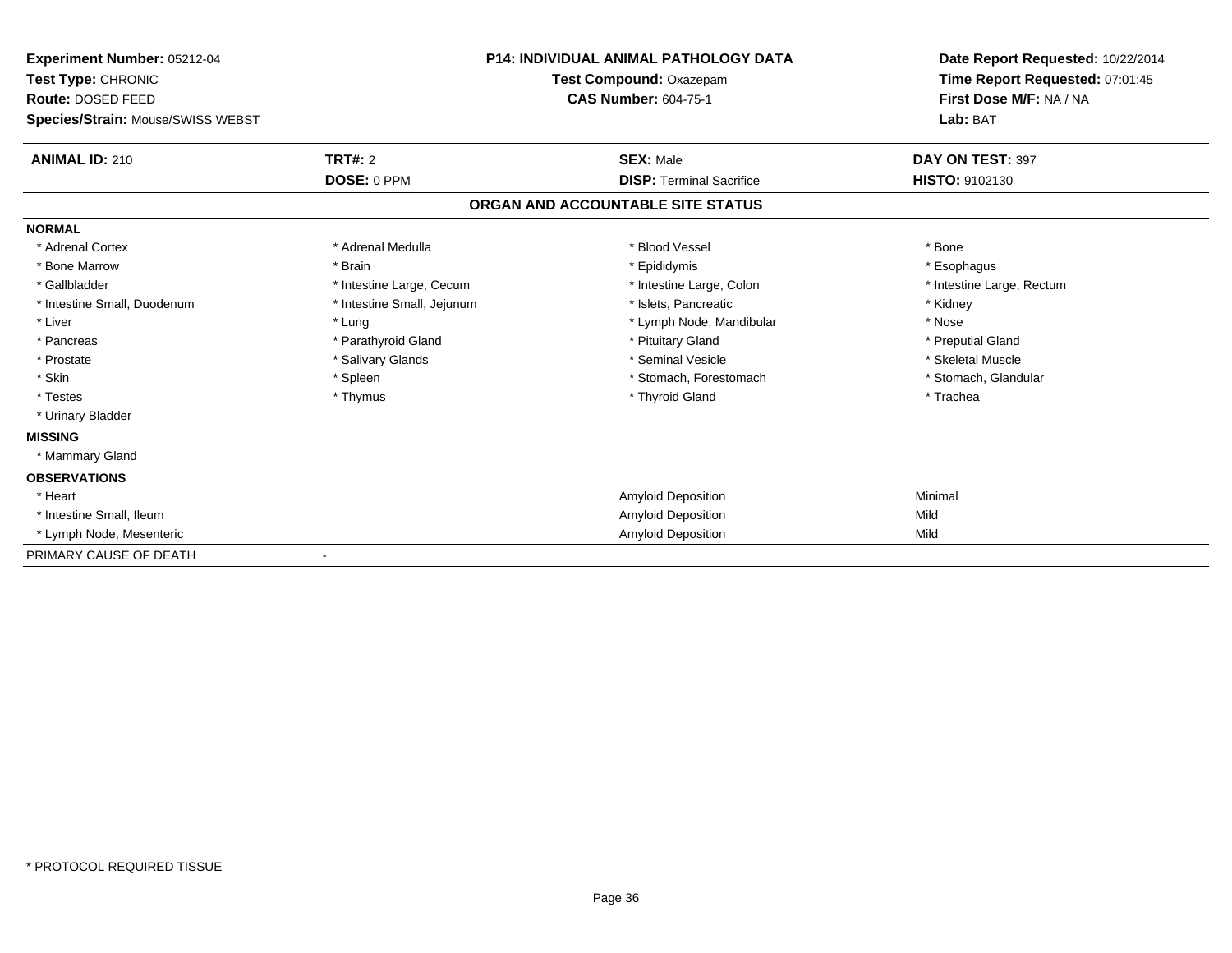**Experiment Number:** 05212-04
**Test Type:** CHRONIC
**Route:** DOSED FEED
**Species/Strain:** Mouse/SWISS WEBST

**P14: INDIVIDUAL ANIMAL PATHOLOGY DATA**
**Test Compound:** Oxazepam
**CAS Number:** 604-75-1

**Date Report Requested:** 10/22/2014
**Time Report Requested:** 07:01:45
**First Dose M/F:** NA / NA
**Lab:** BAT

| **ANIMAL ID:** 210 | **TRT#:** 2 | **SEX:** Male | **DAY ON TEST:** 397 |
|---|---|---|---|
| | **DOSE:** 0 PPM | **DISP:** Terminal Sacrifice | **HISTO:** 9102130 |

## ORGAN AND ACCOUNTABLE SITE STATUS

**NORMAL**

| | | | |
|---|---|---|---|
| * Adrenal Cortex | * Adrenal Medulla | * Blood Vessel | * Bone |
| * Bone Marrow | * Brain | * Epididymis | * Esophagus |
| * Gallbladder | * Intestine Large, Cecum | * Intestine Large, Colon | * Intestine Large, Rectum |
| * Intestine Small, Duodenum | * Intestine Small, Jejunum | * Islets, Pancreatic | * Kidney |
| * Liver | * Lung | * Lymph Node, Mandibular | * Nose |
| * Pancreas | * Parathyroid Gland | * Pituitary Gland | * Preputial Gland |
| * Prostate | * Salivary Glands | * Seminal Vesicle | * Skeletal Muscle |
| * Skin | * Spleen | * Stomach, Forestomach | * Stomach, Glandular |
| * Testes | * Thymus | * Thyroid Gland | * Trachea |
| * Urinary Bladder | | | |

**MISSING**

* Mammary Gland

**OBSERVATIONS**

| | | |
|---|---|---|
| * Heart | Amyloid Deposition | Minimal |
| * Intestine Small, Ileum | Amyloid Deposition | Mild |
| * Lymph Node, Mesenteric | Amyloid Deposition | Mild |

PRIMARY CAUSE OF DEATH -

* PROTOCOL REQUIRED TISSUE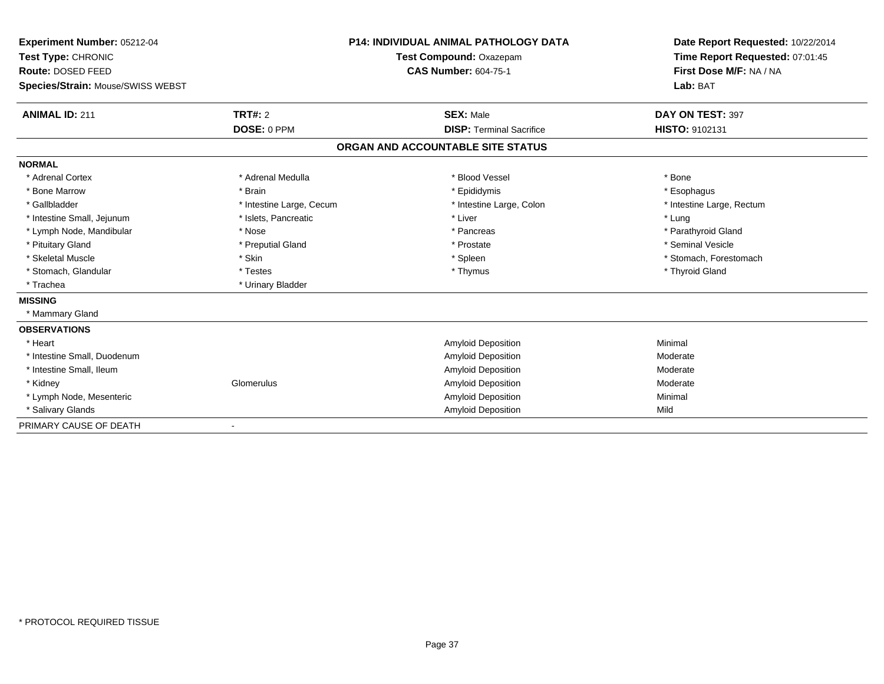**Experiment Number:** 05212-04
**Test Type:** CHRONIC
**Route:** DOSED FEED
**Species/Strain:** Mouse/SWISS WEBST

**P14: INDIVIDUAL ANIMAL PATHOLOGY DATA**
**Test Compound:** Oxazepam
**CAS Number:** 604-75-1

**Date Report Requested:** 10/22/2014
**Time Report Requested:** 07:01:45
**First Dose M/F:** NA / NA
**Lab:** BAT

| **ANIMAL ID:** 211 | **TRT#:** 2 | **SEX:** Male | **DAY ON TEST:** 397 |
|---|---|---|---|
| | **DOSE:** 0 PPM | **DISP:** Terminal Sacrifice | **HISTO:** 9102131 |

## ORGAN AND ACCOUNTABLE SITE STATUS

**NORMAL**

| | | | |
|---|---|---|---|
| * Adrenal Cortex | * Adrenal Medulla | * Blood Vessel | * Bone |
| * Bone Marrow | * Brain | * Epididymis | * Esophagus |
| * Gallbladder | * Intestine Large, Cecum | * Intestine Large, Colon | * Intestine Large, Rectum |
| * Intestine Small, Jejunum | * Islets, Pancreatic | * Liver | * Lung |
| * Lymph Node, Mandibular | * Nose | * Pancreas | * Parathyroid Gland |
| * Pituitary Gland | * Preputial Gland | * Prostate | * Seminal Vesicle |
| * Skeletal Muscle | * Skin | * Spleen | * Stomach, Forestomach |
| * Stomach, Glandular | * Testes | * Thymus | * Thyroid Gland |
| * Trachea | * Urinary Bladder | | |

**MISSING**

* Mammary Gland

**OBSERVATIONS**

| | | | |
|---|---|---|---|
| * Heart | | Amyloid Deposition | Minimal |
| * Intestine Small, Duodenum | | Amyloid Deposition | Moderate |
| * Intestine Small, Ileum | | Amyloid Deposition | Moderate |
| * Kidney | Glomerulus | Amyloid Deposition | Moderate |
| * Lymph Node, Mesenteric | | Amyloid Deposition | Minimal |
| * Salivary Glands | | Amyloid Deposition | Mild |

PRIMARY CAUSE OF DEATH -

* PROTOCOL REQUIRED TISSUE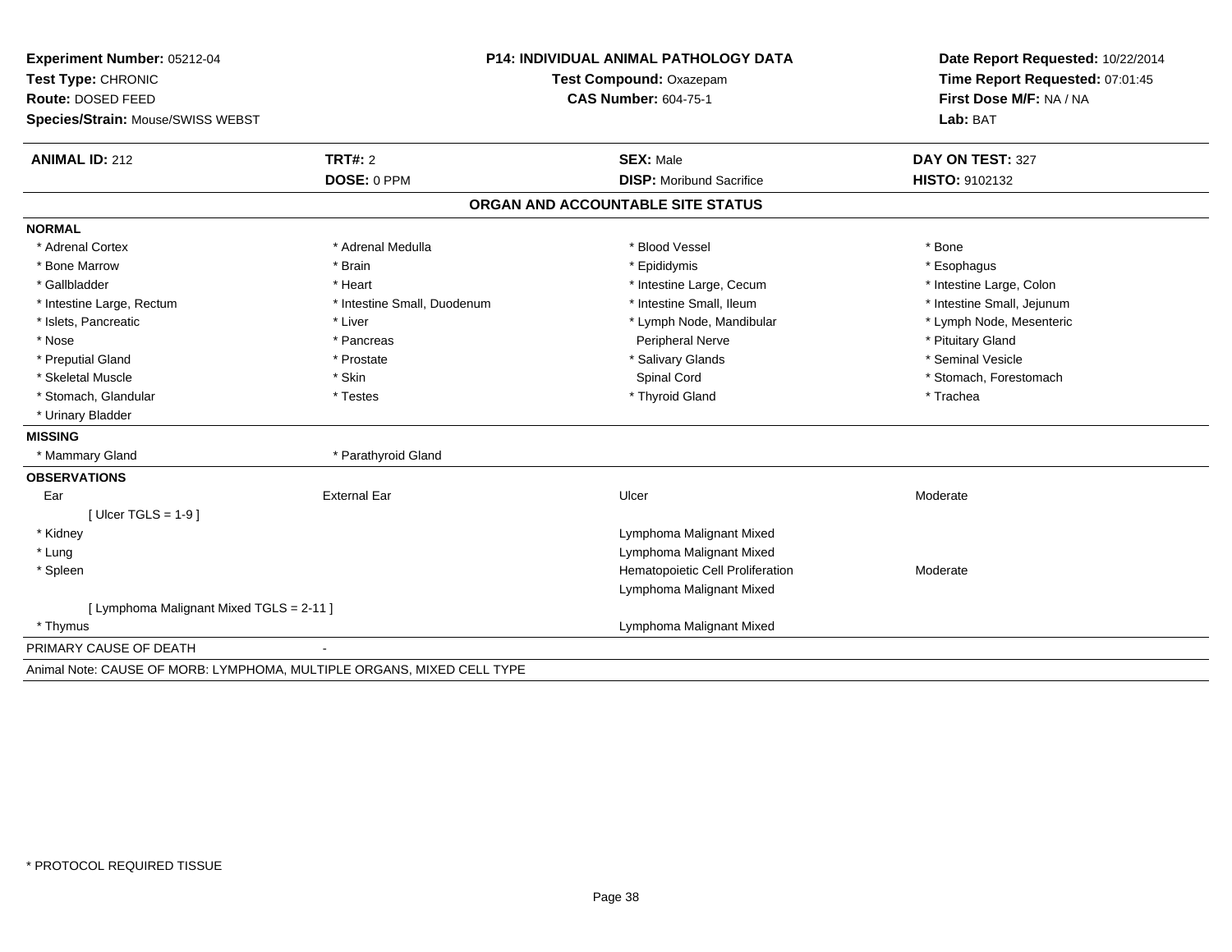**Experiment Number:** 05212-04
**Test Type:** CHRONIC
**Route:** DOSED FEED
**Species/Strain:** Mouse/SWISS WEBST

**P14: INDIVIDUAL ANIMAL PATHOLOGY DATA**
**Test Compound:** Oxazepam
**CAS Number:** 604-75-1

**Date Report Requested:** 10/22/2014
**Time Report Requested:** 07:01:45
**First Dose M/F:** NA / NA
**Lab:** BAT

| **ANIMAL ID:** 212 | **TRT#:** 2 | **SEX:** Male | **DAY ON TEST:** 327 |
|---|---|---|---|
| | **DOSE:** 0 PPM | **DISP:** Moribund Sacrifice | **HISTO:** 9102132 |

## ORGAN AND ACCOUNTABLE SITE STATUS

**NORMAL**

| | | | |
|---|---|---|---|
| * Adrenal Cortex | * Adrenal Medulla | * Blood Vessel | * Bone |
| * Bone Marrow | * Brain | * Epididymis | * Esophagus |
| * Gallbladder | * Heart | * Intestine Large, Cecum | * Intestine Large, Colon |
| * Intestine Large, Rectum | * Intestine Small, Duodenum | * Intestine Small, Ileum | * Intestine Small, Jejunum |
| * Islets, Pancreatic | * Liver | * Lymph Node, Mandibular | * Lymph Node, Mesenteric |
| * Nose | * Pancreas | Peripheral Nerve | * Pituitary Gland |
| * Preputial Gland | * Prostate | * Salivary Glands | * Seminal Vesicle |
| * Skeletal Muscle | * Skin | Spinal Cord | * Stomach, Forestomach |
| * Stomach, Glandular | * Testes | * Thyroid Gland | * Trachea |
| * Urinary Bladder | | | |

**MISSING**

| | |
|---|---|
| * Mammary Gland | * Parathyroid Gland |

**OBSERVATIONS**

| | | | |
|---|---|---|---|
| Ear | External Ear | Ulcer | Moderate |
| [ Ulcer TGLS = 1-9 ] | | | |
| * Kidney | | Lymphoma Malignant Mixed | |
| * Lung | | Lymphoma Malignant Mixed | |
| * Spleen | | Hematopoietic Cell Proliferation | Moderate |
| | | Lymphoma Malignant Mixed | |
| [ Lymphoma Malignant Mixed TGLS = 2-11 ] | | | |
| * Thymus | | Lymphoma Malignant Mixed | |

PRIMARY CAUSE OF DEATH -

Animal Note: CAUSE OF MORB: LYMPHOMA, MULTIPLE ORGANS, MIXED CELL TYPE

\* PROTOCOL REQUIRED TISSUE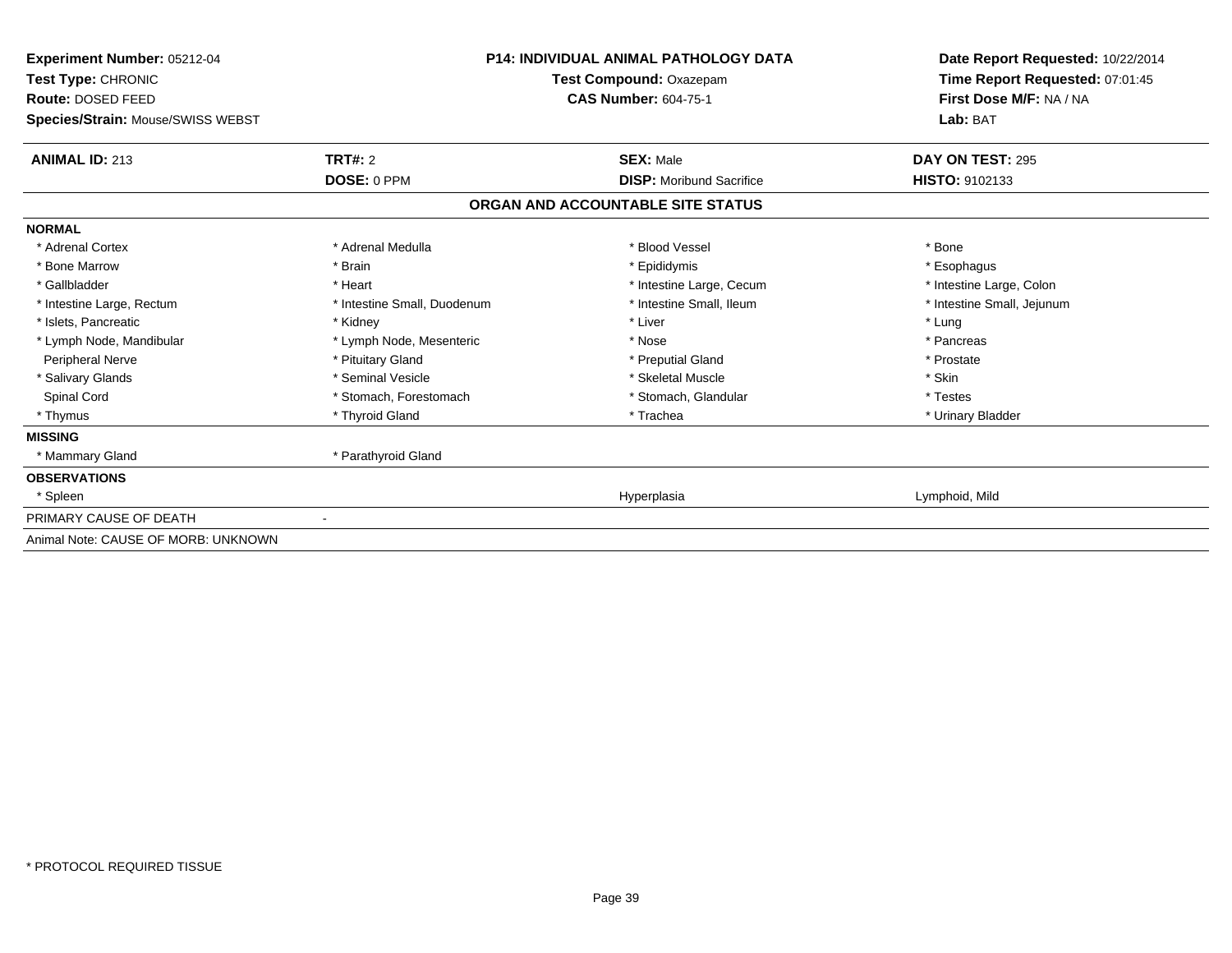**Experiment Number:** 05212-04
**Test Type:** CHRONIC
**Route:** DOSED FEED
**Species/Strain:** Mouse/SWISS WEBST

**P14: INDIVIDUAL ANIMAL PATHOLOGY DATA**
**Test Compound:** Oxazepam
**CAS Number:** 604-75-1

**Date Report Requested:** 10/22/2014
**Time Report Requested:** 07:01:45
**First Dose M/F:** NA / NA
**Lab:** BAT

| **ANIMAL ID:** 213 | **TRT#:** 2 | **SEX:** Male | **DAY ON TEST:** 295 |
|---|---|---|---|
| | **DOSE:** 0 PPM | **DISP:** Moribund Sacrifice | **HISTO:** 9102133 |

## ORGAN AND ACCOUNTABLE SITE STATUS

| | | | |
|---|---|---|---|
| **NORMAL** | | | |
| * Adrenal Cortex | * Adrenal Medulla | * Blood Vessel | * Bone |
| * Bone Marrow | * Brain | * Epididymis | * Esophagus |
| * Gallbladder | * Heart | * Intestine Large, Cecum | * Intestine Large, Colon |
| * Intestine Large, Rectum | * Intestine Small, Duodenum | * Intestine Small, Ileum | * Intestine Small, Jejunum |
| * Islets, Pancreatic | * Kidney | * Liver | * Lung |
| * Lymph Node, Mandibular | * Lymph Node, Mesenteric | * Nose | * Pancreas |
| Peripheral Nerve | * Pituitary Gland | * Preputial Gland | * Prostate |
| * Salivary Glands | * Seminal Vesicle | * Skeletal Muscle | * Skin |
| Spinal Cord | * Stomach, Forestomach | * Stomach, Glandular | * Testes |
| * Thymus | * Thyroid Gland | * Trachea | * Urinary Bladder |
| **MISSING** | | | |
| * Mammary Gland | * Parathyroid Gland | | |
| **OBSERVATIONS** | | | |
| * Spleen | | Hyperplasia | Lymphoid, Mild |
| PRIMARY CAUSE OF DEATH | - | | |
| Animal Note: CAUSE OF MORB: UNKNOWN | | | |

* PROTOCOL REQUIRED TISSUE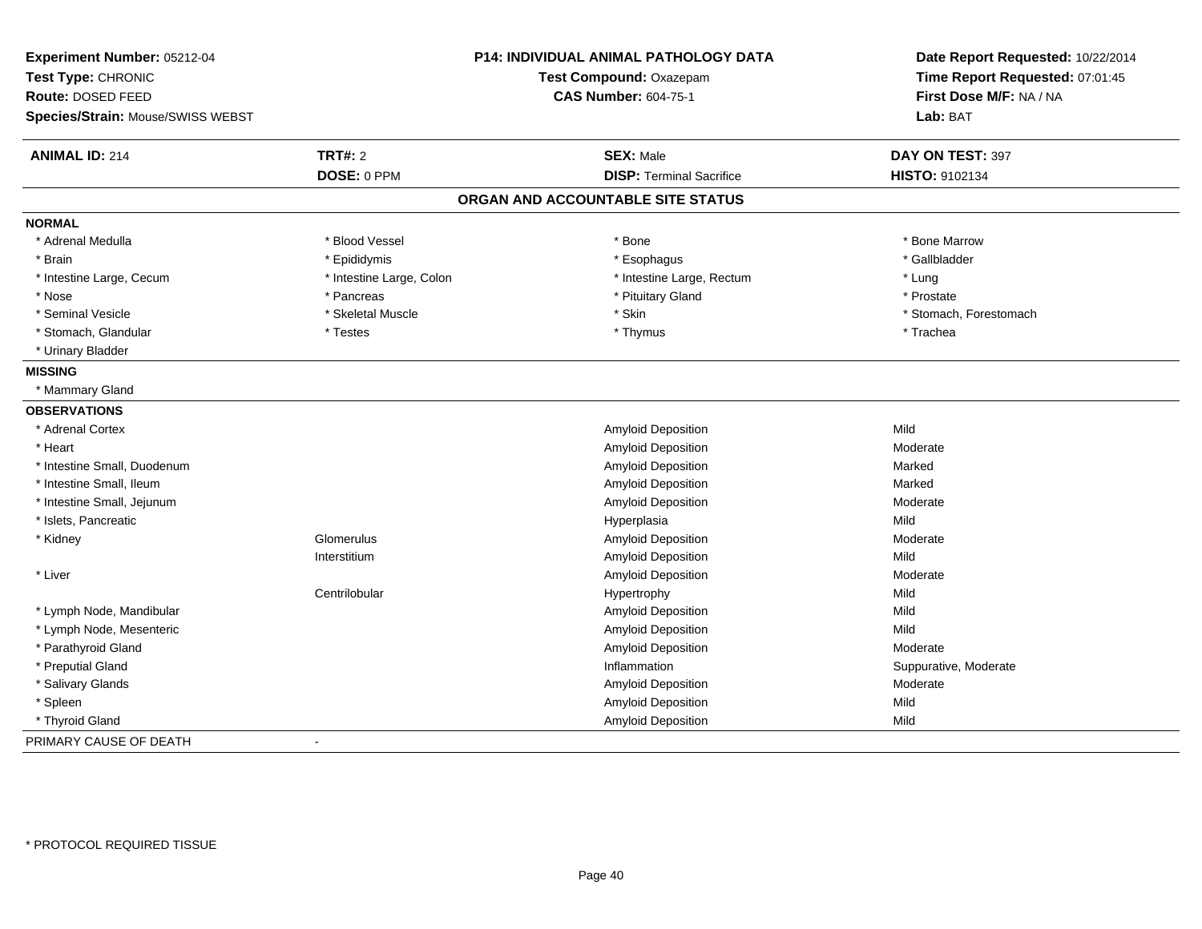**Experiment Number:** 05212-04
**Test Type:** CHRONIC
**Route:** DOSED FEED
**Species/Strain:** Mouse/SWISS WEBST

**P14: INDIVIDUAL ANIMAL PATHOLOGY DATA**
**Test Compound:** Oxazepam
**CAS Number:** 604-75-1

**Date Report Requested:** 10/22/2014
**Time Report Requested:** 07:01:45
**First Dose M/F:** NA / NA
**Lab:** BAT

| **ANIMAL ID:** 214 | **TRT#:** 2 | **SEX:** Male | **DAY ON TEST:** 397 |
|---|---|---|---|
| | **DOSE:** 0 PPM | **DISP:** Terminal Sacrifice | **HISTO:** 9102134 |

## ORGAN AND ACCOUNTABLE SITE STATUS

**NORMAL**

| | | | |
|---|---|---|---|
| * Adrenal Medulla | * Blood Vessel | * Bone | * Bone Marrow |
| * Brain | * Epididymis | * Esophagus | * Gallbladder |
| * Intestine Large, Cecum | * Intestine Large, Colon | * Intestine Large, Rectum | * Lung |
| * Nose | * Pancreas | * Pituitary Gland | * Prostate |
| * Seminal Vesicle | * Skeletal Muscle | * Skin | * Stomach, Forestomach |
| * Stomach, Glandular | * Testes | * Thymus | * Trachea |
| * Urinary Bladder | | | |

**MISSING**

* Mammary Gland

**OBSERVATIONS**

| Organ | Site | Observation | Severity |
|---|---|---|---|
| * Adrenal Cortex | | Amyloid Deposition | Mild |
| * Heart | | Amyloid Deposition | Moderate |
| * Intestine Small, Duodenum | | Amyloid Deposition | Marked |
| * Intestine Small, Ileum | | Amyloid Deposition | Marked |
| * Intestine Small, Jejunum | | Amyloid Deposition | Moderate |
| * Islets, Pancreatic | | Hyperplasia | Mild |
| * Kidney | Glomerulus | Amyloid Deposition | Moderate |
| | Interstitium | Amyloid Deposition | Mild |
| * Liver | | Amyloid Deposition | Moderate |
| | Centrilobular | Hypertrophy | Mild |
| * Lymph Node, Mandibular | | Amyloid Deposition | Mild |
| * Lymph Node, Mesenteric | | Amyloid Deposition | Mild |
| * Parathyroid Gland | | Amyloid Deposition | Moderate |
| * Preputial Gland | | Inflammation | Suppurative, Moderate |
| * Salivary Glands | | Amyloid Deposition | Moderate |
| * Spleen | | Amyloid Deposition | Mild |
| * Thyroid Gland | | Amyloid Deposition | Mild |

PRIMARY CAUSE OF DEATH -

* PROTOCOL REQUIRED TISSUE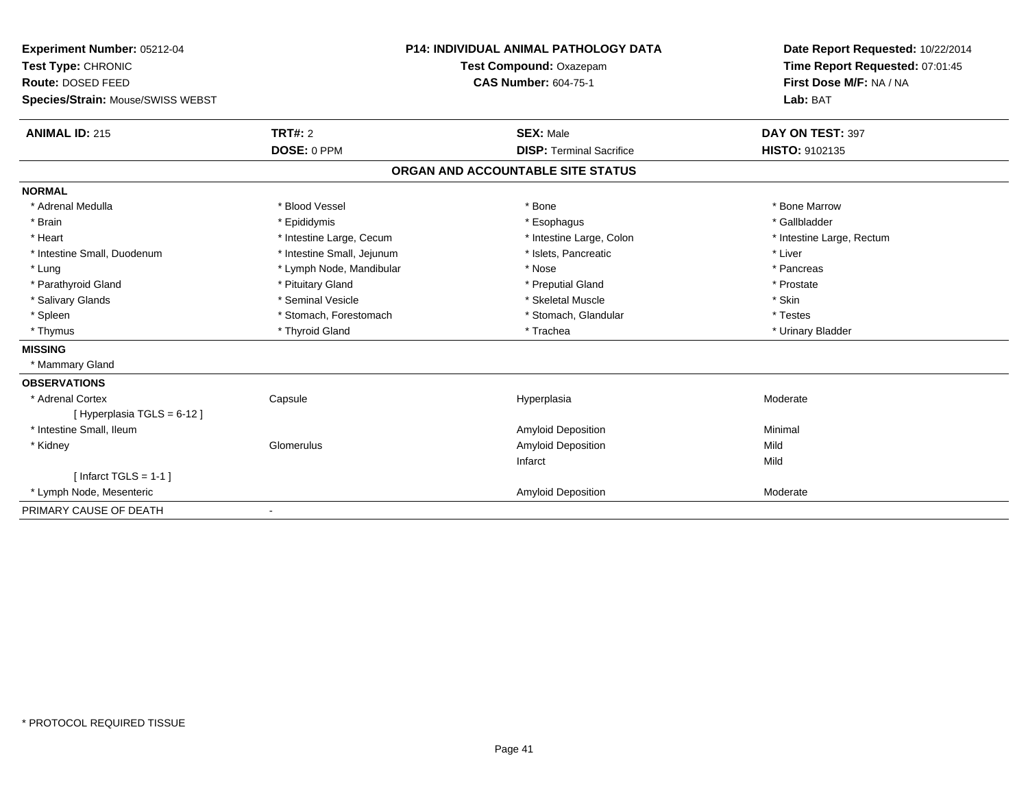**Experiment Number:** 05212-04
**Test Type:** CHRONIC
**Route:** DOSED FEED
**Species/Strain:** Mouse/SWISS WEBST

**P14: INDIVIDUAL ANIMAL PATHOLOGY DATA**
**Test Compound:** Oxazepam
**CAS Number:** 604-75-1

**Date Report Requested:** 10/22/2014
**Time Report Requested:** 07:01:45
**First Dose M/F:** NA / NA
**Lab:** BAT

| **ANIMAL ID:** 215 | **TRT#:** 2 | **SEX:** Male | **DAY ON TEST:** 397 |
|---|---|---|---|
| | **DOSE:** 0 PPM | **DISP:** Terminal Sacrifice | **HISTO:** 9102135 |

## ORGAN AND ACCOUNTABLE SITE STATUS

**NORMAL**

| | | | |
|---|---|---|---|
| * Adrenal Medulla | * Blood Vessel | * Bone | * Bone Marrow |
| * Brain | * Epididymis | * Esophagus | * Gallbladder |
| * Heart | * Intestine Large, Cecum | * Intestine Large, Colon | * Intestine Large, Rectum |
| * Intestine Small, Duodenum | * Intestine Small, Jejunum | * Islets, Pancreatic | * Liver |
| * Lung | * Lymph Node, Mandibular | * Nose | * Pancreas |
| * Parathyroid Gland | * Pituitary Gland | * Preputial Gland | * Prostate |
| * Salivary Glands | * Seminal Vesicle | * Skeletal Muscle | * Skin |
| * Spleen | * Stomach, Forestomach | * Stomach, Glandular | * Testes |
| * Thymus | * Thyroid Gland | * Trachea | * Urinary Bladder |

**MISSING**

* Mammary Gland

**OBSERVATIONS**

| | | | |
|---|---|---|---|
| * Adrenal Cortex | Capsule | Hyperplasia | Moderate |
| [ Hyperplasia TGLS = 6-12 ] | | | |
| * Intestine Small, Ileum | | Amyloid Deposition | Minimal |
| * Kidney | Glomerulus | Amyloid Deposition | Mild |
| | | Infarct | Mild |
| [ Infarct TGLS = 1-1 ] | | | |
| * Lymph Node, Mesenteric | | Amyloid Deposition | Moderate |

PRIMARY CAUSE OF DEATH -

* PROTOCOL REQUIRED TISSUE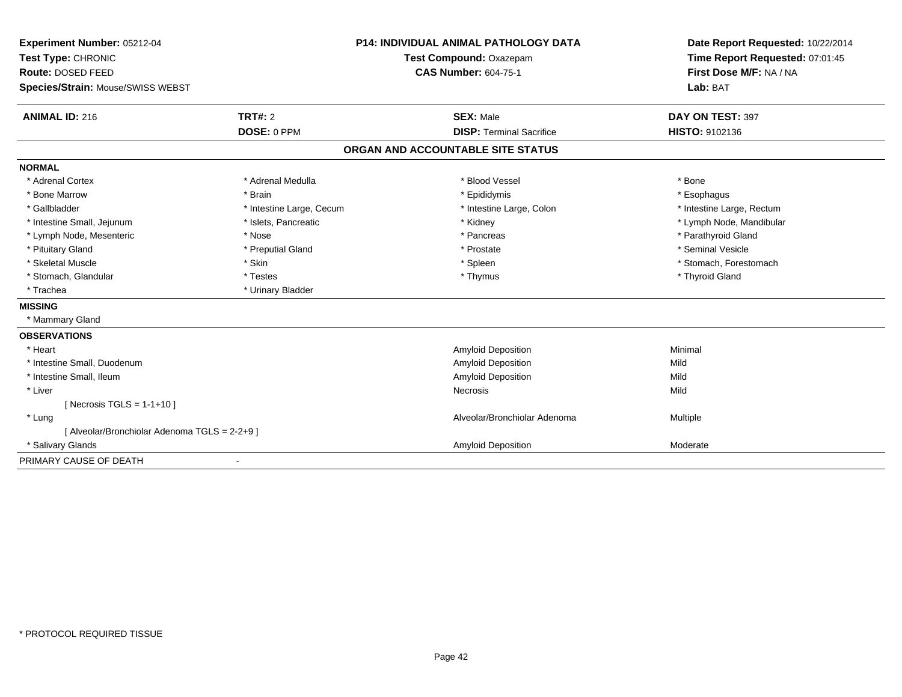**Experiment Number:** 05212-04
**Test Type:** CHRONIC
**Route:** DOSED FEED
**Species/Strain:** Mouse/SWISS WEBST

**P14: INDIVIDUAL ANIMAL PATHOLOGY DATA**
**Test Compound:** Oxazepam
**CAS Number:** 604-75-1

**Date Report Requested:** 10/22/2014
**Time Report Requested:** 07:01:45
**First Dose M/F:** NA / NA
**Lab:** BAT

| **ANIMAL ID:** 216 | **TRT#:** 2 | **SEX:** Male | **DAY ON TEST:** 397 |
|---|---|---|---|
| | **DOSE:** 0 PPM | **DISP:** Terminal Sacrifice | **HISTO:** 9102136 |

## ORGAN AND ACCOUNTABLE SITE STATUS

**NORMAL**

| | | | |
|---|---|---|---|
| * Adrenal Cortex | * Adrenal Medulla | * Blood Vessel | * Bone |
| * Bone Marrow | * Brain | * Epididymis | * Esophagus |
| * Gallbladder | * Intestine Large, Cecum | * Intestine Large, Colon | * Intestine Large, Rectum |
| * Intestine Small, Jejunum | * Islets, Pancreatic | * Kidney | * Lymph Node, Mandibular |
| * Lymph Node, Mesenteric | * Nose | * Pancreas | * Parathyroid Gland |
| * Pituitary Gland | * Preputial Gland | * Prostate | * Seminal Vesicle |
| * Skeletal Muscle | * Skin | * Spleen | * Stomach, Forestomach |
| * Stomach, Glandular | * Testes | * Thymus | * Thyroid Gland |
| * Trachea | * Urinary Bladder | | |

**MISSING**

* Mammary Gland

**OBSERVATIONS**

| | | |
|---|---|---|
| * Heart | Amyloid Deposition | Minimal |
| * Intestine Small, Duodenum | Amyloid Deposition | Mild |
| * Intestine Small, Ileum | Amyloid Deposition | Mild |
| * Liver | Necrosis | Mild |
| [ Necrosis TGLS = 1-1+10 ] | | |
| * Lung | Alveolar/Bronchiolar Adenoma | Multiple |
| [ Alveolar/Bronchiolar Adenoma TGLS = 2-2+9 ] | | |
| * Salivary Glands | Amyloid Deposition | Moderate |

PRIMARY CAUSE OF DEATH -

* PROTOCOL REQUIRED TISSUE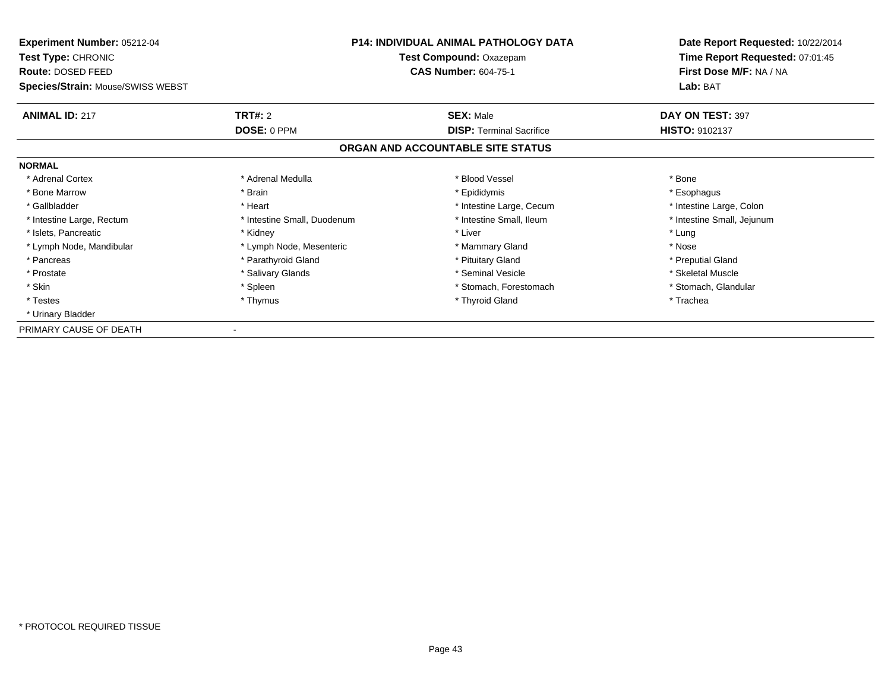**Experiment Number:** 05212-04
**Test Type:** CHRONIC
**Route:** DOSED FEED
**Species/Strain:** Mouse/SWISS WEBST

**P14: INDIVIDUAL ANIMAL PATHOLOGY DATA**
**Test Compound:** Oxazepam
**CAS Number:** 604-75-1

**Date Report Requested:** 10/22/2014
**Time Report Requested:** 07:01:45
**First Dose M/F:** NA / NA
**Lab:** BAT

| **ANIMAL ID:** 217 | **TRT#:** 2 | **SEX:** Male | **DAY ON TEST:** 397 |
|---|---|---|---|
| | **DOSE:** 0 PPM | **DISP:** Terminal Sacrifice | **HISTO:** 9102137 |

**ORGAN AND ACCOUNTABLE SITE STATUS**

**NORMAL**

| | | | |
|---|---|---|---|
| * Adrenal Cortex | * Adrenal Medulla | * Blood Vessel | * Bone |
| * Bone Marrow | * Brain | * Epididymis | * Esophagus |
| * Gallbladder | * Heart | * Intestine Large, Cecum | * Intestine Large, Colon |
| * Intestine Large, Rectum | * Intestine Small, Duodenum | * Intestine Small, Ileum | * Intestine Small, Jejunum |
| * Islets, Pancreatic | * Kidney | * Liver | * Lung |
| * Lymph Node, Mandibular | * Lymph Node, Mesenteric | * Mammary Gland | * Nose |
| * Pancreas | * Parathyroid Gland | * Pituitary Gland | * Preputial Gland |
| * Prostate | * Salivary Glands | * Seminal Vesicle | * Skeletal Muscle |
| * Skin | * Spleen | * Stomach, Forestomach | * Stomach, Glandular |
| * Testes | * Thymus | * Thyroid Gland | * Trachea |
| * Urinary Bladder | | | |

PRIMARY CAUSE OF DEATH -

* PROTOCOL REQUIRED TISSUE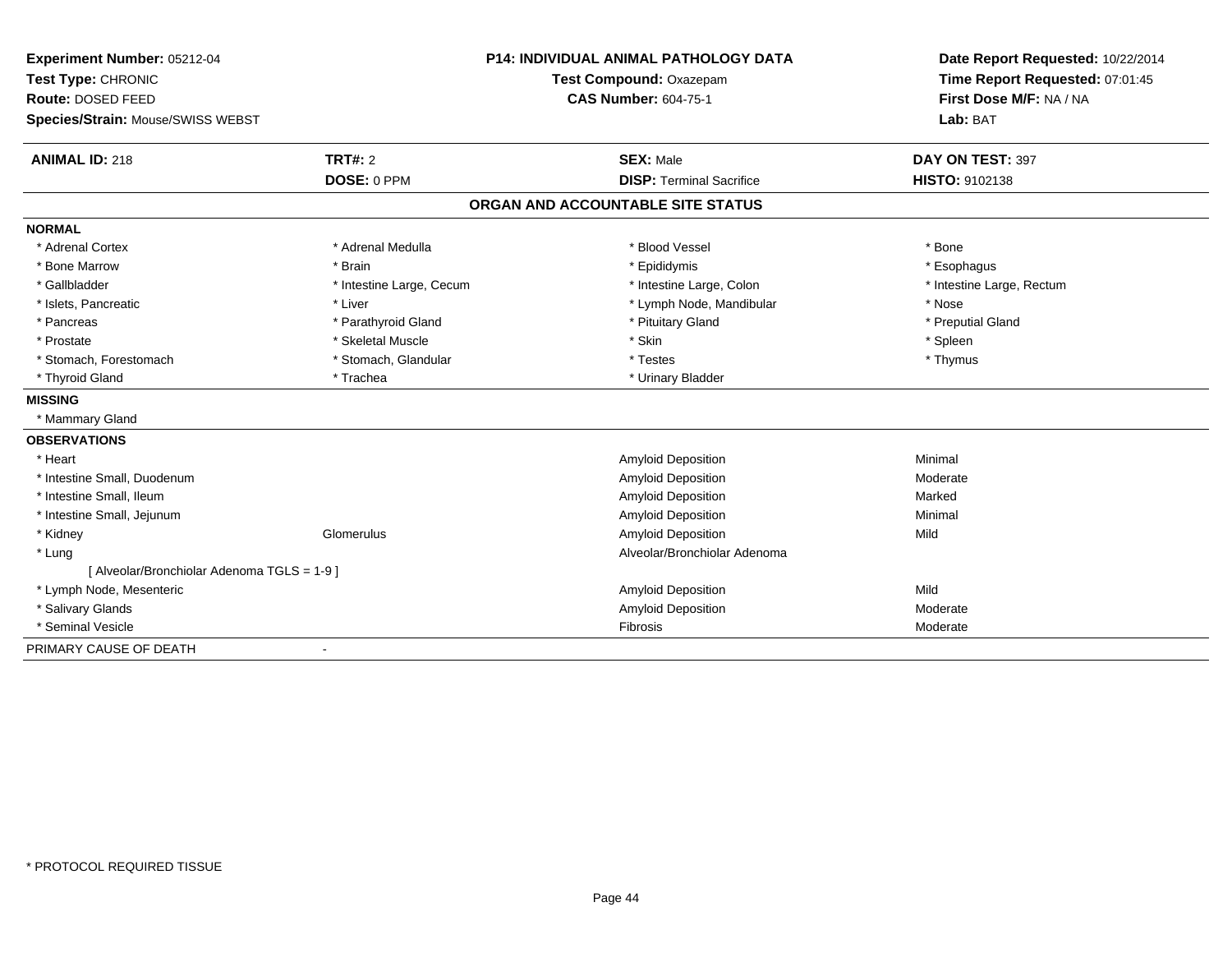**Experiment Number:** 05212-04
**Test Type:** CHRONIC
**Route:** DOSED FEED
**Species/Strain:** Mouse/SWISS WEBST

**P14: INDIVIDUAL ANIMAL PATHOLOGY DATA**
**Test Compound:** Oxazepam
**CAS Number:** 604-75-1

**Date Report Requested:** 10/22/2014
**Time Report Requested:** 07:01:45
**First Dose M/F:** NA / NA
**Lab:** BAT

| **ANIMAL ID:** 218 | **TRT#:** 2 | **SEX:** Male | **DAY ON TEST:** 397 |
|---|---|---|---|
| | **DOSE:** 0 PPM | **DISP:** Terminal Sacrifice | **HISTO:** 9102138 |

## ORGAN AND ACCOUNTABLE SITE STATUS

**NORMAL**

| | | | |
|---|---|---|---|
| * Adrenal Cortex | * Adrenal Medulla | * Blood Vessel | * Bone |
| * Bone Marrow | * Brain | * Epididymis | * Esophagus |
| * Gallbladder | * Intestine Large, Cecum | * Intestine Large, Colon | * Intestine Large, Rectum |
| * Islets, Pancreatic | * Liver | * Lymph Node, Mandibular | * Nose |
| * Pancreas | * Parathyroid Gland | * Pituitary Gland | * Preputial Gland |
| * Prostate | * Skeletal Muscle | * Skin | * Spleen |
| * Stomach, Forestomach | * Stomach, Glandular | * Testes | * Thymus |
| * Thyroid Gland | * Trachea | * Urinary Bladder | |

**MISSING**

* Mammary Gland

**OBSERVATIONS**

| | | | |
|---|---|---|---|
| * Heart | | Amyloid Deposition | Minimal |
| * Intestine Small, Duodenum | | Amyloid Deposition | Moderate |
| * Intestine Small, Ileum | | Amyloid Deposition | Marked |
| * Intestine Small, Jejunum | | Amyloid Deposition | Minimal |
| * Kidney | Glomerulus | Amyloid Deposition | Mild |
| * Lung | | Alveolar/Bronchiolar Adenoma | |
| [ Alveolar/Bronchiolar Adenoma TGLS = 1-9 ] | | | |
| * Lymph Node, Mesenteric | | Amyloid Deposition | Mild |
| * Salivary Glands | | Amyloid Deposition | Moderate |
| * Seminal Vesicle | | Fibrosis | Moderate |

PRIMARY CAUSE OF DEATH -

* PROTOCOL REQUIRED TISSUE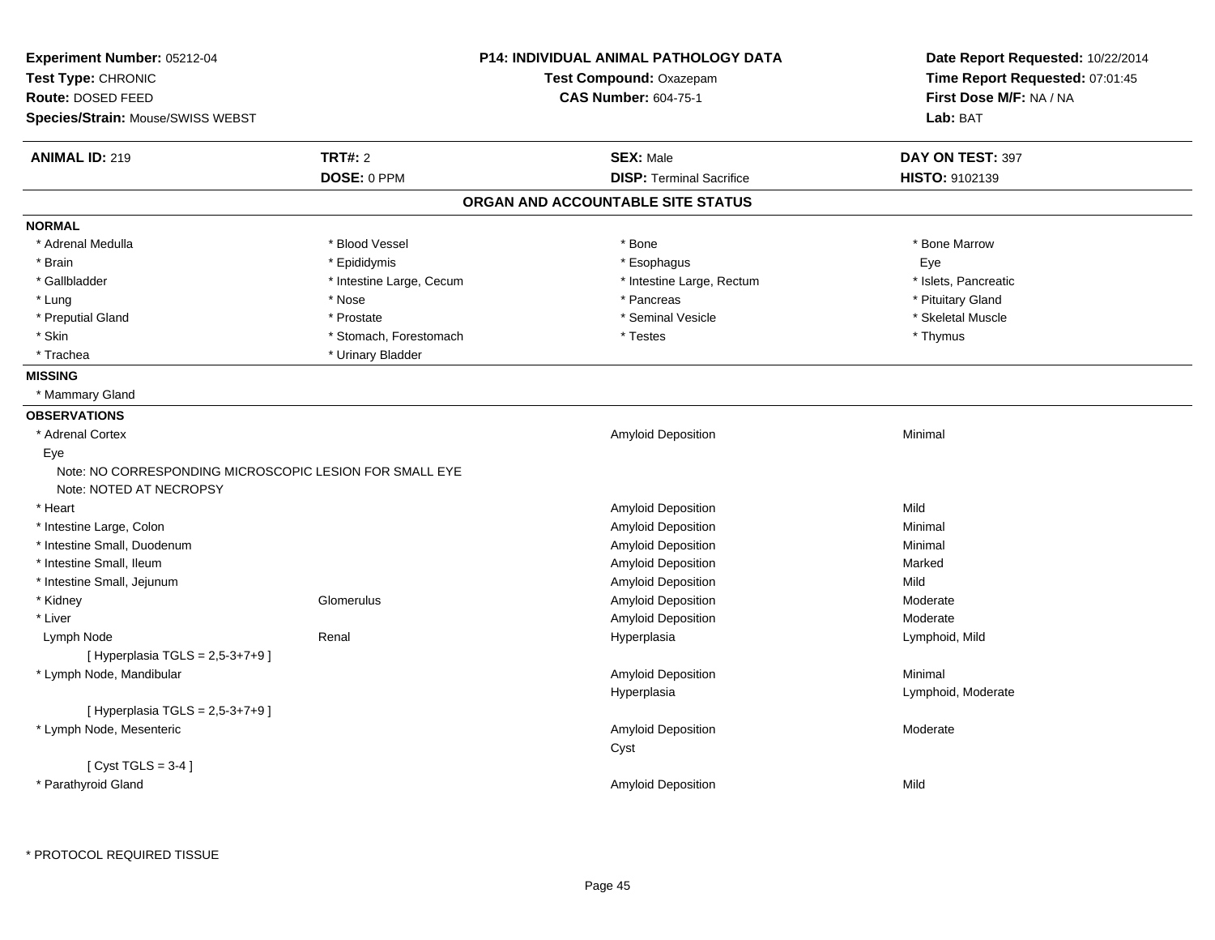**Experiment Number:** 05212-04
**Test Type:** CHRONIC
**Route:** DOSED FEED
**Species/Strain:** Mouse/SWISS WEBST

**P14: INDIVIDUAL ANIMAL PATHOLOGY DATA**
**Test Compound:** Oxazepam
**CAS Number:** 604-75-1

**Date Report Requested:** 10/22/2014
**Time Report Requested:** 07:01:45
**First Dose M/F:** NA / NA
**Lab:** BAT

| **ANIMAL ID:** 219 | **TRT#:** 2 | **SEX:** Male | **DAY ON TEST:** 397 |
|---|---|---|---|
| | **DOSE:** 0 PPM | **DISP:** Terminal Sacrifice | **HISTO:** 9102139 |

## ORGAN AND ACCOUNTABLE SITE STATUS

**NORMAL**

| | | | |
|---|---|---|---|
| * Adrenal Medulla | * Blood Vessel | * Bone | * Bone Marrow |
| * Brain | * Epididymis | * Esophagus | Eye |
| * Gallbladder | * Intestine Large, Cecum | * Intestine Large, Rectum | * Islets, Pancreatic |
| * Lung | * Nose | * Pancreas | * Pituitary Gland |
| * Preputial Gland | * Prostate | * Seminal Vesicle | * Skeletal Muscle |
| * Skin | * Stomach, Forestomach | * Testes | * Thymus |
| * Trachea | * Urinary Bladder | | |

**MISSING**

* Mammary Gland

**OBSERVATIONS**

| | | | |
|---|---|---|---|
| * Adrenal Cortex | | Amyloid Deposition | Minimal |
| Eye | | | |
| Note: NO CORRESPONDING MICROSCOPIC LESION FOR SMALL EYE | | | |
| Note: NOTED AT NECROPSY | | | |
| * Heart | | Amyloid Deposition | Mild |
| * Intestine Large, Colon | | Amyloid Deposition | Minimal |
| * Intestine Small, Duodenum | | Amyloid Deposition | Minimal |
| * Intestine Small, Ileum | | Amyloid Deposition | Marked |
| * Intestine Small, Jejunum | | Amyloid Deposition | Mild |
| * Kidney | Glomerulus | Amyloid Deposition | Moderate |
| * Liver | | Amyloid Deposition | Moderate |
| Lymph Node | Renal | Hyperplasia | Lymphoid, Mild |
| [ Hyperplasia TGLS = 2,5-3+7+9 ] | | | |
| * Lymph Node, Mandibular | | Amyloid Deposition | Minimal |
| | | Hyperplasia | Lymphoid, Moderate |
| [ Hyperplasia TGLS = 2,5-3+7+9 ] | | | |
| * Lymph Node, Mesenteric | | Amyloid Deposition | Moderate |
| | | Cyst | |
| [ Cyst TGLS = 3-4 ] | | | |
| * Parathyroid Gland | | Amyloid Deposition | Mild |

\* PROTOCOL REQUIRED TISSUE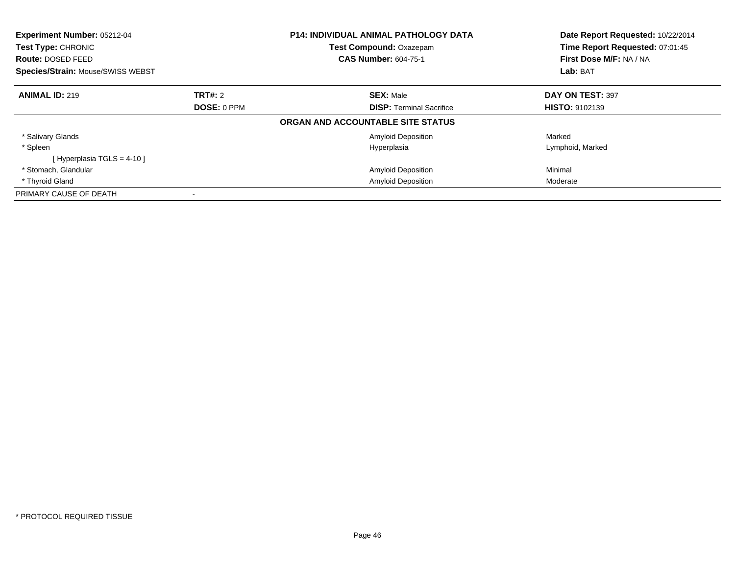**Experiment Number:** 05212-04
**Test Type:** CHRONIC
**Route:** DOSED FEED
**Species/Strain:** Mouse/SWISS WEBST

**P14: INDIVIDUAL ANIMAL PATHOLOGY DATA**
**Test Compound:** Oxazepam
**CAS Number:** 604-75-1

**Date Report Requested:** 10/22/2014
**Time Report Requested:** 07:01:45
**First Dose M/F:** NA / NA
**Lab:** BAT

| **ANIMAL ID:** 219 | **TRT#:** 2 | **SEX:** Male | **DAY ON TEST:** 397 |
|---|---|---|---|
| | **DOSE:** 0 PPM | **DISP:** Terminal Sacrifice | **HISTO:** 9102139 |

**ORGAN AND ACCOUNTABLE SITE STATUS**

| | | |
|---|---|---|
| * Salivary Glands | Amyloid Deposition | Marked |
| * Spleen | Hyperplasia | Lymphoid, Marked |
| [ Hyperplasia TGLS = 4-10 ] | | |
| * Stomach, Glandular | Amyloid Deposition | Minimal |
| * Thyroid Gland | Amyloid Deposition | Moderate |
| PRIMARY CAUSE OF DEATH | - | |

* PROTOCOL REQUIRED TISSUE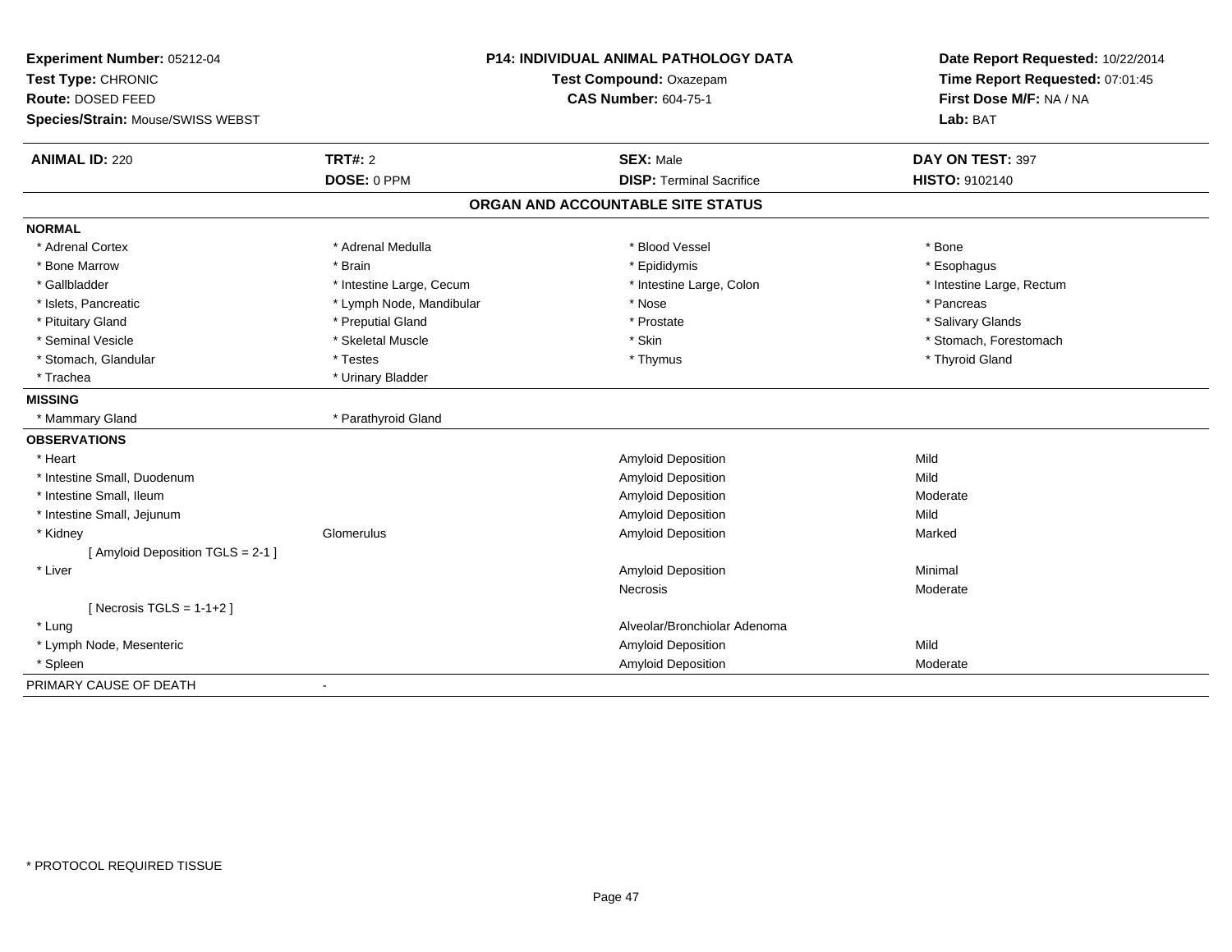**Experiment Number:** 05212-04
**Test Type:** CHRONIC
**Route:** DOSED FEED
**Species/Strain:** Mouse/SWISS WEBST

**P14: INDIVIDUAL ANIMAL PATHOLOGY DATA**
**Test Compound:** Oxazepam
**CAS Number:** 604-75-1

**Date Report Requested:** 10/22/2014
**Time Report Requested:** 07:01:45
**First Dose M/F:** NA / NA
**Lab:** BAT

| **ANIMAL ID:** 220 | **TRT#:** 2 | **SEX:** Male | **DAY ON TEST:** 397 |
|---|---|---|---|
| | **DOSE:** 0 PPM | **DISP:** Terminal Sacrifice | **HISTO:** 9102140 |

## ORGAN AND ACCOUNTABLE SITE STATUS

**NORMAL**

| | | | |
|---|---|---|---|
| * Adrenal Cortex | * Adrenal Medulla | * Blood Vessel | * Bone |
| * Bone Marrow | * Brain | * Epididymis | * Esophagus |
| * Gallbladder | * Intestine Large, Cecum | * Intestine Large, Colon | * Intestine Large, Rectum |
| * Islets, Pancreatic | * Lymph Node, Mandibular | * Nose | * Pancreas |
| * Pituitary Gland | * Preputial Gland | * Prostate | * Salivary Glands |
| * Seminal Vesicle | * Skeletal Muscle | * Skin | * Stomach, Forestomach |
| * Stomach, Glandular | * Testes | * Thymus | * Thyroid Gland |
| * Trachea | * Urinary Bladder | | |

**MISSING**

| | |
|---|---|
| * Mammary Gland | * Parathyroid Gland |

**OBSERVATIONS**

| | | | |
|---|---|---|---|
| * Heart | | Amyloid Deposition | Mild |
| * Intestine Small, Duodenum | | Amyloid Deposition | Mild |
| * Intestine Small, Ileum | | Amyloid Deposition | Moderate |
| * Intestine Small, Jejunum | | Amyloid Deposition | Mild |
| * Kidney | Glomerulus | Amyloid Deposition | Marked |
| [ Amyloid Deposition TGLS = 2-1 ] | | | |
| * Liver | | Amyloid Deposition | Minimal |
| | | Necrosis | Moderate |
| [ Necrosis TGLS = 1-1+2 ] | | | |
| * Lung | | Alveolar/Bronchiolar Adenoma | |
| * Lymph Node, Mesenteric | | Amyloid Deposition | Mild |
| * Spleen | | Amyloid Deposition | Moderate |

PRIMARY CAUSE OF DEATH -

* PROTOCOL REQUIRED TISSUE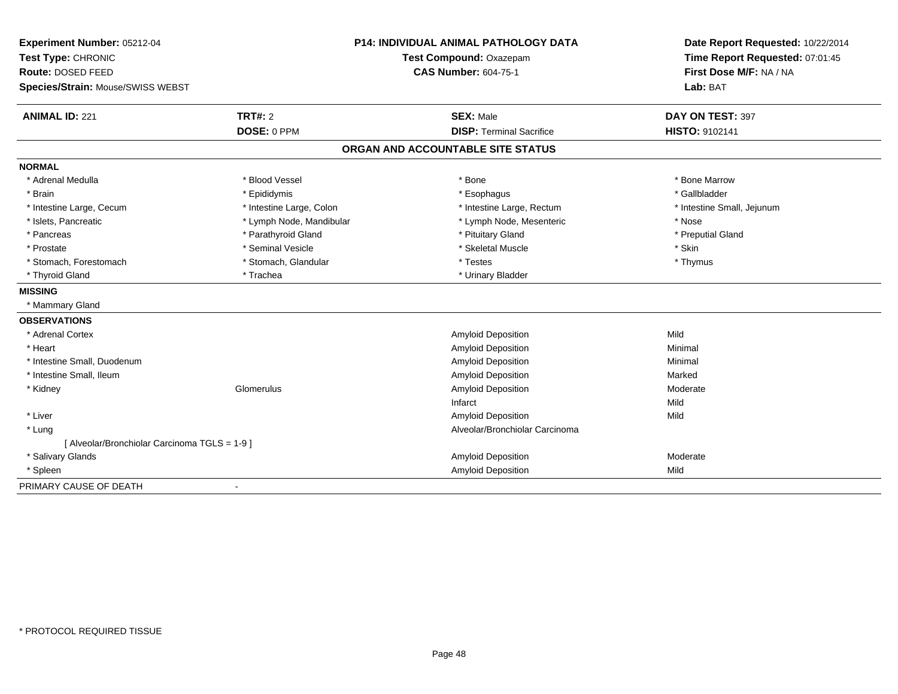**Experiment Number:** 05212-04
**Test Type:** CHRONIC
**Route:** DOSED FEED
**Species/Strain:** Mouse/SWISS WEBST

**P14: INDIVIDUAL ANIMAL PATHOLOGY DATA**
**Test Compound:** Oxazepam
**CAS Number:** 604-75-1

**Date Report Requested:** 10/22/2014
**Time Report Requested:** 07:01:45
**First Dose M/F:** NA / NA
**Lab:** BAT

| **ANIMAL ID:** 221 | **TRT#:** 2 | **SEX:** Male | **DAY ON TEST:** 397 |
|---|---|---|---|
| | **DOSE:** 0 PPM | **DISP:** Terminal Sacrifice | **HISTO:** 9102141 |

## ORGAN AND ACCOUNTABLE SITE STATUS

**NORMAL**

| | | | |
|---|---|---|---|
| * Adrenal Medulla | * Blood Vessel | * Bone | * Bone Marrow |
| * Brain | * Epididymis | * Esophagus | * Gallbladder |
| * Intestine Large, Cecum | * Intestine Large, Colon | * Intestine Large, Rectum | * Intestine Small, Jejunum |
| * Islets, Pancreatic | * Lymph Node, Mandibular | * Lymph Node, Mesenteric | * Nose |
| * Pancreas | * Parathyroid Gland | * Pituitary Gland | * Preputial Gland |
| * Prostate | * Seminal Vesicle | * Skeletal Muscle | * Skin |
| * Stomach, Forestomach | * Stomach, Glandular | * Testes | * Thymus |
| * Thyroid Gland | * Trachea | * Urinary Bladder | |

**MISSING**

* Mammary Gland

**OBSERVATIONS**

| | | | |
|---|---|---|---|
| * Adrenal Cortex | | Amyloid Deposition | Mild |
| * Heart | | Amyloid Deposition | Minimal |
| * Intestine Small, Duodenum | | Amyloid Deposition | Minimal |
| * Intestine Small, Ileum | | Amyloid Deposition | Marked |
| * Kidney | Glomerulus | Amyloid Deposition | Moderate |
| | | Infarct | Mild |
| * Liver | | Amyloid Deposition | Mild |
| * Lung | | Alveolar/Bronchiolar Carcinoma | |
| [ Alveolar/Bronchiolar Carcinoma TGLS = 1-9 ] | | | |
| * Salivary Glands | | Amyloid Deposition | Moderate |
| * Spleen | | Amyloid Deposition | Mild |

PRIMARY CAUSE OF DEATH -

* PROTOCOL REQUIRED TISSUE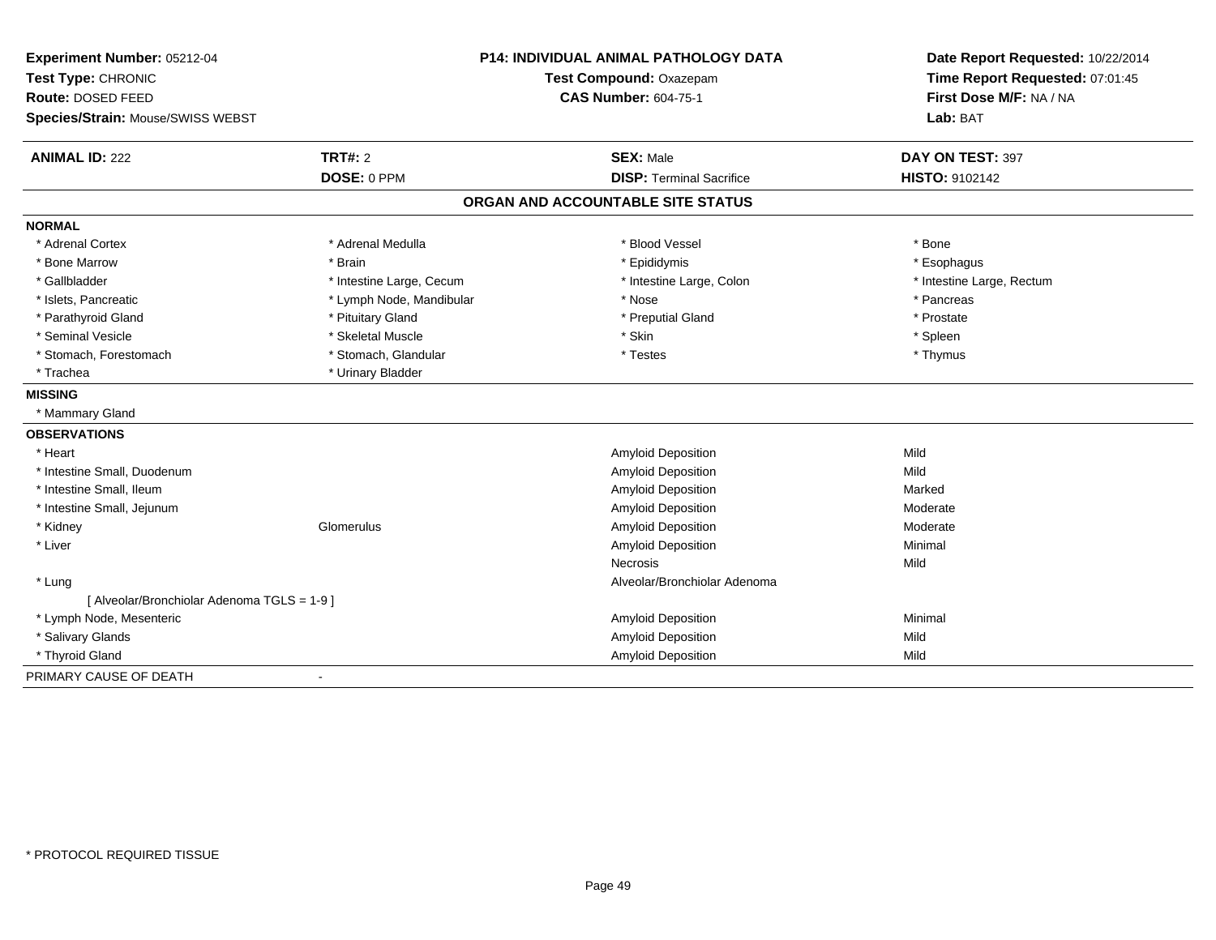**Experiment Number:** 05212-04
**Test Type:** CHRONIC
**Route:** DOSED FEED
**Species/Strain:** Mouse/SWISS WEBST

**P14: INDIVIDUAL ANIMAL PATHOLOGY DATA**
**Test Compound:** Oxazepam
**CAS Number:** 604-75-1

**Date Report Requested:** 10/22/2014
**Time Report Requested:** 07:01:45
**First Dose M/F:** NA / NA
**Lab:** BAT

| **ANIMAL ID:** 222 | **TRT#:** 2 | **SEX:** Male | **DAY ON TEST:** 397 |
|---|---|---|---|
| | **DOSE:** 0 PPM | **DISP:** Terminal Sacrifice | **HISTO:** 9102142 |

## ORGAN AND ACCOUNTABLE SITE STATUS

**NORMAL**

| | | | |
|---|---|---|---|
| * Adrenal Cortex | * Adrenal Medulla | * Blood Vessel | * Bone |
| * Bone Marrow | * Brain | * Epididymis | * Esophagus |
| * Gallbladder | * Intestine Large, Cecum | * Intestine Large, Colon | * Intestine Large, Rectum |
| * Islets, Pancreatic | * Lymph Node, Mandibular | * Nose | * Pancreas |
| * Parathyroid Gland | * Pituitary Gland | * Preputial Gland | * Prostate |
| * Seminal Vesicle | * Skeletal Muscle | * Skin | * Spleen |
| * Stomach, Forestomach | * Stomach, Glandular | * Testes | * Thymus |
| * Trachea | * Urinary Bladder | | |

**MISSING**

* Mammary Gland

**OBSERVATIONS**

| | | | |
|---|---|---|---|
| * Heart | | Amyloid Deposition | Mild |
| * Intestine Small, Duodenum | | Amyloid Deposition | Mild |
| * Intestine Small, Ileum | | Amyloid Deposition | Marked |
| * Intestine Small, Jejunum | | Amyloid Deposition | Moderate |
| * Kidney | Glomerulus | Amyloid Deposition | Moderate |
| * Liver | | Amyloid Deposition | Minimal |
| | | Necrosis | Mild |
| * Lung | | Alveolar/Bronchiolar Adenoma | |
| [ Alveolar/Bronchiolar Adenoma TGLS = 1-9 ] | | | |
| * Lymph Node, Mesenteric | | Amyloid Deposition | Minimal |
| * Salivary Glands | | Amyloid Deposition | Mild |
| * Thyroid Gland | | Amyloid Deposition | Mild |

PRIMARY CAUSE OF DEATH -

* PROTOCOL REQUIRED TISSUE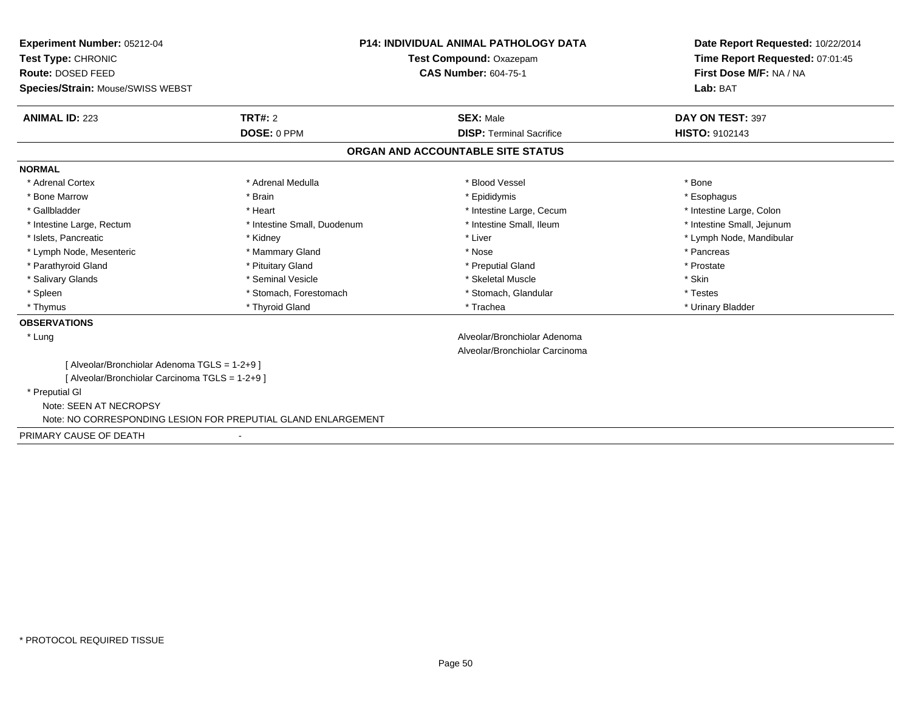**Experiment Number:** 05212-04
**Test Type:** CHRONIC
**Route:** DOSED FEED
**Species/Strain:** Mouse/SWISS WEBST

**P14: INDIVIDUAL ANIMAL PATHOLOGY DATA**
**Test Compound:** Oxazepam
**CAS Number:** 604-75-1

**Date Report Requested:** 10/22/2014
**Time Report Requested:** 07:01:45
**First Dose M/F:** NA / NA
**Lab:** BAT

| **ANIMAL ID:** 223 | **TRT#:** 2 | **SEX:** Male | **DAY ON TEST:** 397 |
|---|---|---|---|
| | **DOSE:** 0 PPM | **DISP:** Terminal Sacrifice | **HISTO:** 9102143 |

## ORGAN AND ACCOUNTABLE SITE STATUS

**NORMAL**

| | | | |
|---|---|---|---|
| * Adrenal Cortex | * Adrenal Medulla | * Blood Vessel | * Bone |
| * Bone Marrow | * Brain | * Epididymis | * Esophagus |
| * Gallbladder | * Heart | * Intestine Large, Cecum | * Intestine Large, Colon |
| * Intestine Large, Rectum | * Intestine Small, Duodenum | * Intestine Small, Ileum | * Intestine Small, Jejunum |
| * Islets, Pancreatic | * Kidney | * Liver | * Lymph Node, Mandibular |
| * Lymph Node, Mesenteric | * Mammary Gland | * Nose | * Pancreas |
| * Parathyroid Gland | * Pituitary Gland | * Preputial Gland | * Prostate |
| * Salivary Glands | * Seminal Vesicle | * Skeletal Muscle | * Skin |
| * Spleen | * Stomach, Forestomach | * Stomach, Glandular | * Testes |
| * Thymus | * Thyroid Gland | * Trachea | * Urinary Bladder |

**OBSERVATIONS**

* Lung — Alveolar/Bronchiolar Adenoma; Alveolar/Bronchiolar Carcinoma
  - [ Alveolar/Bronchiolar Adenoma TGLS = 1-2+9 ]
  - [ Alveolar/Bronchiolar Carcinoma TGLS = 1-2+9 ]
* Preputial Gl
  - Note: SEEN AT NECROPSY
  - Note: NO CORRESPONDING LESION FOR PREPUTIAL GLAND ENLARGEMENT

PRIMARY CAUSE OF DEATH -

\* PROTOCOL REQUIRED TISSUE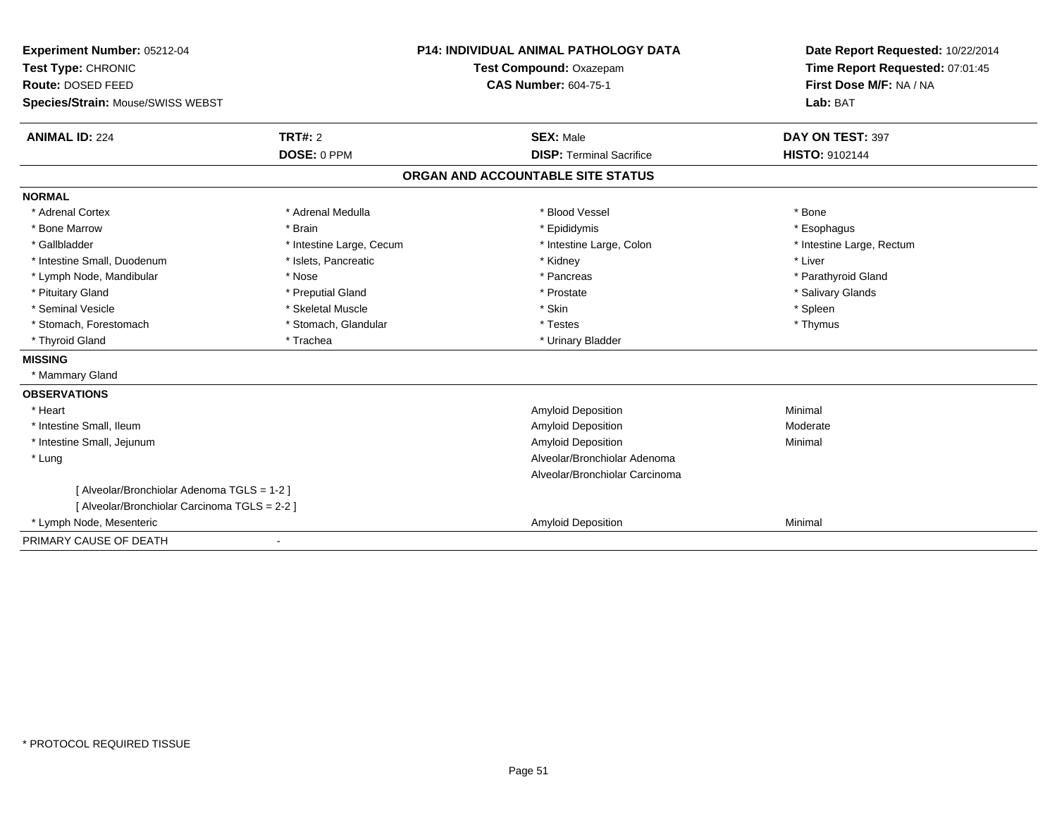**Experiment Number:** 05212-04
**Test Type:** CHRONIC
**Route:** DOSED FEED
**Species/Strain:** Mouse/SWISS WEBST

**P14: INDIVIDUAL ANIMAL PATHOLOGY DATA**
**Test Compound:** Oxazepam
**CAS Number:** 604-75-1

**Date Report Requested:** 10/22/2014
**Time Report Requested:** 07:01:45
**First Dose M/F:** NA / NA
**Lab:** BAT

| **ANIMAL ID:** 224 | **TRT#:** 2 | **SEX:** Male | **DAY ON TEST:** 397 |
|---|---|---|---|
| | **DOSE:** 0 PPM | **DISP:** Terminal Sacrifice | **HISTO:** 9102144 |

## ORGAN AND ACCOUNTABLE SITE STATUS

**NORMAL**

| | | | |
|---|---|---|---|
| * Adrenal Cortex | * Adrenal Medulla | * Blood Vessel | * Bone |
| * Bone Marrow | * Brain | * Epididymis | * Esophagus |
| * Gallbladder | * Intestine Large, Cecum | * Intestine Large, Colon | * Intestine Large, Rectum |
| * Intestine Small, Duodenum | * Islets, Pancreatic | * Kidney | * Liver |
| * Lymph Node, Mandibular | * Nose | * Pancreas | * Parathyroid Gland |
| * Pituitary Gland | * Preputial Gland | * Prostate | * Salivary Glands |
| * Seminal Vesicle | * Skeletal Muscle | * Skin | * Spleen |
| * Stomach, Forestomach | * Stomach, Glandular | * Testes | * Thymus |
| * Thyroid Gland | * Trachea | * Urinary Bladder | |

**MISSING**

* Mammary Gland

**OBSERVATIONS**

| | | |
|---|---|---|
| * Heart | Amyloid Deposition | Minimal |
| * Intestine Small, Ileum | Amyloid Deposition | Moderate |
| * Intestine Small, Jejunum | Amyloid Deposition | Minimal |
| * Lung | Alveolar/Bronchiolar Adenoma | |
| | Alveolar/Bronchiolar Carcinoma | |
| [ Alveolar/Bronchiolar Adenoma TGLS = 1-2 ] | | |
| [ Alveolar/Bronchiolar Carcinoma TGLS = 2-2 ] | | |
| * Lymph Node, Mesenteric | Amyloid Deposition | Minimal |

PRIMARY CAUSE OF DEATH -

* PROTOCOL REQUIRED TISSUE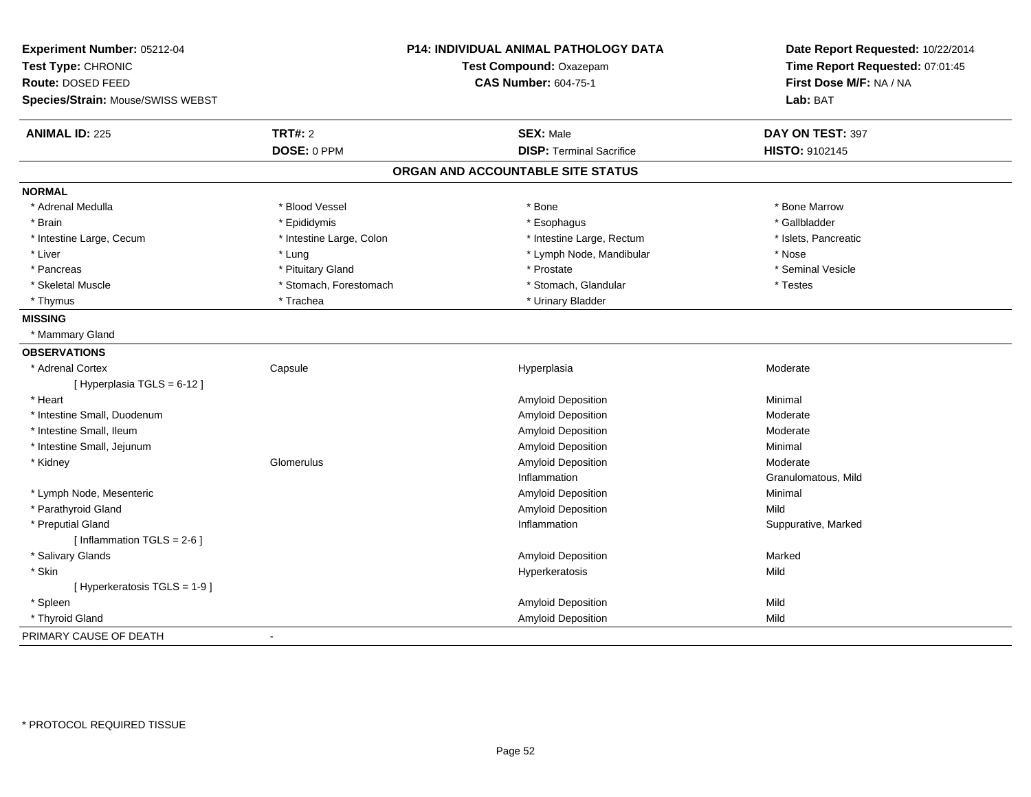**Experiment Number:** 05212-04
**Test Type:** CHRONIC
**Route:** DOSED FEED
**Species/Strain:** Mouse/SWISS WEBST

**P14: INDIVIDUAL ANIMAL PATHOLOGY DATA**
**Test Compound:** Oxazepam
**CAS Number:** 604-75-1

**Date Report Requested:** 10/22/2014
**Time Report Requested:** 07:01:45
**First Dose M/F:** NA / NA
**Lab:** BAT

| **ANIMAL ID:** 225 | **TRT#:** 2 | **SEX:** Male | **DAY ON TEST:** 397 |
|---|---|---|---|
| | **DOSE:** 0 PPM | **DISP:** Terminal Sacrifice | **HISTO:** 9102145 |

**ORGAN AND ACCOUNTABLE SITE STATUS**

**NORMAL**

| | | | |
|---|---|---|---|
| * Adrenal Medulla | * Blood Vessel | * Bone | * Bone Marrow |
| * Brain | * Epididymis | * Esophagus | * Gallbladder |
| * Intestine Large, Cecum | * Intestine Large, Colon | * Intestine Large, Rectum | * Islets, Pancreatic |
| * Liver | * Lung | * Lymph Node, Mandibular | * Nose |
| * Pancreas | * Pituitary Gland | * Prostate | * Seminal Vesicle |
| * Skeletal Muscle | * Stomach, Forestomach | * Stomach, Glandular | * Testes |
| * Thymus | * Trachea | * Urinary Bladder | |

**MISSING**

* Mammary Gland

**OBSERVATIONS**

| Organ | Site | Observation | Severity |
|---|---|---|---|
| * Adrenal Cortex | Capsule | Hyperplasia | Moderate |
| [ Hyperplasia TGLS = 6-12 ] | | | |
| * Heart | | Amyloid Deposition | Minimal |
| * Intestine Small, Duodenum | | Amyloid Deposition | Moderate |
| * Intestine Small, Ileum | | Amyloid Deposition | Moderate |
| * Intestine Small, Jejunum | | Amyloid Deposition | Minimal |
| * Kidney | Glomerulus | Amyloid Deposition | Moderate |
| | | Inflammation | Granulomatous, Mild |
| * Lymph Node, Mesenteric | | Amyloid Deposition | Minimal |
| * Parathyroid Gland | | Amyloid Deposition | Mild |
| * Preputial Gland | | Inflammation | Suppurative, Marked |
| [ Inflammation TGLS = 2-6 ] | | | |
| * Salivary Glands | | Amyloid Deposition | Marked |
| * Skin | | Hyperkeratosis | Mild |
| [ Hyperkeratosis TGLS = 1-9 ] | | | |
| * Spleen | | Amyloid Deposition | Mild |
| * Thyroid Gland | | Amyloid Deposition | Mild |

PRIMARY CAUSE OF DEATH -

* PROTOCOL REQUIRED TISSUE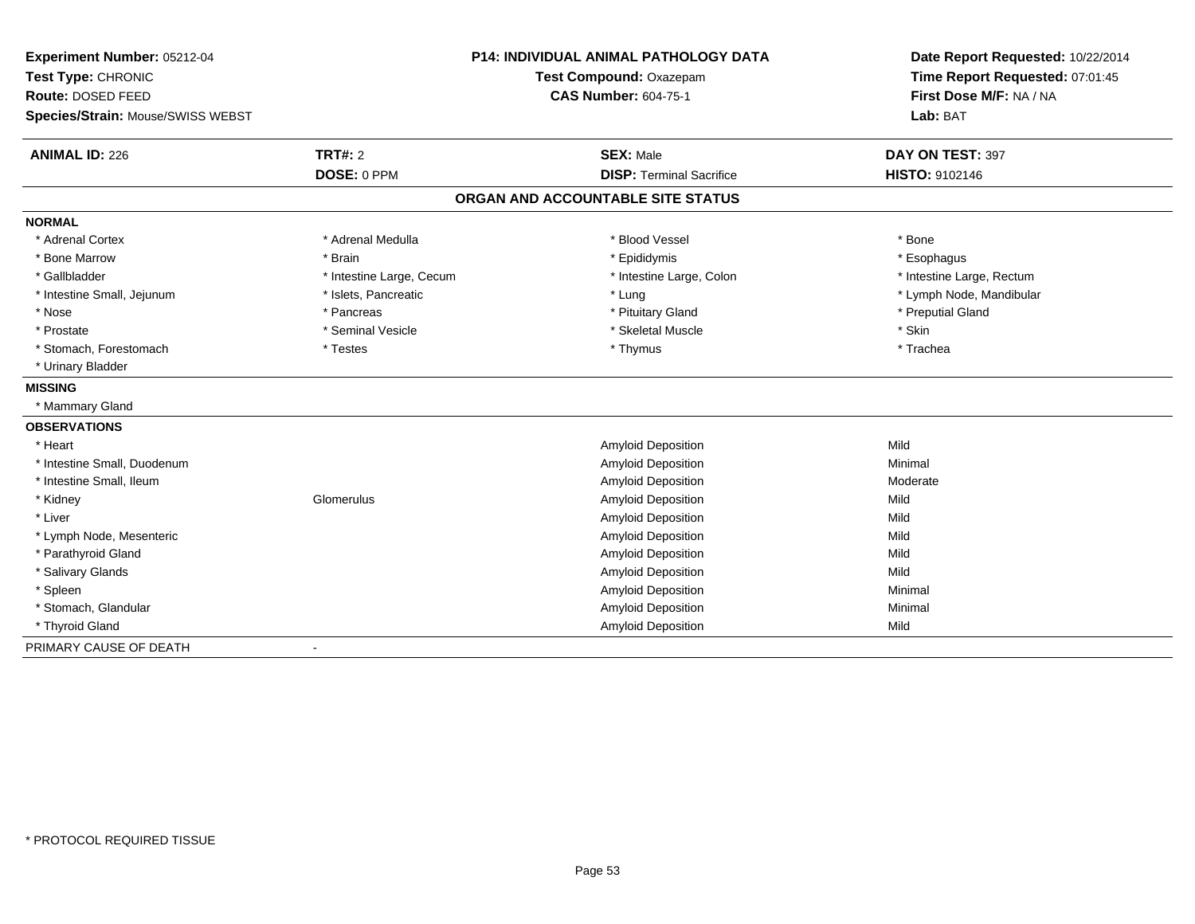**Experiment Number:** 05212-04
**Test Type:** CHRONIC
**Route:** DOSED FEED
**Species/Strain:** Mouse/SWISS WEBST

**P14: INDIVIDUAL ANIMAL PATHOLOGY DATA**
**Test Compound:** Oxazepam
**CAS Number:** 604-75-1

**Date Report Requested:** 10/22/2014
**Time Report Requested:** 07:01:45
**First Dose M/F:** NA / NA
**Lab:** BAT

| **ANIMAL ID:** 226 | **TRT#:** 2 | **SEX:** Male | **DAY ON TEST:** 397 |
|---|---|---|---|
| | **DOSE:** 0 PPM | **DISP:** Terminal Sacrifice | **HISTO:** 9102146 |

## ORGAN AND ACCOUNTABLE SITE STATUS

**NORMAL**

| | | | |
|---|---|---|---|
| * Adrenal Cortex | * Adrenal Medulla | * Blood Vessel | * Bone |
| * Bone Marrow | * Brain | * Epididymis | * Esophagus |
| * Gallbladder | * Intestine Large, Cecum | * Intestine Large, Colon | * Intestine Large, Rectum |
| * Intestine Small, Jejunum | * Islets, Pancreatic | * Lung | * Lymph Node, Mandibular |
| * Nose | * Pancreas | * Pituitary Gland | * Preputial Gland |
| * Prostate | * Seminal Vesicle | * Skeletal Muscle | * Skin |
| * Stomach, Forestomach | * Testes | * Thymus | * Trachea |
| * Urinary Bladder | | | |

**MISSING**

* Mammary Gland

**OBSERVATIONS**

| | | | |
|---|---|---|---|
| * Heart | | Amyloid Deposition | Mild |
| * Intestine Small, Duodenum | | Amyloid Deposition | Minimal |
| * Intestine Small, Ileum | | Amyloid Deposition | Moderate |
| * Kidney | Glomerulus | Amyloid Deposition | Mild |
| * Liver | | Amyloid Deposition | Mild |
| * Lymph Node, Mesenteric | | Amyloid Deposition | Mild |
| * Parathyroid Gland | | Amyloid Deposition | Mild |
| * Salivary Glands | | Amyloid Deposition | Mild |
| * Spleen | | Amyloid Deposition | Minimal |
| * Stomach, Glandular | | Amyloid Deposition | Minimal |
| * Thyroid Gland | | Amyloid Deposition | Mild |

PRIMARY CAUSE OF DEATH -

* PROTOCOL REQUIRED TISSUE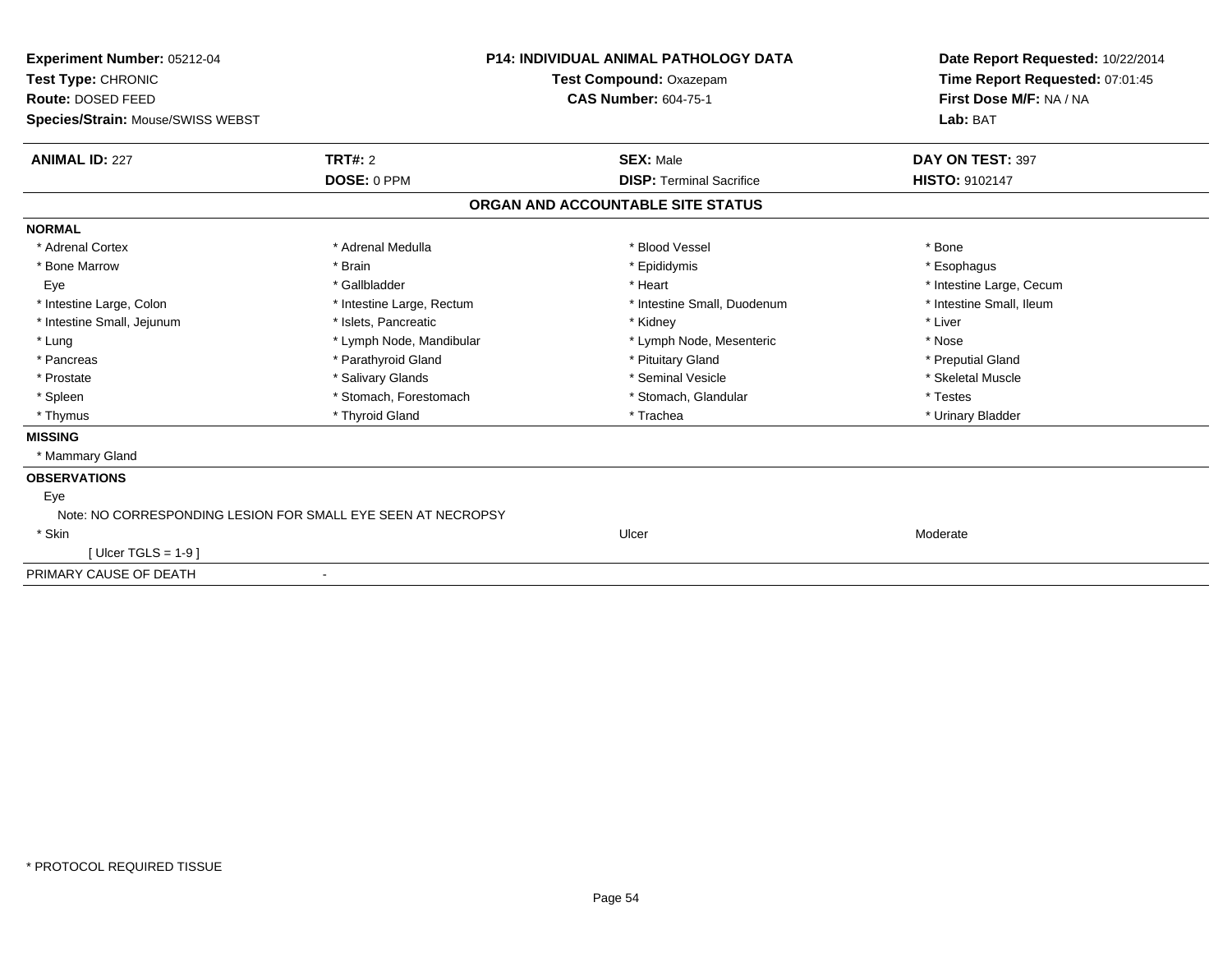**Experiment Number:** 05212-04
**Test Type:** CHRONIC
**Route:** DOSED FEED
**Species/Strain:** Mouse/SWISS WEBST

**P14: INDIVIDUAL ANIMAL PATHOLOGY DATA**
**Test Compound:** Oxazepam
**CAS Number:** 604-75-1

**Date Report Requested:** 10/22/2014
**Time Report Requested:** 07:01:45
**First Dose M/F:** NA / NA
**Lab:** BAT

| **ANIMAL ID:** 227 | **TRT#:** 2 | **SEX:** Male | **DAY ON TEST:** 397 |
|---|---|---|---|
| | **DOSE:** 0 PPM | **DISP:** Terminal Sacrifice | **HISTO:** 9102147 |

## ORGAN AND ACCOUNTABLE SITE STATUS

**NORMAL**

| | | | |
|---|---|---|---|
| * Adrenal Cortex | * Adrenal Medulla | * Blood Vessel | * Bone |
| * Bone Marrow | * Brain | * Epididymis | * Esophagus |
| Eye | * Gallbladder | * Heart | * Intestine Large, Cecum |
| * Intestine Large, Colon | * Intestine Large, Rectum | * Intestine Small, Duodenum | * Intestine Small, Ileum |
| * Intestine Small, Jejunum | * Islets, Pancreatic | * Kidney | * Liver |
| * Lung | * Lymph Node, Mandibular | * Lymph Node, Mesenteric | * Nose |
| * Pancreas | * Parathyroid Gland | * Pituitary Gland | * Preputial Gland |
| * Prostate | * Salivary Glands | * Seminal Vesicle | * Skeletal Muscle |
| * Spleen | * Stomach, Forestomach | * Stomach, Glandular | * Testes |
| * Thymus | * Thyroid Gland | * Trachea | * Urinary Bladder |

**MISSING**

* Mammary Gland

**OBSERVATIONS**

Eye

Note: NO CORRESPONDING LESION FOR SMALL EYE SEEN AT NECROPSY

| | | |
|---|---|---|
| * Skin | Ulcer | Moderate |
| [ Ulcer TGLS = 1-9 ] | | |

PRIMARY CAUSE OF DEATH -

* PROTOCOL REQUIRED TISSUE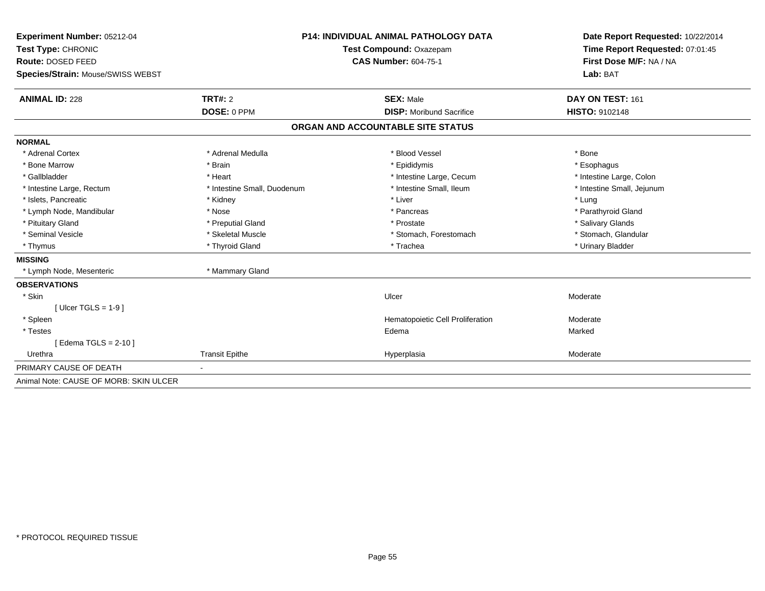**Experiment Number:** 05212-04
**Test Type:** CHRONIC
**Route:** DOSED FEED
**Species/Strain:** Mouse/SWISS WEBST

**P14: INDIVIDUAL ANIMAL PATHOLOGY DATA**
**Test Compound:** Oxazepam
**CAS Number:** 604-75-1

**Date Report Requested:** 10/22/2014
**Time Report Requested:** 07:01:45
**First Dose M/F:** NA / NA
**Lab:** BAT

| **ANIMAL ID:** 228 | **TRT#:** 2 | **SEX:** Male | **DAY ON TEST:** 161 |
|---|---|---|---|
| | **DOSE:** 0 PPM | **DISP:** Moribund Sacrifice | **HISTO:** 9102148 |

## ORGAN AND ACCOUNTABLE SITE STATUS

**NORMAL**

| | | | |
|---|---|---|---|
| * Adrenal Cortex | * Adrenal Medulla | * Blood Vessel | * Bone |
| * Bone Marrow | * Brain | * Epididymis | * Esophagus |
| * Gallbladder | * Heart | * Intestine Large, Cecum | * Intestine Large, Colon |
| * Intestine Large, Rectum | * Intestine Small, Duodenum | * Intestine Small, Ileum | * Intestine Small, Jejunum |
| * Islets, Pancreatic | * Kidney | * Liver | * Lung |
| * Lymph Node, Mandibular | * Nose | * Pancreas | * Parathyroid Gland |
| * Pituitary Gland | * Preputial Gland | * Prostate | * Salivary Glands |
| * Seminal Vesicle | * Skeletal Muscle | * Stomach, Forestomach | * Stomach, Glandular |
| * Thymus | * Thyroid Gland | * Trachea | * Urinary Bladder |

**MISSING**

| | |
|---|---|
| * Lymph Node, Mesenteric | * Mammary Gland |

**OBSERVATIONS**

| | | | |
|---|---|---|---|
| * Skin | | Ulcer | Moderate |
| [ Ulcer TGLS = 1-9 ] | | | |
| * Spleen | | Hematopoietic Cell Proliferation | Moderate |
| * Testes | | Edema | Marked |
| [ Edema TGLS = 2-10 ] | | | |
| Urethra | Transit Epithe | Hyperplasia | Moderate |

PRIMARY CAUSE OF DEATH -

Animal Note: CAUSE OF MORB: SKIN ULCER

* PROTOCOL REQUIRED TISSUE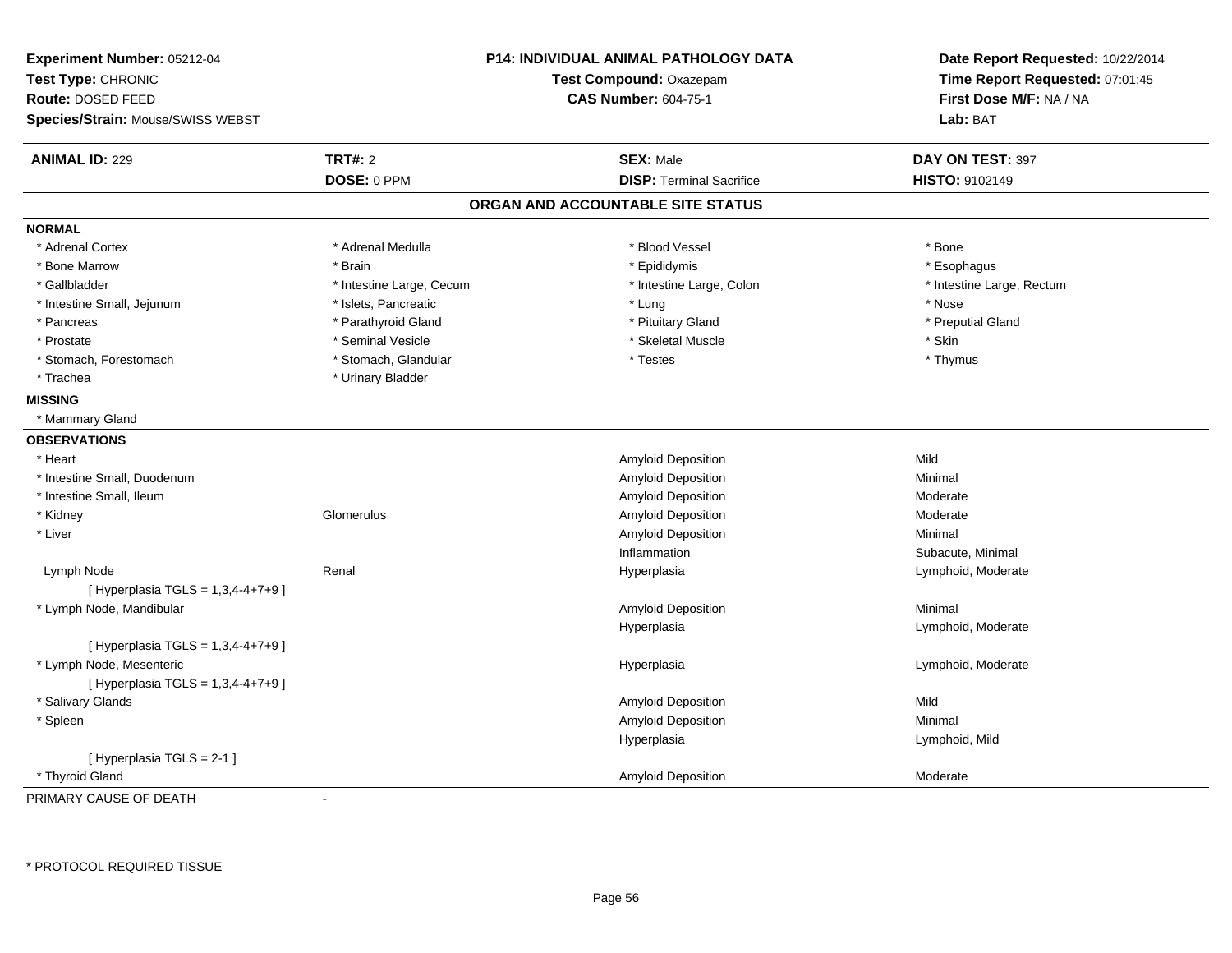**Experiment Number:** 05212-04
**Test Type:** CHRONIC
**Route:** DOSED FEED
**Species/Strain:** Mouse/SWISS WEBST

**P14: INDIVIDUAL ANIMAL PATHOLOGY DATA**
**Test Compound:** Oxazepam
**CAS Number:** 604-75-1

**Date Report Requested:** 10/22/2014
**Time Report Requested:** 07:01:45
**First Dose M/F:** NA / NA
**Lab:** BAT

| **ANIMAL ID:** 229 | **TRT#:** 2 | **SEX:** Male | **DAY ON TEST:** 397 |
|---|---|---|---|
| | **DOSE:** 0 PPM | **DISP:** Terminal Sacrifice | **HISTO:** 9102149 |

## ORGAN AND ACCOUNTABLE SITE STATUS

**NORMAL**

| | | | |
|---|---|---|---|
| * Adrenal Cortex | * Adrenal Medulla | * Blood Vessel | * Bone |
| * Bone Marrow | * Brain | * Epididymis | * Esophagus |
| * Gallbladder | * Intestine Large, Cecum | * Intestine Large, Colon | * Intestine Large, Rectum |
| * Intestine Small, Jejunum | * Islets, Pancreatic | * Lung | * Nose |
| * Pancreas | * Parathyroid Gland | * Pituitary Gland | * Preputial Gland |
| * Prostate | * Seminal Vesicle | * Skeletal Muscle | * Skin |
| * Stomach, Forestomach | * Stomach, Glandular | * Testes | * Thymus |
| * Trachea | * Urinary Bladder | | |

**MISSING**

* Mammary Gland

**OBSERVATIONS**

| | | | |
|---|---|---|---|
| * Heart | | Amyloid Deposition | Mild |
| * Intestine Small, Duodenum | | Amyloid Deposition | Minimal |
| * Intestine Small, Ileum | | Amyloid Deposition | Moderate |
| * Kidney | Glomerulus | Amyloid Deposition | Moderate |
| * Liver | | Amyloid Deposition | Minimal |
| | | Inflammation | Subacute, Minimal |
| Lymph Node | Renal | Hyperplasia | Lymphoid, Moderate |
| [ Hyperplasia TGLS = 1,3,4-4+7+9 ] | | | |
| * Lymph Node, Mandibular | | Amyloid Deposition | Minimal |
| | | Hyperplasia | Lymphoid, Moderate |
| [ Hyperplasia TGLS = 1,3,4-4+7+9 ] | | | |
| * Lymph Node, Mesenteric | | Hyperplasia | Lymphoid, Moderate |
| [ Hyperplasia TGLS = 1,3,4-4+7+9 ] | | | |
| * Salivary Glands | | Amyloid Deposition | Mild |
| * Spleen | | Amyloid Deposition | Minimal |
| | | Hyperplasia | Lymphoid, Mild |
| [ Hyperplasia TGLS = 2-1 ] | | | |
| * Thyroid Gland | | Amyloid Deposition | Moderate |

PRIMARY CAUSE OF DEATH -

* PROTOCOL REQUIRED TISSUE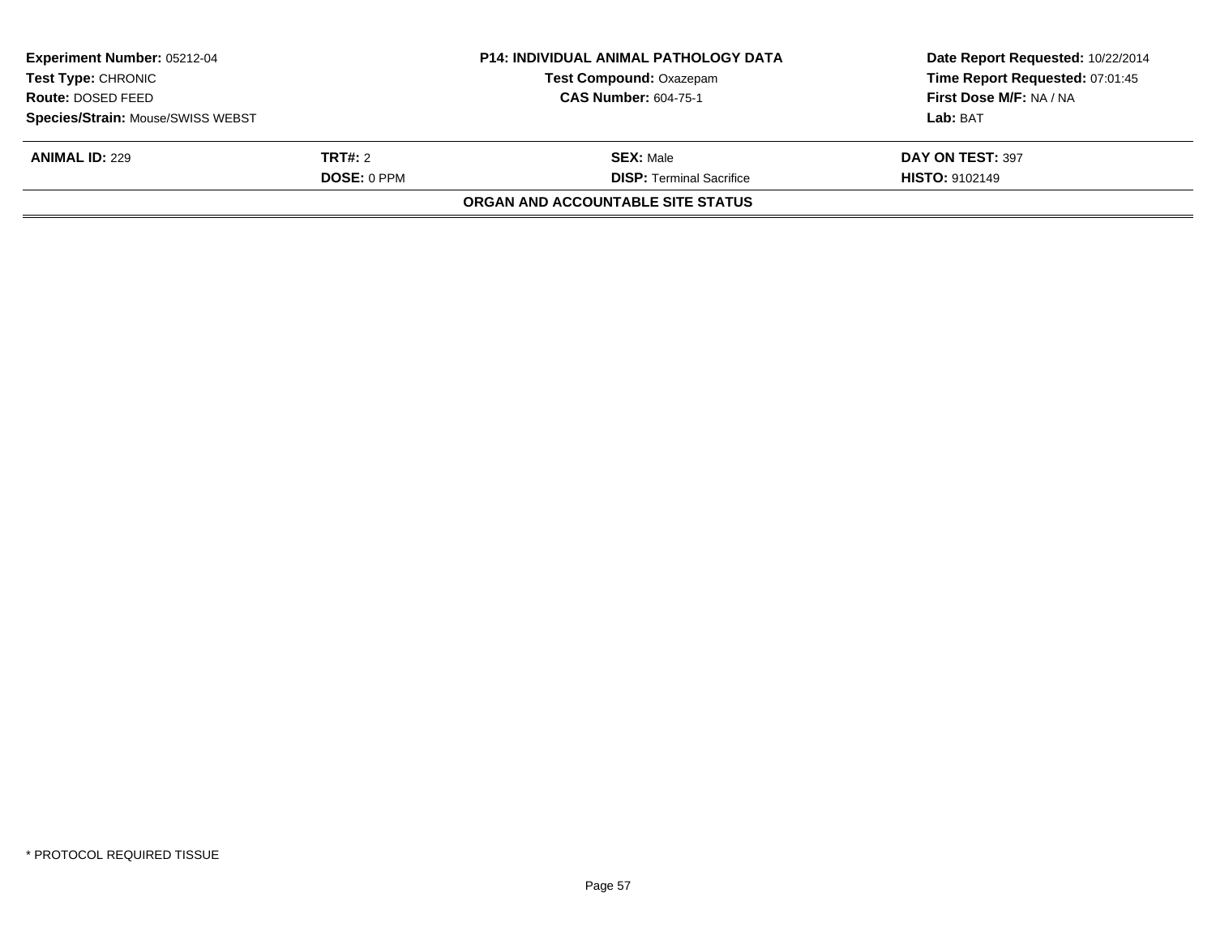| Experiment Number: 05212-04 | P14: INDIVIDUAL ANIMAL PATHOLOGY DATA | Date Report Requested: 10/22/2014 |
|---|---|---|
| Test Type: CHRONIC | Test Compound: Oxazepam | Time Report Requested: 07:01:45 |
| Route: DOSED FEED | CAS Number: 604-75-1 | First Dose M/F: NA / NA |
| Species/Strain: Mouse/SWISS WEBST | | Lab: BAT |

| ANIMAL ID: 229 | TRT#: 2 | SEX: Male | DAY ON TEST: 397 |
|---|---|---|---|
| | DOSE: 0 PPM | DISP: Terminal Sacrifice | HISTO: 9102149 |

**ORGAN AND ACCOUNTABLE SITE STATUS**

* PROTOCOL REQUIRED TISSUE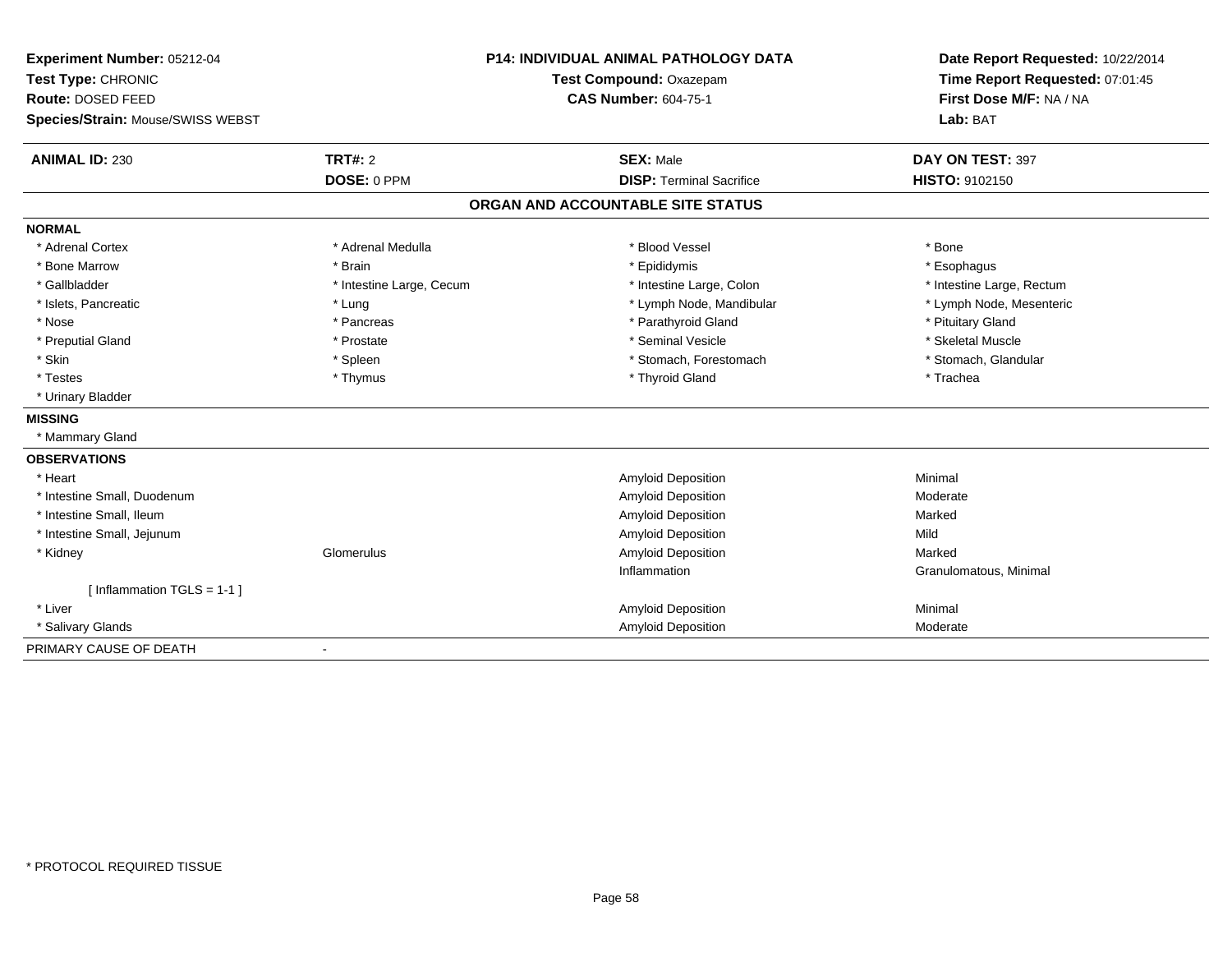**Experiment Number:** 05212-04
**Test Type:** CHRONIC
**Route:** DOSED FEED
**Species/Strain:** Mouse/SWISS WEBST

**P14: INDIVIDUAL ANIMAL PATHOLOGY DATA**
**Test Compound:** Oxazepam
**CAS Number:** 604-75-1

**Date Report Requested:** 10/22/2014
**Time Report Requested:** 07:01:45
**First Dose M/F:** NA / NA
**Lab:** BAT

| **ANIMAL ID:** 230 | **TRT#:** 2 | **SEX:** Male | **DAY ON TEST:** 397 |
|---|---|---|---|
| | **DOSE:** 0 PPM | **DISP:** Terminal Sacrifice | **HISTO:** 9102150 |

## ORGAN AND ACCOUNTABLE SITE STATUS

**NORMAL**

| | | | |
|---|---|---|---|
| * Adrenal Cortex | * Adrenal Medulla | * Blood Vessel | * Bone |
| * Bone Marrow | * Brain | * Epididymis | * Esophagus |
| * Gallbladder | * Intestine Large, Cecum | * Intestine Large, Colon | * Intestine Large, Rectum |
| * Islets, Pancreatic | * Lung | * Lymph Node, Mandibular | * Lymph Node, Mesenteric |
| * Nose | * Pancreas | * Parathyroid Gland | * Pituitary Gland |
| * Preputial Gland | * Prostate | * Seminal Vesicle | * Skeletal Muscle |
| * Skin | * Spleen | * Stomach, Forestomach | * Stomach, Glandular |
| * Testes | * Thymus | * Thyroid Gland | * Trachea |
| * Urinary Bladder | | | |

**MISSING**

* Mammary Gland

**OBSERVATIONS**

| | | | |
|---|---|---|---|
| * Heart | | Amyloid Deposition | Minimal |
| * Intestine Small, Duodenum | | Amyloid Deposition | Moderate |
| * Intestine Small, Ileum | | Amyloid Deposition | Marked |
| * Intestine Small, Jejunum | | Amyloid Deposition | Mild |
| * Kidney | Glomerulus | Amyloid Deposition | Marked |
| | | Inflammation | Granulomatous, Minimal |
| [ Inflammation TGLS = 1-1 ] | | | |
| * Liver | | Amyloid Deposition | Minimal |
| * Salivary Glands | | Amyloid Deposition | Moderate |

PRIMARY CAUSE OF DEATH -

* PROTOCOL REQUIRED TISSUE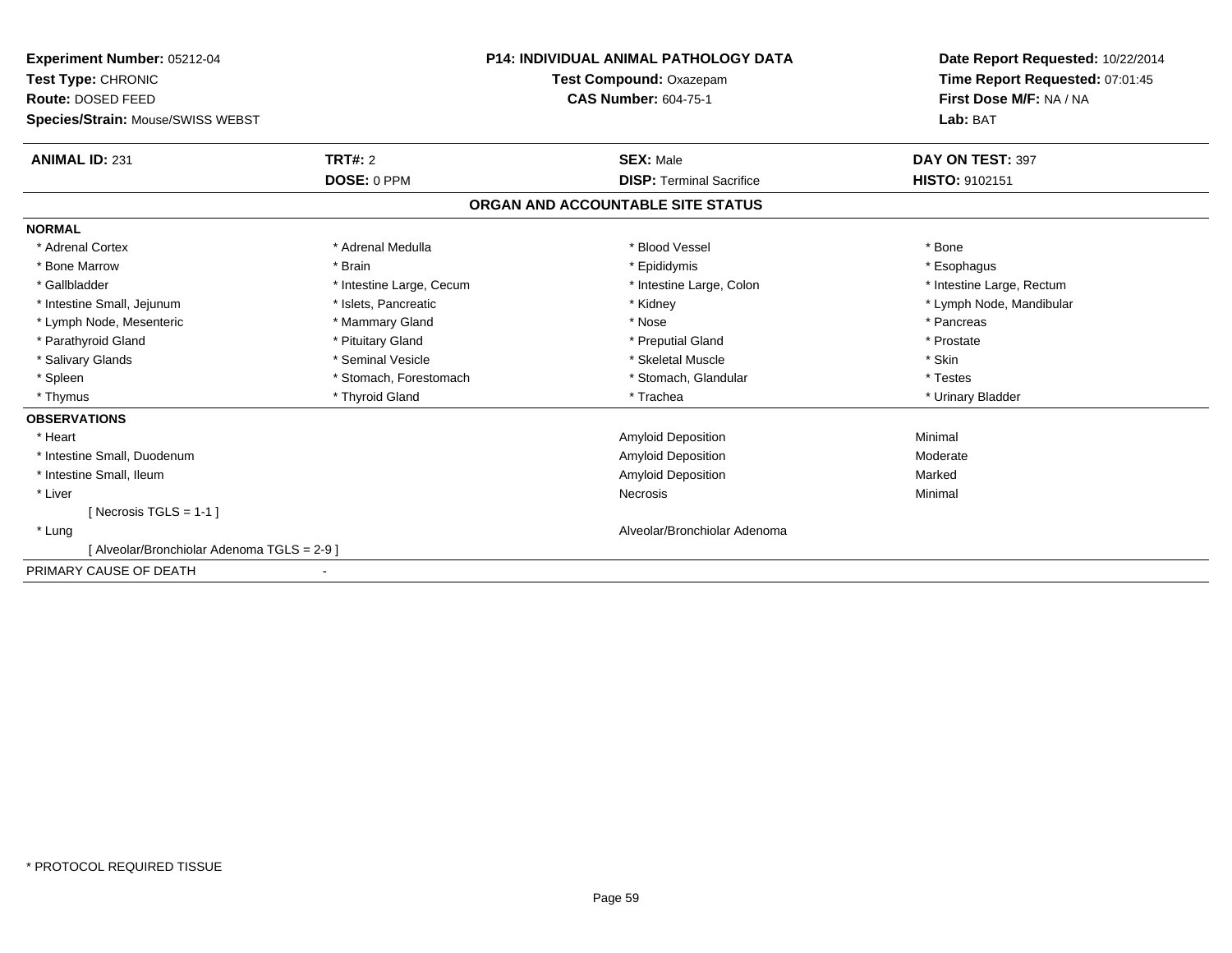**Experiment Number:** 05212-04
**Test Type:** CHRONIC
**Route:** DOSED FEED
**Species/Strain:** Mouse/SWISS WEBST

**P14: INDIVIDUAL ANIMAL PATHOLOGY DATA**
**Test Compound:** Oxazepam
**CAS Number:** 604-75-1

**Date Report Requested:** 10/22/2014
**Time Report Requested:** 07:01:45
**First Dose M/F:** NA / NA
**Lab:** BAT

| **ANIMAL ID:** 231 | **TRT#:** 2 | **SEX:** Male | **DAY ON TEST:** 397 |
|---|---|---|---|
| | **DOSE:** 0 PPM | **DISP:** Terminal Sacrifice | **HISTO:** 9102151 |

## ORGAN AND ACCOUNTABLE SITE STATUS

**NORMAL**

| | | | |
|---|---|---|---|
| * Adrenal Cortex | * Adrenal Medulla | * Blood Vessel | * Bone |
| * Bone Marrow | * Brain | * Epididymis | * Esophagus |
| * Gallbladder | * Intestine Large, Cecum | * Intestine Large, Colon | * Intestine Large, Rectum |
| * Intestine Small, Jejunum | * Islets, Pancreatic | * Kidney | * Lymph Node, Mandibular |
| * Lymph Node, Mesenteric | * Mammary Gland | * Nose | * Pancreas |
| * Parathyroid Gland | * Pituitary Gland | * Preputial Gland | * Prostate |
| * Salivary Glands | * Seminal Vesicle | * Skeletal Muscle | * Skin |
| * Spleen | * Stomach, Forestomach | * Stomach, Glandular | * Testes |
| * Thymus | * Thyroid Gland | * Trachea | * Urinary Bladder |

**OBSERVATIONS**

| | | |
|---|---|---|
| * Heart | Amyloid Deposition | Minimal |
| * Intestine Small, Duodenum | Amyloid Deposition | Moderate |
| * Intestine Small, Ileum | Amyloid Deposition | Marked |
| * Liver | Necrosis | Minimal |
| [ Necrosis TGLS = 1-1 ] | | |
| * Lung | Alveolar/Bronchiolar Adenoma | |
| [ Alveolar/Bronchiolar Adenoma TGLS = 2-9 ] | | |

PRIMARY CAUSE OF DEATH -

* PROTOCOL REQUIRED TISSUE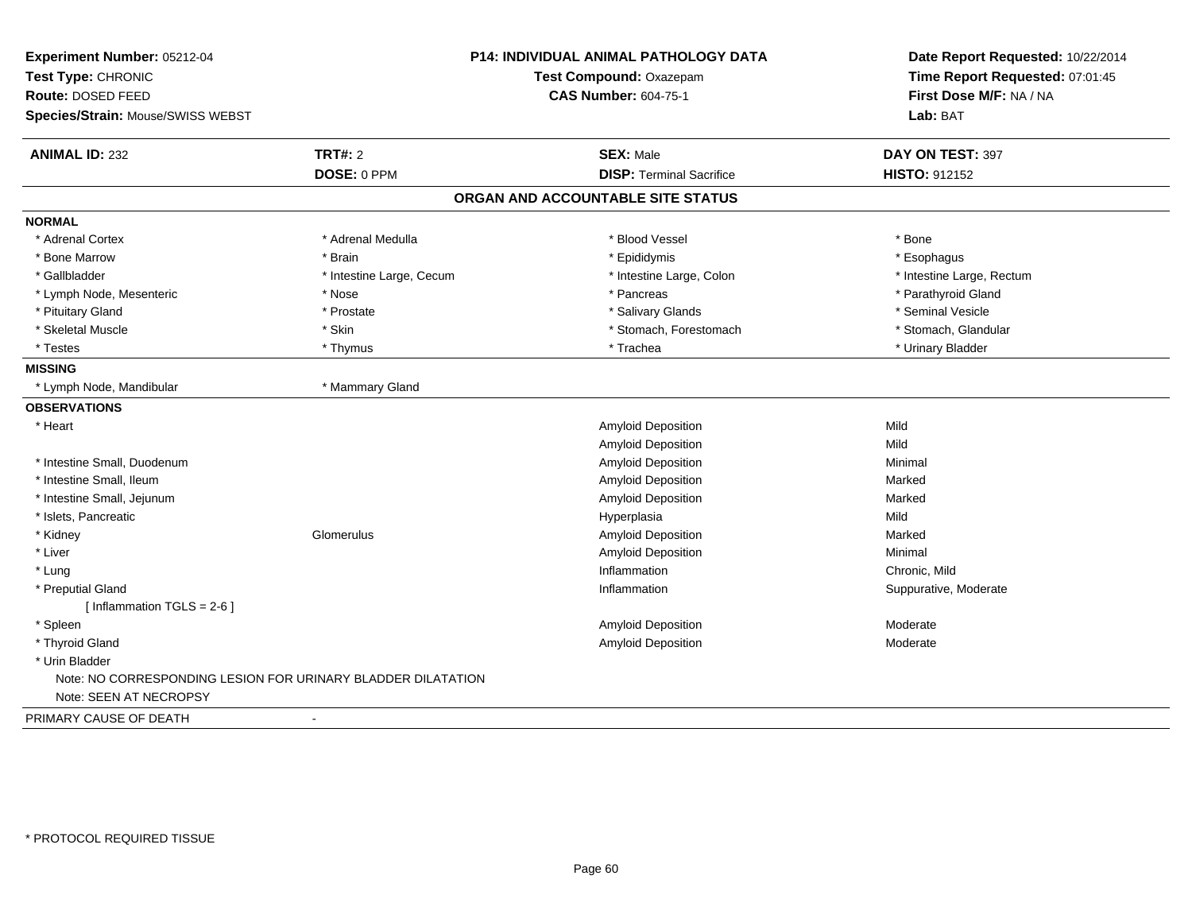**Experiment Number:** 05212-04
**Test Type:** CHRONIC
**Route:** DOSED FEED
**Species/Strain:** Mouse/SWISS WEBST

**P14: INDIVIDUAL ANIMAL PATHOLOGY DATA**
**Test Compound:** Oxazepam
**CAS Number:** 604-75-1

**Date Report Requested:** 10/22/2014
**Time Report Requested:** 07:01:45
**First Dose M/F:** NA / NA
**Lab:** BAT

| **ANIMAL ID:** 232 | **TRT#:** 2 | **SEX:** Male | **DAY ON TEST:** 397 |
|---|---|---|---|
| | **DOSE:** 0 PPM | **DISP:** Terminal Sacrifice | **HISTO:** 912152 |

## ORGAN AND ACCOUNTABLE SITE STATUS

**NORMAL**

| | | | |
|---|---|---|---|
| * Adrenal Cortex | * Adrenal Medulla | * Blood Vessel | * Bone |
| * Bone Marrow | * Brain | * Epididymis | * Esophagus |
| * Gallbladder | * Intestine Large, Cecum | * Intestine Large, Colon | * Intestine Large, Rectum |
| * Lymph Node, Mesenteric | * Nose | * Pancreas | * Parathyroid Gland |
| * Pituitary Gland | * Prostate | * Salivary Glands | * Seminal Vesicle |
| * Skeletal Muscle | * Skin | * Stomach, Forestomach | * Stomach, Glandular |
| * Testes | * Thymus | * Trachea | * Urinary Bladder |

**MISSING**

| | |
|---|---|
| * Lymph Node, Mandibular | * Mammary Gland |

**OBSERVATIONS**

| | | | |
|---|---|---|---|
| * Heart | | Amyloid Deposition | Mild |
| | | Amyloid Deposition | Mild |
| * Intestine Small, Duodenum | | Amyloid Deposition | Minimal |
| * Intestine Small, Ileum | | Amyloid Deposition | Marked |
| * Intestine Small, Jejunum | | Amyloid Deposition | Marked |
| * Islets, Pancreatic | | Hyperplasia | Mild |
| * Kidney | Glomerulus | Amyloid Deposition | Marked |
| * Liver | | Amyloid Deposition | Minimal |
| * Lung | | Inflammation | Chronic, Mild |
| * Preputial Gland | | Inflammation | Suppurative, Moderate |
| [ Inflammation TGLS = 2-6 ] | | | |
| * Spleen | | Amyloid Deposition | Moderate |
| * Thyroid Gland | | Amyloid Deposition | Moderate |
| * Urin Bladder | | | |

Note: NO CORRESPONDING LESION FOR URINARY BLADDER DILATATION
Note: SEEN AT NECROPSY

PRIMARY CAUSE OF DEATH -

* PROTOCOL REQUIRED TISSUE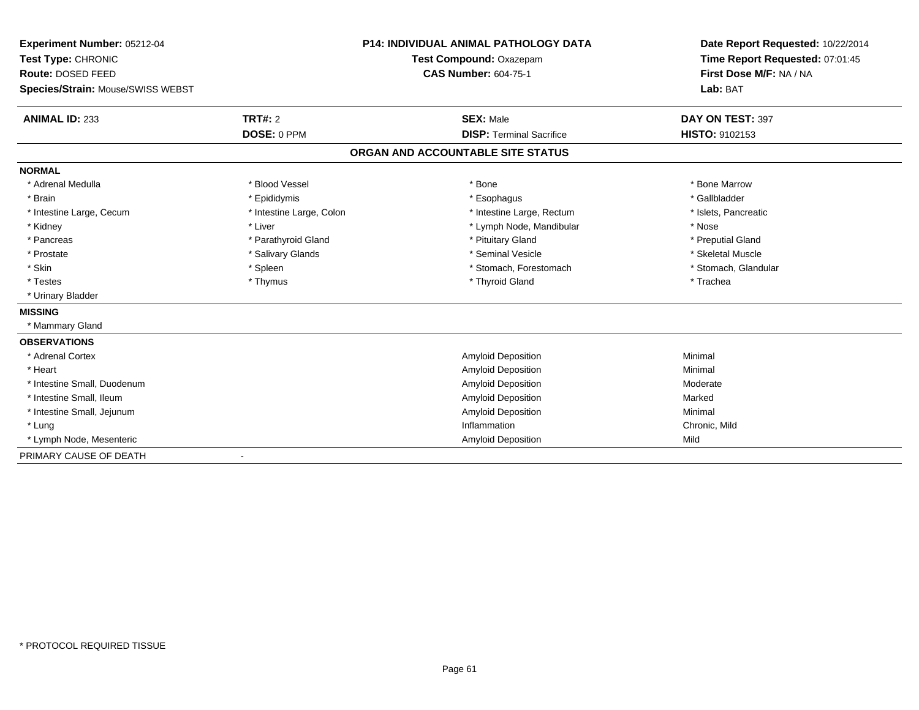**Experiment Number:** 05212-04
**Test Type:** CHRONIC
**Route:** DOSED FEED
**Species/Strain:** Mouse/SWISS WEBST

**P14: INDIVIDUAL ANIMAL PATHOLOGY DATA**
**Test Compound:** Oxazepam
**CAS Number:** 604-75-1

**Date Report Requested:** 10/22/2014
**Time Report Requested:** 07:01:45
**First Dose M/F:** NA / NA
**Lab:** BAT

| **ANIMAL ID:** 233 | **TRT#:** 2 | **SEX:** Male | **DAY ON TEST:** 397 |
|---|---|---|---|
| | **DOSE:** 0 PPM | **DISP:** Terminal Sacrifice | **HISTO:** 9102153 |

## ORGAN AND ACCOUNTABLE SITE STATUS

**NORMAL**

| | | | |
|---|---|---|---|
| * Adrenal Medulla | * Blood Vessel | * Bone | * Bone Marrow |
| * Brain | * Epididymis | * Esophagus | * Gallbladder |
| * Intestine Large, Cecum | * Intestine Large, Colon | * Intestine Large, Rectum | * Islets, Pancreatic |
| * Kidney | * Liver | * Lymph Node, Mandibular | * Nose |
| * Pancreas | * Parathyroid Gland | * Pituitary Gland | * Preputial Gland |
| * Prostate | * Salivary Glands | * Seminal Vesicle | * Skeletal Muscle |
| * Skin | * Spleen | * Stomach, Forestomach | * Stomach, Glandular |
| * Testes | * Thymus | * Thyroid Gland | * Trachea |
| * Urinary Bladder | | | |

**MISSING**

* Mammary Gland

**OBSERVATIONS**

| | | |
|---|---|---|
| * Adrenal Cortex | Amyloid Deposition | Minimal |
| * Heart | Amyloid Deposition | Minimal |
| * Intestine Small, Duodenum | Amyloid Deposition | Moderate |
| * Intestine Small, Ileum | Amyloid Deposition | Marked |
| * Intestine Small, Jejunum | Amyloid Deposition | Minimal |
| * Lung | Inflammation | Chronic, Mild |
| * Lymph Node, Mesenteric | Amyloid Deposition | Mild |

PRIMARY CAUSE OF DEATH -

* PROTOCOL REQUIRED TISSUE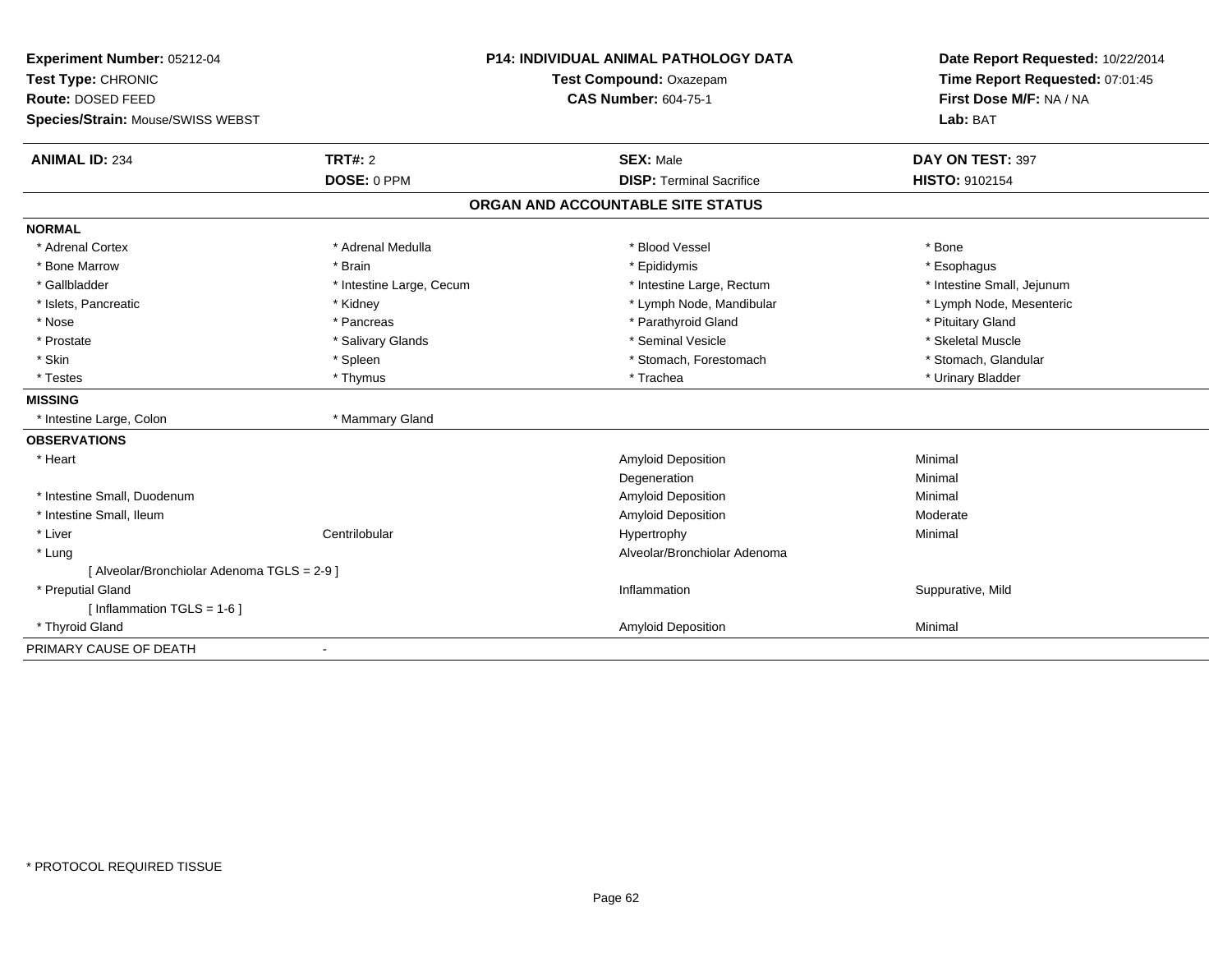**Experiment Number:** 05212-04
**Test Type:** CHRONIC
**Route:** DOSED FEED
**Species/Strain:** Mouse/SWISS WEBST

**P14: INDIVIDUAL ANIMAL PATHOLOGY DATA**
**Test Compound:** Oxazepam
**CAS Number:** 604-75-1

**Date Report Requested:** 10/22/2014
**Time Report Requested:** 07:01:45
**First Dose M/F:** NA / NA
**Lab:** BAT

| **ANIMAL ID:** 234 | **TRT#:** 2 | **SEX:** Male | **DAY ON TEST:** 397 |
|---|---|---|---|
| | **DOSE:** 0 PPM | **DISP:** Terminal Sacrifice | **HISTO:** 9102154 |

## ORGAN AND ACCOUNTABLE SITE STATUS

**NORMAL**

| | | | |
|---|---|---|---|
| * Adrenal Cortex | * Adrenal Medulla | * Blood Vessel | * Bone |
| * Bone Marrow | * Brain | * Epididymis | * Esophagus |
| * Gallbladder | * Intestine Large, Cecum | * Intestine Large, Rectum | * Intestine Small, Jejunum |
| * Islets, Pancreatic | * Kidney | * Lymph Node, Mandibular | * Lymph Node, Mesenteric |
| * Nose | * Pancreas | * Parathyroid Gland | * Pituitary Gland |
| * Prostate | * Salivary Glands | * Seminal Vesicle | * Skeletal Muscle |
| * Skin | * Spleen | * Stomach, Forestomach | * Stomach, Glandular |
| * Testes | * Thymus | * Trachea | * Urinary Bladder |

**MISSING**

| | |
|---|---|
| * Intestine Large, Colon | * Mammary Gland |

**OBSERVATIONS**

| | | | |
|---|---|---|---|
| * Heart | | Amyloid Deposition | Minimal |
| | | Degeneration | Minimal |
| * Intestine Small, Duodenum | | Amyloid Deposition | Minimal |
| * Intestine Small, Ileum | | Amyloid Deposition | Moderate |
| * Liver | Centrilobular | Hypertrophy | Minimal |
| * Lung | | Alveolar/Bronchiolar Adenoma | |
| [ Alveolar/Bronchiolar Adenoma TGLS = 2-9 ] | | | |
| * Preputial Gland | | Inflammation | Suppurative, Mild |
| [ Inflammation TGLS = 1-6 ] | | | |
| * Thyroid Gland | | Amyloid Deposition | Minimal |

PRIMARY CAUSE OF DEATH -

* PROTOCOL REQUIRED TISSUE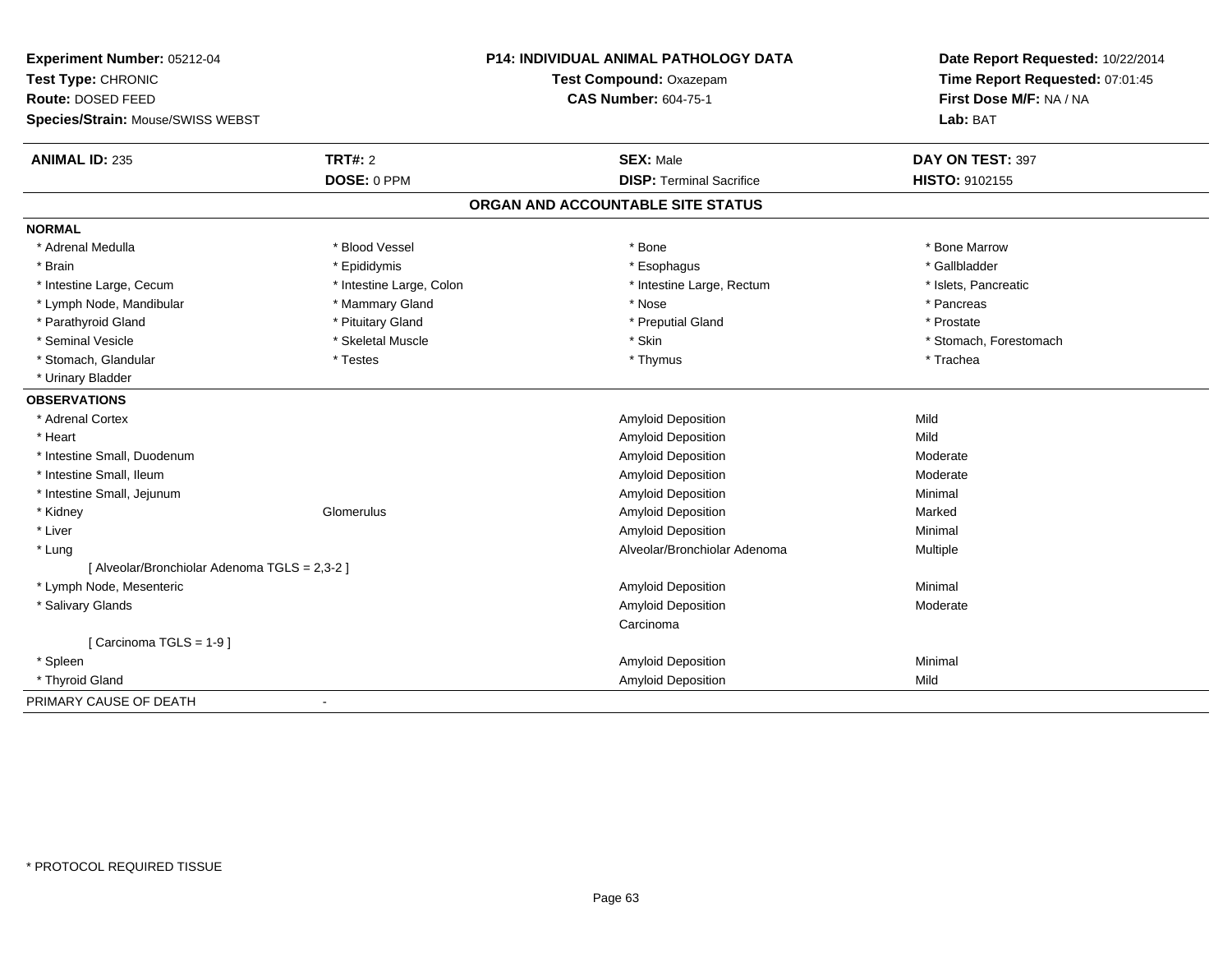**Experiment Number:** 05212-04
**Test Type:** CHRONIC
**Route:** DOSED FEED
**Species/Strain:** Mouse/SWISS WEBST

**P14: INDIVIDUAL ANIMAL PATHOLOGY DATA**
**Test Compound:** Oxazepam
**CAS Number:** 604-75-1

**Date Report Requested:** 10/22/2014
**Time Report Requested:** 07:01:45
**First Dose M/F:** NA / NA
**Lab:** BAT

| **ANIMAL ID:** 235 | **TRT#:** 2 | **SEX:** Male | **DAY ON TEST:** 397 |
|---|---|---|---|
| | **DOSE:** 0 PPM | **DISP:** Terminal Sacrifice | **HISTO:** 9102155 |

## ORGAN AND ACCOUNTABLE SITE STATUS

**NORMAL**

| | | | |
|---|---|---|---|
| * Adrenal Medulla | * Blood Vessel | * Bone | * Bone Marrow |
| * Brain | * Epididymis | * Esophagus | * Gallbladder |
| * Intestine Large, Cecum | * Intestine Large, Colon | * Intestine Large, Rectum | * Islets, Pancreatic |
| * Lymph Node, Mandibular | * Mammary Gland | * Nose | * Pancreas |
| * Parathyroid Gland | * Pituitary Gland | * Preputial Gland | * Prostate |
| * Seminal Vesicle | * Skeletal Muscle | * Skin | * Stomach, Forestomach |
| * Stomach, Glandular | * Testes | * Thymus | * Trachea |
| * Urinary Bladder | | | |

**OBSERVATIONS**

| | | | |
|---|---|---|---|
| * Adrenal Cortex | | Amyloid Deposition | Mild |
| * Heart | | Amyloid Deposition | Mild |
| * Intestine Small, Duodenum | | Amyloid Deposition | Moderate |
| * Intestine Small, Ileum | | Amyloid Deposition | Moderate |
| * Intestine Small, Jejunum | | Amyloid Deposition | Minimal |
| * Kidney | Glomerulus | Amyloid Deposition | Marked |
| * Liver | | Amyloid Deposition | Minimal |
| * Lung | | Alveolar/Bronchiolar Adenoma | Multiple |
| [ Alveolar/Bronchiolar Adenoma TGLS = 2,3-2 ] | | | |
| * Lymph Node, Mesenteric | | Amyloid Deposition | Minimal |
| * Salivary Glands | | Amyloid Deposition | Moderate |
| | | Carcinoma | |
| [ Carcinoma TGLS = 1-9 ] | | | |
| * Spleen | | Amyloid Deposition | Minimal |
| * Thyroid Gland | | Amyloid Deposition | Mild |

PRIMARY CAUSE OF DEATH -

* PROTOCOL REQUIRED TISSUE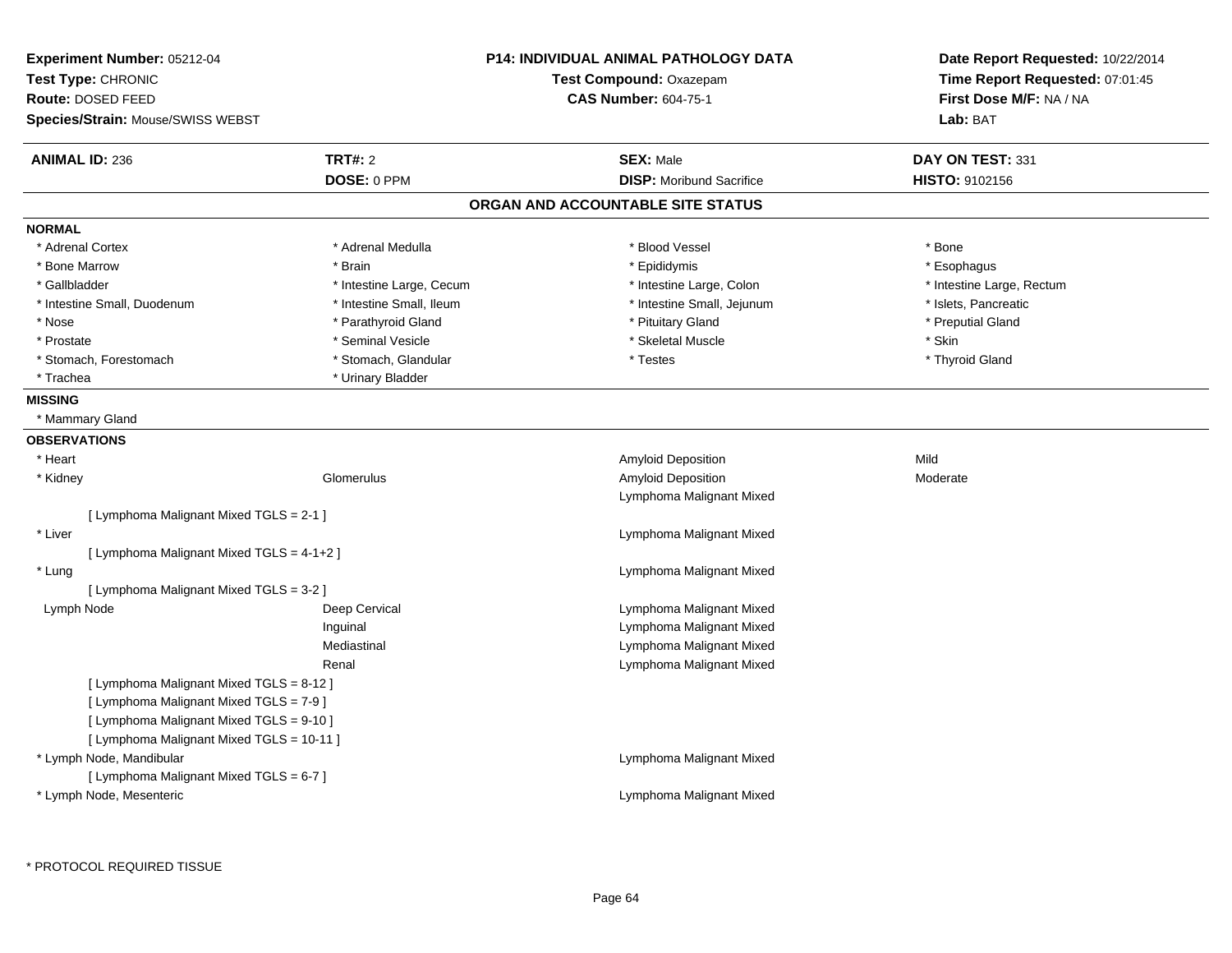**Experiment Number:** 05212-04
**Test Type:** CHRONIC
**Route:** DOSED FEED
**Species/Strain:** Mouse/SWISS WEBST

**P14: INDIVIDUAL ANIMAL PATHOLOGY DATA**
**Test Compound:** Oxazepam
**CAS Number:** 604-75-1

**Date Report Requested:** 10/22/2014
**Time Report Requested:** 07:01:45
**First Dose M/F:** NA / NA
**Lab:** BAT

| **ANIMAL ID:** 236 | **TRT#:** 2 | **SEX:** Male | **DAY ON TEST:** 331 |
|---|---|---|---|
| | **DOSE:** 0 PPM | **DISP:** Moribund Sacrifice | **HISTO:** 9102156 |

## ORGAN AND ACCOUNTABLE SITE STATUS

**NORMAL**

| | | | |
|---|---|---|---|
| * Adrenal Cortex | * Adrenal Medulla | * Blood Vessel | * Bone |
| * Bone Marrow | * Brain | * Epididymis | * Esophagus |
| * Gallbladder | * Intestine Large, Cecum | * Intestine Large, Colon | * Intestine Large, Rectum |
| * Intestine Small, Duodenum | * Intestine Small, Ileum | * Intestine Small, Jejunum | * Islets, Pancreatic |
| * Nose | * Parathyroid Gland | * Pituitary Gland | * Preputial Gland |
| * Prostate | * Seminal Vesicle | * Skeletal Muscle | * Skin |
| * Stomach, Forestomach | * Stomach, Glandular | * Testes | * Thyroid Gland |
| * Trachea | * Urinary Bladder | | |

**MISSING**

* Mammary Gland

**OBSERVATIONS**

| | | | |
|---|---|---|---|
| * Heart | | Amyloid Deposition | Mild |
| * Kidney | Glomerulus | Amyloid Deposition | Moderate |
| | | Lymphoma Malignant Mixed | |
| [ Lymphoma Malignant Mixed TGLS = 2-1 ] | | | |
| * Liver | | Lymphoma Malignant Mixed | |
| [ Lymphoma Malignant Mixed TGLS = 4-1+2 ] | | | |
| * Lung | | Lymphoma Malignant Mixed | |
| [ Lymphoma Malignant Mixed TGLS = 3-2 ] | | | |
| Lymph Node | Deep Cervical | Lymphoma Malignant Mixed | |
| | Inguinal | Lymphoma Malignant Mixed | |
| | Mediastinal | Lymphoma Malignant Mixed | |
| | Renal | Lymphoma Malignant Mixed | |
| [ Lymphoma Malignant Mixed TGLS = 8-12 ] | | | |
| [ Lymphoma Malignant Mixed TGLS = 7-9 ] | | | |
| [ Lymphoma Malignant Mixed TGLS = 9-10 ] | | | |
| [ Lymphoma Malignant Mixed TGLS = 10-11 ] | | | |
| * Lymph Node, Mandibular | | Lymphoma Malignant Mixed | |
| [ Lymphoma Malignant Mixed TGLS = 6-7 ] | | | |
| * Lymph Node, Mesenteric | | Lymphoma Malignant Mixed | |

* PROTOCOL REQUIRED TISSUE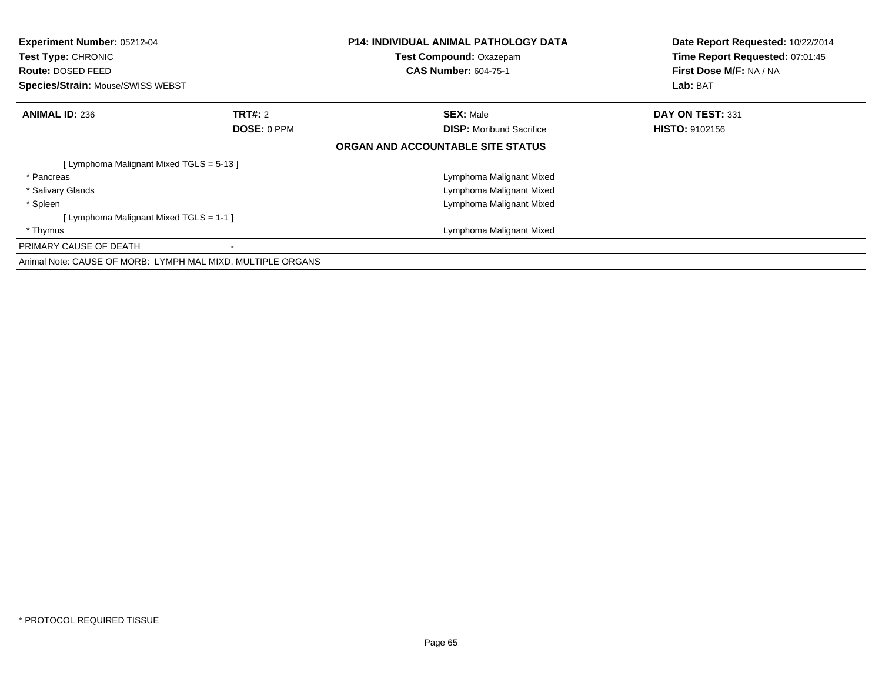| **Experiment Number:** 05212-04 | **P14: INDIVIDUAL ANIMAL PATHOLOGY DATA** | **Date Report Requested:** 10/22/2014 |
|---|---|---|
| **Test Type:** CHRONIC | **Test Compound:** Oxazepam | **Time Report Requested:** 07:01:45 |
| **Route:** DOSED FEED | **CAS Number:** 604-75-1 | **First Dose M/F:** NA / NA |
| **Species/Strain:** Mouse/SWISS WEBST | | **Lab:** BAT |

| **ANIMAL ID:** 236 | **TRT#:** 2 | **SEX:** Male | **DAY ON TEST:** 331 |
|---|---|---|---|
| | **DOSE:** 0 PPM | **DISP:** Moribund Sacrifice | **HISTO:** 9102156 |

**ORGAN AND ACCOUNTABLE SITE STATUS**

| | |
|---|---|
| [ Lymphoma Malignant Mixed TGLS = 5-13 ] | |
| * Pancreas | Lymphoma Malignant Mixed |
| * Salivary Glands | Lymphoma Malignant Mixed |
| * Spleen | Lymphoma Malignant Mixed |
| [ Lymphoma Malignant Mixed TGLS = 1-1 ] | |
| * Thymus | Lymphoma Malignant Mixed |
| PRIMARY CAUSE OF DEATH | - |

Animal Note: CAUSE OF MORB: LYMPH MAL MIXD, MULTIPLE ORGANS

* PROTOCOL REQUIRED TISSUE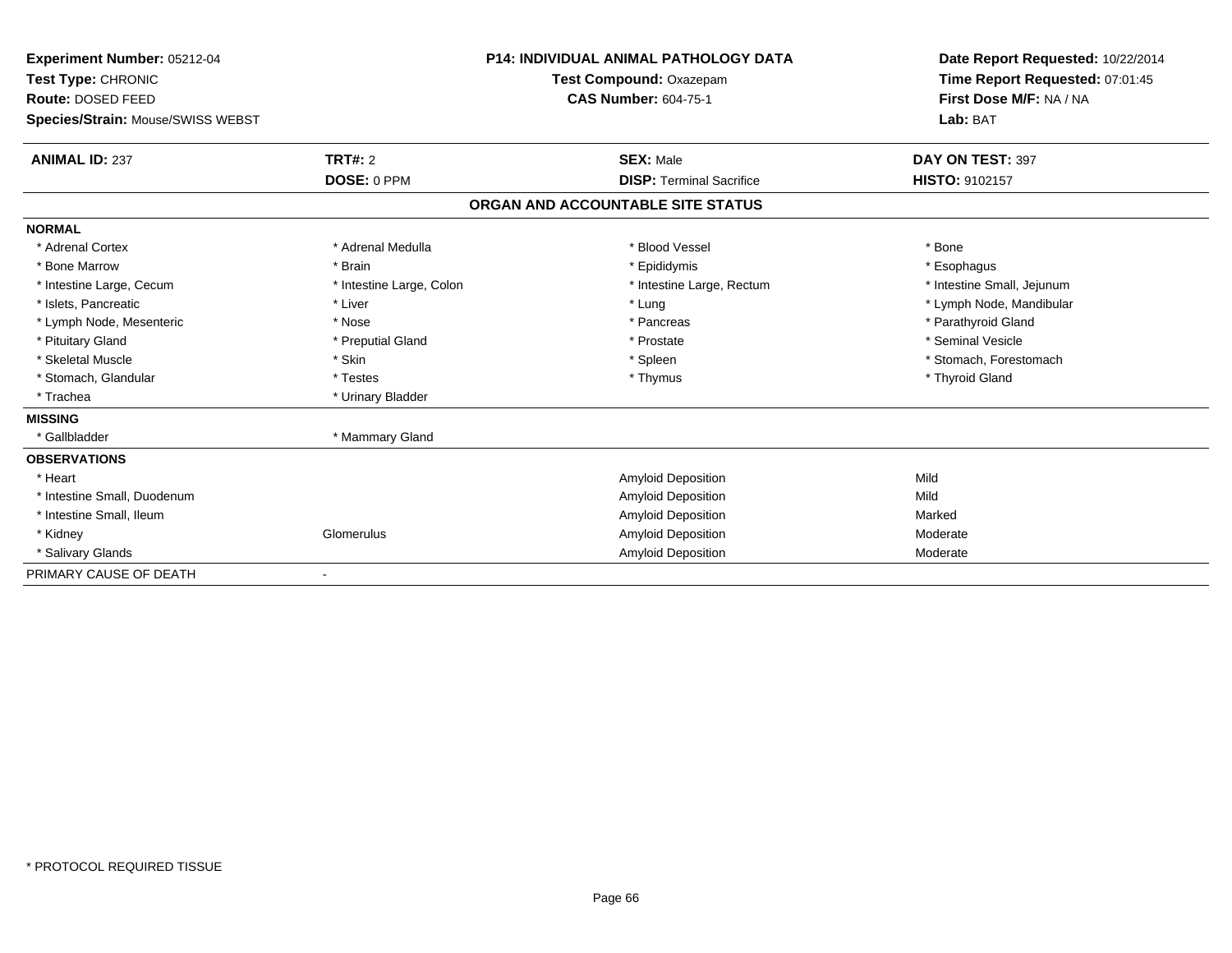**Experiment Number:** 05212-04
**Test Type:** CHRONIC
**Route:** DOSED FEED
**Species/Strain:** Mouse/SWISS WEBST

**P14: INDIVIDUAL ANIMAL PATHOLOGY DATA**
**Test Compound:** Oxazepam
**CAS Number:** 604-75-1

**Date Report Requested:** 10/22/2014
**Time Report Requested:** 07:01:45
**First Dose M/F:** NA / NA
**Lab:** BAT

| **ANIMAL ID:** 237 | **TRT#:** 2 | **SEX:** Male | **DAY ON TEST:** 397 |
|---|---|---|---|
| | **DOSE:** 0 PPM | **DISP:** Terminal Sacrifice | **HISTO:** 9102157 |

## ORGAN AND ACCOUNTABLE SITE STATUS

**NORMAL**

| | | | |
|---|---|---|---|
| * Adrenal Cortex | * Adrenal Medulla | * Blood Vessel | * Bone |
| * Bone Marrow | * Brain | * Epididymis | * Esophagus |
| * Intestine Large, Cecum | * Intestine Large, Colon | * Intestine Large, Rectum | * Intestine Small, Jejunum |
| * Islets, Pancreatic | * Liver | * Lung | * Lymph Node, Mandibular |
| * Lymph Node, Mesenteric | * Nose | * Pancreas | * Parathyroid Gland |
| * Pituitary Gland | * Preputial Gland | * Prostate | * Seminal Vesicle |
| * Skeletal Muscle | * Skin | * Spleen | * Stomach, Forestomach |
| * Stomach, Glandular | * Testes | * Thymus | * Thyroid Gland |
| * Trachea | * Urinary Bladder | | |

**MISSING**

| | |
|---|---|
| * Gallbladder | * Mammary Gland |

**OBSERVATIONS**

| | | | |
|---|---|---|---|
| * Heart | | Amyloid Deposition | Mild |
| * Intestine Small, Duodenum | | Amyloid Deposition | Mild |
| * Intestine Small, Ileum | | Amyloid Deposition | Marked |
| * Kidney | Glomerulus | Amyloid Deposition | Moderate |
| * Salivary Glands | | Amyloid Deposition | Moderate |

PRIMARY CAUSE OF DEATH -

\* PROTOCOL REQUIRED TISSUE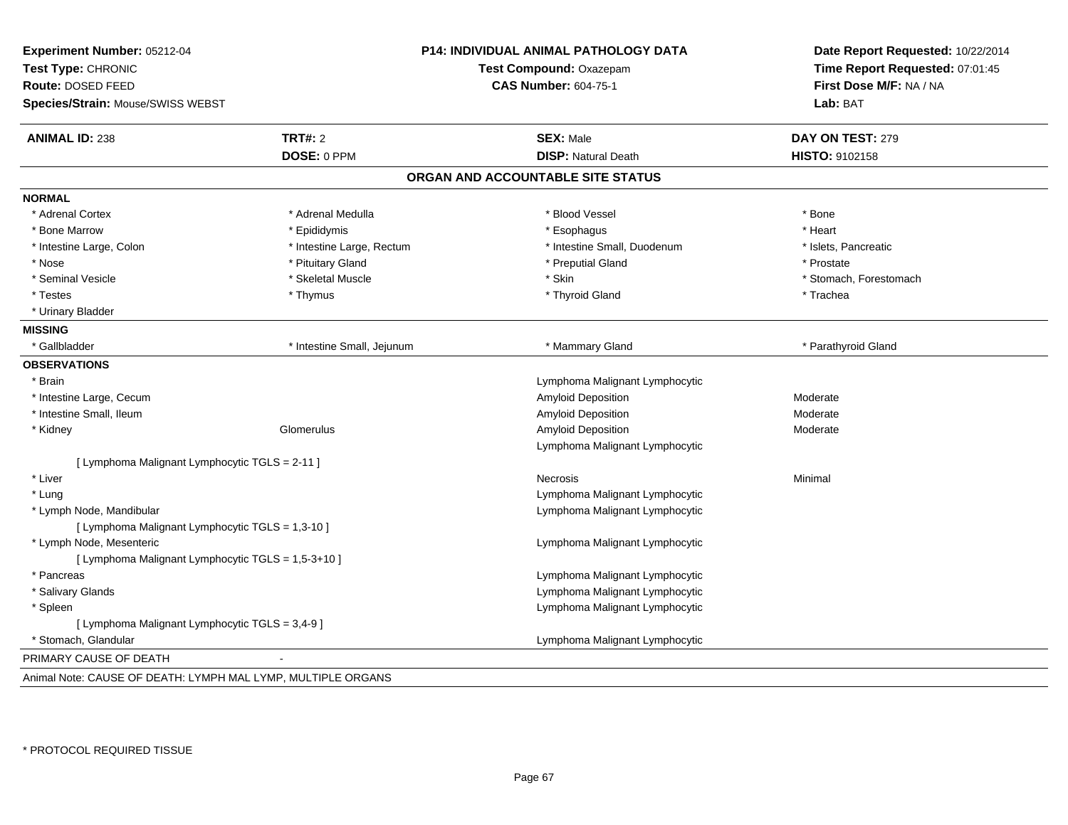**Experiment Number:** 05212-04
**Test Type:** CHRONIC
**Route:** DOSED FEED
**Species/Strain:** Mouse/SWISS WEBST

**P14: INDIVIDUAL ANIMAL PATHOLOGY DATA**
**Test Compound:** Oxazepam
**CAS Number:** 604-75-1

**Date Report Requested:** 10/22/2014
**Time Report Requested:** 07:01:45
**First Dose M/F:** NA / NA
**Lab:** BAT

| **ANIMAL ID:** 238 | **TRT#:** 2 | **SEX:** Male | **DAY ON TEST:** 279 |
|---|---|---|---|
| | **DOSE:** 0 PPM | **DISP:** Natural Death | **HISTO:** 9102158 |

## ORGAN AND ACCOUNTABLE SITE STATUS

**NORMAL**

| | | | |
|---|---|---|---|
| * Adrenal Cortex | * Adrenal Medulla | * Blood Vessel | * Bone |
| * Bone Marrow | * Epididymis | * Esophagus | * Heart |
| * Intestine Large, Colon | * Intestine Large, Rectum | * Intestine Small, Duodenum | * Islets, Pancreatic |
| * Nose | * Pituitary Gland | * Preputial Gland | * Prostate |
| * Seminal Vesicle | * Skeletal Muscle | * Skin | * Stomach, Forestomach |
| * Testes | * Thymus | * Thyroid Gland | * Trachea |
| * Urinary Bladder | | | |

**MISSING**

| | | | |
|---|---|---|---|
| * Gallbladder | * Intestine Small, Jejunum | * Mammary Gland | * Parathyroid Gland |

**OBSERVATIONS**

| | | | |
|---|---|---|---|
| * Brain | | Lymphoma Malignant Lymphocytic | |
| * Intestine Large, Cecum | | Amyloid Deposition | Moderate |
| * Intestine Small, Ileum | | Amyloid Deposition | Moderate |
| * Kidney | Glomerulus | Amyloid Deposition | Moderate |
| | | Lymphoma Malignant Lymphocytic | |
| [ Lymphoma Malignant Lymphocytic TGLS = 2-11 ] | | | |
| * Liver | | Necrosis | Minimal |
| * Lung | | Lymphoma Malignant Lymphocytic | |
| * Lymph Node, Mandibular | | Lymphoma Malignant Lymphocytic | |
| [ Lymphoma Malignant Lymphocytic TGLS = 1,3-10 ] | | | |
| * Lymph Node, Mesenteric | | Lymphoma Malignant Lymphocytic | |
| [ Lymphoma Malignant Lymphocytic TGLS = 1,5-3+10 ] | | | |
| * Pancreas | | Lymphoma Malignant Lymphocytic | |
| * Salivary Glands | | Lymphoma Malignant Lymphocytic | |
| * Spleen | | Lymphoma Malignant Lymphocytic | |
| [ Lymphoma Malignant Lymphocytic TGLS = 3,4-9 ] | | | |
| * Stomach, Glandular | | Lymphoma Malignant Lymphocytic | |

PRIMARY CAUSE OF DEATH -

Animal Note: CAUSE OF DEATH: LYMPH MAL LYMP, MULTIPLE ORGANS

* PROTOCOL REQUIRED TISSUE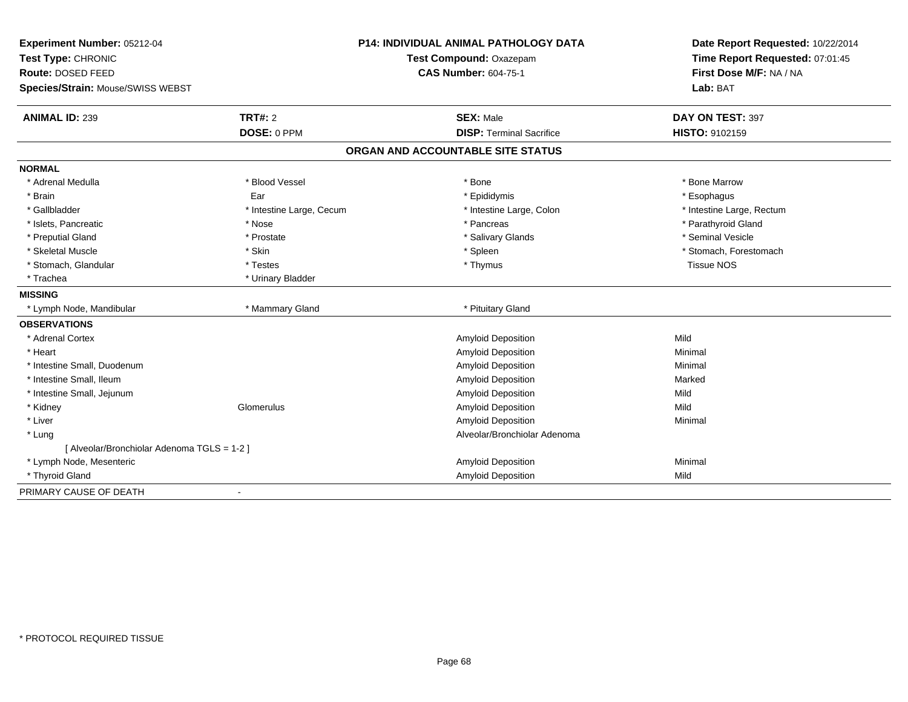**Experiment Number:** 05212-04
**Test Type:** CHRONIC
**Route:** DOSED FEED
**Species/Strain:** Mouse/SWISS WEBST

**P14: INDIVIDUAL ANIMAL PATHOLOGY DATA**
**Test Compound:** Oxazepam
**CAS Number:** 604-75-1

**Date Report Requested:** 10/22/2014
**Time Report Requested:** 07:01:45
**First Dose M/F:** NA / NA
**Lab:** BAT

| **ANIMAL ID:** 239 | **TRT#:** 2 | **SEX:** Male | **DAY ON TEST:** 397 |
|---|---|---|---|
| | **DOSE:** 0 PPM | **DISP:** Terminal Sacrifice | **HISTO:** 9102159 |

## ORGAN AND ACCOUNTABLE SITE STATUS

**NORMAL**

| | | | |
|---|---|---|---|
| * Adrenal Medulla | * Blood Vessel | * Bone | * Bone Marrow |
| * Brain | Ear | * Epididymis | * Esophagus |
| * Gallbladder | * Intestine Large, Cecum | * Intestine Large, Colon | * Intestine Large, Rectum |
| * Islets, Pancreatic | * Nose | * Pancreas | * Parathyroid Gland |
| * Preputial Gland | * Prostate | * Salivary Glands | * Seminal Vesicle |
| * Skeletal Muscle | * Skin | * Spleen | * Stomach, Forestomach |
| * Stomach, Glandular | * Testes | * Thymus | Tissue NOS |
| * Trachea | * Urinary Bladder | | |

**MISSING**

| | | |
|---|---|---|
| * Lymph Node, Mandibular | * Mammary Gland | * Pituitary Gland |

**OBSERVATIONS**

| | | | |
|---|---|---|---|
| * Adrenal Cortex | | Amyloid Deposition | Mild |
| * Heart | | Amyloid Deposition | Minimal |
| * Intestine Small, Duodenum | | Amyloid Deposition | Minimal |
| * Intestine Small, Ileum | | Amyloid Deposition | Marked |
| * Intestine Small, Jejunum | | Amyloid Deposition | Mild |
| * Kidney | Glomerulus | Amyloid Deposition | Mild |
| * Liver | | Amyloid Deposition | Minimal |
| * Lung | | Alveolar/Bronchiolar Adenoma | |
| [ Alveolar/Bronchiolar Adenoma TGLS = 1-2 ] | | | |
| * Lymph Node, Mesenteric | | Amyloid Deposition | Minimal |
| * Thyroid Gland | | Amyloid Deposition | Mild |

PRIMARY CAUSE OF DEATH -

* PROTOCOL REQUIRED TISSUE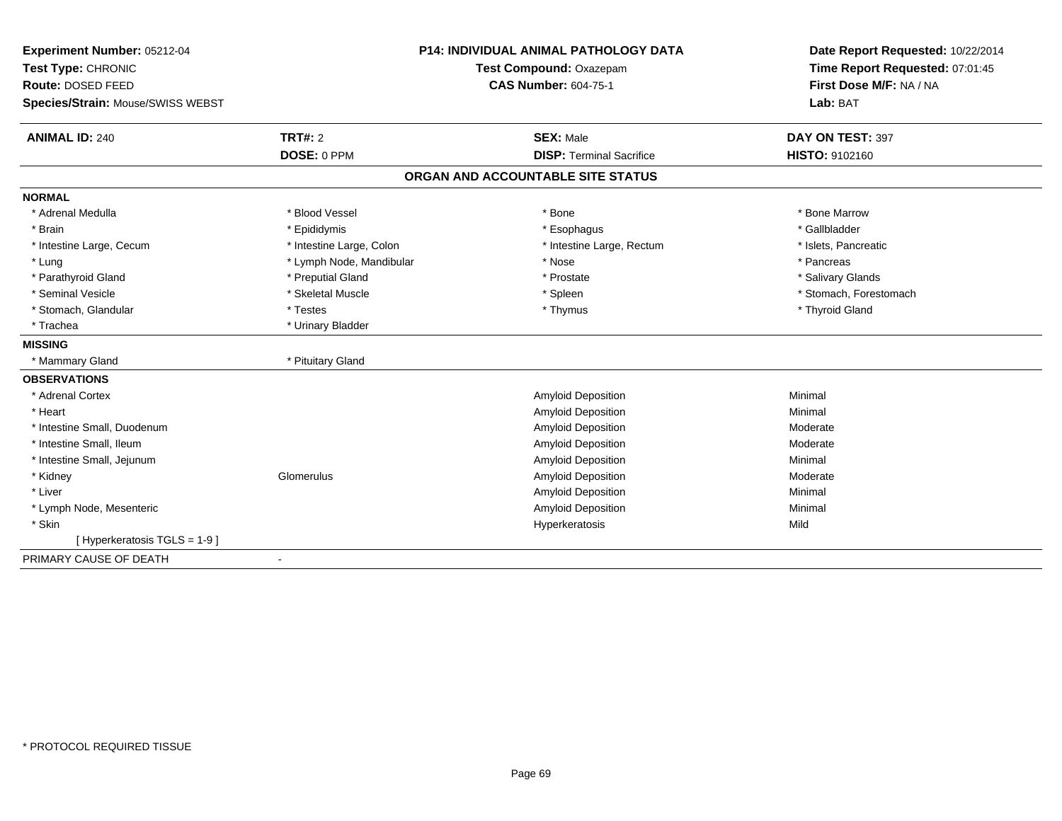**Experiment Number:** 05212-04
**Test Type:** CHRONIC
**Route:** DOSED FEED
**Species/Strain:** Mouse/SWISS WEBST

**P14: INDIVIDUAL ANIMAL PATHOLOGY DATA**
**Test Compound:** Oxazepam
**CAS Number:** 604-75-1

**Date Report Requested:** 10/22/2014
**Time Report Requested:** 07:01:45
**First Dose M/F:** NA / NA
**Lab:** BAT

| **ANIMAL ID:** 240 | **TRT#:** 2 | **SEX:** Male | **DAY ON TEST:** 397 |
|---|---|---|---|
| | **DOSE:** 0 PPM | **DISP:** Terminal Sacrifice | **HISTO:** 9102160 |

## ORGAN AND ACCOUNTABLE SITE STATUS

### NORMAL

| | | | |
|---|---|---|---|
| * Adrenal Medulla | * Blood Vessel | * Bone | * Bone Marrow |
| * Brain | * Epididymis | * Esophagus | * Gallbladder |
| * Intestine Large, Cecum | * Intestine Large, Colon | * Intestine Large, Rectum | * Islets, Pancreatic |
| * Lung | * Lymph Node, Mandibular | * Nose | * Pancreas |
| * Parathyroid Gland | * Preputial Gland | * Prostate | * Salivary Glands |
| * Seminal Vesicle | * Skeletal Muscle | * Spleen | * Stomach, Forestomach |
| * Stomach, Glandular | * Testes | * Thymus | * Thyroid Gland |
| * Trachea | * Urinary Bladder | | |

### MISSING

| | |
|---|---|
| * Mammary Gland | * Pituitary Gland |

### OBSERVATIONS

| | | | |
|---|---|---|---|
| * Adrenal Cortex | | Amyloid Deposition | Minimal |
| * Heart | | Amyloid Deposition | Minimal |
| * Intestine Small, Duodenum | | Amyloid Deposition | Moderate |
| * Intestine Small, Ileum | | Amyloid Deposition | Moderate |
| * Intestine Small, Jejunum | | Amyloid Deposition | Minimal |
| * Kidney | Glomerulus | Amyloid Deposition | Moderate |
| * Liver | | Amyloid Deposition | Minimal |
| * Lymph Node, Mesenteric | | Amyloid Deposition | Minimal |
| * Skin | | Hyperkeratosis | Mild |
| [ Hyperkeratosis TGLS = 1-9 ] | | | |

PRIMARY CAUSE OF DEATH -

* PROTOCOL REQUIRED TISSUE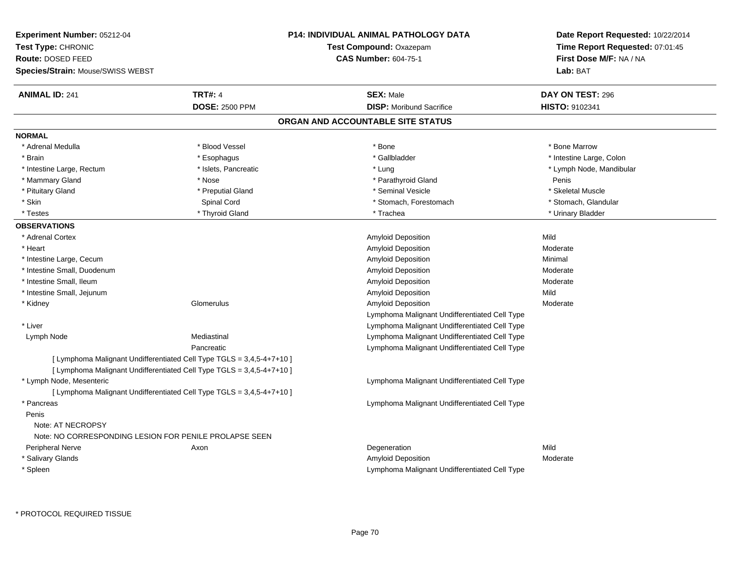**Experiment Number:** 05212-04
**Test Type:** CHRONIC
**Route:** DOSED FEED
**Species/Strain:** Mouse/SWISS WEBST

**P14: INDIVIDUAL ANIMAL PATHOLOGY DATA**
**Test Compound:** Oxazepam
**CAS Number:** 604-75-1

**Date Report Requested:** 10/22/2014
**Time Report Requested:** 07:01:45
**First Dose M/F:** NA / NA
**Lab:** BAT

| **ANIMAL ID:** 241 | **TRT#:** 4 | **SEX:** Male | **DAY ON TEST:** 296 |
|---|---|---|---|
| | **DOSE:** 2500 PPM | **DISP:** Moribund Sacrifice | **HISTO:** 9102341 |

## ORGAN AND ACCOUNTABLE SITE STATUS

**NORMAL**

| | | | |
|---|---|---|---|
| * Adrenal Medulla | * Blood Vessel | * Bone | * Bone Marrow |
| * Brain | * Esophagus | * Gallbladder | * Intestine Large, Colon |
| * Intestine Large, Rectum | * Islets, Pancreatic | * Lung | * Lymph Node, Mandibular |
| * Mammary Gland | * Nose | * Parathyroid Gland | Penis |
| * Pituitary Gland | * Preputial Gland | * Seminal Vesicle | * Skeletal Muscle |
| * Skin | Spinal Cord | * Stomach, Forestomach | * Stomach, Glandular |
| * Testes | * Thyroid Gland | * Trachea | * Urinary Bladder |

**OBSERVATIONS**

| Organ | Site | Observation | Severity |
|---|---|---|---|
| * Adrenal Cortex | | Amyloid Deposition | Mild |
| * Heart | | Amyloid Deposition | Moderate |
| * Intestine Large, Cecum | | Amyloid Deposition | Minimal |
| * Intestine Small, Duodenum | | Amyloid Deposition | Moderate |
| * Intestine Small, Ileum | | Amyloid Deposition | Moderate |
| * Intestine Small, Jejunum | | Amyloid Deposition | Mild |
| * Kidney | Glomerulus | Amyloid Deposition | Moderate |
| | | Lymphoma Malignant Undifferentiated Cell Type | |
| * Liver | | Lymphoma Malignant Undifferentiated Cell Type | |
| Lymph Node | Mediastinal | Lymphoma Malignant Undifferentiated Cell Type | |
| | Pancreatic | Lymphoma Malignant Undifferentiated Cell Type | |
| [ Lymphoma Malignant Undifferentiated Cell Type TGLS = 3,4,5-4+7+10 ] | | | |
| [ Lymphoma Malignant Undifferentiated Cell Type TGLS = 3,4,5-4+7+10 ] | | | |
| * Lymph Node, Mesenteric | | Lymphoma Malignant Undifferentiated Cell Type | |
| [ Lymphoma Malignant Undifferentiated Cell Type TGLS = 3,4,5-4+7+10 ] | | | |
| * Pancreas | | Lymphoma Malignant Undifferentiated Cell Type | |
| Penis | | | |
| Note: AT NECROPSY | | | |
| Note: NO CORRESPONDING LESION FOR PENILE PROLAPSE SEEN | | | |
| Peripheral Nerve | Axon | Degeneration | Mild |
| * Salivary Glands | | Amyloid Deposition | Moderate |
| * Spleen | | Lymphoma Malignant Undifferentiated Cell Type | |

* PROTOCOL REQUIRED TISSUE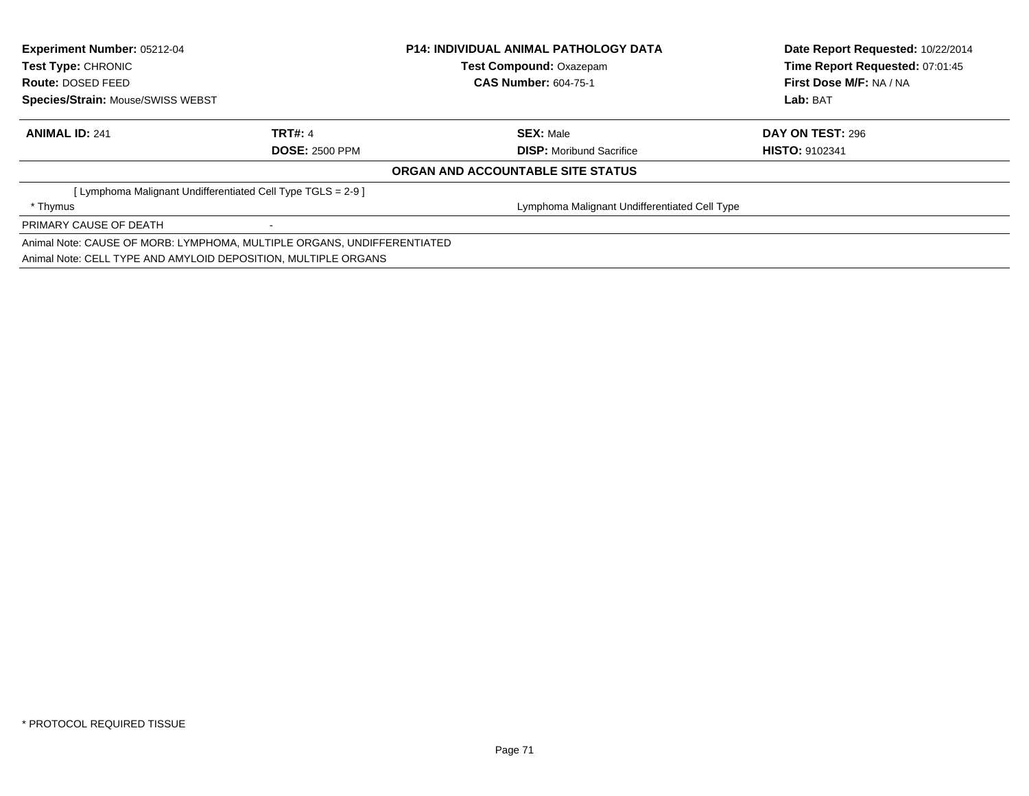| | | | |
|---|---|---|---|
| **Experiment Number:** 05212-04 | | **P14: INDIVIDUAL ANIMAL PATHOLOGY DATA** | **Date Report Requested:** 10/22/2014 |
| **Test Type:** CHRONIC | | **Test Compound:** Oxazepam | **Time Report Requested:** 07:01:45 |
| **Route:** DOSED FEED | | **CAS Number:** 604-75-1 | **First Dose M/F:** NA / NA |
| **Species/Strain:** Mouse/SWISS WEBST | | | **Lab:** BAT |

| | | | |
|---|---|---|---|
| **ANIMAL ID:** 241 | **TRT#:** 4 | **SEX:** Male | **DAY ON TEST:** 296 |
| | **DOSE:** 2500 PPM | **DISP:** Moribund Sacrifice | **HISTO:** 9102341 |

**ORGAN AND ACCOUNTABLE SITE STATUS**

| | |
|---|---|
| [ Lymphoma Malignant Undifferentiated Cell Type TGLS = 2-9 ] | |
| * Thymus | Lymphoma Malignant Undifferentiated Cell Type |
| PRIMARY CAUSE OF DEATH | - |

Animal Note: CAUSE OF MORB: LYMPHOMA, MULTIPLE ORGANS, UNDIFFERENTIATED

Animal Note: CELL TYPE AND AMYLOID DEPOSITION, MULTIPLE ORGANS

* PROTOCOL REQUIRED TISSUE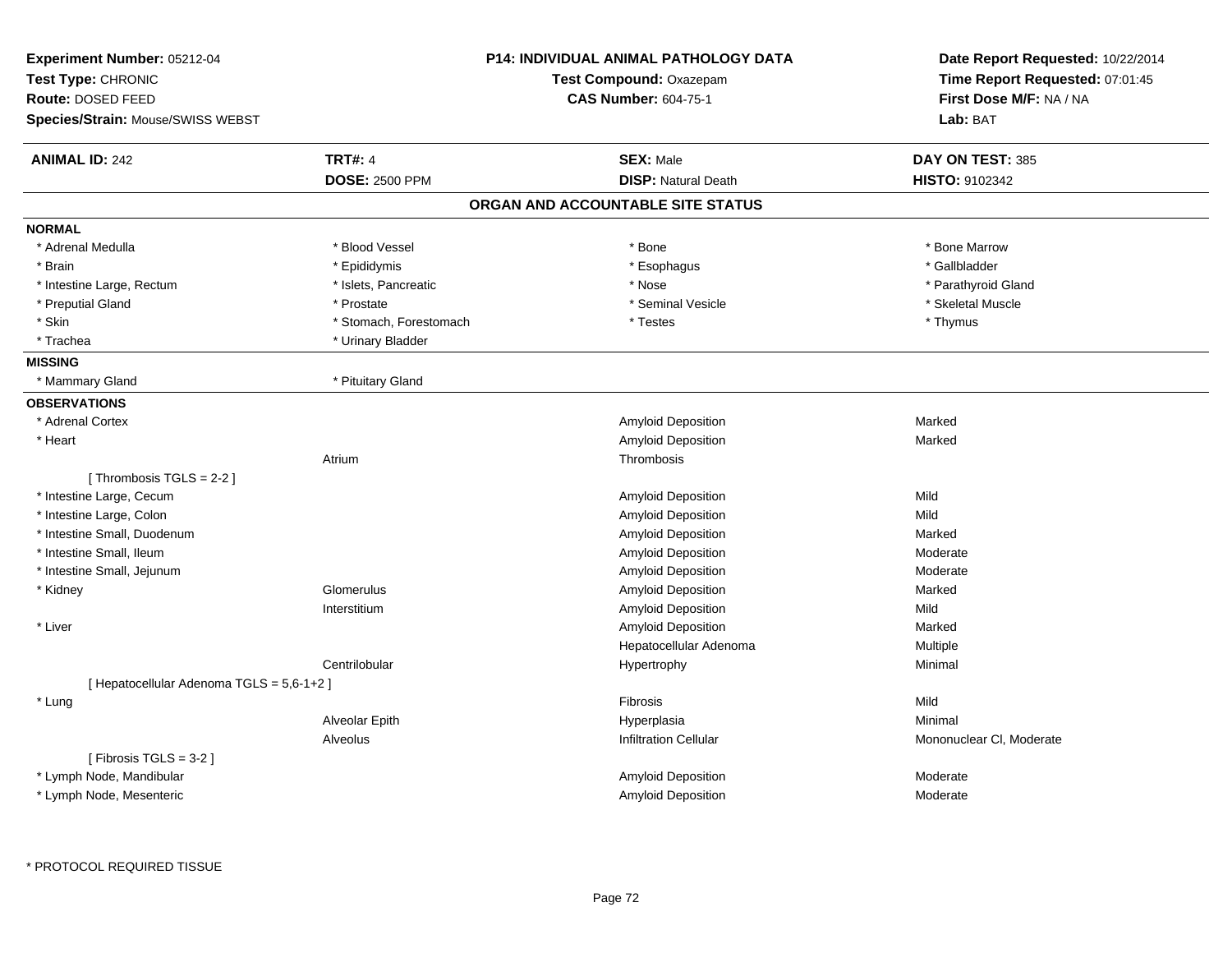**Experiment Number:** 05212-04
**Test Type:** CHRONIC
**Route:** DOSED FEED
**Species/Strain:** Mouse/SWISS WEBST

**P14: INDIVIDUAL ANIMAL PATHOLOGY DATA**
**Test Compound:** Oxazepam
**CAS Number:** 604-75-1

**Date Report Requested:** 10/22/2014
**Time Report Requested:** 07:01:45
**First Dose M/F:** NA / NA
**Lab:** BAT

| **ANIMAL ID:** 242 | **TRT#:** 4 | **SEX:** Male | **DAY ON TEST:** 385 |
|---|---|---|---|
| | **DOSE:** 2500 PPM | **DISP:** Natural Death | **HISTO:** 9102342 |

## ORGAN AND ACCOUNTABLE SITE STATUS

**NORMAL**

| | | | |
|---|---|---|---|
| * Adrenal Medulla | * Blood Vessel | * Bone | * Bone Marrow |
| * Brain | * Epididymis | * Esophagus | * Gallbladder |
| * Intestine Large, Rectum | * Islets, Pancreatic | * Nose | * Parathyroid Gland |
| * Preputial Gland | * Prostate | * Seminal Vesicle | * Skeletal Muscle |
| * Skin | * Stomach, Forestomach | * Testes | * Thymus |
| * Trachea | * Urinary Bladder | | |

**MISSING**

| | |
|---|---|
| * Mammary Gland | * Pituitary Gland |

**OBSERVATIONS**

| Organ | Site | Observation | Severity |
|---|---|---|---|
| * Adrenal Cortex | | Amyloid Deposition | Marked |
| * Heart | | Amyloid Deposition | Marked |
| | Atrium | Thrombosis | |
| [ Thrombosis TGLS = 2-2 ] | | | |
| * Intestine Large, Cecum | | Amyloid Deposition | Mild |
| * Intestine Large, Colon | | Amyloid Deposition | Mild |
| * Intestine Small, Duodenum | | Amyloid Deposition | Marked |
| * Intestine Small, Ileum | | Amyloid Deposition | Moderate |
| * Intestine Small, Jejunum | | Amyloid Deposition | Moderate |
| * Kidney | Glomerulus | Amyloid Deposition | Marked |
| | Interstitium | Amyloid Deposition | Mild |
| * Liver | | Amyloid Deposition | Marked |
| | | Hepatocellular Adenoma | Multiple |
| | Centrilobular | Hypertrophy | Minimal |
| [ Hepatocellular Adenoma TGLS = 5,6-1+2 ] | | | |
| * Lung | | Fibrosis | Mild |
| | Alveolar Epith | Hyperplasia | Minimal |
| | Alveolus | Infiltration Cellular | Mononuclear Cl, Moderate |
| [ Fibrosis TGLS = 3-2 ] | | | |
| * Lymph Node, Mandibular | | Amyloid Deposition | Moderate |
| * Lymph Node, Mesenteric | | Amyloid Deposition | Moderate |

\* PROTOCOL REQUIRED TISSUE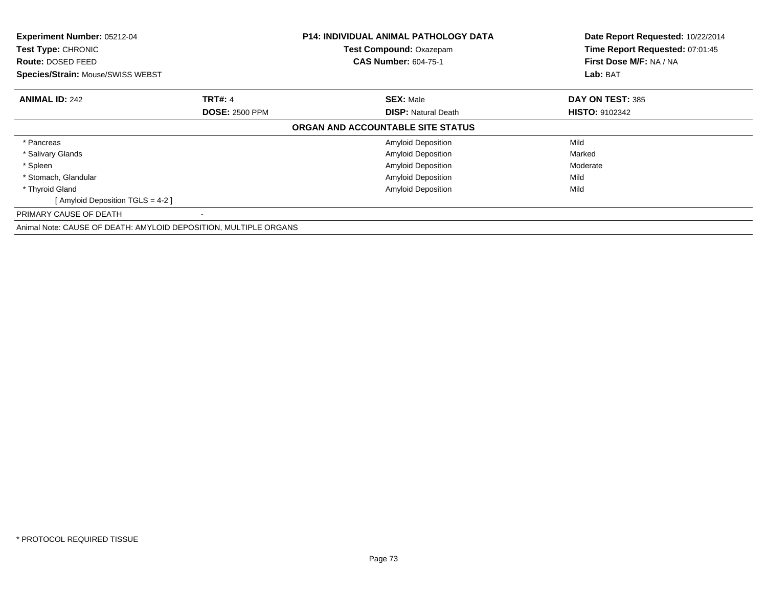**Experiment Number:** 05212-04
**Test Type:** CHRONIC
**Route:** DOSED FEED
**Species/Strain:** Mouse/SWISS WEBST

**P14: INDIVIDUAL ANIMAL PATHOLOGY DATA**
**Test Compound:** Oxazepam
**CAS Number:** 604-75-1

**Date Report Requested:** 10/22/2014
**Time Report Requested:** 07:01:45
**First Dose M/F:** NA / NA
**Lab:** BAT

| **ANIMAL ID:** 242 | **TRT#:** 4 | **SEX:** Male | **DAY ON TEST:** 385 |
|---|---|---|---|
| | **DOSE:** 2500 PPM | **DISP:** Natural Death | **HISTO:** 9102342 |

**ORGAN AND ACCOUNTABLE SITE STATUS**

| Organ | | Finding | Severity |
|---|---|---|---|
| * Pancreas | | Amyloid Deposition | Mild |
| * Salivary Glands | | Amyloid Deposition | Marked |
| * Spleen | | Amyloid Deposition | Moderate |
| * Stomach, Glandular | | Amyloid Deposition | Mild |
| * Thyroid Gland | | Amyloid Deposition | Mild |
| [ Amyloid Deposition TGLS = 4-2 ] | | | |
| PRIMARY CAUSE OF DEATH | - | | |

Animal Note: CAUSE OF DEATH: AMYLOID DEPOSITION, MULTIPLE ORGANS

* PROTOCOL REQUIRED TISSUE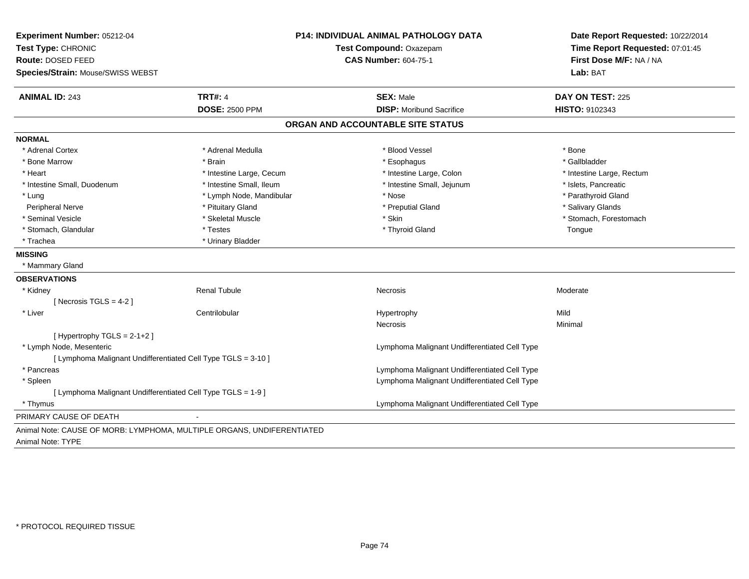**Experiment Number:** 05212-04
**Test Type:** CHRONIC
**Route:** DOSED FEED
**Species/Strain:** Mouse/SWISS WEBST

**P14: INDIVIDUAL ANIMAL PATHOLOGY DATA**
**Test Compound:** Oxazepam
**CAS Number:** 604-75-1

**Date Report Requested:** 10/22/2014
**Time Report Requested:** 07:01:45
**First Dose M/F:** NA / NA
**Lab:** BAT

| **ANIMAL ID:** 243 | **TRT#:** 4 | **SEX:** Male | **DAY ON TEST:** 225 |
|---|---|---|---|
| | **DOSE:** 2500 PPM | **DISP:** Moribund Sacrifice | **HISTO:** 9102343 |

## ORGAN AND ACCOUNTABLE SITE STATUS

**NORMAL**

| | | | |
|---|---|---|---|
| * Adrenal Cortex | * Adrenal Medulla | * Blood Vessel | * Bone |
| * Bone Marrow | * Brain | * Esophagus | * Gallbladder |
| * Heart | * Intestine Large, Cecum | * Intestine Large, Colon | * Intestine Large, Rectum |
| * Intestine Small, Duodenum | * Intestine Small, Ileum | * Intestine Small, Jejunum | * Islets, Pancreatic |
| * Lung | * Lymph Node, Mandibular | * Nose | * Parathyroid Gland |
| Peripheral Nerve | * Pituitary Gland | * Preputial Gland | * Salivary Glands |
| * Seminal Vesicle | * Skeletal Muscle | * Skin | * Stomach, Forestomach |
| * Stomach, Glandular | * Testes | * Thyroid Gland | Tongue |
| * Trachea | * Urinary Bladder | | |

**MISSING**

* Mammary Gland

**OBSERVATIONS**

| | | | |
|---|---|---|---|
| * Kidney | Renal Tubule | Necrosis | Moderate |
| [ Necrosis TGLS = 4-2 ] | | | |
| * Liver | Centrilobular | Hypertrophy | Mild |
| | | Necrosis | Minimal |
| [ Hypertrophy TGLS = 2-1+2 ] | | | |
| * Lymph Node, Mesenteric | | Lymphoma Malignant Undifferentiated Cell Type | |
| [ Lymphoma Malignant Undifferentiated Cell Type TGLS = 3-10 ] | | | |
| * Pancreas | | Lymphoma Malignant Undifferentiated Cell Type | |
| * Spleen | | Lymphoma Malignant Undifferentiated Cell Type | |
| [ Lymphoma Malignant Undifferentiated Cell Type TGLS = 1-9 ] | | | |
| * Thymus | | Lymphoma Malignant Undifferentiated Cell Type | |

PRIMARY CAUSE OF DEATH -

Animal Note: CAUSE OF MORB: LYMPHOMA, MULTIPLE ORGANS, UNDIFERENTIATED
Animal Note: TYPE

* PROTOCOL REQUIRED TISSUE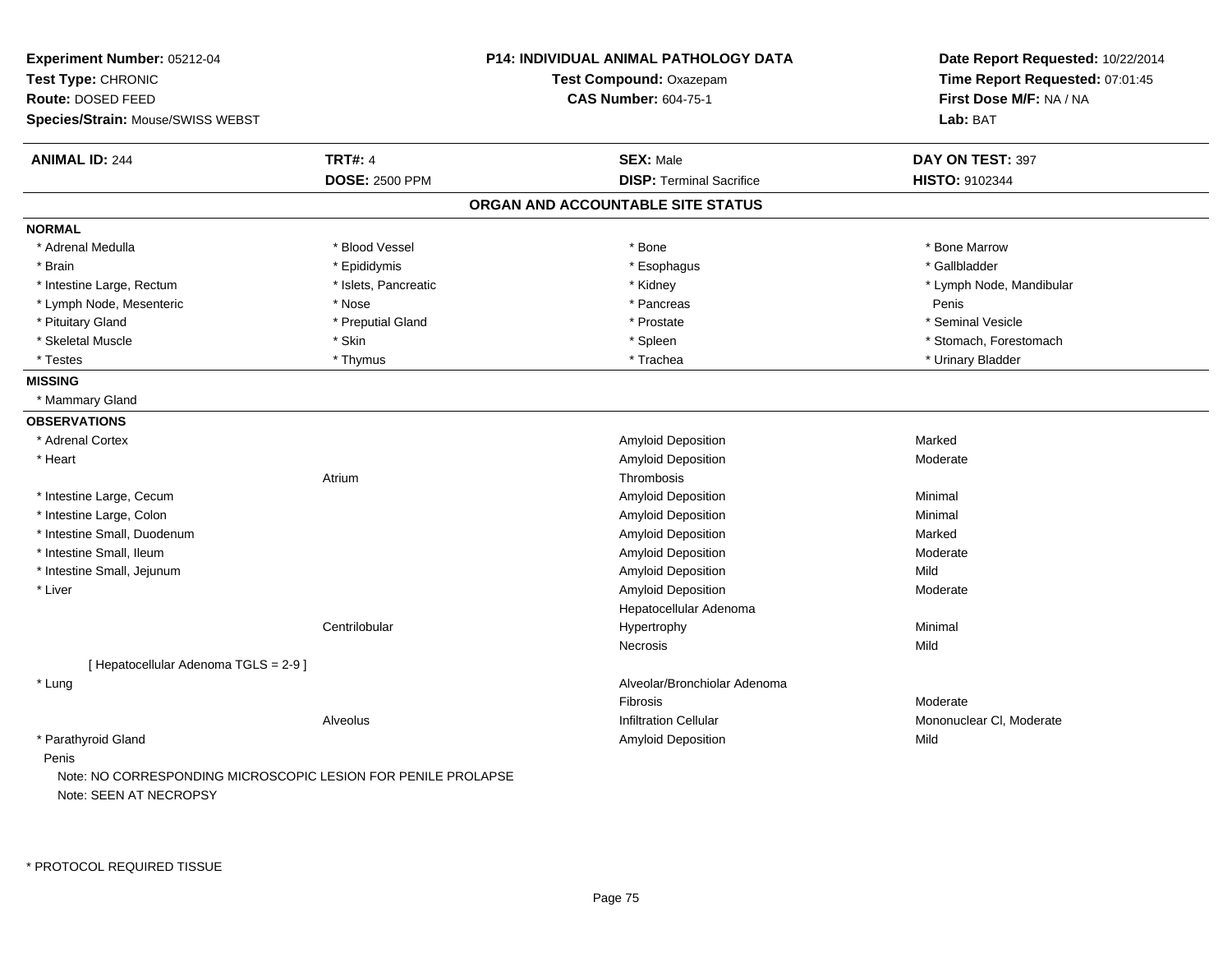**Experiment Number:** 05212-04
**Test Type:** CHRONIC
**Route:** DOSED FEED
**Species/Strain:** Mouse/SWISS WEBST

**P14: INDIVIDUAL ANIMAL PATHOLOGY DATA**
**Test Compound:** Oxazepam
**CAS Number:** 604-75-1

**Date Report Requested:** 10/22/2014
**Time Report Requested:** 07:01:45
**First Dose M/F:** NA / NA
**Lab:** BAT

| **ANIMAL ID:** 244 | **TRT#:** 4 | **SEX:** Male | **DAY ON TEST:** 397 |
|---|---|---|---|
| | **DOSE:** 2500 PPM | **DISP:** Terminal Sacrifice | **HISTO:** 9102344 |

## ORGAN AND ACCOUNTABLE SITE STATUS

**NORMAL**

| | | | |
|---|---|---|---|
| * Adrenal Medulla | * Blood Vessel | * Bone | * Bone Marrow |
| * Brain | * Epididymis | * Esophagus | * Gallbladder |
| * Intestine Large, Rectum | * Islets, Pancreatic | * Kidney | * Lymph Node, Mandibular |
| * Lymph Node, Mesenteric | * Nose | * Pancreas | Penis |
| * Pituitary Gland | * Preputial Gland | * Prostate | * Seminal Vesicle |
| * Skeletal Muscle | * Skin | * Spleen | * Stomach, Forestomach |
| * Testes | * Thymus | * Trachea | * Urinary Bladder |

**MISSING**

* Mammary Gland

**OBSERVATIONS**

| Organ | Site | Observation | Severity |
|---|---|---|---|
| * Adrenal Cortex | | Amyloid Deposition | Marked |
| * Heart | | Amyloid Deposition | Moderate |
| | Atrium | Thrombosis | |
| * Intestine Large, Cecum | | Amyloid Deposition | Minimal |
| * Intestine Large, Colon | | Amyloid Deposition | Minimal |
| * Intestine Small, Duodenum | | Amyloid Deposition | Marked |
| * Intestine Small, Ileum | | Amyloid Deposition | Moderate |
| * Intestine Small, Jejunum | | Amyloid Deposition | Mild |
| * Liver | | Amyloid Deposition | Moderate |
| | | Hepatocellular Adenoma | |
| | Centrilobular | Hypertrophy | Minimal |
| | | Necrosis | Mild |
| [ Hepatocellular Adenoma TGLS = 2-9 ] | | | |
| * Lung | | Alveolar/Bronchiolar Adenoma | |
| | | Fibrosis | Moderate |
| | Alveolus | Infiltration Cellular | Mononuclear Cl, Moderate |
| * Parathyroid Gland | | Amyloid Deposition | Mild |

Penis

Note: NO CORRESPONDING MICROSCOPIC LESION FOR PENILE PROLAPSE

Note: SEEN AT NECROPSY

* PROTOCOL REQUIRED TISSUE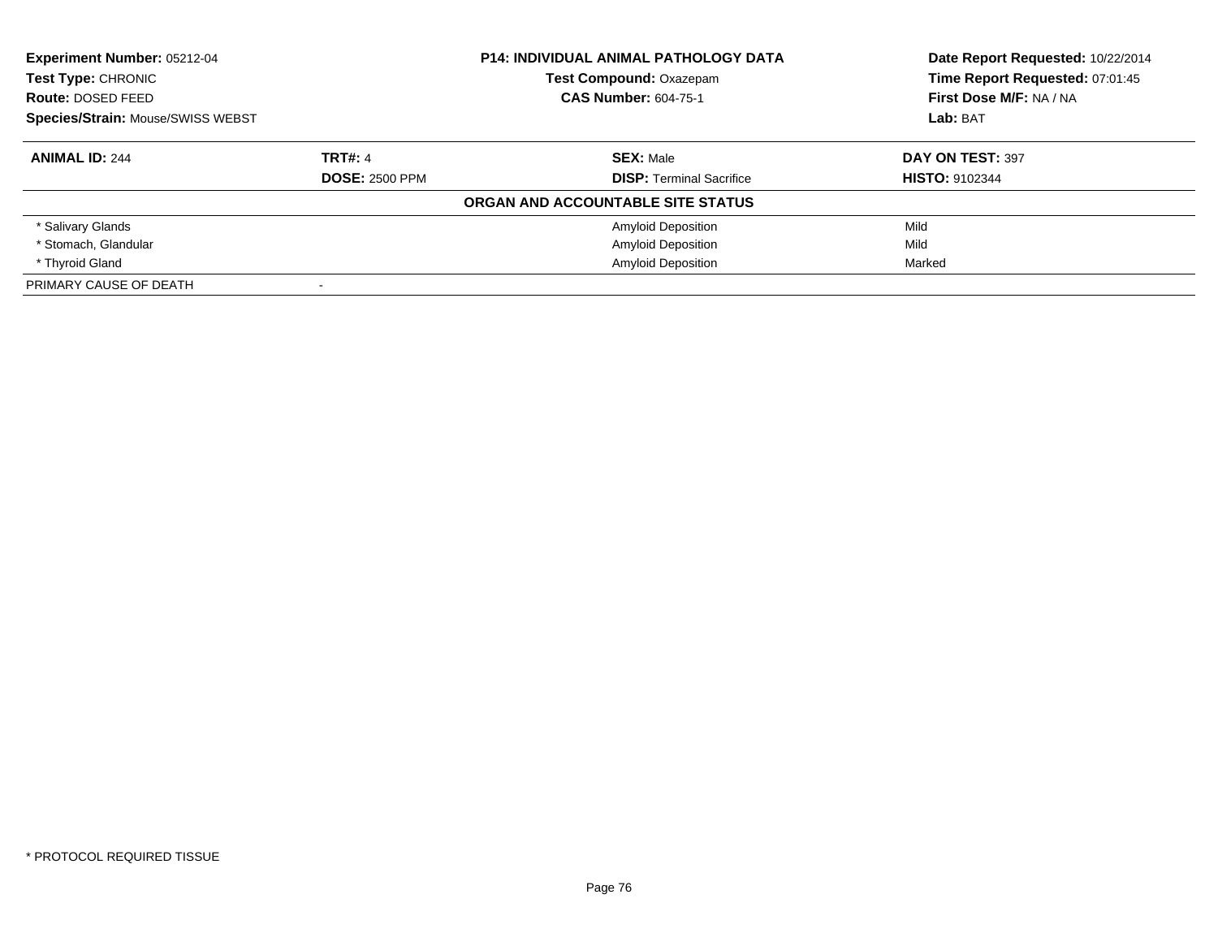| **Experiment Number:** 05212-04 | **P14: INDIVIDUAL ANIMAL PATHOLOGY DATA** | **Date Report Requested:** 10/22/2014 |
|---|---|---|
| **Test Type:** CHRONIC | **Test Compound:** Oxazepam | **Time Report Requested:** 07:01:45 |
| **Route:** DOSED FEED | **CAS Number:** 604-75-1 | **First Dose M/F:** NA / NA |
| **Species/Strain:** Mouse/SWISS WEBST | | **Lab:** BAT |

| **ANIMAL ID:** 244 | **TRT#:** 4 | **SEX:** Male | **DAY ON TEST:** 397 |
|---|---|---|---|
| | **DOSE:** 2500 PPM | **DISP:** Terminal Sacrifice | **HISTO:** 9102344 |
| **ORGAN AND ACCOUNTABLE SITE STATUS** | | | |
| * Salivary Glands | | Amyloid Deposition | Mild |
| * Stomach, Glandular | | Amyloid Deposition | Mild |
| * Thyroid Gland | | Amyloid Deposition | Marked |
| PRIMARY CAUSE OF DEATH | - | | |

* PROTOCOL REQUIRED TISSUE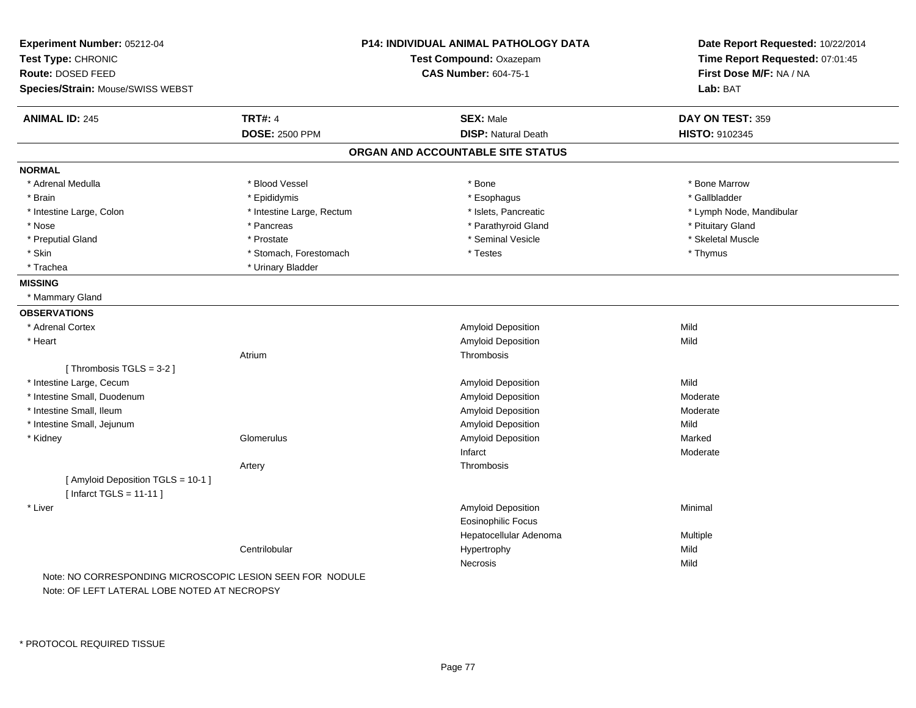**Experiment Number:** 05212-04
**Test Type:** CHRONIC
**Route:** DOSED FEED
**Species/Strain:** Mouse/SWISS WEBST

**P14: INDIVIDUAL ANIMAL PATHOLOGY DATA**
**Test Compound:** Oxazepam
**CAS Number:** 604-75-1

**Date Report Requested:** 10/22/2014
**Time Report Requested:** 07:01:45
**First Dose M/F:** NA / NA
**Lab:** BAT

| **ANIMAL ID:** 245 | **TRT#:** 4 | **SEX:** Male | **DAY ON TEST:** 359 |
|---|---|---|---|
| | **DOSE:** 2500 PPM | **DISP:** Natural Death | **HISTO:** 9102345 |

## ORGAN AND ACCOUNTABLE SITE STATUS

**NORMAL**

| | | | |
|---|---|---|---|
| * Adrenal Medulla | * Blood Vessel | * Bone | * Bone Marrow |
| * Brain | * Epididymis | * Esophagus | * Gallbladder |
| * Intestine Large, Colon | * Intestine Large, Rectum | * Islets, Pancreatic | * Lymph Node, Mandibular |
| * Nose | * Pancreas | * Parathyroid Gland | * Pituitary Gland |
| * Preputial Gland | * Prostate | * Seminal Vesicle | * Skeletal Muscle |
| * Skin | * Stomach, Forestomach | * Testes | * Thymus |
| * Trachea | * Urinary Bladder | | |

**MISSING**

* Mammary Gland

**OBSERVATIONS**

| | | | |
|---|---|---|---|
| * Adrenal Cortex | | Amyloid Deposition | Mild |
| * Heart | | Amyloid Deposition | Mild |
| | Atrium | Thrombosis | |
| [ Thrombosis TGLS = 3-2 ] | | | |
| * Intestine Large, Cecum | | Amyloid Deposition | Mild |
| * Intestine Small, Duodenum | | Amyloid Deposition | Moderate |
| * Intestine Small, Ileum | | Amyloid Deposition | Moderate |
| * Intestine Small, Jejunum | | Amyloid Deposition | Mild |
| * Kidney | Glomerulus | Amyloid Deposition | Marked |
| | | Infarct | Moderate |
| | Artery | Thrombosis | |
| [ Amyloid Deposition TGLS = 10-1 ] | | | |
| [ Infarct TGLS = 11-11 ] | | | |
| * Liver | | Amyloid Deposition | Minimal |
| | | Eosinophilic Focus | |
| | | Hepatocellular Adenoma | Multiple |
| | Centrilobular | Hypertrophy | Mild |
| | | Necrosis | Mild |

Note: NO CORRESPONDING MICROSCOPIC LESION SEEN FOR NODULE
Note: OF LEFT LATERAL LOBE NOTED AT NECROPSY

* PROTOCOL REQUIRED TISSUE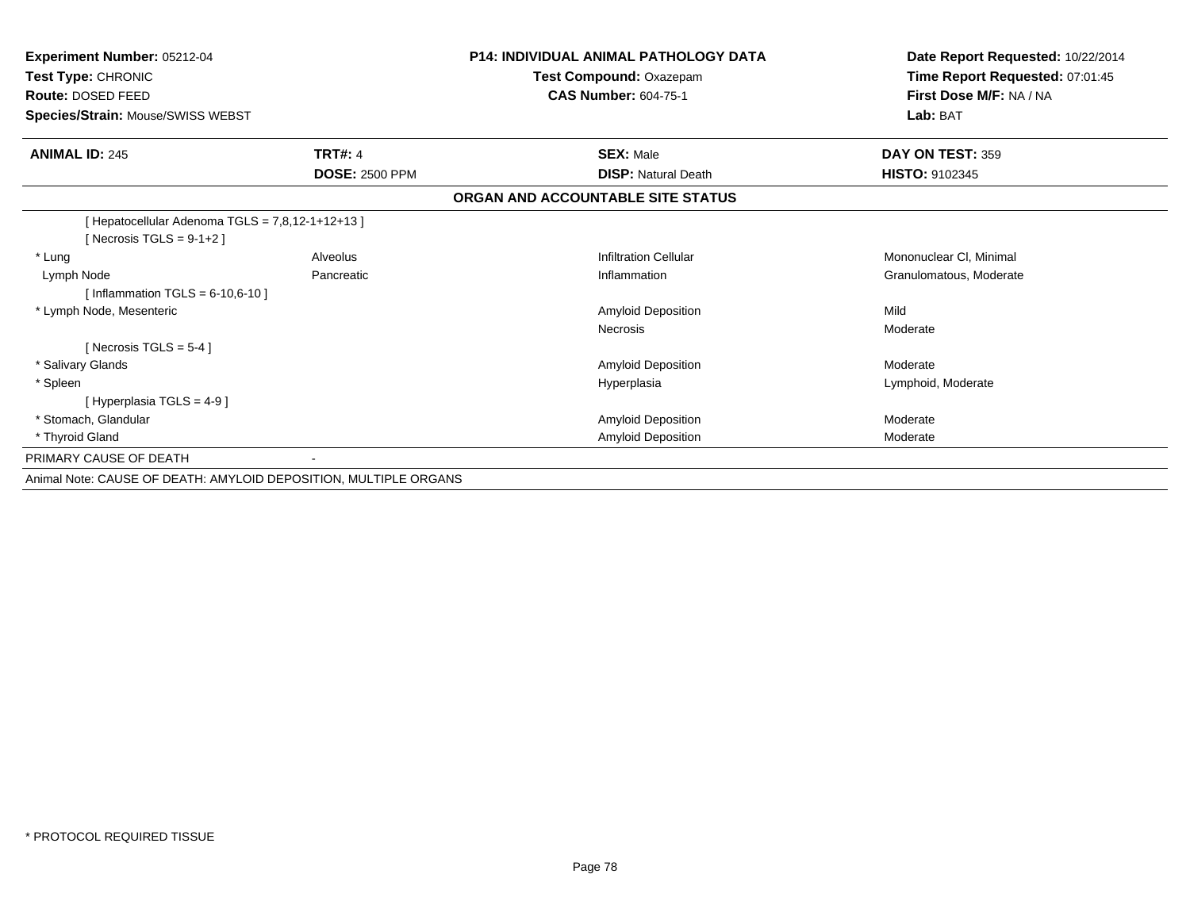**Experiment Number:** 05212-04
**Test Type:** CHRONIC
**Route:** DOSED FEED
**Species/Strain:** Mouse/SWISS WEBST

**P14: INDIVIDUAL ANIMAL PATHOLOGY DATA**
**Test Compound:** Oxazepam
**CAS Number:** 604-75-1

**Date Report Requested:** 10/22/2014
**Time Report Requested:** 07:01:45
**First Dose M/F:** NA / NA
**Lab:** BAT

| **ANIMAL ID:** 245 | **TRT#:** 4 | **SEX:** Male | **DAY ON TEST:** 359 |
|---|---|---|---|
| | **DOSE:** 2500 PPM | **DISP:** Natural Death | **HISTO:** 9102345 |

**ORGAN AND ACCOUNTABLE SITE STATUS**

| | | | |
|---|---|---|---|
| [ Hepatocellular Adenoma TGLS = 7,8,12-1+12+13 ] | | | |
| [ Necrosis TGLS = 9-1+2 ] | | | |
| * Lung | Alveolus | Infiltration Cellular | Mononuclear Cl, Minimal |
| Lymph Node | Pancreatic | Inflammation | Granulomatous, Moderate |
| [ Inflammation TGLS = 6-10,6-10 ] | | | |
| * Lymph Node, Mesenteric | | Amyloid Deposition | Mild |
| | | Necrosis | Moderate |
| [ Necrosis TGLS = 5-4 ] | | | |
| * Salivary Glands | | Amyloid Deposition | Moderate |
| * Spleen | | Hyperplasia | Lymphoid, Moderate |
| [ Hyperplasia TGLS = 4-9 ] | | | |
| * Stomach, Glandular | | Amyloid Deposition | Moderate |
| * Thyroid Gland | | Amyloid Deposition | Moderate |
| PRIMARY CAUSE OF DEATH | - | | |

Animal Note: CAUSE OF DEATH: AMYLOID DEPOSITION, MULTIPLE ORGANS

* PROTOCOL REQUIRED TISSUE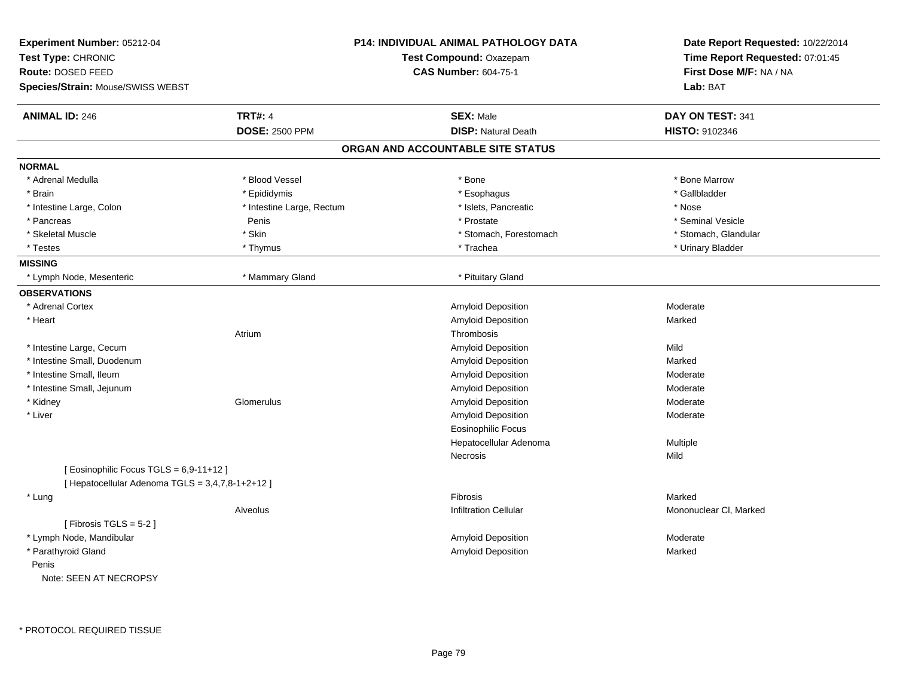**Experiment Number:** 05212-04
**Test Type:** CHRONIC
**Route:** DOSED FEED
**Species/Strain:** Mouse/SWISS WEBST

**P14: INDIVIDUAL ANIMAL PATHOLOGY DATA**
**Test Compound:** Oxazepam
**CAS Number:** 604-75-1

**Date Report Requested:** 10/22/2014
**Time Report Requested:** 07:01:45
**First Dose M/F:** NA / NA
**Lab:** BAT

| **ANIMAL ID:** 246 | **TRT#:** 4 | **SEX:** Male | **DAY ON TEST:** 341 |
|---|---|---|---|
| | **DOSE:** 2500 PPM | **DISP:** Natural Death | **HISTO:** 9102346 |

## ORGAN AND ACCOUNTABLE SITE STATUS

**NORMAL**

| | | | |
|---|---|---|---|
| * Adrenal Medulla | * Blood Vessel | * Bone | * Bone Marrow |
| * Brain | * Epididymis | * Esophagus | * Gallbladder |
| * Intestine Large, Colon | * Intestine Large, Rectum | * Islets, Pancreatic | * Nose |
| * Pancreas | Penis | * Prostate | * Seminal Vesicle |
| * Skeletal Muscle | * Skin | * Stomach, Forestomach | * Stomach, Glandular |
| * Testes | * Thymus | * Trachea | * Urinary Bladder |

**MISSING**

| | | |
|---|---|---|
| * Lymph Node, Mesenteric | * Mammary Gland | * Pituitary Gland |

**OBSERVATIONS**

| Organ | Site | Observation | Severity |
|---|---|---|---|
| * Adrenal Cortex | | Amyloid Deposition | Moderate |
| * Heart | | Amyloid Deposition | Marked |
| | Atrium | Thrombosis | |
| * Intestine Large, Cecum | | Amyloid Deposition | Mild |
| * Intestine Small, Duodenum | | Amyloid Deposition | Marked |
| * Intestine Small, Ileum | | Amyloid Deposition | Moderate |
| * Intestine Small, Jejunum | | Amyloid Deposition | Moderate |
| * Kidney | Glomerulus | Amyloid Deposition | Moderate |
| * Liver | | Amyloid Deposition | Moderate |
| | | Eosinophilic Focus | |
| | | Hepatocellular Adenoma | Multiple |
| | | Necrosis | Mild |
| [ Eosinophilic Focus TGLS = 6,9-11+12 ] | | | |
| [ Hepatocellular Adenoma TGLS = 3,4,7,8-1+2+12 ] | | | |
| * Lung | | Fibrosis | Marked |
| | Alveolus | Infiltration Cellular | Mononuclear Cl, Marked |
| [ Fibrosis TGLS = 5-2 ] | | | |
| * Lymph Node, Mandibular | | Amyloid Deposition | Moderate |
| * Parathyroid Gland | | Amyloid Deposition | Marked |
| Penis | | | |
| Note: SEEN AT NECROPSY | | | |

\* PROTOCOL REQUIRED TISSUE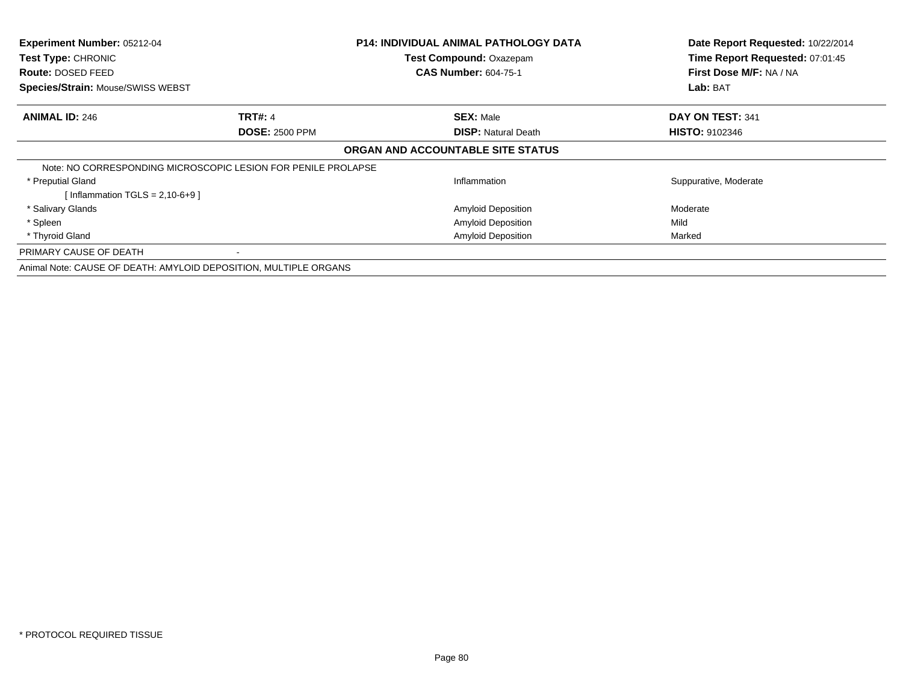**Experiment Number:** 05212-04
**Test Type:** CHRONIC
**Route:** DOSED FEED
**Species/Strain:** Mouse/SWISS WEBST

**P14: INDIVIDUAL ANIMAL PATHOLOGY DATA**
**Test Compound:** Oxazepam
**CAS Number:** 604-75-1

**Date Report Requested:** 10/22/2014
**Time Report Requested:** 07:01:45
**First Dose M/F:** NA / NA
**Lab:** BAT

| **ANIMAL ID:** 246 | **TRT#:** 4 | **SEX:** Male | **DAY ON TEST:** 341 |
|---|---|---|---|
| | **DOSE:** 2500 PPM | **DISP:** Natural Death | **HISTO:** 9102346 |

**ORGAN AND ACCOUNTABLE SITE STATUS**

| | | |
|---|---|---|
| Note: NO CORRESPONDING MICROSCOPIC LESION FOR PENILE PROLAPSE | | |
| * Preputial Gland | Inflammation | Suppurative, Moderate |
| [ Inflammation TGLS = 2,10-6+9 ] | | |
| * Salivary Glands | Amyloid Deposition | Moderate |
| * Spleen | Amyloid Deposition | Mild |
| * Thyroid Gland | Amyloid Deposition | Marked |
| PRIMARY CAUSE OF DEATH | - | |

Animal Note: CAUSE OF DEATH: AMYLOID DEPOSITION, MULTIPLE ORGANS

* PROTOCOL REQUIRED TISSUE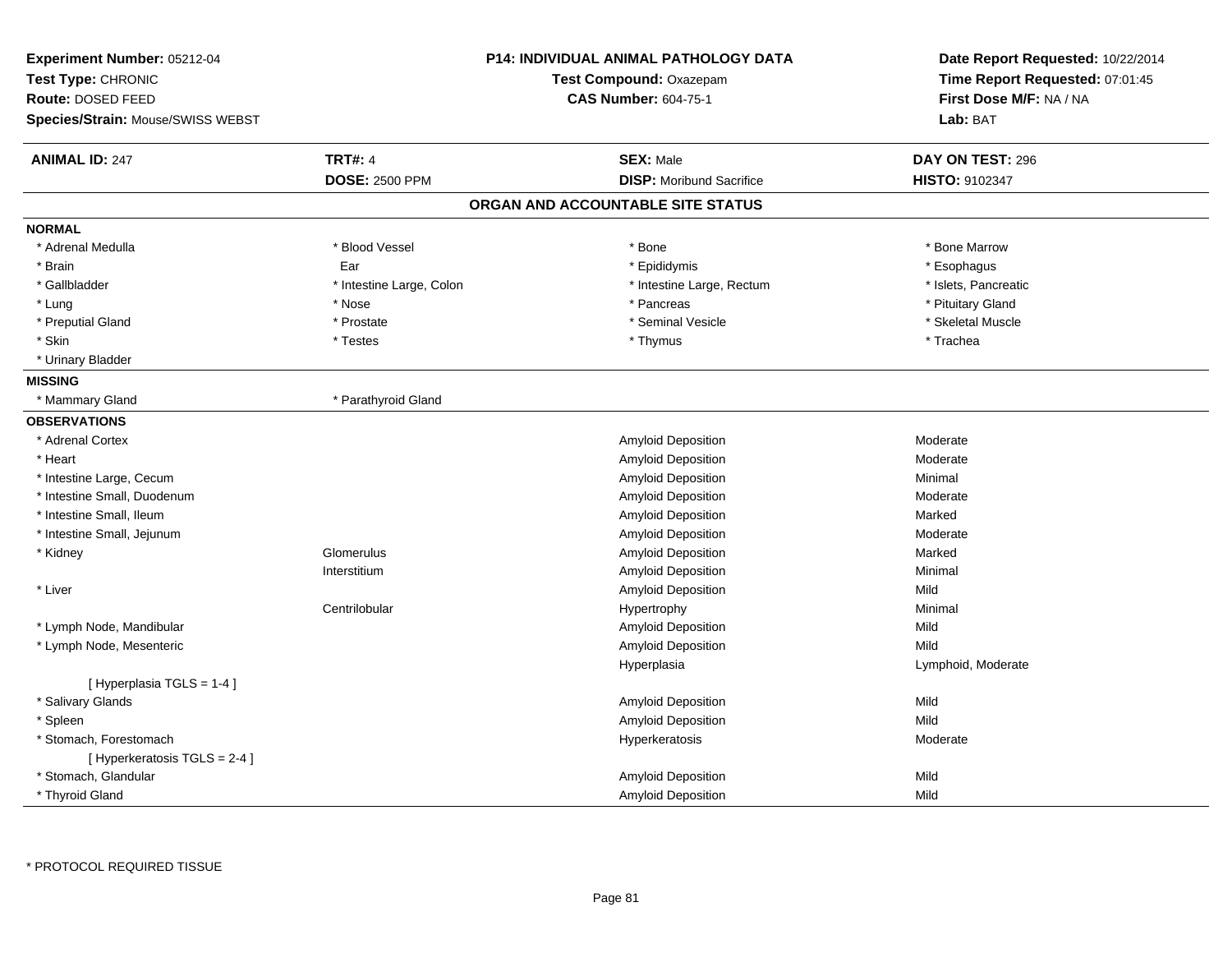**Experiment Number:** 05212-04
**Test Type:** CHRONIC
**Route:** DOSED FEED
**Species/Strain:** Mouse/SWISS WEBST

**P14: INDIVIDUAL ANIMAL PATHOLOGY DATA**
**Test Compound:** Oxazepam
**CAS Number:** 604-75-1

**Date Report Requested:** 10/22/2014
**Time Report Requested:** 07:01:45
**First Dose M/F:** NA / NA
**Lab:** BAT

| **ANIMAL ID:** 247 | **TRT#:** 4 | **SEX:** Male | **DAY ON TEST:** 296 |
|---|---|---|---|
| | **DOSE:** 2500 PPM | **DISP:** Moribund Sacrifice | **HISTO:** 9102347 |

## ORGAN AND ACCOUNTABLE SITE STATUS

**NORMAL**

| | | | |
|---|---|---|---|
| * Adrenal Medulla | * Blood Vessel | * Bone | * Bone Marrow |
| * Brain | Ear | * Epididymis | * Esophagus |
| * Gallbladder | * Intestine Large, Colon | * Intestine Large, Rectum | * Islets, Pancreatic |
| * Lung | * Nose | * Pancreas | * Pituitary Gland |
| * Preputial Gland | * Prostate | * Seminal Vesicle | * Skeletal Muscle |
| * Skin | * Testes | * Thymus | * Trachea |
| * Urinary Bladder | | | |

**MISSING**

| | |
|---|---|
| * Mammary Gland | * Parathyroid Gland |

**OBSERVATIONS**

| Organ | Site | Observation | Severity |
|---|---|---|---|
| * Adrenal Cortex | | Amyloid Deposition | Moderate |
| * Heart | | Amyloid Deposition | Moderate |
| * Intestine Large, Cecum | | Amyloid Deposition | Minimal |
| * Intestine Small, Duodenum | | Amyloid Deposition | Moderate |
| * Intestine Small, Ileum | | Amyloid Deposition | Marked |
| * Intestine Small, Jejunum | | Amyloid Deposition | Moderate |
| * Kidney | Glomerulus | Amyloid Deposition | Marked |
| | Interstitium | Amyloid Deposition | Minimal |
| * Liver | | Amyloid Deposition | Mild |
| | Centrilobular | Hypertrophy | Minimal |
| * Lymph Node, Mandibular | | Amyloid Deposition | Mild |
| * Lymph Node, Mesenteric | | Amyloid Deposition | Mild |
| | | Hyperplasia | Lymphoid, Moderate |
| [ Hyperplasia TGLS = 1-4 ] | | | |
| * Salivary Glands | | Amyloid Deposition | Mild |
| * Spleen | | Amyloid Deposition | Mild |
| * Stomach, Forestomach | | Hyperkeratosis | Moderate |
| [ Hyperkeratosis TGLS = 2-4 ] | | | |
| * Stomach, Glandular | | Amyloid Deposition | Mild |
| * Thyroid Gland | | Amyloid Deposition | Mild |

* PROTOCOL REQUIRED TISSUE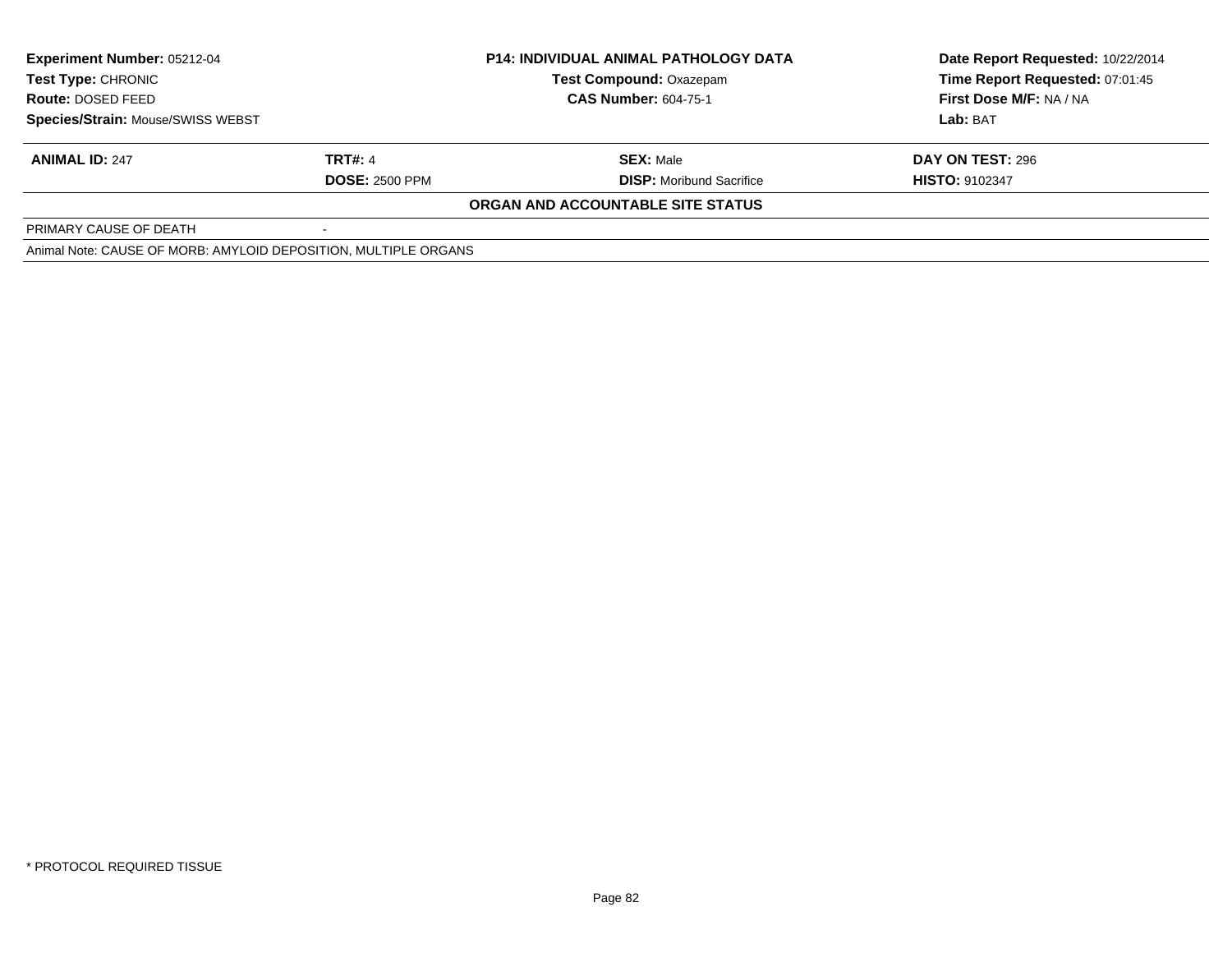| **Experiment Number:** 05212-04 | **P14: INDIVIDUAL ANIMAL PATHOLOGY DATA** | **Date Report Requested:** 10/22/2014 |
|---|---|---|
| **Test Type:** CHRONIC | **Test Compound:** Oxazepam | **Time Report Requested:** 07:01:45 |
| **Route:** DOSED FEED | **CAS Number:** 604-75-1 | **First Dose M/F:** NA / NA |
| **Species/Strain:** Mouse/SWISS WEBST | | **Lab:** BAT |

| **ANIMAL ID:** 247 | **TRT#:** 4 | **SEX:** Male | **DAY ON TEST:** 296 |
|---|---|---|---|
| | **DOSE:** 2500 PPM | **DISP:** Moribund Sacrifice | **HISTO:** 9102347 |

**ORGAN AND ACCOUNTABLE SITE STATUS**

| | |
|---|---|
| PRIMARY CAUSE OF DEATH | - |

Animal Note: CAUSE OF MORB: AMYLOID DEPOSITION, MULTIPLE ORGANS

* PROTOCOL REQUIRED TISSUE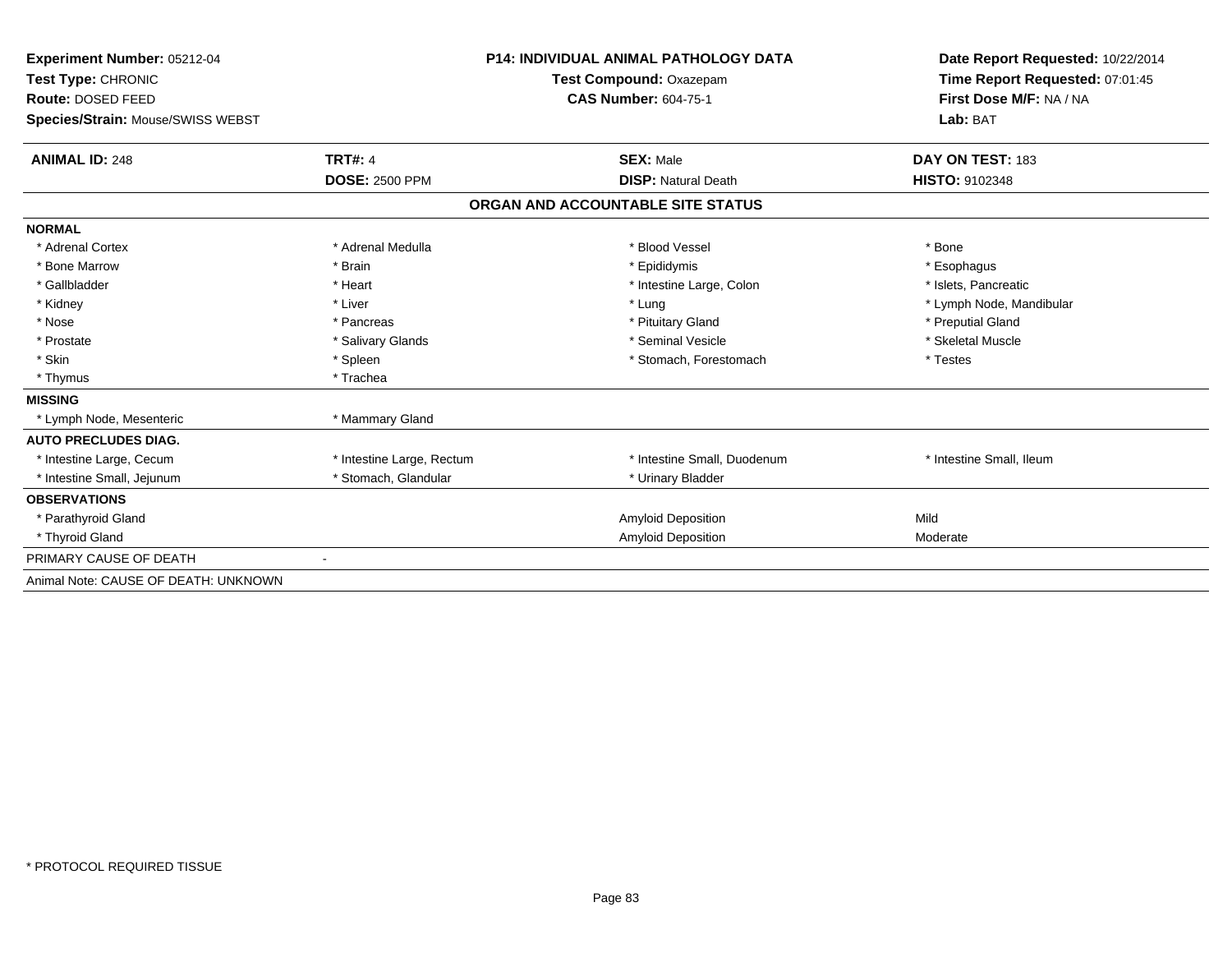**Experiment Number:** 05212-04
**Test Type:** CHRONIC
**Route:** DOSED FEED
**Species/Strain:** Mouse/SWISS WEBST

**P14: INDIVIDUAL ANIMAL PATHOLOGY DATA**
**Test Compound:** Oxazepam
**CAS Number:** 604-75-1

**Date Report Requested:** 10/22/2014
**Time Report Requested:** 07:01:45
**First Dose M/F:** NA / NA
**Lab:** BAT

| **ANIMAL ID:** 248 | **TRT#:** 4 | **SEX:** Male | **DAY ON TEST:** 183 |
|---|---|---|---|
| | **DOSE:** 2500 PPM | **DISP:** Natural Death | **HISTO:** 9102348 |

## ORGAN AND ACCOUNTABLE SITE STATUS

| | | | |
|---|---|---|---|
| **NORMAL** | | | |
| * Adrenal Cortex | * Adrenal Medulla | * Blood Vessel | * Bone |
| * Bone Marrow | * Brain | * Epididymis | * Esophagus |
| * Gallbladder | * Heart | * Intestine Large, Colon | * Islets, Pancreatic |
| * Kidney | * Liver | * Lung | * Lymph Node, Mandibular |
| * Nose | * Pancreas | * Pituitary Gland | * Preputial Gland |
| * Prostate | * Salivary Glands | * Seminal Vesicle | * Skeletal Muscle |
| * Skin | * Spleen | * Stomach, Forestomach | * Testes |
| * Thymus | * Trachea | | |
| **MISSING** | | | |
| * Lymph Node, Mesenteric | * Mammary Gland | | |
| **AUTO PRECLUDES DIAG.** | | | |
| * Intestine Large, Cecum | * Intestine Large, Rectum | * Intestine Small, Duodenum | * Intestine Small, Ileum |
| * Intestine Small, Jejunum | * Stomach, Glandular | * Urinary Bladder | |
| **OBSERVATIONS** | | | |
| * Parathyroid Gland | | Amyloid Deposition | Mild |
| * Thyroid Gland | | Amyloid Deposition | Moderate |
| PRIMARY CAUSE OF DEATH | - | | |
| Animal Note: CAUSE OF DEATH: UNKNOWN | | | |

* PROTOCOL REQUIRED TISSUE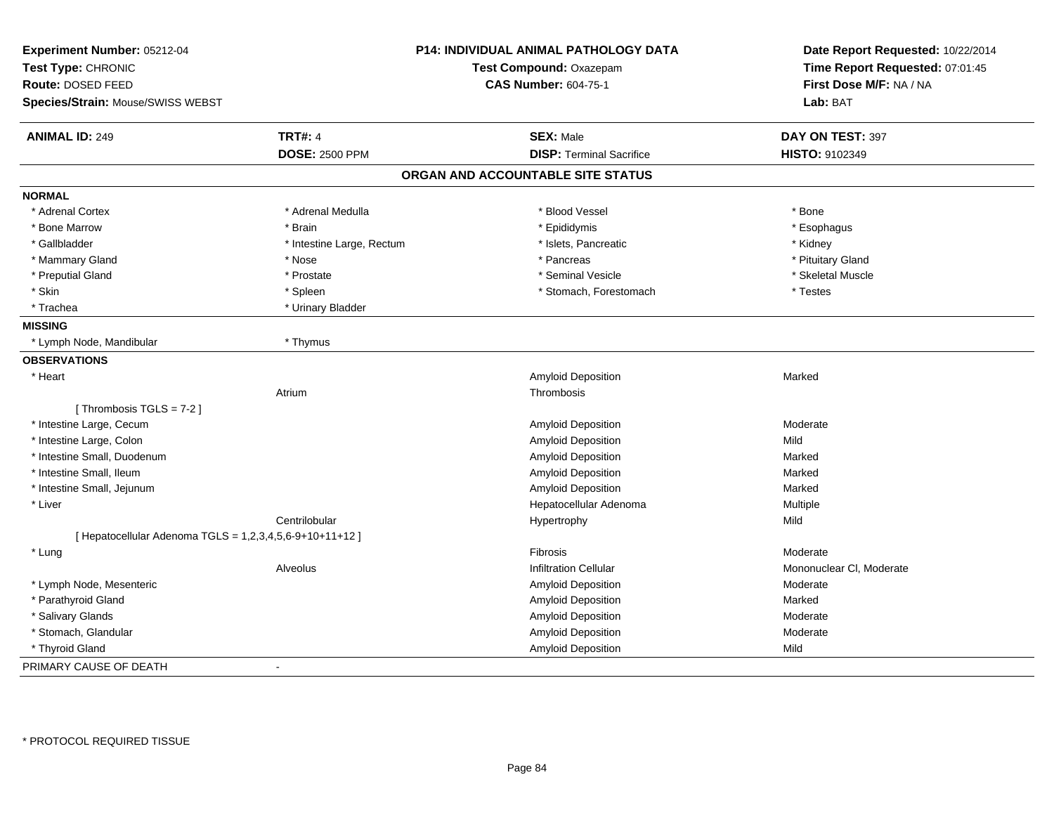**Experiment Number:** 05212-04
**Test Type:** CHRONIC
**Route:** DOSED FEED
**Species/Strain:** Mouse/SWISS WEBST

**P14: INDIVIDUAL ANIMAL PATHOLOGY DATA**
**Test Compound:** Oxazepam
**CAS Number:** 604-75-1

**Date Report Requested:** 10/22/2014
**Time Report Requested:** 07:01:45
**First Dose M/F:** NA / NA
**Lab:** BAT

| **ANIMAL ID:** 249 | **TRT#:** 4 | **SEX:** Male | **DAY ON TEST:** 397 |
|---|---|---|---|
| | **DOSE:** 2500 PPM | **DISP:** Terminal Sacrifice | **HISTO:** 9102349 |

## ORGAN AND ACCOUNTABLE SITE STATUS

**NORMAL**

| | | | |
|---|---|---|---|
| * Adrenal Cortex | * Adrenal Medulla | * Blood Vessel | * Bone |
| * Bone Marrow | * Brain | * Epididymis | * Esophagus |
| * Gallbladder | * Intestine Large, Rectum | * Islets, Pancreatic | * Kidney |
| * Mammary Gland | * Nose | * Pancreas | * Pituitary Gland |
| * Preputial Gland | * Prostate | * Seminal Vesicle | * Skeletal Muscle |
| * Skin | * Spleen | * Stomach, Forestomach | * Testes |
| * Trachea | * Urinary Bladder | | |

**MISSING**

| | |
|---|---|
| * Lymph Node, Mandibular | * Thymus |

**OBSERVATIONS**

| | | | |
|---|---|---|---|
| * Heart | | Amyloid Deposition | Marked |
| | Atrium | Thrombosis | |
| [ Thrombosis TGLS = 7-2 ] | | | |
| * Intestine Large, Cecum | | Amyloid Deposition | Moderate |
| * Intestine Large, Colon | | Amyloid Deposition | Mild |
| * Intestine Small, Duodenum | | Amyloid Deposition | Marked |
| * Intestine Small, Ileum | | Amyloid Deposition | Marked |
| * Intestine Small, Jejunum | | Amyloid Deposition | Marked |
| * Liver | | Hepatocellular Adenoma | Multiple |
| | Centrilobular | Hypertrophy | Mild |
| [ Hepatocellular Adenoma TGLS = 1,2,3,4,5,6-9+10+11+12 ] | | | |
| * Lung | | Fibrosis | Moderate |
| | Alveolus | Infiltration Cellular | Mononuclear Cl, Moderate |
| * Lymph Node, Mesenteric | | Amyloid Deposition | Moderate |
| * Parathyroid Gland | | Amyloid Deposition | Marked |
| * Salivary Glands | | Amyloid Deposition | Moderate |
| * Stomach, Glandular | | Amyloid Deposition | Moderate |
| * Thyroid Gland | | Amyloid Deposition | Mild |

PRIMARY CAUSE OF DEATH -

* PROTOCOL REQUIRED TISSUE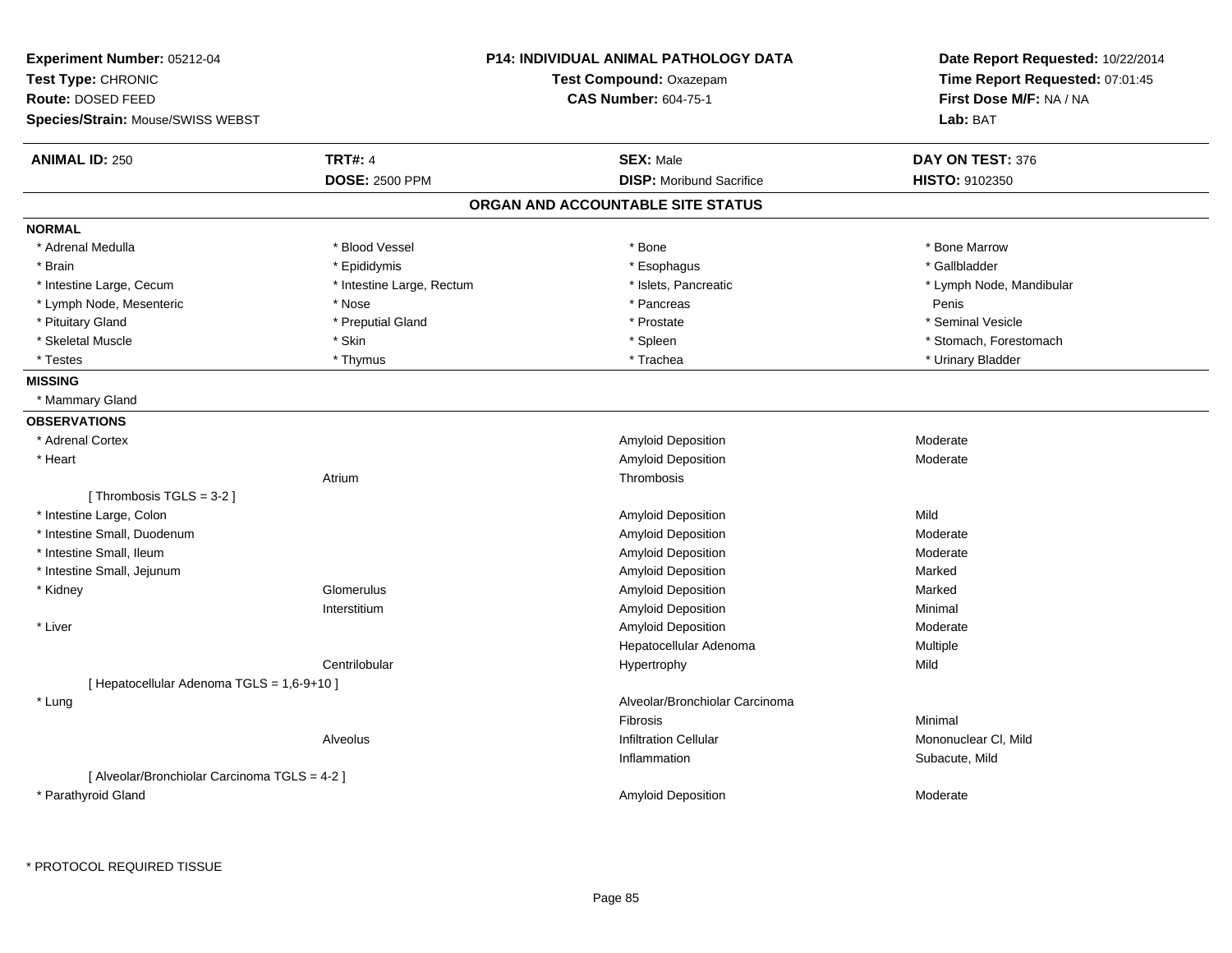**Experiment Number:** 05212-04
**Test Type:** CHRONIC
**Route:** DOSED FEED
**Species/Strain:** Mouse/SWISS WEBST

**P14: INDIVIDUAL ANIMAL PATHOLOGY DATA**
**Test Compound:** Oxazepam
**CAS Number:** 604-75-1

**Date Report Requested:** 10/22/2014
**Time Report Requested:** 07:01:45
**First Dose M/F:** NA / NA
**Lab:** BAT

| **ANIMAL ID:** 250 | **TRT#:** 4 | **SEX:** Male | **DAY ON TEST:** 376 |
|---|---|---|---|
| | **DOSE:** 2500 PPM | **DISP:** Moribund Sacrifice | **HISTO:** 9102350 |

## ORGAN AND ACCOUNTABLE SITE STATUS

**NORMAL**

| | | | |
|---|---|---|---|
| * Adrenal Medulla | * Blood Vessel | * Bone | * Bone Marrow |
| * Brain | * Epididymis | * Esophagus | * Gallbladder |
| * Intestine Large, Cecum | * Intestine Large, Rectum | * Islets, Pancreatic | * Lymph Node, Mandibular |
| * Lymph Node, Mesenteric | * Nose | * Pancreas | Penis |
| * Pituitary Gland | * Preputial Gland | * Prostate | * Seminal Vesicle |
| * Skeletal Muscle | * Skin | * Spleen | * Stomach, Forestomach |
| * Testes | * Thymus | * Trachea | * Urinary Bladder |

**MISSING**

* Mammary Gland

**OBSERVATIONS**

| | | | |
|---|---|---|---|
| * Adrenal Cortex | | Amyloid Deposition | Moderate |
| * Heart | | Amyloid Deposition | Moderate |
| | Atrium | Thrombosis | |
| [ Thrombosis TGLS = 3-2 ] | | | |
| * Intestine Large, Colon | | Amyloid Deposition | Mild |
| * Intestine Small, Duodenum | | Amyloid Deposition | Moderate |
| * Intestine Small, Ileum | | Amyloid Deposition | Moderate |
| * Intestine Small, Jejunum | | Amyloid Deposition | Marked |
| * Kidney | Glomerulus | Amyloid Deposition | Marked |
| | Interstitium | Amyloid Deposition | Minimal |
| * Liver | | Amyloid Deposition | Moderate |
| | | Hepatocellular Adenoma | Multiple |
| | Centrilobular | Hypertrophy | Mild |
| [ Hepatocellular Adenoma TGLS = 1,6-9+10 ] | | | |
| * Lung | | Alveolar/Bronchiolar Carcinoma | |
| | | Fibrosis | Minimal |
| | Alveolus | Infiltration Cellular | Mononuclear Cl, Mild |
| | | Inflammation | Subacute, Mild |
| [ Alveolar/Bronchiolar Carcinoma TGLS = 4-2 ] | | | |
| * Parathyroid Gland | | Amyloid Deposition | Moderate |

* PROTOCOL REQUIRED TISSUE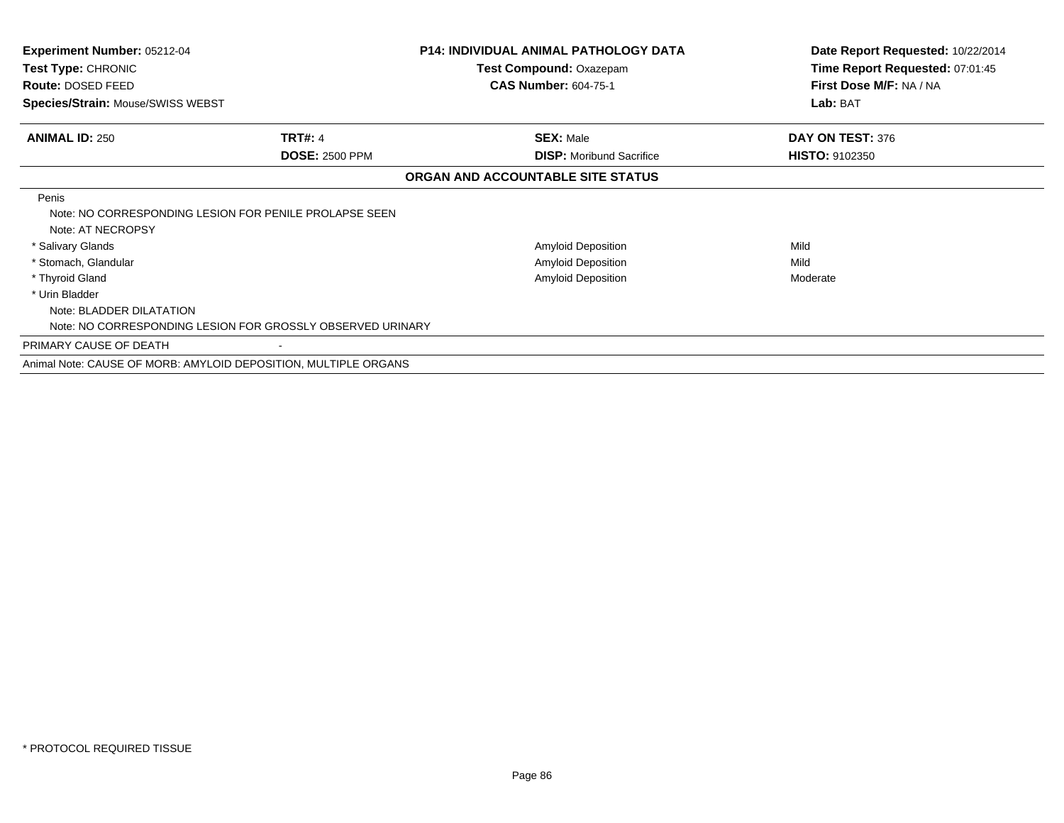**Experiment Number:** 05212-04
**Test Type:** CHRONIC
**Route:** DOSED FEED
**Species/Strain:** Mouse/SWISS WEBST

**P14: INDIVIDUAL ANIMAL PATHOLOGY DATA**
**Test Compound:** Oxazepam
**CAS Number:** 604-75-1

**Date Report Requested:** 10/22/2014
**Time Report Requested:** 07:01:45
**First Dose M/F:** NA / NA
**Lab:** BAT

| **ANIMAL ID:** 250 | **TRT#:** 4 | **SEX:** Male | **DAY ON TEST:** 376 |
|---|---|---|---|
| | **DOSE:** 2500 PPM | **DISP:** Moribund Sacrifice | **HISTO:** 9102350 |

**ORGAN AND ACCOUNTABLE SITE STATUS**

| Organ | Finding | Severity |
|---|---|---|
| Penis | | |
| Note: NO CORRESPONDING LESION FOR PENILE PROLAPSE SEEN | | |
| Note: AT NECROPSY | | |
| * Salivary Glands | Amyloid Deposition | Mild |
| * Stomach, Glandular | Amyloid Deposition | Mild |
| * Thyroid Gland | Amyloid Deposition | Moderate |
| * Urin Bladder | | |
| Note: BLADDER DILATATION | | |
| Note: NO CORRESPONDING LESION FOR GROSSLY OBSERVED URINARY | | |

PRIMARY CAUSE OF DEATH -

Animal Note: CAUSE OF MORB: AMYLOID DEPOSITION, MULTIPLE ORGANS

* PROTOCOL REQUIRED TISSUE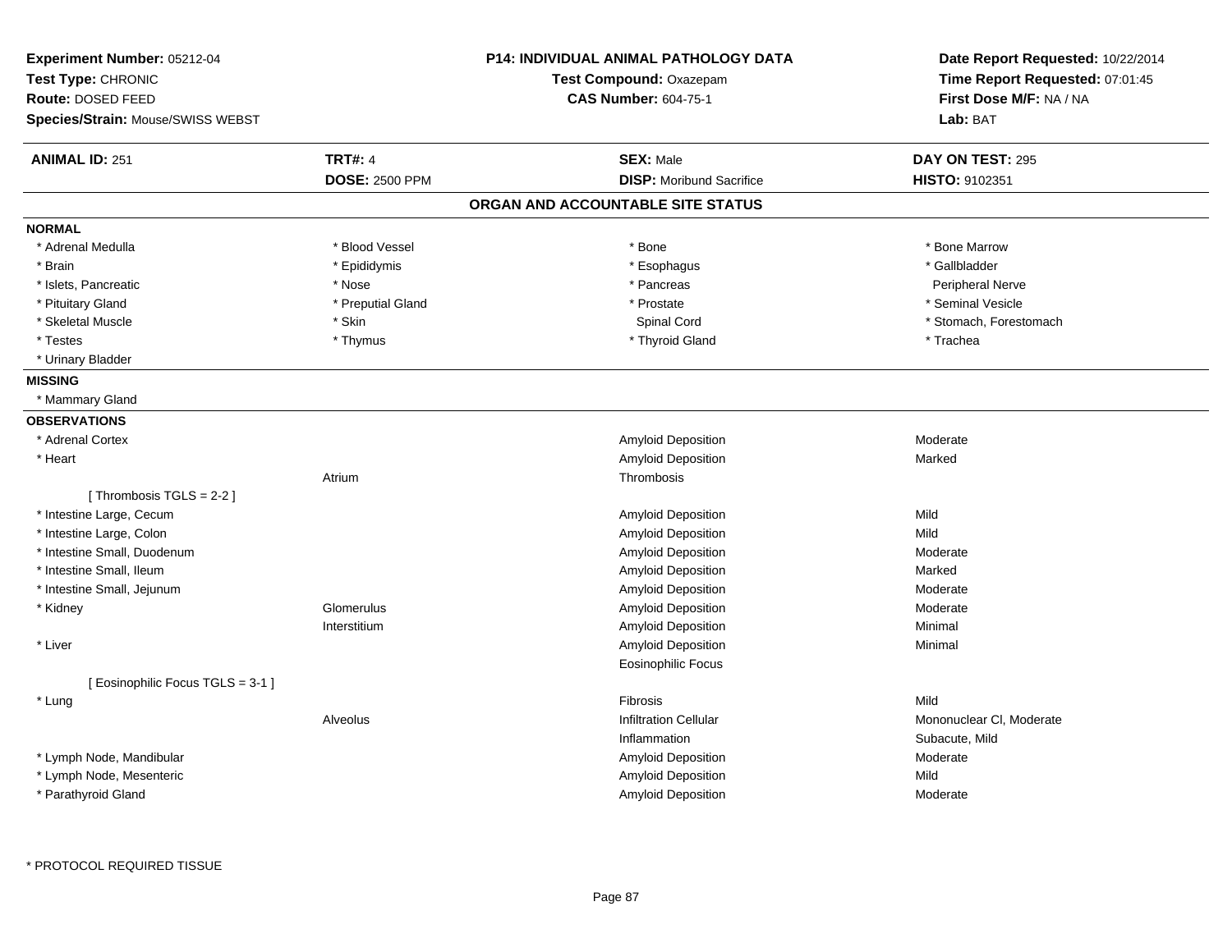**Experiment Number:** 05212-04
**Test Type:** CHRONIC
**Route:** DOSED FEED
**Species/Strain:** Mouse/SWISS WEBST

**P14: INDIVIDUAL ANIMAL PATHOLOGY DATA**
**Test Compound:** Oxazepam
**CAS Number:** 604-75-1

**Date Report Requested:** 10/22/2014
**Time Report Requested:** 07:01:45
**First Dose M/F:** NA / NA
**Lab:** BAT

| **ANIMAL ID:** 251 | **TRT#:** 4 | **SEX:** Male | **DAY ON TEST:** 295 |
|---|---|---|---|
| | **DOSE:** 2500 PPM | **DISP:** Moribund Sacrifice | **HISTO:** 9102351 |

## ORGAN AND ACCOUNTABLE SITE STATUS

**NORMAL**

| | | | |
|---|---|---|---|
| * Adrenal Medulla | * Blood Vessel | * Bone | * Bone Marrow |
| * Brain | * Epididymis | * Esophagus | * Gallbladder |
| * Islets, Pancreatic | * Nose | * Pancreas | Peripheral Nerve |
| * Pituitary Gland | * Preputial Gland | * Prostate | * Seminal Vesicle |
| * Skeletal Muscle | * Skin | Spinal Cord | * Stomach, Forestomach |
| * Testes | * Thymus | * Thyroid Gland | * Trachea |
| * Urinary Bladder | | | |

**MISSING**

* Mammary Gland

**OBSERVATIONS**

| Organ | Site | Observation | Severity |
|---|---|---|---|
| * Adrenal Cortex | | Amyloid Deposition | Moderate |
| * Heart | | Amyloid Deposition | Marked |
| | Atrium | Thrombosis | |
| [ Thrombosis TGLS = 2-2 ] | | | |
| * Intestine Large, Cecum | | Amyloid Deposition | Mild |
| * Intestine Large, Colon | | Amyloid Deposition | Mild |
| * Intestine Small, Duodenum | | Amyloid Deposition | Moderate |
| * Intestine Small, Ileum | | Amyloid Deposition | Marked |
| * Intestine Small, Jejunum | | Amyloid Deposition | Moderate |
| * Kidney | Glomerulus | Amyloid Deposition | Moderate |
| | Interstitium | Amyloid Deposition | Minimal |
| * Liver | | Amyloid Deposition | Minimal |
| | | Eosinophilic Focus | |
| [ Eosinophilic Focus TGLS = 3-1 ] | | | |
| * Lung | | Fibrosis | Mild |
| | Alveolus | Infiltration Cellular | Mononuclear Cl, Moderate |
| | | Inflammation | Subacute, Mild |
| * Lymph Node, Mandibular | | Amyloid Deposition | Moderate |
| * Lymph Node, Mesenteric | | Amyloid Deposition | Mild |
| * Parathyroid Gland | | Amyloid Deposition | Moderate |

* PROTOCOL REQUIRED TISSUE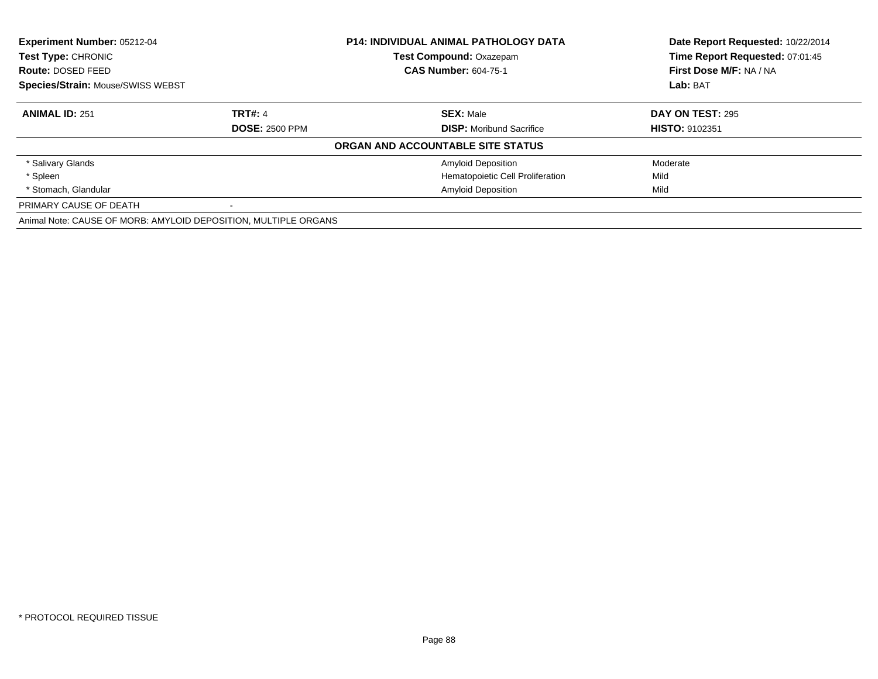**Experiment Number:** 05212-04
**Test Type:** CHRONIC
**Route:** DOSED FEED
**Species/Strain:** Mouse/SWISS WEBST

**P14: INDIVIDUAL ANIMAL PATHOLOGY DATA**
**Test Compound:** Oxazepam
**CAS Number:** 604-75-1

**Date Report Requested:** 10/22/2014
**Time Report Requested:** 07:01:45
**First Dose M/F:** NA / NA
**Lab:** BAT

| **ANIMAL ID:** 251 | **TRT#:** 4 | **SEX:** Male | **DAY ON TEST:** 295 |
|---|---|---|---|
| | **DOSE:** 2500 PPM | **DISP:** Moribund Sacrifice | **HISTO:** 9102351 |

**ORGAN AND ACCOUNTABLE SITE STATUS**

| | | | |
|---|---|---|---|
| * Salivary Glands | | Amyloid Deposition | Moderate |
| * Spleen | | Hematopoietic Cell Proliferation | Mild |
| * Stomach, Glandular | | Amyloid Deposition | Mild |
| PRIMARY CAUSE OF DEATH | - | | |

Animal Note: CAUSE OF MORB: AMYLOID DEPOSITION, MULTIPLE ORGANS

* PROTOCOL REQUIRED TISSUE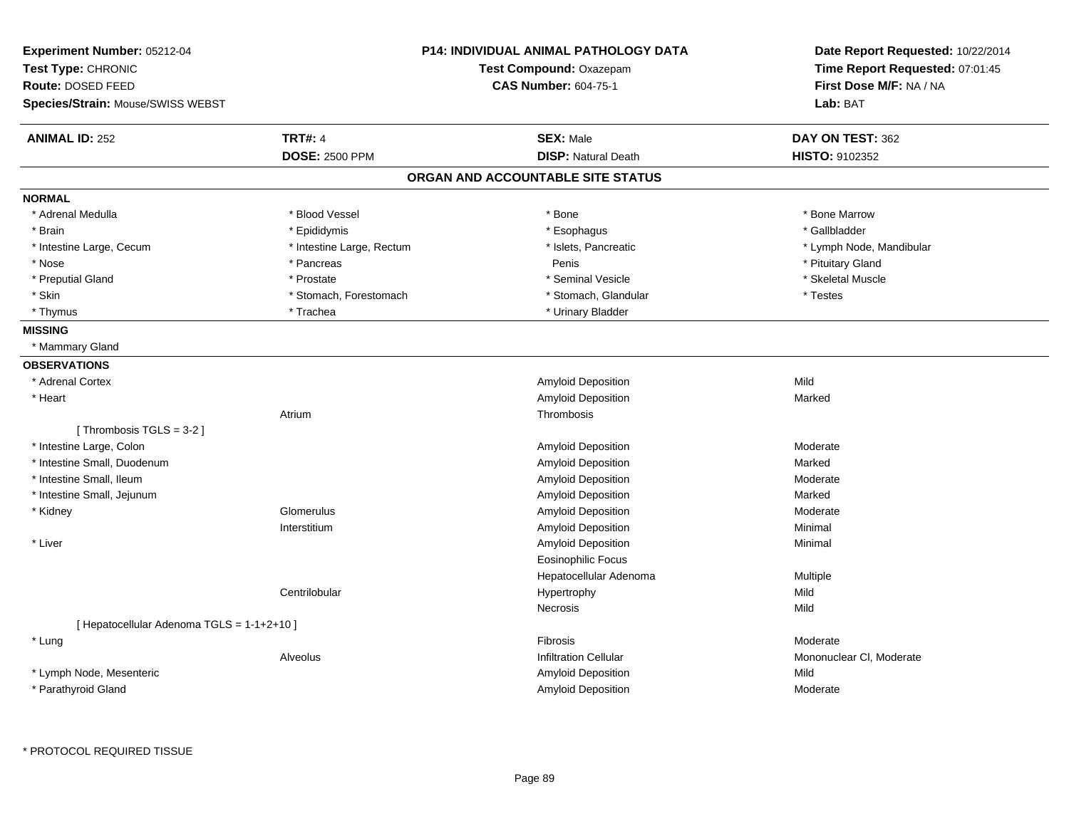**Experiment Number:** 05212-04
**Test Type:** CHRONIC
**Route:** DOSED FEED
**Species/Strain:** Mouse/SWISS WEBST

**P14: INDIVIDUAL ANIMAL PATHOLOGY DATA**
**Test Compound:** Oxazepam
**CAS Number:** 604-75-1

**Date Report Requested:** 10/22/2014
**Time Report Requested:** 07:01:45
**First Dose M/F:** NA / NA
**Lab:** BAT

| **ANIMAL ID:** 252 | **TRT#:** 4 | **SEX:** Male | **DAY ON TEST:** 362 |
|---|---|---|---|
| | **DOSE:** 2500 PPM | **DISP:** Natural Death | **HISTO:** 9102352 |

## ORGAN AND ACCOUNTABLE SITE STATUS

**NORMAL**

| | | | |
|---|---|---|---|
| * Adrenal Medulla | * Blood Vessel | * Bone | * Bone Marrow |
| * Brain | * Epididymis | * Esophagus | * Gallbladder |
| * Intestine Large, Cecum | * Intestine Large, Rectum | * Islets, Pancreatic | * Lymph Node, Mandibular |
| * Nose | * Pancreas | Penis | * Pituitary Gland |
| * Preputial Gland | * Prostate | * Seminal Vesicle | * Skeletal Muscle |
| * Skin | * Stomach, Forestomach | * Stomach, Glandular | * Testes |
| * Thymus | * Trachea | * Urinary Bladder | |

**MISSING**

* Mammary Gland

**OBSERVATIONS**

| Organ | Site | Observation | Severity |
|---|---|---|---|
| * Adrenal Cortex | | Amyloid Deposition | Mild |
| * Heart | | Amyloid Deposition | Marked |
| | Atrium | Thrombosis | |
| [ Thrombosis TGLS = 3-2 ] | | | |
| * Intestine Large, Colon | | Amyloid Deposition | Moderate |
| * Intestine Small, Duodenum | | Amyloid Deposition | Marked |
| * Intestine Small, Ileum | | Amyloid Deposition | Moderate |
| * Intestine Small, Jejunum | | Amyloid Deposition | Marked |
| * Kidney | Glomerulus | Amyloid Deposition | Moderate |
| | Interstitium | Amyloid Deposition | Minimal |
| * Liver | | Amyloid Deposition | Minimal |
| | | Eosinophilic Focus | |
| | | Hepatocellular Adenoma | Multiple |
| | Centrilobular | Hypertrophy | Mild |
| | | Necrosis | Mild |
| [ Hepatocellular Adenoma TGLS = 1-1+2+10 ] | | | |
| * Lung | | Fibrosis | Moderate |
| | Alveolus | Infiltration Cellular | Mononuclear Cl, Moderate |
| * Lymph Node, Mesenteric | | Amyloid Deposition | Mild |
| * Parathyroid Gland | | Amyloid Deposition | Moderate |

* PROTOCOL REQUIRED TISSUE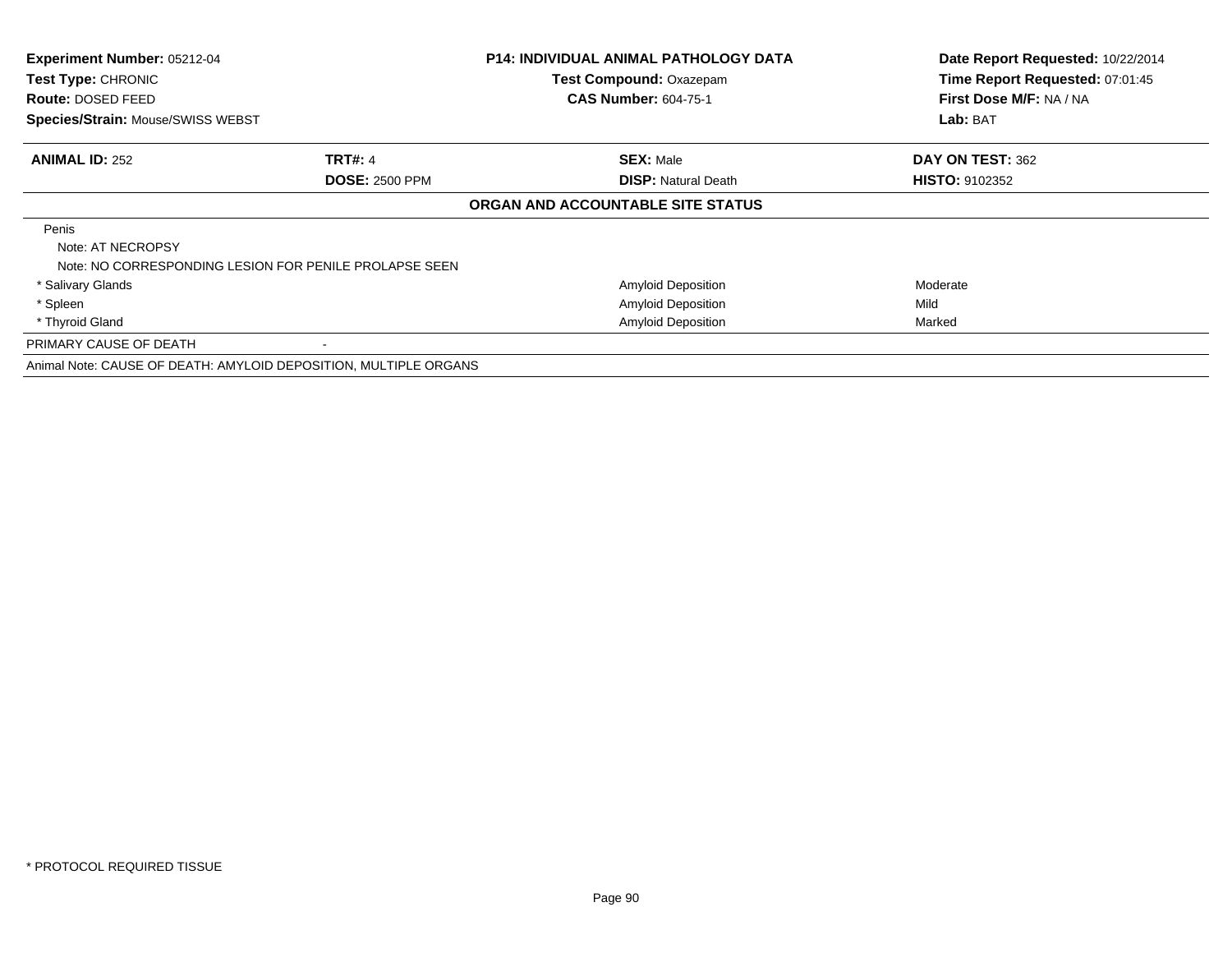| Experiment Number: 05212-04 | P14: INDIVIDUAL ANIMAL PATHOLOGY DATA | Date Report Requested: 10/22/2014 |
|---|---|---|
| Test Type: CHRONIC | Test Compound: Oxazepam | Time Report Requested: 07:01:45 |
| Route: DOSED FEED | CAS Number: 604-75-1 | First Dose M/F: NA / NA |
| Species/Strain: Mouse/SWISS WEBST | | Lab: BAT |

| ANIMAL ID: 252 | TRT#: 4 | SEX: Male | DAY ON TEST: 362 |
|---|---|---|---|
| | DOSE: 2500 PPM | DISP: Natural Death | HISTO: 9102352 |

**ORGAN AND ACCOUNTABLE SITE STATUS**

| Organ | | Finding | Severity |
|---|---|---|---|
| Penis | | | |
| Note: AT NECROPSY | | | |
| Note: NO CORRESPONDING LESION FOR PENILE PROLAPSE SEEN | | | |
| * Salivary Glands | | Amyloid Deposition | Moderate |
| * Spleen | | Amyloid Deposition | Mild |
| * Thyroid Gland | | Amyloid Deposition | Marked |
| PRIMARY CAUSE OF DEATH | - | | |

Animal Note: CAUSE OF DEATH: AMYLOID DEPOSITION, MULTIPLE ORGANS

* PROTOCOL REQUIRED TISSUE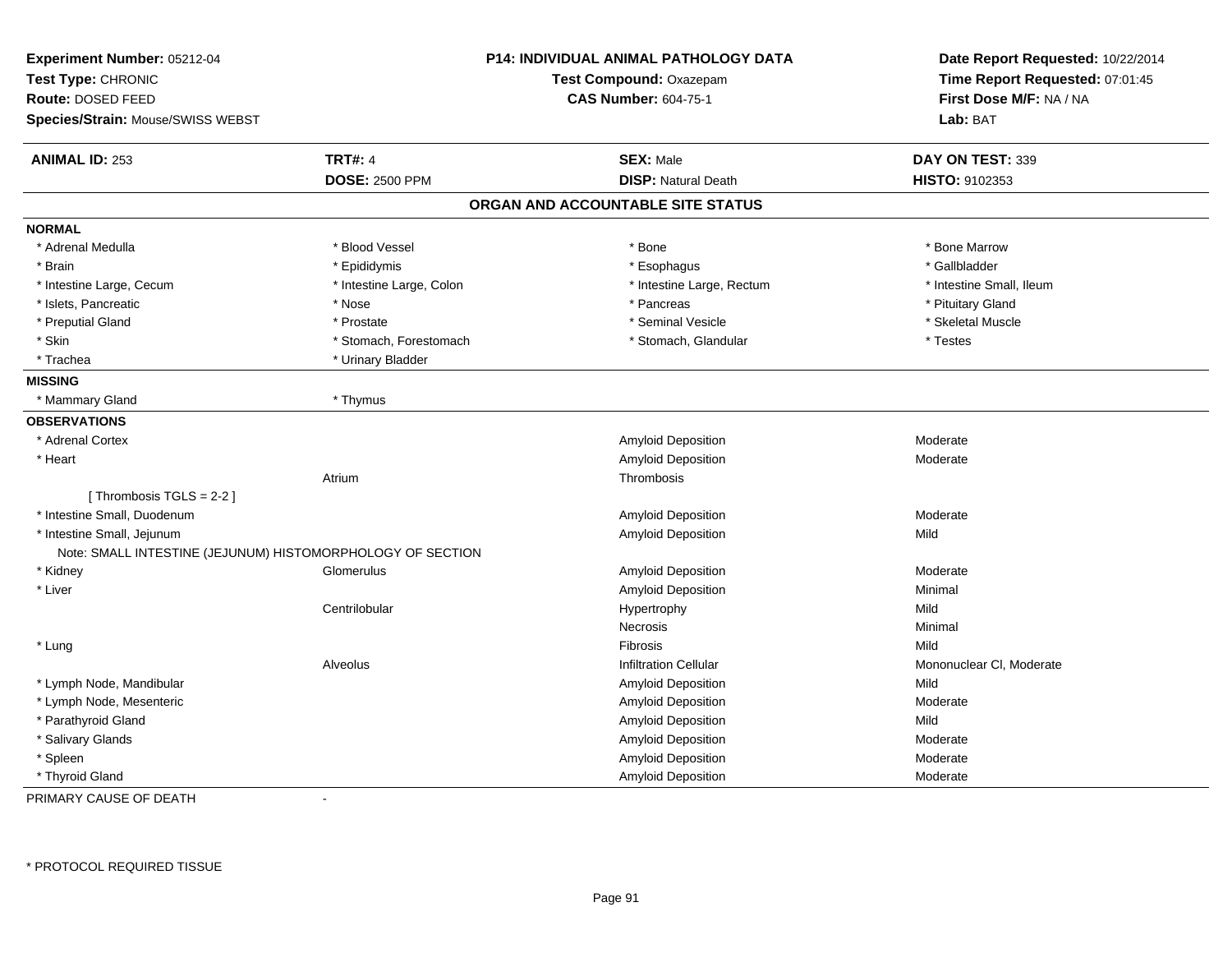**Experiment Number:** 05212-04
**Test Type:** CHRONIC
**Route:** DOSED FEED
**Species/Strain:** Mouse/SWISS WEBST

**P14: INDIVIDUAL ANIMAL PATHOLOGY DATA**
**Test Compound:** Oxazepam
**CAS Number:** 604-75-1

**Date Report Requested:** 10/22/2014
**Time Report Requested:** 07:01:45
**First Dose M/F:** NA / NA
**Lab:** BAT

| **ANIMAL ID:** 253 | **TRT#:** 4 | **SEX:** Male | **DAY ON TEST:** 339 |
|---|---|---|---|
| | **DOSE:** 2500 PPM | **DISP:** Natural Death | **HISTO:** 9102353 |

## ORGAN AND ACCOUNTABLE SITE STATUS

**NORMAL**

| | | | |
|---|---|---|---|
| * Adrenal Medulla | * Blood Vessel | * Bone | * Bone Marrow |
| * Brain | * Epididymis | * Esophagus | * Gallbladder |
| * Intestine Large, Cecum | * Intestine Large, Colon | * Intestine Large, Rectum | * Intestine Small, Ileum |
| * Islets, Pancreatic | * Nose | * Pancreas | * Pituitary Gland |
| * Preputial Gland | * Prostate | * Seminal Vesicle | * Skeletal Muscle |
| * Skin | * Stomach, Forestomach | * Stomach, Glandular | * Testes |
| * Trachea | * Urinary Bladder | | |

**MISSING**

| | |
|---|---|
| * Mammary Gland | * Thymus |

**OBSERVATIONS**

| | | | |
|---|---|---|---|
| * Adrenal Cortex | | Amyloid Deposition | Moderate |
| * Heart | | Amyloid Deposition | Moderate |
| | Atrium | Thrombosis | |
| [ Thrombosis TGLS = 2-2 ] | | | |
| * Intestine Small, Duodenum | | Amyloid Deposition | Moderate |
| * Intestine Small, Jejunum | | Amyloid Deposition | Mild |
| Note: SMALL INTESTINE (JEJUNUM) HISTOMORPHOLOGY OF SECTION | | | |
| * Kidney | Glomerulus | Amyloid Deposition | Moderate |
| * Liver | | Amyloid Deposition | Minimal |
| | Centrilobular | Hypertrophy | Mild |
| | | Necrosis | Minimal |
| * Lung | | Fibrosis | Mild |
| | Alveolus | Infiltration Cellular | Mononuclear Cl, Moderate |
| * Lymph Node, Mandibular | | Amyloid Deposition | Mild |
| * Lymph Node, Mesenteric | | Amyloid Deposition | Moderate |
| * Parathyroid Gland | | Amyloid Deposition | Mild |
| * Salivary Glands | | Amyloid Deposition | Moderate |
| * Spleen | | Amyloid Deposition | Moderate |
| * Thyroid Gland | | Amyloid Deposition | Moderate |

PRIMARY CAUSE OF DEATH -

\* PROTOCOL REQUIRED TISSUE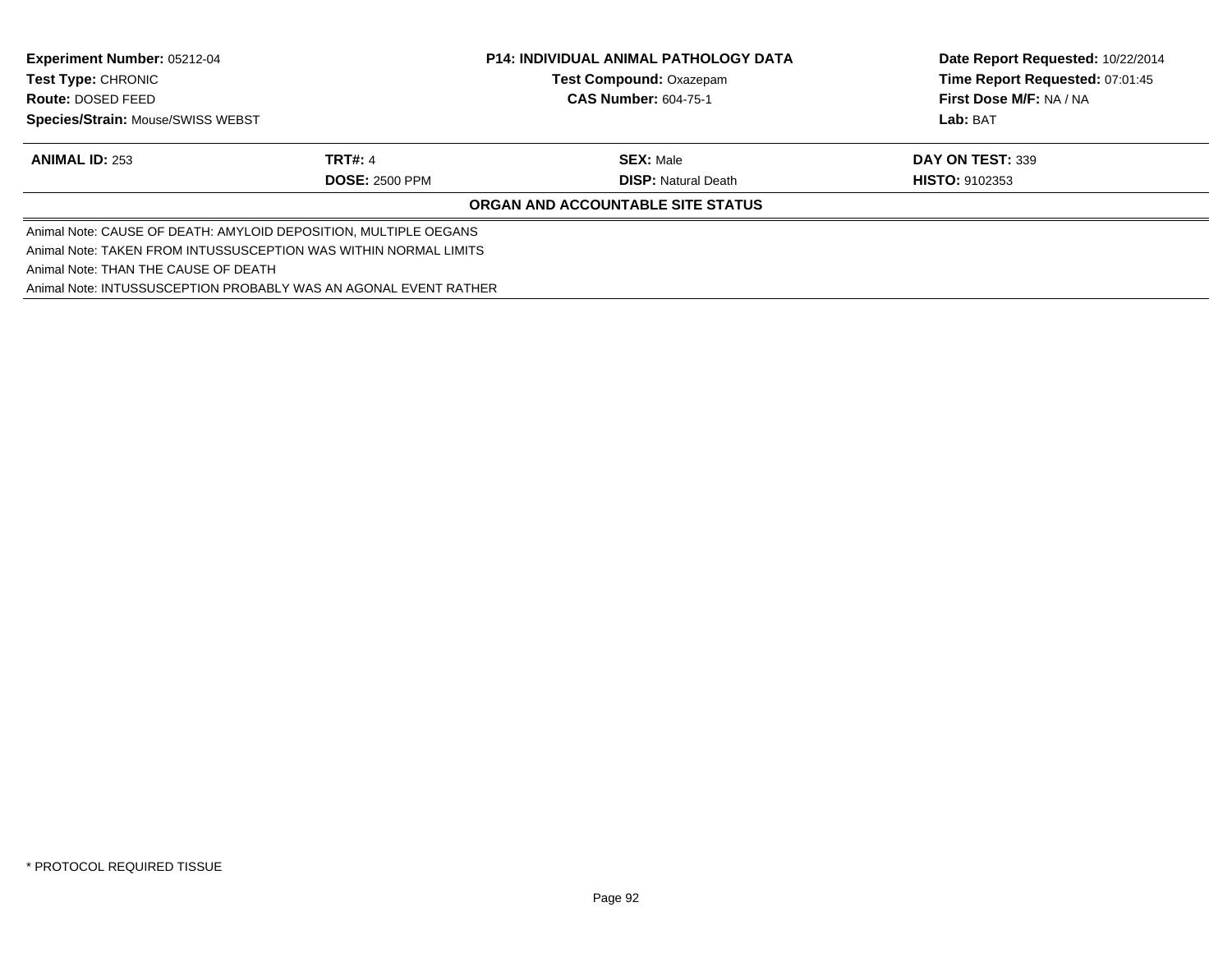| **Experiment Number:** 05212-04 | **P14: INDIVIDUAL ANIMAL PATHOLOGY DATA** | **Date Report Requested:** 10/22/2014 |
|---|---|---|
| **Test Type:** CHRONIC | **Test Compound:** Oxazepam | **Time Report Requested:** 07:01:45 |
| **Route:** DOSED FEED | **CAS Number:** 604-75-1 | **First Dose M/F:** NA / NA |
| **Species/Strain:** Mouse/SWISS WEBST | | **Lab:** BAT |

| **ANIMAL ID:** 253 | **TRT#:** 4 | **SEX:** Male | **DAY ON TEST:** 339 |
|---|---|---|---|
| | **DOSE:** 2500 PPM | **DISP:** Natural Death | **HISTO:** 9102353 |

**ORGAN AND ACCOUNTABLE SITE STATUS**

Animal Note: CAUSE OF DEATH: AMYLOID DEPOSITION, MULTIPLE OEGANS
Animal Note: TAKEN FROM INTUSSUSCEPTION WAS WITHIN NORMAL LIMITS
Animal Note: THAN THE CAUSE OF DEATH
Animal Note: INTUSSUSCEPTION PROBABLY WAS AN AGONAL EVENT RATHER

* PROTOCOL REQUIRED TISSUE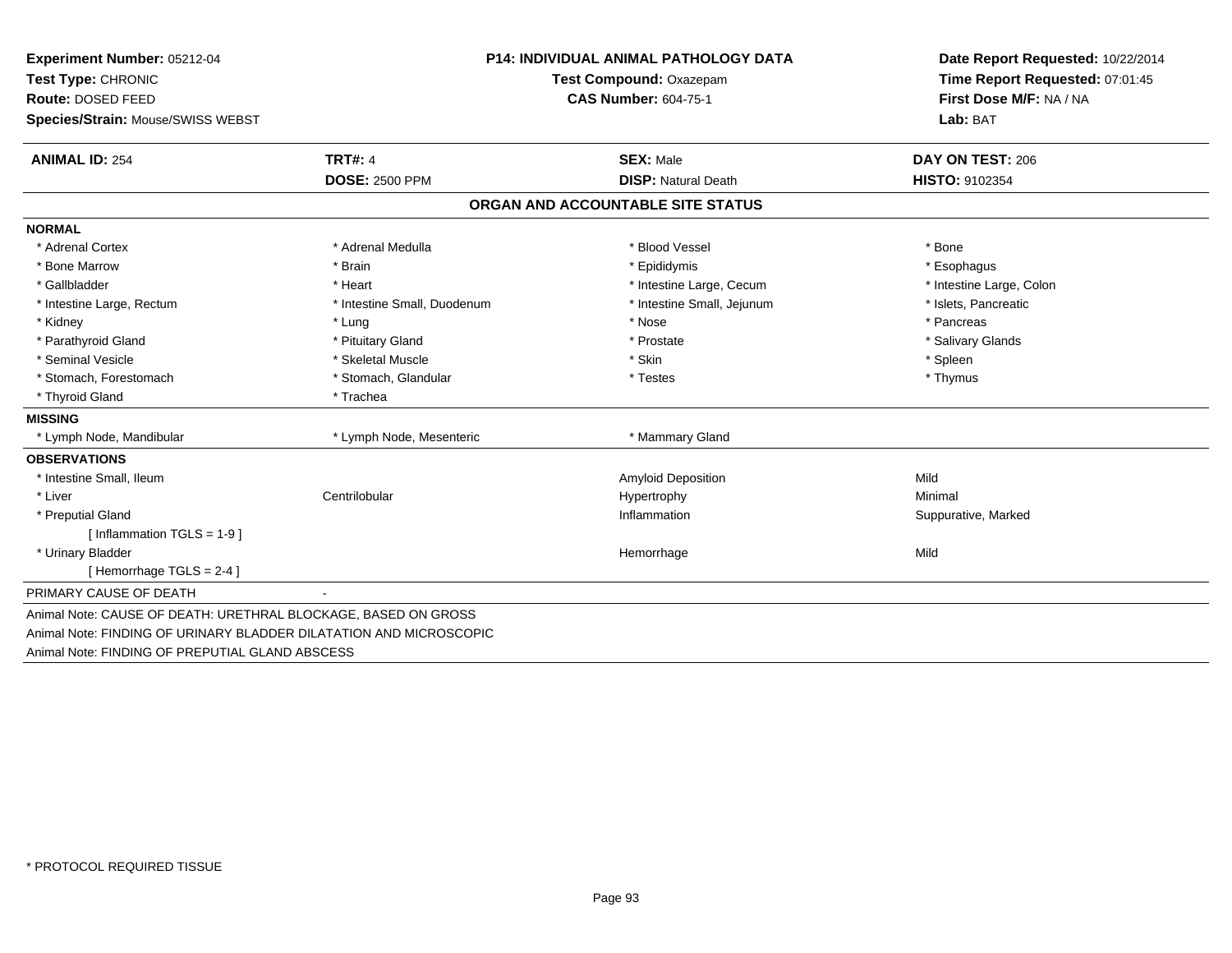**Experiment Number:** 05212-04
**Test Type:** CHRONIC
**Route:** DOSED FEED
**Species/Strain:** Mouse/SWISS WEBST

**P14: INDIVIDUAL ANIMAL PATHOLOGY DATA**
**Test Compound:** Oxazepam
**CAS Number:** 604-75-1

**Date Report Requested:** 10/22/2014
**Time Report Requested:** 07:01:45
**First Dose M/F:** NA / NA
**Lab:** BAT

| **ANIMAL ID:** 254 | **TRT#:** 4 | **SEX:** Male | **DAY ON TEST:** 206 |
|---|---|---|---|
| | **DOSE:** 2500 PPM | **DISP:** Natural Death | **HISTO:** 9102354 |

## ORGAN AND ACCOUNTABLE SITE STATUS

**NORMAL**

| | | | |
|---|---|---|---|
| * Adrenal Cortex | * Adrenal Medulla | * Blood Vessel | * Bone |
| * Bone Marrow | * Brain | * Epididymis | * Esophagus |
| * Gallbladder | * Heart | * Intestine Large, Cecum | * Intestine Large, Colon |
| * Intestine Large, Rectum | * Intestine Small, Duodenum | * Intestine Small, Jejunum | * Islets, Pancreatic |
| * Kidney | * Lung | * Nose | * Pancreas |
| * Parathyroid Gland | * Pituitary Gland | * Prostate | * Salivary Glands |
| * Seminal Vesicle | * Skeletal Muscle | * Skin | * Spleen |
| * Stomach, Forestomach | * Stomach, Glandular | * Testes | * Thymus |
| * Thyroid Gland | * Trachea | | |

**MISSING**

| | | |
|---|---|---|
| * Lymph Node, Mandibular | * Lymph Node, Mesenteric | * Mammary Gland |

**OBSERVATIONS**

| | | | |
|---|---|---|---|
| * Intestine Small, Ileum | | Amyloid Deposition | Mild |
| * Liver | Centrilobular | Hypertrophy | Minimal |
| * Preputial Gland | | Inflammation | Suppurative, Marked |
| [ Inflammation TGLS = 1-9 ] | | | |
| * Urinary Bladder | | Hemorrhage | Mild |
| [ Hemorrhage TGLS = 2-4 ] | | | |

PRIMARY CAUSE OF DEATH -

Animal Note: CAUSE OF DEATH: URETHRAL BLOCKAGE, BASED ON GROSS
Animal Note: FINDING OF URINARY BLADDER DILATATION AND MICROSCOPIC
Animal Note: FINDING OF PREPUTIAL GLAND ABSCESS

* PROTOCOL REQUIRED TISSUE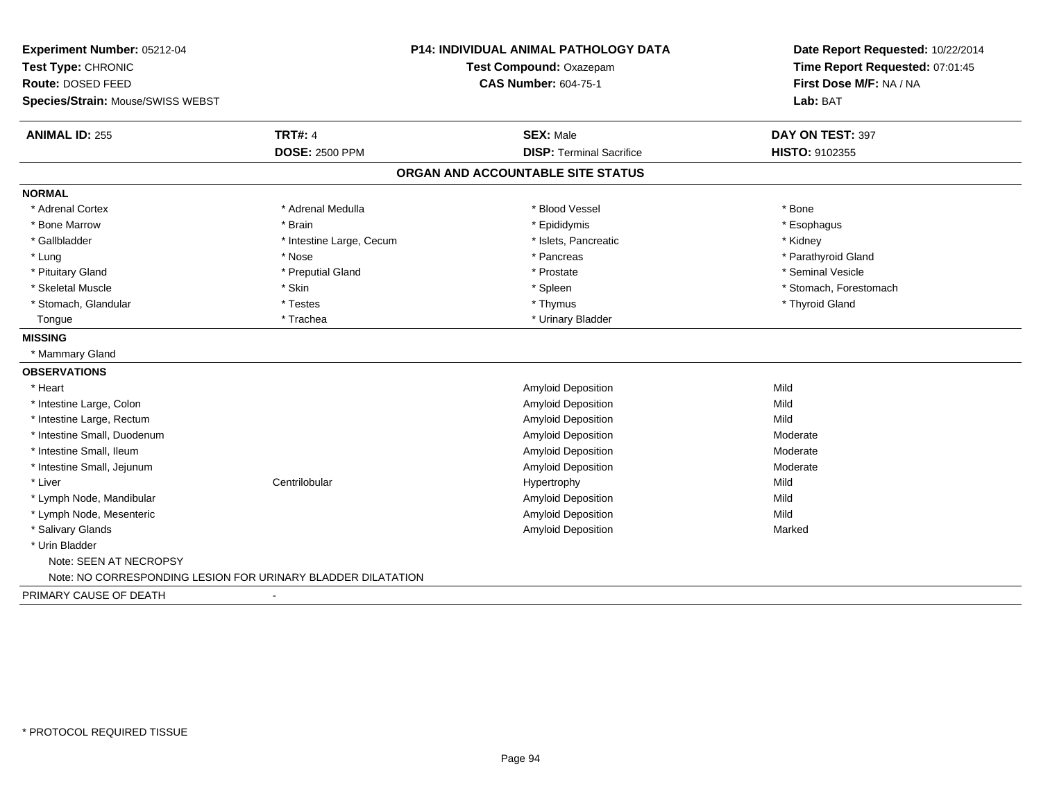**Experiment Number:** 05212-04
**Test Type:** CHRONIC
**Route:** DOSED FEED
**Species/Strain:** Mouse/SWISS WEBST

**P14: INDIVIDUAL ANIMAL PATHOLOGY DATA**
**Test Compound:** Oxazepam
**CAS Number:** 604-75-1

**Date Report Requested:** 10/22/2014
**Time Report Requested:** 07:01:45
**First Dose M/F:** NA / NA
**Lab:** BAT

| **ANIMAL ID:** 255 | **TRT#:** 4 | **SEX:** Male | **DAY ON TEST:** 397 |
|---|---|---|---|
| | **DOSE:** 2500 PPM | **DISP:** Terminal Sacrifice | **HISTO:** 9102355 |

## ORGAN AND ACCOUNTABLE SITE STATUS

**NORMAL**

| | | | |
|---|---|---|---|
| * Adrenal Cortex | * Adrenal Medulla | * Blood Vessel | * Bone |
| * Bone Marrow | * Brain | * Epididymis | * Esophagus |
| * Gallbladder | * Intestine Large, Cecum | * Islets, Pancreatic | * Kidney |
| * Lung | * Nose | * Pancreas | * Parathyroid Gland |
| * Pituitary Gland | * Preputial Gland | * Prostate | * Seminal Vesicle |
| * Skeletal Muscle | * Skin | * Spleen | * Stomach, Forestomach |
| * Stomach, Glandular | * Testes | * Thymus | * Thyroid Gland |
| Tongue | * Trachea | * Urinary Bladder | |

**MISSING**

* Mammary Gland

**OBSERVATIONS**

| | | | |
|---|---|---|---|
| * Heart | | Amyloid Deposition | Mild |
| * Intestine Large, Colon | | Amyloid Deposition | Mild |
| * Intestine Large, Rectum | | Amyloid Deposition | Mild |
| * Intestine Small, Duodenum | | Amyloid Deposition | Moderate |
| * Intestine Small, Ileum | | Amyloid Deposition | Moderate |
| * Intestine Small, Jejunum | | Amyloid Deposition | Moderate |
| * Liver | Centrilobular | Hypertrophy | Mild |
| * Lymph Node, Mandibular | | Amyloid Deposition | Mild |
| * Lymph Node, Mesenteric | | Amyloid Deposition | Mild |
| * Salivary Glands | | Amyloid Deposition | Marked |
| * Urin Bladder | | | |

Note: SEEN AT NECROPSY

Note: NO CORRESPONDING LESION FOR URINARY BLADDER DILATATION

PRIMARY CAUSE OF DEATH -

* PROTOCOL REQUIRED TISSUE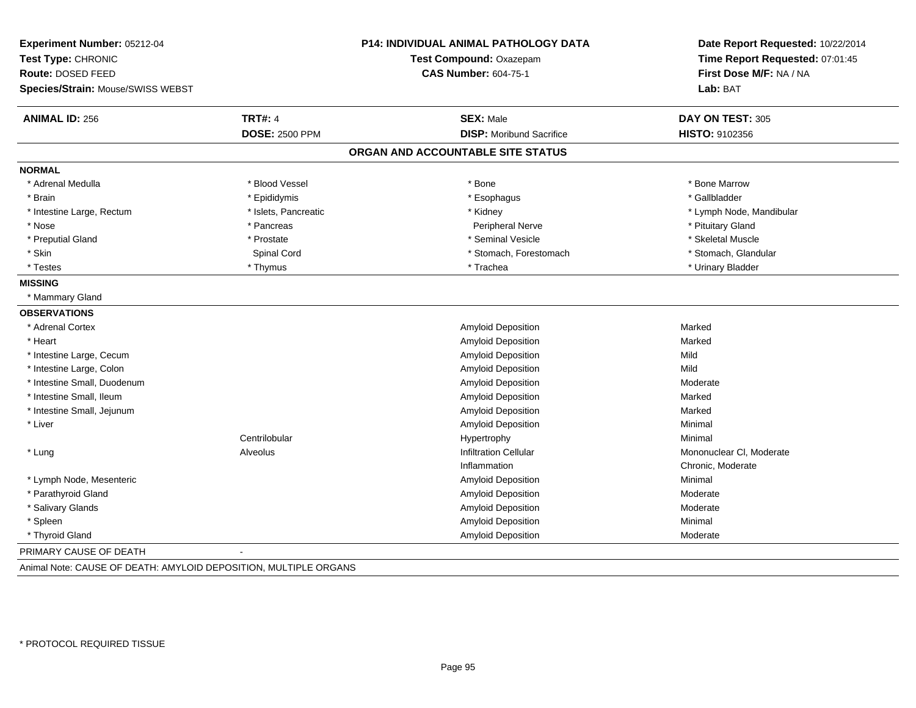**Experiment Number:** 05212-04
**Test Type:** CHRONIC
**Route:** DOSED FEED
**Species/Strain:** Mouse/SWISS WEBST

**P14: INDIVIDUAL ANIMAL PATHOLOGY DATA**
**Test Compound:** Oxazepam
**CAS Number:** 604-75-1

**Date Report Requested:** 10/22/2014
**Time Report Requested:** 07:01:45
**First Dose M/F:** NA / NA
**Lab:** BAT

| **ANIMAL ID:** 256 | **TRT#:** 4 | **SEX:** Male | **DAY ON TEST:** 305 |
|---|---|---|---|
| | **DOSE:** 2500 PPM | **DISP:** Moribund Sacrifice | **HISTO:** 9102356 |

## ORGAN AND ACCOUNTABLE SITE STATUS

**NORMAL**

| | | | |
|---|---|---|---|
| * Adrenal Medulla | * Blood Vessel | * Bone | * Bone Marrow |
| * Brain | * Epididymis | * Esophagus | * Gallbladder |
| * Intestine Large, Rectum | * Islets, Pancreatic | * Kidney | * Lymph Node, Mandibular |
| * Nose | * Pancreas | Peripheral Nerve | * Pituitary Gland |
| * Preputial Gland | * Prostate | * Seminal Vesicle | * Skeletal Muscle |
| * Skin | Spinal Cord | * Stomach, Forestomach | * Stomach, Glandular |
| * Testes | * Thymus | * Trachea | * Urinary Bladder |

**MISSING**

* Mammary Gland

**OBSERVATIONS**

| Organ | Site | Finding | Severity |
|---|---|---|---|
| * Adrenal Cortex | | Amyloid Deposition | Marked |
| * Heart | | Amyloid Deposition | Marked |
| * Intestine Large, Cecum | | Amyloid Deposition | Mild |
| * Intestine Large, Colon | | Amyloid Deposition | Mild |
| * Intestine Small, Duodenum | | Amyloid Deposition | Moderate |
| * Intestine Small, Ileum | | Amyloid Deposition | Marked |
| * Intestine Small, Jejunum | | Amyloid Deposition | Marked |
| * Liver | | Amyloid Deposition | Minimal |
| | Centrilobular | Hypertrophy | Minimal |
| * Lung | Alveolus | Infiltration Cellular | Mononuclear Cl, Moderate |
| | | Inflammation | Chronic, Moderate |
| * Lymph Node, Mesenteric | | Amyloid Deposition | Minimal |
| * Parathyroid Gland | | Amyloid Deposition | Moderate |
| * Salivary Glands | | Amyloid Deposition | Moderate |
| * Spleen | | Amyloid Deposition | Minimal |
| * Thyroid Gland | | Amyloid Deposition | Moderate |

PRIMARY CAUSE OF DEATH -

Animal Note: CAUSE OF DEATH: AMYLOID DEPOSITION, MULTIPLE ORGANS

* PROTOCOL REQUIRED TISSUE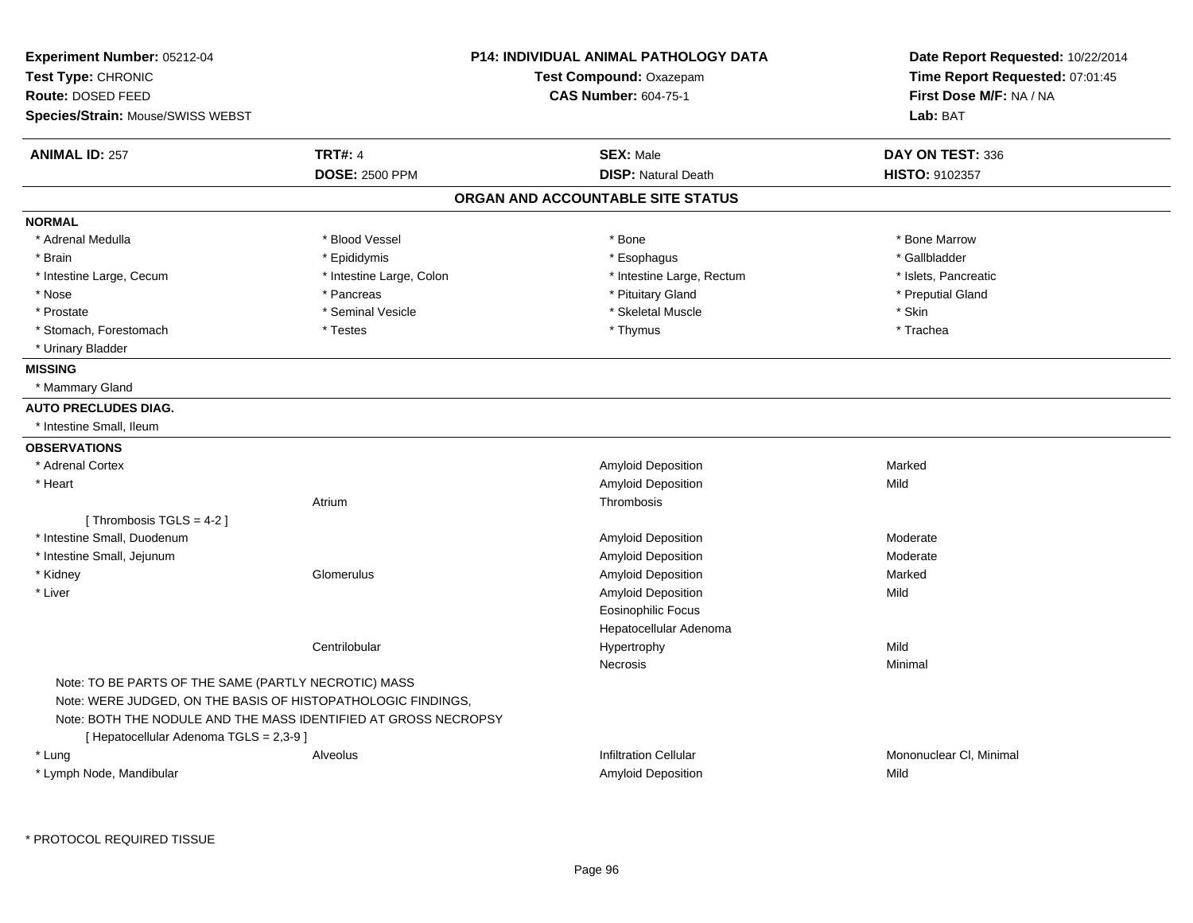**Experiment Number:** 05212-04
**Test Type:** CHRONIC
**Route:** DOSED FEED
**Species/Strain:** Mouse/SWISS WEBST

**P14: INDIVIDUAL ANIMAL PATHOLOGY DATA**
**Test Compound:** Oxazepam
**CAS Number:** 604-75-1

**Date Report Requested:** 10/22/2014
**Time Report Requested:** 07:01:45
**First Dose M/F:** NA / NA
**Lab:** BAT

| **ANIMAL ID:** 257 | **TRT#:** 4 | **SEX:** Male | **DAY ON TEST:** 336 |
|---|---|---|---|
| | **DOSE:** 2500 PPM | **DISP:** Natural Death | **HISTO:** 9102357 |

## ORGAN AND ACCOUNTABLE SITE STATUS

**NORMAL**

| | | | |
|---|---|---|---|
| * Adrenal Medulla | * Blood Vessel | * Bone | * Bone Marrow |
| * Brain | * Epididymis | * Esophagus | * Gallbladder |
| * Intestine Large, Cecum | * Intestine Large, Colon | * Intestine Large, Rectum | * Islets, Pancreatic |
| * Nose | * Pancreas | * Pituitary Gland | * Preputial Gland |
| * Prostate | * Seminal Vesicle | * Skeletal Muscle | * Skin |
| * Stomach, Forestomach | * Testes | * Thymus | * Trachea |
| * Urinary Bladder | | | |

**MISSING**

* Mammary Gland

**AUTO PRECLUDES DIAG.**

* Intestine Small, Ileum

**OBSERVATIONS**

| | | | |
|---|---|---|---|
| * Adrenal Cortex | | Amyloid Deposition | Marked |
| * Heart | | Amyloid Deposition | Mild |
| | Atrium | Thrombosis | |
| [ Thrombosis TGLS = 4-2 ] | | | |
| * Intestine Small, Duodenum | | Amyloid Deposition | Moderate |
| * Intestine Small, Jejunum | | Amyloid Deposition | Moderate |
| * Kidney | Glomerulus | Amyloid Deposition | Marked |
| * Liver | | Amyloid Deposition | Mild |
| | | Eosinophilic Focus | |
| | | Hepatocellular Adenoma | |
| | Centrilobular | Hypertrophy | Mild |
| | | Necrosis | Minimal |

Note: TO BE PARTS OF THE SAME (PARTLY NECROTIC) MASS
Note: WERE JUDGED, ON THE BASIS OF HISTOPATHOLOGIC FINDINGS,
Note: BOTH THE NODULE AND THE MASS IDENTIFIED AT GROSS NECROPSY
[ Hepatocellular Adenoma TGLS = 2,3-9 ]

| | | | |
|---|---|---|---|
| * Lung | Alveolus | Infiltration Cellular | Mononuclear Cl, Minimal |
| * Lymph Node, Mandibular | | Amyloid Deposition | Mild |

\* PROTOCOL REQUIRED TISSUE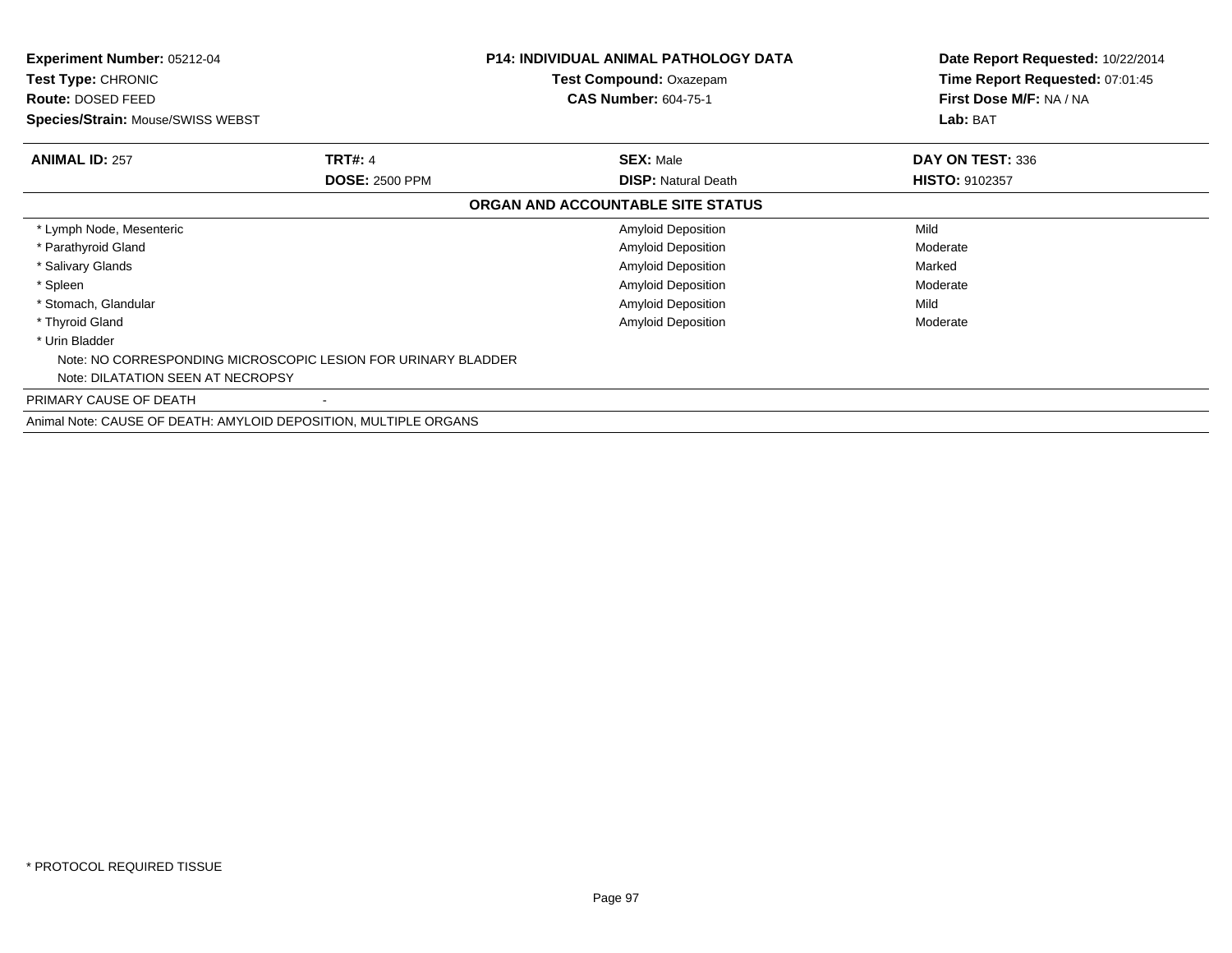**Experiment Number:** 05212-04
**Test Type:** CHRONIC
**Route:** DOSED FEED
**Species/Strain:** Mouse/SWISS WEBST

**P14: INDIVIDUAL ANIMAL PATHOLOGY DATA**
**Test Compound:** Oxazepam
**CAS Number:** 604-75-1

**Date Report Requested:** 10/22/2014
**Time Report Requested:** 07:01:45
**First Dose M/F:** NA / NA
**Lab:** BAT

| **ANIMAL ID:** 257 | **TRT#:** 4 | **SEX:** Male | **DAY ON TEST:** 336 |
|---|---|---|---|
| | **DOSE:** 2500 PPM | **DISP:** Natural Death | **HISTO:** 9102357 |

**ORGAN AND ACCOUNTABLE SITE STATUS**

| Organ | Lesion | Severity |
|---|---|---|
| * Lymph Node, Mesenteric | Amyloid Deposition | Mild |
| * Parathyroid Gland | Amyloid Deposition | Moderate |
| * Salivary Glands | Amyloid Deposition | Marked |
| * Spleen | Amyloid Deposition | Moderate |
| * Stomach, Glandular | Amyloid Deposition | Mild |
| * Thyroid Gland | Amyloid Deposition | Moderate |
| * Urin Bladder | | |

Note: NO CORRESPONDING MICROSCOPIC LESION FOR URINARY BLADDER
Note: DILATATION SEEN AT NECROPSY

PRIMARY CAUSE OF DEATH -

Animal Note: CAUSE OF DEATH: AMYLOID DEPOSITION, MULTIPLE ORGANS

* PROTOCOL REQUIRED TISSUE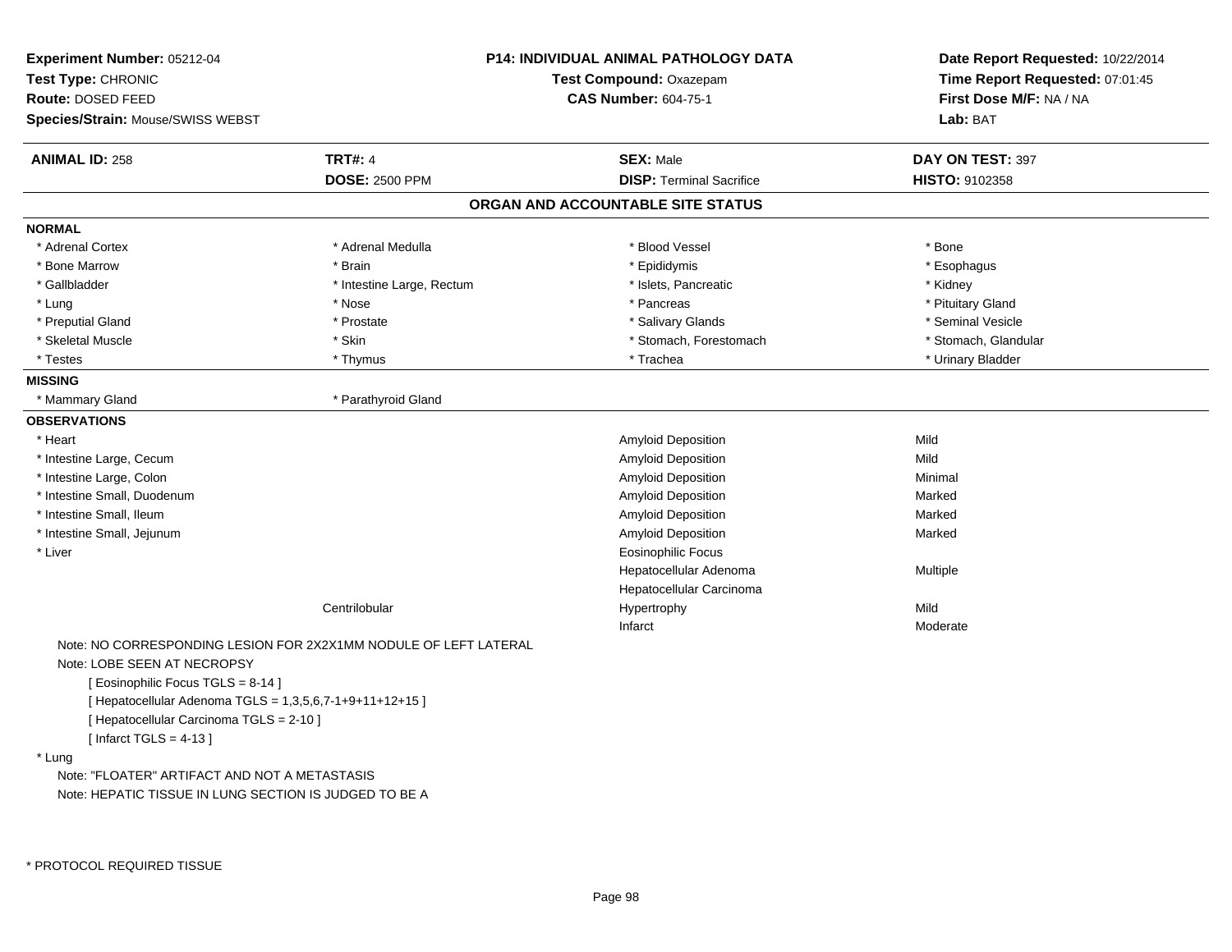**Experiment Number:** 05212-04
**Test Type:** CHRONIC
**Route:** DOSED FEED
**Species/Strain:** Mouse/SWISS WEBST

**P14: INDIVIDUAL ANIMAL PATHOLOGY DATA**
**Test Compound:** Oxazepam
**CAS Number:** 604-75-1

**Date Report Requested:** 10/22/2014
**Time Report Requested:** 07:01:45
**First Dose M/F:** NA / NA
**Lab:** BAT

| **ANIMAL ID:** 258 | **TRT#:** 4 | **SEX:** Male | **DAY ON TEST:** 397 |
|---|---|---|---|
| | **DOSE:** 2500 PPM | **DISP:** Terminal Sacrifice | **HISTO:** 9102358 |

## ORGAN AND ACCOUNTABLE SITE STATUS

**NORMAL**

| | | | |
|---|---|---|---|
| * Adrenal Cortex | * Adrenal Medulla | * Blood Vessel | * Bone |
| * Bone Marrow | * Brain | * Epididymis | * Esophagus |
| * Gallbladder | * Intestine Large, Rectum | * Islets, Pancreatic | * Kidney |
| * Lung | * Nose | * Pancreas | * Pituitary Gland |
| * Preputial Gland | * Prostate | * Salivary Glands | * Seminal Vesicle |
| * Skeletal Muscle | * Skin | * Stomach, Forestomach | * Stomach, Glandular |
| * Testes | * Thymus | * Trachea | * Urinary Bladder |

**MISSING**

| | |
|---|---|
| * Mammary Gland | * Parathyroid Gland |

**OBSERVATIONS**

| Organ | Location | Observation | Severity |
|---|---|---|---|
| * Heart | | Amyloid Deposition | Mild |
| * Intestine Large, Cecum | | Amyloid Deposition | Mild |
| * Intestine Large, Colon | | Amyloid Deposition | Minimal |
| * Intestine Small, Duodenum | | Amyloid Deposition | Marked |
| * Intestine Small, Ileum | | Amyloid Deposition | Marked |
| * Intestine Small, Jejunum | | Amyloid Deposition | Marked |
| * Liver | | Eosinophilic Focus | |
| | | Hepatocellular Adenoma | Multiple |
| | | Hepatocellular Carcinoma | |
| | Centrilobular | Hypertrophy | Mild |
| | | Infarct | Moderate |

Note: NO CORRESPONDING LESION FOR 2X2X1MM NODULE OF LEFT LATERAL
Note: LOBE SEEN AT NECROPSY
[ Eosinophilic Focus TGLS = 8-14 ]
[ Hepatocellular Adenoma TGLS = 1,3,5,6,7-1+9+11+12+15 ]
[ Hepatocellular Carcinoma TGLS = 2-10 ]
[ Infarct TGLS = 4-13 ]

* Lung

Note: "FLOATER" ARTIFACT AND NOT A METASTASIS
Note: HEPATIC TISSUE IN LUNG SECTION IS JUDGED TO BE A

* PROTOCOL REQUIRED TISSUE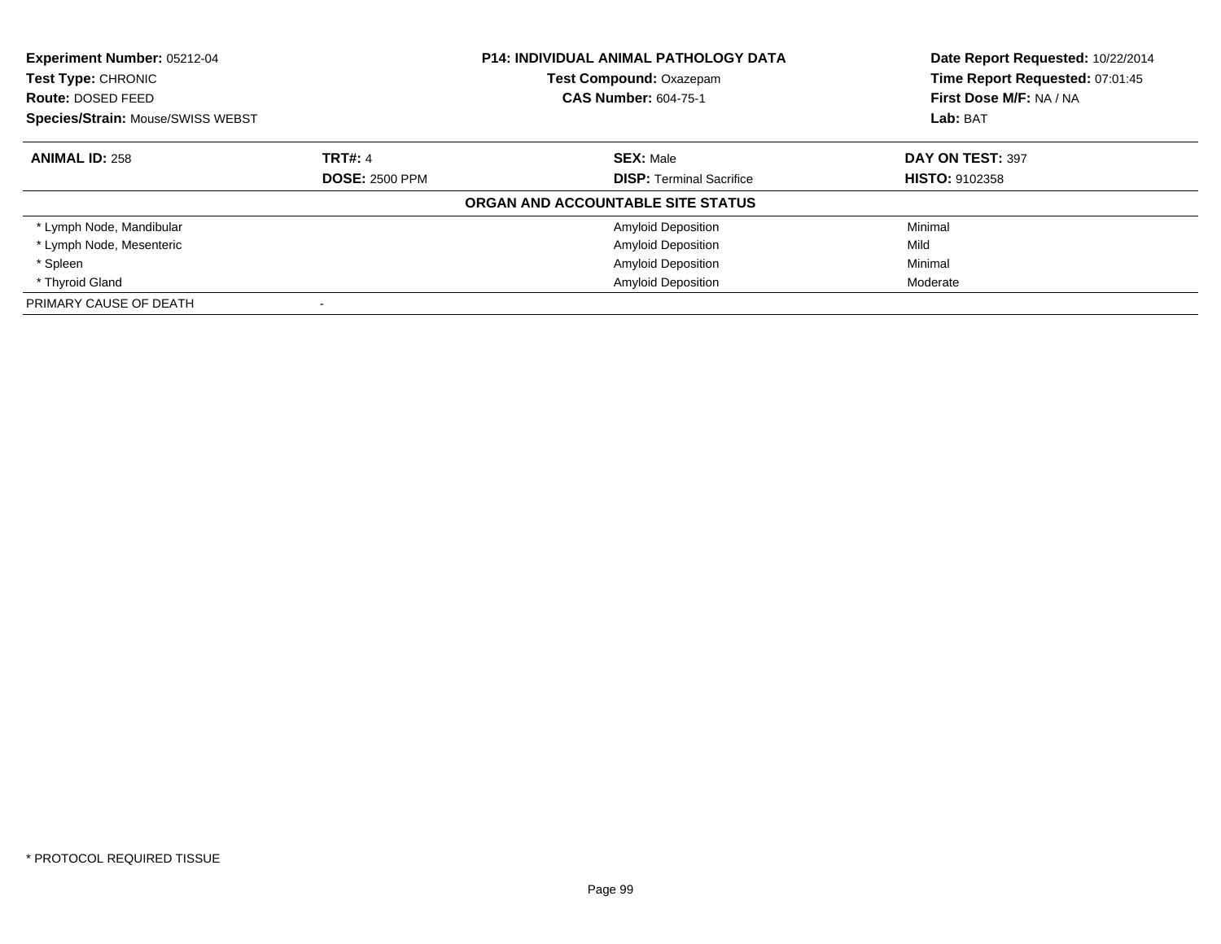**Experiment Number:** 05212-04
**Test Type:** CHRONIC
**Route:** DOSED FEED
**Species/Strain:** Mouse/SWISS WEBST

**P14: INDIVIDUAL ANIMAL PATHOLOGY DATA**
**Test Compound:** Oxazepam
**CAS Number:** 604-75-1

**Date Report Requested:** 10/22/2014
**Time Report Requested:** 07:01:45
**First Dose M/F:** NA / NA
**Lab:** BAT

| **ANIMAL ID:** 258 | **TRT#:** 4 | **SEX:** Male | **DAY ON TEST:** 397 |
|---|---|---|---|
| | **DOSE:** 2500 PPM | **DISP:** Terminal Sacrifice | **HISTO:** 9102358 |

**ORGAN AND ACCOUNTABLE SITE STATUS**

| Organ | Finding | Severity |
|---|---|---|
| * Lymph Node, Mandibular | Amyloid Deposition | Minimal |
| * Lymph Node, Mesenteric | Amyloid Deposition | Mild |
| * Spleen | Amyloid Deposition | Minimal |
| * Thyroid Gland | Amyloid Deposition | Moderate |
| PRIMARY CAUSE OF DEATH | - | |

* PROTOCOL REQUIRED TISSUE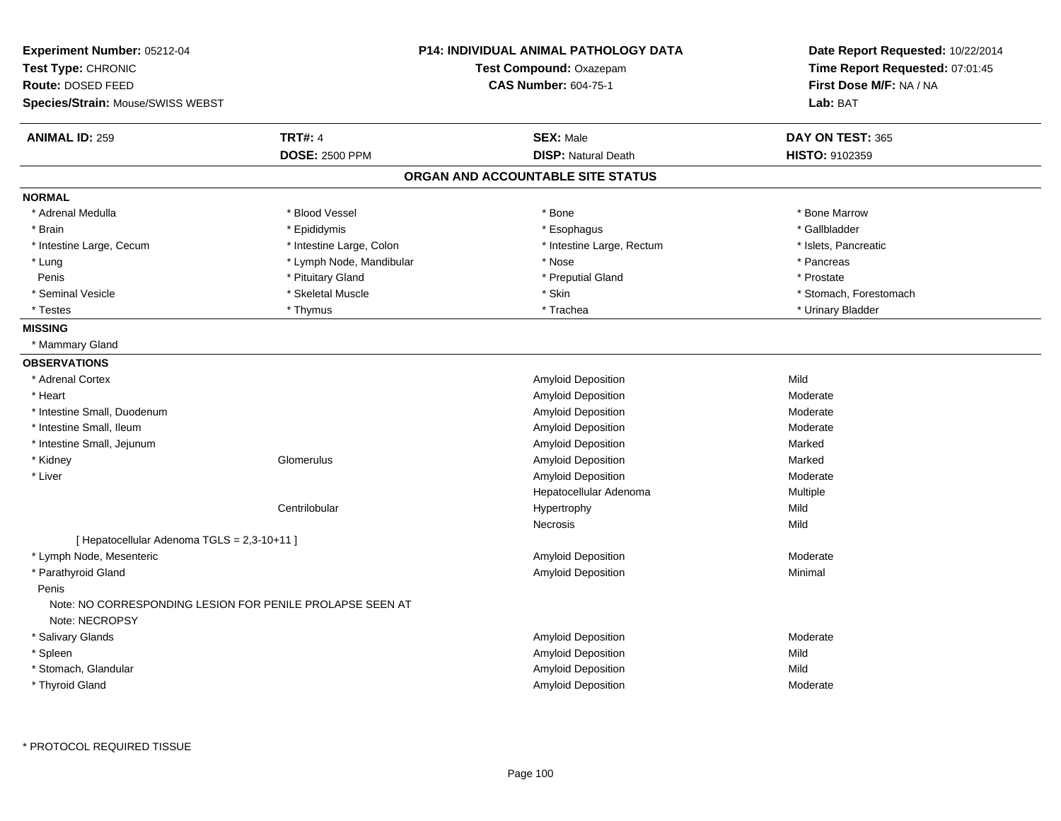**Experiment Number:** 05212-04
**Test Type:** CHRONIC
**Route:** DOSED FEED
**Species/Strain:** Mouse/SWISS WEBST

**P14: INDIVIDUAL ANIMAL PATHOLOGY DATA**
**Test Compound:** Oxazepam
**CAS Number:** 604-75-1

**Date Report Requested:** 10/22/2014
**Time Report Requested:** 07:01:45
**First Dose M/F:** NA / NA
**Lab:** BAT

| **ANIMAL ID:** 259 | **TRT#:** 4 | **SEX:** Male | **DAY ON TEST:** 365 |
|---|---|---|---|
| | **DOSE:** 2500 PPM | **DISP:** Natural Death | **HISTO:** 9102359 |

## ORGAN AND ACCOUNTABLE SITE STATUS

**NORMAL**

| | | | |
|---|---|---|---|
| * Adrenal Medulla | * Blood Vessel | * Bone | * Bone Marrow |
| * Brain | * Epididymis | * Esophagus | * Gallbladder |
| * Intestine Large, Cecum | * Intestine Large, Colon | * Intestine Large, Rectum | * Islets, Pancreatic |
| * Lung | * Lymph Node, Mandibular | * Nose | * Pancreas |
| Penis | * Pituitary Gland | * Preputial Gland | * Prostate |
| * Seminal Vesicle | * Skeletal Muscle | * Skin | * Stomach, Forestomach |
| * Testes | * Thymus | * Trachea | * Urinary Bladder |

**MISSING**

* Mammary Gland

**OBSERVATIONS**

| Organ | Site | Observation | Severity |
|---|---|---|---|
| * Adrenal Cortex | | Amyloid Deposition | Mild |
| * Heart | | Amyloid Deposition | Moderate |
| * Intestine Small, Duodenum | | Amyloid Deposition | Moderate |
| * Intestine Small, Ileum | | Amyloid Deposition | Moderate |
| * Intestine Small, Jejunum | | Amyloid Deposition | Marked |
| * Kidney | Glomerulus | Amyloid Deposition | Marked |
| * Liver | | Amyloid Deposition | Moderate |
| | | Hepatocellular Adenoma | Multiple |
| | Centrilobular | Hypertrophy | Mild |
| | | Necrosis | Mild |
| [ Hepatocellular Adenoma TGLS = 2,3-10+11 ] | | | |
| * Lymph Node, Mesenteric | | Amyloid Deposition | Moderate |
| * Parathyroid Gland | | Amyloid Deposition | Minimal |
| Penis | | | |
| Note: NO CORRESPONDING LESION FOR PENILE PROLAPSE SEEN AT | | | |
| Note: NECROPSY | | | |
| * Salivary Glands | | Amyloid Deposition | Moderate |
| * Spleen | | Amyloid Deposition | Mild |
| * Stomach, Glandular | | Amyloid Deposition | Mild |
| * Thyroid Gland | | Amyloid Deposition | Moderate |

* PROTOCOL REQUIRED TISSUE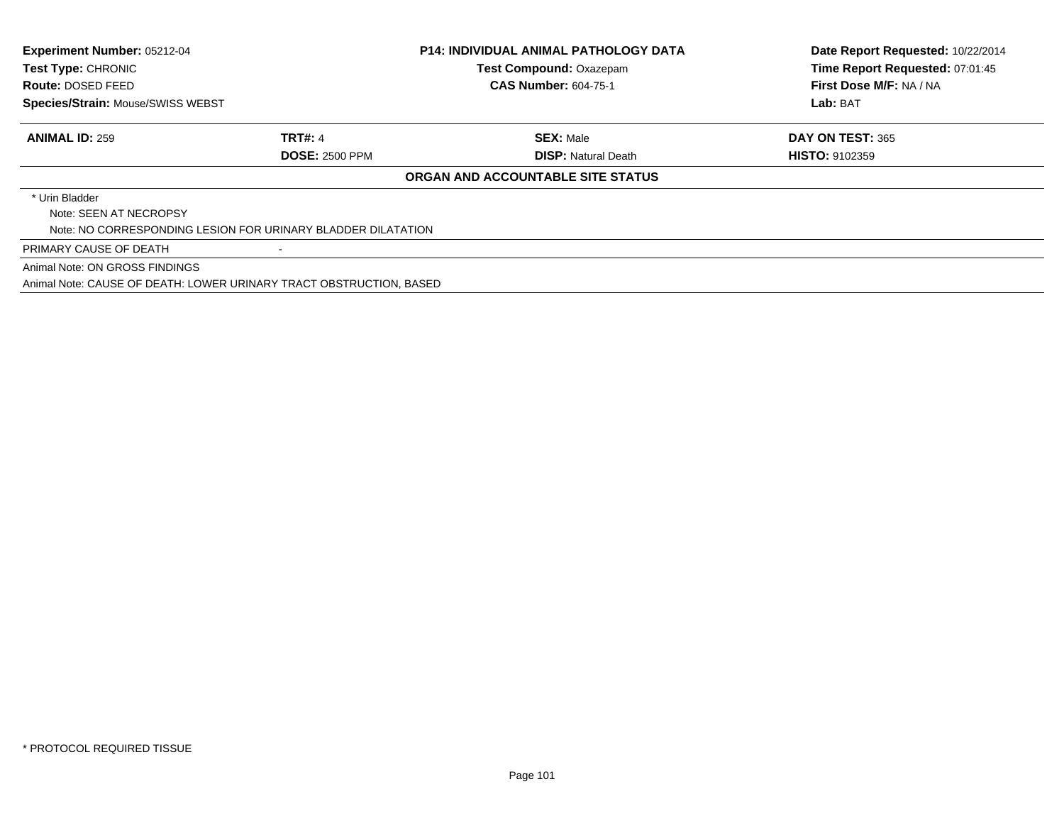**Experiment Number:** 05212-04
**Test Type:** CHRONIC
**Route:** DOSED FEED
**Species/Strain:** Mouse/SWISS WEBST

**P14: INDIVIDUAL ANIMAL PATHOLOGY DATA**
**Test Compound:** Oxazepam
**CAS Number:** 604-75-1

**Date Report Requested:** 10/22/2014
**Time Report Requested:** 07:01:45
**First Dose M/F:** NA / NA
**Lab:** BAT

| **ANIMAL ID:** 259 | **TRT#:** 4 | **SEX:** Male | **DAY ON TEST:** 365 |
|---|---|---|---|
| | **DOSE:** 2500 PPM | **DISP:** Natural Death | **HISTO:** 9102359 |

**ORGAN AND ACCOUNTABLE SITE STATUS**

* Urin Bladder
  Note: SEEN AT NECROPSY
  Note: NO CORRESPONDING LESION FOR URINARY BLADDER DILATATION

PRIMARY CAUSE OF DEATH -

Animal Note: ON GROSS FINDINGS
Animal Note: CAUSE OF DEATH: LOWER URINARY TRACT OBSTRUCTION, BASED

* PROTOCOL REQUIRED TISSUE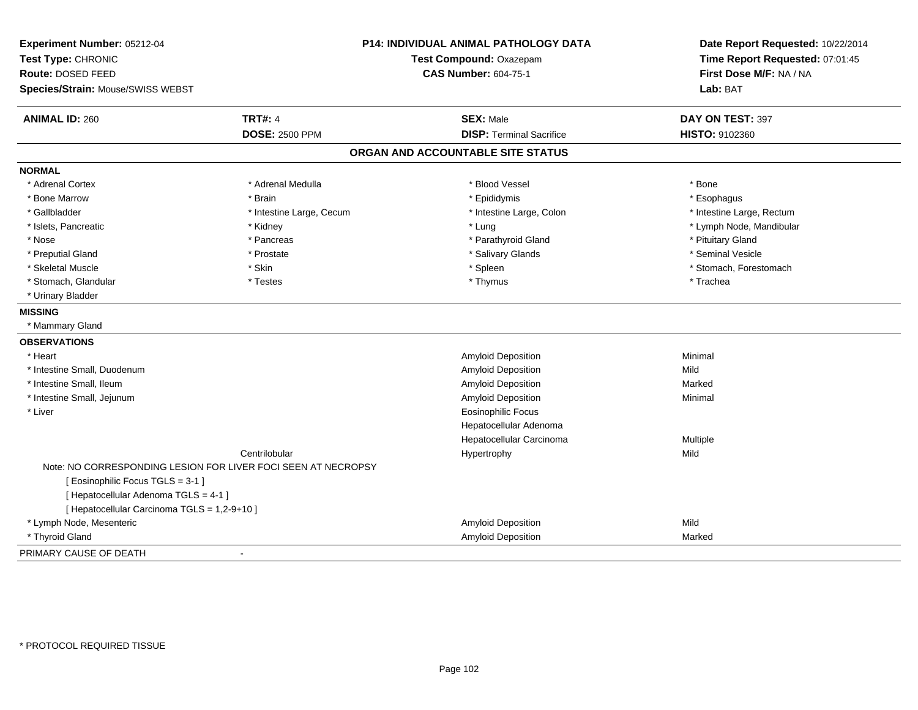**Experiment Number:** 05212-04
**Test Type:** CHRONIC
**Route:** DOSED FEED
**Species/Strain:** Mouse/SWISS WEBST

**P14: INDIVIDUAL ANIMAL PATHOLOGY DATA**
**Test Compound:** Oxazepam
**CAS Number:** 604-75-1

**Date Report Requested:** 10/22/2014
**Time Report Requested:** 07:01:45
**First Dose M/F:** NA / NA
**Lab:** BAT

| **ANIMAL ID:** 260 | **TRT#:** 4 | **SEX:** Male | **DAY ON TEST:** 397 |
|---|---|---|---|
| | **DOSE:** 2500 PPM | **DISP:** Terminal Sacrifice | **HISTO:** 9102360 |

## ORGAN AND ACCOUNTABLE SITE STATUS

**NORMAL**

| | | | |
|---|---|---|---|
| * Adrenal Cortex | * Adrenal Medulla | * Blood Vessel | * Bone |
| * Bone Marrow | * Brain | * Epididymis | * Esophagus |
| * Gallbladder | * Intestine Large, Cecum | * Intestine Large, Colon | * Intestine Large, Rectum |
| * Islets, Pancreatic | * Kidney | * Lung | * Lymph Node, Mandibular |
| * Nose | * Pancreas | * Parathyroid Gland | * Pituitary Gland |
| * Preputial Gland | * Prostate | * Salivary Glands | * Seminal Vesicle |
| * Skeletal Muscle | * Skin | * Spleen | * Stomach, Forestomach |
| * Stomach, Glandular | * Testes | * Thymus | * Trachea |
| * Urinary Bladder | | | |

**MISSING**

* Mammary Gland

**OBSERVATIONS**

| | | | |
|---|---|---|---|
| * Heart | | Amyloid Deposition | Minimal |
| * Intestine Small, Duodenum | | Amyloid Deposition | Mild |
| * Intestine Small, Ileum | | Amyloid Deposition | Marked |
| * Intestine Small, Jejunum | | Amyloid Deposition | Minimal |
| * Liver | | Eosinophilic Focus | |
| | | Hepatocellular Adenoma | |
| | | Hepatocellular Carcinoma | Multiple |
| | Centrilobular | Hypertrophy | Mild |

Note: NO CORRESPONDING LESION FOR LIVER FOCI SEEN AT NECROPSY
[ Eosinophilic Focus TGLS = 3-1 ]
[ Hepatocellular Adenoma TGLS = 4-1 ]
[ Hepatocellular Carcinoma TGLS = 1,2-9+10 ]

| | | | |
|---|---|---|---|
| * Lymph Node, Mesenteric | | Amyloid Deposition | Mild |
| * Thyroid Gland | | Amyloid Deposition | Marked |

PRIMARY CAUSE OF DEATH -

* PROTOCOL REQUIRED TISSUE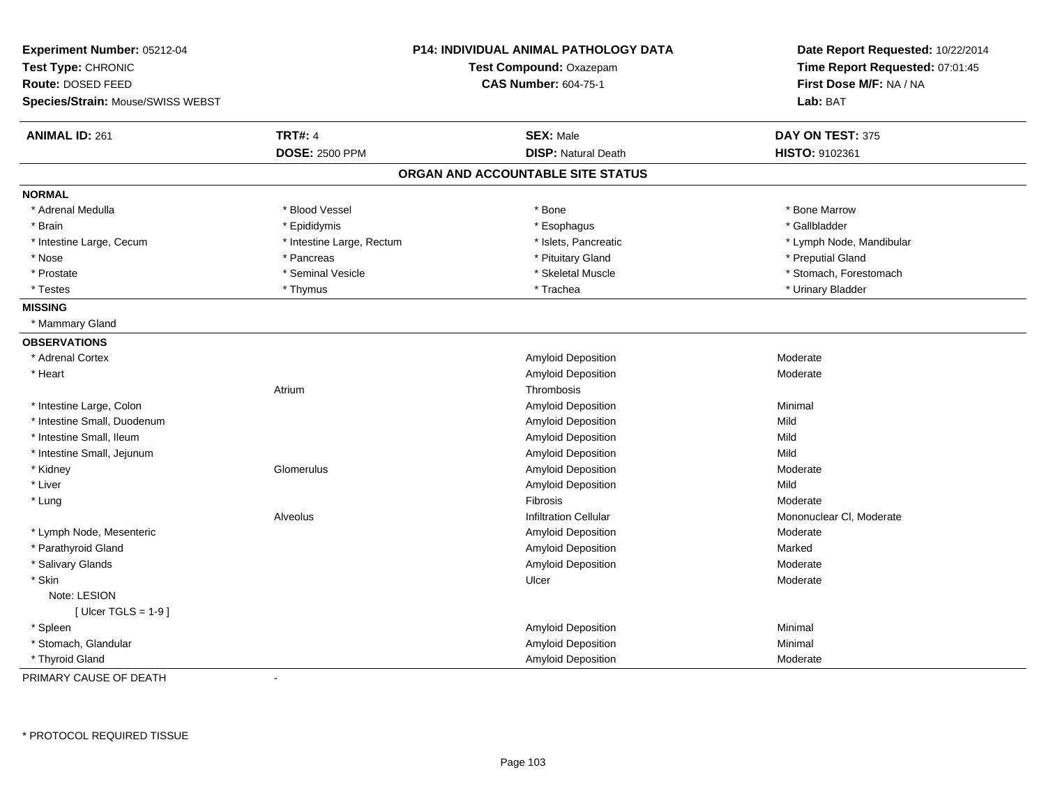**Experiment Number:** 05212-04
**Test Type:** CHRONIC
**Route:** DOSED FEED
**Species/Strain:** Mouse/SWISS WEBST

**P14: INDIVIDUAL ANIMAL PATHOLOGY DATA**
**Test Compound:** Oxazepam
**CAS Number:** 604-75-1

**Date Report Requested:** 10/22/2014
**Time Report Requested:** 07:01:45
**First Dose M/F:** NA / NA
**Lab:** BAT

| **ANIMAL ID:** 261 | **TRT#:** 4 | **SEX:** Male | **DAY ON TEST:** 375 |
|---|---|---|---|
| | **DOSE:** 2500 PPM | **DISP:** Natural Death | **HISTO:** 9102361 |

## ORGAN AND ACCOUNTABLE SITE STATUS

**NORMAL**

| | | | |
|---|---|---|---|
| * Adrenal Medulla | * Blood Vessel | * Bone | * Bone Marrow |
| * Brain | * Epididymis | * Esophagus | * Gallbladder |
| * Intestine Large, Cecum | * Intestine Large, Rectum | * Islets, Pancreatic | * Lymph Node, Mandibular |
| * Nose | * Pancreas | * Pituitary Gland | * Preputial Gland |
| * Prostate | * Seminal Vesicle | * Skeletal Muscle | * Stomach, Forestomach |
| * Testes | * Thymus | * Trachea | * Urinary Bladder |

**MISSING**

* Mammary Gland

**OBSERVATIONS**

| | | | |
|---|---|---|---|
| * Adrenal Cortex | | Amyloid Deposition | Moderate |
| * Heart | | Amyloid Deposition | Moderate |
| | Atrium | Thrombosis | |
| * Intestine Large, Colon | | Amyloid Deposition | Minimal |
| * Intestine Small, Duodenum | | Amyloid Deposition | Mild |
| * Intestine Small, Ileum | | Amyloid Deposition | Mild |
| * Intestine Small, Jejunum | | Amyloid Deposition | Mild |
| * Kidney | Glomerulus | Amyloid Deposition | Moderate |
| * Liver | | Amyloid Deposition | Mild |
| * Lung | | Fibrosis | Moderate |
| | Alveolus | Infiltration Cellular | Mononuclear Cl, Moderate |
| * Lymph Node, Mesenteric | | Amyloid Deposition | Moderate |
| * Parathyroid Gland | | Amyloid Deposition | Marked |
| * Salivary Glands | | Amyloid Deposition | Moderate |
| * Skin | | Ulcer | Moderate |
| Note: LESION | | | |
| [ Ulcer TGLS = 1-9 ] | | | |
| * Spleen | | Amyloid Deposition | Minimal |
| * Stomach, Glandular | | Amyloid Deposition | Minimal |
| * Thyroid Gland | | Amyloid Deposition | Moderate |

PRIMARY CAUSE OF DEATH -

* PROTOCOL REQUIRED TISSUE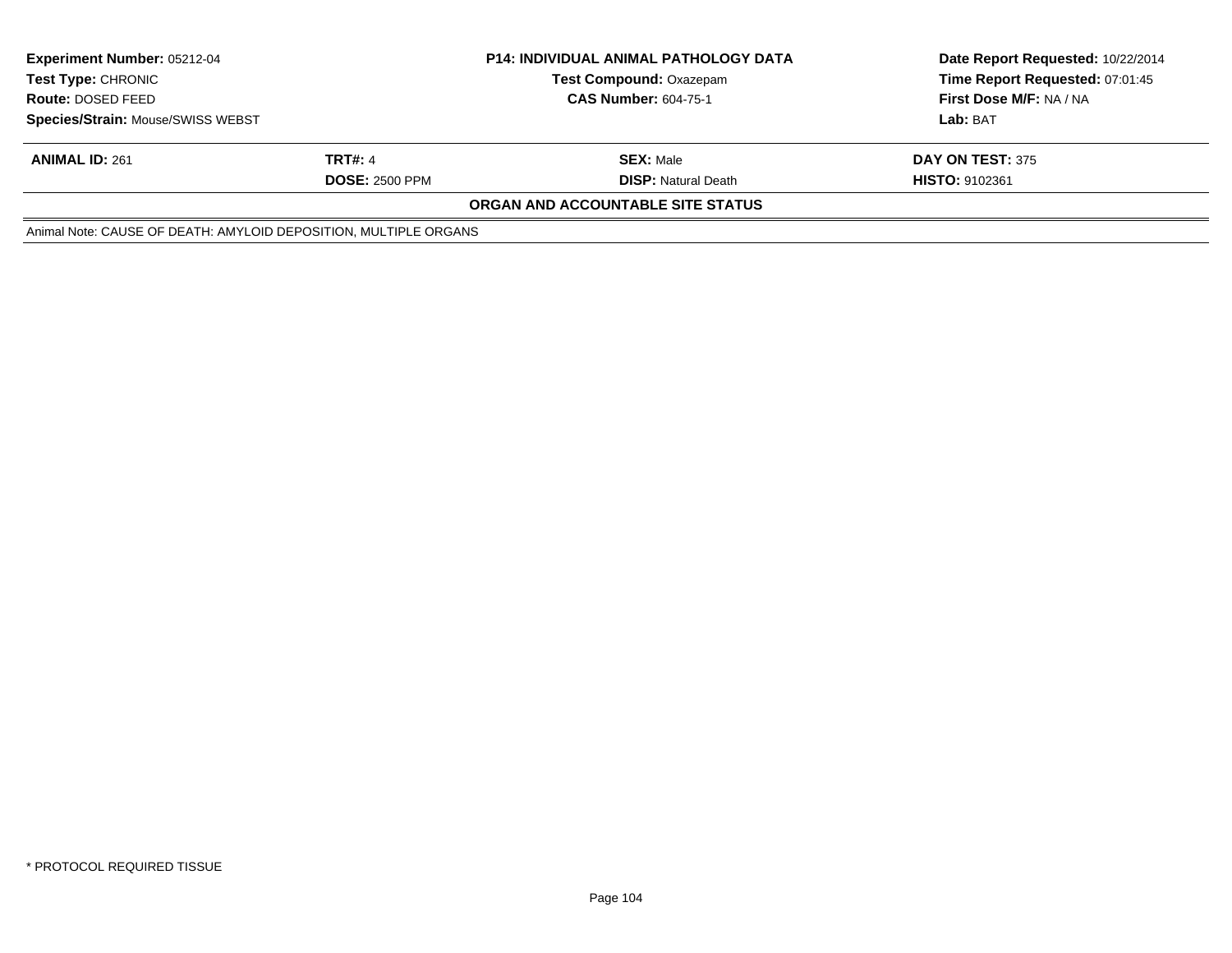| **Experiment Number:** 05212-04 | **P14: INDIVIDUAL ANIMAL PATHOLOGY DATA** | **Date Report Requested:** 10/22/2014 |
|---|---|---|
| **Test Type:** CHRONIC | **Test Compound:** Oxazepam | **Time Report Requested:** 07:01:45 |
| **Route:** DOSED FEED | **CAS Number:** 604-75-1 | **First Dose M/F:** NA / NA |
| **Species/Strain:** Mouse/SWISS WEBST | | **Lab:** BAT |

| **ANIMAL ID:** 261 | **TRT#:** 4 | **SEX:** Male | **DAY ON TEST:** 375 |
|---|---|---|---|
| | **DOSE:** 2500 PPM | **DISP:** Natural Death | **HISTO:** 9102361 |

**ORGAN AND ACCOUNTABLE SITE STATUS**

Animal Note: CAUSE OF DEATH: AMYLOID DEPOSITION, MULTIPLE ORGANS

* PROTOCOL REQUIRED TISSUE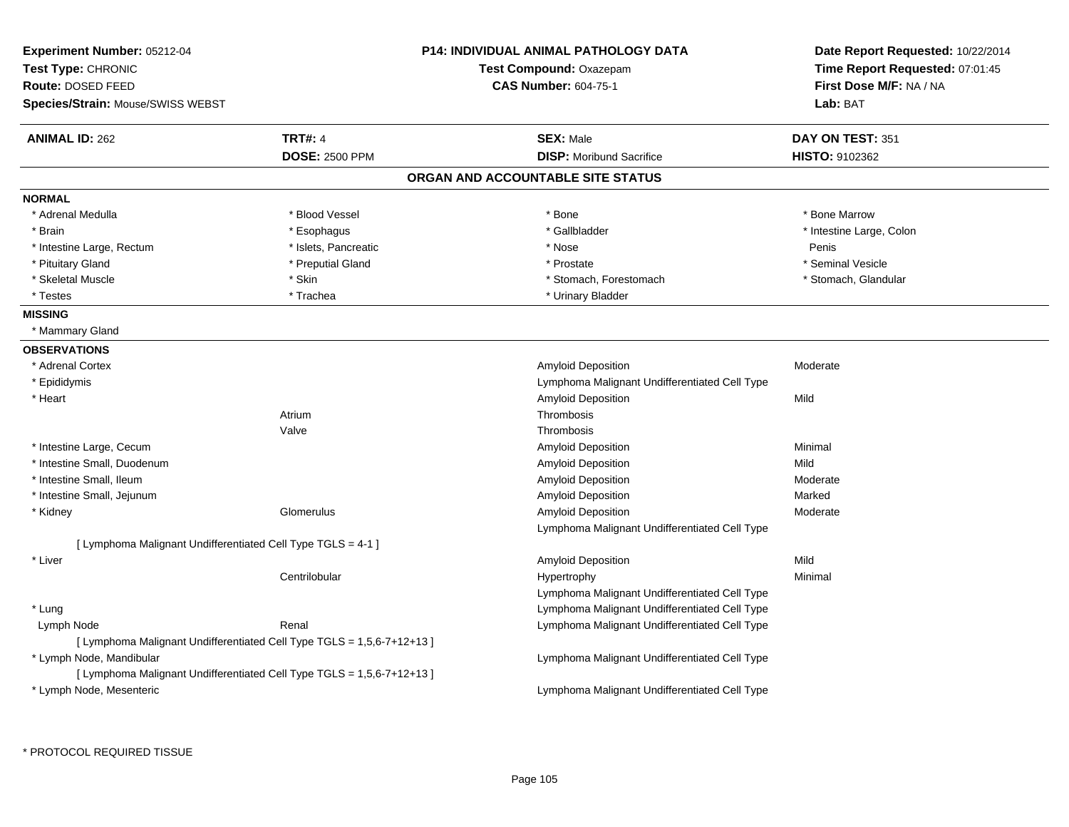**Experiment Number:** 05212-04
**Test Type:** CHRONIC
**Route:** DOSED FEED
**Species/Strain:** Mouse/SWISS WEBST

**P14: INDIVIDUAL ANIMAL PATHOLOGY DATA**
**Test Compound:** Oxazepam
**CAS Number:** 604-75-1

**Date Report Requested:** 10/22/2014
**Time Report Requested:** 07:01:45
**First Dose M/F:** NA / NA
**Lab:** BAT

| **ANIMAL ID:** 262 | **TRT#:** 4 | **SEX:** Male | **DAY ON TEST:** 351 |
|---|---|---|---|
| | **DOSE:** 2500 PPM | **DISP:** Moribund Sacrifice | **HISTO:** 9102362 |

## ORGAN AND ACCOUNTABLE SITE STATUS

**NORMAL**

| | | | |
|---|---|---|---|
| * Adrenal Medulla | * Blood Vessel | * Bone | * Bone Marrow |
| * Brain | * Esophagus | * Gallbladder | * Intestine Large, Colon |
| * Intestine Large, Rectum | * Islets, Pancreatic | * Nose | Penis |
| * Pituitary Gland | * Preputial Gland | * Prostate | * Seminal Vesicle |
| * Skeletal Muscle | * Skin | * Stomach, Forestomach | * Stomach, Glandular |
| * Testes | * Trachea | * Urinary Bladder | |

**MISSING**

* Mammary Gland

**OBSERVATIONS**

| Organ | Site | Observation | Severity |
|---|---|---|---|
| * Adrenal Cortex | | Amyloid Deposition | Moderate |
| * Epididymis | | Lymphoma Malignant Undifferentiated Cell Type | |
| * Heart | | Amyloid Deposition | Mild |
| | Atrium | Thrombosis | |
| | Valve | Thrombosis | |
| * Intestine Large, Cecum | | Amyloid Deposition | Minimal |
| * Intestine Small, Duodenum | | Amyloid Deposition | Mild |
| * Intestine Small, Ileum | | Amyloid Deposition | Moderate |
| * Intestine Small, Jejunum | | Amyloid Deposition | Marked |
| * Kidney | Glomerulus | Amyloid Deposition | Moderate |
| | | Lymphoma Malignant Undifferentiated Cell Type | |
| [ Lymphoma Malignant Undifferentiated Cell Type TGLS = 4-1 ] | | | |
| * Liver | | Amyloid Deposition | Mild |
| | Centrilobular | Hypertrophy | Minimal |
| | | Lymphoma Malignant Undifferentiated Cell Type | |
| * Lung | | Lymphoma Malignant Undifferentiated Cell Type | |
| Lymph Node | Renal | Lymphoma Malignant Undifferentiated Cell Type | |
| [ Lymphoma Malignant Undifferentiated Cell Type TGLS = 1,5,6-7+12+13 ] | | | |
| * Lymph Node, Mandibular | | Lymphoma Malignant Undifferentiated Cell Type | |
| [ Lymphoma Malignant Undifferentiated Cell Type TGLS = 1,5,6-7+12+13 ] | | | |
| * Lymph Node, Mesenteric | | Lymphoma Malignant Undifferentiated Cell Type | |

\* PROTOCOL REQUIRED TISSUE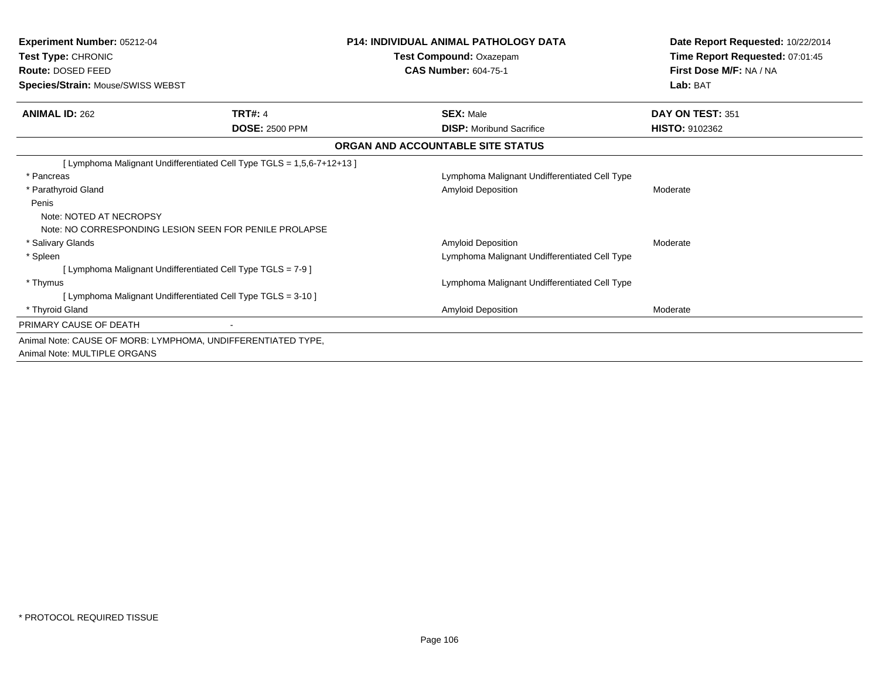**Experiment Number:** 05212-04
**Test Type:** CHRONIC
**Route:** DOSED FEED
**Species/Strain:** Mouse/SWISS WEBST

**P14: INDIVIDUAL ANIMAL PATHOLOGY DATA**
**Test Compound:** Oxazepam
**CAS Number:** 604-75-1

**Date Report Requested:** 10/22/2014
**Time Report Requested:** 07:01:45
**First Dose M/F:** NA / NA
**Lab:** BAT

| **ANIMAL ID:** 262 | **TRT#:** 4 | **SEX:** Male | **DAY ON TEST:** 351 |
|---|---|---|---|
| | **DOSE:** 2500 PPM | **DISP:** Moribund Sacrifice | **HISTO:** 9102362 |

**ORGAN AND ACCOUNTABLE SITE STATUS**

| | | |
|---|---|---|
| [ Lymphoma Malignant Undifferentiated Cell Type TGLS = 1,5,6-7+12+13 ] | | |
| * Pancreas | Lymphoma Malignant Undifferentiated Cell Type | |
| * Parathyroid Gland | Amyloid Deposition | Moderate |
| Penis | | |
| Note: NOTED AT NECROPSY | | |
| Note: NO CORRESPONDING LESION SEEN FOR PENILE PROLAPSE | | |
| * Salivary Glands | Amyloid Deposition | Moderate |
| * Spleen | Lymphoma Malignant Undifferentiated Cell Type | |
| [ Lymphoma Malignant Undifferentiated Cell Type TGLS = 7-9 ] | | |
| * Thymus | Lymphoma Malignant Undifferentiated Cell Type | |
| [ Lymphoma Malignant Undifferentiated Cell Type TGLS = 3-10 ] | | |
| * Thyroid Gland | Amyloid Deposition | Moderate |
| PRIMARY CAUSE OF DEATH | - | |

Animal Note: CAUSE OF MORB: LYMPHOMA, UNDIFFERENTIATED TYPE,
Animal Note: MULTIPLE ORGANS

* PROTOCOL REQUIRED TISSUE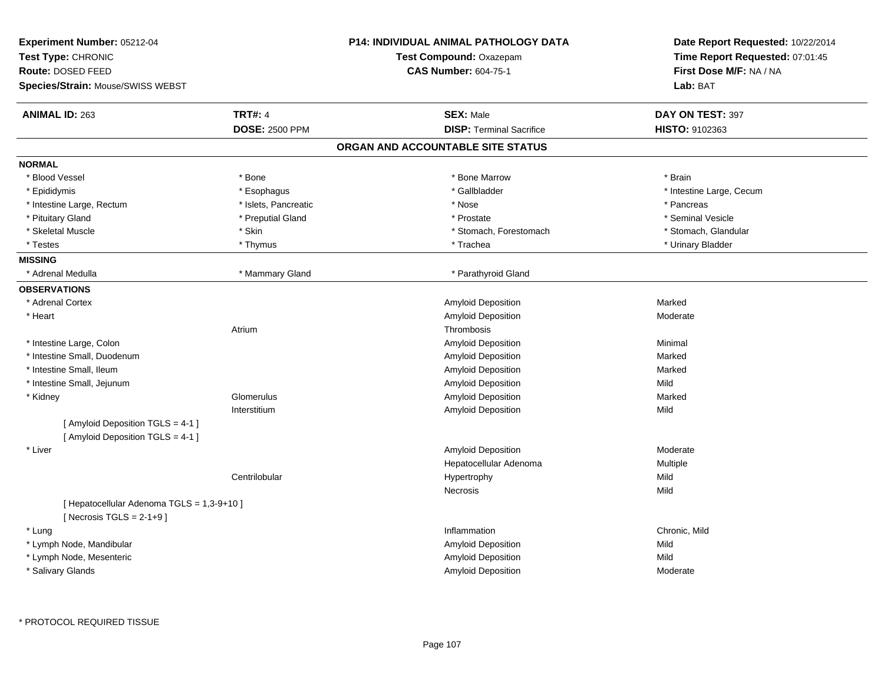**Experiment Number:** 05212-04
**Test Type:** CHRONIC
**Route:** DOSED FEED
**Species/Strain:** Mouse/SWISS WEBST

**P14: INDIVIDUAL ANIMAL PATHOLOGY DATA**
**Test Compound:** Oxazepam
**CAS Number:** 604-75-1

**Date Report Requested:** 10/22/2014
**Time Report Requested:** 07:01:45
**First Dose M/F:** NA / NA
**Lab:** BAT

| **ANIMAL ID:** 263 | **TRT#:** 4 | **SEX:** Male | **DAY ON TEST:** 397 |
|---|---|---|---|
| | **DOSE:** 2500 PPM | **DISP:** Terminal Sacrifice | **HISTO:** 9102363 |

## ORGAN AND ACCOUNTABLE SITE STATUS

**NORMAL**

| | | | |
|---|---|---|---|
| * Blood Vessel | * Bone | * Bone Marrow | * Brain |
| * Epididymis | * Esophagus | * Gallbladder | * Intestine Large, Cecum |
| * Intestine Large, Rectum | * Islets, Pancreatic | * Nose | * Pancreas |
| * Pituitary Gland | * Preputial Gland | * Prostate | * Seminal Vesicle |
| * Skeletal Muscle | * Skin | * Stomach, Forestomach | * Stomach, Glandular |
| * Testes | * Thymus | * Trachea | * Urinary Bladder |

**MISSING**

| | | |
|---|---|---|
| * Adrenal Medulla | * Mammary Gland | * Parathyroid Gland |

**OBSERVATIONS**

| Organ | Site | Observation | Severity |
|---|---|---|---|
| * Adrenal Cortex | | Amyloid Deposition | Marked |
| * Heart | | Amyloid Deposition | Moderate |
| | Atrium | Thrombosis | |
| * Intestine Large, Colon | | Amyloid Deposition | Minimal |
| * Intestine Small, Duodenum | | Amyloid Deposition | Marked |
| * Intestine Small, Ileum | | Amyloid Deposition | Marked |
| * Intestine Small, Jejunum | | Amyloid Deposition | Mild |
| * Kidney | Glomerulus | Amyloid Deposition | Marked |
| | Interstitium | Amyloid Deposition | Mild |
| [ Amyloid Deposition TGLS = 4-1 ] | | | |
| [ Amyloid Deposition TGLS = 4-1 ] | | | |
| * Liver | | Amyloid Deposition | Moderate |
| | | Hepatocellular Adenoma | Multiple |
| | Centrilobular | Hypertrophy | Mild |
| | | Necrosis | Mild |
| [ Hepatocellular Adenoma TGLS = 1,3-9+10 ] | | | |
| [ Necrosis TGLS = 2-1+9 ] | | | |
| * Lung | | Inflammation | Chronic, Mild |
| * Lymph Node, Mandibular | | Amyloid Deposition | Mild |
| * Lymph Node, Mesenteric | | Amyloid Deposition | Mild |
| * Salivary Glands | | Amyloid Deposition | Moderate |

\* PROTOCOL REQUIRED TISSUE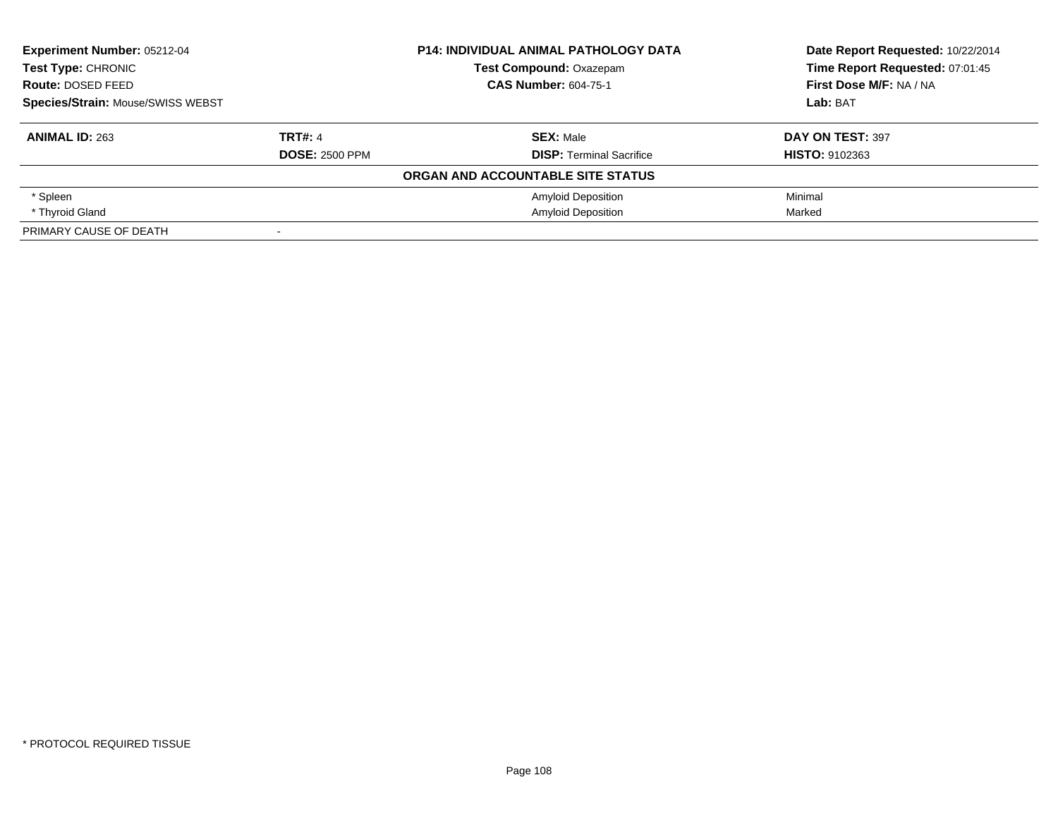**Experiment Number:** 05212-04
**Test Type:** CHRONIC
**Route:** DOSED FEED
**Species/Strain:** Mouse/SWISS WEBST

**P14: INDIVIDUAL ANIMAL PATHOLOGY DATA**
**Test Compound:** Oxazepam
**CAS Number:** 604-75-1

**Date Report Requested:** 10/22/2014
**Time Report Requested:** 07:01:45
**First Dose M/F:** NA / NA
**Lab:** BAT

| **ANIMAL ID:** 263 | **TRT#:** 4 | **SEX:** Male | **DAY ON TEST:** 397 |
|---|---|---|---|
| | **DOSE:** 2500 PPM | **DISP:** Terminal Sacrifice | **HISTO:** 9102363 |

**ORGAN AND ACCOUNTABLE SITE STATUS**

| | | | |
|---|---|---|---|
| * Spleen | | Amyloid Deposition | Minimal |
| * Thyroid Gland | | Amyloid Deposition | Marked |
| PRIMARY CAUSE OF DEATH | - | | |

* PROTOCOL REQUIRED TISSUE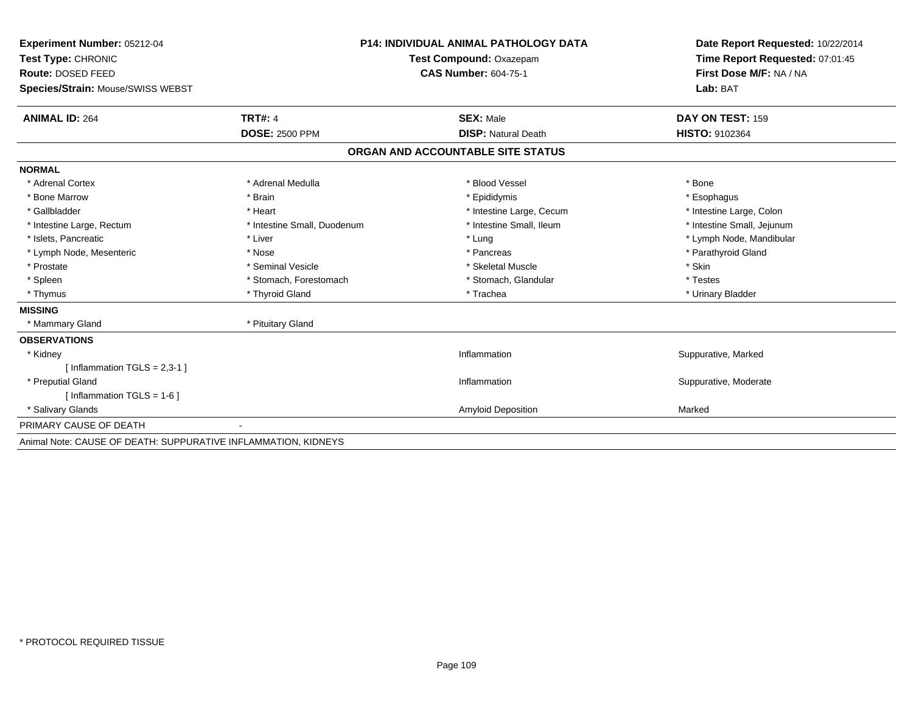**Experiment Number:** 05212-04
**Test Type:** CHRONIC
**Route:** DOSED FEED
**Species/Strain:** Mouse/SWISS WEBST

**P14: INDIVIDUAL ANIMAL PATHOLOGY DATA**
**Test Compound:** Oxazepam
**CAS Number:** 604-75-1

**Date Report Requested:** 10/22/2014
**Time Report Requested:** 07:01:45
**First Dose M/F:** NA / NA
**Lab:** BAT

| **ANIMAL ID:** 264 | **TRT#:** 4 | **SEX:** Male | **DAY ON TEST:** 159 |
|---|---|---|---|
| | **DOSE:** 2500 PPM | **DISP:** Natural Death | **HISTO:** 9102364 |

## ORGAN AND ACCOUNTABLE SITE STATUS

**NORMAL**

| | | | |
|---|---|---|---|
| * Adrenal Cortex | * Adrenal Medulla | * Blood Vessel | * Bone |
| * Bone Marrow | * Brain | * Epididymis | * Esophagus |
| * Gallbladder | * Heart | * Intestine Large, Cecum | * Intestine Large, Colon |
| * Intestine Large, Rectum | * Intestine Small, Duodenum | * Intestine Small, Ileum | * Intestine Small, Jejunum |
| * Islets, Pancreatic | * Liver | * Lung | * Lymph Node, Mandibular |
| * Lymph Node, Mesenteric | * Nose | * Pancreas | * Parathyroid Gland |
| * Prostate | * Seminal Vesicle | * Skeletal Muscle | * Skin |
| * Spleen | * Stomach, Forestomach | * Stomach, Glandular | * Testes |
| * Thymus | * Thyroid Gland | * Trachea | * Urinary Bladder |

**MISSING**

* Mammary Gland
* Pituitary Gland

**OBSERVATIONS**

| | | |
|---|---|---|
| * Kidney | Inflammation | Suppurative, Marked |
| [ Inflammation TGLS = 2,3-1 ] | | |
| * Preputial Gland | Inflammation | Suppurative, Moderate |
| [ Inflammation TGLS = 1-6 ] | | |
| * Salivary Glands | Amyloid Deposition | Marked |

PRIMARY CAUSE OF DEATH -

Animal Note: CAUSE OF DEATH: SUPPURATIVE INFLAMMATION, KIDNEYS

* PROTOCOL REQUIRED TISSUE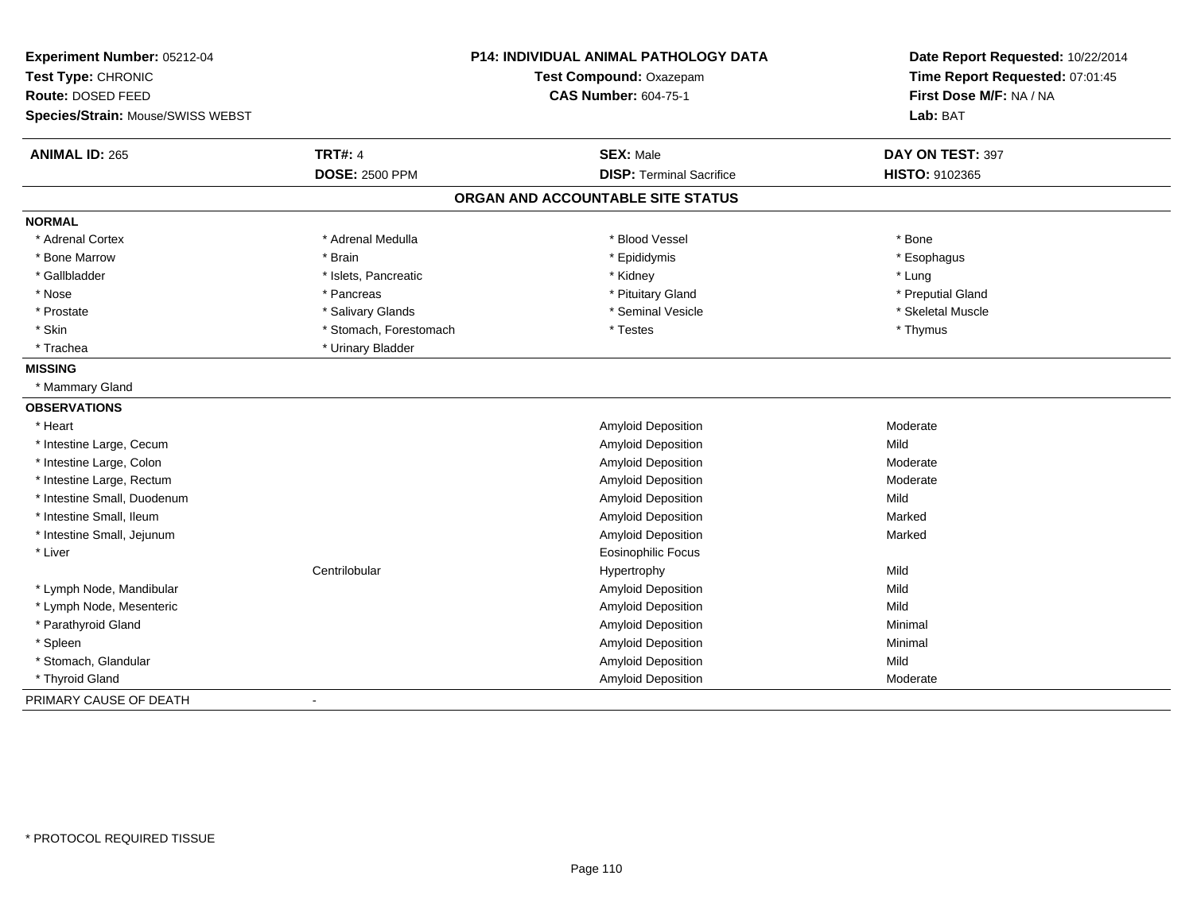**Experiment Number:** 05212-04
**Test Type:** CHRONIC
**Route:** DOSED FEED
**Species/Strain:** Mouse/SWISS WEBST

**P14: INDIVIDUAL ANIMAL PATHOLOGY DATA**
**Test Compound:** Oxazepam
**CAS Number:** 604-75-1

**Date Report Requested:** 10/22/2014
**Time Report Requested:** 07:01:45
**First Dose M/F:** NA / NA
**Lab:** BAT

| **ANIMAL ID:** 265 | **TRT#:** 4 | **SEX:** Male | **DAY ON TEST:** 397 |
|---|---|---|---|
| | **DOSE:** 2500 PPM | **DISP:** Terminal Sacrifice | **HISTO:** 9102365 |

## ORGAN AND ACCOUNTABLE SITE STATUS

**NORMAL**

| | | | |
|---|---|---|---|
| * Adrenal Cortex | * Adrenal Medulla | * Blood Vessel | * Bone |
| * Bone Marrow | * Brain | * Epididymis | * Esophagus |
| * Gallbladder | * Islets, Pancreatic | * Kidney | * Lung |
| * Nose | * Pancreas | * Pituitary Gland | * Preputial Gland |
| * Prostate | * Salivary Glands | * Seminal Vesicle | * Skeletal Muscle |
| * Skin | * Stomach, Forestomach | * Testes | * Thymus |
| * Trachea | * Urinary Bladder | | |

**MISSING**

* Mammary Gland

**OBSERVATIONS**

| | | | |
|---|---|---|---|
| * Heart | | Amyloid Deposition | Moderate |
| * Intestine Large, Cecum | | Amyloid Deposition | Mild |
| * Intestine Large, Colon | | Amyloid Deposition | Moderate |
| * Intestine Large, Rectum | | Amyloid Deposition | Moderate |
| * Intestine Small, Duodenum | | Amyloid Deposition | Mild |
| * Intestine Small, Ileum | | Amyloid Deposition | Marked |
| * Intestine Small, Jejunum | | Amyloid Deposition | Marked |
| * Liver | | Eosinophilic Focus | |
| | Centrilobular | Hypertrophy | Mild |
| * Lymph Node, Mandibular | | Amyloid Deposition | Mild |
| * Lymph Node, Mesenteric | | Amyloid Deposition | Mild |
| * Parathyroid Gland | | Amyloid Deposition | Minimal |
| * Spleen | | Amyloid Deposition | Minimal |
| * Stomach, Glandular | | Amyloid Deposition | Mild |
| * Thyroid Gland | | Amyloid Deposition | Moderate |

PRIMARY CAUSE OF DEATH -

* PROTOCOL REQUIRED TISSUE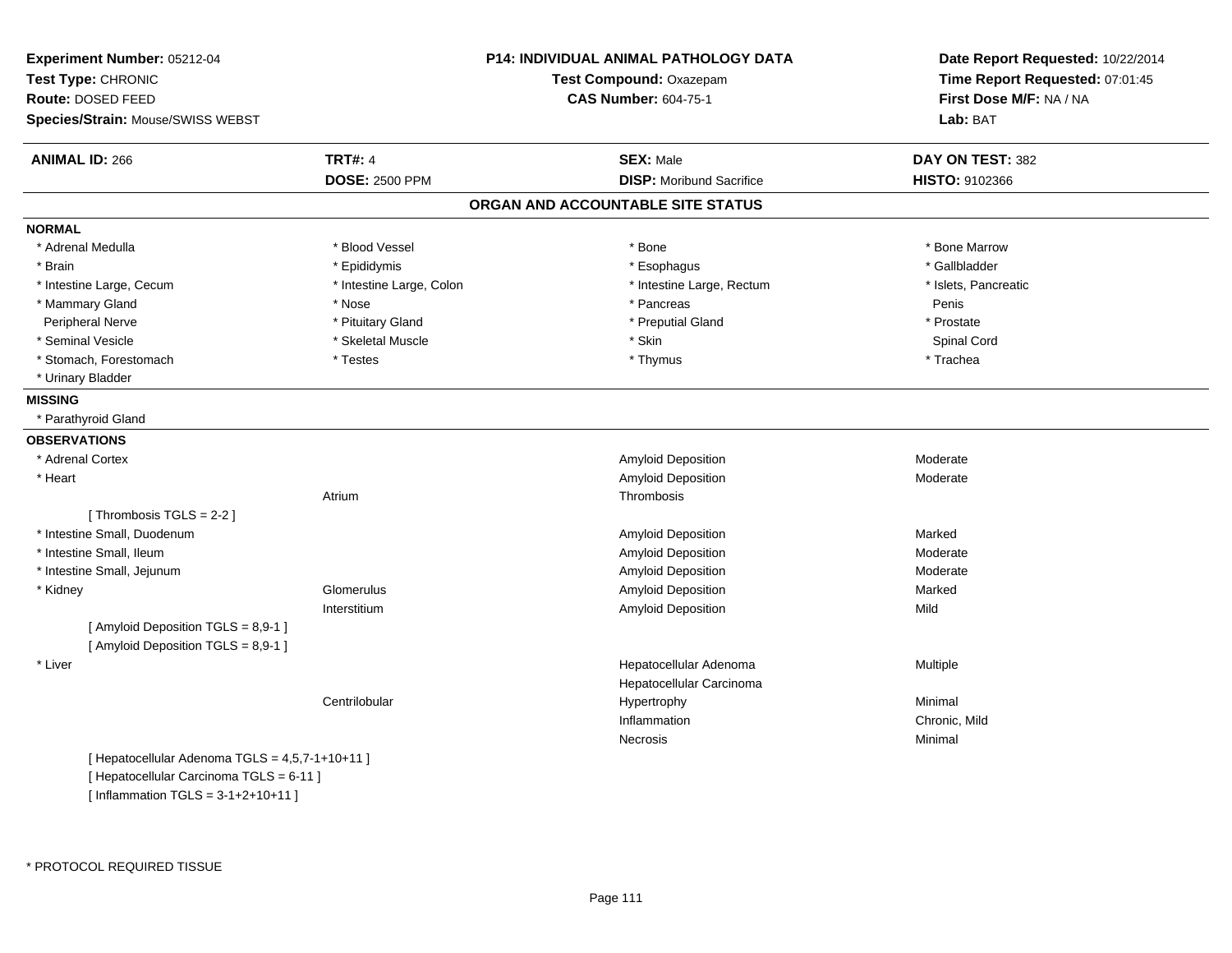**Experiment Number:** 05212-04
**Test Type:** CHRONIC
**Route:** DOSED FEED
**Species/Strain:** Mouse/SWISS WEBST

**P14: INDIVIDUAL ANIMAL PATHOLOGY DATA**
**Test Compound:** Oxazepam
**CAS Number:** 604-75-1

**Date Report Requested:** 10/22/2014
**Time Report Requested:** 07:01:45
**First Dose M/F:** NA / NA
**Lab:** BAT

| **ANIMAL ID:** 266 | **TRT#:** 4 | **SEX:** Male | **DAY ON TEST:** 382 |
|---|---|---|---|
| | **DOSE:** 2500 PPM | **DISP:** Moribund Sacrifice | **HISTO:** 9102366 |

## ORGAN AND ACCOUNTABLE SITE STATUS

**NORMAL**

| | | | |
|---|---|---|---|
| * Adrenal Medulla | * Blood Vessel | * Bone | * Bone Marrow |
| * Brain | * Epididymis | * Esophagus | * Gallbladder |
| * Intestine Large, Cecum | * Intestine Large, Colon | * Intestine Large, Rectum | * Islets, Pancreatic |
| * Mammary Gland | * Nose | * Pancreas | Penis |
| Peripheral Nerve | * Pituitary Gland | * Preputial Gland | * Prostate |
| * Seminal Vesicle | * Skeletal Muscle | * Skin | Spinal Cord |
| * Stomach, Forestomach | * Testes | * Thymus | * Trachea |
| * Urinary Bladder | | | |

**MISSING**

* Parathyroid Gland

**OBSERVATIONS**

| Organ | Site | Observation | Severity |
|---|---|---|---|
| * Adrenal Cortex | | Amyloid Deposition | Moderate |
| * Heart | | Amyloid Deposition | Moderate |
| | Atrium | Thrombosis | |
| [ Thrombosis TGLS = 2-2 ] | | | |
| * Intestine Small, Duodenum | | Amyloid Deposition | Marked |
| * Intestine Small, Ileum | | Amyloid Deposition | Moderate |
| * Intestine Small, Jejunum | | Amyloid Deposition | Moderate |
| * Kidney | Glomerulus | Amyloid Deposition | Marked |
| | Interstitium | Amyloid Deposition | Mild |
| [ Amyloid Deposition TGLS = 8,9-1 ] | | | |
| [ Amyloid Deposition TGLS = 8,9-1 ] | | | |
| * Liver | | Hepatocellular Adenoma | Multiple |
| | | Hepatocellular Carcinoma | |
| | Centrilobular | Hypertrophy | Minimal |
| | | Inflammation | Chronic, Mild |
| | | Necrosis | Minimal |
| [ Hepatocellular Adenoma TGLS = 4,5,7-1+10+11 ] | | | |
| [ Hepatocellular Carcinoma TGLS = 6-11 ] | | | |
| [ Inflammation TGLS = 3-1+2+10+11 ] | | | |

* PROTOCOL REQUIRED TISSUE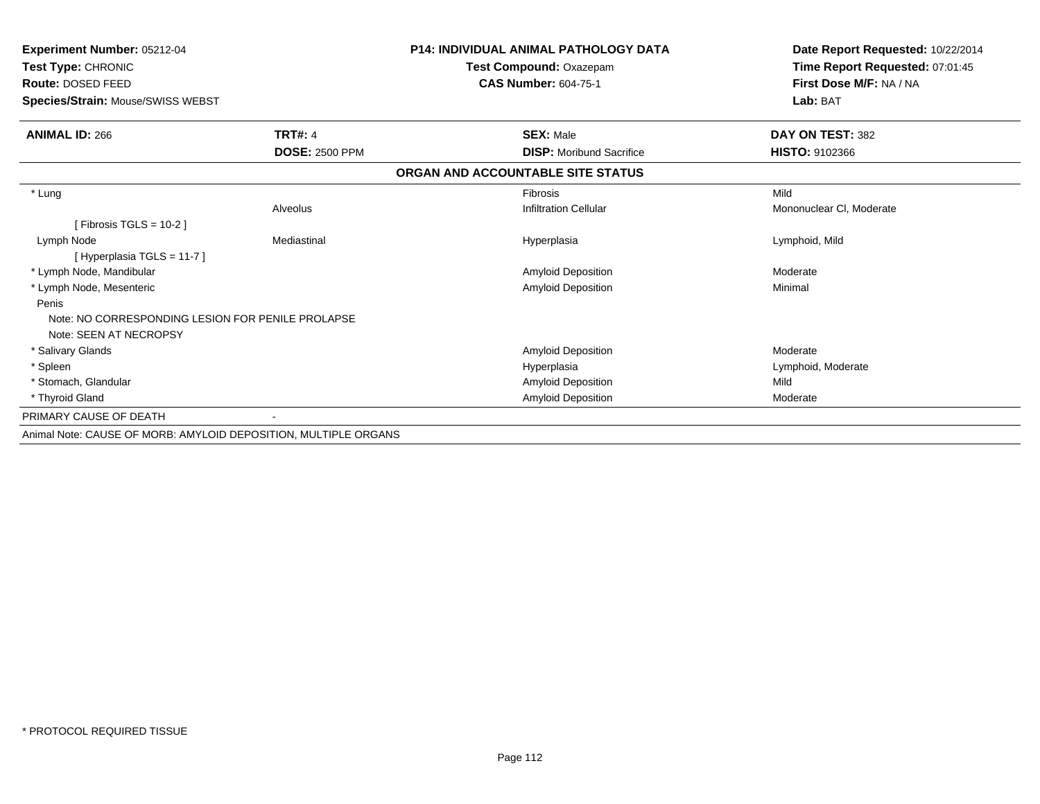**Experiment Number:** 05212-04
**Test Type:** CHRONIC
**Route:** DOSED FEED
**Species/Strain:** Mouse/SWISS WEBST

**P14: INDIVIDUAL ANIMAL PATHOLOGY DATA**
**Test Compound:** Oxazepam
**CAS Number:** 604-75-1

**Date Report Requested:** 10/22/2014
**Time Report Requested:** 07:01:45
**First Dose M/F:** NA / NA
**Lab:** BAT

| **ANIMAL ID:** 266 | **TRT#:** 4 | **SEX:** Male | **DAY ON TEST:** 382 |
|---|---|---|---|
| | **DOSE:** 2500 PPM | **DISP:** Moribund Sacrifice | **HISTO:** 9102366 |

## ORGAN AND ACCOUNTABLE SITE STATUS

| | | | |
|---|---|---|---|
| * Lung | | Fibrosis | Mild |
| | Alveolus | Infiltration Cellular | Mononuclear Cl, Moderate |
| [ Fibrosis TGLS = 10-2 ] | | | |
| Lymph Node | Mediastinal | Hyperplasia | Lymphoid, Mild |
| [ Hyperplasia TGLS = 11-7 ] | | | |
| * Lymph Node, Mandibular | | Amyloid Deposition | Moderate |
| * Lymph Node, Mesenteric | | Amyloid Deposition | Minimal |
| Penis | | | |
| Note: NO CORRESPONDING LESION FOR PENILE PROLAPSE | | | |
| Note: SEEN AT NECROPSY | | | |
| * Salivary Glands | | Amyloid Deposition | Moderate |
| * Spleen | | Hyperplasia | Lymphoid, Moderate |
| * Stomach, Glandular | | Amyloid Deposition | Mild |
| * Thyroid Gland | | Amyloid Deposition | Moderate |
| PRIMARY CAUSE OF DEATH | - | | |

Animal Note: CAUSE OF MORB: AMYLOID DEPOSITION, MULTIPLE ORGANS

* PROTOCOL REQUIRED TISSUE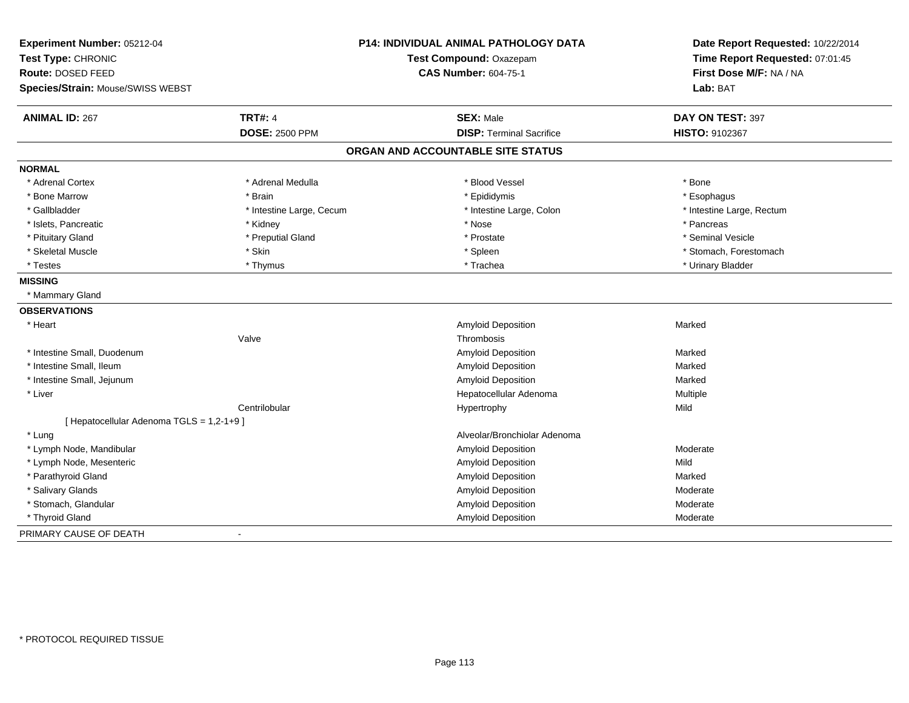**Experiment Number:** 05212-04
**Test Type:** CHRONIC
**Route:** DOSED FEED
**Species/Strain:** Mouse/SWISS WEBST

**P14: INDIVIDUAL ANIMAL PATHOLOGY DATA**
**Test Compound:** Oxazepam
**CAS Number:** 604-75-1

**Date Report Requested:** 10/22/2014
**Time Report Requested:** 07:01:45
**First Dose M/F:** NA / NA
**Lab:** BAT

| **ANIMAL ID:** 267 | **TRT#:** 4 | **SEX:** Male | **DAY ON TEST:** 397 |
|---|---|---|---|
| | **DOSE:** 2500 PPM | **DISP:** Terminal Sacrifice | **HISTO:** 9102367 |

## ORGAN AND ACCOUNTABLE SITE STATUS

**NORMAL**

| | | | |
|---|---|---|---|
| * Adrenal Cortex | * Adrenal Medulla | * Blood Vessel | * Bone |
| * Bone Marrow | * Brain | * Epididymis | * Esophagus |
| * Gallbladder | * Intestine Large, Cecum | * Intestine Large, Colon | * Intestine Large, Rectum |
| * Islets, Pancreatic | * Kidney | * Nose | * Pancreas |
| * Pituitary Gland | * Preputial Gland | * Prostate | * Seminal Vesicle |
| * Skeletal Muscle | * Skin | * Spleen | * Stomach, Forestomach |
| * Testes | * Thymus | * Trachea | * Urinary Bladder |

**MISSING**

* Mammary Gland

**OBSERVATIONS**

| Organ | Site | Observation | Severity |
|---|---|---|---|
| * Heart | | Amyloid Deposition | Marked |
| | Valve | Thrombosis | |
| * Intestine Small, Duodenum | | Amyloid Deposition | Marked |
| * Intestine Small, Ileum | | Amyloid Deposition | Marked |
| * Intestine Small, Jejunum | | Amyloid Deposition | Marked |
| * Liver | | Hepatocellular Adenoma | Multiple |
| | Centrilobular | Hypertrophy | Mild |
| [ Hepatocellular Adenoma TGLS = 1,2-1+9 ] | | | |
| * Lung | | Alveolar/Bronchiolar Adenoma | |
| * Lymph Node, Mandibular | | Amyloid Deposition | Moderate |
| * Lymph Node, Mesenteric | | Amyloid Deposition | Mild |
| * Parathyroid Gland | | Amyloid Deposition | Marked |
| * Salivary Glands | | Amyloid Deposition | Moderate |
| * Stomach, Glandular | | Amyloid Deposition | Moderate |
| * Thyroid Gland | | Amyloid Deposition | Moderate |

PRIMARY CAUSE OF DEATH -

* PROTOCOL REQUIRED TISSUE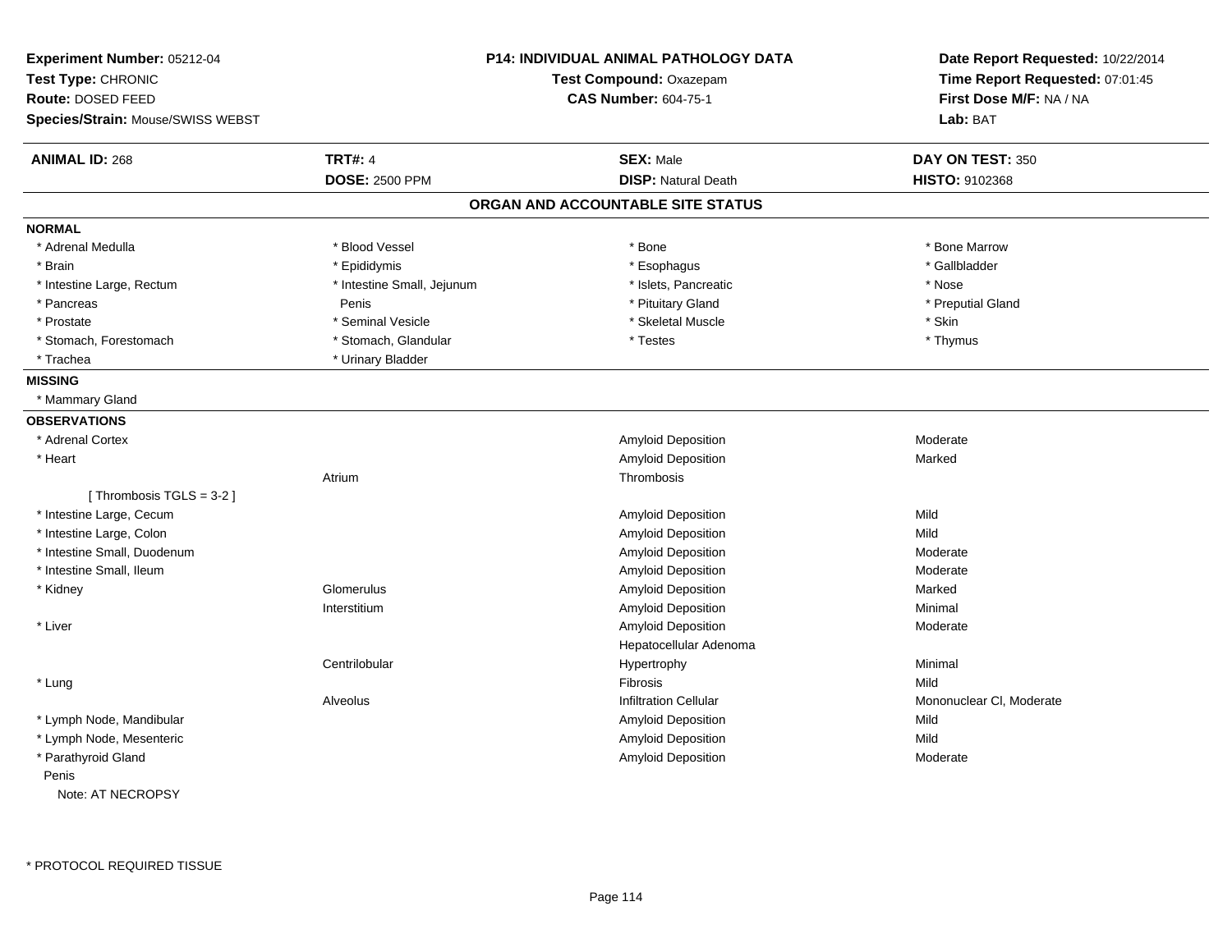**Experiment Number:** 05212-04
**Test Type:** CHRONIC
**Route:** DOSED FEED
**Species/Strain:** Mouse/SWISS WEBST

**P14: INDIVIDUAL ANIMAL PATHOLOGY DATA**
**Test Compound:** Oxazepam
**CAS Number:** 604-75-1

**Date Report Requested:** 10/22/2014
**Time Report Requested:** 07:01:45
**First Dose M/F:** NA / NA
**Lab:** BAT

| **ANIMAL ID:** 268 | **TRT#:** 4 | **SEX:** Male | **DAY ON TEST:** 350 |
|---|---|---|---|
| | **DOSE:** 2500 PPM | **DISP:** Natural Death | **HISTO:** 9102368 |

## ORGAN AND ACCOUNTABLE SITE STATUS

**NORMAL**

| | | | |
|---|---|---|---|
| * Adrenal Medulla | * Blood Vessel | * Bone | * Bone Marrow |
| * Brain | * Epididymis | * Esophagus | * Gallbladder |
| * Intestine Large, Rectum | * Intestine Small, Jejunum | * Islets, Pancreatic | * Nose |
| * Pancreas | Penis | * Pituitary Gland | * Preputial Gland |
| * Prostate | * Seminal Vesicle | * Skeletal Muscle | * Skin |
| * Stomach, Forestomach | * Stomach, Glandular | * Testes | * Thymus |
| * Trachea | * Urinary Bladder | | |

**MISSING**

* Mammary Gland

**OBSERVATIONS**

| | | | |
|---|---|---|---|
| * Adrenal Cortex | | Amyloid Deposition | Moderate |
| * Heart | | Amyloid Deposition | Marked |
| | Atrium | Thrombosis | |
| [ Thrombosis TGLS = 3-2 ] | | | |
| * Intestine Large, Cecum | | Amyloid Deposition | Mild |
| * Intestine Large, Colon | | Amyloid Deposition | Mild |
| * Intestine Small, Duodenum | | Amyloid Deposition | Moderate |
| * Intestine Small, Ileum | | Amyloid Deposition | Moderate |
| * Kidney | Glomerulus | Amyloid Deposition | Marked |
| | Interstitium | Amyloid Deposition | Minimal |
| * Liver | | Amyloid Deposition | Moderate |
| | | Hepatocellular Adenoma | |
| | Centrilobular | Hypertrophy | Minimal |
| * Lung | | Fibrosis | Mild |
| | Alveolus | Infiltration Cellular | Mononuclear Cl, Moderate |
| * Lymph Node, Mandibular | | Amyloid Deposition | Mild |
| * Lymph Node, Mesenteric | | Amyloid Deposition | Mild |
| * Parathyroid Gland | | Amyloid Deposition | Moderate |

Penis
Note: AT NECROPSY

* PROTOCOL REQUIRED TISSUE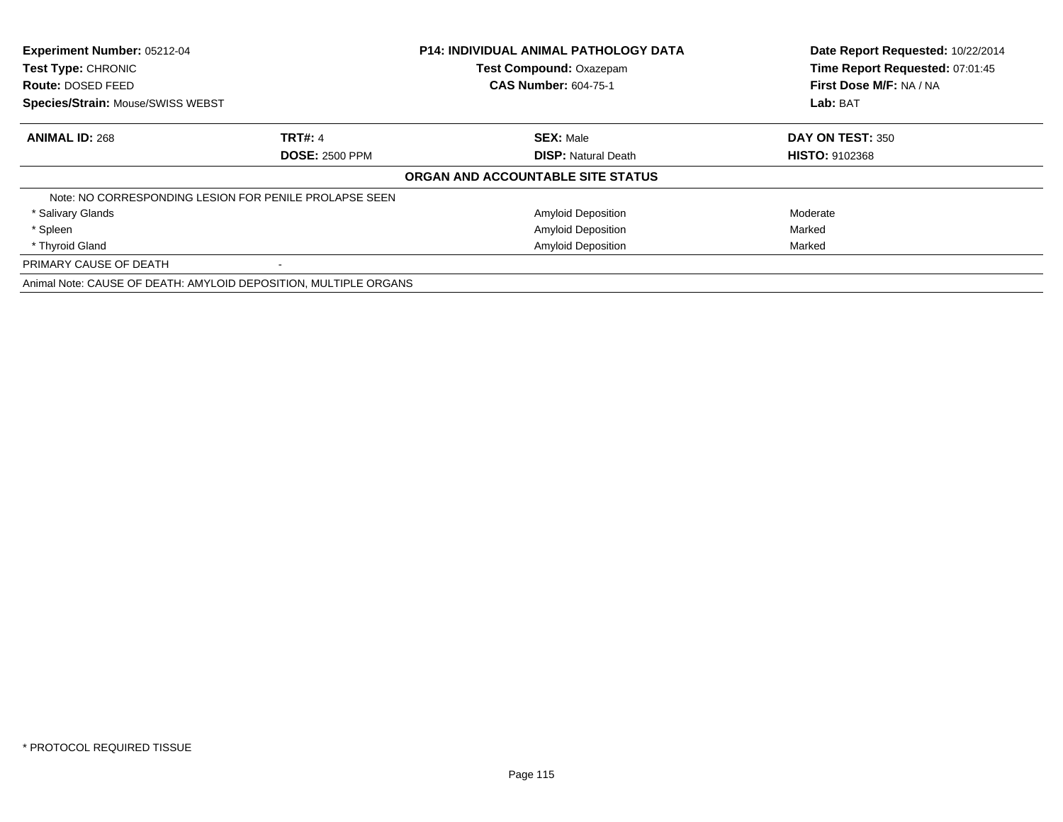**Experiment Number:** 05212-04
**Test Type:** CHRONIC
**Route:** DOSED FEED
**Species/Strain:** Mouse/SWISS WEBST

**P14: INDIVIDUAL ANIMAL PATHOLOGY DATA**
**Test Compound:** Oxazepam
**CAS Number:** 604-75-1

**Date Report Requested:** 10/22/2014
**Time Report Requested:** 07:01:45
**First Dose M/F:** NA / NA
**Lab:** BAT

| **ANIMAL ID:** 268 | **TRT#:** 4 | **SEX:** Male | **DAY ON TEST:** 350 |
|---|---|---|---|
| | **DOSE:** 2500 PPM | **DISP:** Natural Death | **HISTO:** 9102368 |

**ORGAN AND ACCOUNTABLE SITE STATUS**

| | | |
|---|---|---|
| Note: NO CORRESPONDING LESION FOR PENILE PROLAPSE SEEN | | |
| * Salivary Glands | Amyloid Deposition | Moderate |
| * Spleen | Amyloid Deposition | Marked |
| * Thyroid Gland | Amyloid Deposition | Marked |
| PRIMARY CAUSE OF DEATH | - | |
| Animal Note: CAUSE OF DEATH: AMYLOID DEPOSITION, MULTIPLE ORGANS | | |

* PROTOCOL REQUIRED TISSUE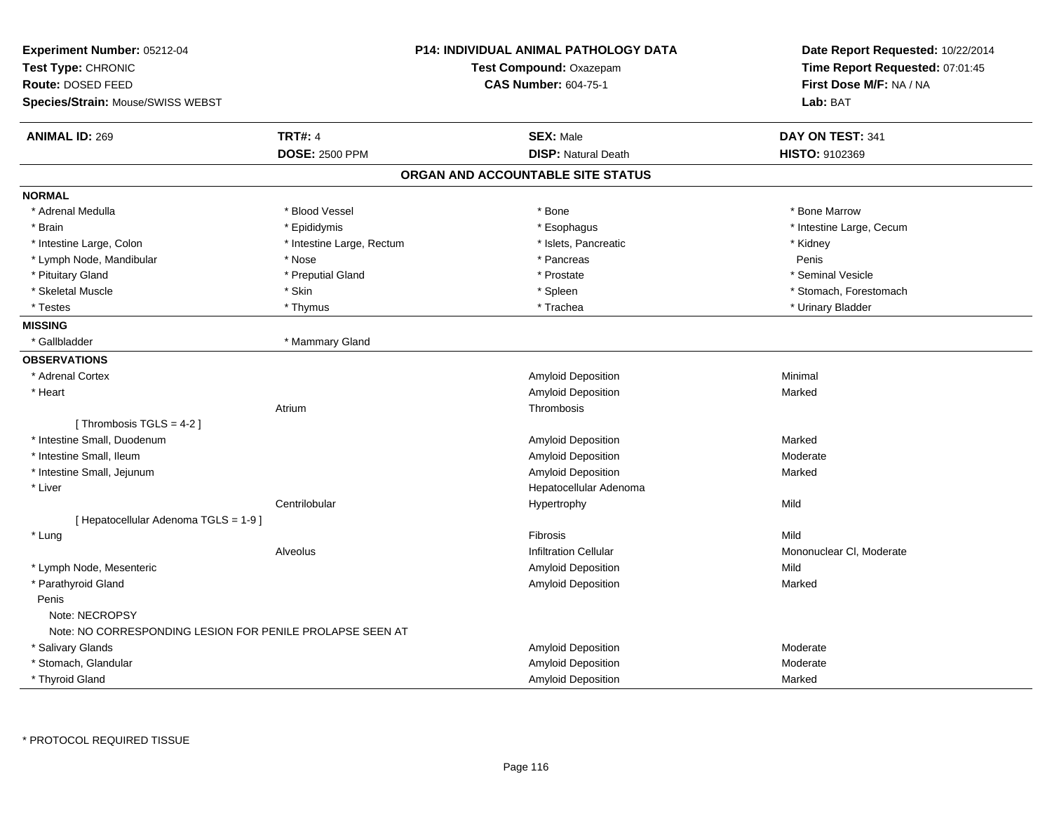**Experiment Number:** 05212-04
**Test Type:** CHRONIC
**Route:** DOSED FEED
**Species/Strain:** Mouse/SWISS WEBST

**P14: INDIVIDUAL ANIMAL PATHOLOGY DATA**
**Test Compound:** Oxazepam
**CAS Number:** 604-75-1

**Date Report Requested:** 10/22/2014
**Time Report Requested:** 07:01:45
**First Dose M/F:** NA / NA
**Lab:** BAT

| **ANIMAL ID:** 269 | **TRT#:** 4 | **SEX:** Male | **DAY ON TEST:** 341 |
|---|---|---|---|
| | **DOSE:** 2500 PPM | **DISP:** Natural Death | **HISTO:** 9102369 |

## ORGAN AND ACCOUNTABLE SITE STATUS

**NORMAL**

| | | | |
|---|---|---|---|
| * Adrenal Medulla | * Blood Vessel | * Bone | * Bone Marrow |
| * Brain | * Epididymis | * Esophagus | * Intestine Large, Cecum |
| * Intestine Large, Colon | * Intestine Large, Rectum | * Islets, Pancreatic | * Kidney |
| * Lymph Node, Mandibular | * Nose | * Pancreas | Penis |
| * Pituitary Gland | * Preputial Gland | * Prostate | * Seminal Vesicle |
| * Skeletal Muscle | * Skin | * Spleen | * Stomach, Forestomach |
| * Testes | * Thymus | * Trachea | * Urinary Bladder |

**MISSING**

| | |
|---|---|
| * Gallbladder | * Mammary Gland |

**OBSERVATIONS**

| Organ | Site | Observation | Severity |
|---|---|---|---|
| * Adrenal Cortex | | Amyloid Deposition | Minimal |
| * Heart | | Amyloid Deposition | Marked |
| | Atrium | Thrombosis | |
| [ Thrombosis TGLS = 4-2 ] | | | |
| * Intestine Small, Duodenum | | Amyloid Deposition | Marked |
| * Intestine Small, Ileum | | Amyloid Deposition | Moderate |
| * Intestine Small, Jejunum | | Amyloid Deposition | Marked |
| * Liver | | Hepatocellular Adenoma | |
| | Centrilobular | Hypertrophy | Mild |
| [ Hepatocellular Adenoma TGLS = 1-9 ] | | | |
| * Lung | | Fibrosis | Mild |
| | Alveolus | Infiltration Cellular | Mononuclear Cl, Moderate |
| * Lymph Node, Mesenteric | | Amyloid Deposition | Mild |
| * Parathyroid Gland | | Amyloid Deposition | Marked |
| Penis | | | |
| Note: NECROPSY | | | |
| Note: NO CORRESPONDING LESION FOR PENILE PROLAPSE SEEN AT | | | |
| * Salivary Glands | | Amyloid Deposition | Moderate |
| * Stomach, Glandular | | Amyloid Deposition | Moderate |
| * Thyroid Gland | | Amyloid Deposition | Marked |

\* PROTOCOL REQUIRED TISSUE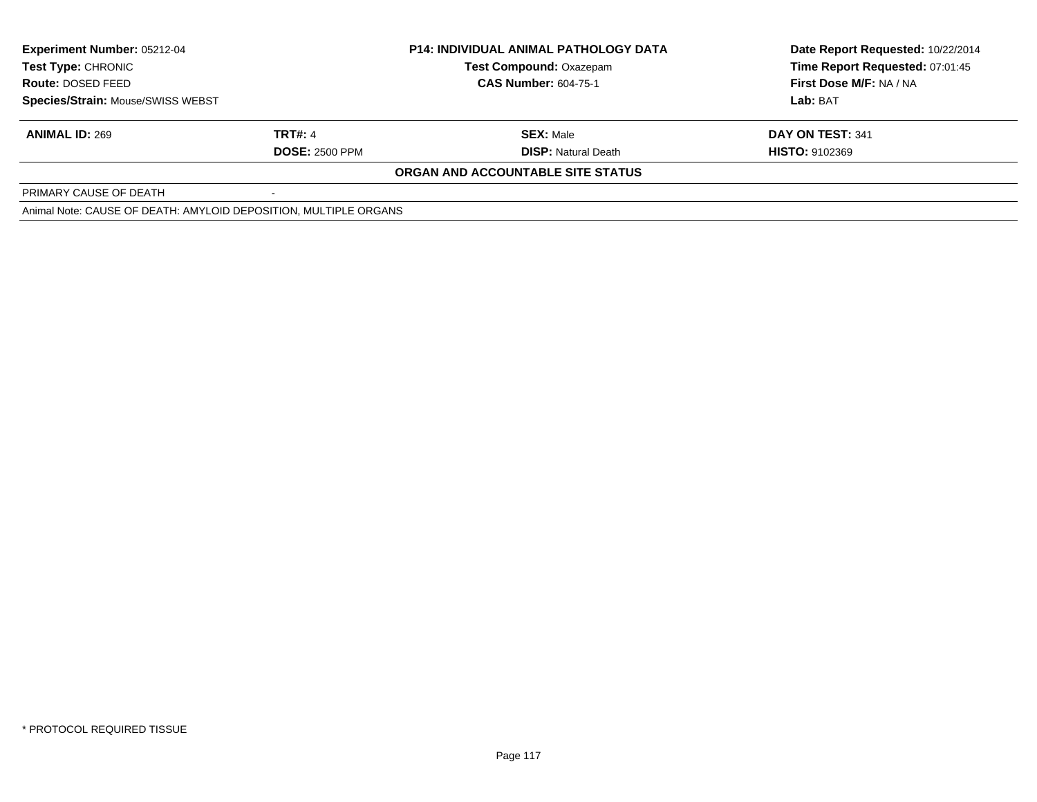| **Experiment Number:** 05212-04 | **P14: INDIVIDUAL ANIMAL PATHOLOGY DATA** | **Date Report Requested:** 10/22/2014 |
|---|---|---|
| **Test Type:** CHRONIC | **Test Compound:** Oxazepam | **Time Report Requested:** 07:01:45 |
| **Route:** DOSED FEED | **CAS Number:** 604-75-1 | **First Dose M/F:** NA / NA |
| **Species/Strain:** Mouse/SWISS WEBST | | **Lab:** BAT |

| **ANIMAL ID:** 269 | **TRT#:** 4 | **SEX:** Male | **DAY ON TEST:** 341 |
|---|---|---|---|
| | **DOSE:** 2500 PPM | **DISP:** Natural Death | **HISTO:** 9102369 |

**ORGAN AND ACCOUNTABLE SITE STATUS**

| PRIMARY CAUSE OF DEATH | - |
|---|---|

Animal Note: CAUSE OF DEATH: AMYLOID DEPOSITION, MULTIPLE ORGANS

* PROTOCOL REQUIRED TISSUE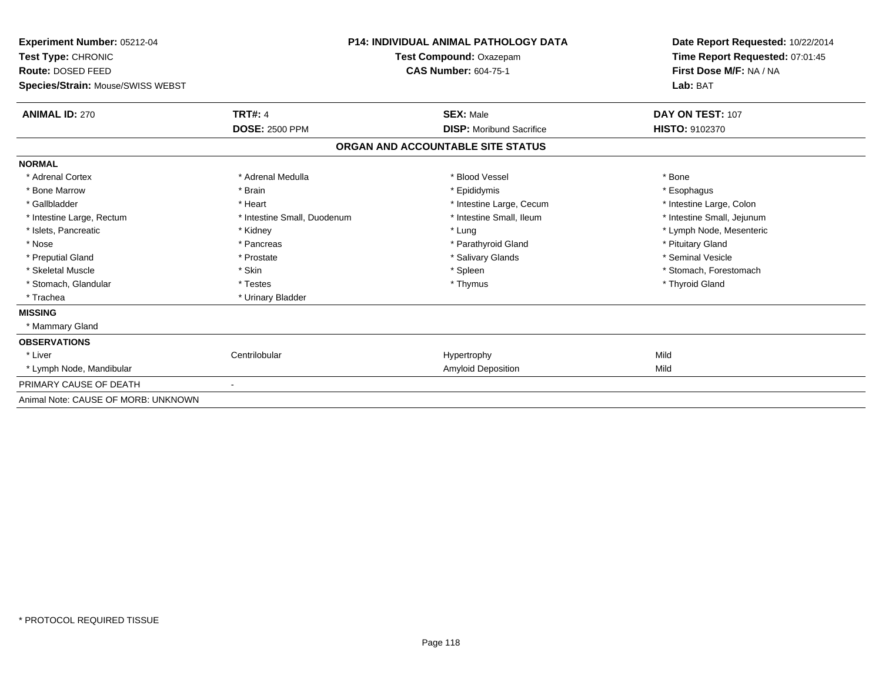**Experiment Number:** 05212-04
**Test Type:** CHRONIC
**Route:** DOSED FEED
**Species/Strain:** Mouse/SWISS WEBST

**P14: INDIVIDUAL ANIMAL PATHOLOGY DATA**
**Test Compound:** Oxazepam
**CAS Number:** 604-75-1

**Date Report Requested:** 10/22/2014
**Time Report Requested:** 07:01:45
**First Dose M/F:** NA / NA
**Lab:** BAT

| **ANIMAL ID:** 270 | **TRT#:** 4 | **SEX:** Male | **DAY ON TEST:** 107 |
|---|---|---|---|
| | **DOSE:** 2500 PPM | **DISP:** Moribund Sacrifice | **HISTO:** 9102370 |

## ORGAN AND ACCOUNTABLE SITE STATUS

**NORMAL**

| | | | |
|---|---|---|---|
| * Adrenal Cortex | * Adrenal Medulla | * Blood Vessel | * Bone |
| * Bone Marrow | * Brain | * Epididymis | * Esophagus |
| * Gallbladder | * Heart | * Intestine Large, Cecum | * Intestine Large, Colon |
| * Intestine Large, Rectum | * Intestine Small, Duodenum | * Intestine Small, Ileum | * Intestine Small, Jejunum |
| * Islets, Pancreatic | * Kidney | * Lung | * Lymph Node, Mesenteric |
| * Nose | * Pancreas | * Parathyroid Gland | * Pituitary Gland |
| * Preputial Gland | * Prostate | * Salivary Glands | * Seminal Vesicle |
| * Skeletal Muscle | * Skin | * Spleen | * Stomach, Forestomach |
| * Stomach, Glandular | * Testes | * Thymus | * Thyroid Gland |
| * Trachea | * Urinary Bladder | | |

**MISSING**

* Mammary Gland

**OBSERVATIONS**

| | | | |
|---|---|---|---|
| * Liver | Centrilobular | Hypertrophy | Mild |
| * Lymph Node, Mandibular | | Amyloid Deposition | Mild |

PRIMARY CAUSE OF DEATH -

Animal Note: CAUSE OF MORB: UNKNOWN

* PROTOCOL REQUIRED TISSUE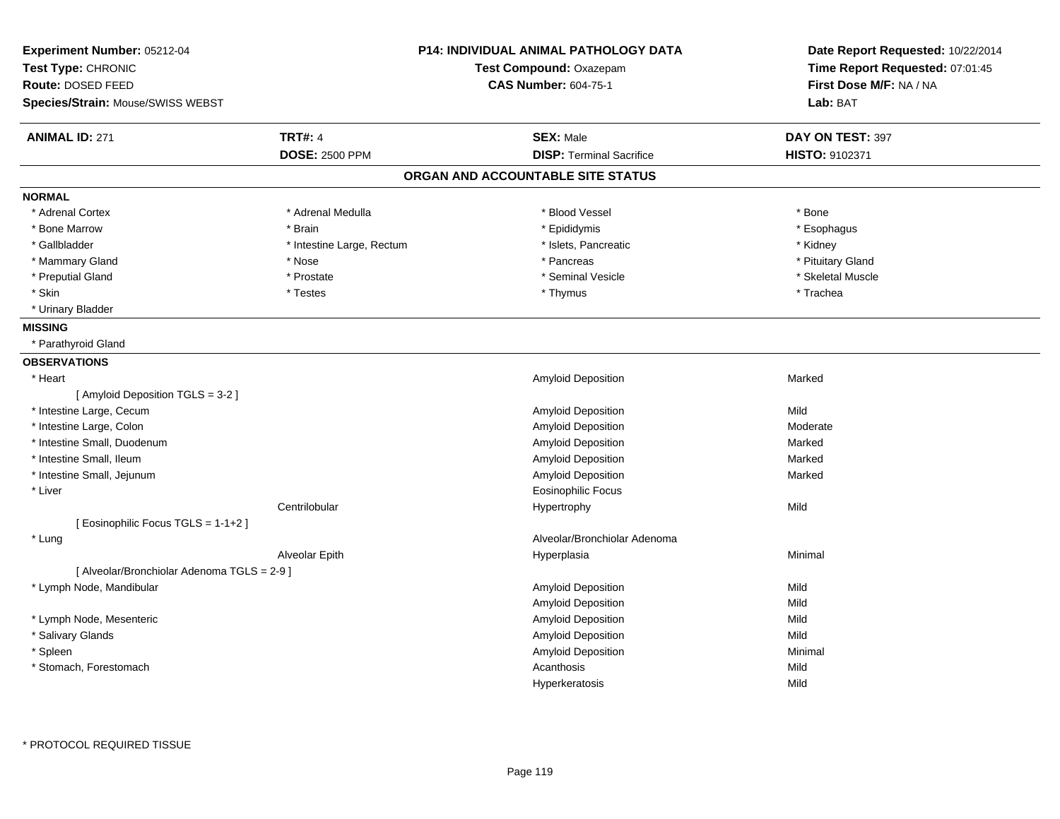**Experiment Number:** 05212-04
**Test Type:** CHRONIC
**Route:** DOSED FEED
**Species/Strain:** Mouse/SWISS WEBST

**P14: INDIVIDUAL ANIMAL PATHOLOGY DATA**
**Test Compound:** Oxazepam
**CAS Number:** 604-75-1

**Date Report Requested:** 10/22/2014
**Time Report Requested:** 07:01:45
**First Dose M/F:** NA / NA
**Lab:** BAT

| **ANIMAL ID:** 271 | **TRT#:** 4 | **SEX:** Male | **DAY ON TEST:** 397 |
|---|---|---|---|
| | **DOSE:** 2500 PPM | **DISP:** Terminal Sacrifice | **HISTO:** 9102371 |

## ORGAN AND ACCOUNTABLE SITE STATUS

**NORMAL**

| | | | |
|---|---|---|---|
| * Adrenal Cortex | * Adrenal Medulla | * Blood Vessel | * Bone |
| * Bone Marrow | * Brain | * Epididymis | * Esophagus |
| * Gallbladder | * Intestine Large, Rectum | * Islets, Pancreatic | * Kidney |
| * Mammary Gland | * Nose | * Pancreas | * Pituitary Gland |
| * Preputial Gland | * Prostate | * Seminal Vesicle | * Skeletal Muscle |
| * Skin | * Testes | * Thymus | * Trachea |
| * Urinary Bladder | | | |

**MISSING**

* Parathyroid Gland

**OBSERVATIONS**

| | | | |
|---|---|---|---|
| * Heart | | Amyloid Deposition | Marked |
| [ Amyloid Deposition TGLS = 3-2 ] | | | |
| * Intestine Large, Cecum | | Amyloid Deposition | Mild |
| * Intestine Large, Colon | | Amyloid Deposition | Moderate |
| * Intestine Small, Duodenum | | Amyloid Deposition | Marked |
| * Intestine Small, Ileum | | Amyloid Deposition | Marked |
| * Intestine Small, Jejunum | | Amyloid Deposition | Marked |
| * Liver | | Eosinophilic Focus | |
| | Centrilobular | Hypertrophy | Mild |
| [ Eosinophilic Focus TGLS = 1-1+2 ] | | | |
| * Lung | | Alveolar/Bronchiolar Adenoma | |
| | Alveolar Epith | Hyperplasia | Minimal |
| [ Alveolar/Bronchiolar Adenoma TGLS = 2-9 ] | | | |
| * Lymph Node, Mandibular | | Amyloid Deposition | Mild |
| | | Amyloid Deposition | Mild |
| * Lymph Node, Mesenteric | | Amyloid Deposition | Mild |
| * Salivary Glands | | Amyloid Deposition | Mild |
| * Spleen | | Amyloid Deposition | Minimal |
| * Stomach, Forestomach | | Acanthosis | Mild |
| | | Hyperkeratosis | Mild |

* PROTOCOL REQUIRED TISSUE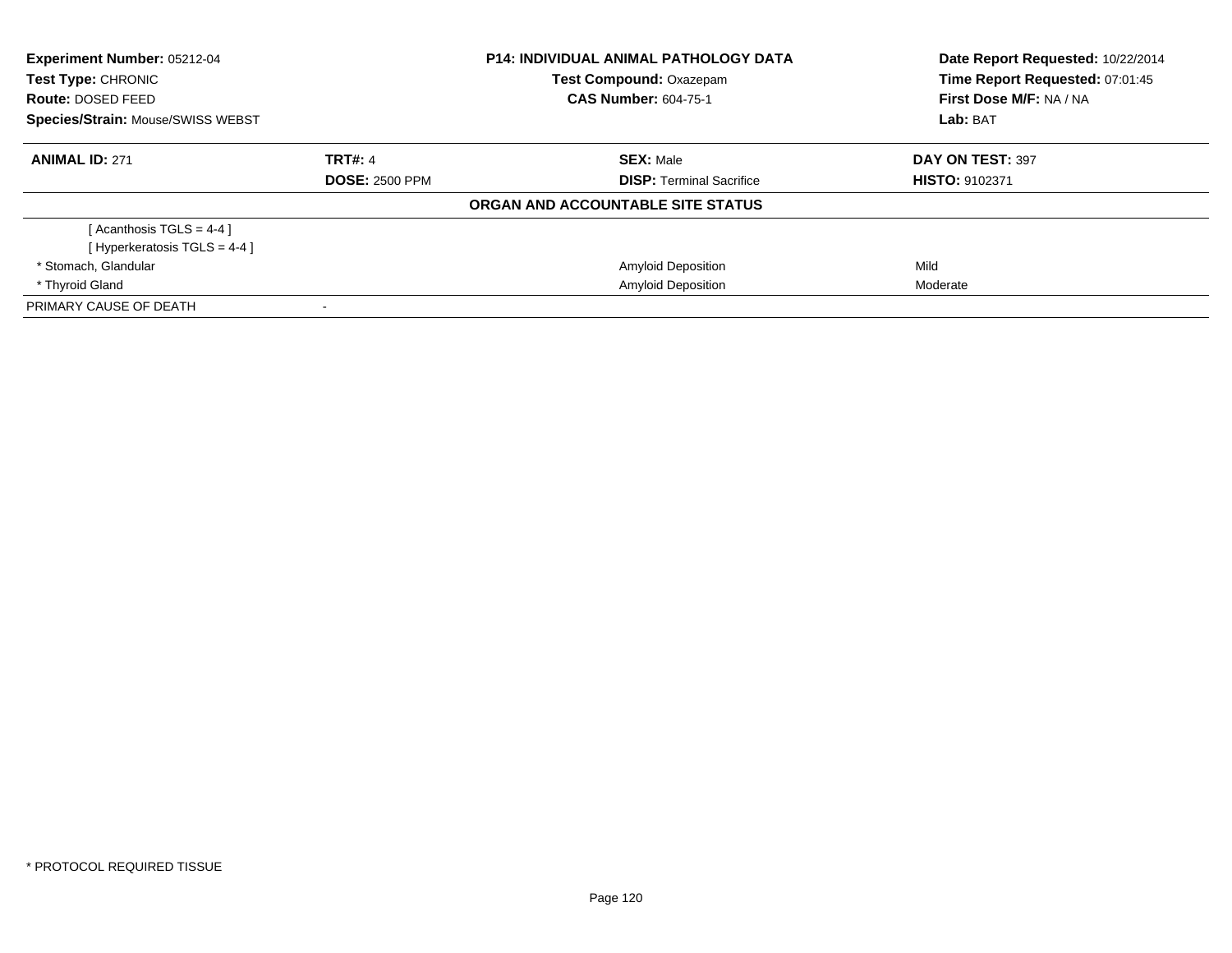| Experiment Number: 05212-04 | P14: INDIVIDUAL ANIMAL PATHOLOGY DATA | Date Report Requested: 10/22/2014 |
|---|---|---|
| Test Type: CHRONIC | Test Compound: Oxazepam | Time Report Requested: 07:01:45 |
| Route: DOSED FEED | CAS Number: 604-75-1 | First Dose M/F: NA / NA |
| Species/Strain: Mouse/SWISS WEBST | | Lab: BAT |

| ANIMAL ID: 271 | TRT#: 4 | SEX: Male | DAY ON TEST: 397 |
|---|---|---|---|
| | DOSE: 2500 PPM | DISP: Terminal Sacrifice | HISTO: 9102371 |

**ORGAN AND ACCOUNTABLE SITE STATUS**

| | | |
|---|---|---|
| [ Acanthosis TGLS = 4-4 ] | | |
| [ Hyperkeratosis TGLS = 4-4 ] | | |
| * Stomach, Glandular | Amyloid Deposition | Mild |
| * Thyroid Gland | Amyloid Deposition | Moderate |
| PRIMARY CAUSE OF DEATH | - | |

* PROTOCOL REQUIRED TISSUE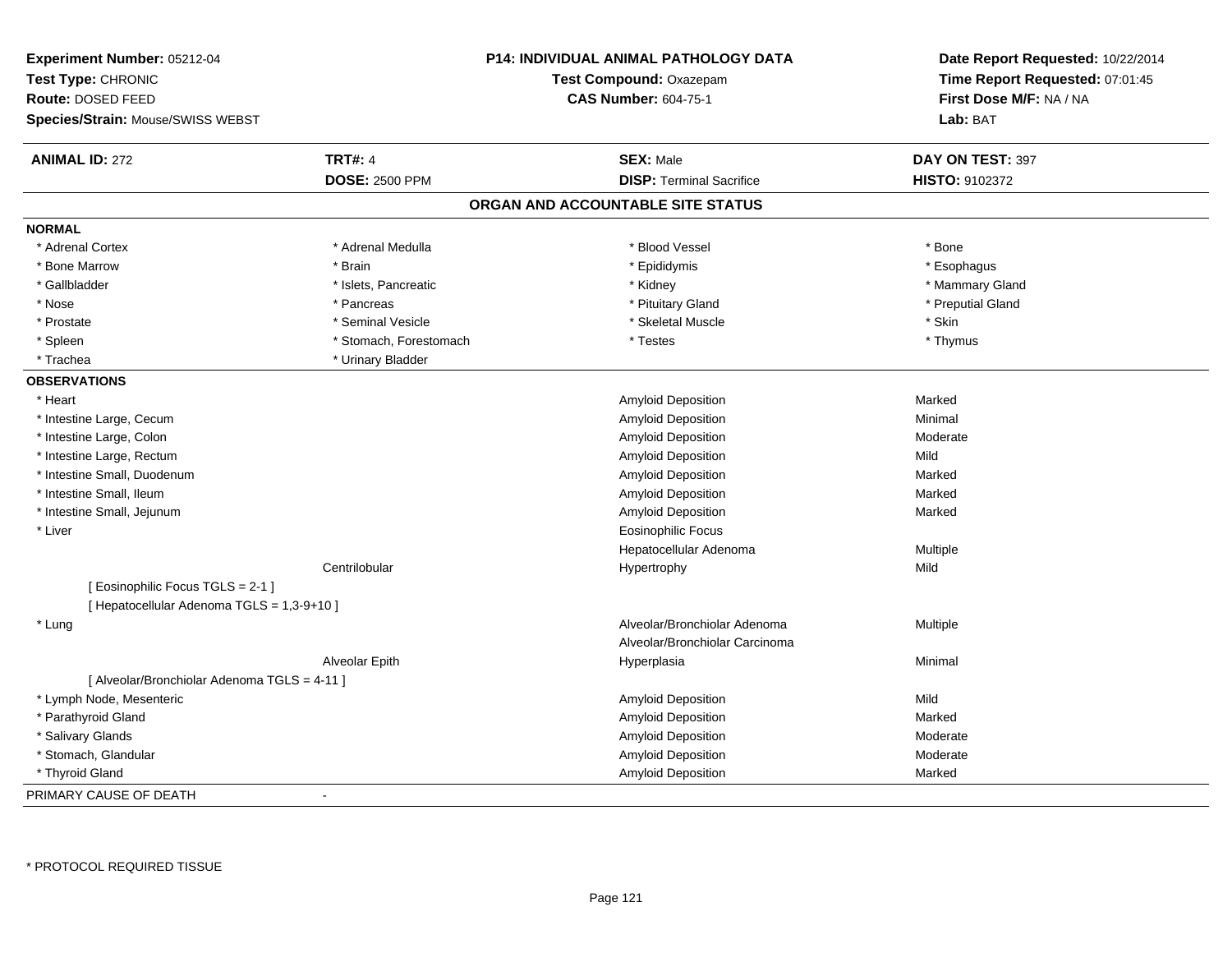**Experiment Number:** 05212-04
**Test Type:** CHRONIC
**Route:** DOSED FEED
**Species/Strain:** Mouse/SWISS WEBST

**P14: INDIVIDUAL ANIMAL PATHOLOGY DATA**
**Test Compound:** Oxazepam
**CAS Number:** 604-75-1

**Date Report Requested:** 10/22/2014
**Time Report Requested:** 07:01:45
**First Dose M/F:** NA / NA
**Lab:** BAT

| **ANIMAL ID:** 272 | **TRT#:** 4 | **SEX:** Male | **DAY ON TEST:** 397 |
|---|---|---|---|
| | **DOSE:** 2500 PPM | **DISP:** Terminal Sacrifice | **HISTO:** 9102372 |

## ORGAN AND ACCOUNTABLE SITE STATUS

**NORMAL**

| | | | |
|---|---|---|---|
| * Adrenal Cortex | * Adrenal Medulla | * Blood Vessel | * Bone |
| * Bone Marrow | * Brain | * Epididymis | * Esophagus |
| * Gallbladder | * Islets, Pancreatic | * Kidney | * Mammary Gland |
| * Nose | * Pancreas | * Pituitary Gland | * Preputial Gland |
| * Prostate | * Seminal Vesicle | * Skeletal Muscle | * Skin |
| * Spleen | * Stomach, Forestomach | * Testes | * Thymus |
| * Trachea | * Urinary Bladder | | |

**OBSERVATIONS**

| Organ | Site | Observation | Severity |
|---|---|---|---|
| * Heart | | Amyloid Deposition | Marked |
| * Intestine Large, Cecum | | Amyloid Deposition | Minimal |
| * Intestine Large, Colon | | Amyloid Deposition | Moderate |
| * Intestine Large, Rectum | | Amyloid Deposition | Mild |
| * Intestine Small, Duodenum | | Amyloid Deposition | Marked |
| * Intestine Small, Ileum | | Amyloid Deposition | Marked |
| * Intestine Small, Jejunum | | Amyloid Deposition | Marked |
| * Liver | | Eosinophilic Focus | |
| | | Hepatocellular Adenoma | Multiple |
| | Centrilobular | Hypertrophy | Mild |
| [ Eosinophilic Focus TGLS = 2-1 ] | | | |
| [ Hepatocellular Adenoma TGLS = 1,3-9+10 ] | | | |
| * Lung | | Alveolar/Bronchiolar Adenoma | Multiple |
| | | Alveolar/Bronchiolar Carcinoma | |
| | Alveolar Epith | Hyperplasia | Minimal |
| [ Alveolar/Bronchiolar Adenoma TGLS = 4-11 ] | | | |
| * Lymph Node, Mesenteric | | Amyloid Deposition | Mild |
| * Parathyroid Gland | | Amyloid Deposition | Marked |
| * Salivary Glands | | Amyloid Deposition | Moderate |
| * Stomach, Glandular | | Amyloid Deposition | Moderate |
| * Thyroid Gland | | Amyloid Deposition | Marked |

PRIMARY CAUSE OF DEATH -

\* PROTOCOL REQUIRED TISSUE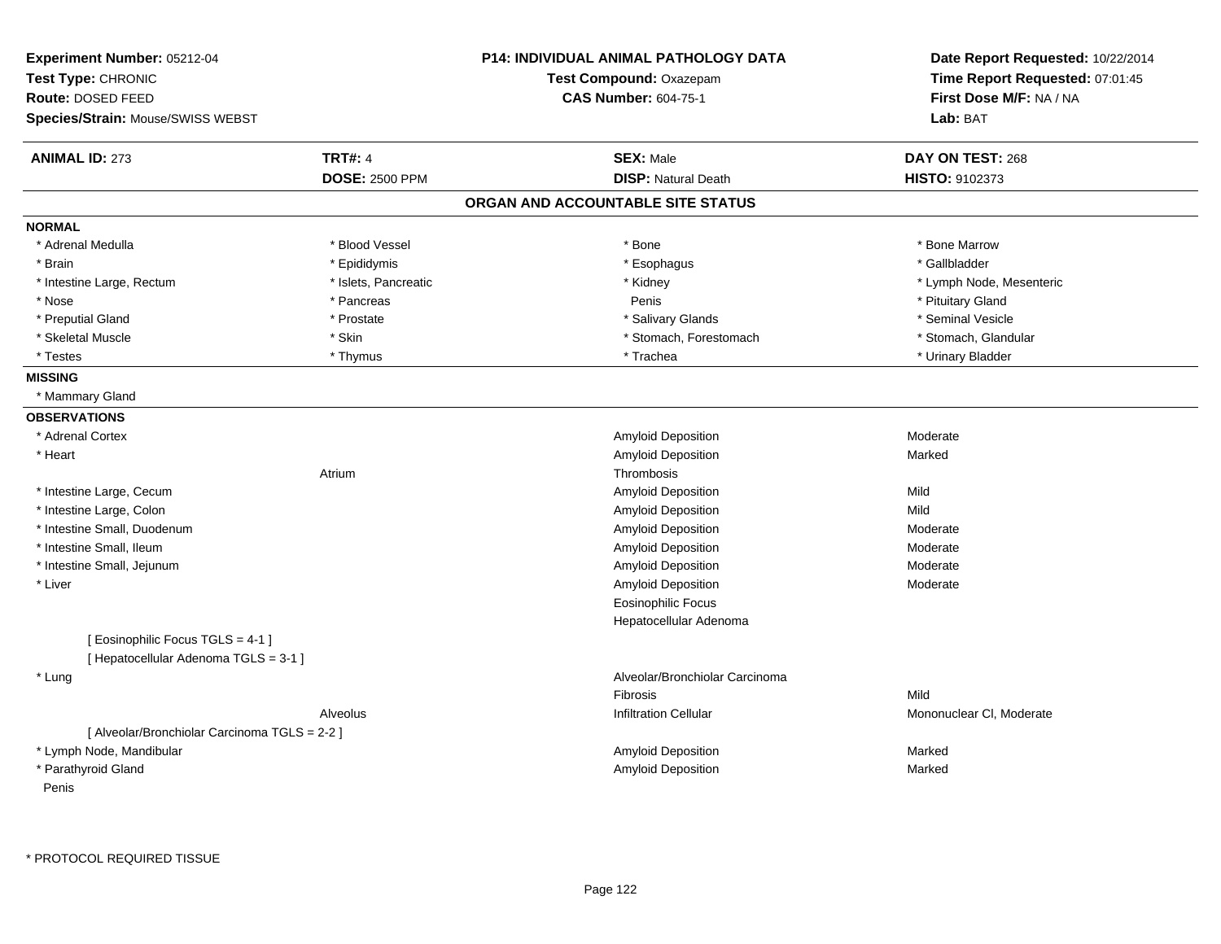**Experiment Number:** 05212-04
**Test Type:** CHRONIC
**Route:** DOSED FEED
**Species/Strain:** Mouse/SWISS WEBST

**P14: INDIVIDUAL ANIMAL PATHOLOGY DATA**
**Test Compound:** Oxazepam
**CAS Number:** 604-75-1

**Date Report Requested:** 10/22/2014
**Time Report Requested:** 07:01:45
**First Dose M/F:** NA / NA
**Lab:** BAT

| **ANIMAL ID:** 273 | **TRT#:** 4 | **SEX:** Male | **DAY ON TEST:** 268 |
|---|---|---|---|
| | **DOSE:** 2500 PPM | **DISP:** Natural Death | **HISTO:** 9102373 |

## ORGAN AND ACCOUNTABLE SITE STATUS

**NORMAL**

| | | | |
|---|---|---|---|
| * Adrenal Medulla | * Blood Vessel | * Bone | * Bone Marrow |
| * Brain | * Epididymis | * Esophagus | * Gallbladder |
| * Intestine Large, Rectum | * Islets, Pancreatic | * Kidney | * Lymph Node, Mesenteric |
| * Nose | * Pancreas | Penis | * Pituitary Gland |
| * Preputial Gland | * Prostate | * Salivary Glands | * Seminal Vesicle |
| * Skeletal Muscle | * Skin | * Stomach, Forestomach | * Stomach, Glandular |
| * Testes | * Thymus | * Trachea | * Urinary Bladder |

**MISSING**

* Mammary Gland

**OBSERVATIONS**

| | | | |
|---|---|---|---|
| * Adrenal Cortex | | Amyloid Deposition | Moderate |
| * Heart | | Amyloid Deposition | Marked |
| | Atrium | Thrombosis | |
| * Intestine Large, Cecum | | Amyloid Deposition | Mild |
| * Intestine Large, Colon | | Amyloid Deposition | Mild |
| * Intestine Small, Duodenum | | Amyloid Deposition | Moderate |
| * Intestine Small, Ileum | | Amyloid Deposition | Moderate |
| * Intestine Small, Jejunum | | Amyloid Deposition | Moderate |
| * Liver | | Amyloid Deposition | Moderate |
| | | Eosinophilic Focus | |
| | | Hepatocellular Adenoma | |
| [ Eosinophilic Focus TGLS = 4-1 ] | | | |
| [ Hepatocellular Adenoma TGLS = 3-1 ] | | | |
| * Lung | | Alveolar/Bronchiolar Carcinoma | |
| | | Fibrosis | Mild |
| | Alveolus | Infiltration Cellular | Mononuclear Cl, Moderate |
| [ Alveolar/Bronchiolar Carcinoma TGLS = 2-2 ] | | | |
| * Lymph Node, Mandibular | | Amyloid Deposition | Marked |
| * Parathyroid Gland | | Amyloid Deposition | Marked |
| Penis | | | |

* PROTOCOL REQUIRED TISSUE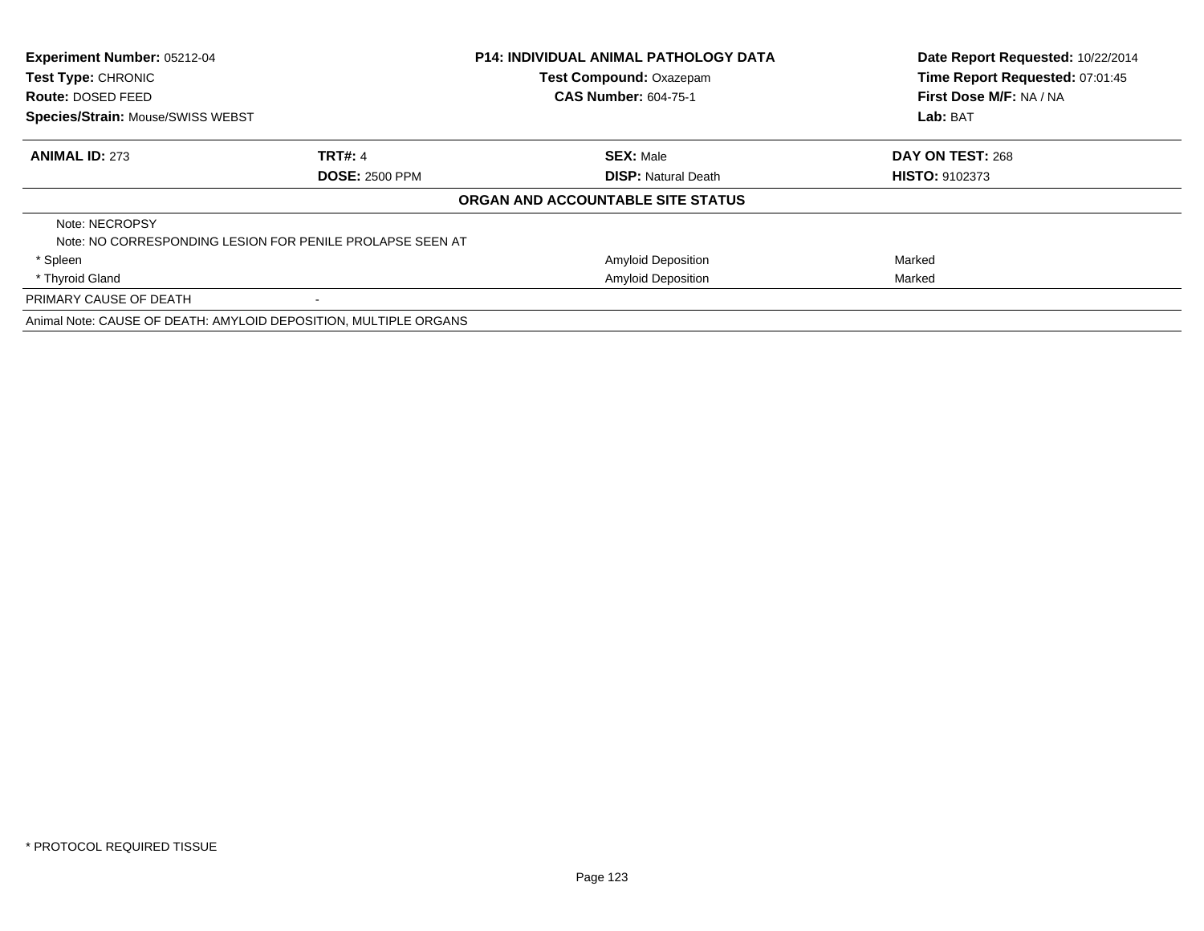**Experiment Number:** 05212-04
**Test Type:** CHRONIC
**Route:** DOSED FEED
**Species/Strain:** Mouse/SWISS WEBST

**P14: INDIVIDUAL ANIMAL PATHOLOGY DATA**
**Test Compound:** Oxazepam
**CAS Number:** 604-75-1

**Date Report Requested:** 10/22/2014
**Time Report Requested:** 07:01:45
**First Dose M/F:** NA / NA
**Lab:** BAT

| **ANIMAL ID:** 273 | **TRT#:** 4 | **SEX:** Male | **DAY ON TEST:** 268 |
|---|---|---|---|
| | **DOSE:** 2500 PPM | **DISP:** Natural Death | **HISTO:** 9102373 |

**ORGAN AND ACCOUNTABLE SITE STATUS**

| | | | |
|---|---|---|---|
| Note: NECROPSY | | | |
| Note: NO CORRESPONDING LESION FOR PENILE PROLAPSE SEEN AT | | | |
| * Spleen | | Amyloid Deposition | Marked |
| * Thyroid Gland | | Amyloid Deposition | Marked |
| PRIMARY CAUSE OF DEATH | - | | |
| Animal Note: CAUSE OF DEATH: AMYLOID DEPOSITION, MULTIPLE ORGANS | | | |

* PROTOCOL REQUIRED TISSUE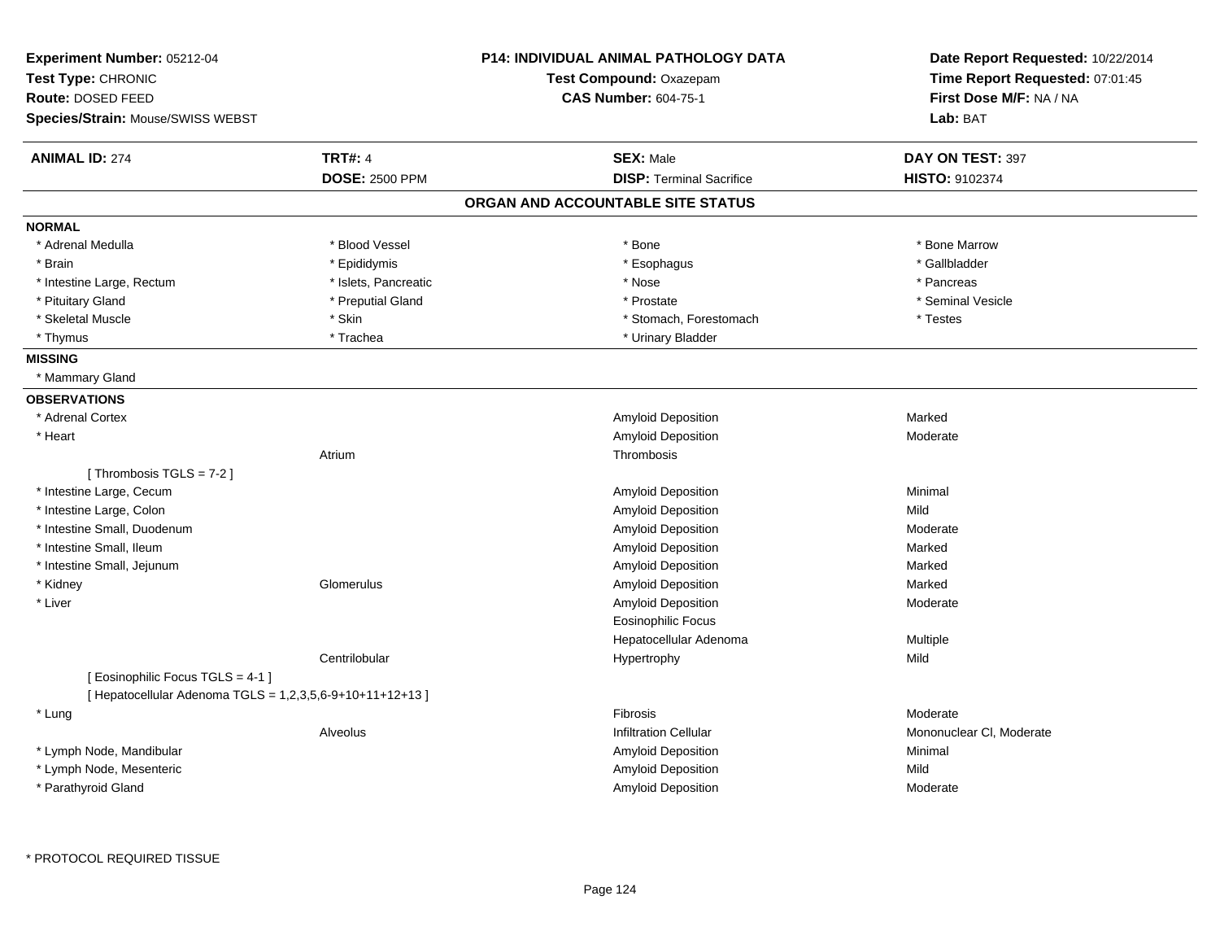**Experiment Number:** 05212-04
**Test Type:** CHRONIC
**Route:** DOSED FEED
**Species/Strain:** Mouse/SWISS WEBST

**P14: INDIVIDUAL ANIMAL PATHOLOGY DATA**
**Test Compound:** Oxazepam
**CAS Number:** 604-75-1

**Date Report Requested:** 10/22/2014
**Time Report Requested:** 07:01:45
**First Dose M/F:** NA / NA
**Lab:** BAT

| **ANIMAL ID:** 274 | **TRT#:** 4 | **SEX:** Male | **DAY ON TEST:** 397 |
|---|---|---|---|
| | **DOSE:** 2500 PPM | **DISP:** Terminal Sacrifice | **HISTO:** 9102374 |

## ORGAN AND ACCOUNTABLE SITE STATUS

**NORMAL**

| | | | |
|---|---|---|---|
| * Adrenal Medulla | * Blood Vessel | * Bone | * Bone Marrow |
| * Brain | * Epididymis | * Esophagus | * Gallbladder |
| * Intestine Large, Rectum | * Islets, Pancreatic | * Nose | * Pancreas |
| * Pituitary Gland | * Preputial Gland | * Prostate | * Seminal Vesicle |
| * Skeletal Muscle | * Skin | * Stomach, Forestomach | * Testes |
| * Thymus | * Trachea | * Urinary Bladder | |

**MISSING**

* Mammary Gland

**OBSERVATIONS**

| Organ | Site | Observation | Severity |
|---|---|---|---|
| * Adrenal Cortex | | Amyloid Deposition | Marked |
| * Heart | | Amyloid Deposition | Moderate |
| | Atrium | Thrombosis | |
| [ Thrombosis TGLS = 7-2 ] | | | |
| * Intestine Large, Cecum | | Amyloid Deposition | Minimal |
| * Intestine Large, Colon | | Amyloid Deposition | Mild |
| * Intestine Small, Duodenum | | Amyloid Deposition | Moderate |
| * Intestine Small, Ileum | | Amyloid Deposition | Marked |
| * Intestine Small, Jejunum | | Amyloid Deposition | Marked |
| * Kidney | Glomerulus | Amyloid Deposition | Marked |
| * Liver | | Amyloid Deposition | Moderate |
| | | Eosinophilic Focus | |
| | | Hepatocellular Adenoma | Multiple |
| | Centrilobular | Hypertrophy | Mild |
| [ Eosinophilic Focus TGLS = 4-1 ] | | | |
| [ Hepatocellular Adenoma TGLS = 1,2,3,5,6-9+10+11+12+13 ] | | | |
| * Lung | | Fibrosis | Moderate |
| | Alveolus | Infiltration Cellular | Mononuclear Cl, Moderate |
| * Lymph Node, Mandibular | | Amyloid Deposition | Minimal |
| * Lymph Node, Mesenteric | | Amyloid Deposition | Mild |
| * Parathyroid Gland | | Amyloid Deposition | Moderate |

* PROTOCOL REQUIRED TISSUE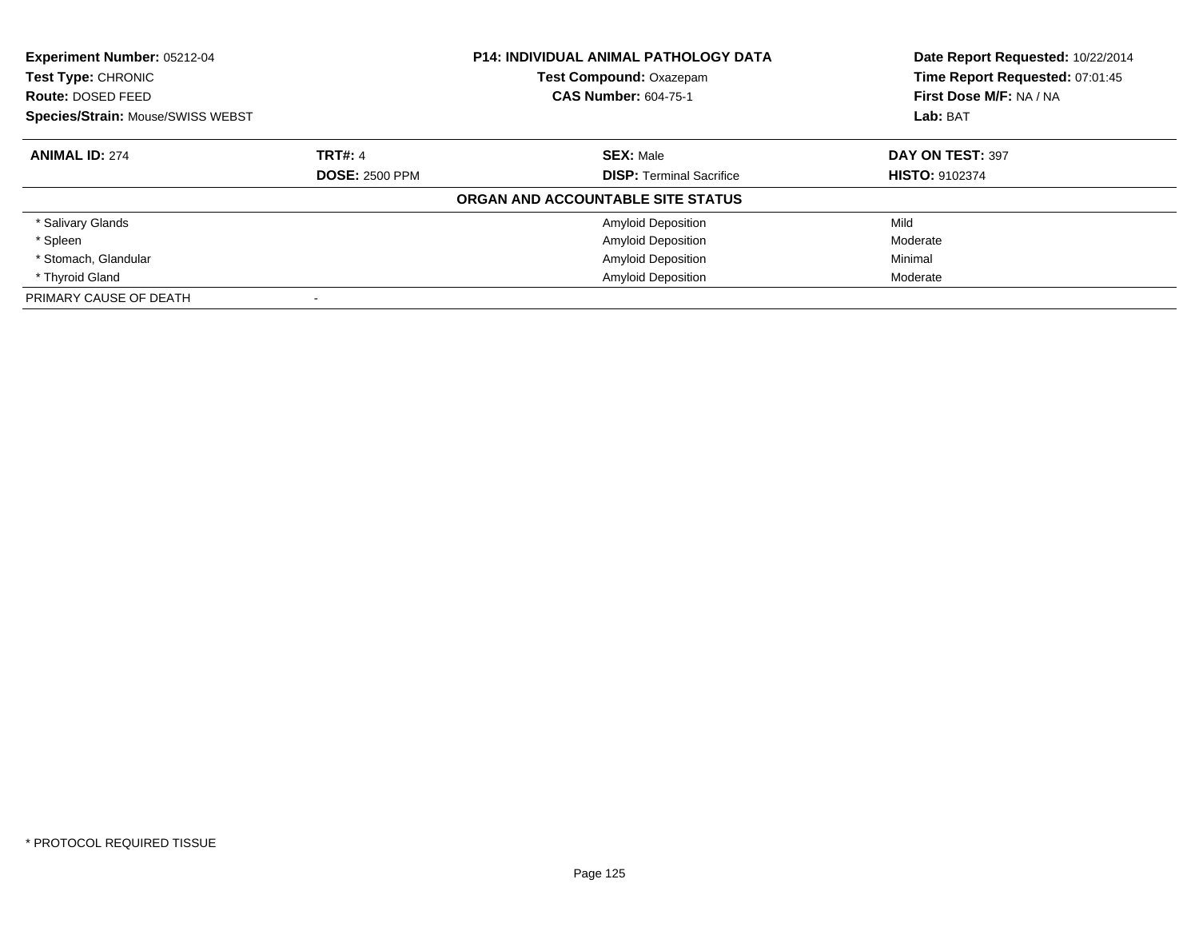**Experiment Number:** 05212-04
**Test Type:** CHRONIC
**Route:** DOSED FEED
**Species/Strain:** Mouse/SWISS WEBST

**P14: INDIVIDUAL ANIMAL PATHOLOGY DATA**
**Test Compound:** Oxazepam
**CAS Number:** 604-75-1

**Date Report Requested:** 10/22/2014
**Time Report Requested:** 07:01:45
**First Dose M/F:** NA / NA
**Lab:** BAT

| **ANIMAL ID:** 274 | **TRT#:** 4 | **SEX:** Male | **DAY ON TEST:** 397 |
|---|---|---|---|
| | **DOSE:** 2500 PPM | **DISP:** Terminal Sacrifice | **HISTO:** 9102374 |

**ORGAN AND ACCOUNTABLE SITE STATUS**

| | | | |
|---|---|---|---|
| * Salivary Glands | | Amyloid Deposition | Mild |
| * Spleen | | Amyloid Deposition | Moderate |
| * Stomach, Glandular | | Amyloid Deposition | Minimal |
| * Thyroid Gland | | Amyloid Deposition | Moderate |
| PRIMARY CAUSE OF DEATH | - | | |

* PROTOCOL REQUIRED TISSUE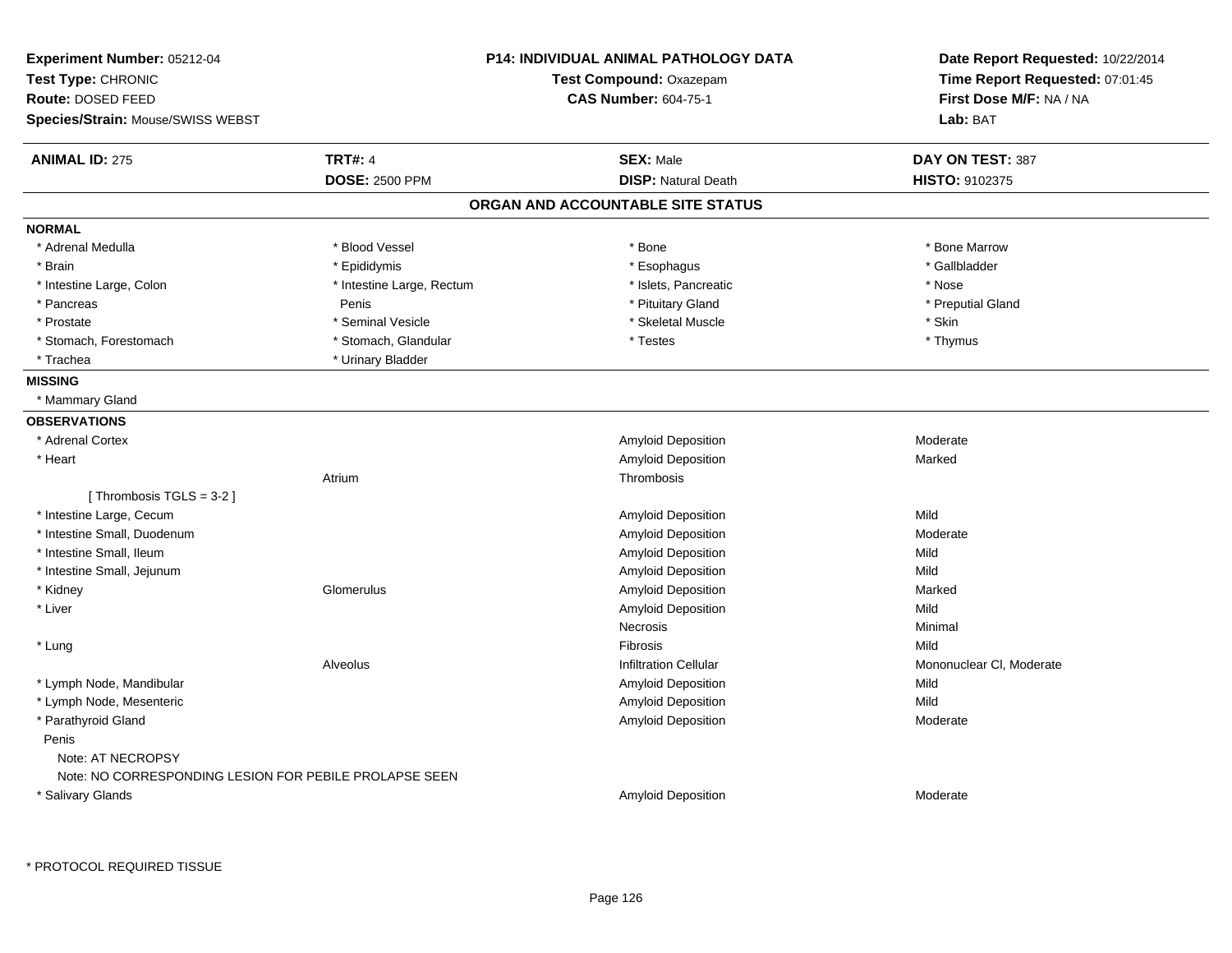**Experiment Number:** 05212-04
**Test Type:** CHRONIC
**Route:** DOSED FEED
**Species/Strain:** Mouse/SWISS WEBST

**P14: INDIVIDUAL ANIMAL PATHOLOGY DATA**
**Test Compound:** Oxazepam
**CAS Number:** 604-75-1

**Date Report Requested:** 10/22/2014
**Time Report Requested:** 07:01:45
**First Dose M/F:** NA / NA
**Lab:** BAT

| **ANIMAL ID:** 275 | **TRT#:** 4 | **SEX:** Male | **DAY ON TEST:** 387 |
|---|---|---|---|
| | **DOSE:** 2500 PPM | **DISP:** Natural Death | **HISTO:** 9102375 |

## ORGAN AND ACCOUNTABLE SITE STATUS

**NORMAL**

| | | | |
|---|---|---|---|
| * Adrenal Medulla | * Blood Vessel | * Bone | * Bone Marrow |
| * Brain | * Epididymis | * Esophagus | * Gallbladder |
| * Intestine Large, Colon | * Intestine Large, Rectum | * Islets, Pancreatic | * Nose |
| * Pancreas | Penis | * Pituitary Gland | * Preputial Gland |
| * Prostate | * Seminal Vesicle | * Skeletal Muscle | * Skin |
| * Stomach, Forestomach | * Stomach, Glandular | * Testes | * Thymus |
| * Trachea | * Urinary Bladder | | |

**MISSING**

* Mammary Gland

**OBSERVATIONS**

| | | | |
|---|---|---|---|
| * Adrenal Cortex | | Amyloid Deposition | Moderate |
| * Heart | | Amyloid Deposition | Marked |
| | Atrium | Thrombosis | |
| [ Thrombosis TGLS = 3-2 ] | | | |
| * Intestine Large, Cecum | | Amyloid Deposition | Mild |
| * Intestine Small, Duodenum | | Amyloid Deposition | Moderate |
| * Intestine Small, Ileum | | Amyloid Deposition | Mild |
| * Intestine Small, Jejunum | | Amyloid Deposition | Mild |
| * Kidney | Glomerulus | Amyloid Deposition | Marked |
| * Liver | | Amyloid Deposition | Mild |
| | | Necrosis | Minimal |
| * Lung | | Fibrosis | Mild |
| | Alveolus | Infiltration Cellular | Mononuclear Cl, Moderate |
| * Lymph Node, Mandibular | | Amyloid Deposition | Mild |
| * Lymph Node, Mesenteric | | Amyloid Deposition | Mild |
| * Parathyroid Gland | | Amyloid Deposition | Moderate |
| Penis | | | |
| Note: AT NECROPSY | | | |
| Note: NO CORRESPONDING LESION FOR PEBILE PROLAPSE SEEN | | | |
| * Salivary Glands | | Amyloid Deposition | Moderate |

* PROTOCOL REQUIRED TISSUE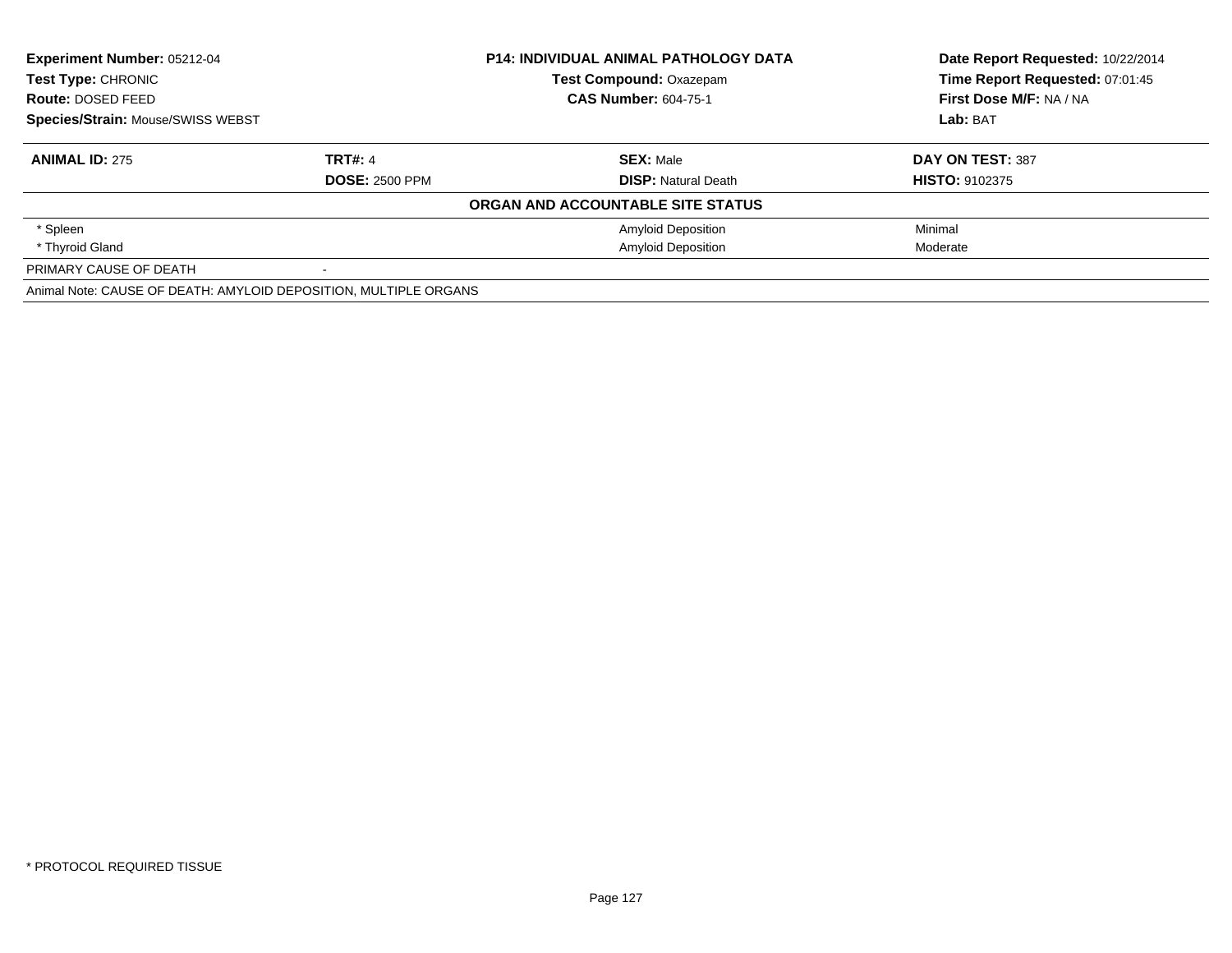**Experiment Number:** 05212-04
**Test Type:** CHRONIC
**Route:** DOSED FEED
**Species/Strain:** Mouse/SWISS WEBST

**P14: INDIVIDUAL ANIMAL PATHOLOGY DATA**
**Test Compound:** Oxazepam
**CAS Number:** 604-75-1

**Date Report Requested:** 10/22/2014
**Time Report Requested:** 07:01:45
**First Dose M/F:** NA / NA
**Lab:** BAT

| **ANIMAL ID:** 275 | **TRT#:** 4 | **SEX:** Male | **DAY ON TEST:** 387 |
|---|---|---|---|
| | **DOSE:** 2500 PPM | **DISP:** Natural Death | **HISTO:** 9102375 |
| | | **ORGAN AND ACCOUNTABLE SITE STATUS** | |
| * Spleen | | Amyloid Deposition | Minimal |
| * Thyroid Gland | | Amyloid Deposition | Moderate |
| PRIMARY CAUSE OF DEATH | - | | |
| Animal Note: CAUSE OF DEATH: AMYLOID DEPOSITION, MULTIPLE ORGANS | | | |

* PROTOCOL REQUIRED TISSUE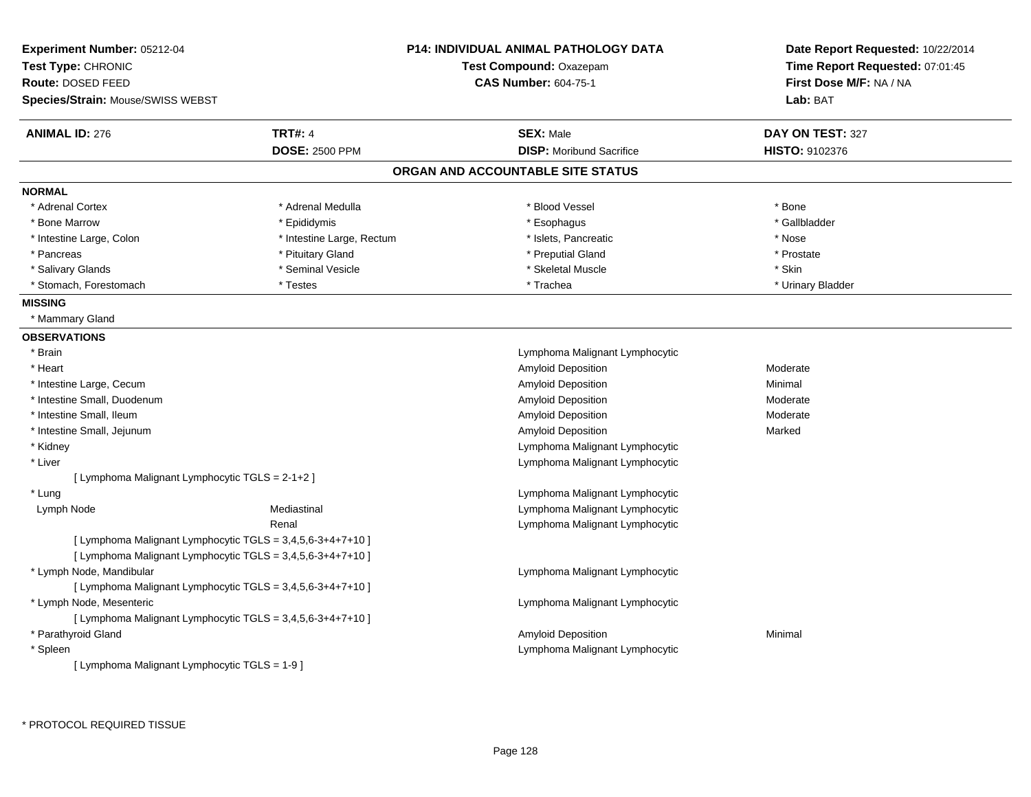**Experiment Number:** 05212-04
**Test Type:** CHRONIC
**Route:** DOSED FEED
**Species/Strain:** Mouse/SWISS WEBST

**P14: INDIVIDUAL ANIMAL PATHOLOGY DATA**
**Test Compound:** Oxazepam
**CAS Number:** 604-75-1

**Date Report Requested:** 10/22/2014
**Time Report Requested:** 07:01:45
**First Dose M/F:** NA / NA
**Lab:** BAT

| **ANIMAL ID:** 276 | **TRT#:** 4 | **SEX:** Male | **DAY ON TEST:** 327 |
|---|---|---|---|
| | **DOSE:** 2500 PPM | **DISP:** Moribund Sacrifice | **HISTO:** 9102376 |

## ORGAN AND ACCOUNTABLE SITE STATUS

**NORMAL**

| | | | |
|---|---|---|---|
| * Adrenal Cortex | * Adrenal Medulla | * Blood Vessel | * Bone |
| * Bone Marrow | * Epididymis | * Esophagus | * Gallbladder |
| * Intestine Large, Colon | * Intestine Large, Rectum | * Islets, Pancreatic | * Nose |
| * Pancreas | * Pituitary Gland | * Preputial Gland | * Prostate |
| * Salivary Glands | * Seminal Vesicle | * Skeletal Muscle | * Skin |
| * Stomach, Forestomach | * Testes | * Trachea | * Urinary Bladder |

**MISSING**

* Mammary Gland

**OBSERVATIONS**

| | | | |
|---|---|---|---|
| * Brain | | Lymphoma Malignant Lymphocytic | |
| * Heart | | Amyloid Deposition | Moderate |
| * Intestine Large, Cecum | | Amyloid Deposition | Minimal |
| * Intestine Small, Duodenum | | Amyloid Deposition | Moderate |
| * Intestine Small, Ileum | | Amyloid Deposition | Moderate |
| * Intestine Small, Jejunum | | Amyloid Deposition | Marked |
| * Kidney | | Lymphoma Malignant Lymphocytic | |
| * Liver | | Lymphoma Malignant Lymphocytic | |
| [ Lymphoma Malignant Lymphocytic TGLS = 2-1+2 ] | | | |
| * Lung | | Lymphoma Malignant Lymphocytic | |
| Lymph Node | Mediastinal | Lymphoma Malignant Lymphocytic | |
| | Renal | Lymphoma Malignant Lymphocytic | |
| [ Lymphoma Malignant Lymphocytic TGLS = 3,4,5,6-3+4+7+10 ] | | | |
| [ Lymphoma Malignant Lymphocytic TGLS = 3,4,5,6-3+4+7+10 ] | | | |
| * Lymph Node, Mandibular | | Lymphoma Malignant Lymphocytic | |
| [ Lymphoma Malignant Lymphocytic TGLS = 3,4,5,6-3+4+7+10 ] | | | |
| * Lymph Node, Mesenteric | | Lymphoma Malignant Lymphocytic | |
| [ Lymphoma Malignant Lymphocytic TGLS = 3,4,5,6-3+4+7+10 ] | | | |
| * Parathyroid Gland | | Amyloid Deposition | Minimal |
| * Spleen | | Lymphoma Malignant Lymphocytic | |
| [ Lymphoma Malignant Lymphocytic TGLS = 1-9 ] | | | |

* PROTOCOL REQUIRED TISSUE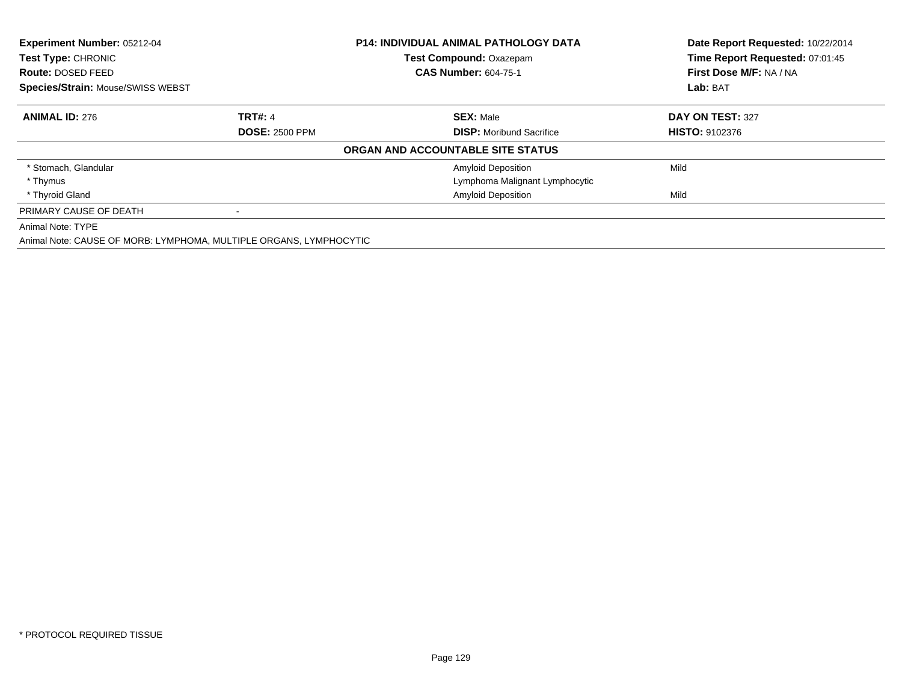**Experiment Number:** 05212-04
**Test Type:** CHRONIC
**Route:** DOSED FEED
**Species/Strain:** Mouse/SWISS WEBST

**P14: INDIVIDUAL ANIMAL PATHOLOGY DATA**
**Test Compound:** Oxazepam
**CAS Number:** 604-75-1

**Date Report Requested:** 10/22/2014
**Time Report Requested:** 07:01:45
**First Dose M/F:** NA / NA
**Lab:** BAT

| **ANIMAL ID:** 276 | **TRT#:** 4 | **SEX:** Male | **DAY ON TEST:** 327 |
|---|---|---|---|
| | **DOSE:** 2500 PPM | **DISP:** Moribund Sacrifice | **HISTO:** 9102376 |

**ORGAN AND ACCOUNTABLE SITE STATUS**

| | | | |
|---|---|---|---|
| * Stomach, Glandular | | Amyloid Deposition | Mild |
| * Thymus | | Lymphoma Malignant Lymphocytic | |
| * Thyroid Gland | | Amyloid Deposition | Mild |
| PRIMARY CAUSE OF DEATH | - | | |

Animal Note: TYPE

Animal Note: CAUSE OF MORB: LYMPHOMA, MULTIPLE ORGANS, LYMPHOCYTIC

\* PROTOCOL REQUIRED TISSUE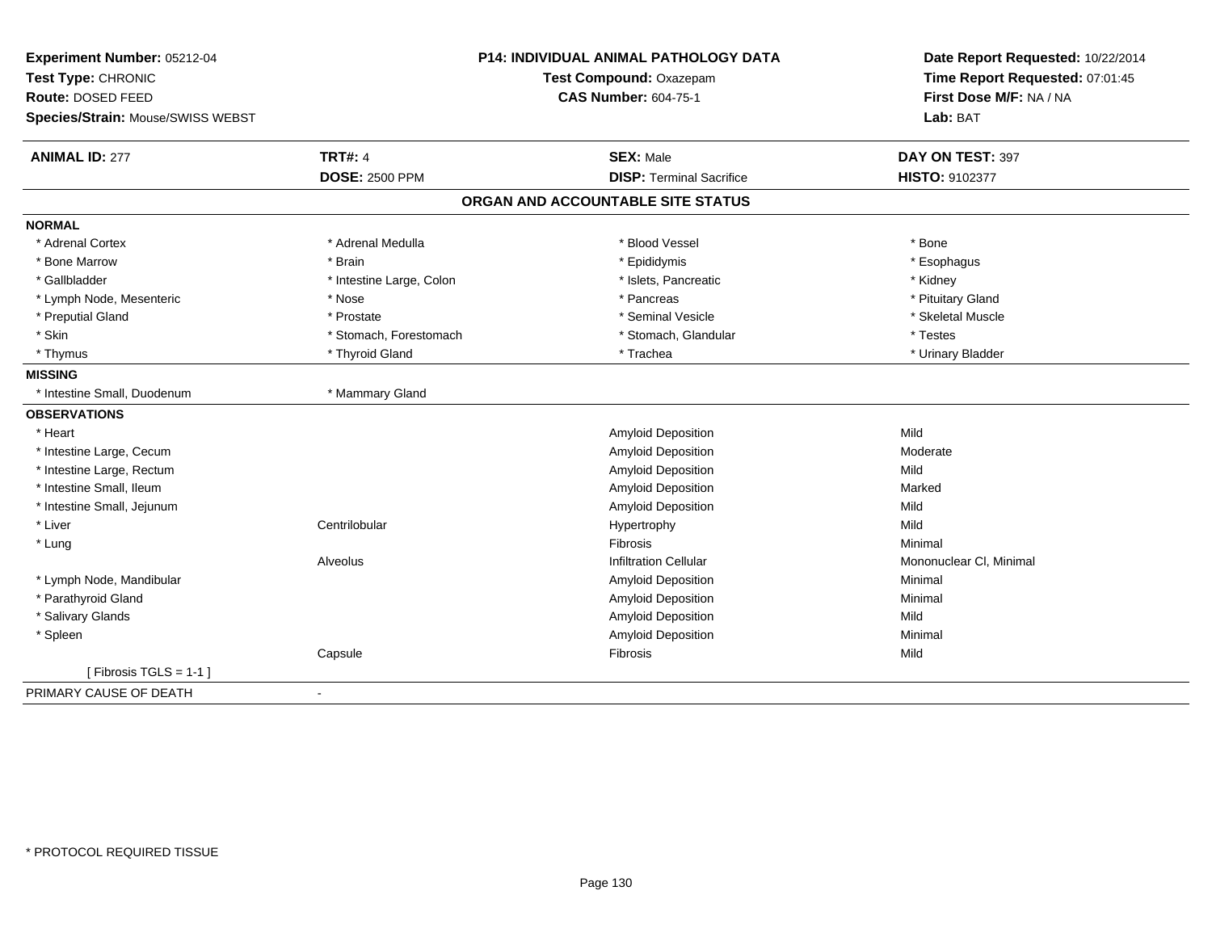**Experiment Number:** 05212-04
**Test Type:** CHRONIC
**Route:** DOSED FEED
**Species/Strain:** Mouse/SWISS WEBST

**P14: INDIVIDUAL ANIMAL PATHOLOGY DATA**
**Test Compound:** Oxazepam
**CAS Number:** 604-75-1

**Date Report Requested:** 10/22/2014
**Time Report Requested:** 07:01:45
**First Dose M/F:** NA / NA
**Lab:** BAT

| **ANIMAL ID:** 277 | **TRT#:** 4 | **SEX:** Male | **DAY ON TEST:** 397 |
|---|---|---|---|
| | **DOSE:** 2500 PPM | **DISP:** Terminal Sacrifice | **HISTO:** 9102377 |

**ORGAN AND ACCOUNTABLE SITE STATUS**

**NORMAL**

| | | | |
|---|---|---|---|
| * Adrenal Cortex | * Adrenal Medulla | * Blood Vessel | * Bone |
| * Bone Marrow | * Brain | * Epididymis | * Esophagus |
| * Gallbladder | * Intestine Large, Colon | * Islets, Pancreatic | * Kidney |
| * Lymph Node, Mesenteric | * Nose | * Pancreas | * Pituitary Gland |
| * Preputial Gland | * Prostate | * Seminal Vesicle | * Skeletal Muscle |
| * Skin | * Stomach, Forestomach | * Stomach, Glandular | * Testes |
| * Thymus | * Thyroid Gland | * Trachea | * Urinary Bladder |

**MISSING**

| | |
|---|---|
| * Intestine Small, Duodenum | * Mammary Gland |

**OBSERVATIONS**

| | | | |
|---|---|---|---|
| * Heart | | Amyloid Deposition | Mild |
| * Intestine Large, Cecum | | Amyloid Deposition | Moderate |
| * Intestine Large, Rectum | | Amyloid Deposition | Mild |
| * Intestine Small, Ileum | | Amyloid Deposition | Marked |
| * Intestine Small, Jejunum | | Amyloid Deposition | Mild |
| * Liver | Centrilobular | Hypertrophy | Mild |
| * Lung | | Fibrosis | Minimal |
| | Alveolus | Infiltration Cellular | Mononuclear Cl, Minimal |
| * Lymph Node, Mandibular | | Amyloid Deposition | Minimal |
| * Parathyroid Gland | | Amyloid Deposition | Minimal |
| * Salivary Glands | | Amyloid Deposition | Mild |
| * Spleen | | Amyloid Deposition | Minimal |
| | Capsule | Fibrosis | Mild |
| [ Fibrosis TGLS = 1-1 ] | | | |

PRIMARY CAUSE OF DEATH -

* PROTOCOL REQUIRED TISSUE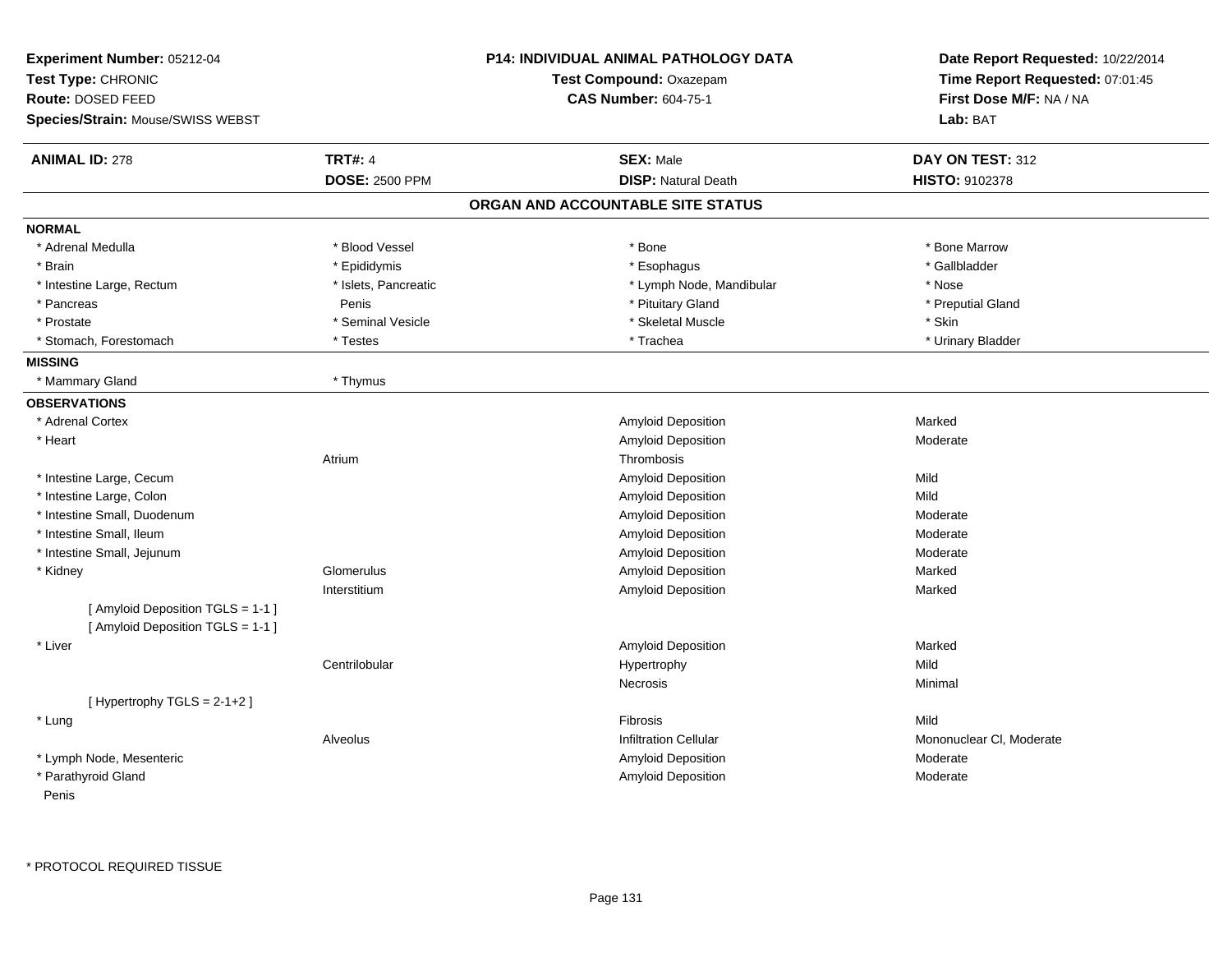**Experiment Number:** 05212-04
**Test Type:** CHRONIC
**Route:** DOSED FEED
**Species/Strain:** Mouse/SWISS WEBST

**P14: INDIVIDUAL ANIMAL PATHOLOGY DATA**
**Test Compound:** Oxazepam
**CAS Number:** 604-75-1

**Date Report Requested:** 10/22/2014
**Time Report Requested:** 07:01:45
**First Dose M/F:** NA / NA
**Lab:** BAT

| **ANIMAL ID:** 278 | **TRT#:** 4 | **SEX:** Male | **DAY ON TEST:** 312 |
|---|---|---|---|
| | **DOSE:** 2500 PPM | **DISP:** Natural Death | **HISTO:** 9102378 |

## ORGAN AND ACCOUNTABLE SITE STATUS

**NORMAL**

| | | | |
|---|---|---|---|
| * Adrenal Medulla | * Blood Vessel | * Bone | * Bone Marrow |
| * Brain | * Epididymis | * Esophagus | * Gallbladder |
| * Intestine Large, Rectum | * Islets, Pancreatic | * Lymph Node, Mandibular | * Nose |
| * Pancreas | Penis | * Pituitary Gland | * Preputial Gland |
| * Prostate | * Seminal Vesicle | * Skeletal Muscle | * Skin |
| * Stomach, Forestomach | * Testes | * Trachea | * Urinary Bladder |

**MISSING**

| | |
|---|---|
| * Mammary Gland | * Thymus |

**OBSERVATIONS**

| | | | |
|---|---|---|---|
| * Adrenal Cortex | | Amyloid Deposition | Marked |
| * Heart | | Amyloid Deposition | Moderate |
| | Atrium | Thrombosis | |
| * Intestine Large, Cecum | | Amyloid Deposition | Mild |
| * Intestine Large, Colon | | Amyloid Deposition | Mild |
| * Intestine Small, Duodenum | | Amyloid Deposition | Moderate |
| * Intestine Small, Ileum | | Amyloid Deposition | Moderate |
| * Intestine Small, Jejunum | | Amyloid Deposition | Moderate |
| * Kidney | Glomerulus | Amyloid Deposition | Marked |
| | Interstitium | Amyloid Deposition | Marked |
| [ Amyloid Deposition TGLS = 1-1 ] | | | |
| [ Amyloid Deposition TGLS = 1-1 ] | | | |
| * Liver | | Amyloid Deposition | Marked |
| | Centrilobular | Hypertrophy | Mild |
| | | Necrosis | Minimal |
| [ Hypertrophy TGLS = 2-1+2 ] | | | |
| * Lung | | Fibrosis | Mild |
| | Alveolus | Infiltration Cellular | Mononuclear Cl, Moderate |
| * Lymph Node, Mesenteric | | Amyloid Deposition | Moderate |
| * Parathyroid Gland | | Amyloid Deposition | Moderate |
| Penis | | | |

\* PROTOCOL REQUIRED TISSUE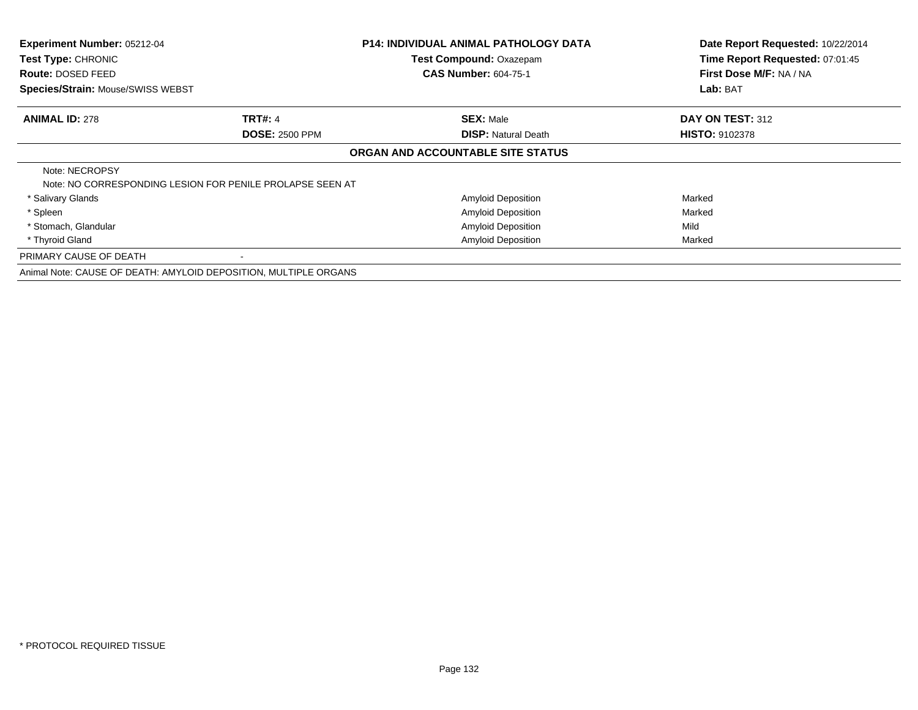**Experiment Number:** 05212-04
**Test Type:** CHRONIC
**Route:** DOSED FEED
**Species/Strain:** Mouse/SWISS WEBST

**P14: INDIVIDUAL ANIMAL PATHOLOGY DATA**
**Test Compound:** Oxazepam
**CAS Number:** 604-75-1

**Date Report Requested:** 10/22/2014
**Time Report Requested:** 07:01:45
**First Dose M/F:** NA / NA
**Lab:** BAT

| **ANIMAL ID:** 278 | **TRT#:** 4 | **SEX:** Male | **DAY ON TEST:** 312 |
|---|---|---|---|
| | **DOSE:** 2500 PPM | **DISP:** Natural Death | **HISTO:** 9102378 |

**ORGAN AND ACCOUNTABLE SITE STATUS**

Note: NECROPSY
Note: NO CORRESPONDING LESION FOR PENILE PROLAPSE SEEN AT

| | | |
|---|---|---|
| * Salivary Glands | Amyloid Deposition | Marked |
| * Spleen | Amyloid Deposition | Marked |
| * Stomach, Glandular | Amyloid Deposition | Mild |
| * Thyroid Gland | Amyloid Deposition | Marked |

PRIMARY CAUSE OF DEATH -

Animal Note: CAUSE OF DEATH: AMYLOID DEPOSITION, MULTIPLE ORGANS

* PROTOCOL REQUIRED TISSUE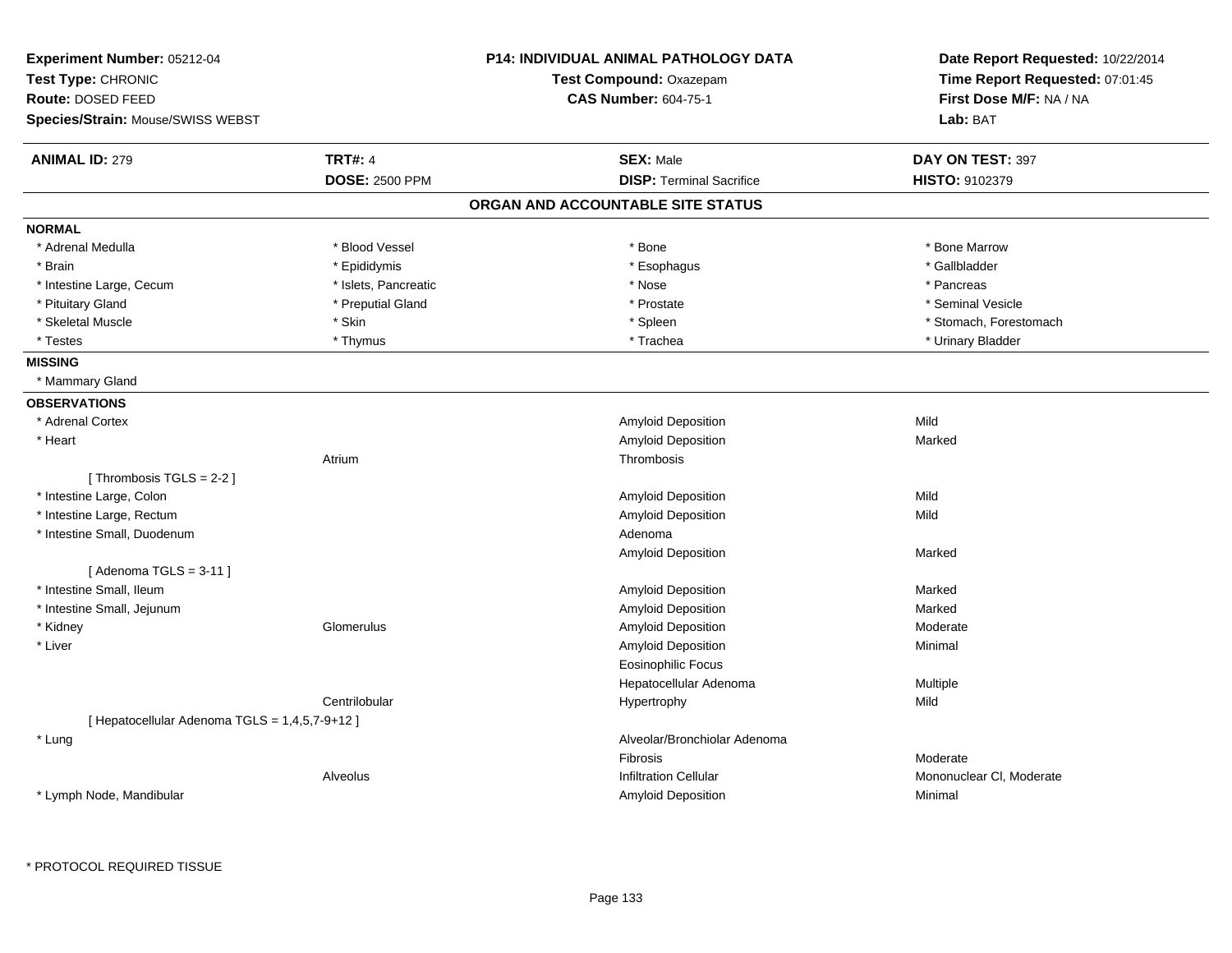| Experiment Number: 05212-04 | P14: INDIVIDUAL ANIMAL PATHOLOGY DATA | Date Report Requested: 10/22/2014 |
|---|---|---|
| Test Type: CHRONIC | Test Compound: Oxazepam | Time Report Requested: 07:01:45 |
| Route: DOSED FEED | CAS Number: 604-75-1 | First Dose M/F: NA / NA |
| Species/Strain: Mouse/SWISS WEBST | | Lab: BAT |

| ANIMAL ID: 279 | TRT#: 4 | SEX: Male | DAY ON TEST: 397 |
|---|---|---|---|
| | DOSE: 2500 PPM | DISP: Terminal Sacrifice | HISTO: 9102379 |

## ORGAN AND ACCOUNTABLE SITE STATUS

**NORMAL**

| | | | |
|---|---|---|---|
| * Adrenal Medulla | * Blood Vessel | * Bone | * Bone Marrow |
| * Brain | * Epididymis | * Esophagus | * Gallbladder |
| * Intestine Large, Cecum | * Islets, Pancreatic | * Nose | * Pancreas |
| * Pituitary Gland | * Preputial Gland | * Prostate | * Seminal Vesicle |
| * Skeletal Muscle | * Skin | * Spleen | * Stomach, Forestomach |
| * Testes | * Thymus | * Trachea | * Urinary Bladder |

**MISSING**

* Mammary Gland

**OBSERVATIONS**

| Organ | Site | Observation | Severity |
|---|---|---|---|
| * Adrenal Cortex | | Amyloid Deposition | Mild |
| * Heart | | Amyloid Deposition | Marked |
| | Atrium | Thrombosis | |
| [ Thrombosis TGLS = 2-2 ] | | | |
| * Intestine Large, Colon | | Amyloid Deposition | Mild |
| * Intestine Large, Rectum | | Amyloid Deposition | Mild |
| * Intestine Small, Duodenum | | Adenoma | |
| | | Amyloid Deposition | Marked |
| [ Adenoma TGLS = 3-11 ] | | | |
| * Intestine Small, Ileum | | Amyloid Deposition | Marked |
| * Intestine Small, Jejunum | | Amyloid Deposition | Marked |
| * Kidney | Glomerulus | Amyloid Deposition | Moderate |
| * Liver | | Amyloid Deposition | Minimal |
| | | Eosinophilic Focus | |
| | | Hepatocellular Adenoma | Multiple |
| | Centrilobular | Hypertrophy | Mild |
| [ Hepatocellular Adenoma TGLS = 1,4,5,7-9+12 ] | | | |
| * Lung | | Alveolar/Bronchiolar Adenoma | |
| | | Fibrosis | Moderate |
| | Alveolus | Infiltration Cellular | Mononuclear Cl, Moderate |
| * Lymph Node, Mandibular | | Amyloid Deposition | Minimal |

\* PROTOCOL REQUIRED TISSUE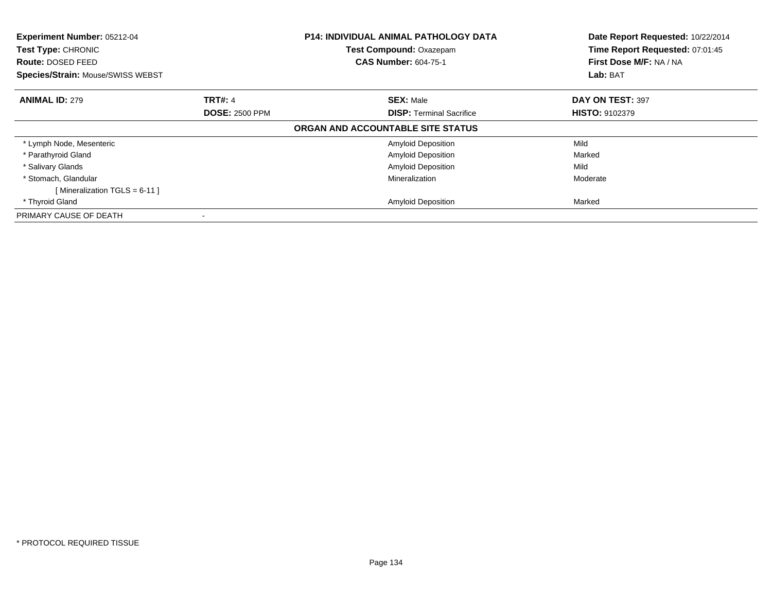**Experiment Number:** 05212-04
**Test Type:** CHRONIC
**Route:** DOSED FEED
**Species/Strain:** Mouse/SWISS WEBST

**P14: INDIVIDUAL ANIMAL PATHOLOGY DATA**
**Test Compound:** Oxazepam
**CAS Number:** 604-75-1

**Date Report Requested:** 10/22/2014
**Time Report Requested:** 07:01:45
**First Dose M/F:** NA / NA
**Lab:** BAT

| **ANIMAL ID:** 279 | **TRT#:** 4 | **SEX:** Male | **DAY ON TEST:** 397 |
|---|---|---|---|
| | **DOSE:** 2500 PPM | **DISP:** Terminal Sacrifice | **HISTO:** 9102379 |

**ORGAN AND ACCOUNTABLE SITE STATUS**

| | | | |
|---|---|---|---|
| * Lymph Node, Mesenteric | | Amyloid Deposition | Mild |
| * Parathyroid Gland | | Amyloid Deposition | Marked |
| * Salivary Glands | | Amyloid Deposition | Mild |
| * Stomach, Glandular | | Mineralization | Moderate |
| [ Mineralization TGLS = 6-11 ] | | | |
| * Thyroid Gland | | Amyloid Deposition | Marked |
| PRIMARY CAUSE OF DEATH | - | | |

* PROTOCOL REQUIRED TISSUE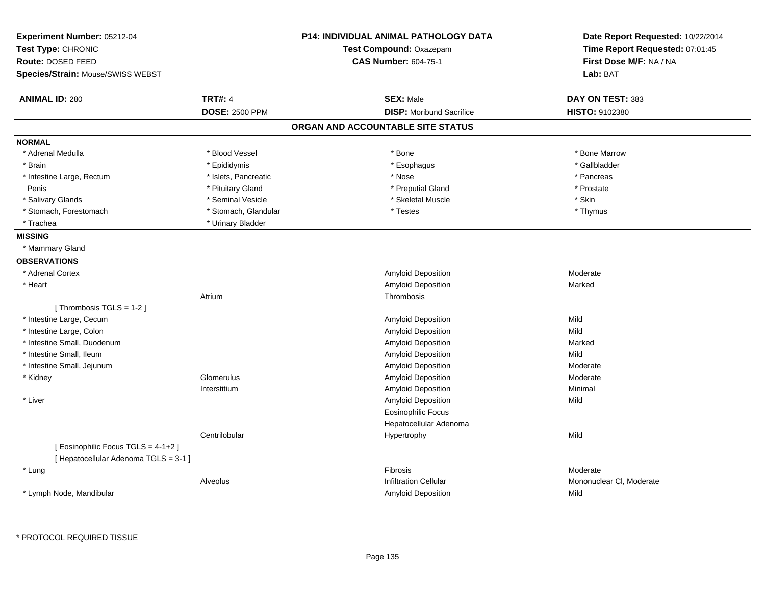**Experiment Number:** 05212-04
**Test Type:** CHRONIC
**Route:** DOSED FEED
**Species/Strain:** Mouse/SWISS WEBST

**P14: INDIVIDUAL ANIMAL PATHOLOGY DATA**
**Test Compound:** Oxazepam
**CAS Number:** 604-75-1

**Date Report Requested:** 10/22/2014
**Time Report Requested:** 07:01:45
**First Dose M/F:** NA / NA
**Lab:** BAT

| **ANIMAL ID:** 280 | **TRT#:** 4 | **SEX:** Male | **DAY ON TEST:** 383 |
|---|---|---|---|
| | **DOSE:** 2500 PPM | **DISP:** Moribund Sacrifice | **HISTO:** 9102380 |

## ORGAN AND ACCOUNTABLE SITE STATUS

**NORMAL**

| | | | |
|---|---|---|---|
| * Adrenal Medulla | * Blood Vessel | * Bone | * Bone Marrow |
| * Brain | * Epididymis | * Esophagus | * Gallbladder |
| * Intestine Large, Rectum | * Islets, Pancreatic | * Nose | * Pancreas |
| Penis | * Pituitary Gland | * Preputial Gland | * Prostate |
| * Salivary Glands | * Seminal Vesicle | * Skeletal Muscle | * Skin |
| * Stomach, Forestomach | * Stomach, Glandular | * Testes | * Thymus |
| * Trachea | * Urinary Bladder | | |

**MISSING**

* Mammary Gland

**OBSERVATIONS**

| | | | |
|---|---|---|---|
| * Adrenal Cortex | | Amyloid Deposition | Moderate |
| * Heart | | Amyloid Deposition | Marked |
| | Atrium | Thrombosis | |
| [ Thrombosis TGLS = 1-2 ] | | | |
| * Intestine Large, Cecum | | Amyloid Deposition | Mild |
| * Intestine Large, Colon | | Amyloid Deposition | Mild |
| * Intestine Small, Duodenum | | Amyloid Deposition | Marked |
| * Intestine Small, Ileum | | Amyloid Deposition | Mild |
| * Intestine Small, Jejunum | | Amyloid Deposition | Moderate |
| * Kidney | Glomerulus | Amyloid Deposition | Moderate |
| | Interstitium | Amyloid Deposition | Minimal |
| * Liver | | Amyloid Deposition | Mild |
| | | Eosinophilic Focus | |
| | | Hepatocellular Adenoma | |
| | Centrilobular | Hypertrophy | Mild |
| [ Eosinophilic Focus TGLS = 4-1+2 ] | | | |
| [ Hepatocellular Adenoma TGLS = 3-1 ] | | | |
| * Lung | | Fibrosis | Moderate |
| | Alveolus | Infiltration Cellular | Mononuclear Cl, Moderate |
| * Lymph Node, Mandibular | | Amyloid Deposition | Mild |

* PROTOCOL REQUIRED TISSUE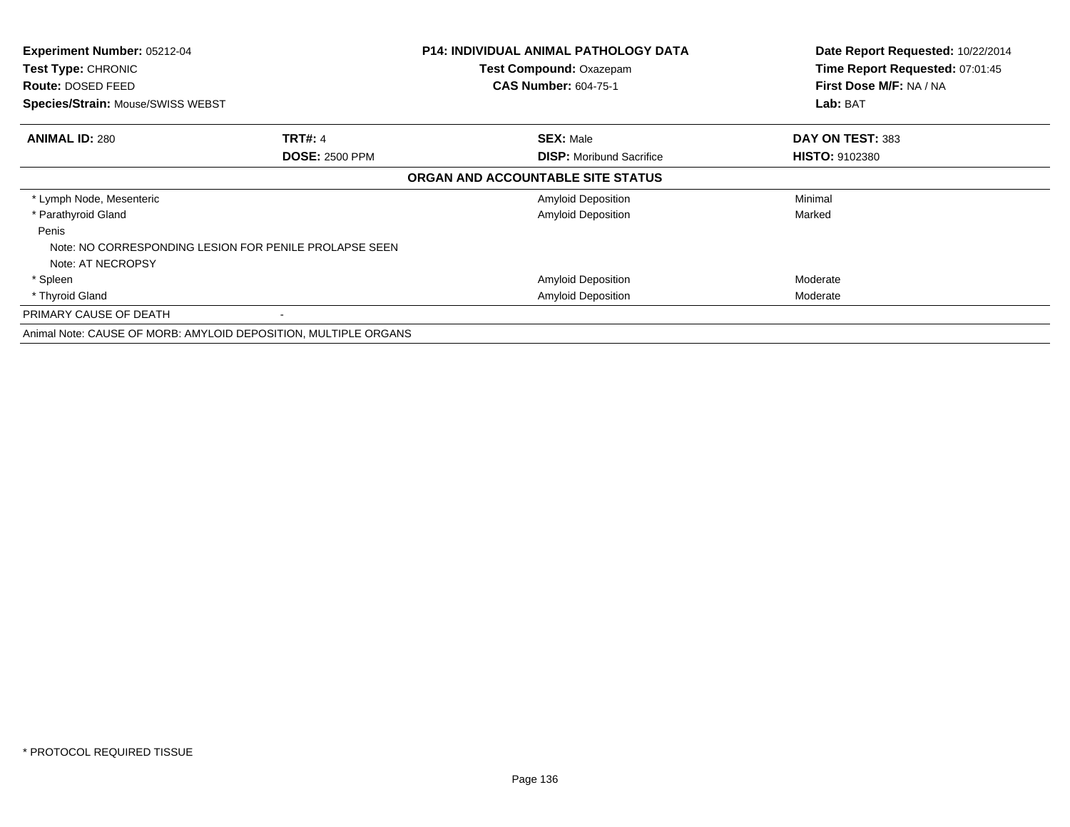**Experiment Number:** 05212-04
**Test Type:** CHRONIC
**Route:** DOSED FEED
**Species/Strain:** Mouse/SWISS WEBST

**P14: INDIVIDUAL ANIMAL PATHOLOGY DATA**
**Test Compound:** Oxazepam
**CAS Number:** 604-75-1

**Date Report Requested:** 10/22/2014
**Time Report Requested:** 07:01:45
**First Dose M/F:** NA / NA
**Lab:** BAT

| **ANIMAL ID:** 280 | **TRT#:** 4 | **SEX:** Male | **DAY ON TEST:** 383 |
|---|---|---|---|
| | **DOSE:** 2500 PPM | **DISP:** Moribund Sacrifice | **HISTO:** 9102380 |

**ORGAN AND ACCOUNTABLE SITE STATUS**

| | | |
|---|---|---|
| * Lymph Node, Mesenteric | Amyloid Deposition | Minimal |
| * Parathyroid Gland | Amyloid Deposition | Marked |
| Penis | | |
| Note: NO CORRESPONDING LESION FOR PENILE PROLAPSE SEEN | | |
| Note: AT NECROPSY | | |
| * Spleen | Amyloid Deposition | Moderate |
| * Thyroid Gland | Amyloid Deposition | Moderate |
| PRIMARY CAUSE OF DEATH | - | |

Animal Note: CAUSE OF MORB: AMYLOID DEPOSITION, MULTIPLE ORGANS

* PROTOCOL REQUIRED TISSUE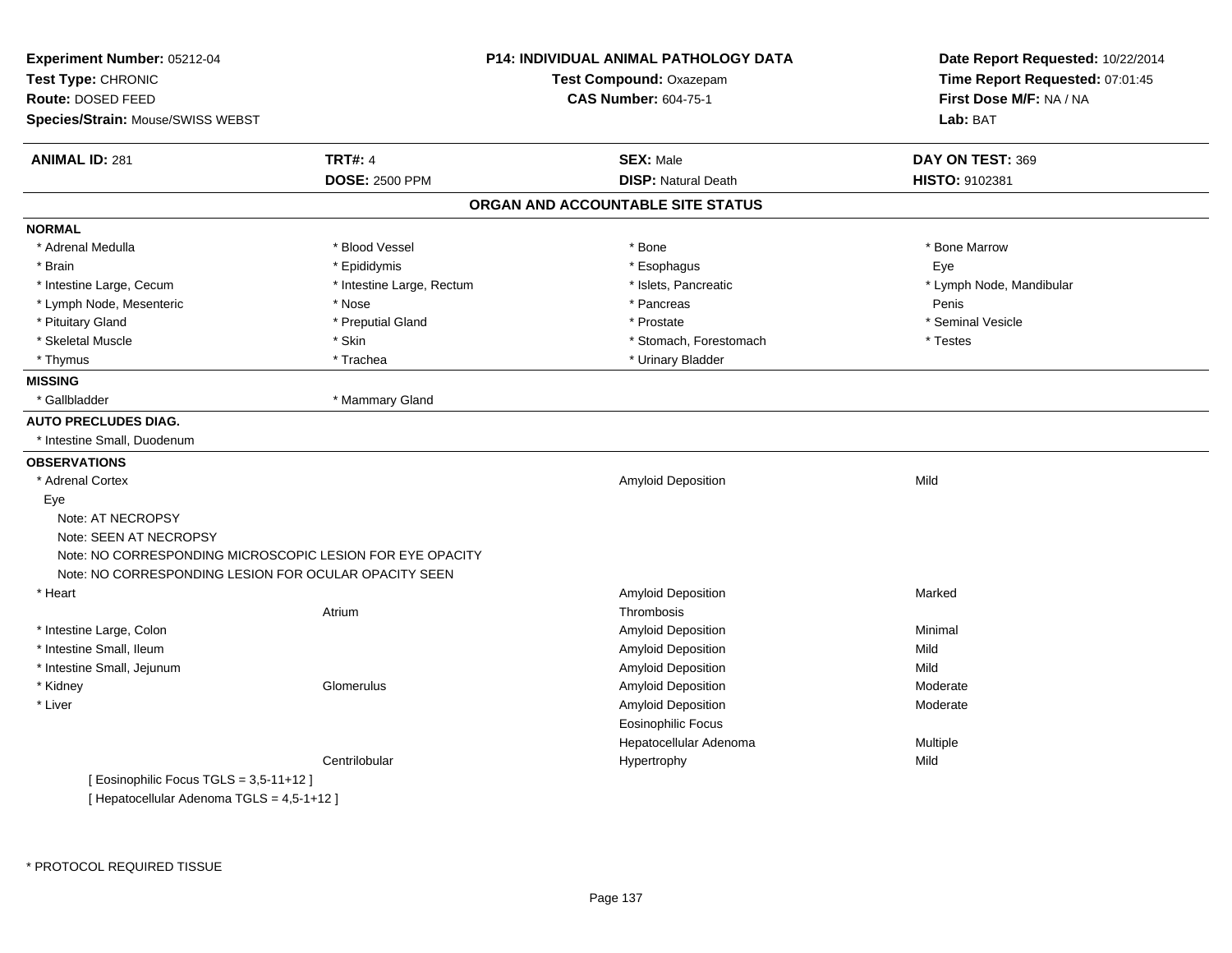**Experiment Number:** 05212-04
**Test Type:** CHRONIC
**Route:** DOSED FEED
**Species/Strain:** Mouse/SWISS WEBST

**P14: INDIVIDUAL ANIMAL PATHOLOGY DATA**
**Test Compound:** Oxazepam
**CAS Number:** 604-75-1

**Date Report Requested:** 10/22/2014
**Time Report Requested:** 07:01:45
**First Dose M/F:** NA / NA
**Lab:** BAT

| **ANIMAL ID:** 281 | **TRT#:** 4 | **SEX:** Male | **DAY ON TEST:** 369 |
|---|---|---|---|
| | **DOSE:** 2500 PPM | **DISP:** Natural Death | **HISTO:** 9102381 |

## ORGAN AND ACCOUNTABLE SITE STATUS

**NORMAL**

| | | | |
|---|---|---|---|
| * Adrenal Medulla | * Blood Vessel | * Bone | * Bone Marrow |
| * Brain | * Epididymis | * Esophagus | Eye |
| * Intestine Large, Cecum | * Intestine Large, Rectum | * Islets, Pancreatic | * Lymph Node, Mandibular |
| * Lymph Node, Mesenteric | * Nose | * Pancreas | Penis |
| * Pituitary Gland | * Preputial Gland | * Prostate | * Seminal Vesicle |
| * Skeletal Muscle | * Skin | * Stomach, Forestomach | * Testes |
| * Thymus | * Trachea | * Urinary Bladder | |

**MISSING**

| | |
|---|---|
| * Gallbladder | * Mammary Gland |

**AUTO PRECLUDES DIAG.**

* Intestine Small, Duodenum

**OBSERVATIONS**

| | | | |
|---|---|---|---|
| * Adrenal Cortex | | Amyloid Deposition | Mild |
| Eye | | | |
| Note: AT NECROPSY | | | |
| Note: SEEN AT NECROPSY | | | |
| Note: NO CORRESPONDING MICROSCOPIC LESION FOR EYE OPACITY | | | |
| Note: NO CORRESPONDING LESION FOR OCULAR OPACITY SEEN | | | |
| * Heart | | Amyloid Deposition | Marked |
| | Atrium | Thrombosis | |
| * Intestine Large, Colon | | Amyloid Deposition | Minimal |
| * Intestine Small, Ileum | | Amyloid Deposition | Mild |
| * Intestine Small, Jejunum | | Amyloid Deposition | Mild |
| * Kidney | Glomerulus | Amyloid Deposition | Moderate |
| * Liver | | Amyloid Deposition | Moderate |
| | | Eosinophilic Focus | |
| | | Hepatocellular Adenoma | Multiple |
| | Centrilobular | Hypertrophy | Mild |

[ Eosinophilic Focus TGLS = 3,5-11+12 ]
[ Hepatocellular Adenoma TGLS = 4,5-1+12 ]

* PROTOCOL REQUIRED TISSUE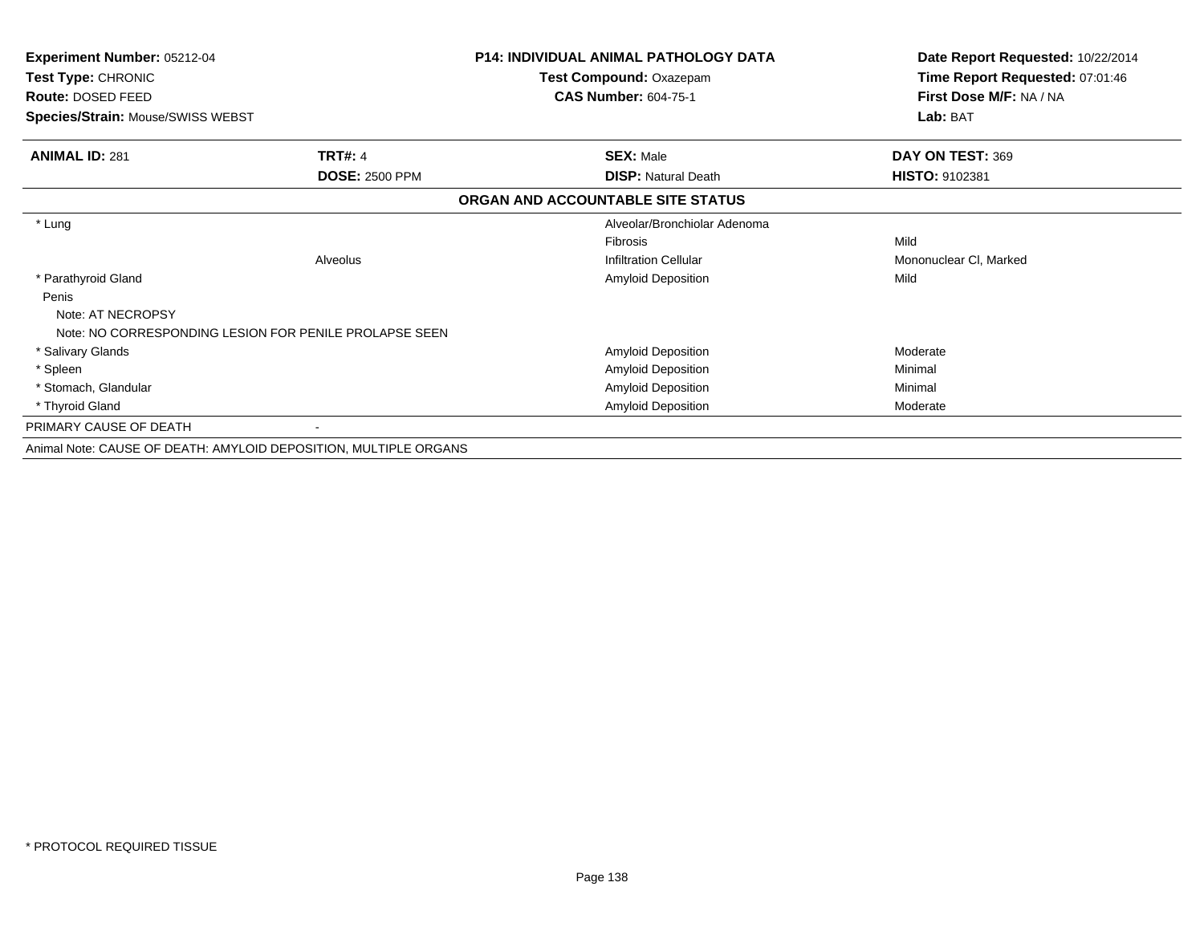| **Experiment Number:** 05212-04 | **P14: INDIVIDUAL ANIMAL PATHOLOGY DATA** | **Date Report Requested:** 10/22/2014 |
|---|---|---|
| **Test Type:** CHRONIC | **Test Compound:** Oxazepam | **Time Report Requested:** 07:01:46 |
| **Route:** DOSED FEED | **CAS Number:** 604-75-1 | **First Dose M/F:** NA / NA |
| **Species/Strain:** Mouse/SWISS WEBST | | **Lab:** BAT |

| **ANIMAL ID:** 281 | **TRT#:** 4 | **SEX:** Male | **DAY ON TEST:** 369 |
|---|---|---|---|
| | **DOSE:** 2500 PPM | **DISP:** Natural Death | **HISTO:** 9102381 |

**ORGAN AND ACCOUNTABLE SITE STATUS**

| | | | |
|---|---|---|---|
| * Lung | | Alveolar/Bronchiolar Adenoma | |
| | | Fibrosis | Mild |
| | Alveolus | Infiltration Cellular | Mononuclear Cl, Marked |
| * Parathyroid Gland | | Amyloid Deposition | Mild |
| Penis | | | |
| Note: AT NECROPSY | | | |
| Note: NO CORRESPONDING LESION FOR PENILE PROLAPSE SEEN | | | |
| * Salivary Glands | | Amyloid Deposition | Moderate |
| * Spleen | | Amyloid Deposition | Minimal |
| * Stomach, Glandular | | Amyloid Deposition | Minimal |
| * Thyroid Gland | | Amyloid Deposition | Moderate |
| PRIMARY CAUSE OF DEATH | - | | |

Animal Note: CAUSE OF DEATH: AMYLOID DEPOSITION, MULTIPLE ORGANS

* PROTOCOL REQUIRED TISSUE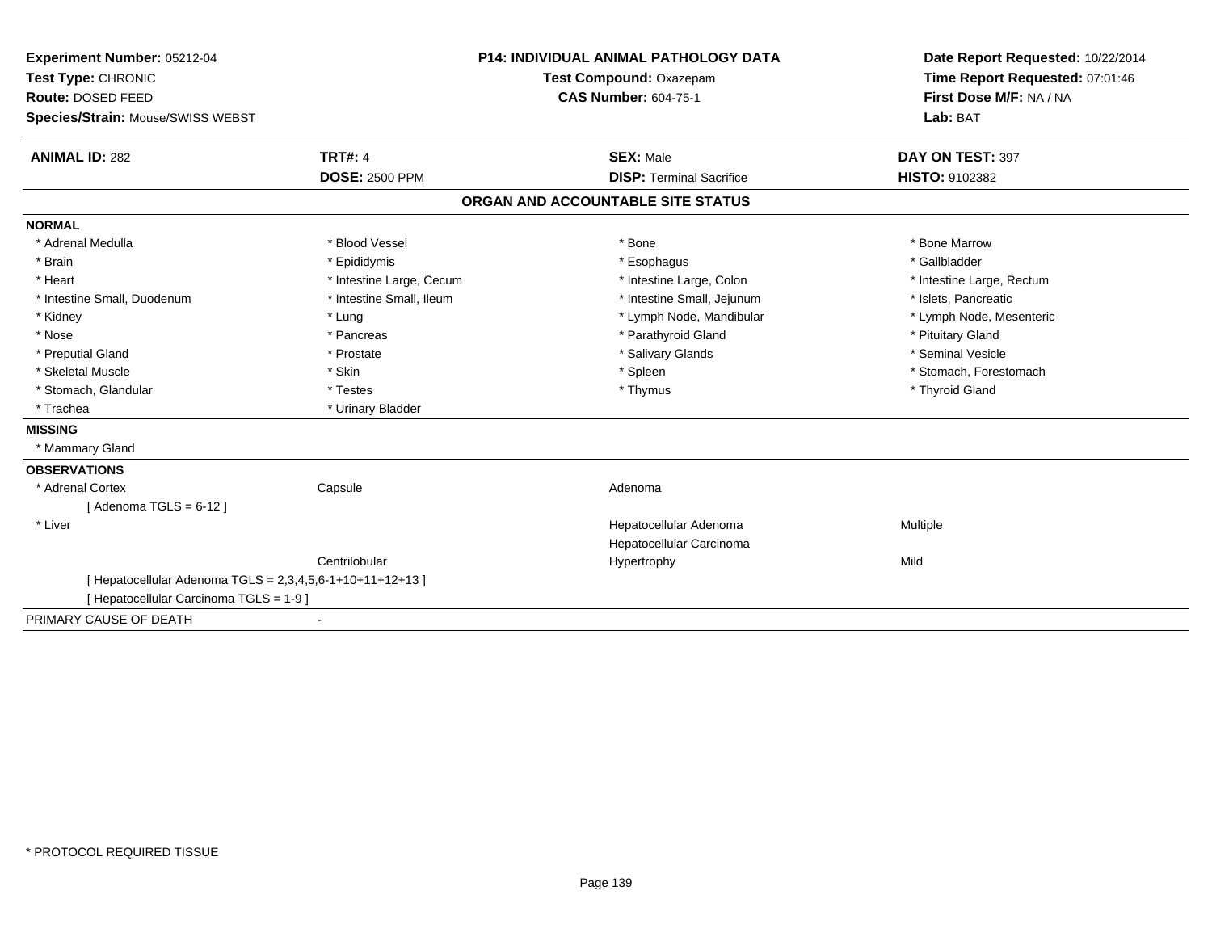**Experiment Number:** 05212-04
**Test Type:** CHRONIC
**Route:** DOSED FEED
**Species/Strain:** Mouse/SWISS WEBST

**P14: INDIVIDUAL ANIMAL PATHOLOGY DATA**
**Test Compound:** Oxazepam
**CAS Number:** 604-75-1

**Date Report Requested:** 10/22/2014
**Time Report Requested:** 07:01:46
**First Dose M/F:** NA / NA
**Lab:** BAT

| **ANIMAL ID:** 282 | **TRT#:** 4 | **SEX:** Male | **DAY ON TEST:** 397 |
|---|---|---|---|
| | **DOSE:** 2500 PPM | **DISP:** Terminal Sacrifice | **HISTO:** 9102382 |

## ORGAN AND ACCOUNTABLE SITE STATUS

**NORMAL**

| | | | |
|---|---|---|---|
| * Adrenal Medulla | * Blood Vessel | * Bone | * Bone Marrow |
| * Brain | * Epididymis | * Esophagus | * Gallbladder |
| * Heart | * Intestine Large, Cecum | * Intestine Large, Colon | * Intestine Large, Rectum |
| * Intestine Small, Duodenum | * Intestine Small, Ileum | * Intestine Small, Jejunum | * Islets, Pancreatic |
| * Kidney | * Lung | * Lymph Node, Mandibular | * Lymph Node, Mesenteric |
| * Nose | * Pancreas | * Parathyroid Gland | * Pituitary Gland |
| * Preputial Gland | * Prostate | * Salivary Glands | * Seminal Vesicle |
| * Skeletal Muscle | * Skin | * Spleen | * Stomach, Forestomach |
| * Stomach, Glandular | * Testes | * Thymus | * Thyroid Gland |
| * Trachea | * Urinary Bladder | | |

**MISSING**

* Mammary Gland

**OBSERVATIONS**

| | | | |
|---|---|---|---|
| * Adrenal Cortex | Capsule | Adenoma | |
| [ Adenoma TGLS = 6-12 ] | | | |
| * Liver | | Hepatocellular Adenoma | Multiple |
| | | Hepatocellular Carcinoma | |
| | Centrilobular | Hypertrophy | Mild |
| [ Hepatocellular Adenoma TGLS = 2,3,4,5,6-1+10+11+12+13 ] | | | |
| [ Hepatocellular Carcinoma TGLS = 1-9 ] | | | |

PRIMARY CAUSE OF DEATH -

* PROTOCOL REQUIRED TISSUE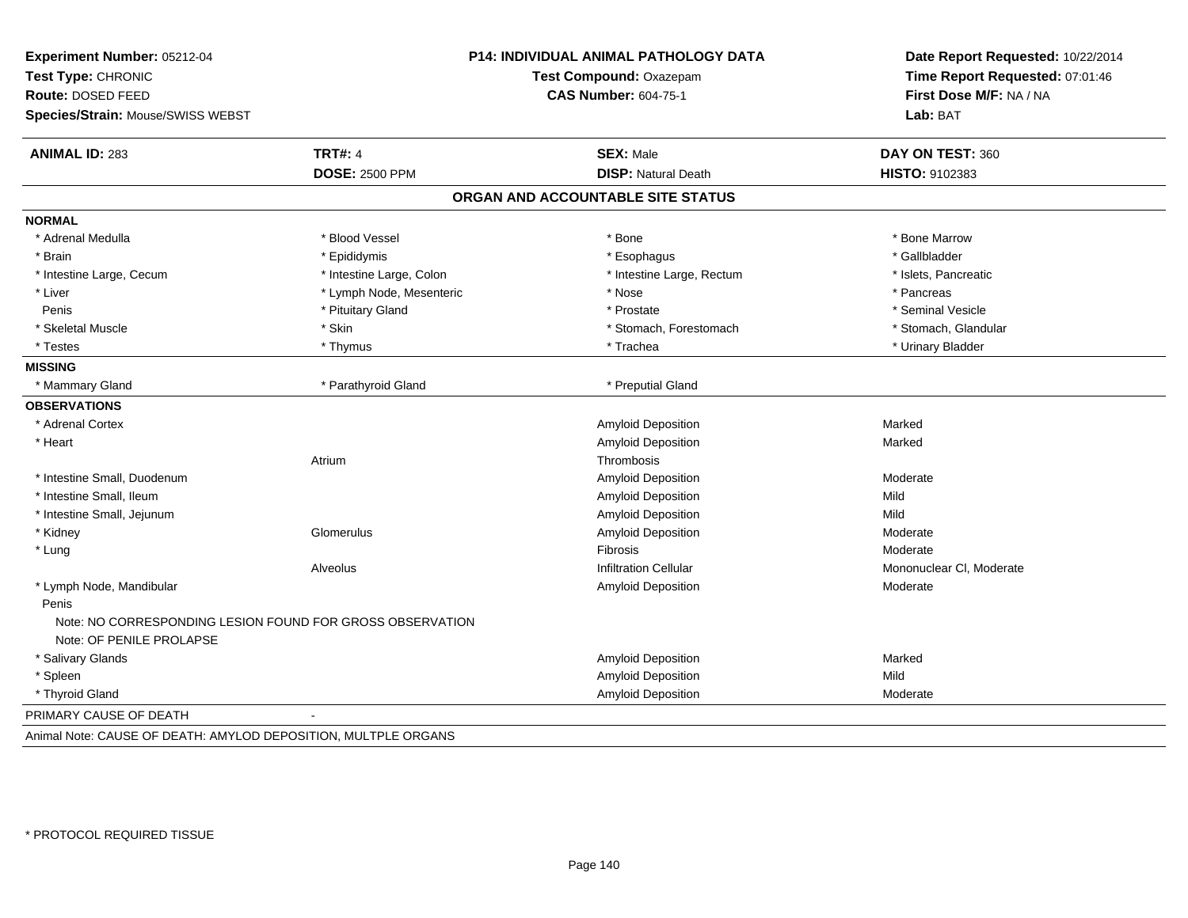**Experiment Number:** 05212-04
**Test Type:** CHRONIC
**Route:** DOSED FEED
**Species/Strain:** Mouse/SWISS WEBST

**P14: INDIVIDUAL ANIMAL PATHOLOGY DATA**
**Test Compound:** Oxazepam
**CAS Number:** 604-75-1

**Date Report Requested:** 10/22/2014
**Time Report Requested:** 07:01:46
**First Dose M/F:** NA / NA
**Lab:** BAT

| **ANIMAL ID:** 283 | **TRT#:** 4 | **SEX:** Male | **DAY ON TEST:** 360 |
|---|---|---|---|
| | **DOSE:** 2500 PPM | **DISP:** Natural Death | **HISTO:** 9102383 |

## ORGAN AND ACCOUNTABLE SITE STATUS

**NORMAL**

| | | | |
|---|---|---|---|
| * Adrenal Medulla | * Blood Vessel | * Bone | * Bone Marrow |
| * Brain | * Epididymis | * Esophagus | * Gallbladder |
| * Intestine Large, Cecum | * Intestine Large, Colon | * Intestine Large, Rectum | * Islets, Pancreatic |
| * Liver | * Lymph Node, Mesenteric | * Nose | * Pancreas |
| Penis | * Pituitary Gland | * Prostate | * Seminal Vesicle |
| * Skeletal Muscle | * Skin | * Stomach, Forestomach | * Stomach, Glandular |
| * Testes | * Thymus | * Trachea | * Urinary Bladder |

**MISSING**

| | | |
|---|---|---|
| * Mammary Gland | * Parathyroid Gland | * Preputial Gland |

**OBSERVATIONS**

| Organ | Site | Observation | Severity |
|---|---|---|---|
| * Adrenal Cortex | | Amyloid Deposition | Marked |
| * Heart | | Amyloid Deposition | Marked |
| | Atrium | Thrombosis | |
| * Intestine Small, Duodenum | | Amyloid Deposition | Moderate |
| * Intestine Small, Ileum | | Amyloid Deposition | Mild |
| * Intestine Small, Jejunum | | Amyloid Deposition | Mild |
| * Kidney | Glomerulus | Amyloid Deposition | Moderate |
| * Lung | | Fibrosis | Moderate |
| | Alveolus | Infiltration Cellular | Mononuclear Cl, Moderate |
| * Lymph Node, Mandibular | | Amyloid Deposition | Moderate |
| Penis | | | |
| Note: NO CORRESPONDING LESION FOUND FOR GROSS OBSERVATION | | | |
| Note: OF PENILE PROLAPSE | | | |
| * Salivary Glands | | Amyloid Deposition | Marked |
| * Spleen | | Amyloid Deposition | Mild |
| * Thyroid Gland | | Amyloid Deposition | Moderate |

PRIMARY CAUSE OF DEATH -

Animal Note: CAUSE OF DEATH: AMYLOD DEPOSITION, MULTPLE ORGANS

\* PROTOCOL REQUIRED TISSUE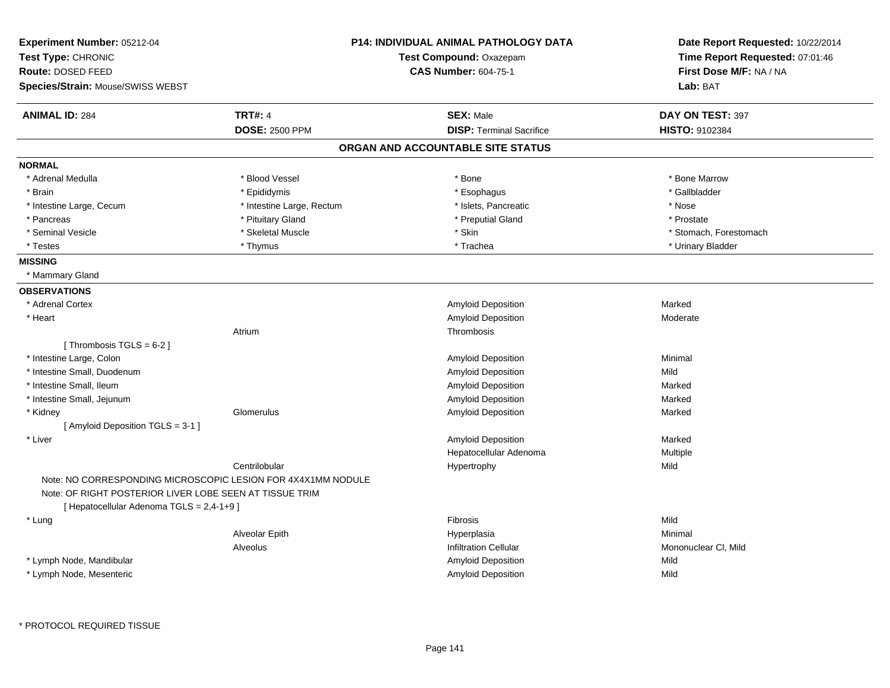**Experiment Number:** 05212-04
**Test Type:** CHRONIC
**Route:** DOSED FEED
**Species/Strain:** Mouse/SWISS WEBST

**P14: INDIVIDUAL ANIMAL PATHOLOGY DATA**
**Test Compound:** Oxazepam
**CAS Number:** 604-75-1

**Date Report Requested:** 10/22/2014
**Time Report Requested:** 07:01:46
**First Dose M/F:** NA / NA
**Lab:** BAT

| **ANIMAL ID:** 284 | **TRT#:** 4 | **SEX:** Male | **DAY ON TEST:** 397 |
|---|---|---|---|
| | **DOSE:** 2500 PPM | **DISP:** Terminal Sacrifice | **HISTO:** 9102384 |

## ORGAN AND ACCOUNTABLE SITE STATUS

**NORMAL**

| | | | |
|---|---|---|---|
| * Adrenal Medulla | * Blood Vessel | * Bone | * Bone Marrow |
| * Brain | * Epididymis | * Esophagus | * Gallbladder |
| * Intestine Large, Cecum | * Intestine Large, Rectum | * Islets, Pancreatic | * Nose |
| * Pancreas | * Pituitary Gland | * Preputial Gland | * Prostate |
| * Seminal Vesicle | * Skeletal Muscle | * Skin | * Stomach, Forestomach |
| * Testes | * Thymus | * Trachea | * Urinary Bladder |

**MISSING**

* Mammary Gland

**OBSERVATIONS**

| Organ | Site | Observation | Severity |
|---|---|---|---|
| * Adrenal Cortex | | Amyloid Deposition | Marked |
| * Heart | | Amyloid Deposition | Moderate |
| | Atrium | Thrombosis | |
| [ Thrombosis TGLS = 6-2 ] | | | |
| * Intestine Large, Colon | | Amyloid Deposition | Minimal |
| * Intestine Small, Duodenum | | Amyloid Deposition | Mild |
| * Intestine Small, Ileum | | Amyloid Deposition | Marked |
| * Intestine Small, Jejunum | | Amyloid Deposition | Marked |
| * Kidney | Glomerulus | Amyloid Deposition | Marked |
| [ Amyloid Deposition TGLS = 3-1 ] | | | |
| * Liver | | Amyloid Deposition | Marked |
| | | Hepatocellular Adenoma | Multiple |
| | Centrilobular | Hypertrophy | Mild |
| Note: NO CORRESPONDING MICROSCOPIC LESION FOR 4X4X1MM NODULE | | | |
| Note: OF RIGHT POSTERIOR LIVER LOBE SEEN AT TISSUE TRIM | | | |
| [ Hepatocellular Adenoma TGLS = 2,4-1+9 ] | | | |
| * Lung | | Fibrosis | Mild |
| | Alveolar Epith | Hyperplasia | Minimal |
| | Alveolus | Infiltration Cellular | Mononuclear Cl, Mild |
| * Lymph Node, Mandibular | | Amyloid Deposition | Mild |
| * Lymph Node, Mesenteric | | Amyloid Deposition | Mild |

\* PROTOCOL REQUIRED TISSUE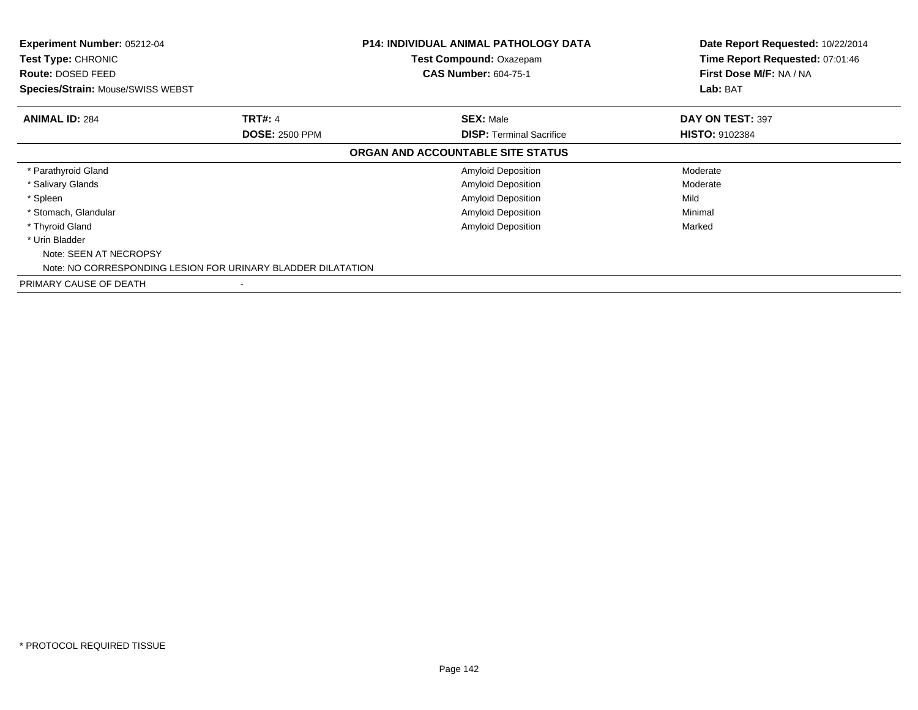**Experiment Number:** 05212-04
**Test Type:** CHRONIC
**Route:** DOSED FEED
**Species/Strain:** Mouse/SWISS WEBST

**P14: INDIVIDUAL ANIMAL PATHOLOGY DATA**
**Test Compound:** Oxazepam
**CAS Number:** 604-75-1

**Date Report Requested:** 10/22/2014
**Time Report Requested:** 07:01:46
**First Dose M/F:** NA / NA
**Lab:** BAT

| **ANIMAL ID:** 284 | **TRT#:** 4 | **SEX:** Male | **DAY ON TEST:** 397 |
|---|---|---|---|
| | **DOSE:** 2500 PPM | **DISP:** Terminal Sacrifice | **HISTO:** 9102384 |

**ORGAN AND ACCOUNTABLE SITE STATUS**

| Organ | Finding | Severity |
|---|---|---|
| * Parathyroid Gland | Amyloid Deposition | Moderate |
| * Salivary Glands | Amyloid Deposition | Moderate |
| * Spleen | Amyloid Deposition | Mild |
| * Stomach, Glandular | Amyloid Deposition | Minimal |
| * Thyroid Gland | Amyloid Deposition | Marked |
| * Urin Bladder | | |

Note: SEEN AT NECROPSY
Note: NO CORRESPONDING LESION FOR URINARY BLADDER DILATATION

PRIMARY CAUSE OF DEATH -

* PROTOCOL REQUIRED TISSUE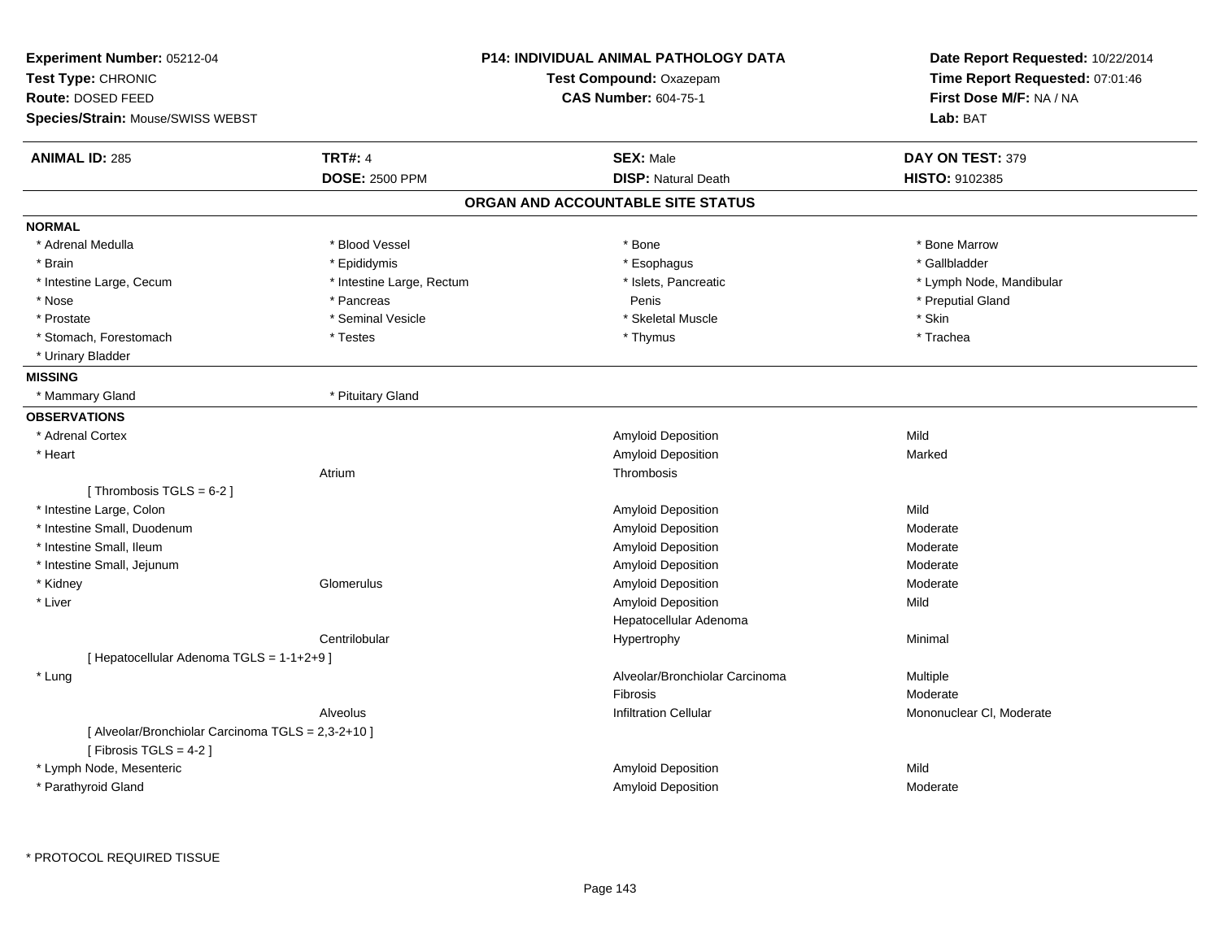**Experiment Number:** 05212-04
**Test Type:** CHRONIC
**Route:** DOSED FEED
**Species/Strain:** Mouse/SWISS WEBST

**P14: INDIVIDUAL ANIMAL PATHOLOGY DATA**
**Test Compound:** Oxazepam
**CAS Number:** 604-75-1

**Date Report Requested:** 10/22/2014
**Time Report Requested:** 07:01:46
**First Dose M/F:** NA / NA
**Lab:** BAT

| **ANIMAL ID:** 285 | **TRT#:** 4 | **SEX:** Male | **DAY ON TEST:** 379 |
|---|---|---|---|
| | **DOSE:** 2500 PPM | **DISP:** Natural Death | **HISTO:** 9102385 |

## ORGAN AND ACCOUNTABLE SITE STATUS

**NORMAL**

| | | | |
|---|---|---|---|
| * Adrenal Medulla | * Blood Vessel | * Bone | * Bone Marrow |
| * Brain | * Epididymis | * Esophagus | * Gallbladder |
| * Intestine Large, Cecum | * Intestine Large, Rectum | * Islets, Pancreatic | * Lymph Node, Mandibular |
| * Nose | * Pancreas | Penis | * Preputial Gland |
| * Prostate | * Seminal Vesicle | * Skeletal Muscle | * Skin |
| * Stomach, Forestomach | * Testes | * Thymus | * Trachea |
| * Urinary Bladder | | | |

**MISSING**

| | |
|---|---|
| * Mammary Gland | * Pituitary Gland |

**OBSERVATIONS**

| | | | |
|---|---|---|---|
| * Adrenal Cortex | | Amyloid Deposition | Mild |
| * Heart | | Amyloid Deposition | Marked |
| | Atrium | Thrombosis | |
| [ Thrombosis TGLS = 6-2 ] | | | |
| * Intestine Large, Colon | | Amyloid Deposition | Mild |
| * Intestine Small, Duodenum | | Amyloid Deposition | Moderate |
| * Intestine Small, Ileum | | Amyloid Deposition | Moderate |
| * Intestine Small, Jejunum | | Amyloid Deposition | Moderate |
| * Kidney | Glomerulus | Amyloid Deposition | Moderate |
| * Liver | | Amyloid Deposition | Mild |
| | | Hepatocellular Adenoma | |
| | Centrilobular | Hypertrophy | Minimal |
| [ Hepatocellular Adenoma TGLS = 1-1+2+9 ] | | | |
| * Lung | | Alveolar/Bronchiolar Carcinoma | Multiple |
| | | Fibrosis | Moderate |
| | Alveolus | Infiltration Cellular | Mononuclear Cl, Moderate |
| [ Alveolar/Bronchiolar Carcinoma TGLS = 2,3-2+10 ] | | | |
| [ Fibrosis TGLS = 4-2 ] | | | |
| * Lymph Node, Mesenteric | | Amyloid Deposition | Mild |
| * Parathyroid Gland | | Amyloid Deposition | Moderate |

\* PROTOCOL REQUIRED TISSUE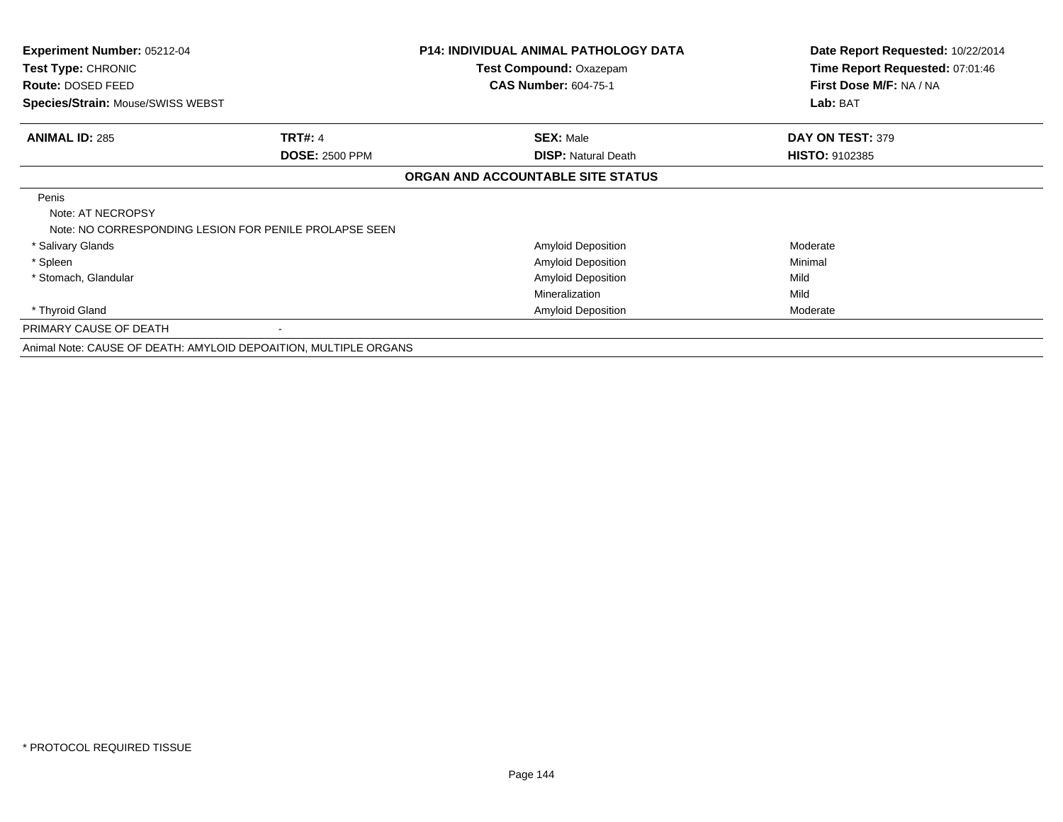| **Experiment Number:** 05212-04 | **P14: INDIVIDUAL ANIMAL PATHOLOGY DATA** | **Date Report Requested:** 10/22/2014 |
|---|---|---|
| **Test Type:** CHRONIC | **Test Compound:** Oxazepam | **Time Report Requested:** 07:01:46 |
| **Route:** DOSED FEED | **CAS Number:** 604-75-1 | **First Dose M/F:** NA / NA |
| **Species/Strain:** Mouse/SWISS WEBST | | **Lab:** BAT |

| **ANIMAL ID:** 285 | **TRT#:** 4 | **SEX:** Male | **DAY ON TEST:** 379 |
|---|---|---|---|
| | **DOSE:** 2500 PPM | **DISP:** Natural Death | **HISTO:** 9102385 |

**ORGAN AND ACCOUNTABLE SITE STATUS**

| Organ | Finding | Severity |
|---|---|---|
| Penis | | |
| Note: AT NECROPSY | | |
| Note: NO CORRESPONDING LESION FOR PENILE PROLAPSE SEEN | | |
| * Salivary Glands | Amyloid Deposition | Moderate |
| * Spleen | Amyloid Deposition | Minimal |
| * Stomach, Glandular | Amyloid Deposition | Mild |
| | Mineralization | Mild |
| * Thyroid Gland | Amyloid Deposition | Moderate |
| PRIMARY CAUSE OF DEATH | - | |

Animal Note: CAUSE OF DEATH: AMYLOID DEPOAITION, MULTIPLE ORGANS

* PROTOCOL REQUIRED TISSUE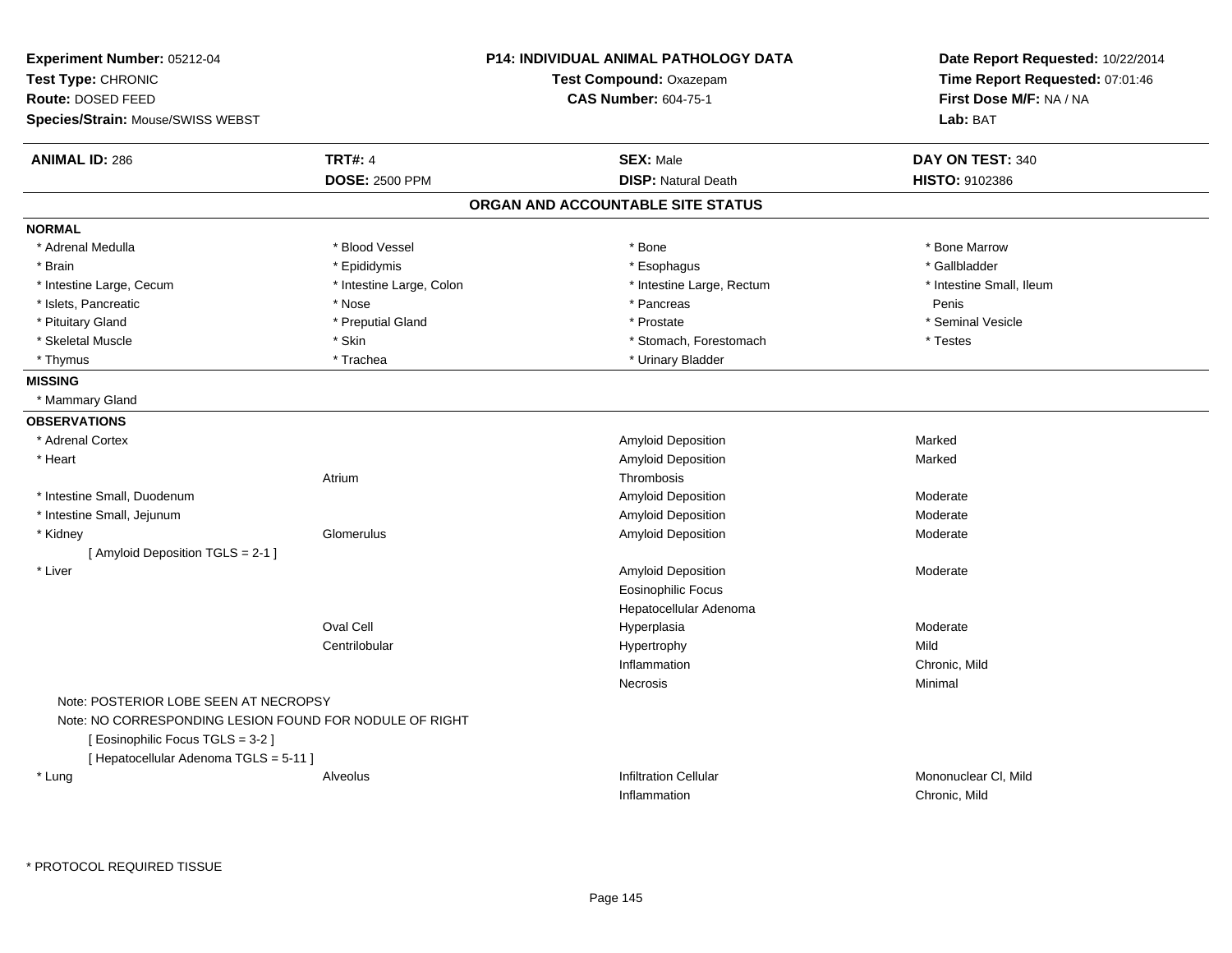**Experiment Number:** 05212-04
**Test Type:** CHRONIC
**Route:** DOSED FEED
**Species/Strain:** Mouse/SWISS WEBST

**P14: INDIVIDUAL ANIMAL PATHOLOGY DATA**
**Test Compound:** Oxazepam
**CAS Number:** 604-75-1

**Date Report Requested:** 10/22/2014
**Time Report Requested:** 07:01:46
**First Dose M/F:** NA / NA
**Lab:** BAT

| **ANIMAL ID:** 286 | **TRT#:** 4 | **SEX:** Male | **DAY ON TEST:** 340 |
|---|---|---|---|
| | **DOSE:** 2500 PPM | **DISP:** Natural Death | **HISTO:** 9102386 |

## ORGAN AND ACCOUNTABLE SITE STATUS

**NORMAL**

| | | | |
|---|---|---|---|
| * Adrenal Medulla | * Blood Vessel | * Bone | * Bone Marrow |
| * Brain | * Epididymis | * Esophagus | * Gallbladder |
| * Intestine Large, Cecum | * Intestine Large, Colon | * Intestine Large, Rectum | * Intestine Small, Ileum |
| * Islets, Pancreatic | * Nose | * Pancreas | Penis |
| * Pituitary Gland | * Preputial Gland | * Prostate | * Seminal Vesicle |
| * Skeletal Muscle | * Skin | * Stomach, Forestomach | * Testes |
| * Thymus | * Trachea | * Urinary Bladder | |

**MISSING**

* Mammary Gland

**OBSERVATIONS**

| Organ | Site | Observation | Severity |
|---|---|---|---|
| * Adrenal Cortex | | Amyloid Deposition | Marked |
| * Heart | | Amyloid Deposition | Marked |
| | Atrium | Thrombosis | |
| * Intestine Small, Duodenum | | Amyloid Deposition | Moderate |
| * Intestine Small, Jejunum | | Amyloid Deposition | Moderate |
| * Kidney | Glomerulus | Amyloid Deposition | Moderate |
| [ Amyloid Deposition TGLS = 2-1 ] | | | |
| * Liver | | Amyloid Deposition | Moderate |
| | | Eosinophilic Focus | |
| | | Hepatocellular Adenoma | |
| | Oval Cell | Hyperplasia | Moderate |
| | Centrilobular | Hypertrophy | Mild |
| | | Inflammation | Chronic, Mild |
| | | Necrosis | Minimal |
| Note: POSTERIOR LOBE SEEN AT NECROPSY | | | |
| Note: NO CORRESPONDING LESION FOUND FOR NODULE OF RIGHT | | | |
| [ Eosinophilic Focus TGLS = 3-2 ] | | | |
| [ Hepatocellular Adenoma TGLS = 5-11 ] | | | |
| * Lung | Alveolus | Infiltration Cellular | Mononuclear Cl, Mild |
| | | Inflammation | Chronic, Mild |

* PROTOCOL REQUIRED TISSUE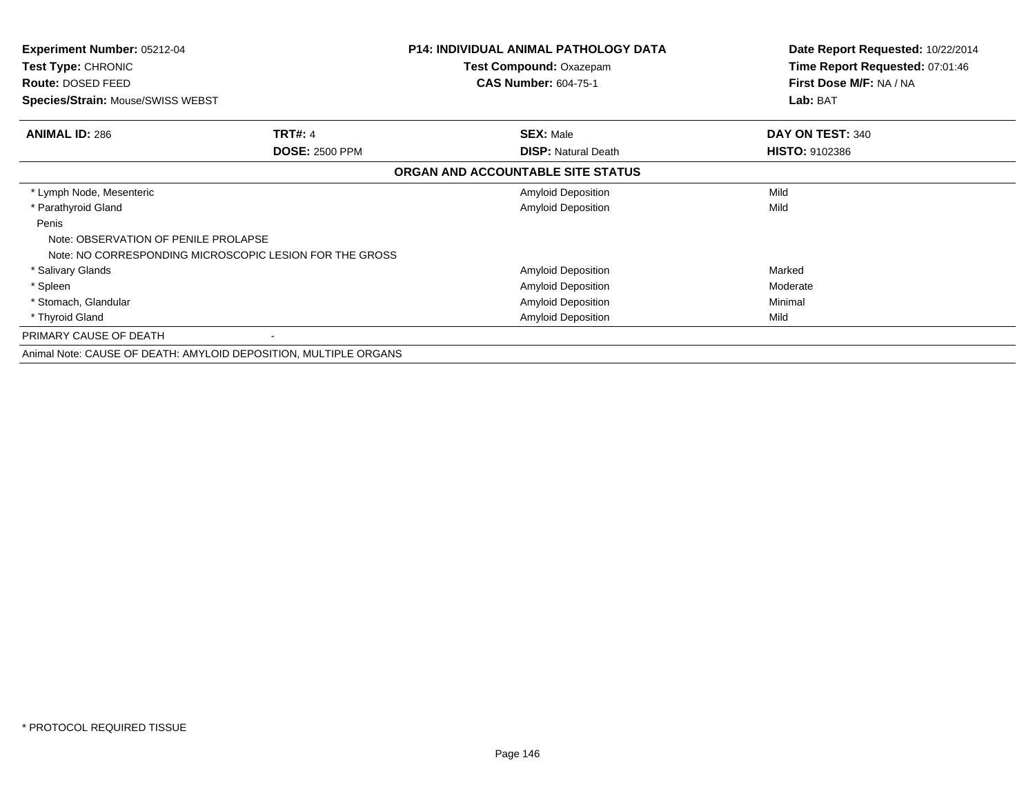**Experiment Number:** 05212-04
**Test Type:** CHRONIC
**Route:** DOSED FEED
**Species/Strain:** Mouse/SWISS WEBST

**P14: INDIVIDUAL ANIMAL PATHOLOGY DATA**
**Test Compound:** Oxazepam
**CAS Number:** 604-75-1

**Date Report Requested:** 10/22/2014
**Time Report Requested:** 07:01:46
**First Dose M/F:** NA / NA
**Lab:** BAT

| **ANIMAL ID:** 286 | **TRT#:** 4 | **SEX:** Male | **DAY ON TEST:** 340 |
|---|---|---|---|
| | **DOSE:** 2500 PPM | **DISP:** Natural Death | **HISTO:** 9102386 |

**ORGAN AND ACCOUNTABLE SITE STATUS**

| Organ | | Finding | Severity |
|---|---|---|---|
| * Lymph Node, Mesenteric | | Amyloid Deposition | Mild |
| * Parathyroid Gland | | Amyloid Deposition | Mild |
| Penis | | | |
| Note: OBSERVATION OF PENILE PROLAPSE | | | |
| Note: NO CORRESPONDING MICROSCOPIC LESION FOR THE GROSS | | | |
| * Salivary Glands | | Amyloid Deposition | Marked |
| * Spleen | | Amyloid Deposition | Moderate |
| * Stomach, Glandular | | Amyloid Deposition | Minimal |
| * Thyroid Gland | | Amyloid Deposition | Mild |
| PRIMARY CAUSE OF DEATH | - | | |

Animal Note: CAUSE OF DEATH: AMYLOID DEPOSITION, MULTIPLE ORGANS

* PROTOCOL REQUIRED TISSUE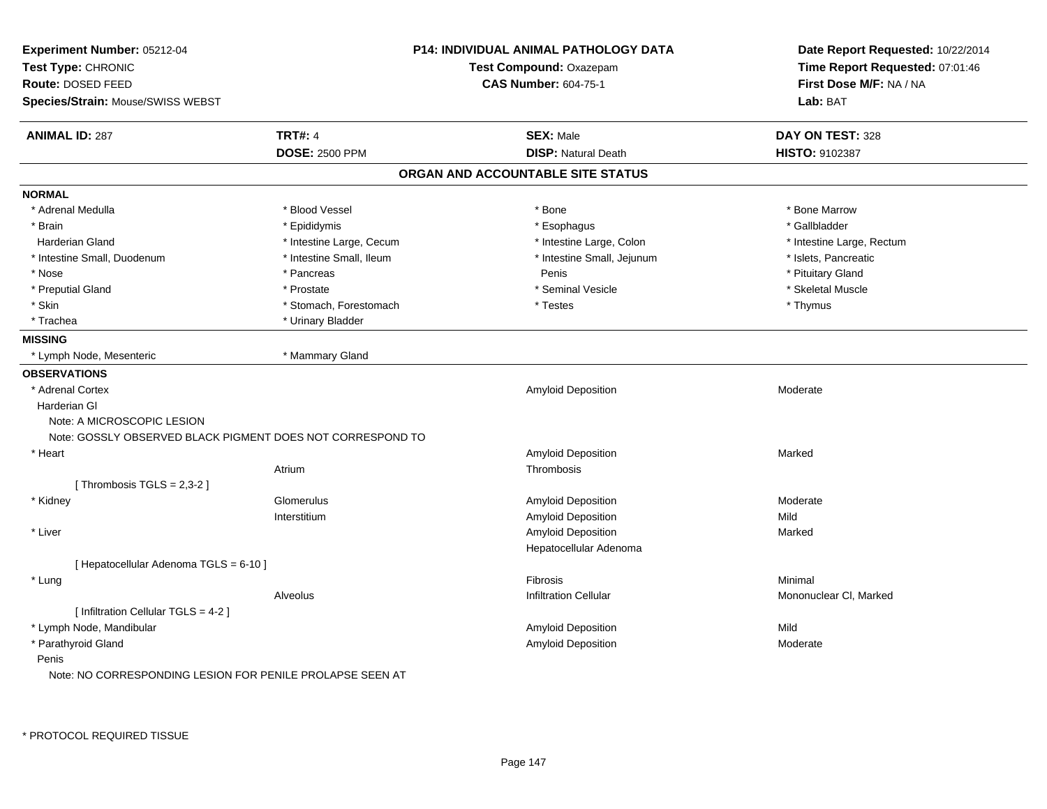**Experiment Number:** 05212-04
**Test Type:** CHRONIC
**Route:** DOSED FEED
**Species/Strain:** Mouse/SWISS WEBST

**P14: INDIVIDUAL ANIMAL PATHOLOGY DATA**
**Test Compound:** Oxazepam
**CAS Number:** 604-75-1

**Date Report Requested:** 10/22/2014
**Time Report Requested:** 07:01:46
**First Dose M/F:** NA / NA
**Lab:** BAT

| **ANIMAL ID:** 287 | **TRT#:** 4 | **SEX:** Male | **DAY ON TEST:** 328 |
|---|---|---|---|
| | **DOSE:** 2500 PPM | **DISP:** Natural Death | **HISTO:** 9102387 |

## ORGAN AND ACCOUNTABLE SITE STATUS

**NORMAL**

| | | | |
|---|---|---|---|
| * Adrenal Medulla | * Blood Vessel | * Bone | * Bone Marrow |
| * Brain | * Epididymis | * Esophagus | * Gallbladder |
| Harderian Gland | * Intestine Large, Cecum | * Intestine Large, Colon | * Intestine Large, Rectum |
| * Intestine Small, Duodenum | * Intestine Small, Ileum | * Intestine Small, Jejunum | * Islets, Pancreatic |
| * Nose | * Pancreas | Penis | * Pituitary Gland |
| * Preputial Gland | * Prostate | * Seminal Vesicle | * Skeletal Muscle |
| * Skin | * Stomach, Forestomach | * Testes | * Thymus |
| * Trachea | * Urinary Bladder | | |

**MISSING**

| | |
|---|---|
| * Lymph Node, Mesenteric | * Mammary Gland |

**OBSERVATIONS**

| | | | |
|---|---|---|---|
| * Adrenal Cortex | | Amyloid Deposition | Moderate |
| Harderian Gl | | | |
| Note: A MICROSCOPIC LESION | | | |
| Note: GOSSLY OBSERVED BLACK PIGMENT DOES NOT CORRESPOND TO | | | |
| * Heart | | Amyloid Deposition | Marked |
| | Atrium | Thrombosis | |
| [ Thrombosis TGLS = 2,3-2 ] | | | |
| * Kidney | Glomerulus | Amyloid Deposition | Moderate |
| | Interstitium | Amyloid Deposition | Mild |
| * Liver | | Amyloid Deposition | Marked |
| | | Hepatocellular Adenoma | |
| [ Hepatocellular Adenoma TGLS = 6-10 ] | | | |
| * Lung | | Fibrosis | Minimal |
| | Alveolus | Infiltration Cellular | Mononuclear Cl, Marked |
| [ Infiltration Cellular TGLS = 4-2 ] | | | |
| * Lymph Node, Mandibular | | Amyloid Deposition | Mild |
| * Parathyroid Gland | | Amyloid Deposition | Moderate |
| Penis | | | |
| Note: NO CORRESPONDING LESION FOR PENILE PROLAPSE SEEN AT | | | |

* PROTOCOL REQUIRED TISSUE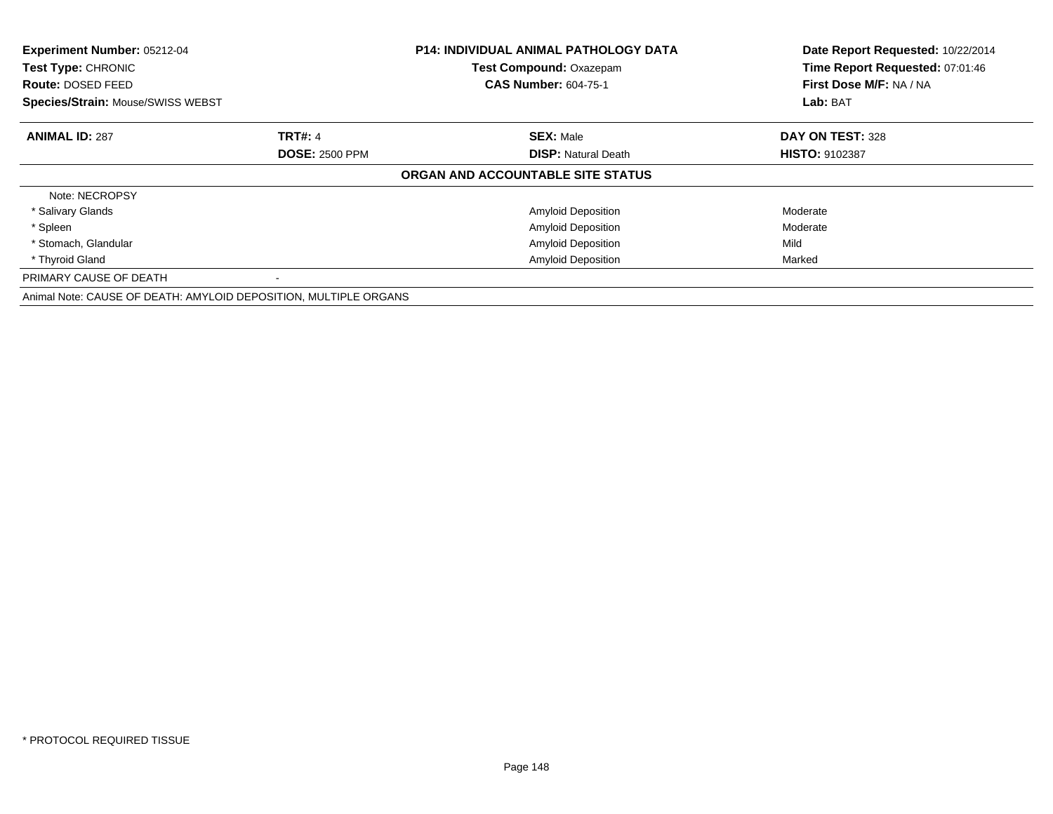**Experiment Number:** 05212-04
**Test Type:** CHRONIC
**Route:** DOSED FEED
**Species/Strain:** Mouse/SWISS WEBST

**P14: INDIVIDUAL ANIMAL PATHOLOGY DATA**
**Test Compound:** Oxazepam
**CAS Number:** 604-75-1

**Date Report Requested:** 10/22/2014
**Time Report Requested:** 07:01:46
**First Dose M/F:** NA / NA
**Lab:** BAT

| **ANIMAL ID:** 287 | **TRT#:** 4 | **SEX:** Male | **DAY ON TEST:** 328 |
|---|---|---|---|
| | **DOSE:** 2500 PPM | **DISP:** Natural Death | **HISTO:** 9102387 |

**ORGAN AND ACCOUNTABLE SITE STATUS**

| | | | |
|---|---|---|---|
| Note: NECROPSY | | | |
| * Salivary Glands | | Amyloid Deposition | Moderate |
| * Spleen | | Amyloid Deposition | Moderate |
| * Stomach, Glandular | | Amyloid Deposition | Mild |
| * Thyroid Gland | | Amyloid Deposition | Marked |
| PRIMARY CAUSE OF DEATH | - | | |

Animal Note: CAUSE OF DEATH: AMYLOID DEPOSITION, MULTIPLE ORGANS

* PROTOCOL REQUIRED TISSUE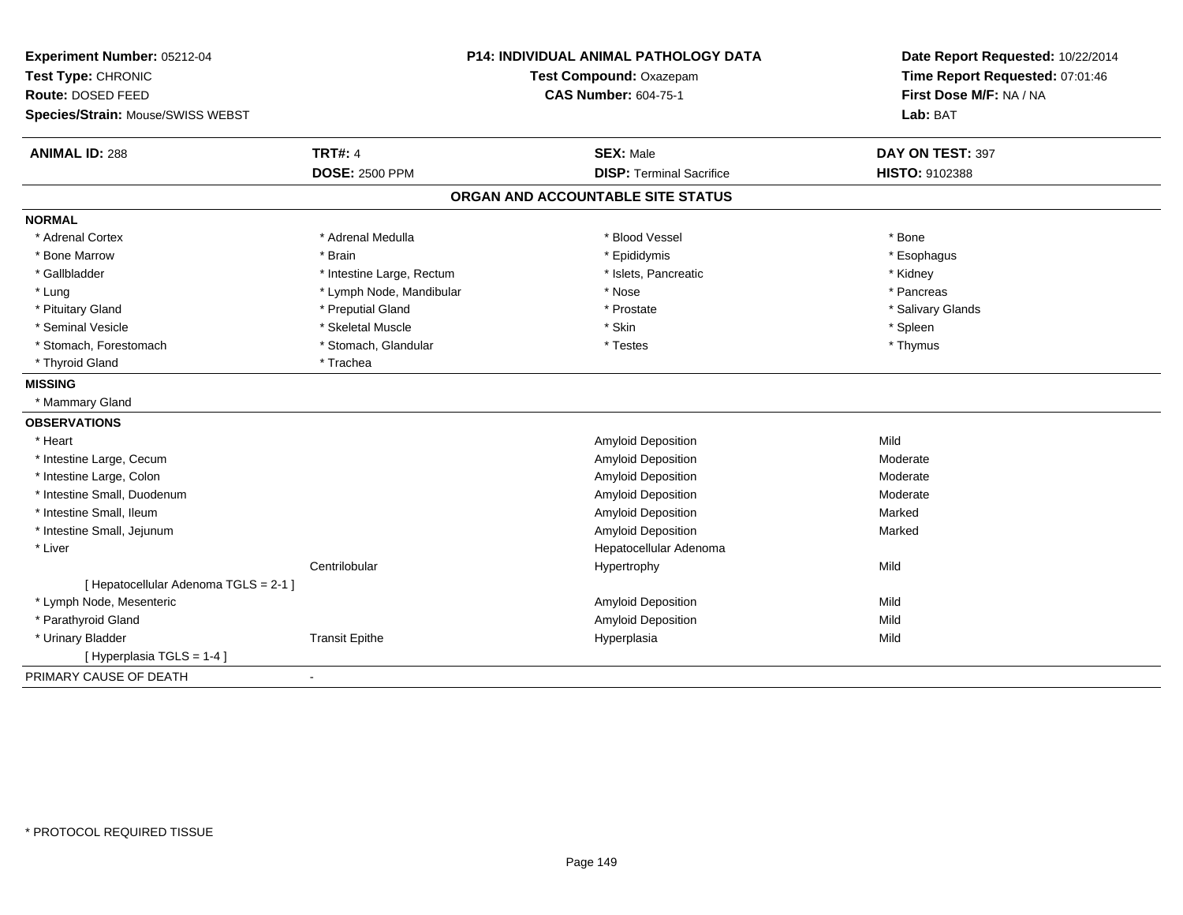**Experiment Number:** 05212-04
**Test Type:** CHRONIC
**Route:** DOSED FEED
**Species/Strain:** Mouse/SWISS WEBST

**P14: INDIVIDUAL ANIMAL PATHOLOGY DATA**
**Test Compound:** Oxazepam
**CAS Number:** 604-75-1

**Date Report Requested:** 10/22/2014
**Time Report Requested:** 07:01:46
**First Dose M/F:** NA / NA
**Lab:** BAT

| **ANIMAL ID:** 288 | **TRT#:** 4 | **SEX:** Male | **DAY ON TEST:** 397 |
|---|---|---|---|
| | **DOSE:** 2500 PPM | **DISP:** Terminal Sacrifice | **HISTO:** 9102388 |

## ORGAN AND ACCOUNTABLE SITE STATUS

**NORMAL**

| | | | |
|---|---|---|---|
| * Adrenal Cortex | * Adrenal Medulla | * Blood Vessel | * Bone |
| * Bone Marrow | * Brain | * Epididymis | * Esophagus |
| * Gallbladder | * Intestine Large, Rectum | * Islets, Pancreatic | * Kidney |
| * Lung | * Lymph Node, Mandibular | * Nose | * Pancreas |
| * Pituitary Gland | * Preputial Gland | * Prostate | * Salivary Glands |
| * Seminal Vesicle | * Skeletal Muscle | * Skin | * Spleen |
| * Stomach, Forestomach | * Stomach, Glandular | * Testes | * Thymus |
| * Thyroid Gland | * Trachea | | |

**MISSING**

* Mammary Gland

**OBSERVATIONS**

| | | | |
|---|---|---|---|
| * Heart | | Amyloid Deposition | Mild |
| * Intestine Large, Cecum | | Amyloid Deposition | Moderate |
| * Intestine Large, Colon | | Amyloid Deposition | Moderate |
| * Intestine Small, Duodenum | | Amyloid Deposition | Moderate |
| * Intestine Small, Ileum | | Amyloid Deposition | Marked |
| * Intestine Small, Jejunum | | Amyloid Deposition | Marked |
| * Liver | | Hepatocellular Adenoma | |
| | Centrilobular | Hypertrophy | Mild |
| [ Hepatocellular Adenoma TGLS = 2-1 ] | | | |
| * Lymph Node, Mesenteric | | Amyloid Deposition | Mild |
| * Parathyroid Gland | | Amyloid Deposition | Mild |
| * Urinary Bladder | Transit Epithe | Hyperplasia | Mild |
| [ Hyperplasia TGLS = 1-4 ] | | | |

PRIMARY CAUSE OF DEATH -

* PROTOCOL REQUIRED TISSUE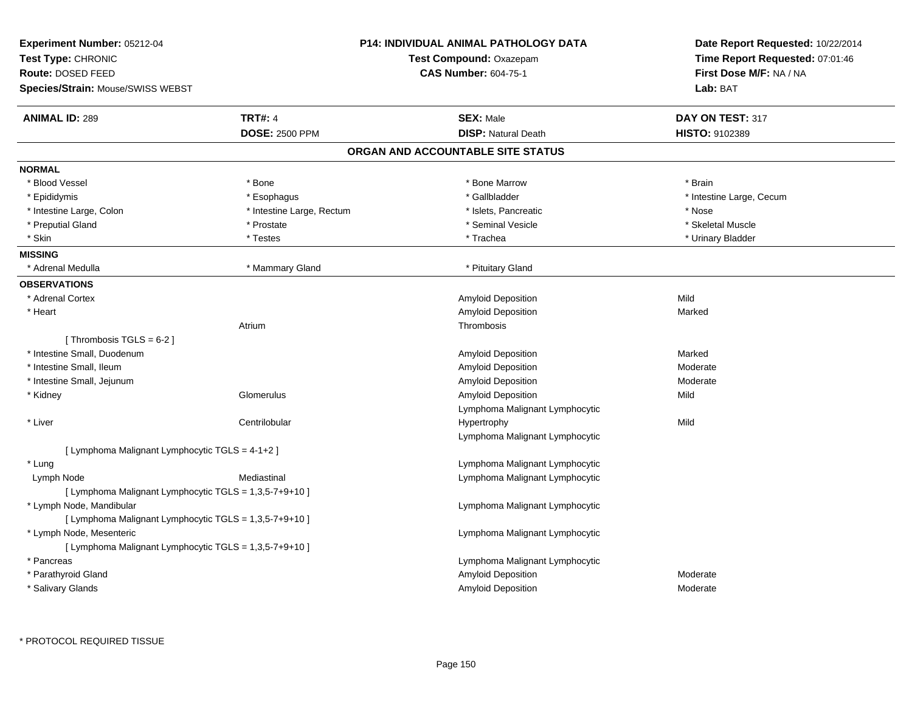**Experiment Number:** 05212-04
**Test Type:** CHRONIC
**Route:** DOSED FEED
**Species/Strain:** Mouse/SWISS WEBST

**P14: INDIVIDUAL ANIMAL PATHOLOGY DATA**
**Test Compound:** Oxazepam
**CAS Number:** 604-75-1

**Date Report Requested:** 10/22/2014
**Time Report Requested:** 07:01:46
**First Dose M/F:** NA / NA
**Lab:** BAT

| **ANIMAL ID:** 289 | **TRT#:** 4 | **SEX:** Male | **DAY ON TEST:** 317 |
|---|---|---|---|
| | **DOSE:** 2500 PPM | **DISP:** Natural Death | **HISTO:** 9102389 |

## ORGAN AND ACCOUNTABLE SITE STATUS

**NORMAL**

| | | | |
|---|---|---|---|
| * Blood Vessel | * Bone | * Bone Marrow | * Brain |
| * Epididymis | * Esophagus | * Gallbladder | * Intestine Large, Cecum |
| * Intestine Large, Colon | * Intestine Large, Rectum | * Islets, Pancreatic | * Nose |
| * Preputial Gland | * Prostate | * Seminal Vesicle | * Skeletal Muscle |
| * Skin | * Testes | * Trachea | * Urinary Bladder |

**MISSING**

| | | |
|---|---|---|
| * Adrenal Medulla | * Mammary Gland | * Pituitary Gland |

**OBSERVATIONS**

| Organ | Site | Observation | Severity |
|---|---|---|---|
| * Adrenal Cortex | | Amyloid Deposition | Mild |
| * Heart | | Amyloid Deposition | Marked |
| | Atrium | Thrombosis | |
| [ Thrombosis TGLS = 6-2 ] | | | |
| * Intestine Small, Duodenum | | Amyloid Deposition | Marked |
| * Intestine Small, Ileum | | Amyloid Deposition | Moderate |
| * Intestine Small, Jejunum | | Amyloid Deposition | Moderate |
| * Kidney | Glomerulus | Amyloid Deposition | Mild |
| | | Lymphoma Malignant Lymphocytic | |
| * Liver | Centrilobular | Hypertrophy | Mild |
| | | Lymphoma Malignant Lymphocytic | |
| [ Lymphoma Malignant Lymphocytic TGLS = 4-1+2 ] | | | |
| * Lung | | Lymphoma Malignant Lymphocytic | |
| Lymph Node | Mediastinal | Lymphoma Malignant Lymphocytic | |
| [ Lymphoma Malignant Lymphocytic TGLS = 1,3,5-7+9+10 ] | | | |
| * Lymph Node, Mandibular | | Lymphoma Malignant Lymphocytic | |
| [ Lymphoma Malignant Lymphocytic TGLS = 1,3,5-7+9+10 ] | | | |
| * Lymph Node, Mesenteric | | Lymphoma Malignant Lymphocytic | |
| [ Lymphoma Malignant Lymphocytic TGLS = 1,3,5-7+9+10 ] | | | |
| * Pancreas | | Lymphoma Malignant Lymphocytic | |
| * Parathyroid Gland | | Amyloid Deposition | Moderate |
| * Salivary Glands | | Amyloid Deposition | Moderate |

* PROTOCOL REQUIRED TISSUE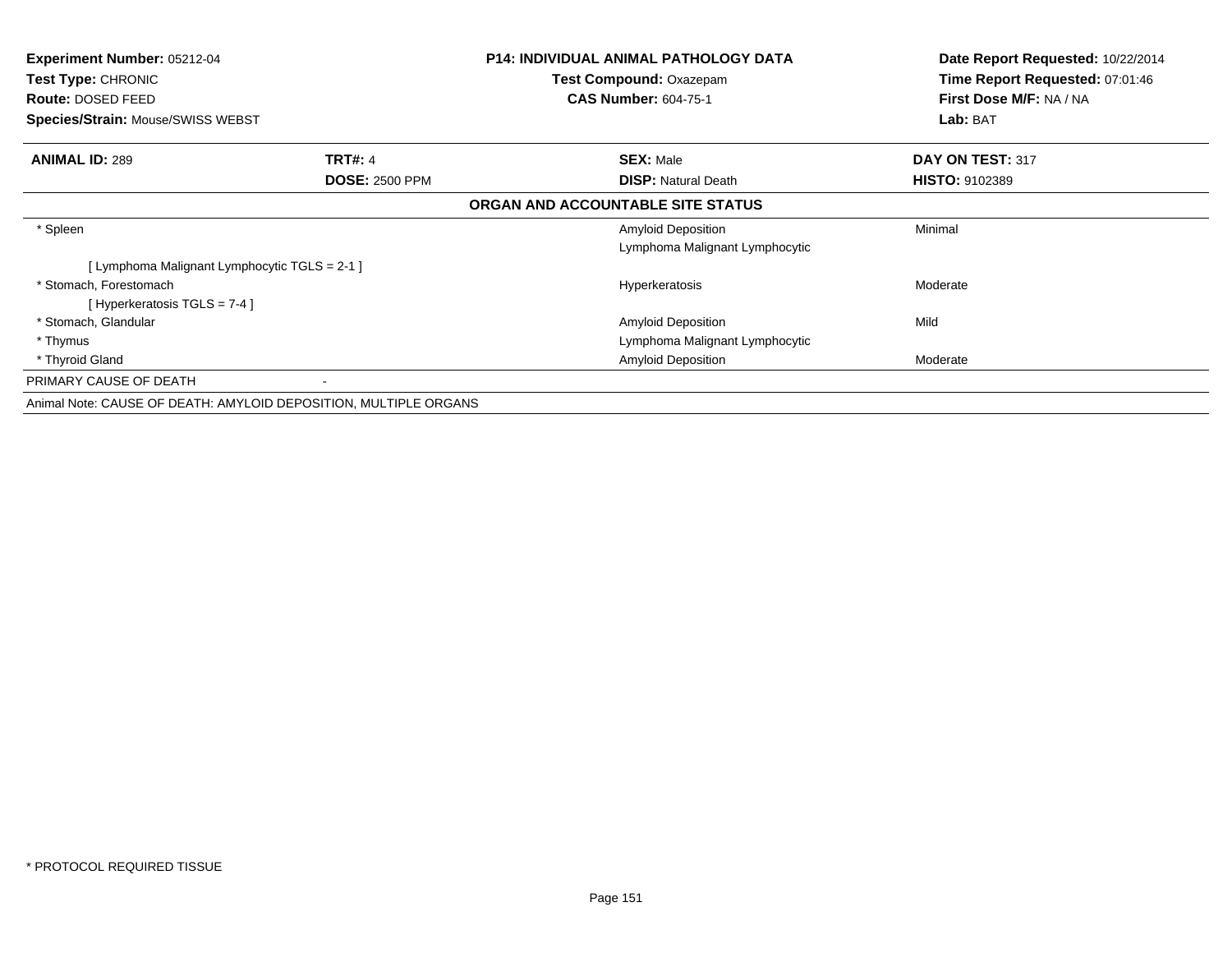**Experiment Number:** 05212-04
**Test Type:** CHRONIC
**Route:** DOSED FEED
**Species/Strain:** Mouse/SWISS WEBST

**P14: INDIVIDUAL ANIMAL PATHOLOGY DATA**
**Test Compound:** Oxazepam
**CAS Number:** 604-75-1

**Date Report Requested:** 10/22/2014
**Time Report Requested:** 07:01:46
**First Dose M/F:** NA / NA
**Lab:** BAT

| **ANIMAL ID:** 289 | **TRT#:** 4 | **SEX:** Male | **DAY ON TEST:** 317 |
|---|---|---|---|
| | **DOSE:** 2500 PPM | **DISP:** Natural Death | **HISTO:** 9102389 |

**ORGAN AND ACCOUNTABLE SITE STATUS**

| Organ | Finding | Severity |
|---|---|---|
| * Spleen | Amyloid Deposition | Minimal |
| | Lymphoma Malignant Lymphocytic | |
| [ Lymphoma Malignant Lymphocytic TGLS = 2-1 ] | | |
| * Stomach, Forestomach | Hyperkeratosis | Moderate |
| [ Hyperkeratosis TGLS = 7-4 ] | | |
| * Stomach, Glandular | Amyloid Deposition | Mild |
| * Thymus | Lymphoma Malignant Lymphocytic | |
| * Thyroid Gland | Amyloid Deposition | Moderate |

PRIMARY CAUSE OF DEATH -

Animal Note: CAUSE OF DEATH: AMYLOID DEPOSITION, MULTIPLE ORGANS

* PROTOCOL REQUIRED TISSUE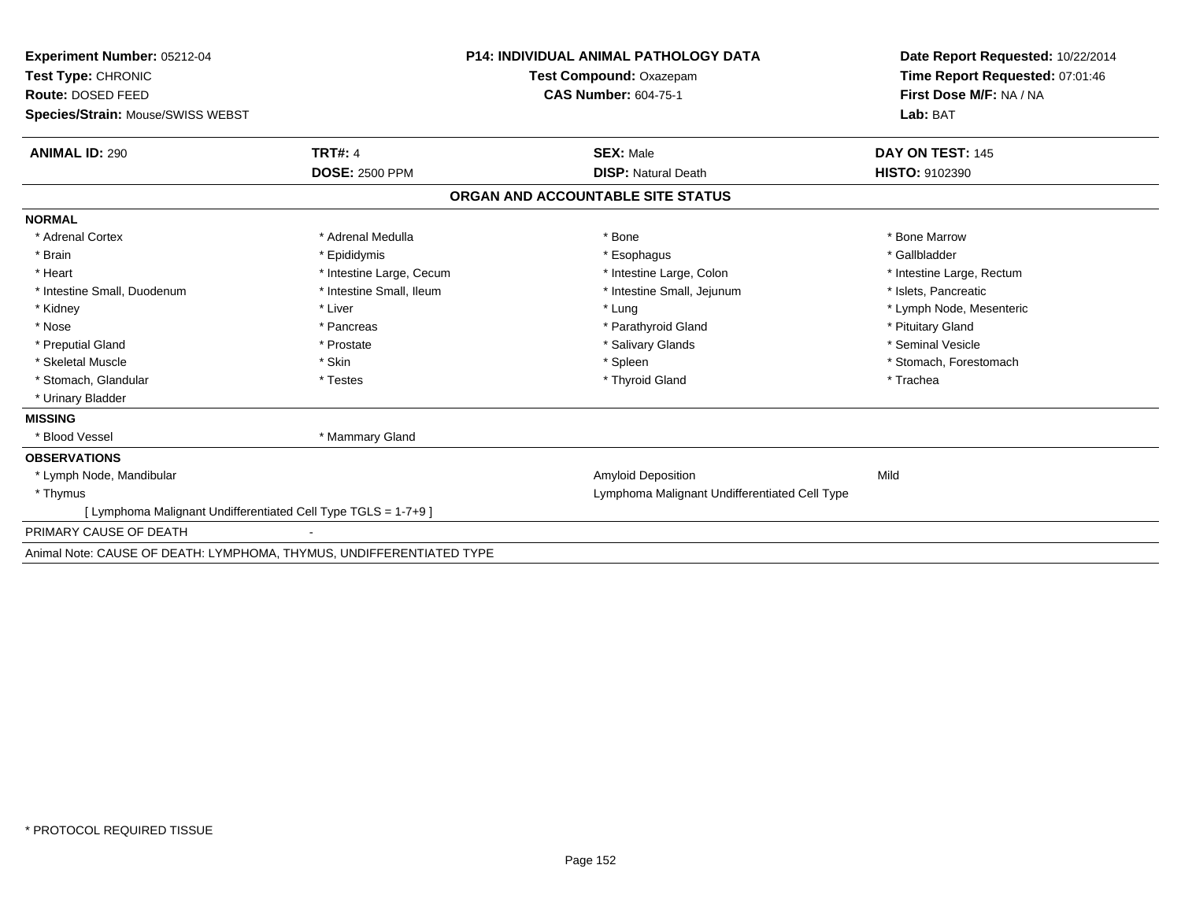**Experiment Number:** 05212-04
**Test Type:** CHRONIC
**Route:** DOSED FEED
**Species/Strain:** Mouse/SWISS WEBST

**P14: INDIVIDUAL ANIMAL PATHOLOGY DATA**
**Test Compound:** Oxazepam
**CAS Number:** 604-75-1

**Date Report Requested:** 10/22/2014
**Time Report Requested:** 07:01:46
**First Dose M/F:** NA / NA
**Lab:** BAT

| **ANIMAL ID:** 290 | **TRT#:** 4 | **SEX:** Male | **DAY ON TEST:** 145 |
|---|---|---|---|
| | **DOSE:** 2500 PPM | **DISP:** Natural Death | **HISTO:** 9102390 |

## ORGAN AND ACCOUNTABLE SITE STATUS

**NORMAL**

| | | | |
|---|---|---|---|
| * Adrenal Cortex | * Adrenal Medulla | * Bone | * Bone Marrow |
| * Brain | * Epididymis | * Esophagus | * Gallbladder |
| * Heart | * Intestine Large, Cecum | * Intestine Large, Colon | * Intestine Large, Rectum |
| * Intestine Small, Duodenum | * Intestine Small, Ileum | * Intestine Small, Jejunum | * Islets, Pancreatic |
| * Kidney | * Liver | * Lung | * Lymph Node, Mesenteric |
| * Nose | * Pancreas | * Parathyroid Gland | * Pituitary Gland |
| * Preputial Gland | * Prostate | * Salivary Glands | * Seminal Vesicle |
| * Skeletal Muscle | * Skin | * Spleen | * Stomach, Forestomach |
| * Stomach, Glandular | * Testes | * Thyroid Gland | * Trachea |
| * Urinary Bladder | | | |

**MISSING**

| | |
|---|---|
| * Blood Vessel | * Mammary Gland |

**OBSERVATIONS**

| | | |
|---|---|---|
| * Lymph Node, Mandibular | Amyloid Deposition | Mild |
| * Thymus | Lymphoma Malignant Undifferentiated Cell Type | |
| [ Lymphoma Malignant Undifferentiated Cell Type TGLS = 1-7+9 ] | | |

PRIMARY CAUSE OF DEATH -

Animal Note: CAUSE OF DEATH: LYMPHOMA, THYMUS, UNDIFFERENTIATED TYPE

* PROTOCOL REQUIRED TISSUE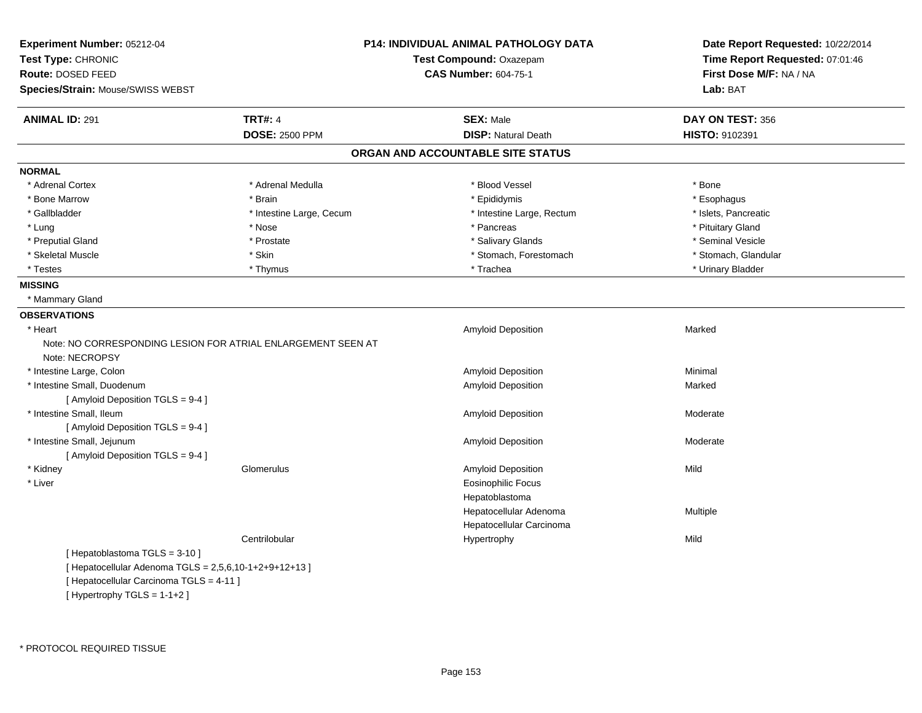**Experiment Number:** 05212-04
**Test Type:** CHRONIC
**Route:** DOSED FEED
**Species/Strain:** Mouse/SWISS WEBST

**P14: INDIVIDUAL ANIMAL PATHOLOGY DATA**
**Test Compound:** Oxazepam
**CAS Number:** 604-75-1

**Date Report Requested:** 10/22/2014
**Time Report Requested:** 07:01:46
**First Dose M/F:** NA / NA
**Lab:** BAT

| **ANIMAL ID:** 291 | **TRT#:** 4 | **SEX:** Male | **DAY ON TEST:** 356 |
|---|---|---|---|
| | **DOSE:** 2500 PPM | **DISP:** Natural Death | **HISTO:** 9102391 |

## ORGAN AND ACCOUNTABLE SITE STATUS

**NORMAL**

| | | | |
|---|---|---|---|
| * Adrenal Cortex | * Adrenal Medulla | * Blood Vessel | * Bone |
| * Bone Marrow | * Brain | * Epididymis | * Esophagus |
| * Gallbladder | * Intestine Large, Cecum | * Intestine Large, Rectum | * Islets, Pancreatic |
| * Lung | * Nose | * Pancreas | * Pituitary Gland |
| * Preputial Gland | * Prostate | * Salivary Glands | * Seminal Vesicle |
| * Skeletal Muscle | * Skin | * Stomach, Forestomach | * Stomach, Glandular |
| * Testes | * Thymus | * Trachea | * Urinary Bladder |

**MISSING**

* Mammary Gland

**OBSERVATIONS**

| Organ | Site | Observation | Severity |
|---|---|---|---|
| * Heart | | Amyloid Deposition | Marked |
| Note: NO CORRESPONDING LESION FOR ATRIAL ENLARGEMENT SEEN AT | | | |
| Note: NECROPSY | | | |
| * Intestine Large, Colon | | Amyloid Deposition | Minimal |
| * Intestine Small, Duodenum | | Amyloid Deposition | Marked |
| [ Amyloid Deposition TGLS = 9-4 ] | | | |
| * Intestine Small, Ileum | | Amyloid Deposition | Moderate |
| [ Amyloid Deposition TGLS = 9-4 ] | | | |
| * Intestine Small, Jejunum | | Amyloid Deposition | Moderate |
| [ Amyloid Deposition TGLS = 9-4 ] | | | |
| * Kidney | Glomerulus | Amyloid Deposition | Mild |
| * Liver | | Eosinophilic Focus | |
| | | Hepatoblastoma | |
| | | Hepatocellular Adenoma | Multiple |
| | | Hepatocellular Carcinoma | |
| | Centrilobular | Hypertrophy | Mild |
| [ Hepatoblastoma TGLS = 3-10 ] | | | |
| [ Hepatocellular Adenoma TGLS = 2,5,6,10-1+2+9+12+13 ] | | | |
| [ Hepatocellular Carcinoma TGLS = 4-11 ] | | | |
| [ Hypertrophy TGLS = 1-1+2 ] | | | |

* PROTOCOL REQUIRED TISSUE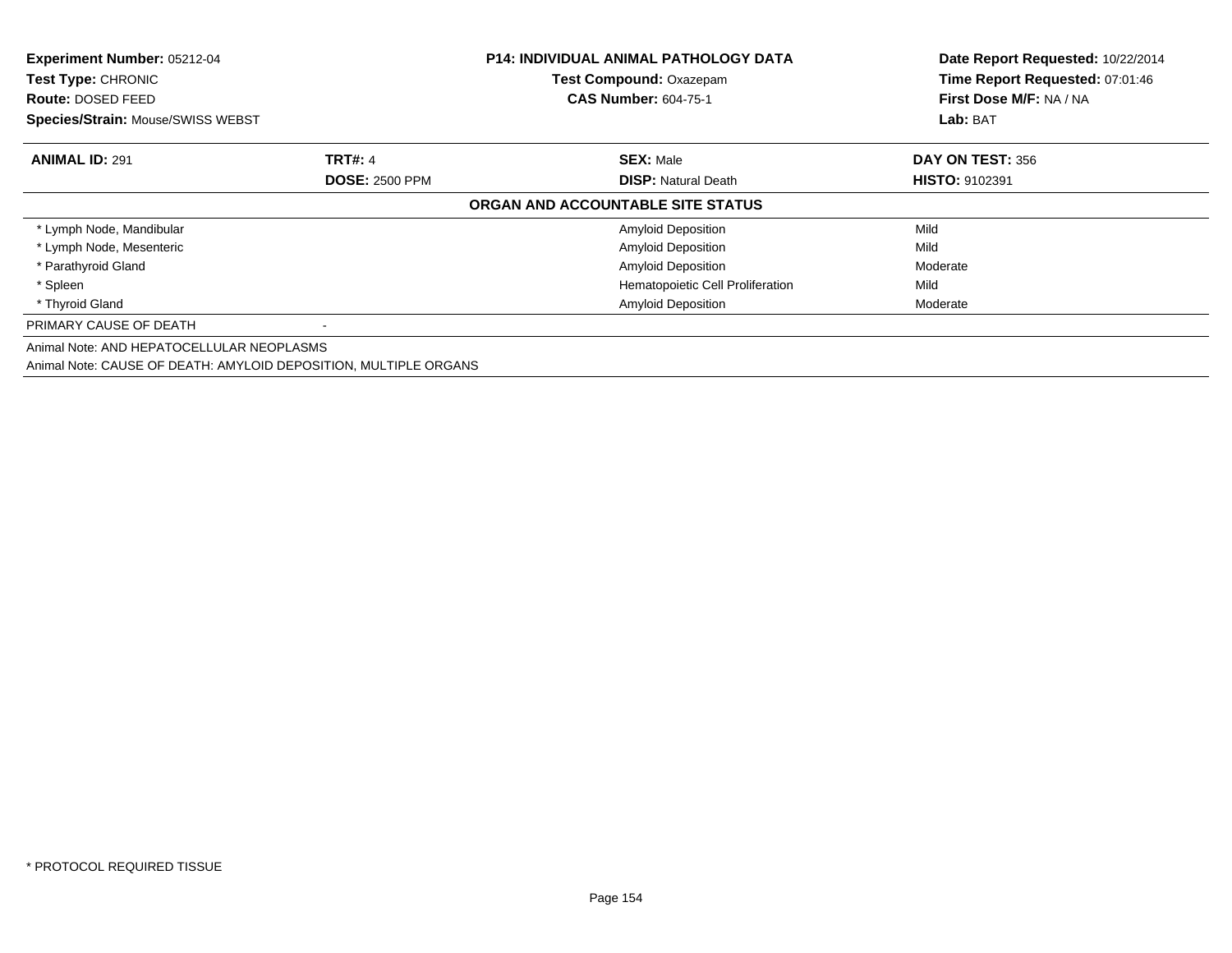| **Experiment Number:** 05212-04 | **P14: INDIVIDUAL ANIMAL PATHOLOGY DATA** | **Date Report Requested:** 10/22/2014 |
|---|---|---|
| **Test Type:** CHRONIC | **Test Compound:** Oxazepam | **Time Report Requested:** 07:01:46 |
| **Route:** DOSED FEED | **CAS Number:** 604-75-1 | **First Dose M/F:** NA / NA |
| **Species/Strain:** Mouse/SWISS WEBST | | **Lab:** BAT |

| **ANIMAL ID:** 291 | **TRT#:** 4 | **SEX:** Male | **DAY ON TEST:** 356 |
|---|---|---|---|
| | **DOSE:** 2500 PPM | **DISP:** Natural Death | **HISTO:** 9102391 |

**ORGAN AND ACCOUNTABLE SITE STATUS**

| | | | |
|---|---|---|---|
| * Lymph Node, Mandibular | | Amyloid Deposition | Mild |
| * Lymph Node, Mesenteric | | Amyloid Deposition | Mild |
| * Parathyroid Gland | | Amyloid Deposition | Moderate |
| * Spleen | | Hematopoietic Cell Proliferation | Mild |
| * Thyroid Gland | | Amyloid Deposition | Moderate |
| PRIMARY CAUSE OF DEATH | - | | |

Animal Note: AND HEPATOCELLULAR NEOPLASMS

Animal Note: CAUSE OF DEATH: AMYLOID DEPOSITION, MULTIPLE ORGANS

* PROTOCOL REQUIRED TISSUE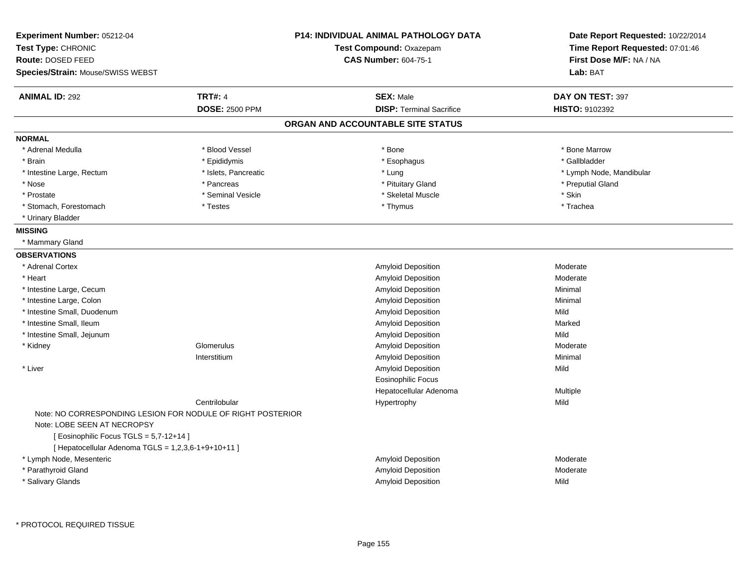**Experiment Number:** 05212-04
**Test Type:** CHRONIC
**Route:** DOSED FEED
**Species/Strain:** Mouse/SWISS WEBST

**P14: INDIVIDUAL ANIMAL PATHOLOGY DATA**
**Test Compound:** Oxazepam
**CAS Number:** 604-75-1

**Date Report Requested:** 10/22/2014
**Time Report Requested:** 07:01:46
**First Dose M/F:** NA / NA
**Lab:** BAT

| **ANIMAL ID:** 292 | **TRT#:** 4 | **SEX:** Male | **DAY ON TEST:** 397 |
|---|---|---|---|
| | **DOSE:** 2500 PPM | **DISP:** Terminal Sacrifice | **HISTO:** 9102392 |

## ORGAN AND ACCOUNTABLE SITE STATUS

**NORMAL**

| | | | |
|---|---|---|---|
| * Adrenal Medulla | * Blood Vessel | * Bone | * Bone Marrow |
| * Brain | * Epididymis | * Esophagus | * Gallbladder |
| * Intestine Large, Rectum | * Islets, Pancreatic | * Lung | * Lymph Node, Mandibular |
| * Nose | * Pancreas | * Pituitary Gland | * Preputial Gland |
| * Prostate | * Seminal Vesicle | * Skeletal Muscle | * Skin |
| * Stomach, Forestomach | * Testes | * Thymus | * Trachea |
| * Urinary Bladder | | | |

**MISSING**

* Mammary Gland

**OBSERVATIONS**

| | | | |
|---|---|---|---|
| * Adrenal Cortex | | Amyloid Deposition | Moderate |
| * Heart | | Amyloid Deposition | Moderate |
| * Intestine Large, Cecum | | Amyloid Deposition | Minimal |
| * Intestine Large, Colon | | Amyloid Deposition | Minimal |
| * Intestine Small, Duodenum | | Amyloid Deposition | Mild |
| * Intestine Small, Ileum | | Amyloid Deposition | Marked |
| * Intestine Small, Jejunum | | Amyloid Deposition | Mild |
| * Kidney | Glomerulus | Amyloid Deposition | Moderate |
| | Interstitium | Amyloid Deposition | Minimal |
| * Liver | | Amyloid Deposition | Mild |
| | | Eosinophilic Focus | |
| | | Hepatocellular Adenoma | Multiple |
| | Centrilobular | Hypertrophy | Mild |

Note: NO CORRESPONDING LESION FOR NODULE OF RIGHT POSTERIOR
Note: LOBE SEEN AT NECROPSY
[ Eosinophilic Focus TGLS = 5,7-12+14 ]
[ Hepatocellular Adenoma TGLS = 1,2,3,6-1+9+10+11 ]

| | | | |
|---|---|---|---|
| * Lymph Node, Mesenteric | | Amyloid Deposition | Moderate |
| * Parathyroid Gland | | Amyloid Deposition | Moderate |
| * Salivary Glands | | Amyloid Deposition | Mild |

* PROTOCOL REQUIRED TISSUE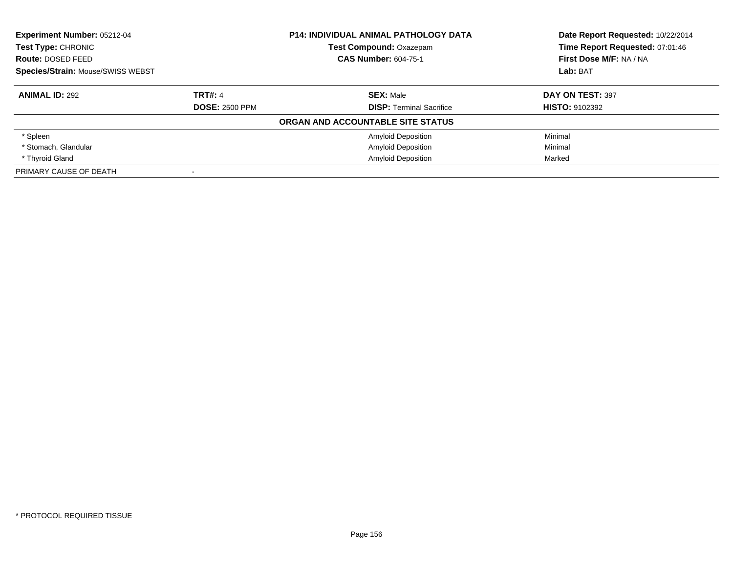**Experiment Number:** 05212-04
**Test Type:** CHRONIC
**Route:** DOSED FEED
**Species/Strain:** Mouse/SWISS WEBST

**P14: INDIVIDUAL ANIMAL PATHOLOGY DATA**
**Test Compound:** Oxazepam
**CAS Number:** 604-75-1

**Date Report Requested:** 10/22/2014
**Time Report Requested:** 07:01:46
**First Dose M/F:** NA / NA
**Lab:** BAT

| **ANIMAL ID:** 292 | **TRT#:** 4 | **SEX:** Male | **DAY ON TEST:** 397 |
|---|---|---|---|
| | **DOSE:** 2500 PPM | **DISP:** Terminal Sacrifice | **HISTO:** 9102392 |

**ORGAN AND ACCOUNTABLE SITE STATUS**

| | | | |
|---|---|---|---|
| * Spleen | | Amyloid Deposition | Minimal |
| * Stomach, Glandular | | Amyloid Deposition | Minimal |
| * Thyroid Gland | | Amyloid Deposition | Marked |
| PRIMARY CAUSE OF DEATH | - | | |

* PROTOCOL REQUIRED TISSUE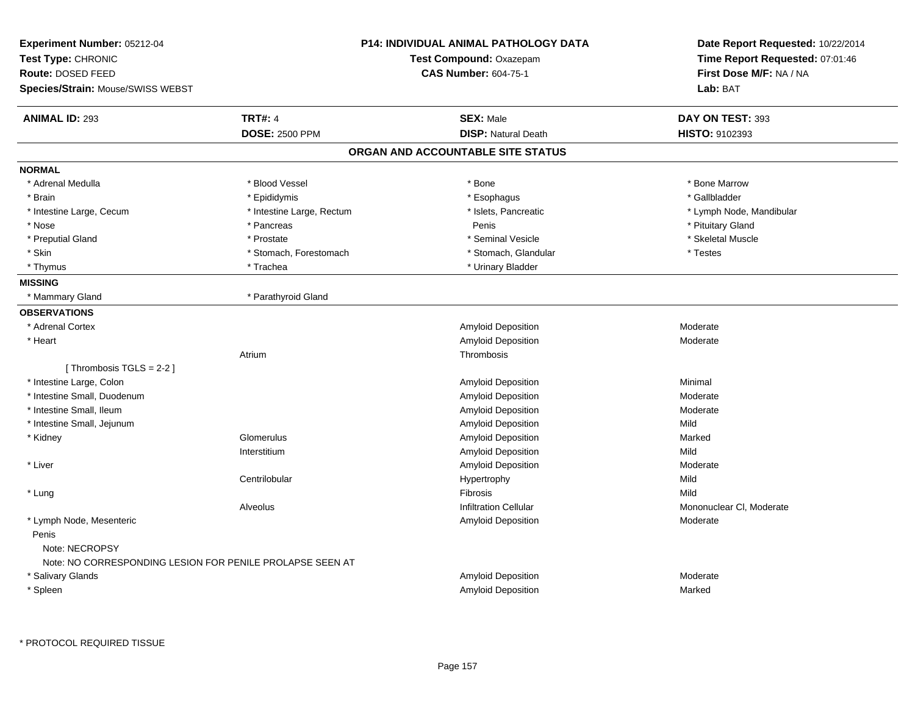**Experiment Number:** 05212-04
**Test Type:** CHRONIC
**Route:** DOSED FEED
**Species/Strain:** Mouse/SWISS WEBST

**P14: INDIVIDUAL ANIMAL PATHOLOGY DATA**
**Test Compound:** Oxazepam
**CAS Number:** 604-75-1

**Date Report Requested:** 10/22/2014
**Time Report Requested:** 07:01:46
**First Dose M/F:** NA / NA
**Lab:** BAT

| **ANIMAL ID:** 293 | **TRT#:** 4 | **SEX:** Male | **DAY ON TEST:** 393 |
|---|---|---|---|
| | **DOSE:** 2500 PPM | **DISP:** Natural Death | **HISTO:** 9102393 |

## ORGAN AND ACCOUNTABLE SITE STATUS

**NORMAL**

| | | | |
|---|---|---|---|
| * Adrenal Medulla | * Blood Vessel | * Bone | * Bone Marrow |
| * Brain | * Epididymis | * Esophagus | * Gallbladder |
| * Intestine Large, Cecum | * Intestine Large, Rectum | * Islets, Pancreatic | * Lymph Node, Mandibular |
| * Nose | * Pancreas | Penis | * Pituitary Gland |
| * Preputial Gland | * Prostate | * Seminal Vesicle | * Skeletal Muscle |
| * Skin | * Stomach, Forestomach | * Stomach, Glandular | * Testes |
| * Thymus | * Trachea | * Urinary Bladder | |

**MISSING**

| | |
|---|---|
| * Mammary Gland | * Parathyroid Gland |

**OBSERVATIONS**

| Organ | Site | Observation | Severity |
|---|---|---|---|
| * Adrenal Cortex | | Amyloid Deposition | Moderate |
| * Heart | | Amyloid Deposition | Moderate |
| | Atrium | Thrombosis | |
| [ Thrombosis TGLS = 2-2 ] | | | |
| * Intestine Large, Colon | | Amyloid Deposition | Minimal |
| * Intestine Small, Duodenum | | Amyloid Deposition | Moderate |
| * Intestine Small, Ileum | | Amyloid Deposition | Moderate |
| * Intestine Small, Jejunum | | Amyloid Deposition | Mild |
| * Kidney | Glomerulus | Amyloid Deposition | Marked |
| | Interstitium | Amyloid Deposition | Mild |
| * Liver | | Amyloid Deposition | Moderate |
| | Centrilobular | Hypertrophy | Mild |
| * Lung | | Fibrosis | Mild |
| | Alveolus | Infiltration Cellular | Mononuclear Cl, Moderate |
| * Lymph Node, Mesenteric | | Amyloid Deposition | Moderate |
| Penis | | | |
| Note: NECROPSY | | | |
| Note: NO CORRESPONDING LESION FOR PENILE PROLAPSE SEEN AT | | | |
| * Salivary Glands | | Amyloid Deposition | Moderate |
| * Spleen | | Amyloid Deposition | Marked |

* PROTOCOL REQUIRED TISSUE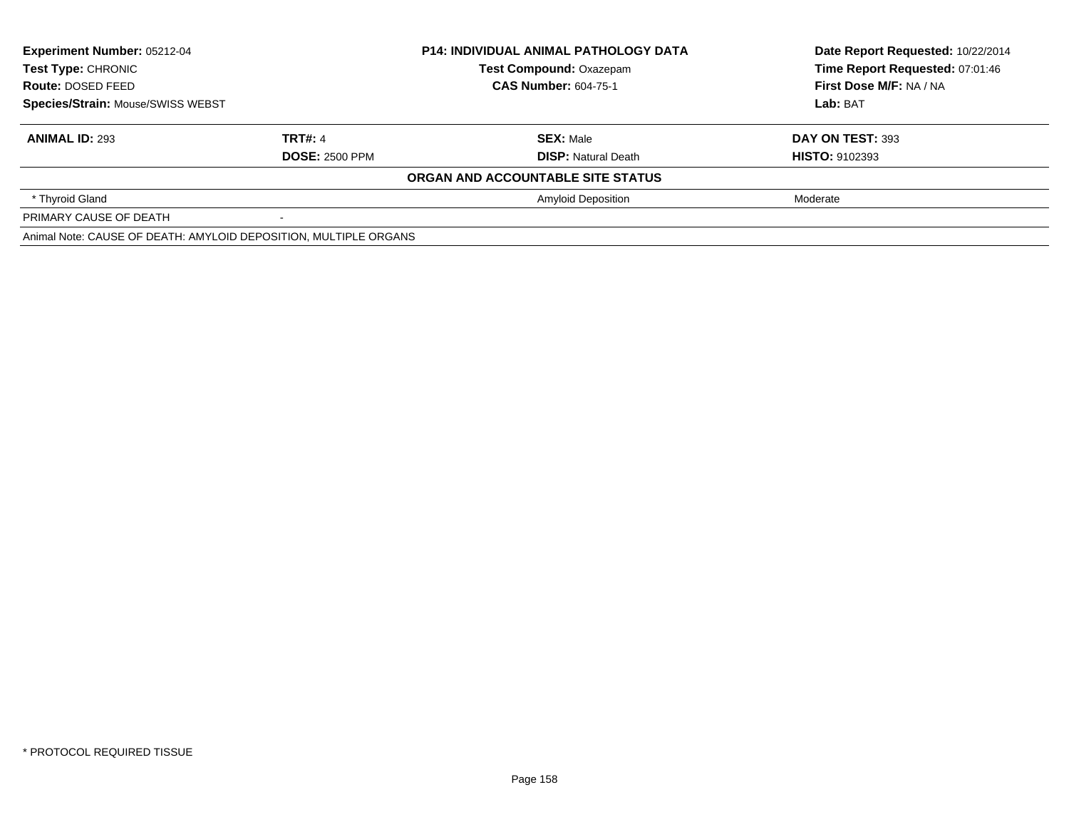**Experiment Number:** 05212-04
**Test Type:** CHRONIC
**Route:** DOSED FEED
**Species/Strain:** Mouse/SWISS WEBST

**P14: INDIVIDUAL ANIMAL PATHOLOGY DATA**
**Test Compound:** Oxazepam
**CAS Number:** 604-75-1

**Date Report Requested:** 10/22/2014
**Time Report Requested:** 07:01:46
**First Dose M/F:** NA / NA
**Lab:** BAT

| **ANIMAL ID:** 293 | **TRT#:** 4 | **SEX:** Male | **DAY ON TEST:** 393 |
|---|---|---|---|
| | **DOSE:** 2500 PPM | **DISP:** Natural Death | **HISTO:** 9102393 |
| | | **ORGAN AND ACCOUNTABLE SITE STATUS** | |
| * Thyroid Gland | | Amyloid Deposition | Moderate |
| PRIMARY CAUSE OF DEATH | - | | |
| Animal Note: CAUSE OF DEATH: AMYLOID DEPOSITION, MULTIPLE ORGANS | | | |

* PROTOCOL REQUIRED TISSUE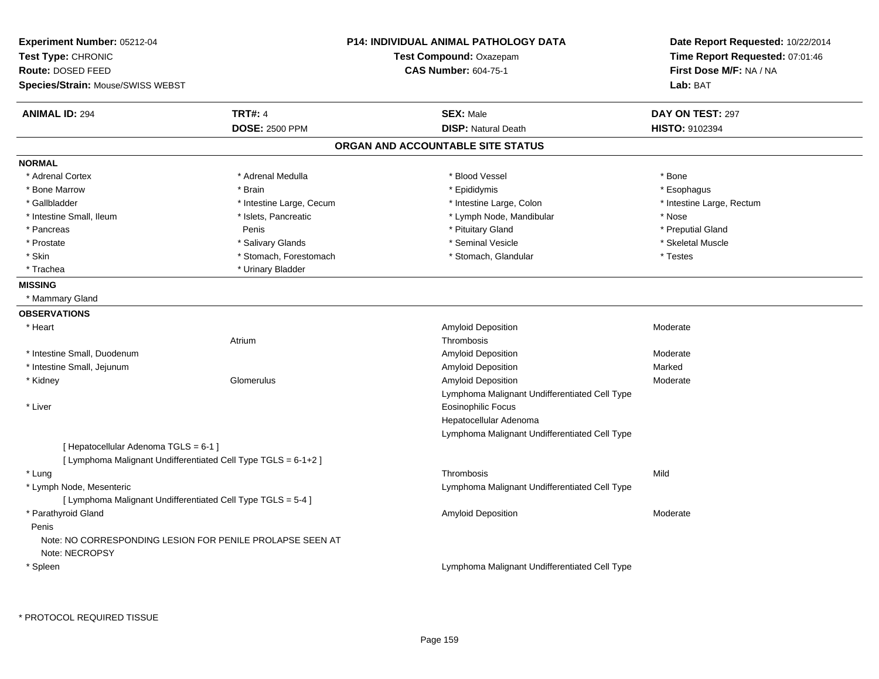**Experiment Number:** 05212-04
**Test Type:** CHRONIC
**Route:** DOSED FEED
**Species/Strain:** Mouse/SWISS WEBST

**P14: INDIVIDUAL ANIMAL PATHOLOGY DATA**
**Test Compound:** Oxazepam
**CAS Number:** 604-75-1

**Date Report Requested:** 10/22/2014
**Time Report Requested:** 07:01:46
**First Dose M/F:** NA / NA
**Lab:** BAT

| **ANIMAL ID:** 294 | **TRT#:** 4 | **SEX:** Male | **DAY ON TEST:** 297 |
|---|---|---|---|
| | **DOSE:** 2500 PPM | **DISP:** Natural Death | **HISTO:** 9102394 |

## ORGAN AND ACCOUNTABLE SITE STATUS

**NORMAL**

| | | | |
|---|---|---|---|
| * Adrenal Cortex | * Adrenal Medulla | * Blood Vessel | * Bone |
| * Bone Marrow | * Brain | * Epididymis | * Esophagus |
| * Gallbladder | * Intestine Large, Cecum | * Intestine Large, Colon | * Intestine Large, Rectum |
| * Intestine Small, Ileum | * Islets, Pancreatic | * Lymph Node, Mandibular | * Nose |
| * Pancreas | Penis | * Pituitary Gland | * Preputial Gland |
| * Prostate | * Salivary Glands | * Seminal Vesicle | * Skeletal Muscle |
| * Skin | * Stomach, Forestomach | * Stomach, Glandular | * Testes |
| * Trachea | * Urinary Bladder | | |

**MISSING**

* Mammary Gland

**OBSERVATIONS**

| Organ | Site | Observation | Severity |
|---|---|---|---|
| * Heart | | Amyloid Deposition | Moderate |
| | Atrium | Thrombosis | |
| * Intestine Small, Duodenum | | Amyloid Deposition | Moderate |
| * Intestine Small, Jejunum | | Amyloid Deposition | Marked |
| * Kidney | Glomerulus | Amyloid Deposition | Moderate |
| | | Lymphoma Malignant Undifferentiated Cell Type | |
| * Liver | | Eosinophilic Focus | |
| | | Hepatocellular Adenoma | |
| | | Lymphoma Malignant Undifferentiated Cell Type | |

[ Hepatocellular Adenoma TGLS = 6-1 ]
[ Lymphoma Malignant Undifferentiated Cell Type TGLS = 6-1+2 ]

| Organ | Site | Observation | Severity |
|---|---|---|---|
| * Lung | | Thrombosis | Mild |
| * Lymph Node, Mesenteric | | Lymphoma Malignant Undifferentiated Cell Type | |

[ Lymphoma Malignant Undifferentiated Cell Type TGLS = 5-4 ]

| Organ | Site | Observation | Severity |
|---|---|---|---|
| * Parathyroid Gland | | Amyloid Deposition | Moderate |

Penis
Note: NO CORRESPONDING LESION FOR PENILE PROLAPSE SEEN AT
Note: NECROPSY

| Organ | Site | Observation | Severity |
|---|---|---|---|
| * Spleen | | Lymphoma Malignant Undifferentiated Cell Type | |

* PROTOCOL REQUIRED TISSUE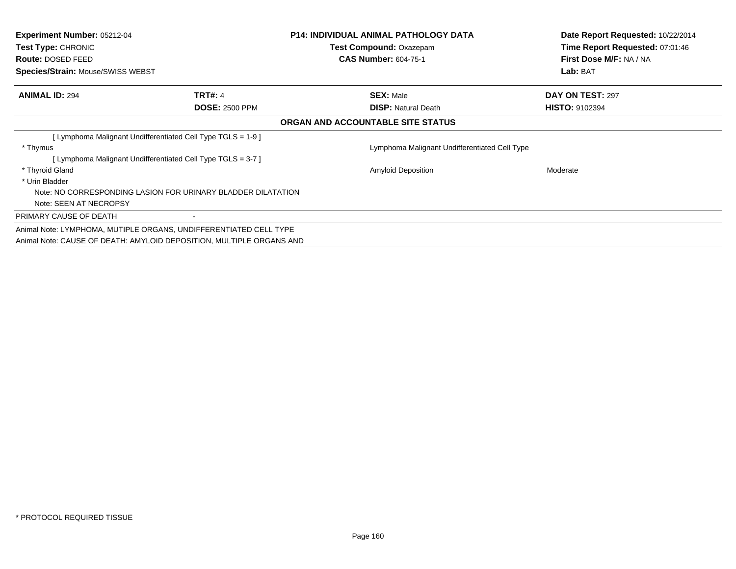**Experiment Number:** 05212-04
**Test Type:** CHRONIC
**Route:** DOSED FEED
**Species/Strain:** Mouse/SWISS WEBST

**P14: INDIVIDUAL ANIMAL PATHOLOGY DATA**
**Test Compound:** Oxazepam
**CAS Number:** 604-75-1

**Date Report Requested:** 10/22/2014
**Time Report Requested:** 07:01:46
**First Dose M/F:** NA / NA
**Lab:** BAT

| **ANIMAL ID:** 294 | **TRT#:** 4 | **SEX:** Male | **DAY ON TEST:** 297 |
|---|---|---|---|
| | **DOSE:** 2500 PPM | **DISP:** Natural Death | **HISTO:** 9102394 |

**ORGAN AND ACCOUNTABLE SITE STATUS**

| | | |
|---|---|---|
| [ Lymphoma Malignant Undifferentiated Cell Type TGLS = 1-9 ] | | |
| * Thymus | Lymphoma Malignant Undifferentiated Cell Type | |
| [ Lymphoma Malignant Undifferentiated Cell Type TGLS = 3-7 ] | | |
| * Thyroid Gland | Amyloid Deposition | Moderate |
| * Urin Bladder | | |
| Note: NO CORRESPONDING LASION FOR URINARY BLADDER DILATATION | | |
| Note: SEEN AT NECROPSY | | |

PRIMARY CAUSE OF DEATH -

Animal Note: LYMPHOMA, MUTIPLE ORGANS, UNDIFFERENTIATED CELL TYPE
Animal Note: CAUSE OF DEATH: AMYLOID DEPOSITION, MULTIPLE ORGANS AND

\* PROTOCOL REQUIRED TISSUE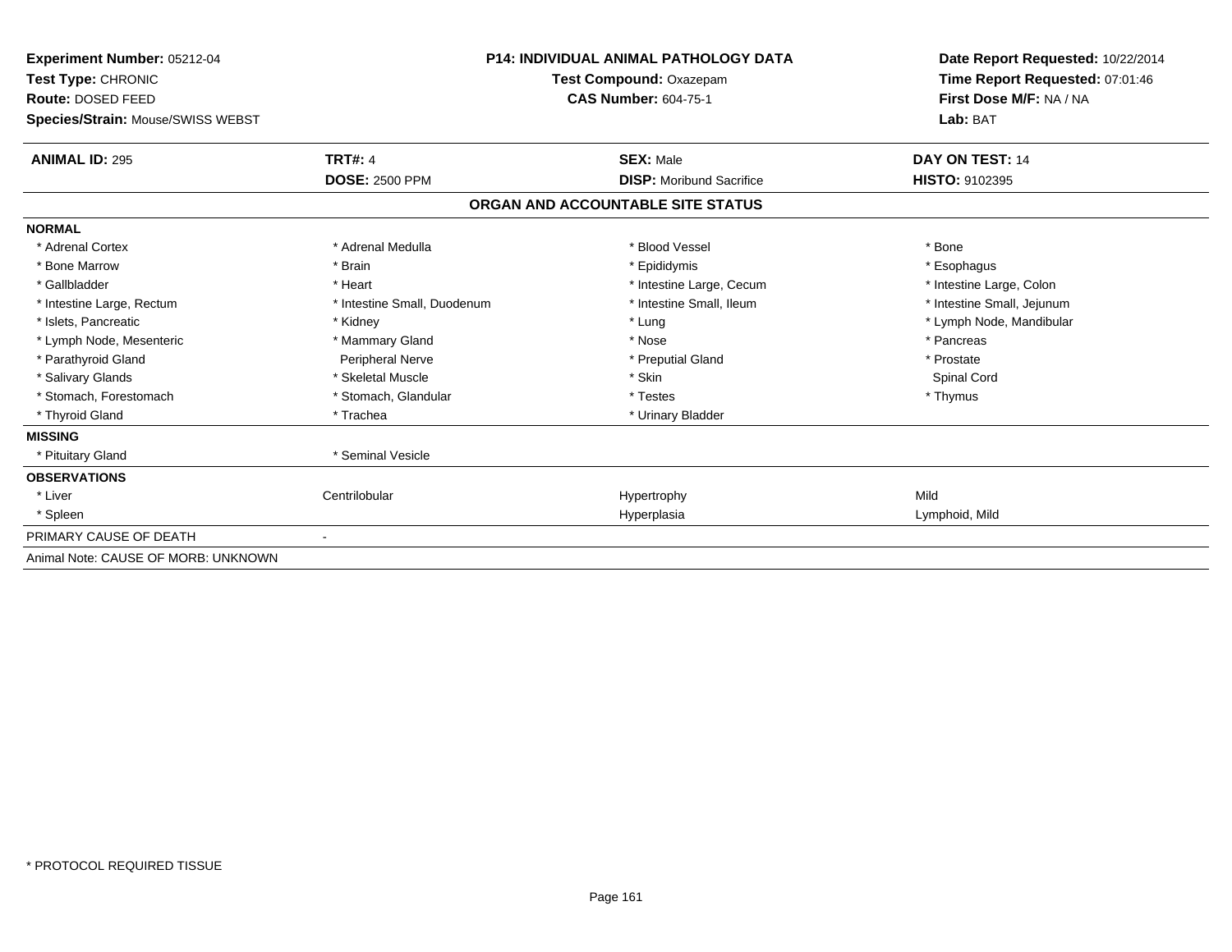**Experiment Number:** 05212-04
**Test Type:** CHRONIC
**Route:** DOSED FEED
**Species/Strain:** Mouse/SWISS WEBST

**P14: INDIVIDUAL ANIMAL PATHOLOGY DATA**
**Test Compound:** Oxazepam
**CAS Number:** 604-75-1

**Date Report Requested:** 10/22/2014
**Time Report Requested:** 07:01:46
**First Dose M/F:** NA / NA
**Lab:** BAT

| **ANIMAL ID:** 295 | **TRT#:** 4 | **SEX:** Male | **DAY ON TEST:** 14 |
|---|---|---|---|
| | **DOSE:** 2500 PPM | **DISP:** Moribund Sacrifice | **HISTO:** 9102395 |

## ORGAN AND ACCOUNTABLE SITE STATUS

**NORMAL**

| | | | |
|---|---|---|---|
| * Adrenal Cortex | * Adrenal Medulla | * Blood Vessel | * Bone |
| * Bone Marrow | * Brain | * Epididymis | * Esophagus |
| * Gallbladder | * Heart | * Intestine Large, Cecum | * Intestine Large, Colon |
| * Intestine Large, Rectum | * Intestine Small, Duodenum | * Intestine Small, Ileum | * Intestine Small, Jejunum |
| * Islets, Pancreatic | * Kidney | * Lung | * Lymph Node, Mandibular |
| * Lymph Node, Mesenteric | * Mammary Gland | * Nose | * Pancreas |
| * Parathyroid Gland | Peripheral Nerve | * Preputial Gland | * Prostate |
| * Salivary Glands | * Skeletal Muscle | * Skin | Spinal Cord |
| * Stomach, Forestomach | * Stomach, Glandular | * Testes | * Thymus |
| * Thyroid Gland | * Trachea | * Urinary Bladder | |

**MISSING**

| | |
|---|---|
| * Pituitary Gland | * Seminal Vesicle |

**OBSERVATIONS**

| | | | |
|---|---|---|---|
| * Liver | Centrilobular | Hypertrophy | Mild |
| * Spleen | | Hyperplasia | Lymphoid, Mild |

PRIMARY CAUSE OF DEATH -

Animal Note: CAUSE OF MORB: UNKNOWN

\* PROTOCOL REQUIRED TISSUE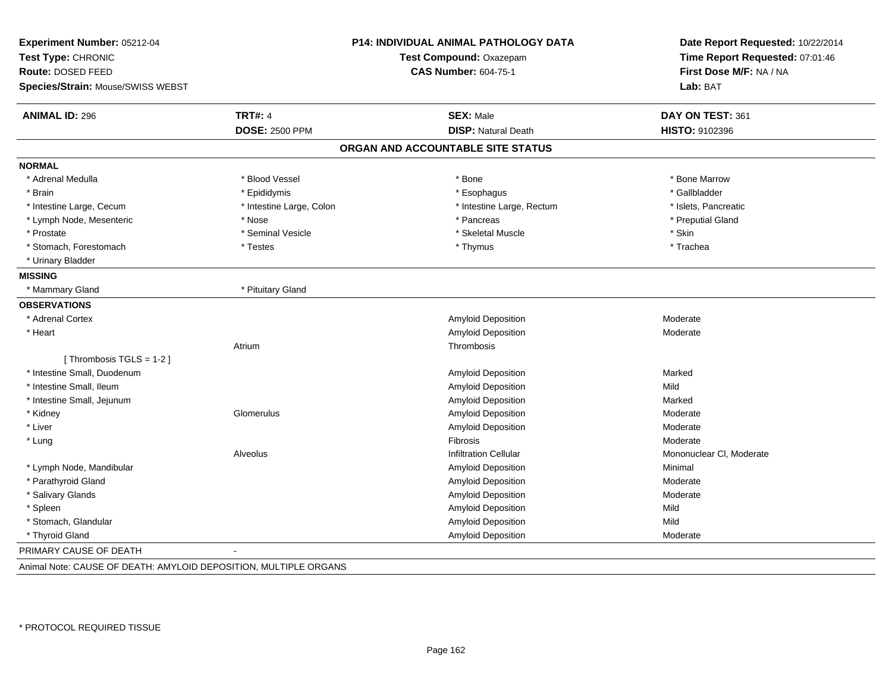**Experiment Number:** 05212-04
**Test Type:** CHRONIC
**Route:** DOSED FEED
**Species/Strain:** Mouse/SWISS WEBST

**P14: INDIVIDUAL ANIMAL PATHOLOGY DATA**
**Test Compound:** Oxazepam
**CAS Number:** 604-75-1

**Date Report Requested:** 10/22/2014
**Time Report Requested:** 07:01:46
**First Dose M/F:** NA / NA
**Lab:** BAT

| **ANIMAL ID:** 296 | **TRT#:** 4 | **SEX:** Male | **DAY ON TEST:** 361 |
|---|---|---|---|
| | **DOSE:** 2500 PPM | **DISP:** Natural Death | **HISTO:** 9102396 |

## ORGAN AND ACCOUNTABLE SITE STATUS

**NORMAL**

| | | | |
|---|---|---|---|
| * Adrenal Medulla | * Blood Vessel | * Bone | * Bone Marrow |
| * Brain | * Epididymis | * Esophagus | * Gallbladder |
| * Intestine Large, Cecum | * Intestine Large, Colon | * Intestine Large, Rectum | * Islets, Pancreatic |
| * Lymph Node, Mesenteric | * Nose | * Pancreas | * Preputial Gland |
| * Prostate | * Seminal Vesicle | * Skeletal Muscle | * Skin |
| * Stomach, Forestomach | * Testes | * Thymus | * Trachea |
| * Urinary Bladder | | | |

**MISSING**

| | |
|---|---|
| * Mammary Gland | * Pituitary Gland |

**OBSERVATIONS**

| Organ | Site | Observation | Severity |
|---|---|---|---|
| * Adrenal Cortex | | Amyloid Deposition | Moderate |
| * Heart | | Amyloid Deposition | Moderate |
| | Atrium | Thrombosis | |
| [ Thrombosis TGLS = 1-2 ] | | | |
| * Intestine Small, Duodenum | | Amyloid Deposition | Marked |
| * Intestine Small, Ileum | | Amyloid Deposition | Mild |
| * Intestine Small, Jejunum | | Amyloid Deposition | Marked |
| * Kidney | Glomerulus | Amyloid Deposition | Moderate |
| * Liver | | Amyloid Deposition | Moderate |
| * Lung | | Fibrosis | Moderate |
| | Alveolus | Infiltration Cellular | Mononuclear Cl, Moderate |
| * Lymph Node, Mandibular | | Amyloid Deposition | Minimal |
| * Parathyroid Gland | | Amyloid Deposition | Moderate |
| * Salivary Glands | | Amyloid Deposition | Moderate |
| * Spleen | | Amyloid Deposition | Mild |
| * Stomach, Glandular | | Amyloid Deposition | Mild |
| * Thyroid Gland | | Amyloid Deposition | Moderate |

PRIMARY CAUSE OF DEATH -

Animal Note: CAUSE OF DEATH: AMYLOID DEPOSITION, MULTIPLE ORGANS

* PROTOCOL REQUIRED TISSUE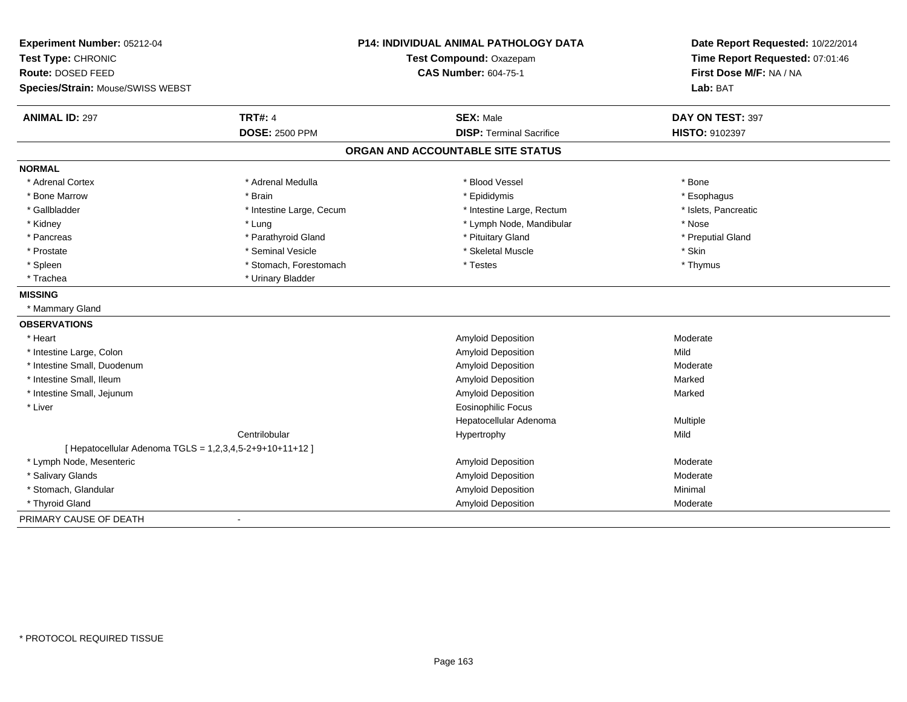**Experiment Number:** 05212-04
**Test Type:** CHRONIC
**Route:** DOSED FEED
**Species/Strain:** Mouse/SWISS WEBST

**P14: INDIVIDUAL ANIMAL PATHOLOGY DATA**
**Test Compound:** Oxazepam
**CAS Number:** 604-75-1

**Date Report Requested:** 10/22/2014
**Time Report Requested:** 07:01:46
**First Dose M/F:** NA / NA
**Lab:** BAT

| **ANIMAL ID:** 297 | **TRT#:** 4 | **SEX:** Male | **DAY ON TEST:** 397 |
|---|---|---|---|
| | **DOSE:** 2500 PPM | **DISP:** Terminal Sacrifice | **HISTO:** 9102397 |

## ORGAN AND ACCOUNTABLE SITE STATUS

**NORMAL**

| | | | |
|---|---|---|---|
| * Adrenal Cortex | * Adrenal Medulla | * Blood Vessel | * Bone |
| * Bone Marrow | * Brain | * Epididymis | * Esophagus |
| * Gallbladder | * Intestine Large, Cecum | * Intestine Large, Rectum | * Islets, Pancreatic |
| * Kidney | * Lung | * Lymph Node, Mandibular | * Nose |
| * Pancreas | * Parathyroid Gland | * Pituitary Gland | * Preputial Gland |
| * Prostate | * Seminal Vesicle | * Skeletal Muscle | * Skin |
| * Spleen | * Stomach, Forestomach | * Testes | * Thymus |
| * Trachea | * Urinary Bladder | | |

**MISSING**

* Mammary Gland

**OBSERVATIONS**

| | | | |
|---|---|---|---|
| * Heart | | Amyloid Deposition | Moderate |
| * Intestine Large, Colon | | Amyloid Deposition | Mild |
| * Intestine Small, Duodenum | | Amyloid Deposition | Moderate |
| * Intestine Small, Ileum | | Amyloid Deposition | Marked |
| * Intestine Small, Jejunum | | Amyloid Deposition | Marked |
| * Liver | | Eosinophilic Focus | |
| | | Hepatocellular Adenoma | Multiple |
| | Centrilobular | Hypertrophy | Mild |
| [ Hepatocellular Adenoma TGLS = 1,2,3,4,5-2+9+10+11+12 ] | | | |
| * Lymph Node, Mesenteric | | Amyloid Deposition | Moderate |
| * Salivary Glands | | Amyloid Deposition | Moderate |
| * Stomach, Glandular | | Amyloid Deposition | Minimal |
| * Thyroid Gland | | Amyloid Deposition | Moderate |

PRIMARY CAUSE OF DEATH -

\* PROTOCOL REQUIRED TISSUE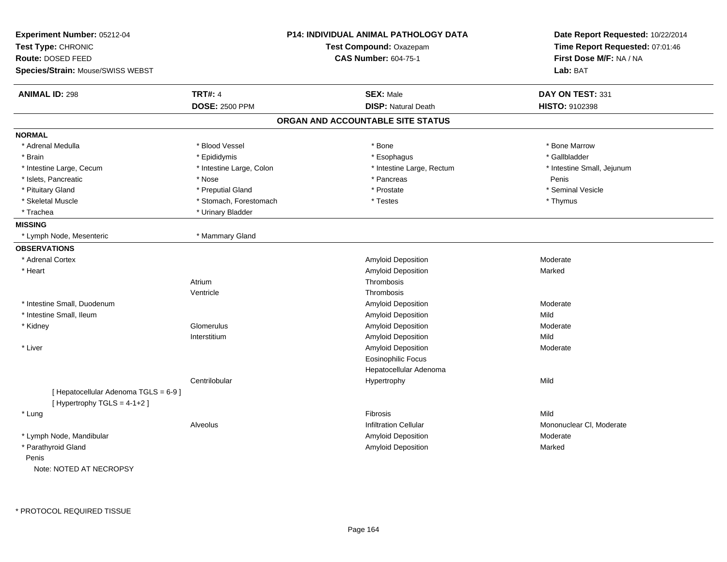**Experiment Number:** 05212-04
**Test Type:** CHRONIC
**Route:** DOSED FEED
**Species/Strain:** Mouse/SWISS WEBST

**P14: INDIVIDUAL ANIMAL PATHOLOGY DATA**
**Test Compound:** Oxazepam
**CAS Number:** 604-75-1

**Date Report Requested:** 10/22/2014
**Time Report Requested:** 07:01:46
**First Dose M/F:** NA / NA
**Lab:** BAT

| **ANIMAL ID:** 298 | **TRT#:** 4 | **SEX:** Male | **DAY ON TEST:** 331 |
|---|---|---|---|
| | **DOSE:** 2500 PPM | **DISP:** Natural Death | **HISTO:** 9102398 |

## ORGAN AND ACCOUNTABLE SITE STATUS

**NORMAL**

| | | | |
|---|---|---|---|
| * Adrenal Medulla | * Blood Vessel | * Bone | * Bone Marrow |
| * Brain | * Epididymis | * Esophagus | * Gallbladder |
| * Intestine Large, Cecum | * Intestine Large, Colon | * Intestine Large, Rectum | * Intestine Small, Jejunum |
| * Islets, Pancreatic | * Nose | * Pancreas | Penis |
| * Pituitary Gland | * Preputial Gland | * Prostate | * Seminal Vesicle |
| * Skeletal Muscle | * Stomach, Forestomach | * Testes | * Thymus |
| * Trachea | * Urinary Bladder | | |

**MISSING**

| | |
|---|---|
| * Lymph Node, Mesenteric | * Mammary Gland |

**OBSERVATIONS**

| Organ | Site | Observation | Severity |
|---|---|---|---|
| * Adrenal Cortex | | Amyloid Deposition | Moderate |
| * Heart | | Amyloid Deposition | Marked |
| | Atrium | Thrombosis | |
| | Ventricle | Thrombosis | |
| * Intestine Small, Duodenum | | Amyloid Deposition | Moderate |
| * Intestine Small, Ileum | | Amyloid Deposition | Mild |
| * Kidney | Glomerulus | Amyloid Deposition | Moderate |
| | Interstitium | Amyloid Deposition | Mild |
| * Liver | | Amyloid Deposition | Moderate |
| | | Eosinophilic Focus | |
| | | Hepatocellular Adenoma | |
| | Centrilobular | Hypertrophy | Mild |
| [ Hepatocellular Adenoma TGLS = 6-9 ] | | | |
| [ Hypertrophy TGLS = 4-1+2 ] | | | |
| * Lung | | Fibrosis | Mild |
| | Alveolus | Infiltration Cellular | Mononuclear Cl, Moderate |
| * Lymph Node, Mandibular | | Amyloid Deposition | Moderate |
| * Parathyroid Gland | | Amyloid Deposition | Marked |
| Penis | | | |
| Note: NOTED AT NECROPSY | | | |

* PROTOCOL REQUIRED TISSUE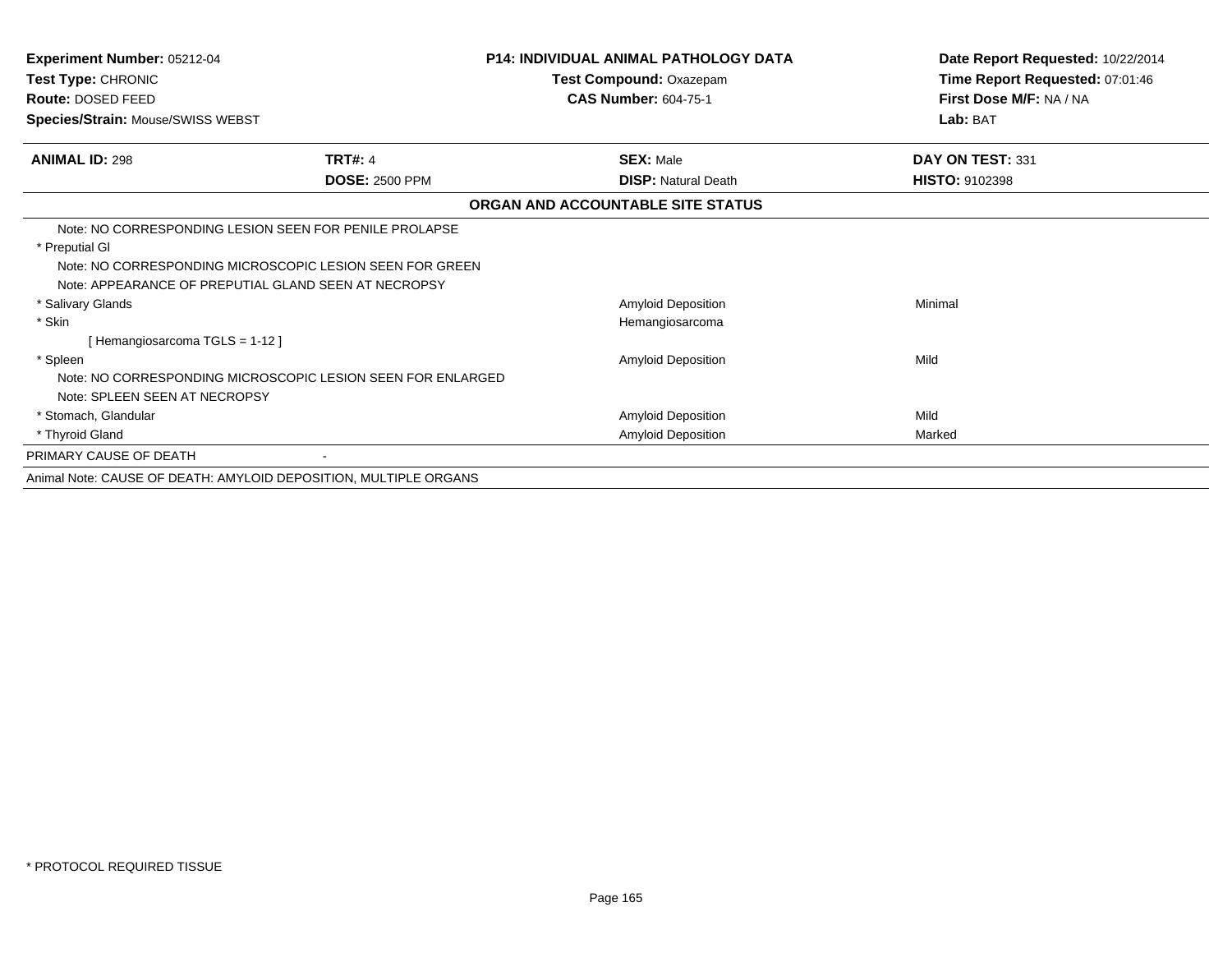**Experiment Number:** 05212-04
**Test Type:** CHRONIC
**Route:** DOSED FEED
**Species/Strain:** Mouse/SWISS WEBST

**P14: INDIVIDUAL ANIMAL PATHOLOGY DATA**
**Test Compound:** Oxazepam
**CAS Number:** 604-75-1

**Date Report Requested:** 10/22/2014
**Time Report Requested:** 07:01:46
**First Dose M/F:** NA / NA
**Lab:** BAT

| **ANIMAL ID:** 298 | **TRT#:** 4 | **SEX:** Male | **DAY ON TEST:** 331 |
|---|---|---|---|
| | **DOSE:** 2500 PPM | **DISP:** Natural Death | **HISTO:** 9102398 |

**ORGAN AND ACCOUNTABLE SITE STATUS**

| | | | |
|---|---|---|---|
| Note: NO CORRESPONDING LESION SEEN FOR PENILE PROLAPSE | | | |
| * Preputial Gl | | | |
| Note: NO CORRESPONDING MICROSCOPIC LESION SEEN FOR GREEN | | | |
| Note: APPEARANCE OF PREPUTIAL GLAND SEEN AT NECROPSY | | | |
| * Salivary Glands | | Amyloid Deposition | Minimal |
| * Skin | | Hemangiosarcoma | |
| [ Hemangiosarcoma TGLS = 1-12 ] | | | |
| * Spleen | | Amyloid Deposition | Mild |
| Note: NO CORRESPONDING MICROSCOPIC LESION SEEN FOR ENLARGED | | | |
| Note: SPLEEN SEEN AT NECROPSY | | | |
| * Stomach, Glandular | | Amyloid Deposition | Mild |
| * Thyroid Gland | | Amyloid Deposition | Marked |
| PRIMARY CAUSE OF DEATH | - | | |
| Animal Note: CAUSE OF DEATH: AMYLOID DEPOSITION, MULTIPLE ORGANS | | | |

* PROTOCOL REQUIRED TISSUE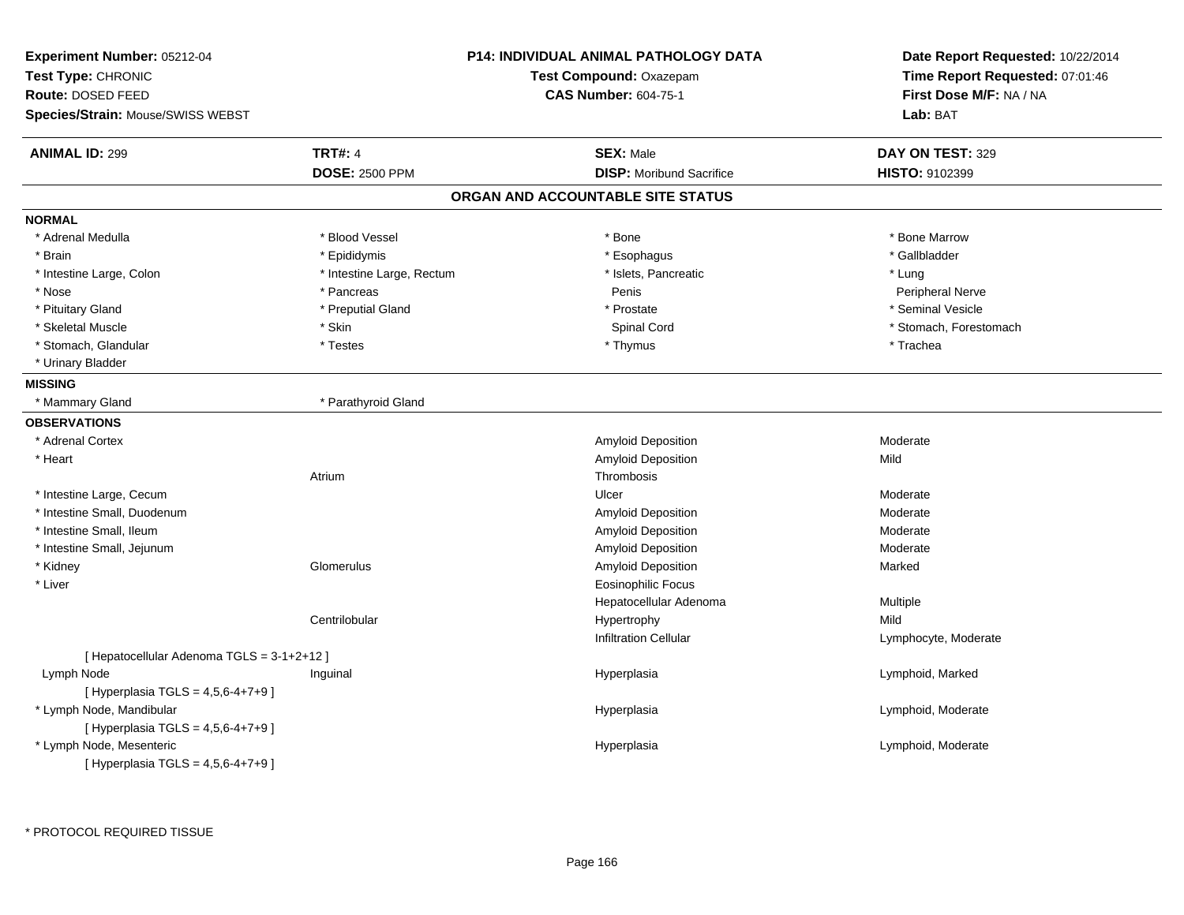**Experiment Number:** 05212-04
**Test Type:** CHRONIC
**Route:** DOSED FEED
**Species/Strain:** Mouse/SWISS WEBST

**P14: INDIVIDUAL ANIMAL PATHOLOGY DATA**
**Test Compound:** Oxazepam
**CAS Number:** 604-75-1

**Date Report Requested:** 10/22/2014
**Time Report Requested:** 07:01:46
**First Dose M/F:** NA / NA
**Lab:** BAT

| **ANIMAL ID:** 299 | **TRT#:** 4 | **SEX:** Male | **DAY ON TEST:** 329 |
|---|---|---|---|
| | **DOSE:** 2500 PPM | **DISP:** Moribund Sacrifice | **HISTO:** 9102399 |

## ORGAN AND ACCOUNTABLE SITE STATUS

**NORMAL**

| | | | |
|---|---|---|---|
| * Adrenal Medulla | * Blood Vessel | * Bone | * Bone Marrow |
| * Brain | * Epididymis | * Esophagus | * Gallbladder |
| * Intestine Large, Colon | * Intestine Large, Rectum | * Islets, Pancreatic | * Lung |
| * Nose | * Pancreas | Penis | Peripheral Nerve |
| * Pituitary Gland | * Preputial Gland | * Prostate | * Seminal Vesicle |
| * Skeletal Muscle | * Skin | Spinal Cord | * Stomach, Forestomach |
| * Stomach, Glandular | * Testes | * Thymus | * Trachea |
| * Urinary Bladder | | | |

**MISSING**

| | |
|---|---|
| * Mammary Gland | * Parathyroid Gland |

**OBSERVATIONS**

| Organ | Site | Observation | Severity |
|---|---|---|---|
| * Adrenal Cortex | | Amyloid Deposition | Moderate |
| * Heart | | Amyloid Deposition | Mild |
| | Atrium | Thrombosis | |
| * Intestine Large, Cecum | | Ulcer | Moderate |
| * Intestine Small, Duodenum | | Amyloid Deposition | Moderate |
| * Intestine Small, Ileum | | Amyloid Deposition | Moderate |
| * Intestine Small, Jejunum | | Amyloid Deposition | Moderate |
| * Kidney | Glomerulus | Amyloid Deposition | Marked |
| * Liver | | Eosinophilic Focus | |
| | | Hepatocellular Adenoma | Multiple |
| | Centrilobular | Hypertrophy | Mild |
| | | Infiltration Cellular | Lymphocyte, Moderate |
| [ Hepatocellular Adenoma TGLS = 3-1+2+12 ] | | | |
| Lymph Node | Inguinal | Hyperplasia | Lymphoid, Marked |
| [ Hyperplasia TGLS = 4,5,6-4+7+9 ] | | | |
| * Lymph Node, Mandibular | | Hyperplasia | Lymphoid, Moderate |
| [ Hyperplasia TGLS = 4,5,6-4+7+9 ] | | | |
| * Lymph Node, Mesenteric | | Hyperplasia | Lymphoid, Moderate |
| [ Hyperplasia TGLS = 4,5,6-4+7+9 ] | | | |

* PROTOCOL REQUIRED TISSUE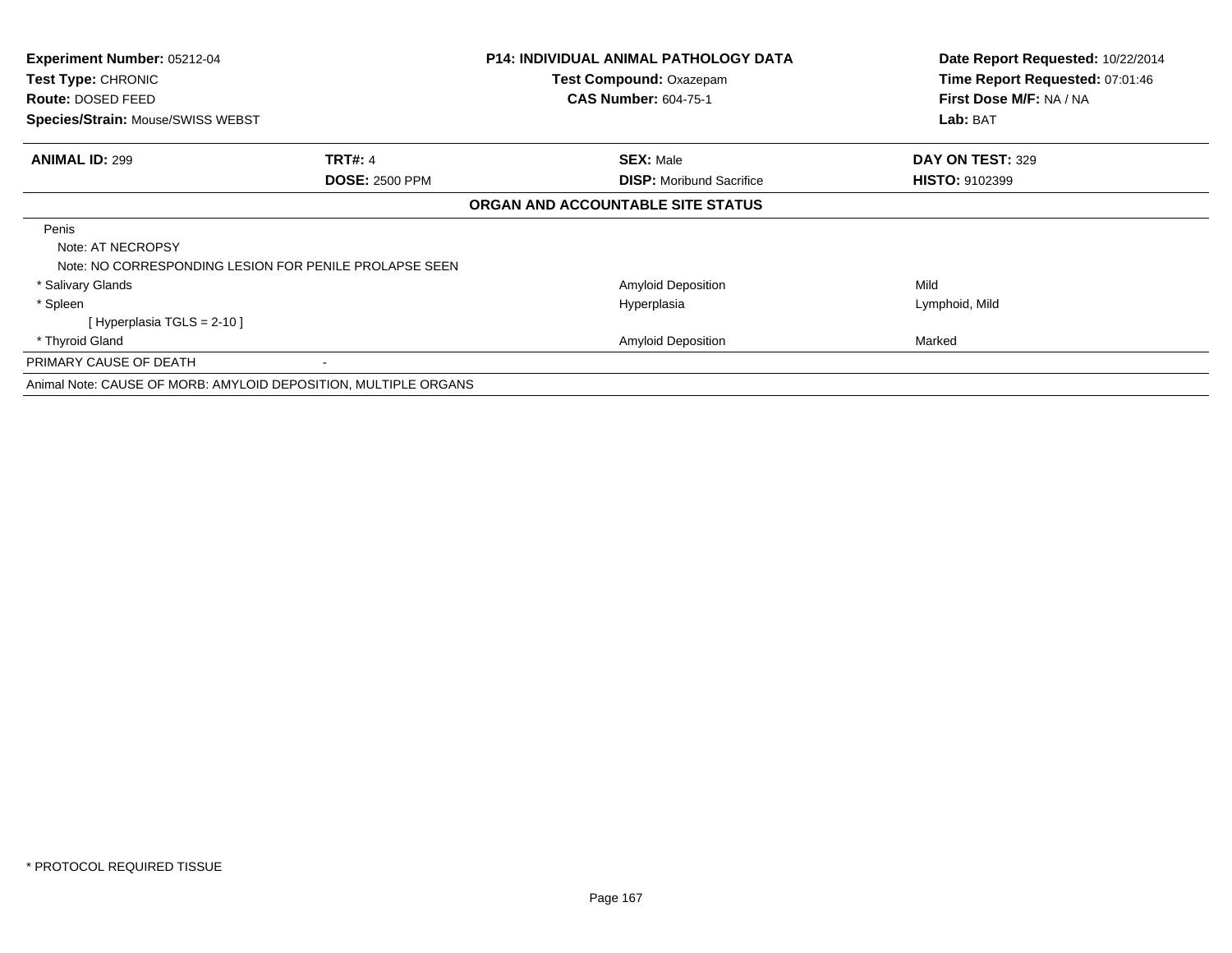**Experiment Number:** 05212-04
**Test Type:** CHRONIC
**Route:** DOSED FEED
**Species/Strain:** Mouse/SWISS WEBST

**P14: INDIVIDUAL ANIMAL PATHOLOGY DATA**
**Test Compound:** Oxazepam
**CAS Number:** 604-75-1

**Date Report Requested:** 10/22/2014
**Time Report Requested:** 07:01:46
**First Dose M/F:** NA / NA
**Lab:** BAT

| **ANIMAL ID:** 299 | **TRT#:** 4 | **SEX:** Male | **DAY ON TEST:** 329 |
|---|---|---|---|
| | **DOSE:** 2500 PPM | **DISP:** Moribund Sacrifice | **HISTO:** 9102399 |

**ORGAN AND ACCOUNTABLE SITE STATUS**

| | | | |
|---|---|---|---|
| Penis | | | |
| Note: AT NECROPSY | | | |
| Note: NO CORRESPONDING LESION FOR PENILE PROLAPSE SEEN | | | |
| * Salivary Glands | | Amyloid Deposition | Mild |
| * Spleen | | Hyperplasia | Lymphoid, Mild |
| [ Hyperplasia TGLS = 2-10 ] | | | |
| * Thyroid Gland | | Amyloid Deposition | Marked |
| PRIMARY CAUSE OF DEATH | - | | |
| Animal Note: CAUSE OF MORB: AMYLOID DEPOSITION, MULTIPLE ORGANS | | | |

* PROTOCOL REQUIRED TISSUE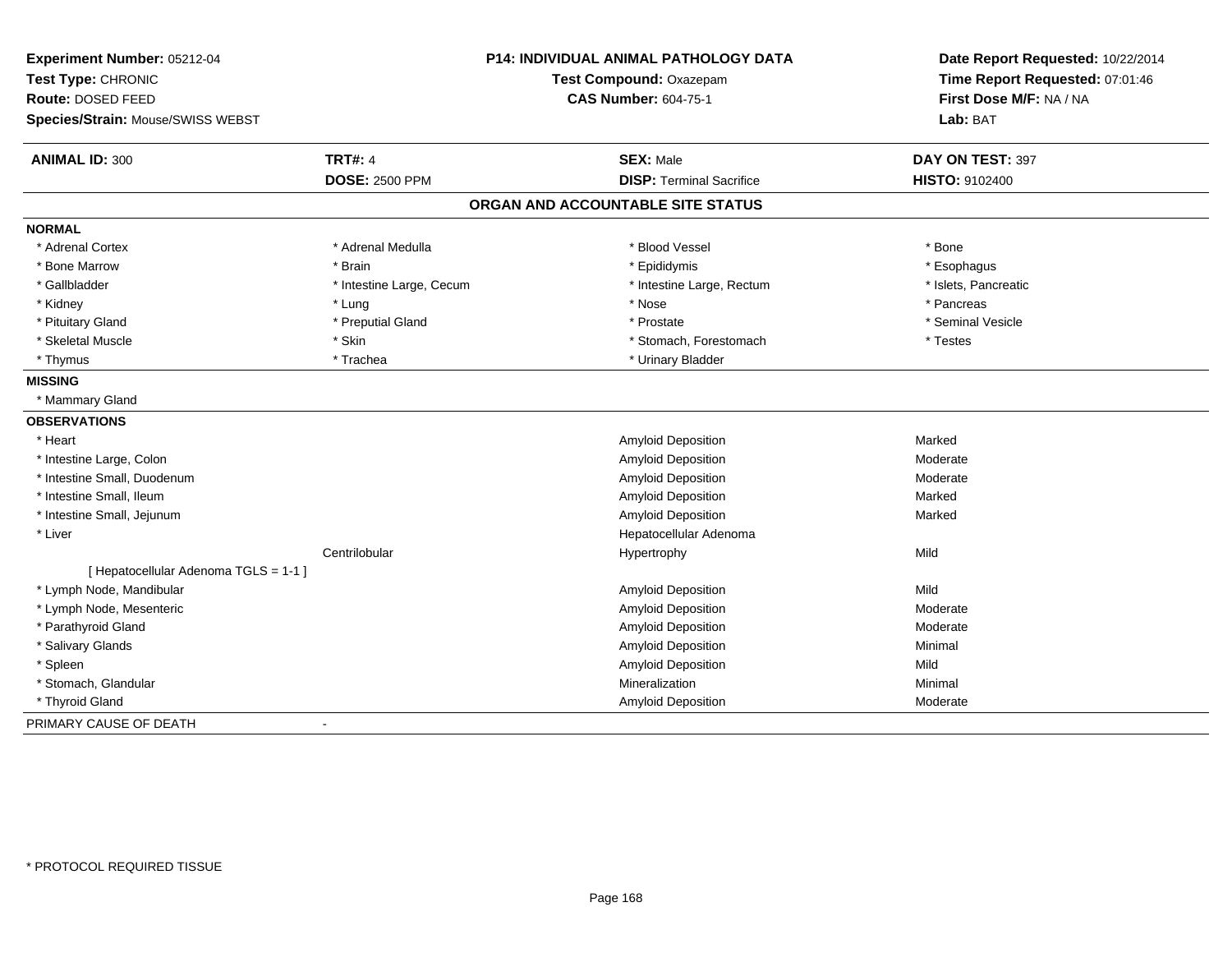**Experiment Number:** 05212-04
**Test Type:** CHRONIC
**Route:** DOSED FEED
**Species/Strain:** Mouse/SWISS WEBST

**P14: INDIVIDUAL ANIMAL PATHOLOGY DATA**
**Test Compound:** Oxazepam
**CAS Number:** 604-75-1

**Date Report Requested:** 10/22/2014
**Time Report Requested:** 07:01:46
**First Dose M/F:** NA / NA
**Lab:** BAT

| **ANIMAL ID:** 300 | **TRT#:** 4 | **SEX:** Male | **DAY ON TEST:** 397 |
|---|---|---|---|
| | **DOSE:** 2500 PPM | **DISP:** Terminal Sacrifice | **HISTO:** 9102400 |

## ORGAN AND ACCOUNTABLE SITE STATUS

**NORMAL**

| | | | |
|---|---|---|---|
| * Adrenal Cortex | * Adrenal Medulla | * Blood Vessel | * Bone |
| * Bone Marrow | * Brain | * Epididymis | * Esophagus |
| * Gallbladder | * Intestine Large, Cecum | * Intestine Large, Rectum | * Islets, Pancreatic |
| * Kidney | * Lung | * Nose | * Pancreas |
| * Pituitary Gland | * Preputial Gland | * Prostate | * Seminal Vesicle |
| * Skeletal Muscle | * Skin | * Stomach, Forestomach | * Testes |
| * Thymus | * Trachea | * Urinary Bladder | |

**MISSING**

* Mammary Gland

**OBSERVATIONS**

| | | | |
|---|---|---|---|
| * Heart | | Amyloid Deposition | Marked |
| * Intestine Large, Colon | | Amyloid Deposition | Moderate |
| * Intestine Small, Duodenum | | Amyloid Deposition | Moderate |
| * Intestine Small, Ileum | | Amyloid Deposition | Marked |
| * Intestine Small, Jejunum | | Amyloid Deposition | Marked |
| * Liver | | Hepatocellular Adenoma | |
| | Centrilobular | Hypertrophy | Mild |
| [ Hepatocellular Adenoma TGLS = 1-1 ] | | | |
| * Lymph Node, Mandibular | | Amyloid Deposition | Mild |
| * Lymph Node, Mesenteric | | Amyloid Deposition | Moderate |
| * Parathyroid Gland | | Amyloid Deposition | Moderate |
| * Salivary Glands | | Amyloid Deposition | Minimal |
| * Spleen | | Amyloid Deposition | Mild |
| * Stomach, Glandular | | Mineralization | Minimal |
| * Thyroid Gland | | Amyloid Deposition | Moderate |

PRIMARY CAUSE OF DEATH -

* PROTOCOL REQUIRED TISSUE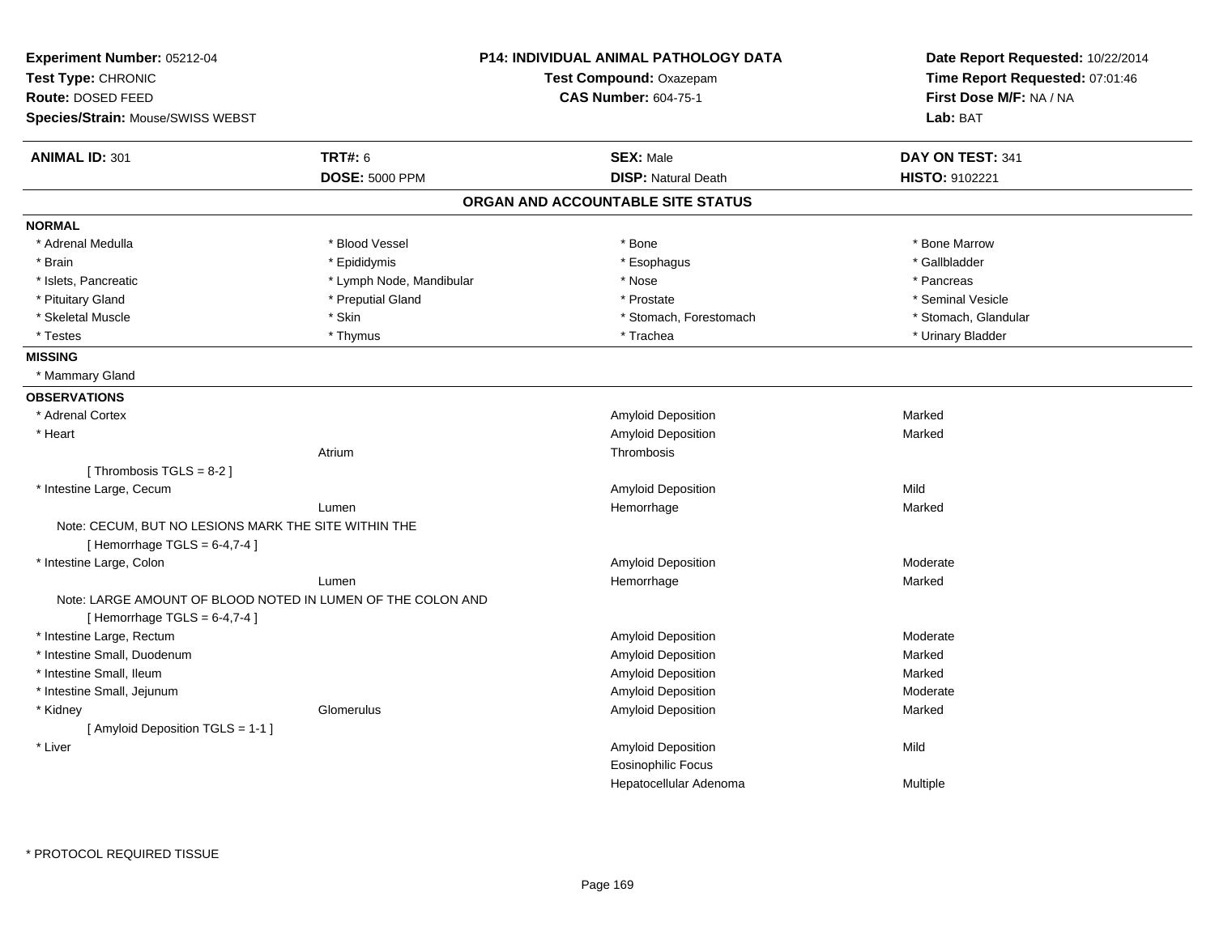**Experiment Number:** 05212-04
**Test Type:** CHRONIC
**Route:** DOSED FEED
**Species/Strain:** Mouse/SWISS WEBST

**P14: INDIVIDUAL ANIMAL PATHOLOGY DATA**
**Test Compound:** Oxazepam
**CAS Number:** 604-75-1

**Date Report Requested:** 10/22/2014
**Time Report Requested:** 07:01:46
**First Dose M/F:** NA / NA
**Lab:** BAT

| **ANIMAL ID:** 301 | **TRT#:** 6 | **SEX:** Male | **DAY ON TEST:** 341 |
|---|---|---|---|
| | **DOSE:** 5000 PPM | **DISP:** Natural Death | **HISTO:** 9102221 |

## ORGAN AND ACCOUNTABLE SITE STATUS

**NORMAL**

| | | | |
|---|---|---|---|
| * Adrenal Medulla | * Blood Vessel | * Bone | * Bone Marrow |
| * Brain | * Epididymis | * Esophagus | * Gallbladder |
| * Islets, Pancreatic | * Lymph Node, Mandibular | * Nose | * Pancreas |
| * Pituitary Gland | * Preputial Gland | * Prostate | * Seminal Vesicle |
| * Skeletal Muscle | * Skin | * Stomach, Forestomach | * Stomach, Glandular |
| * Testes | * Thymus | * Trachea | * Urinary Bladder |

**MISSING**

* Mammary Gland

**OBSERVATIONS**

| | | | |
|---|---|---|---|
| * Adrenal Cortex | | Amyloid Deposition | Marked |
| * Heart | | Amyloid Deposition | Marked |
| | Atrium | Thrombosis | |
| [ Thrombosis TGLS = 8-2 ] | | | |
| * Intestine Large, Cecum | | Amyloid Deposition | Mild |
| | Lumen | Hemorrhage | Marked |
| Note: CECUM, BUT NO LESIONS MARK THE SITE WITHIN THE | | | |
| [ Hemorrhage TGLS = 6-4,7-4 ] | | | |
| * Intestine Large, Colon | | Amyloid Deposition | Moderate |
| | Lumen | Hemorrhage | Marked |
| Note: LARGE AMOUNT OF BLOOD NOTED IN LUMEN OF THE COLON AND | | | |
| [ Hemorrhage TGLS = 6-4,7-4 ] | | | |
| * Intestine Large, Rectum | | Amyloid Deposition | Moderate |
| * Intestine Small, Duodenum | | Amyloid Deposition | Marked |
| * Intestine Small, Ileum | | Amyloid Deposition | Marked |
| * Intestine Small, Jejunum | | Amyloid Deposition | Moderate |
| * Kidney | Glomerulus | Amyloid Deposition | Marked |
| [ Amyloid Deposition TGLS = 1-1 ] | | | |
| * Liver | | Amyloid Deposition | Mild |
| | | Eosinophilic Focus | |
| | | Hepatocellular Adenoma | Multiple |

* PROTOCOL REQUIRED TISSUE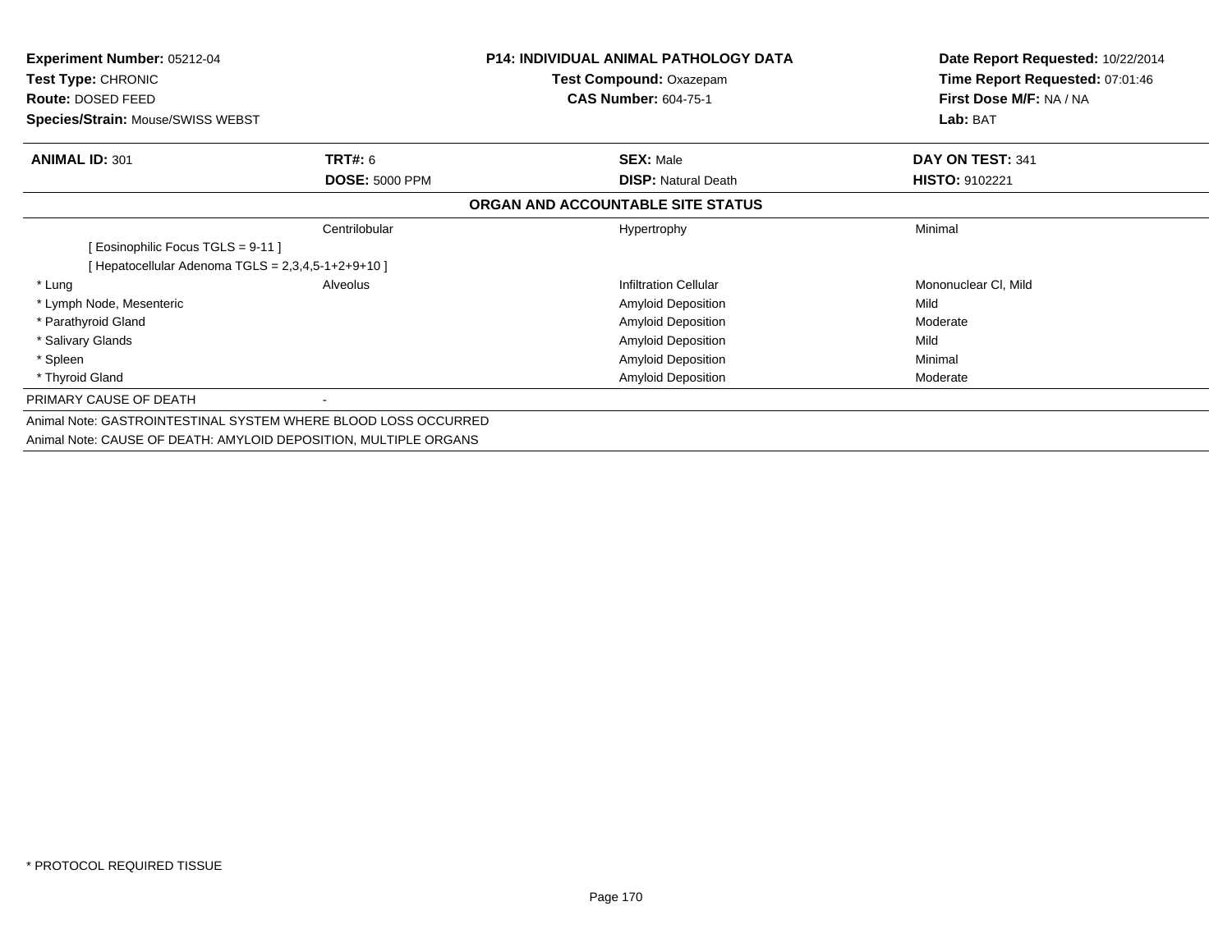**Experiment Number:** 05212-04
**Test Type:** CHRONIC
**Route:** DOSED FEED
**Species/Strain:** Mouse/SWISS WEBST

**P14: INDIVIDUAL ANIMAL PATHOLOGY DATA**
**Test Compound:** Oxazepam
**CAS Number:** 604-75-1

**Date Report Requested:** 10/22/2014
**Time Report Requested:** 07:01:46
**First Dose M/F:** NA / NA
**Lab:** BAT

| **ANIMAL ID:** 301 | **TRT#:** 6 | **SEX:** Male | **DAY ON TEST:** 341 |
|---|---|---|---|
| | **DOSE:** 5000 PPM | **DISP:** Natural Death | **HISTO:** 9102221 |

## ORGAN AND ACCOUNTABLE SITE STATUS

| | | | |
|---|---|---|---|
| | Centrilobular | Hypertrophy | Minimal |
| [ Eosinophilic Focus TGLS = 9-11 ] | | | |
| [ Hepatocellular Adenoma TGLS = 2,3,4,5-1+2+9+10 ] | | | |
| * Lung | Alveolus | Infiltration Cellular | Mononuclear Cl, Mild |
| * Lymph Node, Mesenteric | | Amyloid Deposition | Mild |
| * Parathyroid Gland | | Amyloid Deposition | Moderate |
| * Salivary Glands | | Amyloid Deposition | Mild |
| * Spleen | | Amyloid Deposition | Minimal |
| * Thyroid Gland | | Amyloid Deposition | Moderate |

PRIMARY CAUSE OF DEATH -

Animal Note: GASTROINTESTINAL SYSTEM WHERE BLOOD LOSS OCCURRED

Animal Note: CAUSE OF DEATH: AMYLOID DEPOSITION, MULTIPLE ORGANS

* PROTOCOL REQUIRED TISSUE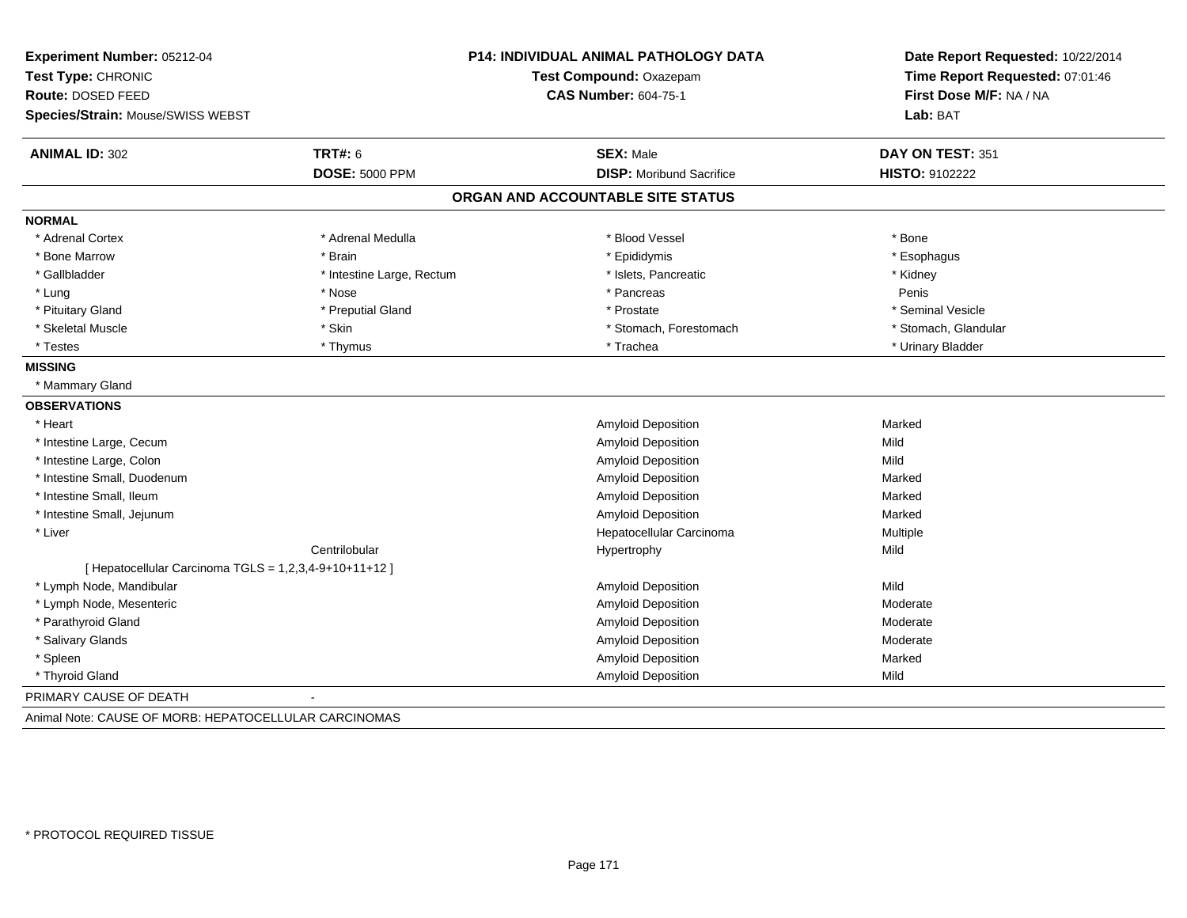**Experiment Number:** 05212-04
**Test Type:** CHRONIC
**Route:** DOSED FEED
**Species/Strain:** Mouse/SWISS WEBST

**P14: INDIVIDUAL ANIMAL PATHOLOGY DATA**
**Test Compound:** Oxazepam
**CAS Number:** 604-75-1

**Date Report Requested:** 10/22/2014
**Time Report Requested:** 07:01:46
**First Dose M/F:** NA / NA
**Lab:** BAT

| **ANIMAL ID:** 302 | **TRT#:** 6 | **SEX:** Male | **DAY ON TEST:** 351 |
|---|---|---|---|
| | **DOSE:** 5000 PPM | **DISP:** Moribund Sacrifice | **HISTO:** 9102222 |

## ORGAN AND ACCOUNTABLE SITE STATUS

**NORMAL**

| | | | |
|---|---|---|---|
| * Adrenal Cortex | * Adrenal Medulla | * Blood Vessel | * Bone |
| * Bone Marrow | * Brain | * Epididymis | * Esophagus |
| * Gallbladder | * Intestine Large, Rectum | * Islets, Pancreatic | * Kidney |
| * Lung | * Nose | * Pancreas | Penis |
| * Pituitary Gland | * Preputial Gland | * Prostate | * Seminal Vesicle |
| * Skeletal Muscle | * Skin | * Stomach, Forestomach | * Stomach, Glandular |
| * Testes | * Thymus | * Trachea | * Urinary Bladder |

**MISSING**

* Mammary Gland

**OBSERVATIONS**

| Organ | Site | Observation | Severity |
|---|---|---|---|
| * Heart | | Amyloid Deposition | Marked |
| * Intestine Large, Cecum | | Amyloid Deposition | Mild |
| * Intestine Large, Colon | | Amyloid Deposition | Mild |
| * Intestine Small, Duodenum | | Amyloid Deposition | Marked |
| * Intestine Small, Ileum | | Amyloid Deposition | Marked |
| * Intestine Small, Jejunum | | Amyloid Deposition | Marked |
| * Liver | | Hepatocellular Carcinoma | Multiple |
| | Centrilobular | Hypertrophy | Mild |
| [ Hepatocellular Carcinoma TGLS = 1,2,3,4-9+10+11+12 ] | | | |
| * Lymph Node, Mandibular | | Amyloid Deposition | Mild |
| * Lymph Node, Mesenteric | | Amyloid Deposition | Moderate |
| * Parathyroid Gland | | Amyloid Deposition | Moderate |
| * Salivary Glands | | Amyloid Deposition | Moderate |
| * Spleen | | Amyloid Deposition | Marked |
| * Thyroid Gland | | Amyloid Deposition | Mild |

PRIMARY CAUSE OF DEATH -

Animal Note: CAUSE OF MORB: HEPATOCELLULAR CARCINOMAS

* PROTOCOL REQUIRED TISSUE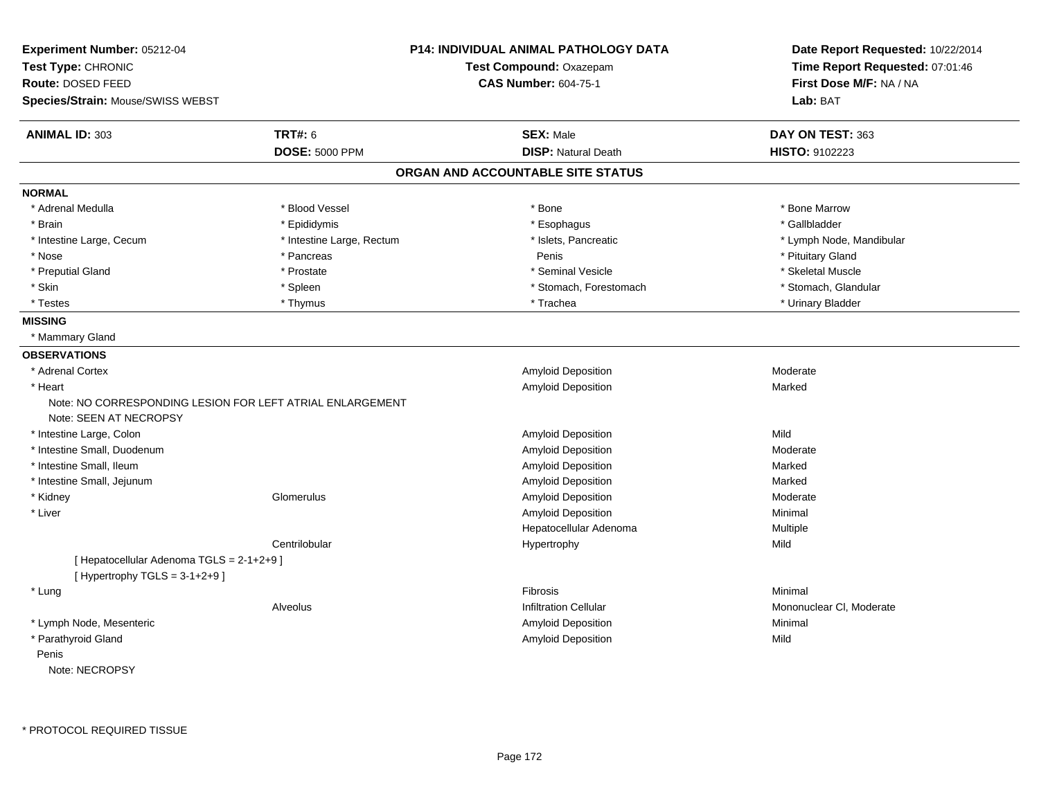**Experiment Number:** 05212-04
**Test Type:** CHRONIC
**Route:** DOSED FEED
**Species/Strain:** Mouse/SWISS WEBST

**P14: INDIVIDUAL ANIMAL PATHOLOGY DATA**
**Test Compound:** Oxazepam
**CAS Number:** 604-75-1

**Date Report Requested:** 10/22/2014
**Time Report Requested:** 07:01:46
**First Dose M/F:** NA / NA
**Lab:** BAT

| **ANIMAL ID:** 303 | **TRT#:** 6 | **SEX:** Male | **DAY ON TEST:** 363 |
|---|---|---|---|
| | **DOSE:** 5000 PPM | **DISP:** Natural Death | **HISTO:** 9102223 |

## ORGAN AND ACCOUNTABLE SITE STATUS

**NORMAL**

| | | | |
|---|---|---|---|
| * Adrenal Medulla | * Blood Vessel | * Bone | * Bone Marrow |
| * Brain | * Epididymis | * Esophagus | * Gallbladder |
| * Intestine Large, Cecum | * Intestine Large, Rectum | * Islets, Pancreatic | * Lymph Node, Mandibular |
| * Nose | * Pancreas | Penis | * Pituitary Gland |
| * Preputial Gland | * Prostate | * Seminal Vesicle | * Skeletal Muscle |
| * Skin | * Spleen | * Stomach, Forestomach | * Stomach, Glandular |
| * Testes | * Thymus | * Trachea | * Urinary Bladder |

**MISSING**

* Mammary Gland

**OBSERVATIONS**

| | | | |
|---|---|---|---|
| * Adrenal Cortex | | Amyloid Deposition | Moderate |
| * Heart | | Amyloid Deposition | Marked |
| Note: NO CORRESPONDING LESION FOR LEFT ATRIAL ENLARGEMENT | | | |
| Note: SEEN AT NECROPSY | | | |
| * Intestine Large, Colon | | Amyloid Deposition | Mild |
| * Intestine Small, Duodenum | | Amyloid Deposition | Moderate |
| * Intestine Small, Ileum | | Amyloid Deposition | Marked |
| * Intestine Small, Jejunum | | Amyloid Deposition | Marked |
| * Kidney | Glomerulus | Amyloid Deposition | Moderate |
| * Liver | | Amyloid Deposition | Minimal |
| | | Hepatocellular Adenoma | Multiple |
| | Centrilobular | Hypertrophy | Mild |
| [ Hepatocellular Adenoma TGLS = 2-1+2+9 ] | | | |
| [ Hypertrophy TGLS = 3-1+2+9 ] | | | |
| * Lung | | Fibrosis | Minimal |
| | Alveolus | Infiltration Cellular | Mononuclear Cl, Moderate |
| * Lymph Node, Mesenteric | | Amyloid Deposition | Minimal |
| * Parathyroid Gland | | Amyloid Deposition | Mild |
| Penis | | | |
| Note: NECROPSY | | | |

* PROTOCOL REQUIRED TISSUE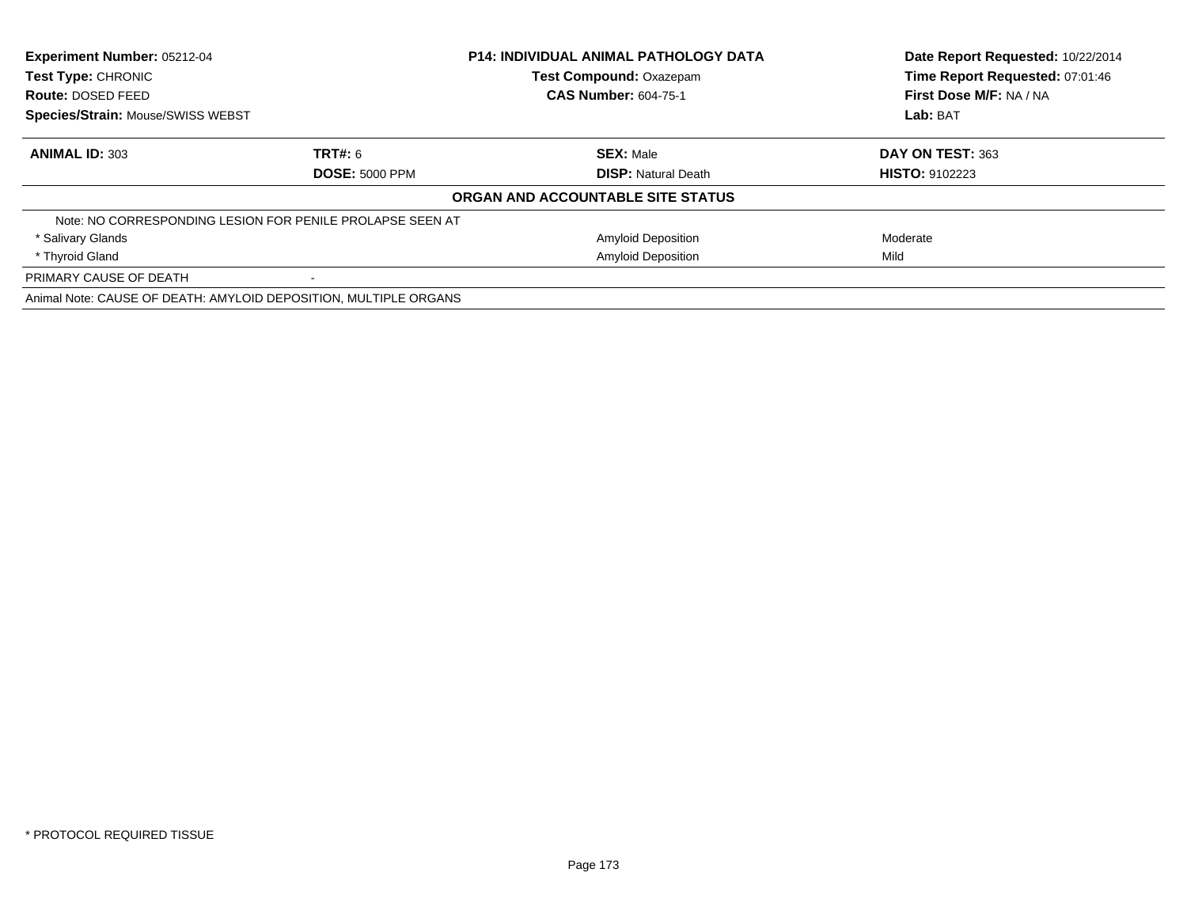**Experiment Number:** 05212-04
**Test Type:** CHRONIC
**Route:** DOSED FEED
**Species/Strain:** Mouse/SWISS WEBST

**P14: INDIVIDUAL ANIMAL PATHOLOGY DATA**
**Test Compound:** Oxazepam
**CAS Number:** 604-75-1

**Date Report Requested:** 10/22/2014
**Time Report Requested:** 07:01:46
**First Dose M/F:** NA / NA
**Lab:** BAT

| **ANIMAL ID:** 303 | **TRT#:** 6 | **SEX:** Male | **DAY ON TEST:** 363 |
|---|---|---|---|
| | **DOSE:** 5000 PPM | **DISP:** Natural Death | **HISTO:** 9102223 |

**ORGAN AND ACCOUNTABLE SITE STATUS**

| | | | |
|---|---|---|---|
| Note: NO CORRESPONDING LESION FOR PENILE PROLAPSE SEEN AT | | | |
| * Salivary Glands | | Amyloid Deposition | Moderate |
| * Thyroid Gland | | Amyloid Deposition | Mild |
| PRIMARY CAUSE OF DEATH | - | | |
| Animal Note: CAUSE OF DEATH: AMYLOID DEPOSITION, MULTIPLE ORGANS | | | |

* PROTOCOL REQUIRED TISSUE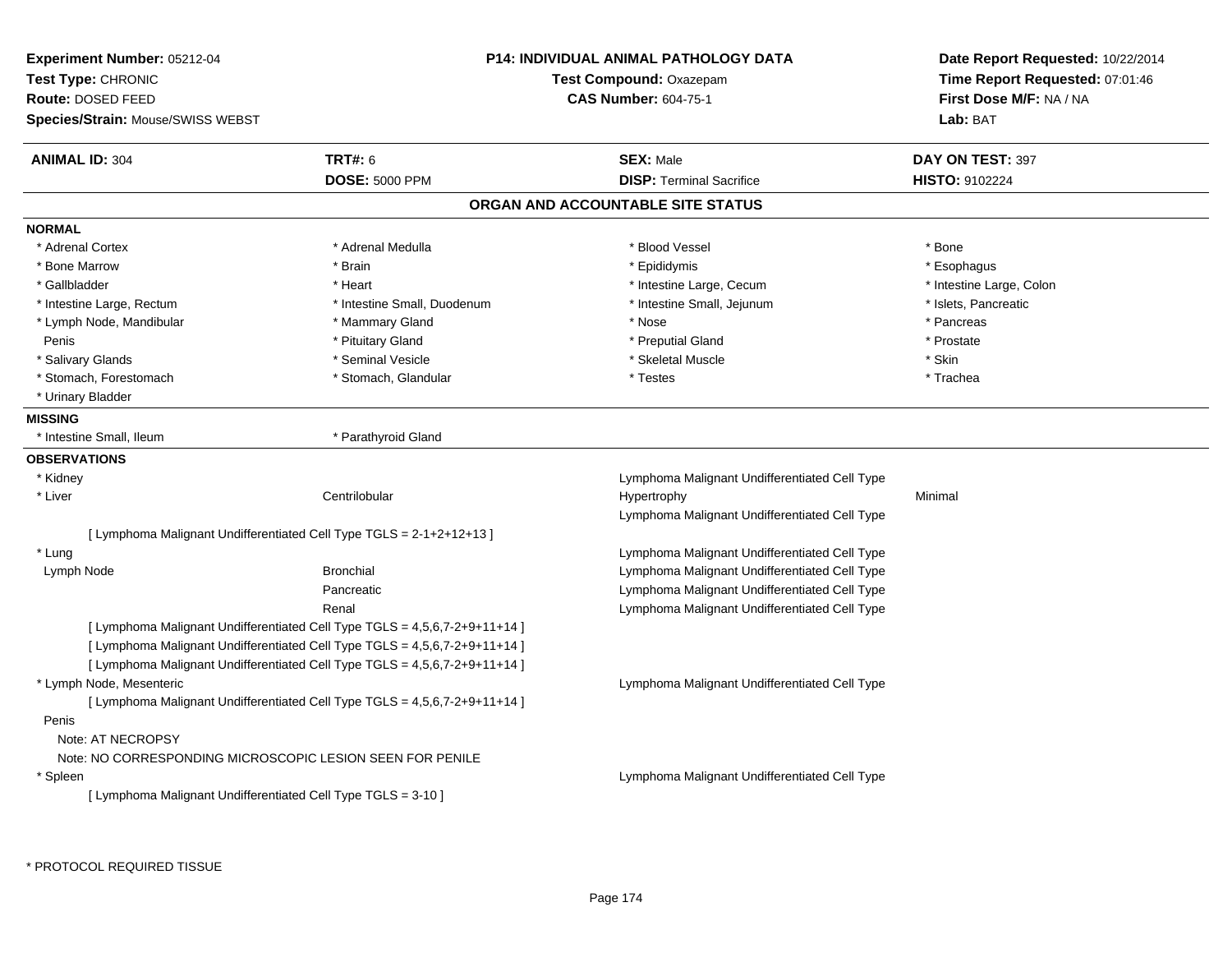**Experiment Number:** 05212-04
**Test Type:** CHRONIC
**Route:** DOSED FEED
**Species/Strain:** Mouse/SWISS WEBST

**P14: INDIVIDUAL ANIMAL PATHOLOGY DATA**
**Test Compound:** Oxazepam
**CAS Number:** 604-75-1

**Date Report Requested:** 10/22/2014
**Time Report Requested:** 07:01:46
**First Dose M/F:** NA / NA
**Lab:** BAT

| **ANIMAL ID:** 304 | **TRT#:** 6 | **SEX:** Male | **DAY ON TEST:** 397 |
|---|---|---|---|
| | **DOSE:** 5000 PPM | **DISP:** Terminal Sacrifice | **HISTO:** 9102224 |

## ORGAN AND ACCOUNTABLE SITE STATUS

**NORMAL**

| | | | |
|---|---|---|---|
| * Adrenal Cortex | * Adrenal Medulla | * Blood Vessel | * Bone |
| * Bone Marrow | * Brain | * Epididymis | * Esophagus |
| * Gallbladder | * Heart | * Intestine Large, Cecum | * Intestine Large, Colon |
| * Intestine Large, Rectum | * Intestine Small, Duodenum | * Intestine Small, Jejunum | * Islets, Pancreatic |
| * Lymph Node, Mandibular | * Mammary Gland | * Nose | * Pancreas |
| Penis | * Pituitary Gland | * Preputial Gland | * Prostate |
| * Salivary Glands | * Seminal Vesicle | * Skeletal Muscle | * Skin |
| * Stomach, Forestomach | * Stomach, Glandular | * Testes | * Trachea |
| * Urinary Bladder | | | |

**MISSING**

| | |
|---|---|
| * Intestine Small, Ileum | * Parathyroid Gland |

**OBSERVATIONS**

| | | | |
|---|---|---|---|
| * Kidney | | Lymphoma Malignant Undifferentiated Cell Type | |
| * Liver | Centrilobular | Hypertrophy | Minimal |
| | | Lymphoma Malignant Undifferentiated Cell Type | |
| [ Lymphoma Malignant Undifferentiated Cell Type TGLS = 2-1+2+12+13 ] | | | |
| * Lung | | Lymphoma Malignant Undifferentiated Cell Type | |
| Lymph Node | Bronchial | Lymphoma Malignant Undifferentiated Cell Type | |
| | Pancreatic | Lymphoma Malignant Undifferentiated Cell Type | |
| | Renal | Lymphoma Malignant Undifferentiated Cell Type | |
| [ Lymphoma Malignant Undifferentiated Cell Type TGLS = 4,5,6,7-2+9+11+14 ] | | | |
| [ Lymphoma Malignant Undifferentiated Cell Type TGLS = 4,5,6,7-2+9+11+14 ] | | | |
| [ Lymphoma Malignant Undifferentiated Cell Type TGLS = 4,5,6,7-2+9+11+14 ] | | | |
| * Lymph Node, Mesenteric | | Lymphoma Malignant Undifferentiated Cell Type | |
| [ Lymphoma Malignant Undifferentiated Cell Type TGLS = 4,5,6,7-2+9+11+14 ] | | | |
| Penis | | | |
| Note: AT NECROPSY | | | |
| Note: NO CORRESPONDING MICROSCOPIC LESION SEEN FOR PENILE | | | |
| * Spleen | | Lymphoma Malignant Undifferentiated Cell Type | |
| [ Lymphoma Malignant Undifferentiated Cell Type TGLS = 3-10 ] | | | |

\* PROTOCOL REQUIRED TISSUE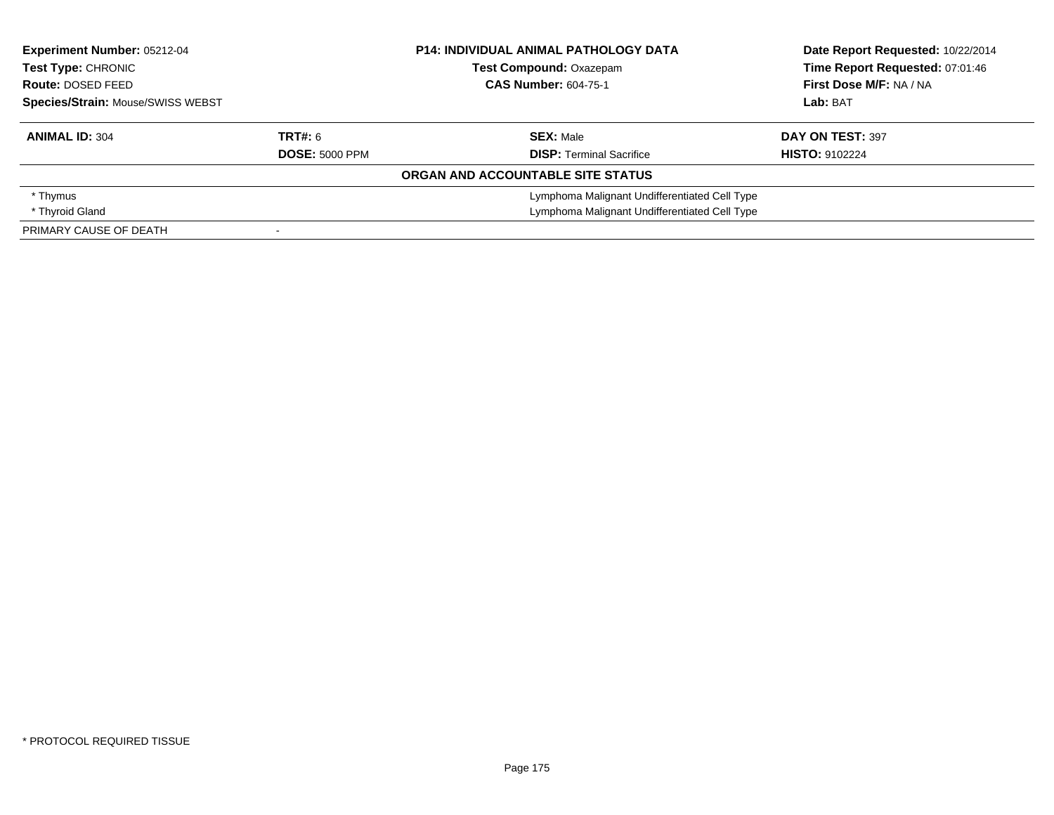| **Experiment Number:** 05212-04 | **P14: INDIVIDUAL ANIMAL PATHOLOGY DATA** | **Date Report Requested:** 10/22/2014 |
|---|---|---|
| **Test Type:** CHRONIC | **Test Compound:** Oxazepam | **Time Report Requested:** 07:01:46 |
| **Route:** DOSED FEED | **CAS Number:** 604-75-1 | **First Dose M/F:** NA / NA |
| **Species/Strain:** Mouse/SWISS WEBST | | **Lab:** BAT |

| **ANIMAL ID:** 304 | **TRT#:** 6 | **SEX:** Male | **DAY ON TEST:** 397 |
|---|---|---|---|
| | **DOSE:** 5000 PPM | **DISP:** Terminal Sacrifice | **HISTO:** 9102224 |

**ORGAN AND ACCOUNTABLE SITE STATUS**

| | |
|---|---|
| * Thymus | Lymphoma Malignant Undifferentiated Cell Type |
| * Thyroid Gland | Lymphoma Malignant Undifferentiated Cell Type |
| PRIMARY CAUSE OF DEATH | - |

* PROTOCOL REQUIRED TISSUE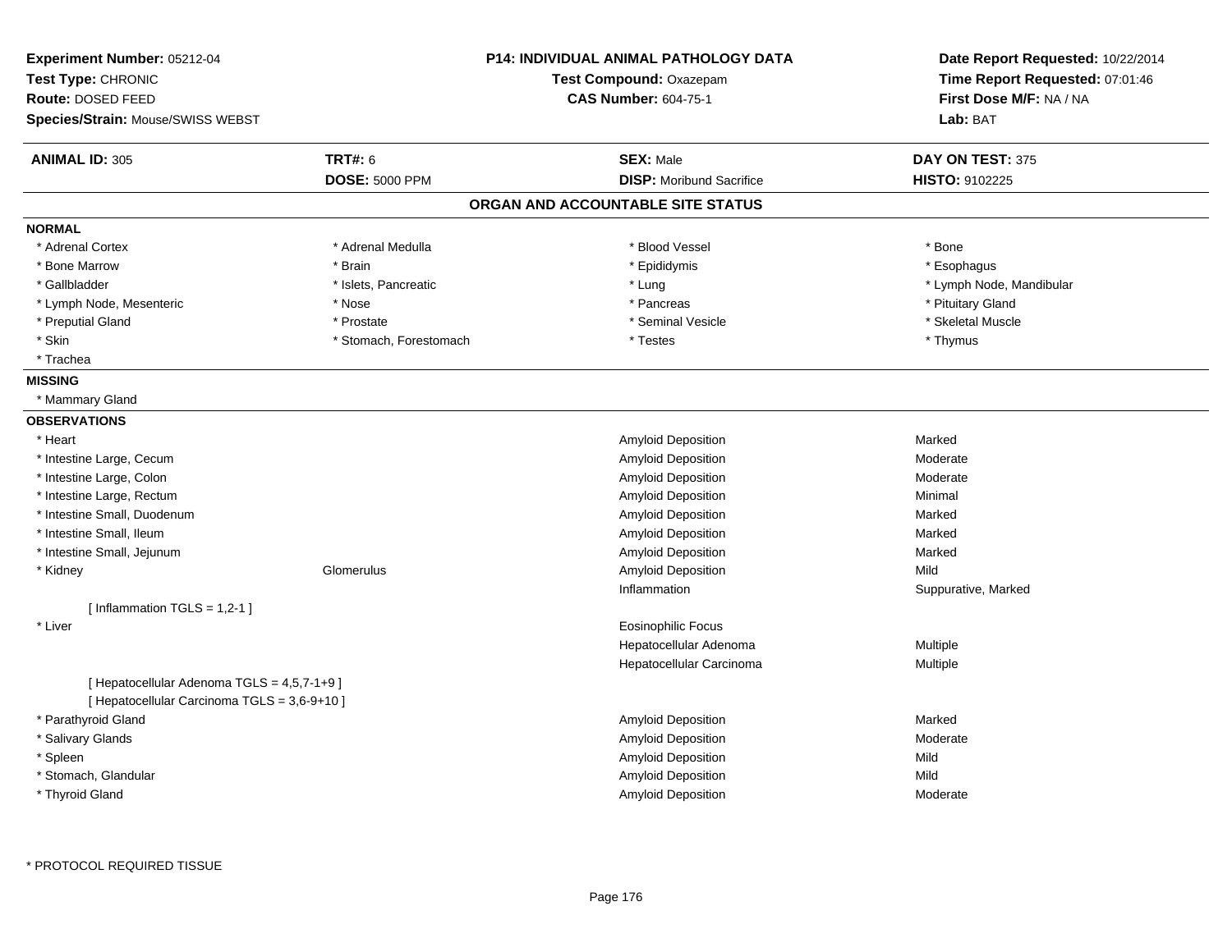**Experiment Number:** 05212-04
**Test Type:** CHRONIC
**Route:** DOSED FEED
**Species/Strain:** Mouse/SWISS WEBST

**P14: INDIVIDUAL ANIMAL PATHOLOGY DATA**
**Test Compound:** Oxazepam
**CAS Number:** 604-75-1

**Date Report Requested:** 10/22/2014
**Time Report Requested:** 07:01:46
**First Dose M/F:** NA / NA
**Lab:** BAT

| **ANIMAL ID:** 305 | **TRT#:** 6 | **SEX:** Male | **DAY ON TEST:** 375 |
|---|---|---|---|
| | **DOSE:** 5000 PPM | **DISP:** Moribund Sacrifice | **HISTO:** 9102225 |

## ORGAN AND ACCOUNTABLE SITE STATUS

**NORMAL**

| | | | |
|---|---|---|---|
| * Adrenal Cortex | * Adrenal Medulla | * Blood Vessel | * Bone |
| * Bone Marrow | * Brain | * Epididymis | * Esophagus |
| * Gallbladder | * Islets, Pancreatic | * Lung | * Lymph Node, Mandibular |
| * Lymph Node, Mesenteric | * Nose | * Pancreas | * Pituitary Gland |
| * Preputial Gland | * Prostate | * Seminal Vesicle | * Skeletal Muscle |
| * Skin | * Stomach, Forestomach | * Testes | * Thymus |
| * Trachea | | | |

**MISSING**

* Mammary Gland

**OBSERVATIONS**

| Organ | Site | Observation | Severity |
|---|---|---|---|
| * Heart | | Amyloid Deposition | Marked |
| * Intestine Large, Cecum | | Amyloid Deposition | Moderate |
| * Intestine Large, Colon | | Amyloid Deposition | Moderate |
| * Intestine Large, Rectum | | Amyloid Deposition | Minimal |
| * Intestine Small, Duodenum | | Amyloid Deposition | Marked |
| * Intestine Small, Ileum | | Amyloid Deposition | Marked |
| * Intestine Small, Jejunum | | Amyloid Deposition | Marked |
| * Kidney | Glomerulus | Amyloid Deposition | Mild |
| | | Inflammation | Suppurative, Marked |
| [ Inflammation TGLS = 1,2-1 ] | | | |
| * Liver | | Eosinophilic Focus | |
| | | Hepatocellular Adenoma | Multiple |
| | | Hepatocellular Carcinoma | Multiple |
| [ Hepatocellular Adenoma TGLS = 4,5,7-1+9 ] | | | |
| [ Hepatocellular Carcinoma TGLS = 3,6-9+10 ] | | | |
| * Parathyroid Gland | | Amyloid Deposition | Marked |
| * Salivary Glands | | Amyloid Deposition | Moderate |
| * Spleen | | Amyloid Deposition | Mild |
| * Stomach, Glandular | | Amyloid Deposition | Mild |
| * Thyroid Gland | | Amyloid Deposition | Moderate |

* PROTOCOL REQUIRED TISSUE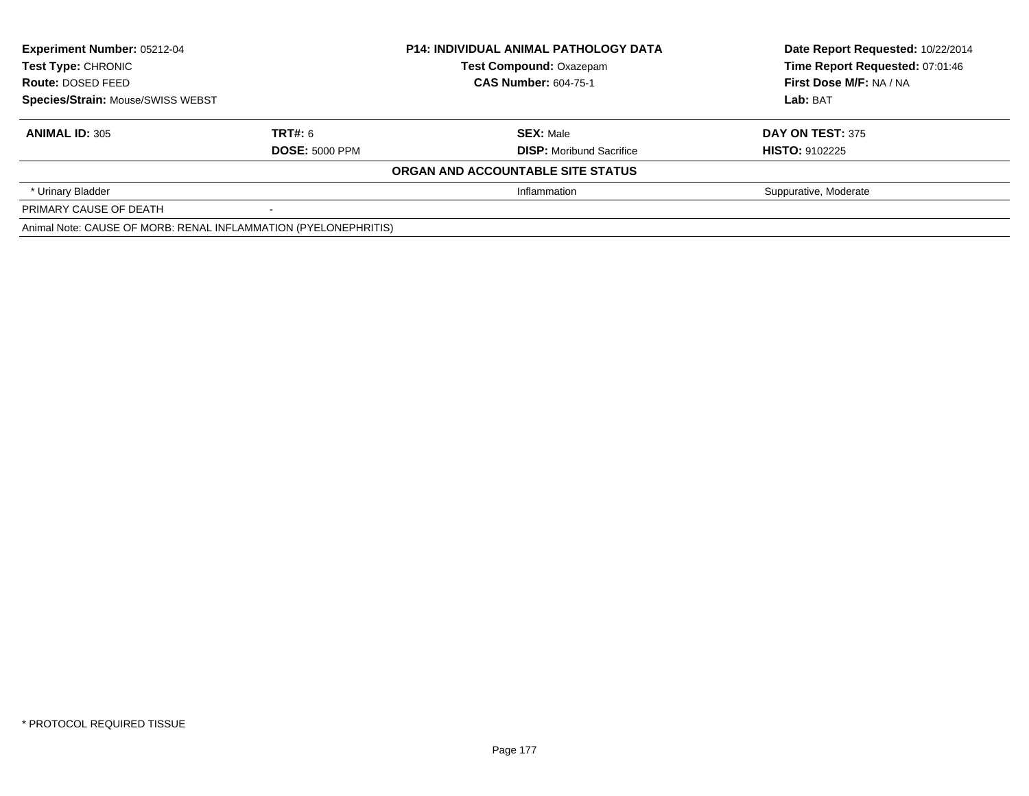| **Experiment Number:** 05212-04 | **P14: INDIVIDUAL ANIMAL PATHOLOGY DATA** | **Date Report Requested:** 10/22/2014 |
|---|---|---|
| **Test Type:** CHRONIC | **Test Compound:** Oxazepam | **Time Report Requested:** 07:01:46 |
| **Route:** DOSED FEED | **CAS Number:** 604-75-1 | **First Dose M/F:** NA / NA |
| **Species/Strain:** Mouse/SWISS WEBST | | **Lab:** BAT |

| **ANIMAL ID:** 305 | **TRT#:** 6 | **SEX:** Male | **DAY ON TEST:** 375 |
|---|---|---|---|
| | **DOSE:** 5000 PPM | **DISP:** Moribund Sacrifice | **HISTO:** 9102225 |
| | | **ORGAN AND ACCOUNTABLE SITE STATUS** | |
| * Urinary Bladder | | Inflammation | Suppurative, Moderate |
| PRIMARY CAUSE OF DEATH | - | | |
| Animal Note: CAUSE OF MORB: RENAL INFLAMMATION (PYELONEPHRITIS) | | | |

* PROTOCOL REQUIRED TISSUE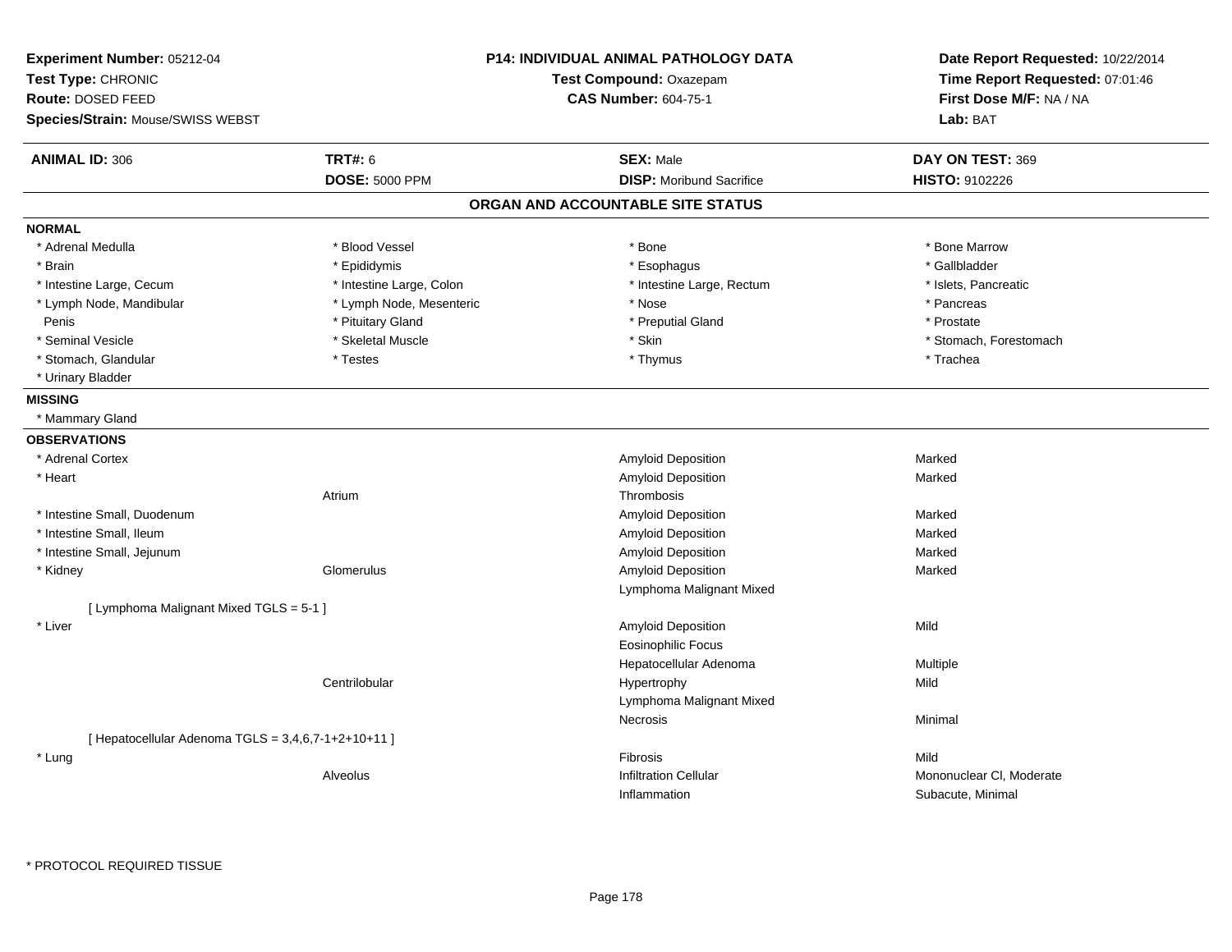**Experiment Number:** 05212-04
**Test Type:** CHRONIC
**Route:** DOSED FEED
**Species/Strain:** Mouse/SWISS WEBST

**P14: INDIVIDUAL ANIMAL PATHOLOGY DATA**
**Test Compound:** Oxazepam
**CAS Number:** 604-75-1

**Date Report Requested:** 10/22/2014
**Time Report Requested:** 07:01:46
**First Dose M/F:** NA / NA
**Lab:** BAT

| **ANIMAL ID:** 306 | **TRT#:** 6 | **SEX:** Male | **DAY ON TEST:** 369 |
|---|---|---|---|
| | **DOSE:** 5000 PPM | **DISP:** Moribund Sacrifice | **HISTO:** 9102226 |

## ORGAN AND ACCOUNTABLE SITE STATUS

**NORMAL**

| | | | |
|---|---|---|---|
| * Adrenal Medulla | * Blood Vessel | * Bone | * Bone Marrow |
| * Brain | * Epididymis | * Esophagus | * Gallbladder |
| * Intestine Large, Cecum | * Intestine Large, Colon | * Intestine Large, Rectum | * Islets, Pancreatic |
| * Lymph Node, Mandibular | * Lymph Node, Mesenteric | * Nose | * Pancreas |
| Penis | * Pituitary Gland | * Preputial Gland | * Prostate |
| * Seminal Vesicle | * Skeletal Muscle | * Skin | * Stomach, Forestomach |
| * Stomach, Glandular | * Testes | * Thymus | * Trachea |
| * Urinary Bladder | | | |

**MISSING**

* Mammary Gland

**OBSERVATIONS**

| | | | |
|---|---|---|---|
| * Adrenal Cortex | | Amyloid Deposition | Marked |
| * Heart | | Amyloid Deposition | Marked |
| | Atrium | Thrombosis | |
| * Intestine Small, Duodenum | | Amyloid Deposition | Marked |
| * Intestine Small, Ileum | | Amyloid Deposition | Marked |
| * Intestine Small, Jejunum | | Amyloid Deposition | Marked |
| * Kidney | Glomerulus | Amyloid Deposition | Marked |
| | | Lymphoma Malignant Mixed | |
| [ Lymphoma Malignant Mixed TGLS = 5-1 ] | | | |
| * Liver | | Amyloid Deposition | Mild |
| | | Eosinophilic Focus | |
| | | Hepatocellular Adenoma | Multiple |
| | Centrilobular | Hypertrophy | Mild |
| | | Lymphoma Malignant Mixed | |
| | | Necrosis | Minimal |
| [ Hepatocellular Adenoma TGLS = 3,4,6,7-1+2+10+11 ] | | | |
| * Lung | | Fibrosis | Mild |
| | Alveolus | Infiltration Cellular | Mononuclear Cl, Moderate |
| | | Inflammation | Subacute, Minimal |

* PROTOCOL REQUIRED TISSUE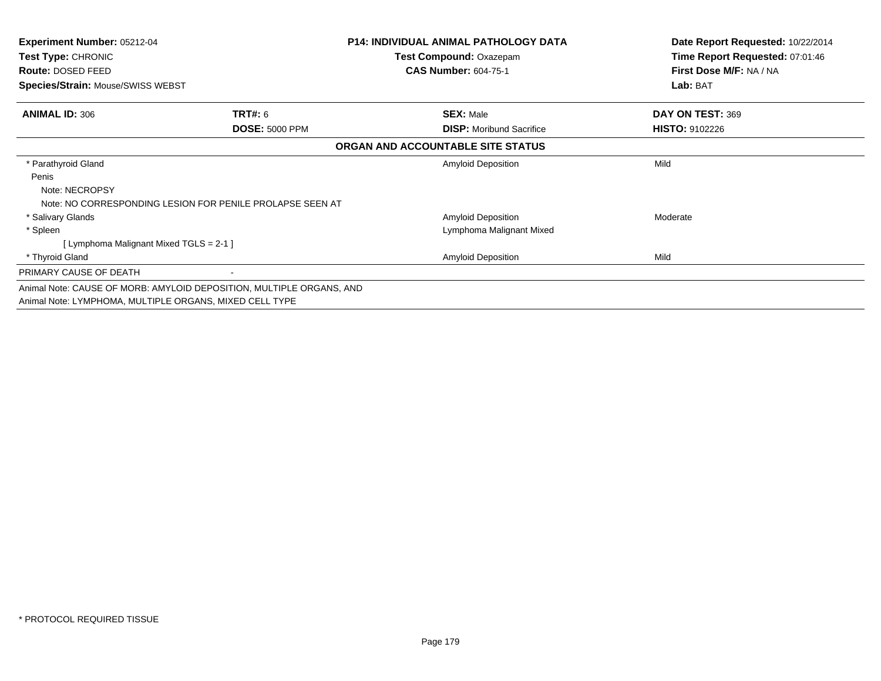**Experiment Number:** 05212-04
**Test Type:** CHRONIC
**Route:** DOSED FEED
**Species/Strain:** Mouse/SWISS WEBST

**P14: INDIVIDUAL ANIMAL PATHOLOGY DATA**
**Test Compound:** Oxazepam
**CAS Number:** 604-75-1

**Date Report Requested:** 10/22/2014
**Time Report Requested:** 07:01:46
**First Dose M/F:** NA / NA
**Lab:** BAT

| **ANIMAL ID:** 306 | **TRT#:** 6 | **SEX:** Male | **DAY ON TEST:** 369 |
|---|---|---|---|
| | **DOSE:** 5000 PPM | **DISP:** Moribund Sacrifice | **HISTO:** 9102226 |

**ORGAN AND ACCOUNTABLE SITE STATUS**

| | | |
|---|---|---|
| * Parathyroid Gland | Amyloid Deposition | Mild |
| Penis | | |
| Note: NECROPSY | | |
| Note: NO CORRESPONDING LESION FOR PENILE PROLAPSE SEEN AT | | |
| * Salivary Glands | Amyloid Deposition | Moderate |
| * Spleen | Lymphoma Malignant Mixed | |
| [ Lymphoma Malignant Mixed TGLS = 2-1 ] | | |
| * Thyroid Gland | Amyloid Deposition | Mild |

PRIMARY CAUSE OF DEATH -

Animal Note: CAUSE OF MORB: AMYLOID DEPOSITION, MULTIPLE ORGANS, AND
Animal Note: LYMPHOMA, MULTIPLE ORGANS, MIXED CELL TYPE

* PROTOCOL REQUIRED TISSUE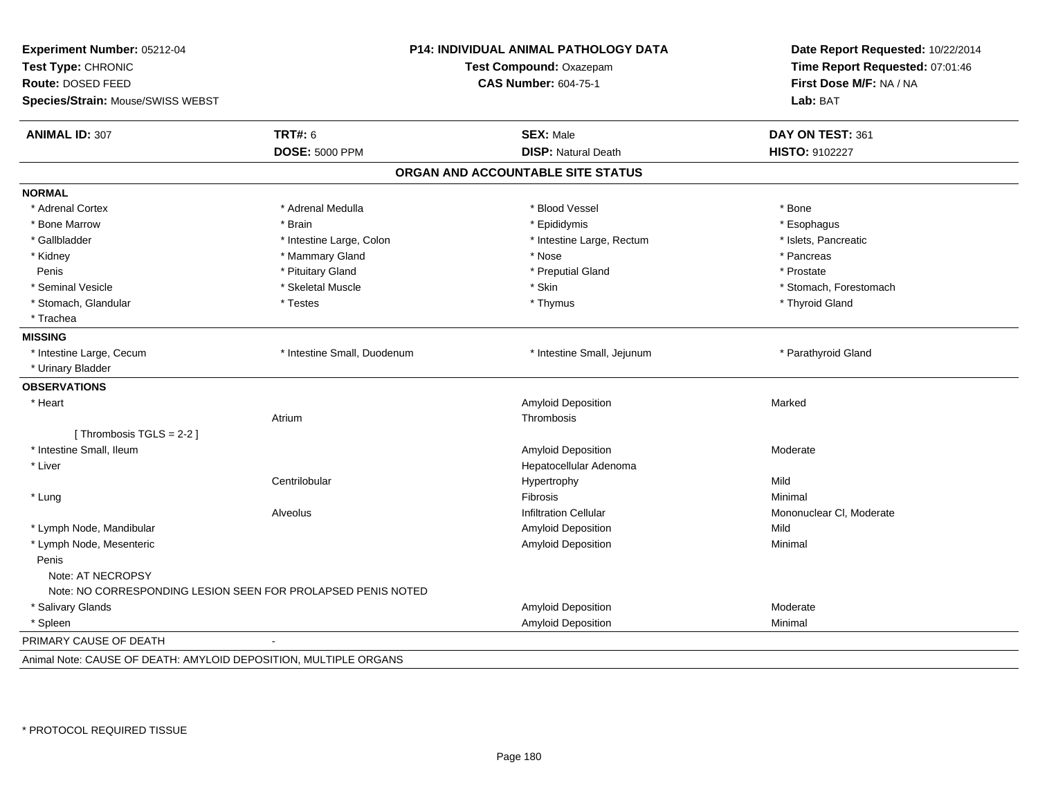**Experiment Number:** 05212-04
**Test Type:** CHRONIC
**Route:** DOSED FEED
**Species/Strain:** Mouse/SWISS WEBST

**P14: INDIVIDUAL ANIMAL PATHOLOGY DATA**
**Test Compound:** Oxazepam
**CAS Number:** 604-75-1

**Date Report Requested:** 10/22/2014
**Time Report Requested:** 07:01:46
**First Dose M/F:** NA / NA
**Lab:** BAT

| **ANIMAL ID:** 307 | **TRT#:** 6 | **SEX:** Male | **DAY ON TEST:** 361 |
|---|---|---|---|
| | **DOSE:** 5000 PPM | **DISP:** Natural Death | **HISTO:** 9102227 |

## ORGAN AND ACCOUNTABLE SITE STATUS

**NORMAL**

| | | | |
|---|---|---|---|
| * Adrenal Cortex | * Adrenal Medulla | * Blood Vessel | * Bone |
| * Bone Marrow | * Brain | * Epididymis | * Esophagus |
| * Gallbladder | * Intestine Large, Colon | * Intestine Large, Rectum | * Islets, Pancreatic |
| * Kidney | * Mammary Gland | * Nose | * Pancreas |
| Penis | * Pituitary Gland | * Preputial Gland | * Prostate |
| * Seminal Vesicle | * Skeletal Muscle | * Skin | * Stomach, Forestomach |
| * Stomach, Glandular | * Testes | * Thymus | * Thyroid Gland |
| * Trachea | | | |

**MISSING**

| | | | |
|---|---|---|---|
| * Intestine Large, Cecum | * Intestine Small, Duodenum | * Intestine Small, Jejunum | * Parathyroid Gland |
| * Urinary Bladder | | | |

**OBSERVATIONS**

| | | | |
|---|---|---|---|
| * Heart | | Amyloid Deposition | Marked |
| | Atrium | Thrombosis | |
| [ Thrombosis TGLS = 2-2 ] | | | |
| * Intestine Small, Ileum | | Amyloid Deposition | Moderate |
| * Liver | | Hepatocellular Adenoma | |
| | Centrilobular | Hypertrophy | Mild |
| * Lung | | Fibrosis | Minimal |
| | Alveolus | Infiltration Cellular | Mononuclear Cl, Moderate |
| * Lymph Node, Mandibular | | Amyloid Deposition | Mild |
| * Lymph Node, Mesenteric | | Amyloid Deposition | Minimal |
| Penis | | | |
| Note: AT NECROPSY | | | |
| Note: NO CORRESPONDING LESION SEEN FOR PROLAPSED PENIS NOTED | | | |
| * Salivary Glands | | Amyloid Deposition | Moderate |
| * Spleen | | Amyloid Deposition | Minimal |

PRIMARY CAUSE OF DEATH -

Animal Note: CAUSE OF DEATH: AMYLOID DEPOSITION, MULTIPLE ORGANS

\* PROTOCOL REQUIRED TISSUE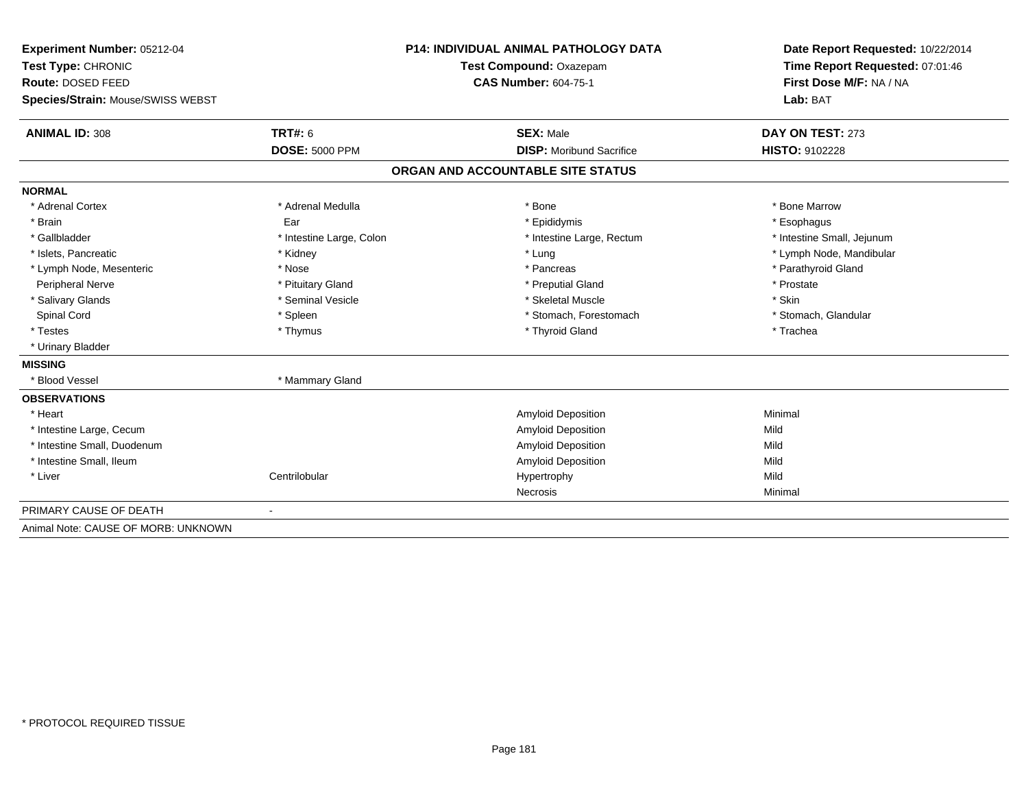**Experiment Number:** 05212-04
**Test Type:** CHRONIC
**Route:** DOSED FEED
**Species/Strain:** Mouse/SWISS WEBST

**P14: INDIVIDUAL ANIMAL PATHOLOGY DATA**
**Test Compound:** Oxazepam
**CAS Number:** 604-75-1

**Date Report Requested:** 10/22/2014
**Time Report Requested:** 07:01:46
**First Dose M/F:** NA / NA
**Lab:** BAT

| **ANIMAL ID:** 308 | **TRT#:** 6 | **SEX:** Male | **DAY ON TEST:** 273 |
|---|---|---|---|
| | **DOSE:** 5000 PPM | **DISP:** Moribund Sacrifice | **HISTO:** 9102228 |

## ORGAN AND ACCOUNTABLE SITE STATUS

**NORMAL**

| | | | |
|---|---|---|---|
| * Adrenal Cortex | * Adrenal Medulla | * Bone | * Bone Marrow |
| * Brain | Ear | * Epididymis | * Esophagus |
| * Gallbladder | * Intestine Large, Colon | * Intestine Large, Rectum | * Intestine Small, Jejunum |
| * Islets, Pancreatic | * Kidney | * Lung | * Lymph Node, Mandibular |
| * Lymph Node, Mesenteric | * Nose | * Pancreas | * Parathyroid Gland |
| Peripheral Nerve | * Pituitary Gland | * Preputial Gland | * Prostate |
| * Salivary Glands | * Seminal Vesicle | * Skeletal Muscle | * Skin |
| Spinal Cord | * Spleen | * Stomach, Forestomach | * Stomach, Glandular |
| * Testes | * Thymus | * Thyroid Gland | * Trachea |
| * Urinary Bladder | | | |

**MISSING**

| | |
|---|---|
| * Blood Vessel | * Mammary Gland |

**OBSERVATIONS**

| | | | |
|---|---|---|---|
| * Heart | | Amyloid Deposition | Minimal |
| * Intestine Large, Cecum | | Amyloid Deposition | Mild |
| * Intestine Small, Duodenum | | Amyloid Deposition | Mild |
| * Intestine Small, Ileum | | Amyloid Deposition | Mild |
| * Liver | Centrilobular | Hypertrophy | Mild |
| | | Necrosis | Minimal |

PRIMARY CAUSE OF DEATH -

Animal Note: CAUSE OF MORB: UNKNOWN

\* PROTOCOL REQUIRED TISSUE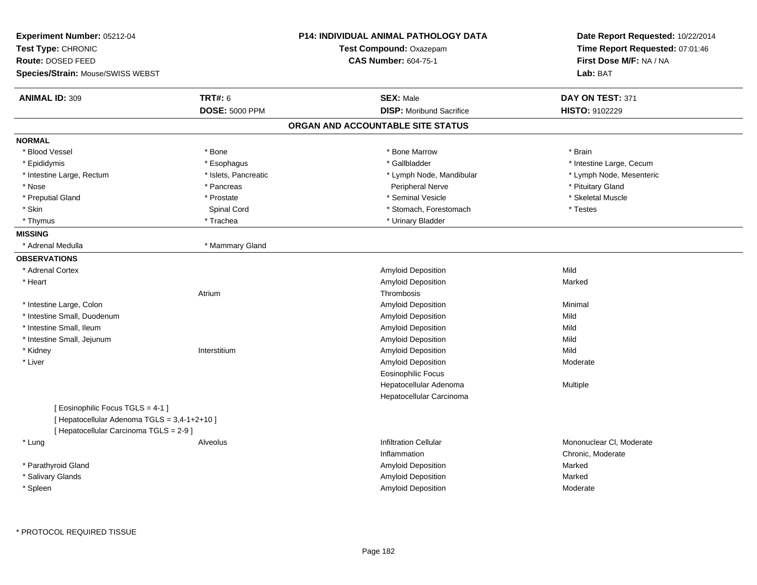**Experiment Number:** 05212-04
**Test Type:** CHRONIC
**Route:** DOSED FEED
**Species/Strain:** Mouse/SWISS WEBST

**P14: INDIVIDUAL ANIMAL PATHOLOGY DATA**
**Test Compound:** Oxazepam
**CAS Number:** 604-75-1

**Date Report Requested:** 10/22/2014
**Time Report Requested:** 07:01:46
**First Dose M/F:** NA / NA
**Lab:** BAT

| **ANIMAL ID:** 309 | **TRT#:** 6 | **SEX:** Male | **DAY ON TEST:** 371 |
|---|---|---|---|
| | **DOSE:** 5000 PPM | **DISP:** Moribund Sacrifice | **HISTO:** 9102229 |

## ORGAN AND ACCOUNTABLE SITE STATUS

**NORMAL**

| | | | |
|---|---|---|---|
| * Blood Vessel | * Bone | * Bone Marrow | * Brain |
| * Epididymis | * Esophagus | * Gallbladder | * Intestine Large, Cecum |
| * Intestine Large, Rectum | * Islets, Pancreatic | * Lymph Node, Mandibular | * Lymph Node, Mesenteric |
| * Nose | * Pancreas | Peripheral Nerve | * Pituitary Gland |
| * Preputial Gland | * Prostate | * Seminal Vesicle | * Skeletal Muscle |
| * Skin | Spinal Cord | * Stomach, Forestomach | * Testes |
| * Thymus | * Trachea | * Urinary Bladder | |

**MISSING**

| | |
|---|---|
| * Adrenal Medulla | * Mammary Gland |

**OBSERVATIONS**

| Organ | Site | Observation | Severity |
|---|---|---|---|
| * Adrenal Cortex | | Amyloid Deposition | Mild |
| * Heart | | Amyloid Deposition | Marked |
| | Atrium | Thrombosis | |
| * Intestine Large, Colon | | Amyloid Deposition | Minimal |
| * Intestine Small, Duodenum | | Amyloid Deposition | Mild |
| * Intestine Small, Ileum | | Amyloid Deposition | Mild |
| * Intestine Small, Jejunum | | Amyloid Deposition | Mild |
| * Kidney | Interstitium | Amyloid Deposition | Mild |
| * Liver | | Amyloid Deposition | Moderate |
| | | Eosinophilic Focus | |
| | | Hepatocellular Adenoma | Multiple |
| | | Hepatocellular Carcinoma | |
| [ Eosinophilic Focus TGLS = 4-1 ] | | | |
| [ Hepatocellular Adenoma TGLS = 3,4-1+2+10 ] | | | |
| [ Hepatocellular Carcinoma TGLS = 2-9 ] | | | |
| * Lung | Alveolus | Infiltration Cellular | Mononuclear Cl, Moderate |
| | | Inflammation | Chronic, Moderate |
| * Parathyroid Gland | | Amyloid Deposition | Marked |
| * Salivary Glands | | Amyloid Deposition | Marked |
| * Spleen | | Amyloid Deposition | Moderate |

* PROTOCOL REQUIRED TISSUE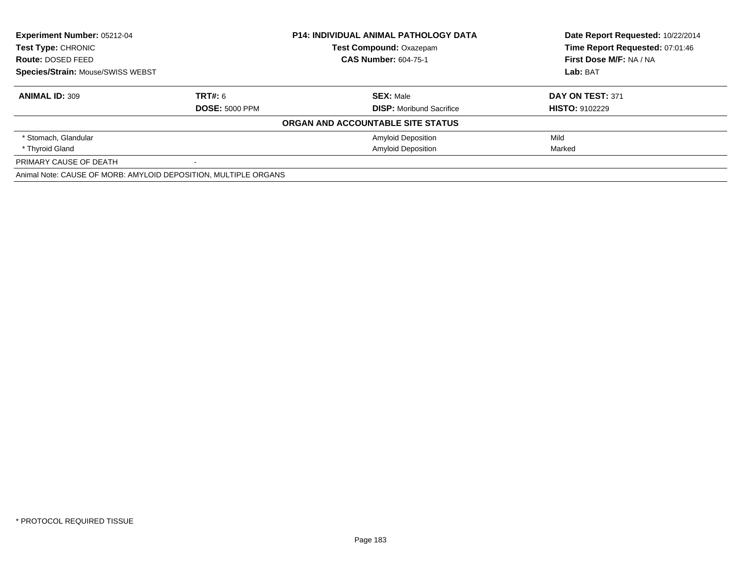| **Experiment Number:** 05212-04 | **P14: INDIVIDUAL ANIMAL PATHOLOGY DATA** | **Date Report Requested:** 10/22/2014 |
|---|---|---|
| **Test Type:** CHRONIC | **Test Compound:** Oxazepam | **Time Report Requested:** 07:01:46 |
| **Route:** DOSED FEED | **CAS Number:** 604-75-1 | **First Dose M/F:** NA / NA |
| **Species/Strain:** Mouse/SWISS WEBST | | **Lab:** BAT |

| **ANIMAL ID:** 309 | **TRT#:** 6 | **SEX:** Male | **DAY ON TEST:** 371 |
|---|---|---|---|
| | **DOSE:** 5000 PPM | **DISP:** Moribund Sacrifice | **HISTO:** 9102229 |
| **ORGAN AND ACCOUNTABLE SITE STATUS** | | | |
| * Stomach, Glandular | | Amyloid Deposition | Mild |
| * Thyroid Gland | | Amyloid Deposition | Marked |
| PRIMARY CAUSE OF DEATH | - | | |
| Animal Note: CAUSE OF MORB: AMYLOID DEPOSITION, MULTIPLE ORGANS | | | |

* PROTOCOL REQUIRED TISSUE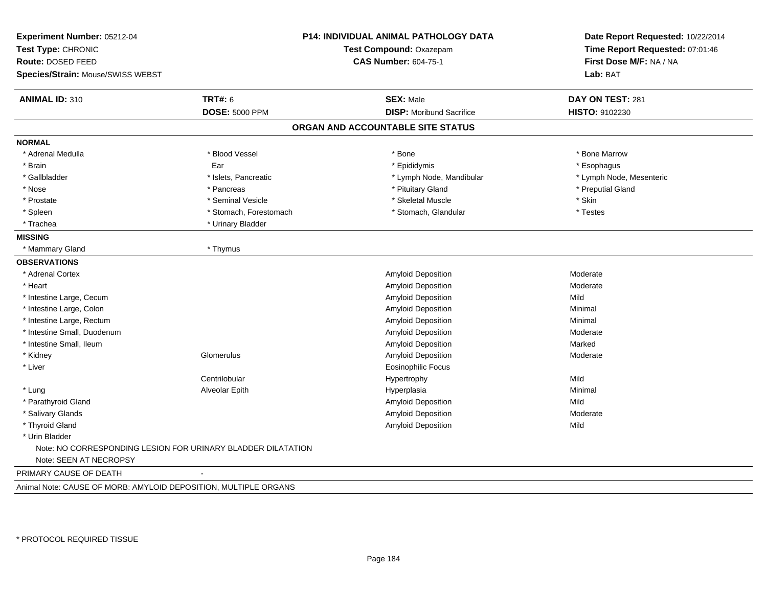**Experiment Number:** 05212-04
**Test Type:** CHRONIC
**Route:** DOSED FEED
**Species/Strain:** Mouse/SWISS WEBST

**P14: INDIVIDUAL ANIMAL PATHOLOGY DATA**
**Test Compound:** Oxazepam
**CAS Number:** 604-75-1

**Date Report Requested:** 10/22/2014
**Time Report Requested:** 07:01:46
**First Dose M/F:** NA / NA
**Lab:** BAT

| **ANIMAL ID:** 310 | **TRT#:** 6 | **SEX:** Male | **DAY ON TEST:** 281 |
|---|---|---|---|
| | **DOSE:** 5000 PPM | **DISP:** Moribund Sacrifice | **HISTO:** 9102230 |

## ORGAN AND ACCOUNTABLE SITE STATUS

**NORMAL**

| | | | |
|---|---|---|---|
| * Adrenal Medulla | * Blood Vessel | * Bone | * Bone Marrow |
| * Brain | Ear | * Epididymis | * Esophagus |
| * Gallbladder | * Islets, Pancreatic | * Lymph Node, Mandibular | * Lymph Node, Mesenteric |
| * Nose | * Pancreas | * Pituitary Gland | * Preputial Gland |
| * Prostate | * Seminal Vesicle | * Skeletal Muscle | * Skin |
| * Spleen | * Stomach, Forestomach | * Stomach, Glandular | * Testes |
| * Trachea | * Urinary Bladder | | |

**MISSING**

| | |
|---|---|
| * Mammary Gland | * Thymus |

**OBSERVATIONS**

| Organ | Site | Observation | Severity |
|---|---|---|---|
| * Adrenal Cortex | | Amyloid Deposition | Moderate |
| * Heart | | Amyloid Deposition | Moderate |
| * Intestine Large, Cecum | | Amyloid Deposition | Mild |
| * Intestine Large, Colon | | Amyloid Deposition | Minimal |
| * Intestine Large, Rectum | | Amyloid Deposition | Minimal |
| * Intestine Small, Duodenum | | Amyloid Deposition | Moderate |
| * Intestine Small, Ileum | | Amyloid Deposition | Marked |
| * Kidney | Glomerulus | Amyloid Deposition | Moderate |
| * Liver | | Eosinophilic Focus | |
| | Centrilobular | Hypertrophy | Mild |
| * Lung | Alveolar Epith | Hyperplasia | Minimal |
| * Parathyroid Gland | | Amyloid Deposition | Mild |
| * Salivary Glands | | Amyloid Deposition | Moderate |
| * Thyroid Gland | | Amyloid Deposition | Mild |
| * Urin Bladder | | | |

Note: NO CORRESPONDING LESION FOR URINARY BLADDER DILATATION

Note: SEEN AT NECROPSY

PRIMARY CAUSE OF DEATH -

Animal Note: CAUSE OF MORB: AMYLOID DEPOSITION, MULTIPLE ORGANS

* PROTOCOL REQUIRED TISSUE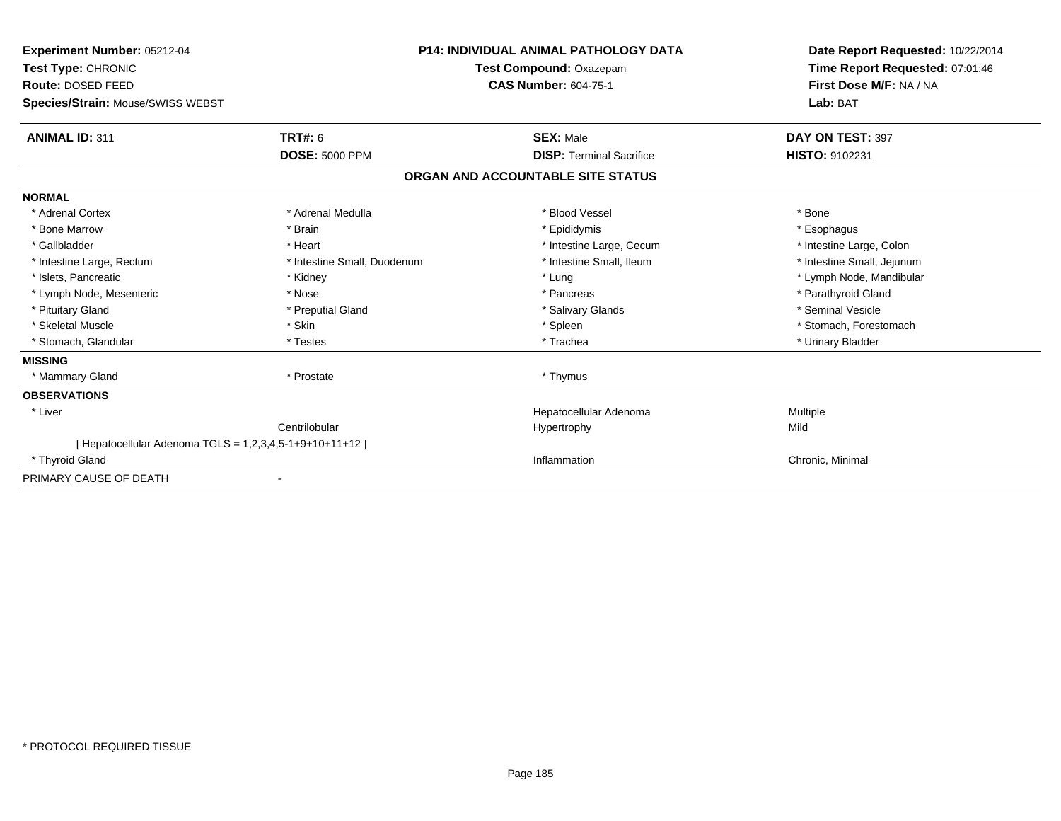**Experiment Number:** 05212-04
**Test Type:** CHRONIC
**Route:** DOSED FEED
**Species/Strain:** Mouse/SWISS WEBST

**P14: INDIVIDUAL ANIMAL PATHOLOGY DATA**
**Test Compound:** Oxazepam
**CAS Number:** 604-75-1

**Date Report Requested:** 10/22/2014
**Time Report Requested:** 07:01:46
**First Dose M/F:** NA / NA
**Lab:** BAT

| **ANIMAL ID:** 311 | **TRT#:** 6 | **SEX:** Male | **DAY ON TEST:** 397 |
|---|---|---|---|
| | **DOSE:** 5000 PPM | **DISP:** Terminal Sacrifice | **HISTO:** 9102231 |

## ORGAN AND ACCOUNTABLE SITE STATUS

**NORMAL**

| | | | |
|---|---|---|---|
| * Adrenal Cortex | * Adrenal Medulla | * Blood Vessel | * Bone |
| * Bone Marrow | * Brain | * Epididymis | * Esophagus |
| * Gallbladder | * Heart | * Intestine Large, Cecum | * Intestine Large, Colon |
| * Intestine Large, Rectum | * Intestine Small, Duodenum | * Intestine Small, Ileum | * Intestine Small, Jejunum |
| * Islets, Pancreatic | * Kidney | * Lung | * Lymph Node, Mandibular |
| * Lymph Node, Mesenteric | * Nose | * Pancreas | * Parathyroid Gland |
| * Pituitary Gland | * Preputial Gland | * Salivary Glands | * Seminal Vesicle |
| * Skeletal Muscle | * Skin | * Spleen | * Stomach, Forestomach |
| * Stomach, Glandular | * Testes | * Trachea | * Urinary Bladder |

**MISSING**

| | | | |
|---|---|---|---|
| * Mammary Gland | * Prostate | * Thymus | |

**OBSERVATIONS**

| | | | |
|---|---|---|---|
| * Liver | | Hepatocellular Adenoma | Multiple |
| | Centrilobular | Hypertrophy | Mild |
| [ Hepatocellular Adenoma TGLS = 1,2,3,4,5-1+9+10+11+12 ] | | | |
| * Thyroid Gland | | Inflammation | Chronic, Minimal |

PRIMARY CAUSE OF DEATH -

* PROTOCOL REQUIRED TISSUE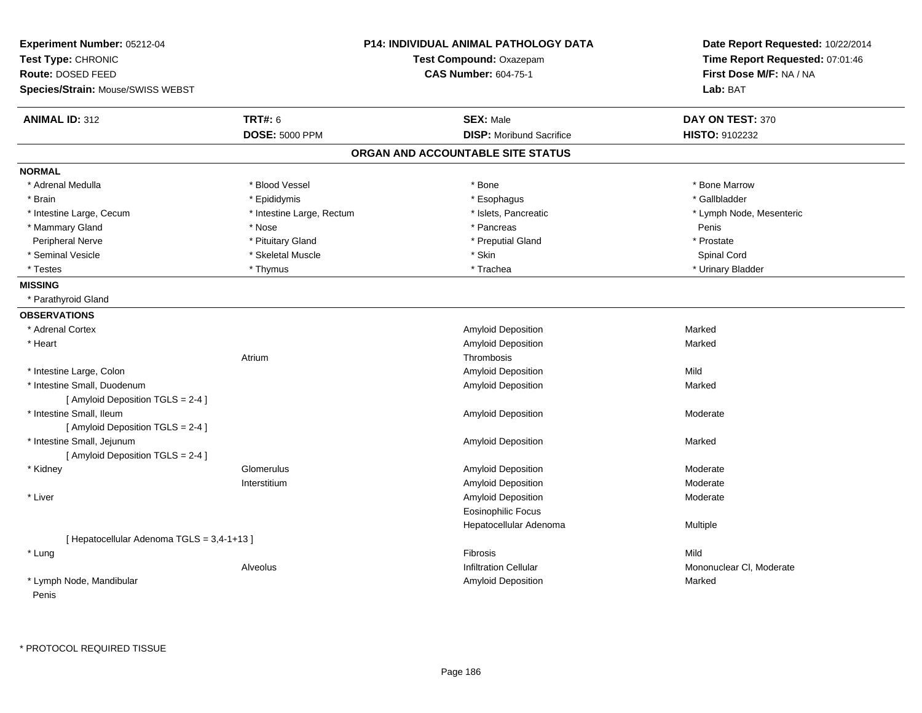**Experiment Number:** 05212-04
**Test Type:** CHRONIC
**Route:** DOSED FEED
**Species/Strain:** Mouse/SWISS WEBST

**P14: INDIVIDUAL ANIMAL PATHOLOGY DATA**
**Test Compound:** Oxazepam
**CAS Number:** 604-75-1

**Date Report Requested:** 10/22/2014
**Time Report Requested:** 07:01:46
**First Dose M/F:** NA / NA
**Lab:** BAT

| **ANIMAL ID:** 312 | **TRT#:** 6 | **SEX:** Male | **DAY ON TEST:** 370 |
|---|---|---|---|
| | **DOSE:** 5000 PPM | **DISP:** Moribund Sacrifice | **HISTO:** 9102232 |

## ORGAN AND ACCOUNTABLE SITE STATUS

**NORMAL**

| | | | |
|---|---|---|---|
| * Adrenal Medulla | * Blood Vessel | * Bone | * Bone Marrow |
| * Brain | * Epididymis | * Esophagus | * Gallbladder |
| * Intestine Large, Cecum | * Intestine Large, Rectum | * Islets, Pancreatic | * Lymph Node, Mesenteric |
| * Mammary Gland | * Nose | * Pancreas | Penis |
| Peripheral Nerve | * Pituitary Gland | * Preputial Gland | * Prostate |
| * Seminal Vesicle | * Skeletal Muscle | * Skin | Spinal Cord |
| * Testes | * Thymus | * Trachea | * Urinary Bladder |

**MISSING**

* Parathyroid Gland

**OBSERVATIONS**

| | | | |
|---|---|---|---|
| * Adrenal Cortex | | Amyloid Deposition | Marked |
| * Heart | | Amyloid Deposition | Marked |
| | Atrium | Thrombosis | |
| * Intestine Large, Colon | | Amyloid Deposition | Mild |
| * Intestine Small, Duodenum | | Amyloid Deposition | Marked |
| [ Amyloid Deposition TGLS = 2-4 ] | | | |
| * Intestine Small, Ileum | | Amyloid Deposition | Moderate |
| [ Amyloid Deposition TGLS = 2-4 ] | | | |
| * Intestine Small, Jejunum | | Amyloid Deposition | Marked |
| [ Amyloid Deposition TGLS = 2-4 ] | | | |
| * Kidney | Glomerulus | Amyloid Deposition | Moderate |
| | Interstitium | Amyloid Deposition | Moderate |
| * Liver | | Amyloid Deposition | Moderate |
| | | Eosinophilic Focus | |
| | | Hepatocellular Adenoma | Multiple |
| [ Hepatocellular Adenoma TGLS = 3,4-1+13 ] | | | |
| * Lung | | Fibrosis | Mild |
| | Alveolus | Infiltration Cellular | Mononuclear Cl, Moderate |
| * Lymph Node, Mandibular | | Amyloid Deposition | Marked |
| Penis | | | |

* PROTOCOL REQUIRED TISSUE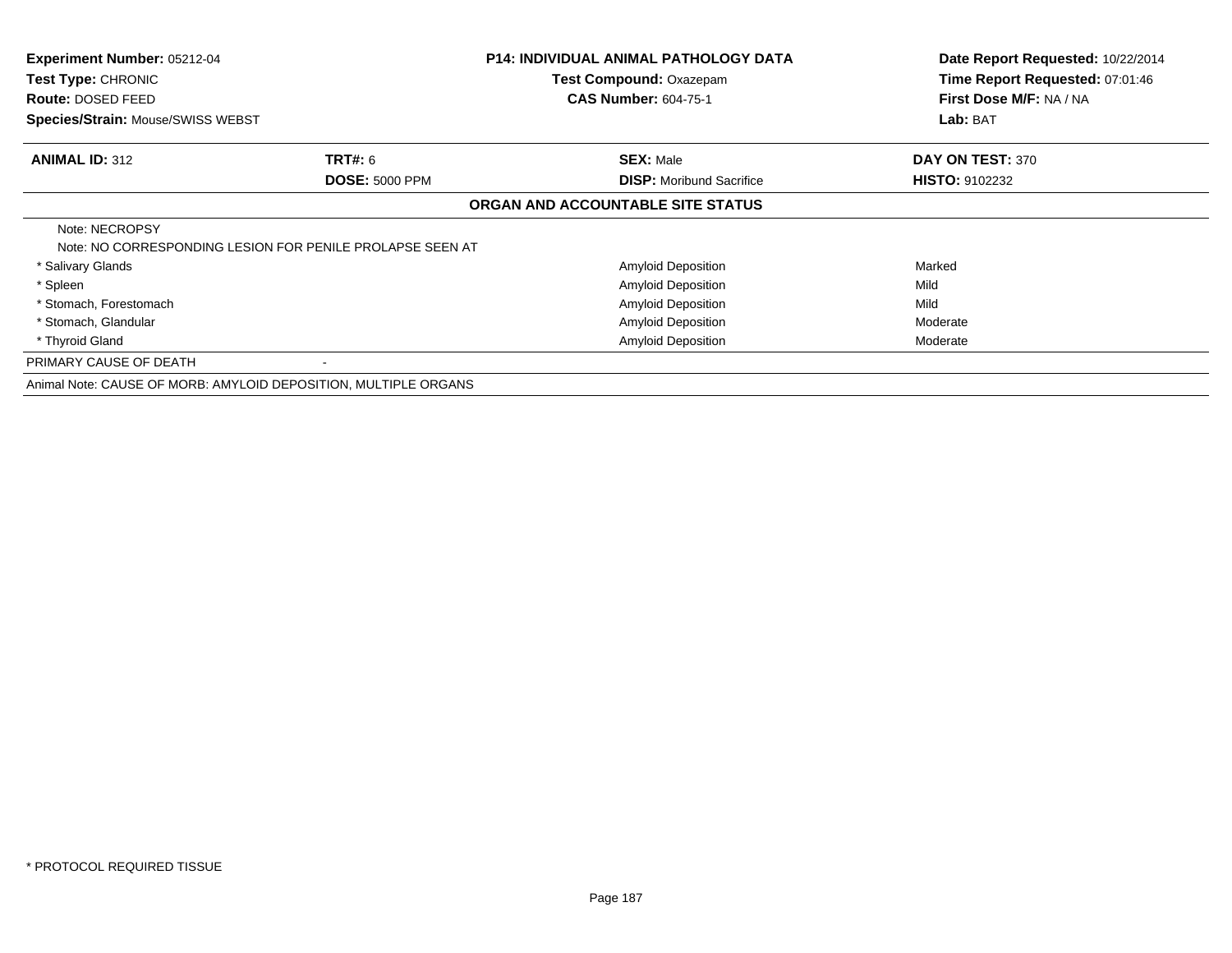**Experiment Number:** 05212-04
**Test Type:** CHRONIC
**Route:** DOSED FEED
**Species/Strain:** Mouse/SWISS WEBST

**P14: INDIVIDUAL ANIMAL PATHOLOGY DATA**
**Test Compound:** Oxazepam
**CAS Number:** 604-75-1

**Date Report Requested:** 10/22/2014
**Time Report Requested:** 07:01:46
**First Dose M/F:** NA / NA
**Lab:** BAT

| **ANIMAL ID:** 312 | **TRT#:** 6 | **SEX:** Male | **DAY ON TEST:** 370 |
|---|---|---|---|
| | **DOSE:** 5000 PPM | **DISP:** Moribund Sacrifice | **HISTO:** 9102232 |

**ORGAN AND ACCOUNTABLE SITE STATUS**

| | | | |
|---|---|---|---|
| Note: NECROPSY | | | |
| Note: NO CORRESPONDING LESION FOR PENILE PROLAPSE SEEN AT | | | |
| * Salivary Glands | | Amyloid Deposition | Marked |
| * Spleen | | Amyloid Deposition | Mild |
| * Stomach, Forestomach | | Amyloid Deposition | Mild |
| * Stomach, Glandular | | Amyloid Deposition | Moderate |
| * Thyroid Gland | | Amyloid Deposition | Moderate |
| PRIMARY CAUSE OF DEATH | - | | |
| Animal Note: CAUSE OF MORB: AMYLOID DEPOSITION, MULTIPLE ORGANS | | | |

* PROTOCOL REQUIRED TISSUE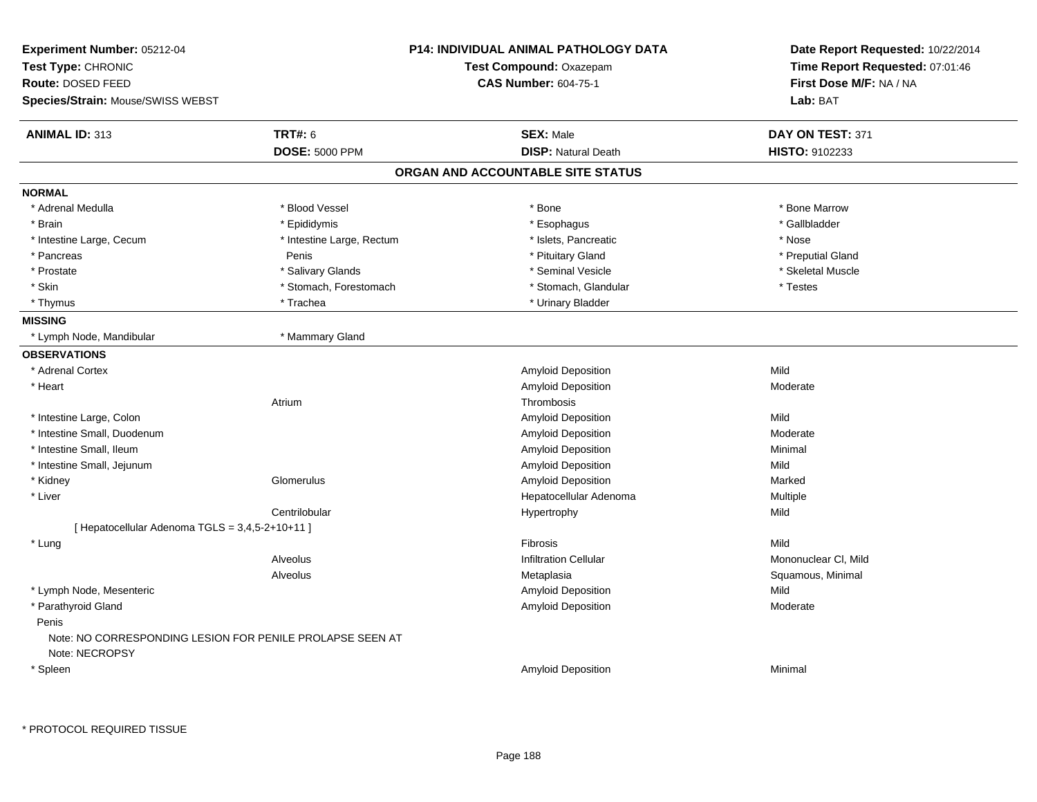**Experiment Number:** 05212-04
**Test Type:** CHRONIC
**Route:** DOSED FEED
**Species/Strain:** Mouse/SWISS WEBST

**P14: INDIVIDUAL ANIMAL PATHOLOGY DATA**
**Test Compound:** Oxazepam
**CAS Number:** 604-75-1

**Date Report Requested:** 10/22/2014
**Time Report Requested:** 07:01:46
**First Dose M/F:** NA / NA
**Lab:** BAT

| **ANIMAL ID:** 313 | **TRT#:** 6 | **SEX:** Male | **DAY ON TEST:** 371 |
|---|---|---|---|
| | **DOSE:** 5000 PPM | **DISP:** Natural Death | **HISTO:** 9102233 |

## ORGAN AND ACCOUNTABLE SITE STATUS

**NORMAL**

| | | | |
|---|---|---|---|
| * Adrenal Medulla | * Blood Vessel | * Bone | * Bone Marrow |
| * Brain | * Epididymis | * Esophagus | * Gallbladder |
| * Intestine Large, Cecum | * Intestine Large, Rectum | * Islets, Pancreatic | * Nose |
| * Pancreas | Penis | * Pituitary Gland | * Preputial Gland |
| * Prostate | * Salivary Glands | * Seminal Vesicle | * Skeletal Muscle |
| * Skin | * Stomach, Forestomach | * Stomach, Glandular | * Testes |
| * Thymus | * Trachea | * Urinary Bladder | |

**MISSING**

| | |
|---|---|
| * Lymph Node, Mandibular | * Mammary Gland |

**OBSERVATIONS**

| Organ | Site | Observation | Severity |
|---|---|---|---|
| * Adrenal Cortex | | Amyloid Deposition | Mild |
| * Heart | | Amyloid Deposition | Moderate |
| | Atrium | Thrombosis | |
| * Intestine Large, Colon | | Amyloid Deposition | Mild |
| * Intestine Small, Duodenum | | Amyloid Deposition | Moderate |
| * Intestine Small, Ileum | | Amyloid Deposition | Minimal |
| * Intestine Small, Jejunum | | Amyloid Deposition | Mild |
| * Kidney | Glomerulus | Amyloid Deposition | Marked |
| * Liver | | Hepatocellular Adenoma | Multiple |
| | Centrilobular | Hypertrophy | Mild |
| [ Hepatocellular Adenoma TGLS = 3,4,5-2+10+11 ] | | | |
| * Lung | | Fibrosis | Mild |
| | Alveolus | Infiltration Cellular | Mononuclear Cl, Mild |
| | Alveolus | Metaplasia | Squamous, Minimal |
| * Lymph Node, Mesenteric | | Amyloid Deposition | Mild |
| * Parathyroid Gland | | Amyloid Deposition | Moderate |
| Penis | | | |
| Note: NO CORRESPONDING LESION FOR PENILE PROLAPSE SEEN AT | | | |
| Note: NECROPSY | | | |
| * Spleen | | Amyloid Deposition | Minimal |

* PROTOCOL REQUIRED TISSUE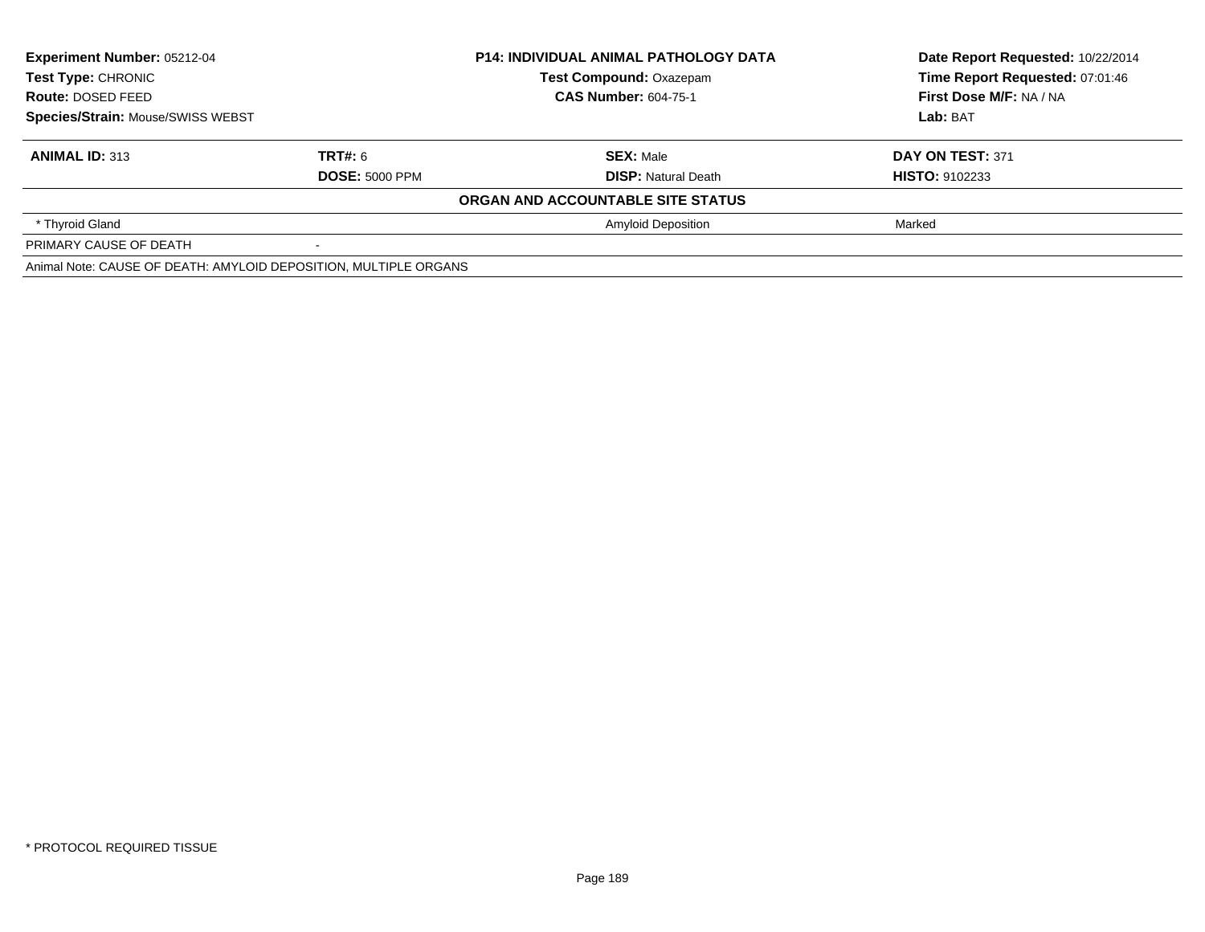| **Experiment Number:** 05212-04 | **P14: INDIVIDUAL ANIMAL PATHOLOGY DATA** | **Date Report Requested:** 10/22/2014 |
|---|---|---|
| **Test Type:** CHRONIC | **Test Compound:** Oxazepam | **Time Report Requested:** 07:01:46 |
| **Route:** DOSED FEED | **CAS Number:** 604-75-1 | **First Dose M/F:** NA / NA |
| **Species/Strain:** Mouse/SWISS WEBST | | **Lab:** BAT |

| **ANIMAL ID:** 313 | **TRT#:** 6 | **SEX:** Male | **DAY ON TEST:** 371 |
|---|---|---|---|
| | **DOSE:** 5000 PPM | **DISP:** Natural Death | **HISTO:** 9102233 |
| | | **ORGAN AND ACCOUNTABLE SITE STATUS** | |
| * Thyroid Gland | | Amyloid Deposition | Marked |
| PRIMARY CAUSE OF DEATH | - | | |
| Animal Note: CAUSE OF DEATH: AMYLOID DEPOSITION, MULTIPLE ORGANS | | | |

* PROTOCOL REQUIRED TISSUE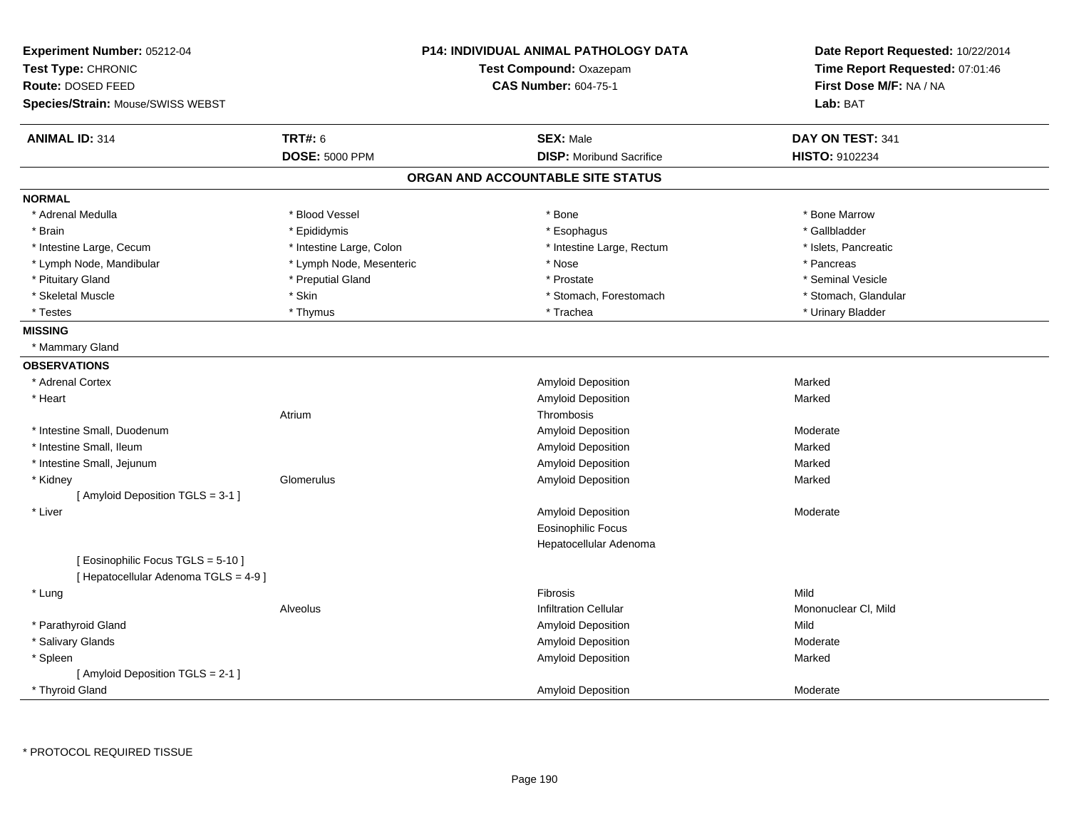**Experiment Number:** 05212-04
**Test Type:** CHRONIC
**Route:** DOSED FEED
**Species/Strain:** Mouse/SWISS WEBST

**P14: INDIVIDUAL ANIMAL PATHOLOGY DATA**
**Test Compound:** Oxazepam
**CAS Number:** 604-75-1

**Date Report Requested:** 10/22/2014
**Time Report Requested:** 07:01:46
**First Dose M/F:** NA / NA
**Lab:** BAT

| **ANIMAL ID:** 314 | **TRT#:** 6 | **SEX:** Male | **DAY ON TEST:** 341 |
|---|---|---|---|
| | **DOSE:** 5000 PPM | **DISP:** Moribund Sacrifice | **HISTO:** 9102234 |

## ORGAN AND ACCOUNTABLE SITE STATUS

**NORMAL**

| | | | |
|---|---|---|---|
| * Adrenal Medulla | * Blood Vessel | * Bone | * Bone Marrow |
| * Brain | * Epididymis | * Esophagus | * Gallbladder |
| * Intestine Large, Cecum | * Intestine Large, Colon | * Intestine Large, Rectum | * Islets, Pancreatic |
| * Lymph Node, Mandibular | * Lymph Node, Mesenteric | * Nose | * Pancreas |
| * Pituitary Gland | * Preputial Gland | * Prostate | * Seminal Vesicle |
| * Skeletal Muscle | * Skin | * Stomach, Forestomach | * Stomach, Glandular |
| * Testes | * Thymus | * Trachea | * Urinary Bladder |

**MISSING**

* Mammary Gland

**OBSERVATIONS**

| Organ | Site | Observation | Severity |
|---|---|---|---|
| * Adrenal Cortex | | Amyloid Deposition | Marked |
| * Heart | | Amyloid Deposition | Marked |
| | Atrium | Thrombosis | |
| * Intestine Small, Duodenum | | Amyloid Deposition | Moderate |
| * Intestine Small, Ileum | | Amyloid Deposition | Marked |
| * Intestine Small, Jejunum | | Amyloid Deposition | Marked |
| * Kidney | Glomerulus | Amyloid Deposition | Marked |
| [ Amyloid Deposition TGLS = 3-1 ] | | | |
| * Liver | | Amyloid Deposition | Moderate |
| | | Eosinophilic Focus | |
| | | Hepatocellular Adenoma | |
| [ Eosinophilic Focus TGLS = 5-10 ] | | | |
| [ Hepatocellular Adenoma TGLS = 4-9 ] | | | |
| * Lung | | Fibrosis | Mild |
| | Alveolus | Infiltration Cellular | Mononuclear Cl, Mild |
| * Parathyroid Gland | | Amyloid Deposition | Mild |
| * Salivary Glands | | Amyloid Deposition | Moderate |
| * Spleen | | Amyloid Deposition | Marked |
| [ Amyloid Deposition TGLS = 2-1 ] | | | |
| * Thyroid Gland | | Amyloid Deposition | Moderate |

* PROTOCOL REQUIRED TISSUE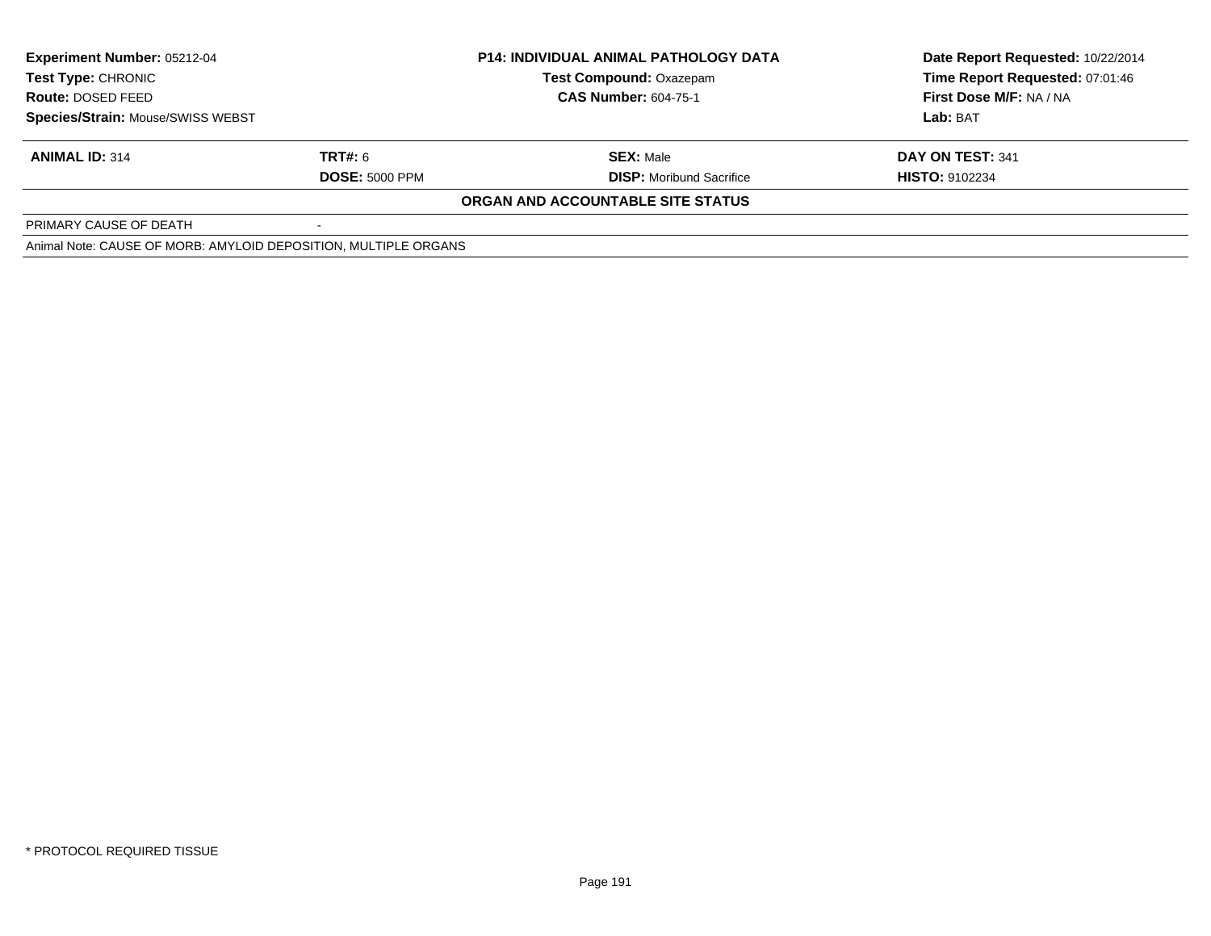| **Experiment Number:** 05212-04 | **P14: INDIVIDUAL ANIMAL PATHOLOGY DATA** | **Date Report Requested:** 10/22/2014 |
|---|---|---|
| **Test Type:** CHRONIC | **Test Compound:** Oxazepam | **Time Report Requested:** 07:01:46 |
| **Route:** DOSED FEED | **CAS Number:** 604-75-1 | **First Dose M/F:** NA / NA |
| **Species/Strain:** Mouse/SWISS WEBST | | **Lab:** BAT |

| **ANIMAL ID:** 314 | **TRT#:** 6 | **SEX:** Male | **DAY ON TEST:** 341 |
|---|---|---|---|
| | **DOSE:** 5000 PPM | **DISP:** Moribund Sacrifice | **HISTO:** 9102234 |

**ORGAN AND ACCOUNTABLE SITE STATUS**

| PRIMARY CAUSE OF DEATH | - |
|---|---|

Animal Note: CAUSE OF MORB: AMYLOID DEPOSITION, MULTIPLE ORGANS

* PROTOCOL REQUIRED TISSUE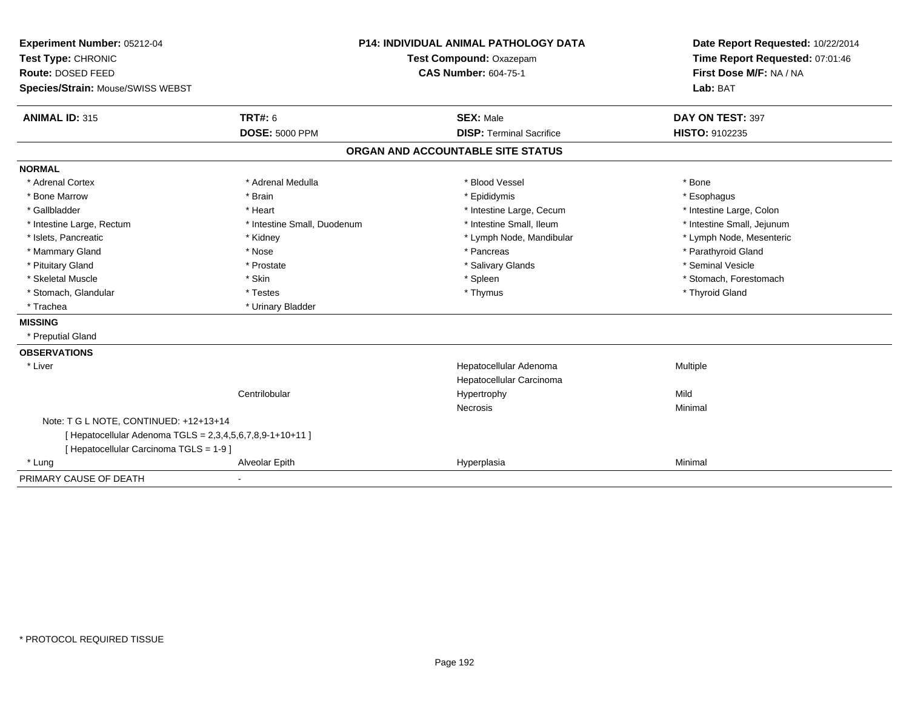**Experiment Number:** 05212-04
**Test Type:** CHRONIC
**Route:** DOSED FEED
**Species/Strain:** Mouse/SWISS WEBST

**P14: INDIVIDUAL ANIMAL PATHOLOGY DATA**
**Test Compound:** Oxazepam
**CAS Number:** 604-75-1

**Date Report Requested:** 10/22/2014
**Time Report Requested:** 07:01:46
**First Dose M/F:** NA / NA
**Lab:** BAT

| **ANIMAL ID:** 315 | **TRT#:** 6 | **SEX:** Male | **DAY ON TEST:** 397 |
|---|---|---|---|
| | **DOSE:** 5000 PPM | **DISP:** Terminal Sacrifice | **HISTO:** 9102235 |

## ORGAN AND ACCOUNTABLE SITE STATUS

**NORMAL**

| | | | |
|---|---|---|---|
| * Adrenal Cortex | * Adrenal Medulla | * Blood Vessel | * Bone |
| * Bone Marrow | * Brain | * Epididymis | * Esophagus |
| * Gallbladder | * Heart | * Intestine Large, Cecum | * Intestine Large, Colon |
| * Intestine Large, Rectum | * Intestine Small, Duodenum | * Intestine Small, Ileum | * Intestine Small, Jejunum |
| * Islets, Pancreatic | * Kidney | * Lymph Node, Mandibular | * Lymph Node, Mesenteric |
| * Mammary Gland | * Nose | * Pancreas | * Parathyroid Gland |
| * Pituitary Gland | * Prostate | * Salivary Glands | * Seminal Vesicle |
| * Skeletal Muscle | * Skin | * Spleen | * Stomach, Forestomach |
| * Stomach, Glandular | * Testes | * Thymus | * Thyroid Gland |
| * Trachea | * Urinary Bladder | | |

**MISSING**

* Preputial Gland

**OBSERVATIONS**

| | | | |
|---|---|---|---|
| * Liver | | Hepatocellular Adenoma | Multiple |
| | | Hepatocellular Carcinoma | |
| | Centrilobular | Hypertrophy | Mild |
| | | Necrosis | Minimal |

Note: T G L NOTE, CONTINUED: +12+13+14
[ Hepatocellular Adenoma TGLS = 2,3,4,5,6,7,8,9-1+10+11 ]
[ Hepatocellular Carcinoma TGLS = 1-9 ]

| | | | |
|---|---|---|---|
| * Lung | Alveolar Epith | Hyperplasia | Minimal |

PRIMARY CAUSE OF DEATH -

* PROTOCOL REQUIRED TISSUE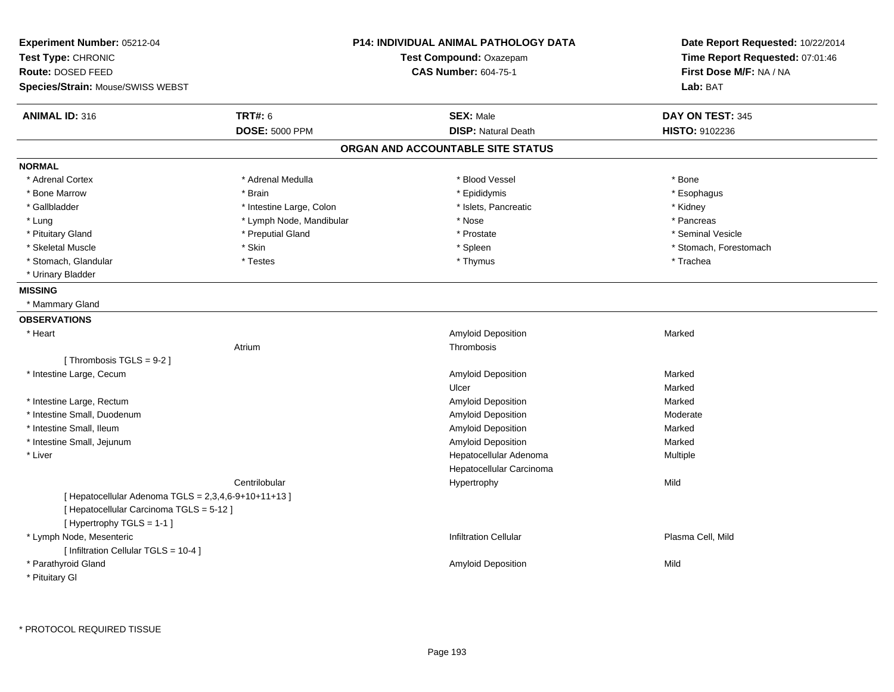**Experiment Number:** 05212-04
**Test Type:** CHRONIC
**Route:** DOSED FEED
**Species/Strain:** Mouse/SWISS WEBST

**P14: INDIVIDUAL ANIMAL PATHOLOGY DATA**
**Test Compound:** Oxazepam
**CAS Number:** 604-75-1

**Date Report Requested:** 10/22/2014
**Time Report Requested:** 07:01:46
**First Dose M/F:** NA / NA
**Lab:** BAT

| **ANIMAL ID:** 316 | **TRT#:** 6 | **SEX:** Male | **DAY ON TEST:** 345 |
|---|---|---|---|
| | **DOSE:** 5000 PPM | **DISP:** Natural Death | **HISTO:** 9102236 |

## ORGAN AND ACCOUNTABLE SITE STATUS

**NORMAL**

| | | | |
|---|---|---|---|
| * Adrenal Cortex | * Adrenal Medulla | * Blood Vessel | * Bone |
| * Bone Marrow | * Brain | * Epididymis | * Esophagus |
| * Gallbladder | * Intestine Large, Colon | * Islets, Pancreatic | * Kidney |
| * Lung | * Lymph Node, Mandibular | * Nose | * Pancreas |
| * Pituitary Gland | * Preputial Gland | * Prostate | * Seminal Vesicle |
| * Skeletal Muscle | * Skin | * Spleen | * Stomach, Forestomach |
| * Stomach, Glandular | * Testes | * Thymus | * Trachea |
| * Urinary Bladder | | | |

**MISSING**

* Mammary Gland

**OBSERVATIONS**

| Organ | Site | Observation | Severity |
|---|---|---|---|
| * Heart | | Amyloid Deposition | Marked |
| | Atrium | Thrombosis | |
| [ Thrombosis TGLS = 9-2 ] | | | |
| * Intestine Large, Cecum | | Amyloid Deposition | Marked |
| | | Ulcer | Marked |
| * Intestine Large, Rectum | | Amyloid Deposition | Marked |
| * Intestine Small, Duodenum | | Amyloid Deposition | Moderate |
| * Intestine Small, Ileum | | Amyloid Deposition | Marked |
| * Intestine Small, Jejunum | | Amyloid Deposition | Marked |
| * Liver | | Hepatocellular Adenoma | Multiple |
| | | Hepatocellular Carcinoma | |
| | Centrilobular | Hypertrophy | Mild |
| [ Hepatocellular Adenoma TGLS = 2,3,4,6-9+10+11+13 ] | | | |
| [ Hepatocellular Carcinoma TGLS = 5-12 ] | | | |
| [ Hypertrophy TGLS = 1-1 ] | | | |
| * Lymph Node, Mesenteric | | Infiltration Cellular | Plasma Cell, Mild |
| [ Infiltration Cellular TGLS = 10-4 ] | | | |
| * Parathyroid Gland | | Amyloid Deposition | Mild |
| * Pituitary Gl | | | |

* PROTOCOL REQUIRED TISSUE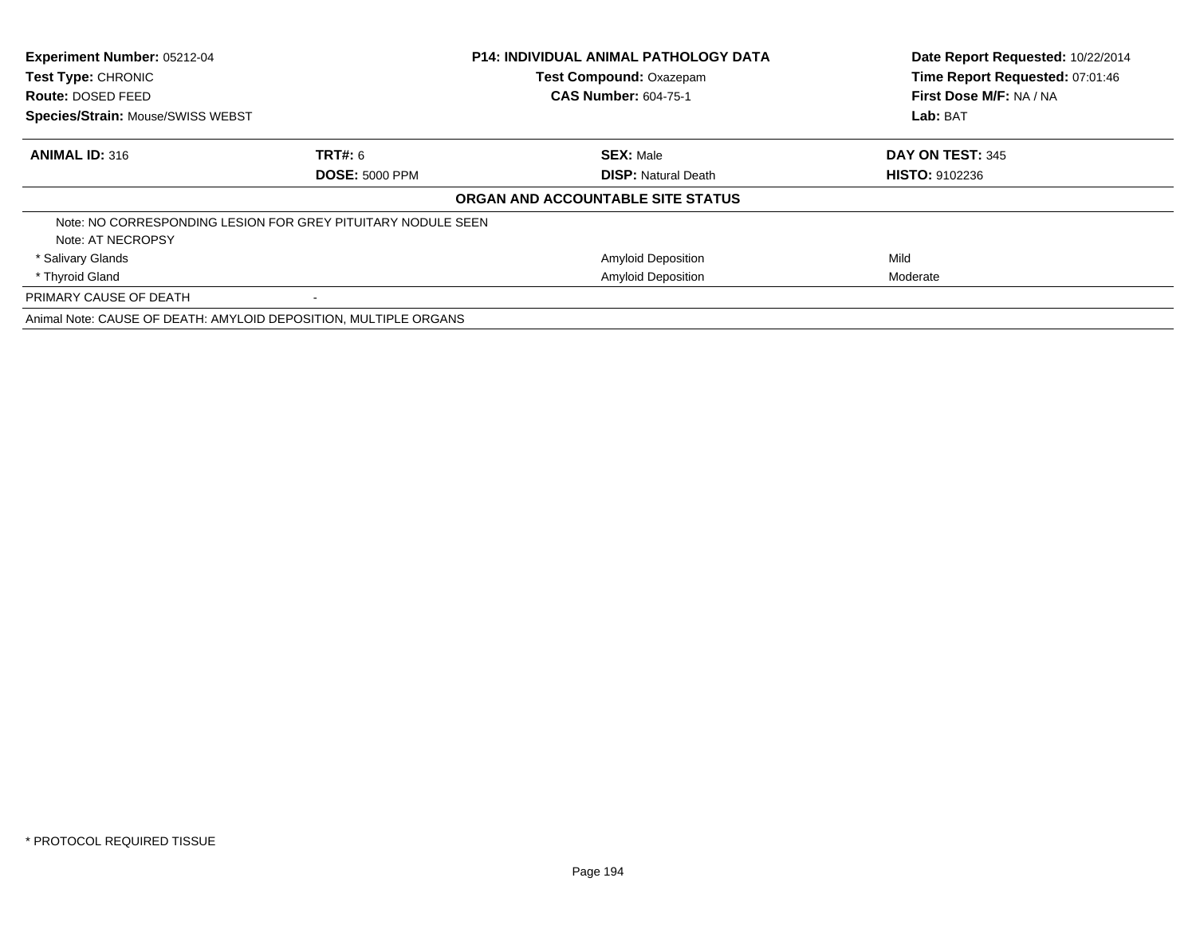| Experiment Number: 05212-04 | P14: INDIVIDUAL ANIMAL PATHOLOGY DATA | Date Report Requested: 10/22/2014 |
|---|---|---|
| Test Type: CHRONIC | Test Compound: Oxazepam | Time Report Requested: 07:01:46 |
| Route: DOSED FEED | CAS Number: 604-75-1 | First Dose M/F: NA / NA |
| Species/Strain: Mouse/SWISS WEBST | | Lab: BAT |

| ANIMAL ID: 316 | TRT#: 6 | SEX: Male | DAY ON TEST: 345 |
|---|---|---|---|
| | DOSE: 5000 PPM | DISP: Natural Death | HISTO: 9102236 |

**ORGAN AND ACCOUNTABLE SITE STATUS**

| | | |
|---|---|---|
| Note: NO CORRESPONDING LESION FOR GREY PITUITARY NODULE SEEN | | |
| Note: AT NECROPSY | | |
| * Salivary Glands | Amyloid Deposition | Mild |
| * Thyroid Gland | Amyloid Deposition | Moderate |
| PRIMARY CAUSE OF DEATH | - | |
| Animal Note: CAUSE OF DEATH: AMYLOID DEPOSITION, MULTIPLE ORGANS | | |

* PROTOCOL REQUIRED TISSUE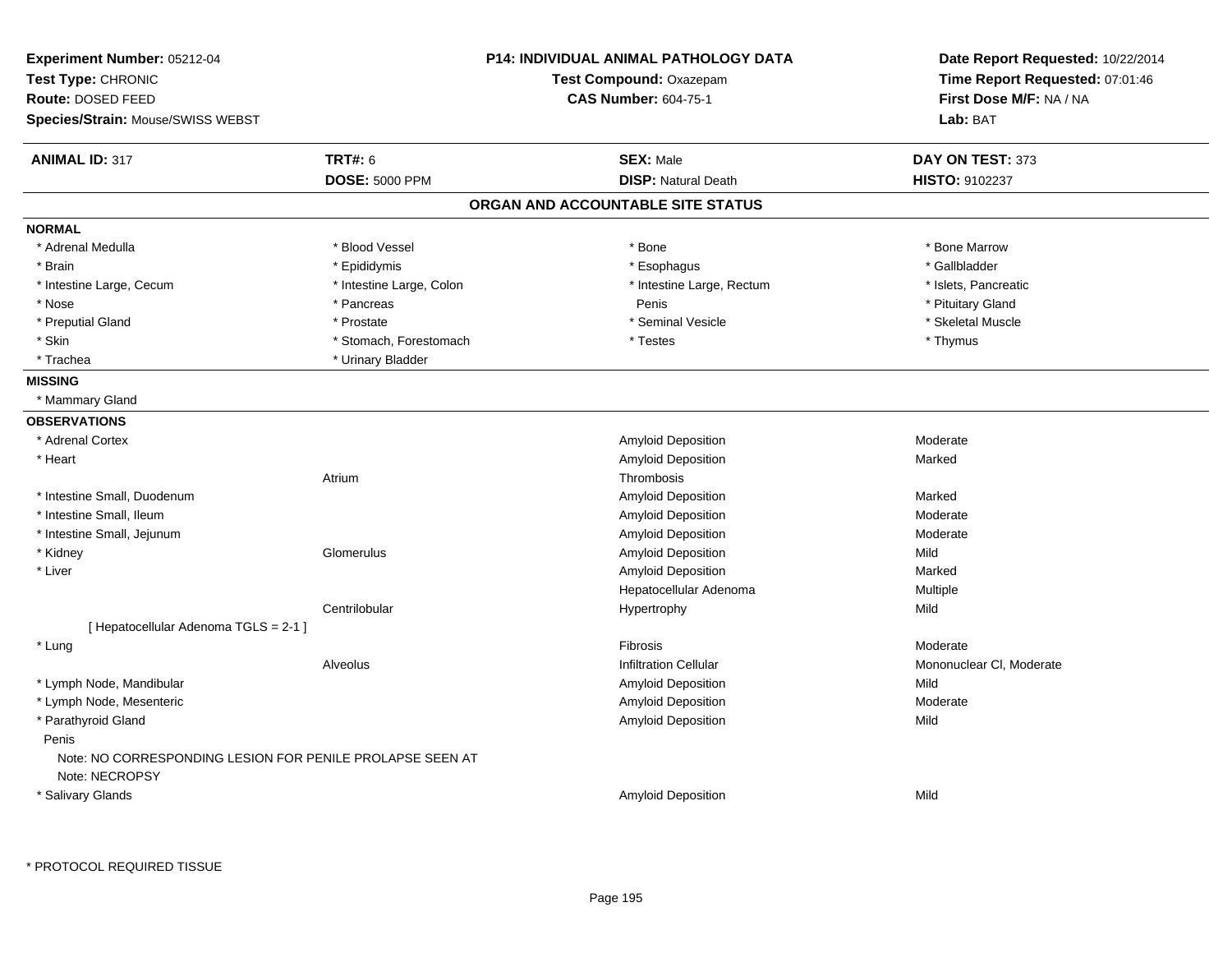**Experiment Number:** 05212-04
**Test Type:** CHRONIC
**Route:** DOSED FEED
**Species/Strain:** Mouse/SWISS WEBST

**P14: INDIVIDUAL ANIMAL PATHOLOGY DATA**
**Test Compound:** Oxazepam
**CAS Number:** 604-75-1

**Date Report Requested:** 10/22/2014
**Time Report Requested:** 07:01:46
**First Dose M/F:** NA / NA
**Lab:** BAT

| **ANIMAL ID:** 317 | **TRT#:** 6 | **SEX:** Male | **DAY ON TEST:** 373 |
|---|---|---|---|
| | **DOSE:** 5000 PPM | **DISP:** Natural Death | **HISTO:** 9102237 |

## ORGAN AND ACCOUNTABLE SITE STATUS

**NORMAL**

| | | | |
|---|---|---|---|
| * Adrenal Medulla | * Blood Vessel | * Bone | * Bone Marrow |
| * Brain | * Epididymis | * Esophagus | * Gallbladder |
| * Intestine Large, Cecum | * Intestine Large, Colon | * Intestine Large, Rectum | * Islets, Pancreatic |
| * Nose | * Pancreas | Penis | * Pituitary Gland |
| * Preputial Gland | * Prostate | * Seminal Vesicle | * Skeletal Muscle |
| * Skin | * Stomach, Forestomach | * Testes | * Thymus |
| * Trachea | * Urinary Bladder | | |

**MISSING**

* Mammary Gland

**OBSERVATIONS**

| Organ | Site | Observation | Severity |
|---|---|---|---|
| * Adrenal Cortex | | Amyloid Deposition | Moderate |
| * Heart | | Amyloid Deposition | Marked |
| | Atrium | Thrombosis | |
| * Intestine Small, Duodenum | | Amyloid Deposition | Marked |
| * Intestine Small, Ileum | | Amyloid Deposition | Moderate |
| * Intestine Small, Jejunum | | Amyloid Deposition | Moderate |
| * Kidney | Glomerulus | Amyloid Deposition | Mild |
| * Liver | | Amyloid Deposition | Marked |
| | | Hepatocellular Adenoma | Multiple |
| | Centrilobular | Hypertrophy | Mild |
| [ Hepatocellular Adenoma TGLS = 2-1 ] | | | |
| * Lung | | Fibrosis | Moderate |
| | Alveolus | Infiltration Cellular | Mononuclear Cl, Moderate |
| * Lymph Node, Mandibular | | Amyloid Deposition | Mild |
| * Lymph Node, Mesenteric | | Amyloid Deposition | Moderate |
| * Parathyroid Gland | | Amyloid Deposition | Mild |
| Penis | | | |
| Note: NO CORRESPONDING LESION FOR PENILE PROLAPSE SEEN AT | | | |
| Note: NECROPSY | | | |
| * Salivary Glands | | Amyloid Deposition | Mild |

* PROTOCOL REQUIRED TISSUE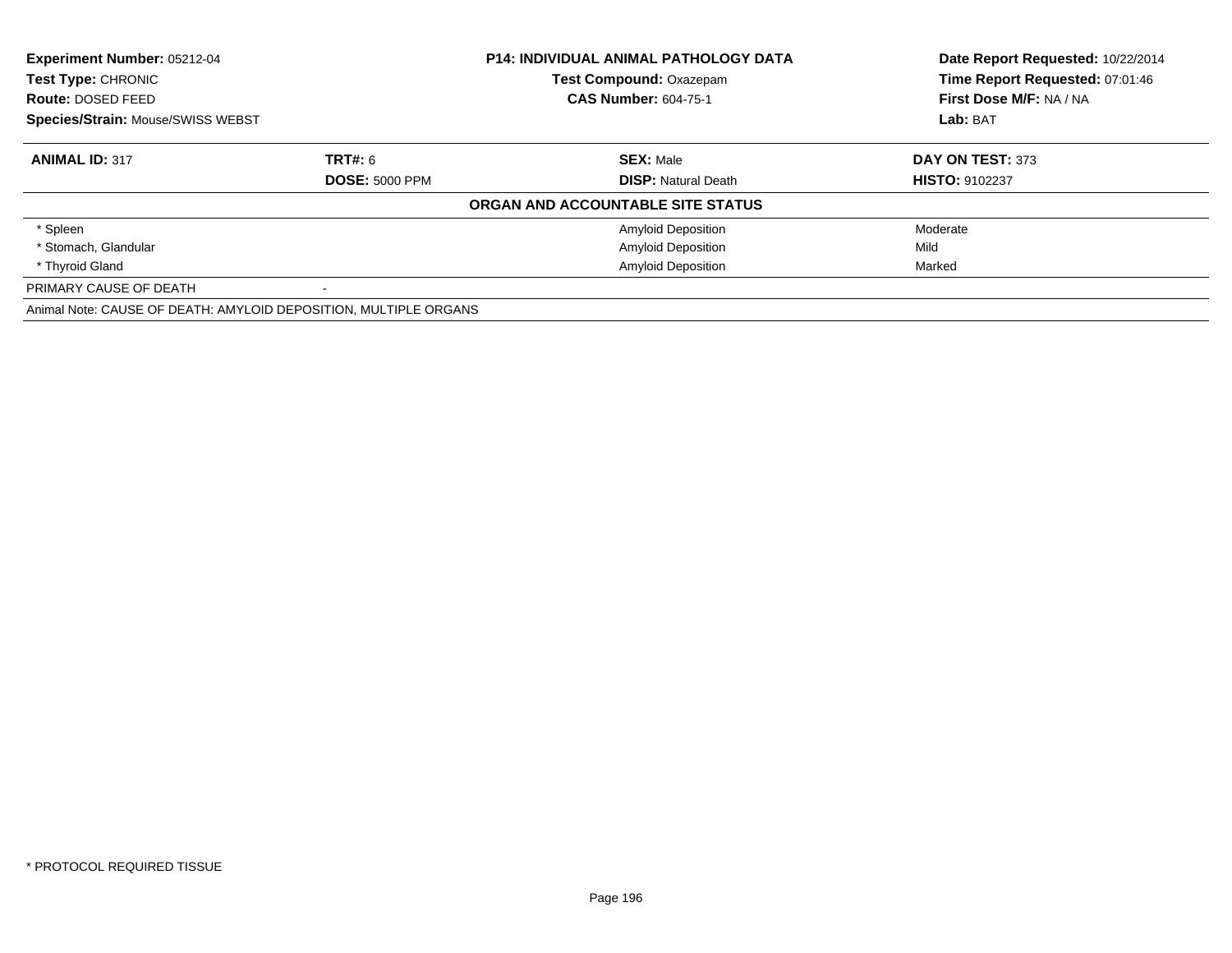**Experiment Number:** 05212-04
**Test Type:** CHRONIC
**Route:** DOSED FEED
**Species/Strain:** Mouse/SWISS WEBST

**P14: INDIVIDUAL ANIMAL PATHOLOGY DATA**
**Test Compound:** Oxazepam
**CAS Number:** 604-75-1

**Date Report Requested:** 10/22/2014
**Time Report Requested:** 07:01:46
**First Dose M/F:** NA / NA
**Lab:** BAT

| **ANIMAL ID:** 317 | **TRT#:** 6 | **SEX:** Male | **DAY ON TEST:** 373 |
|---|---|---|---|
| | **DOSE:** 5000 PPM | **DISP:** Natural Death | **HISTO:** 9102237 |

**ORGAN AND ACCOUNTABLE SITE STATUS**

| | | |
|---|---|---|
| * Spleen | Amyloid Deposition | Moderate |
| * Stomach, Glandular | Amyloid Deposition | Mild |
| * Thyroid Gland | Amyloid Deposition | Marked |

PRIMARY CAUSE OF DEATH -

Animal Note: CAUSE OF DEATH: AMYLOID DEPOSITION, MULTIPLE ORGANS

* PROTOCOL REQUIRED TISSUE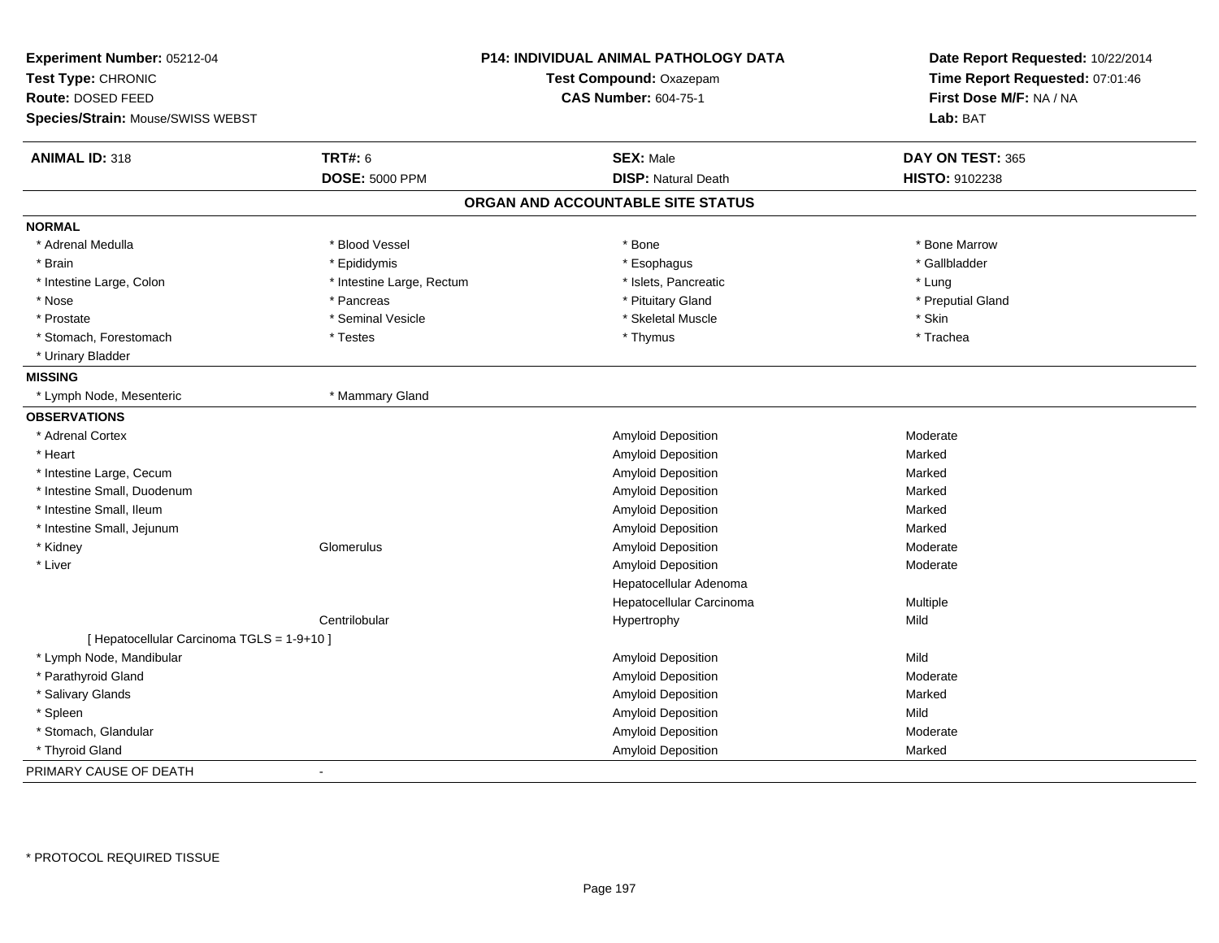**Experiment Number:** 05212-04
**Test Type:** CHRONIC
**Route:** DOSED FEED
**Species/Strain:** Mouse/SWISS WEBST

**P14: INDIVIDUAL ANIMAL PATHOLOGY DATA**
**Test Compound:** Oxazepam
**CAS Number:** 604-75-1

**Date Report Requested:** 10/22/2014
**Time Report Requested:** 07:01:46
**First Dose M/F:** NA / NA
**Lab:** BAT

| **ANIMAL ID:** 318 | **TRT#:** 6 | **SEX:** Male | **DAY ON TEST:** 365 |
|---|---|---|---|
| | **DOSE:** 5000 PPM | **DISP:** Natural Death | **HISTO:** 9102238 |

## ORGAN AND ACCOUNTABLE SITE STATUS

**NORMAL**

| | | | |
|---|---|---|---|
| * Adrenal Medulla | * Blood Vessel | * Bone | * Bone Marrow |
| * Brain | * Epididymis | * Esophagus | * Gallbladder |
| * Intestine Large, Colon | * Intestine Large, Rectum | * Islets, Pancreatic | * Lung |
| * Nose | * Pancreas | * Pituitary Gland | * Preputial Gland |
| * Prostate | * Seminal Vesicle | * Skeletal Muscle | * Skin |
| * Stomach, Forestomach | * Testes | * Thymus | * Trachea |
| * Urinary Bladder | | | |

**MISSING**

| | |
|---|---|
| * Lymph Node, Mesenteric | * Mammary Gland |

**OBSERVATIONS**

| Organ | Site | Observation | Severity |
|---|---|---|---|
| * Adrenal Cortex | | Amyloid Deposition | Moderate |
| * Heart | | Amyloid Deposition | Marked |
| * Intestine Large, Cecum | | Amyloid Deposition | Marked |
| * Intestine Small, Duodenum | | Amyloid Deposition | Marked |
| * Intestine Small, Ileum | | Amyloid Deposition | Marked |
| * Intestine Small, Jejunum | | Amyloid Deposition | Marked |
| * Kidney | Glomerulus | Amyloid Deposition | Moderate |
| * Liver | | Amyloid Deposition | Moderate |
| | | Hepatocellular Adenoma | |
| | | Hepatocellular Carcinoma | Multiple |
| | Centrilobular | Hypertrophy | Mild |
| [ Hepatocellular Carcinoma TGLS = 1-9+10 ] | | | |
| * Lymph Node, Mandibular | | Amyloid Deposition | Mild |
| * Parathyroid Gland | | Amyloid Deposition | Moderate |
| * Salivary Glands | | Amyloid Deposition | Marked |
| * Spleen | | Amyloid Deposition | Mild |
| * Stomach, Glandular | | Amyloid Deposition | Moderate |
| * Thyroid Gland | | Amyloid Deposition | Marked |

PRIMARY CAUSE OF DEATH -

* PROTOCOL REQUIRED TISSUE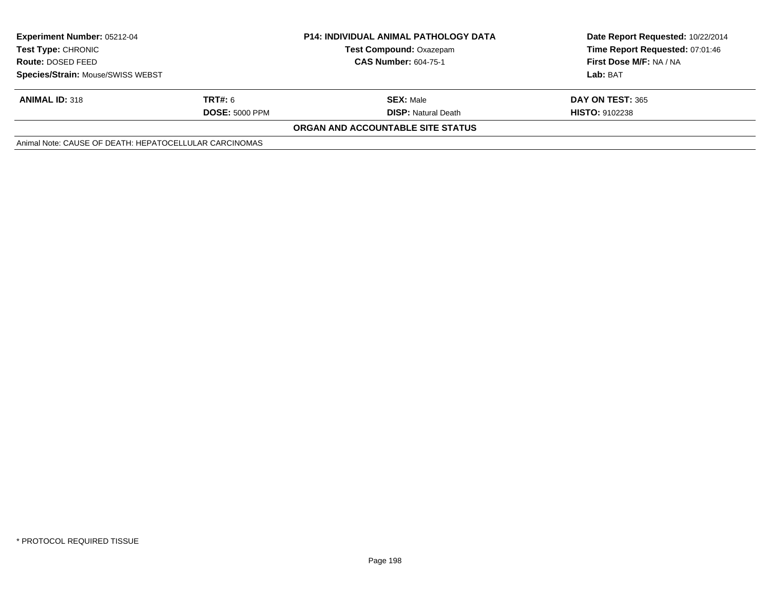| Experiment Number: 05212-04 | P14: INDIVIDUAL ANIMAL PATHOLOGY DATA | Date Report Requested: 10/22/2014 |
|---|---|---|
| Test Type: CHRONIC | Test Compound: Oxazepam | Time Report Requested: 07:01:46 |
| Route: DOSED FEED | CAS Number: 604-75-1 | First Dose M/F: NA / NA |
| Species/Strain: Mouse/SWISS WEBST | | Lab: BAT |

| ANIMAL ID: 318 | TRT#: 6 | SEX: Male | DAY ON TEST: 365 |
|---|---|---|---|
| | DOSE: 5000 PPM | DISP: Natural Death | HISTO: 9102238 |

**ORGAN AND ACCOUNTABLE SITE STATUS**

Animal Note: CAUSE OF DEATH: HEPATOCELLULAR CARCINOMAS

* PROTOCOL REQUIRED TISSUE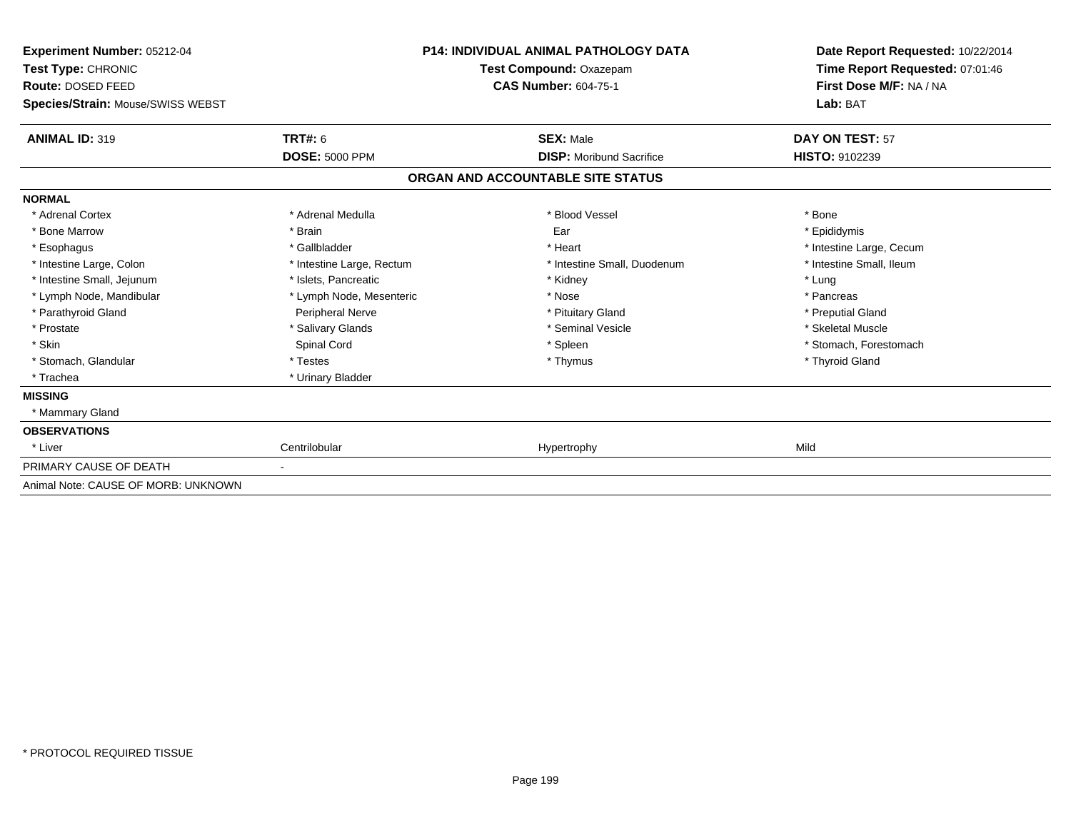**Experiment Number:** 05212-04
**Test Type:** CHRONIC
**Route:** DOSED FEED
**Species/Strain:** Mouse/SWISS WEBST

**P14: INDIVIDUAL ANIMAL PATHOLOGY DATA**
**Test Compound:** Oxazepam
**CAS Number:** 604-75-1

**Date Report Requested:** 10/22/2014
**Time Report Requested:** 07:01:46
**First Dose M/F:** NA / NA
**Lab:** BAT

| **ANIMAL ID:** 319 | **TRT#:** 6 | **SEX:** Male | **DAY ON TEST:** 57 |
|---|---|---|---|
| | **DOSE:** 5000 PPM | **DISP:** Moribund Sacrifice | **HISTO:** 9102239 |

**ORGAN AND ACCOUNTABLE SITE STATUS**

| | | | |
|---|---|---|---|
| **NORMAL** | | | |
| * Adrenal Cortex | * Adrenal Medulla | * Blood Vessel | * Bone |
| * Bone Marrow | * Brain | Ear | * Epididymis |
| * Esophagus | * Gallbladder | * Heart | * Intestine Large, Cecum |
| * Intestine Large, Colon | * Intestine Large, Rectum | * Intestine Small, Duodenum | * Intestine Small, Ileum |
| * Intestine Small, Jejunum | * Islets, Pancreatic | * Kidney | * Lung |
| * Lymph Node, Mandibular | * Lymph Node, Mesenteric | * Nose | * Pancreas |
| * Parathyroid Gland | Peripheral Nerve | * Pituitary Gland | * Preputial Gland |
| * Prostate | * Salivary Glands | * Seminal Vesicle | * Skeletal Muscle |
| * Skin | Spinal Cord | * Spleen | * Stomach, Forestomach |
| * Stomach, Glandular | * Testes | * Thymus | * Thyroid Gland |
| * Trachea | * Urinary Bladder | | |
| **MISSING** | | | |
| * Mammary Gland | | | |
| **OBSERVATIONS** | | | |
| * Liver | Centrilobular | Hypertrophy | Mild |
| PRIMARY CAUSE OF DEATH | - | | |
| Animal Note: CAUSE OF MORB: UNKNOWN | | | |

\* PROTOCOL REQUIRED TISSUE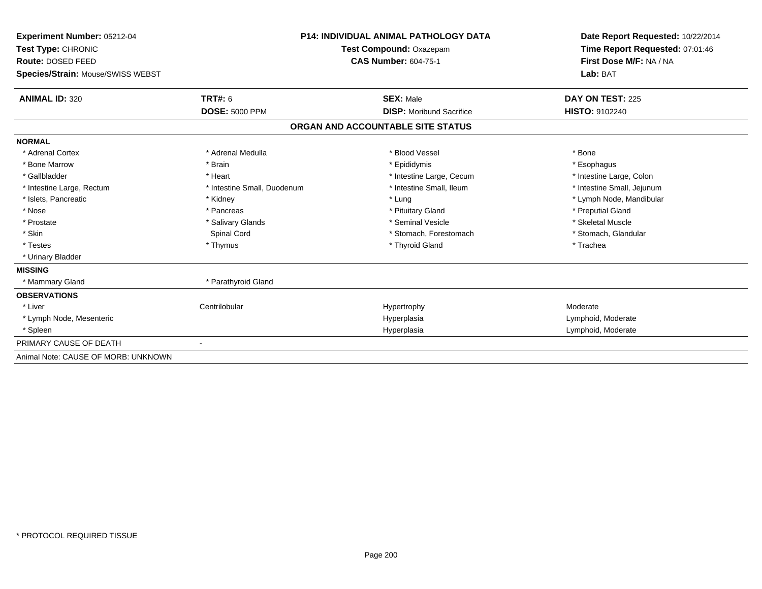**Experiment Number:** 05212-04
**Test Type:** CHRONIC
**Route:** DOSED FEED
**Species/Strain:** Mouse/SWISS WEBST

**P14: INDIVIDUAL ANIMAL PATHOLOGY DATA**
**Test Compound:** Oxazepam
**CAS Number:** 604-75-1

**Date Report Requested:** 10/22/2014
**Time Report Requested:** 07:01:46
**First Dose M/F:** NA / NA
**Lab:** BAT

| **ANIMAL ID:** 320 | **TRT#:** 6 | **SEX:** Male | **DAY ON TEST:** 225 |
|---|---|---|---|
| | **DOSE:** 5000 PPM | **DISP:** Moribund Sacrifice | **HISTO:** 9102240 |

## ORGAN AND ACCOUNTABLE SITE STATUS

| | | | |
|---|---|---|---|
| **NORMAL** | | | |
| * Adrenal Cortex | * Adrenal Medulla | * Blood Vessel | * Bone |
| * Bone Marrow | * Brain | * Epididymis | * Esophagus |
| * Gallbladder | * Heart | * Intestine Large, Cecum | * Intestine Large, Colon |
| * Intestine Large, Rectum | * Intestine Small, Duodenum | * Intestine Small, Ileum | * Intestine Small, Jejunum |
| * Islets, Pancreatic | * Kidney | * Lung | * Lymph Node, Mandibular |
| * Nose | * Pancreas | * Pituitary Gland | * Preputial Gland |
| * Prostate | * Salivary Glands | * Seminal Vesicle | * Skeletal Muscle |
| * Skin | Spinal Cord | * Stomach, Forestomach | * Stomach, Glandular |
| * Testes | * Thymus | * Thyroid Gland | * Trachea |
| * Urinary Bladder | | | |
| **MISSING** | | | |
| * Mammary Gland | * Parathyroid Gland | | |
| **OBSERVATIONS** | | | |
| * Liver | Centrilobular | Hypertrophy | Moderate |
| * Lymph Node, Mesenteric | | Hyperplasia | Lymphoid, Moderate |
| * Spleen | | Hyperplasia | Lymphoid, Moderate |
| PRIMARY CAUSE OF DEATH | - | | |
| Animal Note: CAUSE OF MORB: UNKNOWN | | | |

* PROTOCOL REQUIRED TISSUE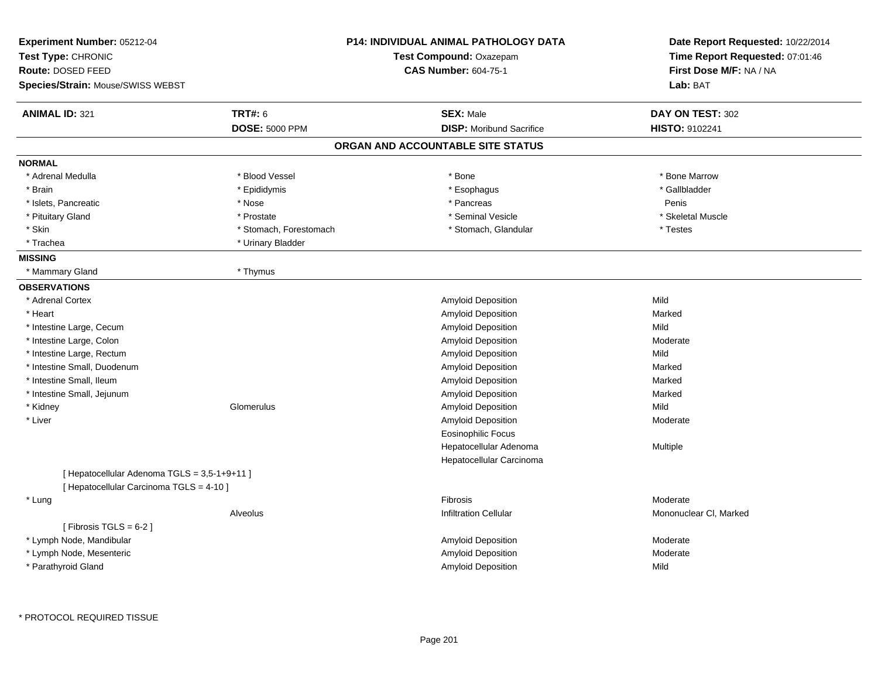**Experiment Number:** 05212-04
**Test Type:** CHRONIC
**Route:** DOSED FEED
**Species/Strain:** Mouse/SWISS WEBST

**P14: INDIVIDUAL ANIMAL PATHOLOGY DATA**
**Test Compound:** Oxazepam
**CAS Number:** 604-75-1

**Date Report Requested:** 10/22/2014
**Time Report Requested:** 07:01:46
**First Dose M/F:** NA / NA
**Lab:** BAT

| **ANIMAL ID:** 321 | **TRT#:** 6 | **SEX:** Male | **DAY ON TEST:** 302 |
|---|---|---|---|
| | **DOSE:** 5000 PPM | **DISP:** Moribund Sacrifice | **HISTO:** 9102241 |

## ORGAN AND ACCOUNTABLE SITE STATUS

**NORMAL**

| | | | |
|---|---|---|---|
| * Adrenal Medulla | * Blood Vessel | * Bone | * Bone Marrow |
| * Brain | * Epididymis | * Esophagus | * Gallbladder |
| * Islets, Pancreatic | * Nose | * Pancreas | Penis |
| * Pituitary Gland | * Prostate | * Seminal Vesicle | * Skeletal Muscle |
| * Skin | * Stomach, Forestomach | * Stomach, Glandular | * Testes |
| * Trachea | * Urinary Bladder | | |

**MISSING**

| | |
|---|---|
| * Mammary Gland | * Thymus |

**OBSERVATIONS**

| Organ | Site | Observation | Severity |
|---|---|---|---|
| * Adrenal Cortex | | Amyloid Deposition | Mild |
| * Heart | | Amyloid Deposition | Marked |
| * Intestine Large, Cecum | | Amyloid Deposition | Mild |
| * Intestine Large, Colon | | Amyloid Deposition | Moderate |
| * Intestine Large, Rectum | | Amyloid Deposition | Mild |
| * Intestine Small, Duodenum | | Amyloid Deposition | Marked |
| * Intestine Small, Ileum | | Amyloid Deposition | Marked |
| * Intestine Small, Jejunum | | Amyloid Deposition | Marked |
| * Kidney | Glomerulus | Amyloid Deposition | Mild |
| * Liver | | Amyloid Deposition | Moderate |
| | | Eosinophilic Focus | |
| | | Hepatocellular Adenoma | Multiple |
| | | Hepatocellular Carcinoma | |
| [ Hepatocellular Adenoma TGLS = 3,5-1+9+11 ] | | | |
| [ Hepatocellular Carcinoma TGLS = 4-10 ] | | | |
| * Lung | | Fibrosis | Moderate |
| | Alveolus | Infiltration Cellular | Mononuclear Cl, Marked |
| [ Fibrosis TGLS = 6-2 ] | | | |
| * Lymph Node, Mandibular | | Amyloid Deposition | Moderate |
| * Lymph Node, Mesenteric | | Amyloid Deposition | Moderate |
| * Parathyroid Gland | | Amyloid Deposition | Mild |

\* PROTOCOL REQUIRED TISSUE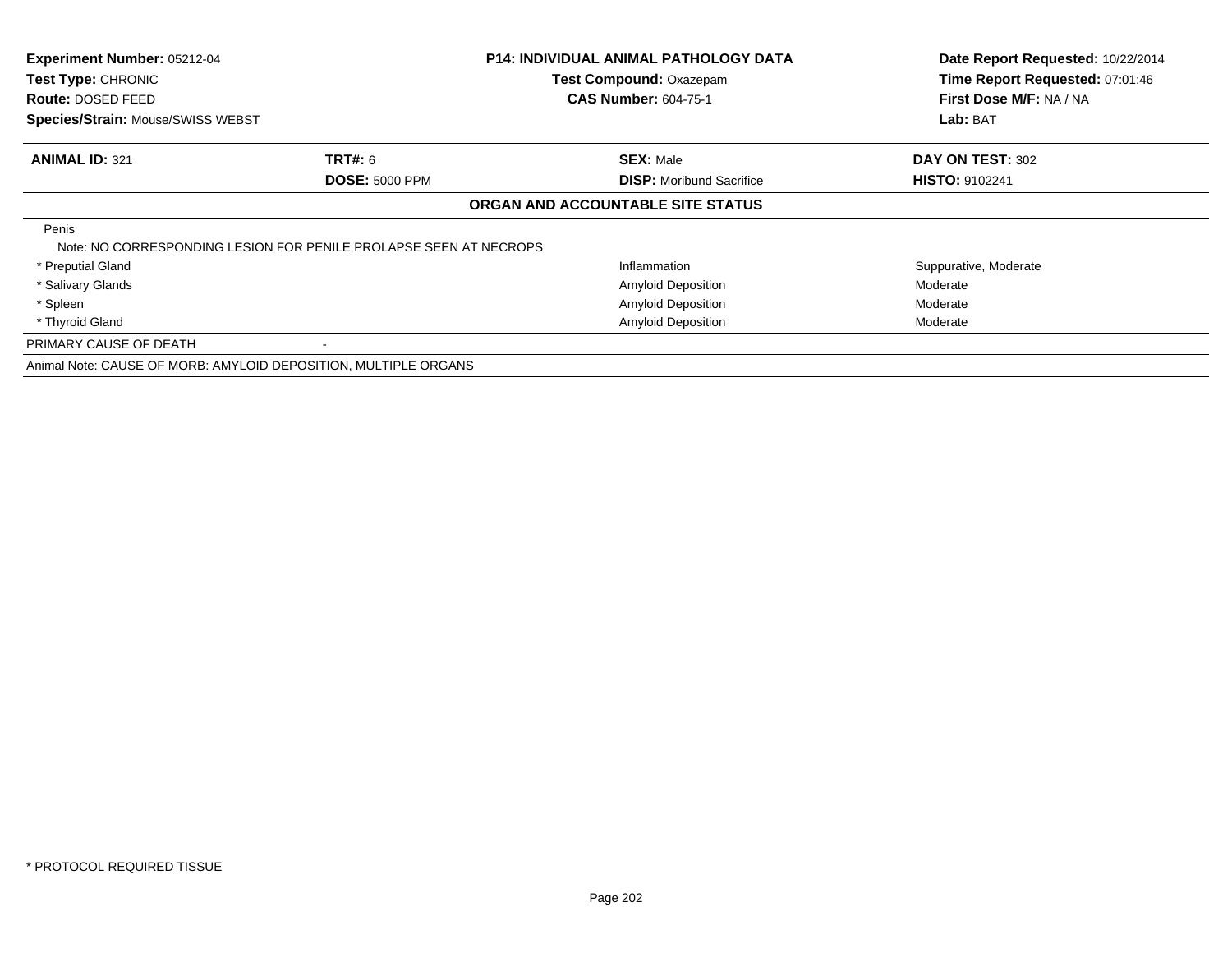**Experiment Number:** 05212-04
**Test Type:** CHRONIC
**Route:** DOSED FEED
**Species/Strain:** Mouse/SWISS WEBST

**P14: INDIVIDUAL ANIMAL PATHOLOGY DATA**
**Test Compound:** Oxazepam
**CAS Number:** 604-75-1

**Date Report Requested:** 10/22/2014
**Time Report Requested:** 07:01:46
**First Dose M/F:** NA / NA
**Lab:** BAT

| **ANIMAL ID:** 321 | **TRT#:** 6 | **SEX:** Male | **DAY ON TEST:** 302 |
|---|---|---|---|
| | **DOSE:** 5000 PPM | **DISP:** Moribund Sacrifice | **HISTO:** 9102241 |

**ORGAN AND ACCOUNTABLE SITE STATUS**

| Organ | Finding | Severity |
|---|---|---|
| Penis | | |
| Note: NO CORRESPONDING LESION FOR PENILE PROLAPSE SEEN AT NECROPS | | |
| * Preputial Gland | Inflammation | Suppurative, Moderate |
| * Salivary Glands | Amyloid Deposition | Moderate |
| * Spleen | Amyloid Deposition | Moderate |
| * Thyroid Gland | Amyloid Deposition | Moderate |

PRIMARY CAUSE OF DEATH -

Animal Note: CAUSE OF MORB: AMYLOID DEPOSITION, MULTIPLE ORGANS

\* PROTOCOL REQUIRED TISSUE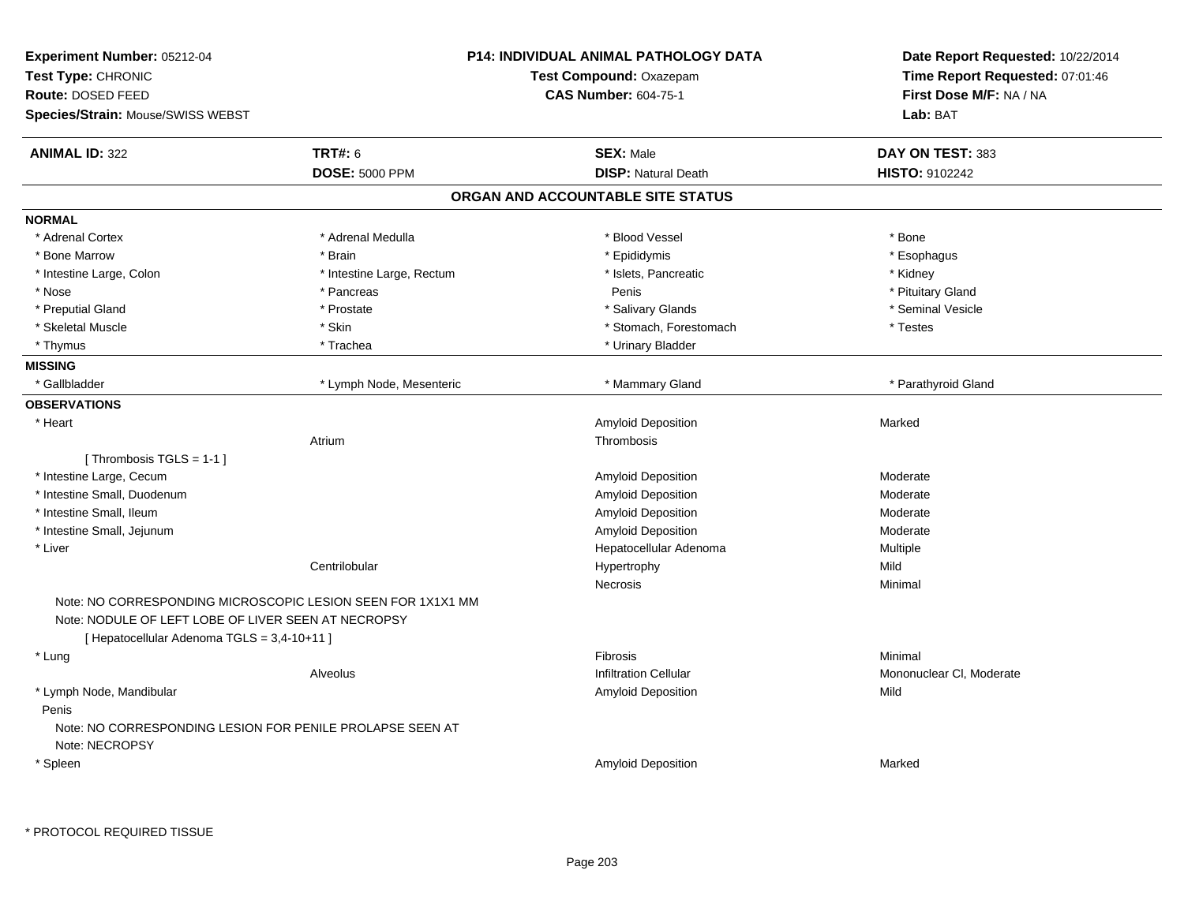**Experiment Number:** 05212-04
**Test Type:** CHRONIC
**Route:** DOSED FEED
**Species/Strain:** Mouse/SWISS WEBST

**P14: INDIVIDUAL ANIMAL PATHOLOGY DATA**
**Test Compound:** Oxazepam
**CAS Number:** 604-75-1

**Date Report Requested:** 10/22/2014
**Time Report Requested:** 07:01:46
**First Dose M/F:** NA / NA
**Lab:** BAT

| **ANIMAL ID:** 322 | **TRT#:** 6 | **SEX:** Male | **DAY ON TEST:** 383 |
|---|---|---|---|
| | **DOSE:** 5000 PPM | **DISP:** Natural Death | **HISTO:** 9102242 |

## ORGAN AND ACCOUNTABLE SITE STATUS

**NORMAL**

| | | | |
|---|---|---|---|
| * Adrenal Cortex | * Adrenal Medulla | * Blood Vessel | * Bone |
| * Bone Marrow | * Brain | * Epididymis | * Esophagus |
| * Intestine Large, Colon | * Intestine Large, Rectum | * Islets, Pancreatic | * Kidney |
| * Nose | * Pancreas | Penis | * Pituitary Gland |
| * Preputial Gland | * Prostate | * Salivary Glands | * Seminal Vesicle |
| * Skeletal Muscle | * Skin | * Stomach, Forestomach | * Testes |
| * Thymus | * Trachea | * Urinary Bladder | |

**MISSING**

| | | | |
|---|---|---|---|
| * Gallbladder | * Lymph Node, Mesenteric | * Mammary Gland | * Parathyroid Gland |

**OBSERVATIONS**

| | | | |
|---|---|---|---|
| * Heart | | Amyloid Deposition | Marked |
| | Atrium | Thrombosis | |
| [ Thrombosis TGLS = 1-1 ] | | | |
| * Intestine Large, Cecum | | Amyloid Deposition | Moderate |
| * Intestine Small, Duodenum | | Amyloid Deposition | Moderate |
| * Intestine Small, Ileum | | Amyloid Deposition | Moderate |
| * Intestine Small, Jejunum | | Amyloid Deposition | Moderate |
| * Liver | | Hepatocellular Adenoma | Multiple |
| | Centrilobular | Hypertrophy | Mild |
| | | Necrosis | Minimal |
| Note: NO CORRESPONDING MICROSCOPIC LESION SEEN FOR 1X1X1 MM | | | |
| Note: NODULE OF LEFT LOBE OF LIVER SEEN AT NECROPSY | | | |
| [ Hepatocellular Adenoma TGLS = 3,4-10+11 ] | | | |
| * Lung | | Fibrosis | Minimal |
| | Alveolus | Infiltration Cellular | Mononuclear Cl, Moderate |
| * Lymph Node, Mandibular | | Amyloid Deposition | Mild |
| Penis | | | |
| Note: NO CORRESPONDING LESION FOR PENILE PROLAPSE SEEN AT | | | |
| Note: NECROPSY | | | |
| * Spleen | | Amyloid Deposition | Marked |

* PROTOCOL REQUIRED TISSUE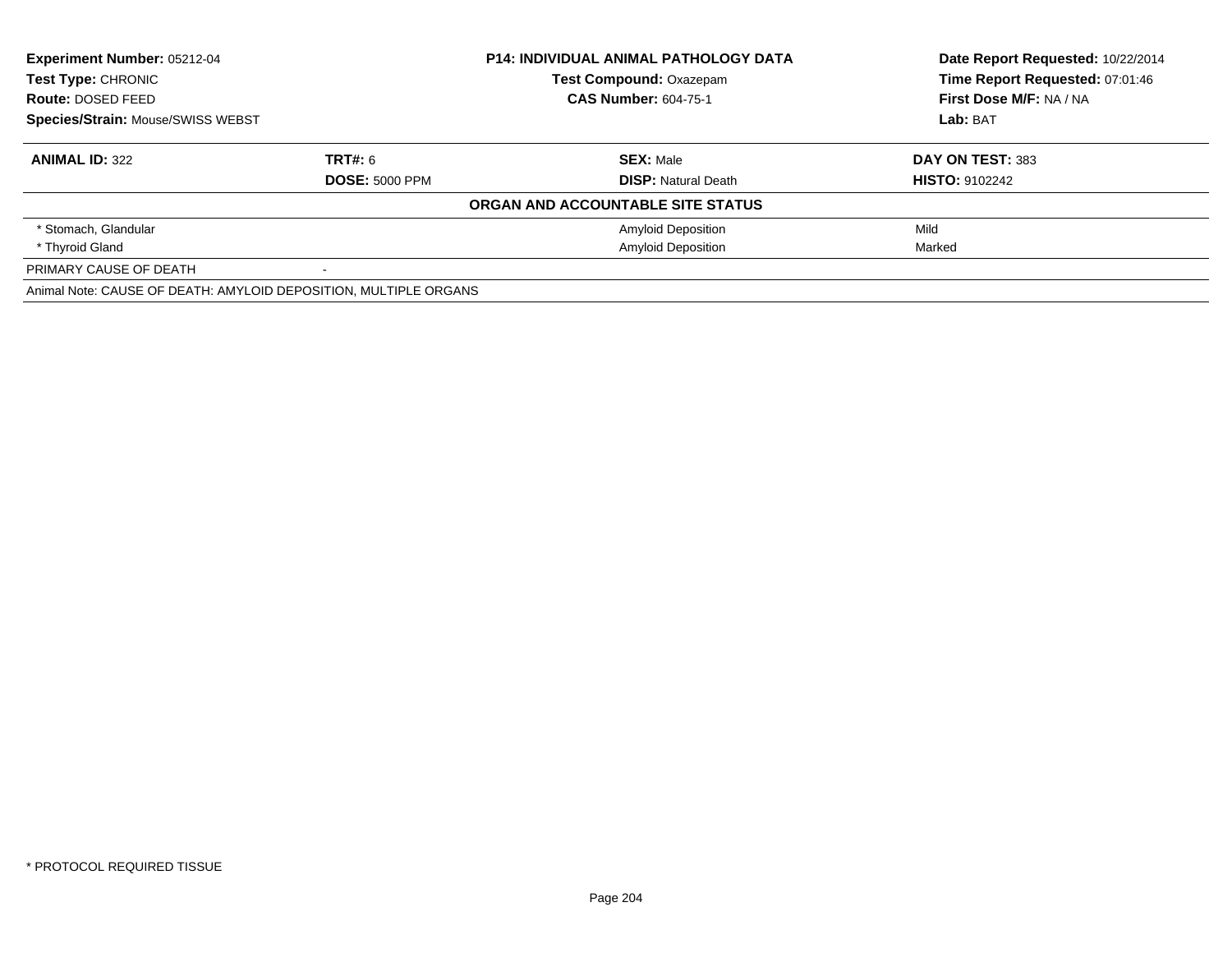| **Experiment Number:** 05212-04 | **P14: INDIVIDUAL ANIMAL PATHOLOGY DATA** | **Date Report Requested:** 10/22/2014 |
|---|---|---|
| **Test Type:** CHRONIC | **Test Compound:** Oxazepam | **Time Report Requested:** 07:01:46 |
| **Route:** DOSED FEED | **CAS Number:** 604-75-1 | **First Dose M/F:** NA / NA |
| **Species/Strain:** Mouse/SWISS WEBST | | **Lab:** BAT |

| **ANIMAL ID:** 322 | **TRT#:** 6 | **SEX:** Male | **DAY ON TEST:** 383 |
|---|---|---|---|
| | **DOSE:** 5000 PPM | **DISP:** Natural Death | **HISTO:** 9102242 |
| | | **ORGAN AND ACCOUNTABLE SITE STATUS** | |
| * Stomach, Glandular | | Amyloid Deposition | Mild |
| * Thyroid Gland | | Amyloid Deposition | Marked |
| PRIMARY CAUSE OF DEATH | - | | |
| Animal Note: CAUSE OF DEATH: AMYLOID DEPOSITION, MULTIPLE ORGANS | | | |

* PROTOCOL REQUIRED TISSUE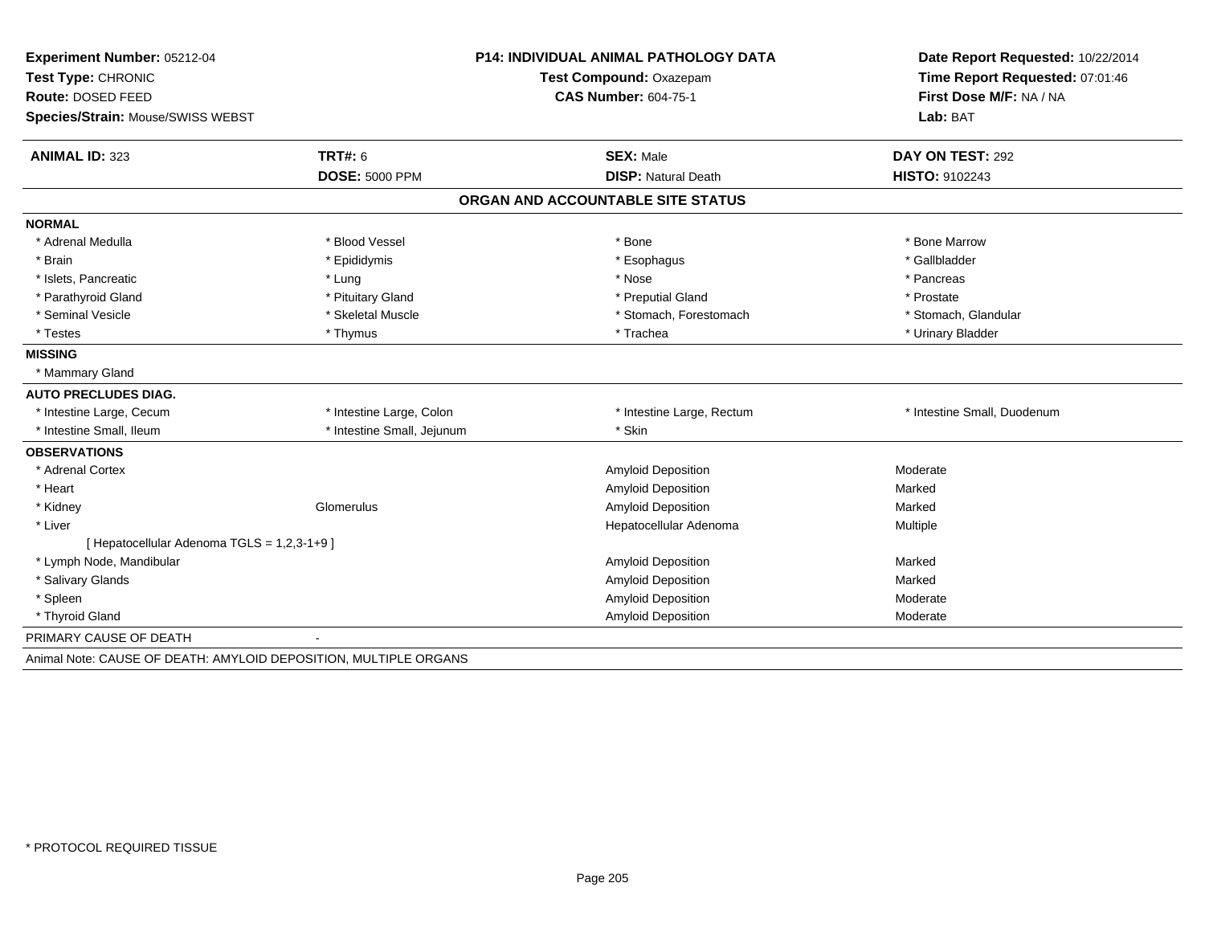**Experiment Number:** 05212-04
**Test Type:** CHRONIC
**Route:** DOSED FEED
**Species/Strain:** Mouse/SWISS WEBST

**P14: INDIVIDUAL ANIMAL PATHOLOGY DATA**
**Test Compound:** Oxazepam
**CAS Number:** 604-75-1

**Date Report Requested:** 10/22/2014
**Time Report Requested:** 07:01:46
**First Dose M/F:** NA / NA
**Lab:** BAT

| **ANIMAL ID:** 323 | **TRT#:** 6 | **SEX:** Male | **DAY ON TEST:** 292 |
|---|---|---|---|
| | **DOSE:** 5000 PPM | **DISP:** Natural Death | **HISTO:** 9102243 |

**ORGAN AND ACCOUNTABLE SITE STATUS**

**NORMAL**

| | | | |
|---|---|---|---|
| * Adrenal Medulla | * Blood Vessel | * Bone | * Bone Marrow |
| * Brain | * Epididymis | * Esophagus | * Gallbladder |
| * Islets, Pancreatic | * Lung | * Nose | * Pancreas |
| * Parathyroid Gland | * Pituitary Gland | * Preputial Gland | * Prostate |
| * Seminal Vesicle | * Skeletal Muscle | * Stomach, Forestomach | * Stomach, Glandular |
| * Testes | * Thymus | * Trachea | * Urinary Bladder |

**MISSING**

* Mammary Gland

**AUTO PRECLUDES DIAG.**

| | | | |
|---|---|---|---|
| * Intestine Large, Cecum | * Intestine Large, Colon | * Intestine Large, Rectum | * Intestine Small, Duodenum |
| * Intestine Small, Ileum | * Intestine Small, Jejunum | * Skin | |

**OBSERVATIONS**

| | | | |
|---|---|---|---|
| * Adrenal Cortex | | Amyloid Deposition | Moderate |
| * Heart | | Amyloid Deposition | Marked |
| * Kidney | Glomerulus | Amyloid Deposition | Marked |
| * Liver | | Hepatocellular Adenoma | Multiple |
| [ Hepatocellular Adenoma TGLS = 1,2,3-1+9 ] | | | |
| * Lymph Node, Mandibular | | Amyloid Deposition | Marked |
| * Salivary Glands | | Amyloid Deposition | Marked |
| * Spleen | | Amyloid Deposition | Moderate |
| * Thyroid Gland | | Amyloid Deposition | Moderate |

PRIMARY CAUSE OF DEATH -

Animal Note: CAUSE OF DEATH: AMYLOID DEPOSITION, MULTIPLE ORGANS

* PROTOCOL REQUIRED TISSUE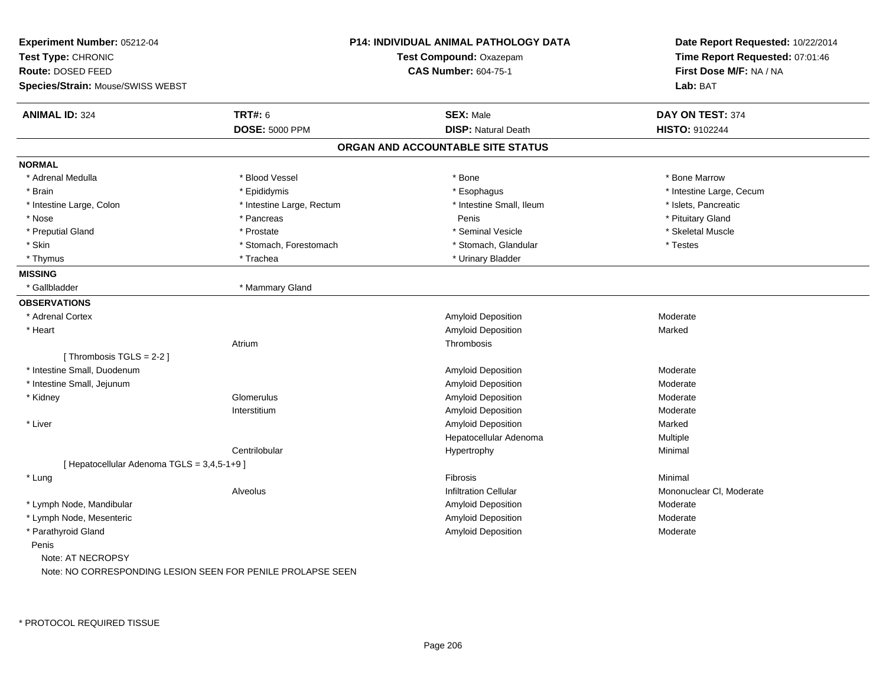**Experiment Number:** 05212-04
**Test Type:** CHRONIC
**Route:** DOSED FEED
**Species/Strain:** Mouse/SWISS WEBST

**P14: INDIVIDUAL ANIMAL PATHOLOGY DATA**
**Test Compound:** Oxazepam
**CAS Number:** 604-75-1

**Date Report Requested:** 10/22/2014
**Time Report Requested:** 07:01:46
**First Dose M/F:** NA / NA
**Lab:** BAT

| **ANIMAL ID:** 324 | **TRT#:** 6 | **SEX:** Male | **DAY ON TEST:** 374 |
|---|---|---|---|
| | **DOSE:** 5000 PPM | **DISP:** Natural Death | **HISTO:** 9102244 |

## ORGAN AND ACCOUNTABLE SITE STATUS

**NORMAL**

| | | | |
|---|---|---|---|
| * Adrenal Medulla | * Blood Vessel | * Bone | * Bone Marrow |
| * Brain | * Epididymis | * Esophagus | * Intestine Large, Cecum |
| * Intestine Large, Colon | * Intestine Large, Rectum | * Intestine Small, Ileum | * Islets, Pancreatic |
| * Nose | * Pancreas | Penis | * Pituitary Gland |
| * Preputial Gland | * Prostate | * Seminal Vesicle | * Skeletal Muscle |
| * Skin | * Stomach, Forestomach | * Stomach, Glandular | * Testes |
| * Thymus | * Trachea | * Urinary Bladder | |

**MISSING**

| | |
|---|---|
| * Gallbladder | * Mammary Gland |

**OBSERVATIONS**

| | | | |
|---|---|---|---|
| * Adrenal Cortex | | Amyloid Deposition | Moderate |
| * Heart | | Amyloid Deposition | Marked |
| | Atrium | Thrombosis | |
| [ Thrombosis TGLS = 2-2 ] | | | |
| * Intestine Small, Duodenum | | Amyloid Deposition | Moderate |
| * Intestine Small, Jejunum | | Amyloid Deposition | Moderate |
| * Kidney | Glomerulus | Amyloid Deposition | Moderate |
| | Interstitium | Amyloid Deposition | Moderate |
| * Liver | | Amyloid Deposition | Marked |
| | | Hepatocellular Adenoma | Multiple |
| | Centrilobular | Hypertrophy | Minimal |
| [ Hepatocellular Adenoma TGLS = 3,4,5-1+9 ] | | | |
| * Lung | | Fibrosis | Minimal |
| | Alveolus | Infiltration Cellular | Mononuclear Cl, Moderate |
| * Lymph Node, Mandibular | | Amyloid Deposition | Moderate |
| * Lymph Node, Mesenteric | | Amyloid Deposition | Moderate |
| * Parathyroid Gland | | Amyloid Deposition | Moderate |

Penis
Note: AT NECROPSY
Note: NO CORRESPONDING LESION SEEN FOR PENILE PROLAPSE SEEN

* PROTOCOL REQUIRED TISSUE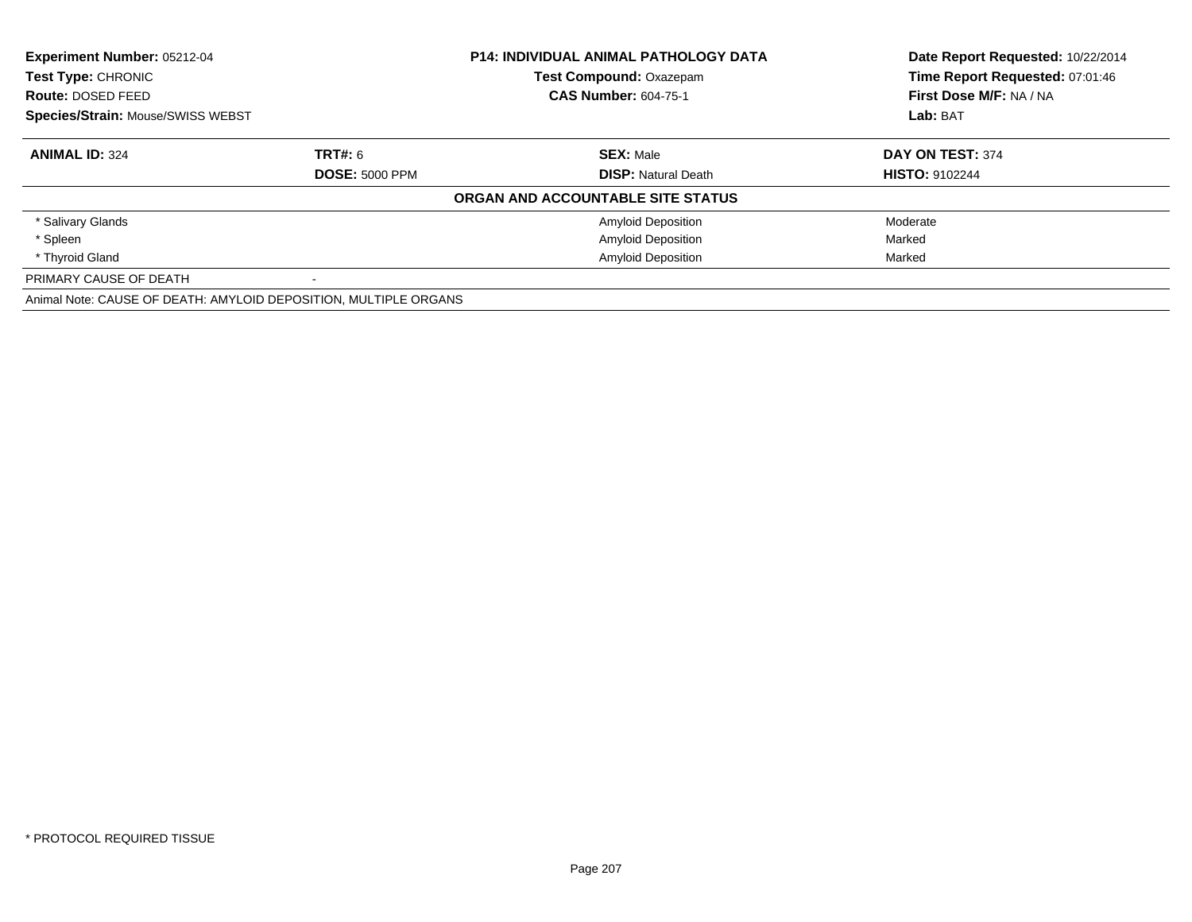| **Experiment Number:** 05212-04 | **P14: INDIVIDUAL ANIMAL PATHOLOGY DATA** | **Date Report Requested:** 10/22/2014 |
|---|---|---|
| **Test Type:** CHRONIC | **Test Compound:** Oxazepam | **Time Report Requested:** 07:01:46 |
| **Route:** DOSED FEED | **CAS Number:** 604-75-1 | **First Dose M/F:** NA / NA |
| **Species/Strain:** Mouse/SWISS WEBST | | **Lab:** BAT |

| **ANIMAL ID:** 324 | **TRT#:** 6 | **SEX:** Male | **DAY ON TEST:** 374 |
|---|---|---|---|
| | **DOSE:** 5000 PPM | **DISP:** Natural Death | **HISTO:** 9102244 |
| | | **ORGAN AND ACCOUNTABLE SITE STATUS** | |
| * Salivary Glands | | Amyloid Deposition | Moderate |
| * Spleen | | Amyloid Deposition | Marked |
| * Thyroid Gland | | Amyloid Deposition | Marked |
| PRIMARY CAUSE OF DEATH | - | | |
| Animal Note: CAUSE OF DEATH: AMYLOID DEPOSITION, MULTIPLE ORGANS | | | |

* PROTOCOL REQUIRED TISSUE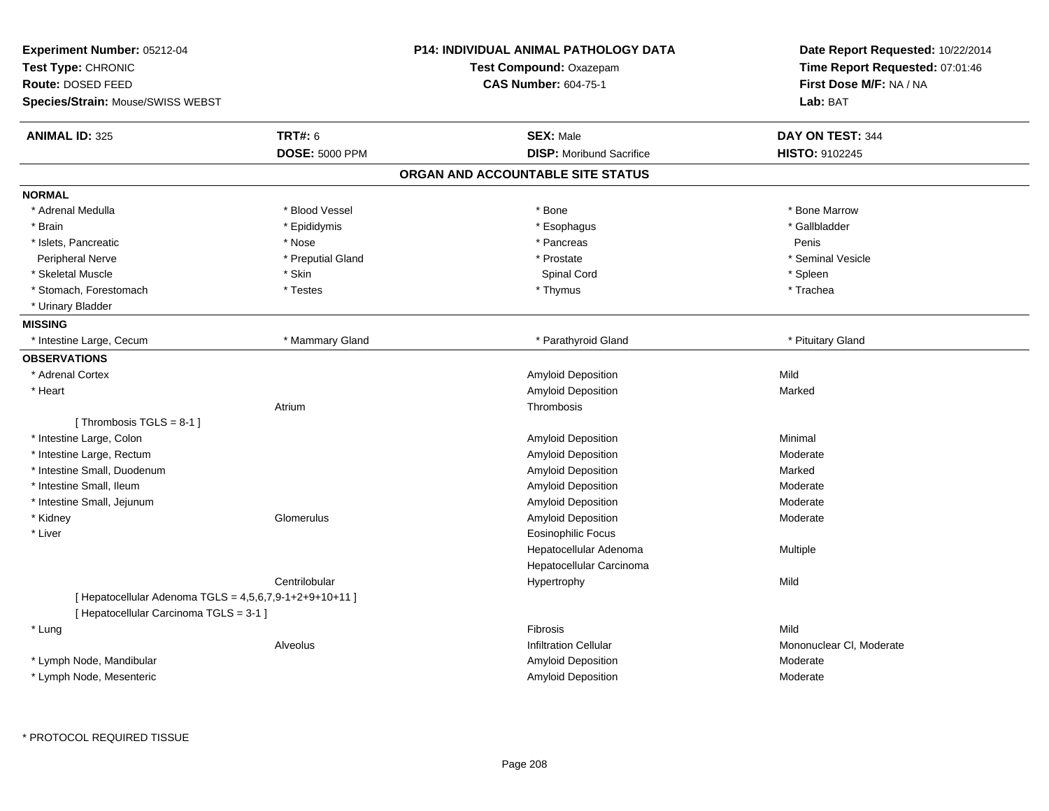**Experiment Number:** 05212-04
**Test Type:** CHRONIC
**Route:** DOSED FEED
**Species/Strain:** Mouse/SWISS WEBST

**P14: INDIVIDUAL ANIMAL PATHOLOGY DATA**
**Test Compound:** Oxazepam
**CAS Number:** 604-75-1

**Date Report Requested:** 10/22/2014
**Time Report Requested:** 07:01:46
**First Dose M/F:** NA / NA
**Lab:** BAT

| **ANIMAL ID:** 325 | **TRT#:** 6 | **SEX:** Male | **DAY ON TEST:** 344 |
|---|---|---|---|
| | **DOSE:** 5000 PPM | **DISP:** Moribund Sacrifice | **HISTO:** 9102245 |

## ORGAN AND ACCOUNTABLE SITE STATUS

**NORMAL**

| | | | |
|---|---|---|---|
| * Adrenal Medulla | * Blood Vessel | * Bone | * Bone Marrow |
| * Brain | * Epididymis | * Esophagus | * Gallbladder |
| * Islets, Pancreatic | * Nose | * Pancreas | Penis |
| Peripheral Nerve | * Preputial Gland | * Prostate | * Seminal Vesicle |
| * Skeletal Muscle | * Skin | Spinal Cord | * Spleen |
| * Stomach, Forestomach | * Testes | * Thymus | * Trachea |
| * Urinary Bladder | | | |

**MISSING**

| | | | |
|---|---|---|---|
| * Intestine Large, Cecum | * Mammary Gland | * Parathyroid Gland | * Pituitary Gland |

**OBSERVATIONS**

| | | | |
|---|---|---|---|
| * Adrenal Cortex | | Amyloid Deposition | Mild |
| * Heart | | Amyloid Deposition | Marked |
| | Atrium | Thrombosis | |
| [ Thrombosis TGLS = 8-1 ] | | | |
| * Intestine Large, Colon | | Amyloid Deposition | Minimal |
| * Intestine Large, Rectum | | Amyloid Deposition | Moderate |
| * Intestine Small, Duodenum | | Amyloid Deposition | Marked |
| * Intestine Small, Ileum | | Amyloid Deposition | Moderate |
| * Intestine Small, Jejunum | | Amyloid Deposition | Moderate |
| * Kidney | Glomerulus | Amyloid Deposition | Moderate |
| * Liver | | Eosinophilic Focus | |
| | | Hepatocellular Adenoma | Multiple |
| | | Hepatocellular Carcinoma | |
| | Centrilobular | Hypertrophy | Mild |
| [ Hepatocellular Adenoma TGLS = 4,5,6,7,9-1+2+9+10+11 ] | | | |
| [ Hepatocellular Carcinoma TGLS = 3-1 ] | | | |
| * Lung | | Fibrosis | Mild |
| | Alveolus | Infiltration Cellular | Mononuclear Cl, Moderate |
| * Lymph Node, Mandibular | | Amyloid Deposition | Moderate |
| * Lymph Node, Mesenteric | | Amyloid Deposition | Moderate |

* PROTOCOL REQUIRED TISSUE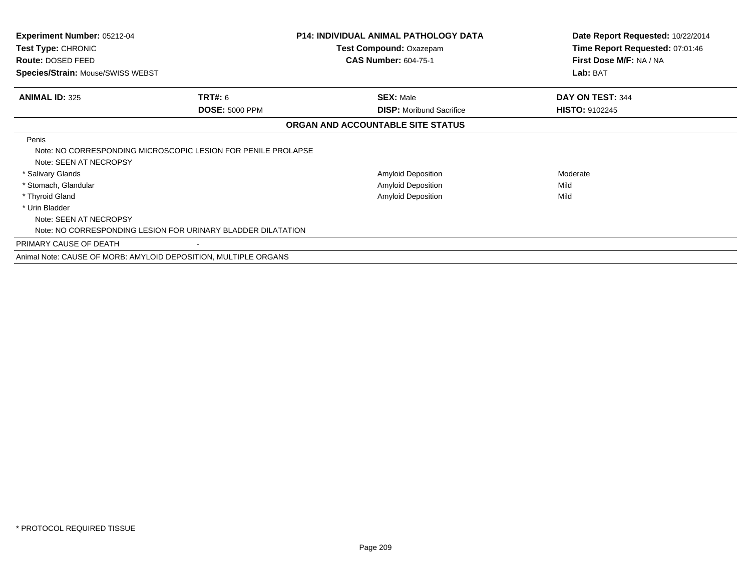**Experiment Number:** 05212-04
**Test Type:** CHRONIC
**Route:** DOSED FEED
**Species/Strain:** Mouse/SWISS WEBST

**P14: INDIVIDUAL ANIMAL PATHOLOGY DATA**
**Test Compound:** Oxazepam
**CAS Number:** 604-75-1

**Date Report Requested:** 10/22/2014
**Time Report Requested:** 07:01:46
**First Dose M/F:** NA / NA
**Lab:** BAT

| **ANIMAL ID:** 325 | **TRT#:** 6 | **SEX:** Male | **DAY ON TEST:** 344 |
|---|---|---|---|
| | **DOSE:** 5000 PPM | **DISP:** Moribund Sacrifice | **HISTO:** 9102245 |

**ORGAN AND ACCOUNTABLE SITE STATUS**

| | | |
|---|---|---|
| Penis | | |
| Note: NO CORRESPONDING MICROSCOPIC LESION FOR PENILE PROLAPSE | | |
| Note: SEEN AT NECROPSY | | |
| * Salivary Glands | Amyloid Deposition | Moderate |
| * Stomach, Glandular | Amyloid Deposition | Mild |
| * Thyroid Gland | Amyloid Deposition | Mild |
| * Urin Bladder | | |
| Note: SEEN AT NECROPSY | | |
| Note: NO CORRESPONDING LESION FOR URINARY BLADDER DILATATION | | |

PRIMARY CAUSE OF DEATH -

Animal Note: CAUSE OF MORB: AMYLOID DEPOSITION, MULTIPLE ORGANS

* PROTOCOL REQUIRED TISSUE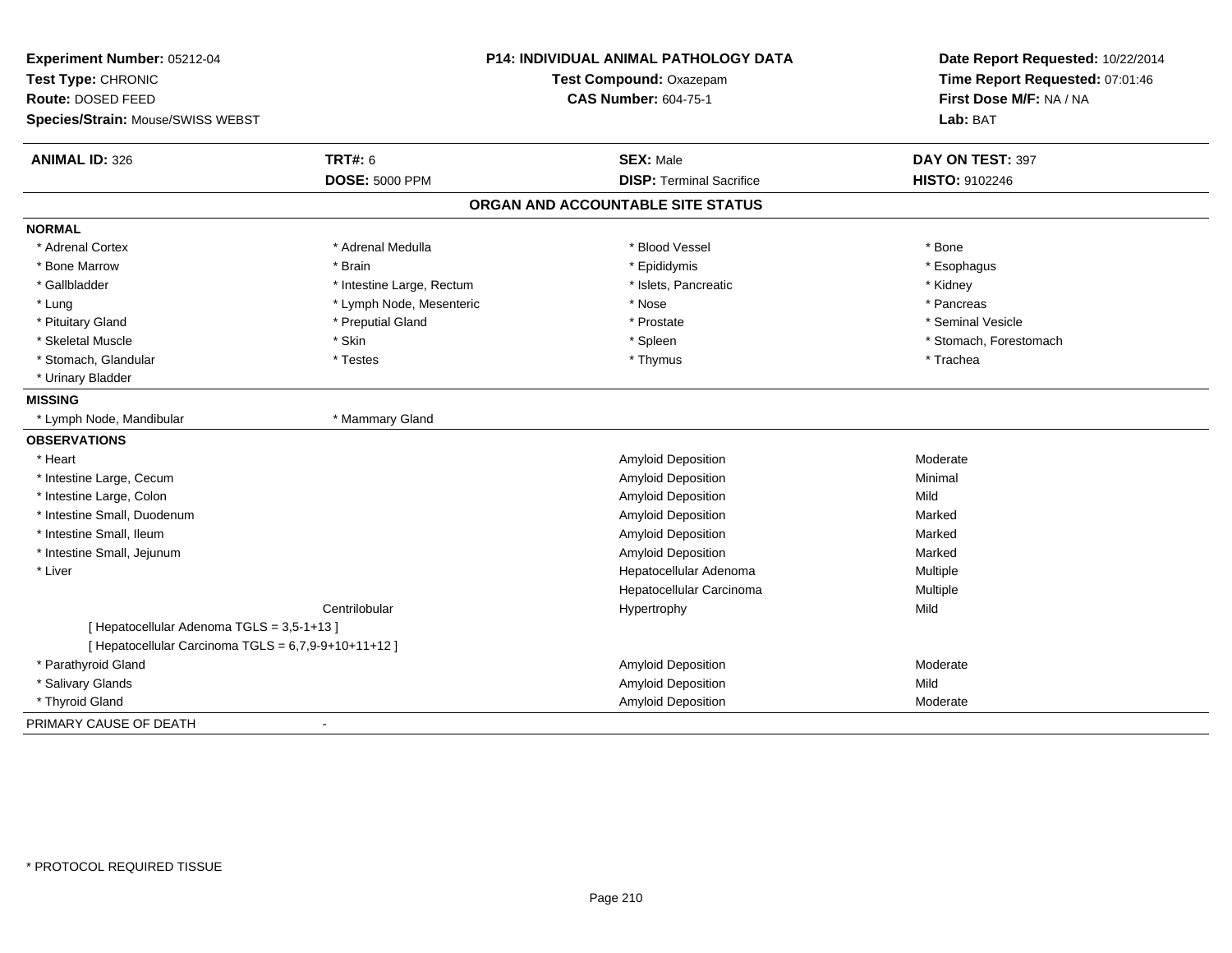**Experiment Number:** 05212-04
**Test Type:** CHRONIC
**Route:** DOSED FEED
**Species/Strain:** Mouse/SWISS WEBST

**P14: INDIVIDUAL ANIMAL PATHOLOGY DATA**
**Test Compound:** Oxazepam
**CAS Number:** 604-75-1

**Date Report Requested:** 10/22/2014
**Time Report Requested:** 07:01:46
**First Dose M/F:** NA / NA
**Lab:** BAT

| **ANIMAL ID:** 326 | **TRT#:** 6 | **SEX:** Male | **DAY ON TEST:** 397 |
|---|---|---|---|
| | **DOSE:** 5000 PPM | **DISP:** Terminal Sacrifice | **HISTO:** 9102246 |

## ORGAN AND ACCOUNTABLE SITE STATUS

**NORMAL**

| | | | |
|---|---|---|---|
| * Adrenal Cortex | * Adrenal Medulla | * Blood Vessel | * Bone |
| * Bone Marrow | * Brain | * Epididymis | * Esophagus |
| * Gallbladder | * Intestine Large, Rectum | * Islets, Pancreatic | * Kidney |
| * Lung | * Lymph Node, Mesenteric | * Nose | * Pancreas |
| * Pituitary Gland | * Preputial Gland | * Prostate | * Seminal Vesicle |
| * Skeletal Muscle | * Skin | * Spleen | * Stomach, Forestomach |
| * Stomach, Glandular | * Testes | * Thymus | * Trachea |
| * Urinary Bladder | | | |

**MISSING**

| | |
|---|---|
| * Lymph Node, Mandibular | * Mammary Gland |

**OBSERVATIONS**

| | | | |
|---|---|---|---|
| * Heart | | Amyloid Deposition | Moderate |
| * Intestine Large, Cecum | | Amyloid Deposition | Minimal |
| * Intestine Large, Colon | | Amyloid Deposition | Mild |
| * Intestine Small, Duodenum | | Amyloid Deposition | Marked |
| * Intestine Small, Ileum | | Amyloid Deposition | Marked |
| * Intestine Small, Jejunum | | Amyloid Deposition | Marked |
| * Liver | | Hepatocellular Adenoma | Multiple |
| | | Hepatocellular Carcinoma | Multiple |
| | Centrilobular | Hypertrophy | Mild |
| [ Hepatocellular Adenoma TGLS = 3,5-1+13 ] | | | |
| [ Hepatocellular Carcinoma TGLS = 6,7,9-9+10+11+12 ] | | | |
| * Parathyroid Gland | | Amyloid Deposition | Moderate |
| * Salivary Glands | | Amyloid Deposition | Mild |
| * Thyroid Gland | | Amyloid Deposition | Moderate |

PRIMARY CAUSE OF DEATH -

\* PROTOCOL REQUIRED TISSUE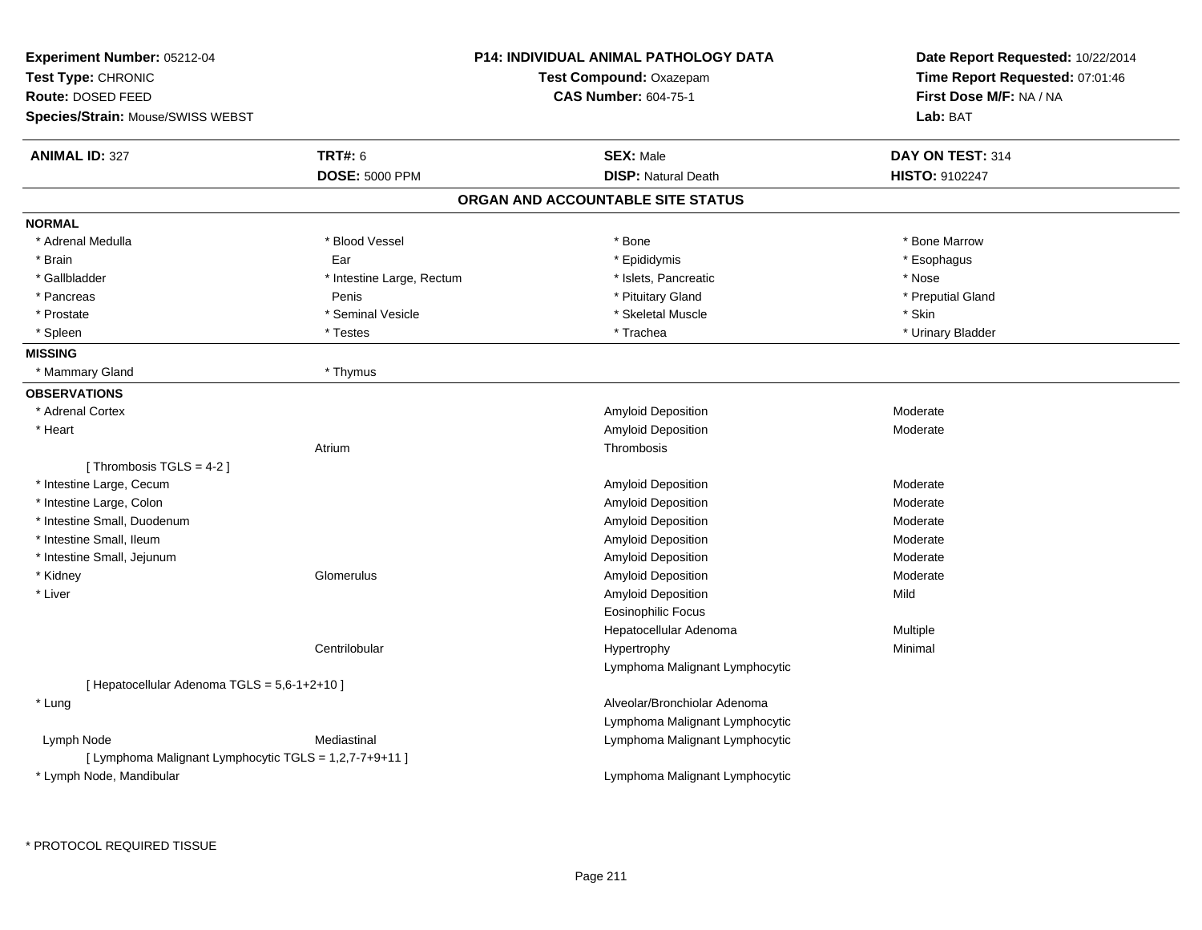**Experiment Number:** 05212-04
**Test Type:** CHRONIC
**Route:** DOSED FEED
**Species/Strain:** Mouse/SWISS WEBST

**P14: INDIVIDUAL ANIMAL PATHOLOGY DATA**
**Test Compound:** Oxazepam
**CAS Number:** 604-75-1

**Date Report Requested:** 10/22/2014
**Time Report Requested:** 07:01:46
**First Dose M/F:** NA / NA
**Lab:** BAT

| **ANIMAL ID:** 327 | **TRT#:** 6 | **SEX:** Male | **DAY ON TEST:** 314 |
|---|---|---|---|
| | **DOSE:** 5000 PPM | **DISP:** Natural Death | **HISTO:** 9102247 |

## ORGAN AND ACCOUNTABLE SITE STATUS

**NORMAL**

| | | | |
|---|---|---|---|
| * Adrenal Medulla | * Blood Vessel | * Bone | * Bone Marrow |
| * Brain | Ear | * Epididymis | * Esophagus |
| * Gallbladder | * Intestine Large, Rectum | * Islets, Pancreatic | * Nose |
| * Pancreas | Penis | * Pituitary Gland | * Preputial Gland |
| * Prostate | * Seminal Vesicle | * Skeletal Muscle | * Skin |
| * Spleen | * Testes | * Trachea | * Urinary Bladder |

**MISSING**

| | |
|---|---|
| * Mammary Gland | * Thymus |

**OBSERVATIONS**

| | | | |
|---|---|---|---|
| * Adrenal Cortex | | Amyloid Deposition | Moderate |
| * Heart | | Amyloid Deposition | Moderate |
| | Atrium | Thrombosis | |
| [ Thrombosis TGLS = 4-2 ] | | | |
| * Intestine Large, Cecum | | Amyloid Deposition | Moderate |
| * Intestine Large, Colon | | Amyloid Deposition | Moderate |
| * Intestine Small, Duodenum | | Amyloid Deposition | Moderate |
| * Intestine Small, Ileum | | Amyloid Deposition | Moderate |
| * Intestine Small, Jejunum | | Amyloid Deposition | Moderate |
| * Kidney | Glomerulus | Amyloid Deposition | Moderate |
| * Liver | | Amyloid Deposition | Mild |
| | | Eosinophilic Focus | |
| | | Hepatocellular Adenoma | Multiple |
| | Centrilobular | Hypertrophy | Minimal |
| | | Lymphoma Malignant Lymphocytic | |
| [ Hepatocellular Adenoma TGLS = 5,6-1+2+10 ] | | | |
| * Lung | | Alveolar/Bronchiolar Adenoma | |
| | | Lymphoma Malignant Lymphocytic | |
| Lymph Node | Mediastinal | Lymphoma Malignant Lymphocytic | |
| [ Lymphoma Malignant Lymphocytic TGLS = 1,2,7-7+9+11 ] | | | |
| * Lymph Node, Mandibular | | Lymphoma Malignant Lymphocytic | |

* PROTOCOL REQUIRED TISSUE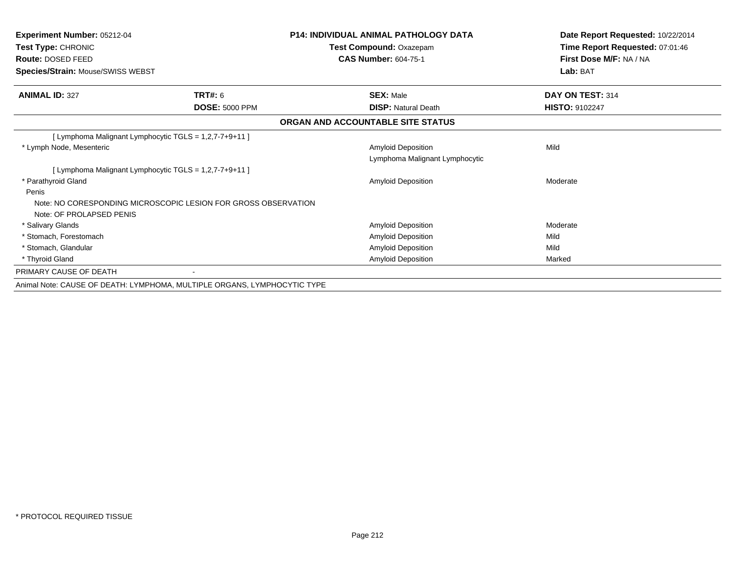**Experiment Number:** 05212-04
**Test Type:** CHRONIC
**Route:** DOSED FEED
**Species/Strain:** Mouse/SWISS WEBST

**P14: INDIVIDUAL ANIMAL PATHOLOGY DATA**
**Test Compound:** Oxazepam
**CAS Number:** 604-75-1

**Date Report Requested:** 10/22/2014
**Time Report Requested:** 07:01:46
**First Dose M/F:** NA / NA
**Lab:** BAT

| **ANIMAL ID:** 327 | **TRT#:** 6 | **SEX:** Male | **DAY ON TEST:** 314 |
|---|---|---|---|
| | **DOSE:** 5000 PPM | **DISP:** Natural Death | **HISTO:** 9102247 |

## ORGAN AND ACCOUNTABLE SITE STATUS

| | | |
|---|---|---|
| [ Lymphoma Malignant Lymphocytic TGLS = 1,2,7-7+9+11 ] | | |
| * Lymph Node, Mesenteric | Amyloid Deposition | Mild |
| | Lymphoma Malignant Lymphocytic | |
| [ Lymphoma Malignant Lymphocytic TGLS = 1,2,7-7+9+11 ] | | |
| * Parathyroid Gland | Amyloid Deposition | Moderate |
| Penis | | |
| Note: NO CORESPONDING MICROSCOPIC LESION FOR GROSS OBSERVATION | | |
| Note: OF PROLAPSED PENIS | | |
| * Salivary Glands | Amyloid Deposition | Moderate |
| * Stomach, Forestomach | Amyloid Deposition | Mild |
| * Stomach, Glandular | Amyloid Deposition | Mild |
| * Thyroid Gland | Amyloid Deposition | Marked |
| PRIMARY CAUSE OF DEATH | - | |

Animal Note: CAUSE OF DEATH: LYMPHOMA, MULTIPLE ORGANS, LYMPHOCYTIC TYPE

* PROTOCOL REQUIRED TISSUE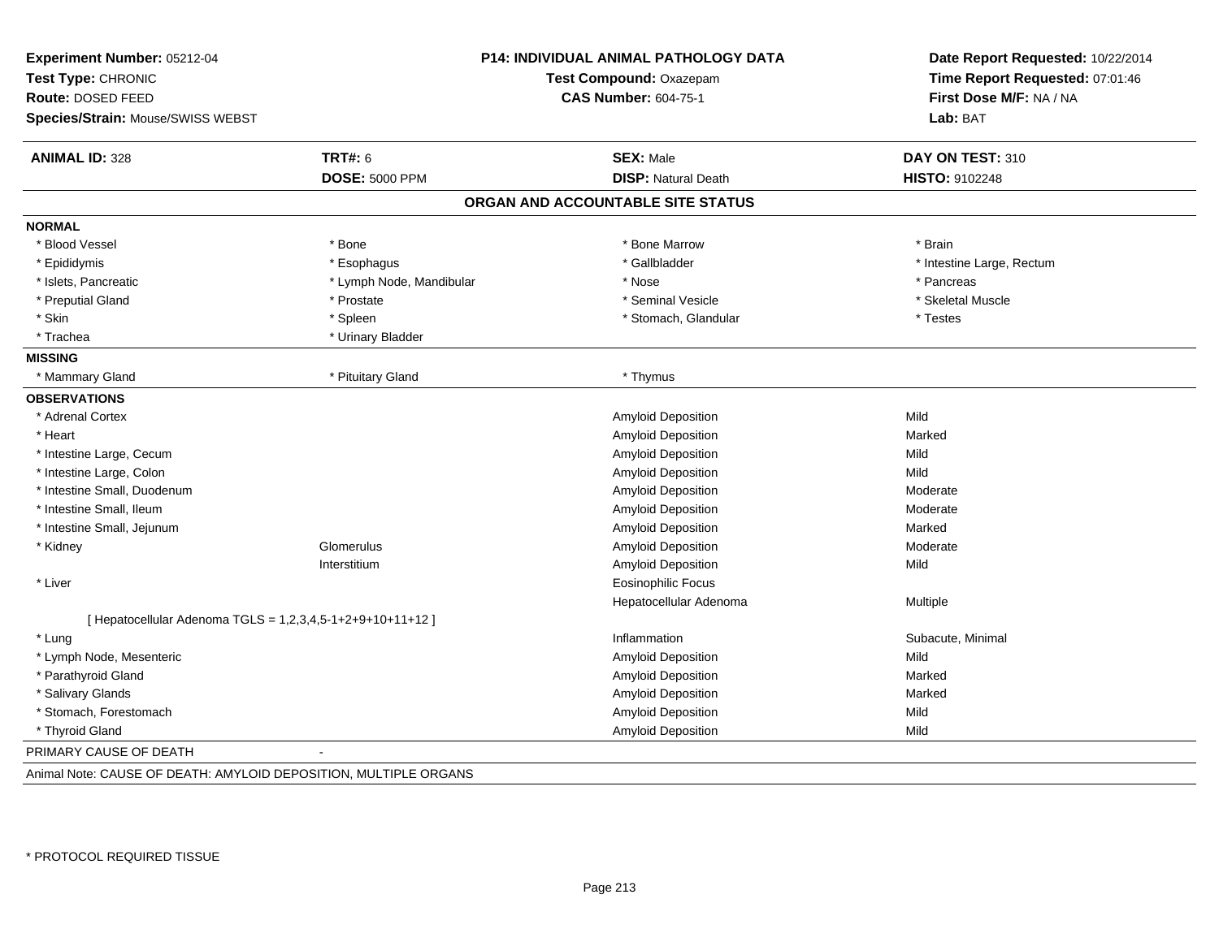**Experiment Number:** 05212-04
**Test Type:** CHRONIC
**Route:** DOSED FEED
**Species/Strain:** Mouse/SWISS WEBST

**P14: INDIVIDUAL ANIMAL PATHOLOGY DATA**
**Test Compound:** Oxazepam
**CAS Number:** 604-75-1

**Date Report Requested:** 10/22/2014
**Time Report Requested:** 07:01:46
**First Dose M/F:** NA / NA
**Lab:** BAT

| **ANIMAL ID:** 328 | **TRT#:** 6 | **SEX:** Male | **DAY ON TEST:** 310 |
|---|---|---|---|
| | **DOSE:** 5000 PPM | **DISP:** Natural Death | **HISTO:** 9102248 |

## ORGAN AND ACCOUNTABLE SITE STATUS

**NORMAL**

| | | | |
|---|---|---|---|
| * Blood Vessel | * Bone | * Bone Marrow | * Brain |
| * Epididymis | * Esophagus | * Gallbladder | * Intestine Large, Rectum |
| * Islets, Pancreatic | * Lymph Node, Mandibular | * Nose | * Pancreas |
| * Preputial Gland | * Prostate | * Seminal Vesicle | * Skeletal Muscle |
| * Skin | * Spleen | * Stomach, Glandular | * Testes |
| * Trachea | * Urinary Bladder | | |

**MISSING**

| | | |
|---|---|---|
| * Mammary Gland | * Pituitary Gland | * Thymus |

**OBSERVATIONS**

| Organ | Site | Observation | Severity |
|---|---|---|---|
| * Adrenal Cortex | | Amyloid Deposition | Mild |
| * Heart | | Amyloid Deposition | Marked |
| * Intestine Large, Cecum | | Amyloid Deposition | Mild |
| * Intestine Large, Colon | | Amyloid Deposition | Mild |
| * Intestine Small, Duodenum | | Amyloid Deposition | Moderate |
| * Intestine Small, Ileum | | Amyloid Deposition | Moderate |
| * Intestine Small, Jejunum | | Amyloid Deposition | Marked |
| * Kidney | Glomerulus | Amyloid Deposition | Moderate |
| | Interstitium | Amyloid Deposition | Mild |
| * Liver | | Eosinophilic Focus | |
| | | Hepatocellular Adenoma | Multiple |
| [ Hepatocellular Adenoma TGLS = 1,2,3,4,5-1+2+9+10+11+12 ] | | | |
| * Lung | | Inflammation | Subacute, Minimal |
| * Lymph Node, Mesenteric | | Amyloid Deposition | Mild |
| * Parathyroid Gland | | Amyloid Deposition | Marked |
| * Salivary Glands | | Amyloid Deposition | Marked |
| * Stomach, Forestomach | | Amyloid Deposition | Mild |
| * Thyroid Gland | | Amyloid Deposition | Mild |

PRIMARY CAUSE OF DEATH -

Animal Note: CAUSE OF DEATH: AMYLOID DEPOSITION, MULTIPLE ORGANS

\* PROTOCOL REQUIRED TISSUE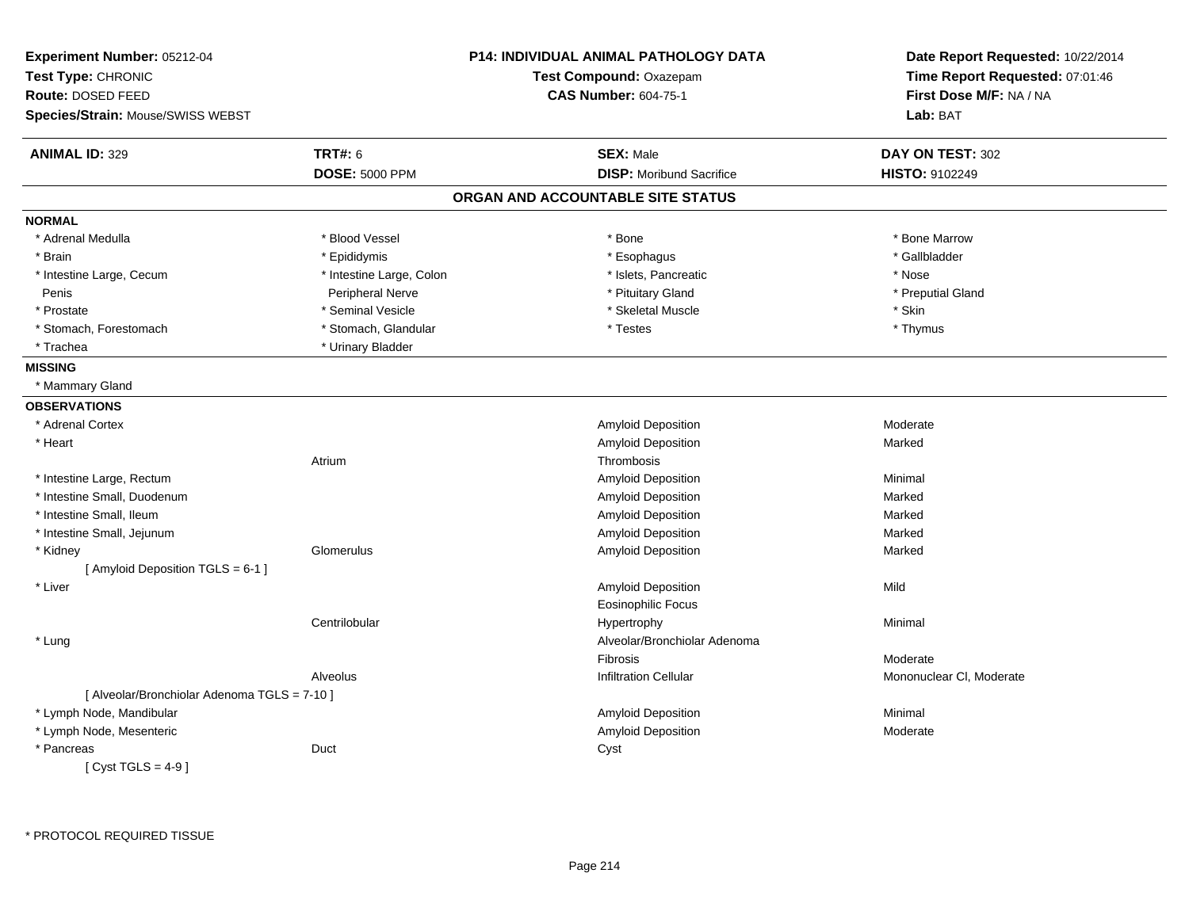**Experiment Number:** 05212-04
**Test Type:** CHRONIC
**Route:** DOSED FEED
**Species/Strain:** Mouse/SWISS WEBST

**P14: INDIVIDUAL ANIMAL PATHOLOGY DATA**
**Test Compound:** Oxazepam
**CAS Number:** 604-75-1

**Date Report Requested:** 10/22/2014
**Time Report Requested:** 07:01:46
**First Dose M/F:** NA / NA
**Lab:** BAT

| **ANIMAL ID:** 329 | **TRT#:** 6 | **SEX:** Male | **DAY ON TEST:** 302 |
|---|---|---|---|
| | **DOSE:** 5000 PPM | **DISP:** Moribund Sacrifice | **HISTO:** 9102249 |

## ORGAN AND ACCOUNTABLE SITE STATUS

**NORMAL**

| | | | |
|---|---|---|---|
| * Adrenal Medulla | * Blood Vessel | * Bone | * Bone Marrow |
| * Brain | * Epididymis | * Esophagus | * Gallbladder |
| * Intestine Large, Cecum | * Intestine Large, Colon | * Islets, Pancreatic | * Nose |
| Penis | Peripheral Nerve | * Pituitary Gland | * Preputial Gland |
| * Prostate | * Seminal Vesicle | * Skeletal Muscle | * Skin |
| * Stomach, Forestomach | * Stomach, Glandular | * Testes | * Thymus |
| * Trachea | * Urinary Bladder | | |

**MISSING**

* Mammary Gland

**OBSERVATIONS**

| Organ | Site | Observation | Severity |
|---|---|---|---|
| * Adrenal Cortex | | Amyloid Deposition | Moderate |
| * Heart | | Amyloid Deposition | Marked |
| | Atrium | Thrombosis | |
| * Intestine Large, Rectum | | Amyloid Deposition | Minimal |
| * Intestine Small, Duodenum | | Amyloid Deposition | Marked |
| * Intestine Small, Ileum | | Amyloid Deposition | Marked |
| * Intestine Small, Jejunum | | Amyloid Deposition | Marked |
| * Kidney | Glomerulus | Amyloid Deposition | Marked |
| [ Amyloid Deposition TGLS = 6-1 ] | | | |
| * Liver | | Amyloid Deposition | Mild |
| | | Eosinophilic Focus | |
| | Centrilobular | Hypertrophy | Minimal |
| * Lung | | Alveolar/Bronchiolar Adenoma | |
| | | Fibrosis | Moderate |
| | Alveolus | Infiltration Cellular | Mononuclear Cl, Moderate |
| [ Alveolar/Bronchiolar Adenoma TGLS = 7-10 ] | | | |
| * Lymph Node, Mandibular | | Amyloid Deposition | Minimal |
| * Lymph Node, Mesenteric | | Amyloid Deposition | Moderate |
| * Pancreas | Duct | Cyst | |
| [ Cyst TGLS = 4-9 ] | | | |

* PROTOCOL REQUIRED TISSUE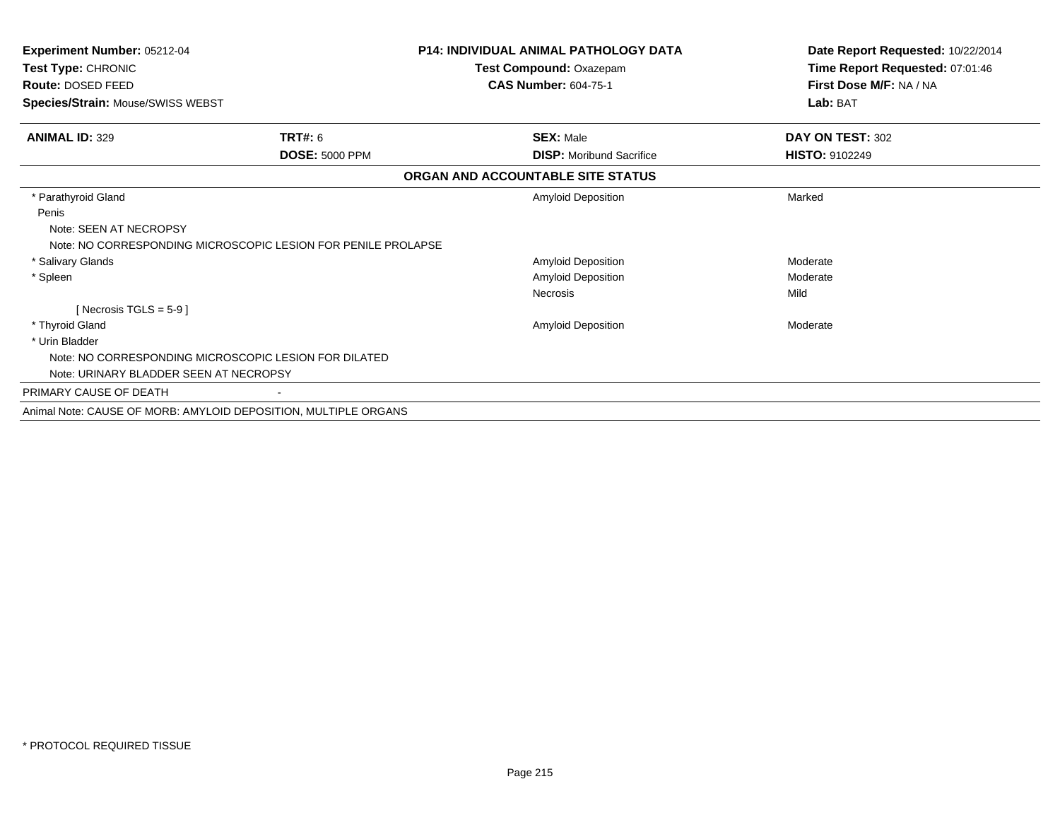**Experiment Number:** 05212-04
**Test Type:** CHRONIC
**Route:** DOSED FEED
**Species/Strain:** Mouse/SWISS WEBST

**P14: INDIVIDUAL ANIMAL PATHOLOGY DATA**
**Test Compound:** Oxazepam
**CAS Number:** 604-75-1

**Date Report Requested:** 10/22/2014
**Time Report Requested:** 07:01:46
**First Dose M/F:** NA / NA
**Lab:** BAT

| **ANIMAL ID:** 329 | **TRT#:** 6 | **SEX:** Male | **DAY ON TEST:** 302 |
|---|---|---|---|
| | **DOSE:** 5000 PPM | **DISP:** Moribund Sacrifice | **HISTO:** 9102249 |

**ORGAN AND ACCOUNTABLE SITE STATUS**

| Organ | Lesion | Severity |
|---|---|---|
| * Parathyroid Gland | Amyloid Deposition | Marked |
| Penis | | |
| Note: SEEN AT NECROPSY | | |
| Note: NO CORRESPONDING MICROSCOPIC LESION FOR PENILE PROLAPSE | | |
| * Salivary Glands | Amyloid Deposition | Moderate |
| * Spleen | Amyloid Deposition | Moderate |
| | Necrosis | Mild |
| [ Necrosis TGLS = 5-9 ] | | |
| * Thyroid Gland | Amyloid Deposition | Moderate |
| * Urin Bladder | | |
| Note: NO CORRESPONDING MICROSCOPIC LESION FOR DILATED | | |
| Note: URINARY BLADDER SEEN AT NECROPSY | | |

PRIMARY CAUSE OF DEATH -

Animal Note: CAUSE OF MORB: AMYLOID DEPOSITION, MULTIPLE ORGANS

* PROTOCOL REQUIRED TISSUE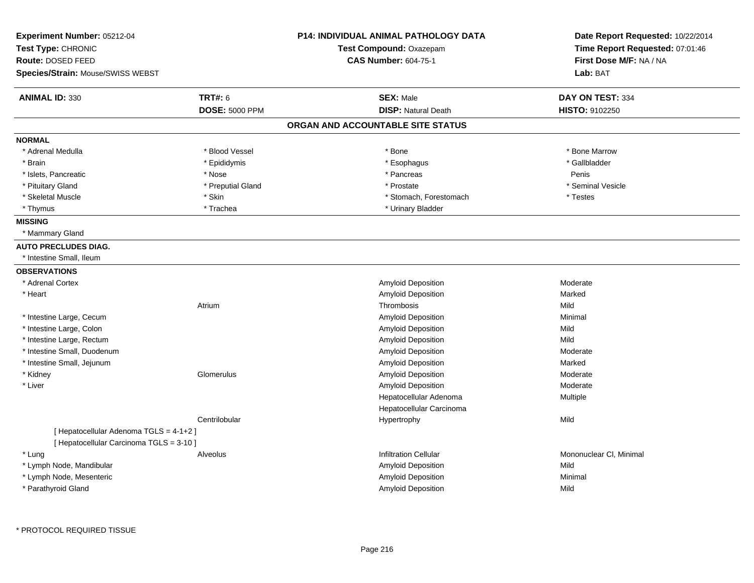**Experiment Number:** 05212-04
**Test Type:** CHRONIC
**Route:** DOSED FEED
**Species/Strain:** Mouse/SWISS WEBST

**P14: INDIVIDUAL ANIMAL PATHOLOGY DATA**
**Test Compound:** Oxazepam
**CAS Number:** 604-75-1

**Date Report Requested:** 10/22/2014
**Time Report Requested:** 07:01:46
**First Dose M/F:** NA / NA
**Lab:** BAT

| **ANIMAL ID:** 330 | **TRT#:** 6 | **SEX:** Male | **DAY ON TEST:** 334 |
|---|---|---|---|
| | **DOSE:** 5000 PPM | **DISP:** Natural Death | **HISTO:** 9102250 |

## ORGAN AND ACCOUNTABLE SITE STATUS

**NORMAL**

| | | | |
|---|---|---|---|
| * Adrenal Medulla | * Blood Vessel | * Bone | * Bone Marrow |
| * Brain | * Epididymis | * Esophagus | * Gallbladder |
| * Islets, Pancreatic | * Nose | * Pancreas | Penis |
| * Pituitary Gland | * Preputial Gland | * Prostate | * Seminal Vesicle |
| * Skeletal Muscle | * Skin | * Stomach, Forestomach | * Testes |
| * Thymus | * Trachea | * Urinary Bladder | |

**MISSING**

* Mammary Gland

**AUTO PRECLUDES DIAG.**

* Intestine Small, Ileum

**OBSERVATIONS**

| Organ | Site | Observation | Severity |
|---|---|---|---|
| * Adrenal Cortex | | Amyloid Deposition | Moderate |
| * Heart | | Amyloid Deposition | Marked |
| | Atrium | Thrombosis | Mild |
| * Intestine Large, Cecum | | Amyloid Deposition | Minimal |
| * Intestine Large, Colon | | Amyloid Deposition | Mild |
| * Intestine Large, Rectum | | Amyloid Deposition | Mild |
| * Intestine Small, Duodenum | | Amyloid Deposition | Moderate |
| * Intestine Small, Jejunum | | Amyloid Deposition | Marked |
| * Kidney | Glomerulus | Amyloid Deposition | Moderate |
| * Liver | | Amyloid Deposition | Moderate |
| | | Hepatocellular Adenoma | Multiple |
| | | Hepatocellular Carcinoma | |
| | Centrilobular | Hypertrophy | Mild |
| [ Hepatocellular Adenoma TGLS = 4-1+2 ] | | | |
| [ Hepatocellular Carcinoma TGLS = 3-10 ] | | | |
| * Lung | Alveolus | Infiltration Cellular | Mononuclear Cl, Minimal |
| * Lymph Node, Mandibular | | Amyloid Deposition | Mild |
| * Lymph Node, Mesenteric | | Amyloid Deposition | Minimal |
| * Parathyroid Gland | | Amyloid Deposition | Mild |

* PROTOCOL REQUIRED TISSUE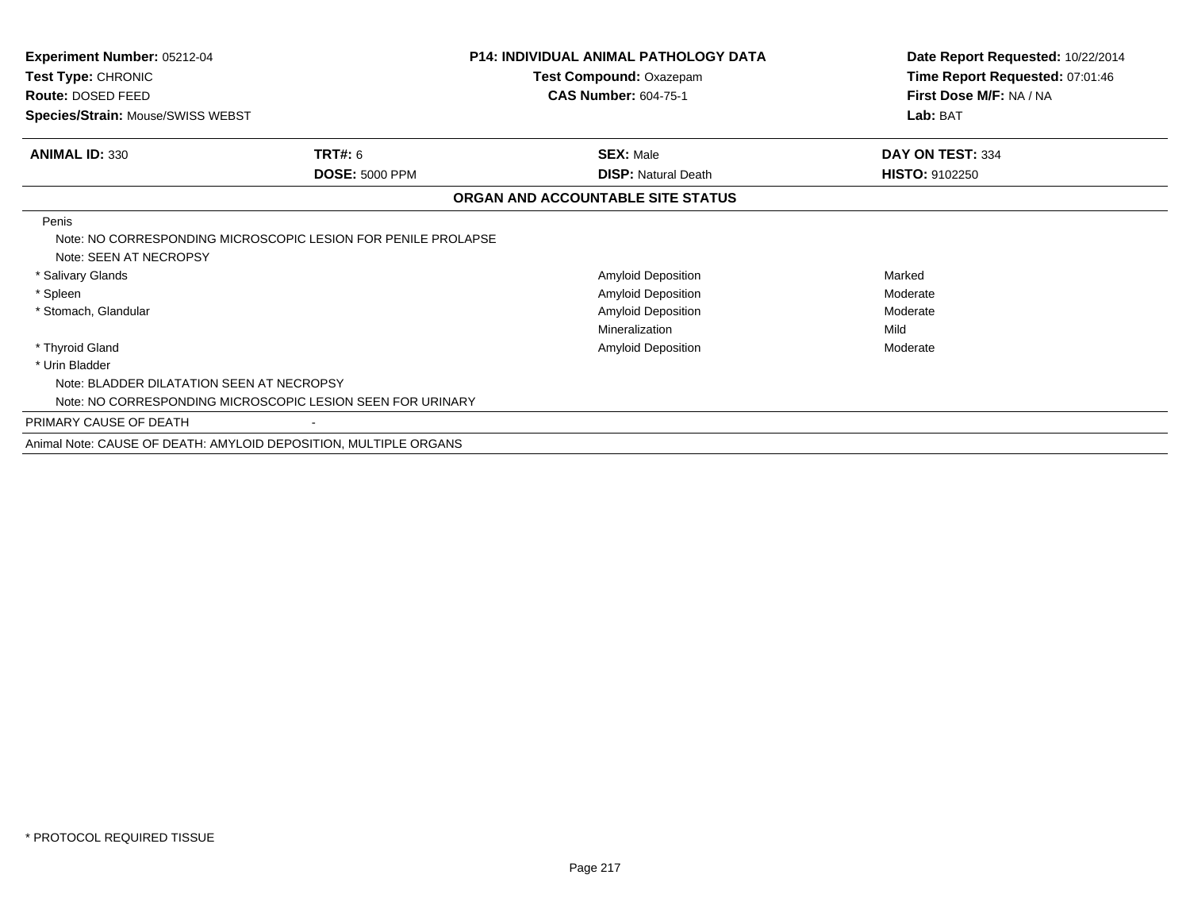**Experiment Number:** 05212-04
**Test Type:** CHRONIC
**Route:** DOSED FEED
**Species/Strain:** Mouse/SWISS WEBST

**P14: INDIVIDUAL ANIMAL PATHOLOGY DATA**
**Test Compound:** Oxazepam
**CAS Number:** 604-75-1

**Date Report Requested:** 10/22/2014
**Time Report Requested:** 07:01:46
**First Dose M/F:** NA / NA
**Lab:** BAT

| **ANIMAL ID:** 330 | **TRT#:** 6 | **SEX:** Male | **DAY ON TEST:** 334 |
|---|---|---|---|
| | **DOSE:** 5000 PPM | **DISP:** Natural Death | **HISTO:** 9102250 |

**ORGAN AND ACCOUNTABLE SITE STATUS**

| Organ | | Finding | Severity |
|---|---|---|---|
| Penis | | | |
| Note: NO CORRESPONDING MICROSCOPIC LESION FOR PENILE PROLAPSE | | | |
| Note: SEEN AT NECROPSY | | | |
| * Salivary Glands | | Amyloid Deposition | Marked |
| * Spleen | | Amyloid Deposition | Moderate |
| * Stomach, Glandular | | Amyloid Deposition | Moderate |
| | | Mineralization | Mild |
| * Thyroid Gland | | Amyloid Deposition | Moderate |
| * Urin Bladder | | | |
| Note: BLADDER DILATATION SEEN AT NECROPSY | | | |
| Note: NO CORRESPONDING MICROSCOPIC LESION SEEN FOR URINARY | | | |
| PRIMARY CAUSE OF DEATH | - | | |

Animal Note: CAUSE OF DEATH: AMYLOID DEPOSITION, MULTIPLE ORGANS

* PROTOCOL REQUIRED TISSUE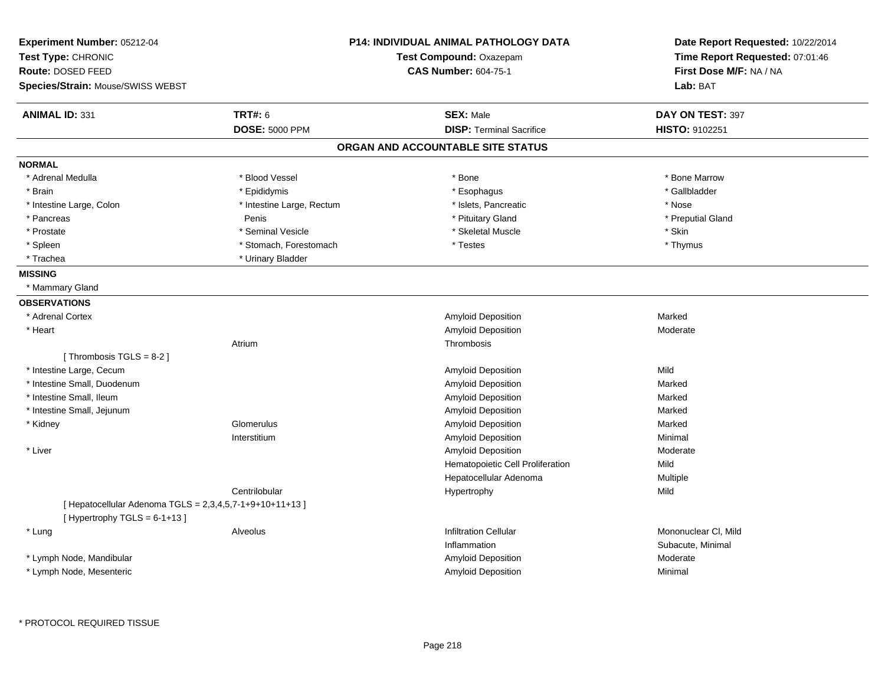**Experiment Number:** 05212-04
**Test Type:** CHRONIC
**Route:** DOSED FEED
**Species/Strain:** Mouse/SWISS WEBST

**P14: INDIVIDUAL ANIMAL PATHOLOGY DATA**
**Test Compound:** Oxazepam
**CAS Number:** 604-75-1

**Date Report Requested:** 10/22/2014
**Time Report Requested:** 07:01:46
**First Dose M/F:** NA / NA
**Lab:** BAT

| **ANIMAL ID:** 331 | **TRT#:** 6 | **SEX:** Male | **DAY ON TEST:** 397 |
|---|---|---|---|
| | **DOSE:** 5000 PPM | **DISP:** Terminal Sacrifice | **HISTO:** 9102251 |

## ORGAN AND ACCOUNTABLE SITE STATUS

**NORMAL**

| | | | |
|---|---|---|---|
| * Adrenal Medulla | * Blood Vessel | * Bone | * Bone Marrow |
| * Brain | * Epididymis | * Esophagus | * Gallbladder |
| * Intestine Large, Colon | * Intestine Large, Rectum | * Islets, Pancreatic | * Nose |
| * Pancreas | Penis | * Pituitary Gland | * Preputial Gland |
| * Prostate | * Seminal Vesicle | * Skeletal Muscle | * Skin |
| * Spleen | * Stomach, Forestomach | * Testes | * Thymus |
| * Trachea | * Urinary Bladder | | |

**MISSING**

* Mammary Gland

**OBSERVATIONS**

| Organ | Site | Observation | Severity |
|---|---|---|---|
| * Adrenal Cortex | | Amyloid Deposition | Marked |
| * Heart | | Amyloid Deposition | Moderate |
| | Atrium | Thrombosis | |
| [ Thrombosis TGLS = 8-2 ] | | | |
| * Intestine Large, Cecum | | Amyloid Deposition | Mild |
| * Intestine Small, Duodenum | | Amyloid Deposition | Marked |
| * Intestine Small, Ileum | | Amyloid Deposition | Marked |
| * Intestine Small, Jejunum | | Amyloid Deposition | Marked |
| * Kidney | Glomerulus | Amyloid Deposition | Marked |
| | Interstitium | Amyloid Deposition | Minimal |
| * Liver | | Amyloid Deposition | Moderate |
| | | Hematopoietic Cell Proliferation | Mild |
| | | Hepatocellular Adenoma | Multiple |
| | Centrilobular | Hypertrophy | Mild |
| [ Hepatocellular Adenoma TGLS = 2,3,4,5,7-1+9+10+11+13 ] | | | |
| [ Hypertrophy TGLS = 6-1+13 ] | | | |
| * Lung | Alveolus | Infiltration Cellular | Mononuclear Cl, Mild |
| | | Inflammation | Subacute, Minimal |
| * Lymph Node, Mandibular | | Amyloid Deposition | Moderate |
| * Lymph Node, Mesenteric | | Amyloid Deposition | Minimal |

\* PROTOCOL REQUIRED TISSUE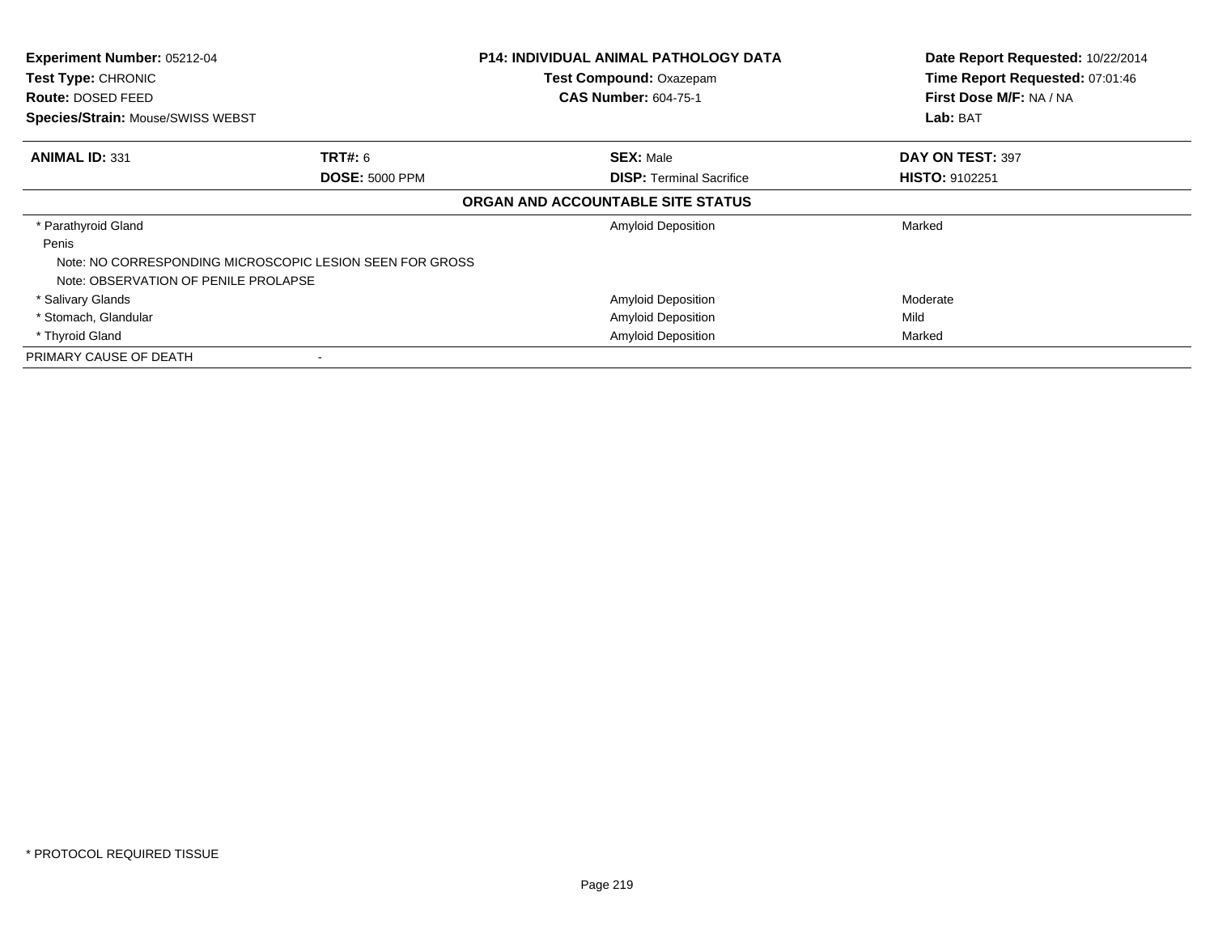**Experiment Number:** 05212-04
**Test Type:** CHRONIC
**Route:** DOSED FEED
**Species/Strain:** Mouse/SWISS WEBST

**P14: INDIVIDUAL ANIMAL PATHOLOGY DATA**
**Test Compound:** Oxazepam
**CAS Number:** 604-75-1

**Date Report Requested:** 10/22/2014
**Time Report Requested:** 07:01:46
**First Dose M/F:** NA / NA
**Lab:** BAT

| **ANIMAL ID:** 331 | **TRT#:** 6 | **SEX:** Male | **DAY ON TEST:** 397 |
|---|---|---|---|
| | **DOSE:** 5000 PPM | **DISP:** Terminal Sacrifice | **HISTO:** 9102251 |

**ORGAN AND ACCOUNTABLE SITE STATUS**

| | | |
|---|---|---|
| * Parathyroid Gland | Amyloid Deposition | Marked |
| Penis | | |
| Note: NO CORRESPONDING MICROSCOPIC LESION SEEN FOR GROSS | | |
| Note: OBSERVATION OF PENILE PROLAPSE | | |
| * Salivary Glands | Amyloid Deposition | Moderate |
| * Stomach, Glandular | Amyloid Deposition | Mild |
| * Thyroid Gland | Amyloid Deposition | Marked |
| PRIMARY CAUSE OF DEATH | - | |

\* PROTOCOL REQUIRED TISSUE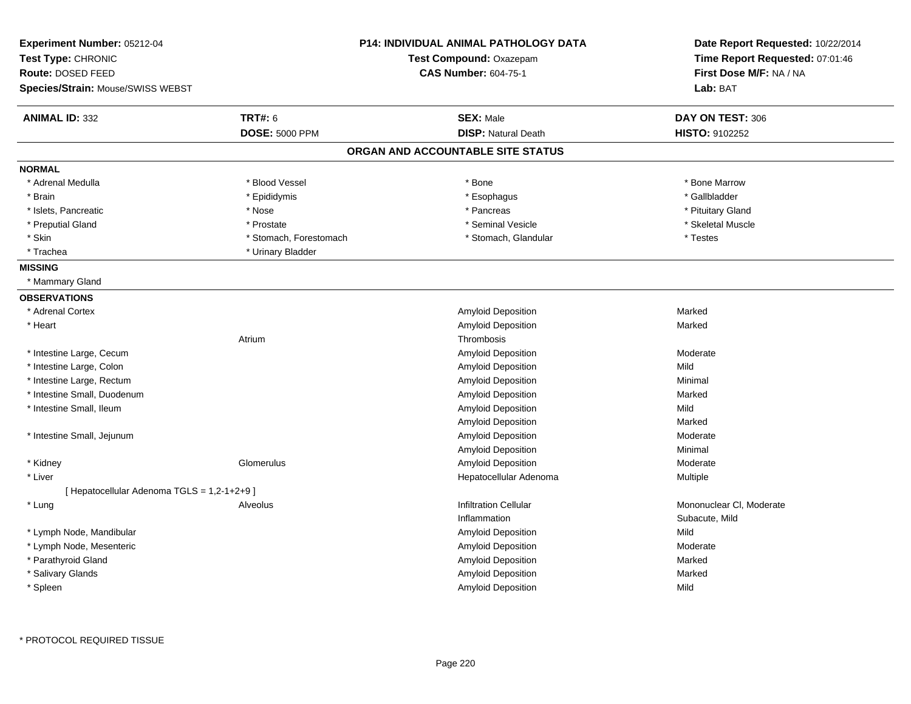**Experiment Number:** 05212-04
**Test Type:** CHRONIC
**Route:** DOSED FEED
**Species/Strain:** Mouse/SWISS WEBST

**P14: INDIVIDUAL ANIMAL PATHOLOGY DATA**
**Test Compound:** Oxazepam
**CAS Number:** 604-75-1

**Date Report Requested:** 10/22/2014
**Time Report Requested:** 07:01:46
**First Dose M/F:** NA / NA
**Lab:** BAT

| **ANIMAL ID:** 332 | **TRT#:** 6 | **SEX:** Male | **DAY ON TEST:** 306 |
|---|---|---|---|
| | **DOSE:** 5000 PPM | **DISP:** Natural Death | **HISTO:** 9102252 |

## ORGAN AND ACCOUNTABLE SITE STATUS

**NORMAL**

| | | | |
|---|---|---|---|
| * Adrenal Medulla | * Blood Vessel | * Bone | * Bone Marrow |
| * Brain | * Epididymis | * Esophagus | * Gallbladder |
| * Islets, Pancreatic | * Nose | * Pancreas | * Pituitary Gland |
| * Preputial Gland | * Prostate | * Seminal Vesicle | * Skeletal Muscle |
| * Skin | * Stomach, Forestomach | * Stomach, Glandular | * Testes |
| * Trachea | * Urinary Bladder | | |

**MISSING**

* Mammary Gland

**OBSERVATIONS**

| | | | |
|---|---|---|---|
| * Adrenal Cortex | | Amyloid Deposition | Marked |
| * Heart | | Amyloid Deposition | Marked |
| | Atrium | Thrombosis | |
| * Intestine Large, Cecum | | Amyloid Deposition | Moderate |
| * Intestine Large, Colon | | Amyloid Deposition | Mild |
| * Intestine Large, Rectum | | Amyloid Deposition | Minimal |
| * Intestine Small, Duodenum | | Amyloid Deposition | Marked |
| * Intestine Small, Ileum | | Amyloid Deposition | Mild |
| | | Amyloid Deposition | Marked |
| * Intestine Small, Jejunum | | Amyloid Deposition | Moderate |
| | | Amyloid Deposition | Minimal |
| * Kidney | Glomerulus | Amyloid Deposition | Moderate |
| * Liver | | Hepatocellular Adenoma | Multiple |
| [ Hepatocellular Adenoma TGLS = 1,2-1+2+9 ] | | | |
| * Lung | Alveolus | Infiltration Cellular | Mononuclear Cl, Moderate |
| | | Inflammation | Subacute, Mild |
| * Lymph Node, Mandibular | | Amyloid Deposition | Mild |
| * Lymph Node, Mesenteric | | Amyloid Deposition | Moderate |
| * Parathyroid Gland | | Amyloid Deposition | Marked |
| * Salivary Glands | | Amyloid Deposition | Marked |
| * Spleen | | Amyloid Deposition | Mild |

\* PROTOCOL REQUIRED TISSUE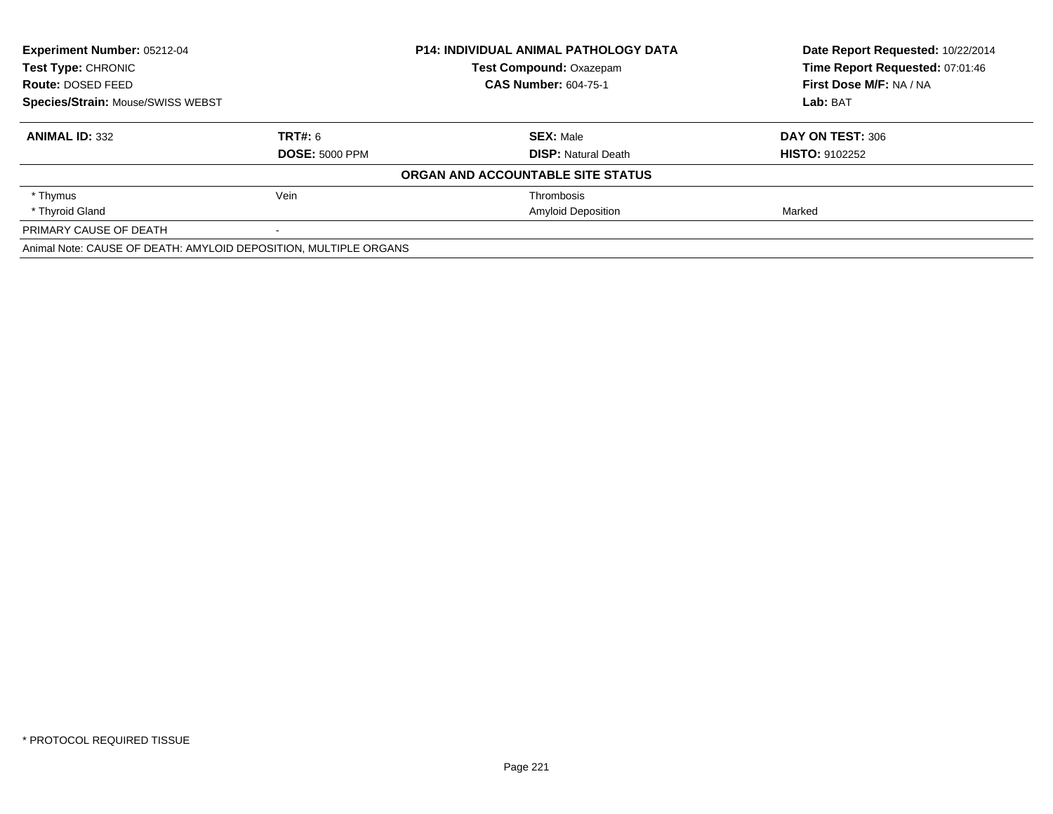**Experiment Number:** 05212-04
**Test Type:** CHRONIC
**Route:** DOSED FEED
**Species/Strain:** Mouse/SWISS WEBST

**P14: INDIVIDUAL ANIMAL PATHOLOGY DATA**
**Test Compound:** Oxazepam
**CAS Number:** 604-75-1

**Date Report Requested:** 10/22/2014
**Time Report Requested:** 07:01:46
**First Dose M/F:** NA / NA
**Lab:** BAT

| **ANIMAL ID:** 332 | **TRT#:** 6 | **SEX:** Male | **DAY ON TEST:** 306 |
|---|---|---|---|
| | **DOSE:** 5000 PPM | **DISP:** Natural Death | **HISTO:** 9102252 |
| **ORGAN AND ACCOUNTABLE SITE STATUS** | | | |
| * Thymus | Vein | Thrombosis | |
| * Thyroid Gland | | Amyloid Deposition | Marked |
| PRIMARY CAUSE OF DEATH | - | | |
| Animal Note: CAUSE OF DEATH: AMYLOID DEPOSITION, MULTIPLE ORGANS | | | |

* PROTOCOL REQUIRED TISSUE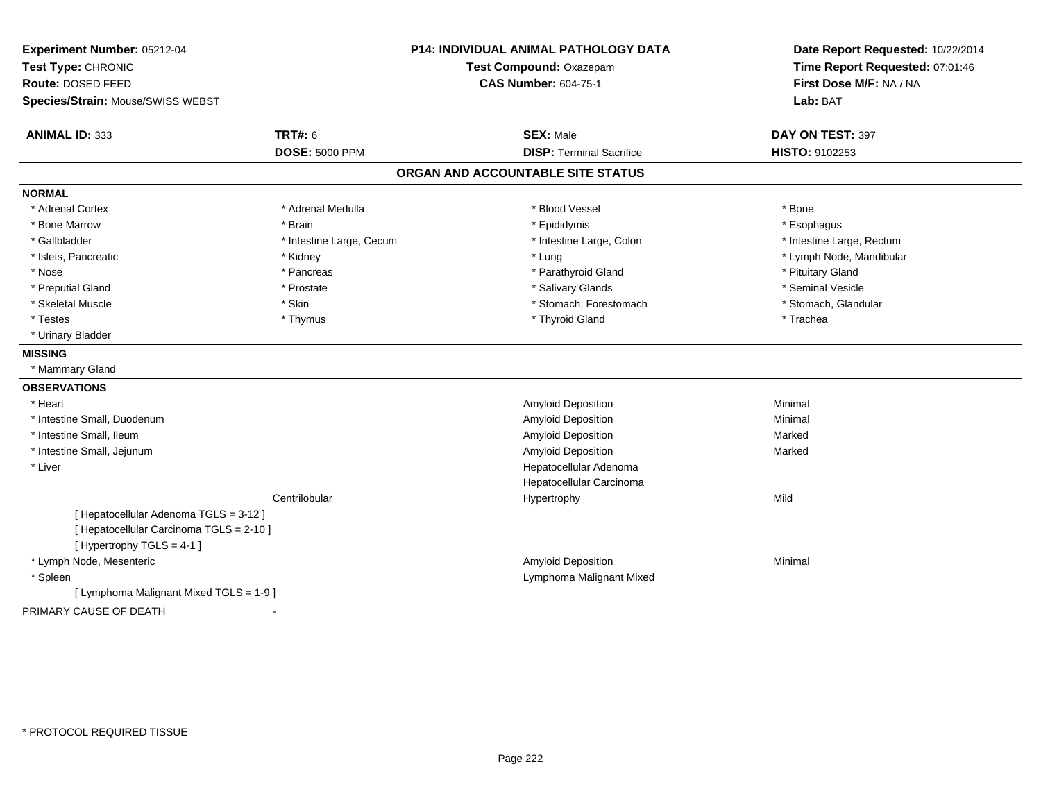**Experiment Number:** 05212-04
**Test Type:** CHRONIC
**Route:** DOSED FEED
**Species/Strain:** Mouse/SWISS WEBST

**P14: INDIVIDUAL ANIMAL PATHOLOGY DATA**
**Test Compound:** Oxazepam
**CAS Number:** 604-75-1

**Date Report Requested:** 10/22/2014
**Time Report Requested:** 07:01:46
**First Dose M/F:** NA / NA
**Lab:** BAT

| **ANIMAL ID:** 333 | **TRT#:** 6 | **SEX:** Male | **DAY ON TEST:** 397 |
|---|---|---|---|
| | **DOSE:** 5000 PPM | **DISP:** Terminal Sacrifice | **HISTO:** 9102253 |

## ORGAN AND ACCOUNTABLE SITE STATUS

**NORMAL**

| | | | |
|---|---|---|---|
| * Adrenal Cortex | * Adrenal Medulla | * Blood Vessel | * Bone |
| * Bone Marrow | * Brain | * Epididymis | * Esophagus |
| * Gallbladder | * Intestine Large, Cecum | * Intestine Large, Colon | * Intestine Large, Rectum |
| * Islets, Pancreatic | * Kidney | * Lung | * Lymph Node, Mandibular |
| * Nose | * Pancreas | * Parathyroid Gland | * Pituitary Gland |
| * Preputial Gland | * Prostate | * Salivary Glands | * Seminal Vesicle |
| * Skeletal Muscle | * Skin | * Stomach, Forestomach | * Stomach, Glandular |
| * Testes | * Thymus | * Thyroid Gland | * Trachea |
| * Urinary Bladder | | | |

**MISSING**

* Mammary Gland

**OBSERVATIONS**

| | | | |
|---|---|---|---|
| * Heart | | Amyloid Deposition | Minimal |
| * Intestine Small, Duodenum | | Amyloid Deposition | Minimal |
| * Intestine Small, Ileum | | Amyloid Deposition | Marked |
| * Intestine Small, Jejunum | | Amyloid Deposition | Marked |
| * Liver | | Hepatocellular Adenoma | |
| | | Hepatocellular Carcinoma | |
| | Centrilobular | Hypertrophy | Mild |
| [ Hepatocellular Adenoma TGLS = 3-12 ] | | | |
| [ Hepatocellular Carcinoma TGLS = 2-10 ] | | | |
| [ Hypertrophy TGLS = 4-1 ] | | | |
| * Lymph Node, Mesenteric | | Amyloid Deposition | Minimal |
| * Spleen | | Lymphoma Malignant Mixed | |
| [ Lymphoma Malignant Mixed TGLS = 1-9 ] | | | |

PRIMARY CAUSE OF DEATH -

* PROTOCOL REQUIRED TISSUE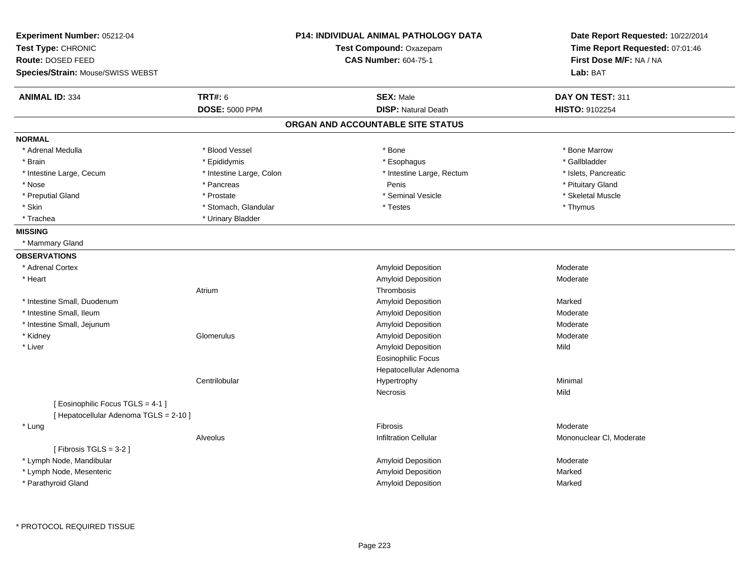**Experiment Number:** 05212-04
**Test Type:** CHRONIC
**Route:** DOSED FEED
**Species/Strain:** Mouse/SWISS WEBST

**P14: INDIVIDUAL ANIMAL PATHOLOGY DATA**
**Test Compound:** Oxazepam
**CAS Number:** 604-75-1

**Date Report Requested:** 10/22/2014
**Time Report Requested:** 07:01:46
**First Dose M/F:** NA / NA
**Lab:** BAT

| **ANIMAL ID:** 334 | **TRT#:** 6 | **SEX:** Male | **DAY ON TEST:** 311 |
|---|---|---|---|
| | **DOSE:** 5000 PPM | **DISP:** Natural Death | **HISTO:** 9102254 |

## ORGAN AND ACCOUNTABLE SITE STATUS

**NORMAL**

| | | | |
|---|---|---|---|
| * Adrenal Medulla | * Blood Vessel | * Bone | * Bone Marrow |
| * Brain | * Epididymis | * Esophagus | * Gallbladder |
| * Intestine Large, Cecum | * Intestine Large, Colon | * Intestine Large, Rectum | * Islets, Pancreatic |
| * Nose | * Pancreas | Penis | * Pituitary Gland |
| * Preputial Gland | * Prostate | * Seminal Vesicle | * Skeletal Muscle |
| * Skin | * Stomach, Glandular | * Testes | * Thymus |
| * Trachea | * Urinary Bladder | | |

**MISSING**

* Mammary Gland

**OBSERVATIONS**

| Organ | Site | Observation | Severity |
|---|---|---|---|
| * Adrenal Cortex | | Amyloid Deposition | Moderate |
| * Heart | | Amyloid Deposition | Moderate |
| | Atrium | Thrombosis | |
| * Intestine Small, Duodenum | | Amyloid Deposition | Marked |
| * Intestine Small, Ileum | | Amyloid Deposition | Moderate |
| * Intestine Small, Jejunum | | Amyloid Deposition | Moderate |
| * Kidney | Glomerulus | Amyloid Deposition | Moderate |
| * Liver | | Amyloid Deposition | Mild |
| | | Eosinophilic Focus | |
| | | Hepatocellular Adenoma | |
| | Centrilobular | Hypertrophy | Minimal |
| | | Necrosis | Mild |
| [ Eosinophilic Focus TGLS = 4-1 ] | | | |
| [ Hepatocellular Adenoma TGLS = 2-10 ] | | | |
| * Lung | | Fibrosis | Moderate |
| | Alveolus | Infiltration Cellular | Mononuclear Cl, Moderate |
| [ Fibrosis TGLS = 3-2 ] | | | |
| * Lymph Node, Mandibular | | Amyloid Deposition | Moderate |
| * Lymph Node, Mesenteric | | Amyloid Deposition | Marked |
| * Parathyroid Gland | | Amyloid Deposition | Marked |

* PROTOCOL REQUIRED TISSUE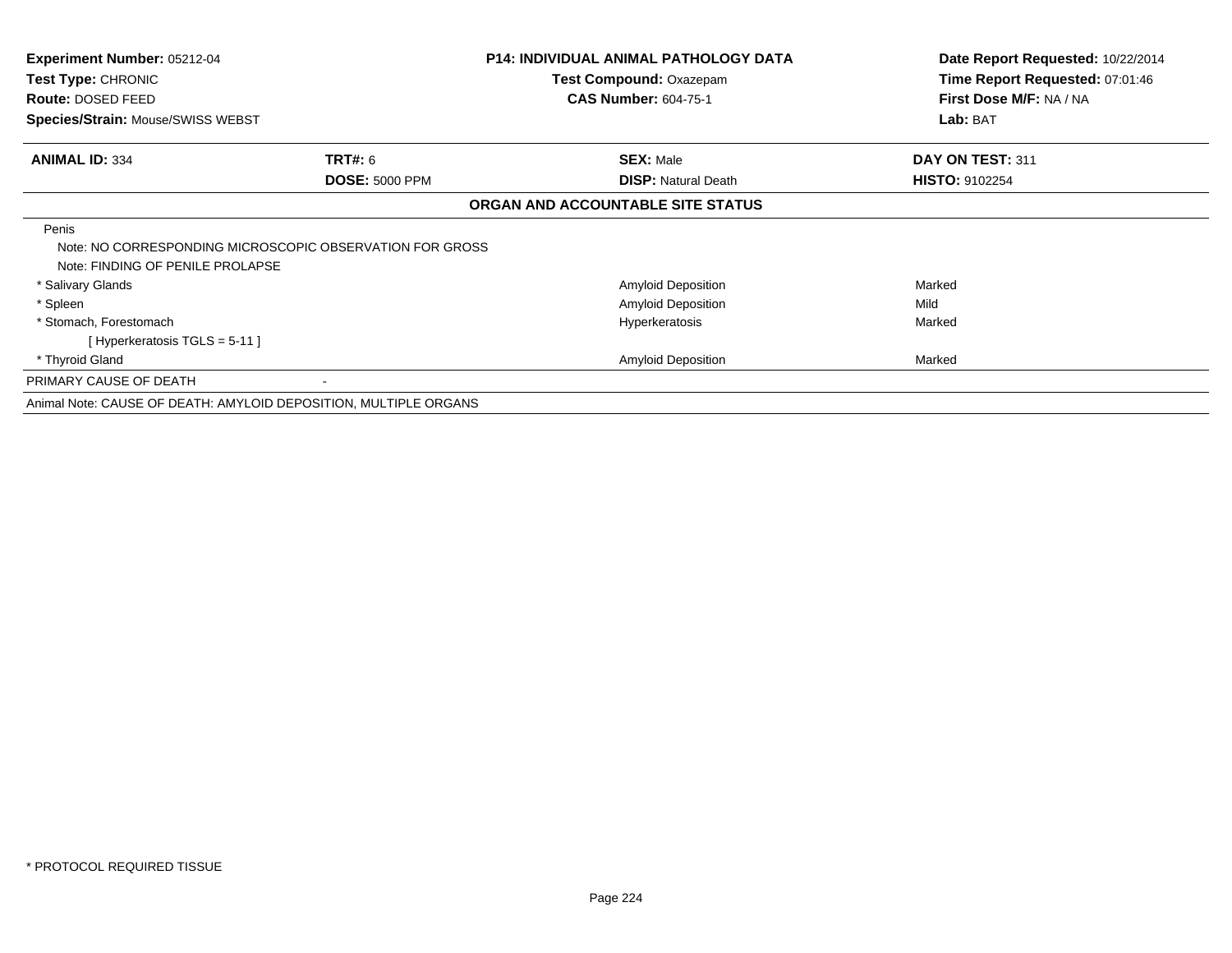**Experiment Number:** 05212-04
**Test Type:** CHRONIC
**Route:** DOSED FEED
**Species/Strain:** Mouse/SWISS WEBST

**P14: INDIVIDUAL ANIMAL PATHOLOGY DATA**
**Test Compound:** Oxazepam
**CAS Number:** 604-75-1

**Date Report Requested:** 10/22/2014
**Time Report Requested:** 07:01:46
**First Dose M/F:** NA / NA
**Lab:** BAT

| **ANIMAL ID:** 334 | **TRT#:** 6 | **SEX:** Male | **DAY ON TEST:** 311 |
|---|---|---|---|
| | **DOSE:** 5000 PPM | **DISP:** Natural Death | **HISTO:** 9102254 |

**ORGAN AND ACCOUNTABLE SITE STATUS**

| | | |
|---|---|---|
| Penis | | |
| Note: NO CORRESPONDING MICROSCOPIC OBSERVATION FOR GROSS | | |
| Note: FINDING OF PENILE PROLAPSE | | |
| * Salivary Glands | Amyloid Deposition | Marked |
| * Spleen | Amyloid Deposition | Mild |
| * Stomach, Forestomach | Hyperkeratosis | Marked |
| [ Hyperkeratosis TGLS = 5-11 ] | | |
| * Thyroid Gland | Amyloid Deposition | Marked |
| PRIMARY CAUSE OF DEATH | - | |

Animal Note: CAUSE OF DEATH: AMYLOID DEPOSITION, MULTIPLE ORGANS

* PROTOCOL REQUIRED TISSUE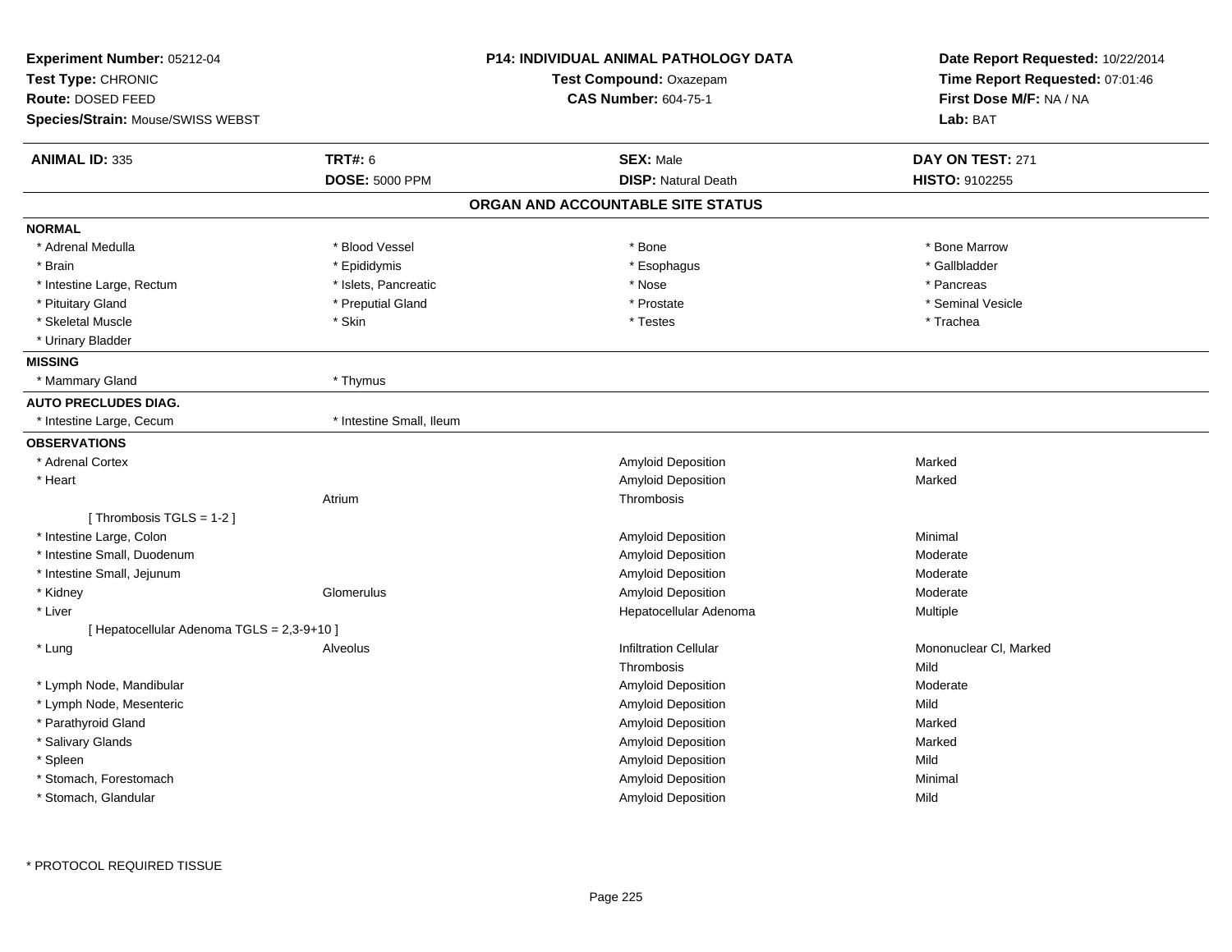**Experiment Number:** 05212-04
**Test Type:** CHRONIC
**Route:** DOSED FEED
**Species/Strain:** Mouse/SWISS WEBST

**P14: INDIVIDUAL ANIMAL PATHOLOGY DATA**
**Test Compound:** Oxazepam
**CAS Number:** 604-75-1

**Date Report Requested:** 10/22/2014
**Time Report Requested:** 07:01:46
**First Dose M/F:** NA / NA
**Lab:** BAT

| **ANIMAL ID:** 335 | **TRT#:** 6 | **SEX:** Male | **DAY ON TEST:** 271 |
|---|---|---|---|
| | **DOSE:** 5000 PPM | **DISP:** Natural Death | **HISTO:** 9102255 |

## ORGAN AND ACCOUNTABLE SITE STATUS

**NORMAL**

| | | | |
|---|---|---|---|
| * Adrenal Medulla | * Blood Vessel | * Bone | * Bone Marrow |
| * Brain | * Epididymis | * Esophagus | * Gallbladder |
| * Intestine Large, Rectum | * Islets, Pancreatic | * Nose | * Pancreas |
| * Pituitary Gland | * Preputial Gland | * Prostate | * Seminal Vesicle |
| * Skeletal Muscle | * Skin | * Testes | * Trachea |
| * Urinary Bladder | | | |

**MISSING**

| | |
|---|---|
| * Mammary Gland | * Thymus |

**AUTO PRECLUDES DIAG.**

| | |
|---|---|
| * Intestine Large, Cecum | * Intestine Small, Ileum |

**OBSERVATIONS**

| Organ | Site | Observation | Severity |
|---|---|---|---|
| * Adrenal Cortex | | Amyloid Deposition | Marked |
| * Heart | | Amyloid Deposition | Marked |
| | Atrium | Thrombosis | |
| [ Thrombosis TGLS = 1-2 ] | | | |
| * Intestine Large, Colon | | Amyloid Deposition | Minimal |
| * Intestine Small, Duodenum | | Amyloid Deposition | Moderate |
| * Intestine Small, Jejunum | | Amyloid Deposition | Moderate |
| * Kidney | Glomerulus | Amyloid Deposition | Moderate |
| * Liver | | Hepatocellular Adenoma | Multiple |
| [ Hepatocellular Adenoma TGLS = 2,3-9+10 ] | | | |
| * Lung | Alveolus | Infiltration Cellular | Mononuclear Cl, Marked |
| | | Thrombosis | Mild |
| * Lymph Node, Mandibular | | Amyloid Deposition | Moderate |
| * Lymph Node, Mesenteric | | Amyloid Deposition | Mild |
| * Parathyroid Gland | | Amyloid Deposition | Marked |
| * Salivary Glands | | Amyloid Deposition | Marked |
| * Spleen | | Amyloid Deposition | Mild |
| * Stomach, Forestomach | | Amyloid Deposition | Minimal |
| * Stomach, Glandular | | Amyloid Deposition | Mild |

* PROTOCOL REQUIRED TISSUE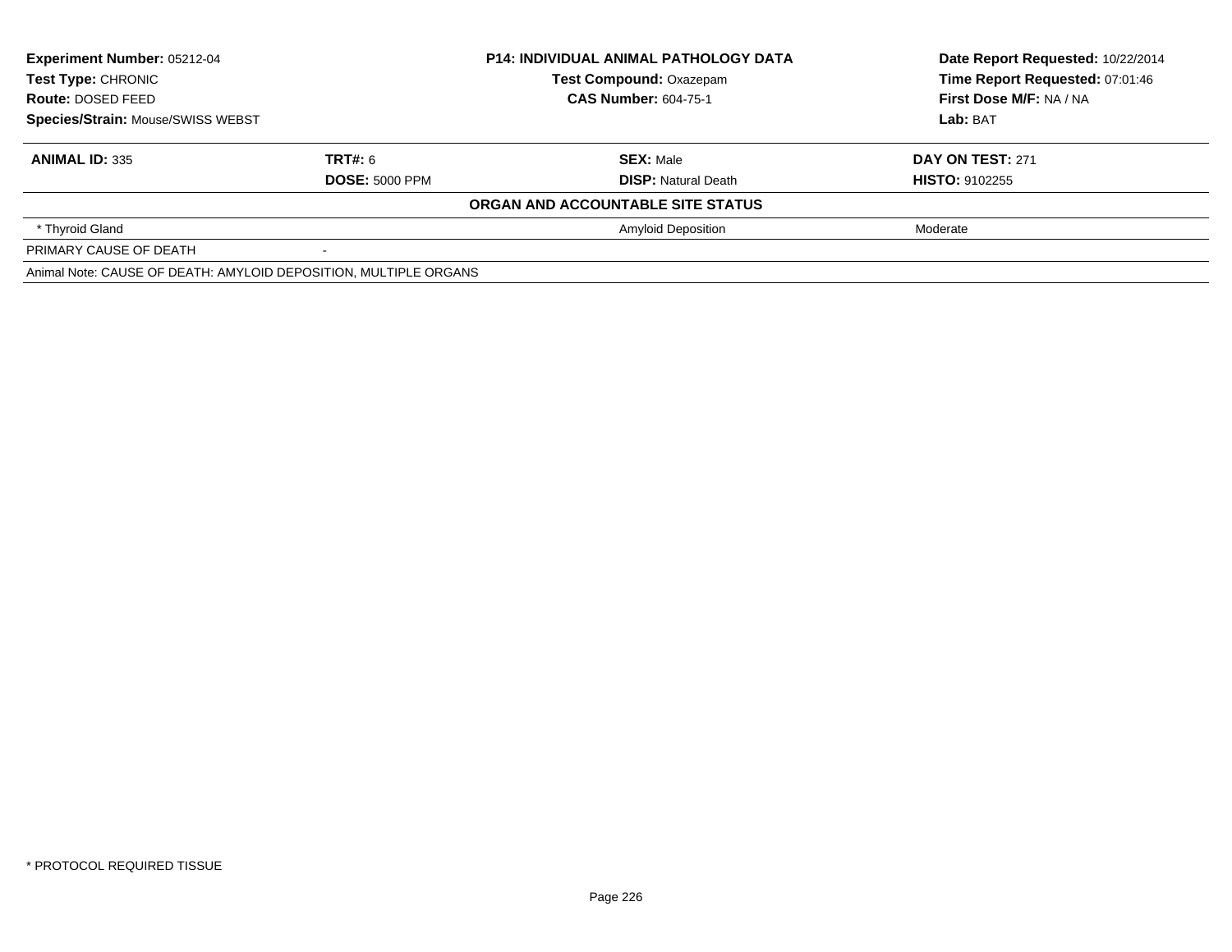| **Experiment Number:** 05212-04 | **P14: INDIVIDUAL ANIMAL PATHOLOGY DATA** | **Date Report Requested:** 10/22/2014 |
|---|---|---|
| **Test Type:** CHRONIC | **Test Compound:** Oxazepam | **Time Report Requested:** 07:01:46 |
| **Route:** DOSED FEED | **CAS Number:** 604-75-1 | **First Dose M/F:** NA / NA |
| **Species/Strain:** Mouse/SWISS WEBST | | **Lab:** BAT |

| **ANIMAL ID:** 335 | **TRT#:** 6 | **SEX:** Male | **DAY ON TEST:** 271 |
|---|---|---|---|
| | **DOSE:** 5000 PPM | **DISP:** Natural Death | **HISTO:** 9102255 |
| | | **ORGAN AND ACCOUNTABLE SITE STATUS** | |
| * Thyroid Gland | | Amyloid Deposition | Moderate |
| PRIMARY CAUSE OF DEATH | - | | |
| Animal Note: CAUSE OF DEATH: AMYLOID DEPOSITION, MULTIPLE ORGANS | | | |

* PROTOCOL REQUIRED TISSUE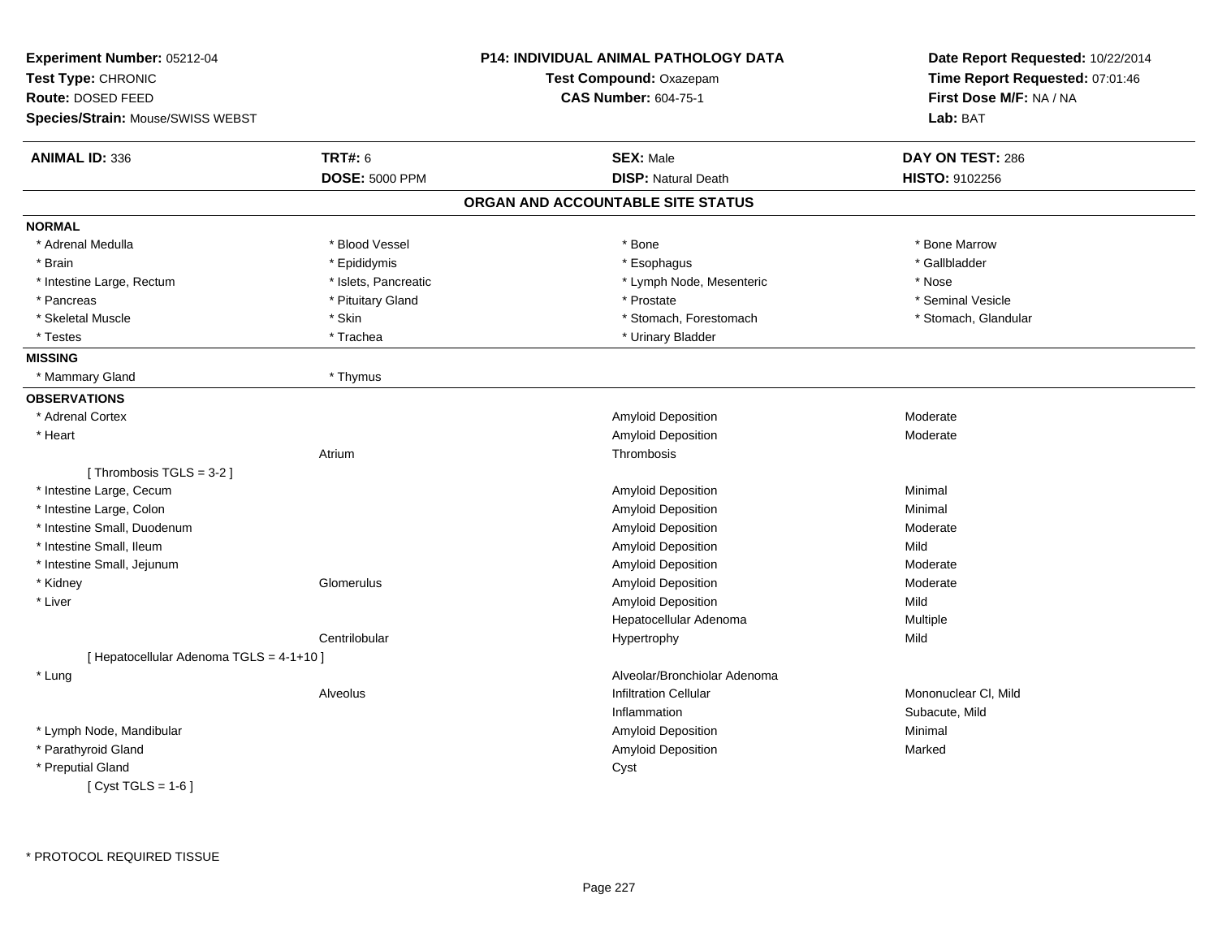**Experiment Number:** 05212-04
**Test Type:** CHRONIC
**Route:** DOSED FEED
**Species/Strain:** Mouse/SWISS WEBST

**P14: INDIVIDUAL ANIMAL PATHOLOGY DATA**
**Test Compound:** Oxazepam
**CAS Number:** 604-75-1

**Date Report Requested:** 10/22/2014
**Time Report Requested:** 07:01:46
**First Dose M/F:** NA / NA
**Lab:** BAT

| **ANIMAL ID:** 336 | **TRT#:** 6 | **SEX:** Male | **DAY ON TEST:** 286 |
|---|---|---|---|
| | **DOSE:** 5000 PPM | **DISP:** Natural Death | **HISTO:** 9102256 |

## ORGAN AND ACCOUNTABLE SITE STATUS

**NORMAL**

| | | | |
|---|---|---|---|
| * Adrenal Medulla | * Blood Vessel | * Bone | * Bone Marrow |
| * Brain | * Epididymis | * Esophagus | * Gallbladder |
| * Intestine Large, Rectum | * Islets, Pancreatic | * Lymph Node, Mesenteric | * Nose |
| * Pancreas | * Pituitary Gland | * Prostate | * Seminal Vesicle |
| * Skeletal Muscle | * Skin | * Stomach, Forestomach | * Stomach, Glandular |
| * Testes | * Trachea | * Urinary Bladder | |

**MISSING**

| | |
|---|---|
| * Mammary Gland | * Thymus |

**OBSERVATIONS**

| Organ | Site | Observation | Severity |
|---|---|---|---|
| * Adrenal Cortex | | Amyloid Deposition | Moderate |
| * Heart | | Amyloid Deposition | Moderate |
| | Atrium | Thrombosis | |
| [ Thrombosis TGLS = 3-2 ] | | | |
| * Intestine Large, Cecum | | Amyloid Deposition | Minimal |
| * Intestine Large, Colon | | Amyloid Deposition | Minimal |
| * Intestine Small, Duodenum | | Amyloid Deposition | Moderate |
| * Intestine Small, Ileum | | Amyloid Deposition | Mild |
| * Intestine Small, Jejunum | | Amyloid Deposition | Moderate |
| * Kidney | Glomerulus | Amyloid Deposition | Moderate |
| * Liver | | Amyloid Deposition | Mild |
| | | Hepatocellular Adenoma | Multiple |
| | Centrilobular | Hypertrophy | Mild |
| [ Hepatocellular Adenoma TGLS = 4-1+10 ] | | | |
| * Lung | | Alveolar/Bronchiolar Adenoma | |
| | Alveolus | Infiltration Cellular | Mononuclear Cl, Mild |
| | | Inflammation | Subacute, Mild |
| * Lymph Node, Mandibular | | Amyloid Deposition | Minimal |
| * Parathyroid Gland | | Amyloid Deposition | Marked |
| * Preputial Gland | | Cyst | |
| [ Cyst TGLS = 1-6 ] | | | |

* PROTOCOL REQUIRED TISSUE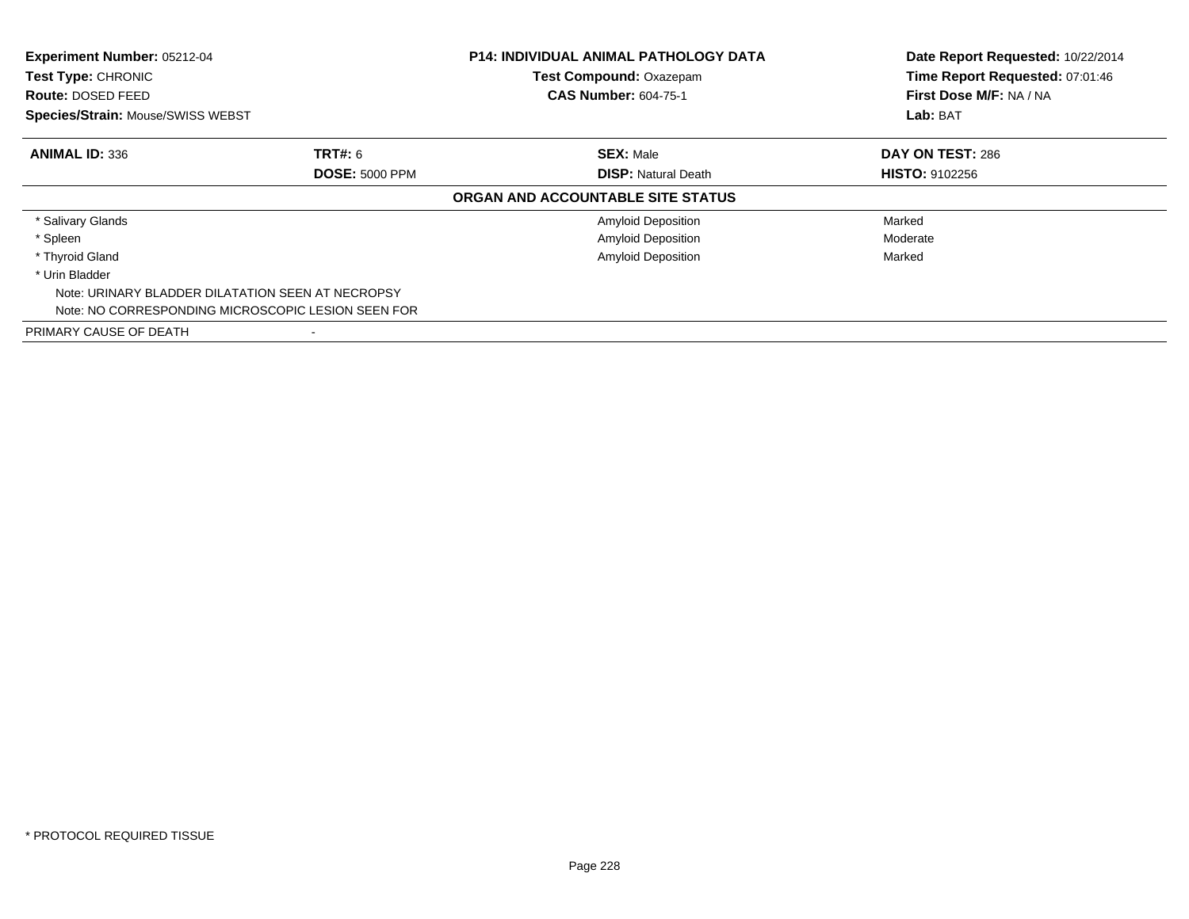| **Experiment Number:** 05212-04 | **P14: INDIVIDUAL ANIMAL PATHOLOGY DATA** | **Date Report Requested:** 10/22/2014 |
|---|---|---|
| **Test Type:** CHRONIC | **Test Compound:** Oxazepam | **Time Report Requested:** 07:01:46 |
| **Route:** DOSED FEED | **CAS Number:** 604-75-1 | **First Dose M/F:** NA / NA |
| **Species/Strain:** Mouse/SWISS WEBST | | **Lab:** BAT |

| **ANIMAL ID:** 336 | **TRT#:** 6 | **SEX:** Male | **DAY ON TEST:** 286 |
|---|---|---|---|
| | **DOSE:** 5000 PPM | **DISP:** Natural Death | **HISTO:** 9102256 |

**ORGAN AND ACCOUNTABLE SITE STATUS**

| Organ | Finding | Severity |
|---|---|---|
| * Salivary Glands | Amyloid Deposition | Marked |
| * Spleen | Amyloid Deposition | Moderate |
| * Thyroid Gland | Amyloid Deposition | Marked |
| * Urin Bladder | | |

Note: URINARY BLADDER DILATATION SEEN AT NECROPSY
Note: NO CORRESPONDING MICROSCOPIC LESION SEEN FOR

PRIMARY CAUSE OF DEATH -

* PROTOCOL REQUIRED TISSUE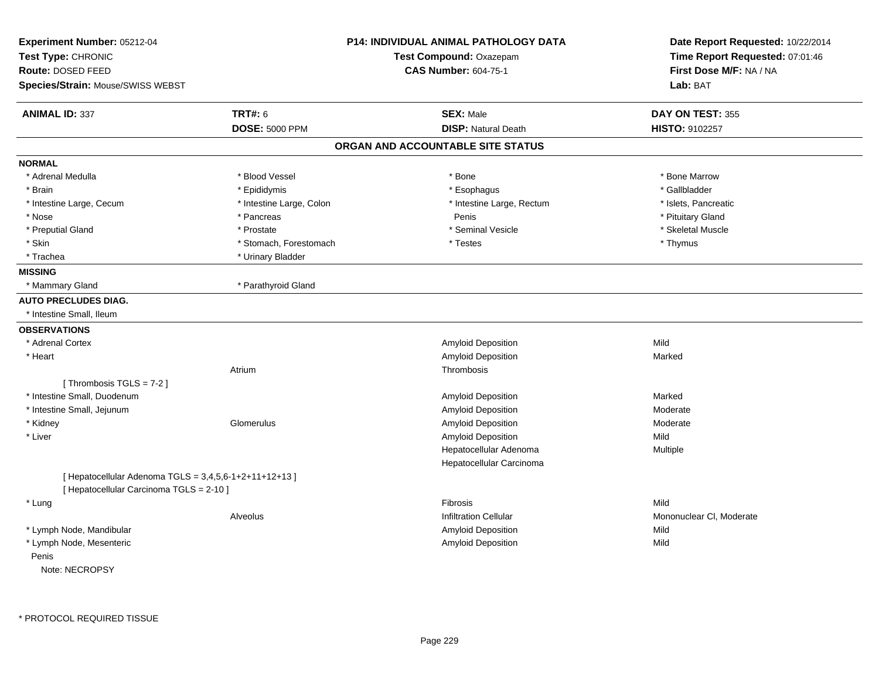**Experiment Number:** 05212-04
**Test Type:** CHRONIC
**Route:** DOSED FEED
**Species/Strain:** Mouse/SWISS WEBST

**P14: INDIVIDUAL ANIMAL PATHOLOGY DATA**
**Test Compound:** Oxazepam
**CAS Number:** 604-75-1

**Date Report Requested:** 10/22/2014
**Time Report Requested:** 07:01:46
**First Dose M/F:** NA / NA
**Lab:** BAT

| **ANIMAL ID:** 337 | **TRT#:** 6 | **SEX:** Male | **DAY ON TEST:** 355 |
|---|---|---|---|
| | **DOSE:** 5000 PPM | **DISP:** Natural Death | **HISTO:** 9102257 |

## ORGAN AND ACCOUNTABLE SITE STATUS

**NORMAL**

| | | | |
|---|---|---|---|
| * Adrenal Medulla | * Blood Vessel | * Bone | * Bone Marrow |
| * Brain | * Epididymis | * Esophagus | * Gallbladder |
| * Intestine Large, Cecum | * Intestine Large, Colon | * Intestine Large, Rectum | * Islets, Pancreatic |
| * Nose | * Pancreas | Penis | * Pituitary Gland |
| * Preputial Gland | * Prostate | * Seminal Vesicle | * Skeletal Muscle |
| * Skin | * Stomach, Forestomach | * Testes | * Thymus |
| * Trachea | * Urinary Bladder | | |

**MISSING**

| | |
|---|---|
| * Mammary Gland | * Parathyroid Gland |

**AUTO PRECLUDES DIAG.**

* Intestine Small, Ileum

**OBSERVATIONS**

| Organ | Site | Observation | Severity |
|---|---|---|---|
| * Adrenal Cortex | | Amyloid Deposition | Mild |
| * Heart | | Amyloid Deposition | Marked |
| | Atrium | Thrombosis | |
| [ Thrombosis TGLS = 7-2 ] | | | |
| * Intestine Small, Duodenum | | Amyloid Deposition | Marked |
| * Intestine Small, Jejunum | | Amyloid Deposition | Moderate |
| * Kidney | Glomerulus | Amyloid Deposition | Moderate |
| * Liver | | Amyloid Deposition | Mild |
| | | Hepatocellular Adenoma | Multiple |
| | | Hepatocellular Carcinoma | |
| [ Hepatocellular Adenoma TGLS = 3,4,5,6-1+2+11+12+13 ] | | | |
| [ Hepatocellular Carcinoma TGLS = 2-10 ] | | | |
| * Lung | | Fibrosis | Mild |
| | Alveolus | Infiltration Cellular | Mononuclear Cl, Moderate |
| * Lymph Node, Mandibular | | Amyloid Deposition | Mild |
| * Lymph Node, Mesenteric | | Amyloid Deposition | Mild |

Penis
Note: NECROPSY

\* PROTOCOL REQUIRED TISSUE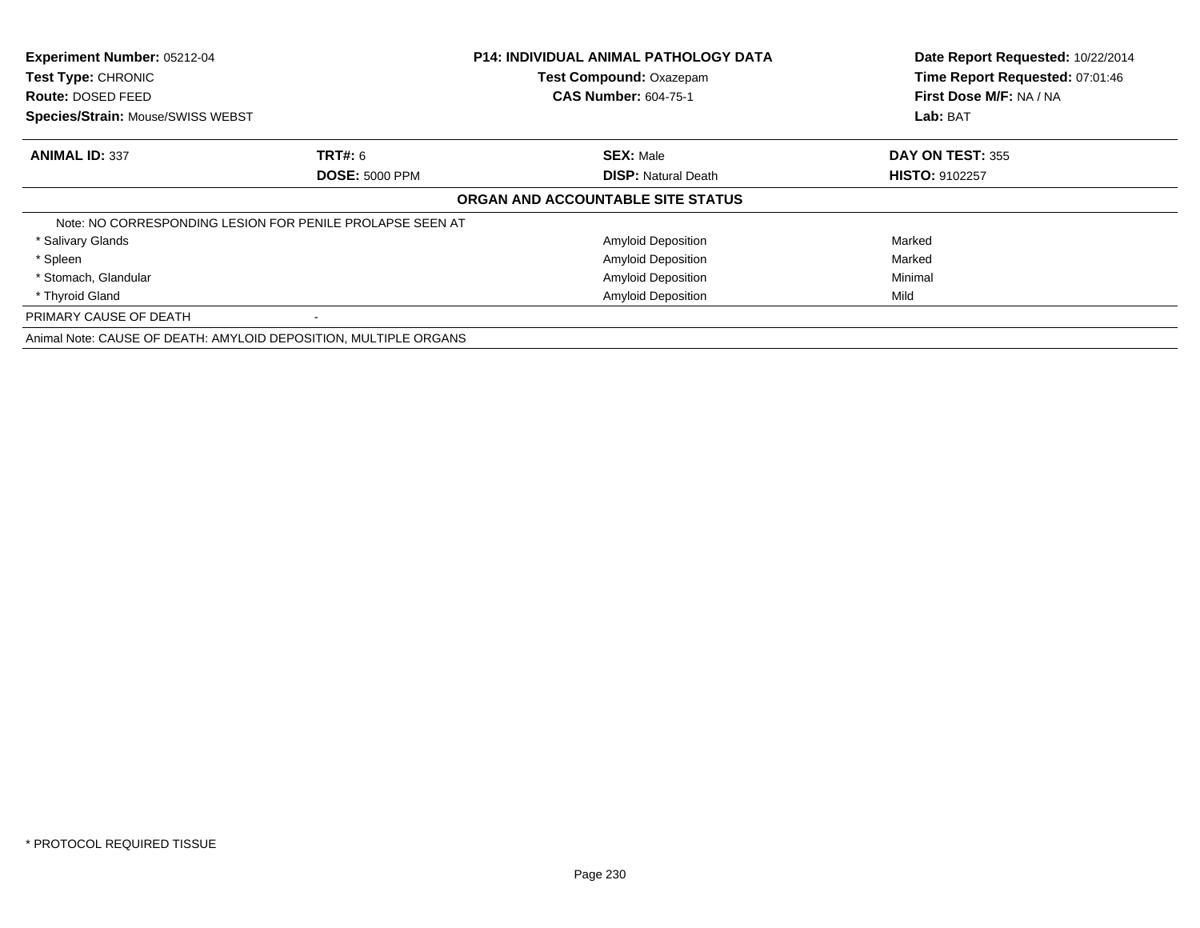| Experiment Number: 05212-04 | P14: INDIVIDUAL ANIMAL PATHOLOGY DATA | Date Report Requested: 10/22/2014 |
|---|---|---|
| Test Type: CHRONIC | Test Compound: Oxazepam | Time Report Requested: 07:01:46 |
| Route: DOSED FEED | CAS Number: 604-75-1 | First Dose M/F: NA / NA |
| Species/Strain: Mouse/SWISS WEBST | | Lab: BAT |

| ANIMAL ID: 337 | TRT#: 6 | SEX: Male | DAY ON TEST: 355 |
|---|---|---|---|
| | DOSE: 5000 PPM | DISP: Natural Death | HISTO: 9102257 |

**ORGAN AND ACCOUNTABLE SITE STATUS**

| | | | |
|---|---|---|---|
| Note: NO CORRESPONDING LESION FOR PENILE PROLAPSE SEEN AT | | | |
| * Salivary Glands | | Amyloid Deposition | Marked |
| * Spleen | | Amyloid Deposition | Marked |
| * Stomach, Glandular | | Amyloid Deposition | Minimal |
| * Thyroid Gland | | Amyloid Deposition | Mild |
| PRIMARY CAUSE OF DEATH | - | | |
| Animal Note: CAUSE OF DEATH: AMYLOID DEPOSITION, MULTIPLE ORGANS | | | |

* PROTOCOL REQUIRED TISSUE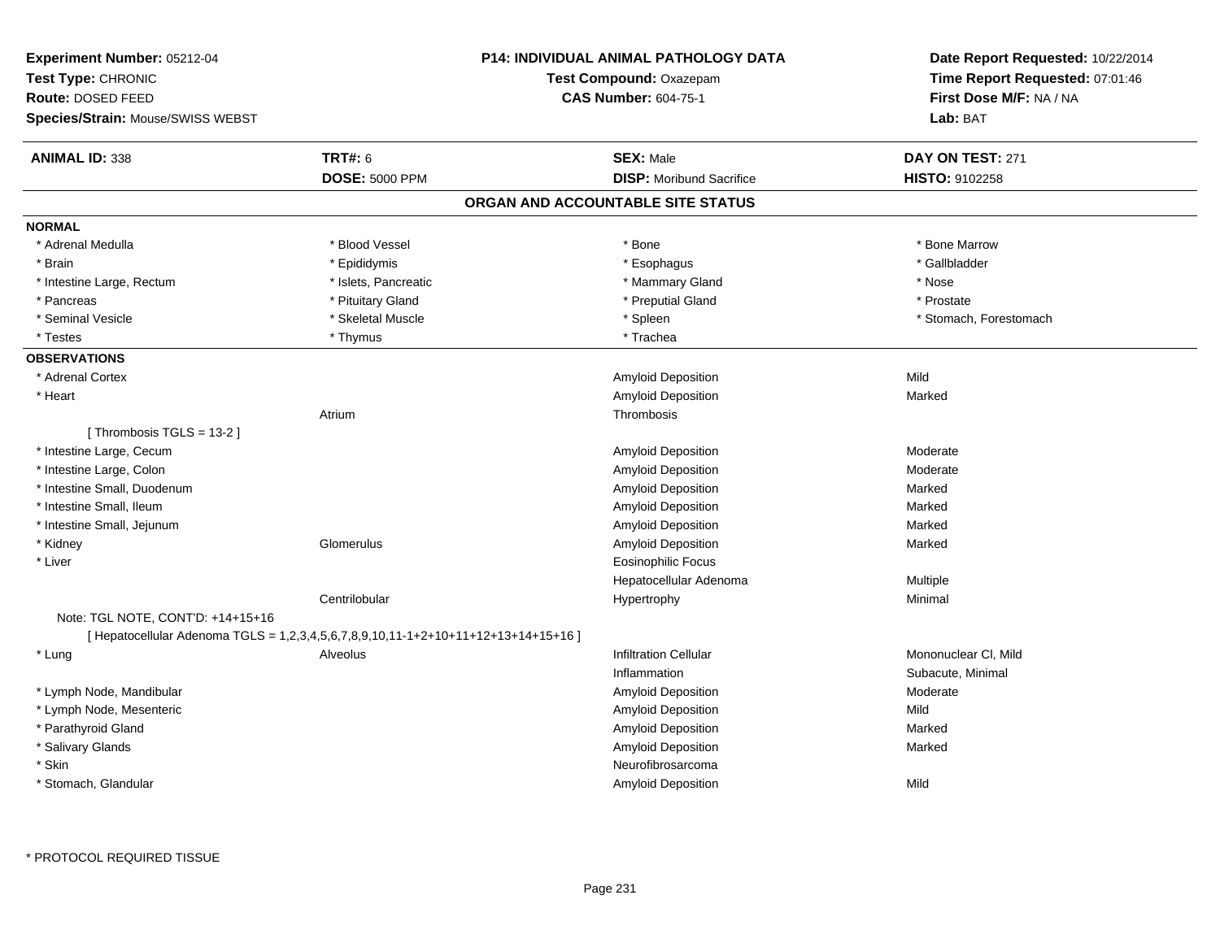**Experiment Number:** 05212-04
**Test Type:** CHRONIC
**Route:** DOSED FEED
**Species/Strain:** Mouse/SWISS WEBST

**P14: INDIVIDUAL ANIMAL PATHOLOGY DATA**
**Test Compound:** Oxazepam
**CAS Number:** 604-75-1

**Date Report Requested:** 10/22/2014
**Time Report Requested:** 07:01:46
**First Dose M/F:** NA / NA
**Lab:** BAT

| **ANIMAL ID:** 338 | **TRT#:** 6 | **SEX:** Male | **DAY ON TEST:** 271 |
|---|---|---|---|
| | **DOSE:** 5000 PPM | **DISP:** Moribund Sacrifice | **HISTO:** 9102258 |

## ORGAN AND ACCOUNTABLE SITE STATUS

**NORMAL**

| | | | |
|---|---|---|---|
| * Adrenal Medulla | * Blood Vessel | * Bone | * Bone Marrow |
| * Brain | * Epididymis | * Esophagus | * Gallbladder |
| * Intestine Large, Rectum | * Islets, Pancreatic | * Mammary Gland | * Nose |
| * Pancreas | * Pituitary Gland | * Preputial Gland | * Prostate |
| * Seminal Vesicle | * Skeletal Muscle | * Spleen | * Stomach, Forestomach |
| * Testes | * Thymus | * Trachea | |

**OBSERVATIONS**

| Organ | Site | Observation | Severity |
|---|---|---|---|
| * Adrenal Cortex | | Amyloid Deposition | Mild |
| * Heart | | Amyloid Deposition | Marked |
| | Atrium | Thrombosis | |
| [ Thrombosis TGLS = 13-2 ] | | | |
| * Intestine Large, Cecum | | Amyloid Deposition | Moderate |
| * Intestine Large, Colon | | Amyloid Deposition | Moderate |
| * Intestine Small, Duodenum | | Amyloid Deposition | Marked |
| * Intestine Small, Ileum | | Amyloid Deposition | Marked |
| * Intestine Small, Jejunum | | Amyloid Deposition | Marked |
| * Kidney | Glomerulus | Amyloid Deposition | Marked |
| * Liver | | Eosinophilic Focus | |
| | | Hepatocellular Adenoma | Multiple |
| | Centrilobular | Hypertrophy | Minimal |
| Note: TGL NOTE, CONT'D: +14+15+16 | | | |
| [ Hepatocellular Adenoma TGLS = 1,2,3,4,5,6,7,8,9,10,11-1+2+10+11+12+13+14+15+16 ] | | | |
| * Lung | Alveolus | Infiltration Cellular | Mononuclear Cl, Mild |
| | | Inflammation | Subacute, Minimal |
| * Lymph Node, Mandibular | | Amyloid Deposition | Moderate |
| * Lymph Node, Mesenteric | | Amyloid Deposition | Mild |
| * Parathyroid Gland | | Amyloid Deposition | Marked |
| * Salivary Glands | | Amyloid Deposition | Marked |
| * Skin | | Neurofibrosarcoma | |
| * Stomach, Glandular | | Amyloid Deposition | Mild |

\* PROTOCOL REQUIRED TISSUE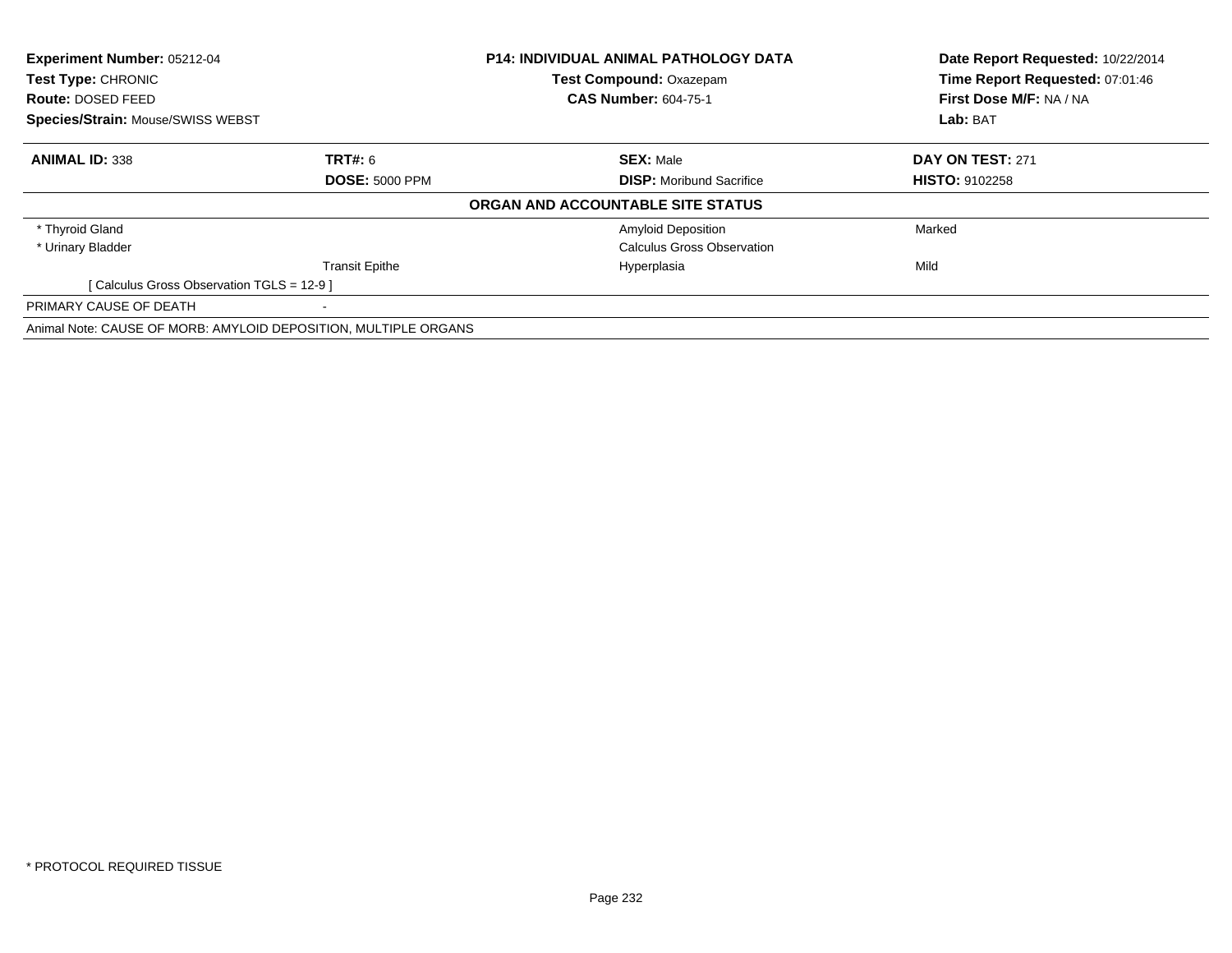**Experiment Number:** 05212-04
**Test Type:** CHRONIC
**Route:** DOSED FEED
**Species/Strain:** Mouse/SWISS WEBST

**P14: INDIVIDUAL ANIMAL PATHOLOGY DATA**
**Test Compound:** Oxazepam
**CAS Number:** 604-75-1

**Date Report Requested:** 10/22/2014
**Time Report Requested:** 07:01:46
**First Dose M/F:** NA / NA
**Lab:** BAT

| **ANIMAL ID:** 338 | **TRT#:** 6 | **SEX:** Male | **DAY ON TEST:** 271 |
|---|---|---|---|
| | **DOSE:** 5000 PPM | **DISP:** Moribund Sacrifice | **HISTO:** 9102258 |

**ORGAN AND ACCOUNTABLE SITE STATUS**

| | | | |
|---|---|---|---|
| * Thyroid Gland | | Amyloid Deposition | Marked |
| * Urinary Bladder | | Calculus Gross Observation | |
| | Transit Epithe | Hyperplasia | Mild |
| [ Calculus Gross Observation TGLS = 12-9 ] | | | |
| PRIMARY CAUSE OF DEATH | - | | |
| Animal Note: CAUSE OF MORB: AMYLOID DEPOSITION, MULTIPLE ORGANS | | | |

* PROTOCOL REQUIRED TISSUE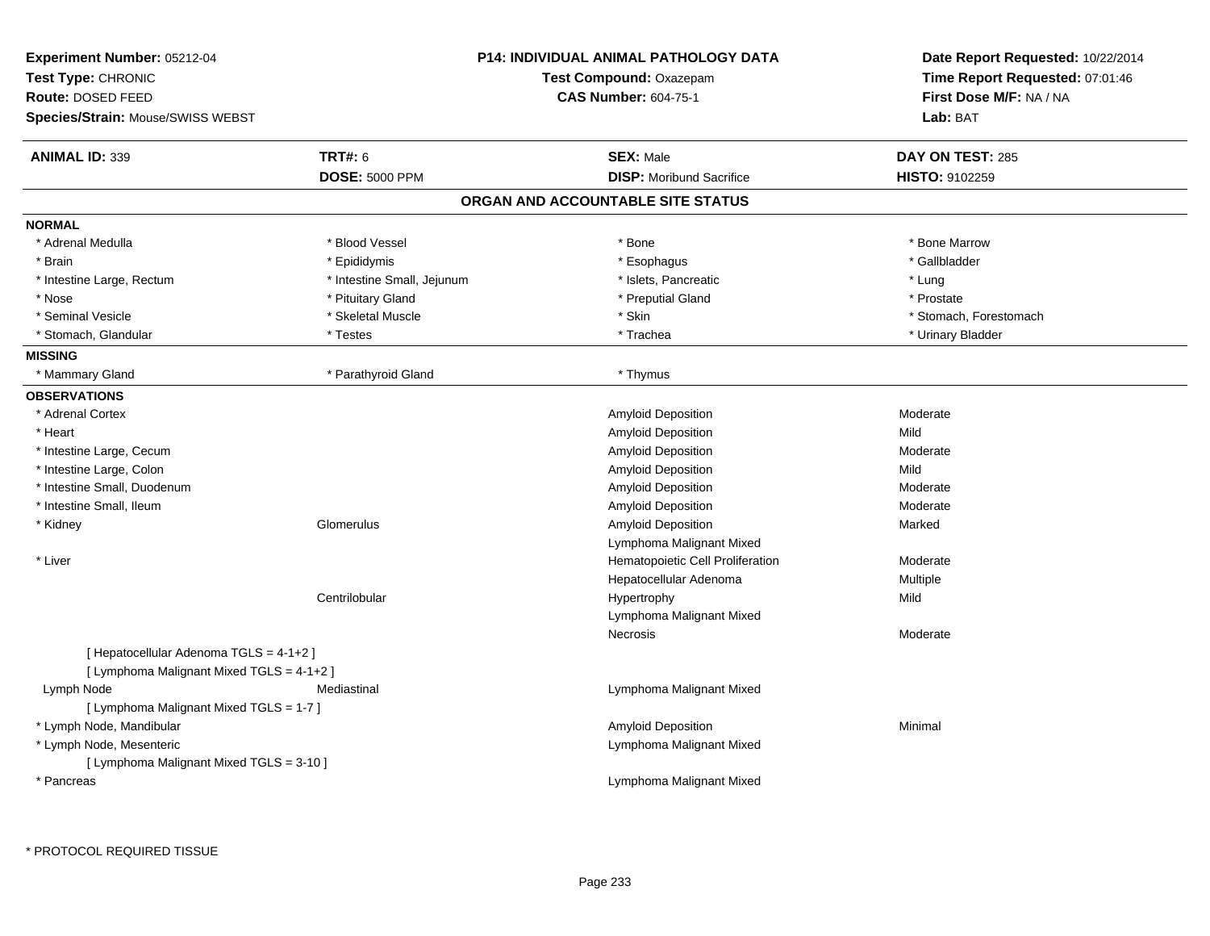**Experiment Number:** 05212-04
**Test Type:** CHRONIC
**Route:** DOSED FEED
**Species/Strain:** Mouse/SWISS WEBST

**P14: INDIVIDUAL ANIMAL PATHOLOGY DATA**
**Test Compound:** Oxazepam
**CAS Number:** 604-75-1

**Date Report Requested:** 10/22/2014
**Time Report Requested:** 07:01:46
**First Dose M/F:** NA / NA
**Lab:** BAT

| **ANIMAL ID:** 339 | **TRT#:** 6 | **SEX:** Male | **DAY ON TEST:** 285 |
|---|---|---|---|
| | **DOSE:** 5000 PPM | **DISP:** Moribund Sacrifice | **HISTO:** 9102259 |

## ORGAN AND ACCOUNTABLE SITE STATUS

**NORMAL**

| | | | |
|---|---|---|---|
| * Adrenal Medulla | * Blood Vessel | * Bone | * Bone Marrow |
| * Brain | * Epididymis | * Esophagus | * Gallbladder |
| * Intestine Large, Rectum | * Intestine Small, Jejunum | * Islets, Pancreatic | * Lung |
| * Nose | * Pituitary Gland | * Preputial Gland | * Prostate |
| * Seminal Vesicle | * Skeletal Muscle | * Skin | * Stomach, Forestomach |
| * Stomach, Glandular | * Testes | * Trachea | * Urinary Bladder |

**MISSING**

| | | |
|---|---|---|
| * Mammary Gland | * Parathyroid Gland | * Thymus |

**OBSERVATIONS**

| Organ | Site | Observation | Severity |
|---|---|---|---|
| * Adrenal Cortex | | Amyloid Deposition | Moderate |
| * Heart | | Amyloid Deposition | Mild |
| * Intestine Large, Cecum | | Amyloid Deposition | Moderate |
| * Intestine Large, Colon | | Amyloid Deposition | Mild |
| * Intestine Small, Duodenum | | Amyloid Deposition | Moderate |
| * Intestine Small, Ileum | | Amyloid Deposition | Moderate |
| * Kidney | Glomerulus | Amyloid Deposition | Marked |
| | | Lymphoma Malignant Mixed | |
| * Liver | | Hematopoietic Cell Proliferation | Moderate |
| | | Hepatocellular Adenoma | Multiple |
| | Centrilobular | Hypertrophy | Mild |
| | | Lymphoma Malignant Mixed | |
| | | Necrosis | Moderate |
| [ Hepatocellular Adenoma TGLS = 4-1+2 ] | | | |
| [ Lymphoma Malignant Mixed TGLS = 4-1+2 ] | | | |
| Lymph Node | Mediastinal | Lymphoma Malignant Mixed | |
| [ Lymphoma Malignant Mixed TGLS = 1-7 ] | | | |
| * Lymph Node, Mandibular | | Amyloid Deposition | Minimal |
| * Lymph Node, Mesenteric | | Lymphoma Malignant Mixed | |
| [ Lymphoma Malignant Mixed TGLS = 3-10 ] | | | |
| * Pancreas | | Lymphoma Malignant Mixed | |

\* PROTOCOL REQUIRED TISSUE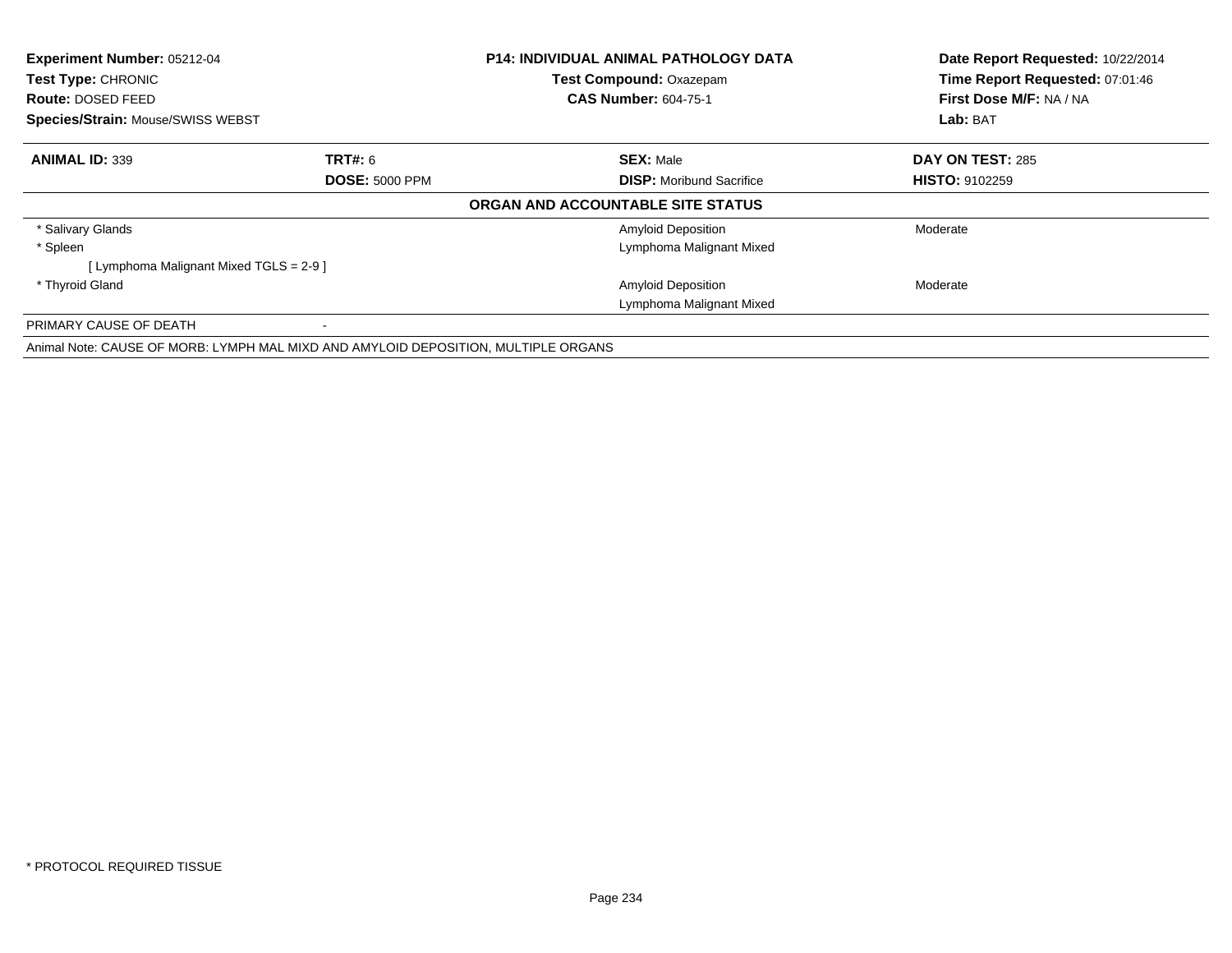**Experiment Number:** 05212-04
**Test Type:** CHRONIC
**Route:** DOSED FEED
**Species/Strain:** Mouse/SWISS WEBST

**P14: INDIVIDUAL ANIMAL PATHOLOGY DATA**
**Test Compound:** Oxazepam
**CAS Number:** 604-75-1

**Date Report Requested:** 10/22/2014
**Time Report Requested:** 07:01:46
**First Dose M/F:** NA / NA
**Lab:** BAT

| **ANIMAL ID:** 339 | **TRT#:** 6 | **SEX:** Male | **DAY ON TEST:** 285 |
|---|---|---|---|
| | **DOSE:** 5000 PPM | **DISP:** Moribund Sacrifice | **HISTO:** 9102259 |

**ORGAN AND ACCOUNTABLE SITE STATUS**

| | | |
|---|---|---|
| * Salivary Glands | Amyloid Deposition | Moderate |
| * Spleen | Lymphoma Malignant Mixed | |
| [ Lymphoma Malignant Mixed TGLS = 2-9 ] | | |
| * Thyroid Gland | Amyloid Deposition | Moderate |
| | Lymphoma Malignant Mixed | |

PRIMARY CAUSE OF DEATH -

Animal Note: CAUSE OF MORB: LYMPH MAL MIXD AND AMYLOID DEPOSITION, MULTIPLE ORGANS

* PROTOCOL REQUIRED TISSUE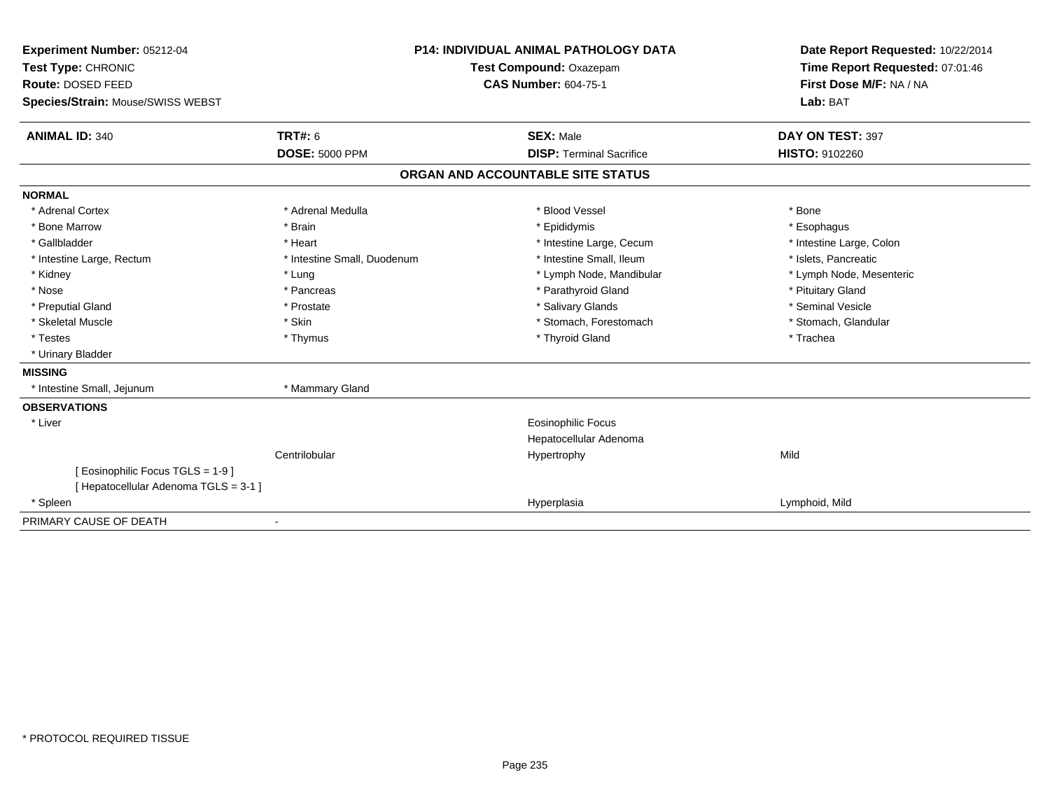**Experiment Number:** 05212-04
**Test Type:** CHRONIC
**Route:** DOSED FEED
**Species/Strain:** Mouse/SWISS WEBST

**P14: INDIVIDUAL ANIMAL PATHOLOGY DATA**
**Test Compound:** Oxazepam
**CAS Number:** 604-75-1

**Date Report Requested:** 10/22/2014
**Time Report Requested:** 07:01:46
**First Dose M/F:** NA / NA
**Lab:** BAT

| **ANIMAL ID:** 340 | **TRT#:** 6 | **SEX:** Male | **DAY ON TEST:** 397 |
|---|---|---|---|
| | **DOSE:** 5000 PPM | **DISP:** Terminal Sacrifice | **HISTO:** 9102260 |

## ORGAN AND ACCOUNTABLE SITE STATUS

| | | | |
|---|---|---|---|
| **NORMAL** | | | |
| * Adrenal Cortex | * Adrenal Medulla | * Blood Vessel | * Bone |
| * Bone Marrow | * Brain | * Epididymis | * Esophagus |
| * Gallbladder | * Heart | * Intestine Large, Cecum | * Intestine Large, Colon |
| * Intestine Large, Rectum | * Intestine Small, Duodenum | * Intestine Small, Ileum | * Islets, Pancreatic |
| * Kidney | * Lung | * Lymph Node, Mandibular | * Lymph Node, Mesenteric |
| * Nose | * Pancreas | * Parathyroid Gland | * Pituitary Gland |
| * Preputial Gland | * Prostate | * Salivary Glands | * Seminal Vesicle |
| * Skeletal Muscle | * Skin | * Stomach, Forestomach | * Stomach, Glandular |
| * Testes | * Thymus | * Thyroid Gland | * Trachea |
| * Urinary Bladder | | | |
| **MISSING** | | | |
| * Intestine Small, Jejunum | * Mammary Gland | | |
| **OBSERVATIONS** | | | |
| * Liver | | Eosinophilic Focus | |
| | | Hepatocellular Adenoma | |
| | Centrilobular | Hypertrophy | Mild |
| [ Eosinophilic Focus TGLS = 1-9 ] | | | |
| [ Hepatocellular Adenoma TGLS = 3-1 ] | | | |
| * Spleen | | Hyperplasia | Lymphoid, Mild |
| PRIMARY CAUSE OF DEATH | - | | |

* PROTOCOL REQUIRED TISSUE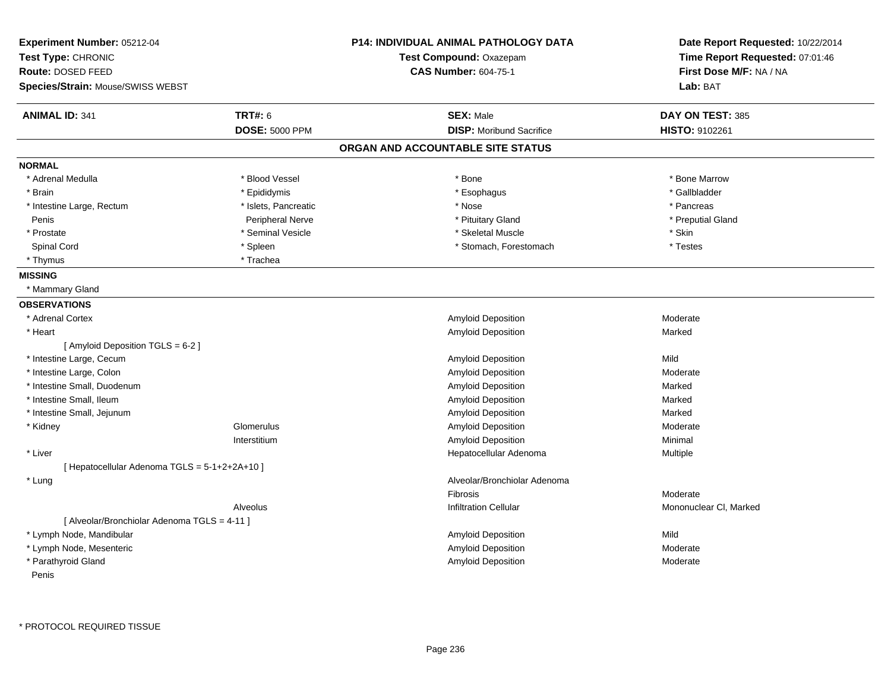**Experiment Number:** 05212-04
**Test Type:** CHRONIC
**Route:** DOSED FEED
**Species/Strain:** Mouse/SWISS WEBST

**P14: INDIVIDUAL ANIMAL PATHOLOGY DATA**
**Test Compound:** Oxazepam
**CAS Number:** 604-75-1

**Date Report Requested:** 10/22/2014
**Time Report Requested:** 07:01:46
**First Dose M/F:** NA / NA
**Lab:** BAT

| **ANIMAL ID:** 341 | **TRT#:** 6 | **SEX:** Male | **DAY ON TEST:** 385 |
|---|---|---|---|
| | **DOSE:** 5000 PPM | **DISP:** Moribund Sacrifice | **HISTO:** 9102261 |

## ORGAN AND ACCOUNTABLE SITE STATUS

**NORMAL**

| | | | |
|---|---|---|---|
| * Adrenal Medulla | * Blood Vessel | * Bone | * Bone Marrow |
| * Brain | * Epididymis | * Esophagus | * Gallbladder |
| * Intestine Large, Rectum | * Islets, Pancreatic | * Nose | * Pancreas |
| Penis | Peripheral Nerve | * Pituitary Gland | * Preputial Gland |
| * Prostate | * Seminal Vesicle | * Skeletal Muscle | * Skin |
| Spinal Cord | * Spleen | * Stomach, Forestomach | * Testes |
| * Thymus | * Trachea | | |

**MISSING**

* Mammary Gland

**OBSERVATIONS**

| | | | |
|---|---|---|---|
| * Adrenal Cortex | | Amyloid Deposition | Moderate |
| * Heart | | Amyloid Deposition | Marked |
| [ Amyloid Deposition TGLS = 6-2 ] | | | |
| * Intestine Large, Cecum | | Amyloid Deposition | Mild |
| * Intestine Large, Colon | | Amyloid Deposition | Moderate |
| * Intestine Small, Duodenum | | Amyloid Deposition | Marked |
| * Intestine Small, Ileum | | Amyloid Deposition | Marked |
| * Intestine Small, Jejunum | | Amyloid Deposition | Marked |
| * Kidney | Glomerulus | Amyloid Deposition | Moderate |
| | Interstitium | Amyloid Deposition | Minimal |
| * Liver | | Hepatocellular Adenoma | Multiple |
| [ Hepatocellular Adenoma TGLS = 5-1+2+2A+10 ] | | | |
| * Lung | | Alveolar/Bronchiolar Adenoma | |
| | | Fibrosis | Moderate |
| | Alveolus | Infiltration Cellular | Mononuclear Cl, Marked |
| [ Alveolar/Bronchiolar Adenoma TGLS = 4-11 ] | | | |
| * Lymph Node, Mandibular | | Amyloid Deposition | Mild |
| * Lymph Node, Mesenteric | | Amyloid Deposition | Moderate |
| * Parathyroid Gland | | Amyloid Deposition | Moderate |
| Penis | | | |

* PROTOCOL REQUIRED TISSUE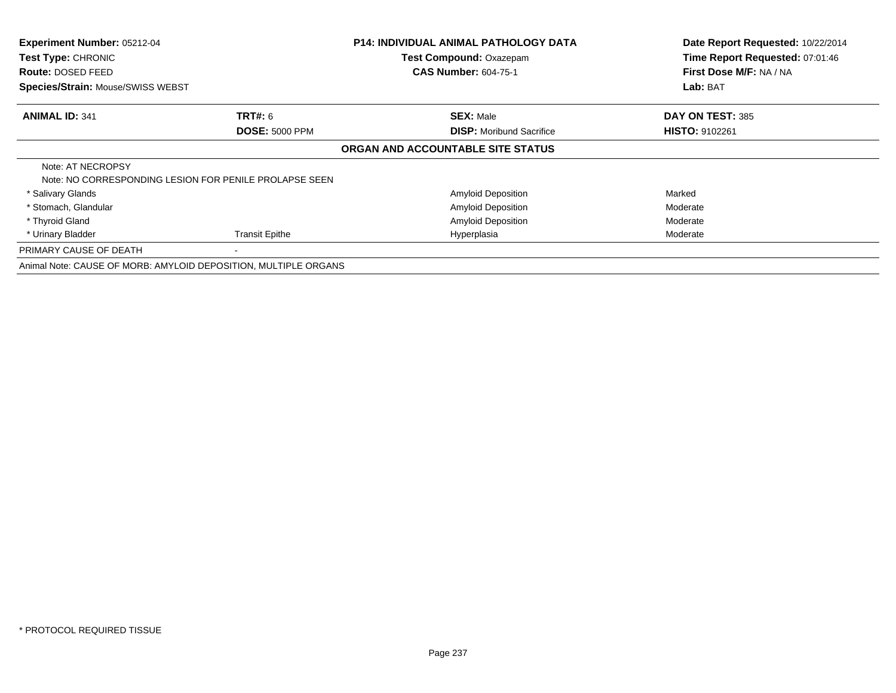**Experiment Number:** 05212-04
**Test Type:** CHRONIC
**Route:** DOSED FEED
**Species/Strain:** Mouse/SWISS WEBST

**P14: INDIVIDUAL ANIMAL PATHOLOGY DATA**
**Test Compound:** Oxazepam
**CAS Number:** 604-75-1

**Date Report Requested:** 10/22/2014
**Time Report Requested:** 07:01:46
**First Dose M/F:** NA / NA
**Lab:** BAT

| **ANIMAL ID:** 341 | **TRT#:** 6 | **SEX:** Male | **DAY ON TEST:** 385 |
|---|---|---|---|
| | **DOSE:** 5000 PPM | **DISP:** Moribund Sacrifice | **HISTO:** 9102261 |

**ORGAN AND ACCOUNTABLE SITE STATUS**

Note: AT NECROPSY
Note: NO CORRESPONDING LESION FOR PENILE PROLAPSE SEEN

| Organ | Site | Lesion | Severity |
|---|---|---|---|
| * Salivary Glands | | Amyloid Deposition | Marked |
| * Stomach, Glandular | | Amyloid Deposition | Moderate |
| * Thyroid Gland | | Amyloid Deposition | Moderate |
| * Urinary Bladder | Transit Epithe | Hyperplasia | Moderate |

PRIMARY CAUSE OF DEATH -

Animal Note: CAUSE OF MORB: AMYLOID DEPOSITION, MULTIPLE ORGANS

* PROTOCOL REQUIRED TISSUE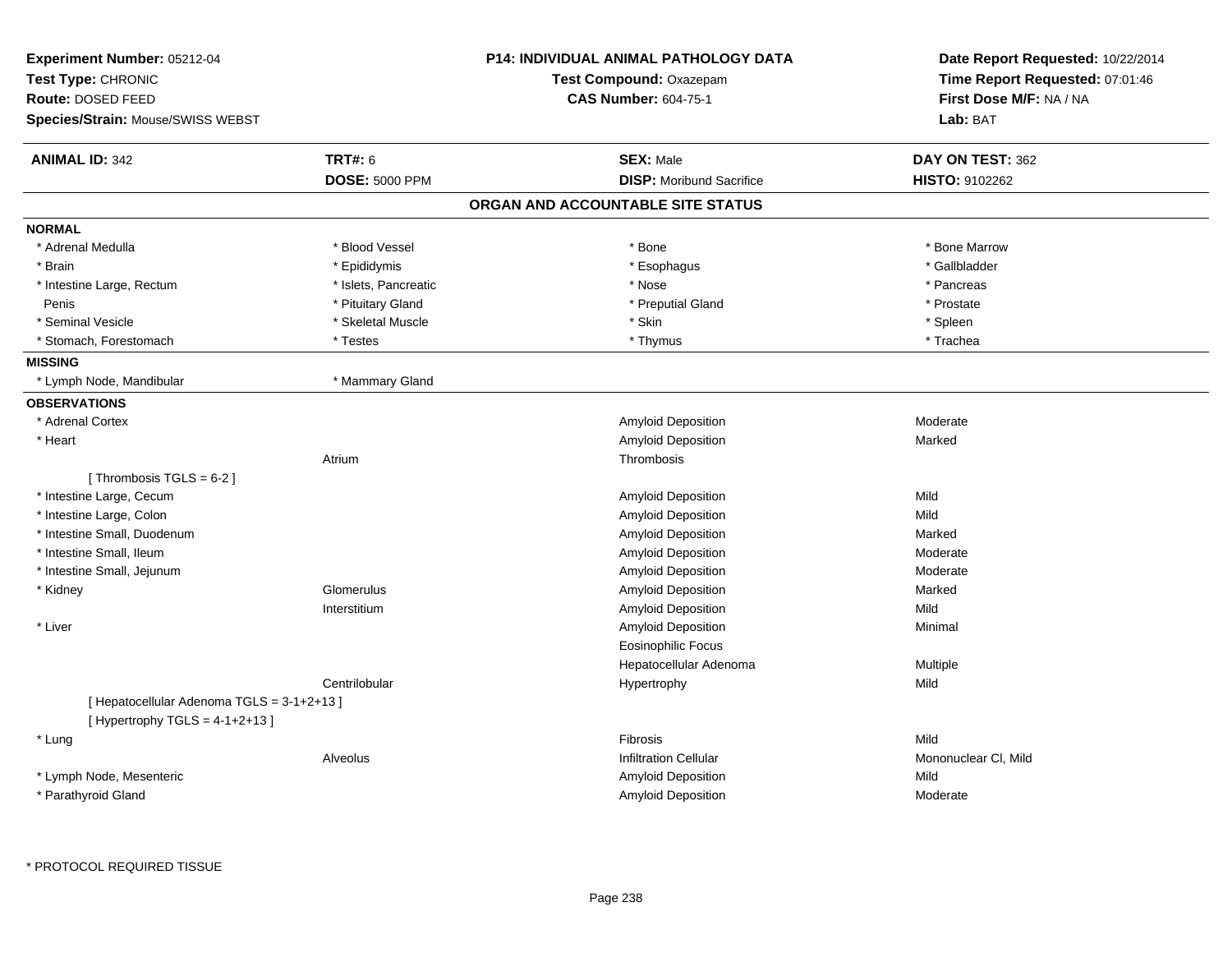**Experiment Number:** 05212-04
**Test Type:** CHRONIC
**Route:** DOSED FEED
**Species/Strain:** Mouse/SWISS WEBST

**P14: INDIVIDUAL ANIMAL PATHOLOGY DATA**
**Test Compound:** Oxazepam
**CAS Number:** 604-75-1

**Date Report Requested:** 10/22/2014
**Time Report Requested:** 07:01:46
**First Dose M/F:** NA / NA
**Lab:** BAT

| **ANIMAL ID:** 342 | **TRT#:** 6 | **SEX:** Male | **DAY ON TEST:** 362 |
|---|---|---|---|
| | **DOSE:** 5000 PPM | **DISP:** Moribund Sacrifice | **HISTO:** 9102262 |

## ORGAN AND ACCOUNTABLE SITE STATUS

**NORMAL**

| | | | |
|---|---|---|---|
| * Adrenal Medulla | * Blood Vessel | * Bone | * Bone Marrow |
| * Brain | * Epididymis | * Esophagus | * Gallbladder |
| * Intestine Large, Rectum | * Islets, Pancreatic | * Nose | * Pancreas |
| Penis | * Pituitary Gland | * Preputial Gland | * Prostate |
| * Seminal Vesicle | * Skeletal Muscle | * Skin | * Spleen |
| * Stomach, Forestomach | * Testes | * Thymus | * Trachea |

**MISSING**

| | |
|---|---|
| * Lymph Node, Mandibular | * Mammary Gland |

**OBSERVATIONS**

| Organ | Site | Observation | Severity |
|---|---|---|---|
| * Adrenal Cortex | | Amyloid Deposition | Moderate |
| * Heart | | Amyloid Deposition | Marked |
| | Atrium | Thrombosis | |
| [ Thrombosis TGLS = 6-2 ] | | | |
| * Intestine Large, Cecum | | Amyloid Deposition | Mild |
| * Intestine Large, Colon | | Amyloid Deposition | Mild |
| * Intestine Small, Duodenum | | Amyloid Deposition | Marked |
| * Intestine Small, Ileum | | Amyloid Deposition | Moderate |
| * Intestine Small, Jejunum | | Amyloid Deposition | Moderate |
| * Kidney | Glomerulus | Amyloid Deposition | Marked |
| | Interstitium | Amyloid Deposition | Mild |
| * Liver | | Amyloid Deposition | Minimal |
| | | Eosinophilic Focus | |
| | | Hepatocellular Adenoma | Multiple |
| | Centrilobular | Hypertrophy | Mild |
| [ Hepatocellular Adenoma TGLS = 3-1+2+13 ] | | | |
| [ Hypertrophy TGLS = 4-1+2+13 ] | | | |
| * Lung | | Fibrosis | Mild |
| | Alveolus | Infiltration Cellular | Mononuclear Cl, Mild |
| * Lymph Node, Mesenteric | | Amyloid Deposition | Mild |
| * Parathyroid Gland | | Amyloid Deposition | Moderate |

\* PROTOCOL REQUIRED TISSUE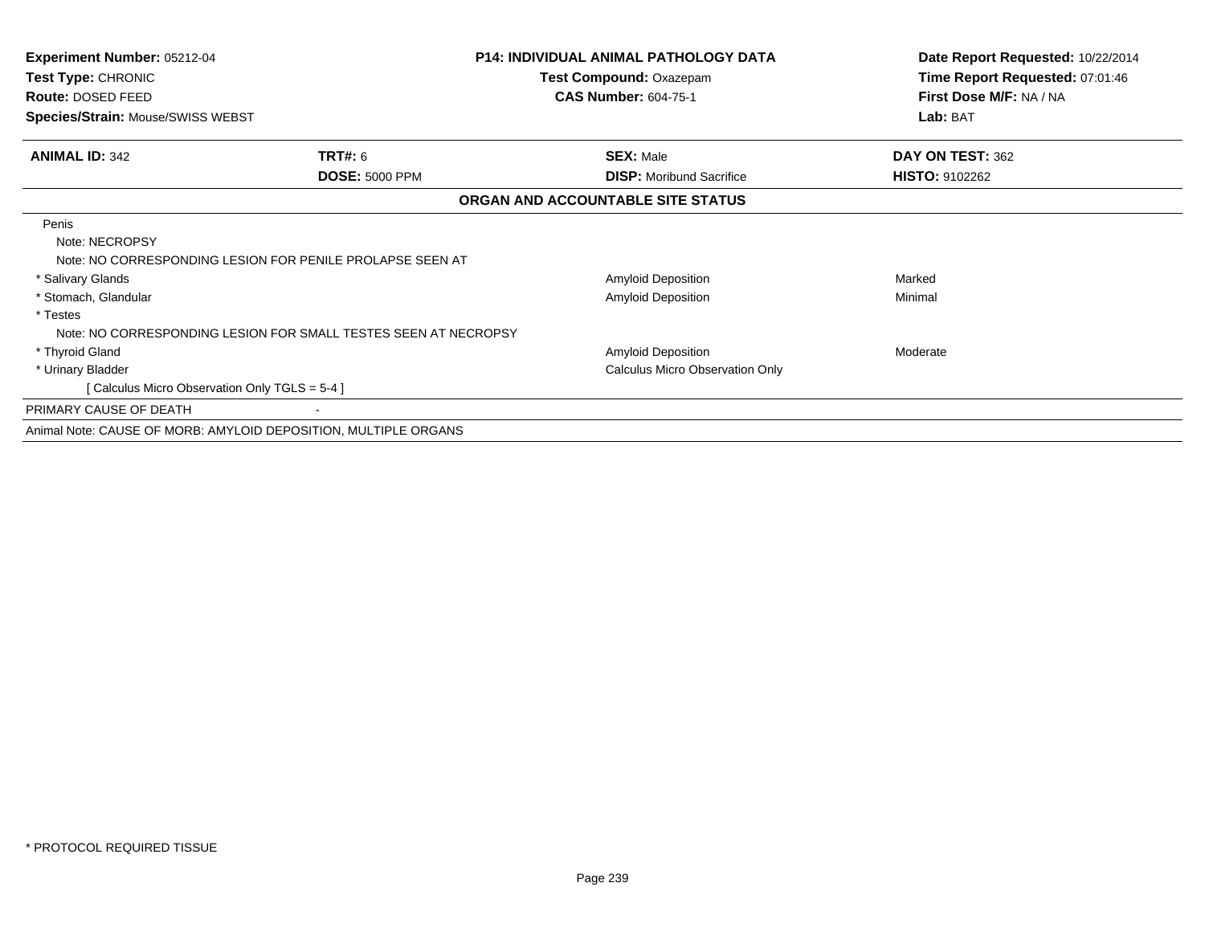**Experiment Number:** 05212-04
**Test Type:** CHRONIC
**Route:** DOSED FEED
**Species/Strain:** Mouse/SWISS WEBST

**P14: INDIVIDUAL ANIMAL PATHOLOGY DATA**
**Test Compound:** Oxazepam
**CAS Number:** 604-75-1

**Date Report Requested:** 10/22/2014
**Time Report Requested:** 07:01:46
**First Dose M/F:** NA / NA
**Lab:** BAT

| **ANIMAL ID:** 342 | **TRT#:** 6 | **SEX:** Male | **DAY ON TEST:** 362 |
|---|---|---|---|
| | **DOSE:** 5000 PPM | **DISP:** Moribund Sacrifice | **HISTO:** 9102262 |

**ORGAN AND ACCOUNTABLE SITE STATUS**

| | | |
|---|---|---|
| Penis | | |
| Note: NECROPSY | | |
| Note: NO CORRESPONDING LESION FOR PENILE PROLAPSE SEEN AT | | |
| * Salivary Glands | Amyloid Deposition | Marked |
| * Stomach, Glandular | Amyloid Deposition | Minimal |
| * Testes | | |
| Note: NO CORRESPONDING LESION FOR SMALL TESTES SEEN AT NECROPSY | | |
| * Thyroid Gland | Amyloid Deposition | Moderate |
| * Urinary Bladder | Calculus Micro Observation Only | |
| [ Calculus Micro Observation Only TGLS = 5-4 ] | | |

PRIMARY CAUSE OF DEATH -

Animal Note: CAUSE OF MORB: AMYLOID DEPOSITION, MULTIPLE ORGANS

* PROTOCOL REQUIRED TISSUE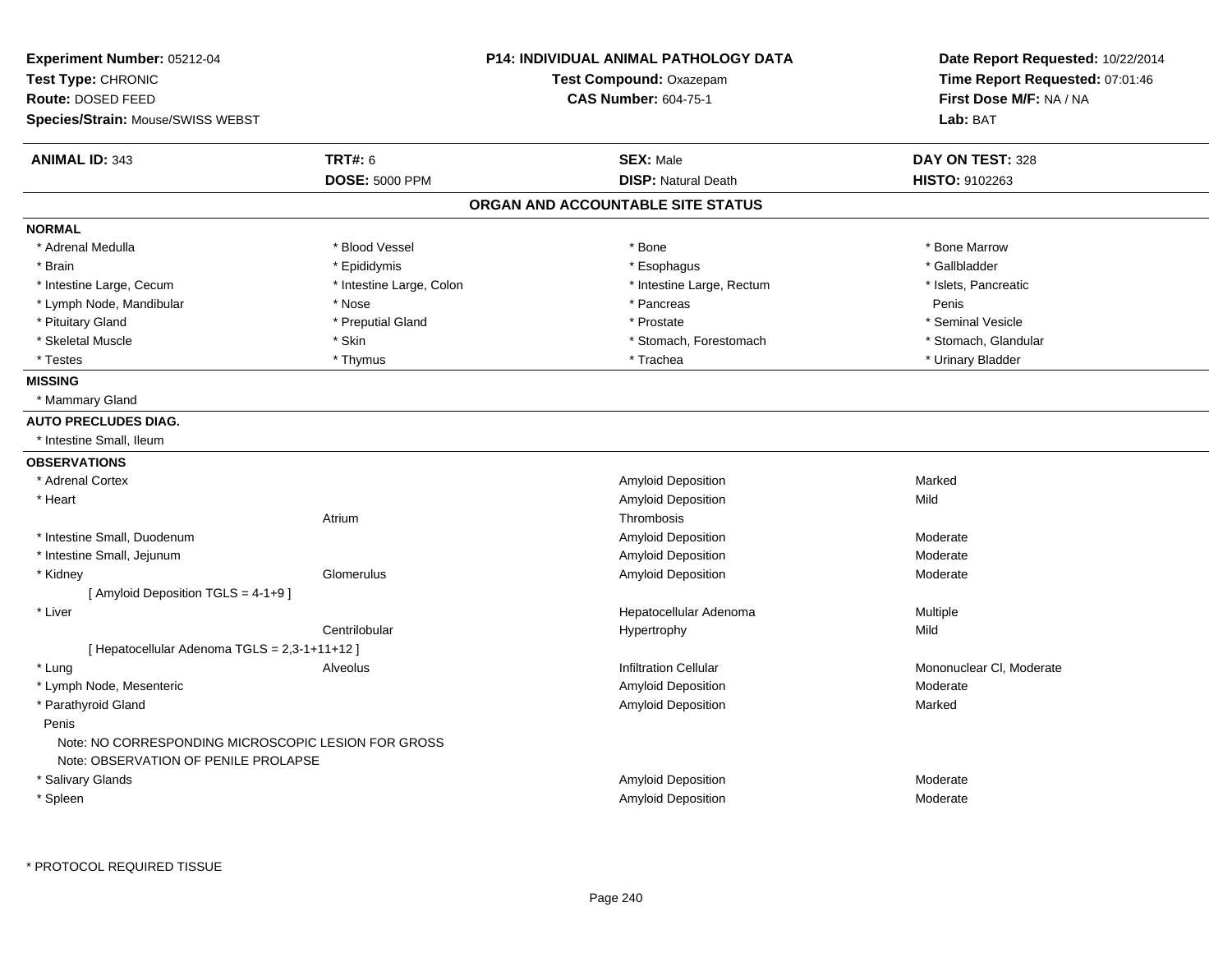**Experiment Number:** 05212-04
**Test Type:** CHRONIC
**Route:** DOSED FEED
**Species/Strain:** Mouse/SWISS WEBST

**P14: INDIVIDUAL ANIMAL PATHOLOGY DATA**
**Test Compound:** Oxazepam
**CAS Number:** 604-75-1

**Date Report Requested:** 10/22/2014
**Time Report Requested:** 07:01:46
**First Dose M/F:** NA / NA
**Lab:** BAT

| **ANIMAL ID:** 343 | **TRT#:** 6 | **SEX:** Male | **DAY ON TEST:** 328 |
|---|---|---|---|
| | **DOSE:** 5000 PPM | **DISP:** Natural Death | **HISTO:** 9102263 |

## ORGAN AND ACCOUNTABLE SITE STATUS

**NORMAL**

| | | | |
|---|---|---|---|
| * Adrenal Medulla | * Blood Vessel | * Bone | * Bone Marrow |
| * Brain | * Epididymis | * Esophagus | * Gallbladder |
| * Intestine Large, Cecum | * Intestine Large, Colon | * Intestine Large, Rectum | * Islets, Pancreatic |
| * Lymph Node, Mandibular | * Nose | * Pancreas | Penis |
| * Pituitary Gland | * Preputial Gland | * Prostate | * Seminal Vesicle |
| * Skeletal Muscle | * Skin | * Stomach, Forestomach | * Stomach, Glandular |
| * Testes | * Thymus | * Trachea | * Urinary Bladder |

**MISSING**

* Mammary Gland

**AUTO PRECLUDES DIAG.**

* Intestine Small, Ileum

**OBSERVATIONS**

| | | | |
|---|---|---|---|
| * Adrenal Cortex | | Amyloid Deposition | Marked |
| * Heart | | Amyloid Deposition | Mild |
| | Atrium | Thrombosis | |
| * Intestine Small, Duodenum | | Amyloid Deposition | Moderate |
| * Intestine Small, Jejunum | | Amyloid Deposition | Moderate |
| * Kidney | Glomerulus | Amyloid Deposition | Moderate |
| [ Amyloid Deposition TGLS = 4-1+9 ] | | | |
| * Liver | | Hepatocellular Adenoma | Multiple |
| | Centrilobular | Hypertrophy | Mild |
| [ Hepatocellular Adenoma TGLS = 2,3-1+11+12 ] | | | |
| * Lung | Alveolus | Infiltration Cellular | Mononuclear Cl, Moderate |
| * Lymph Node, Mesenteric | | Amyloid Deposition | Moderate |
| * Parathyroid Gland | | Amyloid Deposition | Marked |
| Penis | | | |
| Note: NO CORRESPONDING MICROSCOPIC LESION FOR GROSS | | | |
| Note: OBSERVATION OF PENILE PROLAPSE | | | |
| * Salivary Glands | | Amyloid Deposition | Moderate |
| * Spleen | | Amyloid Deposition | Moderate |

* PROTOCOL REQUIRED TISSUE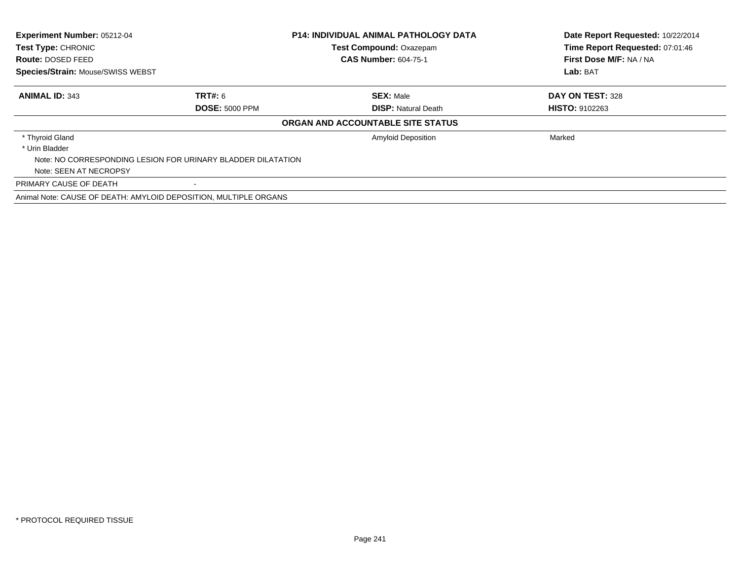| **Experiment Number:** 05212-04 | **P14: INDIVIDUAL ANIMAL PATHOLOGY DATA** | **Date Report Requested:** 10/22/2014 |
|---|---|---|
| **Test Type:** CHRONIC | **Test Compound:** Oxazepam | **Time Report Requested:** 07:01:46 |
| **Route:** DOSED FEED | **CAS Number:** 604-75-1 | **First Dose M/F:** NA / NA |
| **Species/Strain:** Mouse/SWISS WEBST | | **Lab:** BAT |

| **ANIMAL ID:** 343 | **TRT#:** 6 | **SEX:** Male | **DAY ON TEST:** 328 |
|---|---|---|---|
| | **DOSE:** 5000 PPM | **DISP:** Natural Death | **HISTO:** 9102263 |

**ORGAN AND ACCOUNTABLE SITE STATUS**

| | | | |
|---|---|---|---|
| * Thyroid Gland | | Amyloid Deposition | Marked |
| * Urin Bladder | | | |
| Note: NO CORRESPONDING LESION FOR URINARY BLADDER DILATATION | | | |
| Note: SEEN AT NECROPSY | | | |
| PRIMARY CAUSE OF DEATH | - | | |
| Animal Note: CAUSE OF DEATH: AMYLOID DEPOSITION, MULTIPLE ORGANS | | | |

* PROTOCOL REQUIRED TISSUE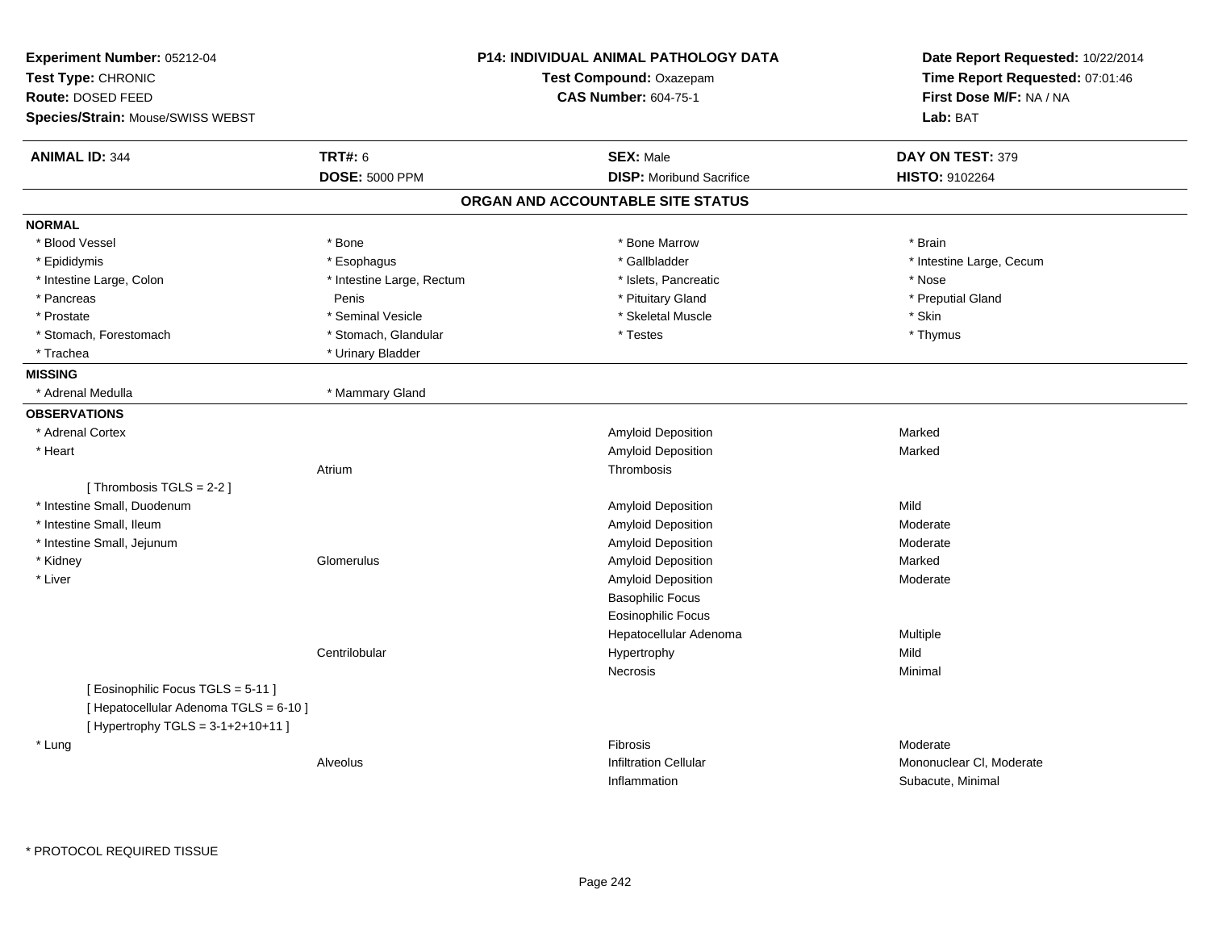**Experiment Number:** 05212-04
**Test Type:** CHRONIC
**Route:** DOSED FEED
**Species/Strain:** Mouse/SWISS WEBST

**P14: INDIVIDUAL ANIMAL PATHOLOGY DATA**
**Test Compound:** Oxazepam
**CAS Number:** 604-75-1

**Date Report Requested:** 10/22/2014
**Time Report Requested:** 07:01:46
**First Dose M/F:** NA / NA
**Lab:** BAT

| **ANIMAL ID:** 344 | **TRT#:** 6 | **SEX:** Male | **DAY ON TEST:** 379 |
|---|---|---|---|
| | **DOSE:** 5000 PPM | **DISP:** Moribund Sacrifice | **HISTO:** 9102264 |

## ORGAN AND ACCOUNTABLE SITE STATUS

**NORMAL**

| | | | |
|---|---|---|---|
| * Blood Vessel | * Bone | * Bone Marrow | * Brain |
| * Epididymis | * Esophagus | * Gallbladder | * Intestine Large, Cecum |
| * Intestine Large, Colon | * Intestine Large, Rectum | * Islets, Pancreatic | * Nose |
| * Pancreas | Penis | * Pituitary Gland | * Preputial Gland |
| * Prostate | * Seminal Vesicle | * Skeletal Muscle | * Skin |
| * Stomach, Forestomach | * Stomach, Glandular | * Testes | * Thymus |
| * Trachea | * Urinary Bladder | | |

**MISSING**

| | |
|---|---|
| * Adrenal Medulla | * Mammary Gland |

**OBSERVATIONS**

| Organ | Site | Observation | Severity |
|---|---|---|---|
| * Adrenal Cortex | | Amyloid Deposition | Marked |
| * Heart | | Amyloid Deposition | Marked |
| | Atrium | Thrombosis | |
| [ Thrombosis TGLS = 2-2 ] | | | |
| * Intestine Small, Duodenum | | Amyloid Deposition | Mild |
| * Intestine Small, Ileum | | Amyloid Deposition | Moderate |
| * Intestine Small, Jejunum | | Amyloid Deposition | Moderate |
| * Kidney | Glomerulus | Amyloid Deposition | Marked |
| * Liver | | Amyloid Deposition | Moderate |
| | | Basophilic Focus | |
| | | Eosinophilic Focus | |
| | | Hepatocellular Adenoma | Multiple |
| | Centrilobular | Hypertrophy | Mild |
| | | Necrosis | Minimal |
| [ Eosinophilic Focus TGLS = 5-11 ] | | | |
| [ Hepatocellular Adenoma TGLS = 6-10 ] | | | |
| [ Hypertrophy TGLS = 3-1+2+10+11 ] | | | |
| * Lung | | Fibrosis | Moderate |
| | Alveolus | Infiltration Cellular | Mononuclear Cl, Moderate |
| | | Inflammation | Subacute, Minimal |

* PROTOCOL REQUIRED TISSUE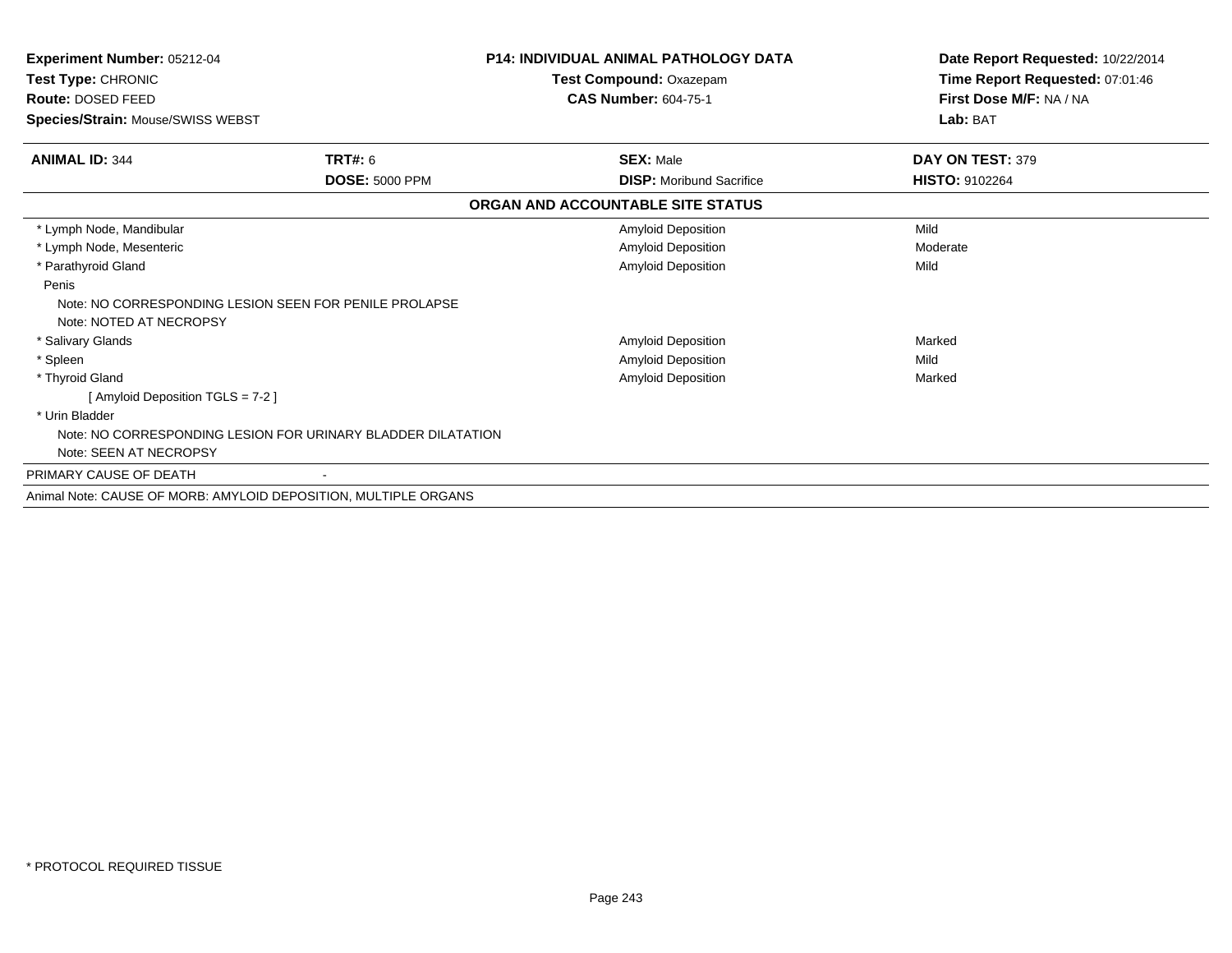**Experiment Number:** 05212-04
**Test Type:** CHRONIC
**Route:** DOSED FEED
**Species/Strain:** Mouse/SWISS WEBST

**P14: INDIVIDUAL ANIMAL PATHOLOGY DATA**
**Test Compound:** Oxazepam
**CAS Number:** 604-75-1

**Date Report Requested:** 10/22/2014
**Time Report Requested:** 07:01:46
**First Dose M/F:** NA / NA
**Lab:** BAT

| **ANIMAL ID:** 344 | **TRT#:** 6 | **SEX:** Male | **DAY ON TEST:** 379 |
|---|---|---|---|
| | **DOSE:** 5000 PPM | **DISP:** Moribund Sacrifice | **HISTO:** 9102264 |

**ORGAN AND ACCOUNTABLE SITE STATUS**

| Organ | | Lesion | Severity |
|---|---|---|---|
| * Lymph Node, Mandibular | | Amyloid Deposition | Mild |
| * Lymph Node, Mesenteric | | Amyloid Deposition | Moderate |
| * Parathyroid Gland | | Amyloid Deposition | Mild |
| Penis | | | |
| Note: NO CORRESPONDING LESION SEEN FOR PENILE PROLAPSE | | | |
| Note: NOTED AT NECROPSY | | | |
| * Salivary Glands | | Amyloid Deposition | Marked |
| * Spleen | | Amyloid Deposition | Mild |
| * Thyroid Gland | | Amyloid Deposition | Marked |
| [ Amyloid Deposition TGLS = 7-2 ] | | | |
| * Urin Bladder | | | |
| Note: NO CORRESPONDING LESION FOR URINARY BLADDER DILATATION | | | |
| Note: SEEN AT NECROPSY | | | |
| PRIMARY CAUSE OF DEATH | - | | |

Animal Note: CAUSE OF MORB: AMYLOID DEPOSITION, MULTIPLE ORGANS

* PROTOCOL REQUIRED TISSUE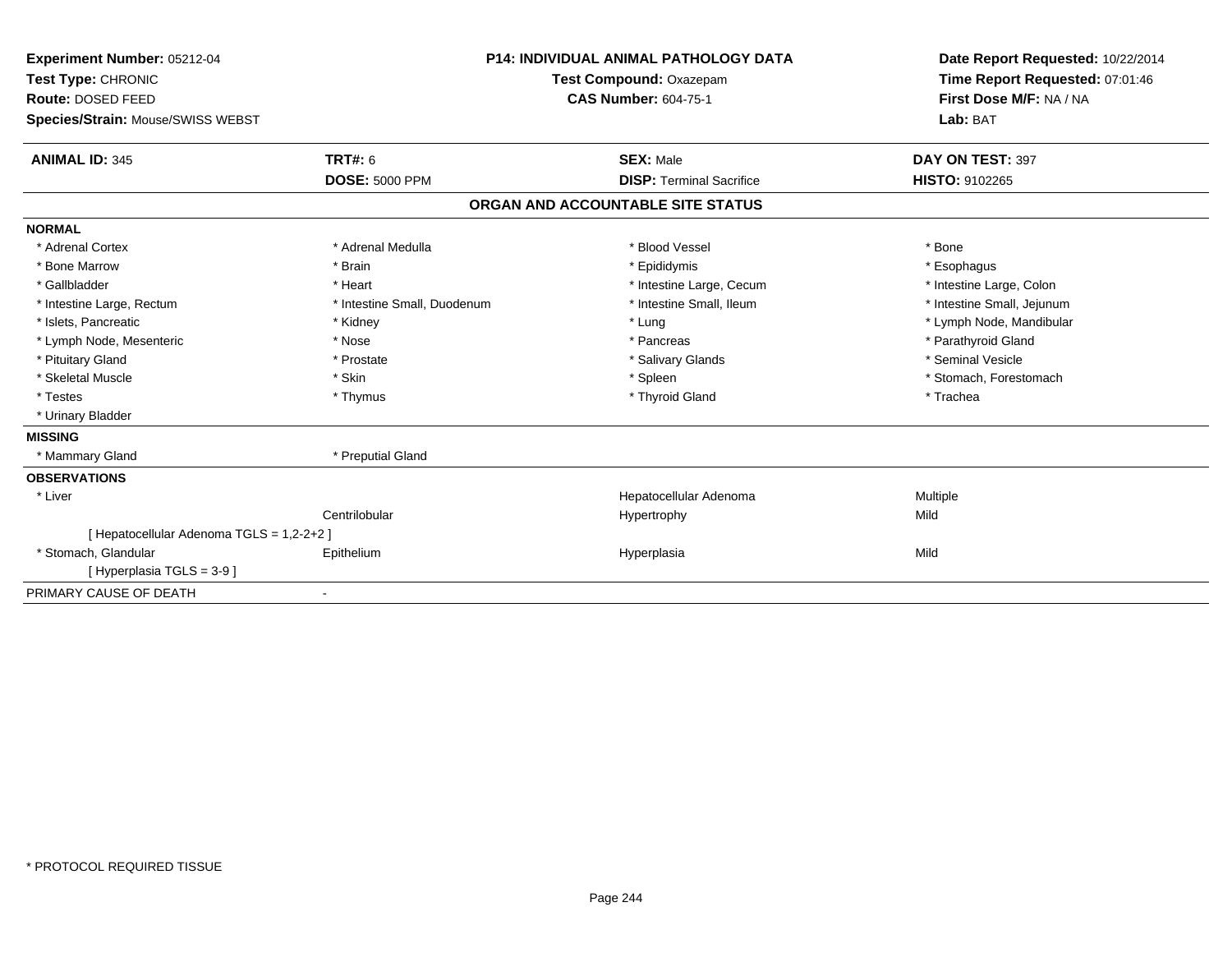**Experiment Number:** 05212-04
**Test Type:** CHRONIC
**Route:** DOSED FEED
**Species/Strain:** Mouse/SWISS WEBST

**P14: INDIVIDUAL ANIMAL PATHOLOGY DATA**
**Test Compound:** Oxazepam
**CAS Number:** 604-75-1

**Date Report Requested:** 10/22/2014
**Time Report Requested:** 07:01:46
**First Dose M/F:** NA / NA
**Lab:** BAT

| **ANIMAL ID:** 345 | **TRT#:** 6 | **SEX:** Male | **DAY ON TEST:** 397 |
|---|---|---|---|
| | **DOSE:** 5000 PPM | **DISP:** Terminal Sacrifice | **HISTO:** 9102265 |

## ORGAN AND ACCOUNTABLE SITE STATUS

**NORMAL**

| | | | |
|---|---|---|---|
| * Adrenal Cortex | * Adrenal Medulla | * Blood Vessel | * Bone |
| * Bone Marrow | * Brain | * Epididymis | * Esophagus |
| * Gallbladder | * Heart | * Intestine Large, Cecum | * Intestine Large, Colon |
| * Intestine Large, Rectum | * Intestine Small, Duodenum | * Intestine Small, Ileum | * Intestine Small, Jejunum |
| * Islets, Pancreatic | * Kidney | * Lung | * Lymph Node, Mandibular |
| * Lymph Node, Mesenteric | * Nose | * Pancreas | * Parathyroid Gland |
| * Pituitary Gland | * Prostate | * Salivary Glands | * Seminal Vesicle |
| * Skeletal Muscle | * Skin | * Spleen | * Stomach, Forestomach |
| * Testes | * Thymus | * Thyroid Gland | * Trachea |
| * Urinary Bladder | | | |

**MISSING**

| | |
|---|---|
| * Mammary Gland | * Preputial Gland |

**OBSERVATIONS**

| | | | |
|---|---|---|---|
| * Liver | | Hepatocellular Adenoma | Multiple |
| | Centrilobular | Hypertrophy | Mild |
| [ Hepatocellular Adenoma TGLS = 1,2-2+2 ] | | | |
| * Stomach, Glandular | Epithelium | Hyperplasia | Mild |
| [ Hyperplasia TGLS = 3-9 ] | | | |

PRIMARY CAUSE OF DEATH -

* PROTOCOL REQUIRED TISSUE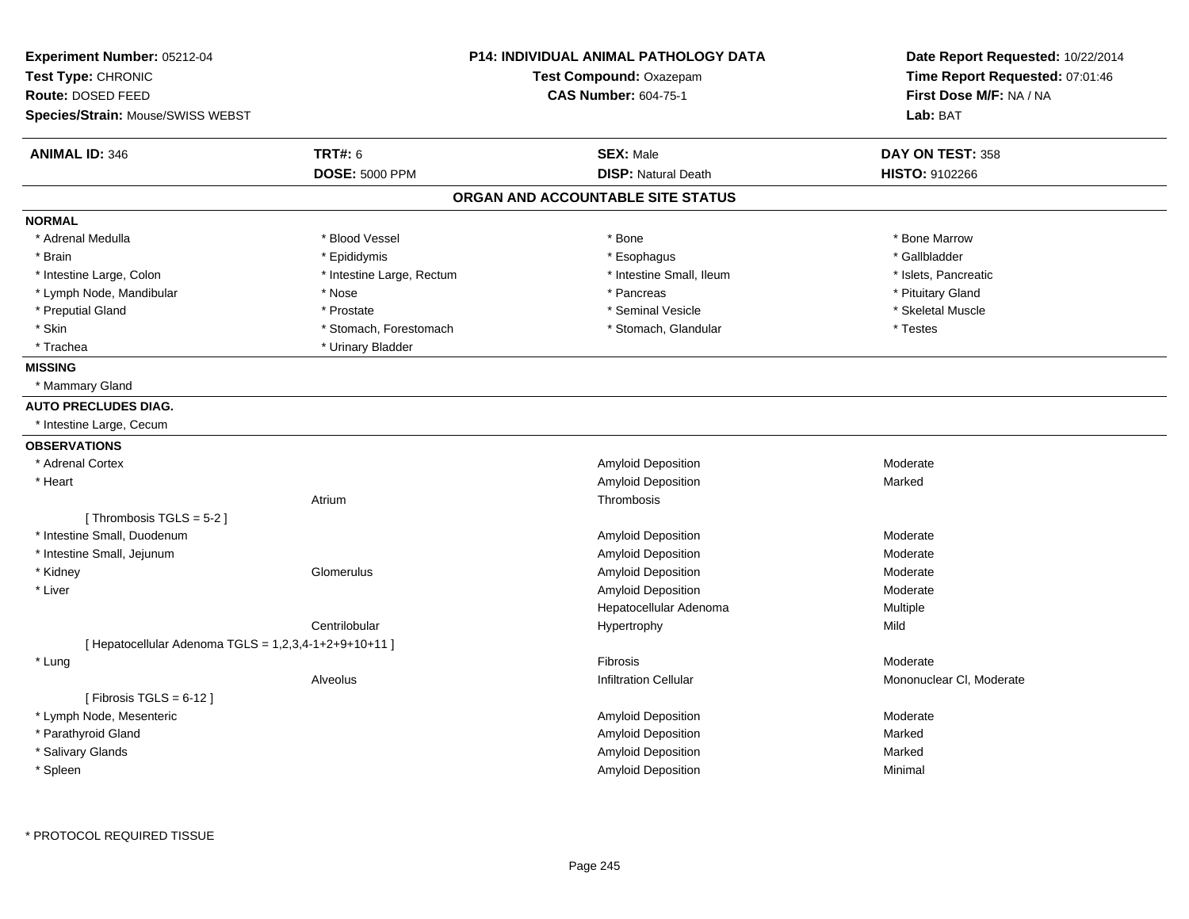**Experiment Number:** 05212-04
**Test Type:** CHRONIC
**Route:** DOSED FEED
**Species/Strain:** Mouse/SWISS WEBST

**P14: INDIVIDUAL ANIMAL PATHOLOGY DATA**
**Test Compound:** Oxazepam
**CAS Number:** 604-75-1

**Date Report Requested:** 10/22/2014
**Time Report Requested:** 07:01:46
**First Dose M/F:** NA / NA
**Lab:** BAT

| **ANIMAL ID:** 346 | **TRT#:** 6 | **SEX:** Male | **DAY ON TEST:** 358 |
|---|---|---|---|
| | **DOSE:** 5000 PPM | **DISP:** Natural Death | **HISTO:** 9102266 |

## ORGAN AND ACCOUNTABLE SITE STATUS

**NORMAL**

| | | | |
|---|---|---|---|
| * Adrenal Medulla | * Blood Vessel | * Bone | * Bone Marrow |
| * Brain | * Epididymis | * Esophagus | * Gallbladder |
| * Intestine Large, Colon | * Intestine Large, Rectum | * Intestine Small, Ileum | * Islets, Pancreatic |
| * Lymph Node, Mandibular | * Nose | * Pancreas | * Pituitary Gland |
| * Preputial Gland | * Prostate | * Seminal Vesicle | * Skeletal Muscle |
| * Skin | * Stomach, Forestomach | * Stomach, Glandular | * Testes |
| * Trachea | * Urinary Bladder | | |

**MISSING**

* Mammary Gland

**AUTO PRECLUDES DIAG.**

* Intestine Large, Cecum

**OBSERVATIONS**

| | | | |
|---|---|---|---|
| * Adrenal Cortex | | Amyloid Deposition | Moderate |
| * Heart | | Amyloid Deposition | Marked |
| | Atrium | Thrombosis | |
| [ Thrombosis TGLS = 5-2 ] | | | |
| * Intestine Small, Duodenum | | Amyloid Deposition | Moderate |
| * Intestine Small, Jejunum | | Amyloid Deposition | Moderate |
| * Kidney | Glomerulus | Amyloid Deposition | Moderate |
| * Liver | | Amyloid Deposition | Moderate |
| | | Hepatocellular Adenoma | Multiple |
| | Centrilobular | Hypertrophy | Mild |
| [ Hepatocellular Adenoma TGLS = 1,2,3,4-1+2+9+10+11 ] | | | |
| * Lung | | Fibrosis | Moderate |
| | Alveolus | Infiltration Cellular | Mononuclear Cl, Moderate |
| [ Fibrosis TGLS = 6-12 ] | | | |
| * Lymph Node, Mesenteric | | Amyloid Deposition | Moderate |
| * Parathyroid Gland | | Amyloid Deposition | Marked |
| * Salivary Glands | | Amyloid Deposition | Marked |
| * Spleen | | Amyloid Deposition | Minimal |

* PROTOCOL REQUIRED TISSUE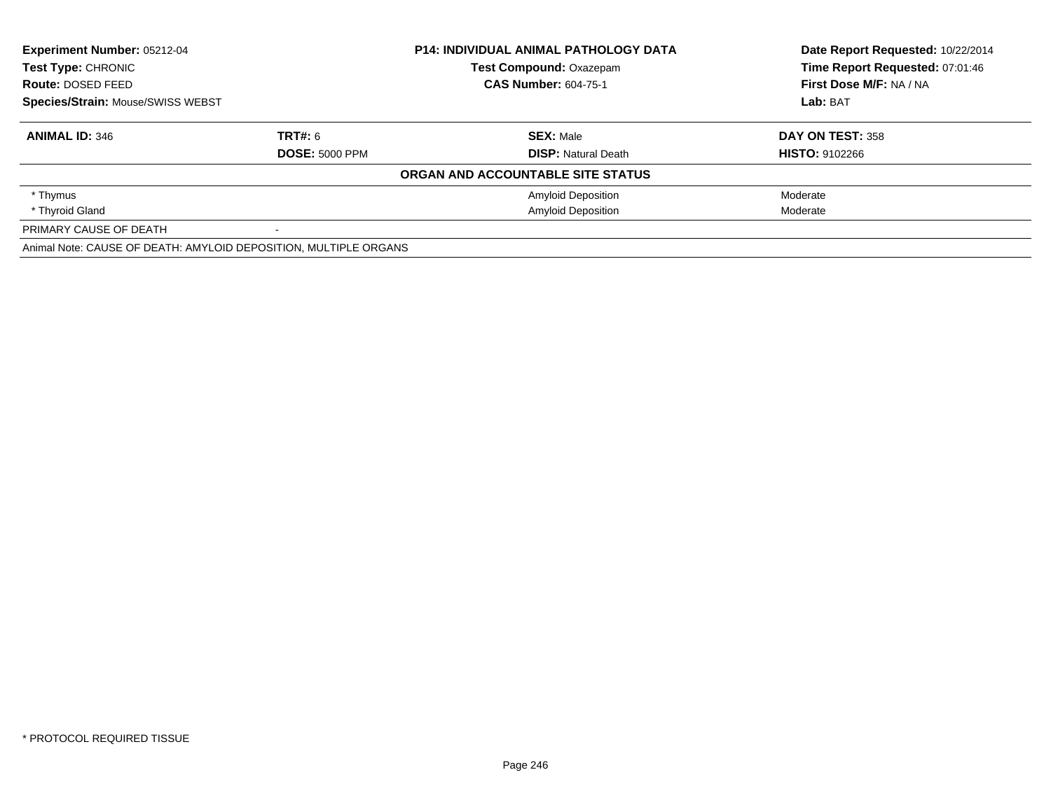| **Experiment Number:** 05212-04 | **P14: INDIVIDUAL ANIMAL PATHOLOGY DATA** | **Date Report Requested:** 10/22/2014 |
|---|---|---|
| **Test Type:** CHRONIC | **Test Compound:** Oxazepam | **Time Report Requested:** 07:01:46 |
| **Route:** DOSED FEED | **CAS Number:** 604-75-1 | **First Dose M/F:** NA / NA |
| **Species/Strain:** Mouse/SWISS WEBST | | **Lab:** BAT |

| **ANIMAL ID:** 346 | **TRT#:** 6 | **SEX:** Male | **DAY ON TEST:** 358 |
|---|---|---|---|
| | **DOSE:** 5000 PPM | **DISP:** Natural Death | **HISTO:** 9102266 |

**ORGAN AND ACCOUNTABLE SITE STATUS**

| | | | |
|---|---|---|---|
| * Thymus | | Amyloid Deposition | Moderate |
| * Thyroid Gland | | Amyloid Deposition | Moderate |
| PRIMARY CAUSE OF DEATH | - | | |

Animal Note: CAUSE OF DEATH: AMYLOID DEPOSITION, MULTIPLE ORGANS

* PROTOCOL REQUIRED TISSUE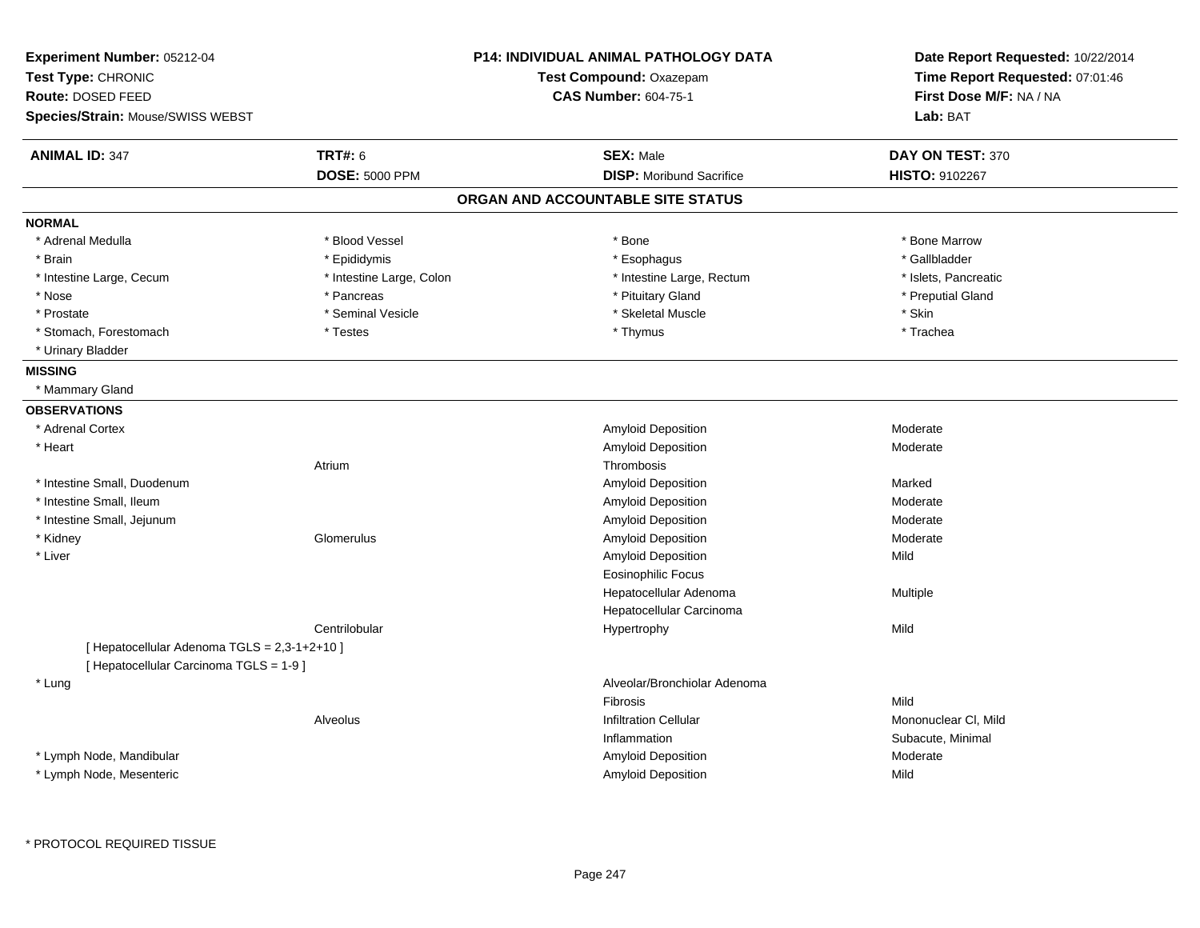**Experiment Number:** 05212-04
**Test Type:** CHRONIC
**Route:** DOSED FEED
**Species/Strain:** Mouse/SWISS WEBST

**P14: INDIVIDUAL ANIMAL PATHOLOGY DATA**
**Test Compound:** Oxazepam
**CAS Number:** 604-75-1

**Date Report Requested:** 10/22/2014
**Time Report Requested:** 07:01:46
**First Dose M/F:** NA / NA
**Lab:** BAT

| **ANIMAL ID:** 347 | **TRT#:** 6 | **SEX:** Male | **DAY ON TEST:** 370 |
|---|---|---|---|
| | **DOSE:** 5000 PPM | **DISP:** Moribund Sacrifice | **HISTO:** 9102267 |

## ORGAN AND ACCOUNTABLE SITE STATUS

**NORMAL**

| | | | |
|---|---|---|---|
| * Adrenal Medulla | * Blood Vessel | * Bone | * Bone Marrow |
| * Brain | * Epididymis | * Esophagus | * Gallbladder |
| * Intestine Large, Cecum | * Intestine Large, Colon | * Intestine Large, Rectum | * Islets, Pancreatic |
| * Nose | * Pancreas | * Pituitary Gland | * Preputial Gland |
| * Prostate | * Seminal Vesicle | * Skeletal Muscle | * Skin |
| * Stomach, Forestomach | * Testes | * Thymus | * Trachea |
| * Urinary Bladder | | | |

**MISSING**

* Mammary Gland

**OBSERVATIONS**

| Organ | Site | Observation | Severity |
|---|---|---|---|
| * Adrenal Cortex | | Amyloid Deposition | Moderate |
| * Heart | | Amyloid Deposition | Moderate |
| | Atrium | Thrombosis | |
| * Intestine Small, Duodenum | | Amyloid Deposition | Marked |
| * Intestine Small, Ileum | | Amyloid Deposition | Moderate |
| * Intestine Small, Jejunum | | Amyloid Deposition | Moderate |
| * Kidney | Glomerulus | Amyloid Deposition | Moderate |
| * Liver | | Amyloid Deposition | Mild |
| | | Eosinophilic Focus | |
| | | Hepatocellular Adenoma | Multiple |
| | | Hepatocellular Carcinoma | |
| | Centrilobular | Hypertrophy | Mild |
| [ Hepatocellular Adenoma TGLS = 2,3-1+2+10 ] | | | |
| [ Hepatocellular Carcinoma TGLS = 1-9 ] | | | |
| * Lung | | Alveolar/Bronchiolar Adenoma | |
| | | Fibrosis | Mild |
| | Alveolus | Infiltration Cellular | Mononuclear Cl, Mild |
| | | Inflammation | Subacute, Minimal |
| * Lymph Node, Mandibular | | Amyloid Deposition | Moderate |
| * Lymph Node, Mesenteric | | Amyloid Deposition | Mild |

* PROTOCOL REQUIRED TISSUE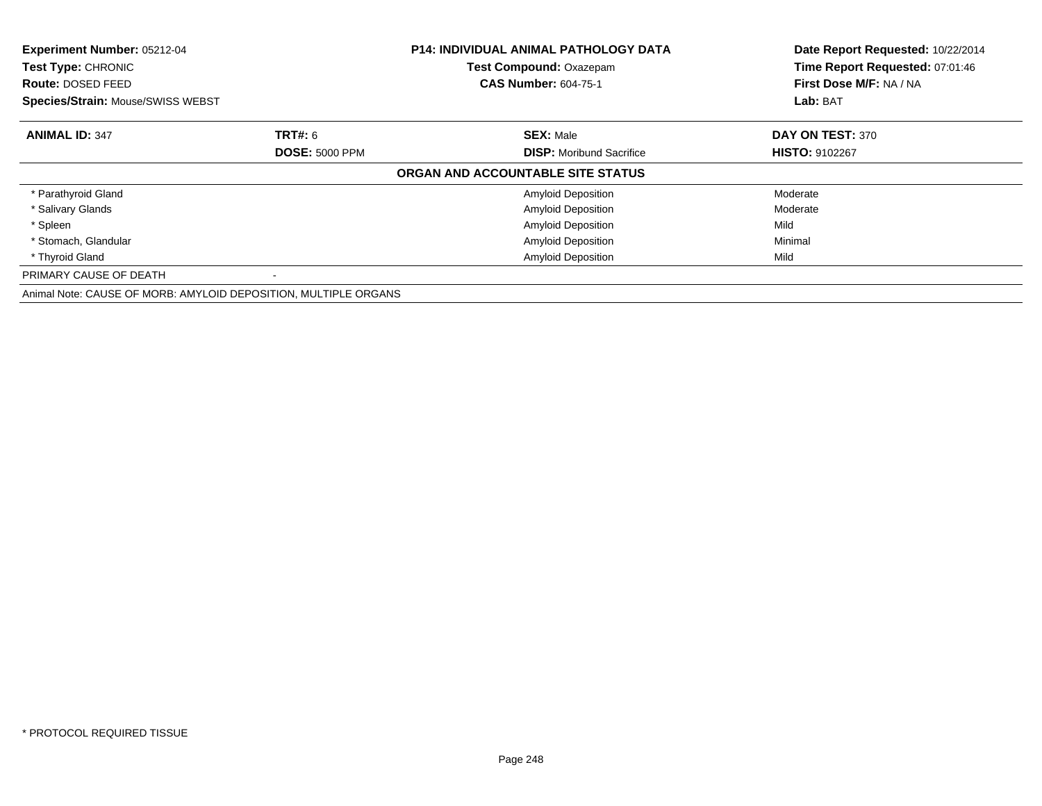**Experiment Number:** 05212-04
**Test Type:** CHRONIC
**Route:** DOSED FEED
**Species/Strain:** Mouse/SWISS WEBST

**P14: INDIVIDUAL ANIMAL PATHOLOGY DATA**
**Test Compound:** Oxazepam
**CAS Number:** 604-75-1

**Date Report Requested:** 10/22/2014
**Time Report Requested:** 07:01:46
**First Dose M/F:** NA / NA
**Lab:** BAT

| **ANIMAL ID:** 347 | **TRT#:** 6 | **SEX:** Male | **DAY ON TEST:** 370 |
|---|---|---|---|
| | **DOSE:** 5000 PPM | **DISP:** Moribund Sacrifice | **HISTO:** 9102267 |

**ORGAN AND ACCOUNTABLE SITE STATUS**

| | | | |
|---|---|---|---|
| * Parathyroid Gland | | Amyloid Deposition | Moderate |
| * Salivary Glands | | Amyloid Deposition | Moderate |
| * Spleen | | Amyloid Deposition | Mild |
| * Stomach, Glandular | | Amyloid Deposition | Minimal |
| * Thyroid Gland | | Amyloid Deposition | Mild |
| PRIMARY CAUSE OF DEATH | - | | |

Animal Note: CAUSE OF MORB: AMYLOID DEPOSITION, MULTIPLE ORGANS

* PROTOCOL REQUIRED TISSUE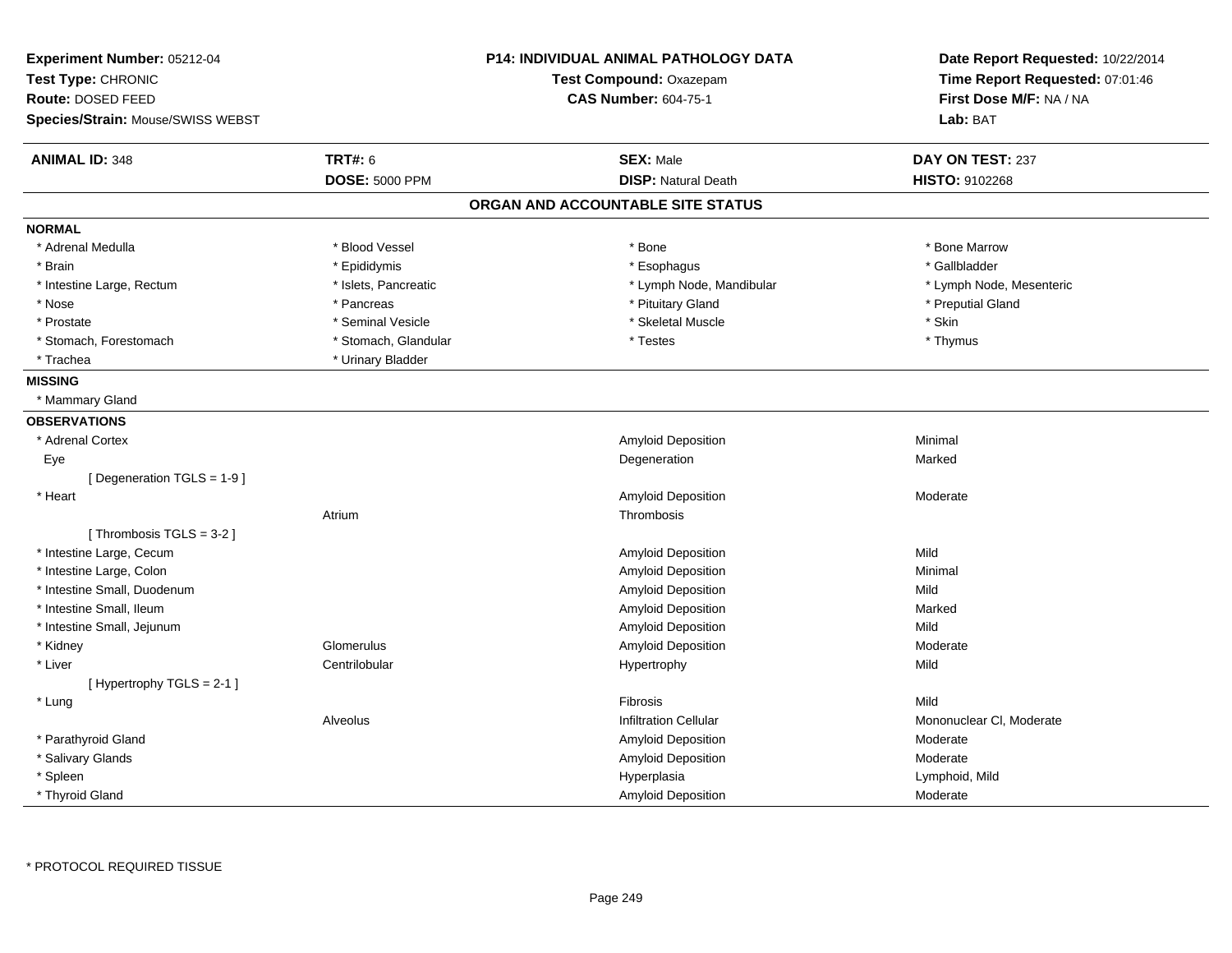**Experiment Number:** 05212-04
**Test Type:** CHRONIC
**Route:** DOSED FEED
**Species/Strain:** Mouse/SWISS WEBST

**P14: INDIVIDUAL ANIMAL PATHOLOGY DATA**
**Test Compound:** Oxazepam
**CAS Number:** 604-75-1

**Date Report Requested:** 10/22/2014
**Time Report Requested:** 07:01:46
**First Dose M/F:** NA / NA
**Lab:** BAT

| **ANIMAL ID:** 348 | **TRT#:** 6 | **SEX:** Male | **DAY ON TEST:** 237 |
|---|---|---|---|
| | **DOSE:** 5000 PPM | **DISP:** Natural Death | **HISTO:** 9102268 |

## ORGAN AND ACCOUNTABLE SITE STATUS

**NORMAL**

| | | | |
|---|---|---|---|
| * Adrenal Medulla | * Blood Vessel | * Bone | * Bone Marrow |
| * Brain | * Epididymis | * Esophagus | * Gallbladder |
| * Intestine Large, Rectum | * Islets, Pancreatic | * Lymph Node, Mandibular | * Lymph Node, Mesenteric |
| * Nose | * Pancreas | * Pituitary Gland | * Preputial Gland |
| * Prostate | * Seminal Vesicle | * Skeletal Muscle | * Skin |
| * Stomach, Forestomach | * Stomach, Glandular | * Testes | * Thymus |
| * Trachea | * Urinary Bladder | | |

**MISSING**

* Mammary Gland

**OBSERVATIONS**

| | | | |
|---|---|---|---|
| * Adrenal Cortex | | Amyloid Deposition | Minimal |
| Eye | | Degeneration | Marked |
| [ Degeneration TGLS = 1-9 ] | | | |
| * Heart | | Amyloid Deposition | Moderate |
| | Atrium | Thrombosis | |
| [ Thrombosis TGLS = 3-2 ] | | | |
| * Intestine Large, Cecum | | Amyloid Deposition | Mild |
| * Intestine Large, Colon | | Amyloid Deposition | Minimal |
| * Intestine Small, Duodenum | | Amyloid Deposition | Mild |
| * Intestine Small, Ileum | | Amyloid Deposition | Marked |
| * Intestine Small, Jejunum | | Amyloid Deposition | Mild |
| * Kidney | Glomerulus | Amyloid Deposition | Moderate |
| * Liver | Centrilobular | Hypertrophy | Mild |
| [ Hypertrophy TGLS = 2-1 ] | | | |
| * Lung | | Fibrosis | Mild |
| | Alveolus | Infiltration Cellular | Mononuclear Cl, Moderate |
| * Parathyroid Gland | | Amyloid Deposition | Moderate |
| * Salivary Glands | | Amyloid Deposition | Moderate |
| * Spleen | | Hyperplasia | Lymphoid, Mild |
| * Thyroid Gland | | Amyloid Deposition | Moderate |

* PROTOCOL REQUIRED TISSUE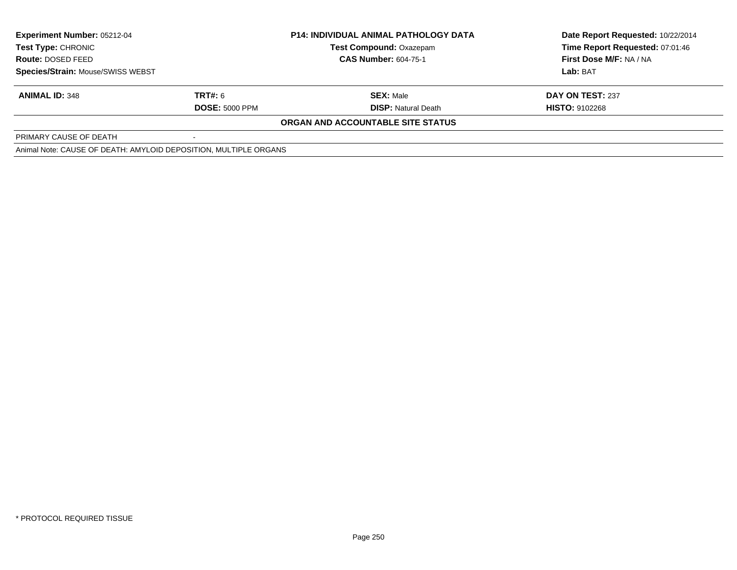| Experiment Number: 05212-04 | P14: INDIVIDUAL ANIMAL PATHOLOGY DATA | Date Report Requested: 10/22/2014 |
|---|---|---|
| Test Type: CHRONIC | Test Compound: Oxazepam | Time Report Requested: 07:01:46 |
| Route: DOSED FEED | CAS Number: 604-75-1 | First Dose M/F: NA / NA |
| Species/Strain: Mouse/SWISS WEBST | | Lab: BAT |

| ANIMAL ID: 348 | TRT#: 6 | SEX: Male | DAY ON TEST: 237 |
|---|---|---|---|
| | DOSE: 5000 PPM | DISP: Natural Death | HISTO: 9102268 |

**ORGAN AND ACCOUNTABLE SITE STATUS**

| PRIMARY CAUSE OF DEATH | - |
|---|---|

Animal Note: CAUSE OF DEATH: AMYLOID DEPOSITION, MULTIPLE ORGANS

* PROTOCOL REQUIRED TISSUE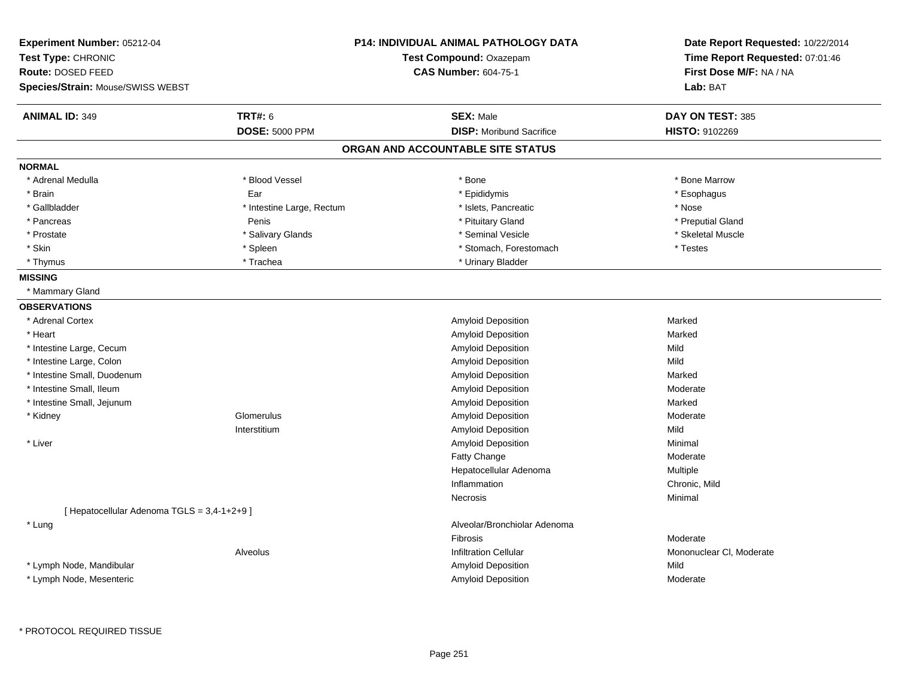**Experiment Number:** 05212-04
**Test Type:** CHRONIC
**Route:** DOSED FEED
**Species/Strain:** Mouse/SWISS WEBST

**P14: INDIVIDUAL ANIMAL PATHOLOGY DATA**
**Test Compound:** Oxazepam
**CAS Number:** 604-75-1

**Date Report Requested:** 10/22/2014
**Time Report Requested:** 07:01:46
**First Dose M/F:** NA / NA
**Lab:** BAT

| **ANIMAL ID:** 349 | **TRT#:** 6 | **SEX:** Male | **DAY ON TEST:** 385 |
|---|---|---|---|
| | **DOSE:** 5000 PPM | **DISP:** Moribund Sacrifice | **HISTO:** 9102269 |

## ORGAN AND ACCOUNTABLE SITE STATUS

**NORMAL**

| | | | |
|---|---|---|---|
| * Adrenal Medulla | * Blood Vessel | * Bone | * Bone Marrow |
| * Brain | Ear | * Epididymis | * Esophagus |
| * Gallbladder | * Intestine Large, Rectum | * Islets, Pancreatic | * Nose |
| * Pancreas | Penis | * Pituitary Gland | * Preputial Gland |
| * Prostate | * Salivary Glands | * Seminal Vesicle | * Skeletal Muscle |
| * Skin | * Spleen | * Stomach, Forestomach | * Testes |
| * Thymus | * Trachea | * Urinary Bladder | |

**MISSING**

* Mammary Gland

**OBSERVATIONS**

| | | | |
|---|---|---|---|
| * Adrenal Cortex | | Amyloid Deposition | Marked |
| * Heart | | Amyloid Deposition | Marked |
| * Intestine Large, Cecum | | Amyloid Deposition | Mild |
| * Intestine Large, Colon | | Amyloid Deposition | Mild |
| * Intestine Small, Duodenum | | Amyloid Deposition | Marked |
| * Intestine Small, Ileum | | Amyloid Deposition | Moderate |
| * Intestine Small, Jejunum | | Amyloid Deposition | Marked |
| * Kidney | Glomerulus | Amyloid Deposition | Moderate |
| | Interstitium | Amyloid Deposition | Mild |
| * Liver | | Amyloid Deposition | Minimal |
| | | Fatty Change | Moderate |
| | | Hepatocellular Adenoma | Multiple |
| | | Inflammation | Chronic, Mild |
| | | Necrosis | Minimal |
| [ Hepatocellular Adenoma TGLS = 3,4-1+2+9 ] | | | |
| * Lung | | Alveolar/Bronchiolar Adenoma | |
| | | Fibrosis | Moderate |
| | Alveolus | Infiltration Cellular | Mononuclear Cl, Moderate |
| * Lymph Node, Mandibular | | Amyloid Deposition | Mild |
| * Lymph Node, Mesenteric | | Amyloid Deposition | Moderate |

\* PROTOCOL REQUIRED TISSUE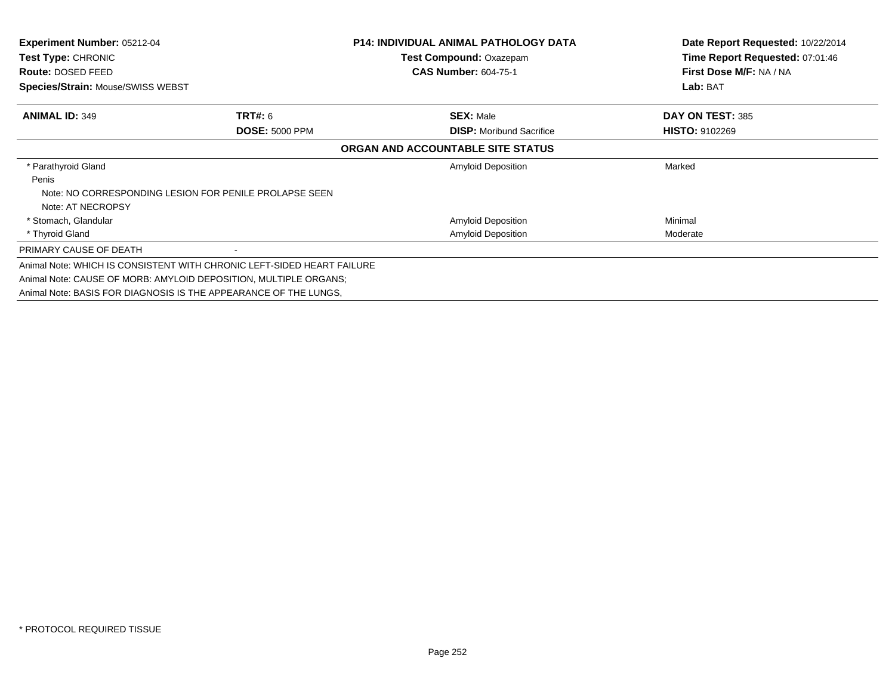**Experiment Number:** 05212-04
**Test Type:** CHRONIC
**Route:** DOSED FEED
**Species/Strain:** Mouse/SWISS WEBST

**P14: INDIVIDUAL ANIMAL PATHOLOGY DATA**
**Test Compound:** Oxazepam
**CAS Number:** 604-75-1

**Date Report Requested:** 10/22/2014
**Time Report Requested:** 07:01:46
**First Dose M/F:** NA / NA
**Lab:** BAT

| **ANIMAL ID:** 349 | **TRT#:** 6 | **SEX:** Male | **DAY ON TEST:** 385 |
|---|---|---|---|
| | **DOSE:** 5000 PPM | **DISP:** Moribund Sacrifice | **HISTO:** 9102269 |

**ORGAN AND ACCOUNTABLE SITE STATUS**

| | | | |
|---|---|---|---|
| * Parathyroid Gland | | Amyloid Deposition | Marked |
| Penis | | | |
| Note: NO CORRESPONDING LESION FOR PENILE PROLAPSE SEEN | | | |
| Note: AT NECROPSY | | | |
| * Stomach, Glandular | | Amyloid Deposition | Minimal |
| * Thyroid Gland | | Amyloid Deposition | Moderate |
| PRIMARY CAUSE OF DEATH | - | | |

Animal Note: WHICH IS CONSISTENT WITH CHRONIC LEFT-SIDED HEART FAILURE
Animal Note: CAUSE OF MORB: AMYLOID DEPOSITION, MULTIPLE ORGANS;
Animal Note: BASIS FOR DIAGNOSIS IS THE APPEARANCE OF THE LUNGS,

* PROTOCOL REQUIRED TISSUE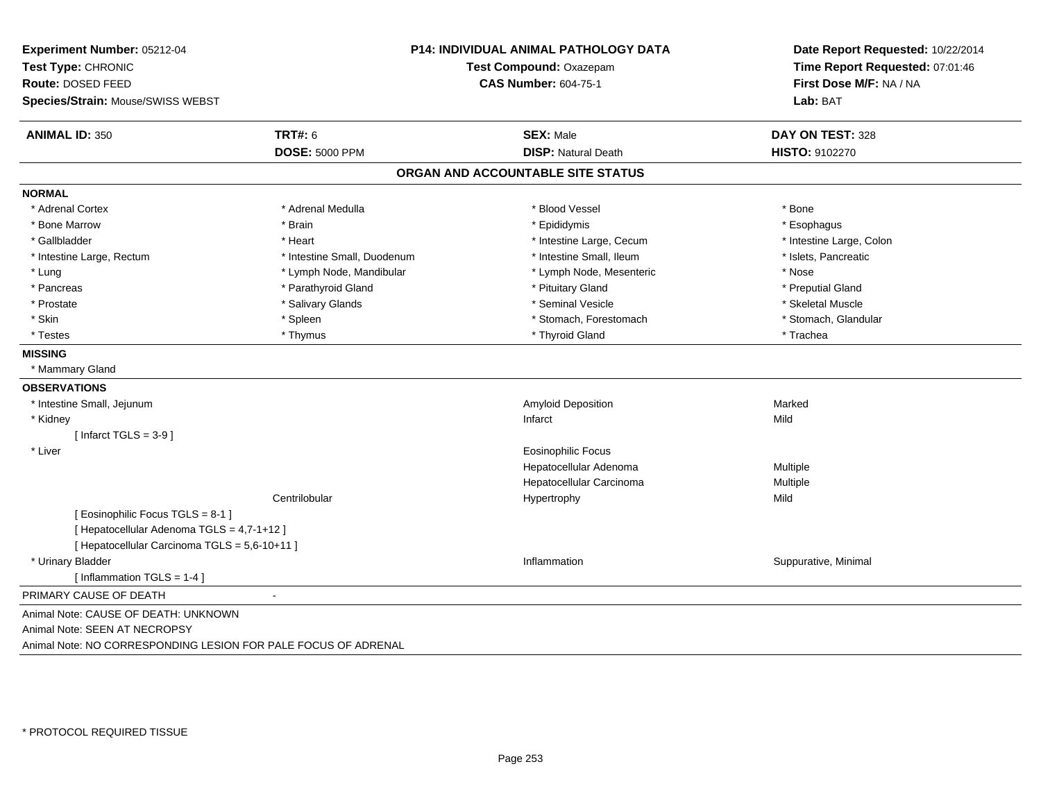**Experiment Number:** 05212-04
**Test Type:** CHRONIC
**Route:** DOSED FEED
**Species/Strain:** Mouse/SWISS WEBST

**P14: INDIVIDUAL ANIMAL PATHOLOGY DATA**
**Test Compound:** Oxazepam
**CAS Number:** 604-75-1

**Date Report Requested:** 10/22/2014
**Time Report Requested:** 07:01:46
**First Dose M/F:** NA / NA
**Lab:** BAT

| **ANIMAL ID:** 350 | **TRT#:** 6 | **SEX:** Male | **DAY ON TEST:** 328 |
|---|---|---|---|
| | **DOSE:** 5000 PPM | **DISP:** Natural Death | **HISTO:** 9102270 |

## ORGAN AND ACCOUNTABLE SITE STATUS

**NORMAL**

| | | | |
|---|---|---|---|
| * Adrenal Cortex | * Adrenal Medulla | * Blood Vessel | * Bone |
| * Bone Marrow | * Brain | * Epididymis | * Esophagus |
| * Gallbladder | * Heart | * Intestine Large, Cecum | * Intestine Large, Colon |
| * Intestine Large, Rectum | * Intestine Small, Duodenum | * Intestine Small, Ileum | * Islets, Pancreatic |
| * Lung | * Lymph Node, Mandibular | * Lymph Node, Mesenteric | * Nose |
| * Pancreas | * Parathyroid Gland | * Pituitary Gland | * Preputial Gland |
| * Prostate | * Salivary Glands | * Seminal Vesicle | * Skeletal Muscle |
| * Skin | * Spleen | * Stomach, Forestomach | * Stomach, Glandular |
| * Testes | * Thymus | * Thyroid Gland | * Trachea |

**MISSING**

* Mammary Gland

**OBSERVATIONS**

| | | | |
|---|---|---|---|
| * Intestine Small, Jejunum | | Amyloid Deposition | Marked |
| * Kidney | | Infarct | Mild |
| [ Infarct TGLS = 3-9 ] | | | |
| * Liver | | Eosinophilic Focus | |
| | | Hepatocellular Adenoma | Multiple |
| | | Hepatocellular Carcinoma | Multiple |
| | Centrilobular | Hypertrophy | Mild |
| [ Eosinophilic Focus TGLS = 8-1 ] | | | |
| [ Hepatocellular Adenoma TGLS = 4,7-1+12 ] | | | |
| [ Hepatocellular Carcinoma TGLS = 5,6-10+11 ] | | | |
| * Urinary Bladder | | Inflammation | Suppurative, Minimal |
| [ Inflammation TGLS = 1-4 ] | | | |

PRIMARY CAUSE OF DEATH -

Animal Note: CAUSE OF DEATH: UNKNOWN
Animal Note: SEEN AT NECROPSY
Animal Note: NO CORRESPONDING LESION FOR PALE FOCUS OF ADRENAL

* PROTOCOL REQUIRED TISSUE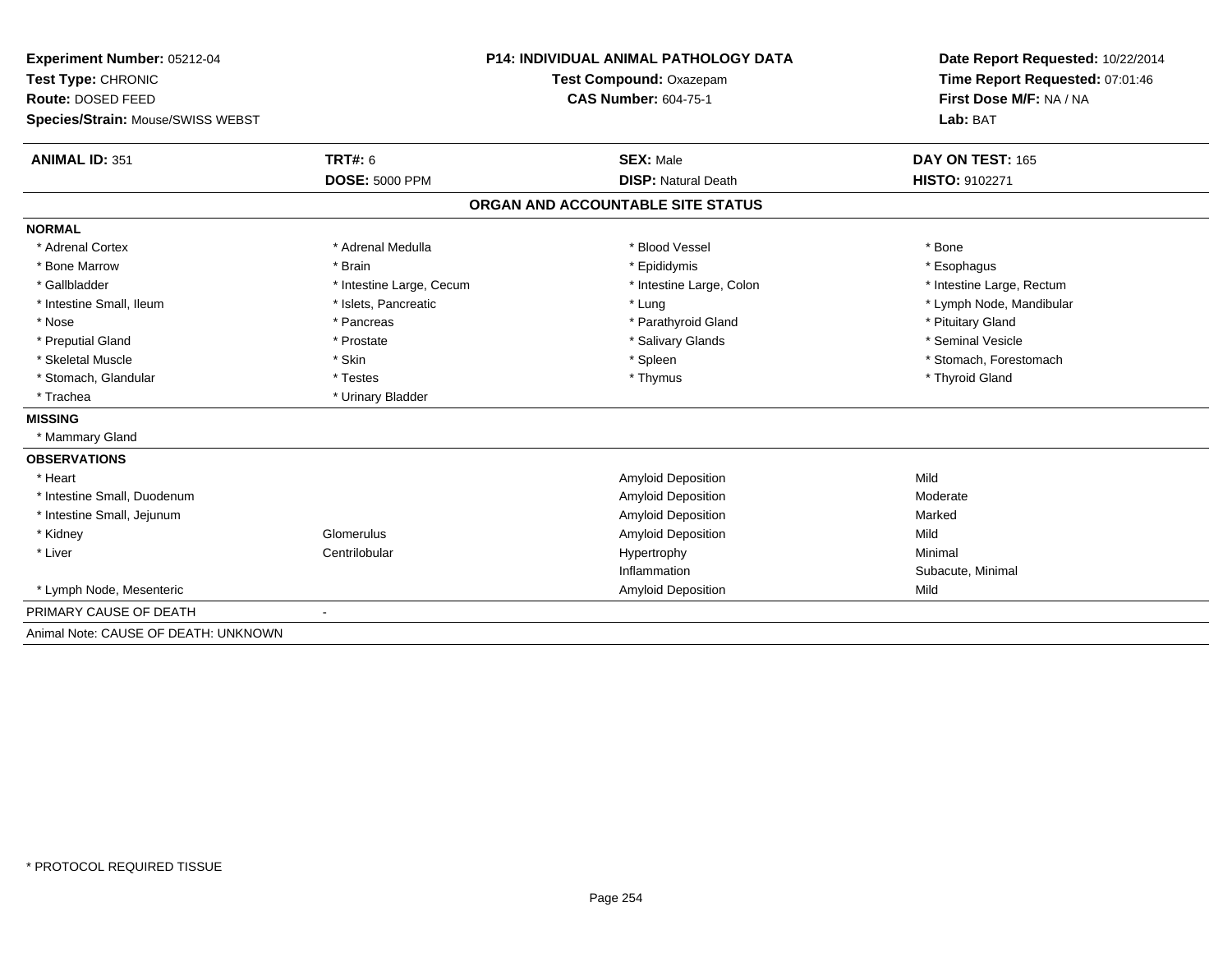**Experiment Number:** 05212-04
**Test Type:** CHRONIC
**Route:** DOSED FEED
**Species/Strain:** Mouse/SWISS WEBST

**P14: INDIVIDUAL ANIMAL PATHOLOGY DATA**
**Test Compound:** Oxazepam
**CAS Number:** 604-75-1

**Date Report Requested:** 10/22/2014
**Time Report Requested:** 07:01:46
**First Dose M/F:** NA / NA
**Lab:** BAT

| **ANIMAL ID:** 351 | **TRT#:** 6 | **SEX:** Male | **DAY ON TEST:** 165 |
|---|---|---|---|
| | **DOSE:** 5000 PPM | **DISP:** Natural Death | **HISTO:** 9102271 |

## ORGAN AND ACCOUNTABLE SITE STATUS

**NORMAL**

| | | | |
|---|---|---|---|
| * Adrenal Cortex | * Adrenal Medulla | * Blood Vessel | * Bone |
| * Bone Marrow | * Brain | * Epididymis | * Esophagus |
| * Gallbladder | * Intestine Large, Cecum | * Intestine Large, Colon | * Intestine Large, Rectum |
| * Intestine Small, Ileum | * Islets, Pancreatic | * Lung | * Lymph Node, Mandibular |
| * Nose | * Pancreas | * Parathyroid Gland | * Pituitary Gland |
| * Preputial Gland | * Prostate | * Salivary Glands | * Seminal Vesicle |
| * Skeletal Muscle | * Skin | * Spleen | * Stomach, Forestomach |
| * Stomach, Glandular | * Testes | * Thymus | * Thyroid Gland |
| * Trachea | * Urinary Bladder | | |

**MISSING**

* Mammary Gland

**OBSERVATIONS**

| | | | |
|---|---|---|---|
| * Heart | | Amyloid Deposition | Mild |
| * Intestine Small, Duodenum | | Amyloid Deposition | Moderate |
| * Intestine Small, Jejunum | | Amyloid Deposition | Marked |
| * Kidney | Glomerulus | Amyloid Deposition | Mild |
| * Liver | Centrilobular | Hypertrophy | Minimal |
| | | Inflammation | Subacute, Minimal |
| * Lymph Node, Mesenteric | | Amyloid Deposition | Mild |

PRIMARY CAUSE OF DEATH -

Animal Note: CAUSE OF DEATH: UNKNOWN

* PROTOCOL REQUIRED TISSUE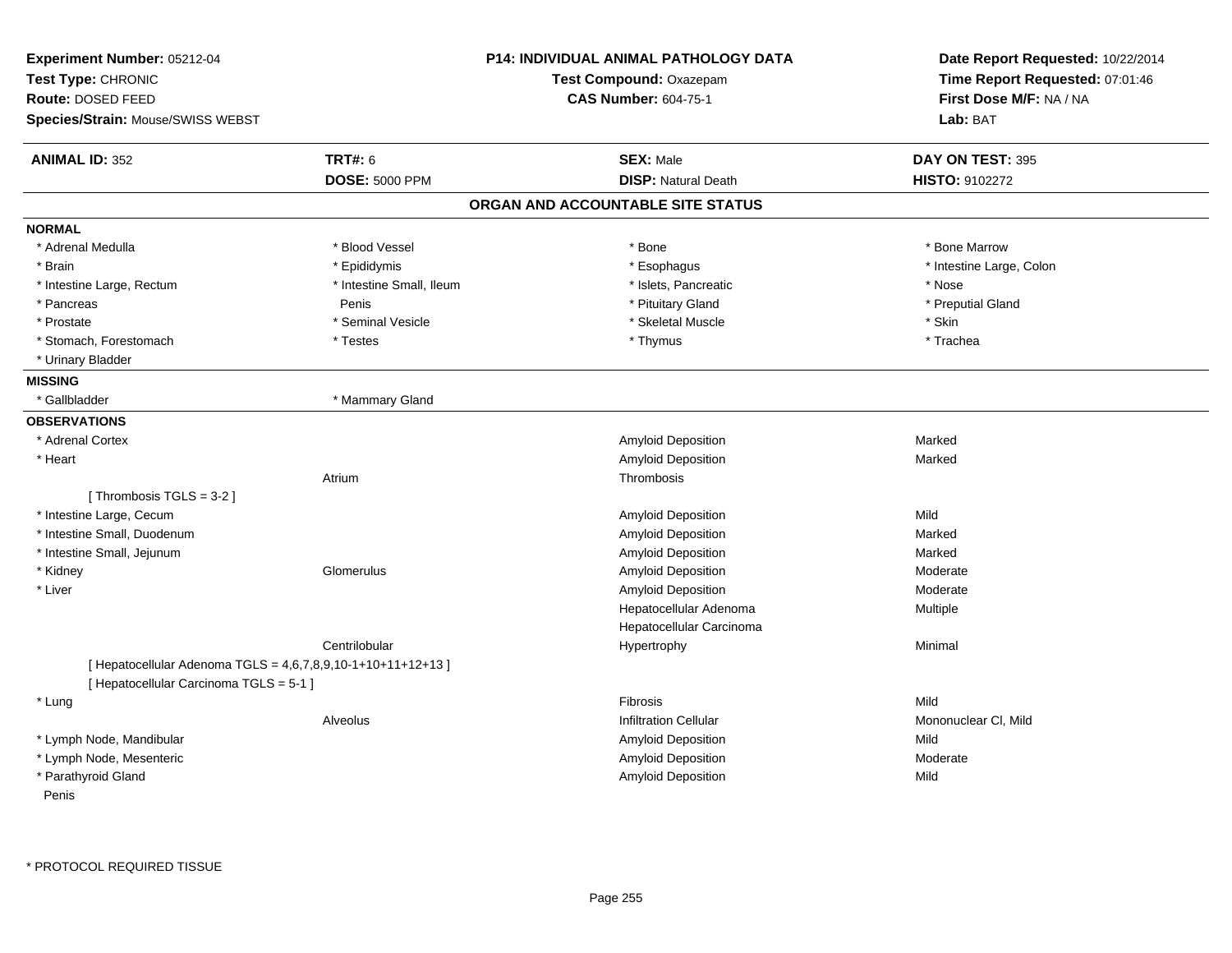**Experiment Number:** 05212-04
**Test Type:** CHRONIC
**Route:** DOSED FEED
**Species/Strain:** Mouse/SWISS WEBST

**P14: INDIVIDUAL ANIMAL PATHOLOGY DATA**
**Test Compound:** Oxazepam
**CAS Number:** 604-75-1

**Date Report Requested:** 10/22/2014
**Time Report Requested:** 07:01:46
**First Dose M/F:** NA / NA
**Lab:** BAT

| **ANIMAL ID:** 352 | **TRT#:** 6 | **SEX:** Male | **DAY ON TEST:** 395 |
|---|---|---|---|
| | **DOSE:** 5000 PPM | **DISP:** Natural Death | **HISTO:** 9102272 |

## ORGAN AND ACCOUNTABLE SITE STATUS

**NORMAL**

| | | | |
|---|---|---|---|
| * Adrenal Medulla | * Blood Vessel | * Bone | * Bone Marrow |
| * Brain | * Epididymis | * Esophagus | * Intestine Large, Colon |
| * Intestine Large, Rectum | * Intestine Small, Ileum | * Islets, Pancreatic | * Nose |
| * Pancreas | Penis | * Pituitary Gland | * Preputial Gland |
| * Prostate | * Seminal Vesicle | * Skeletal Muscle | * Skin |
| * Stomach, Forestomach | * Testes | * Thymus | * Trachea |
| * Urinary Bladder | | | |

**MISSING**

| | |
|---|---|
| * Gallbladder | * Mammary Gland |

**OBSERVATIONS**

| Organ | Site | Observation | Severity |
|---|---|---|---|
| * Adrenal Cortex | | Amyloid Deposition | Marked |
| * Heart | | Amyloid Deposition | Marked |
| | Atrium | Thrombosis | |
| [ Thrombosis TGLS = 3-2 ] | | | |
| * Intestine Large, Cecum | | Amyloid Deposition | Mild |
| * Intestine Small, Duodenum | | Amyloid Deposition | Marked |
| * Intestine Small, Jejunum | | Amyloid Deposition | Marked |
| * Kidney | Glomerulus | Amyloid Deposition | Moderate |
| * Liver | | Amyloid Deposition | Moderate |
| | | Hepatocellular Adenoma | Multiple |
| | | Hepatocellular Carcinoma | |
| | Centrilobular | Hypertrophy | Minimal |
| [ Hepatocellular Adenoma TGLS = 4,6,7,8,9,10-1+10+11+12+13 ] | | | |
| [ Hepatocellular Carcinoma TGLS = 5-1 ] | | | |
| * Lung | | Fibrosis | Mild |
| | Alveolus | Infiltration Cellular | Mononuclear Cl, Mild |
| * Lymph Node, Mandibular | | Amyloid Deposition | Mild |
| * Lymph Node, Mesenteric | | Amyloid Deposition | Moderate |
| * Parathyroid Gland | | Amyloid Deposition | Mild |
| Penis | | | |

* PROTOCOL REQUIRED TISSUE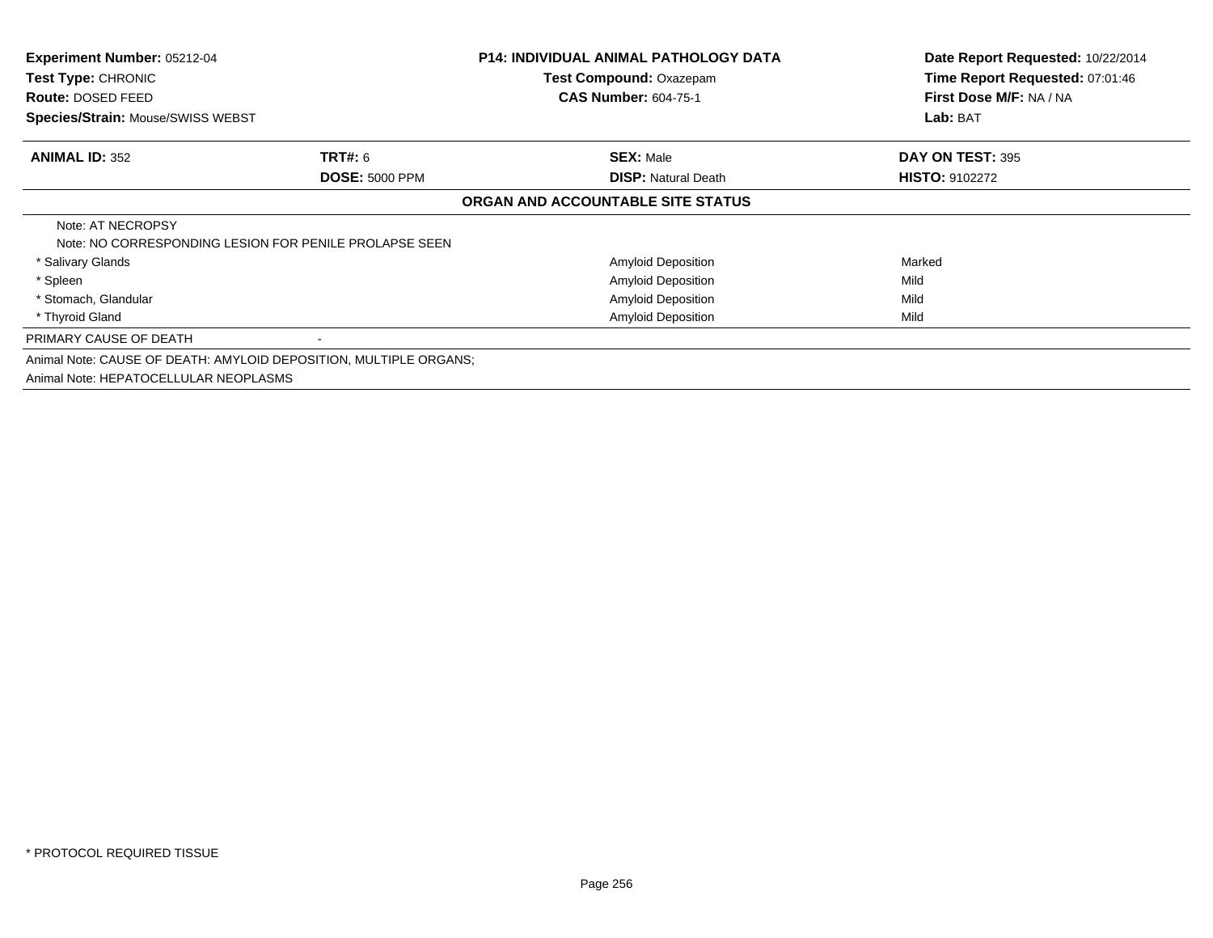**Experiment Number:** 05212-04
**Test Type:** CHRONIC
**Route:** DOSED FEED
**Species/Strain:** Mouse/SWISS WEBST

**P14: INDIVIDUAL ANIMAL PATHOLOGY DATA**
**Test Compound:** Oxazepam
**CAS Number:** 604-75-1

**Date Report Requested:** 10/22/2014
**Time Report Requested:** 07:01:46
**First Dose M/F:** NA / NA
**Lab:** BAT

| **ANIMAL ID:** 352 | **TRT#:** 6 | **SEX:** Male | **DAY ON TEST:** 395 |
|---|---|---|---|
| | **DOSE:** 5000 PPM | **DISP:** Natural Death | **HISTO:** 9102272 |

**ORGAN AND ACCOUNTABLE SITE STATUS**

Note: AT NECROPSY
Note: NO CORRESPONDING LESION FOR PENILE PROLAPSE SEEN

| Organ | Finding | Severity |
|---|---|---|
| * Salivary Glands | Amyloid Deposition | Marked |
| * Spleen | Amyloid Deposition | Mild |
| * Stomach, Glandular | Amyloid Deposition | Mild |
| * Thyroid Gland | Amyloid Deposition | Mild |

PRIMARY CAUSE OF DEATH -

Animal Note: CAUSE OF DEATH: AMYLOID DEPOSITION, MULTIPLE ORGANS;
Animal Note: HEPATOCELLULAR NEOPLASMS

* PROTOCOL REQUIRED TISSUE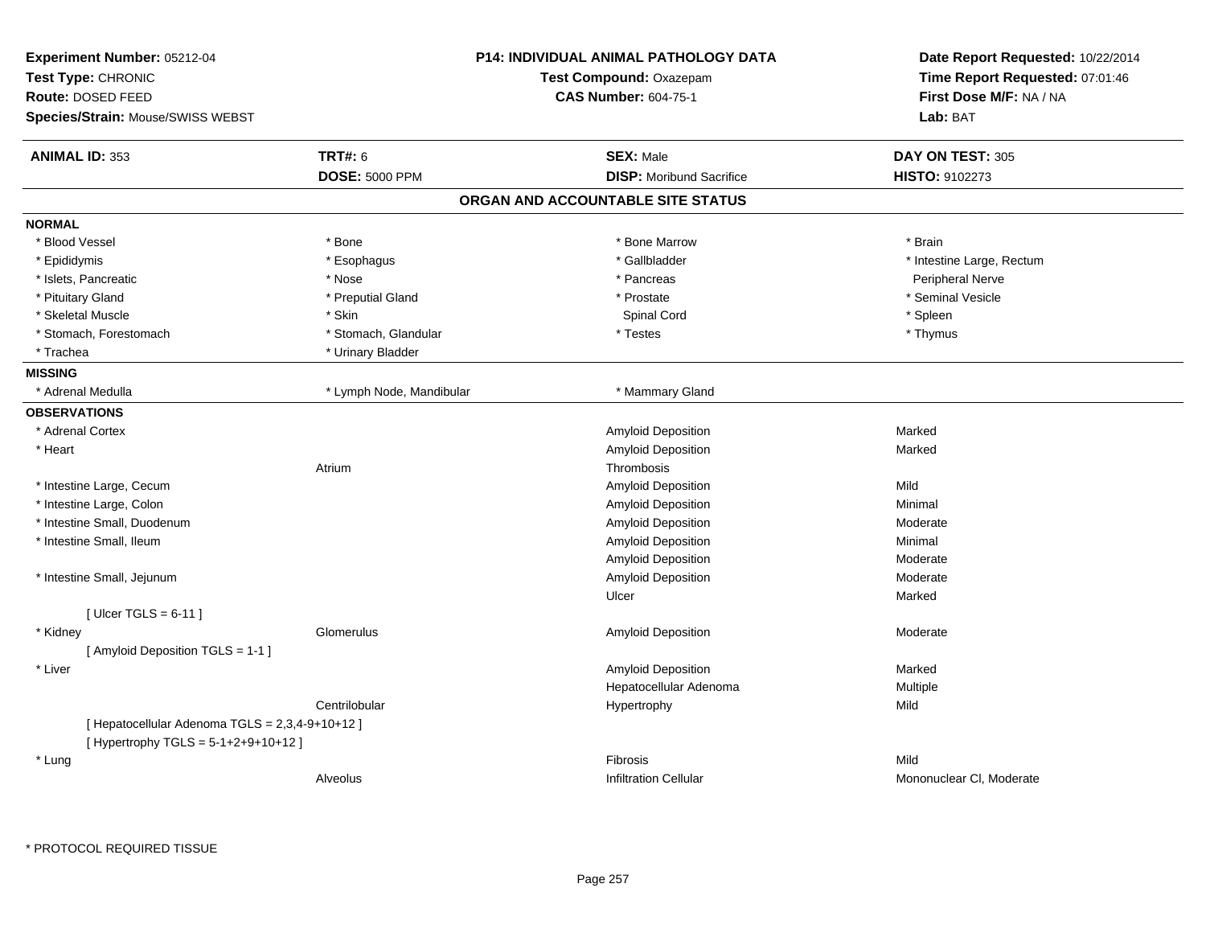**Experiment Number:** 05212-04
**Test Type:** CHRONIC
**Route:** DOSED FEED
**Species/Strain:** Mouse/SWISS WEBST

**P14: INDIVIDUAL ANIMAL PATHOLOGY DATA**
**Test Compound:** Oxazepam
**CAS Number:** 604-75-1

**Date Report Requested:** 10/22/2014
**Time Report Requested:** 07:01:46
**First Dose M/F:** NA / NA
**Lab:** BAT

| **ANIMAL ID:** 353 | **TRT#:** 6 | **SEX:** Male | **DAY ON TEST:** 305 |
|---|---|---|---|
| | **DOSE:** 5000 PPM | **DISP:** Moribund Sacrifice | **HISTO:** 9102273 |

## ORGAN AND ACCOUNTABLE SITE STATUS

**NORMAL**

| | | | |
|---|---|---|---|
| * Blood Vessel | * Bone | * Bone Marrow | * Brain |
| * Epididymis | * Esophagus | * Gallbladder | * Intestine Large, Rectum |
| * Islets, Pancreatic | * Nose | * Pancreas | Peripheral Nerve |
| * Pituitary Gland | * Preputial Gland | * Prostate | * Seminal Vesicle |
| * Skeletal Muscle | * Skin | Spinal Cord | * Spleen |
| * Stomach, Forestomach | * Stomach, Glandular | * Testes | * Thymus |
| * Trachea | * Urinary Bladder | | |

**MISSING**

| | | |
|---|---|---|
| * Adrenal Medulla | * Lymph Node, Mandibular | * Mammary Gland |

**OBSERVATIONS**

| Organ | Site | Observation | Severity |
|---|---|---|---|
| * Adrenal Cortex | | Amyloid Deposition | Marked |
| * Heart | | Amyloid Deposition | Marked |
| | Atrium | Thrombosis | |
| * Intestine Large, Cecum | | Amyloid Deposition | Mild |
| * Intestine Large, Colon | | Amyloid Deposition | Minimal |
| * Intestine Small, Duodenum | | Amyloid Deposition | Moderate |
| * Intestine Small, Ileum | | Amyloid Deposition | Minimal |
| | | Amyloid Deposition | Moderate |
| * Intestine Small, Jejunum | | Amyloid Deposition | Moderate |
| | | Ulcer | Marked |
| [ Ulcer TGLS = 6-11 ] | | | |
| * Kidney | Glomerulus | Amyloid Deposition | Moderate |
| [ Amyloid Deposition TGLS = 1-1 ] | | | |
| * Liver | | Amyloid Deposition | Marked |
| | | Hepatocellular Adenoma | Multiple |
| | Centrilobular | Hypertrophy | Mild |
| [ Hepatocellular Adenoma TGLS = 2,3,4-9+10+12 ] | | | |
| [ Hypertrophy TGLS = 5-1+2+9+10+12 ] | | | |
| * Lung | | Fibrosis | Mild |
| | Alveolus | Infiltration Cellular | Mononuclear Cl, Moderate |

* PROTOCOL REQUIRED TISSUE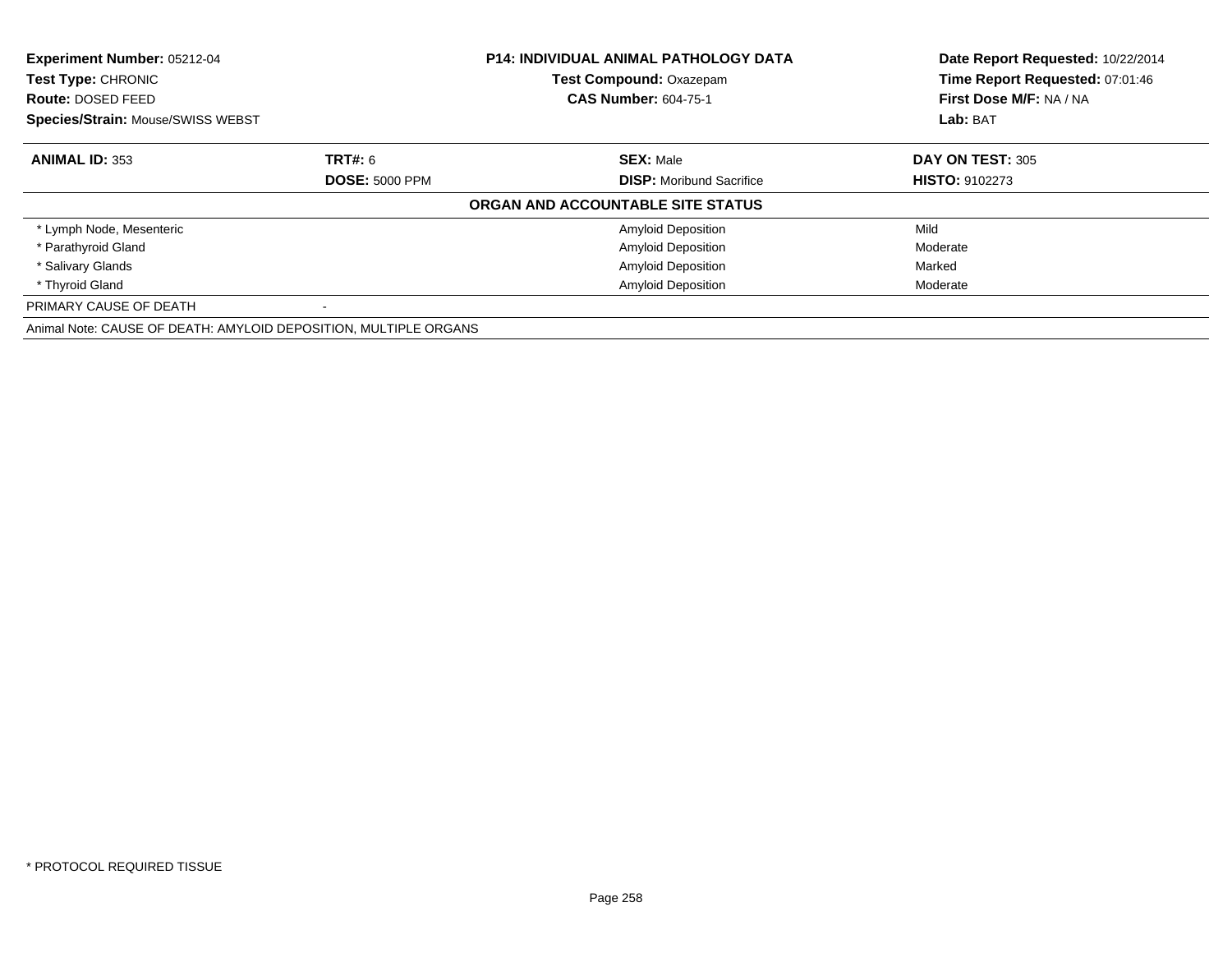| **Experiment Number:** 05212-04 | **P14: INDIVIDUAL ANIMAL PATHOLOGY DATA** | **Date Report Requested:** 10/22/2014 |
|---|---|---|
| **Test Type:** CHRONIC | **Test Compound:** Oxazepam | **Time Report Requested:** 07:01:46 |
| **Route:** DOSED FEED | **CAS Number:** 604-75-1 | **First Dose M/F:** NA / NA |
| **Species/Strain:** Mouse/SWISS WEBST | | **Lab:** BAT |

| **ANIMAL ID:** 353 | **TRT#:** 6 | **SEX:** Male | **DAY ON TEST:** 305 |
|---|---|---|---|
| | **DOSE:** 5000 PPM | **DISP:** Moribund Sacrifice | **HISTO:** 9102273 |
| | | **ORGAN AND ACCOUNTABLE SITE STATUS** | |
| * Lymph Node, Mesenteric | | Amyloid Deposition | Mild |
| * Parathyroid Gland | | Amyloid Deposition | Moderate |
| * Salivary Glands | | Amyloid Deposition | Marked |
| * Thyroid Gland | | Amyloid Deposition | Moderate |
| PRIMARY CAUSE OF DEATH | - | | |
| Animal Note: CAUSE OF DEATH: AMYLOID DEPOSITION, MULTIPLE ORGANS | | | |

* PROTOCOL REQUIRED TISSUE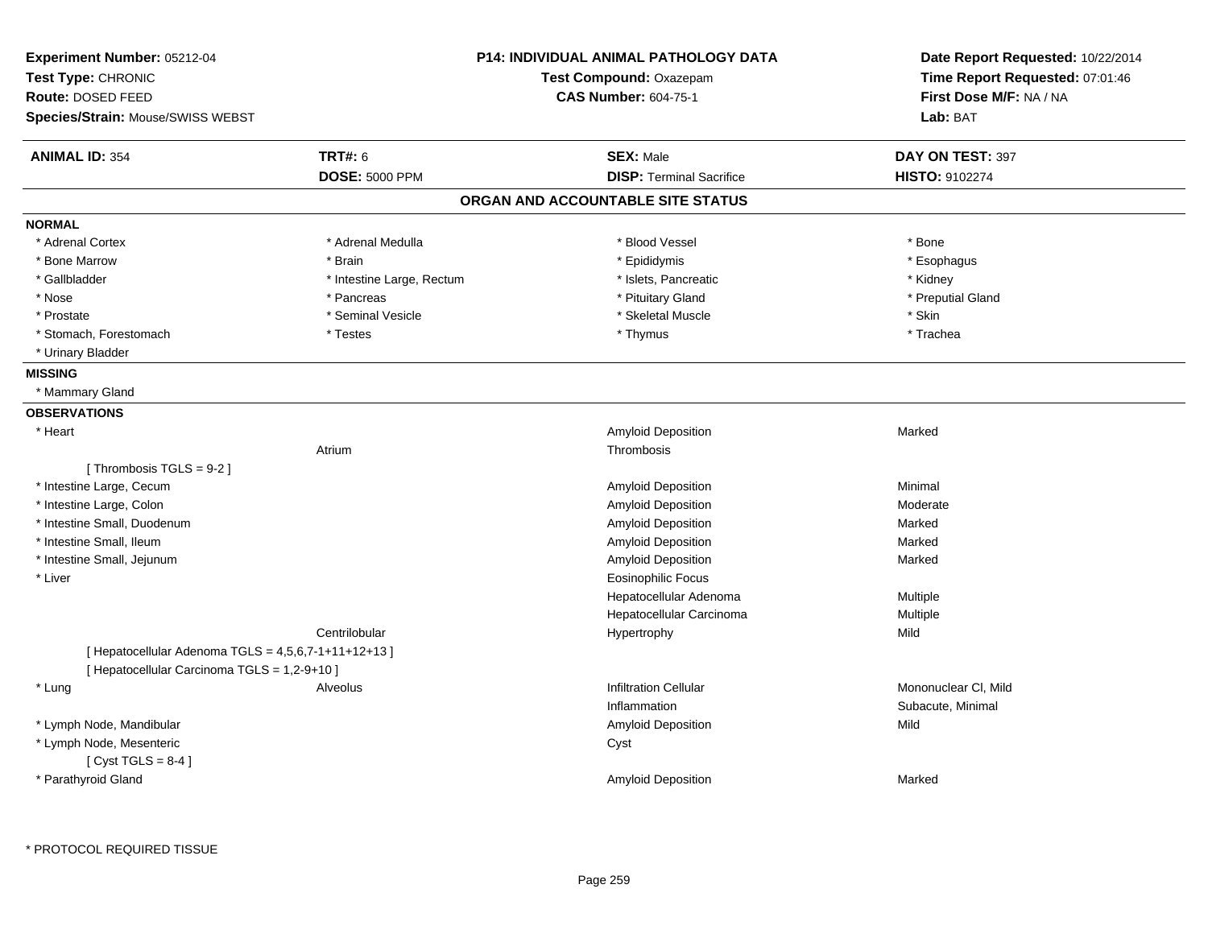**Experiment Number:** 05212-04
**Test Type:** CHRONIC
**Route:** DOSED FEED
**Species/Strain:** Mouse/SWISS WEBST

**P14: INDIVIDUAL ANIMAL PATHOLOGY DATA**
**Test Compound:** Oxazepam
**CAS Number:** 604-75-1

**Date Report Requested:** 10/22/2014
**Time Report Requested:** 07:01:46
**First Dose M/F:** NA / NA
**Lab:** BAT

| **ANIMAL ID:** 354 | **TRT#:** 6 | **SEX:** Male | **DAY ON TEST:** 397 |
|---|---|---|---|
| | **DOSE:** 5000 PPM | **DISP:** Terminal Sacrifice | **HISTO:** 9102274 |

## ORGAN AND ACCOUNTABLE SITE STATUS

**NORMAL**

| | | | |
|---|---|---|---|
| * Adrenal Cortex | * Adrenal Medulla | * Blood Vessel | * Bone |
| * Bone Marrow | * Brain | * Epididymis | * Esophagus |
| * Gallbladder | * Intestine Large, Rectum | * Islets, Pancreatic | * Kidney |
| * Nose | * Pancreas | * Pituitary Gland | * Preputial Gland |
| * Prostate | * Seminal Vesicle | * Skeletal Muscle | * Skin |
| * Stomach, Forestomach | * Testes | * Thymus | * Trachea |
| * Urinary Bladder | | | |

**MISSING**

* Mammary Gland

**OBSERVATIONS**

| Organ | Site | Observation | Severity |
|---|---|---|---|
| * Heart | | Amyloid Deposition | Marked |
| | Atrium | Thrombosis | |
| [ Thrombosis TGLS = 9-2 ] | | | |
| * Intestine Large, Cecum | | Amyloid Deposition | Minimal |
| * Intestine Large, Colon | | Amyloid Deposition | Moderate |
| * Intestine Small, Duodenum | | Amyloid Deposition | Marked |
| * Intestine Small, Ileum | | Amyloid Deposition | Marked |
| * Intestine Small, Jejunum | | Amyloid Deposition | Marked |
| * Liver | | Eosinophilic Focus | |
| | | Hepatocellular Adenoma | Multiple |
| | | Hepatocellular Carcinoma | Multiple |
| | Centrilobular | Hypertrophy | Mild |
| [ Hepatocellular Adenoma TGLS = 4,5,6,7-1+11+12+13 ] | | | |
| [ Hepatocellular Carcinoma TGLS = 1,2-9+10 ] | | | |
| * Lung | Alveolus | Infiltration Cellular | Mononuclear Cl, Mild |
| | | Inflammation | Subacute, Minimal |
| * Lymph Node, Mandibular | | Amyloid Deposition | Mild |
| * Lymph Node, Mesenteric | | Cyst | |
| [ Cyst TGLS = 8-4 ] | | | |
| * Parathyroid Gland | | Amyloid Deposition | Marked |

* PROTOCOL REQUIRED TISSUE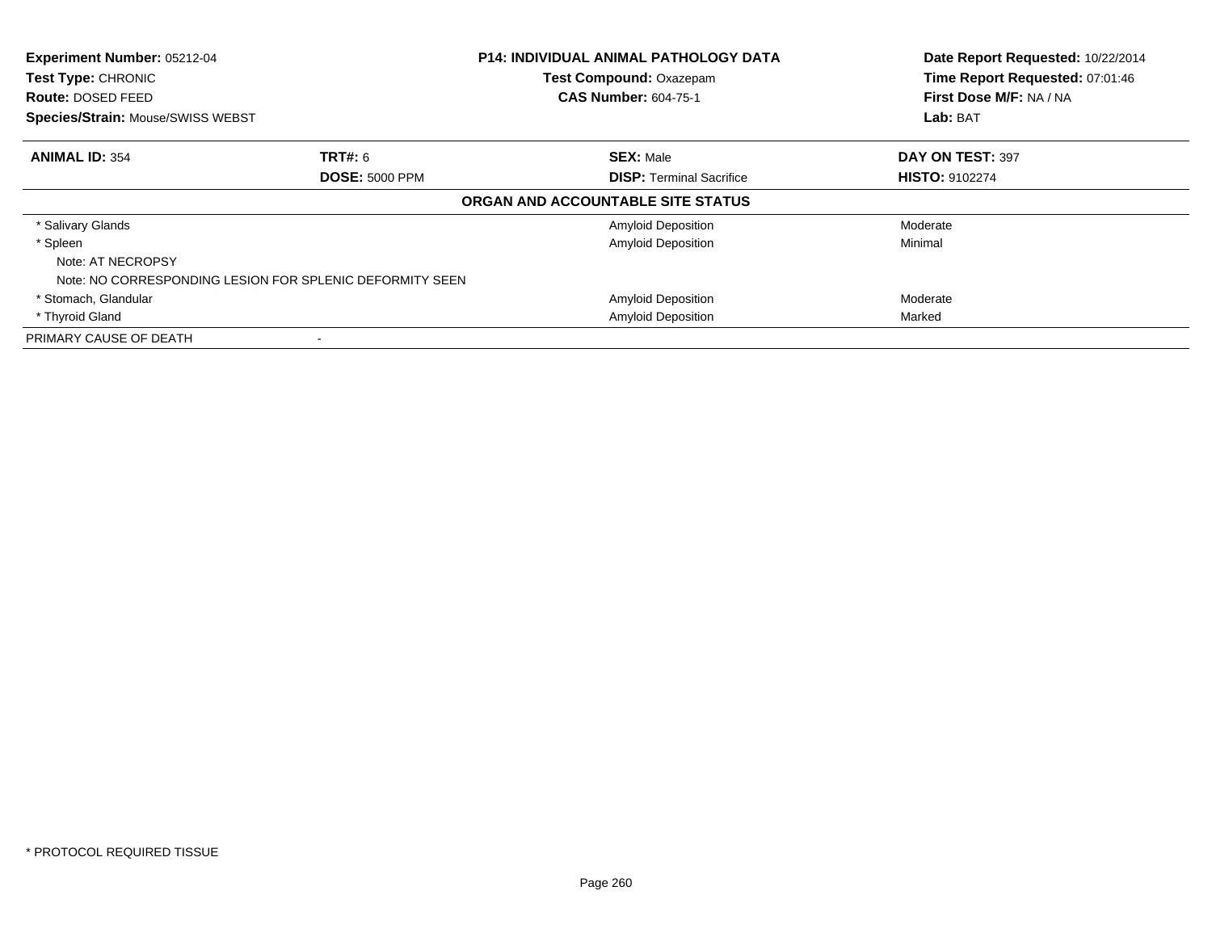**Experiment Number:** 05212-04
**Test Type:** CHRONIC
**Route:** DOSED FEED
**Species/Strain:** Mouse/SWISS WEBST

**P14: INDIVIDUAL ANIMAL PATHOLOGY DATA**
**Test Compound:** Oxazepam
**CAS Number:** 604-75-1

**Date Report Requested:** 10/22/2014
**Time Report Requested:** 07:01:46
**First Dose M/F:** NA / NA
**Lab:** BAT

| **ANIMAL ID:** 354 | **TRT#:** 6 | **SEX:** Male | **DAY ON TEST:** 397 |
|---|---|---|---|
| | **DOSE:** 5000 PPM | **DISP:** Terminal Sacrifice | **HISTO:** 9102274 |

**ORGAN AND ACCOUNTABLE SITE STATUS**

| | | |
|---|---|---|
| * Salivary Glands | Amyloid Deposition | Moderate |
| * Spleen | Amyloid Deposition | Minimal |
| Note: AT NECROPSY | | |
| Note: NO CORRESPONDING LESION FOR SPLENIC DEFORMITY SEEN | | |
| * Stomach, Glandular | Amyloid Deposition | Moderate |
| * Thyroid Gland | Amyloid Deposition | Marked |
| PRIMARY CAUSE OF DEATH | - | |

* PROTOCOL REQUIRED TISSUE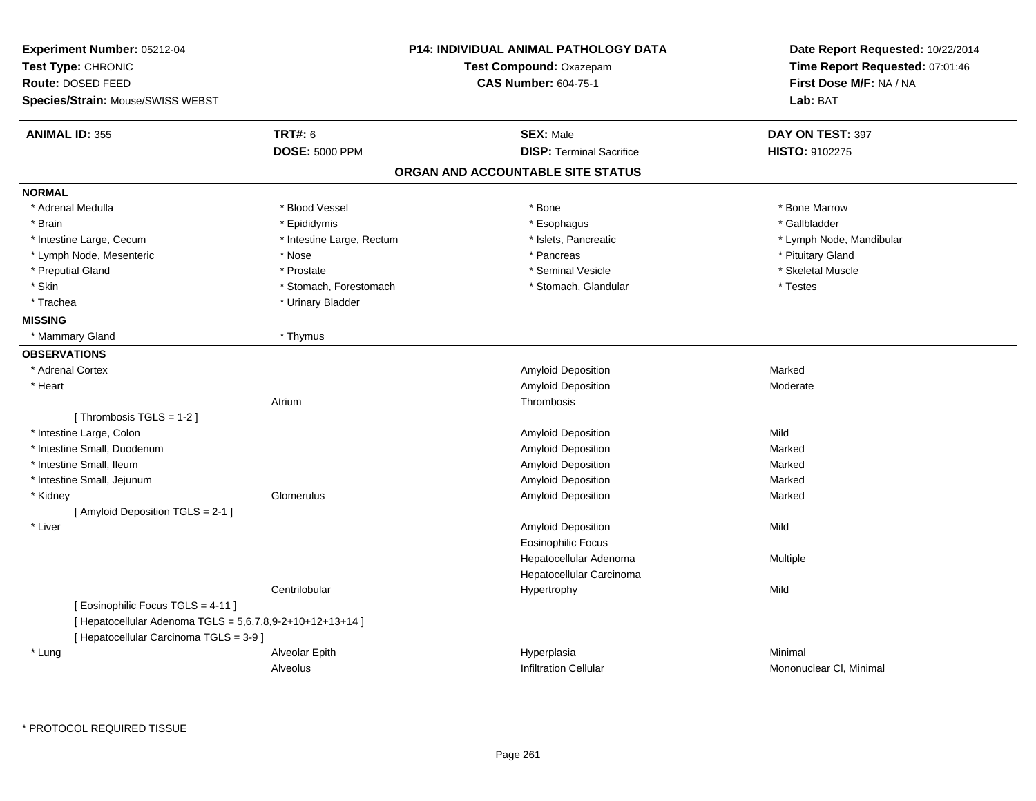**Experiment Number:** 05212-04
**Test Type:** CHRONIC
**Route:** DOSED FEED
**Species/Strain:** Mouse/SWISS WEBST

**P14: INDIVIDUAL ANIMAL PATHOLOGY DATA**
**Test Compound:** Oxazepam
**CAS Number:** 604-75-1

**Date Report Requested:** 10/22/2014
**Time Report Requested:** 07:01:46
**First Dose M/F:** NA / NA
**Lab:** BAT

| **ANIMAL ID:** 355 | **TRT#:** 6 | **SEX:** Male | **DAY ON TEST:** 397 |
|---|---|---|---|
| | **DOSE:** 5000 PPM | **DISP:** Terminal Sacrifice | **HISTO:** 9102275 |

## ORGAN AND ACCOUNTABLE SITE STATUS

**NORMAL**

| | | | |
|---|---|---|---|
| * Adrenal Medulla | * Blood Vessel | * Bone | * Bone Marrow |
| * Brain | * Epididymis | * Esophagus | * Gallbladder |
| * Intestine Large, Cecum | * Intestine Large, Rectum | * Islets, Pancreatic | * Lymph Node, Mandibular |
| * Lymph Node, Mesenteric | * Nose | * Pancreas | * Pituitary Gland |
| * Preputial Gland | * Prostate | * Seminal Vesicle | * Skeletal Muscle |
| * Skin | * Stomach, Forestomach | * Stomach, Glandular | * Testes |
| * Trachea | * Urinary Bladder | | |

**MISSING**

| | |
|---|---|
| * Mammary Gland | * Thymus |

**OBSERVATIONS**

| Organ | Site | Observation | Severity |
|---|---|---|---|
| * Adrenal Cortex | | Amyloid Deposition | Marked |
| * Heart | | Amyloid Deposition | Moderate |
| | Atrium | Thrombosis | |
| [ Thrombosis TGLS = 1-2 ] | | | |
| * Intestine Large, Colon | | Amyloid Deposition | Mild |
| * Intestine Small, Duodenum | | Amyloid Deposition | Marked |
| * Intestine Small, Ileum | | Amyloid Deposition | Marked |
| * Intestine Small, Jejunum | | Amyloid Deposition | Marked |
| * Kidney | Glomerulus | Amyloid Deposition | Marked |
| [ Amyloid Deposition TGLS = 2-1 ] | | | |
| * Liver | | Amyloid Deposition | Mild |
| | | Eosinophilic Focus | |
| | | Hepatocellular Adenoma | Multiple |
| | | Hepatocellular Carcinoma | |
| | Centrilobular | Hypertrophy | Mild |
| [ Eosinophilic Focus TGLS = 4-11 ] | | | |
| [ Hepatocellular Adenoma TGLS = 5,6,7,8,9-2+10+12+13+14 ] | | | |
| [ Hepatocellular Carcinoma TGLS = 3-9 ] | | | |
| * Lung | Alveolar Epith | Hyperplasia | Minimal |
| | Alveolus | Infiltration Cellular | Mononuclear Cl, Minimal |

* PROTOCOL REQUIRED TISSUE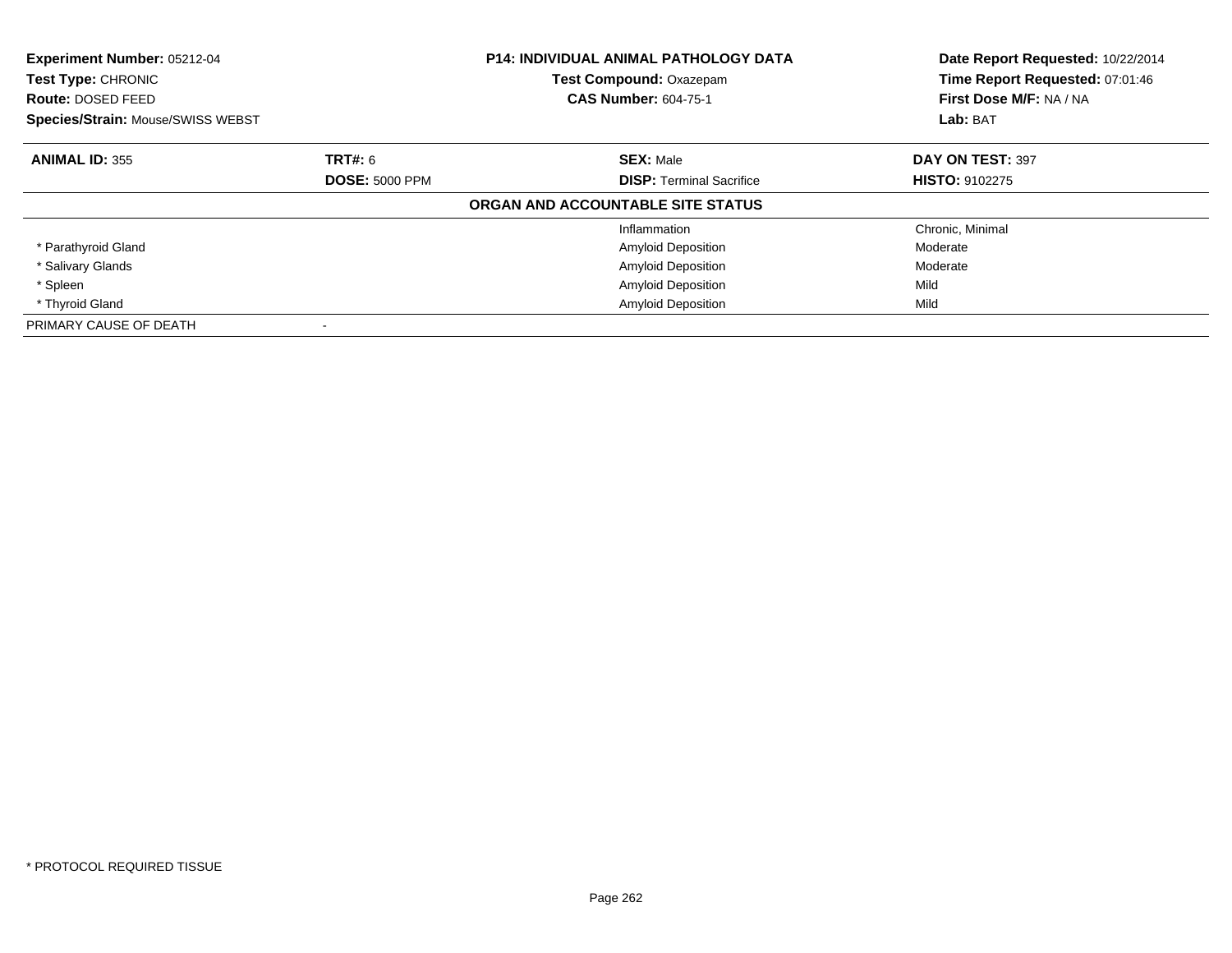| **Experiment Number:** 05212-04 | **P14: INDIVIDUAL ANIMAL PATHOLOGY DATA** | **Date Report Requested:** 10/22/2014 |
|---|---|---|
| **Test Type:** CHRONIC | **Test Compound:** Oxazepam | **Time Report Requested:** 07:01:46 |
| **Route:** DOSED FEED | **CAS Number:** 604-75-1 | **First Dose M/F:** NA / NA |
| **Species/Strain:** Mouse/SWISS WEBST | | **Lab:** BAT |

| **ANIMAL ID:** 355 | **TRT#:** 6 | **SEX:** Male | **DAY ON TEST:** 397 |
|---|---|---|---|
| | **DOSE:** 5000 PPM | **DISP:** Terminal Sacrifice | **HISTO:** 9102275 |

**ORGAN AND ACCOUNTABLE SITE STATUS**

| | | | |
|---|---|---|---|
| | | Inflammation | Chronic, Minimal |
| * Parathyroid Gland | | Amyloid Deposition | Moderate |
| * Salivary Glands | | Amyloid Deposition | Moderate |
| * Spleen | | Amyloid Deposition | Mild |
| * Thyroid Gland | | Amyloid Deposition | Mild |
| PRIMARY CAUSE OF DEATH | - | | |

* PROTOCOL REQUIRED TISSUE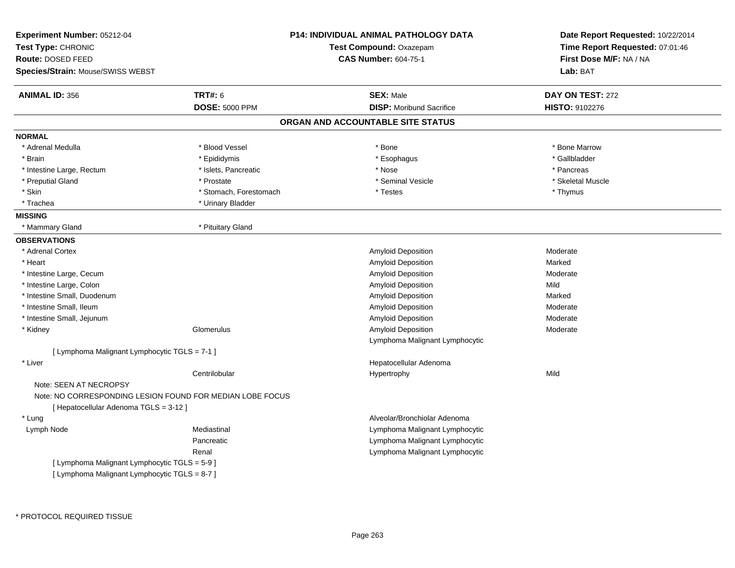**Experiment Number:** 05212-04
**Test Type:** CHRONIC
**Route:** DOSED FEED
**Species/Strain:** Mouse/SWISS WEBST

**P14: INDIVIDUAL ANIMAL PATHOLOGY DATA**
**Test Compound:** Oxazepam
**CAS Number:** 604-75-1

**Date Report Requested:** 10/22/2014
**Time Report Requested:** 07:01:46
**First Dose M/F:** NA / NA
**Lab:** BAT

| **ANIMAL ID:** 356 | **TRT#:** 6 | **SEX:** Male | **DAY ON TEST:** 272 |
|---|---|---|---|
| | **DOSE:** 5000 PPM | **DISP:** Moribund Sacrifice | **HISTO:** 9102276 |

## ORGAN AND ACCOUNTABLE SITE STATUS

**NORMAL**

| | | | |
|---|---|---|---|
| * Adrenal Medulla | * Blood Vessel | * Bone | * Bone Marrow |
| * Brain | * Epididymis | * Esophagus | * Gallbladder |
| * Intestine Large, Rectum | * Islets, Pancreatic | * Nose | * Pancreas |
| * Preputial Gland | * Prostate | * Seminal Vesicle | * Skeletal Muscle |
| * Skin | * Stomach, Forestomach | * Testes | * Thymus |
| * Trachea | * Urinary Bladder | | |

**MISSING**

| | |
|---|---|
| * Mammary Gland | * Pituitary Gland |

**OBSERVATIONS**

| | | | |
|---|---|---|---|
| * Adrenal Cortex | | Amyloid Deposition | Moderate |
| * Heart | | Amyloid Deposition | Marked |
| * Intestine Large, Cecum | | Amyloid Deposition | Moderate |
| * Intestine Large, Colon | | Amyloid Deposition | Mild |
| * Intestine Small, Duodenum | | Amyloid Deposition | Marked |
| * Intestine Small, Ileum | | Amyloid Deposition | Moderate |
| * Intestine Small, Jejunum | | Amyloid Deposition | Moderate |
| * Kidney | Glomerulus | Amyloid Deposition | Moderate |
| | | Lymphoma Malignant Lymphocytic | |

[ Lymphoma Malignant Lymphocytic TGLS = 7-1 ]

| | | | |
|---|---|---|---|
| * Liver | | Hepatocellular Adenoma | |
| | Centrilobular | Hypertrophy | Mild |

Note: SEEN AT NECROPSY
Note: NO CORRESPONDING LESION FOUND FOR MEDIAN LOBE FOCUS
[ Hepatocellular Adenoma TGLS = 3-12 ]

| | | | |
|---|---|---|---|
| * Lung | | Alveolar/Bronchiolar Adenoma | |
| Lymph Node | Mediastinal | Lymphoma Malignant Lymphocytic | |
| | Pancreatic | Lymphoma Malignant Lymphocytic | |
| | Renal | Lymphoma Malignant Lymphocytic | |

[ Lymphoma Malignant Lymphocytic TGLS = 5-9 ]
[ Lymphoma Malignant Lymphocytic TGLS = 8-7 ]

* PROTOCOL REQUIRED TISSUE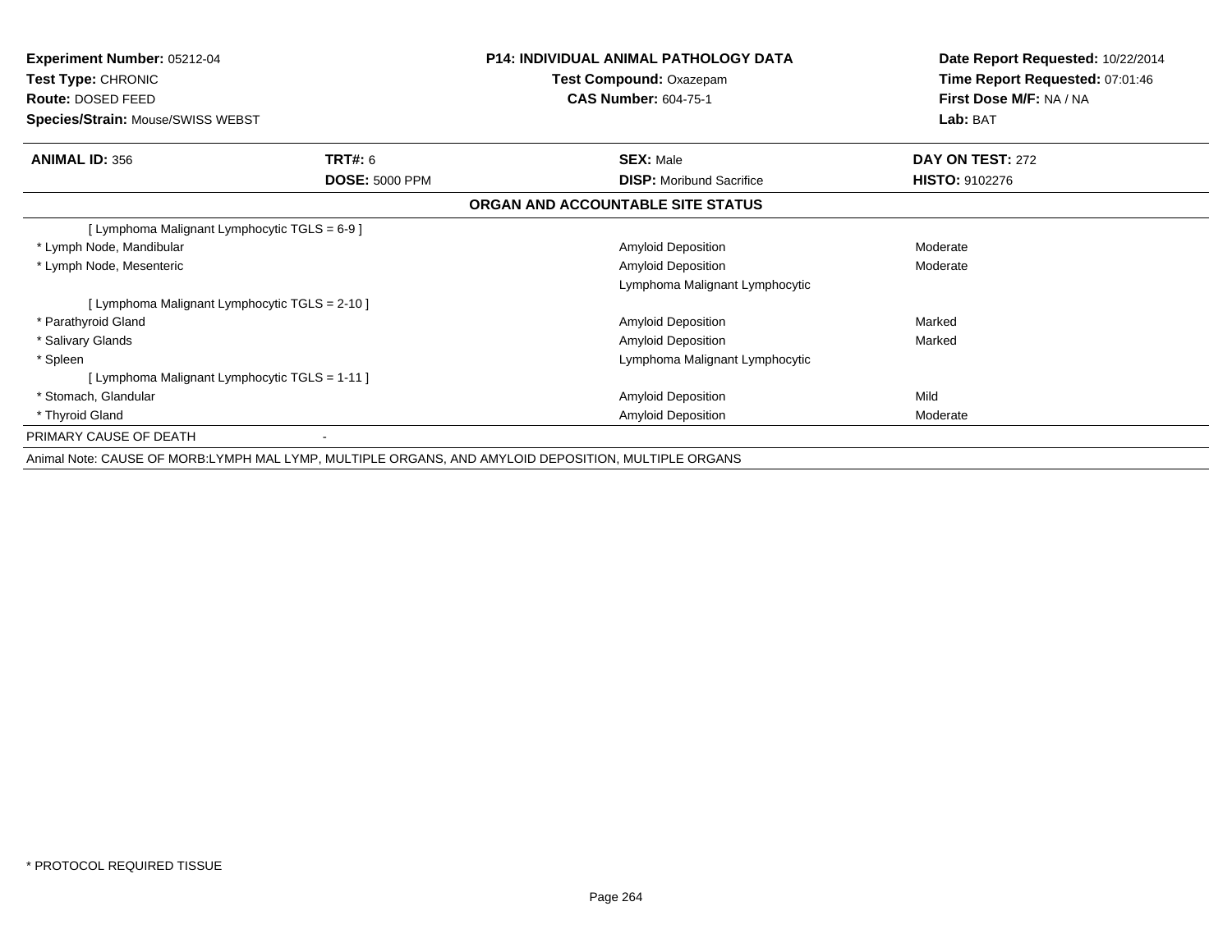| **Experiment Number:** 05212-04 | **P14: INDIVIDUAL ANIMAL PATHOLOGY DATA** | **Date Report Requested:** 10/22/2014 |
|---|---|---|
| **Test Type:** CHRONIC | **Test Compound:** Oxazepam | **Time Report Requested:** 07:01:46 |
| **Route:** DOSED FEED | **CAS Number:** 604-75-1 | **First Dose M/F:** NA / NA |
| **Species/Strain:** Mouse/SWISS WEBST | | **Lab:** BAT |

| **ANIMAL ID:** 356 | **TRT#:** 6 | **SEX:** Male | **DAY ON TEST:** 272 |
|---|---|---|---|
| | **DOSE:** 5000 PPM | **DISP:** Moribund Sacrifice | **HISTO:** 9102276 |

## ORGAN AND ACCOUNTABLE SITE STATUS

| | | |
|---|---|---|
| [ Lymphoma Malignant Lymphocytic TGLS = 6-9 ] | | |
| * Lymph Node, Mandibular | Amyloid Deposition | Moderate |
| * Lymph Node, Mesenteric | Amyloid Deposition | Moderate |
| | Lymphoma Malignant Lymphocytic | |
| [ Lymphoma Malignant Lymphocytic TGLS = 2-10 ] | | |
| * Parathyroid Gland | Amyloid Deposition | Marked |
| * Salivary Glands | Amyloid Deposition | Marked |
| * Spleen | Lymphoma Malignant Lymphocytic | |
| [ Lymphoma Malignant Lymphocytic TGLS = 1-11 ] | | |
| * Stomach, Glandular | Amyloid Deposition | Mild |
| * Thyroid Gland | Amyloid Deposition | Moderate |
| PRIMARY CAUSE OF DEATH | - | |

Animal Note: CAUSE OF MORB:LYMPH MAL LYMP, MULTIPLE ORGANS, AND AMYLOID DEPOSITION, MULTIPLE ORGANS

* PROTOCOL REQUIRED TISSUE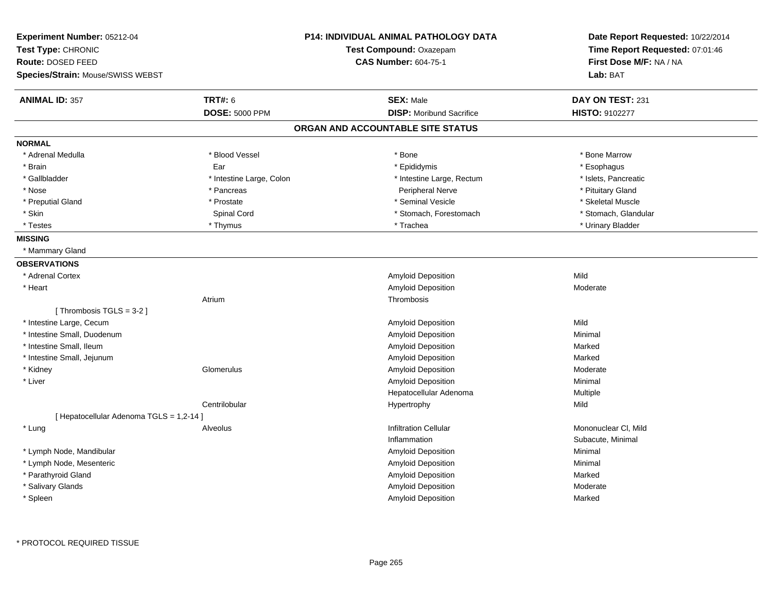**Experiment Number:** 05212-04
**Test Type:** CHRONIC
**Route:** DOSED FEED
**Species/Strain:** Mouse/SWISS WEBST

**P14: INDIVIDUAL ANIMAL PATHOLOGY DATA**
**Test Compound:** Oxazepam
**CAS Number:** 604-75-1

**Date Report Requested:** 10/22/2014
**Time Report Requested:** 07:01:46
**First Dose M/F:** NA / NA
**Lab:** BAT

| **ANIMAL ID:** 357 | **TRT#:** 6 | **SEX:** Male | **DAY ON TEST:** 231 |
|---|---|---|---|
| | **DOSE:** 5000 PPM | **DISP:** Moribund Sacrifice | **HISTO:** 9102277 |

## ORGAN AND ACCOUNTABLE SITE STATUS

**NORMAL**

| | | | |
|---|---|---|---|
| * Adrenal Medulla | * Blood Vessel | * Bone | * Bone Marrow |
| * Brain | Ear | * Epididymis | * Esophagus |
| * Gallbladder | * Intestine Large, Colon | * Intestine Large, Rectum | * Islets, Pancreatic |
| * Nose | * Pancreas | Peripheral Nerve | * Pituitary Gland |
| * Preputial Gland | * Prostate | * Seminal Vesicle | * Skeletal Muscle |
| * Skin | Spinal Cord | * Stomach, Forestomach | * Stomach, Glandular |
| * Testes | * Thymus | * Trachea | * Urinary Bladder |

**MISSING**

* Mammary Gland

**OBSERVATIONS**

| | | | |
|---|---|---|---|
| * Adrenal Cortex | | Amyloid Deposition | Mild |
| * Heart | | Amyloid Deposition | Moderate |
| | Atrium | Thrombosis | |
| [ Thrombosis TGLS = 3-2 ] | | | |
| * Intestine Large, Cecum | | Amyloid Deposition | Mild |
| * Intestine Small, Duodenum | | Amyloid Deposition | Minimal |
| * Intestine Small, Ileum | | Amyloid Deposition | Marked |
| * Intestine Small, Jejunum | | Amyloid Deposition | Marked |
| * Kidney | Glomerulus | Amyloid Deposition | Moderate |
| * Liver | | Amyloid Deposition | Minimal |
| | | Hepatocellular Adenoma | Multiple |
| | Centrilobular | Hypertrophy | Mild |
| [ Hepatocellular Adenoma TGLS = 1,2-14 ] | | | |
| * Lung | Alveolus | Infiltration Cellular | Mononuclear Cl, Mild |
| | | Inflammation | Subacute, Minimal |
| * Lymph Node, Mandibular | | Amyloid Deposition | Minimal |
| * Lymph Node, Mesenteric | | Amyloid Deposition | Minimal |
| * Parathyroid Gland | | Amyloid Deposition | Marked |
| * Salivary Glands | | Amyloid Deposition | Moderate |
| * Spleen | | Amyloid Deposition | Marked |

* PROTOCOL REQUIRED TISSUE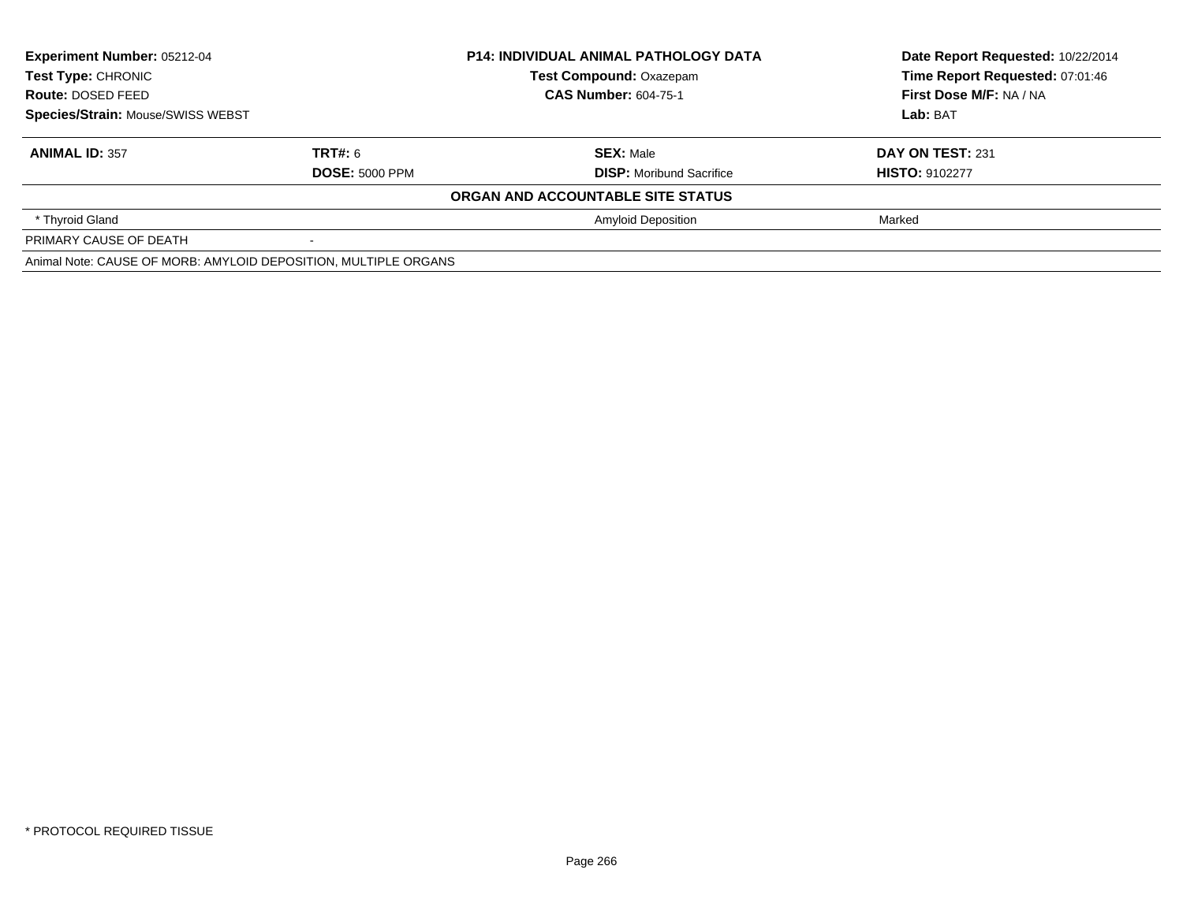| **Experiment Number:** 05212-04 | **P14: INDIVIDUAL ANIMAL PATHOLOGY DATA** | **Date Report Requested:** 10/22/2014 |
|---|---|---|
| **Test Type:** CHRONIC | **Test Compound:** Oxazepam | **Time Report Requested:** 07:01:46 |
| **Route:** DOSED FEED | **CAS Number:** 604-75-1 | **First Dose M/F:** NA / NA |
| **Species/Strain:** Mouse/SWISS WEBST | | **Lab:** BAT |

| **ANIMAL ID:** 357 | **TRT#:** 6 | **SEX:** Male | **DAY ON TEST:** 231 |
|---|---|---|---|
| | **DOSE:** 5000 PPM | **DISP:** Moribund Sacrifice | **HISTO:** 9102277 |

**ORGAN AND ACCOUNTABLE SITE STATUS**

| | | | |
|---|---|---|---|
| * Thyroid Gland | | Amyloid Deposition | Marked |
| PRIMARY CAUSE OF DEATH | - | | |

Animal Note: CAUSE OF MORB: AMYLOID DEPOSITION, MULTIPLE ORGANS

* PROTOCOL REQUIRED TISSUE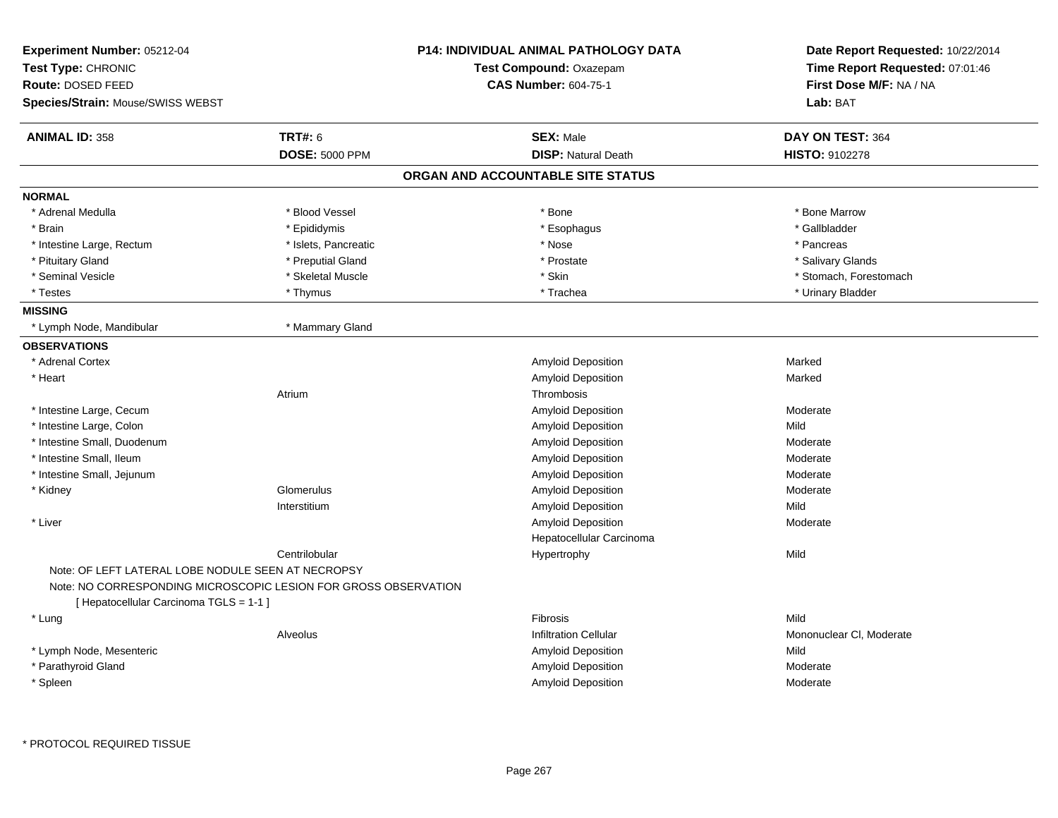**Experiment Number:** 05212-04
**Test Type:** CHRONIC
**Route:** DOSED FEED
**Species/Strain:** Mouse/SWISS WEBST

**P14: INDIVIDUAL ANIMAL PATHOLOGY DATA**
**Test Compound:** Oxazepam
**CAS Number:** 604-75-1

**Date Report Requested:** 10/22/2014
**Time Report Requested:** 07:01:46
**First Dose M/F:** NA / NA
**Lab:** BAT

| **ANIMAL ID:** 358 | **TRT#:** 6 | **SEX:** Male | **DAY ON TEST:** 364 |
|---|---|---|---|
| | **DOSE:** 5000 PPM | **DISP:** Natural Death | **HISTO:** 9102278 |

## ORGAN AND ACCOUNTABLE SITE STATUS

**NORMAL**

| | | | |
|---|---|---|---|
| * Adrenal Medulla | * Blood Vessel | * Bone | * Bone Marrow |
| * Brain | * Epididymis | * Esophagus | * Gallbladder |
| * Intestine Large, Rectum | * Islets, Pancreatic | * Nose | * Pancreas |
| * Pituitary Gland | * Preputial Gland | * Prostate | * Salivary Glands |
| * Seminal Vesicle | * Skeletal Muscle | * Skin | * Stomach, Forestomach |
| * Testes | * Thymus | * Trachea | * Urinary Bladder |

**MISSING**

| | |
|---|---|
| * Lymph Node, Mandibular | * Mammary Gland |

**OBSERVATIONS**

| Organ | Site | Observation | Severity |
|---|---|---|---|
| * Adrenal Cortex | | Amyloid Deposition | Marked |
| * Heart | | Amyloid Deposition | Marked |
| | Atrium | Thrombosis | |
| * Intestine Large, Cecum | | Amyloid Deposition | Moderate |
| * Intestine Large, Colon | | Amyloid Deposition | Mild |
| * Intestine Small, Duodenum | | Amyloid Deposition | Moderate |
| * Intestine Small, Ileum | | Amyloid Deposition | Moderate |
| * Intestine Small, Jejunum | | Amyloid Deposition | Moderate |
| * Kidney | Glomerulus | Amyloid Deposition | Moderate |
| | Interstitium | Amyloid Deposition | Mild |
| * Liver | | Amyloid Deposition | Moderate |
| | | Hepatocellular Carcinoma | |
| | Centrilobular | Hypertrophy | Mild |

Note: OF LEFT LATERAL LOBE NODULE SEEN AT NECROPSY
Note: NO CORRESPONDING MICROSCOPIC LESION FOR GROSS OBSERVATION
[ Hepatocellular Carcinoma TGLS = 1-1 ]

| Organ | Site | Observation | Severity |
|---|---|---|---|
| * Lung | | Fibrosis | Mild |
| | Alveolus | Infiltration Cellular | Mononuclear Cl, Moderate |
| * Lymph Node, Mesenteric | | Amyloid Deposition | Mild |
| * Parathyroid Gland | | Amyloid Deposition | Moderate |
| * Spleen | | Amyloid Deposition | Moderate |

\* PROTOCOL REQUIRED TISSUE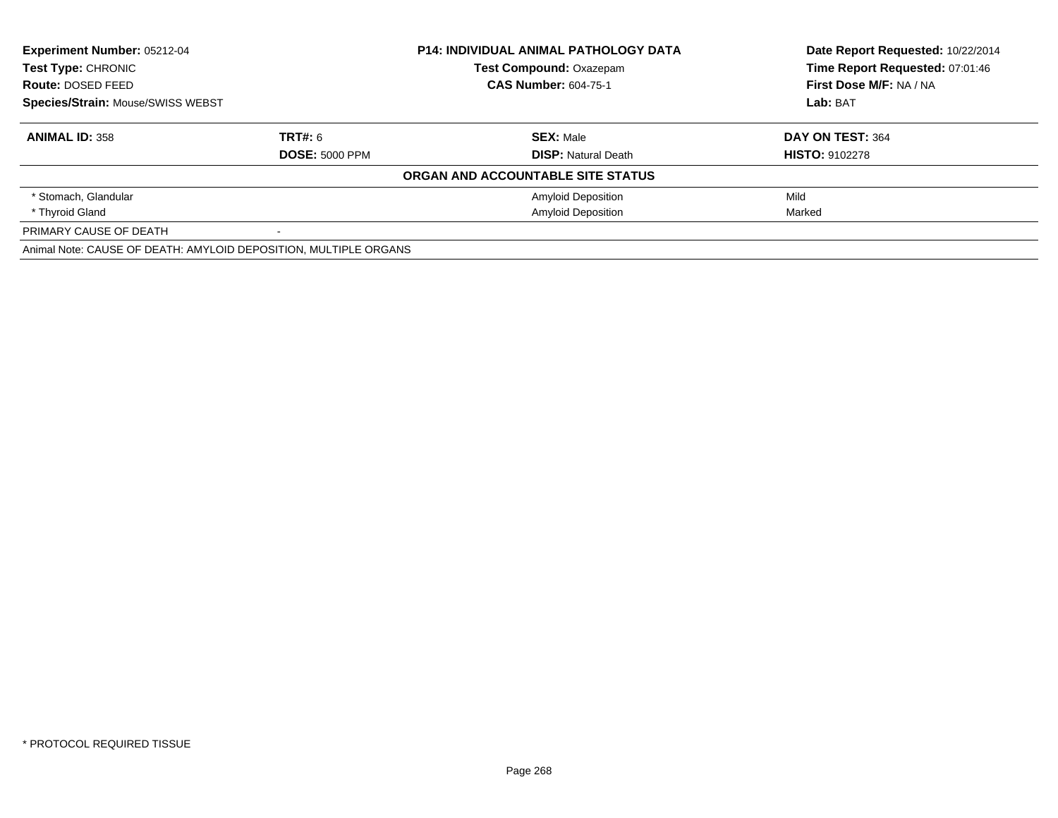**Experiment Number:** 05212-04
**Test Type:** CHRONIC
**Route:** DOSED FEED
**Species/Strain:** Mouse/SWISS WEBST

**P14: INDIVIDUAL ANIMAL PATHOLOGY DATA**
**Test Compound:** Oxazepam
**CAS Number:** 604-75-1

**Date Report Requested:** 10/22/2014
**Time Report Requested:** 07:01:46
**First Dose M/F:** NA / NA
**Lab:** BAT

| **ANIMAL ID:** 358 | **TRT#:** 6 | **SEX:** Male | **DAY ON TEST:** 364 |
|---|---|---|---|
| | **DOSE:** 5000 PPM | **DISP:** Natural Death | **HISTO:** 9102278 |

**ORGAN AND ACCOUNTABLE SITE STATUS**

| | | | |
|---|---|---|---|
| * Stomach, Glandular | | Amyloid Deposition | Mild |
| * Thyroid Gland | | Amyloid Deposition | Marked |
| PRIMARY CAUSE OF DEATH | - | | |

Animal Note: CAUSE OF DEATH: AMYLOID DEPOSITION, MULTIPLE ORGANS

* PROTOCOL REQUIRED TISSUE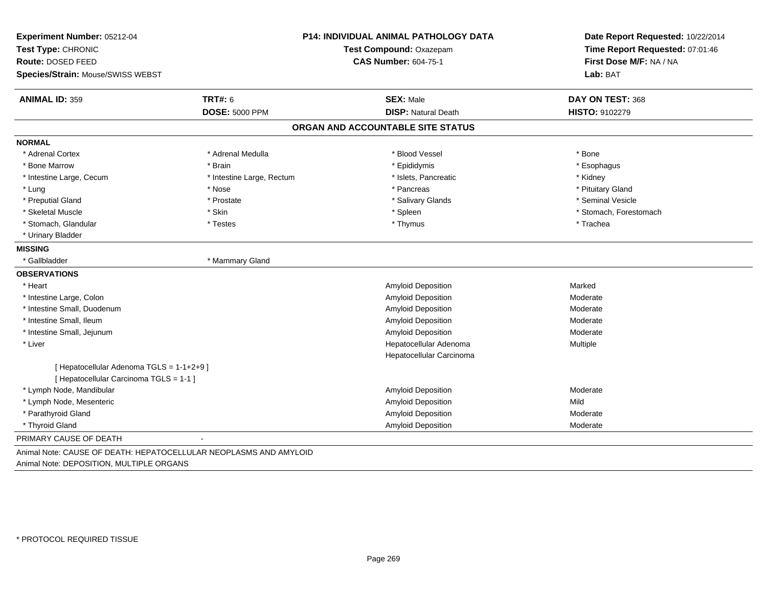**Experiment Number:** 05212-04
**Test Type:** CHRONIC
**Route:** DOSED FEED
**Species/Strain:** Mouse/SWISS WEBST

**P14: INDIVIDUAL ANIMAL PATHOLOGY DATA**
**Test Compound:** Oxazepam
**CAS Number:** 604-75-1

**Date Report Requested:** 10/22/2014
**Time Report Requested:** 07:01:46
**First Dose M/F:** NA / NA
**Lab:** BAT

| **ANIMAL ID:** 359 | **TRT#:** 6 | **SEX:** Male | **DAY ON TEST:** 368 |
|---|---|---|---|
| | **DOSE:** 5000 PPM | **DISP:** Natural Death | **HISTO:** 9102279 |

## ORGAN AND ACCOUNTABLE SITE STATUS

**NORMAL**

| | | | |
|---|---|---|---|
| * Adrenal Cortex | * Adrenal Medulla | * Blood Vessel | * Bone |
| * Bone Marrow | * Brain | * Epididymis | * Esophagus |
| * Intestine Large, Cecum | * Intestine Large, Rectum | * Islets, Pancreatic | * Kidney |
| * Lung | * Nose | * Pancreas | * Pituitary Gland |
| * Preputial Gland | * Prostate | * Salivary Glands | * Seminal Vesicle |
| * Skeletal Muscle | * Skin | * Spleen | * Stomach, Forestomach |
| * Stomach, Glandular | * Testes | * Thymus | * Trachea |
| * Urinary Bladder | | | |

**MISSING**

| | |
|---|---|
| * Gallbladder | * Mammary Gland |

**OBSERVATIONS**

| Organ | Observation | Severity |
|---|---|---|
| * Heart | Amyloid Deposition | Marked |
| * Intestine Large, Colon | Amyloid Deposition | Moderate |
| * Intestine Small, Duodenum | Amyloid Deposition | Moderate |
| * Intestine Small, Ileum | Amyloid Deposition | Moderate |
| * Intestine Small, Jejunum | Amyloid Deposition | Moderate |
| * Liver | Hepatocellular Adenoma | Multiple |
| | Hepatocellular Carcinoma | |
| [ Hepatocellular Adenoma TGLS = 1-1+2+9 ] | | |
| [ Hepatocellular Carcinoma TGLS = 1-1 ] | | |
| * Lymph Node, Mandibular | Amyloid Deposition | Moderate |
| * Lymph Node, Mesenteric | Amyloid Deposition | Mild |
| * Parathyroid Gland | Amyloid Deposition | Moderate |
| * Thyroid Gland | Amyloid Deposition | Moderate |

PRIMARY CAUSE OF DEATH -

Animal Note: CAUSE OF DEATH: HEPATOCELLULAR NEOPLASMS AND AMYLOID
Animal Note: DEPOSITION, MULTIPLE ORGANS

* PROTOCOL REQUIRED TISSUE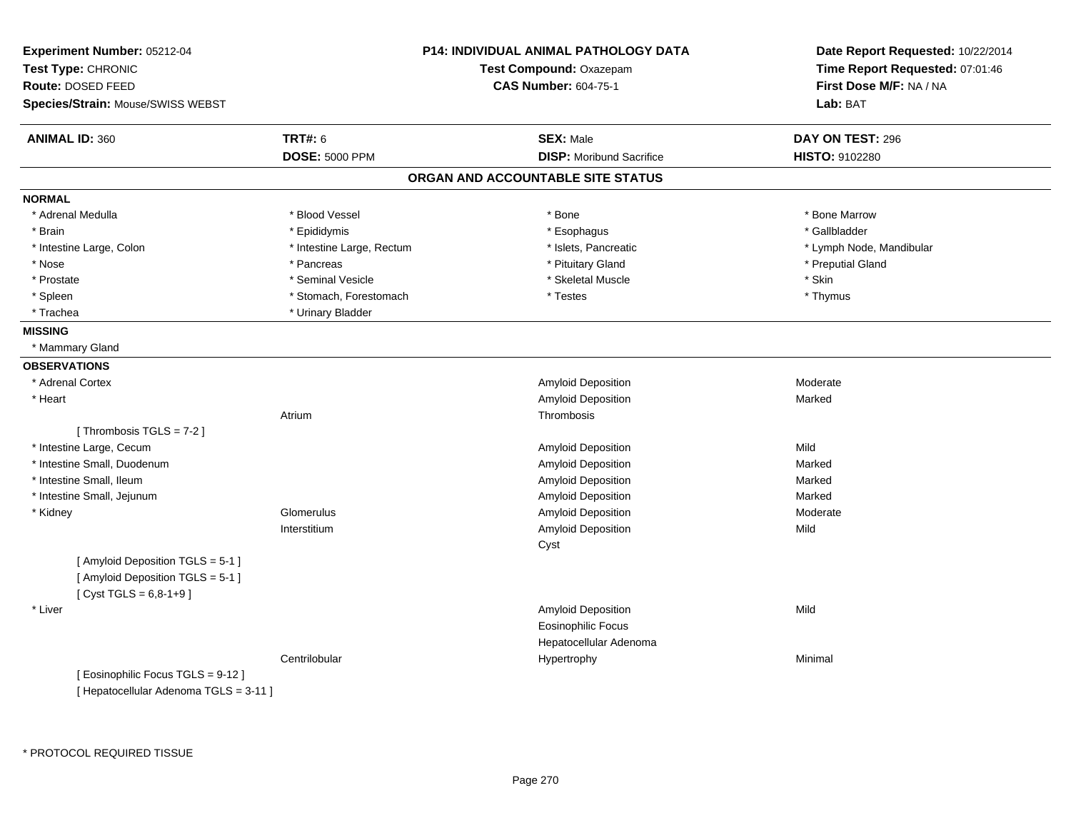**Experiment Number:** 05212-04
**Test Type:** CHRONIC
**Route:** DOSED FEED
**Species/Strain:** Mouse/SWISS WEBST

**P14: INDIVIDUAL ANIMAL PATHOLOGY DATA**
**Test Compound:** Oxazepam
**CAS Number:** 604-75-1

**Date Report Requested:** 10/22/2014
**Time Report Requested:** 07:01:46
**First Dose M/F:** NA / NA
**Lab:** BAT

| **ANIMAL ID:** 360 | **TRT#:** 6 | **SEX:** Male | **DAY ON TEST:** 296 |
|---|---|---|---|
| | **DOSE:** 5000 PPM | **DISP:** Moribund Sacrifice | **HISTO:** 9102280 |

## ORGAN AND ACCOUNTABLE SITE STATUS

**NORMAL**

| | | | |
|---|---|---|---|
| * Adrenal Medulla | * Blood Vessel | * Bone | * Bone Marrow |
| * Brain | * Epididymis | * Esophagus | * Gallbladder |
| * Intestine Large, Colon | * Intestine Large, Rectum | * Islets, Pancreatic | * Lymph Node, Mandibular |
| * Nose | * Pancreas | * Pituitary Gland | * Preputial Gland |
| * Prostate | * Seminal Vesicle | * Skeletal Muscle | * Skin |
| * Spleen | * Stomach, Forestomach | * Testes | * Thymus |
| * Trachea | * Urinary Bladder | | |

**MISSING**

* Mammary Gland

**OBSERVATIONS**

| | | | |
|---|---|---|---|
| * Adrenal Cortex | | Amyloid Deposition | Moderate |
| * Heart | | Amyloid Deposition | Marked |
| | Atrium | Thrombosis | |
| [ Thrombosis TGLS = 7-2 ] | | | |
| * Intestine Large, Cecum | | Amyloid Deposition | Mild |
| * Intestine Small, Duodenum | | Amyloid Deposition | Marked |
| * Intestine Small, Ileum | | Amyloid Deposition | Marked |
| * Intestine Small, Jejunum | | Amyloid Deposition | Marked |
| * Kidney | Glomerulus | Amyloid Deposition | Moderate |
| | Interstitium | Amyloid Deposition | Mild |
| | | Cyst | |
| [ Amyloid Deposition TGLS = 5-1 ] | | | |
| [ Amyloid Deposition TGLS = 5-1 ] | | | |
| [ Cyst TGLS = 6,8-1+9 ] | | | |
| * Liver | | Amyloid Deposition | Mild |
| | | Eosinophilic Focus | |
| | | Hepatocellular Adenoma | |
| | Centrilobular | Hypertrophy | Minimal |
| [ Eosinophilic Focus TGLS = 9-12 ] | | | |
| [ Hepatocellular Adenoma TGLS = 3-11 ] | | | |

* PROTOCOL REQUIRED TISSUE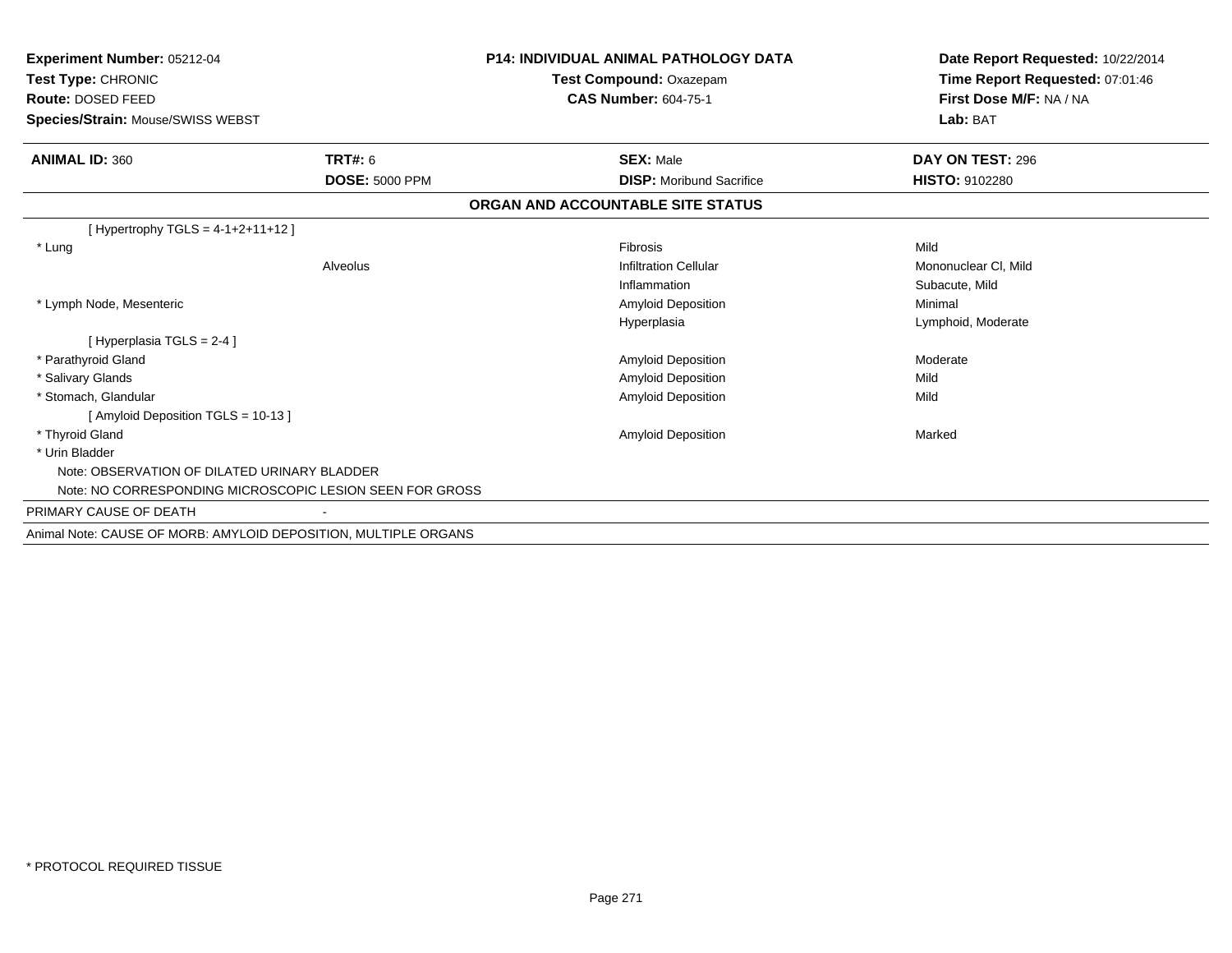**Experiment Number:** 05212-04
**Test Type:** CHRONIC
**Route:** DOSED FEED
**Species/Strain:** Mouse/SWISS WEBST

**P14: INDIVIDUAL ANIMAL PATHOLOGY DATA**
**Test Compound:** Oxazepam
**CAS Number:** 604-75-1

**Date Report Requested:** 10/22/2014
**Time Report Requested:** 07:01:46
**First Dose M/F:** NA / NA
**Lab:** BAT

| **ANIMAL ID:** 360 | **TRT#:** 6 | **SEX:** Male | **DAY ON TEST:** 296 |
|---|---|---|---|
| | **DOSE:** 5000 PPM | **DISP:** Moribund Sacrifice | **HISTO:** 9102280 |

**ORGAN AND ACCOUNTABLE SITE STATUS**

| | | | |
|---|---|---|---|
| [ Hypertrophy TGLS = 4-1+2+11+12 ] | | | |
| * Lung | | Fibrosis | Mild |
| | Alveolus | Infiltration Cellular | Mononuclear Cl, Mild |
| | | Inflammation | Subacute, Mild |
| * Lymph Node, Mesenteric | | Amyloid Deposition | Minimal |
| | | Hyperplasia | Lymphoid, Moderate |
| [ Hyperplasia TGLS = 2-4 ] | | | |
| * Parathyroid Gland | | Amyloid Deposition | Moderate |
| * Salivary Glands | | Amyloid Deposition | Mild |
| * Stomach, Glandular | | Amyloid Deposition | Mild |
| [ Amyloid Deposition TGLS = 10-13 ] | | | |
| * Thyroid Gland | | Amyloid Deposition | Marked |
| * Urin Bladder | | | |
| Note: OBSERVATION OF DILATED URINARY BLADDER | | | |
| Note: NO CORRESPONDING MICROSCOPIC LESION SEEN FOR GROSS | | | |

PRIMARY CAUSE OF DEATH -

Animal Note: CAUSE OF MORB: AMYLOID DEPOSITION, MULTIPLE ORGANS

* PROTOCOL REQUIRED TISSUE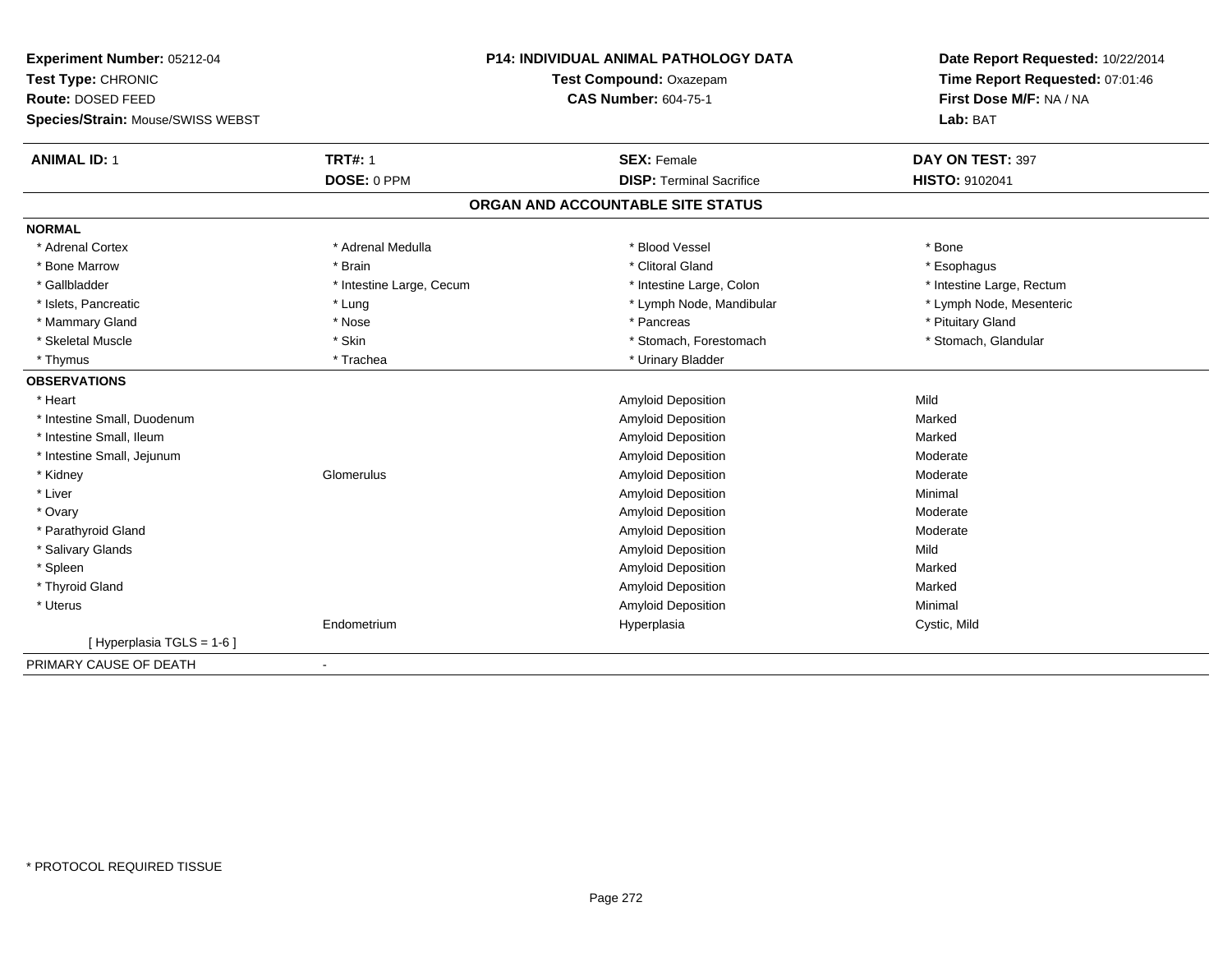**Experiment Number:** 05212-04
**Test Type:** CHRONIC
**Route:** DOSED FEED
**Species/Strain:** Mouse/SWISS WEBST

**P14: INDIVIDUAL ANIMAL PATHOLOGY DATA**
**Test Compound:** Oxazepam
**CAS Number:** 604-75-1

**Date Report Requested:** 10/22/2014
**Time Report Requested:** 07:01:46
**First Dose M/F:** NA / NA
**Lab:** BAT

| **ANIMAL ID:** 1 | **TRT#:** 1 | **SEX:** Female | **DAY ON TEST:** 397 |
|---|---|---|---|
| | **DOSE:** 0 PPM | **DISP:** Terminal Sacrifice | **HISTO:** 9102041 |

## ORGAN AND ACCOUNTABLE SITE STATUS

**NORMAL**

| | | | |
|---|---|---|---|
| * Adrenal Cortex | * Adrenal Medulla | * Blood Vessel | * Bone |
| * Bone Marrow | * Brain | * Clitoral Gland | * Esophagus |
| * Gallbladder | * Intestine Large, Cecum | * Intestine Large, Colon | * Intestine Large, Rectum |
| * Islets, Pancreatic | * Lung | * Lymph Node, Mandibular | * Lymph Node, Mesenteric |
| * Mammary Gland | * Nose | * Pancreas | * Pituitary Gland |
| * Skeletal Muscle | * Skin | * Stomach, Forestomach | * Stomach, Glandular |
| * Thymus | * Trachea | * Urinary Bladder | |

**OBSERVATIONS**

| | | | |
|---|---|---|---|
| * Heart | | Amyloid Deposition | Mild |
| * Intestine Small, Duodenum | | Amyloid Deposition | Marked |
| * Intestine Small, Ileum | | Amyloid Deposition | Marked |
| * Intestine Small, Jejunum | | Amyloid Deposition | Moderate |
| * Kidney | Glomerulus | Amyloid Deposition | Moderate |
| * Liver | | Amyloid Deposition | Minimal |
| * Ovary | | Amyloid Deposition | Moderate |
| * Parathyroid Gland | | Amyloid Deposition | Moderate |
| * Salivary Glands | | Amyloid Deposition | Mild |
| * Spleen | | Amyloid Deposition | Marked |
| * Thyroid Gland | | Amyloid Deposition | Marked |
| * Uterus | | Amyloid Deposition | Minimal |
| | Endometrium | Hyperplasia | Cystic, Mild |
| [ Hyperplasia TGLS = 1-6 ] | | | |

PRIMARY CAUSE OF DEATH -

\* PROTOCOL REQUIRED TISSUE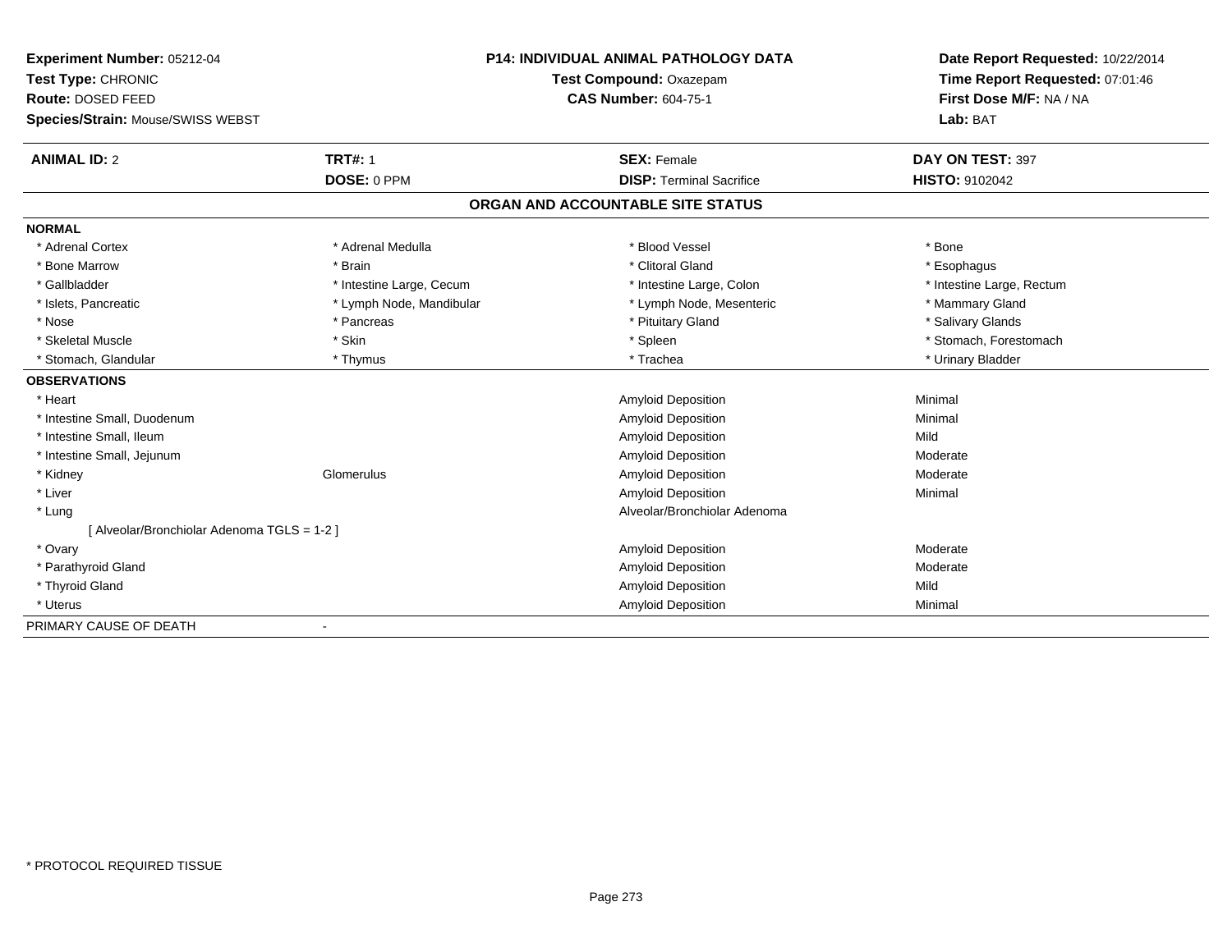**Experiment Number:** 05212-04
**Test Type:** CHRONIC
**Route:** DOSED FEED
**Species/Strain:** Mouse/SWISS WEBST

**P14: INDIVIDUAL ANIMAL PATHOLOGY DATA**
**Test Compound:** Oxazepam
**CAS Number:** 604-75-1

**Date Report Requested:** 10/22/2014
**Time Report Requested:** 07:01:46
**First Dose M/F:** NA / NA
**Lab:** BAT

| **ANIMAL ID:** 2 | **TRT#:** 1 | **SEX:** Female | **DAY ON TEST:** 397 |
|---|---|---|---|
| | **DOSE:** 0 PPM | **DISP:** Terminal Sacrifice | **HISTO:** 9102042 |

## ORGAN AND ACCOUNTABLE SITE STATUS

**NORMAL**

| | | | |
|---|---|---|---|
| * Adrenal Cortex | * Adrenal Medulla | * Blood Vessel | * Bone |
| * Bone Marrow | * Brain | * Clitoral Gland | * Esophagus |
| * Gallbladder | * Intestine Large, Cecum | * Intestine Large, Colon | * Intestine Large, Rectum |
| * Islets, Pancreatic | * Lymph Node, Mandibular | * Lymph Node, Mesenteric | * Mammary Gland |
| * Nose | * Pancreas | * Pituitary Gland | * Salivary Glands |
| * Skeletal Muscle | * Skin | * Spleen | * Stomach, Forestomach |
| * Stomach, Glandular | * Thymus | * Trachea | * Urinary Bladder |

**OBSERVATIONS**

| | | | |
|---|---|---|---|
| * Heart | | Amyloid Deposition | Minimal |
| * Intestine Small, Duodenum | | Amyloid Deposition | Minimal |
| * Intestine Small, Ileum | | Amyloid Deposition | Mild |
| * Intestine Small, Jejunum | | Amyloid Deposition | Moderate |
| * Kidney | Glomerulus | Amyloid Deposition | Moderate |
| * Liver | | Amyloid Deposition | Minimal |
| * Lung | | Alveolar/Bronchiolar Adenoma | |
| [ Alveolar/Bronchiolar Adenoma TGLS = 1-2 ] | | | |
| * Ovary | | Amyloid Deposition | Moderate |
| * Parathyroid Gland | | Amyloid Deposition | Moderate |
| * Thyroid Gland | | Amyloid Deposition | Mild |
| * Uterus | | Amyloid Deposition | Minimal |

PRIMARY CAUSE OF DEATH -

* PROTOCOL REQUIRED TISSUE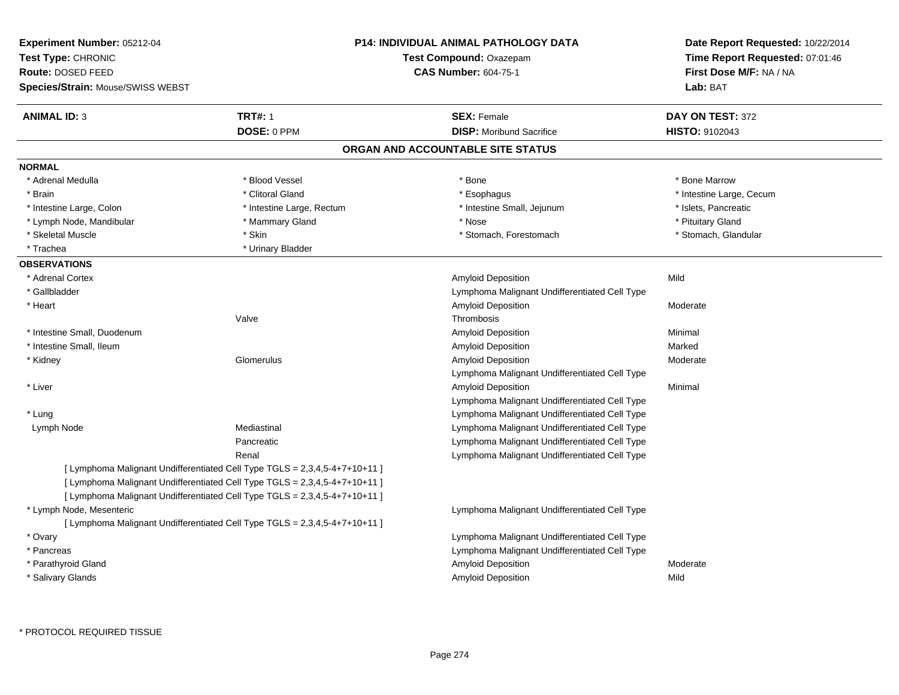**Experiment Number:** 05212-04
**Test Type:** CHRONIC
**Route:** DOSED FEED
**Species/Strain:** Mouse/SWISS WEBST

**P14: INDIVIDUAL ANIMAL PATHOLOGY DATA**
**Test Compound:** Oxazepam
**CAS Number:** 604-75-1

**Date Report Requested:** 10/22/2014
**Time Report Requested:** 07:01:46
**First Dose M/F:** NA / NA
**Lab:** BAT

| **ANIMAL ID:** 3 | **TRT#:** 1 | **SEX:** Female | **DAY ON TEST:** 372 |
|---|---|---|---|
| | **DOSE:** 0 PPM | **DISP:** Moribund Sacrifice | **HISTO:** 9102043 |

## ORGAN AND ACCOUNTABLE SITE STATUS

**NORMAL**

| | | | |
|---|---|---|---|
| * Adrenal Medulla | * Blood Vessel | * Bone | * Bone Marrow |
| * Brain | * Clitoral Gland | * Esophagus | * Intestine Large, Cecum |
| * Intestine Large, Colon | * Intestine Large, Rectum | * Intestine Small, Jejunum | * Islets, Pancreatic |
| * Lymph Node, Mandibular | * Mammary Gland | * Nose | * Pituitary Gland |
| * Skeletal Muscle | * Skin | * Stomach, Forestomach | * Stomach, Glandular |
| * Trachea | * Urinary Bladder | | |

**OBSERVATIONS**

| | | | |
|---|---|---|---|
| * Adrenal Cortex | | Amyloid Deposition | Mild |
| * Gallbladder | | Lymphoma Malignant Undifferentiated Cell Type | |
| * Heart | | Amyloid Deposition | Moderate |
| | Valve | Thrombosis | |
| * Intestine Small, Duodenum | | Amyloid Deposition | Minimal |
| * Intestine Small, Ileum | | Amyloid Deposition | Marked |
| * Kidney | Glomerulus | Amyloid Deposition | Moderate |
| | | Lymphoma Malignant Undifferentiated Cell Type | |
| * Liver | | Amyloid Deposition | Minimal |
| | | Lymphoma Malignant Undifferentiated Cell Type | |
| * Lung | | Lymphoma Malignant Undifferentiated Cell Type | |
| Lymph Node | Mediastinal | Lymphoma Malignant Undifferentiated Cell Type | |
| | Pancreatic | Lymphoma Malignant Undifferentiated Cell Type | |
| | Renal | Lymphoma Malignant Undifferentiated Cell Type | |
| [ Lymphoma Malignant Undifferentiated Cell Type TGLS = 2,3,4,5-4+7+10+11 ] | | | |
| [ Lymphoma Malignant Undifferentiated Cell Type TGLS = 2,3,4,5-4+7+10+11 ] | | | |
| [ Lymphoma Malignant Undifferentiated Cell Type TGLS = 2,3,4,5-4+7+10+11 ] | | | |
| * Lymph Node, Mesenteric | | Lymphoma Malignant Undifferentiated Cell Type | |
| [ Lymphoma Malignant Undifferentiated Cell Type TGLS = 2,3,4,5-4+7+10+11 ] | | | |
| * Ovary | | Lymphoma Malignant Undifferentiated Cell Type | |
| * Pancreas | | Lymphoma Malignant Undifferentiated Cell Type | |
| * Parathyroid Gland | | Amyloid Deposition | Moderate |
| * Salivary Glands | | Amyloid Deposition | Mild |

\* PROTOCOL REQUIRED TISSUE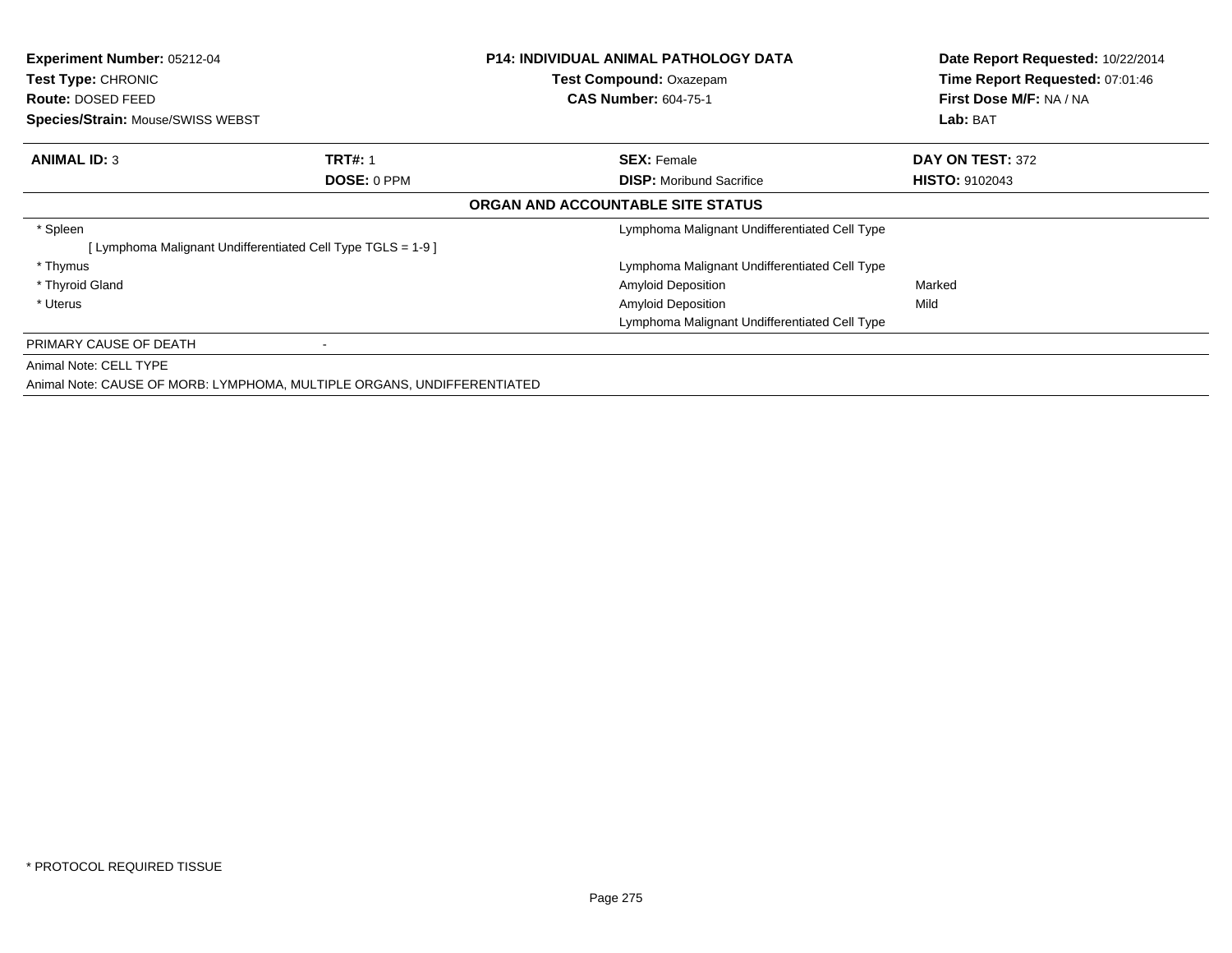**Experiment Number:** 05212-04
**Test Type:** CHRONIC
**Route:** DOSED FEED
**Species/Strain:** Mouse/SWISS WEBST

**P14: INDIVIDUAL ANIMAL PATHOLOGY DATA**
**Test Compound:** Oxazepam
**CAS Number:** 604-75-1

**Date Report Requested:** 10/22/2014
**Time Report Requested:** 07:01:46
**First Dose M/F:** NA / NA
**Lab:** BAT

| **ANIMAL ID:** 3 | **TRT#:** 1 | **SEX:** Female | **DAY ON TEST:** 372 |
|---|---|---|---|
| | **DOSE:** 0 PPM | **DISP:** Moribund Sacrifice | **HISTO:** 9102043 |

**ORGAN AND ACCOUNTABLE SITE STATUS**

| Organ | | Finding | Severity |
|---|---|---|---|
| * Spleen | | Lymphoma Malignant Undifferentiated Cell Type | |
| [ Lymphoma Malignant Undifferentiated Cell Type TGLS = 1-9 ] | | | |
| * Thymus | | Lymphoma Malignant Undifferentiated Cell Type | |
| * Thyroid Gland | | Amyloid Deposition | Marked |
| * Uterus | | Amyloid Deposition | Mild |
| | | Lymphoma Malignant Undifferentiated Cell Type | |
| PRIMARY CAUSE OF DEATH | - | | |

Animal Note: CELL TYPE

Animal Note: CAUSE OF MORB: LYMPHOMA, MULTIPLE ORGANS, UNDIFFERENTIATED

* PROTOCOL REQUIRED TISSUE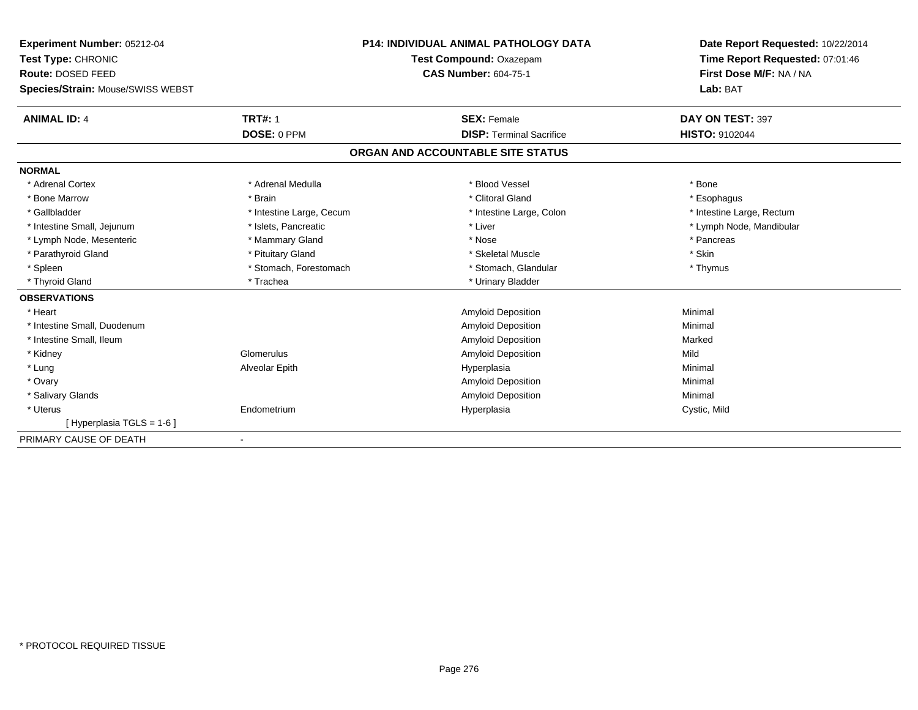**Experiment Number:** 05212-04
**Test Type:** CHRONIC
**Route:** DOSED FEED
**Species/Strain:** Mouse/SWISS WEBST

**P14: INDIVIDUAL ANIMAL PATHOLOGY DATA**
**Test Compound:** Oxazepam
**CAS Number:** 604-75-1

**Date Report Requested:** 10/22/2014
**Time Report Requested:** 07:01:46
**First Dose M/F:** NA / NA
**Lab:** BAT

| **ANIMAL ID:** 4 | **TRT#:** 1 | **SEX:** Female | **DAY ON TEST:** 397 |
|---|---|---|---|
| | **DOSE:** 0 PPM | **DISP:** Terminal Sacrifice | **HISTO:** 9102044 |

## ORGAN AND ACCOUNTABLE SITE STATUS

**NORMAL**

| | | | |
|---|---|---|---|
| * Adrenal Cortex | * Adrenal Medulla | * Blood Vessel | * Bone |
| * Bone Marrow | * Brain | * Clitoral Gland | * Esophagus |
| * Gallbladder | * Intestine Large, Cecum | * Intestine Large, Colon | * Intestine Large, Rectum |
| * Intestine Small, Jejunum | * Islets, Pancreatic | * Liver | * Lymph Node, Mandibular |
| * Lymph Node, Mesenteric | * Mammary Gland | * Nose | * Pancreas |
| * Parathyroid Gland | * Pituitary Gland | * Skeletal Muscle | * Skin |
| * Spleen | * Stomach, Forestomach | * Stomach, Glandular | * Thymus |
| * Thyroid Gland | * Trachea | * Urinary Bladder | |

**OBSERVATIONS**

| | | | |
|---|---|---|---|
| * Heart | | Amyloid Deposition | Minimal |
| * Intestine Small, Duodenum | | Amyloid Deposition | Minimal |
| * Intestine Small, Ileum | | Amyloid Deposition | Marked |
| * Kidney | Glomerulus | Amyloid Deposition | Mild |
| * Lung | Alveolar Epith | Hyperplasia | Minimal |
| * Ovary | | Amyloid Deposition | Minimal |
| * Salivary Glands | | Amyloid Deposition | Minimal |
| * Uterus | Endometrium | Hyperplasia | Cystic, Mild |
| [ Hyperplasia TGLS = 1-6 ] | | | |

PRIMARY CAUSE OF DEATH -

* PROTOCOL REQUIRED TISSUE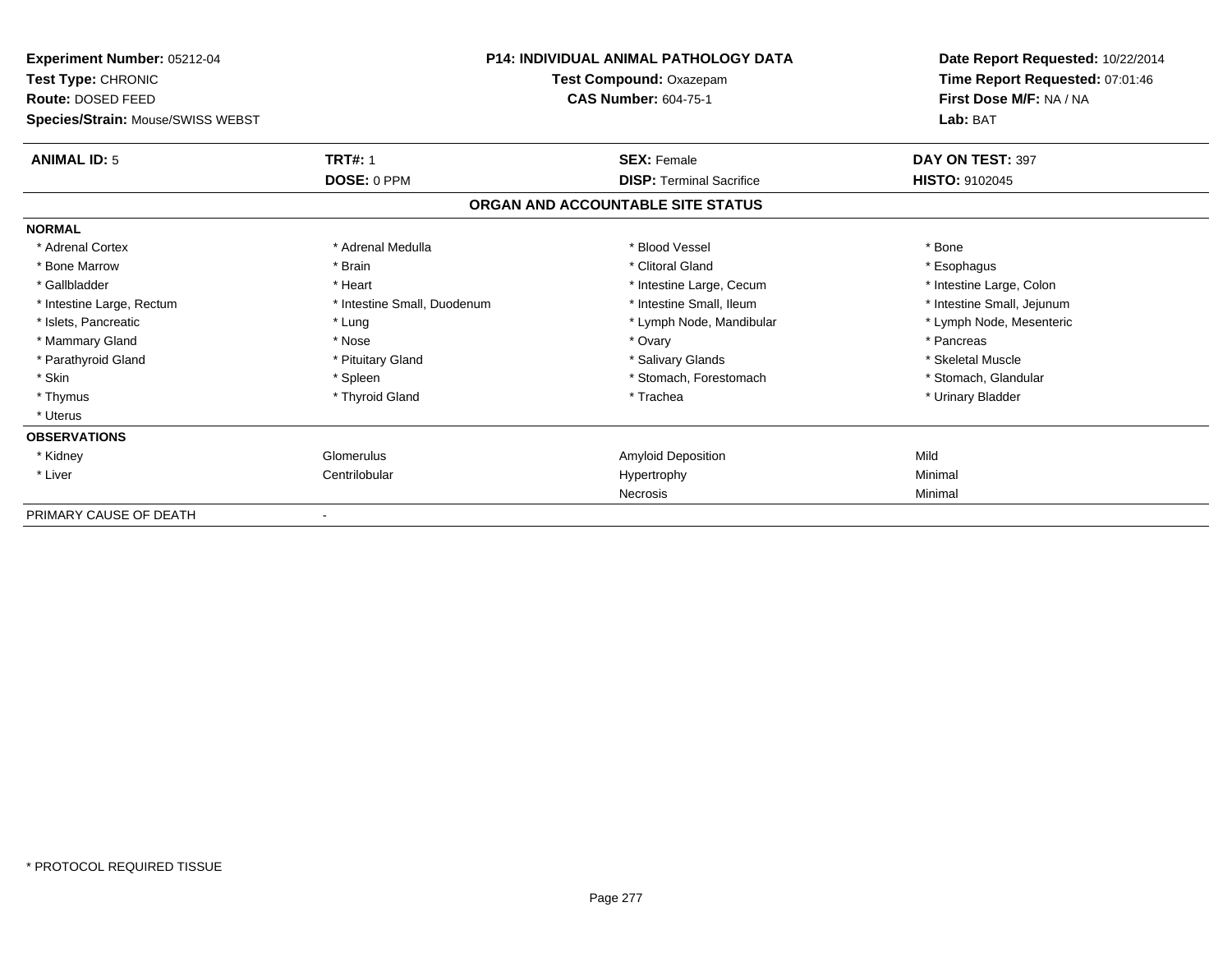**Experiment Number:** 05212-04
**Test Type:** CHRONIC
**Route:** DOSED FEED
**Species/Strain:** Mouse/SWISS WEBST

**P14: INDIVIDUAL ANIMAL PATHOLOGY DATA**
**Test Compound:** Oxazepam
**CAS Number:** 604-75-1

**Date Report Requested:** 10/22/2014
**Time Report Requested:** 07:01:46
**First Dose M/F:** NA / NA
**Lab:** BAT

| **ANIMAL ID:** 5 | **TRT#:** 1 | **SEX:** Female | **DAY ON TEST:** 397 |
|---|---|---|---|
| | **DOSE:** 0 PPM | **DISP:** Terminal Sacrifice | **HISTO:** 9102045 |

## ORGAN AND ACCOUNTABLE SITE STATUS

| | | | |
|---|---|---|---|
| **NORMAL** | | | |
| * Adrenal Cortex | * Adrenal Medulla | * Blood Vessel | * Bone |
| * Bone Marrow | * Brain | * Clitoral Gland | * Esophagus |
| * Gallbladder | * Heart | * Intestine Large, Cecum | * Intestine Large, Colon |
| * Intestine Large, Rectum | * Intestine Small, Duodenum | * Intestine Small, Ileum | * Intestine Small, Jejunum |
| * Islets, Pancreatic | * Lung | * Lymph Node, Mandibular | * Lymph Node, Mesenteric |
| * Mammary Gland | * Nose | * Ovary | * Pancreas |
| * Parathyroid Gland | * Pituitary Gland | * Salivary Glands | * Skeletal Muscle |
| * Skin | * Spleen | * Stomach, Forestomach | * Stomach, Glandular |
| * Thymus | * Thyroid Gland | * Trachea | * Urinary Bladder |
| * Uterus | | | |
| **OBSERVATIONS** | | | |
| * Kidney | Glomerulus | Amyloid Deposition | Mild |
| * Liver | Centrilobular | Hypertrophy | Minimal |
| | | Necrosis | Minimal |
| PRIMARY CAUSE OF DEATH | - | | |

* PROTOCOL REQUIRED TISSUE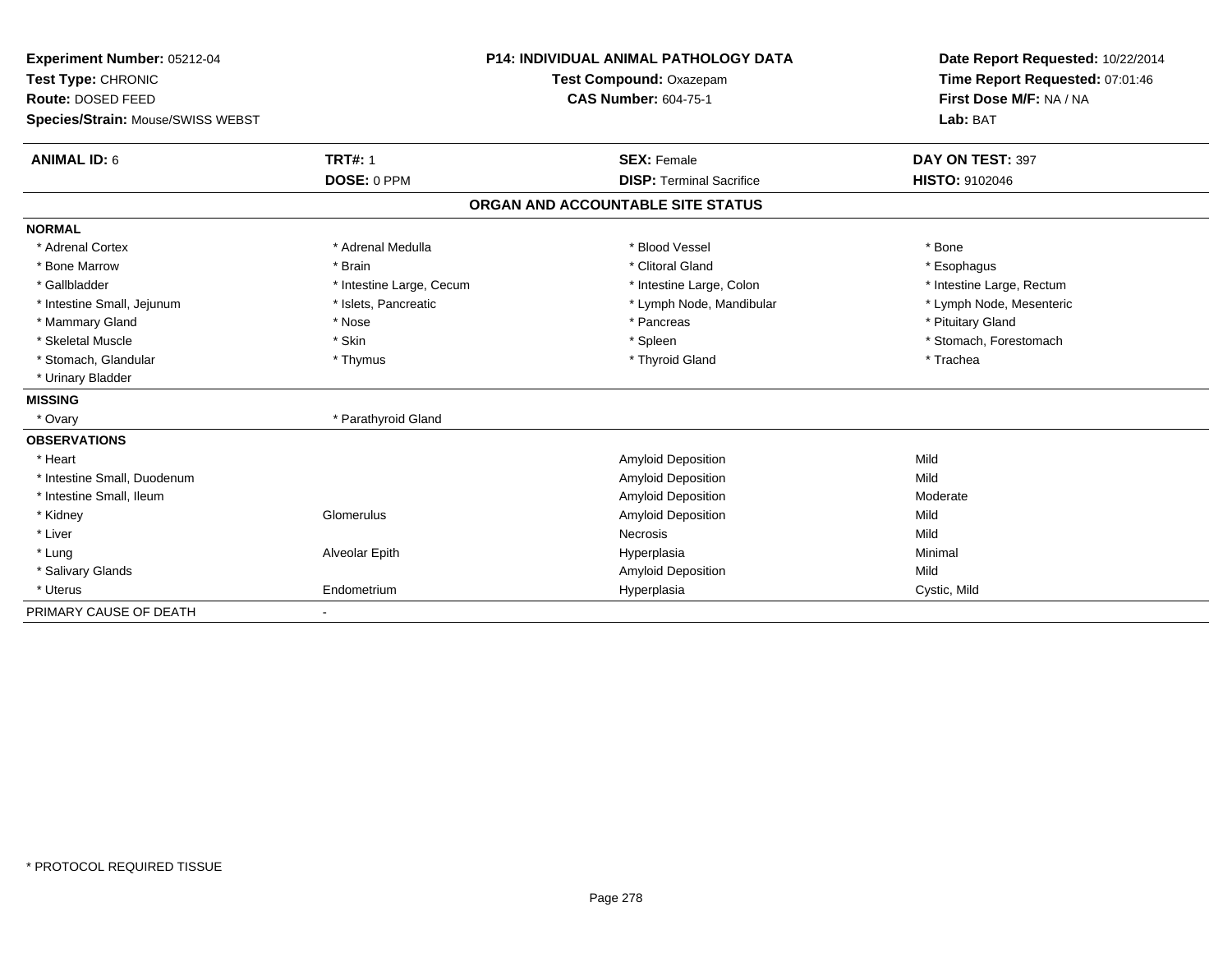**Experiment Number:** 05212-04
**Test Type:** CHRONIC
**Route:** DOSED FEED
**Species/Strain:** Mouse/SWISS WEBST

**P14: INDIVIDUAL ANIMAL PATHOLOGY DATA**
**Test Compound:** Oxazepam
**CAS Number:** 604-75-1

**Date Report Requested:** 10/22/2014
**Time Report Requested:** 07:01:46
**First Dose M/F:** NA / NA
**Lab:** BAT

| **ANIMAL ID:** 6 | **TRT#:** 1 | **SEX:** Female | **DAY ON TEST:** 397 |
|---|---|---|---|
| | **DOSE:** 0 PPM | **DISP:** Terminal Sacrifice | **HISTO:** 9102046 |

## ORGAN AND ACCOUNTABLE SITE STATUS

| | | | |
|---|---|---|---|
| **NORMAL** | | | |
| * Adrenal Cortex | * Adrenal Medulla | * Blood Vessel | * Bone |
| * Bone Marrow | * Brain | * Clitoral Gland | * Esophagus |
| * Gallbladder | * Intestine Large, Cecum | * Intestine Large, Colon | * Intestine Large, Rectum |
| * Intestine Small, Jejunum | * Islets, Pancreatic | * Lymph Node, Mandibular | * Lymph Node, Mesenteric |
| * Mammary Gland | * Nose | * Pancreas | * Pituitary Gland |
| * Skeletal Muscle | * Skin | * Spleen | * Stomach, Forestomach |
| * Stomach, Glandular | * Thymus | * Thyroid Gland | * Trachea |
| * Urinary Bladder | | | |
| **MISSING** | | | |
| * Ovary | * Parathyroid Gland | | |
| **OBSERVATIONS** | | | |
| * Heart | | Amyloid Deposition | Mild |
| * Intestine Small, Duodenum | | Amyloid Deposition | Mild |
| * Intestine Small, Ileum | | Amyloid Deposition | Moderate |
| * Kidney | Glomerulus | Amyloid Deposition | Mild |
| * Liver | | Necrosis | Mild |
| * Lung | Alveolar Epith | Hyperplasia | Minimal |
| * Salivary Glands | | Amyloid Deposition | Mild |
| * Uterus | Endometrium | Hyperplasia | Cystic, Mild |
| PRIMARY CAUSE OF DEATH | - | | |

\* PROTOCOL REQUIRED TISSUE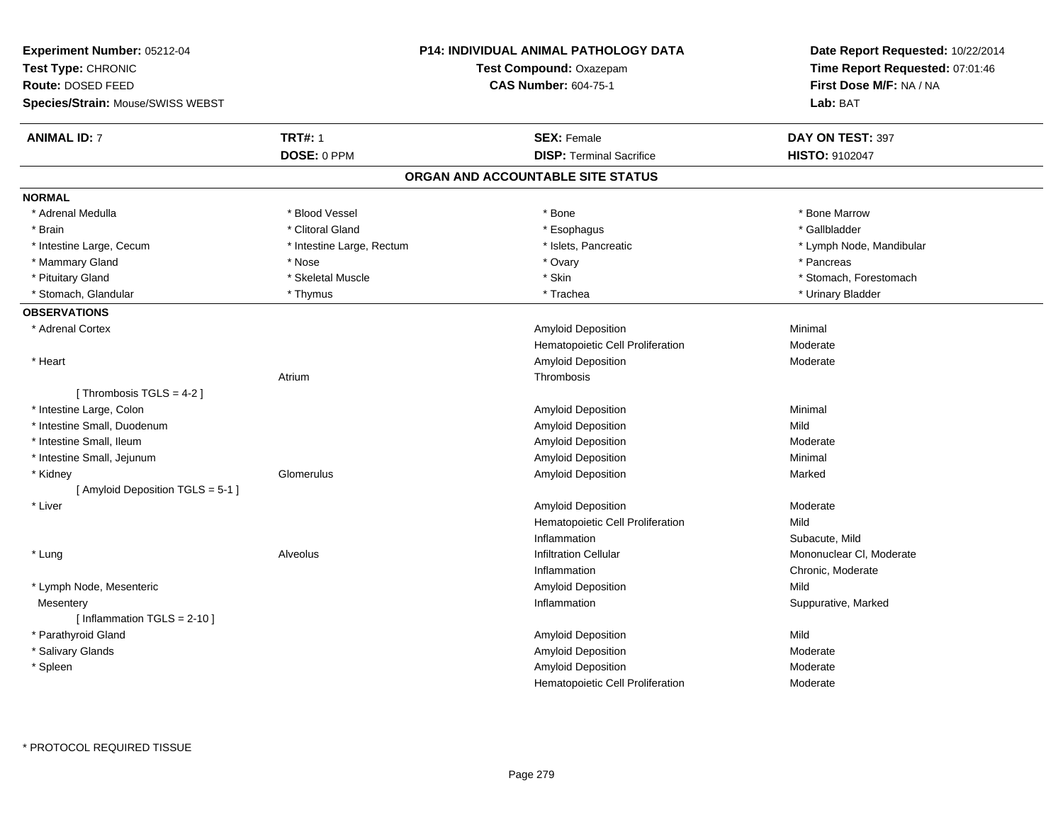**Experiment Number:** 05212-04
**Test Type:** CHRONIC
**Route:** DOSED FEED
**Species/Strain:** Mouse/SWISS WEBST

**P14: INDIVIDUAL ANIMAL PATHOLOGY DATA**
**Test Compound:** Oxazepam
**CAS Number:** 604-75-1

**Date Report Requested:** 10/22/2014
**Time Report Requested:** 07:01:46
**First Dose M/F:** NA / NA
**Lab:** BAT

| **ANIMAL ID:** 7 | **TRT#:** 1 | **SEX:** Female | **DAY ON TEST:** 397 |
|---|---|---|---|
| | **DOSE:** 0 PPM | **DISP:** Terminal Sacrifice | **HISTO:** 9102047 |

## ORGAN AND ACCOUNTABLE SITE STATUS

**NORMAL**

| | | | |
|---|---|---|---|
| * Adrenal Medulla | * Blood Vessel | * Bone | * Bone Marrow |
| * Brain | * Clitoral Gland | * Esophagus | * Gallbladder |
| * Intestine Large, Cecum | * Intestine Large, Rectum | * Islets, Pancreatic | * Lymph Node, Mandibular |
| * Mammary Gland | * Nose | * Ovary | * Pancreas |
| * Pituitary Gland | * Skeletal Muscle | * Skin | * Stomach, Forestomach |
| * Stomach, Glandular | * Thymus | * Trachea | * Urinary Bladder |

**OBSERVATIONS**

| | | | |
|---|---|---|---|
| * Adrenal Cortex | | Amyloid Deposition | Minimal |
| | | Hematopoietic Cell Proliferation | Moderate |
| * Heart | | Amyloid Deposition | Moderate |
| | Atrium | Thrombosis | |
| [ Thrombosis TGLS = 4-2 ] | | | |
| * Intestine Large, Colon | | Amyloid Deposition | Minimal |
| * Intestine Small, Duodenum | | Amyloid Deposition | Mild |
| * Intestine Small, Ileum | | Amyloid Deposition | Moderate |
| * Intestine Small, Jejunum | | Amyloid Deposition | Minimal |
| * Kidney | Glomerulus | Amyloid Deposition | Marked |
| [ Amyloid Deposition TGLS = 5-1 ] | | | |
| * Liver | | Amyloid Deposition | Moderate |
| | | Hematopoietic Cell Proliferation | Mild |
| | | Inflammation | Subacute, Mild |
| * Lung | Alveolus | Infiltration Cellular | Mononuclear Cl, Moderate |
| | | Inflammation | Chronic, Moderate |
| * Lymph Node, Mesenteric | | Amyloid Deposition | Mild |
| Mesentery | | Inflammation | Suppurative, Marked |
| [ Inflammation TGLS = 2-10 ] | | | |
| * Parathyroid Gland | | Amyloid Deposition | Mild |
| * Salivary Glands | | Amyloid Deposition | Moderate |
| * Spleen | | Amyloid Deposition | Moderate |
| | | Hematopoietic Cell Proliferation | Moderate |

* PROTOCOL REQUIRED TISSUE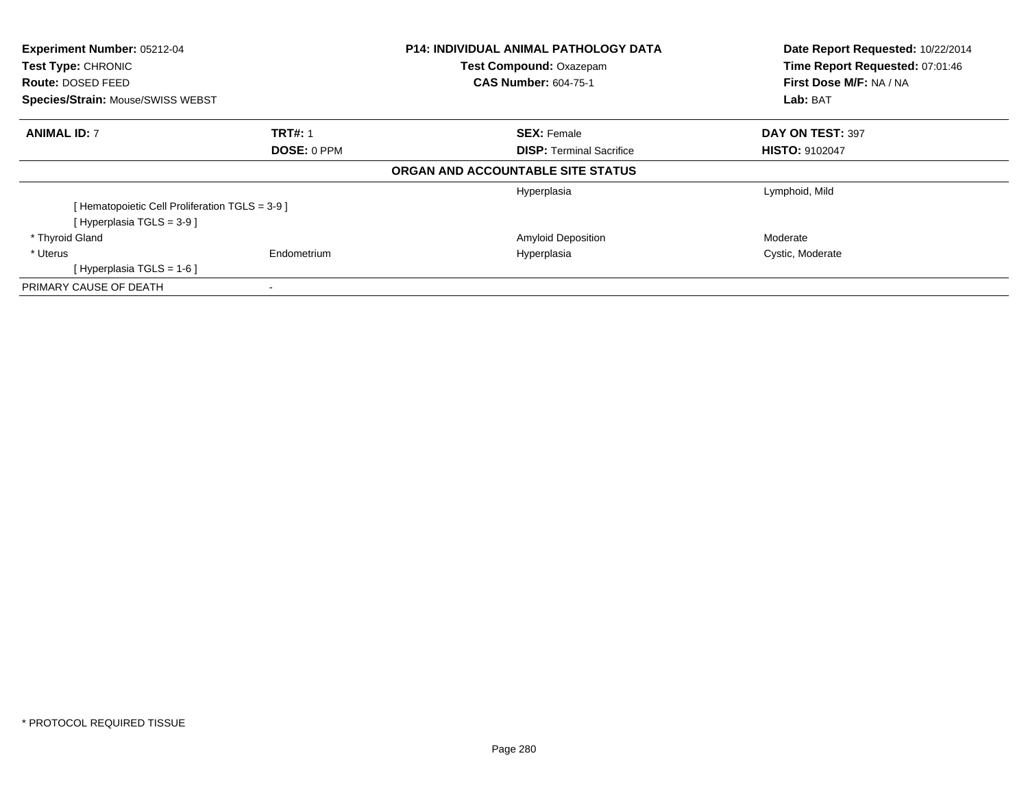| **Experiment Number:** 05212-04 | **P14: INDIVIDUAL ANIMAL PATHOLOGY DATA** | **Date Report Requested:** 10/22/2014 |
|---|---|---|
| **Test Type:** CHRONIC | **Test Compound:** Oxazepam | **Time Report Requested:** 07:01:46 |
| **Route:** DOSED FEED | **CAS Number:** 604-75-1 | **First Dose M/F:** NA / NA |
| **Species/Strain:** Mouse/SWISS WEBST | | **Lab:** BAT |

| **ANIMAL ID:** 7 | **TRT#:** 1 | **SEX:** Female | **DAY ON TEST:** 397 |
|---|---|---|---|
| | **DOSE:** 0 PPM | **DISP:** Terminal Sacrifice | **HISTO:** 9102047 |

**ORGAN AND ACCOUNTABLE SITE STATUS**

| | | | |
|---|---|---|---|
| | | Hyperplasia | Lymphoid, Mild |
| [ Hematopoietic Cell Proliferation TGLS = 3-9 ] | | | |
| [ Hyperplasia TGLS = 3-9 ] | | | |
| * Thyroid Gland | | Amyloid Deposition | Moderate |
| * Uterus | Endometrium | Hyperplasia | Cystic, Moderate |
| [ Hyperplasia TGLS = 1-6 ] | | | |
| PRIMARY CAUSE OF DEATH | - | | |

* PROTOCOL REQUIRED TISSUE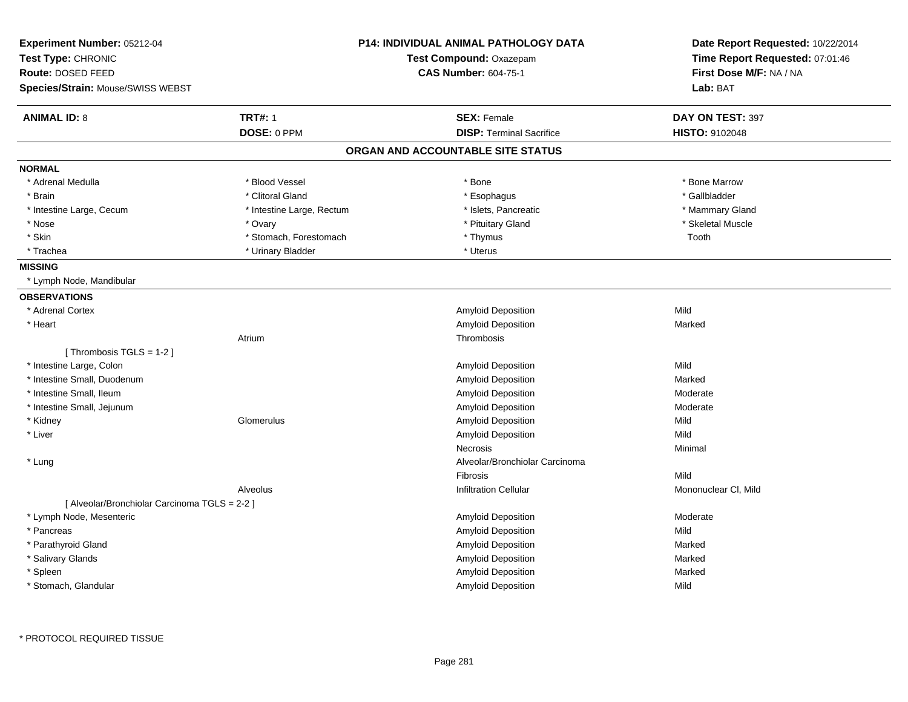**Experiment Number:** 05212-04
**Test Type:** CHRONIC
**Route:** DOSED FEED
**Species/Strain:** Mouse/SWISS WEBST

**P14: INDIVIDUAL ANIMAL PATHOLOGY DATA**
**Test Compound:** Oxazepam
**CAS Number:** 604-75-1

**Date Report Requested:** 10/22/2014
**Time Report Requested:** 07:01:46
**First Dose M/F:** NA / NA
**Lab:** BAT

| **ANIMAL ID:** 8 | **TRT#:** 1 | **SEX:** Female | **DAY ON TEST:** 397 |
|---|---|---|---|
| | **DOSE:** 0 PPM | **DISP:** Terminal Sacrifice | **HISTO:** 9102048 |

## ORGAN AND ACCOUNTABLE SITE STATUS

**NORMAL**

| | | | |
|---|---|---|---|
| * Adrenal Medulla | * Blood Vessel | * Bone | * Bone Marrow |
| * Brain | * Clitoral Gland | * Esophagus | * Gallbladder |
| * Intestine Large, Cecum | * Intestine Large, Rectum | * Islets, Pancreatic | * Mammary Gland |
| * Nose | * Ovary | * Pituitary Gland | * Skeletal Muscle |
| * Skin | * Stomach, Forestomach | * Thymus | Tooth |
| * Trachea | * Urinary Bladder | * Uterus | |

**MISSING**

* Lymph Node, Mandibular

**OBSERVATIONS**

| | | | |
|---|---|---|---|
| * Adrenal Cortex | | Amyloid Deposition | Mild |
| * Heart | | Amyloid Deposition | Marked |
| | Atrium | Thrombosis | |
| [ Thrombosis TGLS = 1-2 ] | | | |
| * Intestine Large, Colon | | Amyloid Deposition | Mild |
| * Intestine Small, Duodenum | | Amyloid Deposition | Marked |
| * Intestine Small, Ileum | | Amyloid Deposition | Moderate |
| * Intestine Small, Jejunum | | Amyloid Deposition | Moderate |
| * Kidney | Glomerulus | Amyloid Deposition | Mild |
| * Liver | | Amyloid Deposition | Mild |
| | | Necrosis | Minimal |
| * Lung | | Alveolar/Bronchiolar Carcinoma | |
| | | Fibrosis | Mild |
| | Alveolus | Infiltration Cellular | Mononuclear Cl, Mild |
| [ Alveolar/Bronchiolar Carcinoma TGLS = 2-2 ] | | | |
| * Lymph Node, Mesenteric | | Amyloid Deposition | Moderate |
| * Pancreas | | Amyloid Deposition | Mild |
| * Parathyroid Gland | | Amyloid Deposition | Marked |
| * Salivary Glands | | Amyloid Deposition | Marked |
| * Spleen | | Amyloid Deposition | Marked |
| * Stomach, Glandular | | Amyloid Deposition | Mild |

* PROTOCOL REQUIRED TISSUE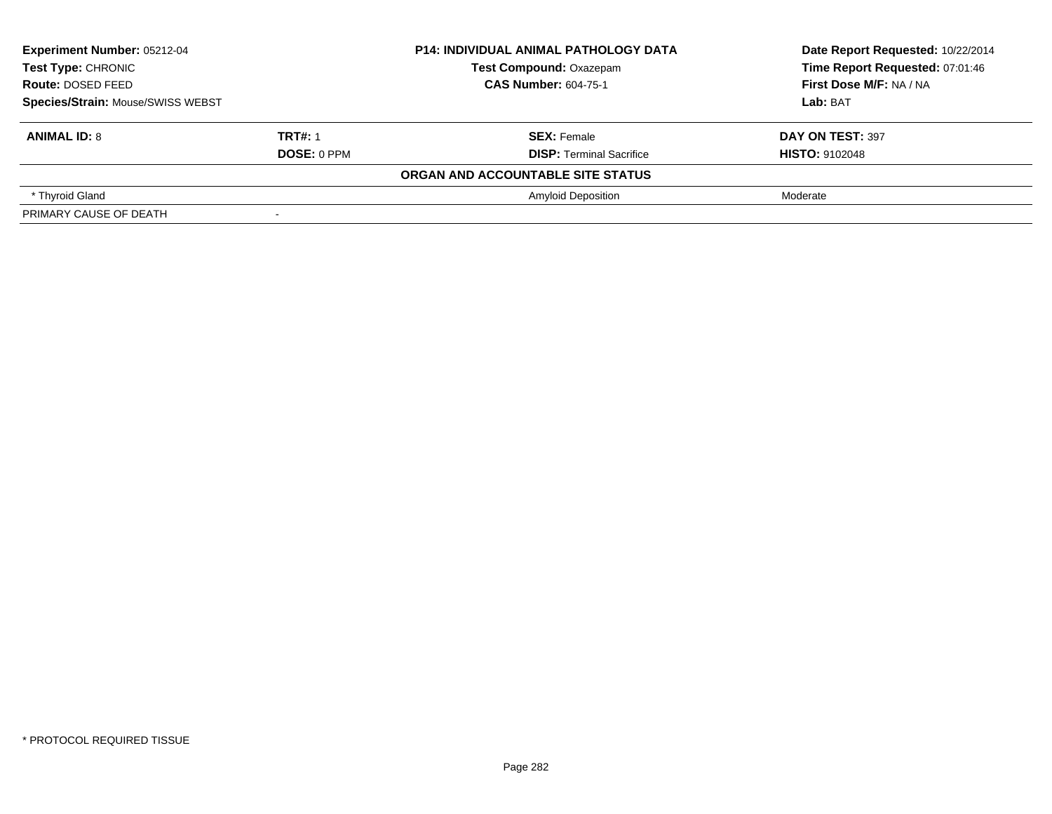| **Experiment Number:** 05212-04 | **P14: INDIVIDUAL ANIMAL PATHOLOGY DATA** | **Date Report Requested:** 10/22/2014 |
|---|---|---|
| **Test Type:** CHRONIC | **Test Compound:** Oxazepam | **Time Report Requested:** 07:01:46 |
| **Route:** DOSED FEED | **CAS Number:** 604-75-1 | **First Dose M/F:** NA / NA |
| **Species/Strain:** Mouse/SWISS WEBST | | **Lab:** BAT |

| **ANIMAL ID:** 8 | **TRT#:** 1 | **SEX:** Female | **DAY ON TEST:** 397 |
|---|---|---|---|
| | **DOSE:** 0 PPM | **DISP:** Terminal Sacrifice | **HISTO:** 9102048 |
| | | **ORGAN AND ACCOUNTABLE SITE STATUS** | |
| * Thyroid Gland | | Amyloid Deposition | Moderate |
| PRIMARY CAUSE OF DEATH | - | | |

* PROTOCOL REQUIRED TISSUE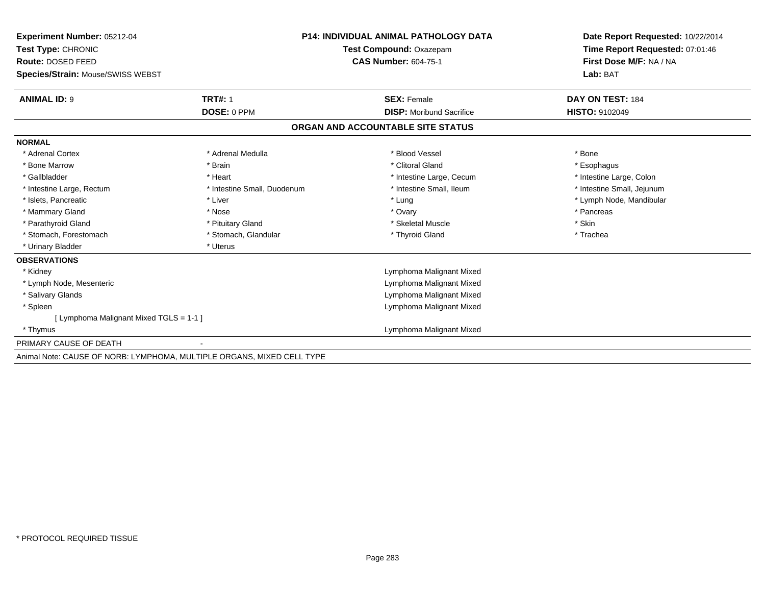**Experiment Number:** 05212-04
**Test Type:** CHRONIC
**Route:** DOSED FEED
**Species/Strain:** Mouse/SWISS WEBST

**P14: INDIVIDUAL ANIMAL PATHOLOGY DATA**
**Test Compound:** Oxazepam
**CAS Number:** 604-75-1

**Date Report Requested:** 10/22/2014
**Time Report Requested:** 07:01:46
**First Dose M/F:** NA / NA
**Lab:** BAT

| **ANIMAL ID:** 9 | **TRT#:** 1 | **SEX:** Female | **DAY ON TEST:** 184 |
|---|---|---|---|
| | **DOSE:** 0 PPM | **DISP:** Moribund Sacrifice | **HISTO:** 9102049 |

## ORGAN AND ACCOUNTABLE SITE STATUS

**NORMAL**

| | | | |
|---|---|---|---|
| * Adrenal Cortex | * Adrenal Medulla | * Blood Vessel | * Bone |
| * Bone Marrow | * Brain | * Clitoral Gland | * Esophagus |
| * Gallbladder | * Heart | * Intestine Large, Cecum | * Intestine Large, Colon |
| * Intestine Large, Rectum | * Intestine Small, Duodenum | * Intestine Small, Ileum | * Intestine Small, Jejunum |
| * Islets, Pancreatic | * Liver | * Lung | * Lymph Node, Mandibular |
| * Mammary Gland | * Nose | * Ovary | * Pancreas |
| * Parathyroid Gland | * Pituitary Gland | * Skeletal Muscle | * Skin |
| * Stomach, Forestomach | * Stomach, Glandular | * Thyroid Gland | * Trachea |
| * Urinary Bladder | * Uterus | | |

**OBSERVATIONS**

| | |
|---|---|
| * Kidney | Lymphoma Malignant Mixed |
| * Lymph Node, Mesenteric | Lymphoma Malignant Mixed |
| * Salivary Glands | Lymphoma Malignant Mixed |
| * Spleen | Lymphoma Malignant Mixed |
| [ Lymphoma Malignant Mixed TGLS = 1-1 ] | |
| * Thymus | Lymphoma Malignant Mixed |

PRIMARY CAUSE OF DEATH -

Animal Note: CAUSE OF NORB: LYMPHOMA, MULTIPLE ORGANS, MIXED CELL TYPE

* PROTOCOL REQUIRED TISSUE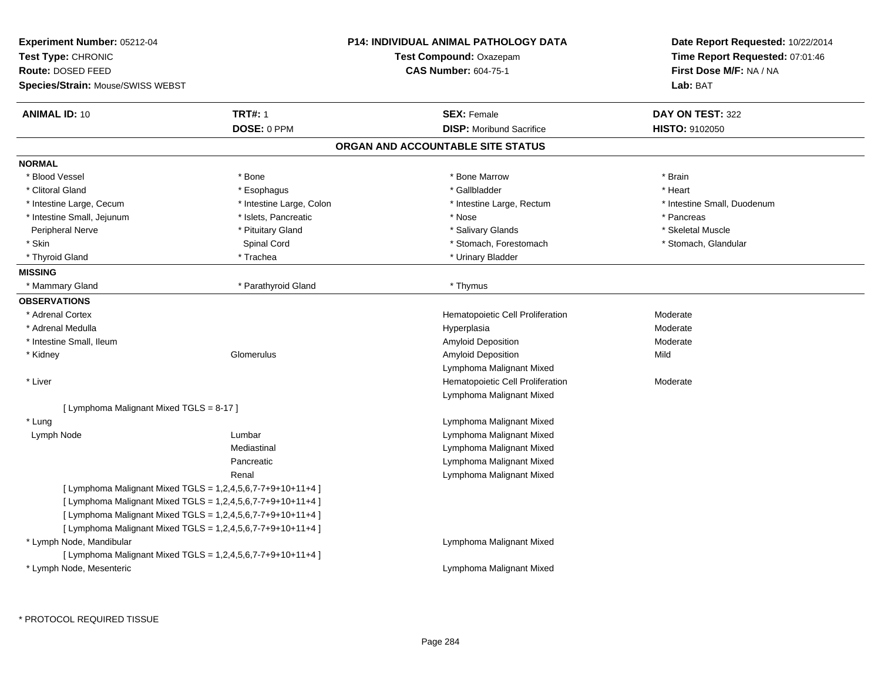**Experiment Number:** 05212-04
**Test Type:** CHRONIC
**Route:** DOSED FEED
**Species/Strain:** Mouse/SWISS WEBST

**P14: INDIVIDUAL ANIMAL PATHOLOGY DATA**
**Test Compound:** Oxazepam
**CAS Number:** 604-75-1

**Date Report Requested:** 10/22/2014
**Time Report Requested:** 07:01:46
**First Dose M/F:** NA / NA
**Lab:** BAT

| **ANIMAL ID:** 10 | **TRT#:** 1 | **SEX:** Female | **DAY ON TEST:** 322 |
|---|---|---|---|
| | **DOSE:** 0 PPM | **DISP:** Moribund Sacrifice | **HISTO:** 9102050 |

## ORGAN AND ACCOUNTABLE SITE STATUS

**NORMAL**

| | | | |
|---|---|---|---|
| * Blood Vessel | * Bone | * Bone Marrow | * Brain |
| * Clitoral Gland | * Esophagus | * Gallbladder | * Heart |
| * Intestine Large, Cecum | * Intestine Large, Colon | * Intestine Large, Rectum | * Intestine Small, Duodenum |
| * Intestine Small, Jejunum | * Islets, Pancreatic | * Nose | * Pancreas |
| Peripheral Nerve | * Pituitary Gland | * Salivary Glands | * Skeletal Muscle |
| * Skin | Spinal Cord | * Stomach, Forestomach | * Stomach, Glandular |
| * Thyroid Gland | * Trachea | * Urinary Bladder | |

**MISSING**

| | | |
|---|---|---|
| * Mammary Gland | * Parathyroid Gland | * Thymus |

**OBSERVATIONS**

| | | | |
|---|---|---|---|
| * Adrenal Cortex | | Hematopoietic Cell Proliferation | Moderate |
| * Adrenal Medulla | | Hyperplasia | Moderate |
| * Intestine Small, Ileum | | Amyloid Deposition | Moderate |
| * Kidney | Glomerulus | Amyloid Deposition | Mild |
| | | Lymphoma Malignant Mixed | |
| * Liver | | Hematopoietic Cell Proliferation | Moderate |
| | | Lymphoma Malignant Mixed | |
| [ Lymphoma Malignant Mixed TGLS = 8-17 ] | | | |
| * Lung | | Lymphoma Malignant Mixed | |
| Lymph Node | Lumbar | Lymphoma Malignant Mixed | |
| | Mediastinal | Lymphoma Malignant Mixed | |
| | Pancreatic | Lymphoma Malignant Mixed | |
| | Renal | Lymphoma Malignant Mixed | |
| [ Lymphoma Malignant Mixed TGLS = 1,2,4,5,6,7-7+9+10+11+4 ] | | | |
| [ Lymphoma Malignant Mixed TGLS = 1,2,4,5,6,7-7+9+10+11+4 ] | | | |
| [ Lymphoma Malignant Mixed TGLS = 1,2,4,5,6,7-7+9+10+11+4 ] | | | |
| [ Lymphoma Malignant Mixed TGLS = 1,2,4,5,6,7-7+9+10+11+4 ] | | | |
| * Lymph Node, Mandibular | | Lymphoma Malignant Mixed | |
| [ Lymphoma Malignant Mixed TGLS = 1,2,4,5,6,7-7+9+10+11+4 ] | | | |
| * Lymph Node, Mesenteric | | Lymphoma Malignant Mixed | |

* PROTOCOL REQUIRED TISSUE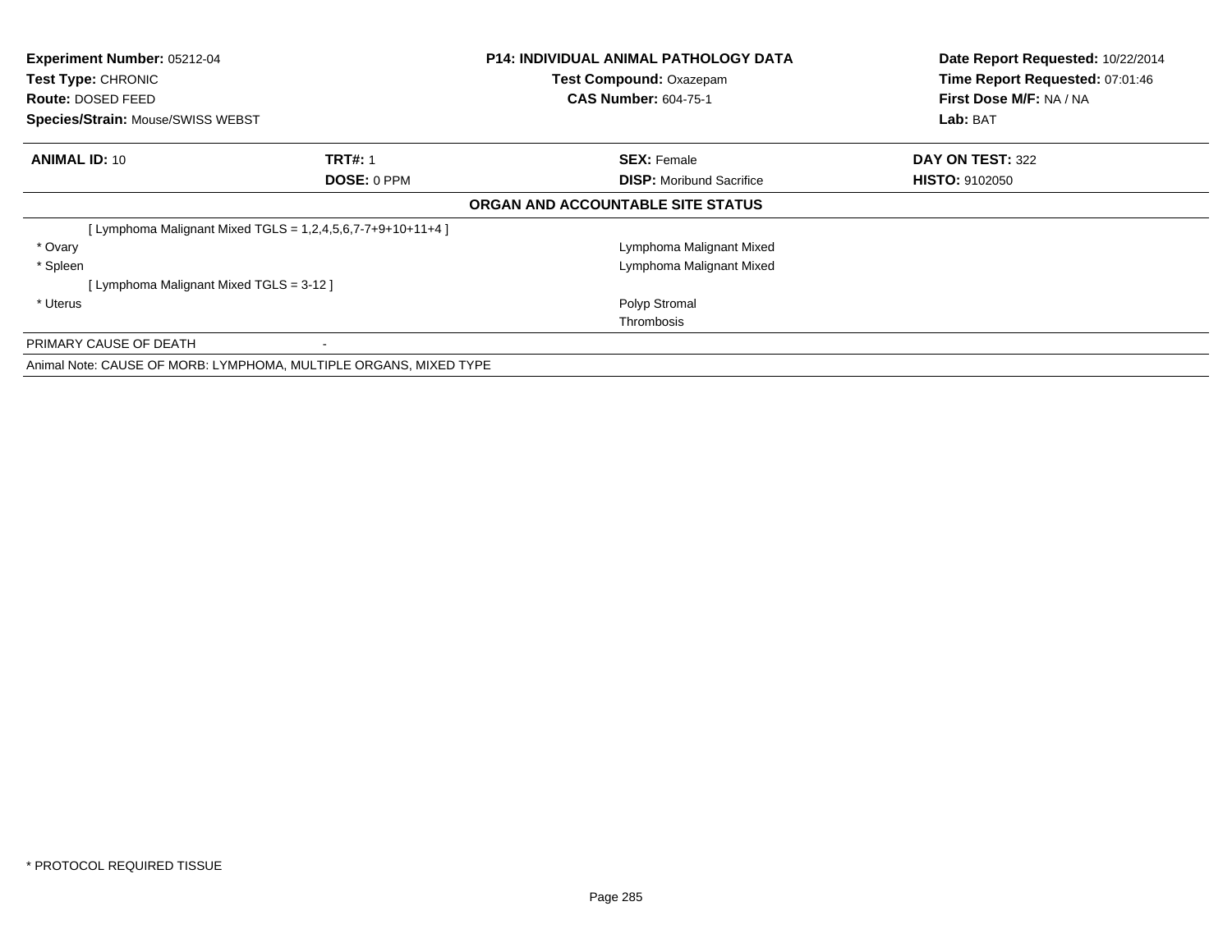**Experiment Number:** 05212-04
**Test Type:** CHRONIC
**Route:** DOSED FEED
**Species/Strain:** Mouse/SWISS WEBST

**P14: INDIVIDUAL ANIMAL PATHOLOGY DATA**
**Test Compound:** Oxazepam
**CAS Number:** 604-75-1

**Date Report Requested:** 10/22/2014
**Time Report Requested:** 07:01:46
**First Dose M/F:** NA / NA
**Lab:** BAT

| **ANIMAL ID:** 10 | **TRT#:** 1 | **SEX:** Female | **DAY ON TEST:** 322 |
|---|---|---|---|
| | **DOSE:** 0 PPM | **DISP:** Moribund Sacrifice | **HISTO:** 9102050 |

**ORGAN AND ACCOUNTABLE SITE STATUS**

| | |
|---|---|
| [ Lymphoma Malignant Mixed TGLS = 1,2,4,5,6,7-7+9+10+11+4 ] | |
| * Ovary | Lymphoma Malignant Mixed |
| * Spleen | Lymphoma Malignant Mixed |
| [ Lymphoma Malignant Mixed TGLS = 3-12 ] | |
| * Uterus | Polyp Stromal |
| | Thrombosis |

PRIMARY CAUSE OF DEATH -

Animal Note: CAUSE OF MORB: LYMPHOMA, MULTIPLE ORGANS, MIXED TYPE

* PROTOCOL REQUIRED TISSUE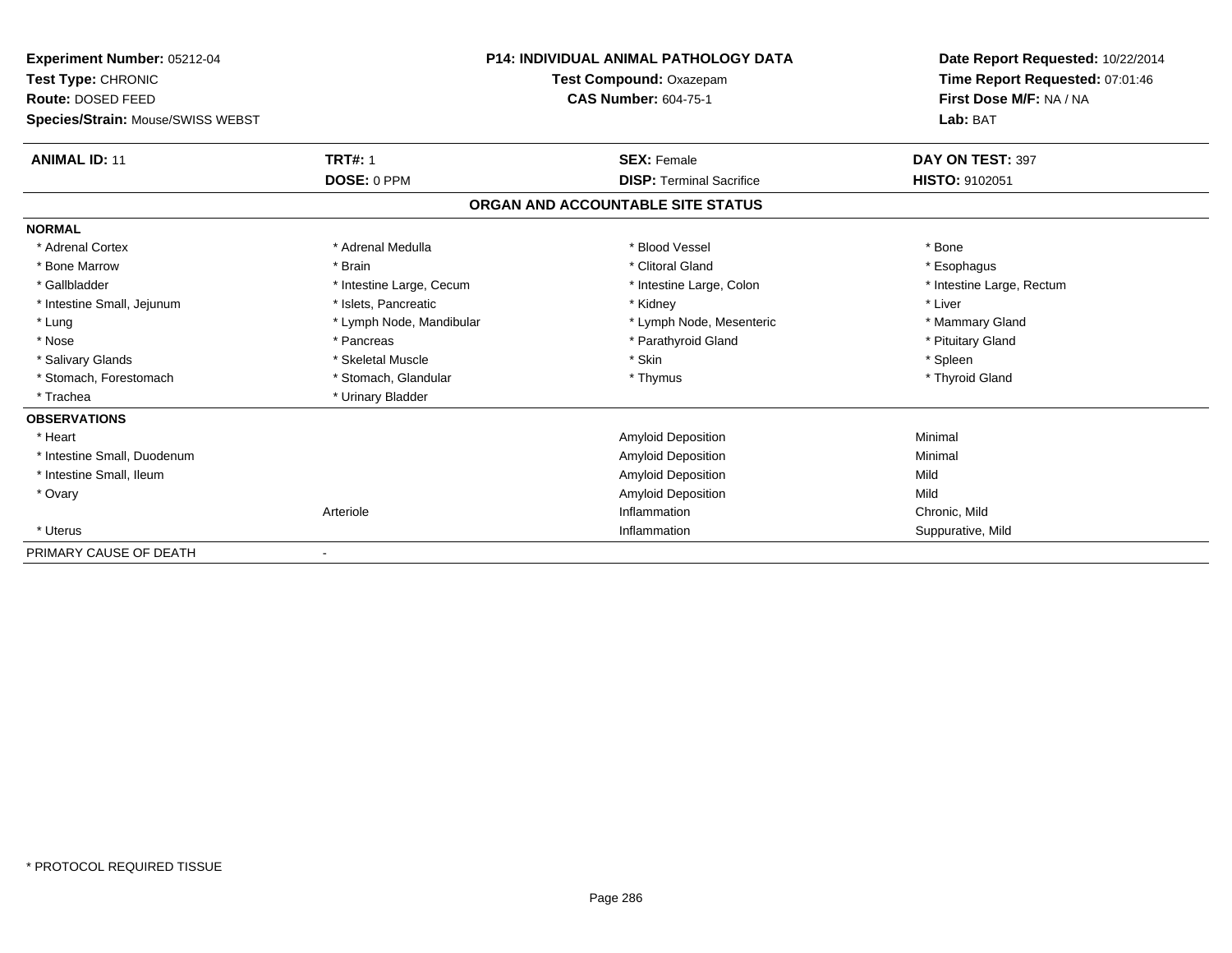**Experiment Number:** 05212-04
**Test Type:** CHRONIC
**Route:** DOSED FEED
**Species/Strain:** Mouse/SWISS WEBST

**P14: INDIVIDUAL ANIMAL PATHOLOGY DATA**
**Test Compound:** Oxazepam
**CAS Number:** 604-75-1

**Date Report Requested:** 10/22/2014
**Time Report Requested:** 07:01:46
**First Dose M/F:** NA / NA
**Lab:** BAT

| **ANIMAL ID:** 11 | **TRT#:** 1 | **SEX:** Female | **DAY ON TEST:** 397 |
|---|---|---|---|
| | **DOSE:** 0 PPM | **DISP:** Terminal Sacrifice | **HISTO:** 9102051 |

## ORGAN AND ACCOUNTABLE SITE STATUS

| | | | |
|---|---|---|---|
| **NORMAL** | | | |
| * Adrenal Cortex | * Adrenal Medulla | * Blood Vessel | * Bone |
| * Bone Marrow | * Brain | * Clitoral Gland | * Esophagus |
| * Gallbladder | * Intestine Large, Cecum | * Intestine Large, Colon | * Intestine Large, Rectum |
| * Intestine Small, Jejunum | * Islets, Pancreatic | * Kidney | * Liver |
| * Lung | * Lymph Node, Mandibular | * Lymph Node, Mesenteric | * Mammary Gland |
| * Nose | * Pancreas | * Parathyroid Gland | * Pituitary Gland |
| * Salivary Glands | * Skeletal Muscle | * Skin | * Spleen |
| * Stomach, Forestomach | * Stomach, Glandular | * Thymus | * Thyroid Gland |
| * Trachea | * Urinary Bladder | | |
| **OBSERVATIONS** | | | |
| * Heart | | Amyloid Deposition | Minimal |
| * Intestine Small, Duodenum | | Amyloid Deposition | Minimal |
| * Intestine Small, Ileum | | Amyloid Deposition | Mild |
| * Ovary | | Amyloid Deposition | Mild |
| | Arteriole | Inflammation | Chronic, Mild |
| * Uterus | | Inflammation | Suppurative, Mild |
| PRIMARY CAUSE OF DEATH | - | | |

* PROTOCOL REQUIRED TISSUE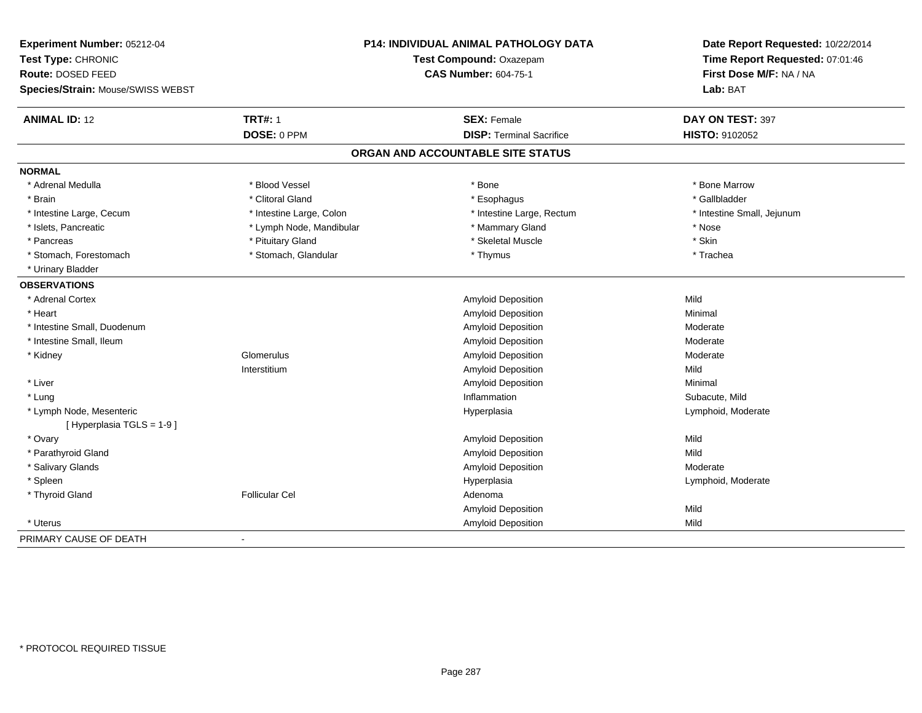**Experiment Number:** 05212-04
**Test Type:** CHRONIC
**Route:** DOSED FEED
**Species/Strain:** Mouse/SWISS WEBST

**P14: INDIVIDUAL ANIMAL PATHOLOGY DATA**
**Test Compound:** Oxazepam
**CAS Number:** 604-75-1

**Date Report Requested:** 10/22/2014
**Time Report Requested:** 07:01:46
**First Dose M/F:** NA / NA
**Lab:** BAT

| **ANIMAL ID:** 12 | **TRT#:** 1 | **SEX:** Female | **DAY ON TEST:** 397 |
|---|---|---|---|
| | **DOSE:** 0 PPM | **DISP:** Terminal Sacrifice | **HISTO:** 9102052 |

## ORGAN AND ACCOUNTABLE SITE STATUS

**NORMAL**

| | | | |
|---|---|---|---|
| * Adrenal Medulla | * Blood Vessel | * Bone | * Bone Marrow |
| * Brain | * Clitoral Gland | * Esophagus | * Gallbladder |
| * Intestine Large, Cecum | * Intestine Large, Colon | * Intestine Large, Rectum | * Intestine Small, Jejunum |
| * Islets, Pancreatic | * Lymph Node, Mandibular | * Mammary Gland | * Nose |
| * Pancreas | * Pituitary Gland | * Skeletal Muscle | * Skin |
| * Stomach, Forestomach | * Stomach, Glandular | * Thymus | * Trachea |
| * Urinary Bladder | | | |

**OBSERVATIONS**

| | | | |
|---|---|---|---|
| * Adrenal Cortex | | Amyloid Deposition | Mild |
| * Heart | | Amyloid Deposition | Minimal |
| * Intestine Small, Duodenum | | Amyloid Deposition | Moderate |
| * Intestine Small, Ileum | | Amyloid Deposition | Moderate |
| * Kidney | Glomerulus | Amyloid Deposition | Moderate |
| | Interstitium | Amyloid Deposition | Mild |
| * Liver | | Amyloid Deposition | Minimal |
| * Lung | | Inflammation | Subacute, Mild |
| * Lymph Node, Mesenteric | | Hyperplasia | Lymphoid, Moderate |
| [ Hyperplasia TGLS = 1-9 ] | | | |
| * Ovary | | Amyloid Deposition | Mild |
| * Parathyroid Gland | | Amyloid Deposition | Mild |
| * Salivary Glands | | Amyloid Deposition | Moderate |
| * Spleen | | Hyperplasia | Lymphoid, Moderate |
| * Thyroid Gland | Follicular Cel | Adenoma | |
| | | Amyloid Deposition | Mild |
| * Uterus | | Amyloid Deposition | Mild |

PRIMARY CAUSE OF DEATH -

* PROTOCOL REQUIRED TISSUE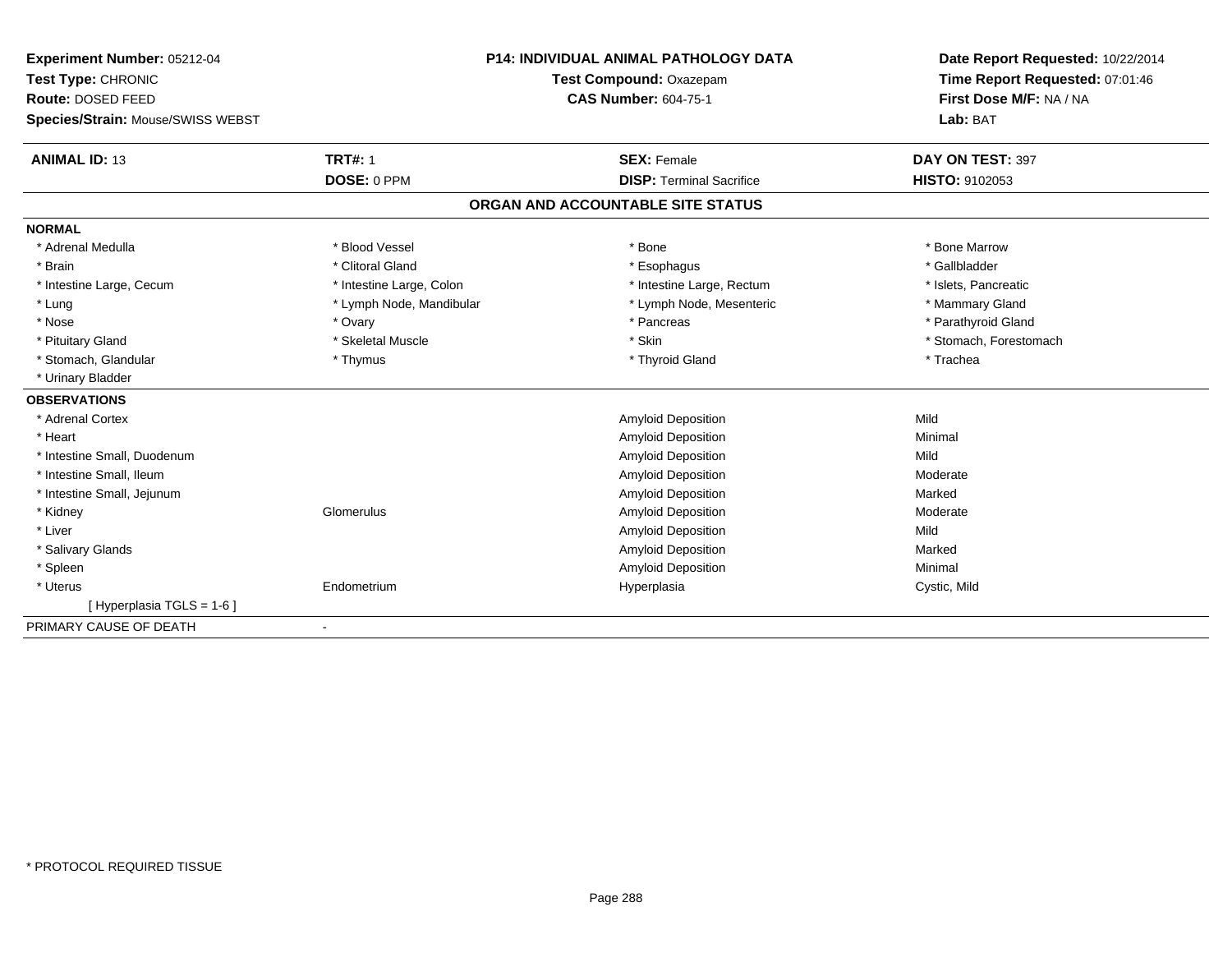**Experiment Number:** 05212-04
**Test Type:** CHRONIC
**Route:** DOSED FEED
**Species/Strain:** Mouse/SWISS WEBST

**P14: INDIVIDUAL ANIMAL PATHOLOGY DATA**
**Test Compound:** Oxazepam
**CAS Number:** 604-75-1

**Date Report Requested:** 10/22/2014
**Time Report Requested:** 07:01:46
**First Dose M/F:** NA / NA
**Lab:** BAT

| **ANIMAL ID:** 13 | **TRT#:** 1 | **SEX:** Female | **DAY ON TEST:** 397 |
|---|---|---|---|
| | **DOSE:** 0 PPM | **DISP:** Terminal Sacrifice | **HISTO:** 9102053 |

## ORGAN AND ACCOUNTABLE SITE STATUS

**NORMAL**

| | | | |
|---|---|---|---|
| * Adrenal Medulla | * Blood Vessel | * Bone | * Bone Marrow |
| * Brain | * Clitoral Gland | * Esophagus | * Gallbladder |
| * Intestine Large, Cecum | * Intestine Large, Colon | * Intestine Large, Rectum | * Islets, Pancreatic |
| * Lung | * Lymph Node, Mandibular | * Lymph Node, Mesenteric | * Mammary Gland |
| * Nose | * Ovary | * Pancreas | * Parathyroid Gland |
| * Pituitary Gland | * Skeletal Muscle | * Skin | * Stomach, Forestomach |
| * Stomach, Glandular | * Thymus | * Thyroid Gland | * Trachea |
| * Urinary Bladder | | | |

**OBSERVATIONS**

| | | | |
|---|---|---|---|
| * Adrenal Cortex | | Amyloid Deposition | Mild |
| * Heart | | Amyloid Deposition | Minimal |
| * Intestine Small, Duodenum | | Amyloid Deposition | Mild |
| * Intestine Small, Ileum | | Amyloid Deposition | Moderate |
| * Intestine Small, Jejunum | | Amyloid Deposition | Marked |
| * Kidney | Glomerulus | Amyloid Deposition | Moderate |
| * Liver | | Amyloid Deposition | Mild |
| * Salivary Glands | | Amyloid Deposition | Marked |
| * Spleen | | Amyloid Deposition | Minimal |
| * Uterus | Endometrium | Hyperplasia | Cystic, Mild |
| [ Hyperplasia TGLS = 1-6 ] | | | |

PRIMARY CAUSE OF DEATH -

* PROTOCOL REQUIRED TISSUE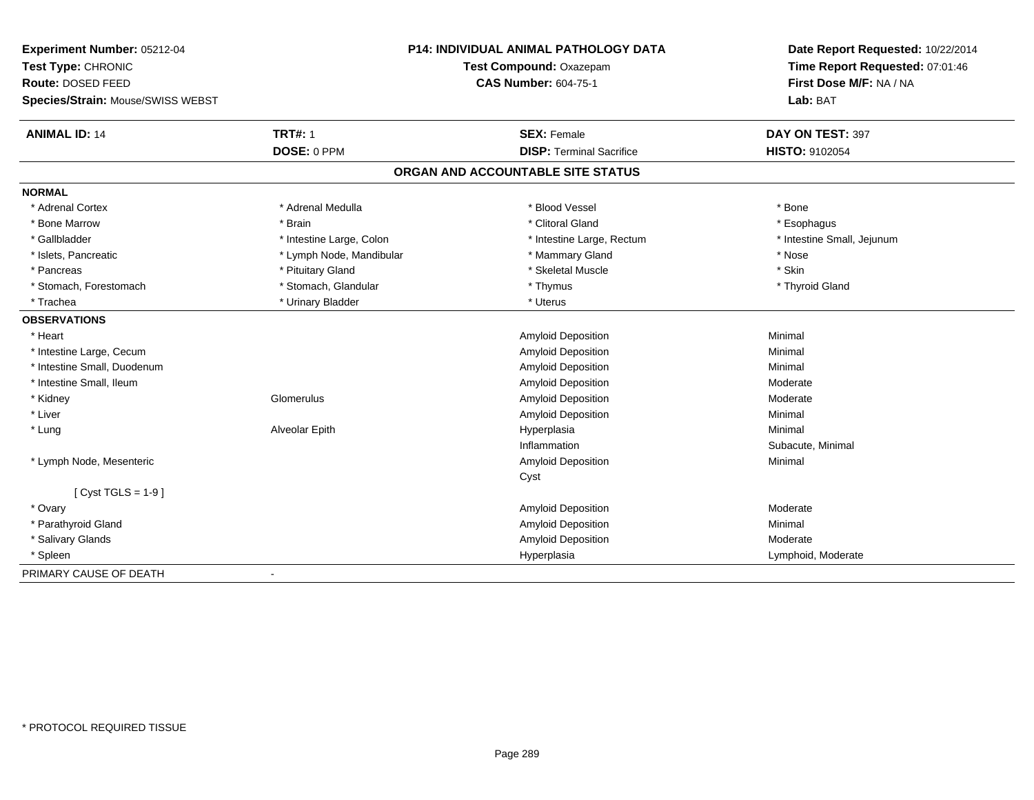**Experiment Number:** 05212-04
**Test Type:** CHRONIC
**Route:** DOSED FEED
**Species/Strain:** Mouse/SWISS WEBST

**P14: INDIVIDUAL ANIMAL PATHOLOGY DATA**
**Test Compound:** Oxazepam
**CAS Number:** 604-75-1

**Date Report Requested:** 10/22/2014
**Time Report Requested:** 07:01:46
**First Dose M/F:** NA / NA
**Lab:** BAT

| **ANIMAL ID:** 14 | **TRT#:** 1 | **SEX:** Female | **DAY ON TEST:** 397 |
|---|---|---|---|
| | **DOSE:** 0 PPM | **DISP:** Terminal Sacrifice | **HISTO:** 9102054 |

## ORGAN AND ACCOUNTABLE SITE STATUS

| | | | |
|---|---|---|---|
| **NORMAL** | | | |
| * Adrenal Cortex | * Adrenal Medulla | * Blood Vessel | * Bone |
| * Bone Marrow | * Brain | * Clitoral Gland | * Esophagus |
| * Gallbladder | * Intestine Large, Colon | * Intestine Large, Rectum | * Intestine Small, Jejunum |
| * Islets, Pancreatic | * Lymph Node, Mandibular | * Mammary Gland | * Nose |
| * Pancreas | * Pituitary Gland | * Skeletal Muscle | * Skin |
| * Stomach, Forestomach | * Stomach, Glandular | * Thymus | * Thyroid Gland |
| * Trachea | * Urinary Bladder | * Uterus | |
| **OBSERVATIONS** | | | |
| * Heart | | Amyloid Deposition | Minimal |
| * Intestine Large, Cecum | | Amyloid Deposition | Minimal |
| * Intestine Small, Duodenum | | Amyloid Deposition | Minimal |
| * Intestine Small, Ileum | | Amyloid Deposition | Moderate |
| * Kidney | Glomerulus | Amyloid Deposition | Moderate |
| * Liver | | Amyloid Deposition | Minimal |
| * Lung | Alveolar Epith | Hyperplasia | Minimal |
| | | Inflammation | Subacute, Minimal |
| * Lymph Node, Mesenteric | | Amyloid Deposition | Minimal |
| | | Cyst | |
| [ Cyst TGLS = 1-9 ] | | | |
| * Ovary | | Amyloid Deposition | Moderate |
| * Parathyroid Gland | | Amyloid Deposition | Minimal |
| * Salivary Glands | | Amyloid Deposition | Moderate |
| * Spleen | | Hyperplasia | Lymphoid, Moderate |
| PRIMARY CAUSE OF DEATH | - | | |

* PROTOCOL REQUIRED TISSUE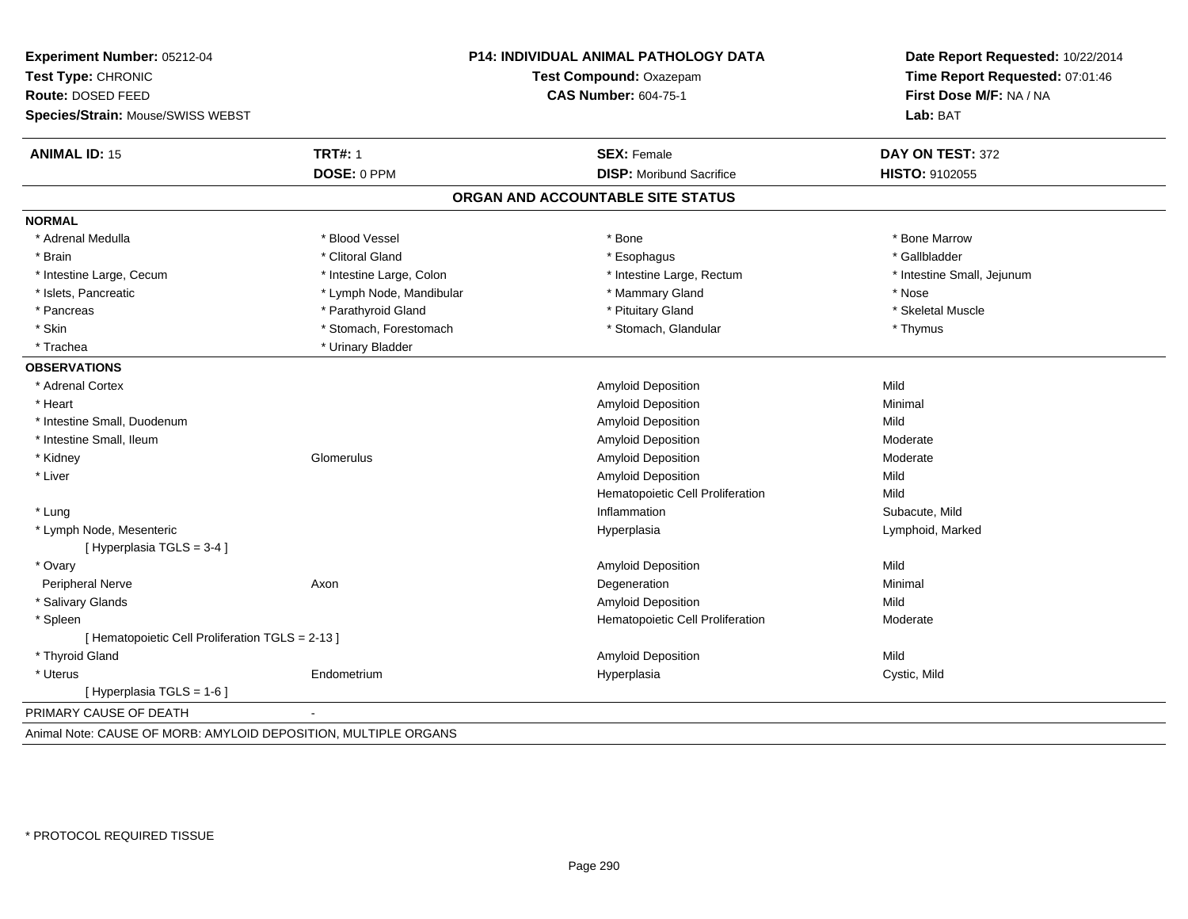**Experiment Number:** 05212-04
**Test Type:** CHRONIC
**Route:** DOSED FEED
**Species/Strain:** Mouse/SWISS WEBST

**P14: INDIVIDUAL ANIMAL PATHOLOGY DATA**
**Test Compound:** Oxazepam
**CAS Number:** 604-75-1

**Date Report Requested:** 10/22/2014
**Time Report Requested:** 07:01:46
**First Dose M/F:** NA / NA
**Lab:** BAT

| **ANIMAL ID:** 15 | **TRT#:** 1 | **SEX:** Female | **DAY ON TEST:** 372 |
|---|---|---|---|
| | **DOSE:** 0 PPM | **DISP:** Moribund Sacrifice | **HISTO:** 9102055 |

## ORGAN AND ACCOUNTABLE SITE STATUS

**NORMAL**

| | | | |
|---|---|---|---|
| * Adrenal Medulla | * Blood Vessel | * Bone | * Bone Marrow |
| * Brain | * Clitoral Gland | * Esophagus | * Gallbladder |
| * Intestine Large, Cecum | * Intestine Large, Colon | * Intestine Large, Rectum | * Intestine Small, Jejunum |
| * Islets, Pancreatic | * Lymph Node, Mandibular | * Mammary Gland | * Nose |
| * Pancreas | * Parathyroid Gland | * Pituitary Gland | * Skeletal Muscle |
| * Skin | * Stomach, Forestomach | * Stomach, Glandular | * Thymus |
| * Trachea | * Urinary Bladder | | |

**OBSERVATIONS**

| | | | |
|---|---|---|---|
| * Adrenal Cortex | | Amyloid Deposition | Mild |
| * Heart | | Amyloid Deposition | Minimal |
| * Intestine Small, Duodenum | | Amyloid Deposition | Mild |
| * Intestine Small, Ileum | | Amyloid Deposition | Moderate |
| * Kidney | Glomerulus | Amyloid Deposition | Moderate |
| * Liver | | Amyloid Deposition | Mild |
| | | Hematopoietic Cell Proliferation | Mild |
| * Lung | | Inflammation | Subacute, Mild |
| * Lymph Node, Mesenteric | | Hyperplasia | Lymphoid, Marked |
| [ Hyperplasia TGLS = 3-4 ] | | | |
| * Ovary | | Amyloid Deposition | Mild |
| Peripheral Nerve | Axon | Degeneration | Minimal |
| * Salivary Glands | | Amyloid Deposition | Mild |
| * Spleen | | Hematopoietic Cell Proliferation | Moderate |
| [ Hematopoietic Cell Proliferation TGLS = 2-13 ] | | | |
| * Thyroid Gland | | Amyloid Deposition | Mild |
| * Uterus | Endometrium | Hyperplasia | Cystic, Mild |
| [ Hyperplasia TGLS = 1-6 ] | | | |

PRIMARY CAUSE OF DEATH -

Animal Note: CAUSE OF MORB: AMYLOID DEPOSITION, MULTIPLE ORGANS

* PROTOCOL REQUIRED TISSUE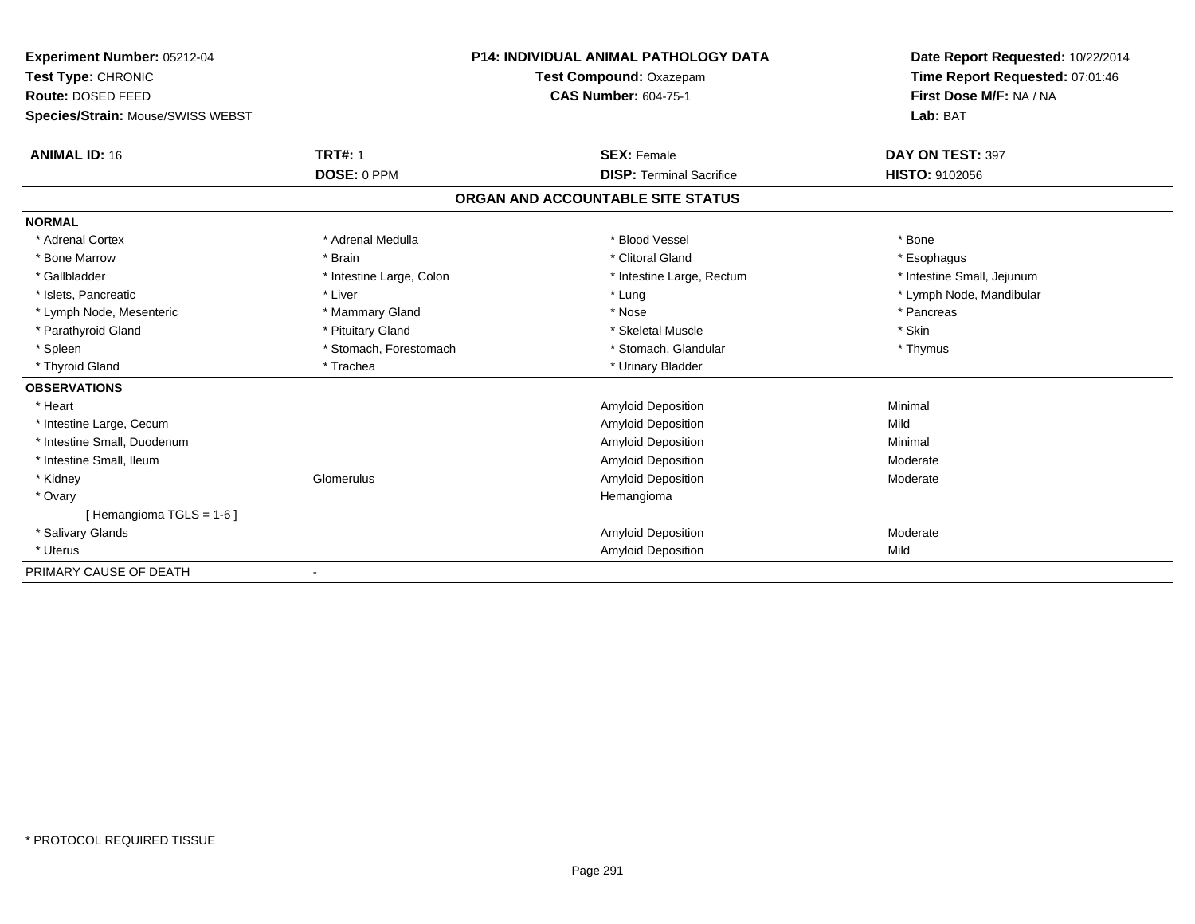**Experiment Number:** 05212-04
**Test Type:** CHRONIC
**Route:** DOSED FEED
**Species/Strain:** Mouse/SWISS WEBST

**P14: INDIVIDUAL ANIMAL PATHOLOGY DATA**
**Test Compound:** Oxazepam
**CAS Number:** 604-75-1

**Date Report Requested:** 10/22/2014
**Time Report Requested:** 07:01:46
**First Dose M/F:** NA / NA
**Lab:** BAT

| **ANIMAL ID:** 16 | **TRT#:** 1 | **SEX:** Female | **DAY ON TEST:** 397 |
|---|---|---|---|
| | **DOSE:** 0 PPM | **DISP:** Terminal Sacrifice | **HISTO:** 9102056 |

## ORGAN AND ACCOUNTABLE SITE STATUS

**NORMAL**

| | | | |
|---|---|---|---|
| * Adrenal Cortex | * Adrenal Medulla | * Blood Vessel | * Bone |
| * Bone Marrow | * Brain | * Clitoral Gland | * Esophagus |
| * Gallbladder | * Intestine Large, Colon | * Intestine Large, Rectum | * Intestine Small, Jejunum |
| * Islets, Pancreatic | * Liver | * Lung | * Lymph Node, Mandibular |
| * Lymph Node, Mesenteric | * Mammary Gland | * Nose | * Pancreas |
| * Parathyroid Gland | * Pituitary Gland | * Skeletal Muscle | * Skin |
| * Spleen | * Stomach, Forestomach | * Stomach, Glandular | * Thymus |
| * Thyroid Gland | * Trachea | * Urinary Bladder | |

**OBSERVATIONS**

| | | | |
|---|---|---|---|
| * Heart | | Amyloid Deposition | Minimal |
| * Intestine Large, Cecum | | Amyloid Deposition | Mild |
| * Intestine Small, Duodenum | | Amyloid Deposition | Minimal |
| * Intestine Small, Ileum | | Amyloid Deposition | Moderate |
| * Kidney | Glomerulus | Amyloid Deposition | Moderate |
| * Ovary | | Hemangioma | |
| [ Hemangioma TGLS = 1-6 ] | | | |
| * Salivary Glands | | Amyloid Deposition | Moderate |
| * Uterus | | Amyloid Deposition | Mild |

PRIMARY CAUSE OF DEATH -

* PROTOCOL REQUIRED TISSUE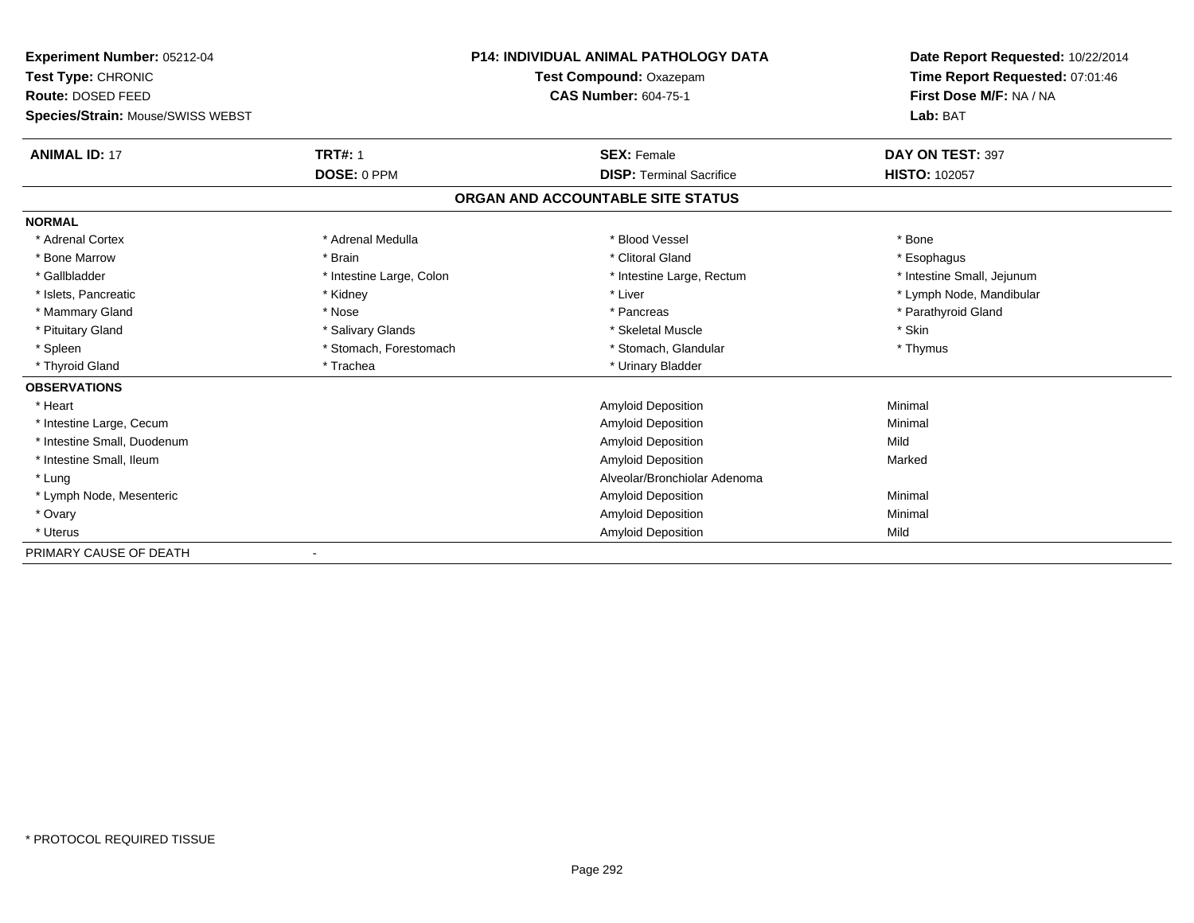**Experiment Number:** 05212-04
**Test Type:** CHRONIC
**Route:** DOSED FEED
**Species/Strain:** Mouse/SWISS WEBST

**P14: INDIVIDUAL ANIMAL PATHOLOGY DATA**
**Test Compound:** Oxazepam
**CAS Number:** 604-75-1

**Date Report Requested:** 10/22/2014
**Time Report Requested:** 07:01:46
**First Dose M/F:** NA / NA
**Lab:** BAT

| **ANIMAL ID:** 17 | **TRT#:** 1 | **SEX:** Female | **DAY ON TEST:** 397 |
|---|---|---|---|
| | **DOSE:** 0 PPM | **DISP:** Terminal Sacrifice | **HISTO:** 102057 |

## ORGAN AND ACCOUNTABLE SITE STATUS

**NORMAL**

| | | | |
|---|---|---|---|
| * Adrenal Cortex | * Adrenal Medulla | * Blood Vessel | * Bone |
| * Bone Marrow | * Brain | * Clitoral Gland | * Esophagus |
| * Gallbladder | * Intestine Large, Colon | * Intestine Large, Rectum | * Intestine Small, Jejunum |
| * Islets, Pancreatic | * Kidney | * Liver | * Lymph Node, Mandibular |
| * Mammary Gland | * Nose | * Pancreas | * Parathyroid Gland |
| * Pituitary Gland | * Salivary Glands | * Skeletal Muscle | * Skin |
| * Spleen | * Stomach, Forestomach | * Stomach, Glandular | * Thymus |
| * Thyroid Gland | * Trachea | * Urinary Bladder | |

**OBSERVATIONS**

| | | |
|---|---|---|
| * Heart | Amyloid Deposition | Minimal |
| * Intestine Large, Cecum | Amyloid Deposition | Minimal |
| * Intestine Small, Duodenum | Amyloid Deposition | Mild |
| * Intestine Small, Ileum | Amyloid Deposition | Marked |
| * Lung | Alveolar/Bronchiolar Adenoma | |
| * Lymph Node, Mesenteric | Amyloid Deposition | Minimal |
| * Ovary | Amyloid Deposition | Minimal |
| * Uterus | Amyloid Deposition | Mild |

PRIMARY CAUSE OF DEATH -

* PROTOCOL REQUIRED TISSUE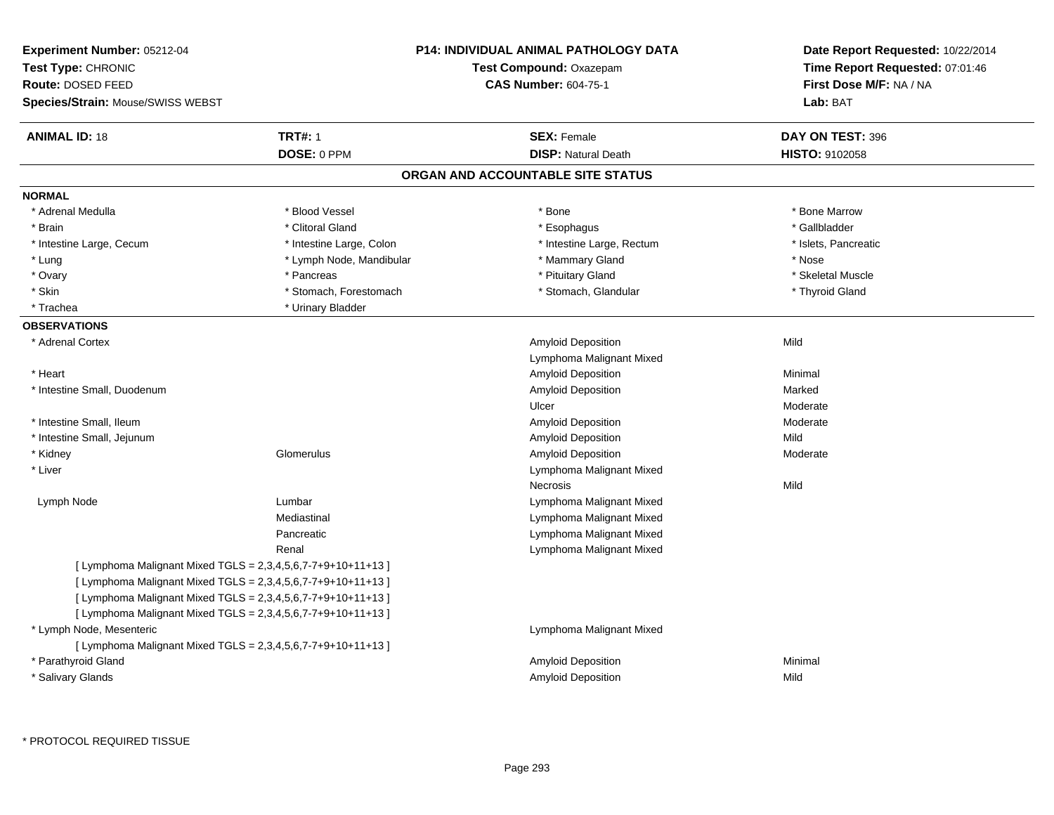**Experiment Number:** 05212-04
**Test Type:** CHRONIC
**Route:** DOSED FEED
**Species/Strain:** Mouse/SWISS WEBST

**P14: INDIVIDUAL ANIMAL PATHOLOGY DATA**
**Test Compound:** Oxazepam
**CAS Number:** 604-75-1

**Date Report Requested:** 10/22/2014
**Time Report Requested:** 07:01:46
**First Dose M/F:** NA / NA
**Lab:** BAT

| **ANIMAL ID:** 18 | **TRT#:** 1 | **SEX:** Female | **DAY ON TEST:** 396 |
|---|---|---|---|
| | **DOSE:** 0 PPM | **DISP:** Natural Death | **HISTO:** 9102058 |

## ORGAN AND ACCOUNTABLE SITE STATUS

**NORMAL**

| | | | |
|---|---|---|---|
| * Adrenal Medulla | * Blood Vessel | * Bone | * Bone Marrow |
| * Brain | * Clitoral Gland | * Esophagus | * Gallbladder |
| * Intestine Large, Cecum | * Intestine Large, Colon | * Intestine Large, Rectum | * Islets, Pancreatic |
| * Lung | * Lymph Node, Mandibular | * Mammary Gland | * Nose |
| * Ovary | * Pancreas | * Pituitary Gland | * Skeletal Muscle |
| * Skin | * Stomach, Forestomach | * Stomach, Glandular | * Thyroid Gland |
| * Trachea | * Urinary Bladder | | |

**OBSERVATIONS**

| Organ | Site | Observation | Severity |
|---|---|---|---|
| * Adrenal Cortex | | Amyloid Deposition | Mild |
| | | Lymphoma Malignant Mixed | |
| * Heart | | Amyloid Deposition | Minimal |
| * Intestine Small, Duodenum | | Amyloid Deposition | Marked |
| | | Ulcer | Moderate |
| * Intestine Small, Ileum | | Amyloid Deposition | Moderate |
| * Intestine Small, Jejunum | | Amyloid Deposition | Mild |
| * Kidney | Glomerulus | Amyloid Deposition | Moderate |
| * Liver | | Lymphoma Malignant Mixed | |
| | | Necrosis | Mild |
| Lymph Node | Lumbar | Lymphoma Malignant Mixed | |
| | Mediastinal | Lymphoma Malignant Mixed | |
| | Pancreatic | Lymphoma Malignant Mixed | |
| | Renal | Lymphoma Malignant Mixed | |
| [ Lymphoma Malignant Mixed TGLS = 2,3,4,5,6,7-7+9+10+11+13 ] | | | |
| [ Lymphoma Malignant Mixed TGLS = 2,3,4,5,6,7-7+9+10+11+13 ] | | | |
| [ Lymphoma Malignant Mixed TGLS = 2,3,4,5,6,7-7+9+10+11+13 ] | | | |
| [ Lymphoma Malignant Mixed TGLS = 2,3,4,5,6,7-7+9+10+11+13 ] | | | |
| * Lymph Node, Mesenteric | | Lymphoma Malignant Mixed | |
| [ Lymphoma Malignant Mixed TGLS = 2,3,4,5,6,7-7+9+10+11+13 ] | | | |
| * Parathyroid Gland | | Amyloid Deposition | Minimal |
| * Salivary Glands | | Amyloid Deposition | Mild |

* PROTOCOL REQUIRED TISSUE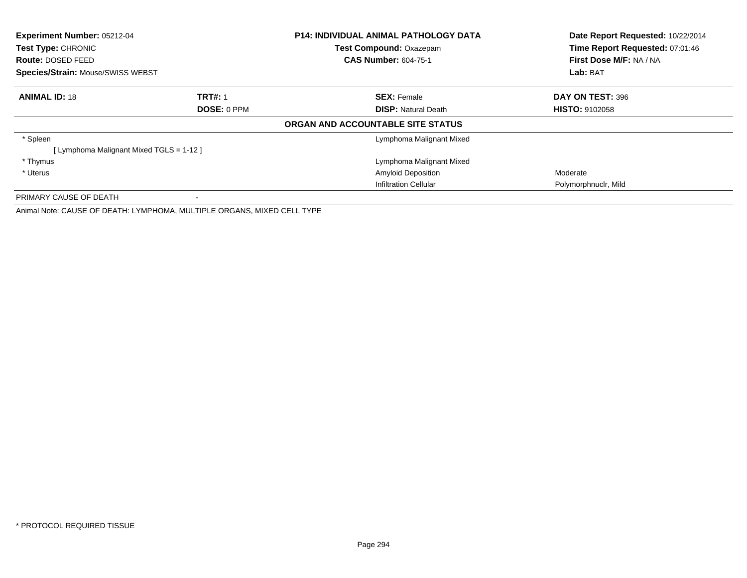**Experiment Number:** 05212-04
**Test Type:** CHRONIC
**Route:** DOSED FEED
**Species/Strain:** Mouse/SWISS WEBST

**P14: INDIVIDUAL ANIMAL PATHOLOGY DATA**
**Test Compound:** Oxazepam
**CAS Number:** 604-75-1

**Date Report Requested:** 10/22/2014
**Time Report Requested:** 07:01:46
**First Dose M/F:** NA / NA
**Lab:** BAT

| **ANIMAL ID:** 18 | **TRT#:** 1 | **SEX:** Female | **DAY ON TEST:** 396 |
|---|---|---|---|
| | **DOSE:** 0 PPM | **DISP:** Natural Death | **HISTO:** 9102058 |

**ORGAN AND ACCOUNTABLE SITE STATUS**

| | | | |
|---|---|---|---|
| * Spleen | | Lymphoma Malignant Mixed | |
| [ Lymphoma Malignant Mixed TGLS = 1-12 ] | | | |
| * Thymus | | Lymphoma Malignant Mixed | |
| * Uterus | | Amyloid Deposition | Moderate |
| | | Infiltration Cellular | Polymorphnuclr, Mild |
| PRIMARY CAUSE OF DEATH | - | | |

Animal Note: CAUSE OF DEATH: LYMPHOMA, MULTIPLE ORGANS, MIXED CELL TYPE

* PROTOCOL REQUIRED TISSUE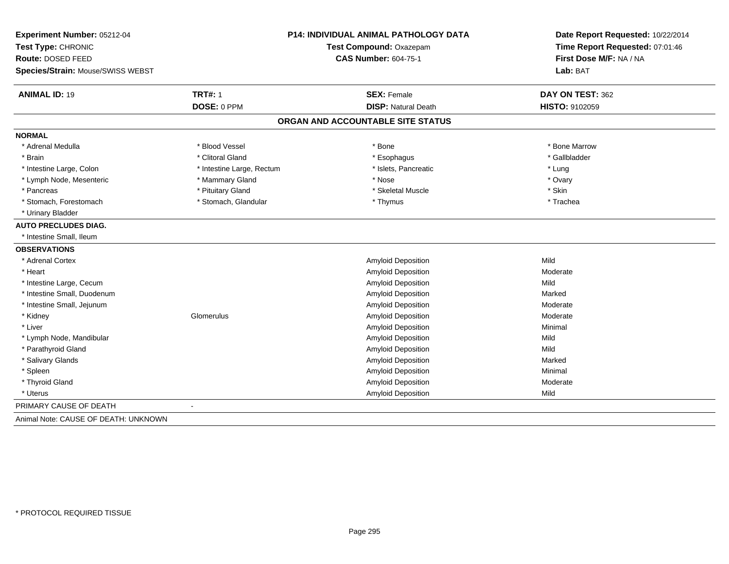**Experiment Number:** 05212-04
**Test Type:** CHRONIC
**Route:** DOSED FEED
**Species/Strain:** Mouse/SWISS WEBST

**P14: INDIVIDUAL ANIMAL PATHOLOGY DATA**
**Test Compound:** Oxazepam
**CAS Number:** 604-75-1

**Date Report Requested:** 10/22/2014
**Time Report Requested:** 07:01:46
**First Dose M/F:** NA / NA
**Lab:** BAT

| **ANIMAL ID:** 19 | **TRT#:** 1 | **SEX:** Female | **DAY ON TEST:** 362 |
|---|---|---|---|
| | **DOSE:** 0 PPM | **DISP:** Natural Death | **HISTO:** 9102059 |

## ORGAN AND ACCOUNTABLE SITE STATUS

**NORMAL**

| | | | |
|---|---|---|---|
| * Adrenal Medulla | * Blood Vessel | * Bone | * Bone Marrow |
| * Brain | * Clitoral Gland | * Esophagus | * Gallbladder |
| * Intestine Large, Colon | * Intestine Large, Rectum | * Islets, Pancreatic | * Lung |
| * Lymph Node, Mesenteric | * Mammary Gland | * Nose | * Ovary |
| * Pancreas | * Pituitary Gland | * Skeletal Muscle | * Skin |
| * Stomach, Forestomach | * Stomach, Glandular | * Thymus | * Trachea |
| * Urinary Bladder | | | |

**AUTO PRECLUDES DIAG.**

* Intestine Small, Ileum

**OBSERVATIONS**

| | | | |
|---|---|---|---|
| * Adrenal Cortex | | Amyloid Deposition | Mild |
| * Heart | | Amyloid Deposition | Moderate |
| * Intestine Large, Cecum | | Amyloid Deposition | Mild |
| * Intestine Small, Duodenum | | Amyloid Deposition | Marked |
| * Intestine Small, Jejunum | | Amyloid Deposition | Moderate |
| * Kidney | Glomerulus | Amyloid Deposition | Moderate |
| * Liver | | Amyloid Deposition | Minimal |
| * Lymph Node, Mandibular | | Amyloid Deposition | Mild |
| * Parathyroid Gland | | Amyloid Deposition | Mild |
| * Salivary Glands | | Amyloid Deposition | Marked |
| * Spleen | | Amyloid Deposition | Minimal |
| * Thyroid Gland | | Amyloid Deposition | Moderate |
| * Uterus | | Amyloid Deposition | Mild |

PRIMARY CAUSE OF DEATH -

Animal Note: CAUSE OF DEATH: UNKNOWN

* PROTOCOL REQUIRED TISSUE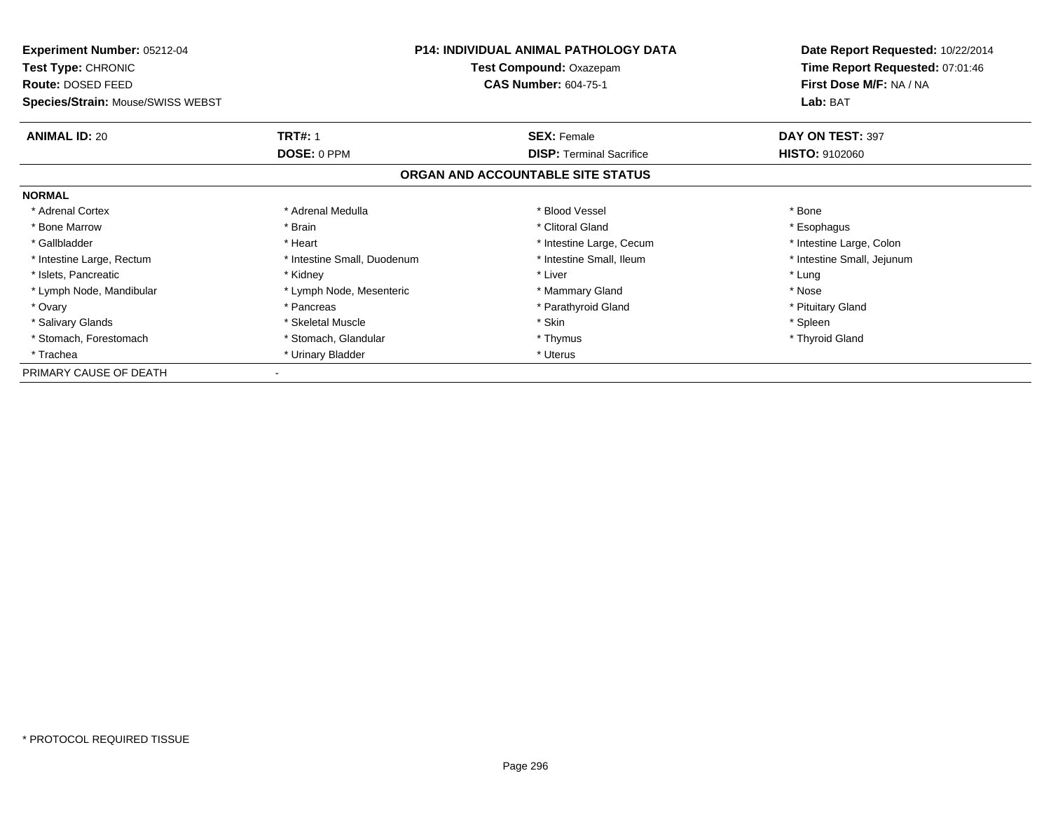**Experiment Number:** 05212-04
**Test Type:** CHRONIC
**Route:** DOSED FEED
**Species/Strain:** Mouse/SWISS WEBST

**P14: INDIVIDUAL ANIMAL PATHOLOGY DATA**
**Test Compound:** Oxazepam
**CAS Number:** 604-75-1

**Date Report Requested:** 10/22/2014
**Time Report Requested:** 07:01:46
**First Dose M/F:** NA / NA
**Lab:** BAT

| **ANIMAL ID:** 20 | **TRT#:** 1 | **SEX:** Female | **DAY ON TEST:** 397 |
|---|---|---|---|
| | **DOSE:** 0 PPM | **DISP:** Terminal Sacrifice | **HISTO:** 9102060 |

**ORGAN AND ACCOUNTABLE SITE STATUS**

**NORMAL**

| | | | |
|---|---|---|---|
| * Adrenal Cortex | * Adrenal Medulla | * Blood Vessel | * Bone |
| * Bone Marrow | * Brain | * Clitoral Gland | * Esophagus |
| * Gallbladder | * Heart | * Intestine Large, Cecum | * Intestine Large, Colon |
| * Intestine Large, Rectum | * Intestine Small, Duodenum | * Intestine Small, Ileum | * Intestine Small, Jejunum |
| * Islets, Pancreatic | * Kidney | * Liver | * Lung |
| * Lymph Node, Mandibular | * Lymph Node, Mesenteric | * Mammary Gland | * Nose |
| * Ovary | * Pancreas | * Parathyroid Gland | * Pituitary Gland |
| * Salivary Glands | * Skeletal Muscle | * Skin | * Spleen |
| * Stomach, Forestomach | * Stomach, Glandular | * Thymus | * Thyroid Gland |
| * Trachea | * Urinary Bladder | * Uterus | |

PRIMARY CAUSE OF DEATH -

* PROTOCOL REQUIRED TISSUE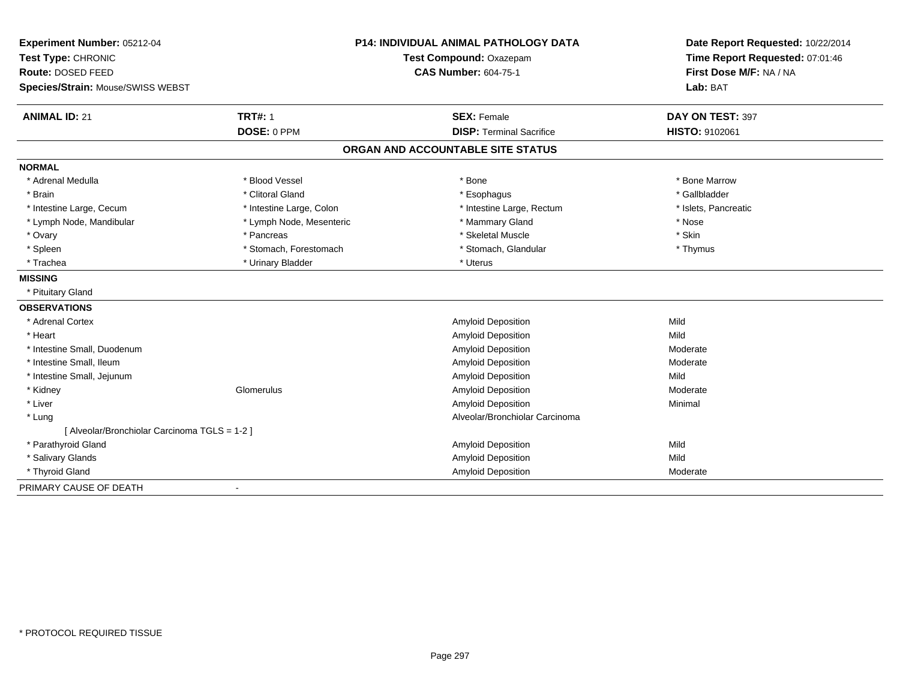**Experiment Number:** 05212-04
**Test Type:** CHRONIC
**Route:** DOSED FEED
**Species/Strain:** Mouse/SWISS WEBST

**P14: INDIVIDUAL ANIMAL PATHOLOGY DATA**
**Test Compound:** Oxazepam
**CAS Number:** 604-75-1

**Date Report Requested:** 10/22/2014
**Time Report Requested:** 07:01:46
**First Dose M/F:** NA / NA
**Lab:** BAT

| **ANIMAL ID:** 21 | **TRT#:** 1 | **SEX:** Female | **DAY ON TEST:** 397 |
|---|---|---|---|
| | **DOSE:** 0 PPM | **DISP:** Terminal Sacrifice | **HISTO:** 9102061 |

## ORGAN AND ACCOUNTABLE SITE STATUS

**NORMAL**

| | | | |
|---|---|---|---|
| * Adrenal Medulla | * Blood Vessel | * Bone | * Bone Marrow |
| * Brain | * Clitoral Gland | * Esophagus | * Gallbladder |
| * Intestine Large, Cecum | * Intestine Large, Colon | * Intestine Large, Rectum | * Islets, Pancreatic |
| * Lymph Node, Mandibular | * Lymph Node, Mesenteric | * Mammary Gland | * Nose |
| * Ovary | * Pancreas | * Skeletal Muscle | * Skin |
| * Spleen | * Stomach, Forestomach | * Stomach, Glandular | * Thymus |
| * Trachea | * Urinary Bladder | * Uterus | |

**MISSING**

* Pituitary Gland

**OBSERVATIONS**

| | | | |
|---|---|---|---|
| * Adrenal Cortex | | Amyloid Deposition | Mild |
| * Heart | | Amyloid Deposition | Mild |
| * Intestine Small, Duodenum | | Amyloid Deposition | Moderate |
| * Intestine Small, Ileum | | Amyloid Deposition | Moderate |
| * Intestine Small, Jejunum | | Amyloid Deposition | Mild |
| * Kidney | Glomerulus | Amyloid Deposition | Moderate |
| * Liver | | Amyloid Deposition | Minimal |
| * Lung | | Alveolar/Bronchiolar Carcinoma | |
| [ Alveolar/Bronchiolar Carcinoma TGLS = 1-2 ] | | | |
| * Parathyroid Gland | | Amyloid Deposition | Mild |
| * Salivary Glands | | Amyloid Deposition | Mild |
| * Thyroid Gland | | Amyloid Deposition | Moderate |

PRIMARY CAUSE OF DEATH -

* PROTOCOL REQUIRED TISSUE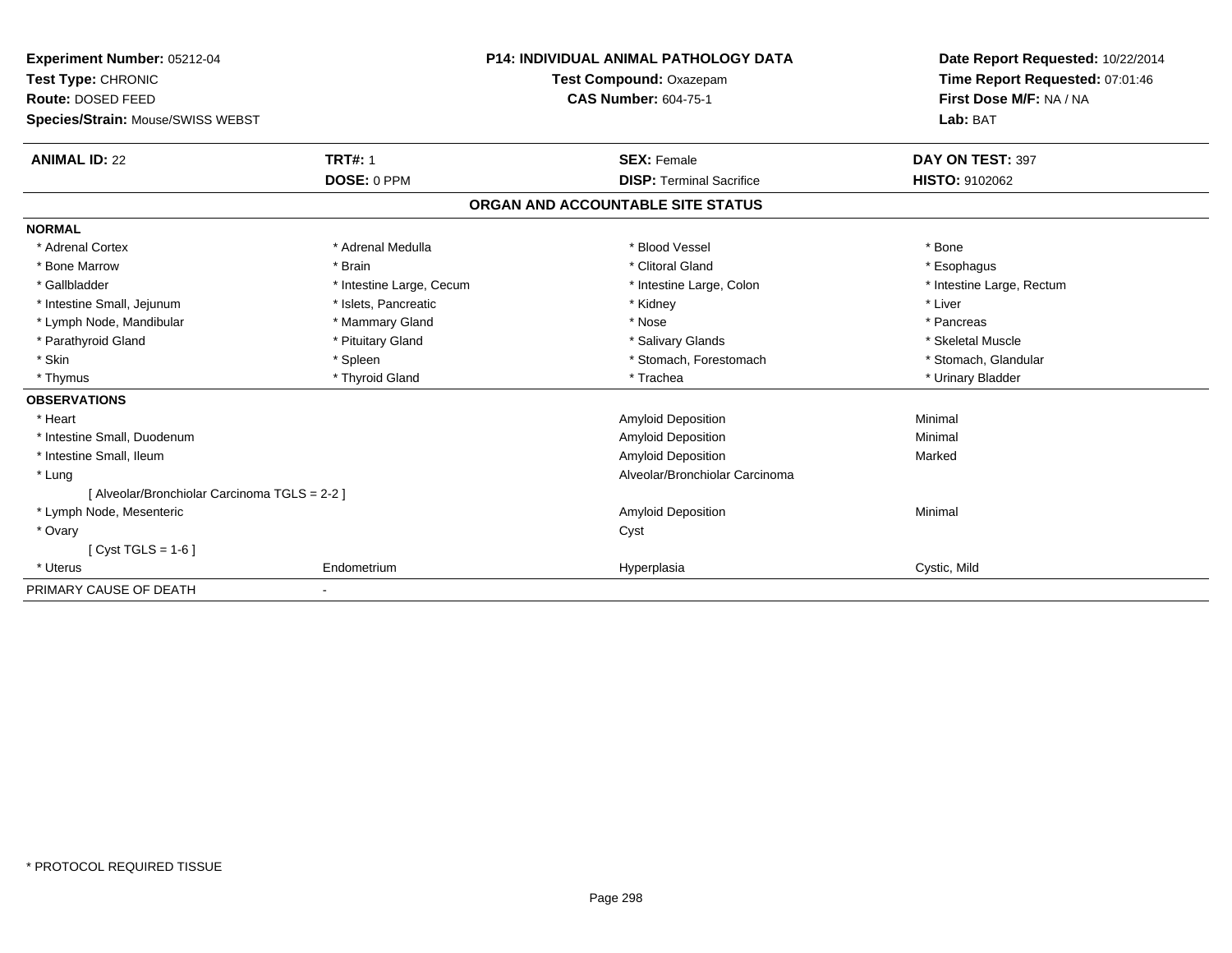**Experiment Number:** 05212-04
**Test Type:** CHRONIC
**Route:** DOSED FEED
**Species/Strain:** Mouse/SWISS WEBST

**P14: INDIVIDUAL ANIMAL PATHOLOGY DATA**
**Test Compound:** Oxazepam
**CAS Number:** 604-75-1

**Date Report Requested:** 10/22/2014
**Time Report Requested:** 07:01:46
**First Dose M/F:** NA / NA
**Lab:** BAT

| **ANIMAL ID:** 22 | **TRT#:** 1 | **SEX:** Female | **DAY ON TEST:** 397 |
|---|---|---|---|
| | **DOSE:** 0 PPM | **DISP:** Terminal Sacrifice | **HISTO:** 9102062 |

## ORGAN AND ACCOUNTABLE SITE STATUS

| | | | |
|---|---|---|---|
| **NORMAL** | | | |
| * Adrenal Cortex | * Adrenal Medulla | * Blood Vessel | * Bone |
| * Bone Marrow | * Brain | * Clitoral Gland | * Esophagus |
| * Gallbladder | * Intestine Large, Cecum | * Intestine Large, Colon | * Intestine Large, Rectum |
| * Intestine Small, Jejunum | * Islets, Pancreatic | * Kidney | * Liver |
| * Lymph Node, Mandibular | * Mammary Gland | * Nose | * Pancreas |
| * Parathyroid Gland | * Pituitary Gland | * Salivary Glands | * Skeletal Muscle |
| * Skin | * Spleen | * Stomach, Forestomach | * Stomach, Glandular |
| * Thymus | * Thyroid Gland | * Trachea | * Urinary Bladder |
| **OBSERVATIONS** | | | |
| * Heart | | Amyloid Deposition | Minimal |
| * Intestine Small, Duodenum | | Amyloid Deposition | Minimal |
| * Intestine Small, Ileum | | Amyloid Deposition | Marked |
| * Lung | | Alveolar/Bronchiolar Carcinoma | |
| [ Alveolar/Bronchiolar Carcinoma TGLS = 2-2 ] | | | |
| * Lymph Node, Mesenteric | | Amyloid Deposition | Minimal |
| * Ovary | | Cyst | |
| [ Cyst TGLS = 1-6 ] | | | |
| * Uterus | Endometrium | Hyperplasia | Cystic, Mild |
| PRIMARY CAUSE OF DEATH | - | | |

\* PROTOCOL REQUIRED TISSUE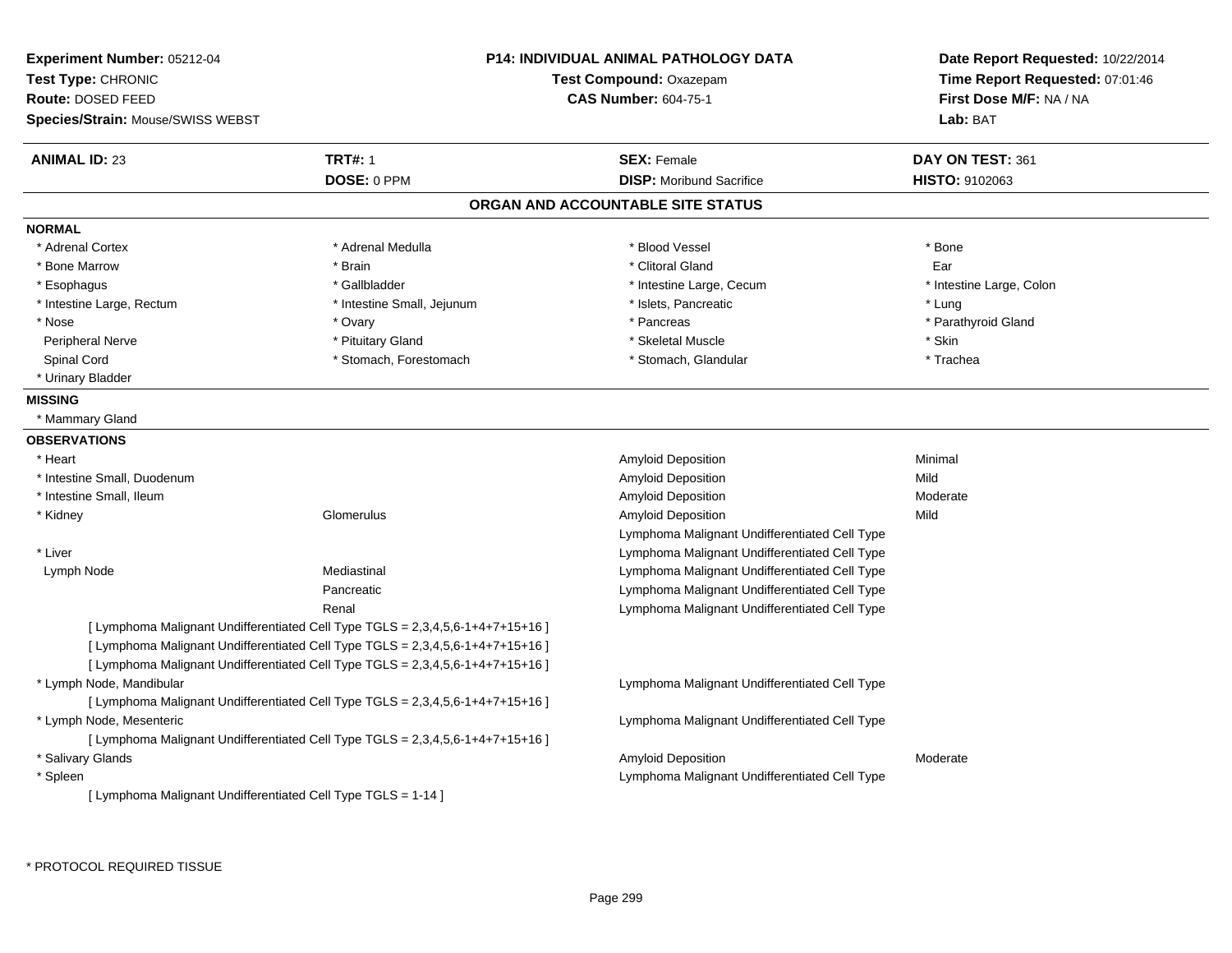**Experiment Number:** 05212-04
**Test Type:** CHRONIC
**Route:** DOSED FEED
**Species/Strain:** Mouse/SWISS WEBST

**P14: INDIVIDUAL ANIMAL PATHOLOGY DATA**
**Test Compound:** Oxazepam
**CAS Number:** 604-75-1

**Date Report Requested:** 10/22/2014
**Time Report Requested:** 07:01:46
**First Dose M/F:** NA / NA
**Lab:** BAT

| **ANIMAL ID:** 23 | **TRT#:** 1 | **SEX:** Female | **DAY ON TEST:** 361 |
|---|---|---|---|
| | **DOSE:** 0 PPM | **DISP:** Moribund Sacrifice | **HISTO:** 9102063 |

## ORGAN AND ACCOUNTABLE SITE STATUS

**NORMAL**

| | | | |
|---|---|---|---|
| * Adrenal Cortex | * Adrenal Medulla | * Blood Vessel | * Bone |
| * Bone Marrow | * Brain | * Clitoral Gland | Ear |
| * Esophagus | * Gallbladder | * Intestine Large, Cecum | * Intestine Large, Colon |
| * Intestine Large, Rectum | * Intestine Small, Jejunum | * Islets, Pancreatic | * Lung |
| * Nose | * Ovary | * Pancreas | * Parathyroid Gland |
| Peripheral Nerve | * Pituitary Gland | * Skeletal Muscle | * Skin |
| Spinal Cord | * Stomach, Forestomach | * Stomach, Glandular | * Trachea |
| * Urinary Bladder | | | |

**MISSING**

* Mammary Gland

**OBSERVATIONS**

| | | | |
|---|---|---|---|
| * Heart | | Amyloid Deposition | Minimal |
| * Intestine Small, Duodenum | | Amyloid Deposition | Mild |
| * Intestine Small, Ileum | | Amyloid Deposition | Moderate |
| * Kidney | Glomerulus | Amyloid Deposition | Mild |
| | | Lymphoma Malignant Undifferentiated Cell Type | |
| * Liver | | Lymphoma Malignant Undifferentiated Cell Type | |
| Lymph Node | Mediastinal | Lymphoma Malignant Undifferentiated Cell Type | |
| | Pancreatic | Lymphoma Malignant Undifferentiated Cell Type | |
| | Renal | Lymphoma Malignant Undifferentiated Cell Type | |
| [ Lymphoma Malignant Undifferentiated Cell Type TGLS = 2,3,4,5,6-1+4+7+15+16 ] | | | |
| [ Lymphoma Malignant Undifferentiated Cell Type TGLS = 2,3,4,5,6-1+4+7+15+16 ] | | | |
| [ Lymphoma Malignant Undifferentiated Cell Type TGLS = 2,3,4,5,6-1+4+7+15+16 ] | | | |
| * Lymph Node, Mandibular | | Lymphoma Malignant Undifferentiated Cell Type | |
| [ Lymphoma Malignant Undifferentiated Cell Type TGLS = 2,3,4,5,6-1+4+7+15+16 ] | | | |
| * Lymph Node, Mesenteric | | Lymphoma Malignant Undifferentiated Cell Type | |
| [ Lymphoma Malignant Undifferentiated Cell Type TGLS = 2,3,4,5,6-1+4+7+15+16 ] | | | |
| * Salivary Glands | | Amyloid Deposition | Moderate |
| * Spleen | | Lymphoma Malignant Undifferentiated Cell Type | |
| [ Lymphoma Malignant Undifferentiated Cell Type TGLS = 1-14 ] | | | |

* PROTOCOL REQUIRED TISSUE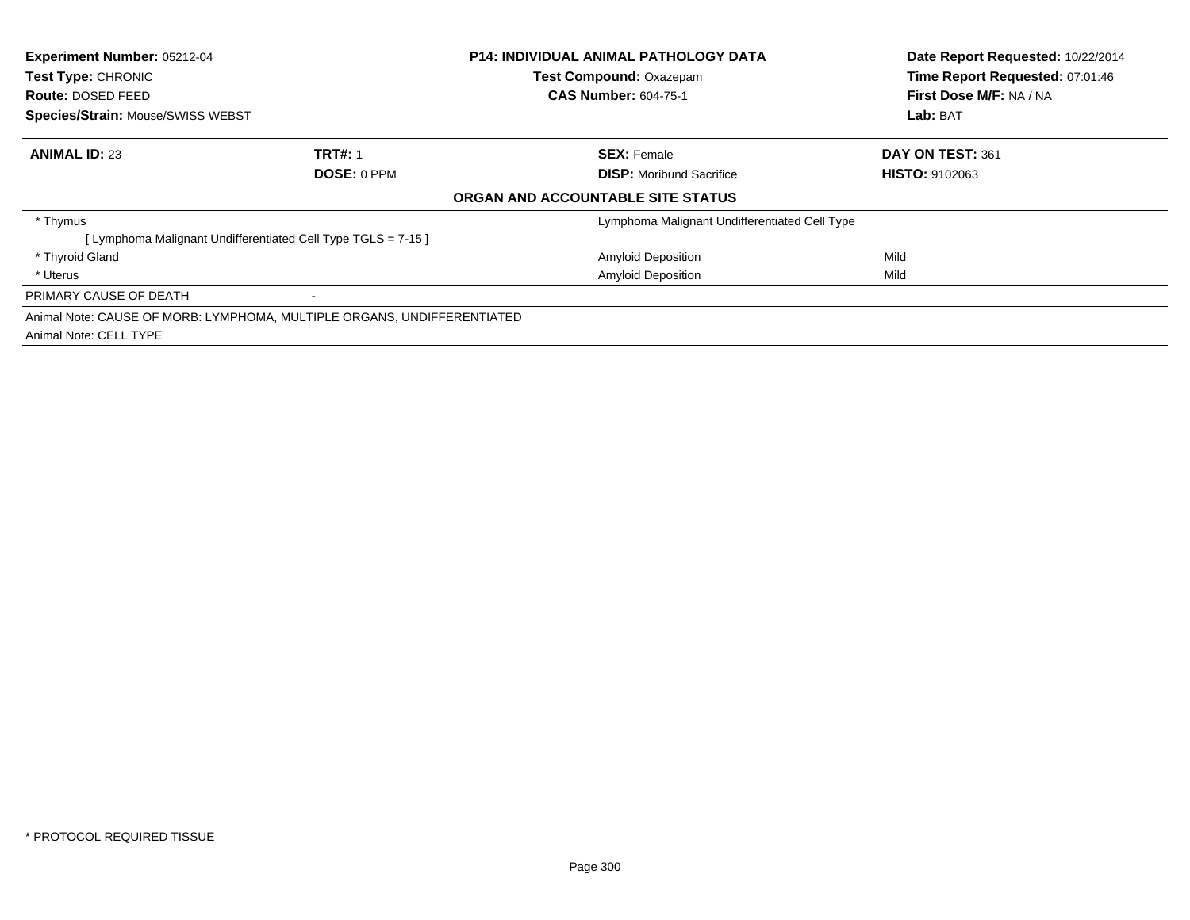**Experiment Number:** 05212-04
**Test Type:** CHRONIC
**Route:** DOSED FEED
**Species/Strain:** Mouse/SWISS WEBST

**P14: INDIVIDUAL ANIMAL PATHOLOGY DATA**
**Test Compound:** Oxazepam
**CAS Number:** 604-75-1

**Date Report Requested:** 10/22/2014
**Time Report Requested:** 07:01:46
**First Dose M/F:** NA / NA
**Lab:** BAT

| **ANIMAL ID:** 23 | **TRT#:** 1 | **SEX:** Female | **DAY ON TEST:** 361 |
|---|---|---|---|
| | **DOSE:** 0 PPM | **DISP:** Moribund Sacrifice | **HISTO:** 9102063 |

**ORGAN AND ACCOUNTABLE SITE STATUS**

| | | |
|---|---|---|
| * Thymus | Lymphoma Malignant Undifferentiated Cell Type | |
| [ Lymphoma Malignant Undifferentiated Cell Type TGLS = 7-15 ] | | |
| * Thyroid Gland | Amyloid Deposition | Mild |
| * Uterus | Amyloid Deposition | Mild |

PRIMARY CAUSE OF DEATH -

Animal Note: CAUSE OF MORB: LYMPHOMA, MULTIPLE ORGANS, UNDIFFERENTIATED

Animal Note: CELL TYPE

* PROTOCOL REQUIRED TISSUE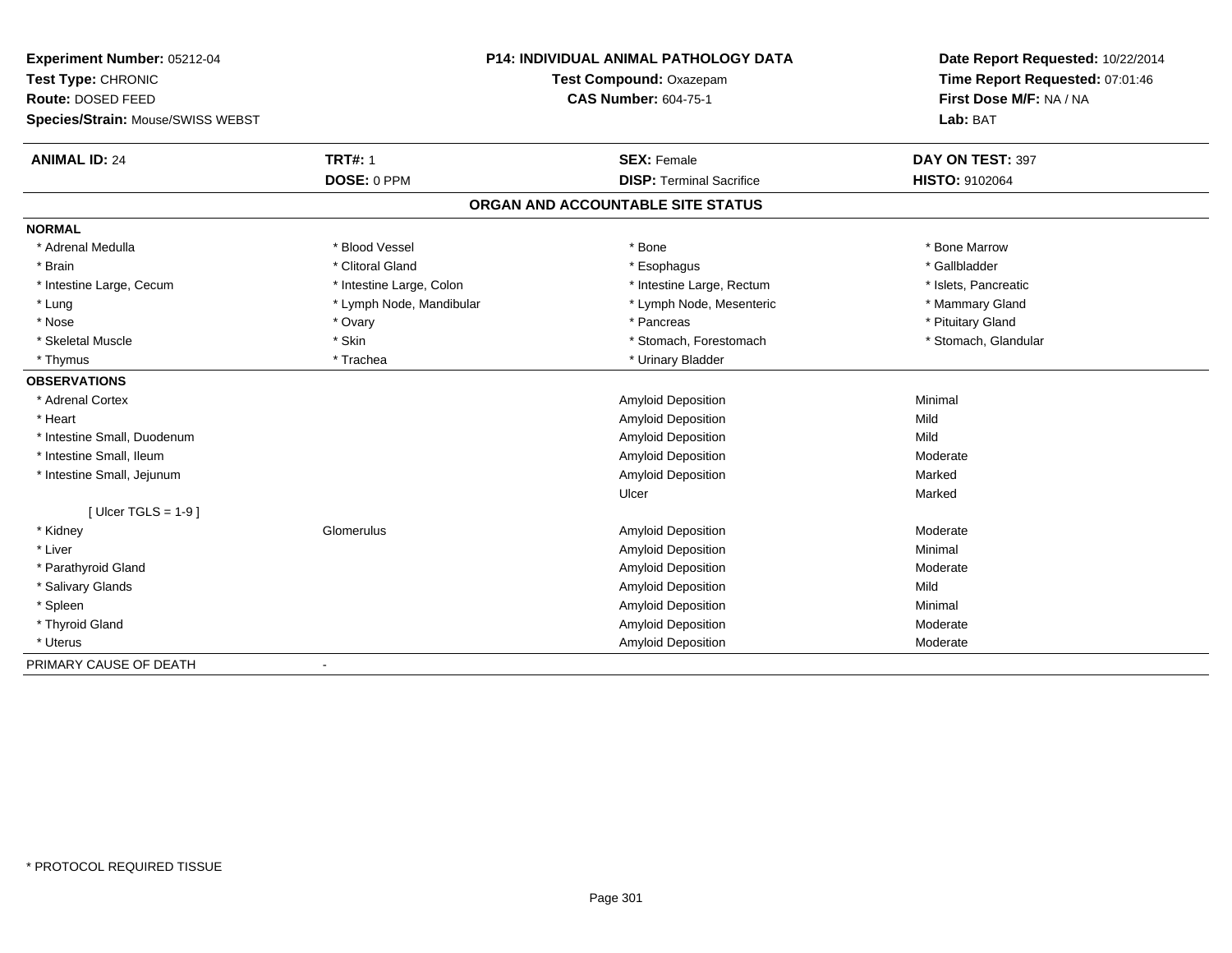**Experiment Number:** 05212-04
**Test Type:** CHRONIC
**Route:** DOSED FEED
**Species/Strain:** Mouse/SWISS WEBST

**P14: INDIVIDUAL ANIMAL PATHOLOGY DATA**
**Test Compound:** Oxazepam
**CAS Number:** 604-75-1

**Date Report Requested:** 10/22/2014
**Time Report Requested:** 07:01:46
**First Dose M/F:** NA / NA
**Lab:** BAT

| **ANIMAL ID:** 24 | **TRT#:** 1 | **SEX:** Female | **DAY ON TEST:** 397 |
|---|---|---|---|
| | **DOSE:** 0 PPM | **DISP:** Terminal Sacrifice | **HISTO:** 9102064 |

## ORGAN AND ACCOUNTABLE SITE STATUS

**NORMAL**

| | | | |
|---|---|---|---|
| * Adrenal Medulla | * Blood Vessel | * Bone | * Bone Marrow |
| * Brain | * Clitoral Gland | * Esophagus | * Gallbladder |
| * Intestine Large, Cecum | * Intestine Large, Colon | * Intestine Large, Rectum | * Islets, Pancreatic |
| * Lung | * Lymph Node, Mandibular | * Lymph Node, Mesenteric | * Mammary Gland |
| * Nose | * Ovary | * Pancreas | * Pituitary Gland |
| * Skeletal Muscle | * Skin | * Stomach, Forestomach | * Stomach, Glandular |
| * Thymus | * Trachea | * Urinary Bladder | |

**OBSERVATIONS**

| | | | |
|---|---|---|---|
| * Adrenal Cortex | | Amyloid Deposition | Minimal |
| * Heart | | Amyloid Deposition | Mild |
| * Intestine Small, Duodenum | | Amyloid Deposition | Mild |
| * Intestine Small, Ileum | | Amyloid Deposition | Moderate |
| * Intestine Small, Jejunum | | Amyloid Deposition | Marked |
| | | Ulcer | Marked |
| [ Ulcer TGLS = 1-9 ] | | | |
| * Kidney | Glomerulus | Amyloid Deposition | Moderate |
| * Liver | | Amyloid Deposition | Minimal |
| * Parathyroid Gland | | Amyloid Deposition | Moderate |
| * Salivary Glands | | Amyloid Deposition | Mild |
| * Spleen | | Amyloid Deposition | Minimal |
| * Thyroid Gland | | Amyloid Deposition | Moderate |
| * Uterus | | Amyloid Deposition | Moderate |

PRIMARY CAUSE OF DEATH -

* PROTOCOL REQUIRED TISSUE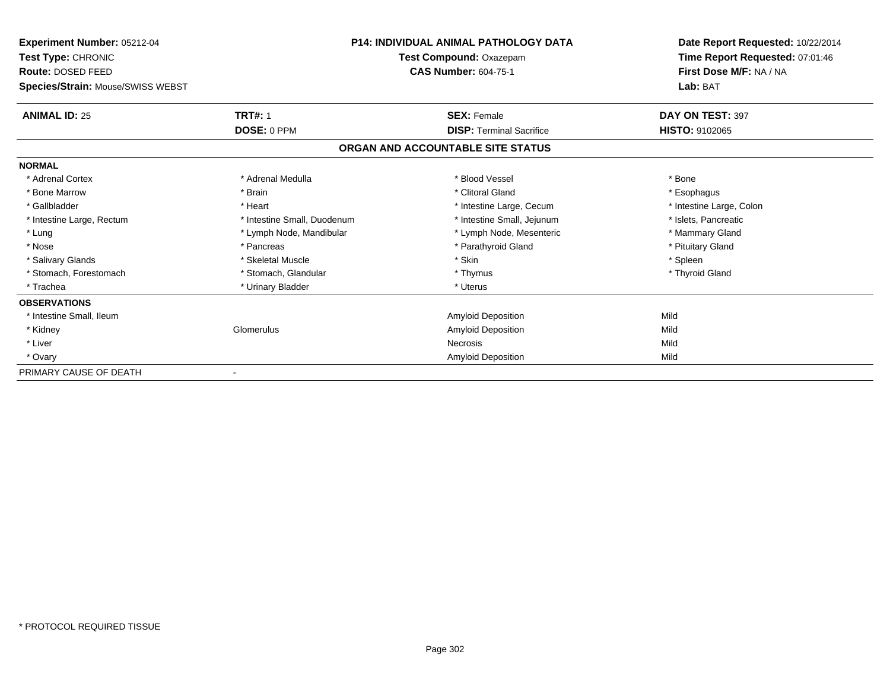**Experiment Number:** 05212-04
**Test Type:** CHRONIC
**Route:** DOSED FEED
**Species/Strain:** Mouse/SWISS WEBST

**P14: INDIVIDUAL ANIMAL PATHOLOGY DATA**
**Test Compound:** Oxazepam
**CAS Number:** 604-75-1

**Date Report Requested:** 10/22/2014
**Time Report Requested:** 07:01:46
**First Dose M/F:** NA / NA
**Lab:** BAT

| **ANIMAL ID:** 25 | **TRT#:** 1 | **SEX:** Female | **DAY ON TEST:** 397 |
|---|---|---|---|
| | **DOSE:** 0 PPM | **DISP:** Terminal Sacrifice | **HISTO:** 9102065 |

## ORGAN AND ACCOUNTABLE SITE STATUS

| | | | |
|---|---|---|---|
| **NORMAL** | | | |
| * Adrenal Cortex | * Adrenal Medulla | * Blood Vessel | * Bone |
| * Bone Marrow | * Brain | * Clitoral Gland | * Esophagus |
| * Gallbladder | * Heart | * Intestine Large, Cecum | * Intestine Large, Colon |
| * Intestine Large, Rectum | * Intestine Small, Duodenum | * Intestine Small, Jejunum | * Islets, Pancreatic |
| * Lung | * Lymph Node, Mandibular | * Lymph Node, Mesenteric | * Mammary Gland |
| * Nose | * Pancreas | * Parathyroid Gland | * Pituitary Gland |
| * Salivary Glands | * Skeletal Muscle | * Skin | * Spleen |
| * Stomach, Forestomach | * Stomach, Glandular | * Thymus | * Thyroid Gland |
| * Trachea | * Urinary Bladder | * Uterus | |
| **OBSERVATIONS** | | | |
| * Intestine Small, Ileum | | Amyloid Deposition | Mild |
| * Kidney | Glomerulus | Amyloid Deposition | Mild |
| * Liver | | Necrosis | Mild |
| * Ovary | | Amyloid Deposition | Mild |
| PRIMARY CAUSE OF DEATH | - | | |

* PROTOCOL REQUIRED TISSUE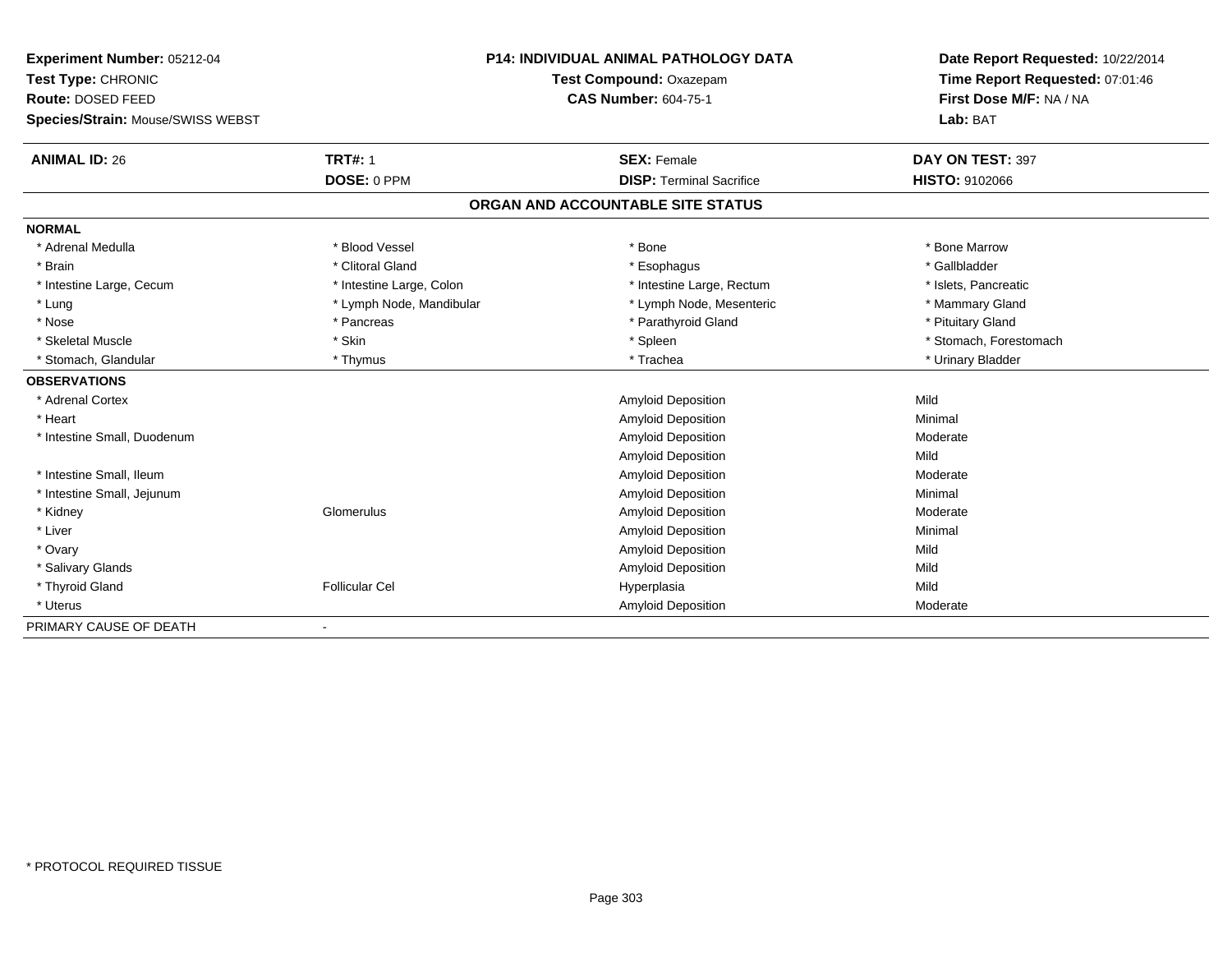**Experiment Number:** 05212-04
**Test Type:** CHRONIC
**Route:** DOSED FEED
**Species/Strain:** Mouse/SWISS WEBST

**P14: INDIVIDUAL ANIMAL PATHOLOGY DATA**
**Test Compound:** Oxazepam
**CAS Number:** 604-75-1

**Date Report Requested:** 10/22/2014
**Time Report Requested:** 07:01:46
**First Dose M/F:** NA / NA
**Lab:** BAT

| **ANIMAL ID:** 26 | **TRT#:** 1 | **SEX:** Female | **DAY ON TEST:** 397 |
|---|---|---|---|
| | **DOSE:** 0 PPM | **DISP:** Terminal Sacrifice | **HISTO:** 9102066 |

**ORGAN AND ACCOUNTABLE SITE STATUS**

**NORMAL**

| | | | |
|---|---|---|---|
| * Adrenal Medulla | * Blood Vessel | * Bone | * Bone Marrow |
| * Brain | * Clitoral Gland | * Esophagus | * Gallbladder |
| * Intestine Large, Cecum | * Intestine Large, Colon | * Intestine Large, Rectum | * Islets, Pancreatic |
| * Lung | * Lymph Node, Mandibular | * Lymph Node, Mesenteric | * Mammary Gland |
| * Nose | * Pancreas | * Parathyroid Gland | * Pituitary Gland |
| * Skeletal Muscle | * Skin | * Spleen | * Stomach, Forestomach |
| * Stomach, Glandular | * Thymus | * Trachea | * Urinary Bladder |

**OBSERVATIONS**

| | | | |
|---|---|---|---|
| * Adrenal Cortex | | Amyloid Deposition | Mild |
| * Heart | | Amyloid Deposition | Minimal |
| * Intestine Small, Duodenum | | Amyloid Deposition | Moderate |
| | | Amyloid Deposition | Mild |
| * Intestine Small, Ileum | | Amyloid Deposition | Moderate |
| * Intestine Small, Jejunum | | Amyloid Deposition | Minimal |
| * Kidney | Glomerulus | Amyloid Deposition | Moderate |
| * Liver | | Amyloid Deposition | Minimal |
| * Ovary | | Amyloid Deposition | Mild |
| * Salivary Glands | | Amyloid Deposition | Mild |
| * Thyroid Gland | Follicular Cel | Hyperplasia | Mild |
| * Uterus | | Amyloid Deposition | Moderate |

PRIMARY CAUSE OF DEATH -

* PROTOCOL REQUIRED TISSUE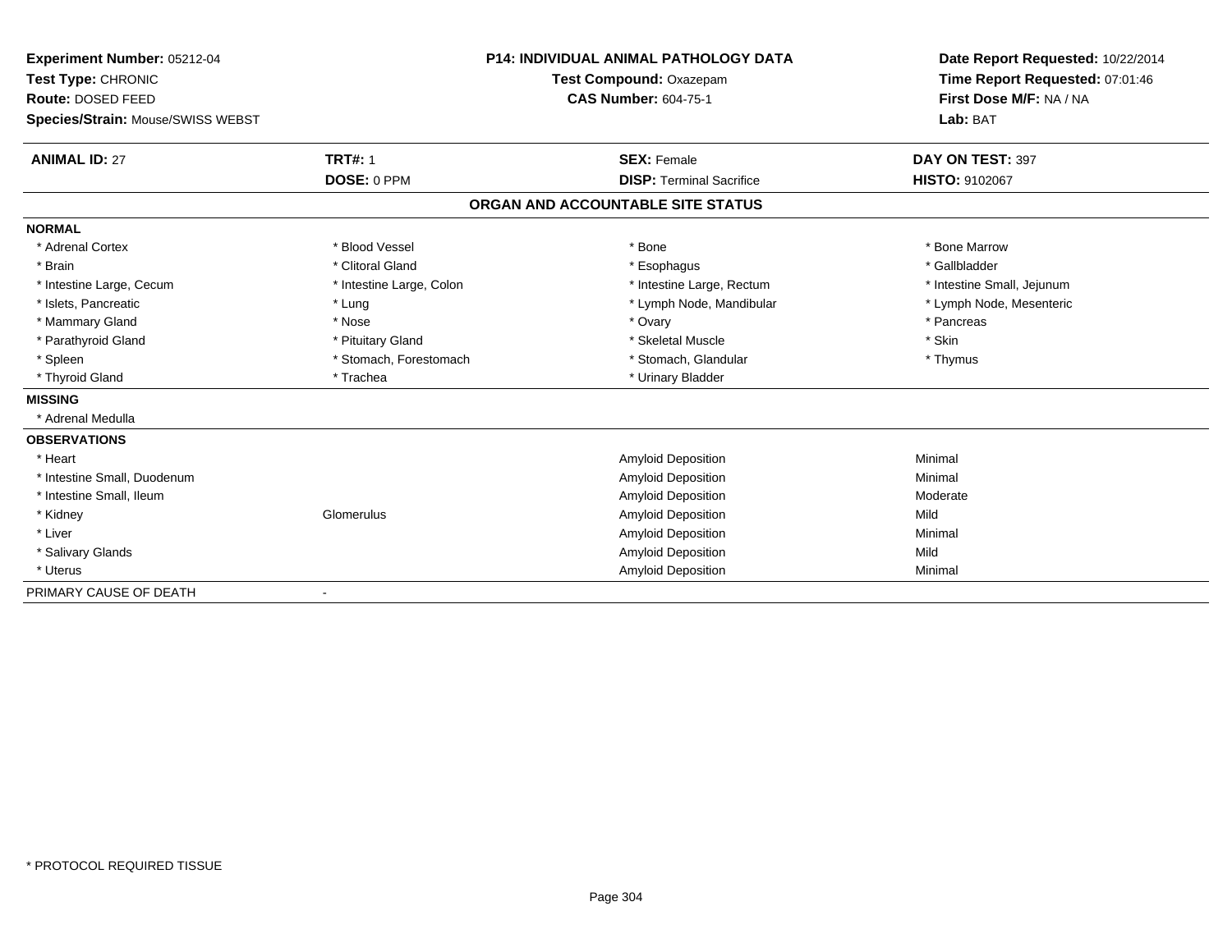**Experiment Number:** 05212-04
**Test Type:** CHRONIC
**Route:** DOSED FEED
**Species/Strain:** Mouse/SWISS WEBST

**P14: INDIVIDUAL ANIMAL PATHOLOGY DATA**
**Test Compound:** Oxazepam
**CAS Number:** 604-75-1

**Date Report Requested:** 10/22/2014
**Time Report Requested:** 07:01:46
**First Dose M/F:** NA / NA
**Lab:** BAT

| **ANIMAL ID:** 27 | **TRT#:** 1 | **SEX:** Female | **DAY ON TEST:** 397 |
|---|---|---|---|
| | **DOSE:** 0 PPM | **DISP:** Terminal Sacrifice | **HISTO:** 9102067 |

## ORGAN AND ACCOUNTABLE SITE STATUS

**NORMAL**

| | | | |
|---|---|---|---|
| * Adrenal Cortex | * Blood Vessel | * Bone | * Bone Marrow |
| * Brain | * Clitoral Gland | * Esophagus | * Gallbladder |
| * Intestine Large, Cecum | * Intestine Large, Colon | * Intestine Large, Rectum | * Intestine Small, Jejunum |
| * Islets, Pancreatic | * Lung | * Lymph Node, Mandibular | * Lymph Node, Mesenteric |
| * Mammary Gland | * Nose | * Ovary | * Pancreas |
| * Parathyroid Gland | * Pituitary Gland | * Skeletal Muscle | * Skin |
| * Spleen | * Stomach, Forestomach | * Stomach, Glandular | * Thymus |
| * Thyroid Gland | * Trachea | * Urinary Bladder | |

**MISSING**

* Adrenal Medulla

**OBSERVATIONS**

| | | | |
|---|---|---|---|
| * Heart | | Amyloid Deposition | Minimal |
| * Intestine Small, Duodenum | | Amyloid Deposition | Minimal |
| * Intestine Small, Ileum | | Amyloid Deposition | Moderate |
| * Kidney | Glomerulus | Amyloid Deposition | Mild |
| * Liver | | Amyloid Deposition | Minimal |
| * Salivary Glands | | Amyloid Deposition | Mild |
| * Uterus | | Amyloid Deposition | Minimal |

PRIMARY CAUSE OF DEATH -

* PROTOCOL REQUIRED TISSUE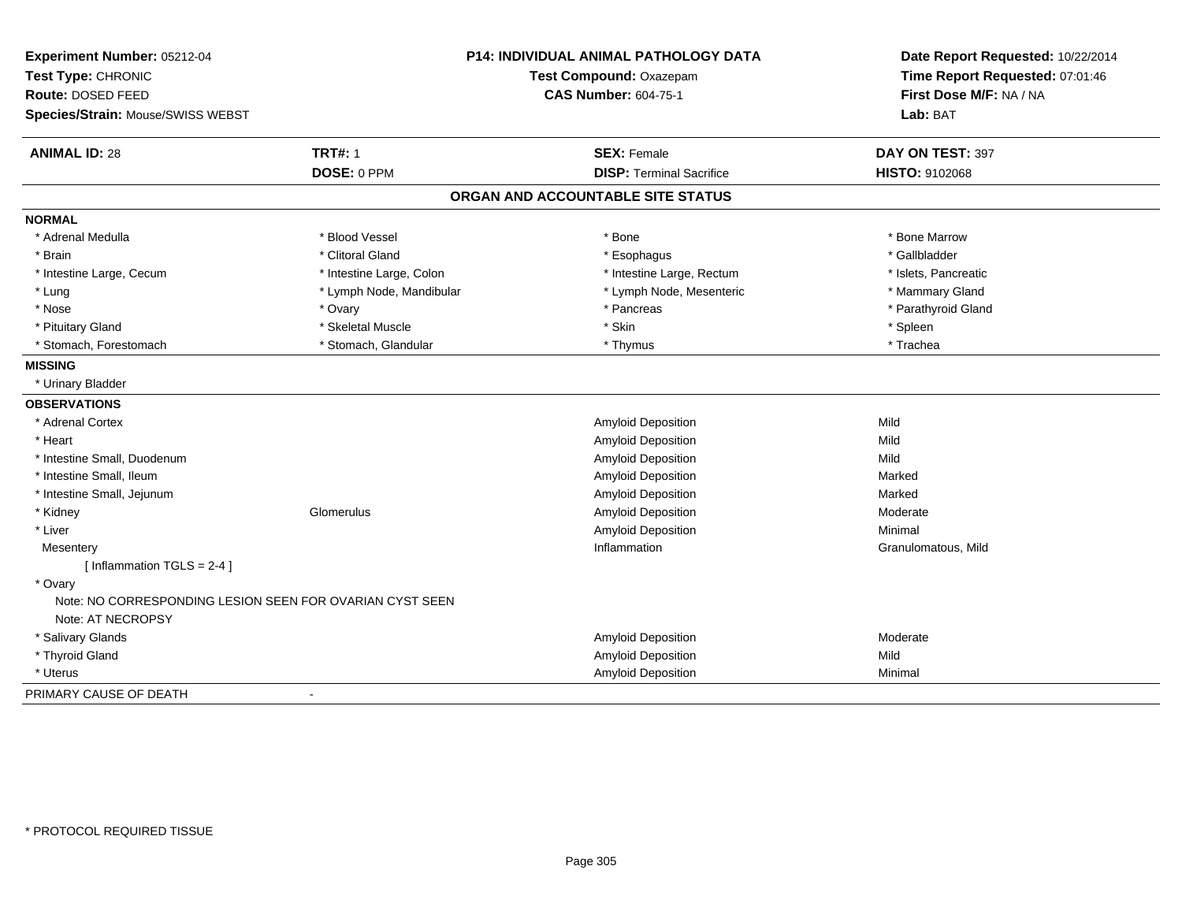**Experiment Number:** 05212-04
**Test Type:** CHRONIC
**Route:** DOSED FEED
**Species/Strain:** Mouse/SWISS WEBST

**P14: INDIVIDUAL ANIMAL PATHOLOGY DATA**
**Test Compound:** Oxazepam
**CAS Number:** 604-75-1

**Date Report Requested:** 10/22/2014
**Time Report Requested:** 07:01:46
**First Dose M/F:** NA / NA
**Lab:** BAT

| **ANIMAL ID:** 28 | **TRT#:** 1 | **SEX:** Female | **DAY ON TEST:** 397 |
|---|---|---|---|
| | **DOSE:** 0 PPM | **DISP:** Terminal Sacrifice | **HISTO:** 9102068 |

## ORGAN AND ACCOUNTABLE SITE STATUS

**NORMAL**

| | | | |
|---|---|---|---|
| * Adrenal Medulla | * Blood Vessel | * Bone | * Bone Marrow |
| * Brain | * Clitoral Gland | * Esophagus | * Gallbladder |
| * Intestine Large, Cecum | * Intestine Large, Colon | * Intestine Large, Rectum | * Islets, Pancreatic |
| * Lung | * Lymph Node, Mandibular | * Lymph Node, Mesenteric | * Mammary Gland |
| * Nose | * Ovary | * Pancreas | * Parathyroid Gland |
| * Pituitary Gland | * Skeletal Muscle | * Skin | * Spleen |
| * Stomach, Forestomach | * Stomach, Glandular | * Thymus | * Trachea |

**MISSING**

* Urinary Bladder

**OBSERVATIONS**

| | | | |
|---|---|---|---|
| * Adrenal Cortex | | Amyloid Deposition | Mild |
| * Heart | | Amyloid Deposition | Mild |
| * Intestine Small, Duodenum | | Amyloid Deposition | Mild |
| * Intestine Small, Ileum | | Amyloid Deposition | Marked |
| * Intestine Small, Jejunum | | Amyloid Deposition | Marked |
| * Kidney | Glomerulus | Amyloid Deposition | Moderate |
| * Liver | | Amyloid Deposition | Minimal |
| Mesentery | | Inflammation | Granulomatous, Mild |
| [ Inflammation TGLS = 2-4 ] | | | |
| * Ovary | | | |
| Note: NO CORRESPONDING LESION SEEN FOR OVARIAN CYST SEEN | | | |
| Note: AT NECROPSY | | | |
| * Salivary Glands | | Amyloid Deposition | Moderate |
| * Thyroid Gland | | Amyloid Deposition | Mild |
| * Uterus | | Amyloid Deposition | Minimal |

PRIMARY CAUSE OF DEATH -

* PROTOCOL REQUIRED TISSUE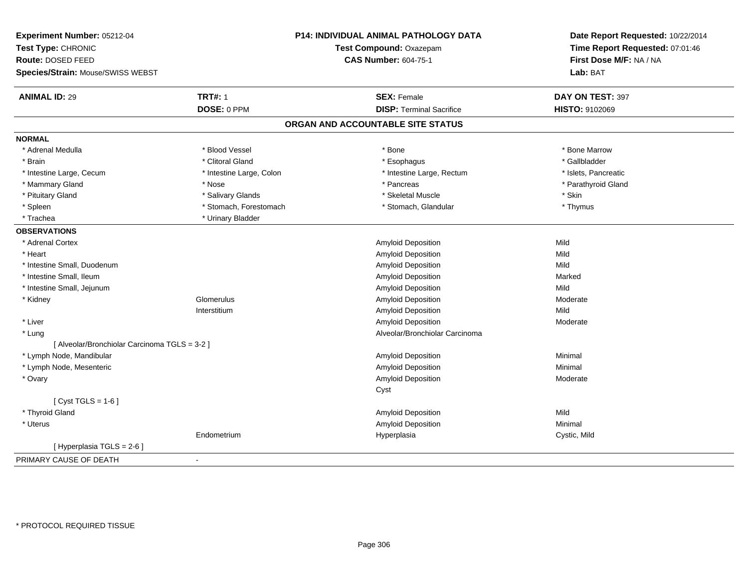**Experiment Number:** 05212-04
**Test Type:** CHRONIC
**Route:** DOSED FEED
**Species/Strain:** Mouse/SWISS WEBST

**P14: INDIVIDUAL ANIMAL PATHOLOGY DATA**
**Test Compound:** Oxazepam
**CAS Number:** 604-75-1

**Date Report Requested:** 10/22/2014
**Time Report Requested:** 07:01:46
**First Dose M/F:** NA / NA
**Lab:** BAT

| **ANIMAL ID:** 29 | **TRT#:** 1 | **SEX:** Female | **DAY ON TEST:** 397 |
|---|---|---|---|
| | **DOSE:** 0 PPM | **DISP:** Terminal Sacrifice | **HISTO:** 9102069 |

## ORGAN AND ACCOUNTABLE SITE STATUS

**NORMAL**

| | | | |
|---|---|---|---|
| * Adrenal Medulla | * Blood Vessel | * Bone | * Bone Marrow |
| * Brain | * Clitoral Gland | * Esophagus | * Gallbladder |
| * Intestine Large, Cecum | * Intestine Large, Colon | * Intestine Large, Rectum | * Islets, Pancreatic |
| * Mammary Gland | * Nose | * Pancreas | * Parathyroid Gland |
| * Pituitary Gland | * Salivary Glands | * Skeletal Muscle | * Skin |
| * Spleen | * Stomach, Forestomach | * Stomach, Glandular | * Thymus |
| * Trachea | * Urinary Bladder | | |

**OBSERVATIONS**

| | | | |
|---|---|---|---|
| * Adrenal Cortex | | Amyloid Deposition | Mild |
| * Heart | | Amyloid Deposition | Mild |
| * Intestine Small, Duodenum | | Amyloid Deposition | Mild |
| * Intestine Small, Ileum | | Amyloid Deposition | Marked |
| * Intestine Small, Jejunum | | Amyloid Deposition | Mild |
| * Kidney | Glomerulus | Amyloid Deposition | Moderate |
| | Interstitium | Amyloid Deposition | Mild |
| * Liver | | Amyloid Deposition | Moderate |
| * Lung | | Alveolar/Bronchiolar Carcinoma | |
| [ Alveolar/Bronchiolar Carcinoma TGLS = 3-2 ] | | | |
| * Lymph Node, Mandibular | | Amyloid Deposition | Minimal |
| * Lymph Node, Mesenteric | | Amyloid Deposition | Minimal |
| * Ovary | | Amyloid Deposition | Moderate |
| | | Cyst | |
| [ Cyst TGLS = 1-6 ] | | | |
| * Thyroid Gland | | Amyloid Deposition | Mild |
| * Uterus | | Amyloid Deposition | Minimal |
| | Endometrium | Hyperplasia | Cystic, Mild |
| [ Hyperplasia TGLS = 2-6 ] | | | |

PRIMARY CAUSE OF DEATH -

* PROTOCOL REQUIRED TISSUE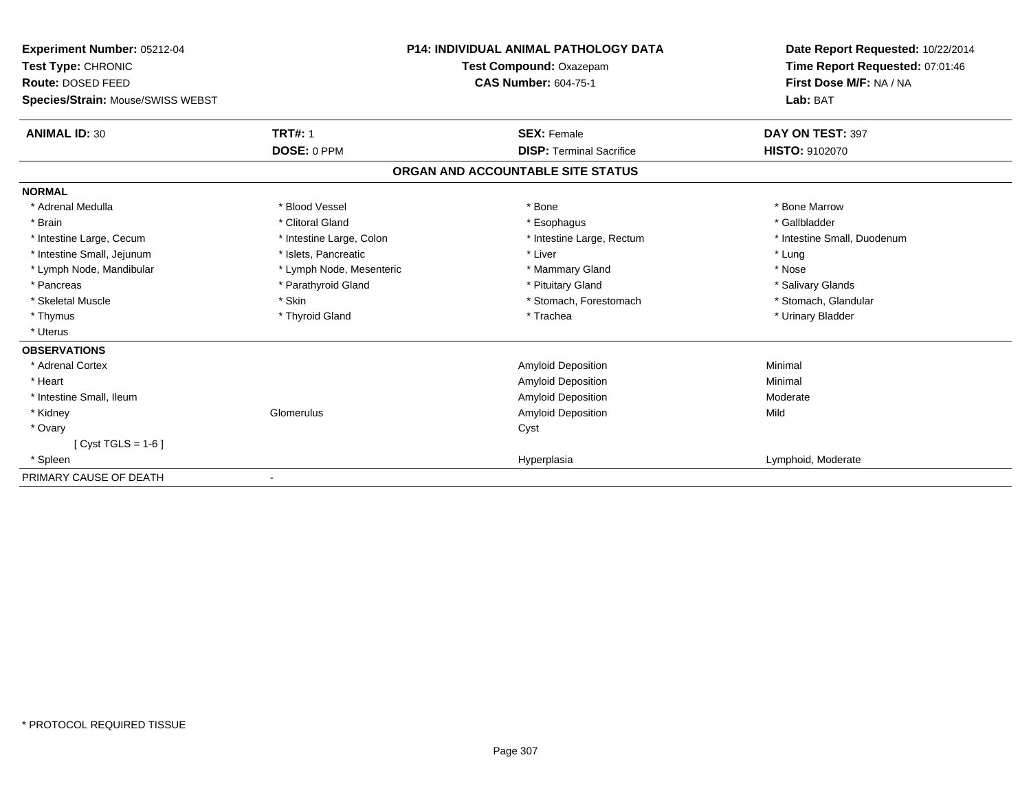**Experiment Number:** 05212-04
**Test Type:** CHRONIC
**Route:** DOSED FEED
**Species/Strain:** Mouse/SWISS WEBST

**P14: INDIVIDUAL ANIMAL PATHOLOGY DATA**
**Test Compound:** Oxazepam
**CAS Number:** 604-75-1

**Date Report Requested:** 10/22/2014
**Time Report Requested:** 07:01:46
**First Dose M/F:** NA / NA
**Lab:** BAT

| **ANIMAL ID:** 30 | **TRT#:** 1 | **SEX:** Female | **DAY ON TEST:** 397 |
|---|---|---|---|
| | **DOSE:** 0 PPM | **DISP:** Terminal Sacrifice | **HISTO:** 9102070 |

**ORGAN AND ACCOUNTABLE SITE STATUS**

**NORMAL**

| | | | |
|---|---|---|---|
| * Adrenal Medulla | * Blood Vessel | * Bone | * Bone Marrow |
| * Brain | * Clitoral Gland | * Esophagus | * Gallbladder |
| * Intestine Large, Cecum | * Intestine Large, Colon | * Intestine Large, Rectum | * Intestine Small, Duodenum |
| * Intestine Small, Jejunum | * Islets, Pancreatic | * Liver | * Lung |
| * Lymph Node, Mandibular | * Lymph Node, Mesenteric | * Mammary Gland | * Nose |
| * Pancreas | * Parathyroid Gland | * Pituitary Gland | * Salivary Glands |
| * Skeletal Muscle | * Skin | * Stomach, Forestomach | * Stomach, Glandular |
| * Thymus | * Thyroid Gland | * Trachea | * Urinary Bladder |
| * Uterus | | | |

**OBSERVATIONS**

| | | | |
|---|---|---|---|
| * Adrenal Cortex | | Amyloid Deposition | Minimal |
| * Heart | | Amyloid Deposition | Minimal |
| * Intestine Small, Ileum | | Amyloid Deposition | Moderate |
| * Kidney | Glomerulus | Amyloid Deposition | Mild |
| * Ovary | | Cyst | |
| [ Cyst TGLS = 1-6 ] | | | |
| * Spleen | | Hyperplasia | Lymphoid, Moderate |

PRIMARY CAUSE OF DEATH -

* PROTOCOL REQUIRED TISSUE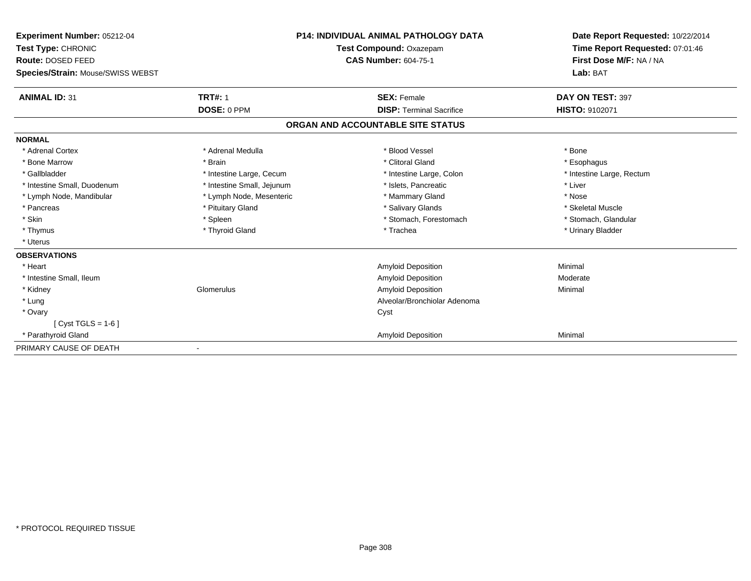**Experiment Number:** 05212-04
**Test Type:** CHRONIC
**Route:** DOSED FEED
**Species/Strain:** Mouse/SWISS WEBST

**P14: INDIVIDUAL ANIMAL PATHOLOGY DATA**
**Test Compound:** Oxazepam
**CAS Number:** 604-75-1

**Date Report Requested:** 10/22/2014
**Time Report Requested:** 07:01:46
**First Dose M/F:** NA / NA
**Lab:** BAT

| **ANIMAL ID:** 31 | **TRT#:** 1 | **SEX:** Female | **DAY ON TEST:** 397 |
|---|---|---|---|
| | **DOSE:** 0 PPM | **DISP:** Terminal Sacrifice | **HISTO:** 9102071 |

**ORGAN AND ACCOUNTABLE SITE STATUS**

**NORMAL**

| | | | |
|---|---|---|---|
| * Adrenal Cortex | * Adrenal Medulla | * Blood Vessel | * Bone |
| * Bone Marrow | * Brain | * Clitoral Gland | * Esophagus |
| * Gallbladder | * Intestine Large, Cecum | * Intestine Large, Colon | * Intestine Large, Rectum |
| * Intestine Small, Duodenum | * Intestine Small, Jejunum | * Islets, Pancreatic | * Liver |
| * Lymph Node, Mandibular | * Lymph Node, Mesenteric | * Mammary Gland | * Nose |
| * Pancreas | * Pituitary Gland | * Salivary Glands | * Skeletal Muscle |
| * Skin | * Spleen | * Stomach, Forestomach | * Stomach, Glandular |
| * Thymus | * Thyroid Gland | * Trachea | * Urinary Bladder |
| * Uterus | | | |

**OBSERVATIONS**

| | | | |
|---|---|---|---|
| * Heart | | Amyloid Deposition | Minimal |
| * Intestine Small, Ileum | | Amyloid Deposition | Moderate |
| * Kidney | Glomerulus | Amyloid Deposition | Minimal |
| * Lung | | Alveolar/Bronchiolar Adenoma | |
| * Ovary | | Cyst | |
| [ Cyst TGLS = 1-6 ] | | | |
| * Parathyroid Gland | | Amyloid Deposition | Minimal |

PRIMARY CAUSE OF DEATH -

* PROTOCOL REQUIRED TISSUE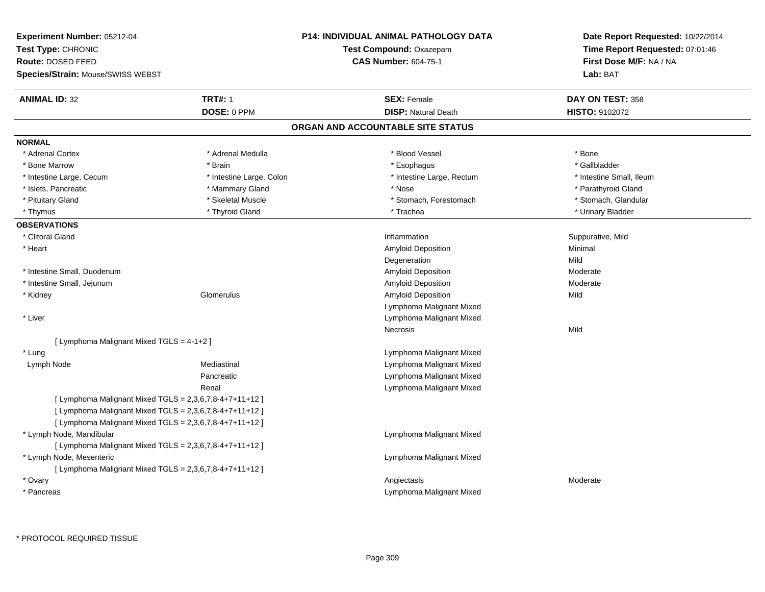**Experiment Number:** 05212-04
**Test Type:** CHRONIC
**Route:** DOSED FEED
**Species/Strain:** Mouse/SWISS WEBST

**P14: INDIVIDUAL ANIMAL PATHOLOGY DATA**
**Test Compound:** Oxazepam
**CAS Number:** 604-75-1

**Date Report Requested:** 10/22/2014
**Time Report Requested:** 07:01:46
**First Dose M/F:** NA / NA
**Lab:** BAT

| **ANIMAL ID:** 32 | **TRT#:** 1 | **SEX:** Female | **DAY ON TEST:** 358 |
|---|---|---|---|
| | **DOSE:** 0 PPM | **DISP:** Natural Death | **HISTO:** 9102072 |

## ORGAN AND ACCOUNTABLE SITE STATUS

**NORMAL**

| | | | |
|---|---|---|---|
| * Adrenal Cortex | * Adrenal Medulla | * Blood Vessel | * Bone |
| * Bone Marrow | * Brain | * Esophagus | * Gallbladder |
| * Intestine Large, Cecum | * Intestine Large, Colon | * Intestine Large, Rectum | * Intestine Small, Ileum |
| * Islets, Pancreatic | * Mammary Gland | * Nose | * Parathyroid Gland |
| * Pituitary Gland | * Skeletal Muscle | * Stomach, Forestomach | * Stomach, Glandular |
| * Thymus | * Thyroid Gland | * Trachea | * Urinary Bladder |

**OBSERVATIONS**

| | | | |
|---|---|---|---|
| * Clitoral Gland | | Inflammation | Suppurative, Mild |
| * Heart | | Amyloid Deposition | Minimal |
| | | Degeneration | Mild |
| * Intestine Small, Duodenum | | Amyloid Deposition | Moderate |
| * Intestine Small, Jejunum | | Amyloid Deposition | Moderate |
| * Kidney | Glomerulus | Amyloid Deposition | Mild |
| | | Lymphoma Malignant Mixed | |
| * Liver | | Lymphoma Malignant Mixed | |
| | | Necrosis | Mild |
| [ Lymphoma Malignant Mixed TGLS = 4-1+2 ] | | | |
| * Lung | | Lymphoma Malignant Mixed | |
| Lymph Node | Mediastinal | Lymphoma Malignant Mixed | |
| | Pancreatic | Lymphoma Malignant Mixed | |
| | Renal | Lymphoma Malignant Mixed | |
| [ Lymphoma Malignant Mixed TGLS = 2,3,6,7,8-4+7+11+12 ] | | | |
| [ Lymphoma Malignant Mixed TGLS = 2,3,6,7,8-4+7+11+12 ] | | | |
| [ Lymphoma Malignant Mixed TGLS = 2,3,6,7,8-4+7+11+12 ] | | | |
| * Lymph Node, Mandibular | | Lymphoma Malignant Mixed | |
| [ Lymphoma Malignant Mixed TGLS = 2,3,6,7,8-4+7+11+12 ] | | | |
| * Lymph Node, Mesenteric | | Lymphoma Malignant Mixed | |
| [ Lymphoma Malignant Mixed TGLS = 2,3,6,7,8-4+7+11+12 ] | | | |
| * Ovary | | Angiectasis | Moderate |
| * Pancreas | | Lymphoma Malignant Mixed | |

\* PROTOCOL REQUIRED TISSUE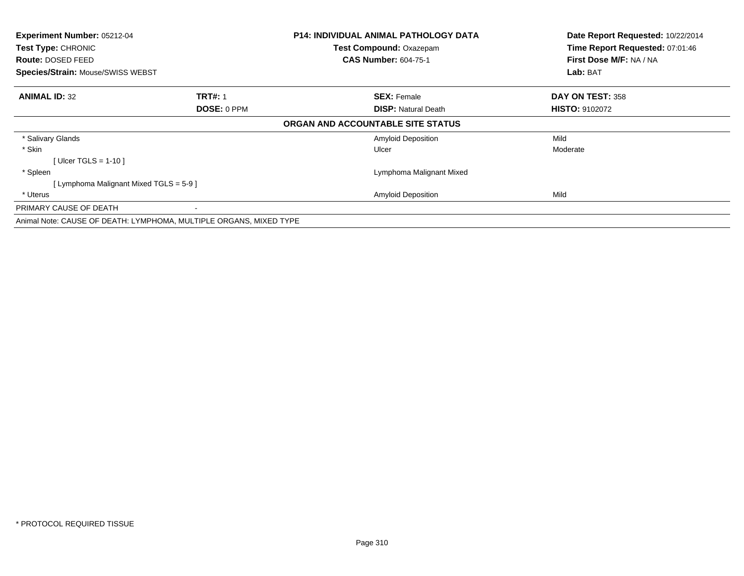**Experiment Number:** 05212-04
**Test Type:** CHRONIC
**Route:** DOSED FEED
**Species/Strain:** Mouse/SWISS WEBST

**P14: INDIVIDUAL ANIMAL PATHOLOGY DATA**
**Test Compound:** Oxazepam
**CAS Number:** 604-75-1

**Date Report Requested:** 10/22/2014
**Time Report Requested:** 07:01:46
**First Dose M/F:** NA / NA
**Lab:** BAT

| **ANIMAL ID:** 32 | **TRT#:** 1 | **SEX:** Female | **DAY ON TEST:** 358 |
|---|---|---|---|
| | **DOSE:** 0 PPM | **DISP:** Natural Death | **HISTO:** 9102072 |

**ORGAN AND ACCOUNTABLE SITE STATUS**

| | | | |
|---|---|---|---|
| * Salivary Glands | | Amyloid Deposition | Mild |
| * Skin | | Ulcer | Moderate |
| [ Ulcer TGLS = 1-10 ] | | | |
| * Spleen | | Lymphoma Malignant Mixed | |
| [ Lymphoma Malignant Mixed TGLS = 5-9 ] | | | |
| * Uterus | | Amyloid Deposition | Mild |
| PRIMARY CAUSE OF DEATH | - | | |

Animal Note: CAUSE OF DEATH: LYMPHOMA, MULTIPLE ORGANS, MIXED TYPE

* PROTOCOL REQUIRED TISSUE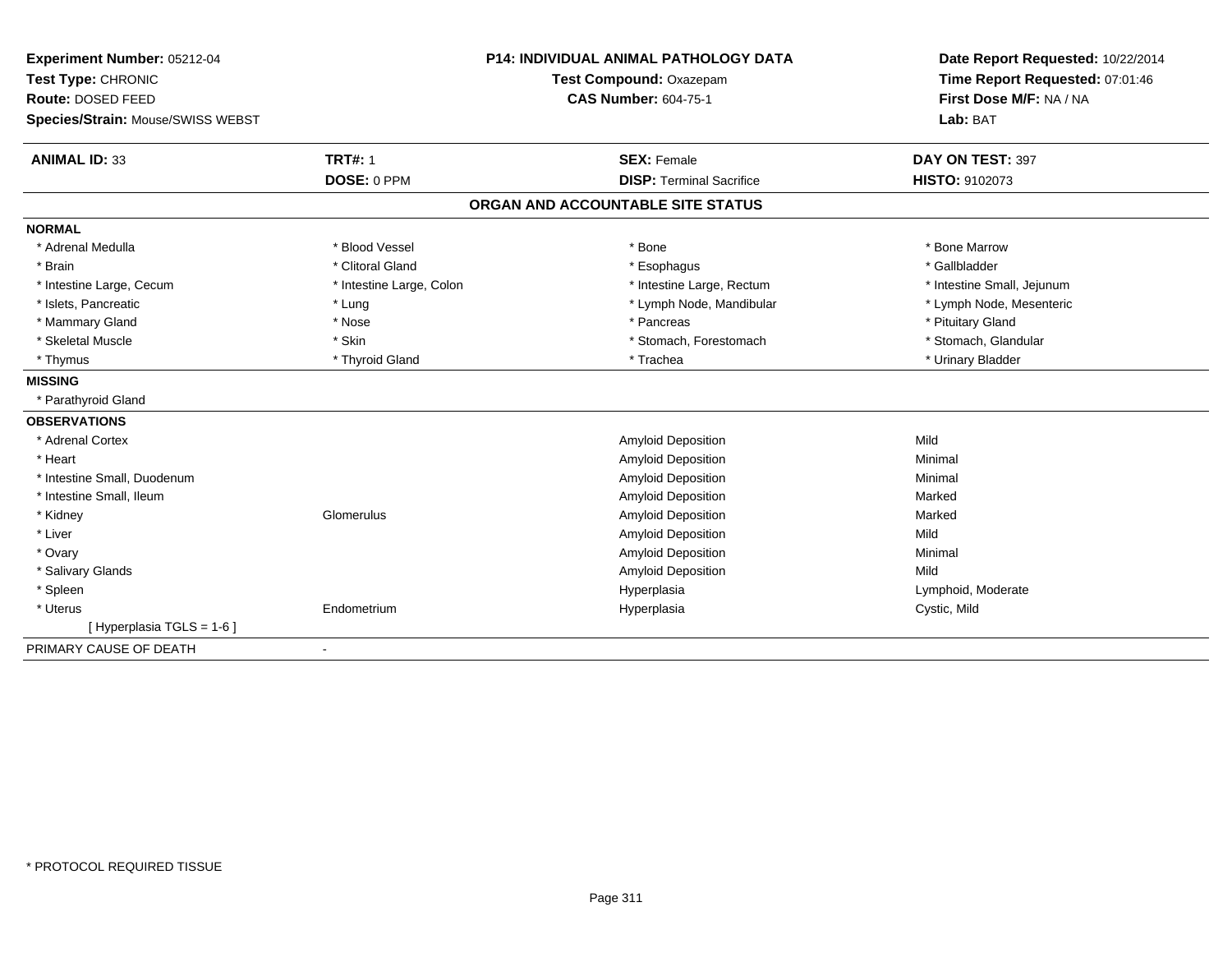**Experiment Number:** 05212-04
**Test Type:** CHRONIC
**Route:** DOSED FEED
**Species/Strain:** Mouse/SWISS WEBST

**P14: INDIVIDUAL ANIMAL PATHOLOGY DATA**
**Test Compound:** Oxazepam
**CAS Number:** 604-75-1

**Date Report Requested:** 10/22/2014
**Time Report Requested:** 07:01:46
**First Dose M/F:** NA / NA
**Lab:** BAT

| **ANIMAL ID:** 33 | **TRT#:** 1 | **SEX:** Female | **DAY ON TEST:** 397 |
|---|---|---|---|
| | **DOSE:** 0 PPM | **DISP:** Terminal Sacrifice | **HISTO:** 9102073 |

## ORGAN AND ACCOUNTABLE SITE STATUS

**NORMAL**

| | | | |
|---|---|---|---|
| * Adrenal Medulla | * Blood Vessel | * Bone | * Bone Marrow |
| * Brain | * Clitoral Gland | * Esophagus | * Gallbladder |
| * Intestine Large, Cecum | * Intestine Large, Colon | * Intestine Large, Rectum | * Intestine Small, Jejunum |
| * Islets, Pancreatic | * Lung | * Lymph Node, Mandibular | * Lymph Node, Mesenteric |
| * Mammary Gland | * Nose | * Pancreas | * Pituitary Gland |
| * Skeletal Muscle | * Skin | * Stomach, Forestomach | * Stomach, Glandular |
| * Thymus | * Thyroid Gland | * Trachea | * Urinary Bladder |

**MISSING**

* Parathyroid Gland

**OBSERVATIONS**

| | | | |
|---|---|---|---|
| * Adrenal Cortex | | Amyloid Deposition | Mild |
| * Heart | | Amyloid Deposition | Minimal |
| * Intestine Small, Duodenum | | Amyloid Deposition | Minimal |
| * Intestine Small, Ileum | | Amyloid Deposition | Marked |
| * Kidney | Glomerulus | Amyloid Deposition | Marked |
| * Liver | | Amyloid Deposition | Mild |
| * Ovary | | Amyloid Deposition | Minimal |
| * Salivary Glands | | Amyloid Deposition | Mild |
| * Spleen | | Hyperplasia | Lymphoid, Moderate |
| * Uterus | Endometrium | Hyperplasia | Cystic, Mild |
| [ Hyperplasia TGLS = 1-6 ] | | | |

PRIMARY CAUSE OF DEATH -

* PROTOCOL REQUIRED TISSUE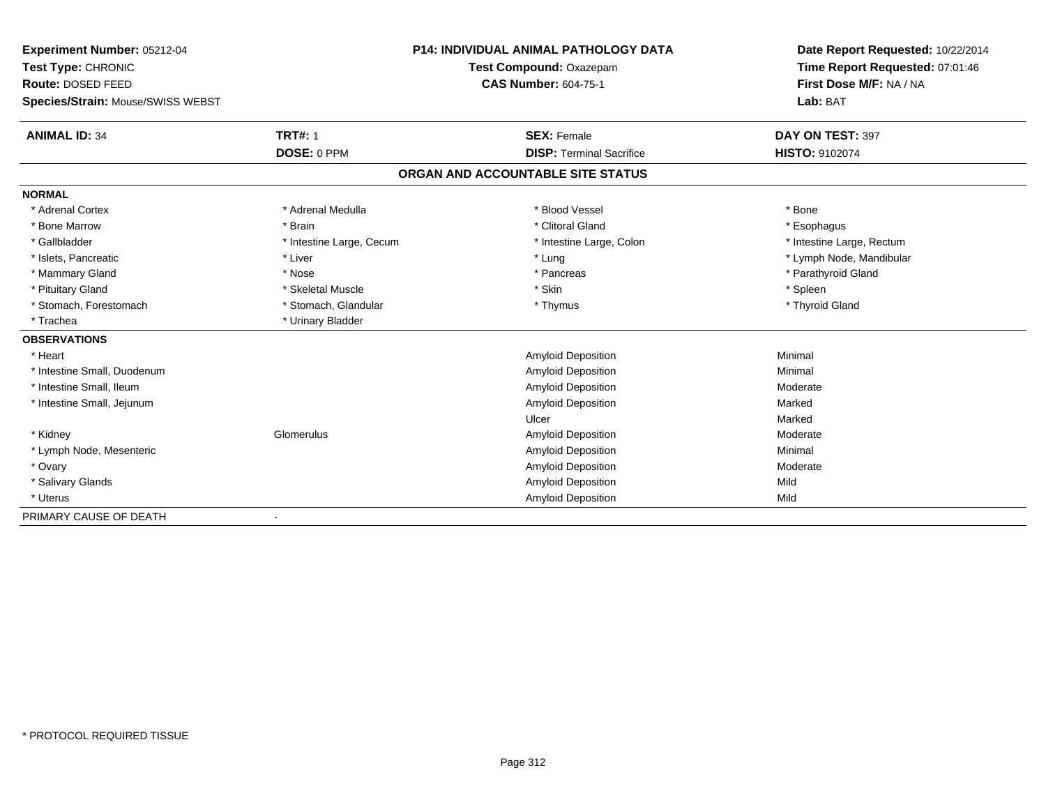**Experiment Number:** 05212-04
**Test Type:** CHRONIC
**Route:** DOSED FEED
**Species/Strain:** Mouse/SWISS WEBST

**P14: INDIVIDUAL ANIMAL PATHOLOGY DATA**
**Test Compound:** Oxazepam
**CAS Number:** 604-75-1

**Date Report Requested:** 10/22/2014
**Time Report Requested:** 07:01:46
**First Dose M/F:** NA / NA
**Lab:** BAT

| **ANIMAL ID:** 34 | **TRT#:** 1 | **SEX:** Female | **DAY ON TEST:** 397 |
|---|---|---|---|
| | **DOSE:** 0 PPM | **DISP:** Terminal Sacrifice | **HISTO:** 9102074 |

## ORGAN AND ACCOUNTABLE SITE STATUS

**NORMAL**

| | | | |
|---|---|---|---|
| * Adrenal Cortex | * Adrenal Medulla | * Blood Vessel | * Bone |
| * Bone Marrow | * Brain | * Clitoral Gland | * Esophagus |
| * Gallbladder | * Intestine Large, Cecum | * Intestine Large, Colon | * Intestine Large, Rectum |
| * Islets, Pancreatic | * Liver | * Lung | * Lymph Node, Mandibular |
| * Mammary Gland | * Nose | * Pancreas | * Parathyroid Gland |
| * Pituitary Gland | * Skeletal Muscle | * Skin | * Spleen |
| * Stomach, Forestomach | * Stomach, Glandular | * Thymus | * Thyroid Gland |
| * Trachea | * Urinary Bladder | | |

**OBSERVATIONS**

| | | | |
|---|---|---|---|
| * Heart | | Amyloid Deposition | Minimal |
| * Intestine Small, Duodenum | | Amyloid Deposition | Minimal |
| * Intestine Small, Ileum | | Amyloid Deposition | Moderate |
| * Intestine Small, Jejunum | | Amyloid Deposition | Marked |
| | | Ulcer | Marked |
| * Kidney | Glomerulus | Amyloid Deposition | Moderate |
| * Lymph Node, Mesenteric | | Amyloid Deposition | Minimal |
| * Ovary | | Amyloid Deposition | Moderate |
| * Salivary Glands | | Amyloid Deposition | Mild |
| * Uterus | | Amyloid Deposition | Mild |

PRIMARY CAUSE OF DEATH -

* PROTOCOL REQUIRED TISSUE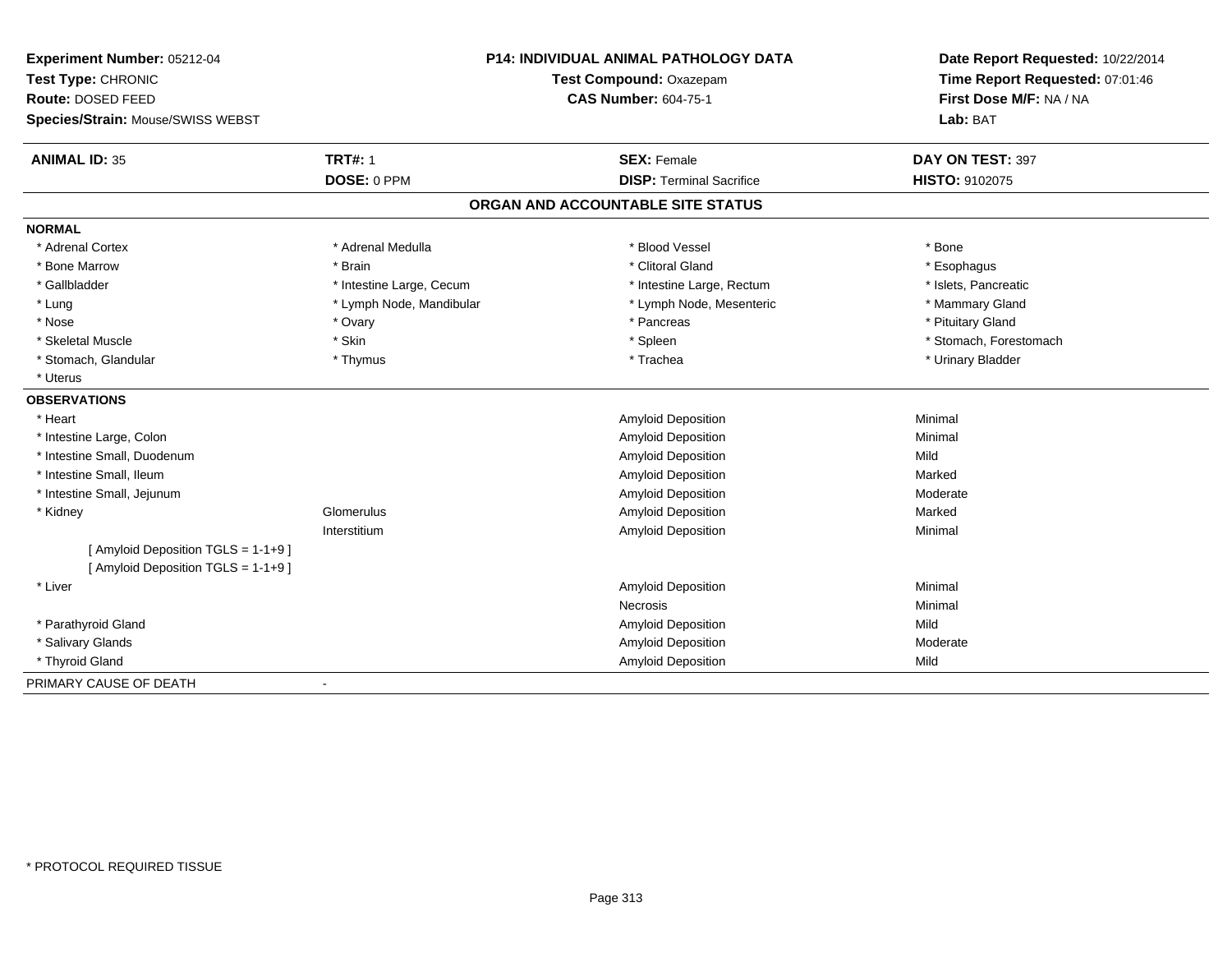**Experiment Number:** 05212-04
**Test Type:** CHRONIC
**Route:** DOSED FEED
**Species/Strain:** Mouse/SWISS WEBST

**P14: INDIVIDUAL ANIMAL PATHOLOGY DATA**
**Test Compound:** Oxazepam
**CAS Number:** 604-75-1

**Date Report Requested:** 10/22/2014
**Time Report Requested:** 07:01:46
**First Dose M/F:** NA / NA
**Lab:** BAT

| **ANIMAL ID:** 35 | **TRT#:** 1 | **SEX:** Female | **DAY ON TEST:** 397 |
|---|---|---|---|
| | **DOSE:** 0 PPM | **DISP:** Terminal Sacrifice | **HISTO:** 9102075 |

## ORGAN AND ACCOUNTABLE SITE STATUS

**NORMAL**

| | | | |
|---|---|---|---|
| * Adrenal Cortex | * Adrenal Medulla | * Blood Vessel | * Bone |
| * Bone Marrow | * Brain | * Clitoral Gland | * Esophagus |
| * Gallbladder | * Intestine Large, Cecum | * Intestine Large, Rectum | * Islets, Pancreatic |
| * Lung | * Lymph Node, Mandibular | * Lymph Node, Mesenteric | * Mammary Gland |
| * Nose | * Ovary | * Pancreas | * Pituitary Gland |
| * Skeletal Muscle | * Skin | * Spleen | * Stomach, Forestomach |
| * Stomach, Glandular | * Thymus | * Trachea | * Urinary Bladder |
| * Uterus | | | |

**OBSERVATIONS**

| | | | |
|---|---|---|---|
| * Heart | | Amyloid Deposition | Minimal |
| * Intestine Large, Colon | | Amyloid Deposition | Minimal |
| * Intestine Small, Duodenum | | Amyloid Deposition | Mild |
| * Intestine Small, Ileum | | Amyloid Deposition | Marked |
| * Intestine Small, Jejunum | | Amyloid Deposition | Moderate |
| * Kidney | Glomerulus | Amyloid Deposition | Marked |
| | Interstitium | Amyloid Deposition | Minimal |
| [ Amyloid Deposition TGLS = 1-1+9 ] | | | |
| [ Amyloid Deposition TGLS = 1-1+9 ] | | | |
| * Liver | | Amyloid Deposition | Minimal |
| | | Necrosis | Minimal |
| * Parathyroid Gland | | Amyloid Deposition | Mild |
| * Salivary Glands | | Amyloid Deposition | Moderate |
| * Thyroid Gland | | Amyloid Deposition | Mild |

PRIMARY CAUSE OF DEATH -

* PROTOCOL REQUIRED TISSUE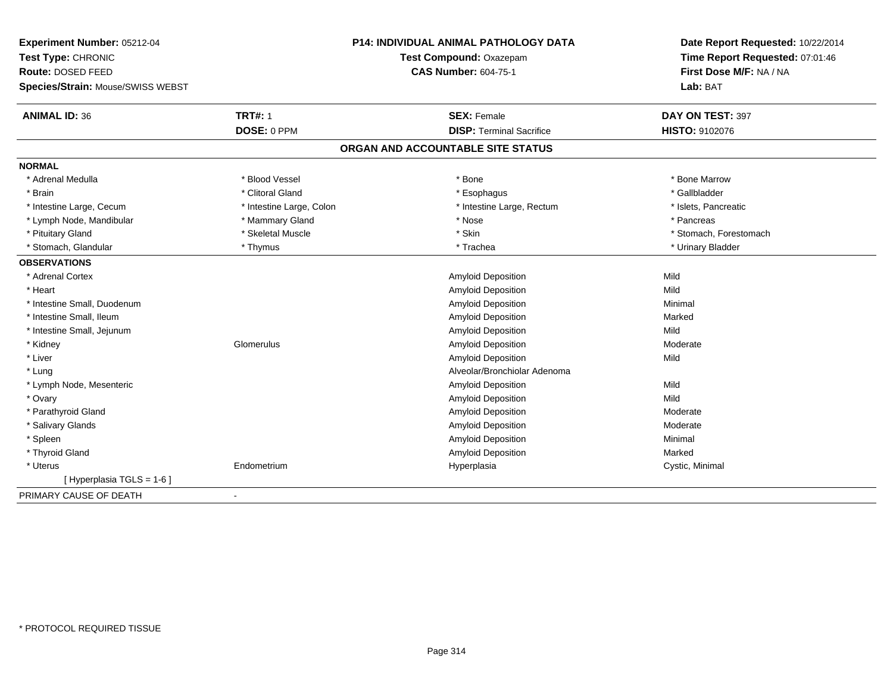**Experiment Number:** 05212-04
**Test Type:** CHRONIC
**Route:** DOSED FEED
**Species/Strain:** Mouse/SWISS WEBST

**P14: INDIVIDUAL ANIMAL PATHOLOGY DATA**
**Test Compound:** Oxazepam
**CAS Number:** 604-75-1

**Date Report Requested:** 10/22/2014
**Time Report Requested:** 07:01:46
**First Dose M/F:** NA / NA
**Lab:** BAT

| **ANIMAL ID:** 36 | **TRT#:** 1 | **SEX:** Female | **DAY ON TEST:** 397 |
|---|---|---|---|
| | **DOSE:** 0 PPM | **DISP:** Terminal Sacrifice | **HISTO:** 9102076 |

## ORGAN AND ACCOUNTABLE SITE STATUS

**NORMAL**

| | | | |
|---|---|---|---|
| * Adrenal Medulla | * Blood Vessel | * Bone | * Bone Marrow |
| * Brain | * Clitoral Gland | * Esophagus | * Gallbladder |
| * Intestine Large, Cecum | * Intestine Large, Colon | * Intestine Large, Rectum | * Islets, Pancreatic |
| * Lymph Node, Mandibular | * Mammary Gland | * Nose | * Pancreas |
| * Pituitary Gland | * Skeletal Muscle | * Skin | * Stomach, Forestomach |
| * Stomach, Glandular | * Thymus | * Trachea | * Urinary Bladder |

**OBSERVATIONS**

| | | | |
|---|---|---|---|
| * Adrenal Cortex | | Amyloid Deposition | Mild |
| * Heart | | Amyloid Deposition | Mild |
| * Intestine Small, Duodenum | | Amyloid Deposition | Minimal |
| * Intestine Small, Ileum | | Amyloid Deposition | Marked |
| * Intestine Small, Jejunum | | Amyloid Deposition | Mild |
| * Kidney | Glomerulus | Amyloid Deposition | Moderate |
| * Liver | | Amyloid Deposition | Mild |
| * Lung | | Alveolar/Bronchiolar Adenoma | |
| * Lymph Node, Mesenteric | | Amyloid Deposition | Mild |
| * Ovary | | Amyloid Deposition | Mild |
| * Parathyroid Gland | | Amyloid Deposition | Moderate |
| * Salivary Glands | | Amyloid Deposition | Moderate |
| * Spleen | | Amyloid Deposition | Minimal |
| * Thyroid Gland | | Amyloid Deposition | Marked |
| * Uterus | Endometrium | Hyperplasia | Cystic, Minimal |
| [ Hyperplasia TGLS = 1-6 ] | | | |

PRIMARY CAUSE OF DEATH -

* PROTOCOL REQUIRED TISSUE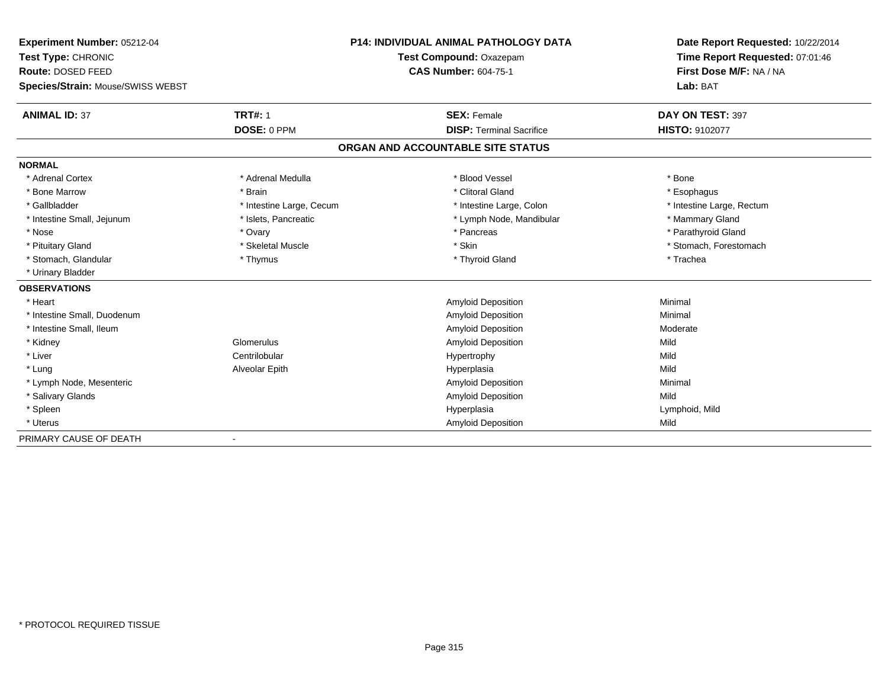**Experiment Number:** 05212-04
**Test Type:** CHRONIC
**Route:** DOSED FEED
**Species/Strain:** Mouse/SWISS WEBST

**P14: INDIVIDUAL ANIMAL PATHOLOGY DATA**
**Test Compound:** Oxazepam
**CAS Number:** 604-75-1

**Date Report Requested:** 10/22/2014
**Time Report Requested:** 07:01:46
**First Dose M/F:** NA / NA
**Lab:** BAT

| **ANIMAL ID:** 37 | **TRT#:** 1 | **SEX:** Female | **DAY ON TEST:** 397 |
|---|---|---|---|
| | **DOSE:** 0 PPM | **DISP:** Terminal Sacrifice | **HISTO:** 9102077 |

## ORGAN AND ACCOUNTABLE SITE STATUS

**NORMAL**

| | | | |
|---|---|---|---|
| * Adrenal Cortex | * Adrenal Medulla | * Blood Vessel | * Bone |
| * Bone Marrow | * Brain | * Clitoral Gland | * Esophagus |
| * Gallbladder | * Intestine Large, Cecum | * Intestine Large, Colon | * Intestine Large, Rectum |
| * Intestine Small, Jejunum | * Islets, Pancreatic | * Lymph Node, Mandibular | * Mammary Gland |
| * Nose | * Ovary | * Pancreas | * Parathyroid Gland |
| * Pituitary Gland | * Skeletal Muscle | * Skin | * Stomach, Forestomach |
| * Stomach, Glandular | * Thymus | * Thyroid Gland | * Trachea |
| * Urinary Bladder | | | |

**OBSERVATIONS**

| | | | |
|---|---|---|---|
| * Heart | | Amyloid Deposition | Minimal |
| * Intestine Small, Duodenum | | Amyloid Deposition | Minimal |
| * Intestine Small, Ileum | | Amyloid Deposition | Moderate |
| * Kidney | Glomerulus | Amyloid Deposition | Mild |
| * Liver | Centrilobular | Hypertrophy | Mild |
| * Lung | Alveolar Epith | Hyperplasia | Mild |
| * Lymph Node, Mesenteric | | Amyloid Deposition | Minimal |
| * Salivary Glands | | Amyloid Deposition | Mild |
| * Spleen | | Hyperplasia | Lymphoid, Mild |
| * Uterus | | Amyloid Deposition | Mild |

PRIMARY CAUSE OF DEATH -

* PROTOCOL REQUIRED TISSUE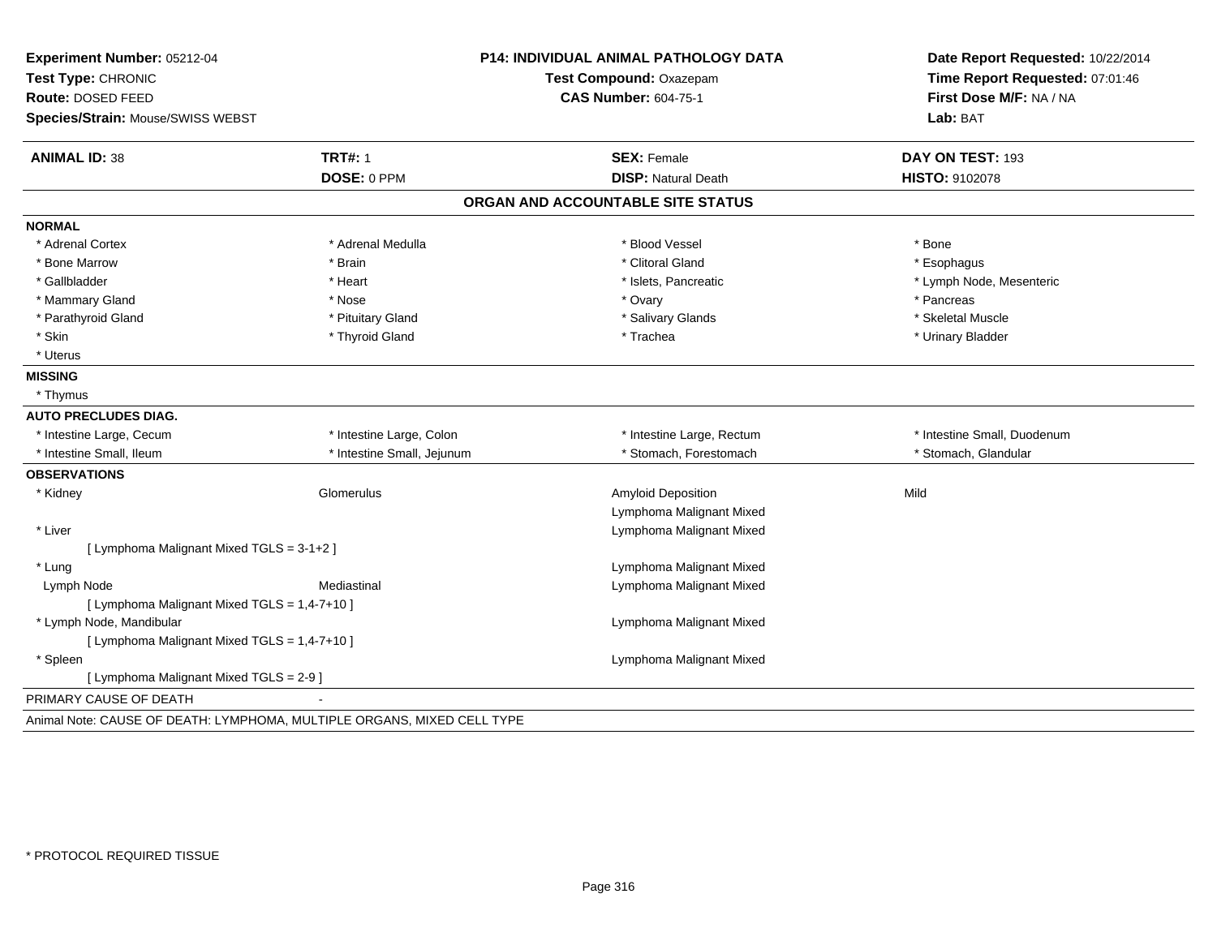**Experiment Number:** 05212-04
**Test Type:** CHRONIC
**Route:** DOSED FEED
**Species/Strain:** Mouse/SWISS WEBST

**P14: INDIVIDUAL ANIMAL PATHOLOGY DATA**
**Test Compound:** Oxazepam
**CAS Number:** 604-75-1

**Date Report Requested:** 10/22/2014
**Time Report Requested:** 07:01:46
**First Dose M/F:** NA / NA
**Lab:** BAT

| **ANIMAL ID:** 38 | **TRT#:** 1 | **SEX:** Female | **DAY ON TEST:** 193 |
|---|---|---|---|
| | **DOSE:** 0 PPM | **DISP:** Natural Death | **HISTO:** 9102078 |

## ORGAN AND ACCOUNTABLE SITE STATUS

**NORMAL**

| | | | |
|---|---|---|---|
| * Adrenal Cortex | * Adrenal Medulla | * Blood Vessel | * Bone |
| * Bone Marrow | * Brain | * Clitoral Gland | * Esophagus |
| * Gallbladder | * Heart | * Islets, Pancreatic | * Lymph Node, Mesenteric |
| * Mammary Gland | * Nose | * Ovary | * Pancreas |
| * Parathyroid Gland | * Pituitary Gland | * Salivary Glands | * Skeletal Muscle |
| * Skin | * Thyroid Gland | * Trachea | * Urinary Bladder |
| * Uterus | | | |

**MISSING**

* Thymus

**AUTO PRECLUDES DIAG.**

| | | | |
|---|---|---|---|
| * Intestine Large, Cecum | * Intestine Large, Colon | * Intestine Large, Rectum | * Intestine Small, Duodenum |
| * Intestine Small, Ileum | * Intestine Small, Jejunum | * Stomach, Forestomach | * Stomach, Glandular |

**OBSERVATIONS**

| | | | |
|---|---|---|---|
| * Kidney | Glomerulus | Amyloid Deposition | Mild |
| | | Lymphoma Malignant Mixed | |
| * Liver | | Lymphoma Malignant Mixed | |
| [ Lymphoma Malignant Mixed TGLS = 3-1+2 ] | | | |
| * Lung | | Lymphoma Malignant Mixed | |
| Lymph Node | Mediastinal | Lymphoma Malignant Mixed | |
| [ Lymphoma Malignant Mixed TGLS = 1,4-7+10 ] | | | |
| * Lymph Node, Mandibular | | Lymphoma Malignant Mixed | |
| [ Lymphoma Malignant Mixed TGLS = 1,4-7+10 ] | | | |
| * Spleen | | Lymphoma Malignant Mixed | |
| [ Lymphoma Malignant Mixed TGLS = 2-9 ] | | | |

PRIMARY CAUSE OF DEATH -

Animal Note: CAUSE OF DEATH: LYMPHOMA, MULTIPLE ORGANS, MIXED CELL TYPE

* PROTOCOL REQUIRED TISSUE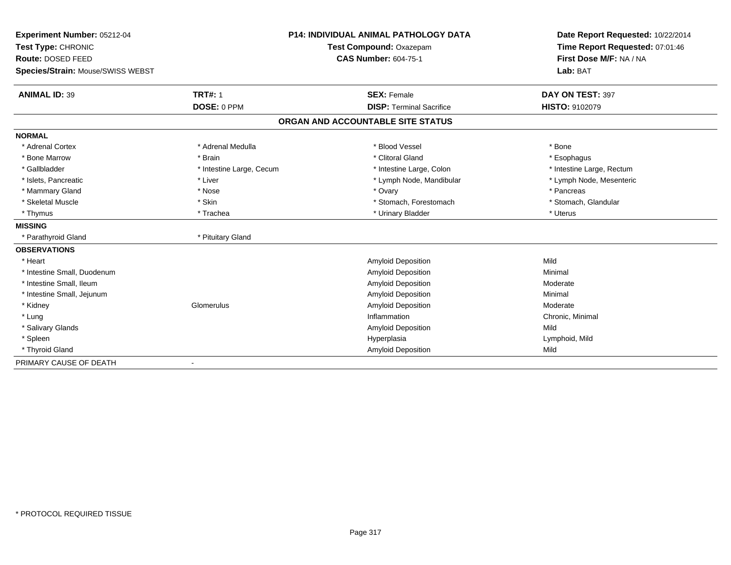**Experiment Number:** 05212-04
**Test Type:** CHRONIC
**Route:** DOSED FEED
**Species/Strain:** Mouse/SWISS WEBST

**P14: INDIVIDUAL ANIMAL PATHOLOGY DATA**
**Test Compound:** Oxazepam
**CAS Number:** 604-75-1

**Date Report Requested:** 10/22/2014
**Time Report Requested:** 07:01:46
**First Dose M/F:** NA / NA
**Lab:** BAT

| **ANIMAL ID:** 39 | **TRT#:** 1 | **SEX:** Female | **DAY ON TEST:** 397 |
|---|---|---|---|
| | **DOSE:** 0 PPM | **DISP:** Terminal Sacrifice | **HISTO:** 9102079 |

## ORGAN AND ACCOUNTABLE SITE STATUS

**NORMAL**

| | | | |
|---|---|---|---|
| * Adrenal Cortex | * Adrenal Medulla | * Blood Vessel | * Bone |
| * Bone Marrow | * Brain | * Clitoral Gland | * Esophagus |
| * Gallbladder | * Intestine Large, Cecum | * Intestine Large, Colon | * Intestine Large, Rectum |
| * Islets, Pancreatic | * Liver | * Lymph Node, Mandibular | * Lymph Node, Mesenteric |
| * Mammary Gland | * Nose | * Ovary | * Pancreas |
| * Skeletal Muscle | * Skin | * Stomach, Forestomach | * Stomach, Glandular |
| * Thymus | * Trachea | * Urinary Bladder | * Uterus |

**MISSING**

| | |
|---|---|
| * Parathyroid Gland | * Pituitary Gland |

**OBSERVATIONS**

| | | | |
|---|---|---|---|
| * Heart | | Amyloid Deposition | Mild |
| * Intestine Small, Duodenum | | Amyloid Deposition | Minimal |
| * Intestine Small, Ileum | | Amyloid Deposition | Moderate |
| * Intestine Small, Jejunum | | Amyloid Deposition | Minimal |
| * Kidney | Glomerulus | Amyloid Deposition | Moderate |
| * Lung | | Inflammation | Chronic, Minimal |
| * Salivary Glands | | Amyloid Deposition | Mild |
| * Spleen | | Hyperplasia | Lymphoid, Mild |
| * Thyroid Gland | | Amyloid Deposition | Mild |

PRIMARY CAUSE OF DEATH -

* PROTOCOL REQUIRED TISSUE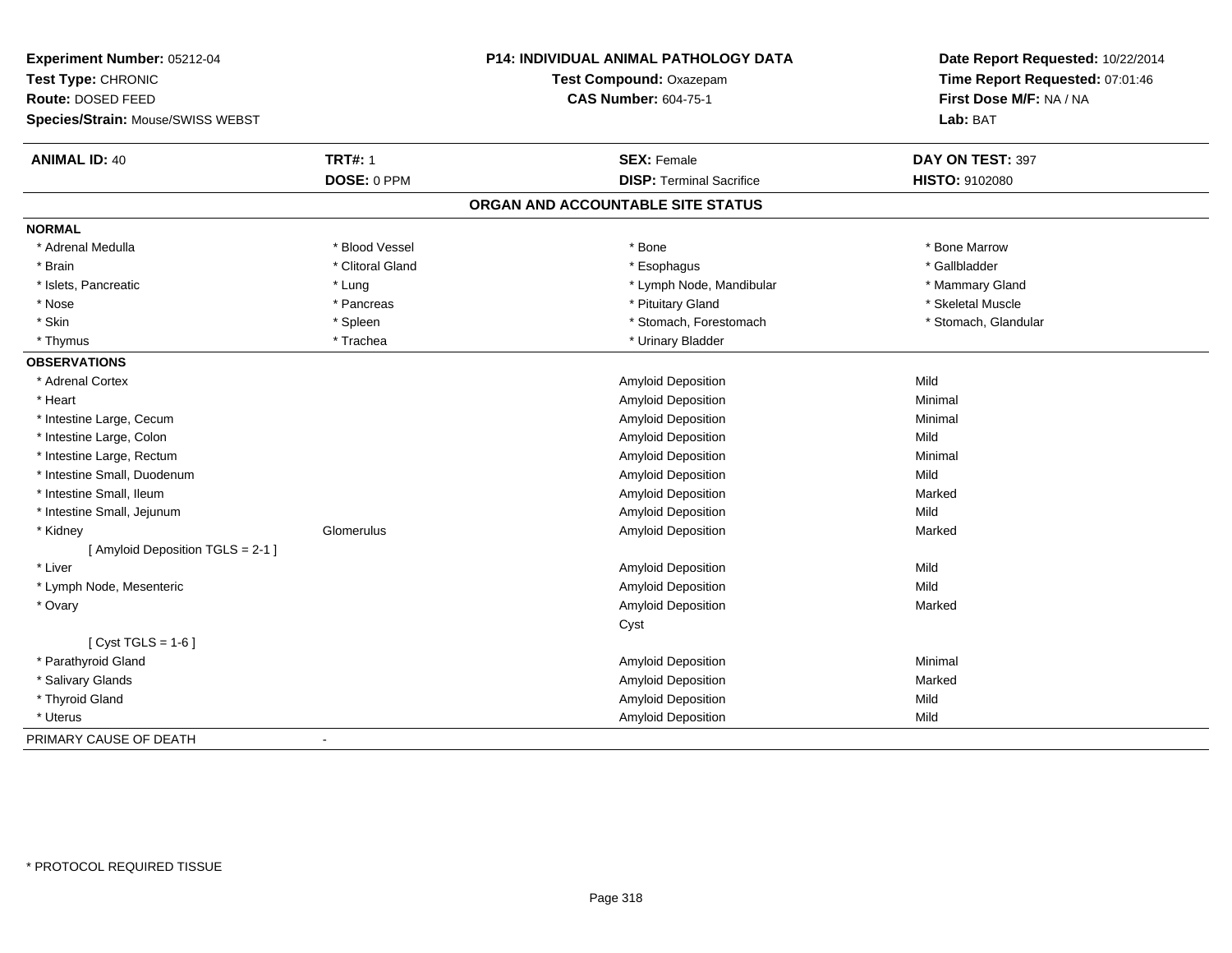**Experiment Number:** 05212-04
**Test Type:** CHRONIC
**Route:** DOSED FEED
**Species/Strain:** Mouse/SWISS WEBST

**P14: INDIVIDUAL ANIMAL PATHOLOGY DATA**
**Test Compound:** Oxazepam
**CAS Number:** 604-75-1

**Date Report Requested:** 10/22/2014
**Time Report Requested:** 07:01:46
**First Dose M/F:** NA / NA
**Lab:** BAT

| **ANIMAL ID:** 40 | **TRT#:** 1 | **SEX:** Female | **DAY ON TEST:** 397 |
|---|---|---|---|
| | **DOSE:** 0 PPM | **DISP:** Terminal Sacrifice | **HISTO:** 9102080 |

## ORGAN AND ACCOUNTABLE SITE STATUS

**NORMAL**

| | | | |
|---|---|---|---|
| * Adrenal Medulla | * Blood Vessel | * Bone | * Bone Marrow |
| * Brain | * Clitoral Gland | * Esophagus | * Gallbladder |
| * Islets, Pancreatic | * Lung | * Lymph Node, Mandibular | * Mammary Gland |
| * Nose | * Pancreas | * Pituitary Gland | * Skeletal Muscle |
| * Skin | * Spleen | * Stomach, Forestomach | * Stomach, Glandular |
| * Thymus | * Trachea | * Urinary Bladder | |

**OBSERVATIONS**

| Organ | Site | Observation | Severity |
|---|---|---|---|
| * Adrenal Cortex | | Amyloid Deposition | Mild |
| * Heart | | Amyloid Deposition | Minimal |
| * Intestine Large, Cecum | | Amyloid Deposition | Minimal |
| * Intestine Large, Colon | | Amyloid Deposition | Mild |
| * Intestine Large, Rectum | | Amyloid Deposition | Minimal |
| * Intestine Small, Duodenum | | Amyloid Deposition | Mild |
| * Intestine Small, Ileum | | Amyloid Deposition | Marked |
| * Intestine Small, Jejunum | | Amyloid Deposition | Mild |
| * Kidney | Glomerulus | Amyloid Deposition | Marked |
| [ Amyloid Deposition TGLS = 2-1 ] | | | |
| * Liver | | Amyloid Deposition | Mild |
| * Lymph Node, Mesenteric | | Amyloid Deposition | Mild |
| * Ovary | | Amyloid Deposition | Marked |
| | | Cyst | |
| [ Cyst TGLS = 1-6 ] | | | |
| * Parathyroid Gland | | Amyloid Deposition | Minimal |
| * Salivary Glands | | Amyloid Deposition | Marked |
| * Thyroid Gland | | Amyloid Deposition | Mild |
| * Uterus | | Amyloid Deposition | Mild |

PRIMARY CAUSE OF DEATH -

* PROTOCOL REQUIRED TISSUE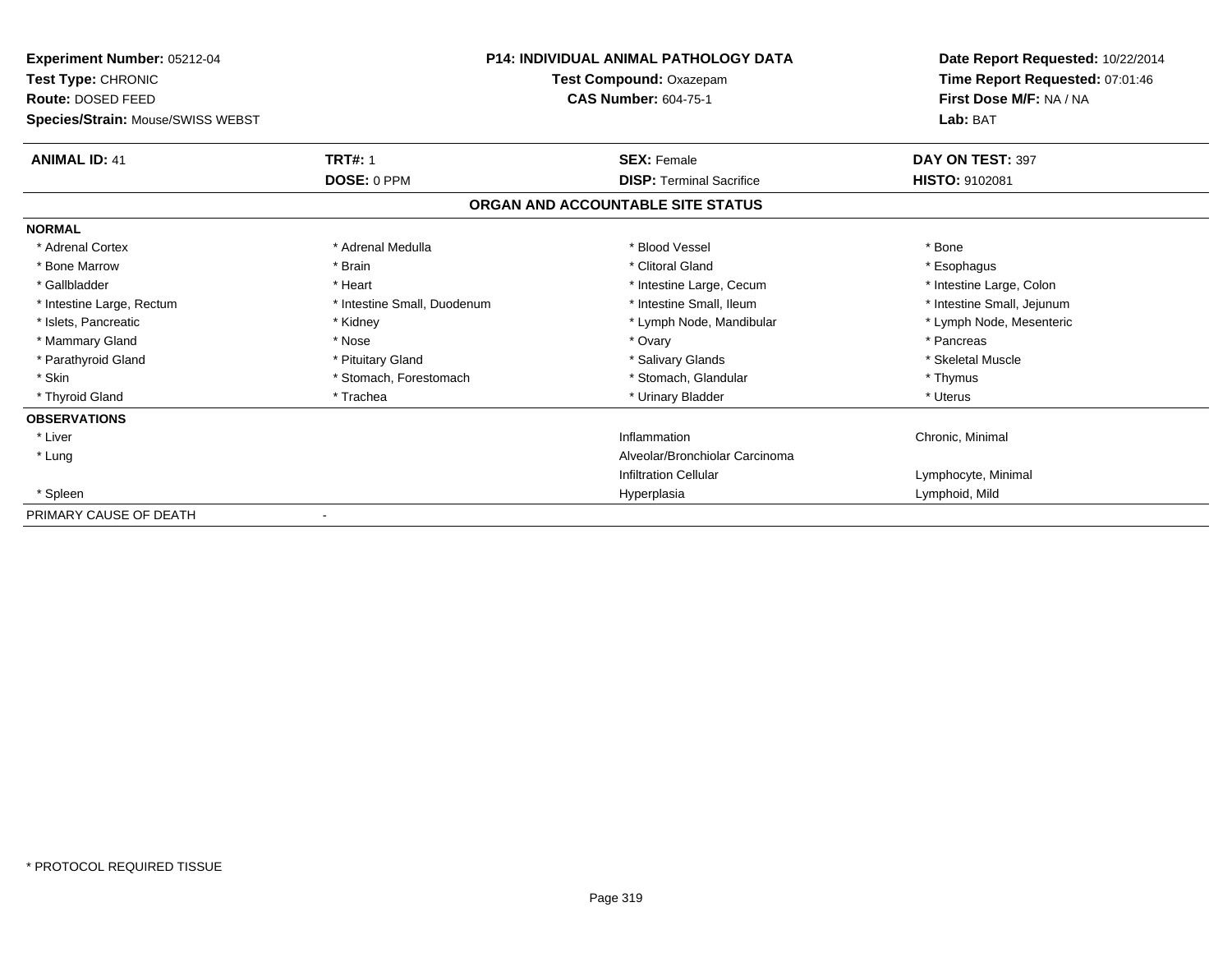**Experiment Number:** 05212-04
**Test Type:** CHRONIC
**Route:** DOSED FEED
**Species/Strain:** Mouse/SWISS WEBST

**P14: INDIVIDUAL ANIMAL PATHOLOGY DATA**
**Test Compound:** Oxazepam
**CAS Number:** 604-75-1

**Date Report Requested:** 10/22/2014
**Time Report Requested:** 07:01:46
**First Dose M/F:** NA / NA
**Lab:** BAT

| **ANIMAL ID:** 41 | **TRT#:** 1 | **SEX:** Female | **DAY ON TEST:** 397 |
|---|---|---|---|
| | **DOSE:** 0 PPM | **DISP:** Terminal Sacrifice | **HISTO:** 9102081 |

## ORGAN AND ACCOUNTABLE SITE STATUS

**NORMAL**

| | | | |
|---|---|---|---|
| * Adrenal Cortex | * Adrenal Medulla | * Blood Vessel | * Bone |
| * Bone Marrow | * Brain | * Clitoral Gland | * Esophagus |
| * Gallbladder | * Heart | * Intestine Large, Cecum | * Intestine Large, Colon |
| * Intestine Large, Rectum | * Intestine Small, Duodenum | * Intestine Small, Ileum | * Intestine Small, Jejunum |
| * Islets, Pancreatic | * Kidney | * Lymph Node, Mandibular | * Lymph Node, Mesenteric |
| * Mammary Gland | * Nose | * Ovary | * Pancreas |
| * Parathyroid Gland | * Pituitary Gland | * Salivary Glands | * Skeletal Muscle |
| * Skin | * Stomach, Forestomach | * Stomach, Glandular | * Thymus |
| * Thyroid Gland | * Trachea | * Urinary Bladder | * Uterus |

**OBSERVATIONS**

| | | |
|---|---|---|
| * Liver | Inflammation | Chronic, Minimal |
| * Lung | Alveolar/Bronchiolar Carcinoma | |
| | Infiltration Cellular | Lymphocyte, Minimal |
| * Spleen | Hyperplasia | Lymphoid, Mild |

PRIMARY CAUSE OF DEATH -

* PROTOCOL REQUIRED TISSUE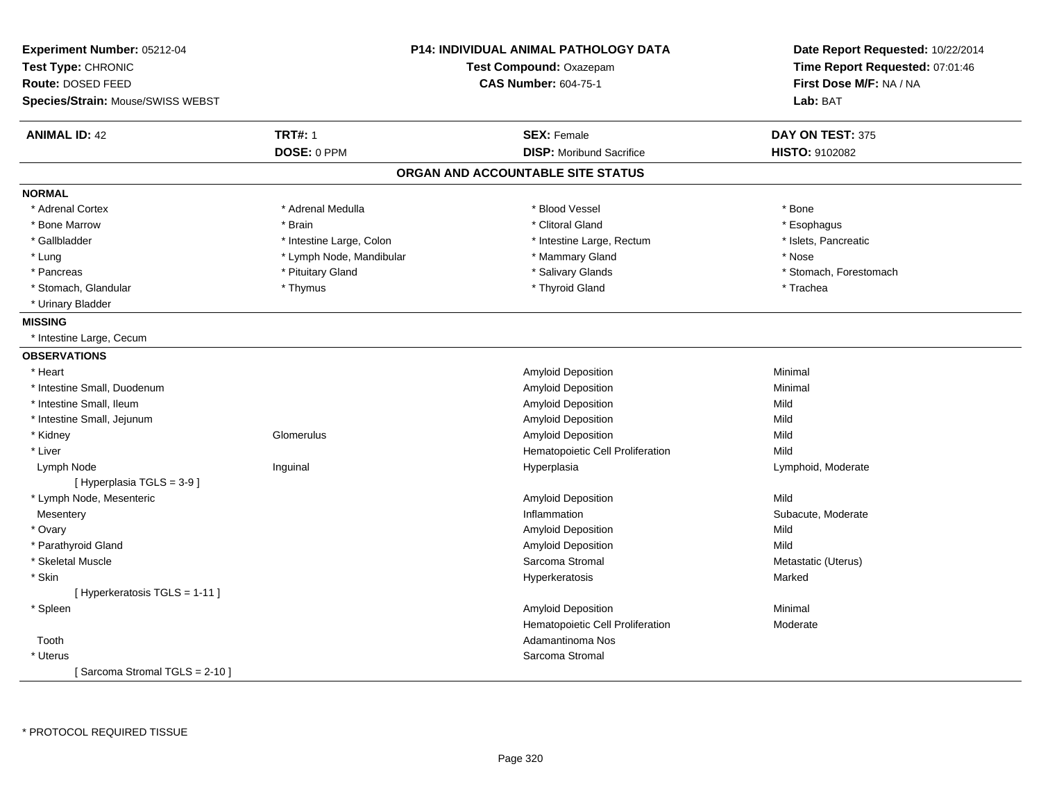**Experiment Number:** 05212-04
**Test Type:** CHRONIC
**Route:** DOSED FEED
**Species/Strain:** Mouse/SWISS WEBST

**P14: INDIVIDUAL ANIMAL PATHOLOGY DATA**
**Test Compound:** Oxazepam
**CAS Number:** 604-75-1

**Date Report Requested:** 10/22/2014
**Time Report Requested:** 07:01:46
**First Dose M/F:** NA / NA
**Lab:** BAT

| **ANIMAL ID:** 42 | **TRT#:** 1 | **SEX:** Female | **DAY ON TEST:** 375 |
|---|---|---|---|
| | **DOSE:** 0 PPM | **DISP:** Moribund Sacrifice | **HISTO:** 9102082 |

## ORGAN AND ACCOUNTABLE SITE STATUS

**NORMAL**

| | | | |
|---|---|---|---|
| * Adrenal Cortex | * Adrenal Medulla | * Blood Vessel | * Bone |
| * Bone Marrow | * Brain | * Clitoral Gland | * Esophagus |
| * Gallbladder | * Intestine Large, Colon | * Intestine Large, Rectum | * Islets, Pancreatic |
| * Lung | * Lymph Node, Mandibular | * Mammary Gland | * Nose |
| * Pancreas | * Pituitary Gland | * Salivary Glands | * Stomach, Forestomach |
| * Stomach, Glandular | * Thymus | * Thyroid Gland | * Trachea |
| * Urinary Bladder | | | |

**MISSING**

* Intestine Large, Cecum

**OBSERVATIONS**

| | | | |
|---|---|---|---|
| * Heart | | Amyloid Deposition | Minimal |
| * Intestine Small, Duodenum | | Amyloid Deposition | Minimal |
| * Intestine Small, Ileum | | Amyloid Deposition | Mild |
| * Intestine Small, Jejunum | | Amyloid Deposition | Mild |
| * Kidney | Glomerulus | Amyloid Deposition | Mild |
| * Liver | | Hematopoietic Cell Proliferation | Mild |
| Lymph Node | Inguinal | Hyperplasia | Lymphoid, Moderate |
| [ Hyperplasia TGLS = 3-9 ] | | | |
| * Lymph Node, Mesenteric | | Amyloid Deposition | Mild |
| Mesentery | | Inflammation | Subacute, Moderate |
| * Ovary | | Amyloid Deposition | Mild |
| * Parathyroid Gland | | Amyloid Deposition | Mild |
| * Skeletal Muscle | | Sarcoma Stromal | Metastatic (Uterus) |
| * Skin | | Hyperkeratosis | Marked |
| [ Hyperkeratosis TGLS = 1-11 ] | | | |
| * Spleen | | Amyloid Deposition | Minimal |
| | | Hematopoietic Cell Proliferation | Moderate |
| Tooth | | Adamantinoma Nos | |
| * Uterus | | Sarcoma Stromal | |
| [ Sarcoma Stromal TGLS = 2-10 ] | | | |

* PROTOCOL REQUIRED TISSUE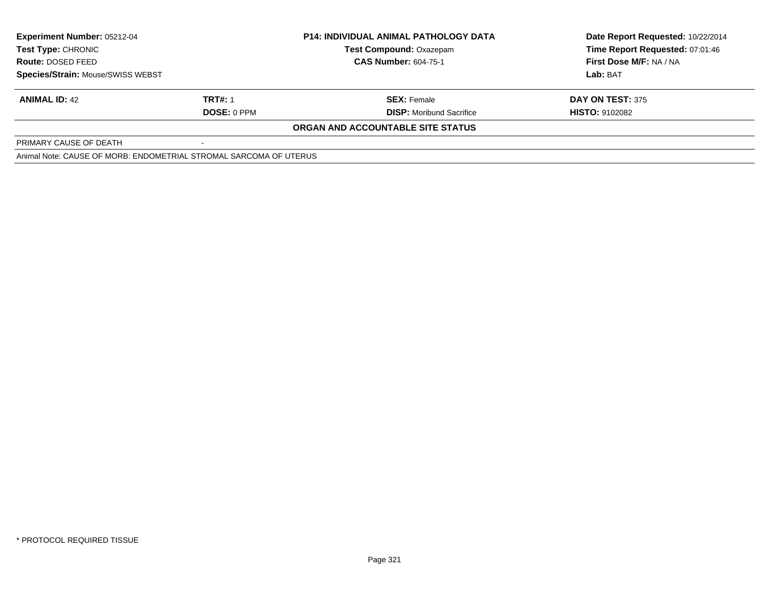| Experiment Number: 05212-04 | P14: INDIVIDUAL ANIMAL PATHOLOGY DATA | Date Report Requested: 10/22/2014 |
|---|---|---|
| Test Type: CHRONIC | Test Compound: Oxazepam | Time Report Requested: 07:01:46 |
| Route: DOSED FEED | CAS Number: 604-75-1 | First Dose M/F: NA / NA |
| Species/Strain: Mouse/SWISS WEBST | | Lab: BAT |

| ANIMAL ID: 42 | TRT#: 1 | SEX: Female | DAY ON TEST: 375 |
|---|---|---|---|
| | DOSE: 0 PPM | DISP: Moribund Sacrifice | HISTO: 9102082 |

**ORGAN AND ACCOUNTABLE SITE STATUS**

| PRIMARY CAUSE OF DEATH | - |
|---|---|

Animal Note: CAUSE OF MORB: ENDOMETRIAL STROMAL SARCOMA OF UTERUS

* PROTOCOL REQUIRED TISSUE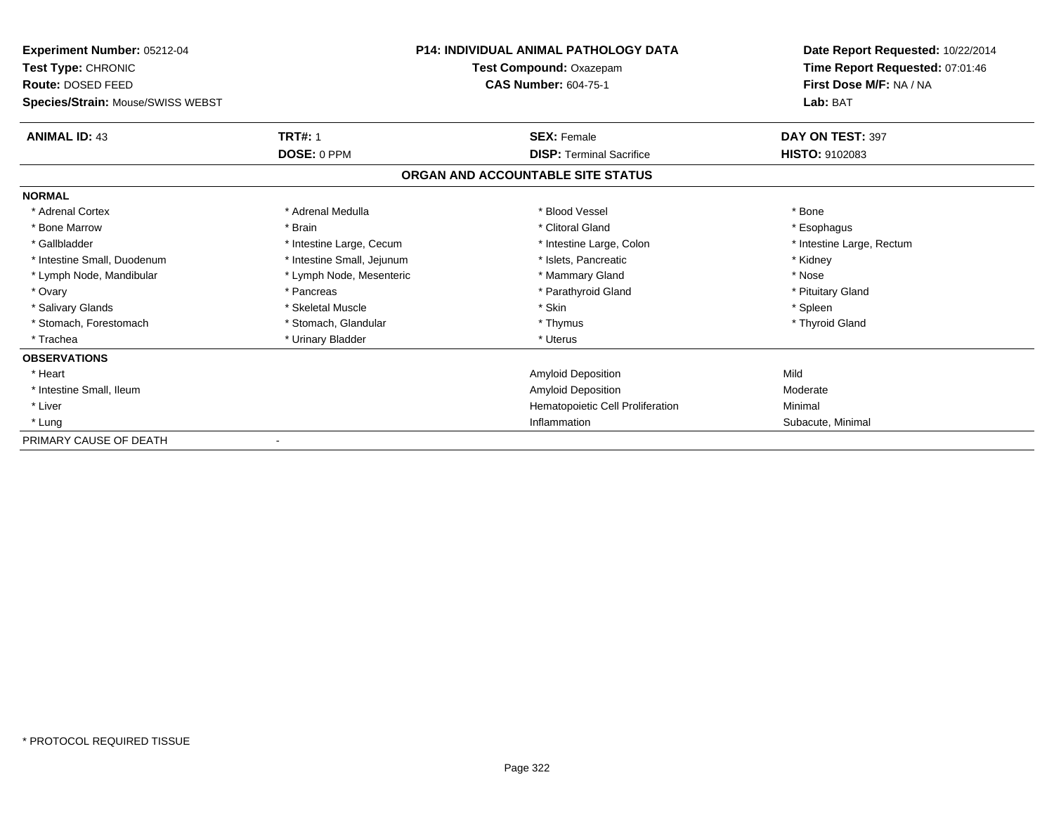**Experiment Number:** 05212-04
**Test Type:** CHRONIC
**Route:** DOSED FEED
**Species/Strain:** Mouse/SWISS WEBST

**P14: INDIVIDUAL ANIMAL PATHOLOGY DATA**
**Test Compound:** Oxazepam
**CAS Number:** 604-75-1

**Date Report Requested:** 10/22/2014
**Time Report Requested:** 07:01:46
**First Dose M/F:** NA / NA
**Lab:** BAT

| **ANIMAL ID:** 43 | **TRT#:** 1 | **SEX:** Female | **DAY ON TEST:** 397 |
|---|---|---|---|
| | **DOSE:** 0 PPM | **DISP:** Terminal Sacrifice | **HISTO:** 9102083 |

## ORGAN AND ACCOUNTABLE SITE STATUS

**NORMAL**

| | | | |
|---|---|---|---|
| * Adrenal Cortex | * Adrenal Medulla | * Blood Vessel | * Bone |
| * Bone Marrow | * Brain | * Clitoral Gland | * Esophagus |
| * Gallbladder | * Intestine Large, Cecum | * Intestine Large, Colon | * Intestine Large, Rectum |
| * Intestine Small, Duodenum | * Intestine Small, Jejunum | * Islets, Pancreatic | * Kidney |
| * Lymph Node, Mandibular | * Lymph Node, Mesenteric | * Mammary Gland | * Nose |
| * Ovary | * Pancreas | * Parathyroid Gland | * Pituitary Gland |
| * Salivary Glands | * Skeletal Muscle | * Skin | * Spleen |
| * Stomach, Forestomach | * Stomach, Glandular | * Thymus | * Thyroid Gland |
| * Trachea | * Urinary Bladder | * Uterus | |

**OBSERVATIONS**

| | | |
|---|---|---|
| * Heart | Amyloid Deposition | Mild |
| * Intestine Small, Ileum | Amyloid Deposition | Moderate |
| * Liver | Hematopoietic Cell Proliferation | Minimal |
| * Lung | Inflammation | Subacute, Minimal |

PRIMARY CAUSE OF DEATH -

* PROTOCOL REQUIRED TISSUE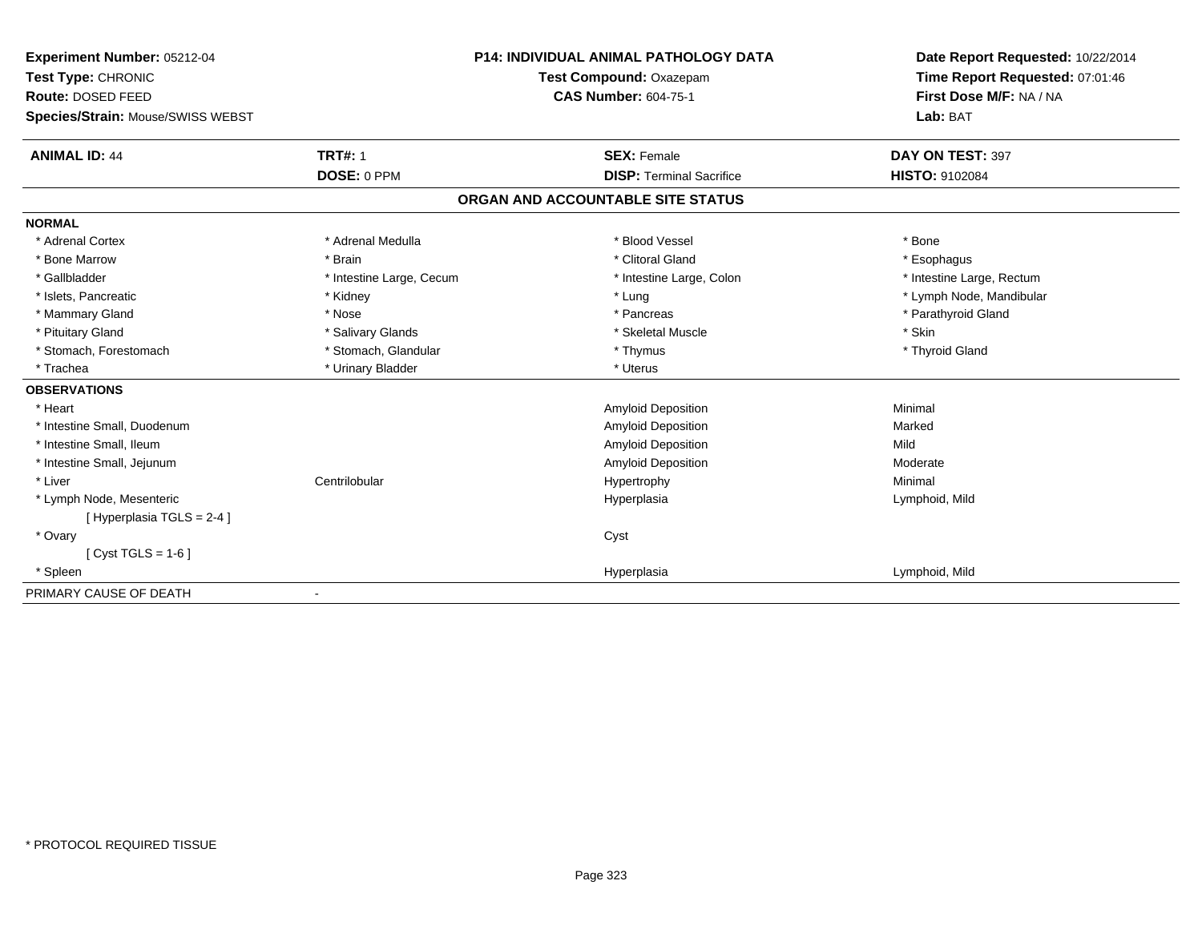**Experiment Number:** 05212-04
**Test Type:** CHRONIC
**Route:** DOSED FEED
**Species/Strain:** Mouse/SWISS WEBST

**P14: INDIVIDUAL ANIMAL PATHOLOGY DATA**
**Test Compound:** Oxazepam
**CAS Number:** 604-75-1

**Date Report Requested:** 10/22/2014
**Time Report Requested:** 07:01:46
**First Dose M/F:** NA / NA
**Lab:** BAT

| **ANIMAL ID:** 44 | **TRT#:** 1 | **SEX:** Female | **DAY ON TEST:** 397 |
|---|---|---|---|
| | **DOSE:** 0 PPM | **DISP:** Terminal Sacrifice | **HISTO:** 9102084 |

## ORGAN AND ACCOUNTABLE SITE STATUS

**NORMAL**

| | | | |
|---|---|---|---|
| * Adrenal Cortex | * Adrenal Medulla | * Blood Vessel | * Bone |
| * Bone Marrow | * Brain | * Clitoral Gland | * Esophagus |
| * Gallbladder | * Intestine Large, Cecum | * Intestine Large, Colon | * Intestine Large, Rectum |
| * Islets, Pancreatic | * Kidney | * Lung | * Lymph Node, Mandibular |
| * Mammary Gland | * Nose | * Pancreas | * Parathyroid Gland |
| * Pituitary Gland | * Salivary Glands | * Skeletal Muscle | * Skin |
| * Stomach, Forestomach | * Stomach, Glandular | * Thymus | * Thyroid Gland |
| * Trachea | * Urinary Bladder | * Uterus | |

**OBSERVATIONS**

| | | | |
|---|---|---|---|
| * Heart | | Amyloid Deposition | Minimal |
| * Intestine Small, Duodenum | | Amyloid Deposition | Marked |
| * Intestine Small, Ileum | | Amyloid Deposition | Mild |
| * Intestine Small, Jejunum | | Amyloid Deposition | Moderate |
| * Liver | Centrilobular | Hypertrophy | Minimal |
| * Lymph Node, Mesenteric | | Hyperplasia | Lymphoid, Mild |
| [ Hyperplasia TGLS = 2-4 ] | | | |
| * Ovary | | Cyst | |
| [ Cyst TGLS = 1-6 ] | | | |
| * Spleen | | Hyperplasia | Lymphoid, Mild |

PRIMARY CAUSE OF DEATH -

* PROTOCOL REQUIRED TISSUE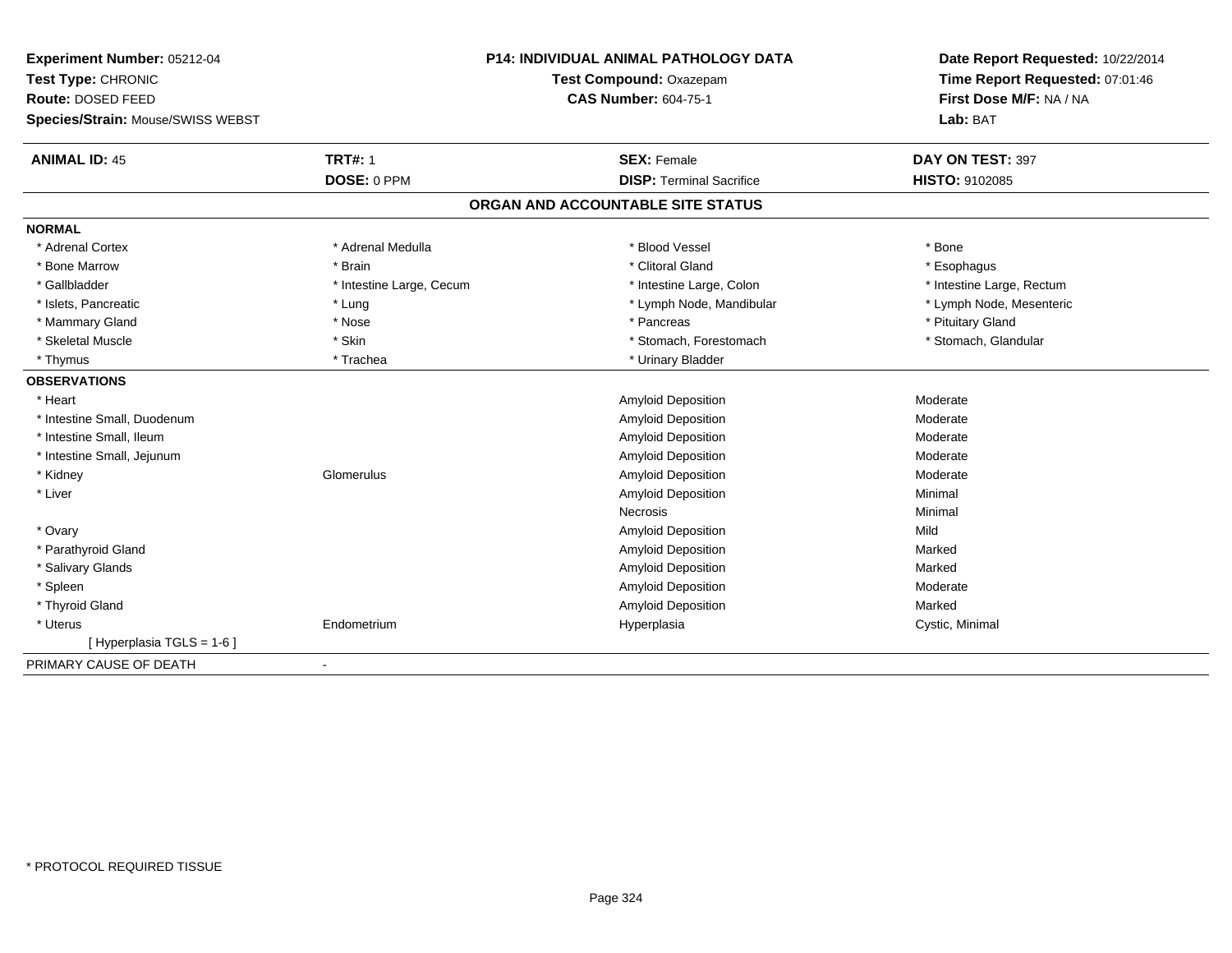**Experiment Number:** 05212-04
**Test Type:** CHRONIC
**Route:** DOSED FEED
**Species/Strain:** Mouse/SWISS WEBST

**P14: INDIVIDUAL ANIMAL PATHOLOGY DATA**
**Test Compound:** Oxazepam
**CAS Number:** 604-75-1

**Date Report Requested:** 10/22/2014
**Time Report Requested:** 07:01:46
**First Dose M/F:** NA / NA
**Lab:** BAT

| **ANIMAL ID:** 45 | **TRT#:** 1 | **SEX:** Female | **DAY ON TEST:** 397 |
|---|---|---|---|
| | **DOSE:** 0 PPM | **DISP:** Terminal Sacrifice | **HISTO:** 9102085 |

## ORGAN AND ACCOUNTABLE SITE STATUS

**NORMAL**

| | | | |
|---|---|---|---|
| * Adrenal Cortex | * Adrenal Medulla | * Blood Vessel | * Bone |
| * Bone Marrow | * Brain | * Clitoral Gland | * Esophagus |
| * Gallbladder | * Intestine Large, Cecum | * Intestine Large, Colon | * Intestine Large, Rectum |
| * Islets, Pancreatic | * Lung | * Lymph Node, Mandibular | * Lymph Node, Mesenteric |
| * Mammary Gland | * Nose | * Pancreas | * Pituitary Gland |
| * Skeletal Muscle | * Skin | * Stomach, Forestomach | * Stomach, Glandular |
| * Thymus | * Trachea | * Urinary Bladder | |

**OBSERVATIONS**

| | | | |
|---|---|---|---|
| * Heart | | Amyloid Deposition | Moderate |
| * Intestine Small, Duodenum | | Amyloid Deposition | Moderate |
| * Intestine Small, Ileum | | Amyloid Deposition | Moderate |
| * Intestine Small, Jejunum | | Amyloid Deposition | Moderate |
| * Kidney | Glomerulus | Amyloid Deposition | Moderate |
| * Liver | | Amyloid Deposition | Minimal |
| | | Necrosis | Minimal |
| * Ovary | | Amyloid Deposition | Mild |
| * Parathyroid Gland | | Amyloid Deposition | Marked |
| * Salivary Glands | | Amyloid Deposition | Marked |
| * Spleen | | Amyloid Deposition | Moderate |
| * Thyroid Gland | | Amyloid Deposition | Marked |
| * Uterus | Endometrium | Hyperplasia | Cystic, Minimal |
| [ Hyperplasia TGLS = 1-6 ] | | | |

PRIMARY CAUSE OF DEATH -

* PROTOCOL REQUIRED TISSUE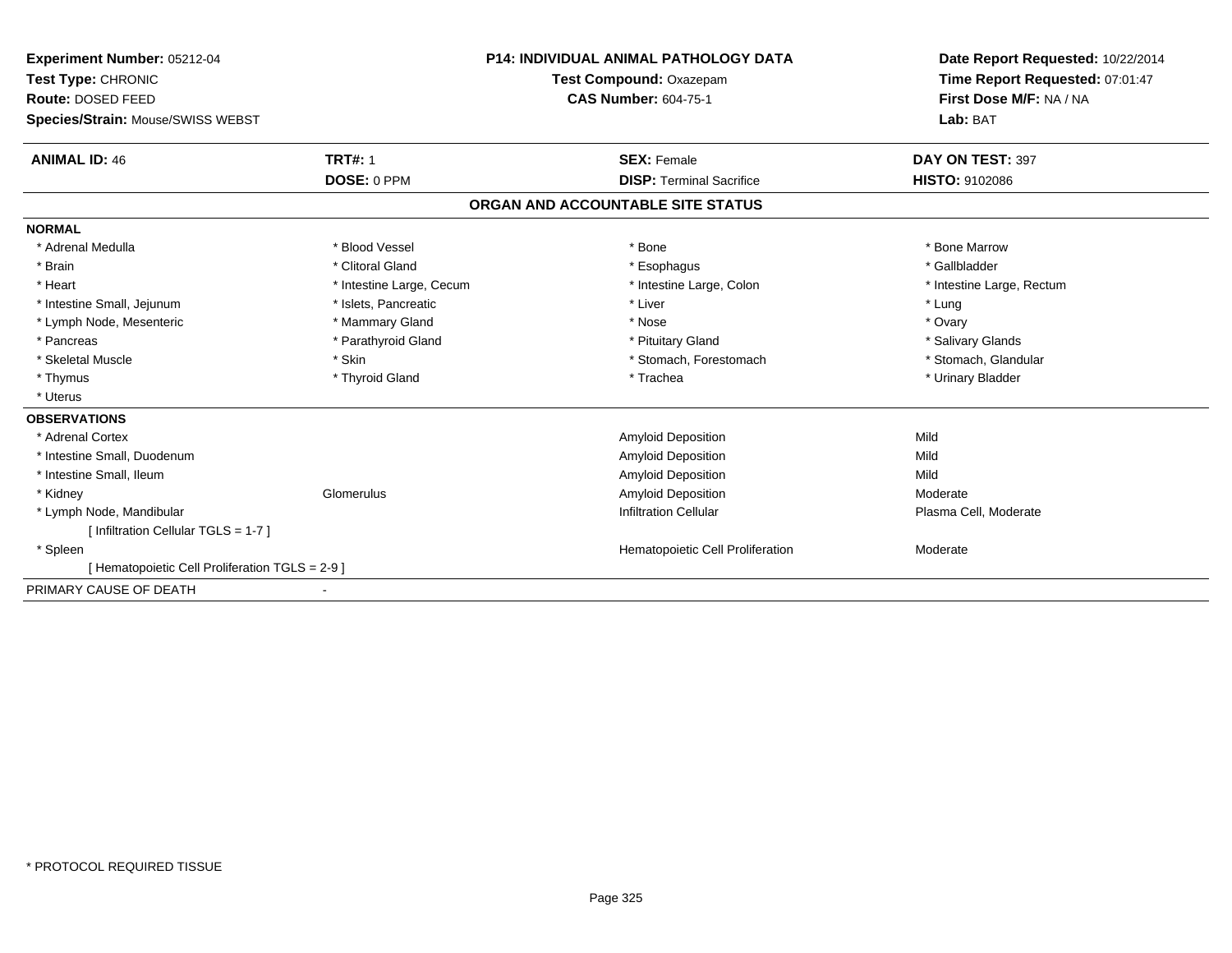**Experiment Number:** 05212-04
**Test Type:** CHRONIC
**Route:** DOSED FEED
**Species/Strain:** Mouse/SWISS WEBST

**P14: INDIVIDUAL ANIMAL PATHOLOGY DATA**
**Test Compound:** Oxazepam
**CAS Number:** 604-75-1

**Date Report Requested:** 10/22/2014
**Time Report Requested:** 07:01:47
**First Dose M/F:** NA / NA
**Lab:** BAT

| **ANIMAL ID:** 46 | **TRT#:** 1 | **SEX:** Female | **DAY ON TEST:** 397 |
|---|---|---|---|
| | **DOSE:** 0 PPM | **DISP:** Terminal Sacrifice | **HISTO:** 9102086 |

## ORGAN AND ACCOUNTABLE SITE STATUS

**NORMAL**

| | | | |
|---|---|---|---|
| * Adrenal Medulla | * Blood Vessel | * Bone | * Bone Marrow |
| * Brain | * Clitoral Gland | * Esophagus | * Gallbladder |
| * Heart | * Intestine Large, Cecum | * Intestine Large, Colon | * Intestine Large, Rectum |
| * Intestine Small, Jejunum | * Islets, Pancreatic | * Liver | * Lung |
| * Lymph Node, Mesenteric | * Mammary Gland | * Nose | * Ovary |
| * Pancreas | * Parathyroid Gland | * Pituitary Gland | * Salivary Glands |
| * Skeletal Muscle | * Skin | * Stomach, Forestomach | * Stomach, Glandular |
| * Thymus | * Thyroid Gland | * Trachea | * Urinary Bladder |
| * Uterus | | | |

**OBSERVATIONS**

| | | | |
|---|---|---|---|
| * Adrenal Cortex | | Amyloid Deposition | Mild |
| * Intestine Small, Duodenum | | Amyloid Deposition | Mild |
| * Intestine Small, Ileum | | Amyloid Deposition | Mild |
| * Kidney | Glomerulus | Amyloid Deposition | Moderate |
| * Lymph Node, Mandibular | | Infiltration Cellular | Plasma Cell, Moderate |
| [ Infiltration Cellular TGLS = 1-7 ] | | | |
| * Spleen | | Hematopoietic Cell Proliferation | Moderate |
| [ Hematopoietic Cell Proliferation TGLS = 2-9 ] | | | |

PRIMARY CAUSE OF DEATH -

* PROTOCOL REQUIRED TISSUE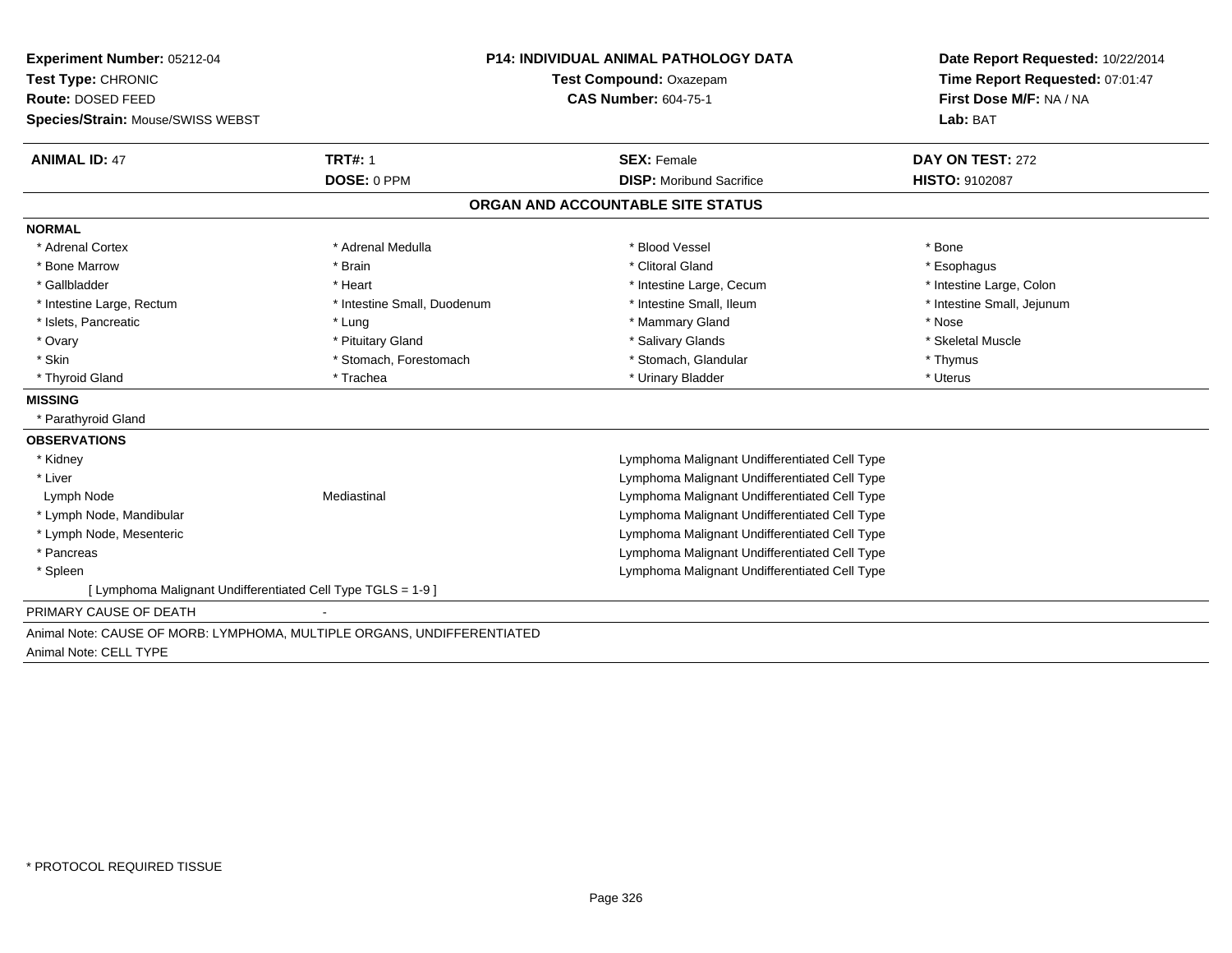**Experiment Number:** 05212-04
**Test Type:** CHRONIC
**Route:** DOSED FEED
**Species/Strain:** Mouse/SWISS WEBST

**P14: INDIVIDUAL ANIMAL PATHOLOGY DATA**
**Test Compound:** Oxazepam
**CAS Number:** 604-75-1

**Date Report Requested:** 10/22/2014
**Time Report Requested:** 07:01:47
**First Dose M/F:** NA / NA
**Lab:** BAT

| **ANIMAL ID:** 47 | **TRT#:** 1 | **SEX:** Female | **DAY ON TEST:** 272 |
|---|---|---|---|
| | **DOSE:** 0 PPM | **DISP:** Moribund Sacrifice | **HISTO:** 9102087 |

## ORGAN AND ACCOUNTABLE SITE STATUS

**NORMAL**

| | | | |
|---|---|---|---|
| * Adrenal Cortex | * Adrenal Medulla | * Blood Vessel | * Bone |
| * Bone Marrow | * Brain | * Clitoral Gland | * Esophagus |
| * Gallbladder | * Heart | * Intestine Large, Cecum | * Intestine Large, Colon |
| * Intestine Large, Rectum | * Intestine Small, Duodenum | * Intestine Small, Ileum | * Intestine Small, Jejunum |
| * Islets, Pancreatic | * Lung | * Mammary Gland | * Nose |
| * Ovary | * Pituitary Gland | * Salivary Glands | * Skeletal Muscle |
| * Skin | * Stomach, Forestomach | * Stomach, Glandular | * Thymus |
| * Thyroid Gland | * Trachea | * Urinary Bladder | * Uterus |

**MISSING**

* Parathyroid Gland

**OBSERVATIONS**

| | | |
|---|---|---|
| * Kidney | | Lymphoma Malignant Undifferentiated Cell Type |
| * Liver | | Lymphoma Malignant Undifferentiated Cell Type |
| Lymph Node | Mediastinal | Lymphoma Malignant Undifferentiated Cell Type |
| * Lymph Node, Mandibular | | Lymphoma Malignant Undifferentiated Cell Type |
| * Lymph Node, Mesenteric | | Lymphoma Malignant Undifferentiated Cell Type |
| * Pancreas | | Lymphoma Malignant Undifferentiated Cell Type |
| * Spleen | | Lymphoma Malignant Undifferentiated Cell Type |

[ Lymphoma Malignant Undifferentiated Cell Type TGLS = 1-9 ]

PRIMARY CAUSE OF DEATH -

Animal Note: CAUSE OF MORB: LYMPHOMA, MULTIPLE ORGANS, UNDIFFERENTIATED
Animal Note: CELL TYPE

* PROTOCOL REQUIRED TISSUE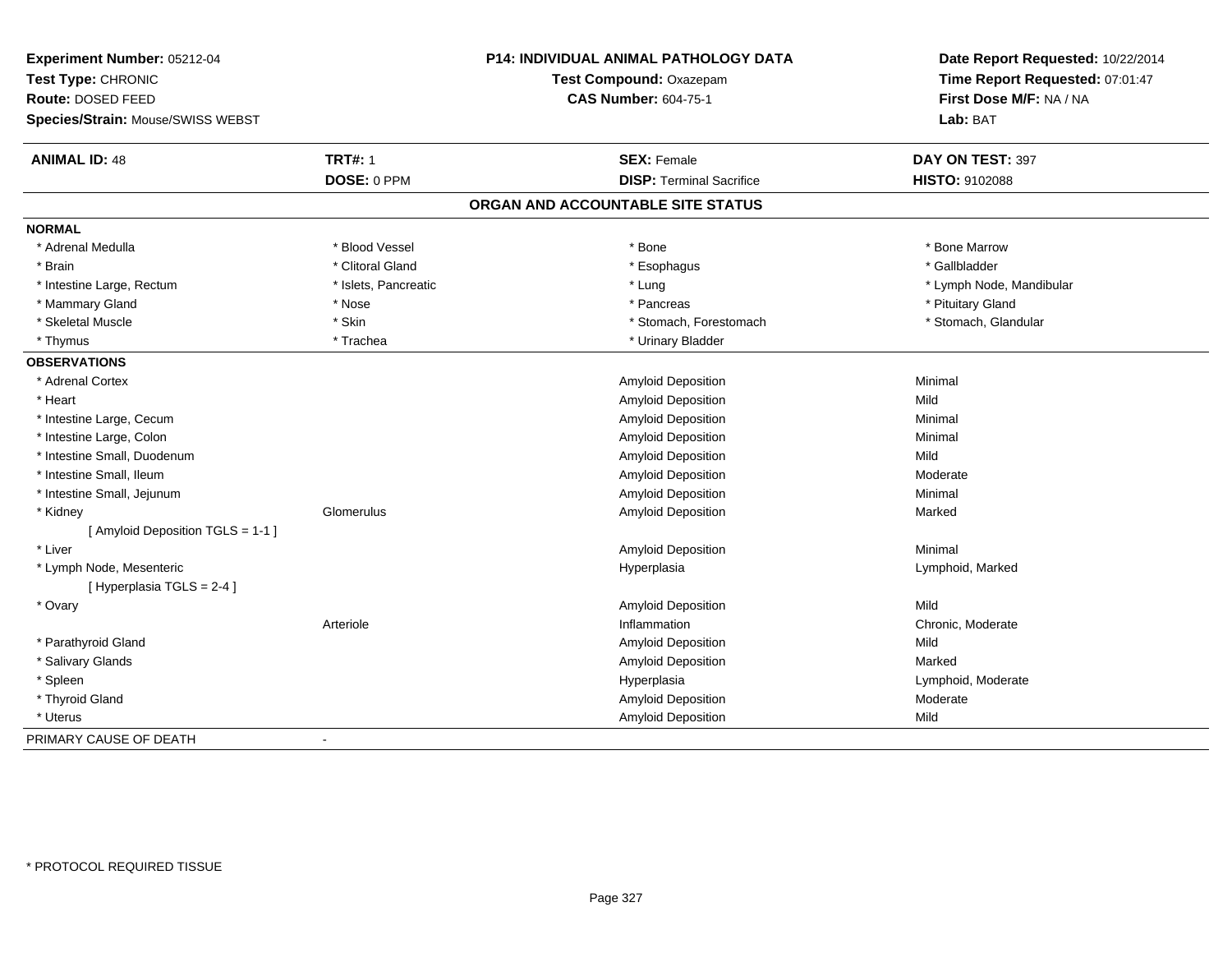**Experiment Number:** 05212-04
**Test Type:** CHRONIC
**Route:** DOSED FEED
**Species/Strain:** Mouse/SWISS WEBST

**P14: INDIVIDUAL ANIMAL PATHOLOGY DATA**
**Test Compound:** Oxazepam
**CAS Number:** 604-75-1

**Date Report Requested:** 10/22/2014
**Time Report Requested:** 07:01:47
**First Dose M/F:** NA / NA
**Lab:** BAT

| **ANIMAL ID:** 48 | **TRT#:** 1 | **SEX:** Female | **DAY ON TEST:** 397 |
|---|---|---|---|
| | **DOSE:** 0 PPM | **DISP:** Terminal Sacrifice | **HISTO:** 9102088 |

## ORGAN AND ACCOUNTABLE SITE STATUS

**NORMAL**

| | | | |
|---|---|---|---|
| * Adrenal Medulla | * Blood Vessel | * Bone | * Bone Marrow |
| * Brain | * Clitoral Gland | * Esophagus | * Gallbladder |
| * Intestine Large, Rectum | * Islets, Pancreatic | * Lung | * Lymph Node, Mandibular |
| * Mammary Gland | * Nose | * Pancreas | * Pituitary Gland |
| * Skeletal Muscle | * Skin | * Stomach, Forestomach | * Stomach, Glandular |
| * Thymus | * Trachea | * Urinary Bladder | |

**OBSERVATIONS**

| | | | |
|---|---|---|---|
| * Adrenal Cortex | | Amyloid Deposition | Minimal |
| * Heart | | Amyloid Deposition | Mild |
| * Intestine Large, Cecum | | Amyloid Deposition | Minimal |
| * Intestine Large, Colon | | Amyloid Deposition | Minimal |
| * Intestine Small, Duodenum | | Amyloid Deposition | Mild |
| * Intestine Small, Ileum | | Amyloid Deposition | Moderate |
| * Intestine Small, Jejunum | | Amyloid Deposition | Minimal |
| * Kidney | Glomerulus | Amyloid Deposition | Marked |
| [ Amyloid Deposition TGLS = 1-1 ] | | | |
| * Liver | | Amyloid Deposition | Minimal |
| * Lymph Node, Mesenteric | | Hyperplasia | Lymphoid, Marked |
| [ Hyperplasia TGLS = 2-4 ] | | | |
| * Ovary | | Amyloid Deposition | Mild |
| | Arteriole | Inflammation | Chronic, Moderate |
| * Parathyroid Gland | | Amyloid Deposition | Mild |
| * Salivary Glands | | Amyloid Deposition | Marked |
| * Spleen | | Hyperplasia | Lymphoid, Moderate |
| * Thyroid Gland | | Amyloid Deposition | Moderate |
| * Uterus | | Amyloid Deposition | Mild |

PRIMARY CAUSE OF DEATH -

* PROTOCOL REQUIRED TISSUE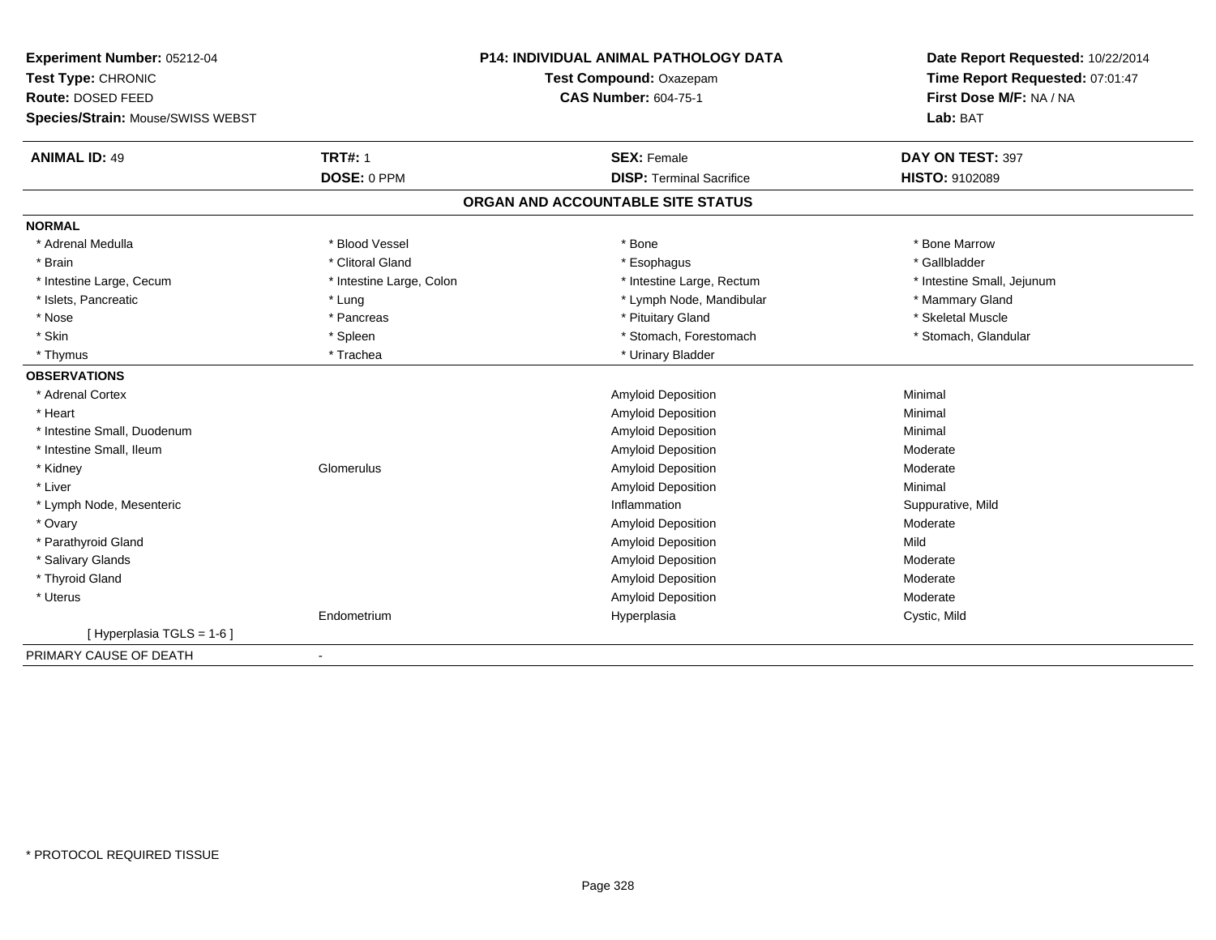**Experiment Number:** 05212-04
**Test Type:** CHRONIC
**Route:** DOSED FEED
**Species/Strain:** Mouse/SWISS WEBST

**P14: INDIVIDUAL ANIMAL PATHOLOGY DATA**
**Test Compound:** Oxazepam
**CAS Number:** 604-75-1

**Date Report Requested:** 10/22/2014
**Time Report Requested:** 07:01:47
**First Dose M/F:** NA / NA
**Lab:** BAT

| **ANIMAL ID:** 49 | **TRT#:** 1 | **SEX:** Female | **DAY ON TEST:** 397 |
|---|---|---|---|
| | **DOSE:** 0 PPM | **DISP:** Terminal Sacrifice | **HISTO:** 9102089 |

## ORGAN AND ACCOUNTABLE SITE STATUS

**NORMAL**

| | | | |
|---|---|---|---|
| * Adrenal Medulla | * Blood Vessel | * Bone | * Bone Marrow |
| * Brain | * Clitoral Gland | * Esophagus | * Gallbladder |
| * Intestine Large, Cecum | * Intestine Large, Colon | * Intestine Large, Rectum | * Intestine Small, Jejunum |
| * Islets, Pancreatic | * Lung | * Lymph Node, Mandibular | * Mammary Gland |
| * Nose | * Pancreas | * Pituitary Gland | * Skeletal Muscle |
| * Skin | * Spleen | * Stomach, Forestomach | * Stomach, Glandular |
| * Thymus | * Trachea | * Urinary Bladder | |

**OBSERVATIONS**

| | | | |
|---|---|---|---|
| * Adrenal Cortex | | Amyloid Deposition | Minimal |
| * Heart | | Amyloid Deposition | Minimal |
| * Intestine Small, Duodenum | | Amyloid Deposition | Minimal |
| * Intestine Small, Ileum | | Amyloid Deposition | Moderate |
| * Kidney | Glomerulus | Amyloid Deposition | Moderate |
| * Liver | | Amyloid Deposition | Minimal |
| * Lymph Node, Mesenteric | | Inflammation | Suppurative, Mild |
| * Ovary | | Amyloid Deposition | Moderate |
| * Parathyroid Gland | | Amyloid Deposition | Mild |
| * Salivary Glands | | Amyloid Deposition | Moderate |
| * Thyroid Gland | | Amyloid Deposition | Moderate |
| * Uterus | | Amyloid Deposition | Moderate |
| | Endometrium | Hyperplasia | Cystic, Mild |
| [ Hyperplasia TGLS = 1-6 ] | | | |

PRIMARY CAUSE OF DEATH -

* PROTOCOL REQUIRED TISSUE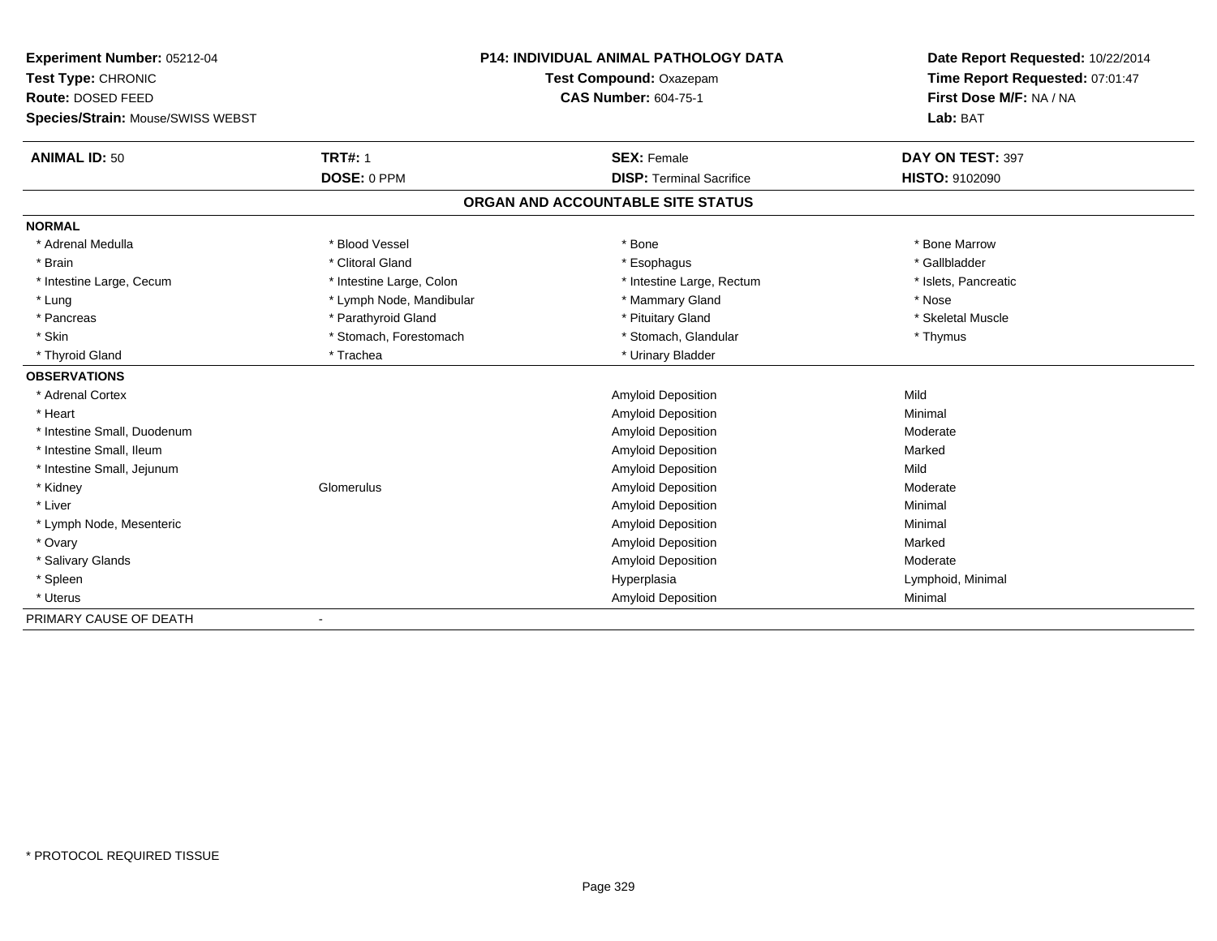**Experiment Number:** 05212-04
**Test Type:** CHRONIC
**Route:** DOSED FEED
**Species/Strain:** Mouse/SWISS WEBST

**P14: INDIVIDUAL ANIMAL PATHOLOGY DATA**
**Test Compound:** Oxazepam
**CAS Number:** 604-75-1

**Date Report Requested:** 10/22/2014
**Time Report Requested:** 07:01:47
**First Dose M/F:** NA / NA
**Lab:** BAT

| **ANIMAL ID:** 50 | **TRT#:** 1 | **SEX:** Female | **DAY ON TEST:** 397 |
|---|---|---|---|
| | **DOSE:** 0 PPM | **DISP:** Terminal Sacrifice | **HISTO:** 9102090 |

**ORGAN AND ACCOUNTABLE SITE STATUS**

**NORMAL**

| | | | |
|---|---|---|---|
| * Adrenal Medulla | * Blood Vessel | * Bone | * Bone Marrow |
| * Brain | * Clitoral Gland | * Esophagus | * Gallbladder |
| * Intestine Large, Cecum | * Intestine Large, Colon | * Intestine Large, Rectum | * Islets, Pancreatic |
| * Lung | * Lymph Node, Mandibular | * Mammary Gland | * Nose |
| * Pancreas | * Parathyroid Gland | * Pituitary Gland | * Skeletal Muscle |
| * Skin | * Stomach, Forestomach | * Stomach, Glandular | * Thymus |
| * Thyroid Gland | * Trachea | * Urinary Bladder | |

**OBSERVATIONS**

| | | | |
|---|---|---|---|
| * Adrenal Cortex | | Amyloid Deposition | Mild |
| * Heart | | Amyloid Deposition | Minimal |
| * Intestine Small, Duodenum | | Amyloid Deposition | Moderate |
| * Intestine Small, Ileum | | Amyloid Deposition | Marked |
| * Intestine Small, Jejunum | | Amyloid Deposition | Mild |
| * Kidney | Glomerulus | Amyloid Deposition | Moderate |
| * Liver | | Amyloid Deposition | Minimal |
| * Lymph Node, Mesenteric | | Amyloid Deposition | Minimal |
| * Ovary | | Amyloid Deposition | Marked |
| * Salivary Glands | | Amyloid Deposition | Moderate |
| * Spleen | | Hyperplasia | Lymphoid, Minimal |
| * Uterus | | Amyloid Deposition | Minimal |

PRIMARY CAUSE OF DEATH -

* PROTOCOL REQUIRED TISSUE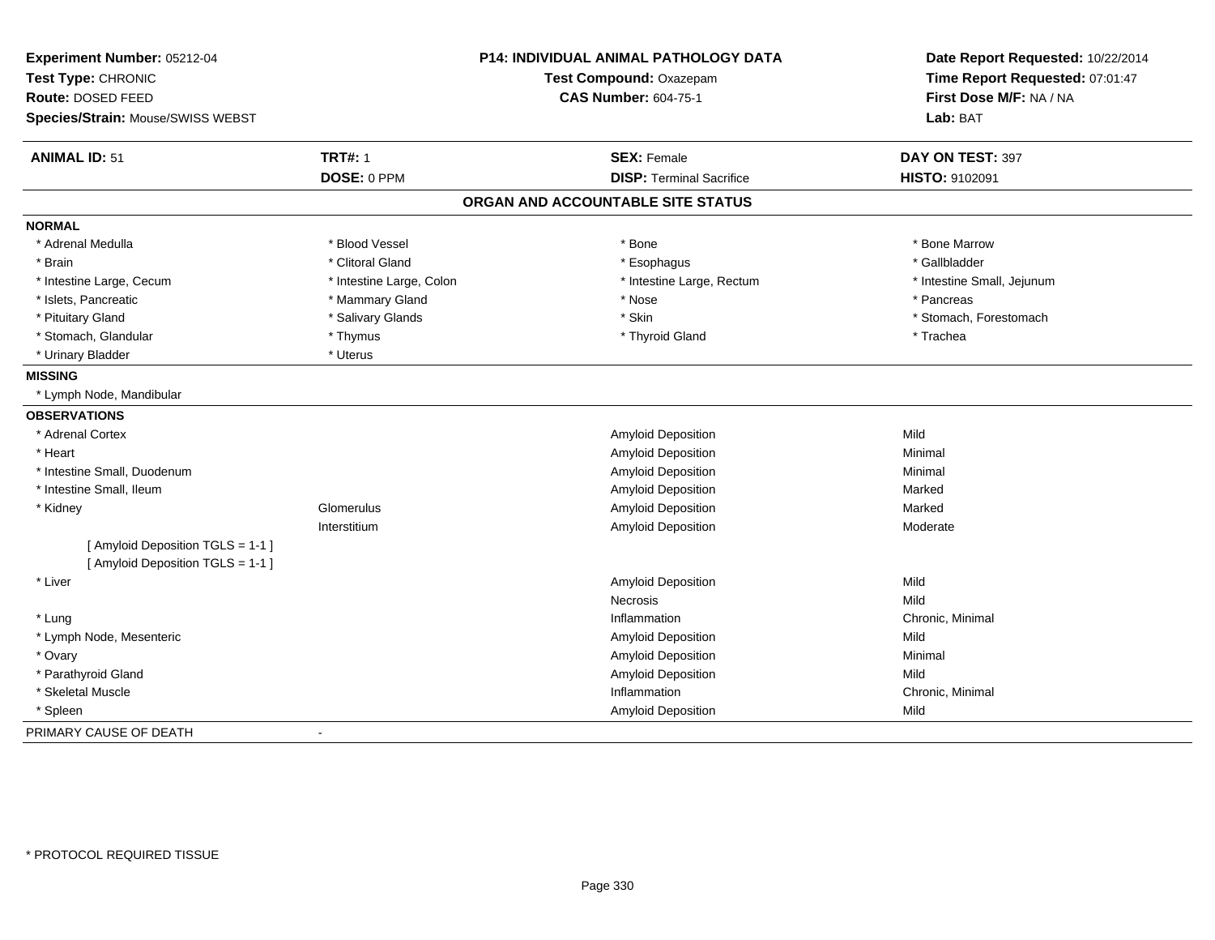**Experiment Number:** 05212-04
**Test Type:** CHRONIC
**Route:** DOSED FEED
**Species/Strain:** Mouse/SWISS WEBST

**P14: INDIVIDUAL ANIMAL PATHOLOGY DATA**
**Test Compound:** Oxazepam
**CAS Number:** 604-75-1

**Date Report Requested:** 10/22/2014
**Time Report Requested:** 07:01:47
**First Dose M/F:** NA / NA
**Lab:** BAT

| **ANIMAL ID:** 51 | **TRT#:** 1 | **SEX:** Female | **DAY ON TEST:** 397 |
|---|---|---|---|
| | **DOSE:** 0 PPM | **DISP:** Terminal Sacrifice | **HISTO:** 9102091 |

## ORGAN AND ACCOUNTABLE SITE STATUS

**NORMAL**

| | | | |
|---|---|---|---|
| * Adrenal Medulla | * Blood Vessel | * Bone | * Bone Marrow |
| * Brain | * Clitoral Gland | * Esophagus | * Gallbladder |
| * Intestine Large, Cecum | * Intestine Large, Colon | * Intestine Large, Rectum | * Intestine Small, Jejunum |
| * Islets, Pancreatic | * Mammary Gland | * Nose | * Pancreas |
| * Pituitary Gland | * Salivary Glands | * Skin | * Stomach, Forestomach |
| * Stomach, Glandular | * Thymus | * Thyroid Gland | * Trachea |
| * Urinary Bladder | * Uterus | | |

**MISSING**

* Lymph Node, Mandibular

**OBSERVATIONS**

| | | | |
|---|---|---|---|
| * Adrenal Cortex | | Amyloid Deposition | Mild |
| * Heart | | Amyloid Deposition | Minimal |
| * Intestine Small, Duodenum | | Amyloid Deposition | Minimal |
| * Intestine Small, Ileum | | Amyloid Deposition | Marked |
| * Kidney | Glomerulus | Amyloid Deposition | Marked |
| | Interstitium | Amyloid Deposition | Moderate |
| [ Amyloid Deposition TGLS = 1-1 ] | | | |
| [ Amyloid Deposition TGLS = 1-1 ] | | | |
| * Liver | | Amyloid Deposition | Mild |
| | | Necrosis | Mild |
| * Lung | | Inflammation | Chronic, Minimal |
| * Lymph Node, Mesenteric | | Amyloid Deposition | Mild |
| * Ovary | | Amyloid Deposition | Minimal |
| * Parathyroid Gland | | Amyloid Deposition | Mild |
| * Skeletal Muscle | | Inflammation | Chronic, Minimal |
| * Spleen | | Amyloid Deposition | Mild |

PRIMARY CAUSE OF DEATH -

* PROTOCOL REQUIRED TISSUE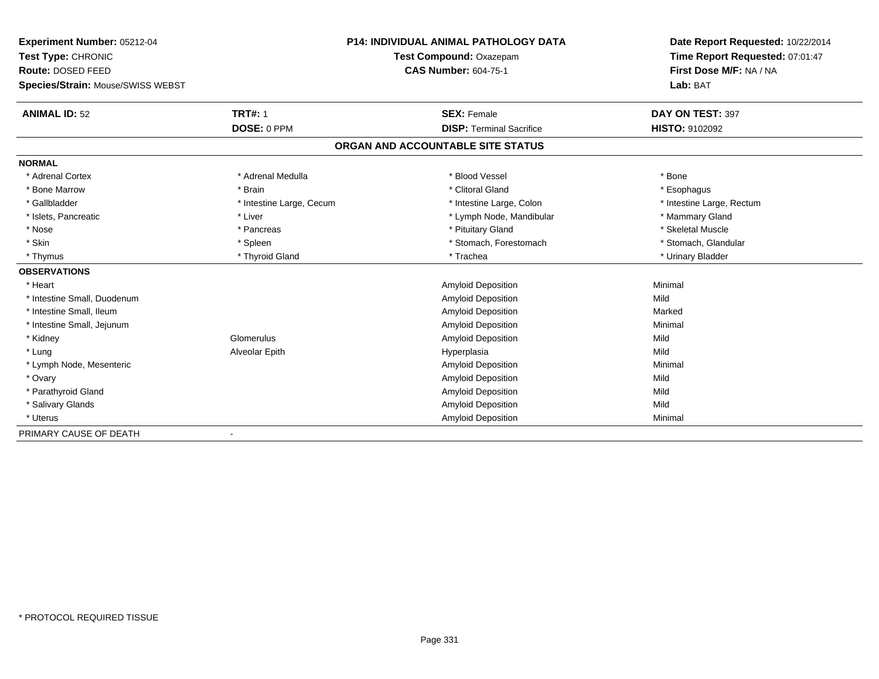**Experiment Number:** 05212-04
**Test Type:** CHRONIC
**Route:** DOSED FEED
**Species/Strain:** Mouse/SWISS WEBST

**P14: INDIVIDUAL ANIMAL PATHOLOGY DATA**
**Test Compound:** Oxazepam
**CAS Number:** 604-75-1

**Date Report Requested:** 10/22/2014
**Time Report Requested:** 07:01:47
**First Dose M/F:** NA / NA
**Lab:** BAT

| **ANIMAL ID:** 52 | **TRT#:** 1 | **SEX:** Female | **DAY ON TEST:** 397 |
|---|---|---|---|
| | **DOSE:** 0 PPM | **DISP:** Terminal Sacrifice | **HISTO:** 9102092 |

## ORGAN AND ACCOUNTABLE SITE STATUS

| | | | |
|---|---|---|---|
| **NORMAL** | | | |
| * Adrenal Cortex | * Adrenal Medulla | * Blood Vessel | * Bone |
| * Bone Marrow | * Brain | * Clitoral Gland | * Esophagus |
| * Gallbladder | * Intestine Large, Cecum | * Intestine Large, Colon | * Intestine Large, Rectum |
| * Islets, Pancreatic | * Liver | * Lymph Node, Mandibular | * Mammary Gland |
| * Nose | * Pancreas | * Pituitary Gland | * Skeletal Muscle |
| * Skin | * Spleen | * Stomach, Forestomach | * Stomach, Glandular |
| * Thymus | * Thyroid Gland | * Trachea | * Urinary Bladder |
| **OBSERVATIONS** | | | |
| * Heart | | Amyloid Deposition | Minimal |
| * Intestine Small, Duodenum | | Amyloid Deposition | Mild |
| * Intestine Small, Ileum | | Amyloid Deposition | Marked |
| * Intestine Small, Jejunum | | Amyloid Deposition | Minimal |
| * Kidney | Glomerulus | Amyloid Deposition | Mild |
| * Lung | Alveolar Epith | Hyperplasia | Mild |
| * Lymph Node, Mesenteric | | Amyloid Deposition | Minimal |
| * Ovary | | Amyloid Deposition | Mild |
| * Parathyroid Gland | | Amyloid Deposition | Mild |
| * Salivary Glands | | Amyloid Deposition | Mild |
| * Uterus | | Amyloid Deposition | Minimal |
| PRIMARY CAUSE OF DEATH | - | | |

* PROTOCOL REQUIRED TISSUE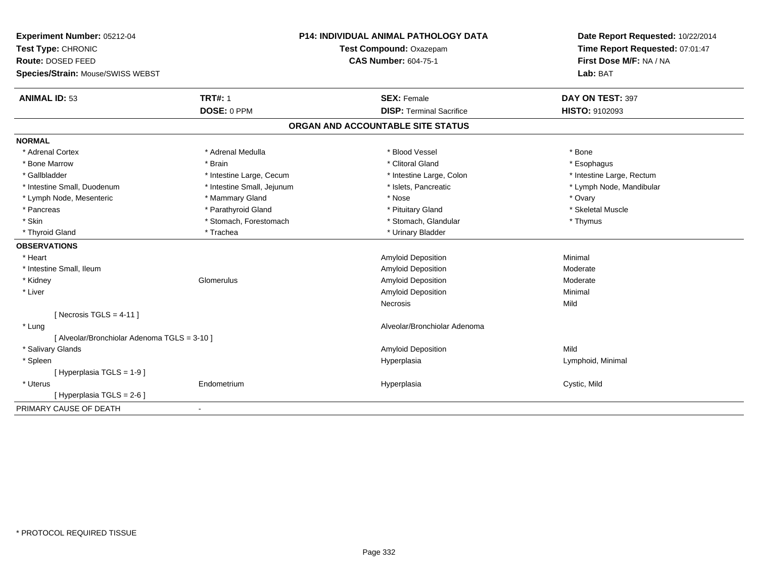**Experiment Number:** 05212-04
**Test Type:** CHRONIC
**Route:** DOSED FEED
**Species/Strain:** Mouse/SWISS WEBST

**P14: INDIVIDUAL ANIMAL PATHOLOGY DATA**
**Test Compound:** Oxazepam
**CAS Number:** 604-75-1

**Date Report Requested:** 10/22/2014
**Time Report Requested:** 07:01:47
**First Dose M/F:** NA / NA
**Lab:** BAT

| **ANIMAL ID:** 53 | **TRT#:** 1 | **SEX:** Female | **DAY ON TEST:** 397 |
|---|---|---|---|
| | **DOSE:** 0 PPM | **DISP:** Terminal Sacrifice | **HISTO:** 9102093 |

## ORGAN AND ACCOUNTABLE SITE STATUS

**NORMAL**

| | | | |
|---|---|---|---|
| * Adrenal Cortex | * Adrenal Medulla | * Blood Vessel | * Bone |
| * Bone Marrow | * Brain | * Clitoral Gland | * Esophagus |
| * Gallbladder | * Intestine Large, Cecum | * Intestine Large, Colon | * Intestine Large, Rectum |
| * Intestine Small, Duodenum | * Intestine Small, Jejunum | * Islets, Pancreatic | * Lymph Node, Mandibular |
| * Lymph Node, Mesenteric | * Mammary Gland | * Nose | * Ovary |
| * Pancreas | * Parathyroid Gland | * Pituitary Gland | * Skeletal Muscle |
| * Skin | * Stomach, Forestomach | * Stomach, Glandular | * Thymus |
| * Thyroid Gland | * Trachea | * Urinary Bladder | |

**OBSERVATIONS**

| | | | |
|---|---|---|---|
| * Heart | | Amyloid Deposition | Minimal |
| * Intestine Small, Ileum | | Amyloid Deposition | Moderate |
| * Kidney | Glomerulus | Amyloid Deposition | Moderate |
| * Liver | | Amyloid Deposition | Minimal |
| | | Necrosis | Mild |
| [ Necrosis TGLS = 4-11 ] | | | |
| * Lung | | Alveolar/Bronchiolar Adenoma | |
| [ Alveolar/Bronchiolar Adenoma TGLS = 3-10 ] | | | |
| * Salivary Glands | | Amyloid Deposition | Mild |
| * Spleen | | Hyperplasia | Lymphoid, Minimal |
| [ Hyperplasia TGLS = 1-9 ] | | | |
| * Uterus | Endometrium | Hyperplasia | Cystic, Mild |
| [ Hyperplasia TGLS = 2-6 ] | | | |

PRIMARY CAUSE OF DEATH -

\* PROTOCOL REQUIRED TISSUE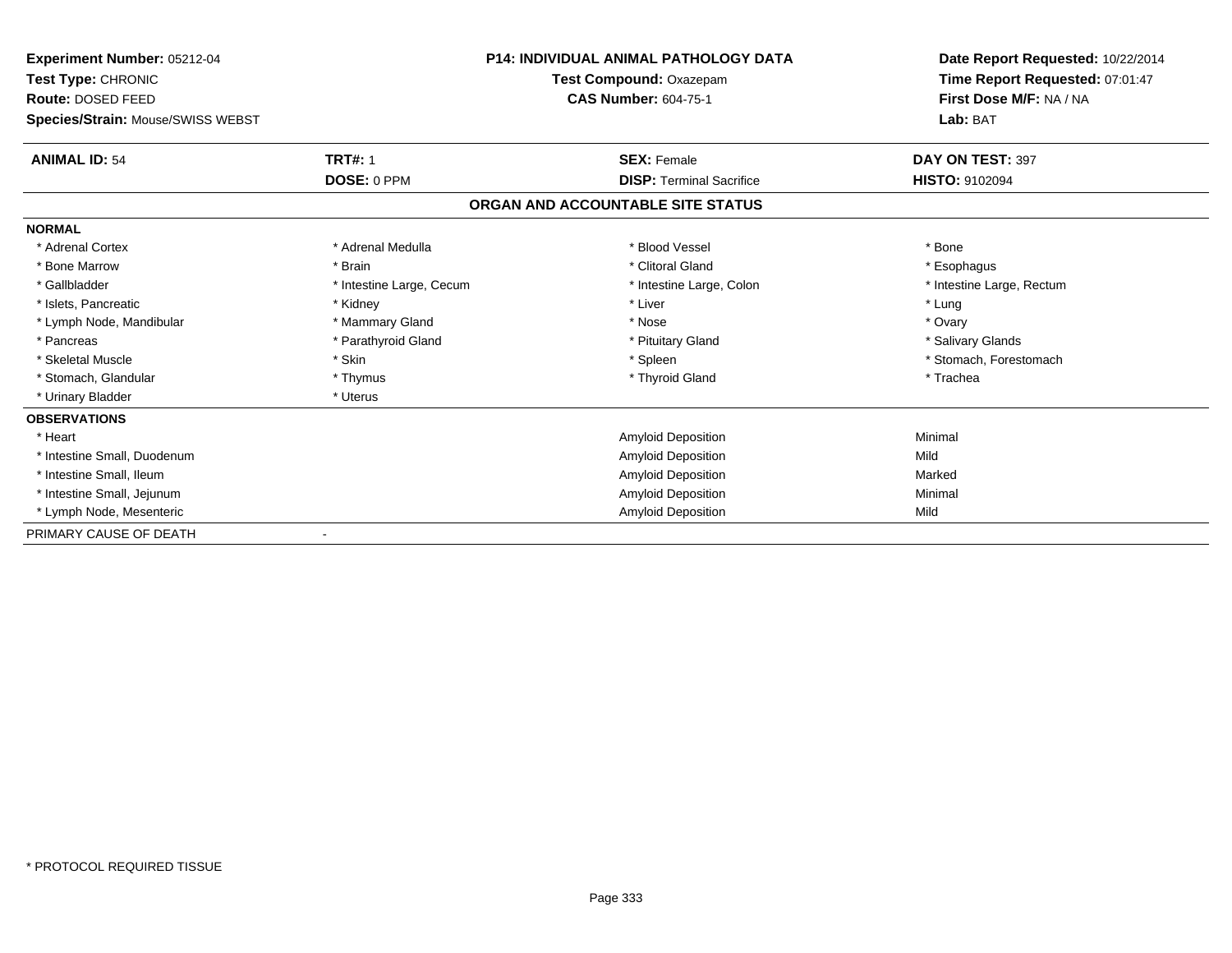**Experiment Number:** 05212-04
**Test Type:** CHRONIC
**Route:** DOSED FEED
**Species/Strain:** Mouse/SWISS WEBST

**P14: INDIVIDUAL ANIMAL PATHOLOGY DATA**
**Test Compound:** Oxazepam
**CAS Number:** 604-75-1

**Date Report Requested:** 10/22/2014
**Time Report Requested:** 07:01:47
**First Dose M/F:** NA / NA
**Lab:** BAT

| **ANIMAL ID:** 54 | **TRT#:** 1 | **SEX:** Female | **DAY ON TEST:** 397 |
|---|---|---|---|
| | **DOSE:** 0 PPM | **DISP:** Terminal Sacrifice | **HISTO:** 9102094 |

## ORGAN AND ACCOUNTABLE SITE STATUS

**NORMAL**

| | | | |
|---|---|---|---|
| * Adrenal Cortex | * Adrenal Medulla | * Blood Vessel | * Bone |
| * Bone Marrow | * Brain | * Clitoral Gland | * Esophagus |
| * Gallbladder | * Intestine Large, Cecum | * Intestine Large, Colon | * Intestine Large, Rectum |
| * Islets, Pancreatic | * Kidney | * Liver | * Lung |
| * Lymph Node, Mandibular | * Mammary Gland | * Nose | * Ovary |
| * Pancreas | * Parathyroid Gland | * Pituitary Gland | * Salivary Glands |
| * Skeletal Muscle | * Skin | * Spleen | * Stomach, Forestomach |
| * Stomach, Glandular | * Thymus | * Thyroid Gland | * Trachea |
| * Urinary Bladder | * Uterus | | |

**OBSERVATIONS**

| | | |
|---|---|---|
| * Heart | Amyloid Deposition | Minimal |
| * Intestine Small, Duodenum | Amyloid Deposition | Mild |
| * Intestine Small, Ileum | Amyloid Deposition | Marked |
| * Intestine Small, Jejunum | Amyloid Deposition | Minimal |
| * Lymph Node, Mesenteric | Amyloid Deposition | Mild |

PRIMARY CAUSE OF DEATH -

* PROTOCOL REQUIRED TISSUE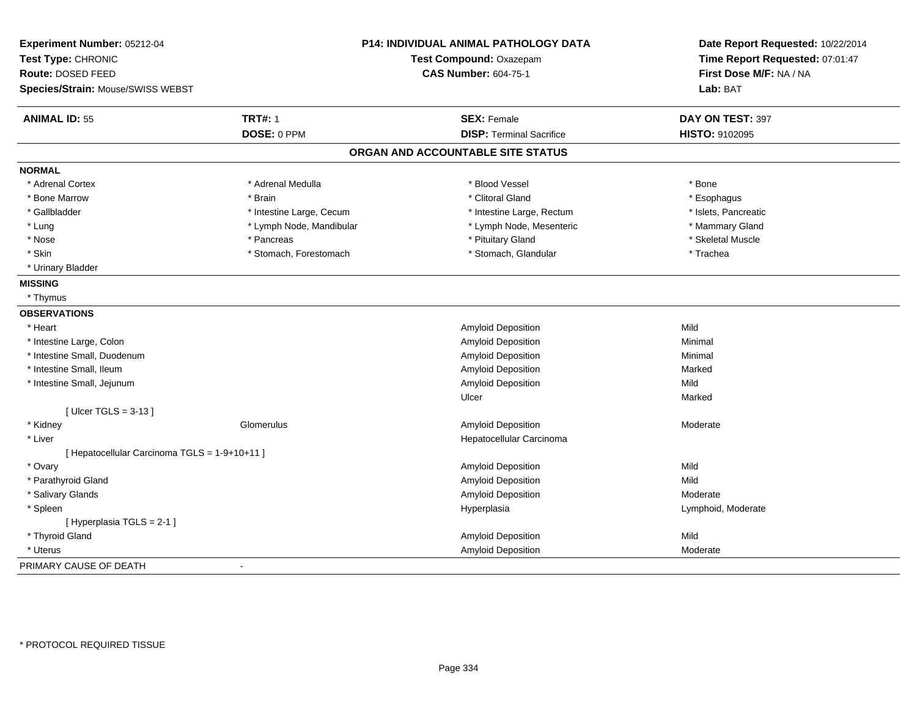**Experiment Number:** 05212-04
**Test Type:** CHRONIC
**Route:** DOSED FEED
**Species/Strain:** Mouse/SWISS WEBST

**P14: INDIVIDUAL ANIMAL PATHOLOGY DATA**
**Test Compound:** Oxazepam
**CAS Number:** 604-75-1

**Date Report Requested:** 10/22/2014
**Time Report Requested:** 07:01:47
**First Dose M/F:** NA / NA
**Lab:** BAT

| **ANIMAL ID:** 55 | **TRT#:** 1 | **SEX:** Female | **DAY ON TEST:** 397 |
|---|---|---|---|
| | **DOSE:** 0 PPM | **DISP:** Terminal Sacrifice | **HISTO:** 9102095 |

## ORGAN AND ACCOUNTABLE SITE STATUS

**NORMAL**

| | | | |
|---|---|---|---|
| * Adrenal Cortex | * Adrenal Medulla | * Blood Vessel | * Bone |
| * Bone Marrow | * Brain | * Clitoral Gland | * Esophagus |
| * Gallbladder | * Intestine Large, Cecum | * Intestine Large, Rectum | * Islets, Pancreatic |
| * Lung | * Lymph Node, Mandibular | * Lymph Node, Mesenteric | * Mammary Gland |
| * Nose | * Pancreas | * Pituitary Gland | * Skeletal Muscle |
| * Skin | * Stomach, Forestomach | * Stomach, Glandular | * Trachea |
| * Urinary Bladder | | | |

**MISSING**

* Thymus

**OBSERVATIONS**

| | | | |
|---|---|---|---|
| * Heart | | Amyloid Deposition | Mild |
| * Intestine Large, Colon | | Amyloid Deposition | Minimal |
| * Intestine Small, Duodenum | | Amyloid Deposition | Minimal |
| * Intestine Small, Ileum | | Amyloid Deposition | Marked |
| * Intestine Small, Jejunum | | Amyloid Deposition | Mild |
| | | Ulcer | Marked |
| [ Ulcer TGLS = 3-13 ] | | | |
| * Kidney | Glomerulus | Amyloid Deposition | Moderate |
| * Liver | | Hepatocellular Carcinoma | |
| [ Hepatocellular Carcinoma TGLS = 1-9+10+11 ] | | | |
| * Ovary | | Amyloid Deposition | Mild |
| * Parathyroid Gland | | Amyloid Deposition | Mild |
| * Salivary Glands | | Amyloid Deposition | Moderate |
| * Spleen | | Hyperplasia | Lymphoid, Moderate |
| [ Hyperplasia TGLS = 2-1 ] | | | |
| * Thyroid Gland | | Amyloid Deposition | Mild |
| * Uterus | | Amyloid Deposition | Moderate |

PRIMARY CAUSE OF DEATH -

* PROTOCOL REQUIRED TISSUE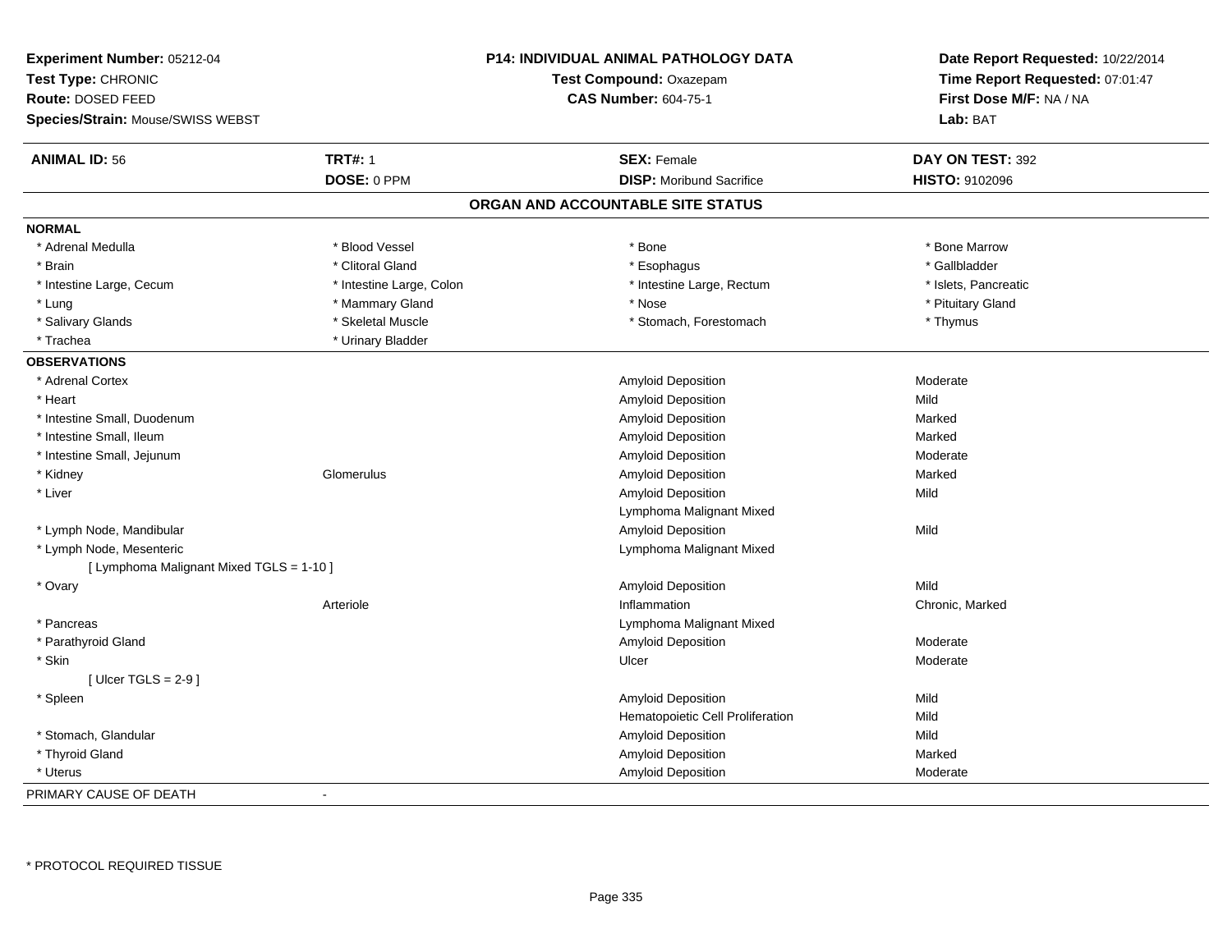**Experiment Number:** 05212-04
**Test Type:** CHRONIC
**Route:** DOSED FEED
**Species/Strain:** Mouse/SWISS WEBST

**P14: INDIVIDUAL ANIMAL PATHOLOGY DATA**
**Test Compound:** Oxazepam
**CAS Number:** 604-75-1

**Date Report Requested:** 10/22/2014
**Time Report Requested:** 07:01:47
**First Dose M/F:** NA / NA
**Lab:** BAT

| **ANIMAL ID:** 56 | **TRT#:** 1 | **SEX:** Female | **DAY ON TEST:** 392 |
|---|---|---|---|
| | **DOSE:** 0 PPM | **DISP:** Moribund Sacrifice | **HISTO:** 9102096 |

## ORGAN AND ACCOUNTABLE SITE STATUS

**NORMAL**

| | | | |
|---|---|---|---|
| * Adrenal Medulla | * Blood Vessel | * Bone | * Bone Marrow |
| * Brain | * Clitoral Gland | * Esophagus | * Gallbladder |
| * Intestine Large, Cecum | * Intestine Large, Colon | * Intestine Large, Rectum | * Islets, Pancreatic |
| * Lung | * Mammary Gland | * Nose | * Pituitary Gland |
| * Salivary Glands | * Skeletal Muscle | * Stomach, Forestomach | * Thymus |
| * Trachea | * Urinary Bladder | | |

**OBSERVATIONS**

| | | | |
|---|---|---|---|
| * Adrenal Cortex | | Amyloid Deposition | Moderate |
| * Heart | | Amyloid Deposition | Mild |
| * Intestine Small, Duodenum | | Amyloid Deposition | Marked |
| * Intestine Small, Ileum | | Amyloid Deposition | Marked |
| * Intestine Small, Jejunum | | Amyloid Deposition | Moderate |
| * Kidney | Glomerulus | Amyloid Deposition | Marked |
| * Liver | | Amyloid Deposition | Mild |
| | | Lymphoma Malignant Mixed | |
| * Lymph Node, Mandibular | | Amyloid Deposition | Mild |
| * Lymph Node, Mesenteric | | Lymphoma Malignant Mixed | |
| [ Lymphoma Malignant Mixed TGLS = 1-10 ] | | | |
| * Ovary | | Amyloid Deposition | Mild |
| | Arteriole | Inflammation | Chronic, Marked |
| * Pancreas | | Lymphoma Malignant Mixed | |
| * Parathyroid Gland | | Amyloid Deposition | Moderate |
| * Skin | | Ulcer | Moderate |
| [ Ulcer TGLS = 2-9 ] | | | |
| * Spleen | | Amyloid Deposition | Mild |
| | | Hematopoietic Cell Proliferation | Mild |
| * Stomach, Glandular | | Amyloid Deposition | Mild |
| * Thyroid Gland | | Amyloid Deposition | Marked |
| * Uterus | | Amyloid Deposition | Moderate |

PRIMARY CAUSE OF DEATH -

* PROTOCOL REQUIRED TISSUE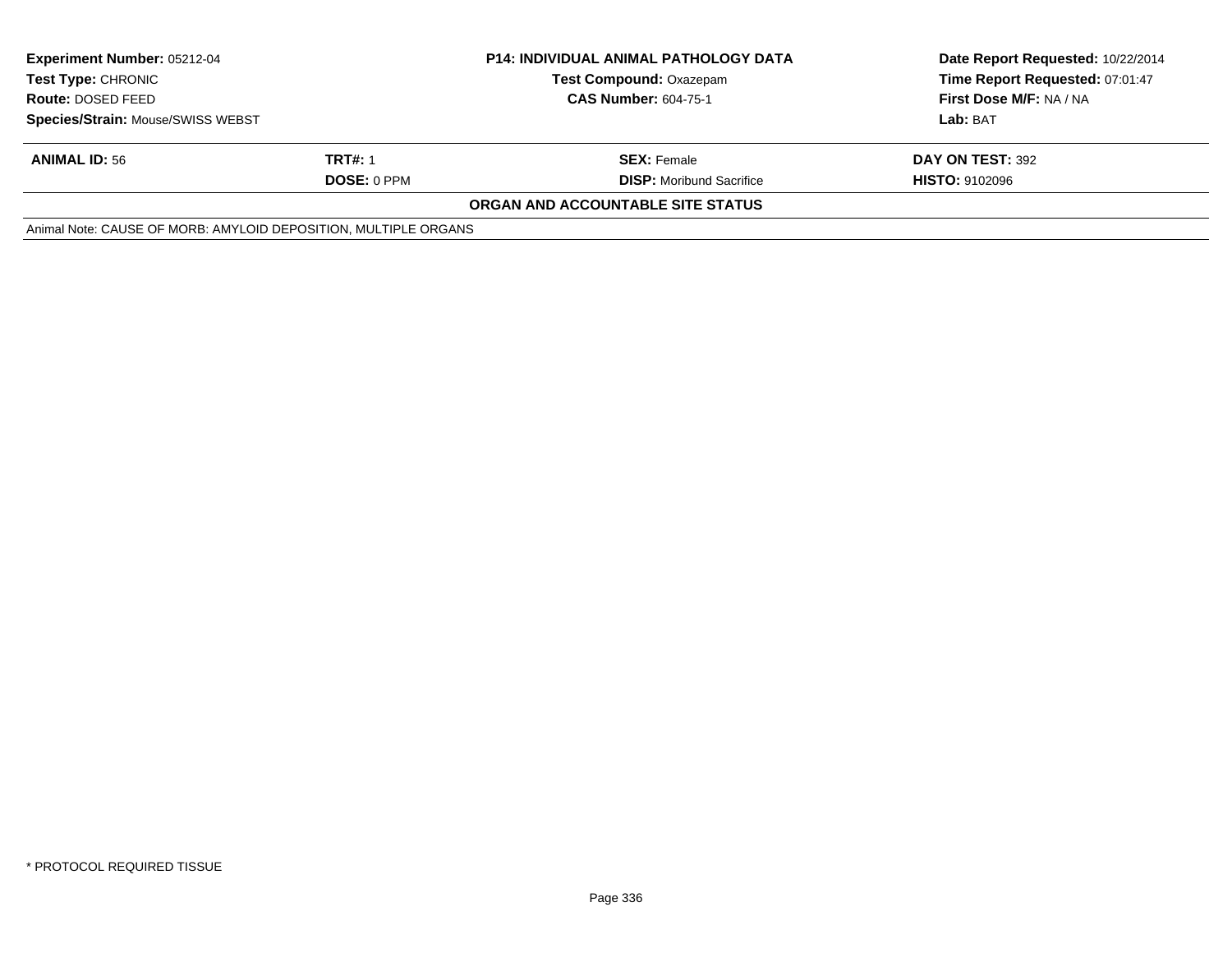| Experiment Number: 05212-04 | P14: INDIVIDUAL ANIMAL PATHOLOGY DATA | Date Report Requested: 10/22/2014 |
|---|---|---|
| Test Type: CHRONIC | Test Compound: Oxazepam | Time Report Requested: 07:01:47 |
| Route: DOSED FEED | CAS Number: 604-75-1 | First Dose M/F: NA / NA |
| Species/Strain: Mouse/SWISS WEBST | | Lab: BAT |

| ANIMAL ID: 56 | TRT#: 1 | SEX: Female | DAY ON TEST: 392 |
|---|---|---|---|
| | DOSE: 0 PPM | DISP: Moribund Sacrifice | HISTO: 9102096 |

**ORGAN AND ACCOUNTABLE SITE STATUS**

Animal Note: CAUSE OF MORB: AMYLOID DEPOSITION, MULTIPLE ORGANS

* PROTOCOL REQUIRED TISSUE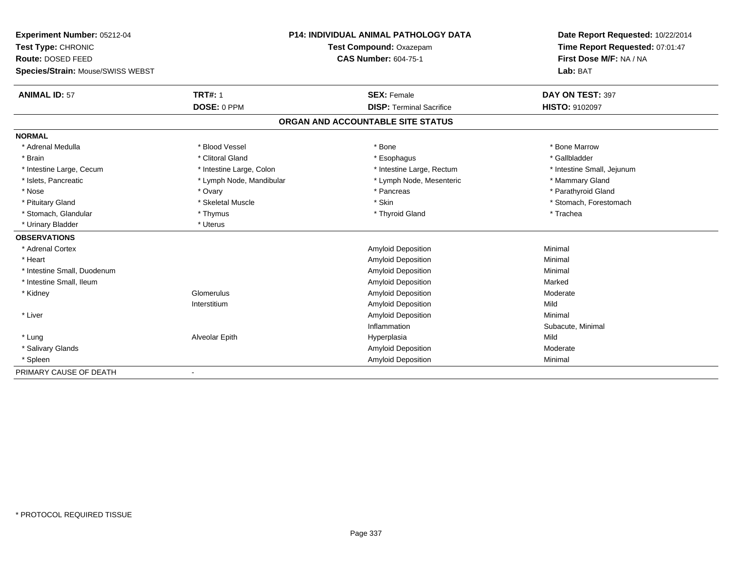**Experiment Number:** 05212-04
**Test Type:** CHRONIC
**Route:** DOSED FEED
**Species/Strain:** Mouse/SWISS WEBST

**P14: INDIVIDUAL ANIMAL PATHOLOGY DATA**
**Test Compound:** Oxazepam
**CAS Number:** 604-75-1

**Date Report Requested:** 10/22/2014
**Time Report Requested:** 07:01:47
**First Dose M/F:** NA / NA
**Lab:** BAT

| **ANIMAL ID:** 57 | **TRT#:** 1 | **SEX:** Female | **DAY ON TEST:** 397 |
|---|---|---|---|
| | **DOSE:** 0 PPM | **DISP:** Terminal Sacrifice | **HISTO:** 9102097 |

## ORGAN AND ACCOUNTABLE SITE STATUS

**NORMAL**

| | | | |
|---|---|---|---|
| * Adrenal Medulla | * Blood Vessel | * Bone | * Bone Marrow |
| * Brain | * Clitoral Gland | * Esophagus | * Gallbladder |
| * Intestine Large, Cecum | * Intestine Large, Colon | * Intestine Large, Rectum | * Intestine Small, Jejunum |
| * Islets, Pancreatic | * Lymph Node, Mandibular | * Lymph Node, Mesenteric | * Mammary Gland |
| * Nose | * Ovary | * Pancreas | * Parathyroid Gland |
| * Pituitary Gland | * Skeletal Muscle | * Skin | * Stomach, Forestomach |
| * Stomach, Glandular | * Thymus | * Thyroid Gland | * Trachea |
| * Urinary Bladder | * Uterus | | |

**OBSERVATIONS**

| | | | |
|---|---|---|---|
| * Adrenal Cortex | | Amyloid Deposition | Minimal |
| * Heart | | Amyloid Deposition | Minimal |
| * Intestine Small, Duodenum | | Amyloid Deposition | Minimal |
| * Intestine Small, Ileum | | Amyloid Deposition | Marked |
| * Kidney | Glomerulus | Amyloid Deposition | Moderate |
| | Interstitium | Amyloid Deposition | Mild |
| * Liver | | Amyloid Deposition | Minimal |
| | | Inflammation | Subacute, Minimal |
| * Lung | Alveolar Epith | Hyperplasia | Mild |
| * Salivary Glands | | Amyloid Deposition | Moderate |
| * Spleen | | Amyloid Deposition | Minimal |

PRIMARY CAUSE OF DEATH -

* PROTOCOL REQUIRED TISSUE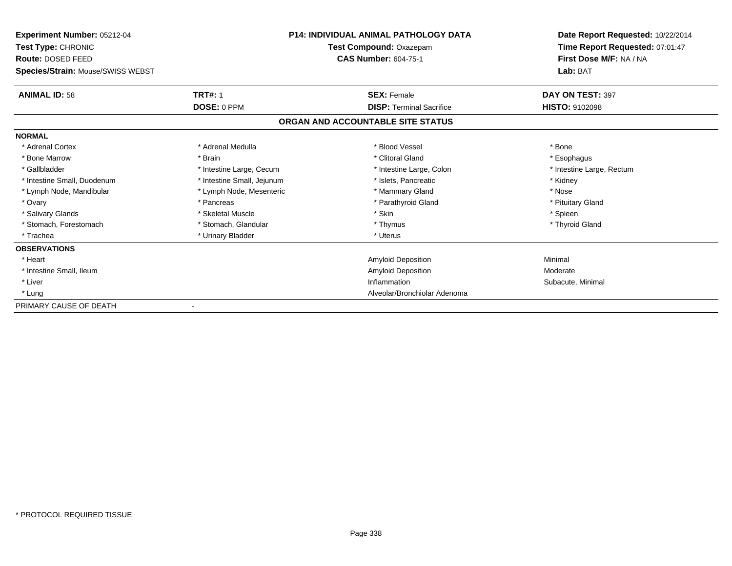**Experiment Number:** 05212-04
**Test Type:** CHRONIC
**Route:** DOSED FEED
**Species/Strain:** Mouse/SWISS WEBST

**P14: INDIVIDUAL ANIMAL PATHOLOGY DATA**
**Test Compound:** Oxazepam
**CAS Number:** 604-75-1

**Date Report Requested:** 10/22/2014
**Time Report Requested:** 07:01:47
**First Dose M/F:** NA / NA
**Lab:** BAT

| **ANIMAL ID:** 58 | **TRT#:** 1 | **SEX:** Female | **DAY ON TEST:** 397 |
|---|---|---|---|
| | **DOSE:** 0 PPM | **DISP:** Terminal Sacrifice | **HISTO:** 9102098 |

## ORGAN AND ACCOUNTABLE SITE STATUS

**NORMAL**

| | | | |
|---|---|---|---|
| * Adrenal Cortex | * Adrenal Medulla | * Blood Vessel | * Bone |
| * Bone Marrow | * Brain | * Clitoral Gland | * Esophagus |
| * Gallbladder | * Intestine Large, Cecum | * Intestine Large, Colon | * Intestine Large, Rectum |
| * Intestine Small, Duodenum | * Intestine Small, Jejunum | * Islets, Pancreatic | * Kidney |
| * Lymph Node, Mandibular | * Lymph Node, Mesenteric | * Mammary Gland | * Nose |
| * Ovary | * Pancreas | * Parathyroid Gland | * Pituitary Gland |
| * Salivary Glands | * Skeletal Muscle | * Skin | * Spleen |
| * Stomach, Forestomach | * Stomach, Glandular | * Thymus | * Thyroid Gland |
| * Trachea | * Urinary Bladder | * Uterus | |

**OBSERVATIONS**

| | | |
|---|---|---|
| * Heart | Amyloid Deposition | Minimal |
| * Intestine Small, Ileum | Amyloid Deposition | Moderate |
| * Liver | Inflammation | Subacute, Minimal |
| * Lung | Alveolar/Bronchiolar Adenoma | |

PRIMARY CAUSE OF DEATH -

* PROTOCOL REQUIRED TISSUE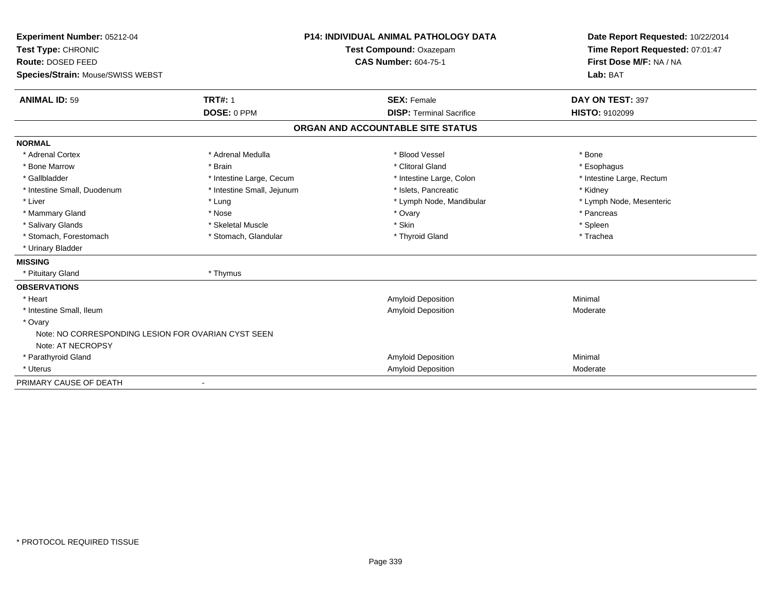**Experiment Number:** 05212-04
**Test Type:** CHRONIC
**Route:** DOSED FEED
**Species/Strain:** Mouse/SWISS WEBST

**P14: INDIVIDUAL ANIMAL PATHOLOGY DATA**
**Test Compound:** Oxazepam
**CAS Number:** 604-75-1

**Date Report Requested:** 10/22/2014
**Time Report Requested:** 07:01:47
**First Dose M/F:** NA / NA
**Lab:** BAT

| **ANIMAL ID:** 59 | **TRT#:** 1 | **SEX:** Female | **DAY ON TEST:** 397 |
|---|---|---|---|
| | **DOSE:** 0 PPM | **DISP:** Terminal Sacrifice | **HISTO:** 9102099 |

## ORGAN AND ACCOUNTABLE SITE STATUS

**NORMAL**

| | | | |
|---|---|---|---|
| * Adrenal Cortex | * Adrenal Medulla | * Blood Vessel | * Bone |
| * Bone Marrow | * Brain | * Clitoral Gland | * Esophagus |
| * Gallbladder | * Intestine Large, Cecum | * Intestine Large, Colon | * Intestine Large, Rectum |
| * Intestine Small, Duodenum | * Intestine Small, Jejunum | * Islets, Pancreatic | * Kidney |
| * Liver | * Lung | * Lymph Node, Mandibular | * Lymph Node, Mesenteric |
| * Mammary Gland | * Nose | * Ovary | * Pancreas |
| * Salivary Glands | * Skeletal Muscle | * Skin | * Spleen |
| * Stomach, Forestomach | * Stomach, Glandular | * Thyroid Gland | * Trachea |
| * Urinary Bladder | | | |

**MISSING**

| | |
|---|---|
| * Pituitary Gland | * Thymus |

**OBSERVATIONS**

| Organ | Observation | Severity |
|---|---|---|
| * Heart | Amyloid Deposition | Minimal |
| * Intestine Small, Ileum | Amyloid Deposition | Moderate |
| * Ovary | | |
| Note: NO CORRESPONDING LESION FOR OVARIAN CYST SEEN | | |
| Note: AT NECROPSY | | |
| * Parathyroid Gland | Amyloid Deposition | Minimal |
| * Uterus | Amyloid Deposition | Moderate |

PRIMARY CAUSE OF DEATH -

* PROTOCOL REQUIRED TISSUE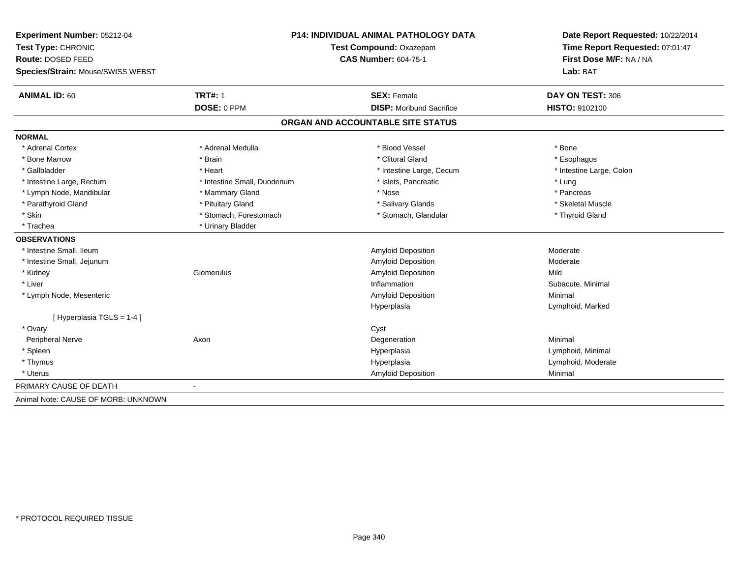**Experiment Number:** 05212-04
**Test Type:** CHRONIC
**Route:** DOSED FEED
**Species/Strain:** Mouse/SWISS WEBST

**P14: INDIVIDUAL ANIMAL PATHOLOGY DATA**
**Test Compound:** Oxazepam
**CAS Number:** 604-75-1

**Date Report Requested:** 10/22/2014
**Time Report Requested:** 07:01:47
**First Dose M/F:** NA / NA
**Lab:** BAT

| **ANIMAL ID:** 60 | **TRT#:** 1 | **SEX:** Female | **DAY ON TEST:** 306 |
|---|---|---|---|
| | **DOSE:** 0 PPM | **DISP:** Moribund Sacrifice | **HISTO:** 9102100 |

## ORGAN AND ACCOUNTABLE SITE STATUS

**NORMAL**

| | | | |
|---|---|---|---|
| * Adrenal Cortex | * Adrenal Medulla | * Blood Vessel | * Bone |
| * Bone Marrow | * Brain | * Clitoral Gland | * Esophagus |
| * Gallbladder | * Heart | * Intestine Large, Cecum | * Intestine Large, Colon |
| * Intestine Large, Rectum | * Intestine Small, Duodenum | * Islets, Pancreatic | * Lung |
| * Lymph Node, Mandibular | * Mammary Gland | * Nose | * Pancreas |
| * Parathyroid Gland | * Pituitary Gland | * Salivary Glands | * Skeletal Muscle |
| * Skin | * Stomach, Forestomach | * Stomach, Glandular | * Thyroid Gland |
| * Trachea | * Urinary Bladder | | |

**OBSERVATIONS**

| | | | |
|---|---|---|---|
| * Intestine Small, Ileum | | Amyloid Deposition | Moderate |
| * Intestine Small, Jejunum | | Amyloid Deposition | Moderate |
| * Kidney | Glomerulus | Amyloid Deposition | Mild |
| * Liver | | Inflammation | Subacute, Minimal |
| * Lymph Node, Mesenteric | | Amyloid Deposition | Minimal |
| | | Hyperplasia | Lymphoid, Marked |
| [ Hyperplasia TGLS = 1-4 ] | | | |
| * Ovary | | Cyst | |
| Peripheral Nerve | Axon | Degeneration | Minimal |
| * Spleen | | Hyperplasia | Lymphoid, Minimal |
| * Thymus | | Hyperplasia | Lymphoid, Moderate |
| * Uterus | | Amyloid Deposition | Minimal |

PRIMARY CAUSE OF DEATH -

Animal Note: CAUSE OF MORB: UNKNOWN

* PROTOCOL REQUIRED TISSUE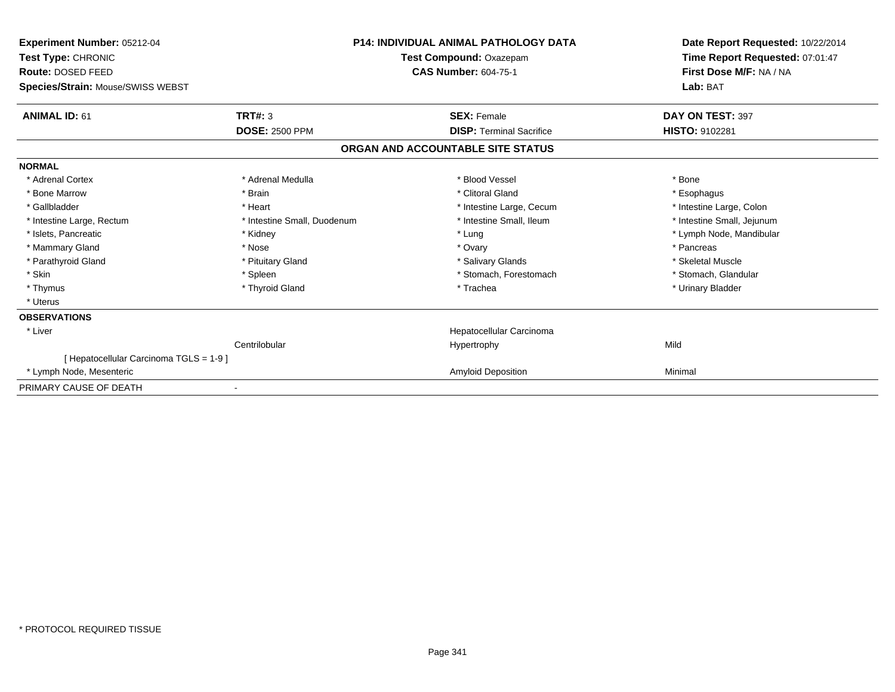**Experiment Number:** 05212-04
**Test Type:** CHRONIC
**Route:** DOSED FEED
**Species/Strain:** Mouse/SWISS WEBST

**P14: INDIVIDUAL ANIMAL PATHOLOGY DATA**
**Test Compound:** Oxazepam
**CAS Number:** 604-75-1

**Date Report Requested:** 10/22/2014
**Time Report Requested:** 07:01:47
**First Dose M/F:** NA / NA
**Lab:** BAT

| **ANIMAL ID:** 61 | **TRT#:** 3 | **SEX:** Female | **DAY ON TEST:** 397 |
|---|---|---|---|
| | **DOSE:** 2500 PPM | **DISP:** Terminal Sacrifice | **HISTO:** 9102281 |

## ORGAN AND ACCOUNTABLE SITE STATUS

| | | | |
|---|---|---|---|
| **NORMAL** | | | |
| * Adrenal Cortex | * Adrenal Medulla | * Blood Vessel | * Bone |
| * Bone Marrow | * Brain | * Clitoral Gland | * Esophagus |
| * Gallbladder | * Heart | * Intestine Large, Cecum | * Intestine Large, Colon |
| * Intestine Large, Rectum | * Intestine Small, Duodenum | * Intestine Small, Ileum | * Intestine Small, Jejunum |
| * Islets, Pancreatic | * Kidney | * Lung | * Lymph Node, Mandibular |
| * Mammary Gland | * Nose | * Ovary | * Pancreas |
| * Parathyroid Gland | * Pituitary Gland | * Salivary Glands | * Skeletal Muscle |
| * Skin | * Spleen | * Stomach, Forestomach | * Stomach, Glandular |
| * Thymus | * Thyroid Gland | * Trachea | * Urinary Bladder |
| * Uterus | | | |
| **OBSERVATIONS** | | | |
| * Liver | | Hepatocellular Carcinoma | |
| | Centrilobular | Hypertrophy | Mild |
| [ Hepatocellular Carcinoma TGLS = 1-9 ] | | | |
| * Lymph Node, Mesenteric | | Amyloid Deposition | Minimal |
| PRIMARY CAUSE OF DEATH | - | | |

* PROTOCOL REQUIRED TISSUE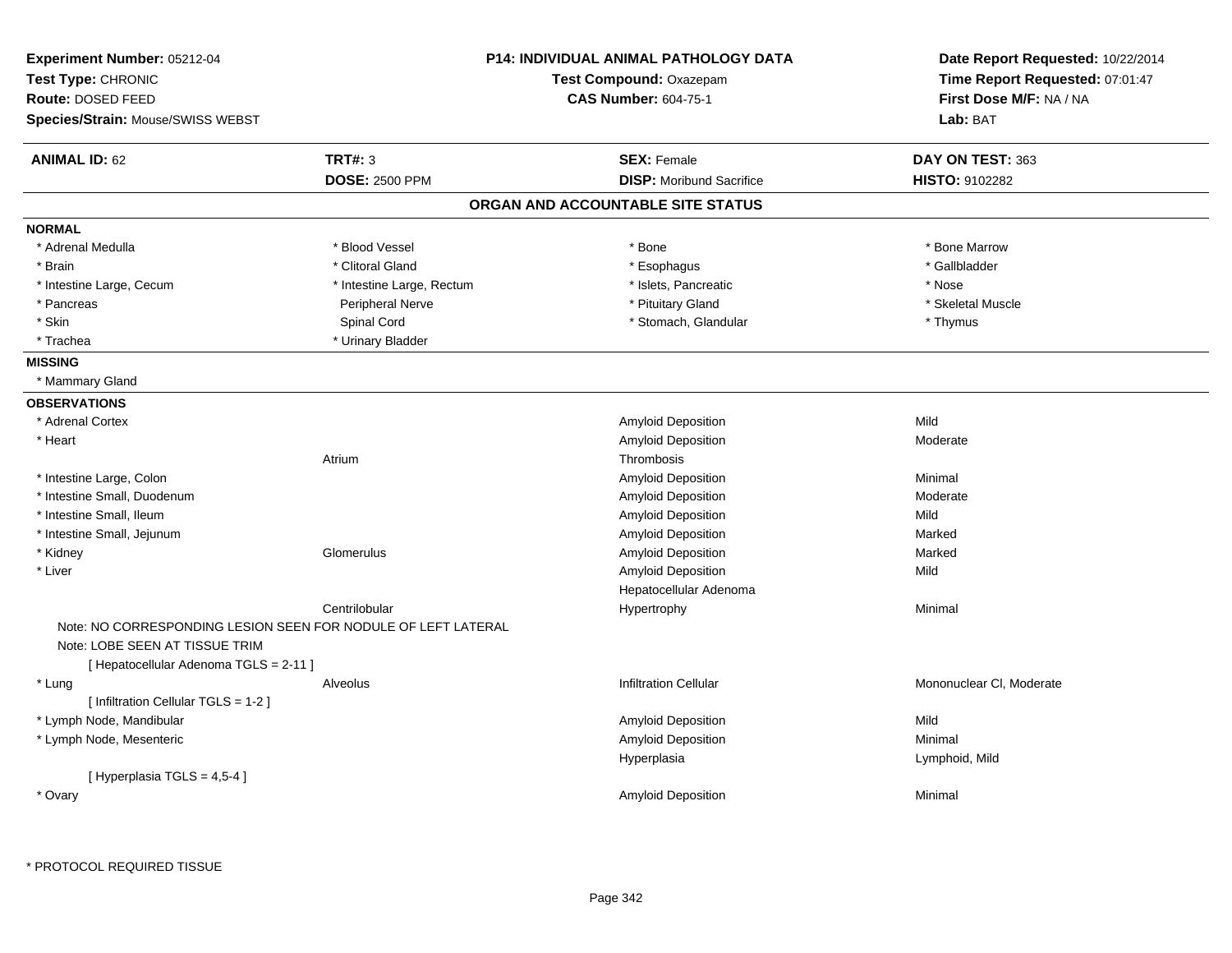**Experiment Number:** 05212-04
**Test Type:** CHRONIC
**Route:** DOSED FEED
**Species/Strain:** Mouse/SWISS WEBST

**P14: INDIVIDUAL ANIMAL PATHOLOGY DATA**
**Test Compound:** Oxazepam
**CAS Number:** 604-75-1

**Date Report Requested:** 10/22/2014
**Time Report Requested:** 07:01:47
**First Dose M/F:** NA / NA
**Lab:** BAT

| **ANIMAL ID:** 62 | **TRT#:** 3 | **SEX:** Female | **DAY ON TEST:** 363 |
|---|---|---|---|
| | **DOSE:** 2500 PPM | **DISP:** Moribund Sacrifice | **HISTO:** 9102282 |

## ORGAN AND ACCOUNTABLE SITE STATUS

**NORMAL**

| | | | |
|---|---|---|---|
| * Adrenal Medulla | * Blood Vessel | * Bone | * Bone Marrow |
| * Brain | * Clitoral Gland | * Esophagus | * Gallbladder |
| * Intestine Large, Cecum | * Intestine Large, Rectum | * Islets, Pancreatic | * Nose |
| * Pancreas | Peripheral Nerve | * Pituitary Gland | * Skeletal Muscle |
| * Skin | Spinal Cord | * Stomach, Glandular | * Thymus |
| * Trachea | * Urinary Bladder | | |

**MISSING**

* Mammary Gland

**OBSERVATIONS**

| Organ | Site | Observation | Severity |
|---|---|---|---|
| * Adrenal Cortex | | Amyloid Deposition | Mild |
| * Heart | | Amyloid Deposition | Moderate |
| | Atrium | Thrombosis | |
| * Intestine Large, Colon | | Amyloid Deposition | Minimal |
| * Intestine Small, Duodenum | | Amyloid Deposition | Moderate |
| * Intestine Small, Ileum | | Amyloid Deposition | Mild |
| * Intestine Small, Jejunum | | Amyloid Deposition | Marked |
| * Kidney | Glomerulus | Amyloid Deposition | Marked |
| * Liver | | Amyloid Deposition | Mild |
| | | Hepatocellular Adenoma | |
| | Centrilobular | Hypertrophy | Minimal |

Note: NO CORRESPONDING LESION SEEN FOR NODULE OF LEFT LATERAL
Note: LOBE SEEN AT TISSUE TRIM
[ Hepatocellular Adenoma TGLS = 2-11 ]

| Organ | Site | Observation | Severity |
|---|---|---|---|
| * Lung | Alveolus | Infiltration Cellular | Mononuclear Cl, Moderate |

[ Infiltration Cellular TGLS = 1-2 ]

| Organ | Site | Observation | Severity |
|---|---|---|---|
| * Lymph Node, Mandibular | | Amyloid Deposition | Mild |
| * Lymph Node, Mesenteric | | Amyloid Deposition | Minimal |
| | | Hyperplasia | Lymphoid, Mild |

[ Hyperplasia TGLS = 4,5-4 ]

| Organ | Site | Observation | Severity |
|---|---|---|---|
| * Ovary | | Amyloid Deposition | Minimal |

\* PROTOCOL REQUIRED TISSUE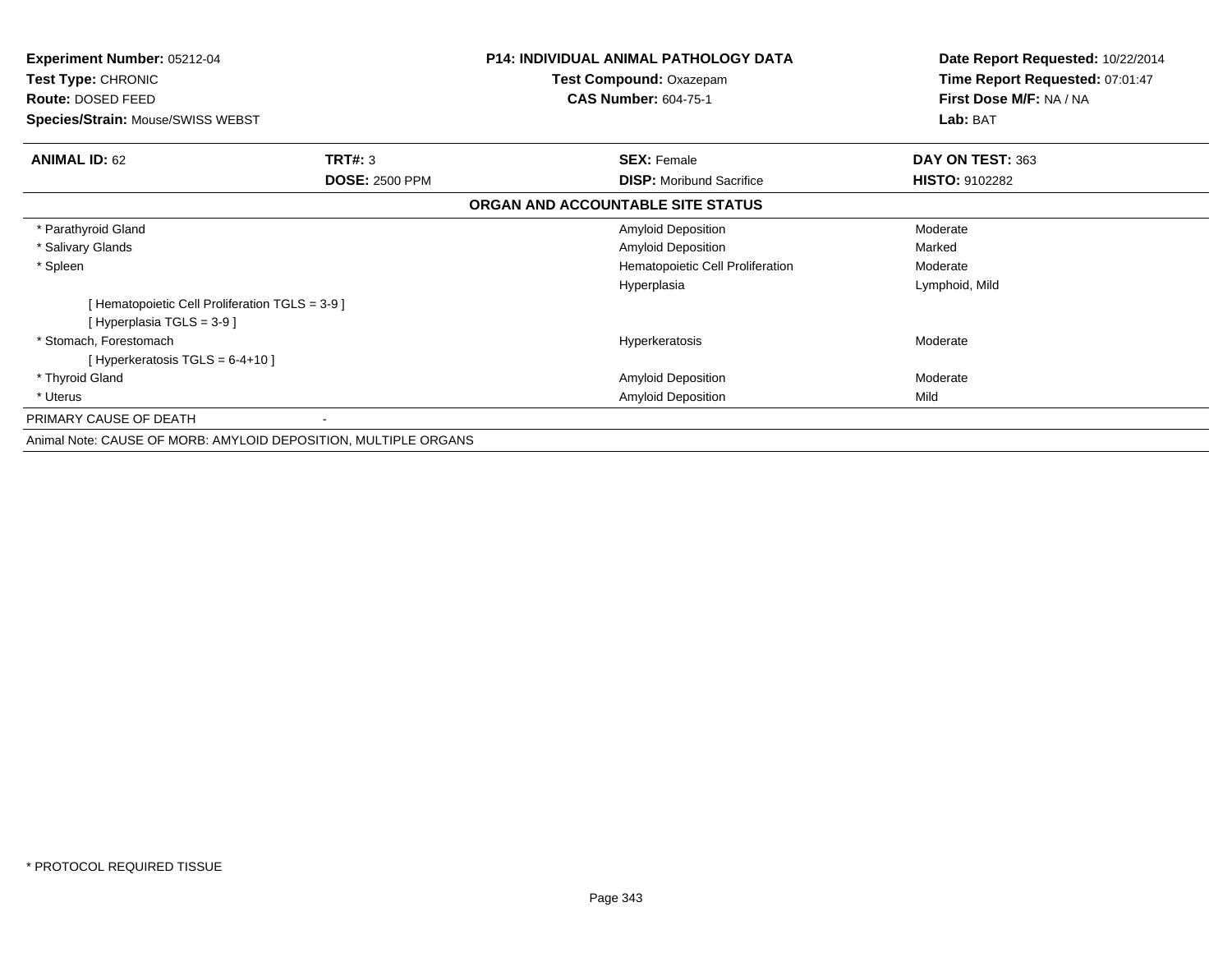**Experiment Number:** 05212-04
**Test Type:** CHRONIC
**Route:** DOSED FEED
**Species/Strain:** Mouse/SWISS WEBST

**P14: INDIVIDUAL ANIMAL PATHOLOGY DATA**
**Test Compound:** Oxazepam
**CAS Number:** 604-75-1

**Date Report Requested:** 10/22/2014
**Time Report Requested:** 07:01:47
**First Dose M/F:** NA / NA
**Lab:** BAT

| **ANIMAL ID:** 62 | **TRT#:** 3 | **SEX:** Female | **DAY ON TEST:** 363 |
|---|---|---|---|
| | **DOSE:** 2500 PPM | **DISP:** Moribund Sacrifice | **HISTO:** 9102282 |

**ORGAN AND ACCOUNTABLE SITE STATUS**

| Organ | | Finding | Severity |
|---|---|---|---|
| * Parathyroid Gland | | Amyloid Deposition | Moderate |
| * Salivary Glands | | Amyloid Deposition | Marked |
| * Spleen | | Hematopoietic Cell Proliferation | Moderate |
| | | Hyperplasia | Lymphoid, Mild |
| [ Hematopoietic Cell Proliferation TGLS = 3-9 ] | | | |
| [ Hyperplasia TGLS = 3-9 ] | | | |
| * Stomach, Forestomach | | Hyperkeratosis | Moderate |
| [ Hyperkeratosis TGLS = 6-4+10 ] | | | |
| * Thyroid Gland | | Amyloid Deposition | Moderate |
| * Uterus | | Amyloid Deposition | Mild |
| PRIMARY CAUSE OF DEATH | - | | |

Animal Note: CAUSE OF MORB: AMYLOID DEPOSITION, MULTIPLE ORGANS

* PROTOCOL REQUIRED TISSUE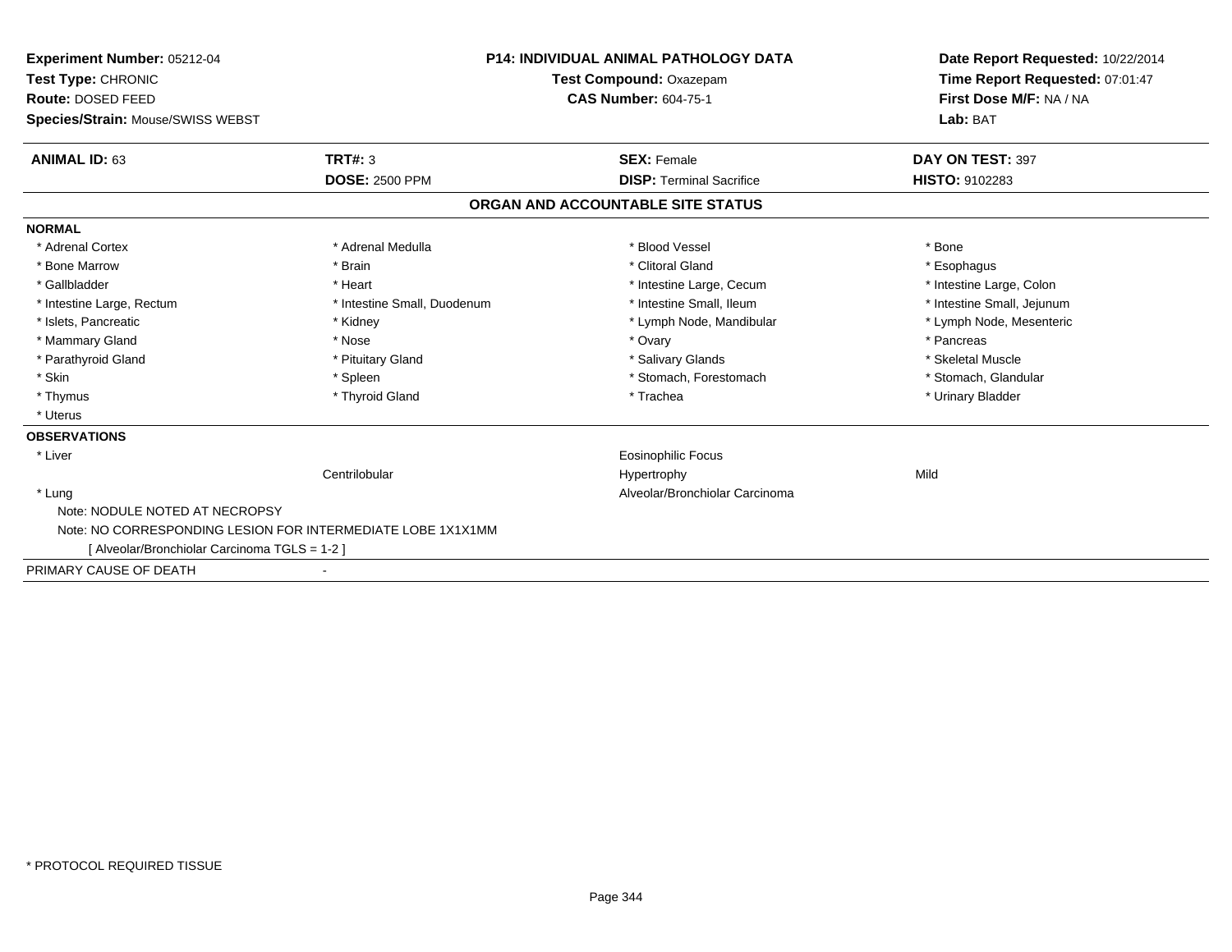**Experiment Number:** 05212-04
**Test Type:** CHRONIC
**Route:** DOSED FEED
**Species/Strain:** Mouse/SWISS WEBST

**P14: INDIVIDUAL ANIMAL PATHOLOGY DATA**
**Test Compound:** Oxazepam
**CAS Number:** 604-75-1

**Date Report Requested:** 10/22/2014
**Time Report Requested:** 07:01:47
**First Dose M/F:** NA / NA
**Lab:** BAT

| **ANIMAL ID:** 63 | **TRT#:** 3 | **SEX:** Female | **DAY ON TEST:** 397 |
|---|---|---|---|
| | **DOSE:** 2500 PPM | **DISP:** Terminal Sacrifice | **HISTO:** 9102283 |

## ORGAN AND ACCOUNTABLE SITE STATUS

**NORMAL**

| | | | |
|---|---|---|---|
| * Adrenal Cortex | * Adrenal Medulla | * Blood Vessel | * Bone |
| * Bone Marrow | * Brain | * Clitoral Gland | * Esophagus |
| * Gallbladder | * Heart | * Intestine Large, Cecum | * Intestine Large, Colon |
| * Intestine Large, Rectum | * Intestine Small, Duodenum | * Intestine Small, Ileum | * Intestine Small, Jejunum |
| * Islets, Pancreatic | * Kidney | * Lymph Node, Mandibular | * Lymph Node, Mesenteric |
| * Mammary Gland | * Nose | * Ovary | * Pancreas |
| * Parathyroid Gland | * Pituitary Gland | * Salivary Glands | * Skeletal Muscle |
| * Skin | * Spleen | * Stomach, Forestomach | * Stomach, Glandular |
| * Thymus | * Thyroid Gland | * Trachea | * Urinary Bladder |
| * Uterus | | | |

**OBSERVATIONS**

| | | | |
|---|---|---|---|
| * Liver | | Eosinophilic Focus | |
| | Centrilobular | Hypertrophy | Mild |
| * Lung | | Alveolar/Bronchiolar Carcinoma | |

Note: NODULE NOTED AT NECROPSY

Note: NO CORRESPONDING LESION FOR INTERMEDIATE LOBE 1X1X1MM

[ Alveolar/Bronchiolar Carcinoma TGLS = 1-2 ]

PRIMARY CAUSE OF DEATH -

* PROTOCOL REQUIRED TISSUE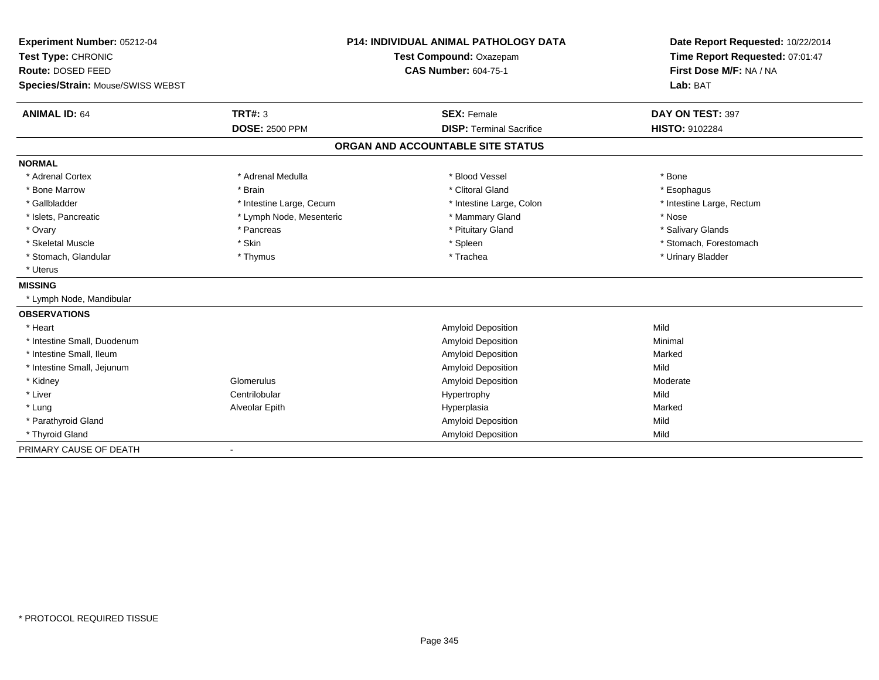**Experiment Number:** 05212-04
**Test Type:** CHRONIC
**Route:** DOSED FEED
**Species/Strain:** Mouse/SWISS WEBST

**P14: INDIVIDUAL ANIMAL PATHOLOGY DATA**
**Test Compound:** Oxazepam
**CAS Number:** 604-75-1

**Date Report Requested:** 10/22/2014
**Time Report Requested:** 07:01:47
**First Dose M/F:** NA / NA
**Lab:** BAT

| **ANIMAL ID:** 64 | **TRT#:** 3 | **SEX:** Female | **DAY ON TEST:** 397 |
|---|---|---|---|
| | **DOSE:** 2500 PPM | **DISP:** Terminal Sacrifice | **HISTO:** 9102284 |

## ORGAN AND ACCOUNTABLE SITE STATUS

**NORMAL**

| | | | |
|---|---|---|---|
| * Adrenal Cortex | * Adrenal Medulla | * Blood Vessel | * Bone |
| * Bone Marrow | * Brain | * Clitoral Gland | * Esophagus |
| * Gallbladder | * Intestine Large, Cecum | * Intestine Large, Colon | * Intestine Large, Rectum |
| * Islets, Pancreatic | * Lymph Node, Mesenteric | * Mammary Gland | * Nose |
| * Ovary | * Pancreas | * Pituitary Gland | * Salivary Glands |
| * Skeletal Muscle | * Skin | * Spleen | * Stomach, Forestomach |
| * Stomach, Glandular | * Thymus | * Trachea | * Urinary Bladder |
| * Uterus | | | |

**MISSING**

* Lymph Node, Mandibular

**OBSERVATIONS**

| | | | |
|---|---|---|---|
| * Heart | | Amyloid Deposition | Mild |
| * Intestine Small, Duodenum | | Amyloid Deposition | Minimal |
| * Intestine Small, Ileum | | Amyloid Deposition | Marked |
| * Intestine Small, Jejunum | | Amyloid Deposition | Mild |
| * Kidney | Glomerulus | Amyloid Deposition | Moderate |
| * Liver | Centrilobular | Hypertrophy | Mild |
| * Lung | Alveolar Epith | Hyperplasia | Marked |
| * Parathyroid Gland | | Amyloid Deposition | Mild |
| * Thyroid Gland | | Amyloid Deposition | Mild |

PRIMARY CAUSE OF DEATH -

* PROTOCOL REQUIRED TISSUE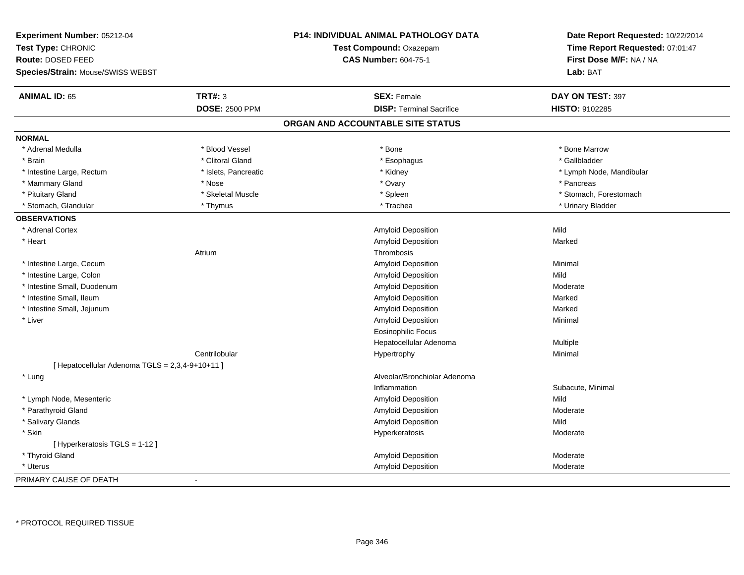**Experiment Number:** 05212-04
**Test Type:** CHRONIC
**Route:** DOSED FEED
**Species/Strain:** Mouse/SWISS WEBST

**P14: INDIVIDUAL ANIMAL PATHOLOGY DATA**
**Test Compound:** Oxazepam
**CAS Number:** 604-75-1

**Date Report Requested:** 10/22/2014
**Time Report Requested:** 07:01:47
**First Dose M/F:** NA / NA
**Lab:** BAT

| **ANIMAL ID:** 65 | **TRT#:** 3 | **SEX:** Female | **DAY ON TEST:** 397 |
|---|---|---|---|
| | **DOSE:** 2500 PPM | **DISP:** Terminal Sacrifice | **HISTO:** 9102285 |

## ORGAN AND ACCOUNTABLE SITE STATUS

**NORMAL**

| | | | |
|---|---|---|---|
| * Adrenal Medulla | * Blood Vessel | * Bone | * Bone Marrow |
| * Brain | * Clitoral Gland | * Esophagus | * Gallbladder |
| * Intestine Large, Rectum | * Islets, Pancreatic | * Kidney | * Lymph Node, Mandibular |
| * Mammary Gland | * Nose | * Ovary | * Pancreas |
| * Pituitary Gland | * Skeletal Muscle | * Spleen | * Stomach, Forestomach |
| * Stomach, Glandular | * Thymus | * Trachea | * Urinary Bladder |

**OBSERVATIONS**

| Organ | Site | Observation | Severity |
|---|---|---|---|
| * Adrenal Cortex | | Amyloid Deposition | Mild |
| * Heart | | Amyloid Deposition | Marked |
| | Atrium | Thrombosis | |
| * Intestine Large, Cecum | | Amyloid Deposition | Minimal |
| * Intestine Large, Colon | | Amyloid Deposition | Mild |
| * Intestine Small, Duodenum | | Amyloid Deposition | Moderate |
| * Intestine Small, Ileum | | Amyloid Deposition | Marked |
| * Intestine Small, Jejunum | | Amyloid Deposition | Marked |
| * Liver | | Amyloid Deposition | Minimal |
| | | Eosinophilic Focus | |
| | | Hepatocellular Adenoma | Multiple |
| | Centrilobular | Hypertrophy | Minimal |
| [ Hepatocellular Adenoma TGLS = 2,3,4-9+10+11 ] | | | |
| * Lung | | Alveolar/Bronchiolar Adenoma | |
| | | Inflammation | Subacute, Minimal |
| * Lymph Node, Mesenteric | | Amyloid Deposition | Mild |
| * Parathyroid Gland | | Amyloid Deposition | Moderate |
| * Salivary Glands | | Amyloid Deposition | Mild |
| * Skin | | Hyperkeratosis | Moderate |
| [ Hyperkeratosis TGLS = 1-12 ] | | | |
| * Thyroid Gland | | Amyloid Deposition | Moderate |
| * Uterus | | Amyloid Deposition | Moderate |

PRIMARY CAUSE OF DEATH -

* PROTOCOL REQUIRED TISSUE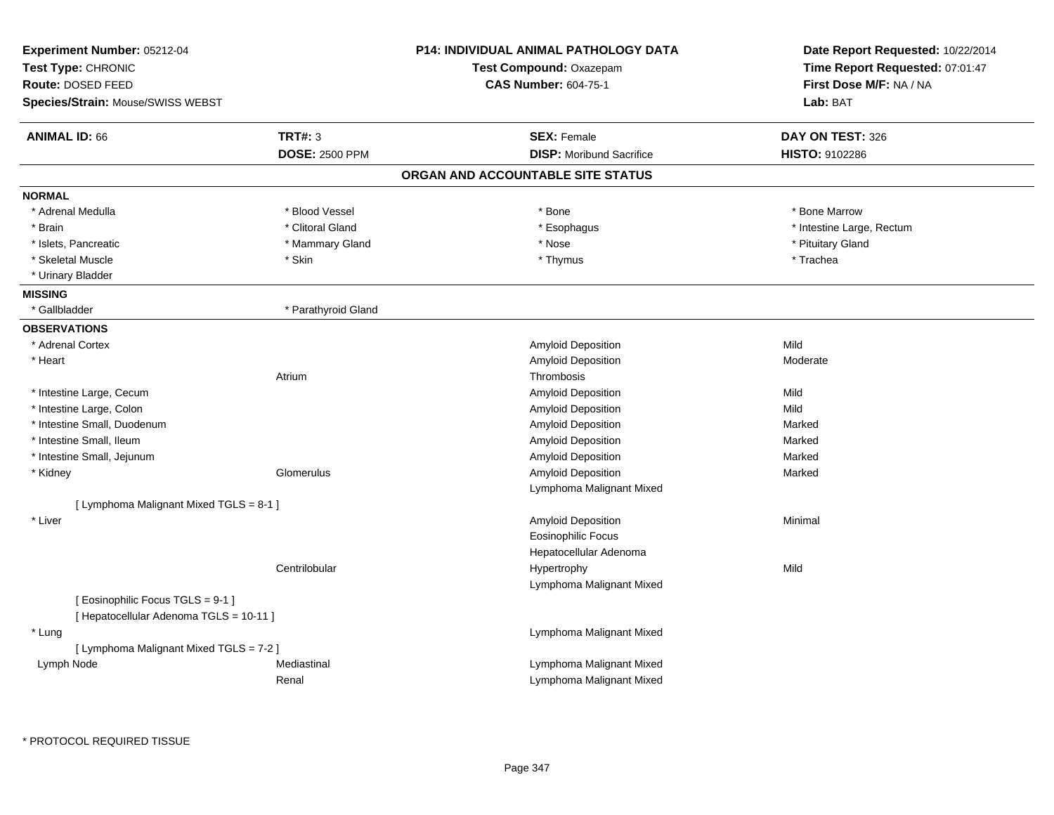**Experiment Number:** 05212-04
**Test Type:** CHRONIC
**Route:** DOSED FEED
**Species/Strain:** Mouse/SWISS WEBST

**P14: INDIVIDUAL ANIMAL PATHOLOGY DATA**
**Test Compound:** Oxazepam
**CAS Number:** 604-75-1

**Date Report Requested:** 10/22/2014
**Time Report Requested:** 07:01:47
**First Dose M/F:** NA / NA
**Lab:** BAT

| **ANIMAL ID:** 66 | **TRT#:** 3 | **SEX:** Female | **DAY ON TEST:** 326 |
|---|---|---|---|
| | **DOSE:** 2500 PPM | **DISP:** Moribund Sacrifice | **HISTO:** 9102286 |

## ORGAN AND ACCOUNTABLE SITE STATUS

**NORMAL**

| | | | |
|---|---|---|---|
| * Adrenal Medulla | * Blood Vessel | * Bone | * Bone Marrow |
| * Brain | * Clitoral Gland | * Esophagus | * Intestine Large, Rectum |
| * Islets, Pancreatic | * Mammary Gland | * Nose | * Pituitary Gland |
| * Skeletal Muscle | * Skin | * Thymus | * Trachea |
| * Urinary Bladder | | | |

**MISSING**

| | |
|---|---|
| * Gallbladder | * Parathyroid Gland |

**OBSERVATIONS**

| Organ | Site | Observation | Severity |
|---|---|---|---|
| * Adrenal Cortex | | Amyloid Deposition | Mild |
| * Heart | | Amyloid Deposition | Moderate |
| | Atrium | Thrombosis | |
| * Intestine Large, Cecum | | Amyloid Deposition | Mild |
| * Intestine Large, Colon | | Amyloid Deposition | Mild |
| * Intestine Small, Duodenum | | Amyloid Deposition | Marked |
| * Intestine Small, Ileum | | Amyloid Deposition | Marked |
| * Intestine Small, Jejunum | | Amyloid Deposition | Marked |
| * Kidney | Glomerulus | Amyloid Deposition | Marked |
| | | Lymphoma Malignant Mixed | |
| [ Lymphoma Malignant Mixed TGLS = 8-1 ] | | | |
| * Liver | | Amyloid Deposition | Minimal |
| | | Eosinophilic Focus | |
| | | Hepatocellular Adenoma | |
| | Centrilobular | Hypertrophy | Mild |
| | | Lymphoma Malignant Mixed | |
| [ Eosinophilic Focus TGLS = 9-1 ] | | | |
| [ Hepatocellular Adenoma TGLS = 10-11 ] | | | |
| * Lung | | Lymphoma Malignant Mixed | |
| [ Lymphoma Malignant Mixed TGLS = 7-2 ] | | | |
| Lymph Node | Mediastinal | Lymphoma Malignant Mixed | |
| | Renal | Lymphoma Malignant Mixed | |

\* PROTOCOL REQUIRED TISSUE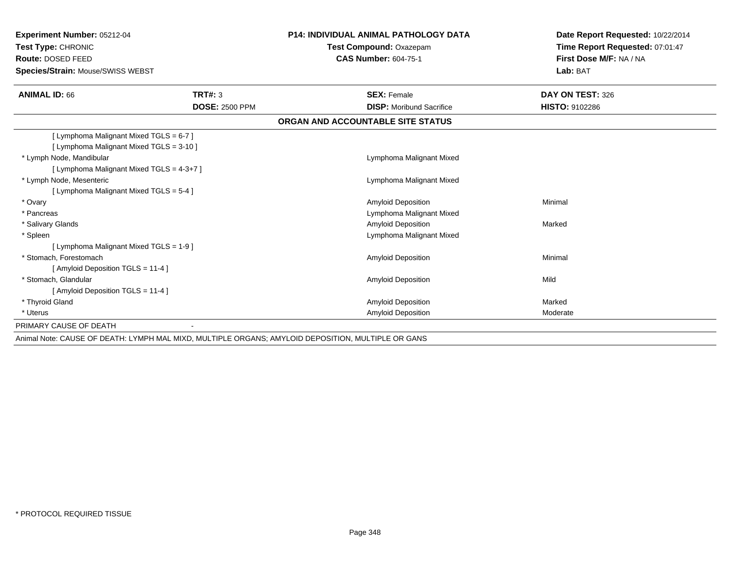**Experiment Number:** 05212-04
**Test Type:** CHRONIC
**Route:** DOSED FEED
**Species/Strain:** Mouse/SWISS WEBST

**P14: INDIVIDUAL ANIMAL PATHOLOGY DATA**
**Test Compound:** Oxazepam
**CAS Number:** 604-75-1

**Date Report Requested:** 10/22/2014
**Time Report Requested:** 07:01:47
**First Dose M/F:** NA / NA
**Lab:** BAT

| **ANIMAL ID:** 66 | **TRT#:** 3 | **SEX:** Female | **DAY ON TEST:** 326 |
|---|---|---|---|
| | **DOSE:** 2500 PPM | **DISP:** Moribund Sacrifice | **HISTO:** 9102286 |

## ORGAN AND ACCOUNTABLE SITE STATUS

| Organ | | Finding | Severity |
|---|---|---|---|
| [ Lymphoma Malignant Mixed TGLS = 6-7 ] | | | |
| [ Lymphoma Malignant Mixed TGLS = 3-10 ] | | | |
| * Lymph Node, Mandibular | | Lymphoma Malignant Mixed | |
| [ Lymphoma Malignant Mixed TGLS = 4-3+7 ] | | | |
| * Lymph Node, Mesenteric | | Lymphoma Malignant Mixed | |
| [ Lymphoma Malignant Mixed TGLS = 5-4 ] | | | |
| * Ovary | | Amyloid Deposition | Minimal |
| * Pancreas | | Lymphoma Malignant Mixed | |
| * Salivary Glands | | Amyloid Deposition | Marked |
| * Spleen | | Lymphoma Malignant Mixed | |
| [ Lymphoma Malignant Mixed TGLS = 1-9 ] | | | |
| * Stomach, Forestomach | | Amyloid Deposition | Minimal |
| [ Amyloid Deposition TGLS = 11-4 ] | | | |
| * Stomach, Glandular | | Amyloid Deposition | Mild |
| [ Amyloid Deposition TGLS = 11-4 ] | | | |
| * Thyroid Gland | | Amyloid Deposition | Marked |
| * Uterus | | Amyloid Deposition | Moderate |
| PRIMARY CAUSE OF DEATH | - | | |

Animal Note: CAUSE OF DEATH: LYMPH MAL MIXD, MULTIPLE ORGANS; AMYLOID DEPOSITION, MULTIPLE OR GANS

* PROTOCOL REQUIRED TISSUE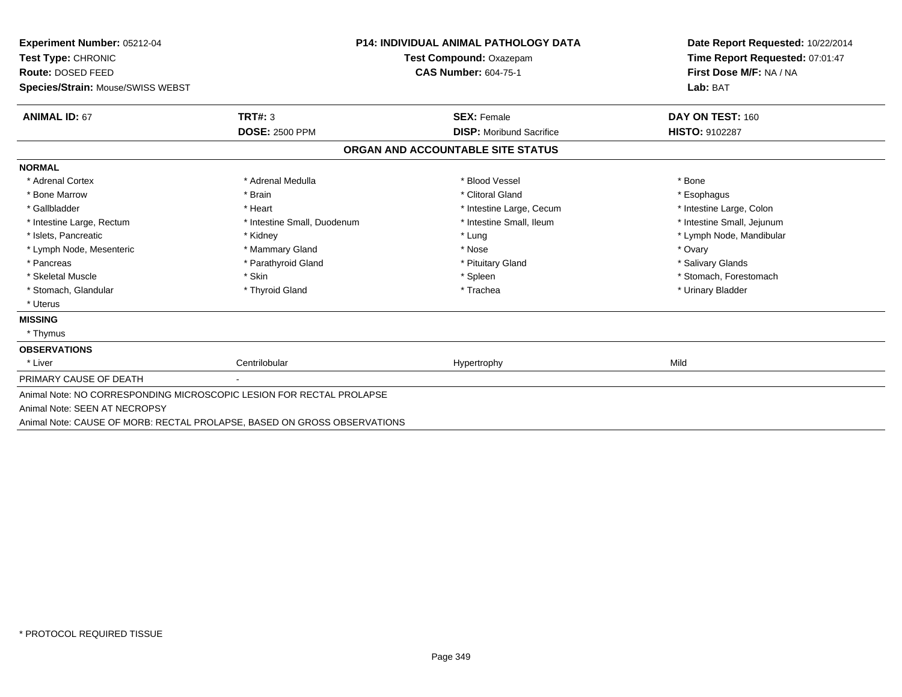**Experiment Number:** 05212-04
**Test Type:** CHRONIC
**Route:** DOSED FEED
**Species/Strain:** Mouse/SWISS WEBST

**P14: INDIVIDUAL ANIMAL PATHOLOGY DATA**
**Test Compound:** Oxazepam
**CAS Number:** 604-75-1

**Date Report Requested:** 10/22/2014
**Time Report Requested:** 07:01:47
**First Dose M/F:** NA / NA
**Lab:** BAT

| **ANIMAL ID:** 67 | **TRT#:** 3 | **SEX:** Female | **DAY ON TEST:** 160 |
|---|---|---|---|
| | **DOSE:** 2500 PPM | **DISP:** Moribund Sacrifice | **HISTO:** 9102287 |

## ORGAN AND ACCOUNTABLE SITE STATUS

**NORMAL**

| | | | |
|---|---|---|---|
| * Adrenal Cortex | * Adrenal Medulla | * Blood Vessel | * Bone |
| * Bone Marrow | * Brain | * Clitoral Gland | * Esophagus |
| * Gallbladder | * Heart | * Intestine Large, Cecum | * Intestine Large, Colon |
| * Intestine Large, Rectum | * Intestine Small, Duodenum | * Intestine Small, Ileum | * Intestine Small, Jejunum |
| * Islets, Pancreatic | * Kidney | * Lung | * Lymph Node, Mandibular |
| * Lymph Node, Mesenteric | * Mammary Gland | * Nose | * Ovary |
| * Pancreas | * Parathyroid Gland | * Pituitary Gland | * Salivary Glands |
| * Skeletal Muscle | * Skin | * Spleen | * Stomach, Forestomach |
| * Stomach, Glandular | * Thyroid Gland | * Trachea | * Urinary Bladder |
| * Uterus | | | |

**MISSING**

* Thymus

**OBSERVATIONS**

| | | | |
|---|---|---|---|
| * Liver | Centrilobular | Hypertrophy | Mild |

PRIMARY CAUSE OF DEATH -

Animal Note: NO CORRESPONDING MICROSCOPIC LESION FOR RECTAL PROLAPSE

Animal Note: SEEN AT NECROPSY

Animal Note: CAUSE OF MORB: RECTAL PROLAPSE, BASED ON GROSS OBSERVATIONS

\* PROTOCOL REQUIRED TISSUE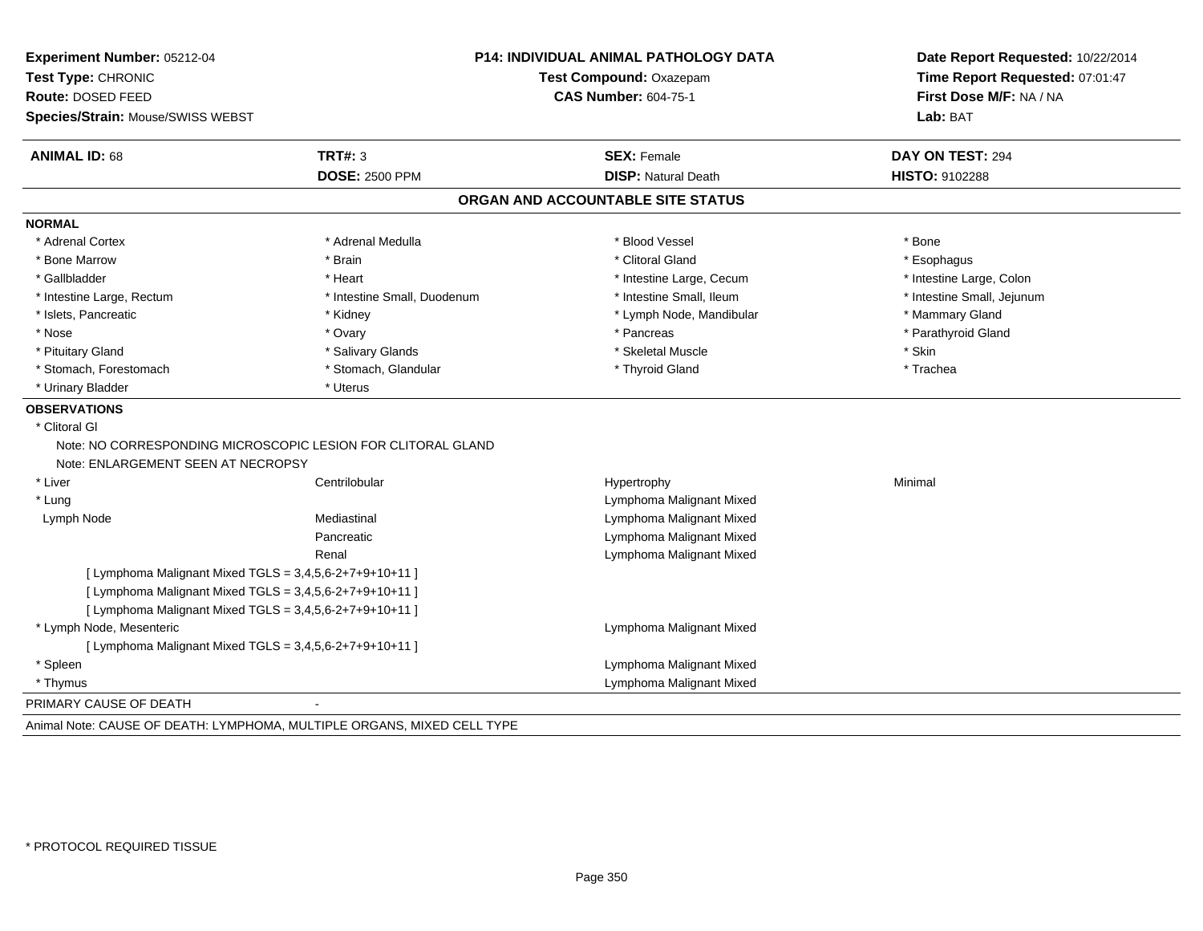**Experiment Number:** 05212-04
**Test Type:** CHRONIC
**Route:** DOSED FEED
**Species/Strain:** Mouse/SWISS WEBST

**P14: INDIVIDUAL ANIMAL PATHOLOGY DATA**
**Test Compound:** Oxazepam
**CAS Number:** 604-75-1

**Date Report Requested:** 10/22/2014
**Time Report Requested:** 07:01:47
**First Dose M/F:** NA / NA
**Lab:** BAT

| **ANIMAL ID:** 68 | **TRT#:** 3 | **SEX:** Female | **DAY ON TEST:** 294 |
|---|---|---|---|
| | **DOSE:** 2500 PPM | **DISP:** Natural Death | **HISTO:** 9102288 |

## ORGAN AND ACCOUNTABLE SITE STATUS

**NORMAL**

| | | | |
|---|---|---|---|
| * Adrenal Cortex | * Adrenal Medulla | * Blood Vessel | * Bone |
| * Bone Marrow | * Brain | * Clitoral Gland | * Esophagus |
| * Gallbladder | * Heart | * Intestine Large, Cecum | * Intestine Large, Colon |
| * Intestine Large, Rectum | * Intestine Small, Duodenum | * Intestine Small, Ileum | * Intestine Small, Jejunum |
| * Islets, Pancreatic | * Kidney | * Lymph Node, Mandibular | * Mammary Gland |
| * Nose | * Ovary | * Pancreas | * Parathyroid Gland |
| * Pituitary Gland | * Salivary Glands | * Skeletal Muscle | * Skin |
| * Stomach, Forestomach | * Stomach, Glandular | * Thyroid Gland | * Trachea |
| * Urinary Bladder | * Uterus | | |

**OBSERVATIONS**

* Clitoral Gl
  Note: NO CORRESPONDING MICROSCOPIC LESION FOR CLITORAL GLAND
  Note: ENLARGEMENT SEEN AT NECROPSY

| | | | |
|---|---|---|---|
| * Liver | Centrilobular | Hypertrophy | Minimal |
| * Lung | | Lymphoma Malignant Mixed | |
| Lymph Node | Mediastinal | Lymphoma Malignant Mixed | |
| | Pancreatic | Lymphoma Malignant Mixed | |
| | Renal | Lymphoma Malignant Mixed | |

[ Lymphoma Malignant Mixed TGLS = 3,4,5,6-2+7+9+10+11 ]
[ Lymphoma Malignant Mixed TGLS = 3,4,5,6-2+7+9+10+11 ]
[ Lymphoma Malignant Mixed TGLS = 3,4,5,6-2+7+9+10+11 ]

| | | | |
|---|---|---|---|
| * Lymph Node, Mesenteric | | Lymphoma Malignant Mixed | |

[ Lymphoma Malignant Mixed TGLS = 3,4,5,6-2+7+9+10+11 ]

| | | | |
|---|---|---|---|
| * Spleen | | Lymphoma Malignant Mixed | |
| * Thymus | | Lymphoma Malignant Mixed | |

PRIMARY CAUSE OF DEATH -

Animal Note: CAUSE OF DEATH: LYMPHOMA, MULTIPLE ORGANS, MIXED CELL TYPE

* PROTOCOL REQUIRED TISSUE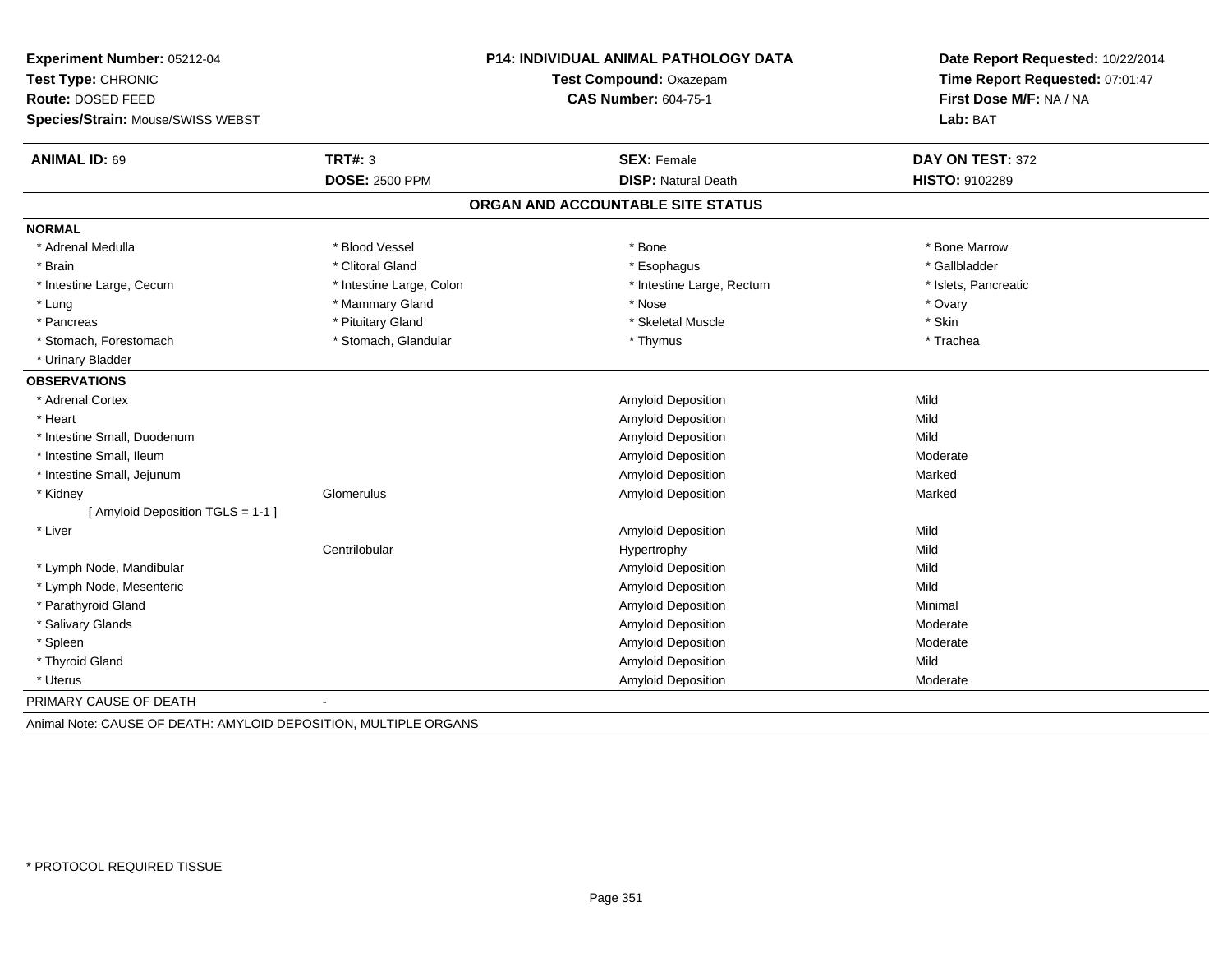**Experiment Number:** 05212-04
**Test Type:** CHRONIC
**Route:** DOSED FEED
**Species/Strain:** Mouse/SWISS WEBST

**P14: INDIVIDUAL ANIMAL PATHOLOGY DATA**
**Test Compound:** Oxazepam
**CAS Number:** 604-75-1

**Date Report Requested:** 10/22/2014
**Time Report Requested:** 07:01:47
**First Dose M/F:** NA / NA
**Lab:** BAT

| **ANIMAL ID:** 69 | **TRT#:** 3 | **SEX:** Female | **DAY ON TEST:** 372 |
|---|---|---|---|
| | **DOSE:** 2500 PPM | **DISP:** Natural Death | **HISTO:** 9102289 |

## ORGAN AND ACCOUNTABLE SITE STATUS

**NORMAL**

| | | | |
|---|---|---|---|
| * Adrenal Medulla | * Blood Vessel | * Bone | * Bone Marrow |
| * Brain | * Clitoral Gland | * Esophagus | * Gallbladder |
| * Intestine Large, Cecum | * Intestine Large, Colon | * Intestine Large, Rectum | * Islets, Pancreatic |
| * Lung | * Mammary Gland | * Nose | * Ovary |
| * Pancreas | * Pituitary Gland | * Skeletal Muscle | * Skin |
| * Stomach, Forestomach | * Stomach, Glandular | * Thymus | * Trachea |
| * Urinary Bladder | | | |

**OBSERVATIONS**

| | | | |
|---|---|---|---|
| * Adrenal Cortex | | Amyloid Deposition | Mild |
| * Heart | | Amyloid Deposition | Mild |
| * Intestine Small, Duodenum | | Amyloid Deposition | Mild |
| * Intestine Small, Ileum | | Amyloid Deposition | Moderate |
| * Intestine Small, Jejunum | | Amyloid Deposition | Marked |
| * Kidney | Glomerulus | Amyloid Deposition | Marked |
| [ Amyloid Deposition TGLS = 1-1 ] | | | |
| * Liver | | Amyloid Deposition | Mild |
| | Centrilobular | Hypertrophy | Mild |
| * Lymph Node, Mandibular | | Amyloid Deposition | Mild |
| * Lymph Node, Mesenteric | | Amyloid Deposition | Mild |
| * Parathyroid Gland | | Amyloid Deposition | Minimal |
| * Salivary Glands | | Amyloid Deposition | Moderate |
| * Spleen | | Amyloid Deposition | Moderate |
| * Thyroid Gland | | Amyloid Deposition | Mild |
| * Uterus | | Amyloid Deposition | Moderate |

PRIMARY CAUSE OF DEATH -

Animal Note: CAUSE OF DEATH: AMYLOID DEPOSITION, MULTIPLE ORGANS

* PROTOCOL REQUIRED TISSUE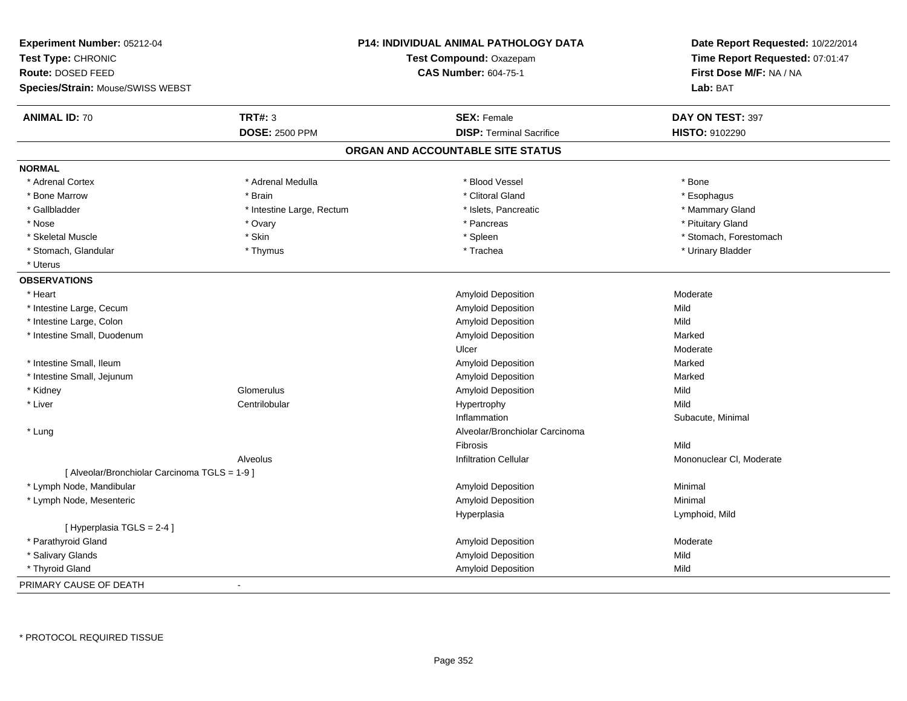**Experiment Number:** 05212-04
**Test Type:** CHRONIC
**Route:** DOSED FEED
**Species/Strain:** Mouse/SWISS WEBST

**P14: INDIVIDUAL ANIMAL PATHOLOGY DATA**
**Test Compound:** Oxazepam
**CAS Number:** 604-75-1

**Date Report Requested:** 10/22/2014
**Time Report Requested:** 07:01:47
**First Dose M/F:** NA / NA
**Lab:** BAT

| **ANIMAL ID:** 70 | **TRT#:** 3 | **SEX:** Female | **DAY ON TEST:** 397 |
|---|---|---|---|
| | **DOSE:** 2500 PPM | **DISP:** Terminal Sacrifice | **HISTO:** 9102290 |

## ORGAN AND ACCOUNTABLE SITE STATUS

**NORMAL**

| | | | |
|---|---|---|---|
| * Adrenal Cortex | * Adrenal Medulla | * Blood Vessel | * Bone |
| * Bone Marrow | * Brain | * Clitoral Gland | * Esophagus |
| * Gallbladder | * Intestine Large, Rectum | * Islets, Pancreatic | * Mammary Gland |
| * Nose | * Ovary | * Pancreas | * Pituitary Gland |
| * Skeletal Muscle | * Skin | * Spleen | * Stomach, Forestomach |
| * Stomach, Glandular | * Thymus | * Trachea | * Urinary Bladder |
| * Uterus | | | |

**OBSERVATIONS**

| | | | |
|---|---|---|---|
| * Heart | | Amyloid Deposition | Moderate |
| * Intestine Large, Cecum | | Amyloid Deposition | Mild |
| * Intestine Large, Colon | | Amyloid Deposition | Mild |
| * Intestine Small, Duodenum | | Amyloid Deposition | Marked |
| | | Ulcer | Moderate |
| * Intestine Small, Ileum | | Amyloid Deposition | Marked |
| * Intestine Small, Jejunum | | Amyloid Deposition | Marked |
| * Kidney | Glomerulus | Amyloid Deposition | Mild |
| * Liver | Centrilobular | Hypertrophy | Mild |
| | | Inflammation | Subacute, Minimal |
| * Lung | | Alveolar/Bronchiolar Carcinoma | |
| | | Fibrosis | Mild |
| | Alveolus | Infiltration Cellular | Mononuclear Cl, Moderate |
| [ Alveolar/Bronchiolar Carcinoma TGLS = 1-9 ] | | | |
| * Lymph Node, Mandibular | | Amyloid Deposition | Minimal |
| * Lymph Node, Mesenteric | | Amyloid Deposition | Minimal |
| | | Hyperplasia | Lymphoid, Mild |
| [ Hyperplasia TGLS = 2-4 ] | | | |
| * Parathyroid Gland | | Amyloid Deposition | Moderate |
| * Salivary Glands | | Amyloid Deposition | Mild |
| * Thyroid Gland | | Amyloid Deposition | Mild |

PRIMARY CAUSE OF DEATH -

* PROTOCOL REQUIRED TISSUE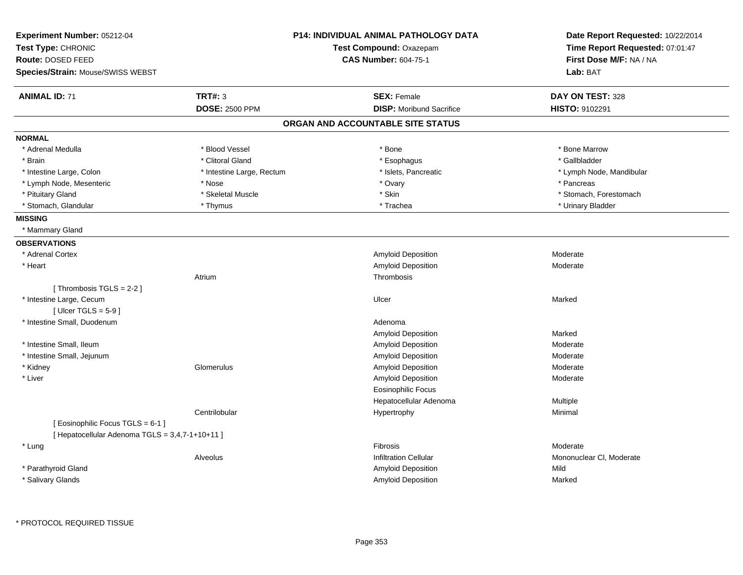**Experiment Number:** 05212-04
**Test Type:** CHRONIC
**Route:** DOSED FEED
**Species/Strain:** Mouse/SWISS WEBST

**P14: INDIVIDUAL ANIMAL PATHOLOGY DATA**
**Test Compound:** Oxazepam
**CAS Number:** 604-75-1

**Date Report Requested:** 10/22/2014
**Time Report Requested:** 07:01:47
**First Dose M/F:** NA / NA
**Lab:** BAT

| **ANIMAL ID:** 71 | **TRT#:** 3 | **SEX:** Female | **DAY ON TEST:** 328 |
|---|---|---|---|
| | **DOSE:** 2500 PPM | **DISP:** Moribund Sacrifice | **HISTO:** 9102291 |

## ORGAN AND ACCOUNTABLE SITE STATUS

**NORMAL**

| | | | |
|---|---|---|---|
| * Adrenal Medulla | * Blood Vessel | * Bone | * Bone Marrow |
| * Brain | * Clitoral Gland | * Esophagus | * Gallbladder |
| * Intestine Large, Colon | * Intestine Large, Rectum | * Islets, Pancreatic | * Lymph Node, Mandibular |
| * Lymph Node, Mesenteric | * Nose | * Ovary | * Pancreas |
| * Pituitary Gland | * Skeletal Muscle | * Skin | * Stomach, Forestomach |
| * Stomach, Glandular | * Thymus | * Trachea | * Urinary Bladder |

**MISSING**

* Mammary Gland

**OBSERVATIONS**

| | | | |
|---|---|---|---|
| * Adrenal Cortex | | Amyloid Deposition | Moderate |
| * Heart | | Amyloid Deposition | Moderate |
| | Atrium | Thrombosis | |
| [ Thrombosis TGLS = 2-2 ] | | | |
| * Intestine Large, Cecum | | Ulcer | Marked |
| [ Ulcer TGLS = 5-9 ] | | | |
| * Intestine Small, Duodenum | | Adenoma | |
| | | Amyloid Deposition | Marked |
| * Intestine Small, Ileum | | Amyloid Deposition | Moderate |
| * Intestine Small, Jejunum | | Amyloid Deposition | Moderate |
| * Kidney | Glomerulus | Amyloid Deposition | Moderate |
| * Liver | | Amyloid Deposition | Moderate |
| | | Eosinophilic Focus | |
| | | Hepatocellular Adenoma | Multiple |
| | Centrilobular | Hypertrophy | Minimal |
| [ Eosinophilic Focus TGLS = 6-1 ] | | | |
| [ Hepatocellular Adenoma TGLS = 3,4,7-1+10+11 ] | | | |
| * Lung | | Fibrosis | Moderate |
| | Alveolus | Infiltration Cellular | Mononuclear Cl, Moderate |
| * Parathyroid Gland | | Amyloid Deposition | Mild |
| * Salivary Glands | | Amyloid Deposition | Marked |

* PROTOCOL REQUIRED TISSUE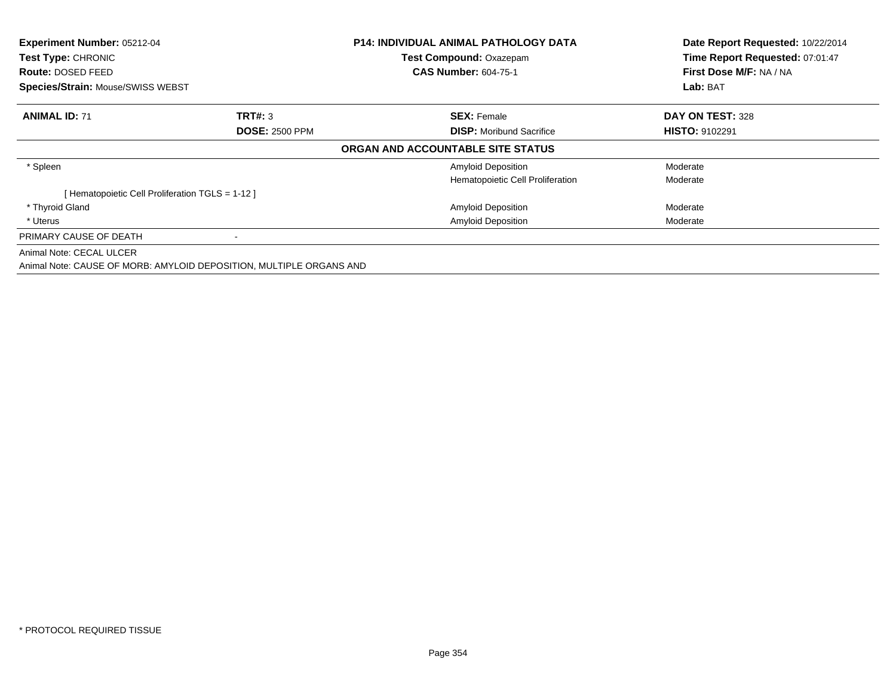**Experiment Number:** 05212-04
**Test Type:** CHRONIC
**Route:** DOSED FEED
**Species/Strain:** Mouse/SWISS WEBST

**P14: INDIVIDUAL ANIMAL PATHOLOGY DATA**
**Test Compound:** Oxazepam
**CAS Number:** 604-75-1

**Date Report Requested:** 10/22/2014
**Time Report Requested:** 07:01:47
**First Dose M/F:** NA / NA
**Lab:** BAT

| **ANIMAL ID:** 71 | **TRT#:** 3 | **SEX:** Female | **DAY ON TEST:** 328 |
|---|---|---|---|
| | **DOSE:** 2500 PPM | **DISP:** Moribund Sacrifice | **HISTO:** 9102291 |

**ORGAN AND ACCOUNTABLE SITE STATUS**

| | | | |
|---|---|---|---|
| * Spleen | | Amyloid Deposition | Moderate |
| | | Hematopoietic Cell Proliferation | Moderate |
| [ Hematopoietic Cell Proliferation TGLS = 1-12 ] | | | |
| * Thyroid Gland | | Amyloid Deposition | Moderate |
| * Uterus | | Amyloid Deposition | Moderate |
| PRIMARY CAUSE OF DEATH | - | | |

Animal Note: CECAL ULCER

Animal Note: CAUSE OF MORB: AMYLOID DEPOSITION, MULTIPLE ORGANS AND

* PROTOCOL REQUIRED TISSUE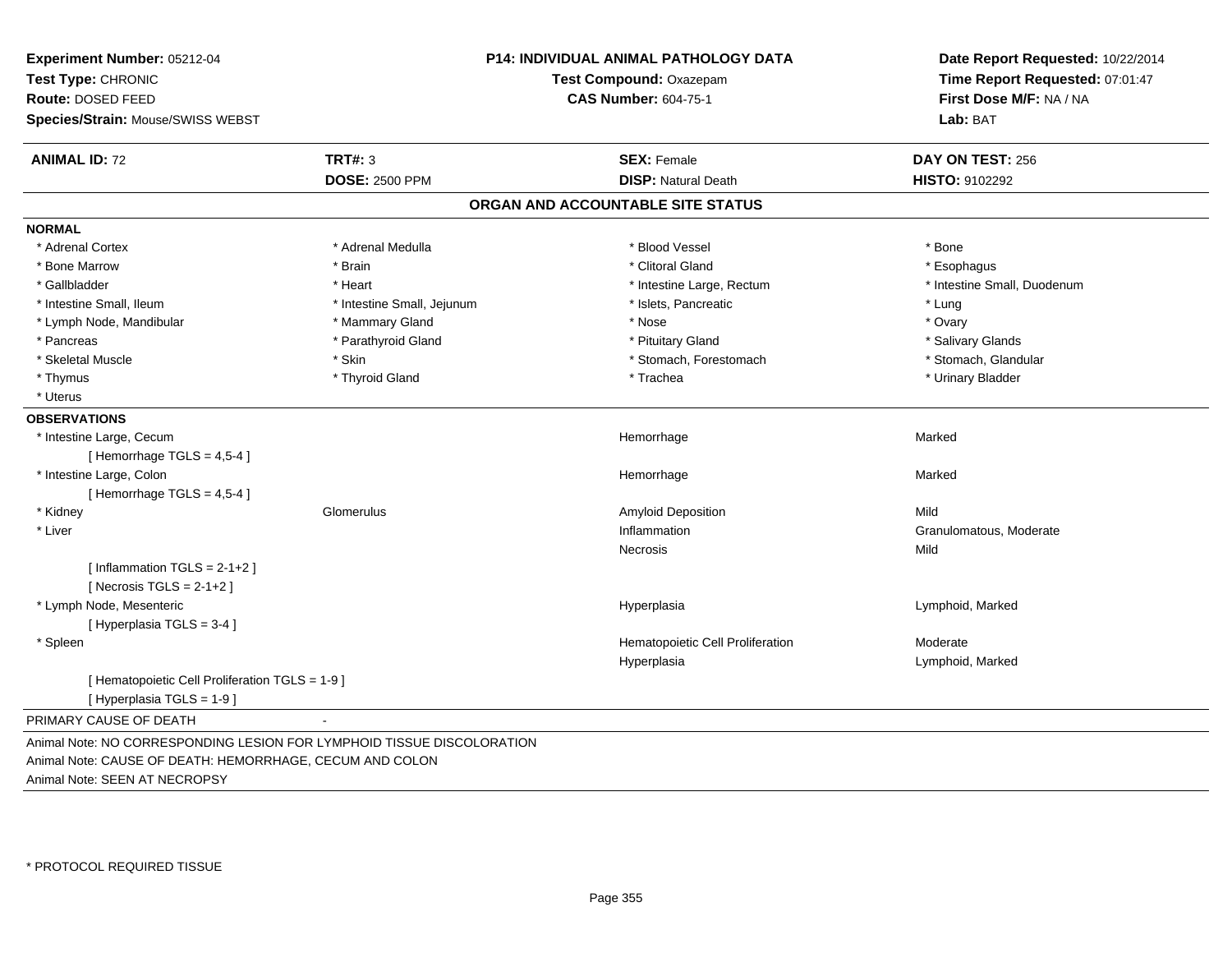**Experiment Number:** 05212-04
**Test Type:** CHRONIC
**Route:** DOSED FEED
**Species/Strain:** Mouse/SWISS WEBST

**P14: INDIVIDUAL ANIMAL PATHOLOGY DATA**
**Test Compound:** Oxazepam
**CAS Number:** 604-75-1

**Date Report Requested:** 10/22/2014
**Time Report Requested:** 07:01:47
**First Dose M/F:** NA / NA
**Lab:** BAT

| **ANIMAL ID:** 72 | **TRT#:** 3 | **SEX:** Female | **DAY ON TEST:** 256 |
|---|---|---|---|
| | **DOSE:** 2500 PPM | **DISP:** Natural Death | **HISTO:** 9102292 |

## ORGAN AND ACCOUNTABLE SITE STATUS

**NORMAL**

| | | | |
|---|---|---|---|
| * Adrenal Cortex | * Adrenal Medulla | * Blood Vessel | * Bone |
| * Bone Marrow | * Brain | * Clitoral Gland | * Esophagus |
| * Gallbladder | * Heart | * Intestine Large, Rectum | * Intestine Small, Duodenum |
| * Intestine Small, Ileum | * Intestine Small, Jejunum | * Islets, Pancreatic | * Lung |
| * Lymph Node, Mandibular | * Mammary Gland | * Nose | * Ovary |
| * Pancreas | * Parathyroid Gland | * Pituitary Gland | * Salivary Glands |
| * Skeletal Muscle | * Skin | * Stomach, Forestomach | * Stomach, Glandular |
| * Thymus | * Thyroid Gland | * Trachea | * Urinary Bladder |
| * Uterus | | | |

**OBSERVATIONS**

| | | | |
|---|---|---|---|
| * Intestine Large, Cecum | | Hemorrhage | Marked |
| [ Hemorrhage TGLS = 4,5-4 ] | | | |
| * Intestine Large, Colon | | Hemorrhage | Marked |
| [ Hemorrhage TGLS = 4,5-4 ] | | | |
| * Kidney | Glomerulus | Amyloid Deposition | Mild |
| * Liver | | Inflammation | Granulomatous, Moderate |
| | | Necrosis | Mild |
| [ Inflammation TGLS = 2-1+2 ] | | | |
| [ Necrosis TGLS = 2-1+2 ] | | | |
| * Lymph Node, Mesenteric | | Hyperplasia | Lymphoid, Marked |
| [ Hyperplasia TGLS = 3-4 ] | | | |
| * Spleen | | Hematopoietic Cell Proliferation | Moderate |
| | | Hyperplasia | Lymphoid, Marked |
| [ Hematopoietic Cell Proliferation TGLS = 1-9 ] | | | |
| [ Hyperplasia TGLS = 1-9 ] | | | |

PRIMARY CAUSE OF DEATH -

Animal Note: NO CORRESPONDING LESION FOR LYMPHOID TISSUE DISCOLORATION
Animal Note: CAUSE OF DEATH: HEMORRHAGE, CECUM AND COLON
Animal Note: SEEN AT NECROPSY

* PROTOCOL REQUIRED TISSUE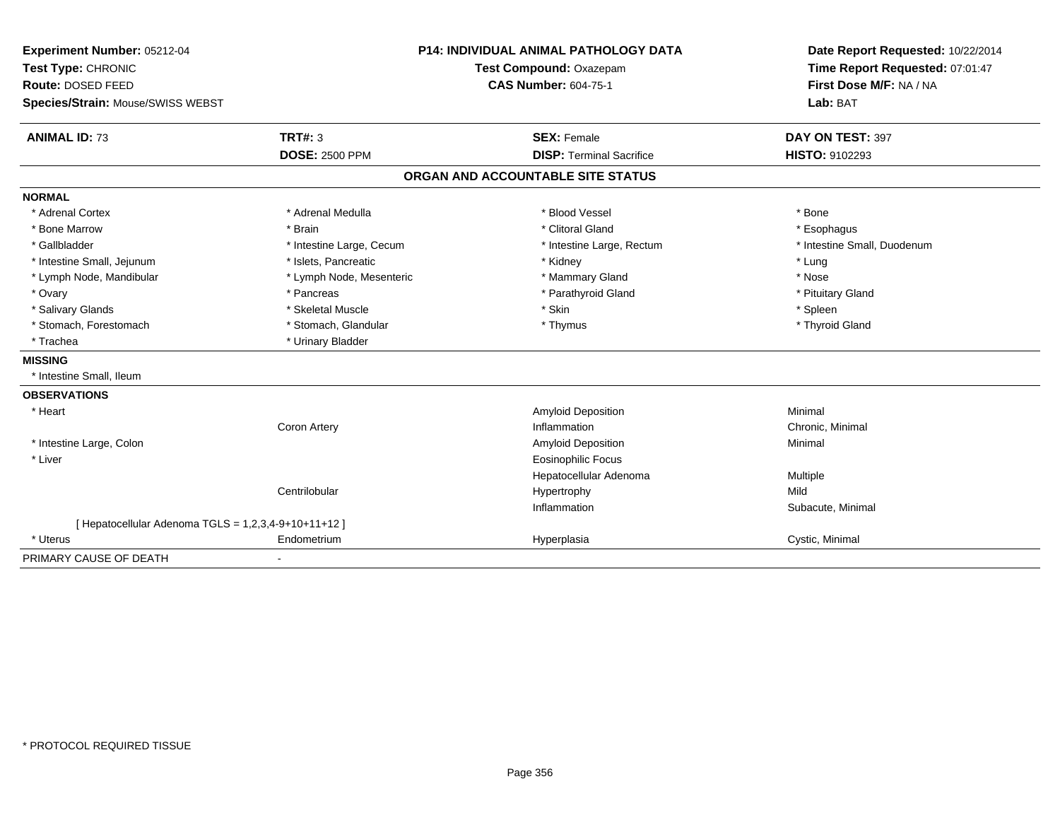**Experiment Number:** 05212-04
**Test Type:** CHRONIC
**Route:** DOSED FEED
**Species/Strain:** Mouse/SWISS WEBST

**P14: INDIVIDUAL ANIMAL PATHOLOGY DATA**
**Test Compound:** Oxazepam
**CAS Number:** 604-75-1

**Date Report Requested:** 10/22/2014
**Time Report Requested:** 07:01:47
**First Dose M/F:** NA / NA
**Lab:** BAT

| **ANIMAL ID:** 73 | **TRT#:** 3 | **SEX:** Female | **DAY ON TEST:** 397 |
|---|---|---|---|
| | **DOSE:** 2500 PPM | **DISP:** Terminal Sacrifice | **HISTO:** 9102293 |

## ORGAN AND ACCOUNTABLE SITE STATUS

**NORMAL**

| | | | |
|---|---|---|---|
| * Adrenal Cortex | * Adrenal Medulla | * Blood Vessel | * Bone |
| * Bone Marrow | * Brain | * Clitoral Gland | * Esophagus |
| * Gallbladder | * Intestine Large, Cecum | * Intestine Large, Rectum | * Intestine Small, Duodenum |
| * Intestine Small, Jejunum | * Islets, Pancreatic | * Kidney | * Lung |
| * Lymph Node, Mandibular | * Lymph Node, Mesenteric | * Mammary Gland | * Nose |
| * Ovary | * Pancreas | * Parathyroid Gland | * Pituitary Gland |
| * Salivary Glands | * Skeletal Muscle | * Skin | * Spleen |
| * Stomach, Forestomach | * Stomach, Glandular | * Thymus | * Thyroid Gland |
| * Trachea | * Urinary Bladder | | |

**MISSING**

* Intestine Small, Ileum

**OBSERVATIONS**

| | | | |
|---|---|---|---|
| * Heart | | Amyloid Deposition | Minimal |
| | Coron Artery | Inflammation | Chronic, Minimal |
| * Intestine Large, Colon | | Amyloid Deposition | Minimal |
| * Liver | | Eosinophilic Focus | |
| | | Hepatocellular Adenoma | Multiple |
| | Centrilobular | Hypertrophy | Mild |
| | | Inflammation | Subacute, Minimal |
| [ Hepatocellular Adenoma TGLS = 1,2,3,4-9+10+11+12 ] | | | |
| * Uterus | Endometrium | Hyperplasia | Cystic, Minimal |

PRIMARY CAUSE OF DEATH -

* PROTOCOL REQUIRED TISSUE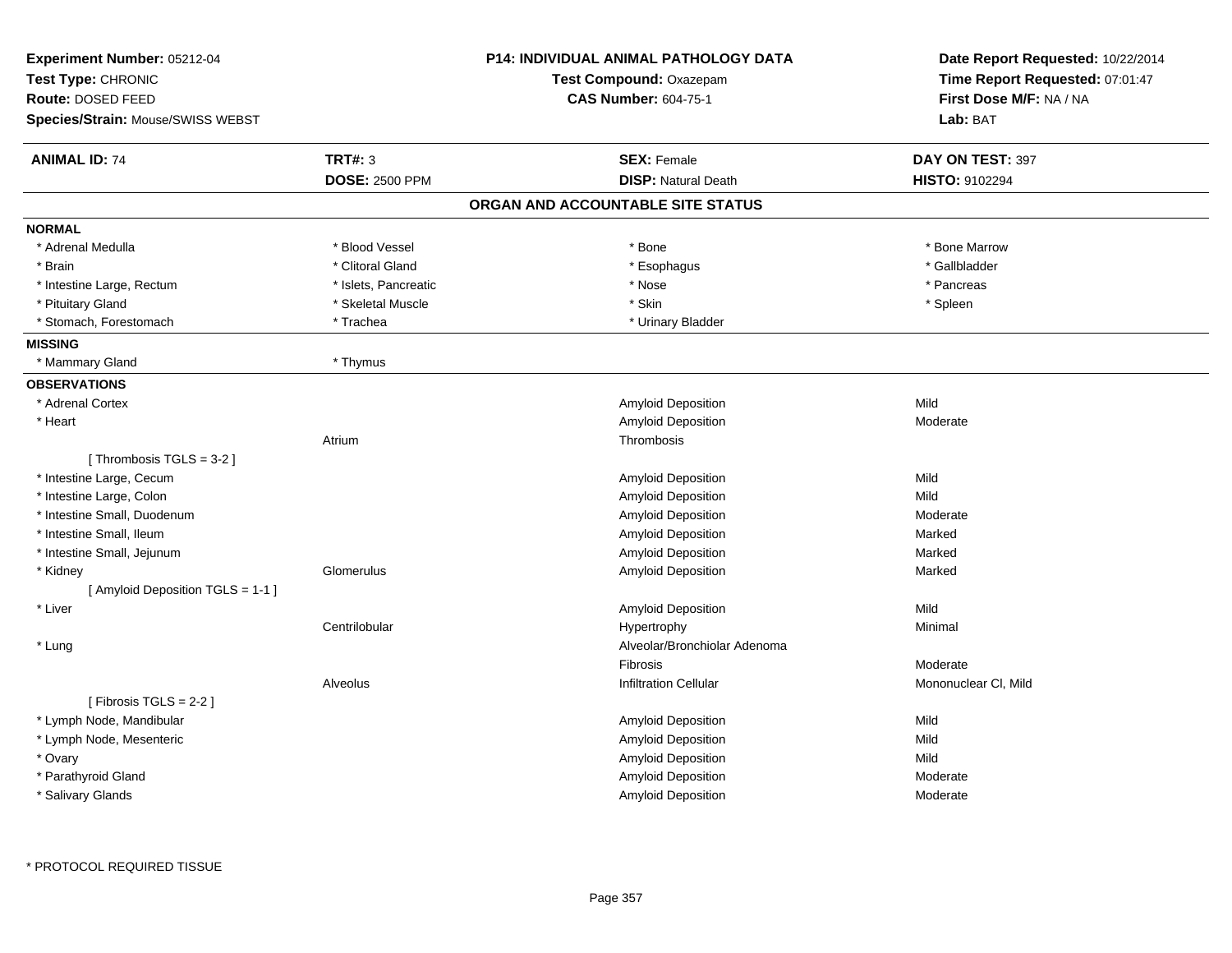**Experiment Number:** 05212-04
**Test Type:** CHRONIC
**Route:** DOSED FEED
**Species/Strain:** Mouse/SWISS WEBST

**P14: INDIVIDUAL ANIMAL PATHOLOGY DATA**
**Test Compound:** Oxazepam
**CAS Number:** 604-75-1

**Date Report Requested:** 10/22/2014
**Time Report Requested:** 07:01:47
**First Dose M/F:** NA / NA
**Lab:** BAT

| **ANIMAL ID:** 74 | **TRT#:** 3 | **SEX:** Female | **DAY ON TEST:** 397 |
|---|---|---|---|
| | **DOSE:** 2500 PPM | **DISP:** Natural Death | **HISTO:** 9102294 |

## ORGAN AND ACCOUNTABLE SITE STATUS

**NORMAL**

| | | | |
|---|---|---|---|
| * Adrenal Medulla | * Blood Vessel | * Bone | * Bone Marrow |
| * Brain | * Clitoral Gland | * Esophagus | * Gallbladder |
| * Intestine Large, Rectum | * Islets, Pancreatic | * Nose | * Pancreas |
| * Pituitary Gland | * Skeletal Muscle | * Skin | * Spleen |
| * Stomach, Forestomach | * Trachea | * Urinary Bladder | |

**MISSING**

| | |
|---|---|
| * Mammary Gland | * Thymus |

**OBSERVATIONS**

| Organ | Site | Observation | Severity |
|---|---|---|---|
| * Adrenal Cortex | | Amyloid Deposition | Mild |
| * Heart | | Amyloid Deposition | Moderate |
| | Atrium | Thrombosis | |
| [ Thrombosis TGLS = 3-2 ] | | | |
| * Intestine Large, Cecum | | Amyloid Deposition | Mild |
| * Intestine Large, Colon | | Amyloid Deposition | Mild |
| * Intestine Small, Duodenum | | Amyloid Deposition | Moderate |
| * Intestine Small, Ileum | | Amyloid Deposition | Marked |
| * Intestine Small, Jejunum | | Amyloid Deposition | Marked |
| * Kidney | Glomerulus | Amyloid Deposition | Marked |
| [ Amyloid Deposition TGLS = 1-1 ] | | | |
| * Liver | | Amyloid Deposition | Mild |
| | Centrilobular | Hypertrophy | Minimal |
| * Lung | | Alveolar/Bronchiolar Adenoma | |
| | | Fibrosis | Moderate |
| | Alveolus | Infiltration Cellular | Mononuclear Cl, Mild |
| [ Fibrosis TGLS = 2-2 ] | | | |
| * Lymph Node, Mandibular | | Amyloid Deposition | Mild |
| * Lymph Node, Mesenteric | | Amyloid Deposition | Mild |
| * Ovary | | Amyloid Deposition | Mild |
| * Parathyroid Gland | | Amyloid Deposition | Moderate |
| * Salivary Glands | | Amyloid Deposition | Moderate |

* PROTOCOL REQUIRED TISSUE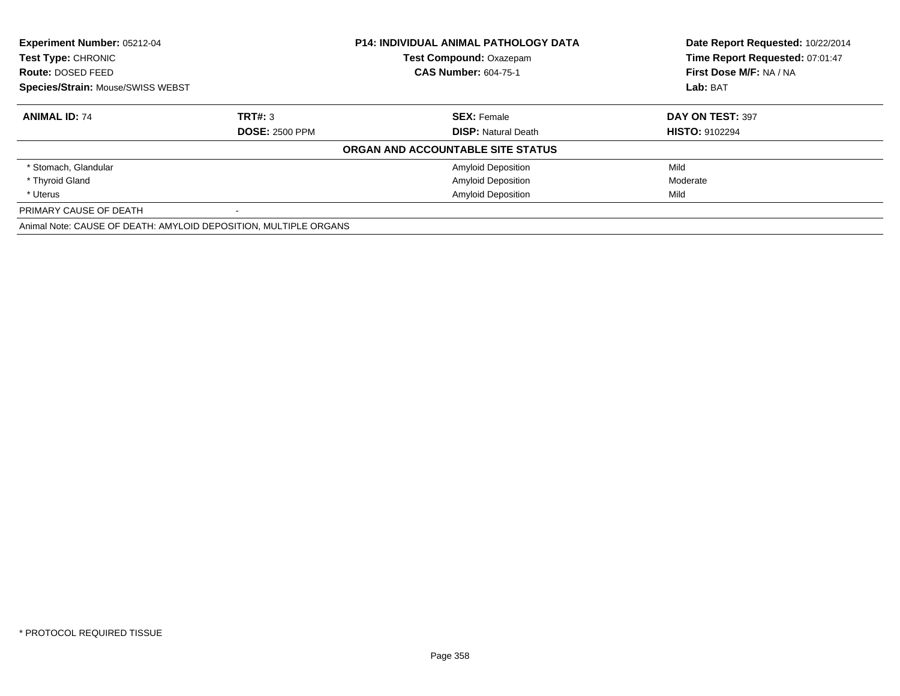**Experiment Number:** 05212-04
**Test Type:** CHRONIC
**Route:** DOSED FEED
**Species/Strain:** Mouse/SWISS WEBST

**P14: INDIVIDUAL ANIMAL PATHOLOGY DATA**
**Test Compound:** Oxazepam
**CAS Number:** 604-75-1

**Date Report Requested:** 10/22/2014
**Time Report Requested:** 07:01:47
**First Dose M/F:** NA / NA
**Lab:** BAT

| **ANIMAL ID:** 74 | **TRT#:** 3 | **SEX:** Female | **DAY ON TEST:** 397 |
|---|---|---|---|
| | **DOSE:** 2500 PPM | **DISP:** Natural Death | **HISTO:** 9102294 |

**ORGAN AND ACCOUNTABLE SITE STATUS**

| Organ | Finding | Severity |
|---|---|---|
| * Stomach, Glandular | Amyloid Deposition | Mild |
| * Thyroid Gland | Amyloid Deposition | Moderate |
| * Uterus | Amyloid Deposition | Mild |

PRIMARY CAUSE OF DEATH -

Animal Note: CAUSE OF DEATH: AMYLOID DEPOSITION, MULTIPLE ORGANS

* PROTOCOL REQUIRED TISSUE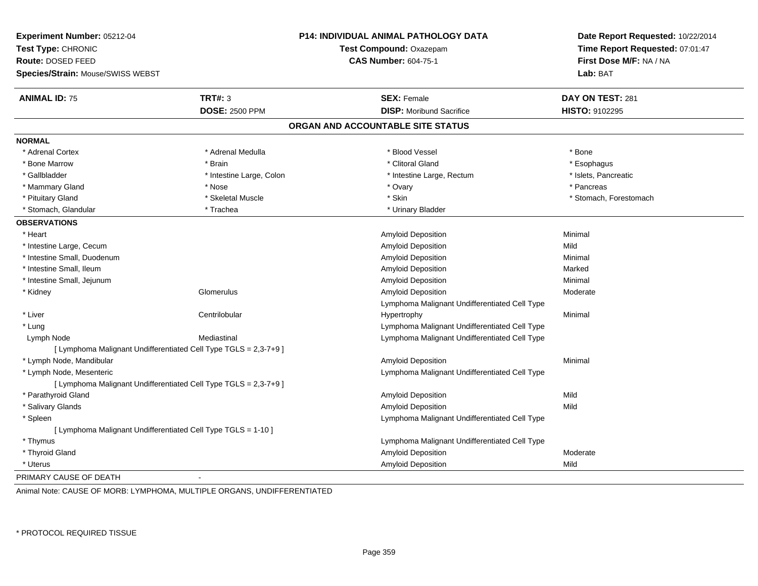**Experiment Number:** 05212-04
**Test Type:** CHRONIC
**Route:** DOSED FEED
**Species/Strain:** Mouse/SWISS WEBST

**P14: INDIVIDUAL ANIMAL PATHOLOGY DATA**
**Test Compound:** Oxazepam
**CAS Number:** 604-75-1

**Date Report Requested:** 10/22/2014
**Time Report Requested:** 07:01:47
**First Dose M/F:** NA / NA
**Lab:** BAT

| **ANIMAL ID:** 75 | **TRT#:** 3 | **SEX:** Female | **DAY ON TEST:** 281 |
|---|---|---|---|
| | **DOSE:** 2500 PPM | **DISP:** Moribund Sacrifice | **HISTO:** 9102295 |

## ORGAN AND ACCOUNTABLE SITE STATUS

**NORMAL**

| | | | |
|---|---|---|---|
| * Adrenal Cortex | * Adrenal Medulla | * Blood Vessel | * Bone |
| * Bone Marrow | * Brain | * Clitoral Gland | * Esophagus |
| * Gallbladder | * Intestine Large, Colon | * Intestine Large, Rectum | * Islets, Pancreatic |
| * Mammary Gland | * Nose | * Ovary | * Pancreas |
| * Pituitary Gland | * Skeletal Muscle | * Skin | * Stomach, Forestomach |
| * Stomach, Glandular | * Trachea | * Urinary Bladder | |

**OBSERVATIONS**

| | | | |
|---|---|---|---|
| * Heart | | Amyloid Deposition | Minimal |
| * Intestine Large, Cecum | | Amyloid Deposition | Mild |
| * Intestine Small, Duodenum | | Amyloid Deposition | Minimal |
| * Intestine Small, Ileum | | Amyloid Deposition | Marked |
| * Intestine Small, Jejunum | | Amyloid Deposition | Minimal |
| * Kidney | Glomerulus | Amyloid Deposition | Moderate |
| | | Lymphoma Malignant Undifferentiated Cell Type | |
| * Liver | Centrilobular | Hypertrophy | Minimal |
| * Lung | | Lymphoma Malignant Undifferentiated Cell Type | |
| Lymph Node | Mediastinal | Lymphoma Malignant Undifferentiated Cell Type | |
| [ Lymphoma Malignant Undifferentiated Cell Type TGLS = 2,3-7+9 ] | | | |
| * Lymph Node, Mandibular | | Amyloid Deposition | Minimal |
| * Lymph Node, Mesenteric | | Lymphoma Malignant Undifferentiated Cell Type | |
| [ Lymphoma Malignant Undifferentiated Cell Type TGLS = 2,3-7+9 ] | | | |
| * Parathyroid Gland | | Amyloid Deposition | Mild |
| * Salivary Glands | | Amyloid Deposition | Mild |
| * Spleen | | Lymphoma Malignant Undifferentiated Cell Type | |
| [ Lymphoma Malignant Undifferentiated Cell Type TGLS = 1-10 ] | | | |
| * Thymus | | Lymphoma Malignant Undifferentiated Cell Type | |
| * Thyroid Gland | | Amyloid Deposition | Moderate |
| * Uterus | | Amyloid Deposition | Mild |

PRIMARY CAUSE OF DEATH -

Animal Note: CAUSE OF MORB: LYMPHOMA, MULTIPLE ORGANS, UNDIFFERENTIATED

\* PROTOCOL REQUIRED TISSUE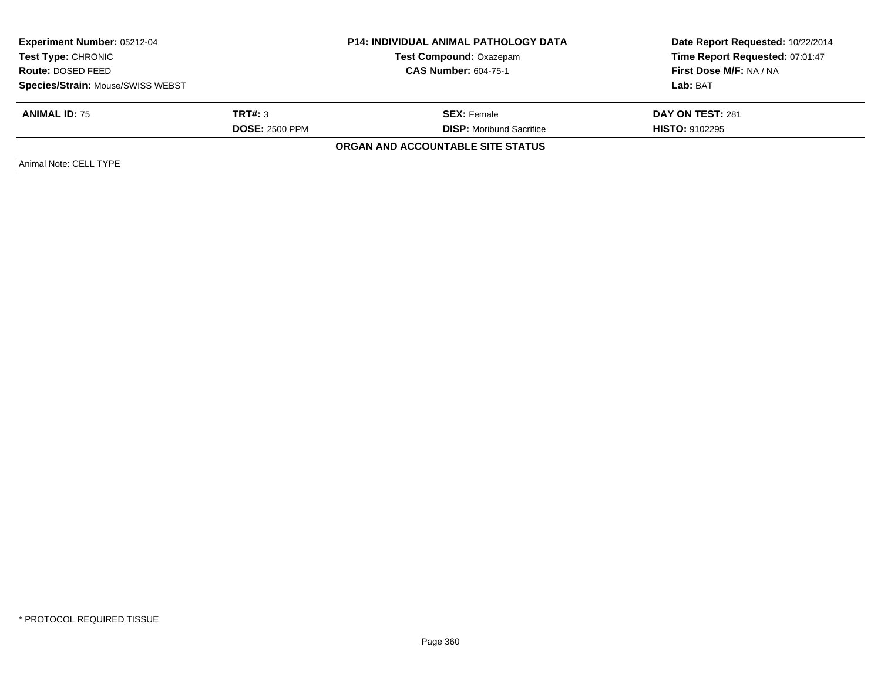**Experiment Number:** 05212-04
**Test Type:** CHRONIC
**Route:** DOSED FEED
**Species/Strain:** Mouse/SWISS WEBST

**P14: INDIVIDUAL ANIMAL PATHOLOGY DATA**
**Test Compound:** Oxazepam
**CAS Number:** 604-75-1

**Date Report Requested:** 10/22/2014
**Time Report Requested:** 07:01:47
**First Dose M/F:** NA / NA
**Lab:** BAT

| **ANIMAL ID:** 75 | **TRT#:** 3 | **SEX:** Female | **DAY ON TEST:** 281 |
|---|---|---|---|
| | **DOSE:** 2500 PPM | **DISP:** Moribund Sacrifice | **HISTO:** 9102295 |

**ORGAN AND ACCOUNTABLE SITE STATUS**

Animal Note: CELL TYPE

* PROTOCOL REQUIRED TISSUE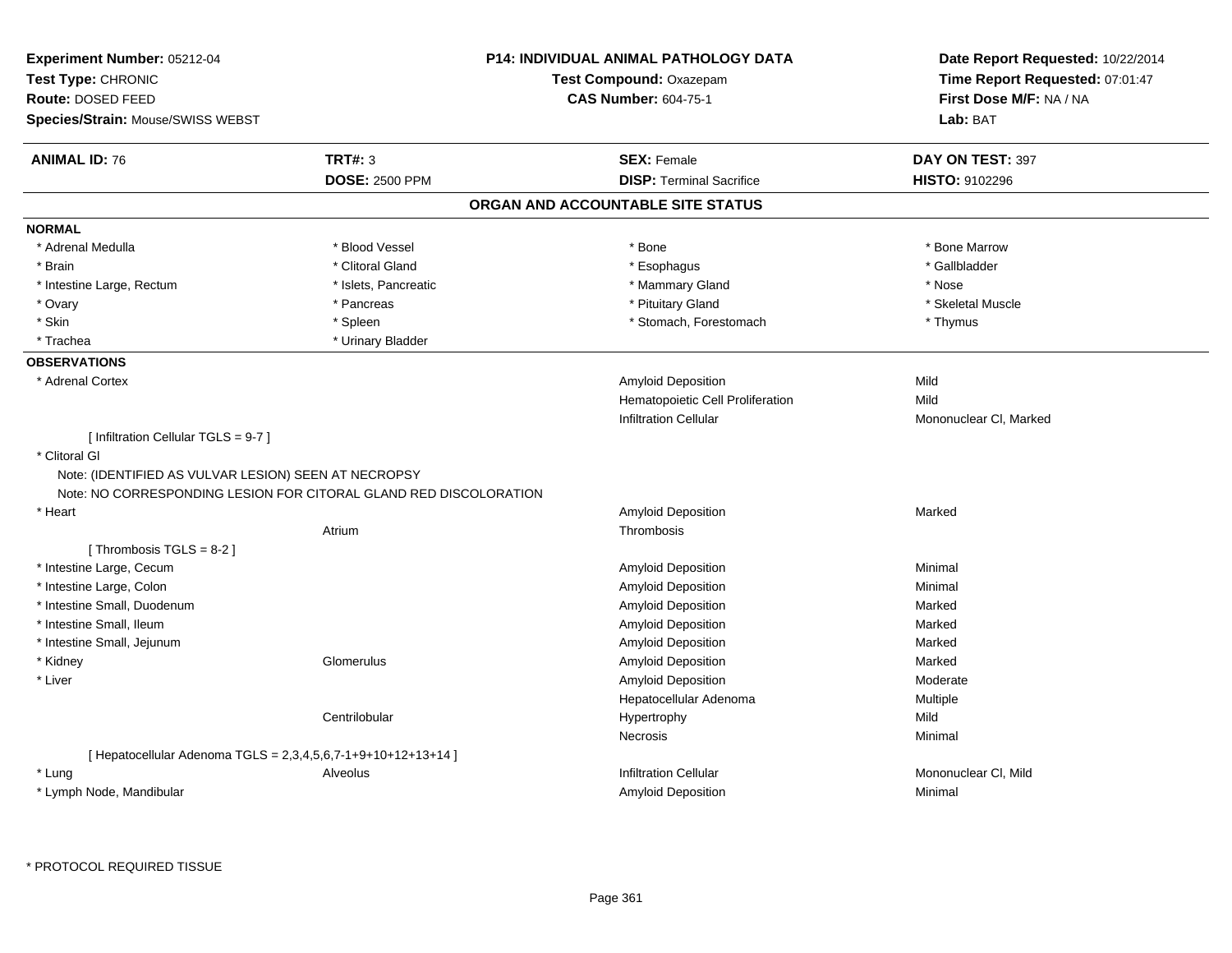**Experiment Number:** 05212-04
**Test Type:** CHRONIC
**Route:** DOSED FEED
**Species/Strain:** Mouse/SWISS WEBST

**P14: INDIVIDUAL ANIMAL PATHOLOGY DATA**
**Test Compound:** Oxazepam
**CAS Number:** 604-75-1

**Date Report Requested:** 10/22/2014
**Time Report Requested:** 07:01:47
**First Dose M/F:** NA / NA
**Lab:** BAT

| **ANIMAL ID:** 76 | **TRT#:** 3 | **SEX:** Female | **DAY ON TEST:** 397 |
|---|---|---|---|
| | **DOSE:** 2500 PPM | **DISP:** Terminal Sacrifice | **HISTO:** 9102296 |

## ORGAN AND ACCOUNTABLE SITE STATUS

**NORMAL**

| | | | |
|---|---|---|---|
| * Adrenal Medulla | * Blood Vessel | * Bone | * Bone Marrow |
| * Brain | * Clitoral Gland | * Esophagus | * Gallbladder |
| * Intestine Large, Rectum | * Islets, Pancreatic | * Mammary Gland | * Nose |
| * Ovary | * Pancreas | * Pituitary Gland | * Skeletal Muscle |
| * Skin | * Spleen | * Stomach, Forestomach | * Thymus |
| * Trachea | * Urinary Bladder | | |

**OBSERVATIONS**

| | | | |
|---|---|---|---|
| * Adrenal Cortex | | Amyloid Deposition | Mild |
| | | Hematopoietic Cell Proliferation | Mild |
| | | Infiltration Cellular | Mononuclear Cl, Marked |
| [ Infiltration Cellular TGLS = 9-7 ] | | | |
| * Clitoral Gl | | | |
| Note: (IDENTIFIED AS VULVAR LESION) SEEN AT NECROPSY | | | |
| Note: NO CORRESPONDING LESION FOR CITORAL GLAND RED DISCOLORATION | | | |
| * Heart | | Amyloid Deposition | Marked |
| | Atrium | Thrombosis | |
| [ Thrombosis TGLS = 8-2 ] | | | |
| * Intestine Large, Cecum | | Amyloid Deposition | Minimal |
| * Intestine Large, Colon | | Amyloid Deposition | Minimal |
| * Intestine Small, Duodenum | | Amyloid Deposition | Marked |
| * Intestine Small, Ileum | | Amyloid Deposition | Marked |
| * Intestine Small, Jejunum | | Amyloid Deposition | Marked |
| * Kidney | Glomerulus | Amyloid Deposition | Marked |
| * Liver | | Amyloid Deposition | Moderate |
| | | Hepatocellular Adenoma | Multiple |
| | Centrilobular | Hypertrophy | Mild |
| | | Necrosis | Minimal |
| [ Hepatocellular Adenoma TGLS = 2,3,4,5,6,7-1+9+10+12+13+14 ] | | | |
| * Lung | Alveolus | Infiltration Cellular | Mononuclear Cl, Mild |
| * Lymph Node, Mandibular | | Amyloid Deposition | Minimal |

* PROTOCOL REQUIRED TISSUE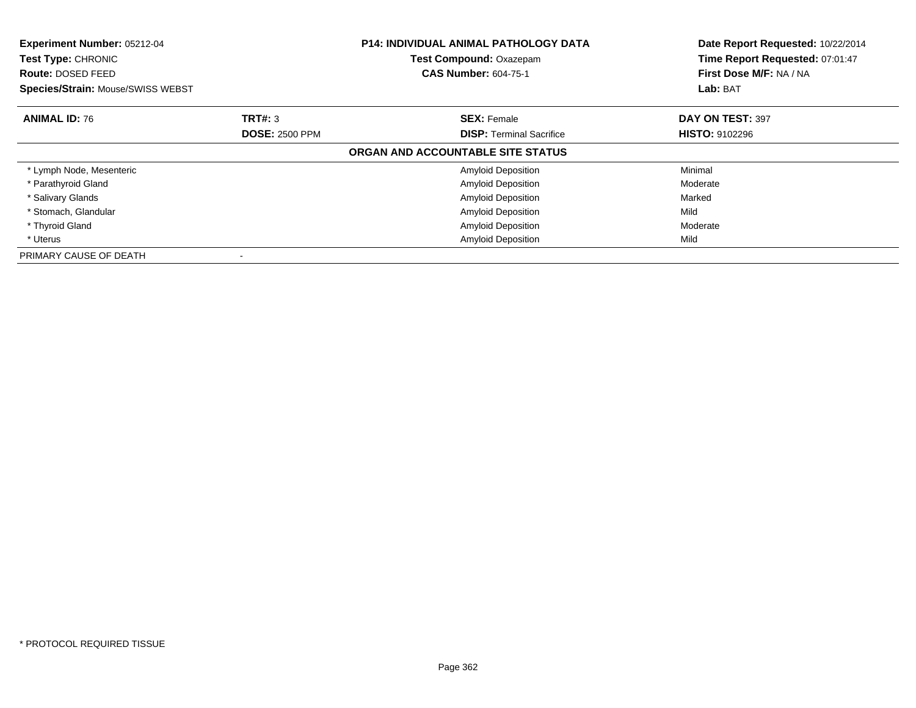**Experiment Number:** 05212-04
**Test Type:** CHRONIC
**Route:** DOSED FEED
**Species/Strain:** Mouse/SWISS WEBST

**P14: INDIVIDUAL ANIMAL PATHOLOGY DATA**
**Test Compound:** Oxazepam
**CAS Number:** 604-75-1

**Date Report Requested:** 10/22/2014
**Time Report Requested:** 07:01:47
**First Dose M/F:** NA / NA
**Lab:** BAT

| **ANIMAL ID:** 76 | **TRT#:** 3 | **SEX:** Female | **DAY ON TEST:** 397 |
|---|---|---|---|
| | **DOSE:** 2500 PPM | **DISP:** Terminal Sacrifice | **HISTO:** 9102296 |

**ORGAN AND ACCOUNTABLE SITE STATUS**

| Organ | | Finding | Severity |
|---|---|---|---|
| * Lymph Node, Mesenteric | | Amyloid Deposition | Minimal |
| * Parathyroid Gland | | Amyloid Deposition | Moderate |
| * Salivary Glands | | Amyloid Deposition | Marked |
| * Stomach, Glandular | | Amyloid Deposition | Mild |
| * Thyroid Gland | | Amyloid Deposition | Moderate |
| * Uterus | | Amyloid Deposition | Mild |
| PRIMARY CAUSE OF DEATH | - | | |

* PROTOCOL REQUIRED TISSUE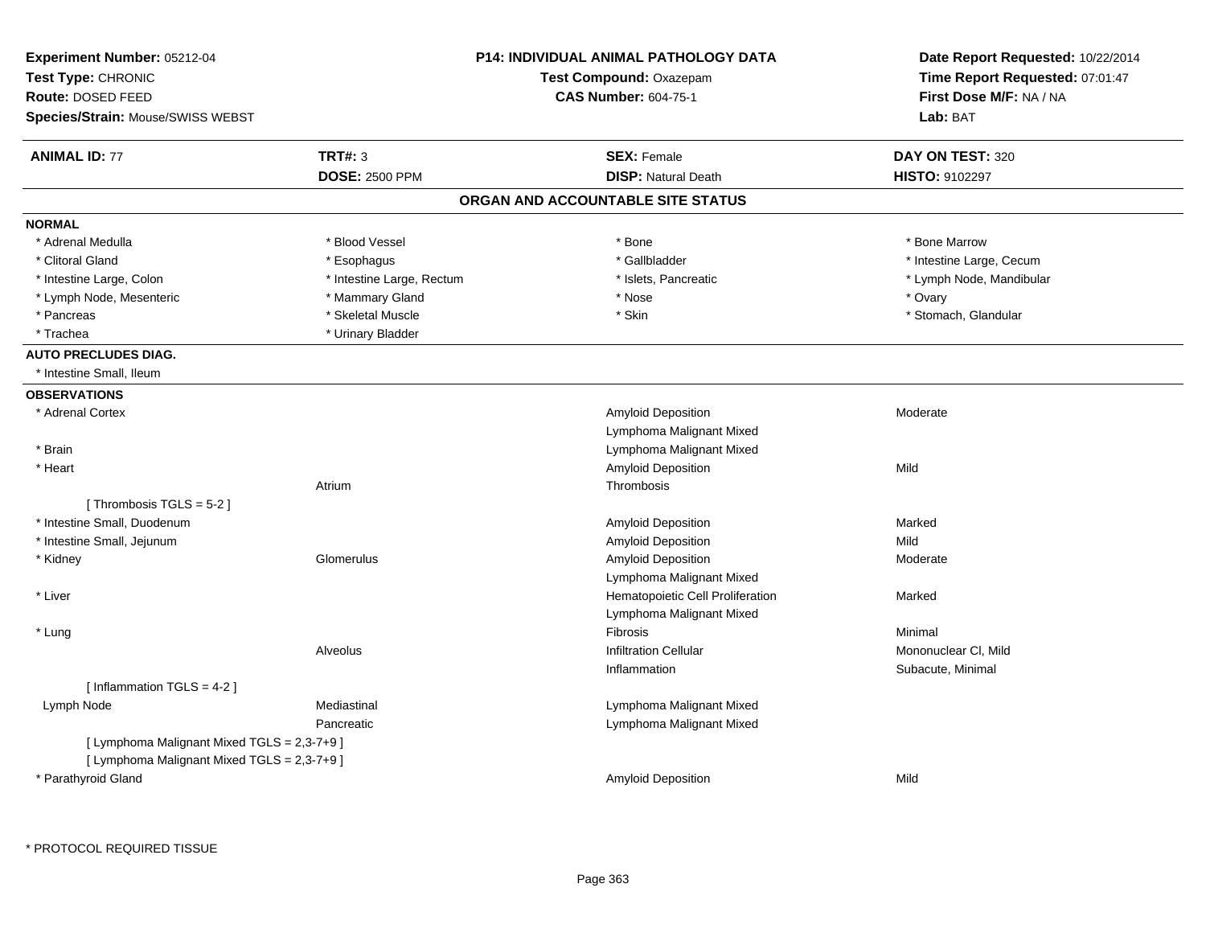**Experiment Number:** 05212-04
**Test Type:** CHRONIC
**Route:** DOSED FEED
**Species/Strain:** Mouse/SWISS WEBST

**P14: INDIVIDUAL ANIMAL PATHOLOGY DATA**
**Test Compound:** Oxazepam
**CAS Number:** 604-75-1

**Date Report Requested:** 10/22/2014
**Time Report Requested:** 07:01:47
**First Dose M/F:** NA / NA
**Lab:** BAT

| **ANIMAL ID:** 77 | **TRT#:** 3 | **SEX:** Female | **DAY ON TEST:** 320 |
|---|---|---|---|
| | **DOSE:** 2500 PPM | **DISP:** Natural Death | **HISTO:** 9102297 |

## ORGAN AND ACCOUNTABLE SITE STATUS

**NORMAL**

| | | | |
|---|---|---|---|
| * Adrenal Medulla | * Blood Vessel | * Bone | * Bone Marrow |
| * Clitoral Gland | * Esophagus | * Gallbladder | * Intestine Large, Cecum |
| * Intestine Large, Colon | * Intestine Large, Rectum | * Islets, Pancreatic | * Lymph Node, Mandibular |
| * Lymph Node, Mesenteric | * Mammary Gland | * Nose | * Ovary |
| * Pancreas | * Skeletal Muscle | * Skin | * Stomach, Glandular |
| * Trachea | * Urinary Bladder | | |

**AUTO PRECLUDES DIAG.**

* Intestine Small, Ileum

**OBSERVATIONS**

| | | | |
|---|---|---|---|
| * Adrenal Cortex | | Amyloid Deposition | Moderate |
| | | Lymphoma Malignant Mixed | |
| * Brain | | Lymphoma Malignant Mixed | |
| * Heart | | Amyloid Deposition | Mild |
| | Atrium | Thrombosis | |
| [ Thrombosis TGLS = 5-2 ] | | | |
| * Intestine Small, Duodenum | | Amyloid Deposition | Marked |
| * Intestine Small, Jejunum | | Amyloid Deposition | Mild |
| * Kidney | Glomerulus | Amyloid Deposition | Moderate |
| | | Lymphoma Malignant Mixed | |
| * Liver | | Hematopoietic Cell Proliferation | Marked |
| | | Lymphoma Malignant Mixed | |
| * Lung | | Fibrosis | Minimal |
| | Alveolus | Infiltration Cellular | Mononuclear Cl, Mild |
| | | Inflammation | Subacute, Minimal |
| [ Inflammation TGLS = 4-2 ] | | | |
| Lymph Node | Mediastinal | Lymphoma Malignant Mixed | |
| | Pancreatic | Lymphoma Malignant Mixed | |
| [ Lymphoma Malignant Mixed TGLS = 2,3-7+9 ] | | | |
| [ Lymphoma Malignant Mixed TGLS = 2,3-7+9 ] | | | |
| * Parathyroid Gland | | Amyloid Deposition | Mild |

* PROTOCOL REQUIRED TISSUE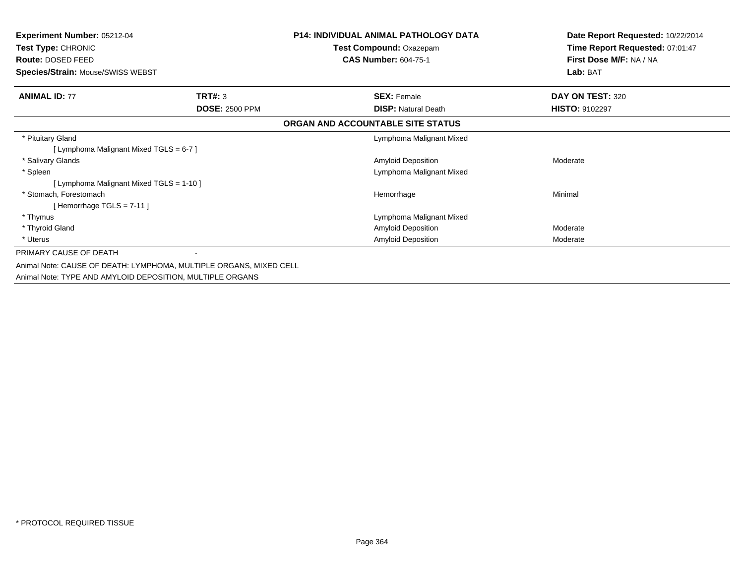**Experiment Number:** 05212-04
**Test Type:** CHRONIC
**Route:** DOSED FEED
**Species/Strain:** Mouse/SWISS WEBST

**P14: INDIVIDUAL ANIMAL PATHOLOGY DATA**
**Test Compound:** Oxazepam
**CAS Number:** 604-75-1

**Date Report Requested:** 10/22/2014
**Time Report Requested:** 07:01:47
**First Dose M/F:** NA / NA
**Lab:** BAT

| **ANIMAL ID:** 77 | **TRT#:** 3 | **SEX:** Female | **DAY ON TEST:** 320 |
|---|---|---|---|
| | **DOSE:** 2500 PPM | **DISP:** Natural Death | **HISTO:** 9102297 |

**ORGAN AND ACCOUNTABLE SITE STATUS**

| Organ | Finding | Severity |
|---|---|---|
| * Pituitary Gland | Lymphoma Malignant Mixed | |
| [ Lymphoma Malignant Mixed TGLS = 6-7 ] | | |
| * Salivary Glands | Amyloid Deposition | Moderate |
| * Spleen | Lymphoma Malignant Mixed | |
| [ Lymphoma Malignant Mixed TGLS = 1-10 ] | | |
| * Stomach, Forestomach | Hemorrhage | Minimal |
| [ Hemorrhage TGLS = 7-11 ] | | |
| * Thymus | Lymphoma Malignant Mixed | |
| * Thyroid Gland | Amyloid Deposition | Moderate |
| * Uterus | Amyloid Deposition | Moderate |

PRIMARY CAUSE OF DEATH -

Animal Note: CAUSE OF DEATH: LYMPHOMA, MULTIPLE ORGANS, MIXED CELL

Animal Note: TYPE AND AMYLOID DEPOSITION, MULTIPLE ORGANS

* PROTOCOL REQUIRED TISSUE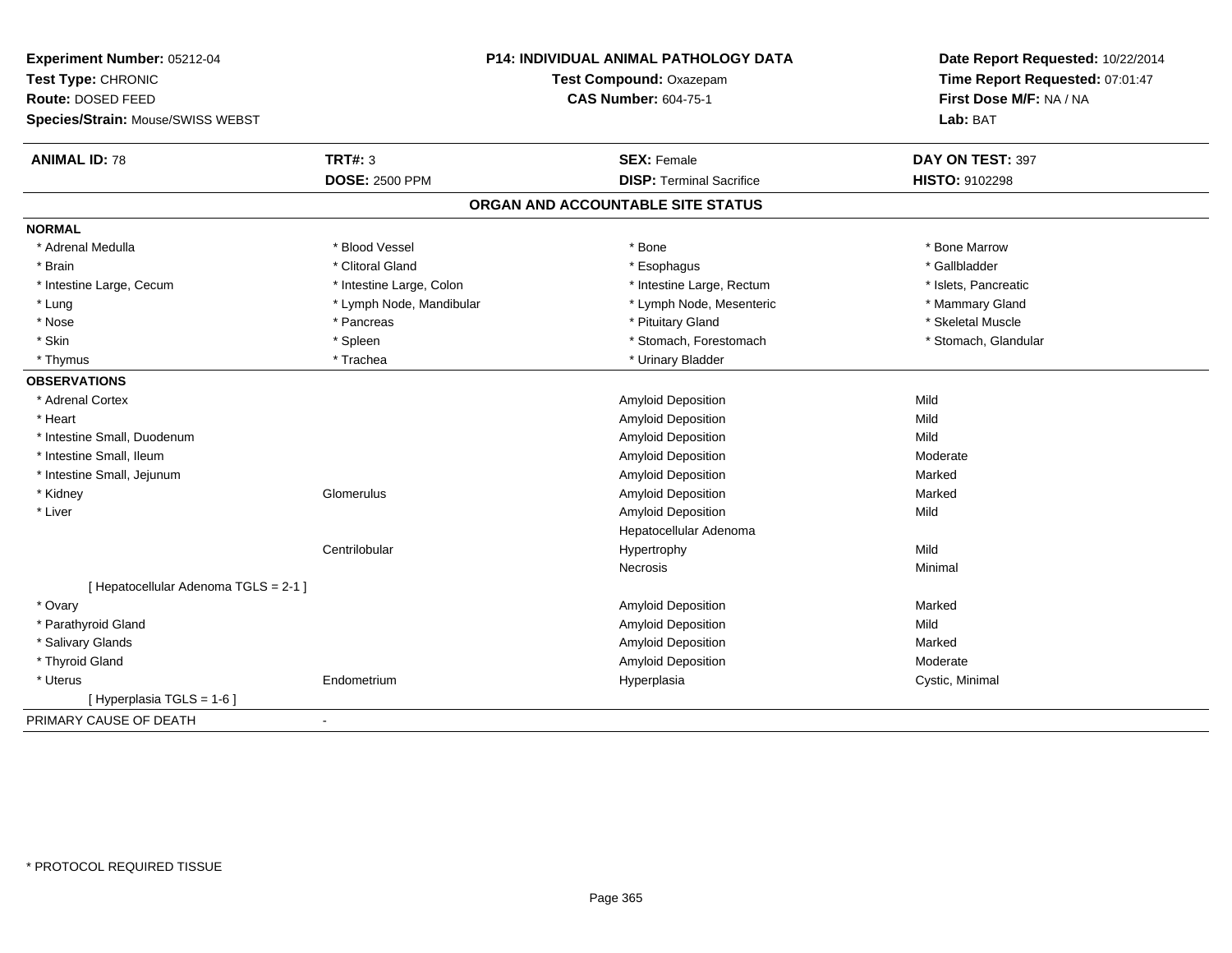**Experiment Number:** 05212-04
**Test Type:** CHRONIC
**Route:** DOSED FEED
**Species/Strain:** Mouse/SWISS WEBST

**P14: INDIVIDUAL ANIMAL PATHOLOGY DATA**
**Test Compound:** Oxazepam
**CAS Number:** 604-75-1

**Date Report Requested:** 10/22/2014
**Time Report Requested:** 07:01:47
**First Dose M/F:** NA / NA
**Lab:** BAT

| **ANIMAL ID:** 78 | **TRT#:** 3 | **SEX:** Female | **DAY ON TEST:** 397 |
|---|---|---|---|
| | **DOSE:** 2500 PPM | **DISP:** Terminal Sacrifice | **HISTO:** 9102298 |

## ORGAN AND ACCOUNTABLE SITE STATUS

**NORMAL**

| | | | |
|---|---|---|---|
| * Adrenal Medulla | * Blood Vessel | * Bone | * Bone Marrow |
| * Brain | * Clitoral Gland | * Esophagus | * Gallbladder |
| * Intestine Large, Cecum | * Intestine Large, Colon | * Intestine Large, Rectum | * Islets, Pancreatic |
| * Lung | * Lymph Node, Mandibular | * Lymph Node, Mesenteric | * Mammary Gland |
| * Nose | * Pancreas | * Pituitary Gland | * Skeletal Muscle |
| * Skin | * Spleen | * Stomach, Forestomach | * Stomach, Glandular |
| * Thymus | * Trachea | * Urinary Bladder | |

**OBSERVATIONS**

| | | | |
|---|---|---|---|
| * Adrenal Cortex | | Amyloid Deposition | Mild |
| * Heart | | Amyloid Deposition | Mild |
| * Intestine Small, Duodenum | | Amyloid Deposition | Mild |
| * Intestine Small, Ileum | | Amyloid Deposition | Moderate |
| * Intestine Small, Jejunum | | Amyloid Deposition | Marked |
| * Kidney | Glomerulus | Amyloid Deposition | Marked |
| * Liver | | Amyloid Deposition | Mild |
| | | Hepatocellular Adenoma | |
| | Centrilobular | Hypertrophy | Mild |
| | | Necrosis | Minimal |
| [ Hepatocellular Adenoma TGLS = 2-1 ] | | | |
| * Ovary | | Amyloid Deposition | Marked |
| * Parathyroid Gland | | Amyloid Deposition | Mild |
| * Salivary Glands | | Amyloid Deposition | Marked |
| * Thyroid Gland | | Amyloid Deposition | Moderate |
| * Uterus | Endometrium | Hyperplasia | Cystic, Minimal |
| [ Hyperplasia TGLS = 1-6 ] | | | |

PRIMARY CAUSE OF DEATH -

* PROTOCOL REQUIRED TISSUE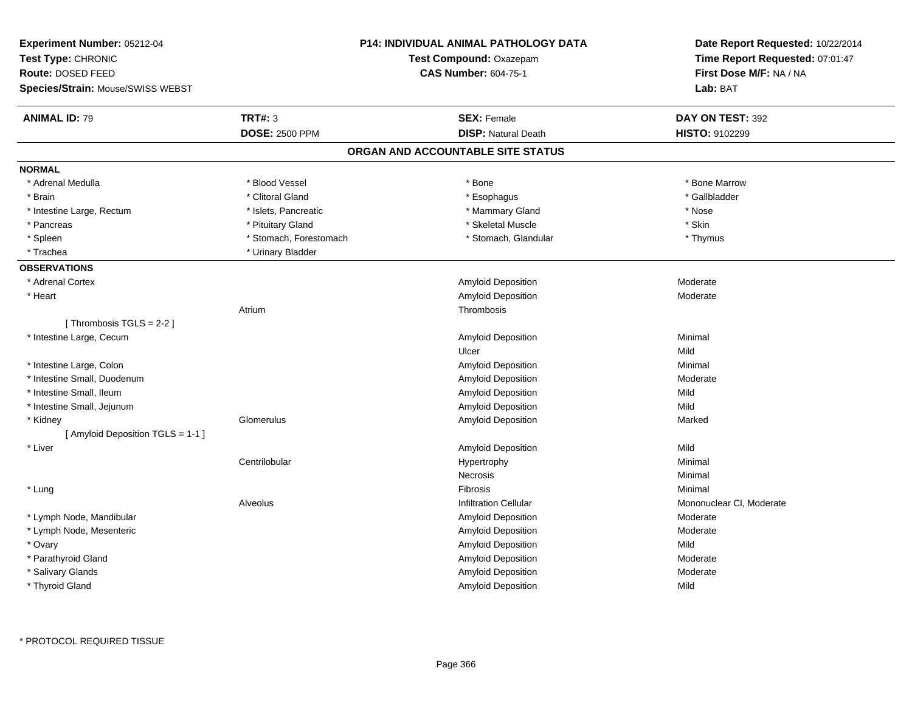**Experiment Number:** 05212-04
**Test Type:** CHRONIC
**Route:** DOSED FEED
**Species/Strain:** Mouse/SWISS WEBST

**P14: INDIVIDUAL ANIMAL PATHOLOGY DATA**
**Test Compound:** Oxazepam
**CAS Number:** 604-75-1

**Date Report Requested:** 10/22/2014
**Time Report Requested:** 07:01:47
**First Dose M/F:** NA / NA
**Lab:** BAT

| **ANIMAL ID:** 79 | **TRT#:** 3 | **SEX:** Female | **DAY ON TEST:** 392 |
|---|---|---|---|
| | **DOSE:** 2500 PPM | **DISP:** Natural Death | **HISTO:** 9102299 |

## ORGAN AND ACCOUNTABLE SITE STATUS

**NORMAL**

| | | | |
|---|---|---|---|
| * Adrenal Medulla | * Blood Vessel | * Bone | * Bone Marrow |
| * Brain | * Clitoral Gland | * Esophagus | * Gallbladder |
| * Intestine Large, Rectum | * Islets, Pancreatic | * Mammary Gland | * Nose |
| * Pancreas | * Pituitary Gland | * Skeletal Muscle | * Skin |
| * Spleen | * Stomach, Forestomach | * Stomach, Glandular | * Thymus |
| * Trachea | * Urinary Bladder | | |

**OBSERVATIONS**

| | | | |
|---|---|---|---|
| * Adrenal Cortex | | Amyloid Deposition | Moderate |
| * Heart | | Amyloid Deposition | Moderate |
| | Atrium | Thrombosis | |
| [ Thrombosis TGLS = 2-2 ] | | | |
| * Intestine Large, Cecum | | Amyloid Deposition | Minimal |
| | | Ulcer | Mild |
| * Intestine Large, Colon | | Amyloid Deposition | Minimal |
| * Intestine Small, Duodenum | | Amyloid Deposition | Moderate |
| * Intestine Small, Ileum | | Amyloid Deposition | Mild |
| * Intestine Small, Jejunum | | Amyloid Deposition | Mild |
| * Kidney | Glomerulus | Amyloid Deposition | Marked |
| [ Amyloid Deposition TGLS = 1-1 ] | | | |
| * Liver | | Amyloid Deposition | Mild |
| | Centrilobular | Hypertrophy | Minimal |
| | | Necrosis | Minimal |
| * Lung | | Fibrosis | Minimal |
| | Alveolus | Infiltration Cellular | Mononuclear Cl, Moderate |
| * Lymph Node, Mandibular | | Amyloid Deposition | Moderate |
| * Lymph Node, Mesenteric | | Amyloid Deposition | Moderate |
| * Ovary | | Amyloid Deposition | Mild |
| * Parathyroid Gland | | Amyloid Deposition | Moderate |
| * Salivary Glands | | Amyloid Deposition | Moderate |
| * Thyroid Gland | | Amyloid Deposition | Mild |

\* PROTOCOL REQUIRED TISSUE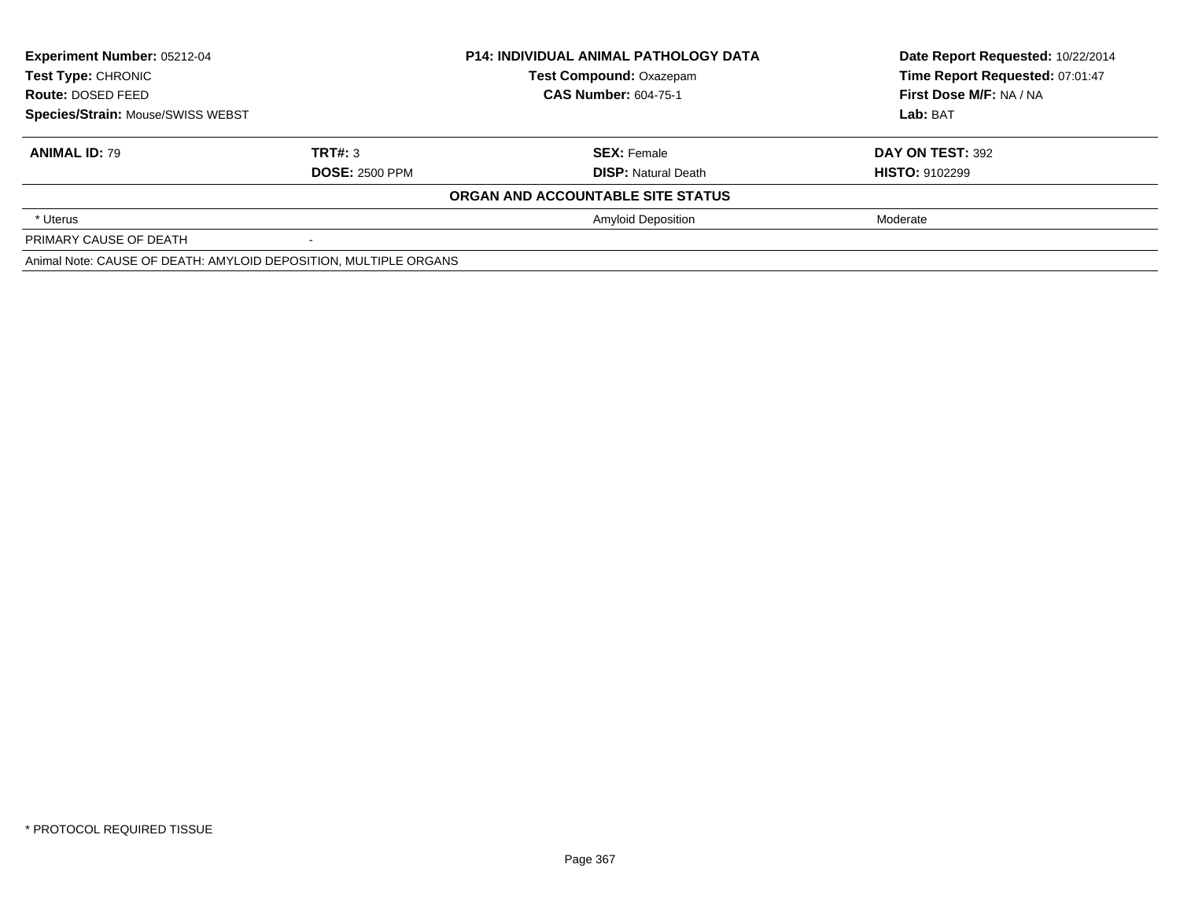**Experiment Number:** 05212-04
**Test Type:** CHRONIC
**Route:** DOSED FEED
**Species/Strain:** Mouse/SWISS WEBST

**P14: INDIVIDUAL ANIMAL PATHOLOGY DATA**
**Test Compound:** Oxazepam
**CAS Number:** 604-75-1

**Date Report Requested:** 10/22/2014
**Time Report Requested:** 07:01:47
**First Dose M/F:** NA / NA
**Lab:** BAT

| **ANIMAL ID:** 79 | **TRT#:** 3 | **SEX:** Female | **DAY ON TEST:** 392 |
|---|---|---|---|
| | **DOSE:** 2500 PPM | **DISP:** Natural Death | **HISTO:** 9102299 |
| | | **ORGAN AND ACCOUNTABLE SITE STATUS** | |
| * Uterus | | Amyloid Deposition | Moderate |
| PRIMARY CAUSE OF DEATH | - | | |

Animal Note: CAUSE OF DEATH: AMYLOID DEPOSITION, MULTIPLE ORGANS

* PROTOCOL REQUIRED TISSUE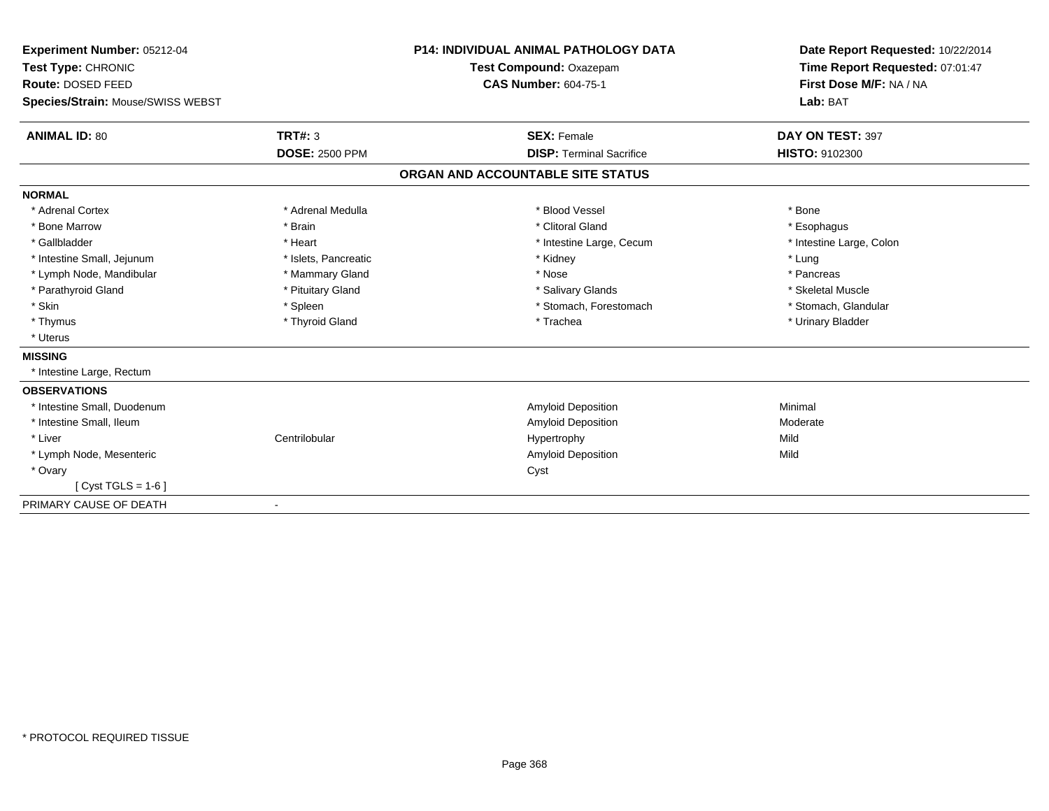**Experiment Number:** 05212-04
**Test Type:** CHRONIC
**Route:** DOSED FEED
**Species/Strain:** Mouse/SWISS WEBST

**P14: INDIVIDUAL ANIMAL PATHOLOGY DATA**
**Test Compound:** Oxazepam
**CAS Number:** 604-75-1

**Date Report Requested:** 10/22/2014
**Time Report Requested:** 07:01:47
**First Dose M/F:** NA / NA
**Lab:** BAT

| **ANIMAL ID:** 80 | **TRT#:** 3 | **SEX:** Female | **DAY ON TEST:** 397 |
|---|---|---|---|
| | **DOSE:** 2500 PPM | **DISP:** Terminal Sacrifice | **HISTO:** 9102300 |

## ORGAN AND ACCOUNTABLE SITE STATUS

**NORMAL**

| | | | |
|---|---|---|---|
| * Adrenal Cortex | * Adrenal Medulla | * Blood Vessel | * Bone |
| * Bone Marrow | * Brain | * Clitoral Gland | * Esophagus |
| * Gallbladder | * Heart | * Intestine Large, Cecum | * Intestine Large, Colon |
| * Intestine Small, Jejunum | * Islets, Pancreatic | * Kidney | * Lung |
| * Lymph Node, Mandibular | * Mammary Gland | * Nose | * Pancreas |
| * Parathyroid Gland | * Pituitary Gland | * Salivary Glands | * Skeletal Muscle |
| * Skin | * Spleen | * Stomach, Forestomach | * Stomach, Glandular |
| * Thymus | * Thyroid Gland | * Trachea | * Urinary Bladder |
| * Uterus | | | |

**MISSING**

* Intestine Large, Rectum

**OBSERVATIONS**

| | | | |
|---|---|---|---|
| * Intestine Small, Duodenum | | Amyloid Deposition | Minimal |
| * Intestine Small, Ileum | | Amyloid Deposition | Moderate |
| * Liver | Centrilobular | Hypertrophy | Mild |
| * Lymph Node, Mesenteric | | Amyloid Deposition | Mild |
| * Ovary | | Cyst | |
| [ Cyst TGLS = 1-6 ] | | | |

PRIMARY CAUSE OF DEATH -

* PROTOCOL REQUIRED TISSUE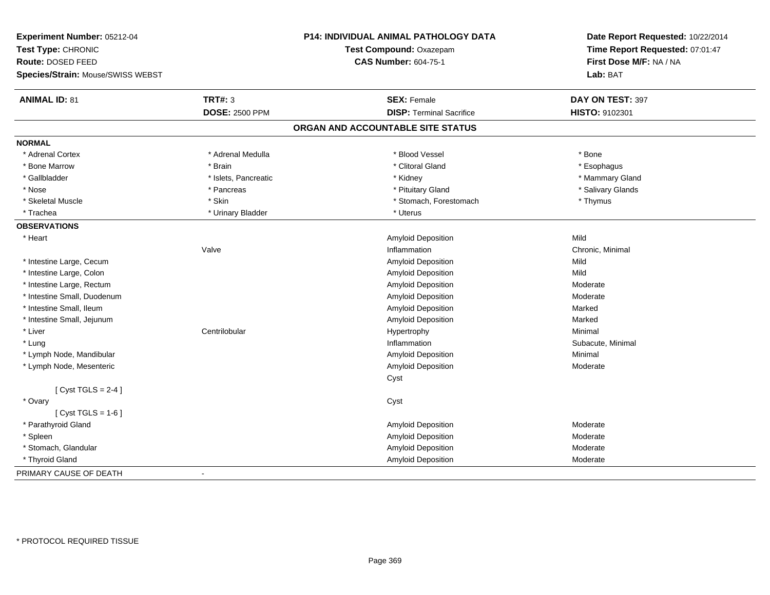**Experiment Number:** 05212-04
**Test Type:** CHRONIC
**Route:** DOSED FEED
**Species/Strain:** Mouse/SWISS WEBST

**P14: INDIVIDUAL ANIMAL PATHOLOGY DATA**
**Test Compound:** Oxazepam
**CAS Number:** 604-75-1

**Date Report Requested:** 10/22/2014
**Time Report Requested:** 07:01:47
**First Dose M/F:** NA / NA
**Lab:** BAT

| **ANIMAL ID:** 81 | **TRT#:** 3 | **SEX:** Female | **DAY ON TEST:** 397 |
|---|---|---|---|
| | **DOSE:** 2500 PPM | **DISP:** Terminal Sacrifice | **HISTO:** 9102301 |

## ORGAN AND ACCOUNTABLE SITE STATUS

**NORMAL**

| | | | |
|---|---|---|---|
| * Adrenal Cortex | * Adrenal Medulla | * Blood Vessel | * Bone |
| * Bone Marrow | * Brain | * Clitoral Gland | * Esophagus |
| * Gallbladder | * Islets, Pancreatic | * Kidney | * Mammary Gland |
| * Nose | * Pancreas | * Pituitary Gland | * Salivary Glands |
| * Skeletal Muscle | * Skin | * Stomach, Forestomach | * Thymus |
| * Trachea | * Urinary Bladder | * Uterus | |

**OBSERVATIONS**

| Organ | Site | Observation | Severity |
|---|---|---|---|
| * Heart | | Amyloid Deposition | Mild |
| | Valve | Inflammation | Chronic, Minimal |
| * Intestine Large, Cecum | | Amyloid Deposition | Mild |
| * Intestine Large, Colon | | Amyloid Deposition | Mild |
| * Intestine Large, Rectum | | Amyloid Deposition | Moderate |
| * Intestine Small, Duodenum | | Amyloid Deposition | Moderate |
| * Intestine Small, Ileum | | Amyloid Deposition | Marked |
| * Intestine Small, Jejunum | | Amyloid Deposition | Marked |
| * Liver | Centrilobular | Hypertrophy | Minimal |
| * Lung | | Inflammation | Subacute, Minimal |
| * Lymph Node, Mandibular | | Amyloid Deposition | Minimal |
| * Lymph Node, Mesenteric | | Amyloid Deposition | Moderate |
| | | Cyst | |
| [ Cyst TGLS = 2-4 ] | | | |
| * Ovary | | Cyst | |
| [ Cyst TGLS = 1-6 ] | | | |
| * Parathyroid Gland | | Amyloid Deposition | Moderate |
| * Spleen | | Amyloid Deposition | Moderate |
| * Stomach, Glandular | | Amyloid Deposition | Moderate |
| * Thyroid Gland | | Amyloid Deposition | Moderate |

PRIMARY CAUSE OF DEATH -

* PROTOCOL REQUIRED TISSUE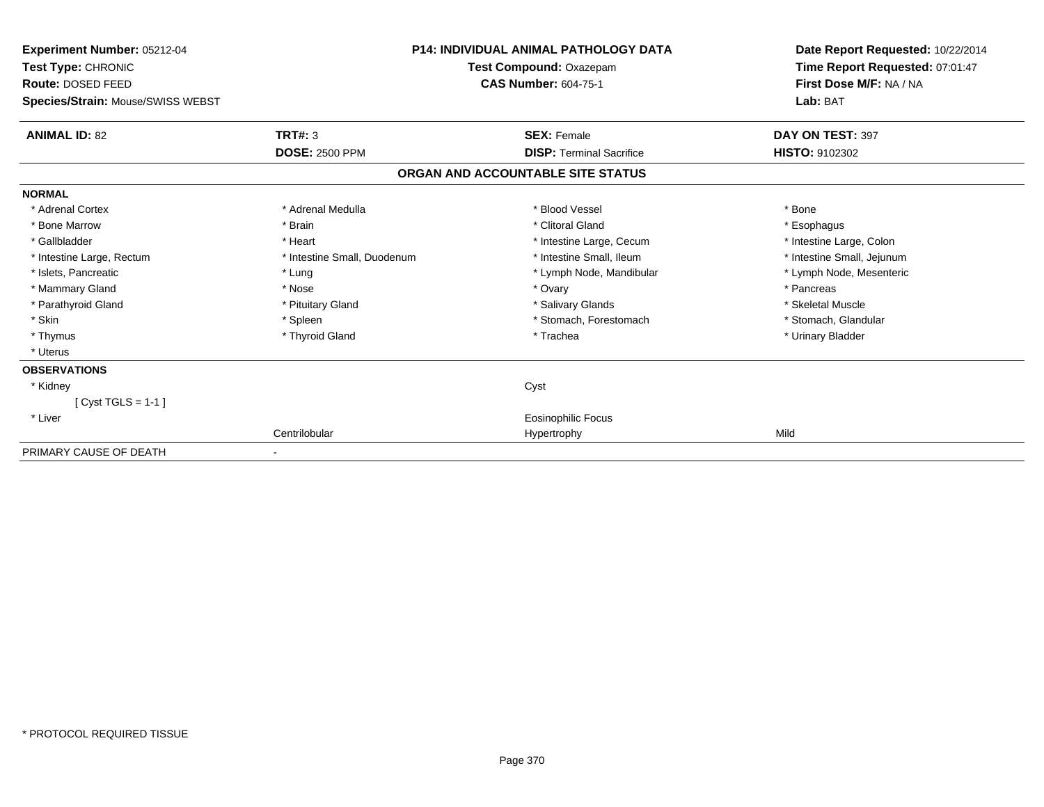**Experiment Number:** 05212-04
**Test Type:** CHRONIC
**Route:** DOSED FEED
**Species/Strain:** Mouse/SWISS WEBST

**P14: INDIVIDUAL ANIMAL PATHOLOGY DATA**
**Test Compound:** Oxazepam
**CAS Number:** 604-75-1

**Date Report Requested:** 10/22/2014
**Time Report Requested:** 07:01:47
**First Dose M/F:** NA / NA
**Lab:** BAT

| **ANIMAL ID:** 82 | **TRT#:** 3 | **SEX:** Female | **DAY ON TEST:** 397 |
|---|---|---|---|
| | **DOSE:** 2500 PPM | **DISP:** Terminal Sacrifice | **HISTO:** 9102302 |

**ORGAN AND ACCOUNTABLE SITE STATUS**

**NORMAL**

| | | | |
|---|---|---|---|
| * Adrenal Cortex | * Adrenal Medulla | * Blood Vessel | * Bone |
| * Bone Marrow | * Brain | * Clitoral Gland | * Esophagus |
| * Gallbladder | * Heart | * Intestine Large, Cecum | * Intestine Large, Colon |
| * Intestine Large, Rectum | * Intestine Small, Duodenum | * Intestine Small, Ileum | * Intestine Small, Jejunum |
| * Islets, Pancreatic | * Lung | * Lymph Node, Mandibular | * Lymph Node, Mesenteric |
| * Mammary Gland | * Nose | * Ovary | * Pancreas |
| * Parathyroid Gland | * Pituitary Gland | * Salivary Glands | * Skeletal Muscle |
| * Skin | * Spleen | * Stomach, Forestomach | * Stomach, Glandular |
| * Thymus | * Thyroid Gland | * Trachea | * Urinary Bladder |
| * Uterus | | | |

**OBSERVATIONS**

| | | | |
|---|---|---|---|
| * Kidney | | Cyst | |
| [ Cyst TGLS = 1-1 ] | | | |
| * Liver | | Eosinophilic Focus | |
| | Centrilobular | Hypertrophy | Mild |

PRIMARY CAUSE OF DEATH -

* PROTOCOL REQUIRED TISSUE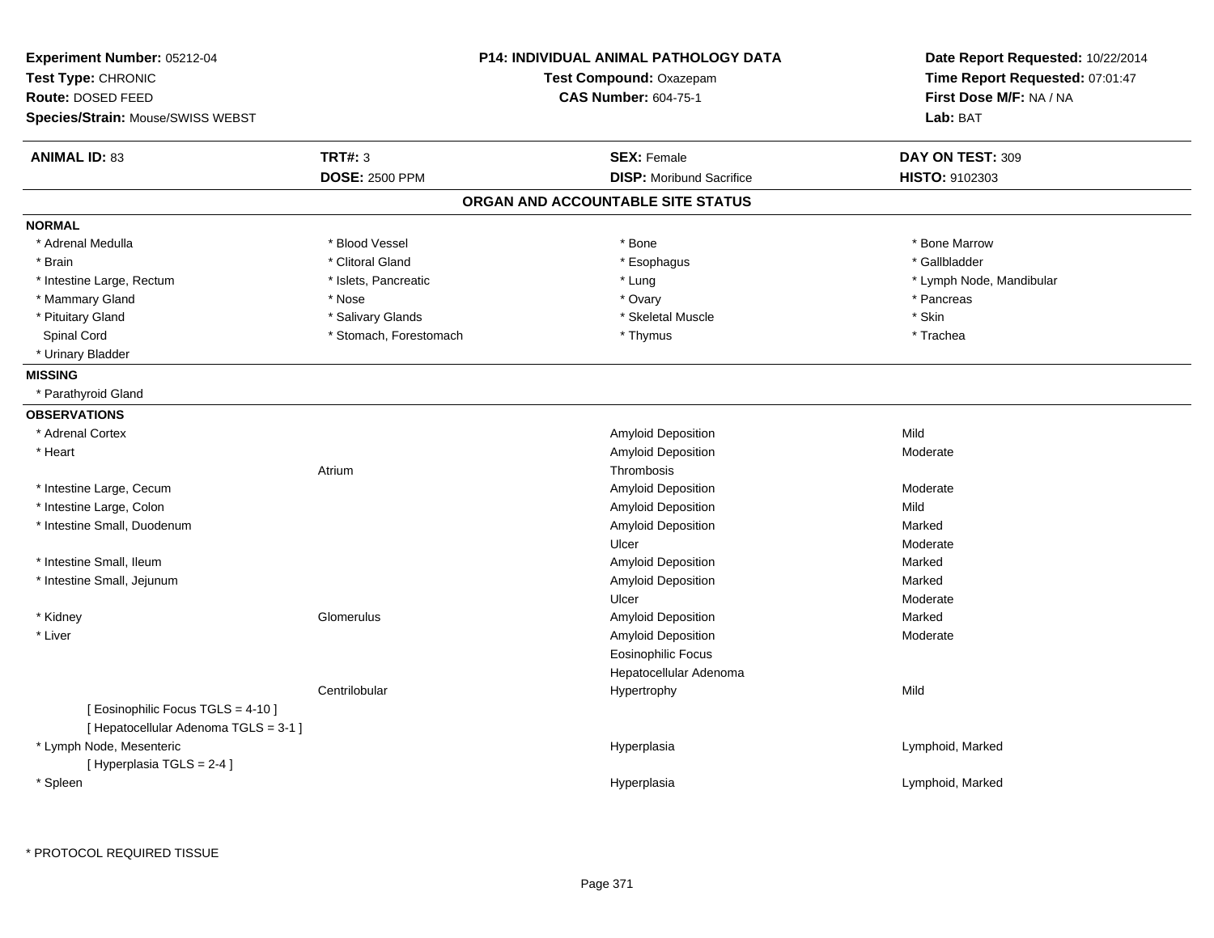**Experiment Number:** 05212-04
**Test Type:** CHRONIC
**Route:** DOSED FEED
**Species/Strain:** Mouse/SWISS WEBST

**P14: INDIVIDUAL ANIMAL PATHOLOGY DATA**
**Test Compound:** Oxazepam
**CAS Number:** 604-75-1

**Date Report Requested:** 10/22/2014
**Time Report Requested:** 07:01:47
**First Dose M/F:** NA / NA
**Lab:** BAT

| **ANIMAL ID:** 83 | **TRT#:** 3 | **SEX:** Female | **DAY ON TEST:** 309 |
|---|---|---|---|
| | **DOSE:** 2500 PPM | **DISP:** Moribund Sacrifice | **HISTO:** 9102303 |

## ORGAN AND ACCOUNTABLE SITE STATUS

**NORMAL**

| | | | |
|---|---|---|---|
| * Adrenal Medulla | * Blood Vessel | * Bone | * Bone Marrow |
| * Brain | * Clitoral Gland | * Esophagus | * Gallbladder |
| * Intestine Large, Rectum | * Islets, Pancreatic | * Lung | * Lymph Node, Mandibular |
| * Mammary Gland | * Nose | * Ovary | * Pancreas |
| * Pituitary Gland | * Salivary Glands | * Skeletal Muscle | * Skin |
| Spinal Cord | * Stomach, Forestomach | * Thymus | * Trachea |
| * Urinary Bladder | | | |

**MISSING**

* Parathyroid Gland

**OBSERVATIONS**

| | | | |
|---|---|---|---|
| * Adrenal Cortex | | Amyloid Deposition | Mild |
| * Heart | | Amyloid Deposition | Moderate |
| | Atrium | Thrombosis | |
| * Intestine Large, Cecum | | Amyloid Deposition | Moderate |
| * Intestine Large, Colon | | Amyloid Deposition | Mild |
| * Intestine Small, Duodenum | | Amyloid Deposition | Marked |
| | | Ulcer | Moderate |
| * Intestine Small, Ileum | | Amyloid Deposition | Marked |
| * Intestine Small, Jejunum | | Amyloid Deposition | Marked |
| | | Ulcer | Moderate |
| * Kidney | Glomerulus | Amyloid Deposition | Marked |
| * Liver | | Amyloid Deposition | Moderate |
| | | Eosinophilic Focus | |
| | | Hepatocellular Adenoma | |
| | Centrilobular | Hypertrophy | Mild |
| [ Eosinophilic Focus TGLS = 4-10 ] | | | |
| [ Hepatocellular Adenoma TGLS = 3-1 ] | | | |
| * Lymph Node, Mesenteric | | Hyperplasia | Lymphoid, Marked |
| [ Hyperplasia TGLS = 2-4 ] | | | |
| * Spleen | | Hyperplasia | Lymphoid, Marked |

* PROTOCOL REQUIRED TISSUE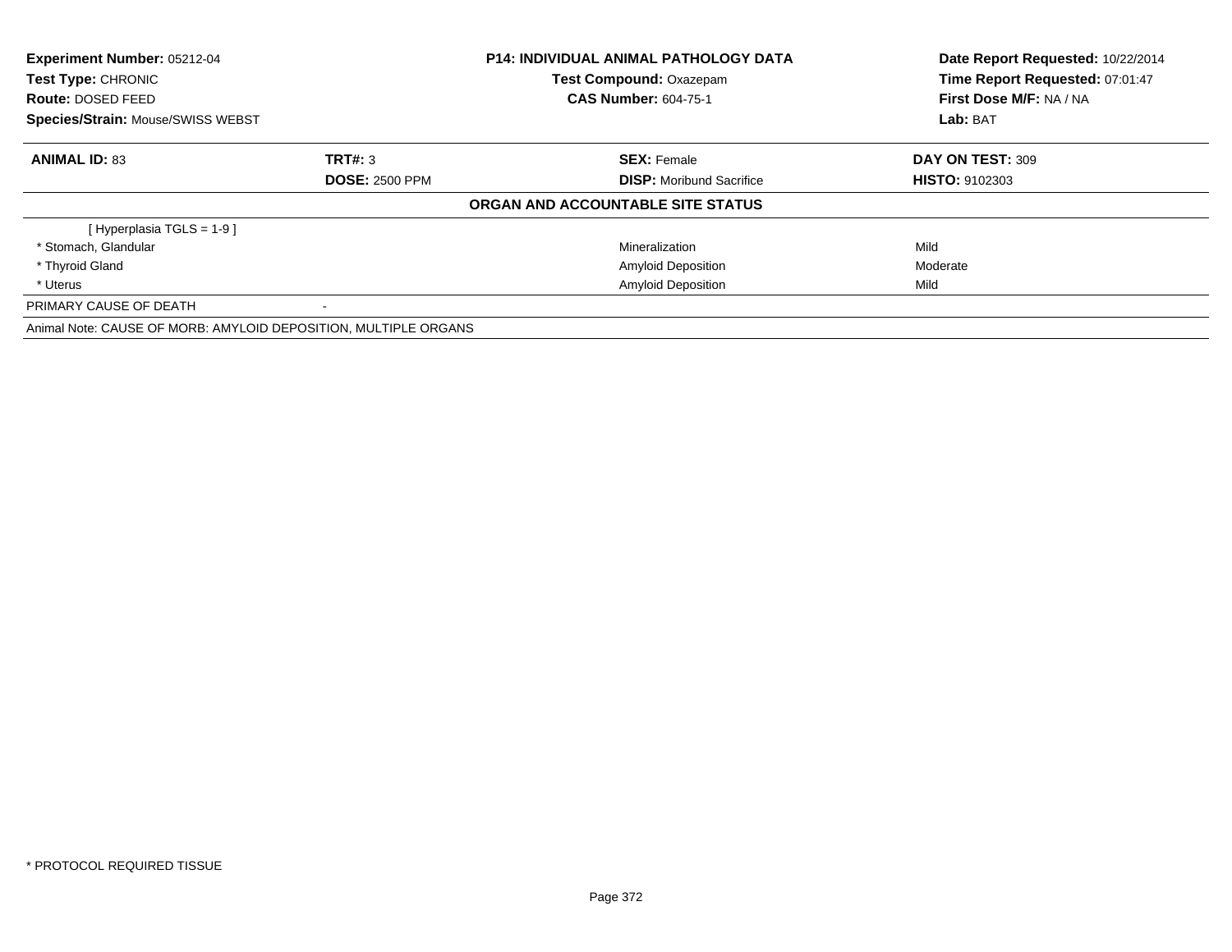**Experiment Number:** 05212-04
**Test Type:** CHRONIC
**Route:** DOSED FEED
**Species/Strain:** Mouse/SWISS WEBST

**P14: INDIVIDUAL ANIMAL PATHOLOGY DATA**
**Test Compound:** Oxazepam
**CAS Number:** 604-75-1

**Date Report Requested:** 10/22/2014
**Time Report Requested:** 07:01:47
**First Dose M/F:** NA / NA
**Lab:** BAT

| **ANIMAL ID:** 83 | **TRT#:** 3 | **SEX:** Female | **DAY ON TEST:** 309 |
|---|---|---|---|
| | **DOSE:** 2500 PPM | **DISP:** Moribund Sacrifice | **HISTO:** 9102303 |

**ORGAN AND ACCOUNTABLE SITE STATUS**

| | | | |
|---|---|---|---|
| [ Hyperplasia TGLS = 1-9 ] | | | |
| * Stomach, Glandular | | Mineralization | Mild |
| * Thyroid Gland | | Amyloid Deposition | Moderate |
| * Uterus | | Amyloid Deposition | Mild |
| PRIMARY CAUSE OF DEATH | - | | |

Animal Note: CAUSE OF MORB: AMYLOID DEPOSITION, MULTIPLE ORGANS

* PROTOCOL REQUIRED TISSUE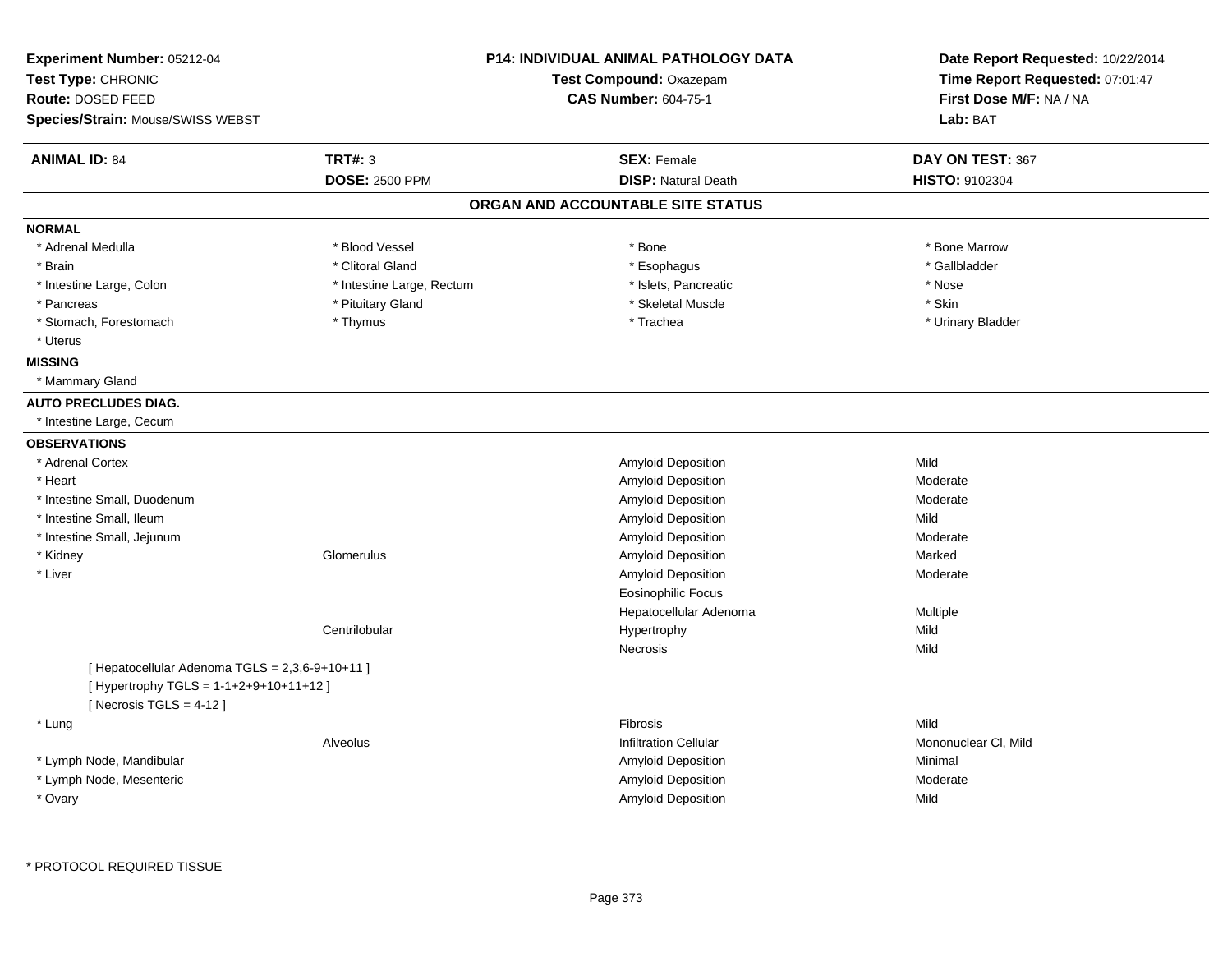**Experiment Number:** 05212-04
**Test Type:** CHRONIC
**Route:** DOSED FEED
**Species/Strain:** Mouse/SWISS WEBST

**P14: INDIVIDUAL ANIMAL PATHOLOGY DATA**
**Test Compound:** Oxazepam
**CAS Number:** 604-75-1

**Date Report Requested:** 10/22/2014
**Time Report Requested:** 07:01:47
**First Dose M/F:** NA / NA
**Lab:** BAT

| **ANIMAL ID:** 84 | **TRT#:** 3 | **SEX:** Female | **DAY ON TEST:** 367 |
|---|---|---|---|
| | **DOSE:** 2500 PPM | **DISP:** Natural Death | **HISTO:** 9102304 |

## ORGAN AND ACCOUNTABLE SITE STATUS

**NORMAL**

| | | | |
|---|---|---|---|
| * Adrenal Medulla | * Blood Vessel | * Bone | * Bone Marrow |
| * Brain | * Clitoral Gland | * Esophagus | * Gallbladder |
| * Intestine Large, Colon | * Intestine Large, Rectum | * Islets, Pancreatic | * Nose |
| * Pancreas | * Pituitary Gland | * Skeletal Muscle | * Skin |
| * Stomach, Forestomach | * Thymus | * Trachea | * Urinary Bladder |
| * Uterus | | | |

**MISSING**

* Mammary Gland

**AUTO PRECLUDES DIAG.**

* Intestine Large, Cecum

**OBSERVATIONS**

| | | | |
|---|---|---|---|
| * Adrenal Cortex | | Amyloid Deposition | Mild |
| * Heart | | Amyloid Deposition | Moderate |
| * Intestine Small, Duodenum | | Amyloid Deposition | Moderate |
| * Intestine Small, Ileum | | Amyloid Deposition | Mild |
| * Intestine Small, Jejunum | | Amyloid Deposition | Moderate |
| * Kidney | Glomerulus | Amyloid Deposition | Marked |
| * Liver | | Amyloid Deposition | Moderate |
| | | Eosinophilic Focus | |
| | | Hepatocellular Adenoma | Multiple |
| | Centrilobular | Hypertrophy | Mild |
| | | Necrosis | Mild |
| [ Hepatocellular Adenoma TGLS = 2,3,6-9+10+11 ] | | | |
| [ Hypertrophy TGLS = 1-1+2+9+10+11+12 ] | | | |
| [ Necrosis TGLS = 4-12 ] | | | |
| * Lung | | Fibrosis | Mild |
| | Alveolus | Infiltration Cellular | Mononuclear Cl, Mild |
| * Lymph Node, Mandibular | | Amyloid Deposition | Minimal |
| * Lymph Node, Mesenteric | | Amyloid Deposition | Moderate |
| * Ovary | | Amyloid Deposition | Mild |

* PROTOCOL REQUIRED TISSUE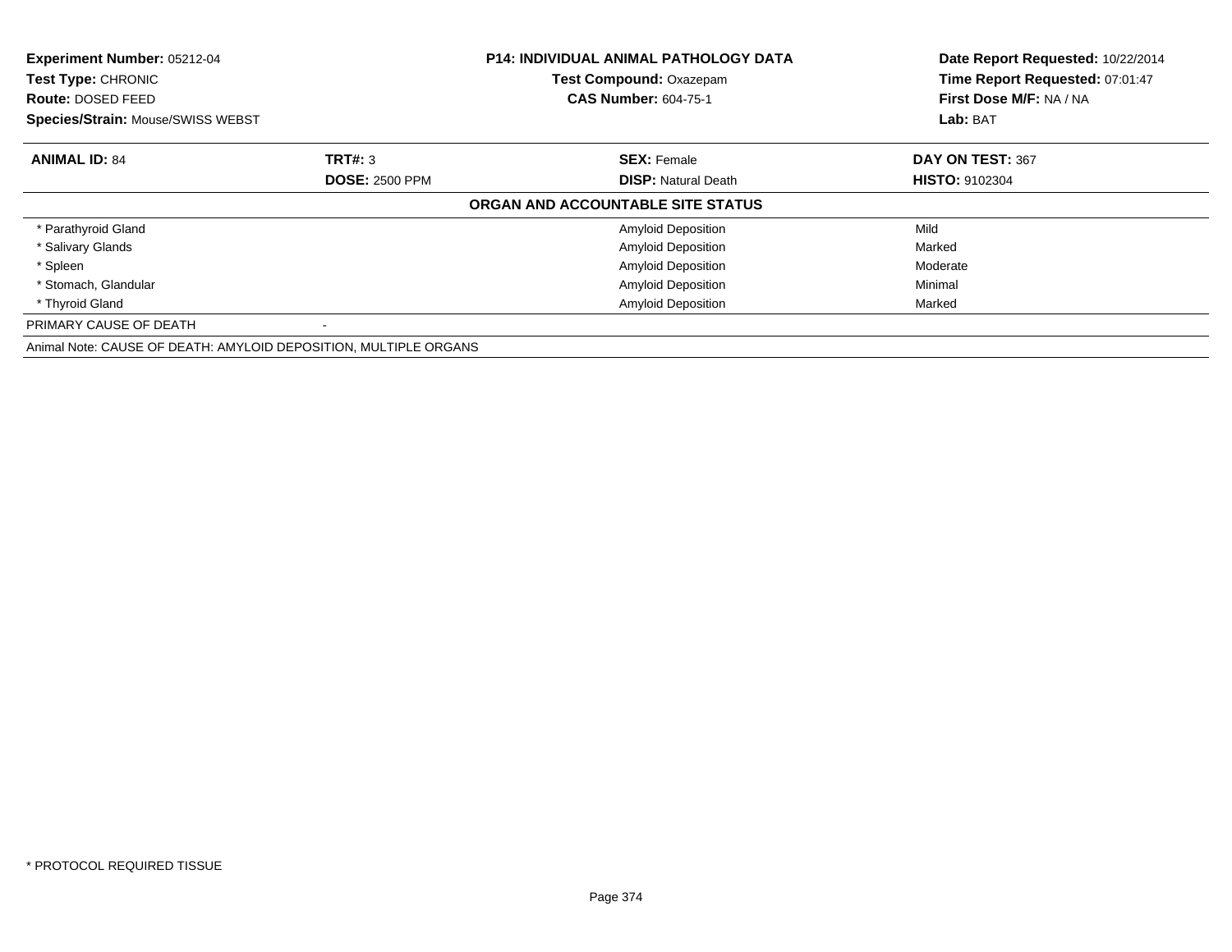**Experiment Number:** 05212-04
**Test Type:** CHRONIC
**Route:** DOSED FEED
**Species/Strain:** Mouse/SWISS WEBST

**P14: INDIVIDUAL ANIMAL PATHOLOGY DATA**
**Test Compound:** Oxazepam
**CAS Number:** 604-75-1

**Date Report Requested:** 10/22/2014
**Time Report Requested:** 07:01:47
**First Dose M/F:** NA / NA
**Lab:** BAT

| **ANIMAL ID:** 84 | **TRT#:** 3 | **SEX:** Female | **DAY ON TEST:** 367 |
|---|---|---|---|
| | **DOSE:** 2500 PPM | **DISP:** Natural Death | **HISTO:** 9102304 |

**ORGAN AND ACCOUNTABLE SITE STATUS**

| | | | |
|---|---|---|---|
| * Parathyroid Gland | | Amyloid Deposition | Mild |
| * Salivary Glands | | Amyloid Deposition | Marked |
| * Spleen | | Amyloid Deposition | Moderate |
| * Stomach, Glandular | | Amyloid Deposition | Minimal |
| * Thyroid Gland | | Amyloid Deposition | Marked |
| PRIMARY CAUSE OF DEATH | - | | |

Animal Note: CAUSE OF DEATH: AMYLOID DEPOSITION, MULTIPLE ORGANS

* PROTOCOL REQUIRED TISSUE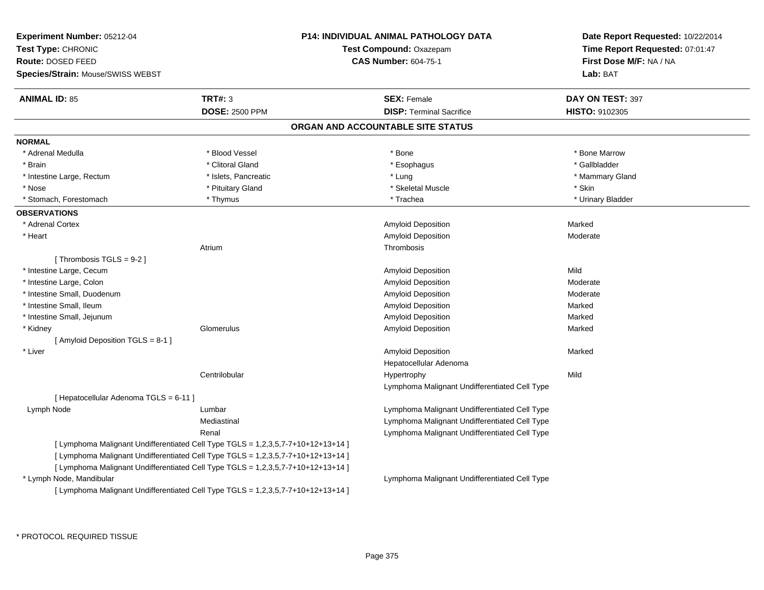**Experiment Number:** 05212-04
**Test Type:** CHRONIC
**Route:** DOSED FEED
**Species/Strain:** Mouse/SWISS WEBST

**P14: INDIVIDUAL ANIMAL PATHOLOGY DATA**
**Test Compound:** Oxazepam
**CAS Number:** 604-75-1

**Date Report Requested:** 10/22/2014
**Time Report Requested:** 07:01:47
**First Dose M/F:** NA / NA
**Lab:** BAT

| **ANIMAL ID:** 85 | **TRT#:** 3 | **SEX:** Female | **DAY ON TEST:** 397 |
|---|---|---|---|
| | **DOSE:** 2500 PPM | **DISP:** Terminal Sacrifice | **HISTO:** 9102305 |

## ORGAN AND ACCOUNTABLE SITE STATUS

**NORMAL**

| | | | |
|---|---|---|---|
| * Adrenal Medulla | * Blood Vessel | * Bone | * Bone Marrow |
| * Brain | * Clitoral Gland | * Esophagus | * Gallbladder |
| * Intestine Large, Rectum | * Islets, Pancreatic | * Lung | * Mammary Gland |
| * Nose | * Pituitary Gland | * Skeletal Muscle | * Skin |
| * Stomach, Forestomach | * Thymus | * Trachea | * Urinary Bladder |

**OBSERVATIONS**

| Organ | Site | Observation | Severity |
|---|---|---|---|
| * Adrenal Cortex | | Amyloid Deposition | Marked |
| * Heart | | Amyloid Deposition | Moderate |
| | Atrium | Thrombosis | |
| [ Thrombosis TGLS = 9-2 ] | | | |
| * Intestine Large, Cecum | | Amyloid Deposition | Mild |
| * Intestine Large, Colon | | Amyloid Deposition | Moderate |
| * Intestine Small, Duodenum | | Amyloid Deposition | Moderate |
| * Intestine Small, Ileum | | Amyloid Deposition | Marked |
| * Intestine Small, Jejunum | | Amyloid Deposition | Marked |
| * Kidney | Glomerulus | Amyloid Deposition | Marked |
| [ Amyloid Deposition TGLS = 8-1 ] | | | |
| * Liver | | Amyloid Deposition | Marked |
| | | Hepatocellular Adenoma | |
| | Centrilobular | Hypertrophy | Mild |
| | | Lymphoma Malignant Undifferentiated Cell Type | |
| [ Hepatocellular Adenoma TGLS = 6-11 ] | | | |
| Lymph Node | Lumbar | Lymphoma Malignant Undifferentiated Cell Type | |
| | Mediastinal | Lymphoma Malignant Undifferentiated Cell Type | |
| | Renal | Lymphoma Malignant Undifferentiated Cell Type | |
| [ Lymphoma Malignant Undifferentiated Cell Type TGLS = 1,2,3,5,7-7+10+12+13+14 ] | | | |
| [ Lymphoma Malignant Undifferentiated Cell Type TGLS = 1,2,3,5,7-7+10+12+13+14 ] | | | |
| [ Lymphoma Malignant Undifferentiated Cell Type TGLS = 1,2,3,5,7-7+10+12+13+14 ] | | | |
| * Lymph Node, Mandibular | | Lymphoma Malignant Undifferentiated Cell Type | |
| [ Lymphoma Malignant Undifferentiated Cell Type TGLS = 1,2,3,5,7-7+10+12+13+14 ] | | | |

* PROTOCOL REQUIRED TISSUE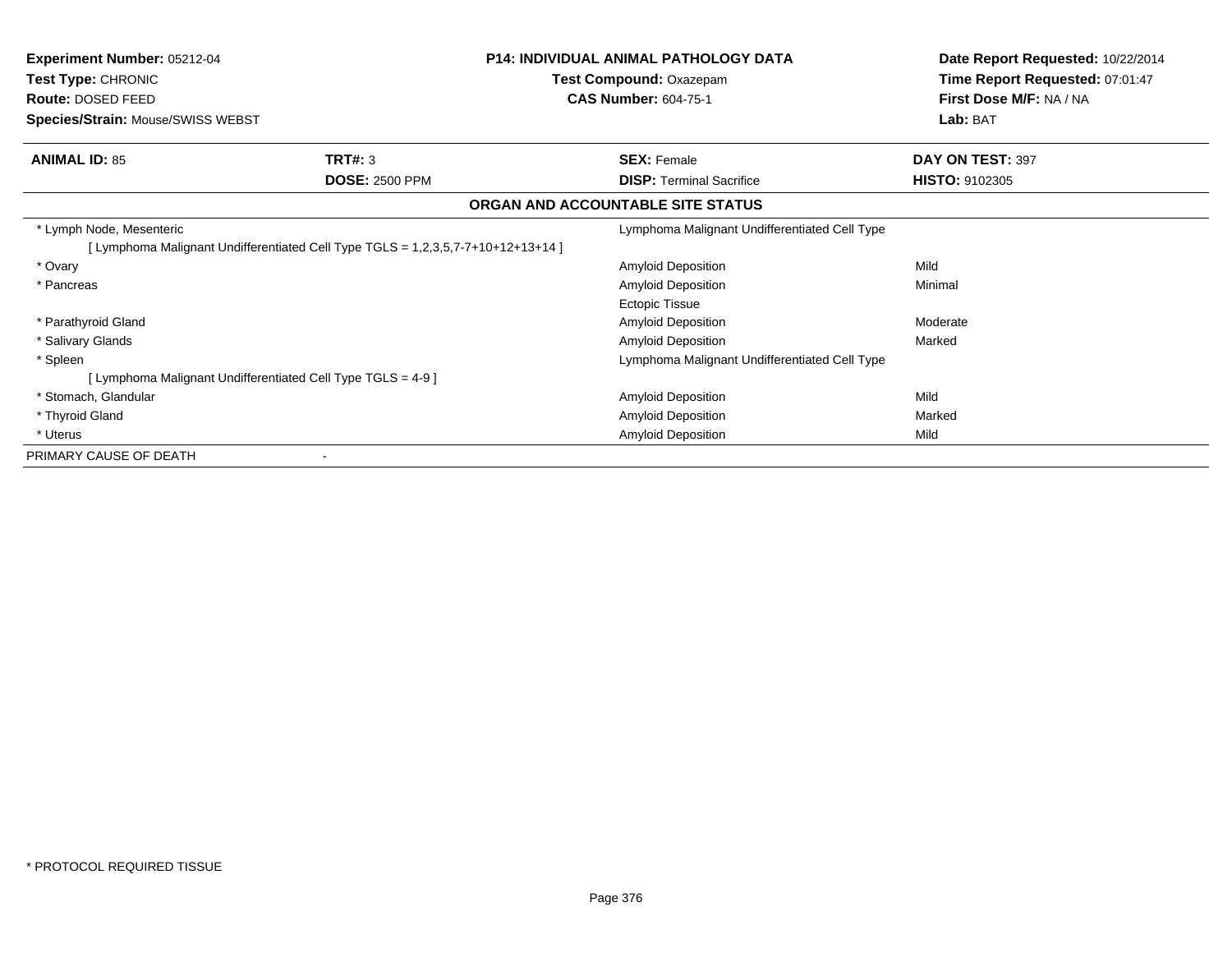**Experiment Number:** 05212-04
**Test Type:** CHRONIC
**Route:** DOSED FEED
**Species/Strain:** Mouse/SWISS WEBST

**P14: INDIVIDUAL ANIMAL PATHOLOGY DATA**
**Test Compound:** Oxazepam
**CAS Number:** 604-75-1

**Date Report Requested:** 10/22/2014
**Time Report Requested:** 07:01:47
**First Dose M/F:** NA / NA
**Lab:** BAT

| **ANIMAL ID:** 85 | **TRT#:** 3 | **SEX:** Female | **DAY ON TEST:** 397 |
|---|---|---|---|
| | **DOSE:** 2500 PPM | **DISP:** Terminal Sacrifice | **HISTO:** 9102305 |

**ORGAN AND ACCOUNTABLE SITE STATUS**

| Organ | Finding | Severity |
|---|---|---|
| * Lymph Node, Mesenteric | Lymphoma Malignant Undifferentiated Cell Type | |
| [ Lymphoma Malignant Undifferentiated Cell Type TGLS = 1,2,3,5,7-7+10+12+13+14 ] | | |
| * Ovary | Amyloid Deposition | Mild |
| * Pancreas | Amyloid Deposition | Minimal |
| | Ectopic Tissue | |
| * Parathyroid Gland | Amyloid Deposition | Moderate |
| * Salivary Glands | Amyloid Deposition | Marked |
| * Spleen | Lymphoma Malignant Undifferentiated Cell Type | |
| [ Lymphoma Malignant Undifferentiated Cell Type TGLS = 4-9 ] | | |
| * Stomach, Glandular | Amyloid Deposition | Mild |
| * Thyroid Gland | Amyloid Deposition | Marked |
| * Uterus | Amyloid Deposition | Mild |
| PRIMARY CAUSE OF DEATH | - | |

* PROTOCOL REQUIRED TISSUE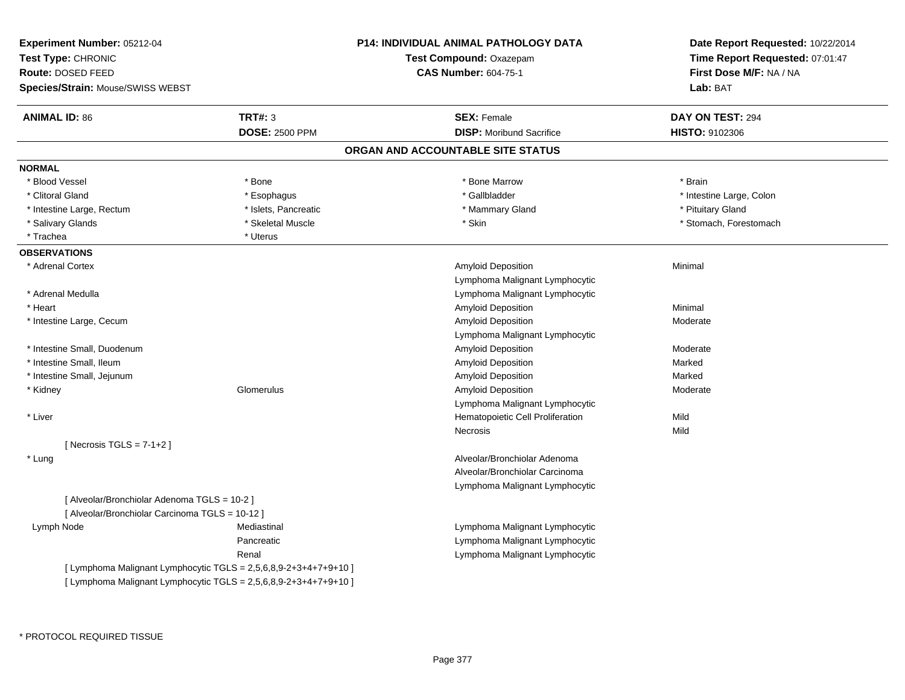**Experiment Number:** 05212-04
**Test Type:** CHRONIC
**Route:** DOSED FEED
**Species/Strain:** Mouse/SWISS WEBST

**P14: INDIVIDUAL ANIMAL PATHOLOGY DATA**
**Test Compound:** Oxazepam
**CAS Number:** 604-75-1

**Date Report Requested:** 10/22/2014
**Time Report Requested:** 07:01:47
**First Dose M/F:** NA / NA
**Lab:** BAT

| **ANIMAL ID:** 86 | **TRT#:** 3 | **SEX:** Female | **DAY ON TEST:** 294 |
|---|---|---|---|
| | **DOSE:** 2500 PPM | **DISP:** Moribund Sacrifice | **HISTO:** 9102306 |

## ORGAN AND ACCOUNTABLE SITE STATUS

**NORMAL**

| | | | |
|---|---|---|---|
| * Blood Vessel | * Bone | * Bone Marrow | * Brain |
| * Clitoral Gland | * Esophagus | * Gallbladder | * Intestine Large, Colon |
| * Intestine Large, Rectum | * Islets, Pancreatic | * Mammary Gland | * Pituitary Gland |
| * Salivary Glands | * Skeletal Muscle | * Skin | * Stomach, Forestomach |
| * Trachea | * Uterus | | |

**OBSERVATIONS**

| Organ | Site | Observation | Severity |
|---|---|---|---|
| * Adrenal Cortex | | Amyloid Deposition | Minimal |
| | | Lymphoma Malignant Lymphocytic | |
| * Adrenal Medulla | | Lymphoma Malignant Lymphocytic | |
| * Heart | | Amyloid Deposition | Minimal |
| * Intestine Large, Cecum | | Amyloid Deposition | Moderate |
| | | Lymphoma Malignant Lymphocytic | |
| * Intestine Small, Duodenum | | Amyloid Deposition | Moderate |
| * Intestine Small, Ileum | | Amyloid Deposition | Marked |
| * Intestine Small, Jejunum | | Amyloid Deposition | Marked |
| * Kidney | Glomerulus | Amyloid Deposition | Moderate |
| | | Lymphoma Malignant Lymphocytic | |
| * Liver | | Hematopoietic Cell Proliferation | Mild |
| | | Necrosis | Mild |
| [ Necrosis TGLS = 7-1+2 ] | | | |
| * Lung | | Alveolar/Bronchiolar Adenoma | |
| | | Alveolar/Bronchiolar Carcinoma | |
| | | Lymphoma Malignant Lymphocytic | |
| [ Alveolar/Bronchiolar Adenoma TGLS = 10-2 ] | | | |
| [ Alveolar/Bronchiolar Carcinoma TGLS = 10-12 ] | | | |
| Lymph Node | Mediastinal | Lymphoma Malignant Lymphocytic | |
| | Pancreatic | Lymphoma Malignant Lymphocytic | |
| | Renal | Lymphoma Malignant Lymphocytic | |
| [ Lymphoma Malignant Lymphocytic TGLS = 2,5,6,8,9-2+3+4+7+9+10 ] | | | |
| [ Lymphoma Malignant Lymphocytic TGLS = 2,5,6,8,9-2+3+4+7+9+10 ] | | | |

* PROTOCOL REQUIRED TISSUE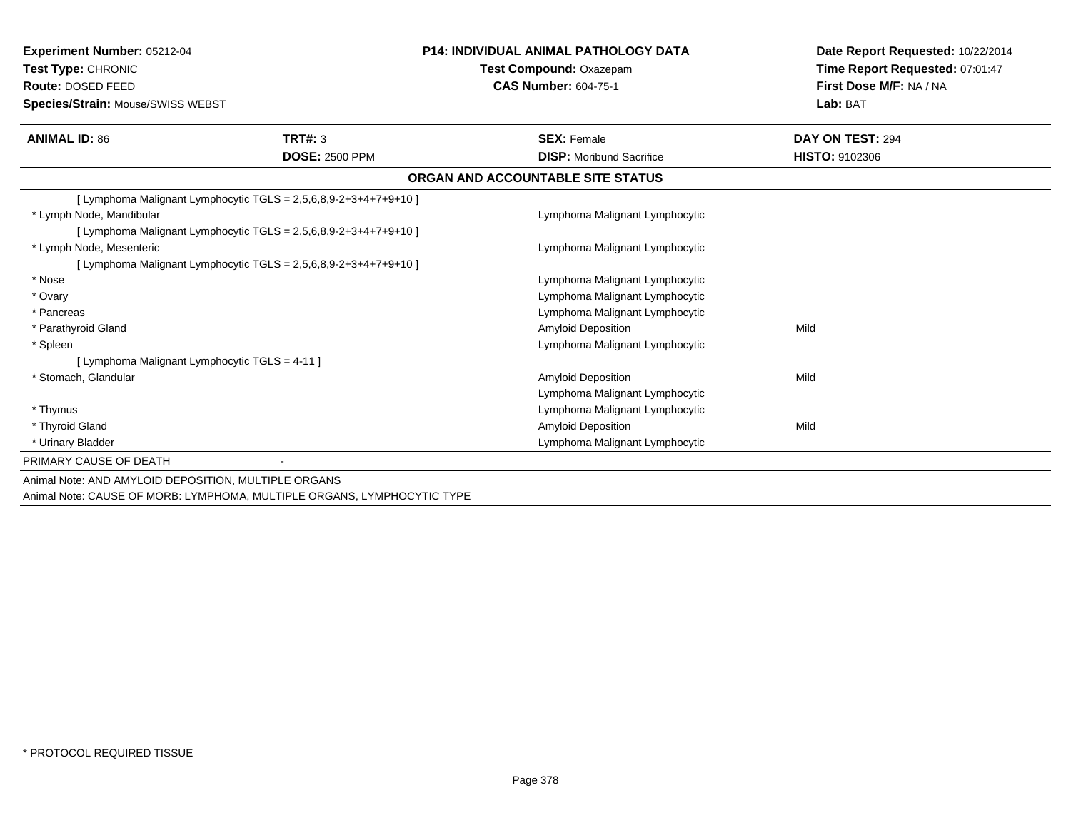**Experiment Number:** 05212-04
**Test Type:** CHRONIC
**Route:** DOSED FEED
**Species/Strain:** Mouse/SWISS WEBST

**P14: INDIVIDUAL ANIMAL PATHOLOGY DATA**
**Test Compound:** Oxazepam
**CAS Number:** 604-75-1

**Date Report Requested:** 10/22/2014
**Time Report Requested:** 07:01:47
**First Dose M/F:** NA / NA
**Lab:** BAT

| **ANIMAL ID:** 86 | **TRT#:** 3 | **SEX:** Female | **DAY ON TEST:** 294 |
|---|---|---|---|
| | **DOSE:** 2500 PPM | **DISP:** Moribund Sacrifice | **HISTO:** 9102306 |

## ORGAN AND ACCOUNTABLE SITE STATUS

| Organ | Finding | Severity |
|---|---|---|
| [ Lymphoma Malignant Lymphocytic TGLS = 2,5,6,8,9-2+3+4+7+9+10 ] | | |
| * Lymph Node, Mandibular | Lymphoma Malignant Lymphocytic | |
| [ Lymphoma Malignant Lymphocytic TGLS = 2,5,6,8,9-2+3+4+7+9+10 ] | | |
| * Lymph Node, Mesenteric | Lymphoma Malignant Lymphocytic | |
| [ Lymphoma Malignant Lymphocytic TGLS = 2,5,6,8,9-2+3+4+7+9+10 ] | | |
| * Nose | Lymphoma Malignant Lymphocytic | |
| * Ovary | Lymphoma Malignant Lymphocytic | |
| * Pancreas | Lymphoma Malignant Lymphocytic | |
| * Parathyroid Gland | Amyloid Deposition | Mild |
| * Spleen | Lymphoma Malignant Lymphocytic | |
| [ Lymphoma Malignant Lymphocytic TGLS = 4-11 ] | | |
| * Stomach, Glandular | Amyloid Deposition | Mild |
| | Lymphoma Malignant Lymphocytic | |
| * Thymus | Lymphoma Malignant Lymphocytic | |
| * Thyroid Gland | Amyloid Deposition | Mild |
| * Urinary Bladder | Lymphoma Malignant Lymphocytic | |

PRIMARY CAUSE OF DEATH -

Animal Note: AND AMYLOID DEPOSITION, MULTIPLE ORGANS
Animal Note: CAUSE OF MORB: LYMPHOMA, MULTIPLE ORGANS, LYMPHOCYTIC TYPE

* PROTOCOL REQUIRED TISSUE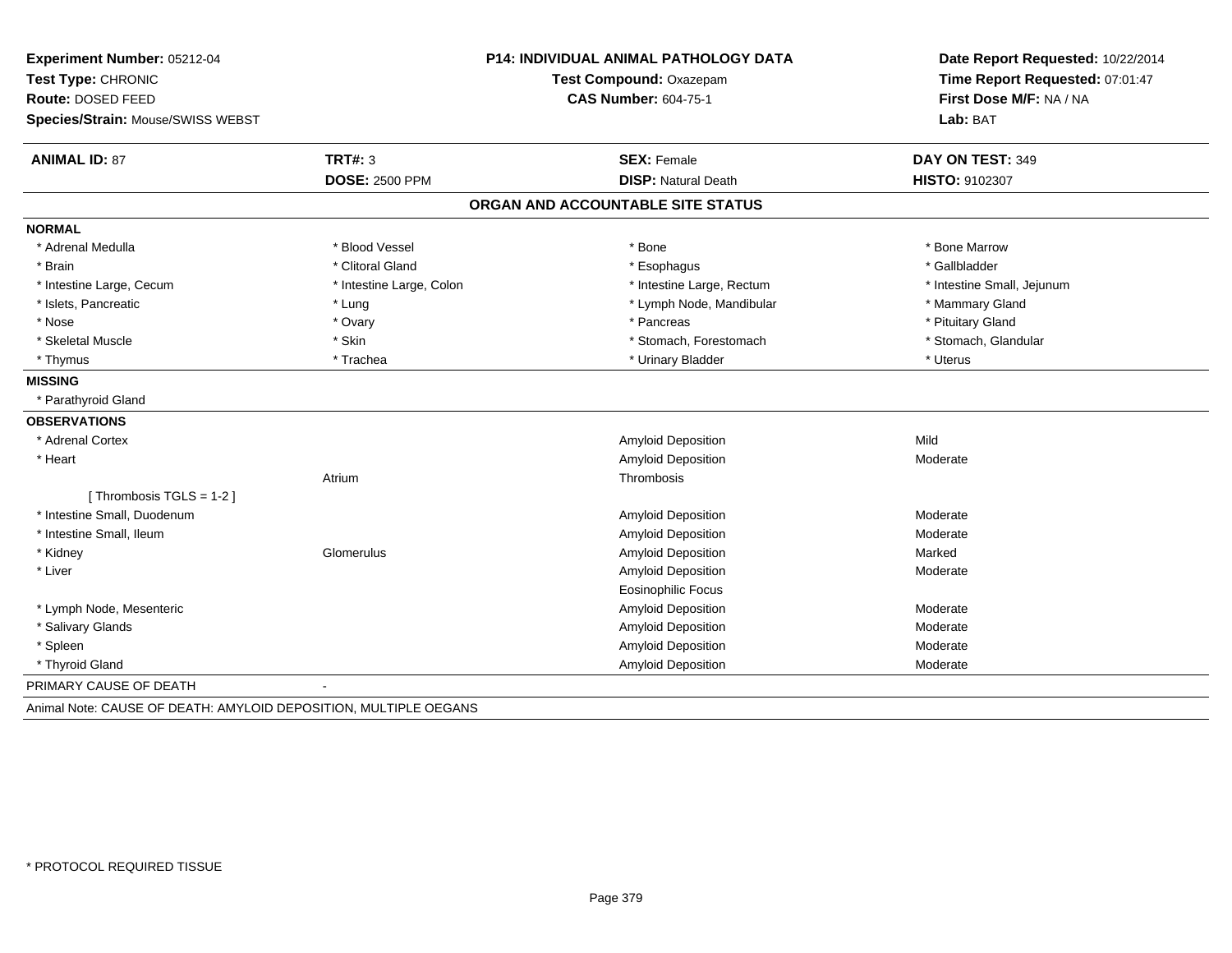**Experiment Number:** 05212-04
**Test Type:** CHRONIC
**Route:** DOSED FEED
**Species/Strain:** Mouse/SWISS WEBST

**P14: INDIVIDUAL ANIMAL PATHOLOGY DATA**
**Test Compound:** Oxazepam
**CAS Number:** 604-75-1

**Date Report Requested:** 10/22/2014
**Time Report Requested:** 07:01:47
**First Dose M/F:** NA / NA
**Lab:** BAT

| **ANIMAL ID:** 87 | **TRT#:** 3 | **SEX:** Female | **DAY ON TEST:** 349 |
|---|---|---|---|
| | **DOSE:** 2500 PPM | **DISP:** Natural Death | **HISTO:** 9102307 |

## ORGAN AND ACCOUNTABLE SITE STATUS

**NORMAL**

| | | | |
|---|---|---|---|
| * Adrenal Medulla | * Blood Vessel | * Bone | * Bone Marrow |
| * Brain | * Clitoral Gland | * Esophagus | * Gallbladder |
| * Intestine Large, Cecum | * Intestine Large, Colon | * Intestine Large, Rectum | * Intestine Small, Jejunum |
| * Islets, Pancreatic | * Lung | * Lymph Node, Mandibular | * Mammary Gland |
| * Nose | * Ovary | * Pancreas | * Pituitary Gland |
| * Skeletal Muscle | * Skin | * Stomach, Forestomach | * Stomach, Glandular |
| * Thymus | * Trachea | * Urinary Bladder | * Uterus |

**MISSING**

* Parathyroid Gland

**OBSERVATIONS**

| | | | |
|---|---|---|---|
| * Adrenal Cortex | | Amyloid Deposition | Mild |
| * Heart | | Amyloid Deposition | Moderate |
| | Atrium | Thrombosis | |
| [ Thrombosis TGLS = 1-2 ] | | | |
| * Intestine Small, Duodenum | | Amyloid Deposition | Moderate |
| * Intestine Small, Ileum | | Amyloid Deposition | Moderate |
| * Kidney | Glomerulus | Amyloid Deposition | Marked |
| * Liver | | Amyloid Deposition | Moderate |
| | | Eosinophilic Focus | |
| * Lymph Node, Mesenteric | | Amyloid Deposition | Moderate |
| * Salivary Glands | | Amyloid Deposition | Moderate |
| * Spleen | | Amyloid Deposition | Moderate |
| * Thyroid Gland | | Amyloid Deposition | Moderate |

PRIMARY CAUSE OF DEATH -

Animal Note: CAUSE OF DEATH: AMYLOID DEPOSITION, MULTIPLE OEGANS

* PROTOCOL REQUIRED TISSUE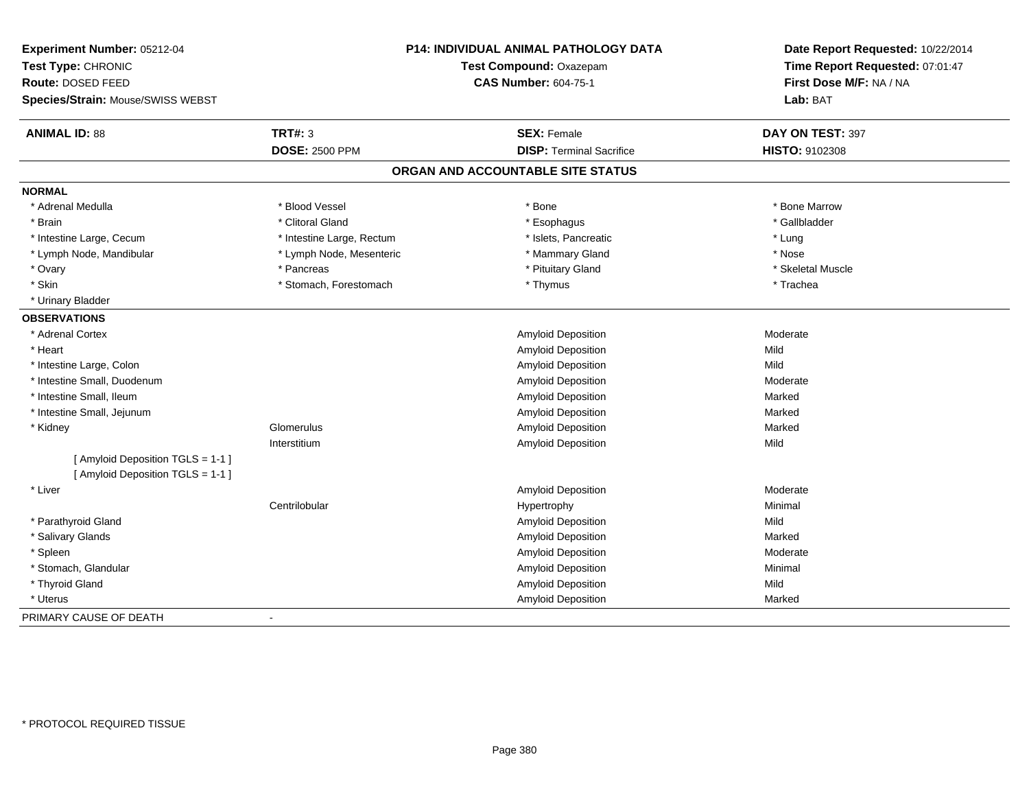**Experiment Number:** 05212-04
**Test Type:** CHRONIC
**Route:** DOSED FEED
**Species/Strain:** Mouse/SWISS WEBST

**P14: INDIVIDUAL ANIMAL PATHOLOGY DATA**
**Test Compound:** Oxazepam
**CAS Number:** 604-75-1

**Date Report Requested:** 10/22/2014
**Time Report Requested:** 07:01:47
**First Dose M/F:** NA / NA
**Lab:** BAT

| **ANIMAL ID:** 88 | **TRT#:** 3 | **SEX:** Female | **DAY ON TEST:** 397 |
|---|---|---|---|
| | **DOSE:** 2500 PPM | **DISP:** Terminal Sacrifice | **HISTO:** 9102308 |

## ORGAN AND ACCOUNTABLE SITE STATUS

**NORMAL**

| | | | |
|---|---|---|---|
| * Adrenal Medulla | * Blood Vessel | * Bone | * Bone Marrow |
| * Brain | * Clitoral Gland | * Esophagus | * Gallbladder |
| * Intestine Large, Cecum | * Intestine Large, Rectum | * Islets, Pancreatic | * Lung |
| * Lymph Node, Mandibular | * Lymph Node, Mesenteric | * Mammary Gland | * Nose |
| * Ovary | * Pancreas | * Pituitary Gland | * Skeletal Muscle |
| * Skin | * Stomach, Forestomach | * Thymus | * Trachea |
| * Urinary Bladder | | | |

**OBSERVATIONS**

| | | | |
|---|---|---|---|
| * Adrenal Cortex | | Amyloid Deposition | Moderate |
| * Heart | | Amyloid Deposition | Mild |
| * Intestine Large, Colon | | Amyloid Deposition | Mild |
| * Intestine Small, Duodenum | | Amyloid Deposition | Moderate |
| * Intestine Small, Ileum | | Amyloid Deposition | Marked |
| * Intestine Small, Jejunum | | Amyloid Deposition | Marked |
| * Kidney | Glomerulus | Amyloid Deposition | Marked |
| | Interstitium | Amyloid Deposition | Mild |
| [ Amyloid Deposition TGLS = 1-1 ] | | | |
| [ Amyloid Deposition TGLS = 1-1 ] | | | |
| * Liver | | Amyloid Deposition | Moderate |
| | Centrilobular | Hypertrophy | Minimal |
| * Parathyroid Gland | | Amyloid Deposition | Mild |
| * Salivary Glands | | Amyloid Deposition | Marked |
| * Spleen | | Amyloid Deposition | Moderate |
| * Stomach, Glandular | | Amyloid Deposition | Minimal |
| * Thyroid Gland | | Amyloid Deposition | Mild |
| * Uterus | | Amyloid Deposition | Marked |

PRIMARY CAUSE OF DEATH -

* PROTOCOL REQUIRED TISSUE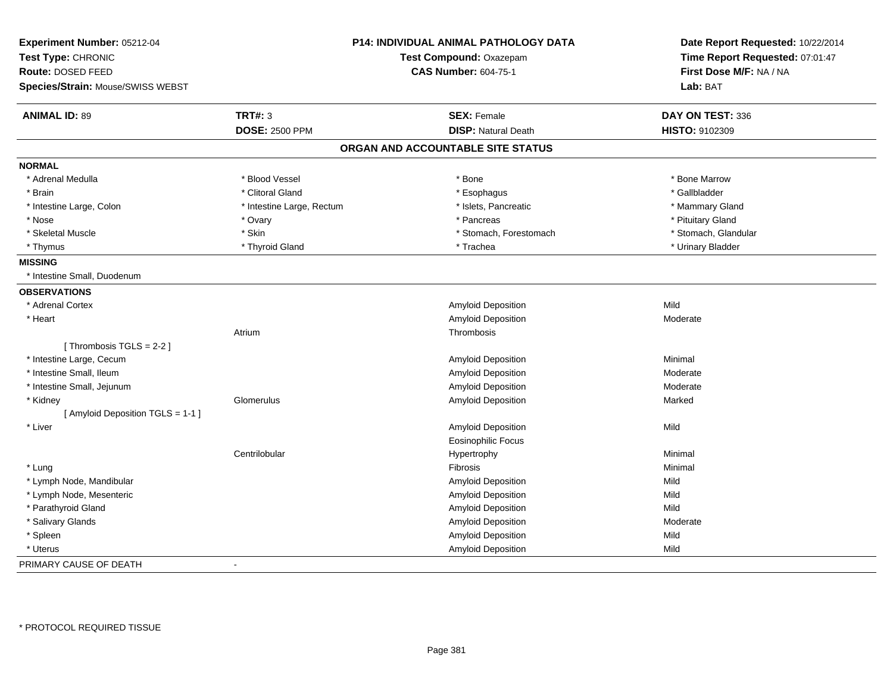**Experiment Number:** 05212-04
**Test Type:** CHRONIC
**Route:** DOSED FEED
**Species/Strain:** Mouse/SWISS WEBST

**P14: INDIVIDUAL ANIMAL PATHOLOGY DATA**
**Test Compound:** Oxazepam
**CAS Number:** 604-75-1

**Date Report Requested:** 10/22/2014
**Time Report Requested:** 07:01:47
**First Dose M/F:** NA / NA
**Lab:** BAT

| **ANIMAL ID:** 89 | **TRT#:** 3 | **SEX:** Female | **DAY ON TEST:** 336 |
|---|---|---|---|
| | **DOSE:** 2500 PPM | **DISP:** Natural Death | **HISTO:** 9102309 |

## ORGAN AND ACCOUNTABLE SITE STATUS

**NORMAL**

| | | | |
|---|---|---|---|
| * Adrenal Medulla | * Blood Vessel | * Bone | * Bone Marrow |
| * Brain | * Clitoral Gland | * Esophagus | * Gallbladder |
| * Intestine Large, Colon | * Intestine Large, Rectum | * Islets, Pancreatic | * Mammary Gland |
| * Nose | * Ovary | * Pancreas | * Pituitary Gland |
| * Skeletal Muscle | * Skin | * Stomach, Forestomach | * Stomach, Glandular |
| * Thymus | * Thyroid Gland | * Trachea | * Urinary Bladder |

**MISSING**

* Intestine Small, Duodenum

**OBSERVATIONS**

| Organ | Site | Observation | Severity |
|---|---|---|---|
| * Adrenal Cortex | | Amyloid Deposition | Mild |
| * Heart | | Amyloid Deposition | Moderate |
| | Atrium | Thrombosis | |
| [ Thrombosis TGLS = 2-2 ] | | | |
| * Intestine Large, Cecum | | Amyloid Deposition | Minimal |
| * Intestine Small, Ileum | | Amyloid Deposition | Moderate |
| * Intestine Small, Jejunum | | Amyloid Deposition | Moderate |
| * Kidney | Glomerulus | Amyloid Deposition | Marked |
| [ Amyloid Deposition TGLS = 1-1 ] | | | |
| * Liver | | Amyloid Deposition | Mild |
| | | Eosinophilic Focus | |
| | Centrilobular | Hypertrophy | Minimal |
| * Lung | | Fibrosis | Minimal |
| * Lymph Node, Mandibular | | Amyloid Deposition | Mild |
| * Lymph Node, Mesenteric | | Amyloid Deposition | Mild |
| * Parathyroid Gland | | Amyloid Deposition | Mild |
| * Salivary Glands | | Amyloid Deposition | Moderate |
| * Spleen | | Amyloid Deposition | Mild |
| * Uterus | | Amyloid Deposition | Mild |

PRIMARY CAUSE OF DEATH -

\* PROTOCOL REQUIRED TISSUE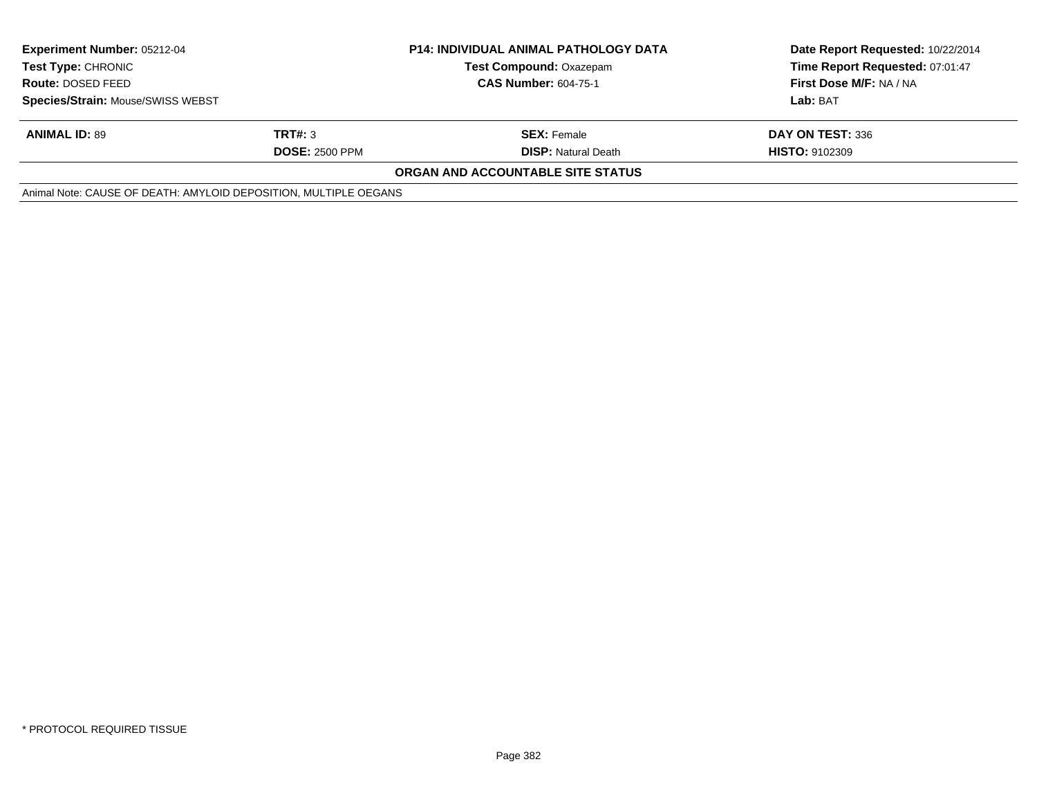| Experiment Number: 05212-04 | P14: INDIVIDUAL ANIMAL PATHOLOGY DATA | | Date Report Requested: 10/22/2014 |
|---|---|---|---|
| Test Type: CHRONIC | Test Compound: Oxazepam | | Time Report Requested: 07:01:47 |
| Route: DOSED FEED | CAS Number: 604-75-1 | | First Dose M/F: NA / NA |
| Species/Strain: Mouse/SWISS WEBST | | | Lab: BAT |

| ANIMAL ID: 89 | TRT#: 3 | SEX: Female | DAY ON TEST: 336 |
|---|---|---|---|
| | DOSE: 2500 PPM | DISP: Natural Death | HISTO: 9102309 |

**ORGAN AND ACCOUNTABLE SITE STATUS**

Animal Note: CAUSE OF DEATH: AMYLOID DEPOSITION, MULTIPLE OEGANS

* PROTOCOL REQUIRED TISSUE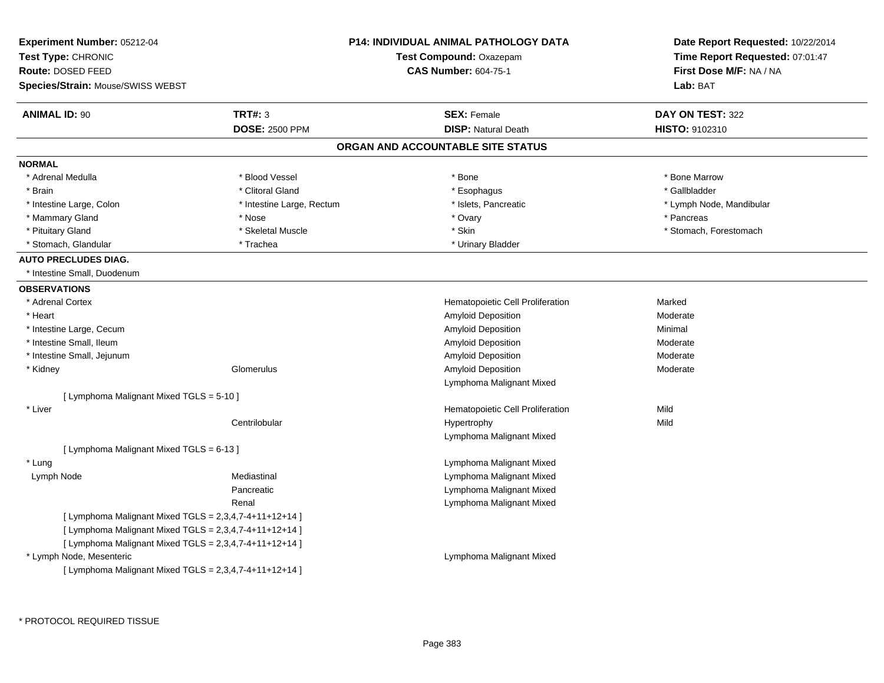**Experiment Number:** 05212-04
**Test Type:** CHRONIC
**Route:** DOSED FEED
**Species/Strain:** Mouse/SWISS WEBST

**P14: INDIVIDUAL ANIMAL PATHOLOGY DATA**
**Test Compound:** Oxazepam
**CAS Number:** 604-75-1

**Date Report Requested:** 10/22/2014
**Time Report Requested:** 07:01:47
**First Dose M/F:** NA / NA
**Lab:** BAT

| **ANIMAL ID:** 90 | **TRT#:** 3 | **SEX:** Female | **DAY ON TEST:** 322 |
|---|---|---|---|
| | **DOSE:** 2500 PPM | **DISP:** Natural Death | **HISTO:** 9102310 |

## ORGAN AND ACCOUNTABLE SITE STATUS

**NORMAL**

| | | | |
|---|---|---|---|
| * Adrenal Medulla | * Blood Vessel | * Bone | * Bone Marrow |
| * Brain | * Clitoral Gland | * Esophagus | * Gallbladder |
| * Intestine Large, Colon | * Intestine Large, Rectum | * Islets, Pancreatic | * Lymph Node, Mandibular |
| * Mammary Gland | * Nose | * Ovary | * Pancreas |
| * Pituitary Gland | * Skeletal Muscle | * Skin | * Stomach, Forestomach |
| * Stomach, Glandular | * Trachea | * Urinary Bladder | |

**AUTO PRECLUDES DIAG.**

* Intestine Small, Duodenum

**OBSERVATIONS**

| | | | |
|---|---|---|---|
| * Adrenal Cortex | | Hematopoietic Cell Proliferation | Marked |
| * Heart | | Amyloid Deposition | Moderate |
| * Intestine Large, Cecum | | Amyloid Deposition | Minimal |
| * Intestine Small, Ileum | | Amyloid Deposition | Moderate |
| * Intestine Small, Jejunum | | Amyloid Deposition | Moderate |
| * Kidney | Glomerulus | Amyloid Deposition | Moderate |
| | | Lymphoma Malignant Mixed | |
| [ Lymphoma Malignant Mixed TGLS = 5-10 ] | | | |
| * Liver | | Hematopoietic Cell Proliferation | Mild |
| | Centrilobular | Hypertrophy | Mild |
| | | Lymphoma Malignant Mixed | |
| [ Lymphoma Malignant Mixed TGLS = 6-13 ] | | | |
| * Lung | | Lymphoma Malignant Mixed | |
| Lymph Node | Mediastinal | Lymphoma Malignant Mixed | |
| | Pancreatic | Lymphoma Malignant Mixed | |
| | Renal | Lymphoma Malignant Mixed | |
| [ Lymphoma Malignant Mixed TGLS = 2,3,4,7-4+11+12+14 ] | | | |
| [ Lymphoma Malignant Mixed TGLS = 2,3,4,7-4+11+12+14 ] | | | |
| [ Lymphoma Malignant Mixed TGLS = 2,3,4,7-4+11+12+14 ] | | | |
| * Lymph Node, Mesenteric | | Lymphoma Malignant Mixed | |
| [ Lymphoma Malignant Mixed TGLS = 2,3,4,7-4+11+12+14 ] | | | |

* PROTOCOL REQUIRED TISSUE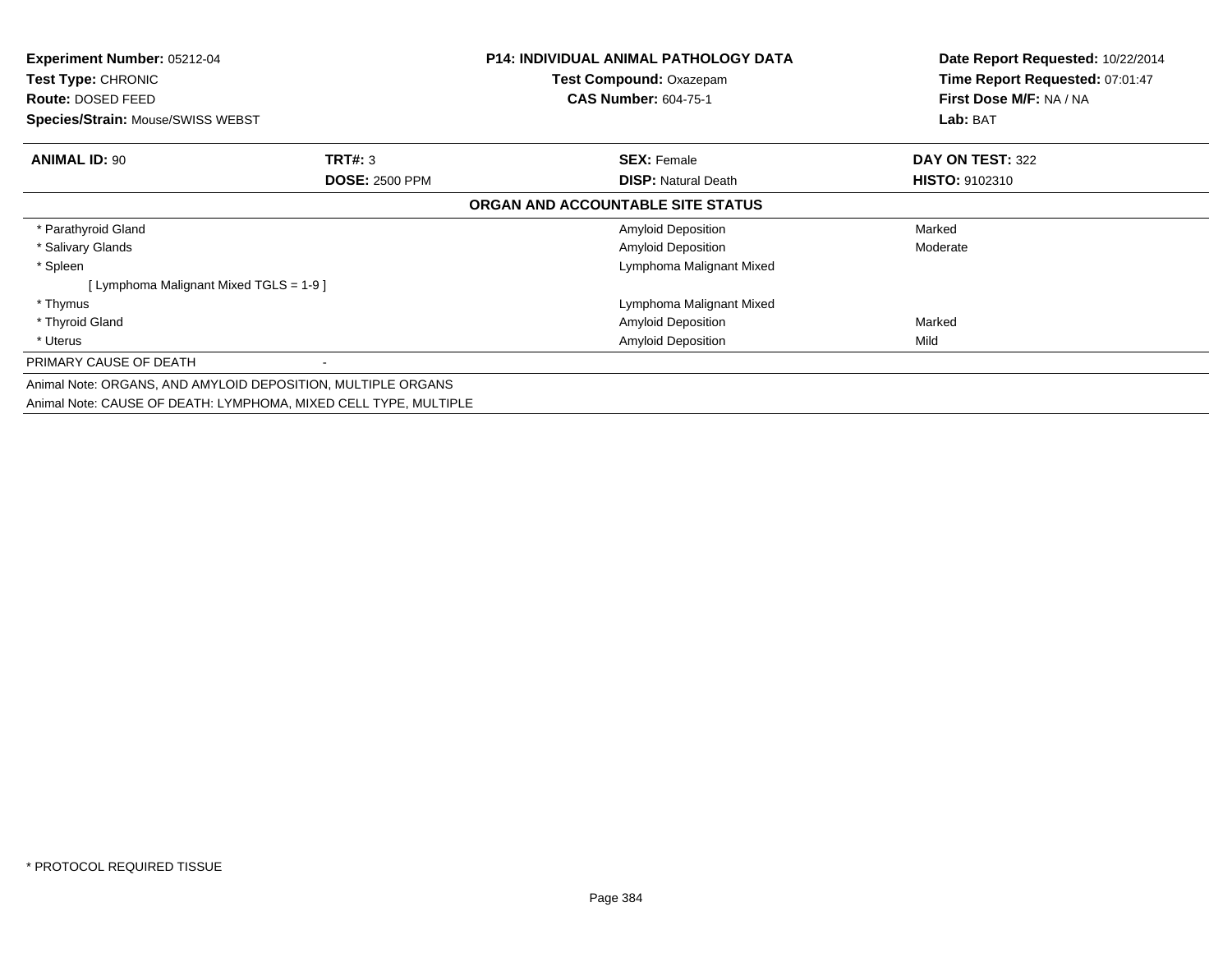**Experiment Number:** 05212-04
**Test Type:** CHRONIC
**Route:** DOSED FEED
**Species/Strain:** Mouse/SWISS WEBST

**P14: INDIVIDUAL ANIMAL PATHOLOGY DATA**
**Test Compound:** Oxazepam
**CAS Number:** 604-75-1

**Date Report Requested:** 10/22/2014
**Time Report Requested:** 07:01:47
**First Dose M/F:** NA / NA
**Lab:** BAT

| **ANIMAL ID:** 90 | **TRT#:** 3 | **SEX:** Female | **DAY ON TEST:** 322 |
|---|---|---|---|
| | **DOSE:** 2500 PPM | **DISP:** Natural Death | **HISTO:** 9102310 |

**ORGAN AND ACCOUNTABLE SITE STATUS**

| Organ | | Finding | Severity |
|---|---|---|---|
| * Parathyroid Gland | | Amyloid Deposition | Marked |
| * Salivary Glands | | Amyloid Deposition | Moderate |
| * Spleen | | Lymphoma Malignant Mixed | |
| [ Lymphoma Malignant Mixed TGLS = 1-9 ] | | | |
| * Thymus | | Lymphoma Malignant Mixed | |
| * Thyroid Gland | | Amyloid Deposition | Marked |
| * Uterus | | Amyloid Deposition | Mild |
| PRIMARY CAUSE OF DEATH | - | | |

Animal Note: ORGANS, AND AMYLOID DEPOSITION, MULTIPLE ORGANS
Animal Note: CAUSE OF DEATH: LYMPHOMA, MIXED CELL TYPE, MULTIPLE

* PROTOCOL REQUIRED TISSUE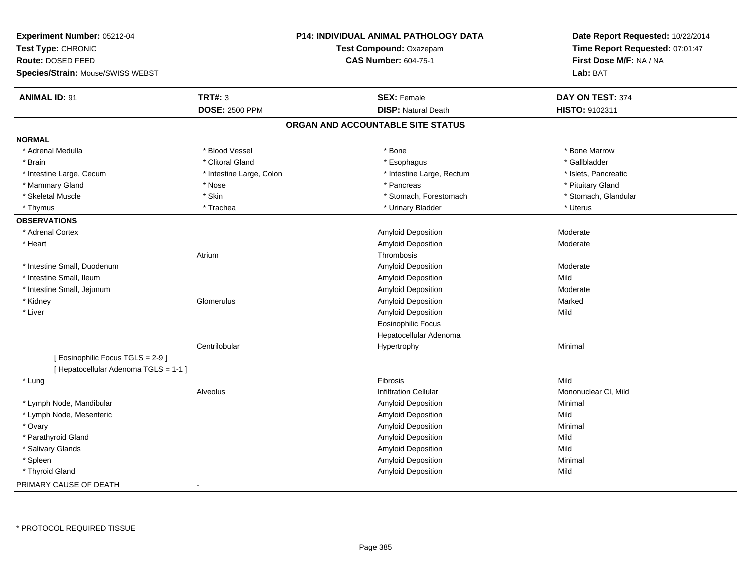**Experiment Number:** 05212-04
**Test Type:** CHRONIC
**Route:** DOSED FEED
**Species/Strain:** Mouse/SWISS WEBST

**P14: INDIVIDUAL ANIMAL PATHOLOGY DATA**
**Test Compound:** Oxazepam
**CAS Number:** 604-75-1

**Date Report Requested:** 10/22/2014
**Time Report Requested:** 07:01:47
**First Dose M/F:** NA / NA
**Lab:** BAT

| **ANIMAL ID:** 91 | **TRT#:** 3 | **SEX:** Female | **DAY ON TEST:** 374 |
|---|---|---|---|
| | **DOSE:** 2500 PPM | **DISP:** Natural Death | **HISTO:** 9102311 |

## ORGAN AND ACCOUNTABLE SITE STATUS

**NORMAL**

| | | | |
|---|---|---|---|
| * Adrenal Medulla | * Blood Vessel | * Bone | * Bone Marrow |
| * Brain | * Clitoral Gland | * Esophagus | * Gallbladder |
| * Intestine Large, Cecum | * Intestine Large, Colon | * Intestine Large, Rectum | * Islets, Pancreatic |
| * Mammary Gland | * Nose | * Pancreas | * Pituitary Gland |
| * Skeletal Muscle | * Skin | * Stomach, Forestomach | * Stomach, Glandular |
| * Thymus | * Trachea | * Urinary Bladder | * Uterus |

**OBSERVATIONS**

| | | | |
|---|---|---|---|
| * Adrenal Cortex | | Amyloid Deposition | Moderate |
| * Heart | | Amyloid Deposition | Moderate |
| | Atrium | Thrombosis | |
| * Intestine Small, Duodenum | | Amyloid Deposition | Moderate |
| * Intestine Small, Ileum | | Amyloid Deposition | Mild |
| * Intestine Small, Jejunum | | Amyloid Deposition | Moderate |
| * Kidney | Glomerulus | Amyloid Deposition | Marked |
| * Liver | | Amyloid Deposition | Mild |
| | | Eosinophilic Focus | |
| | | Hepatocellular Adenoma | |
| | Centrilobular | Hypertrophy | Minimal |
| [ Eosinophilic Focus TGLS = 2-9 ] | | | |
| [ Hepatocellular Adenoma TGLS = 1-1 ] | | | |
| * Lung | | Fibrosis | Mild |
| | Alveolus | Infiltration Cellular | Mononuclear Cl, Mild |
| * Lymph Node, Mandibular | | Amyloid Deposition | Minimal |
| * Lymph Node, Mesenteric | | Amyloid Deposition | Mild |
| * Ovary | | Amyloid Deposition | Minimal |
| * Parathyroid Gland | | Amyloid Deposition | Mild |
| * Salivary Glands | | Amyloid Deposition | Mild |
| * Spleen | | Amyloid Deposition | Minimal |
| * Thyroid Gland | | Amyloid Deposition | Mild |

PRIMARY CAUSE OF DEATH -

* PROTOCOL REQUIRED TISSUE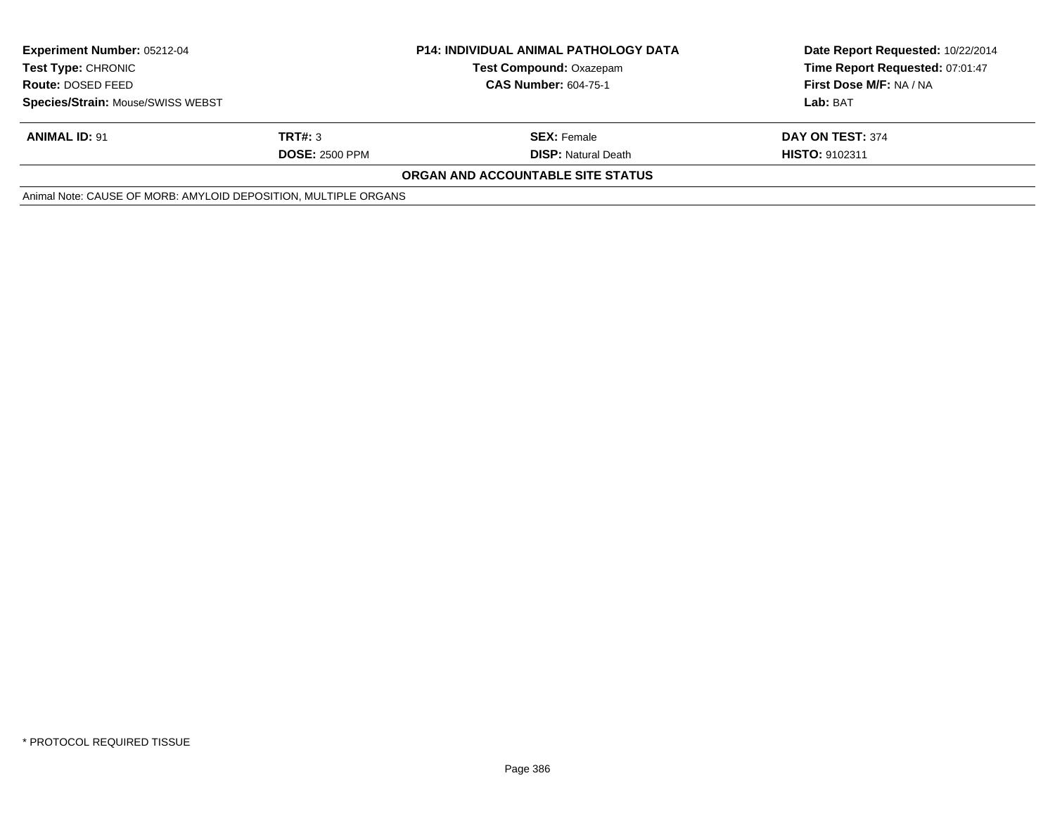| **Experiment Number:** 05212-04 | **P14: INDIVIDUAL ANIMAL PATHOLOGY DATA** | **Date Report Requested:** 10/22/2014 |
|---|---|---|
| **Test Type:** CHRONIC | **Test Compound:** Oxazepam | **Time Report Requested:** 07:01:47 |
| **Route:** DOSED FEED | **CAS Number:** 604-75-1 | **First Dose M/F:** NA / NA |
| **Species/Strain:** Mouse/SWISS WEBST | | **Lab:** BAT |

| **ANIMAL ID:** 91 | **TRT#:** 3 | **SEX:** Female | **DAY ON TEST:** 374 |
|---|---|---|---|
| | **DOSE:** 2500 PPM | **DISP:** Natural Death | **HISTO:** 9102311 |

**ORGAN AND ACCOUNTABLE SITE STATUS**

Animal Note: CAUSE OF MORB: AMYLOID DEPOSITION, MULTIPLE ORGANS

* PROTOCOL REQUIRED TISSUE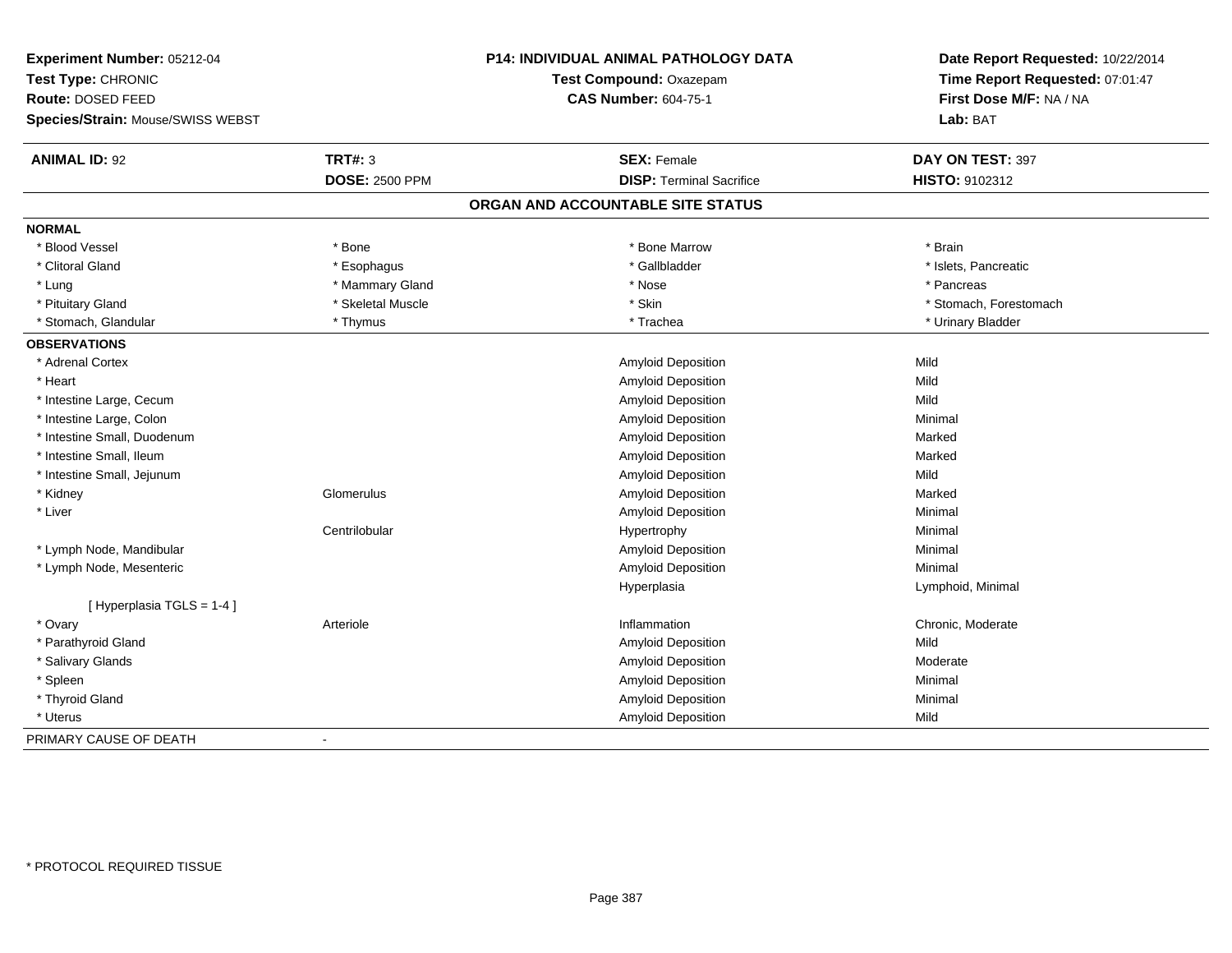**Experiment Number:** 05212-04
**Test Type:** CHRONIC
**Route:** DOSED FEED
**Species/Strain:** Mouse/SWISS WEBST

**P14: INDIVIDUAL ANIMAL PATHOLOGY DATA**
**Test Compound:** Oxazepam
**CAS Number:** 604-75-1

**Date Report Requested:** 10/22/2014
**Time Report Requested:** 07:01:47
**First Dose M/F:** NA / NA
**Lab:** BAT

| **ANIMAL ID:** 92 | **TRT#:** 3 | **SEX:** Female | **DAY ON TEST:** 397 |
|---|---|---|---|
| | **DOSE:** 2500 PPM | **DISP:** Terminal Sacrifice | **HISTO:** 9102312 |

## ORGAN AND ACCOUNTABLE SITE STATUS

| | | | |
|---|---|---|---|
| **NORMAL** | | | |
| * Blood Vessel | * Bone | * Bone Marrow | * Brain |
| * Clitoral Gland | * Esophagus | * Gallbladder | * Islets, Pancreatic |
| * Lung | * Mammary Gland | * Nose | * Pancreas |
| * Pituitary Gland | * Skeletal Muscle | * Skin | * Stomach, Forestomach |
| * Stomach, Glandular | * Thymus | * Trachea | * Urinary Bladder |
| **OBSERVATIONS** | | | |
| * Adrenal Cortex | | Amyloid Deposition | Mild |
| * Heart | | Amyloid Deposition | Mild |
| * Intestine Large, Cecum | | Amyloid Deposition | Mild |
| * Intestine Large, Colon | | Amyloid Deposition | Minimal |
| * Intestine Small, Duodenum | | Amyloid Deposition | Marked |
| * Intestine Small, Ileum | | Amyloid Deposition | Marked |
| * Intestine Small, Jejunum | | Amyloid Deposition | Mild |
| * Kidney | Glomerulus | Amyloid Deposition | Marked |
| * Liver | | Amyloid Deposition | Minimal |
| | Centrilobular | Hypertrophy | Minimal |
| * Lymph Node, Mandibular | | Amyloid Deposition | Minimal |
| * Lymph Node, Mesenteric | | Amyloid Deposition | Minimal |
| | | Hyperplasia | Lymphoid, Minimal |
| [ Hyperplasia TGLS = 1-4 ] | | | |
| * Ovary | Arteriole | Inflammation | Chronic, Moderate |
| * Parathyroid Gland | | Amyloid Deposition | Mild |
| * Salivary Glands | | Amyloid Deposition | Moderate |
| * Spleen | | Amyloid Deposition | Minimal |
| * Thyroid Gland | | Amyloid Deposition | Minimal |
| * Uterus | | Amyloid Deposition | Mild |
| PRIMARY CAUSE OF DEATH | - | | |

* PROTOCOL REQUIRED TISSUE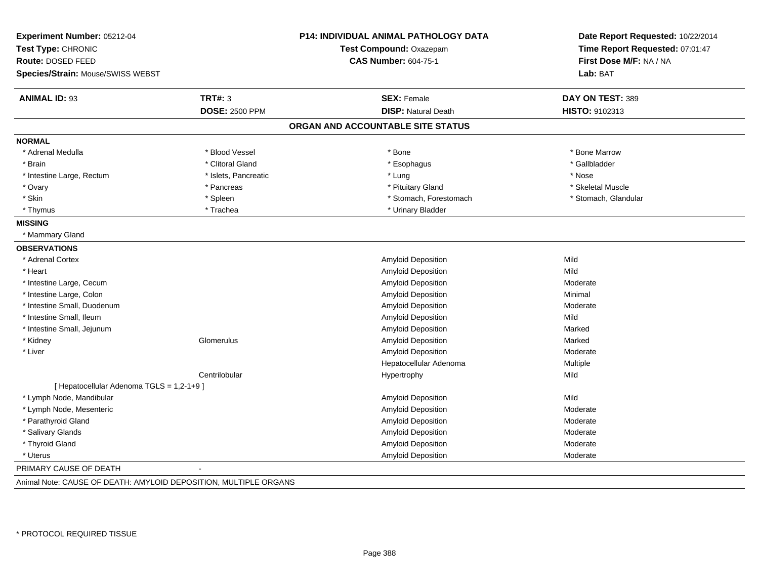**Experiment Number:** 05212-04
**Test Type:** CHRONIC
**Route:** DOSED FEED
**Species/Strain:** Mouse/SWISS WEBST

**P14: INDIVIDUAL ANIMAL PATHOLOGY DATA**
**Test Compound:** Oxazepam
**CAS Number:** 604-75-1

**Date Report Requested:** 10/22/2014
**Time Report Requested:** 07:01:47
**First Dose M/F:** NA / NA
**Lab:** BAT

| **ANIMAL ID:** 93 | **TRT#:** 3 | **SEX:** Female | **DAY ON TEST:** 389 |
|---|---|---|---|
| | **DOSE:** 2500 PPM | **DISP:** Natural Death | **HISTO:** 9102313 |

## ORGAN AND ACCOUNTABLE SITE STATUS

**NORMAL**

| | | | |
|---|---|---|---|
| * Adrenal Medulla | * Blood Vessel | * Bone | * Bone Marrow |
| * Brain | * Clitoral Gland | * Esophagus | * Gallbladder |
| * Intestine Large, Rectum | * Islets, Pancreatic | * Lung | * Nose |
| * Ovary | * Pancreas | * Pituitary Gland | * Skeletal Muscle |
| * Skin | * Spleen | * Stomach, Forestomach | * Stomach, Glandular |
| * Thymus | * Trachea | * Urinary Bladder | |

**MISSING**

* Mammary Gland

**OBSERVATIONS**

| | | | |
|---|---|---|---|
| * Adrenal Cortex | | Amyloid Deposition | Mild |
| * Heart | | Amyloid Deposition | Mild |
| * Intestine Large, Cecum | | Amyloid Deposition | Moderate |
| * Intestine Large, Colon | | Amyloid Deposition | Minimal |
| * Intestine Small, Duodenum | | Amyloid Deposition | Moderate |
| * Intestine Small, Ileum | | Amyloid Deposition | Mild |
| * Intestine Small, Jejunum | | Amyloid Deposition | Marked |
| * Kidney | Glomerulus | Amyloid Deposition | Marked |
| * Liver | | Amyloid Deposition | Moderate |
| | | Hepatocellular Adenoma | Multiple |
| | Centrilobular | Hypertrophy | Mild |
| [ Hepatocellular Adenoma TGLS = 1,2-1+9 ] | | | |
| * Lymph Node, Mandibular | | Amyloid Deposition | Mild |
| * Lymph Node, Mesenteric | | Amyloid Deposition | Moderate |
| * Parathyroid Gland | | Amyloid Deposition | Moderate |
| * Salivary Glands | | Amyloid Deposition | Moderate |
| * Thyroid Gland | | Amyloid Deposition | Moderate |
| * Uterus | | Amyloid Deposition | Moderate |

PRIMARY CAUSE OF DEATH -

Animal Note: CAUSE OF DEATH: AMYLOID DEPOSITION, MULTIPLE ORGANS

* PROTOCOL REQUIRED TISSUE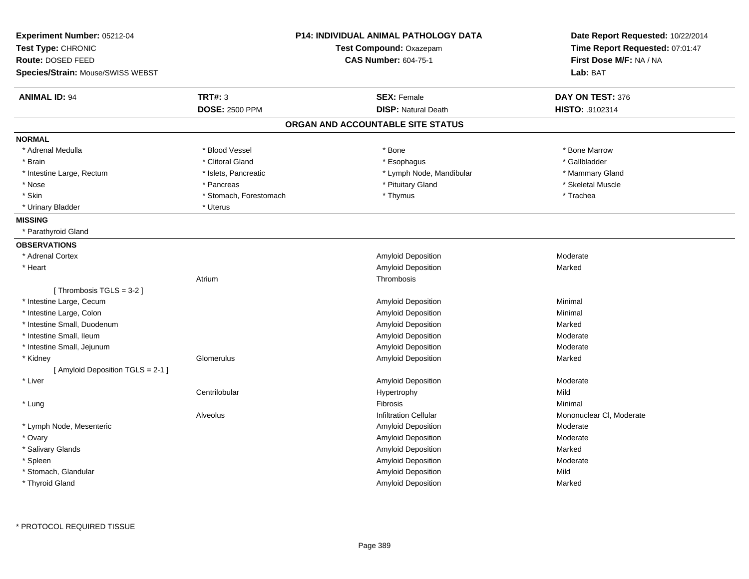**Experiment Number:** 05212-04
**Test Type:** CHRONIC
**Route:** DOSED FEED
**Species/Strain:** Mouse/SWISS WEBST

**P14: INDIVIDUAL ANIMAL PATHOLOGY DATA**
**Test Compound:** Oxazepam
**CAS Number:** 604-75-1

**Date Report Requested:** 10/22/2014
**Time Report Requested:** 07:01:47
**First Dose M/F:** NA / NA
**Lab:** BAT

| **ANIMAL ID:** 94 | **TRT#:** 3 | **SEX:** Female | **DAY ON TEST:** 376 |
|---|---|---|---|
| | **DOSE:** 2500 PPM | **DISP:** Natural Death | **HISTO:** .9102314 |

## ORGAN AND ACCOUNTABLE SITE STATUS

**NORMAL**

| | | | |
|---|---|---|---|
| * Adrenal Medulla | * Blood Vessel | * Bone | * Bone Marrow |
| * Brain | * Clitoral Gland | * Esophagus | * Gallbladder |
| * Intestine Large, Rectum | * Islets, Pancreatic | * Lymph Node, Mandibular | * Mammary Gland |
| * Nose | * Pancreas | * Pituitary Gland | * Skeletal Muscle |
| * Skin | * Stomach, Forestomach | * Thymus | * Trachea |
| * Urinary Bladder | * Uterus | | |

**MISSING**

* Parathyroid Gland

**OBSERVATIONS**

| | | | |
|---|---|---|---|
| * Adrenal Cortex | | Amyloid Deposition | Moderate |
| * Heart | | Amyloid Deposition | Marked |
| | Atrium | Thrombosis | |
| [ Thrombosis TGLS = 3-2 ] | | | |
| * Intestine Large, Cecum | | Amyloid Deposition | Minimal |
| * Intestine Large, Colon | | Amyloid Deposition | Minimal |
| * Intestine Small, Duodenum | | Amyloid Deposition | Marked |
| * Intestine Small, Ileum | | Amyloid Deposition | Moderate |
| * Intestine Small, Jejunum | | Amyloid Deposition | Moderate |
| * Kidney | Glomerulus | Amyloid Deposition | Marked |
| [ Amyloid Deposition TGLS = 2-1 ] | | | |
| * Liver | | Amyloid Deposition | Moderate |
| | Centrilobular | Hypertrophy | Mild |
| * Lung | | Fibrosis | Minimal |
| | Alveolus | Infiltration Cellular | Mononuclear Cl, Moderate |
| * Lymph Node, Mesenteric | | Amyloid Deposition | Moderate |
| * Ovary | | Amyloid Deposition | Moderate |
| * Salivary Glands | | Amyloid Deposition | Marked |
| * Spleen | | Amyloid Deposition | Moderate |
| * Stomach, Glandular | | Amyloid Deposition | Mild |
| * Thyroid Gland | | Amyloid Deposition | Marked |

* PROTOCOL REQUIRED TISSUE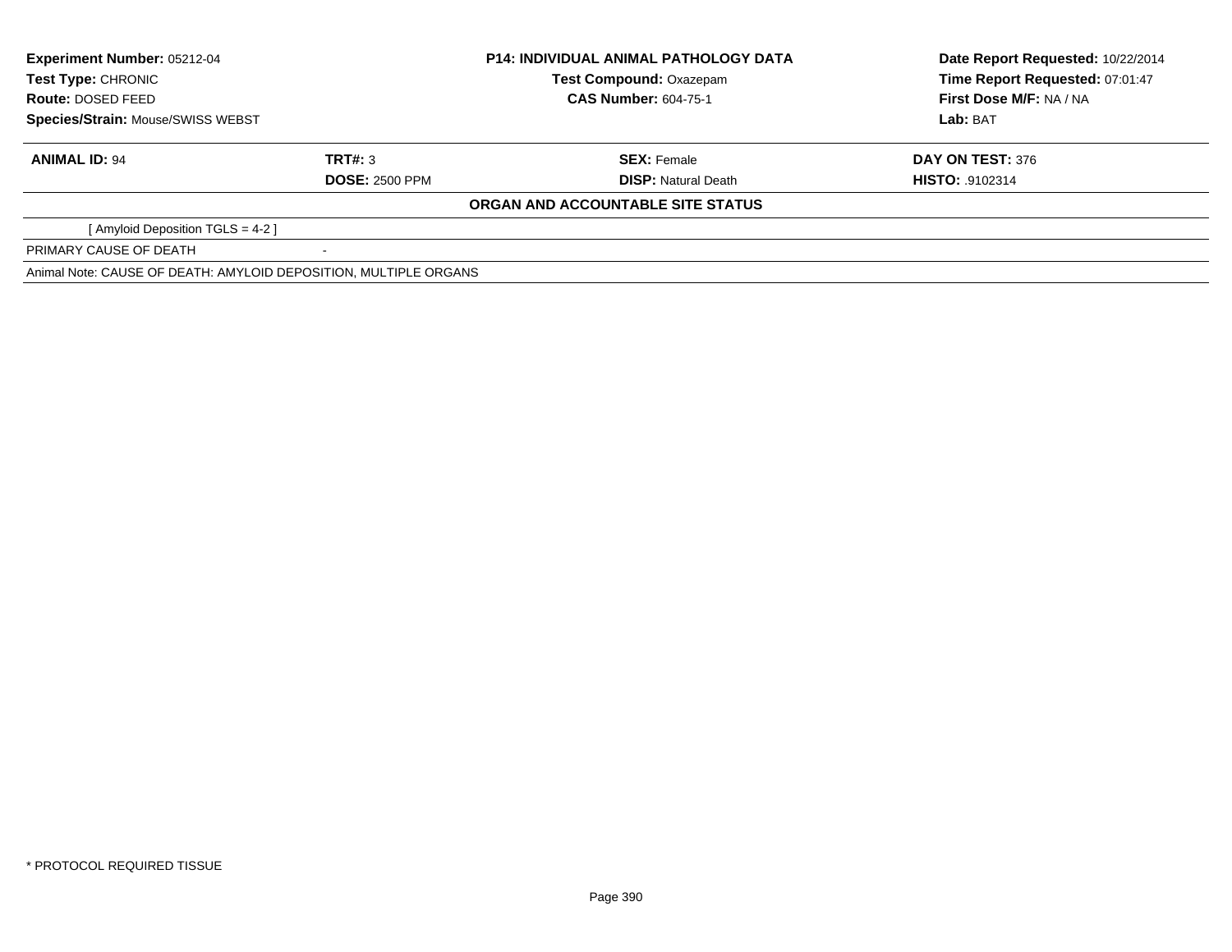| Experiment Number: 05212-04 | P14: INDIVIDUAL ANIMAL PATHOLOGY DATA | Date Report Requested: 10/22/2014 |
|---|---|---|
| Test Type: CHRONIC | Test Compound: Oxazepam | Time Report Requested: 07:01:47 |
| Route: DOSED FEED | CAS Number: 604-75-1 | First Dose M/F: NA / NA |
| Species/Strain: Mouse/SWISS WEBST | | Lab: BAT |

| ANIMAL ID: 94 | TRT#: 3 | SEX: Female | DAY ON TEST: 376 |
|---|---|---|---|
| | DOSE: 2500 PPM | DISP: Natural Death | HISTO: .9102314 |

**ORGAN AND ACCOUNTABLE SITE STATUS**

[ Amyloid Deposition TGLS = 4-2 ]

| PRIMARY CAUSE OF DEATH | - |
|---|---|

Animal Note: CAUSE OF DEATH: AMYLOID DEPOSITION, MULTIPLE ORGANS

* PROTOCOL REQUIRED TISSUE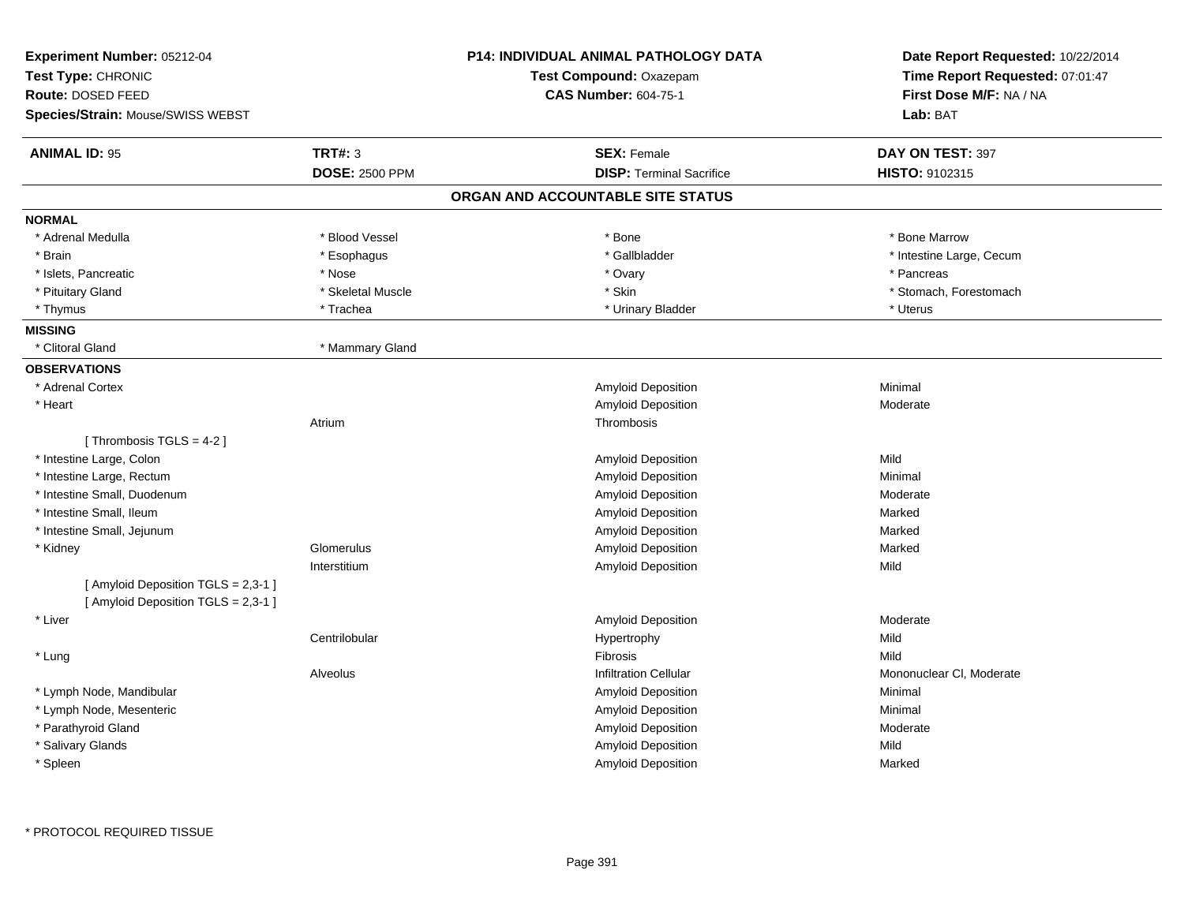**Experiment Number:** 05212-04
**Test Type:** CHRONIC
**Route:** DOSED FEED
**Species/Strain:** Mouse/SWISS WEBST

**P14: INDIVIDUAL ANIMAL PATHOLOGY DATA**
**Test Compound:** Oxazepam
**CAS Number:** 604-75-1

**Date Report Requested:** 10/22/2014
**Time Report Requested:** 07:01:47
**First Dose M/F:** NA / NA
**Lab:** BAT

| **ANIMAL ID:** 95 | **TRT#:** 3 | **SEX:** Female | **DAY ON TEST:** 397 |
|---|---|---|---|
| | **DOSE:** 2500 PPM | **DISP:** Terminal Sacrifice | **HISTO:** 9102315 |

## ORGAN AND ACCOUNTABLE SITE STATUS

**NORMAL**

| | | | |
|---|---|---|---|
| * Adrenal Medulla | * Blood Vessel | * Bone | * Bone Marrow |
| * Brain | * Esophagus | * Gallbladder | * Intestine Large, Cecum |
| * Islets, Pancreatic | * Nose | * Ovary | * Pancreas |
| * Pituitary Gland | * Skeletal Muscle | * Skin | * Stomach, Forestomach |
| * Thymus | * Trachea | * Urinary Bladder | * Uterus |

**MISSING**

| | |
|---|---|
| * Clitoral Gland | * Mammary Gland |

**OBSERVATIONS**

| Organ | Site | Observation | Severity |
|---|---|---|---|
| * Adrenal Cortex | | Amyloid Deposition | Minimal |
| * Heart | | Amyloid Deposition | Moderate |
| | Atrium | Thrombosis | |
| [ Thrombosis TGLS = 4-2 ] | | | |
| * Intestine Large, Colon | | Amyloid Deposition | Mild |
| * Intestine Large, Rectum | | Amyloid Deposition | Minimal |
| * Intestine Small, Duodenum | | Amyloid Deposition | Moderate |
| * Intestine Small, Ileum | | Amyloid Deposition | Marked |
| * Intestine Small, Jejunum | | Amyloid Deposition | Marked |
| * Kidney | Glomerulus | Amyloid Deposition | Marked |
| | Interstitium | Amyloid Deposition | Mild |
| [ Amyloid Deposition TGLS = 2,3-1 ] | | | |
| [ Amyloid Deposition TGLS = 2,3-1 ] | | | |
| * Liver | | Amyloid Deposition | Moderate |
| | Centrilobular | Hypertrophy | Mild |
| * Lung | | Fibrosis | Mild |
| | Alveolus | Infiltration Cellular | Mononuclear Cl, Moderate |
| * Lymph Node, Mandibular | | Amyloid Deposition | Minimal |
| * Lymph Node, Mesenteric | | Amyloid Deposition | Minimal |
| * Parathyroid Gland | | Amyloid Deposition | Moderate |
| * Salivary Glands | | Amyloid Deposition | Mild |
| * Spleen | | Amyloid Deposition | Marked |

* PROTOCOL REQUIRED TISSUE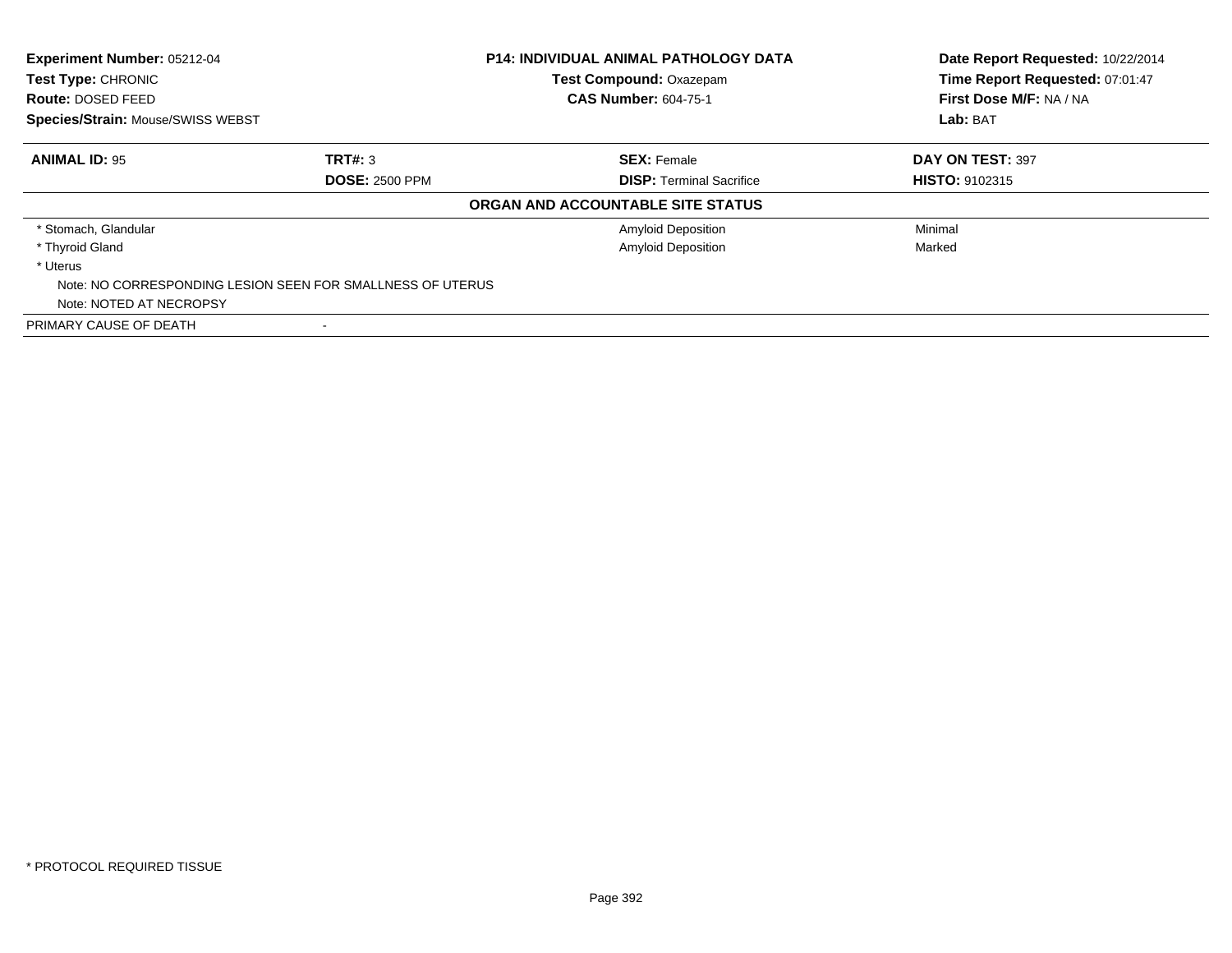**Experiment Number:** 05212-04
**Test Type:** CHRONIC
**Route:** DOSED FEED
**Species/Strain:** Mouse/SWISS WEBST

**P14: INDIVIDUAL ANIMAL PATHOLOGY DATA**
**Test Compound:** Oxazepam
**CAS Number:** 604-75-1

**Date Report Requested:** 10/22/2014
**Time Report Requested:** 07:01:47
**First Dose M/F:** NA / NA
**Lab:** BAT

| **ANIMAL ID:** 95 | **TRT#:** 3 | **SEX:** Female | **DAY ON TEST:** 397 |
|---|---|---|---|
| | **DOSE:** 2500 PPM | **DISP:** Terminal Sacrifice | **HISTO:** 9102315 |

**ORGAN AND ACCOUNTABLE SITE STATUS**

| | | |
|---|---|---|
| * Stomach, Glandular | Amyloid Deposition | Minimal |
| * Thyroid Gland | Amyloid Deposition | Marked |
| * Uterus | | |
| Note: NO CORRESPONDING LESION SEEN FOR SMALLNESS OF UTERUS | | |
| Note: NOTED AT NECROPSY | | |
| PRIMARY CAUSE OF DEATH | - | |

* PROTOCOL REQUIRED TISSUE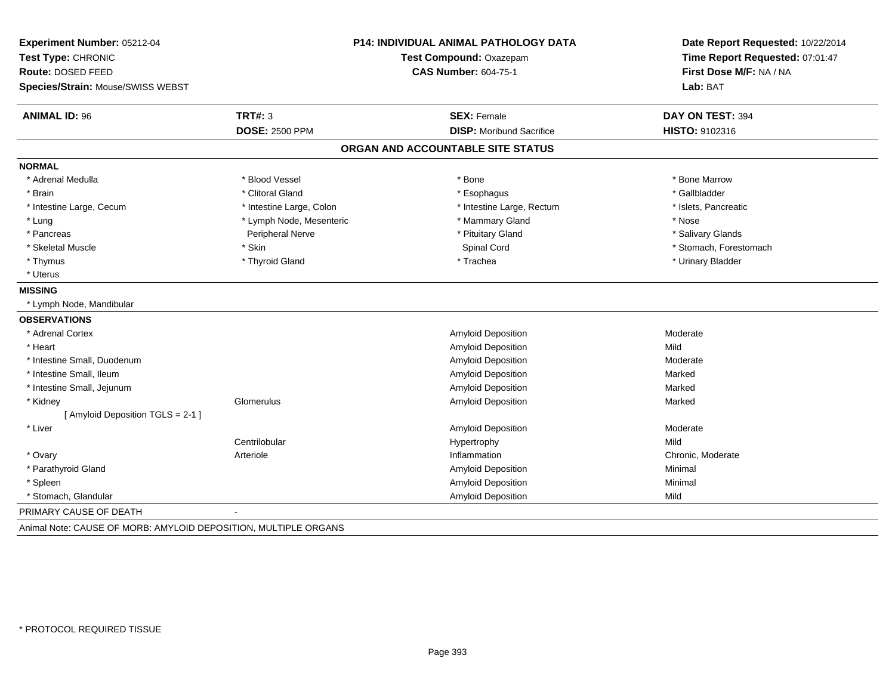**Experiment Number:** 05212-04
**Test Type:** CHRONIC
**Route:** DOSED FEED
**Species/Strain:** Mouse/SWISS WEBST

**P14: INDIVIDUAL ANIMAL PATHOLOGY DATA**
**Test Compound:** Oxazepam
**CAS Number:** 604-75-1

**Date Report Requested:** 10/22/2014
**Time Report Requested:** 07:01:47
**First Dose M/F:** NA / NA
**Lab:** BAT

| **ANIMAL ID:** 96 | **TRT#:** 3 | **SEX:** Female | **DAY ON TEST:** 394 |
|---|---|---|---|
| | **DOSE:** 2500 PPM | **DISP:** Moribund Sacrifice | **HISTO:** 9102316 |

## ORGAN AND ACCOUNTABLE SITE STATUS

**NORMAL**

| | | | |
|---|---|---|---|
| * Adrenal Medulla | * Blood Vessel | * Bone | * Bone Marrow |
| * Brain | * Clitoral Gland | * Esophagus | * Gallbladder |
| * Intestine Large, Cecum | * Intestine Large, Colon | * Intestine Large, Rectum | * Islets, Pancreatic |
| * Lung | * Lymph Node, Mesenteric | * Mammary Gland | * Nose |
| * Pancreas | Peripheral Nerve | * Pituitary Gland | * Salivary Glands |
| * Skeletal Muscle | * Skin | Spinal Cord | * Stomach, Forestomach |
| * Thymus | * Thyroid Gland | * Trachea | * Urinary Bladder |
| * Uterus | | | |

**MISSING**

* Lymph Node, Mandibular

**OBSERVATIONS**

| Organ | Site | Observation | Severity |
|---|---|---|---|
| * Adrenal Cortex | | Amyloid Deposition | Moderate |
| * Heart | | Amyloid Deposition | Mild |
| * Intestine Small, Duodenum | | Amyloid Deposition | Moderate |
| * Intestine Small, Ileum | | Amyloid Deposition | Marked |
| * Intestine Small, Jejunum | | Amyloid Deposition | Marked |
| * Kidney | Glomerulus | Amyloid Deposition | Marked |
| [ Amyloid Deposition TGLS = 2-1 ] | | | |
| * Liver | | Amyloid Deposition | Moderate |
| | Centrilobular | Hypertrophy | Mild |
| * Ovary | Arteriole | Inflammation | Chronic, Moderate |
| * Parathyroid Gland | | Amyloid Deposition | Minimal |
| * Spleen | | Amyloid Deposition | Minimal |
| * Stomach, Glandular | | Amyloid Deposition | Mild |

PRIMARY CAUSE OF DEATH -

Animal Note: CAUSE OF MORB: AMYLOID DEPOSITION, MULTIPLE ORGANS

* PROTOCOL REQUIRED TISSUE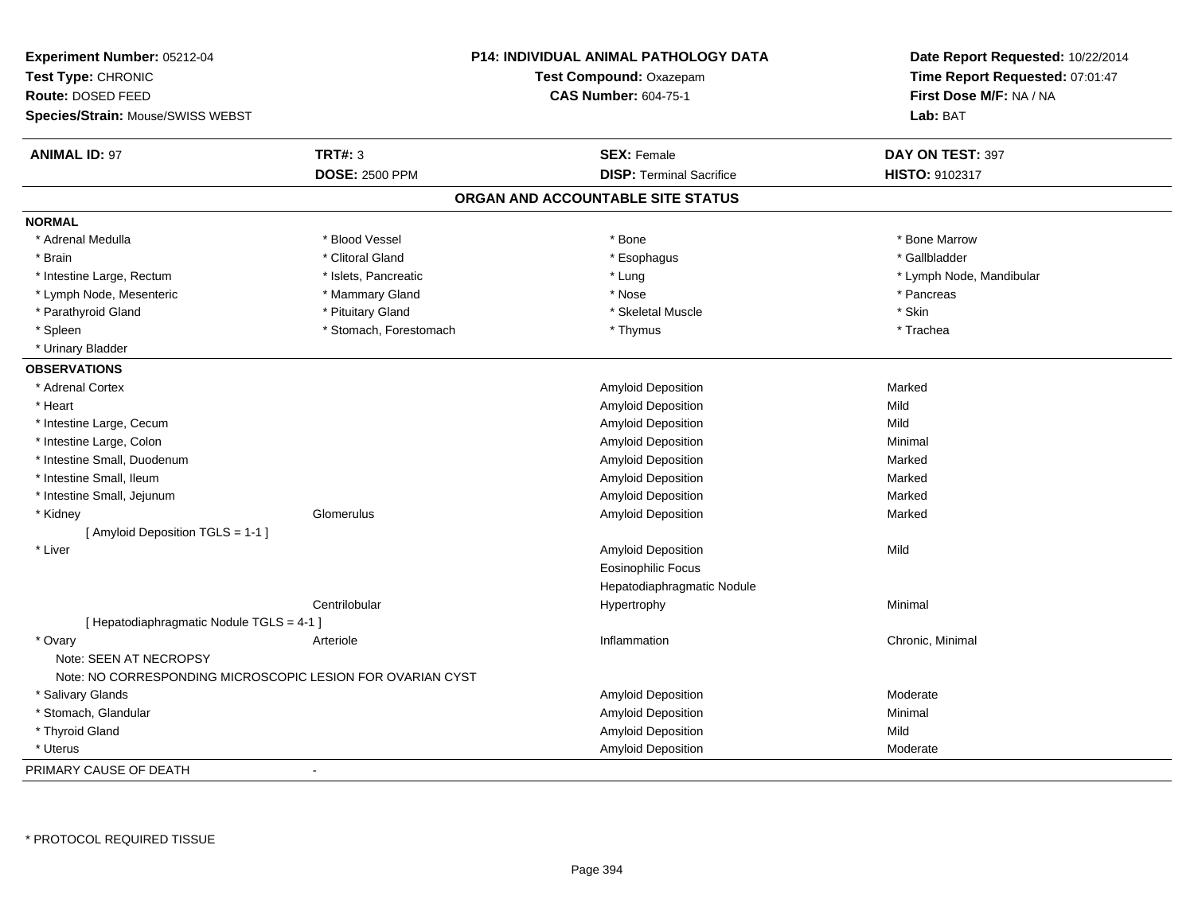**Experiment Number:** 05212-04
**Test Type:** CHRONIC
**Route:** DOSED FEED
**Species/Strain:** Mouse/SWISS WEBST

**P14: INDIVIDUAL ANIMAL PATHOLOGY DATA**
**Test Compound:** Oxazepam
**CAS Number:** 604-75-1

**Date Report Requested:** 10/22/2014
**Time Report Requested:** 07:01:47
**First Dose M/F:** NA / NA
**Lab:** BAT

| **ANIMAL ID:** 97 | **TRT#:** 3 | **SEX:** Female | **DAY ON TEST:** 397 |
|---|---|---|---|
| | **DOSE:** 2500 PPM | **DISP:** Terminal Sacrifice | **HISTO:** 9102317 |

## ORGAN AND ACCOUNTABLE SITE STATUS

**NORMAL**

| | | | |
|---|---|---|---|
| * Adrenal Medulla | * Blood Vessel | * Bone | * Bone Marrow |
| * Brain | * Clitoral Gland | * Esophagus | * Gallbladder |
| * Intestine Large, Rectum | * Islets, Pancreatic | * Lung | * Lymph Node, Mandibular |
| * Lymph Node, Mesenteric | * Mammary Gland | * Nose | * Pancreas |
| * Parathyroid Gland | * Pituitary Gland | * Skeletal Muscle | * Skin |
| * Spleen | * Stomach, Forestomach | * Thymus | * Trachea |
| * Urinary Bladder | | | |

**OBSERVATIONS**

| | | | |
|---|---|---|---|
| * Adrenal Cortex | | Amyloid Deposition | Marked |
| * Heart | | Amyloid Deposition | Mild |
| * Intestine Large, Cecum | | Amyloid Deposition | Mild |
| * Intestine Large, Colon | | Amyloid Deposition | Minimal |
| * Intestine Small, Duodenum | | Amyloid Deposition | Marked |
| * Intestine Small, Ileum | | Amyloid Deposition | Marked |
| * Intestine Small, Jejunum | | Amyloid Deposition | Marked |
| * Kidney | Glomerulus | Amyloid Deposition | Marked |
| [ Amyloid Deposition TGLS = 1-1 ] | | | |
| * Liver | | Amyloid Deposition | Mild |
| | | Eosinophilic Focus | |
| | | Hepatodiaphragmatic Nodule | |
| | Centrilobular | Hypertrophy | Minimal |
| [ Hepatodiaphragmatic Nodule TGLS = 4-1 ] | | | |
| * Ovary | Arteriole | Inflammation | Chronic, Minimal |
| Note: SEEN AT NECROPSY | | | |
| Note: NO CORRESPONDING MICROSCOPIC LESION FOR OVARIAN CYST | | | |
| * Salivary Glands | | Amyloid Deposition | Moderate |
| * Stomach, Glandular | | Amyloid Deposition | Minimal |
| * Thyroid Gland | | Amyloid Deposition | Mild |
| * Uterus | | Amyloid Deposition | Moderate |

PRIMARY CAUSE OF DEATH -

* PROTOCOL REQUIRED TISSUE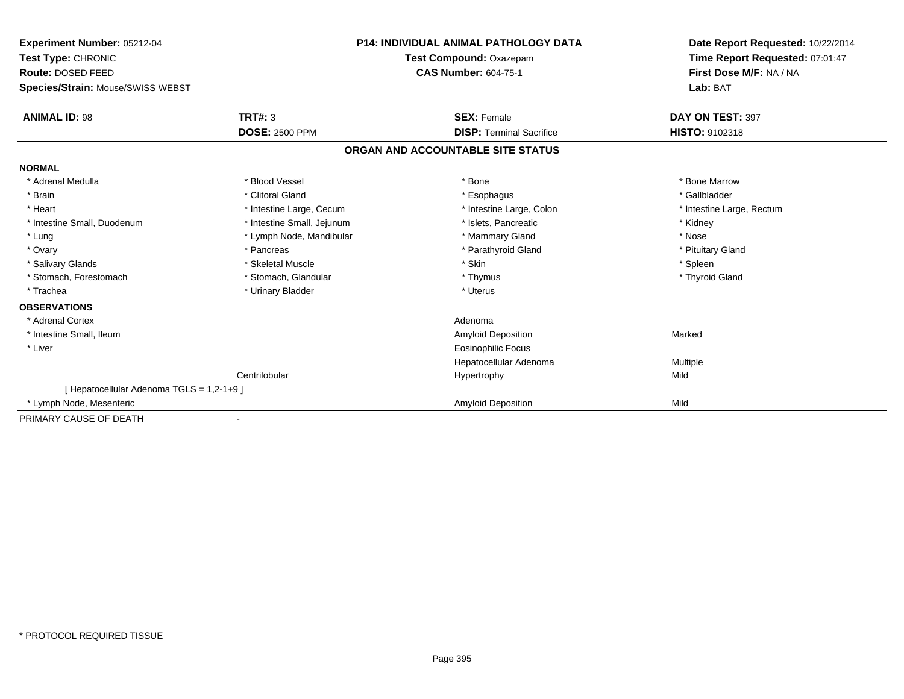**Experiment Number:** 05212-04
**Test Type:** CHRONIC
**Route:** DOSED FEED
**Species/Strain:** Mouse/SWISS WEBST

**P14: INDIVIDUAL ANIMAL PATHOLOGY DATA**
**Test Compound:** Oxazepam
**CAS Number:** 604-75-1

**Date Report Requested:** 10/22/2014
**Time Report Requested:** 07:01:47
**First Dose M/F:** NA / NA
**Lab:** BAT

| **ANIMAL ID:** 98 | **TRT#:** 3 | **SEX:** Female | **DAY ON TEST:** 397 |
|---|---|---|---|
| | **DOSE:** 2500 PPM | **DISP:** Terminal Sacrifice | **HISTO:** 9102318 |

## ORGAN AND ACCOUNTABLE SITE STATUS

**NORMAL**

| | | | |
|---|---|---|---|
| * Adrenal Medulla | * Blood Vessel | * Bone | * Bone Marrow |
| * Brain | * Clitoral Gland | * Esophagus | * Gallbladder |
| * Heart | * Intestine Large, Cecum | * Intestine Large, Colon | * Intestine Large, Rectum |
| * Intestine Small, Duodenum | * Intestine Small, Jejunum | * Islets, Pancreatic | * Kidney |
| * Lung | * Lymph Node, Mandibular | * Mammary Gland | * Nose |
| * Ovary | * Pancreas | * Parathyroid Gland | * Pituitary Gland |
| * Salivary Glands | * Skeletal Muscle | * Skin | * Spleen |
| * Stomach, Forestomach | * Stomach, Glandular | * Thymus | * Thyroid Gland |
| * Trachea | * Urinary Bladder | * Uterus | |

**OBSERVATIONS**

| | | | |
|---|---|---|---|
| * Adrenal Cortex | | Adenoma | |
| * Intestine Small, Ileum | | Amyloid Deposition | Marked |
| * Liver | | Eosinophilic Focus | |
| | | Hepatocellular Adenoma | Multiple |
| | Centrilobular | Hypertrophy | Mild |
| [ Hepatocellular Adenoma TGLS = 1,2-1+9 ] | | | |
| * Lymph Node, Mesenteric | | Amyloid Deposition | Mild |

PRIMARY CAUSE OF DEATH -

* PROTOCOL REQUIRED TISSUE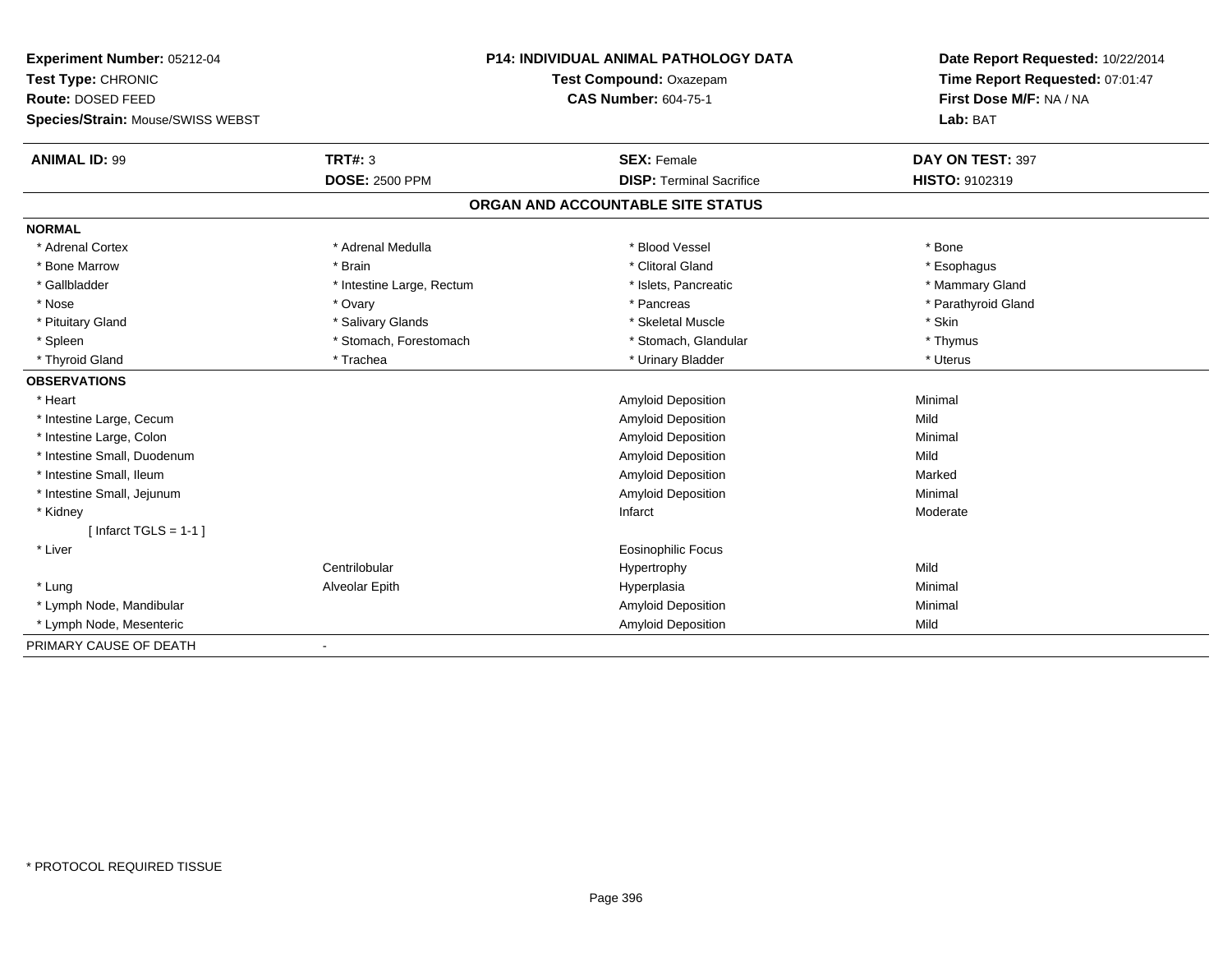**Experiment Number:** 05212-04
**Test Type:** CHRONIC
**Route:** DOSED FEED
**Species/Strain:** Mouse/SWISS WEBST

**P14: INDIVIDUAL ANIMAL PATHOLOGY DATA**
**Test Compound:** Oxazepam
**CAS Number:** 604-75-1

**Date Report Requested:** 10/22/2014
**Time Report Requested:** 07:01:47
**First Dose M/F:** NA / NA
**Lab:** BAT

| **ANIMAL ID:** 99 | **TRT#:** 3 | **SEX:** Female | **DAY ON TEST:** 397 |
|---|---|---|---|
| | **DOSE:** 2500 PPM | **DISP:** Terminal Sacrifice | **HISTO:** 9102319 |

## ORGAN AND ACCOUNTABLE SITE STATUS

**NORMAL**

| | | | |
|---|---|---|---|
| * Adrenal Cortex | * Adrenal Medulla | * Blood Vessel | * Bone |
| * Bone Marrow | * Brain | * Clitoral Gland | * Esophagus |
| * Gallbladder | * Intestine Large, Rectum | * Islets, Pancreatic | * Mammary Gland |
| * Nose | * Ovary | * Pancreas | * Parathyroid Gland |
| * Pituitary Gland | * Salivary Glands | * Skeletal Muscle | * Skin |
| * Spleen | * Stomach, Forestomach | * Stomach, Glandular | * Thymus |
| * Thyroid Gland | * Trachea | * Urinary Bladder | * Uterus |

**OBSERVATIONS**

| | | | |
|---|---|---|---|
| * Heart | | Amyloid Deposition | Minimal |
| * Intestine Large, Cecum | | Amyloid Deposition | Mild |
| * Intestine Large, Colon | | Amyloid Deposition | Minimal |
| * Intestine Small, Duodenum | | Amyloid Deposition | Mild |
| * Intestine Small, Ileum | | Amyloid Deposition | Marked |
| * Intestine Small, Jejunum | | Amyloid Deposition | Minimal |
| * Kidney | | Infarct | Moderate |
| [ Infarct TGLS = 1-1 ] | | | |
| * Liver | | Eosinophilic Focus | |
| | Centrilobular | Hypertrophy | Mild |
| * Lung | Alveolar Epith | Hyperplasia | Minimal |
| * Lymph Node, Mandibular | | Amyloid Deposition | Minimal |
| * Lymph Node, Mesenteric | | Amyloid Deposition | Mild |

PRIMARY CAUSE OF DEATH -

* PROTOCOL REQUIRED TISSUE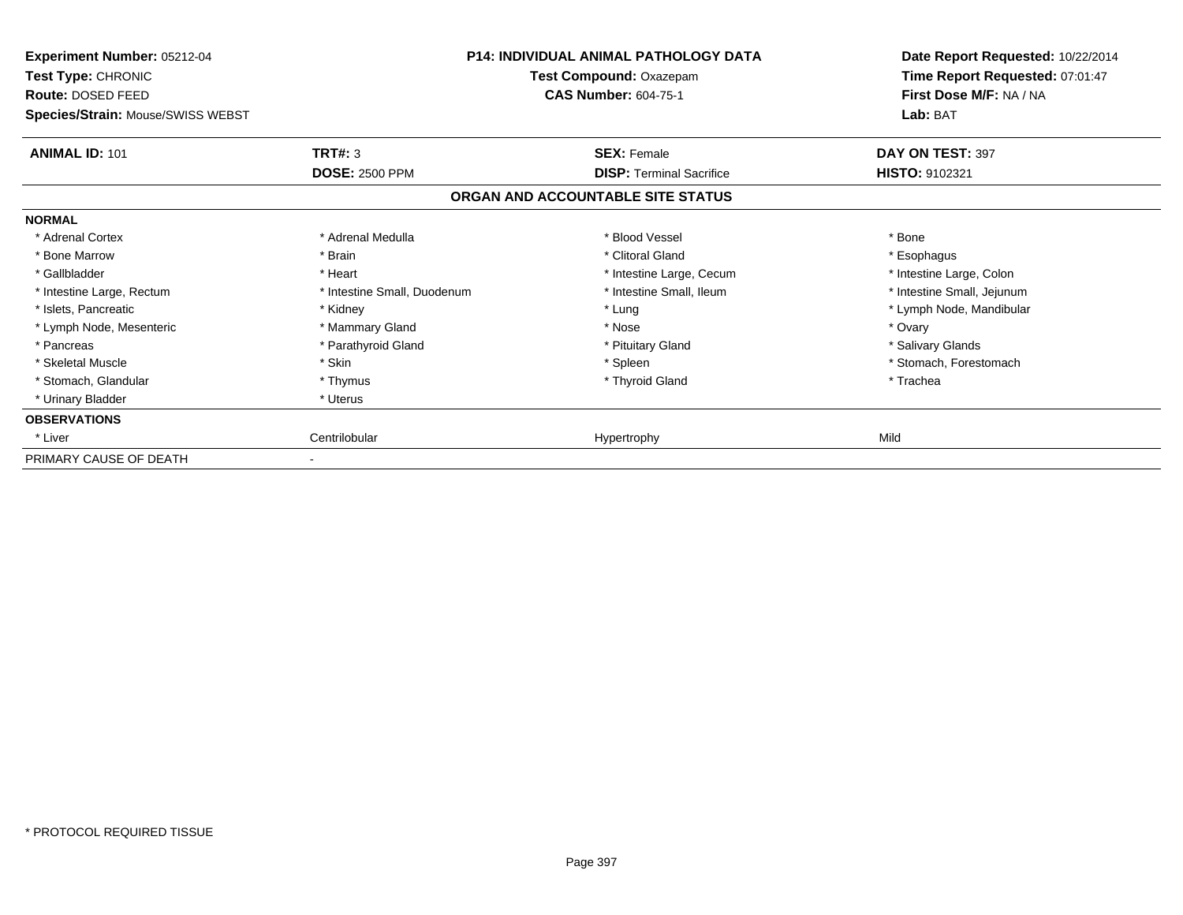**Experiment Number:** 05212-04
**Test Type:** CHRONIC
**Route:** DOSED FEED
**Species/Strain:** Mouse/SWISS WEBST

**P14: INDIVIDUAL ANIMAL PATHOLOGY DATA**
**Test Compound:** Oxazepam
**CAS Number:** 604-75-1

**Date Report Requested:** 10/22/2014
**Time Report Requested:** 07:01:47
**First Dose M/F:** NA / NA
**Lab:** BAT

| **ANIMAL ID:** 101 | **TRT#:** 3 | **SEX:** Female | **DAY ON TEST:** 397 |
|---|---|---|---|
| | **DOSE:** 2500 PPM | **DISP:** Terminal Sacrifice | **HISTO:** 9102321 |

## ORGAN AND ACCOUNTABLE SITE STATUS

| | | | |
|---|---|---|---|
| **NORMAL** | | | |
| * Adrenal Cortex | * Adrenal Medulla | * Blood Vessel | * Bone |
| * Bone Marrow | * Brain | * Clitoral Gland | * Esophagus |
| * Gallbladder | * Heart | * Intestine Large, Cecum | * Intestine Large, Colon |
| * Intestine Large, Rectum | * Intestine Small, Duodenum | * Intestine Small, Ileum | * Intestine Small, Jejunum |
| * Islets, Pancreatic | * Kidney | * Lung | * Lymph Node, Mandibular |
| * Lymph Node, Mesenteric | * Mammary Gland | * Nose | * Ovary |
| * Pancreas | * Parathyroid Gland | * Pituitary Gland | * Salivary Glands |
| * Skeletal Muscle | * Skin | * Spleen | * Stomach, Forestomach |
| * Stomach, Glandular | * Thymus | * Thyroid Gland | * Trachea |
| * Urinary Bladder | * Uterus | | |
| **OBSERVATIONS** | | | |
| * Liver | Centrilobular | Hypertrophy | Mild |
| PRIMARY CAUSE OF DEATH | - | | |

* PROTOCOL REQUIRED TISSUE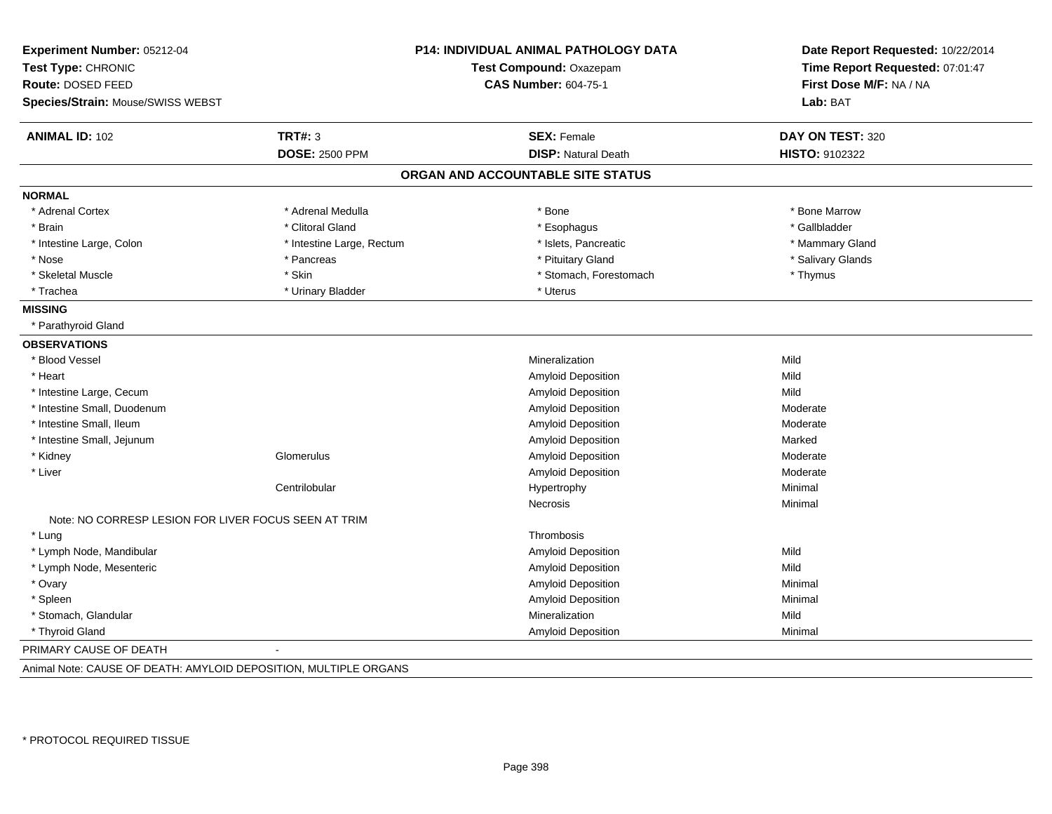**Experiment Number:** 05212-04
**Test Type:** CHRONIC
**Route:** DOSED FEED
**Species/Strain:** Mouse/SWISS WEBST

**P14: INDIVIDUAL ANIMAL PATHOLOGY DATA**
**Test Compound:** Oxazepam
**CAS Number:** 604-75-1

**Date Report Requested:** 10/22/2014
**Time Report Requested:** 07:01:47
**First Dose M/F:** NA / NA
**Lab:** BAT

| **ANIMAL ID:** 102 | **TRT#:** 3 | **SEX:** Female | **DAY ON TEST:** 320 |
|---|---|---|---|
| | **DOSE:** 2500 PPM | **DISP:** Natural Death | **HISTO:** 9102322 |

## ORGAN AND ACCOUNTABLE SITE STATUS

**NORMAL**

| | | | |
|---|---|---|---|
| * Adrenal Cortex | * Adrenal Medulla | * Bone | * Bone Marrow |
| * Brain | * Clitoral Gland | * Esophagus | * Gallbladder |
| * Intestine Large, Colon | * Intestine Large, Rectum | * Islets, Pancreatic | * Mammary Gland |
| * Nose | * Pancreas | * Pituitary Gland | * Salivary Glands |
| * Skeletal Muscle | * Skin | * Stomach, Forestomach | * Thymus |
| * Trachea | * Urinary Bladder | * Uterus | |

**MISSING**

* Parathyroid Gland

**OBSERVATIONS**

| Organ | Site | Observation | Severity |
|---|---|---|---|
| * Blood Vessel | | Mineralization | Mild |
| * Heart | | Amyloid Deposition | Mild |
| * Intestine Large, Cecum | | Amyloid Deposition | Mild |
| * Intestine Small, Duodenum | | Amyloid Deposition | Moderate |
| * Intestine Small, Ileum | | Amyloid Deposition | Moderate |
| * Intestine Small, Jejunum | | Amyloid Deposition | Marked |
| * Kidney | Glomerulus | Amyloid Deposition | Moderate |
| * Liver | | Amyloid Deposition | Moderate |
| | Centrilobular | Hypertrophy | Minimal |
| | | Necrosis | Minimal |
| Note: NO CORRESP LESION FOR LIVER FOCUS SEEN AT TRIM | | | |
| * Lung | | Thrombosis | |
| * Lymph Node, Mandibular | | Amyloid Deposition | Mild |
| * Lymph Node, Mesenteric | | Amyloid Deposition | Mild |
| * Ovary | | Amyloid Deposition | Minimal |
| * Spleen | | Amyloid Deposition | Minimal |
| * Stomach, Glandular | | Mineralization | Mild |
| * Thyroid Gland | | Amyloid Deposition | Minimal |

PRIMARY CAUSE OF DEATH -

Animal Note: CAUSE OF DEATH: AMYLOID DEPOSITION, MULTIPLE ORGANS

* PROTOCOL REQUIRED TISSUE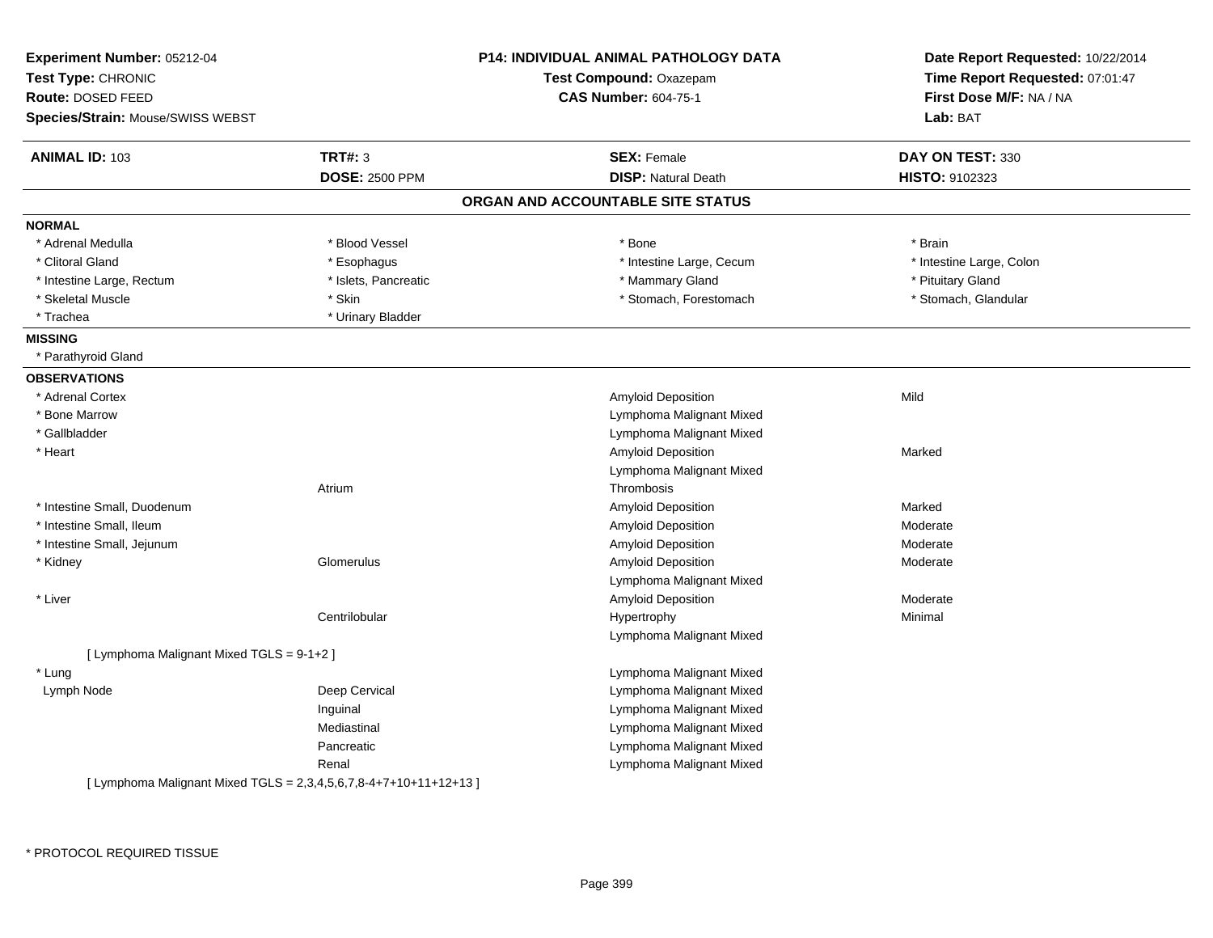**Experiment Number:** 05212-04
**Test Type:** CHRONIC
**Route:** DOSED FEED
**Species/Strain:** Mouse/SWISS WEBST

**P14: INDIVIDUAL ANIMAL PATHOLOGY DATA**
**Test Compound:** Oxazepam
**CAS Number:** 604-75-1

**Date Report Requested:** 10/22/2014
**Time Report Requested:** 07:01:47
**First Dose M/F:** NA / NA
**Lab:** BAT

| **ANIMAL ID:** 103 | **TRT#:** 3 | **SEX:** Female | **DAY ON TEST:** 330 |
|---|---|---|---|
| | **DOSE:** 2500 PPM | **DISP:** Natural Death | **HISTO:** 9102323 |

## ORGAN AND ACCOUNTABLE SITE STATUS

**NORMAL**

| | | | |
|---|---|---|---|
| * Adrenal Medulla | * Blood Vessel | * Bone | * Brain |
| * Clitoral Gland | * Esophagus | * Intestine Large, Cecum | * Intestine Large, Colon |
| * Intestine Large, Rectum | * Islets, Pancreatic | * Mammary Gland | * Pituitary Gland |
| * Skeletal Muscle | * Skin | * Stomach, Forestomach | * Stomach, Glandular |
| * Trachea | * Urinary Bladder | | |

**MISSING**

* Parathyroid Gland

**OBSERVATIONS**

| | | | |
|---|---|---|---|
| * Adrenal Cortex | | Amyloid Deposition | Mild |
| * Bone Marrow | | Lymphoma Malignant Mixed | |
| * Gallbladder | | Lymphoma Malignant Mixed | |
| * Heart | | Amyloid Deposition | Marked |
| | | Lymphoma Malignant Mixed | |
| | Atrium | Thrombosis | |
| * Intestine Small, Duodenum | | Amyloid Deposition | Marked |
| * Intestine Small, Ileum | | Amyloid Deposition | Moderate |
| * Intestine Small, Jejunum | | Amyloid Deposition | Moderate |
| * Kidney | Glomerulus | Amyloid Deposition | Moderate |
| | | Lymphoma Malignant Mixed | |
| * Liver | | Amyloid Deposition | Moderate |
| | Centrilobular | Hypertrophy | Minimal |
| | | Lymphoma Malignant Mixed | |
| [ Lymphoma Malignant Mixed TGLS = 9-1+2 ] | | | |
| * Lung | | Lymphoma Malignant Mixed | |
| Lymph Node | Deep Cervical | Lymphoma Malignant Mixed | |
| | Inguinal | Lymphoma Malignant Mixed | |
| | Mediastinal | Lymphoma Malignant Mixed | |
| | Pancreatic | Lymphoma Malignant Mixed | |
| | Renal | Lymphoma Malignant Mixed | |
| [ Lymphoma Malignant Mixed TGLS = 2,3,4,5,6,7,8-4+7+10+11+12+13 ] | | | |

* PROTOCOL REQUIRED TISSUE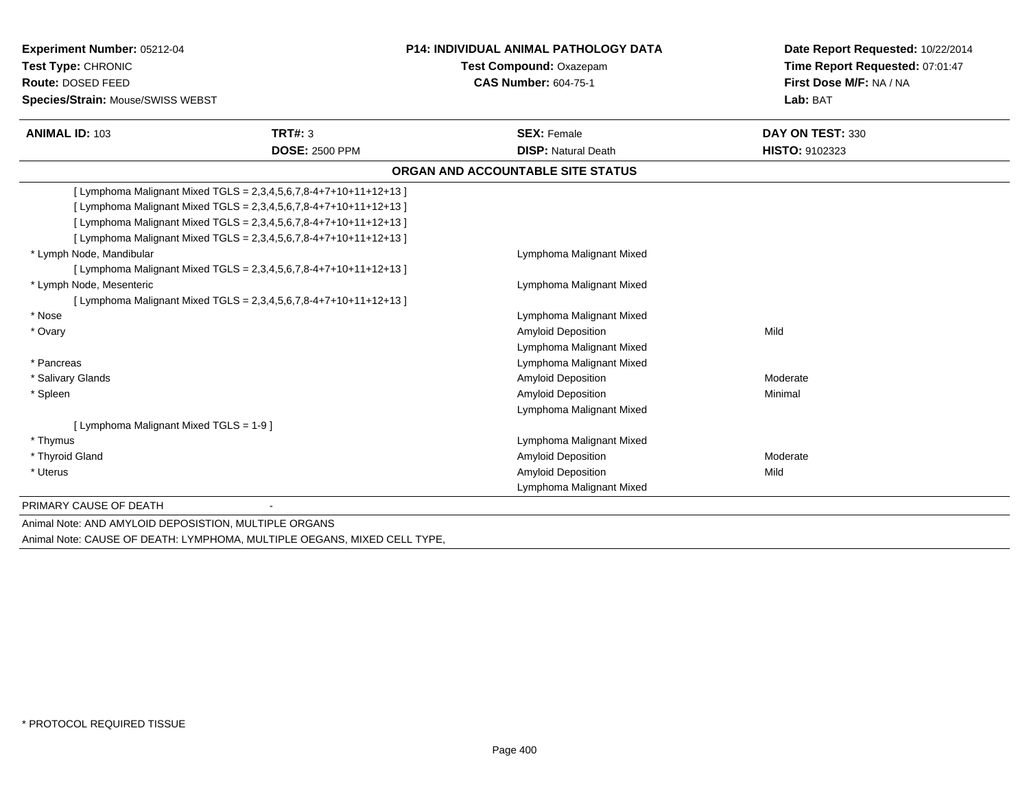**Experiment Number:** 05212-04
**Test Type:** CHRONIC
**Route:** DOSED FEED
**Species/Strain:** Mouse/SWISS WEBST

**P14: INDIVIDUAL ANIMAL PATHOLOGY DATA**
**Test Compound:** Oxazepam
**CAS Number:** 604-75-1

**Date Report Requested:** 10/22/2014
**Time Report Requested:** 07:01:47
**First Dose M/F:** NA / NA
**Lab:** BAT

| **ANIMAL ID:** 103 | **TRT#:** 3 | **SEX:** Female | **DAY ON TEST:** 330 |
|---|---|---|---|
| | **DOSE:** 2500 PPM | **DISP:** Natural Death | **HISTO:** 9102323 |

**ORGAN AND ACCOUNTABLE SITE STATUS**

| Organ | Finding | Severity |
|---|---|---|
| [ Lymphoma Malignant Mixed TGLS = 2,3,4,5,6,7,8-4+7+10+11+12+13 ] | | |
| [ Lymphoma Malignant Mixed TGLS = 2,3,4,5,6,7,8-4+7+10+11+12+13 ] | | |
| [ Lymphoma Malignant Mixed TGLS = 2,3,4,5,6,7,8-4+7+10+11+12+13 ] | | |
| [ Lymphoma Malignant Mixed TGLS = 2,3,4,5,6,7,8-4+7+10+11+12+13 ] | | |
| * Lymph Node, Mandibular | Lymphoma Malignant Mixed | |
| [ Lymphoma Malignant Mixed TGLS = 2,3,4,5,6,7,8-4+7+10+11+12+13 ] | | |
| * Lymph Node, Mesenteric | Lymphoma Malignant Mixed | |
| [ Lymphoma Malignant Mixed TGLS = 2,3,4,5,6,7,8-4+7+10+11+12+13 ] | | |
| * Nose | Lymphoma Malignant Mixed | |
| * Ovary | Amyloid Deposition | Mild |
| | Lymphoma Malignant Mixed | |
| * Pancreas | Lymphoma Malignant Mixed | |
| * Salivary Glands | Amyloid Deposition | Moderate |
| * Spleen | Amyloid Deposition | Minimal |
| | Lymphoma Malignant Mixed | |
| [ Lymphoma Malignant Mixed TGLS = 1-9 ] | | |
| * Thymus | Lymphoma Malignant Mixed | |
| * Thyroid Gland | Amyloid Deposition | Moderate |
| * Uterus | Amyloid Deposition | Mild |
| | Lymphoma Malignant Mixed | |

PRIMARY CAUSE OF DEATH -

Animal Note: AND AMYLOID DEPOSISTION, MULTIPLE ORGANS
Animal Note: CAUSE OF DEATH: LYMPHOMA, MULTIPLE OEGANS, MIXED CELL TYPE,

* PROTOCOL REQUIRED TISSUE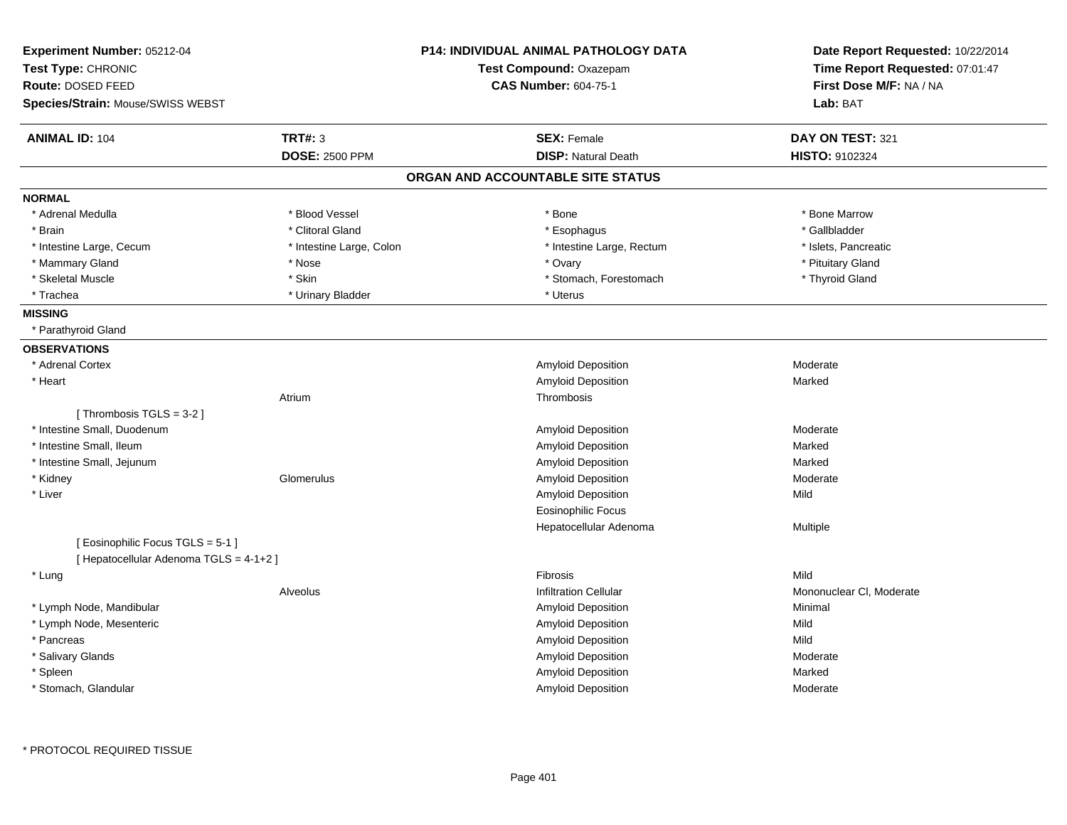**Experiment Number:** 05212-04
**Test Type:** CHRONIC
**Route:** DOSED FEED
**Species/Strain:** Mouse/SWISS WEBST

**P14: INDIVIDUAL ANIMAL PATHOLOGY DATA**
**Test Compound:** Oxazepam
**CAS Number:** 604-75-1

**Date Report Requested:** 10/22/2014
**Time Report Requested:** 07:01:47
**First Dose M/F:** NA / NA
**Lab:** BAT

| **ANIMAL ID:** 104 | **TRT#:** 3 | **SEX:** Female | **DAY ON TEST:** 321 |
|---|---|---|---|
| | **DOSE:** 2500 PPM | **DISP:** Natural Death | **HISTO:** 9102324 |

## ORGAN AND ACCOUNTABLE SITE STATUS

**NORMAL**

| | | | |
|---|---|---|---|
| * Adrenal Medulla | * Blood Vessel | * Bone | * Bone Marrow |
| * Brain | * Clitoral Gland | * Esophagus | * Gallbladder |
| * Intestine Large, Cecum | * Intestine Large, Colon | * Intestine Large, Rectum | * Islets, Pancreatic |
| * Mammary Gland | * Nose | * Ovary | * Pituitary Gland |
| * Skeletal Muscle | * Skin | * Stomach, Forestomach | * Thyroid Gland |
| * Trachea | * Urinary Bladder | * Uterus | |

**MISSING**

* Parathyroid Gland

**OBSERVATIONS**

| | | | |
|---|---|---|---|
| * Adrenal Cortex | | Amyloid Deposition | Moderate |
| * Heart | | Amyloid Deposition | Marked |
| | Atrium | Thrombosis | |
| [ Thrombosis TGLS = 3-2 ] | | | |
| * Intestine Small, Duodenum | | Amyloid Deposition | Moderate |
| * Intestine Small, Ileum | | Amyloid Deposition | Marked |
| * Intestine Small, Jejunum | | Amyloid Deposition | Marked |
| * Kidney | Glomerulus | Amyloid Deposition | Moderate |
| * Liver | | Amyloid Deposition | Mild |
| | | Eosinophilic Focus | |
| | | Hepatocellular Adenoma | Multiple |
| [ Eosinophilic Focus TGLS = 5-1 ] | | | |
| [ Hepatocellular Adenoma TGLS = 4-1+2 ] | | | |
| * Lung | | Fibrosis | Mild |
| | Alveolus | Infiltration Cellular | Mononuclear Cl, Moderate |
| * Lymph Node, Mandibular | | Amyloid Deposition | Minimal |
| * Lymph Node, Mesenteric | | Amyloid Deposition | Mild |
| * Pancreas | | Amyloid Deposition | Mild |
| * Salivary Glands | | Amyloid Deposition | Moderate |
| * Spleen | | Amyloid Deposition | Marked |
| * Stomach, Glandular | | Amyloid Deposition | Moderate |

* PROTOCOL REQUIRED TISSUE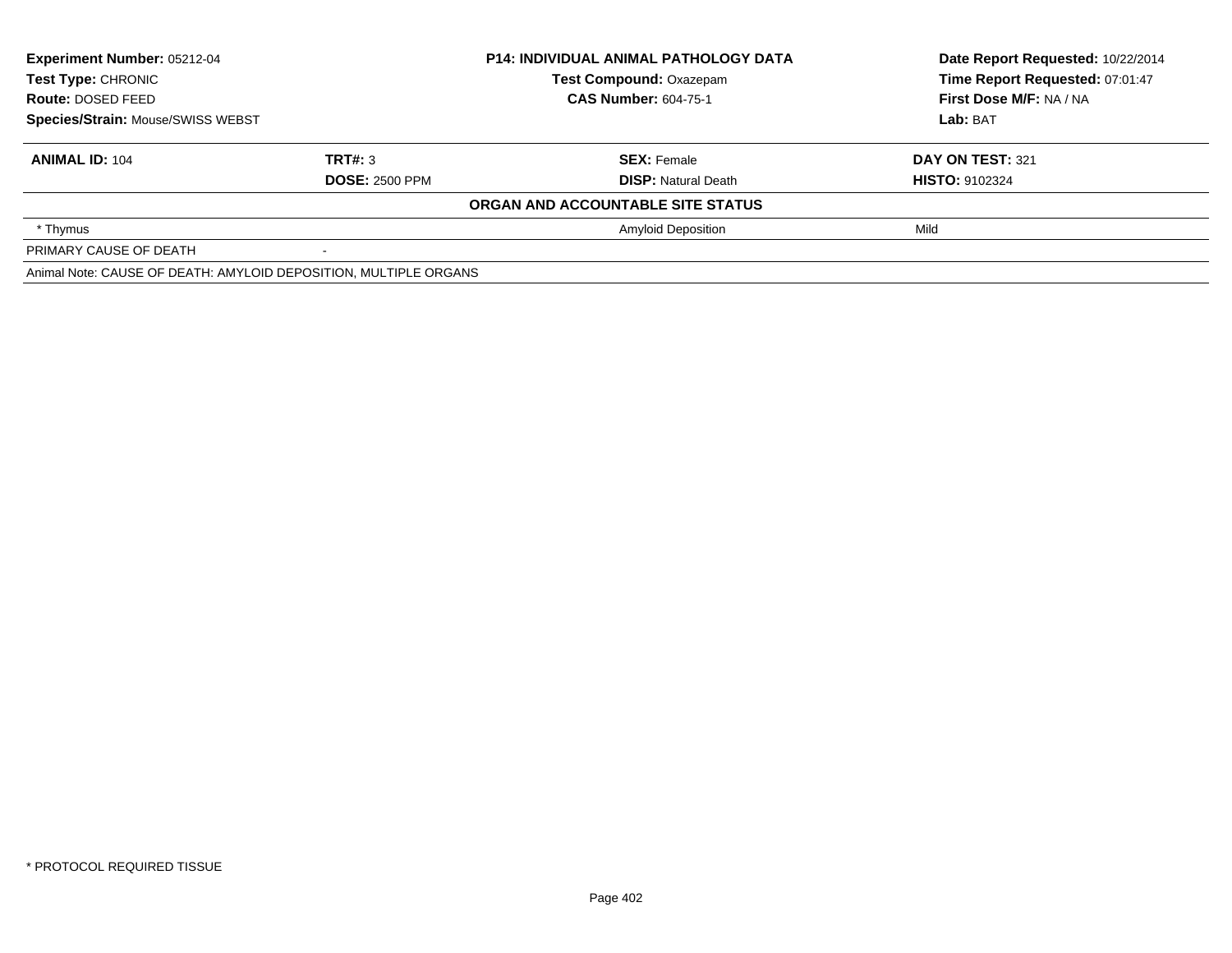**Experiment Number:** 05212-04
**Test Type:** CHRONIC
**Route:** DOSED FEED
**Species/Strain:** Mouse/SWISS WEBST

**P14: INDIVIDUAL ANIMAL PATHOLOGY DATA**
**Test Compound:** Oxazepam
**CAS Number:** 604-75-1

**Date Report Requested:** 10/22/2014
**Time Report Requested:** 07:01:47
**First Dose M/F:** NA / NA
**Lab:** BAT

| **ANIMAL ID:** 104 | **TRT#:** 3 | **SEX:** Female | **DAY ON TEST:** 321 |
|---|---|---|---|
| | **DOSE:** 2500 PPM | **DISP:** Natural Death | **HISTO:** 9102324 |

**ORGAN AND ACCOUNTABLE SITE STATUS**

| | | | |
|---|---|---|---|
| * Thymus | | Amyloid Deposition | Mild |
| PRIMARY CAUSE OF DEATH | - | | |

Animal Note: CAUSE OF DEATH: AMYLOID DEPOSITION, MULTIPLE ORGANS

* PROTOCOL REQUIRED TISSUE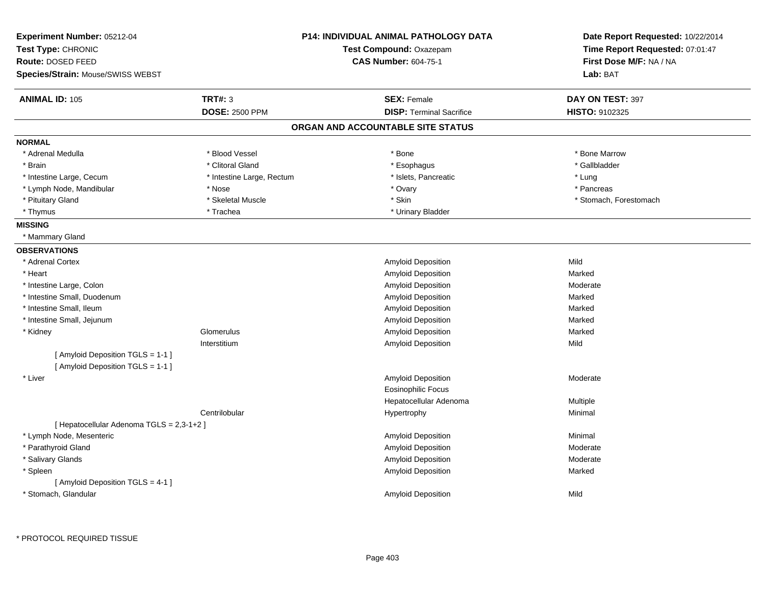**Experiment Number:** 05212-04
**Test Type:** CHRONIC
**Route:** DOSED FEED
**Species/Strain:** Mouse/SWISS WEBST

**P14: INDIVIDUAL ANIMAL PATHOLOGY DATA**
**Test Compound:** Oxazepam
**CAS Number:** 604-75-1

**Date Report Requested:** 10/22/2014
**Time Report Requested:** 07:01:47
**First Dose M/F:** NA / NA
**Lab:** BAT

| **ANIMAL ID:** 105 | **TRT#:** 3 | **SEX:** Female | **DAY ON TEST:** 397 |
|---|---|---|---|
| | **DOSE:** 2500 PPM | **DISP:** Terminal Sacrifice | **HISTO:** 9102325 |

## ORGAN AND ACCOUNTABLE SITE STATUS

**NORMAL**

| | | | |
|---|---|---|---|
| * Adrenal Medulla | * Blood Vessel | * Bone | * Bone Marrow |
| * Brain | * Clitoral Gland | * Esophagus | * Gallbladder |
| * Intestine Large, Cecum | * Intestine Large, Rectum | * Islets, Pancreatic | * Lung |
| * Lymph Node, Mandibular | * Nose | * Ovary | * Pancreas |
| * Pituitary Gland | * Skeletal Muscle | * Skin | * Stomach, Forestomach |
| * Thymus | * Trachea | * Urinary Bladder | |

**MISSING**

* Mammary Gland

**OBSERVATIONS**

| Organ | Site | Observation | Severity |
|---|---|---|---|
| * Adrenal Cortex | | Amyloid Deposition | Mild |
| * Heart | | Amyloid Deposition | Marked |
| * Intestine Large, Colon | | Amyloid Deposition | Moderate |
| * Intestine Small, Duodenum | | Amyloid Deposition | Marked |
| * Intestine Small, Ileum | | Amyloid Deposition | Marked |
| * Intestine Small, Jejunum | | Amyloid Deposition | Marked |
| * Kidney | Glomerulus | Amyloid Deposition | Marked |
| | Interstitium | Amyloid Deposition | Mild |
| [ Amyloid Deposition TGLS = 1-1 ] | | | |
| [ Amyloid Deposition TGLS = 1-1 ] | | | |
| * Liver | | Amyloid Deposition | Moderate |
| | | Eosinophilic Focus | |
| | | Hepatocellular Adenoma | Multiple |
| | Centrilobular | Hypertrophy | Minimal |
| [ Hepatocellular Adenoma TGLS = 2,3-1+2 ] | | | |
| * Lymph Node, Mesenteric | | Amyloid Deposition | Minimal |
| * Parathyroid Gland | | Amyloid Deposition | Moderate |
| * Salivary Glands | | Amyloid Deposition | Moderate |
| * Spleen | | Amyloid Deposition | Marked |
| [ Amyloid Deposition TGLS = 4-1 ] | | | |
| * Stomach, Glandular | | Amyloid Deposition | Mild |

* PROTOCOL REQUIRED TISSUE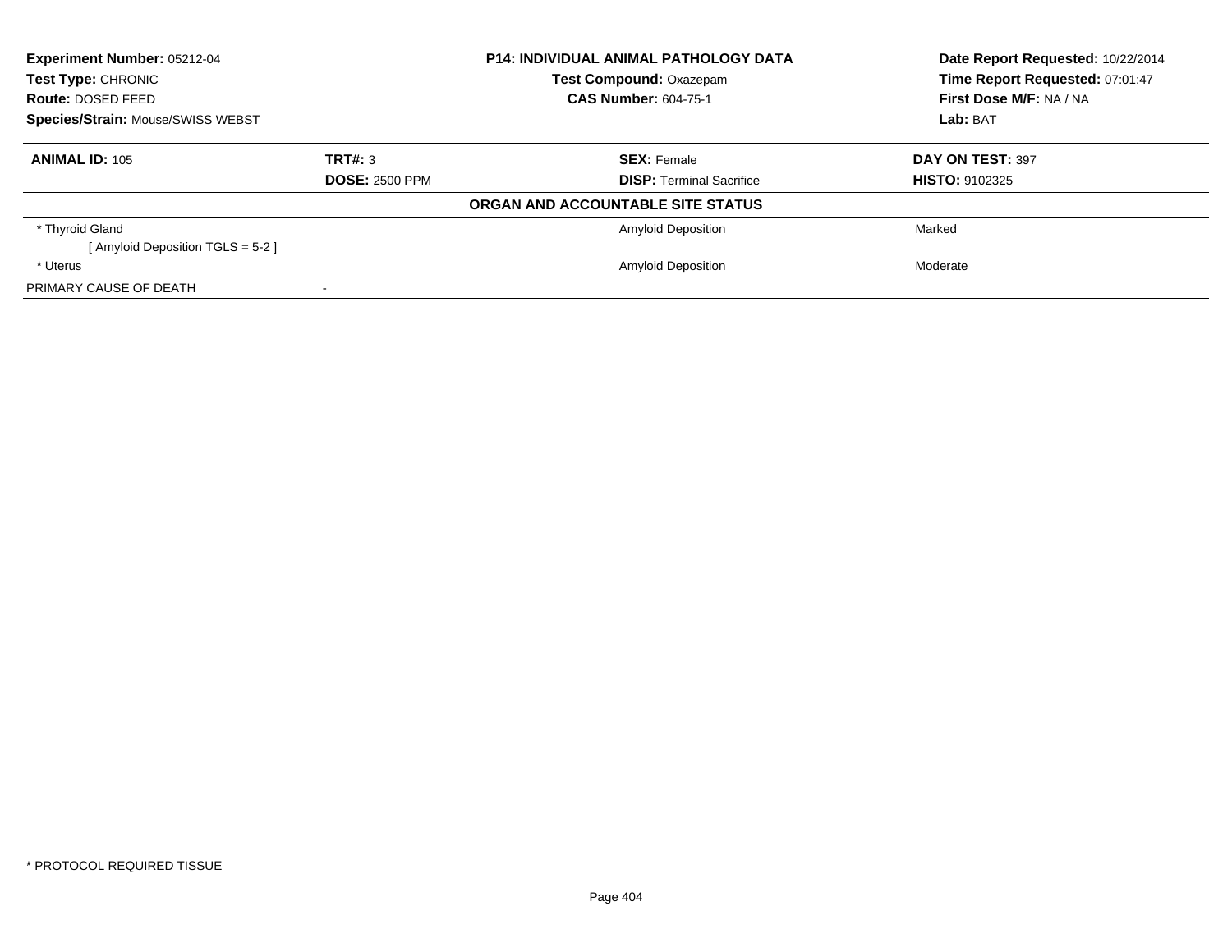| **Experiment Number:** 05212-04 | **P14: INDIVIDUAL ANIMAL PATHOLOGY DATA** | **Date Report Requested:** 10/22/2014 |
|---|---|---|
| **Test Type:** CHRONIC | **Test Compound:** Oxazepam | **Time Report Requested:** 07:01:47 |
| **Route:** DOSED FEED | **CAS Number:** 604-75-1 | **First Dose M/F:** NA / NA |
| **Species/Strain:** Mouse/SWISS WEBST | | **Lab:** BAT |

| **ANIMAL ID:** 105 | **TRT#:** 3 | **SEX:** Female | **DAY ON TEST:** 397 |
|---|---|---|---|
| | **DOSE:** 2500 PPM | **DISP:** Terminal Sacrifice | **HISTO:** 9102325 |

**ORGAN AND ACCOUNTABLE SITE STATUS**

| | | | |
|---|---|---|---|
| * Thyroid Gland | | Amyloid Deposition | Marked |
| [ Amyloid Deposition TGLS = 5-2 ] | | | |
| * Uterus | | Amyloid Deposition | Moderate |
| PRIMARY CAUSE OF DEATH | - | | |

* PROTOCOL REQUIRED TISSUE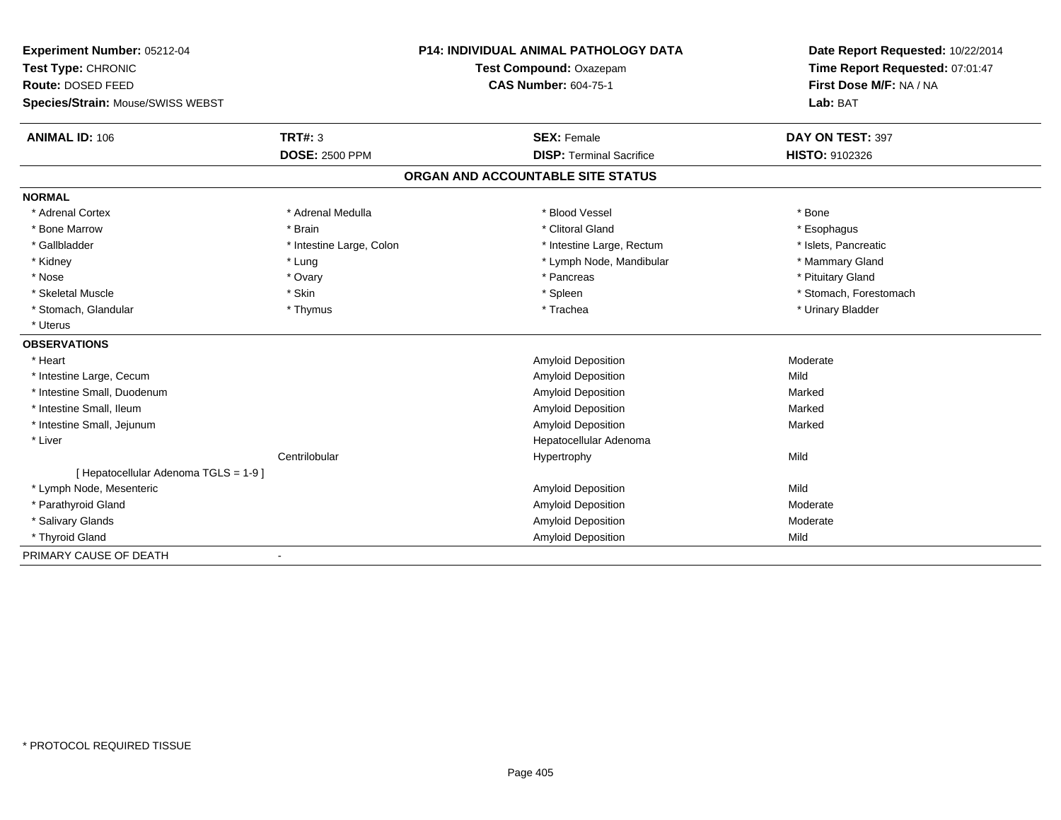**Experiment Number:** 05212-04
**Test Type:** CHRONIC
**Route:** DOSED FEED
**Species/Strain:** Mouse/SWISS WEBST

**P14: INDIVIDUAL ANIMAL PATHOLOGY DATA**
**Test Compound:** Oxazepam
**CAS Number:** 604-75-1

**Date Report Requested:** 10/22/2014
**Time Report Requested:** 07:01:47
**First Dose M/F:** NA / NA
**Lab:** BAT

| **ANIMAL ID:** 106 | **TRT#:** 3 | **SEX:** Female | **DAY ON TEST:** 397 |
|---|---|---|---|
| | **DOSE:** 2500 PPM | **DISP:** Terminal Sacrifice | **HISTO:** 9102326 |

## ORGAN AND ACCOUNTABLE SITE STATUS

**NORMAL**

| | | | |
|---|---|---|---|
| * Adrenal Cortex | * Adrenal Medulla | * Blood Vessel | * Bone |
| * Bone Marrow | * Brain | * Clitoral Gland | * Esophagus |
| * Gallbladder | * Intestine Large, Colon | * Intestine Large, Rectum | * Islets, Pancreatic |
| * Kidney | * Lung | * Lymph Node, Mandibular | * Mammary Gland |
| * Nose | * Ovary | * Pancreas | * Pituitary Gland |
| * Skeletal Muscle | * Skin | * Spleen | * Stomach, Forestomach |
| * Stomach, Glandular | * Thymus | * Trachea | * Urinary Bladder |
| * Uterus | | | |

**OBSERVATIONS**

| | | | |
|---|---|---|---|
| * Heart | | Amyloid Deposition | Moderate |
| * Intestine Large, Cecum | | Amyloid Deposition | Mild |
| * Intestine Small, Duodenum | | Amyloid Deposition | Marked |
| * Intestine Small, Ileum | | Amyloid Deposition | Marked |
| * Intestine Small, Jejunum | | Amyloid Deposition | Marked |
| * Liver | | Hepatocellular Adenoma | |
| | Centrilobular | Hypertrophy | Mild |
| [ Hepatocellular Adenoma TGLS = 1-9 ] | | | |
| * Lymph Node, Mesenteric | | Amyloid Deposition | Mild |
| * Parathyroid Gland | | Amyloid Deposition | Moderate |
| * Salivary Glands | | Amyloid Deposition | Moderate |
| * Thyroid Gland | | Amyloid Deposition | Mild |

PRIMARY CAUSE OF DEATH -

\* PROTOCOL REQUIRED TISSUE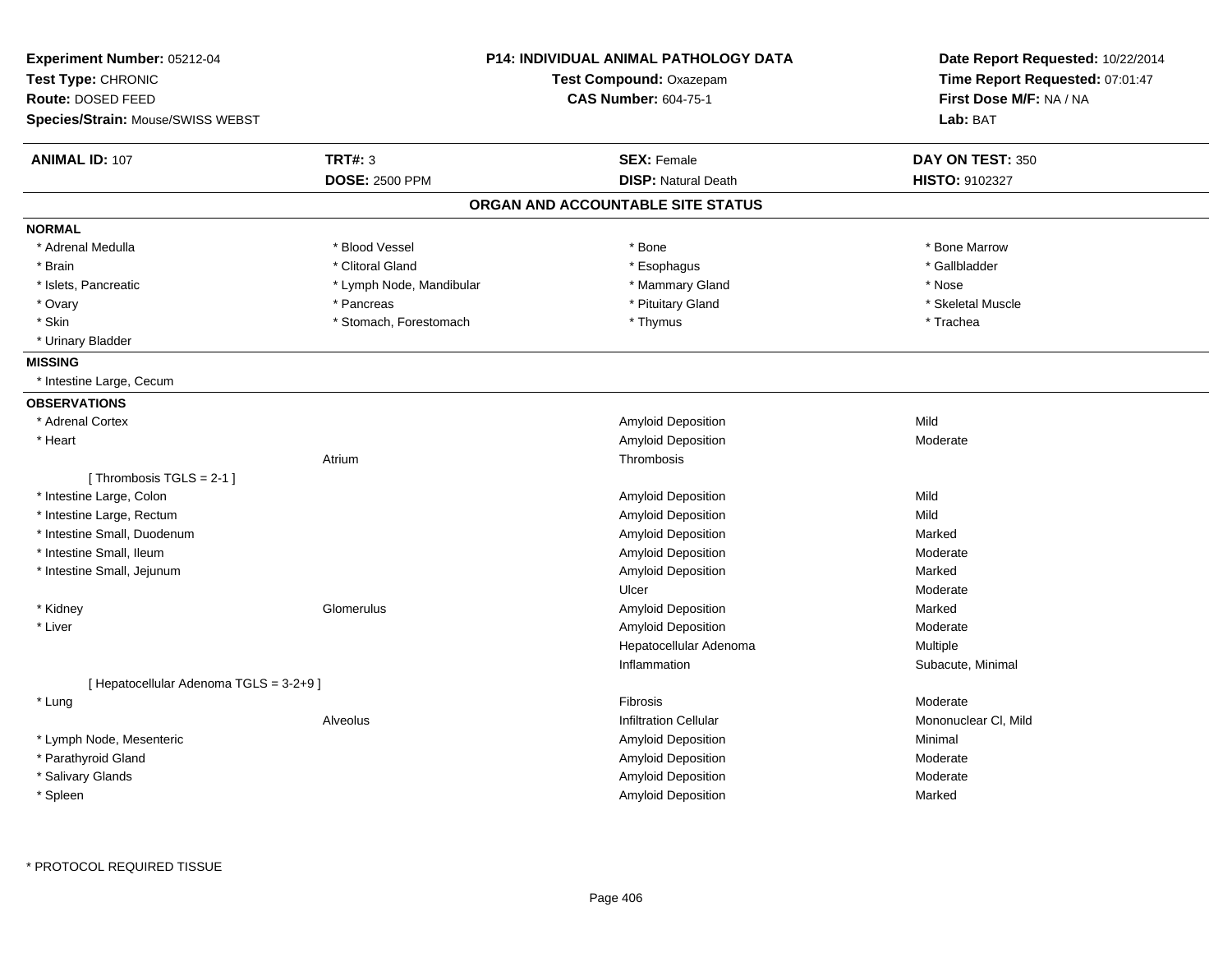**Experiment Number:** 05212-04
**Test Type:** CHRONIC
**Route:** DOSED FEED
**Species/Strain:** Mouse/SWISS WEBST

**P14: INDIVIDUAL ANIMAL PATHOLOGY DATA**
**Test Compound:** Oxazepam
**CAS Number:** 604-75-1

**Date Report Requested:** 10/22/2014
**Time Report Requested:** 07:01:47
**First Dose M/F:** NA / NA
**Lab:** BAT

| **ANIMAL ID:** 107 | **TRT#:** 3 | **SEX:** Female | **DAY ON TEST:** 350 |
|---|---|---|---|
| | **DOSE:** 2500 PPM | **DISP:** Natural Death | **HISTO:** 9102327 |

## ORGAN AND ACCOUNTABLE SITE STATUS

**NORMAL**

| | | | |
|---|---|---|---|
| * Adrenal Medulla | * Blood Vessel | * Bone | * Bone Marrow |
| * Brain | * Clitoral Gland | * Esophagus | * Gallbladder |
| * Islets, Pancreatic | * Lymph Node, Mandibular | * Mammary Gland | * Nose |
| * Ovary | * Pancreas | * Pituitary Gland | * Skeletal Muscle |
| * Skin | * Stomach, Forestomach | * Thymus | * Trachea |
| * Urinary Bladder | | | |

**MISSING**

* Intestine Large, Cecum

**OBSERVATIONS**

| | | | |
|---|---|---|---|
| * Adrenal Cortex | | Amyloid Deposition | Mild |
| * Heart | | Amyloid Deposition | Moderate |
| | Atrium | Thrombosis | |
| [ Thrombosis TGLS = 2-1 ] | | | |
| * Intestine Large, Colon | | Amyloid Deposition | Mild |
| * Intestine Large, Rectum | | Amyloid Deposition | Mild |
| * Intestine Small, Duodenum | | Amyloid Deposition | Marked |
| * Intestine Small, Ileum | | Amyloid Deposition | Moderate |
| * Intestine Small, Jejunum | | Amyloid Deposition | Marked |
| | | Ulcer | Moderate |
| * Kidney | Glomerulus | Amyloid Deposition | Marked |
| * Liver | | Amyloid Deposition | Moderate |
| | | Hepatocellular Adenoma | Multiple |
| | | Inflammation | Subacute, Minimal |
| [ Hepatocellular Adenoma TGLS = 3-2+9 ] | | | |
| * Lung | | Fibrosis | Moderate |
| | Alveolus | Infiltration Cellular | Mononuclear Cl, Mild |
| * Lymph Node, Mesenteric | | Amyloid Deposition | Minimal |
| * Parathyroid Gland | | Amyloid Deposition | Moderate |
| * Salivary Glands | | Amyloid Deposition | Moderate |
| * Spleen | | Amyloid Deposition | Marked |

* PROTOCOL REQUIRED TISSUE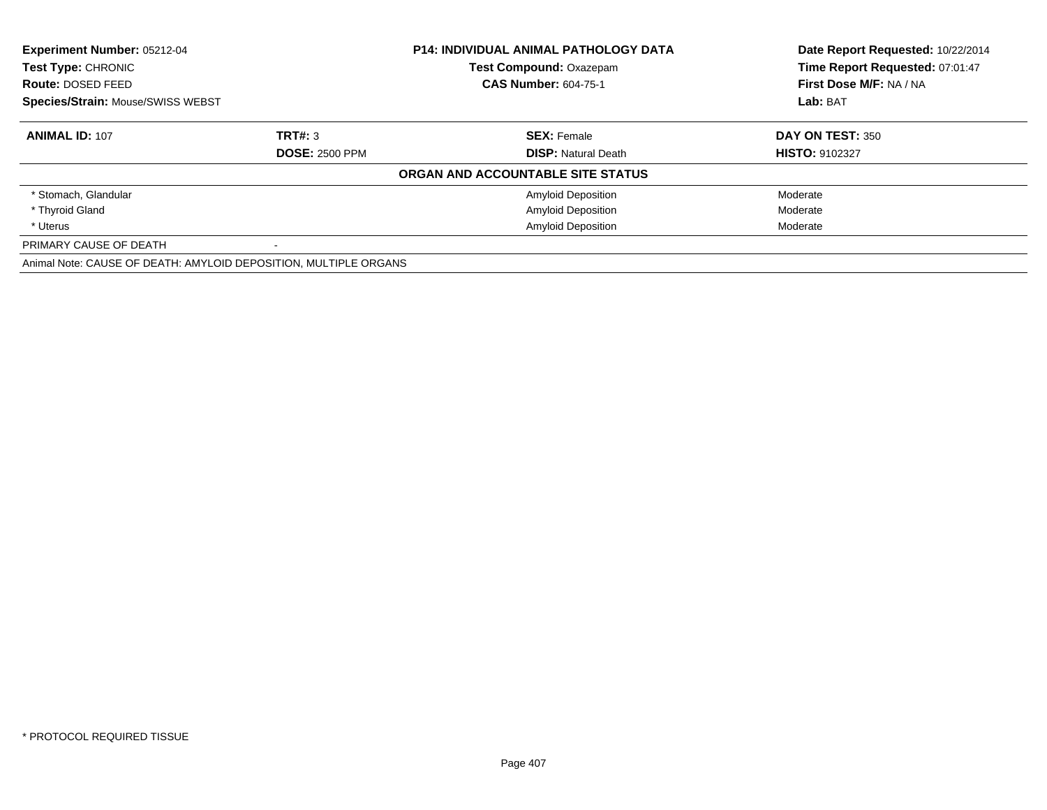**Experiment Number:** 05212-04
**Test Type:** CHRONIC
**Route:** DOSED FEED
**Species/Strain:** Mouse/SWISS WEBST

**P14: INDIVIDUAL ANIMAL PATHOLOGY DATA**
**Test Compound:** Oxazepam
**CAS Number:** 604-75-1

**Date Report Requested:** 10/22/2014
**Time Report Requested:** 07:01:47
**First Dose M/F:** NA / NA
**Lab:** BAT

| **ANIMAL ID:** 107 | **TRT#:** 3 | **SEX:** Female | **DAY ON TEST:** 350 |
|---|---|---|---|
| | **DOSE:** 2500 PPM | **DISP:** Natural Death | **HISTO:** 9102327 |

**ORGAN AND ACCOUNTABLE SITE STATUS**

| | | |
|---|---|---|
| * Stomach, Glandular | Amyloid Deposition | Moderate |
| * Thyroid Gland | Amyloid Deposition | Moderate |
| * Uterus | Amyloid Deposition | Moderate |

PRIMARY CAUSE OF DEATH -

Animal Note: CAUSE OF DEATH: AMYLOID DEPOSITION, MULTIPLE ORGANS

* PROTOCOL REQUIRED TISSUE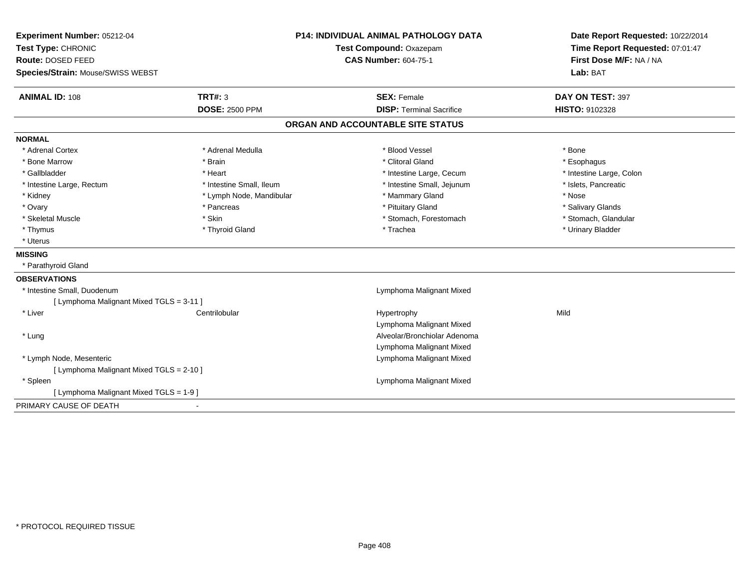**Experiment Number:** 05212-04
**Test Type:** CHRONIC
**Route:** DOSED FEED
**Species/Strain:** Mouse/SWISS WEBST

**P14: INDIVIDUAL ANIMAL PATHOLOGY DATA**
**Test Compound:** Oxazepam
**CAS Number:** 604-75-1

**Date Report Requested:** 10/22/2014
**Time Report Requested:** 07:01:47
**First Dose M/F:** NA / NA
**Lab:** BAT

| **ANIMAL ID:** 108 | **TRT#:** 3 | **SEX:** Female | **DAY ON TEST:** 397 |
|---|---|---|---|
| | **DOSE:** 2500 PPM | **DISP:** Terminal Sacrifice | **HISTO:** 9102328 |

## ORGAN AND ACCOUNTABLE SITE STATUS

**NORMAL**

| | | | |
|---|---|---|---|
| * Adrenal Cortex | * Adrenal Medulla | * Blood Vessel | * Bone |
| * Bone Marrow | * Brain | * Clitoral Gland | * Esophagus |
| * Gallbladder | * Heart | * Intestine Large, Cecum | * Intestine Large, Colon |
| * Intestine Large, Rectum | * Intestine Small, Ileum | * Intestine Small, Jejunum | * Islets, Pancreatic |
| * Kidney | * Lymph Node, Mandibular | * Mammary Gland | * Nose |
| * Ovary | * Pancreas | * Pituitary Gland | * Salivary Glands |
| * Skeletal Muscle | * Skin | * Stomach, Forestomach | * Stomach, Glandular |
| * Thymus | * Thyroid Gland | * Trachea | * Urinary Bladder |
| * Uterus | | | |

**MISSING**

* Parathyroid Gland

**OBSERVATIONS**

| | | | |
|---|---|---|---|
| * Intestine Small, Duodenum | | Lymphoma Malignant Mixed | |
| [ Lymphoma Malignant Mixed TGLS = 3-11 ] | | | |
| * Liver | Centrilobular | Hypertrophy | Mild |
| | | Lymphoma Malignant Mixed | |
| * Lung | | Alveolar/Bronchiolar Adenoma | |
| | | Lymphoma Malignant Mixed | |
| * Lymph Node, Mesenteric | | Lymphoma Malignant Mixed | |
| [ Lymphoma Malignant Mixed TGLS = 2-10 ] | | | |
| * Spleen | | Lymphoma Malignant Mixed | |
| [ Lymphoma Malignant Mixed TGLS = 1-9 ] | | | |

PRIMARY CAUSE OF DEATH -

* PROTOCOL REQUIRED TISSUE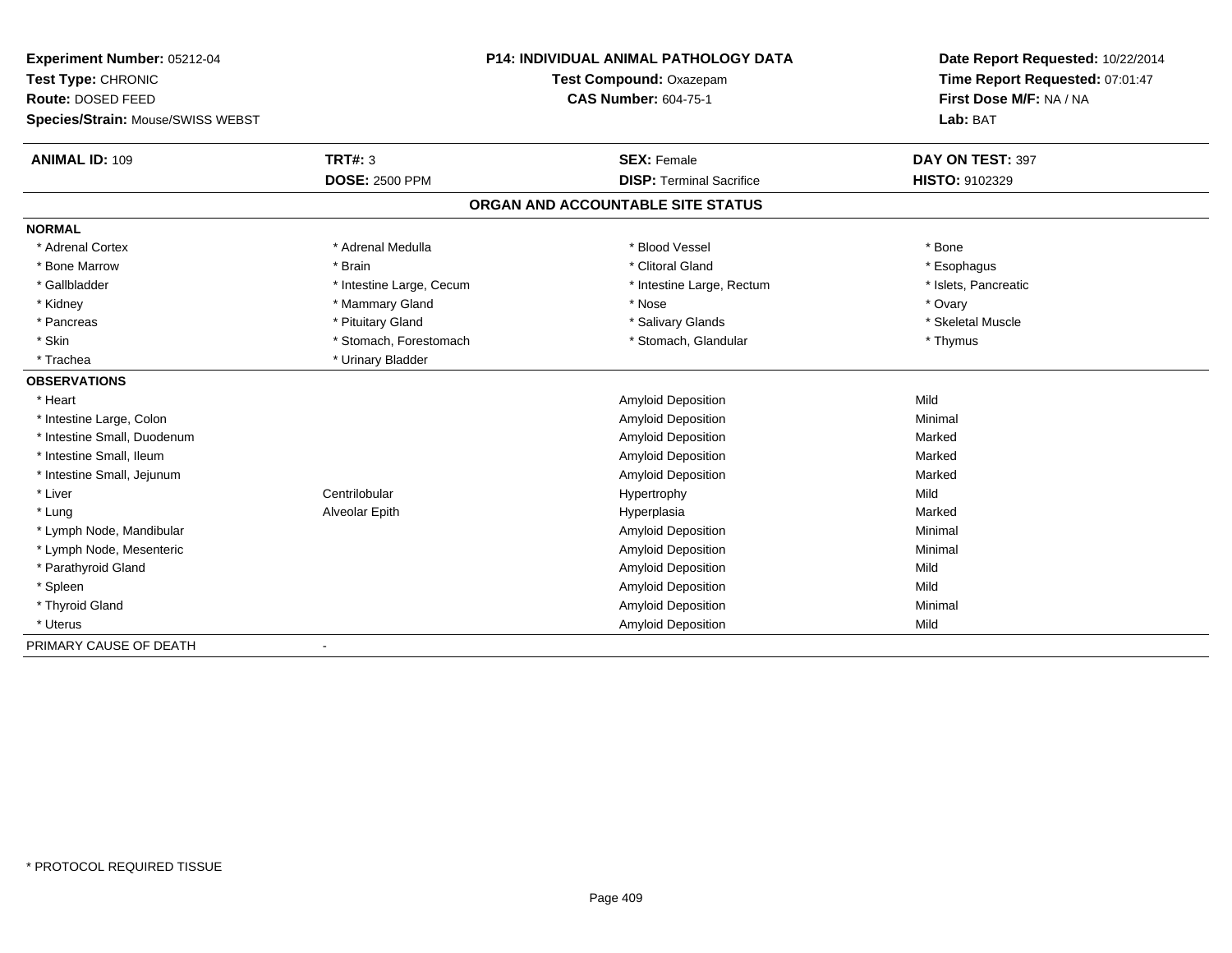**Experiment Number:** 05212-04
**Test Type:** CHRONIC
**Route:** DOSED FEED
**Species/Strain:** Mouse/SWISS WEBST

**P14: INDIVIDUAL ANIMAL PATHOLOGY DATA**
**Test Compound:** Oxazepam
**CAS Number:** 604-75-1

**Date Report Requested:** 10/22/2014
**Time Report Requested:** 07:01:47
**First Dose M/F:** NA / NA
**Lab:** BAT

| **ANIMAL ID:** 109 | **TRT#:** 3 | **SEX:** Female | **DAY ON TEST:** 397 |
|---|---|---|---|
| | **DOSE:** 2500 PPM | **DISP:** Terminal Sacrifice | **HISTO:** 9102329 |

## ORGAN AND ACCOUNTABLE SITE STATUS

**NORMAL**

| | | | |
|---|---|---|---|
| * Adrenal Cortex | * Adrenal Medulla | * Blood Vessel | * Bone |
| * Bone Marrow | * Brain | * Clitoral Gland | * Esophagus |
| * Gallbladder | * Intestine Large, Cecum | * Intestine Large, Rectum | * Islets, Pancreatic |
| * Kidney | * Mammary Gland | * Nose | * Ovary |
| * Pancreas | * Pituitary Gland | * Salivary Glands | * Skeletal Muscle |
| * Skin | * Stomach, Forestomach | * Stomach, Glandular | * Thymus |
| * Trachea | * Urinary Bladder | | |

**OBSERVATIONS**

| | | | |
|---|---|---|---|
| * Heart | | Amyloid Deposition | Mild |
| * Intestine Large, Colon | | Amyloid Deposition | Minimal |
| * Intestine Small, Duodenum | | Amyloid Deposition | Marked |
| * Intestine Small, Ileum | | Amyloid Deposition | Marked |
| * Intestine Small, Jejunum | | Amyloid Deposition | Marked |
| * Liver | Centrilobular | Hypertrophy | Mild |
| * Lung | Alveolar Epith | Hyperplasia | Marked |
| * Lymph Node, Mandibular | | Amyloid Deposition | Minimal |
| * Lymph Node, Mesenteric | | Amyloid Deposition | Minimal |
| * Parathyroid Gland | | Amyloid Deposition | Mild |
| * Spleen | | Amyloid Deposition | Mild |
| * Thyroid Gland | | Amyloid Deposition | Minimal |
| * Uterus | | Amyloid Deposition | Mild |

PRIMARY CAUSE OF DEATH -

* PROTOCOL REQUIRED TISSUE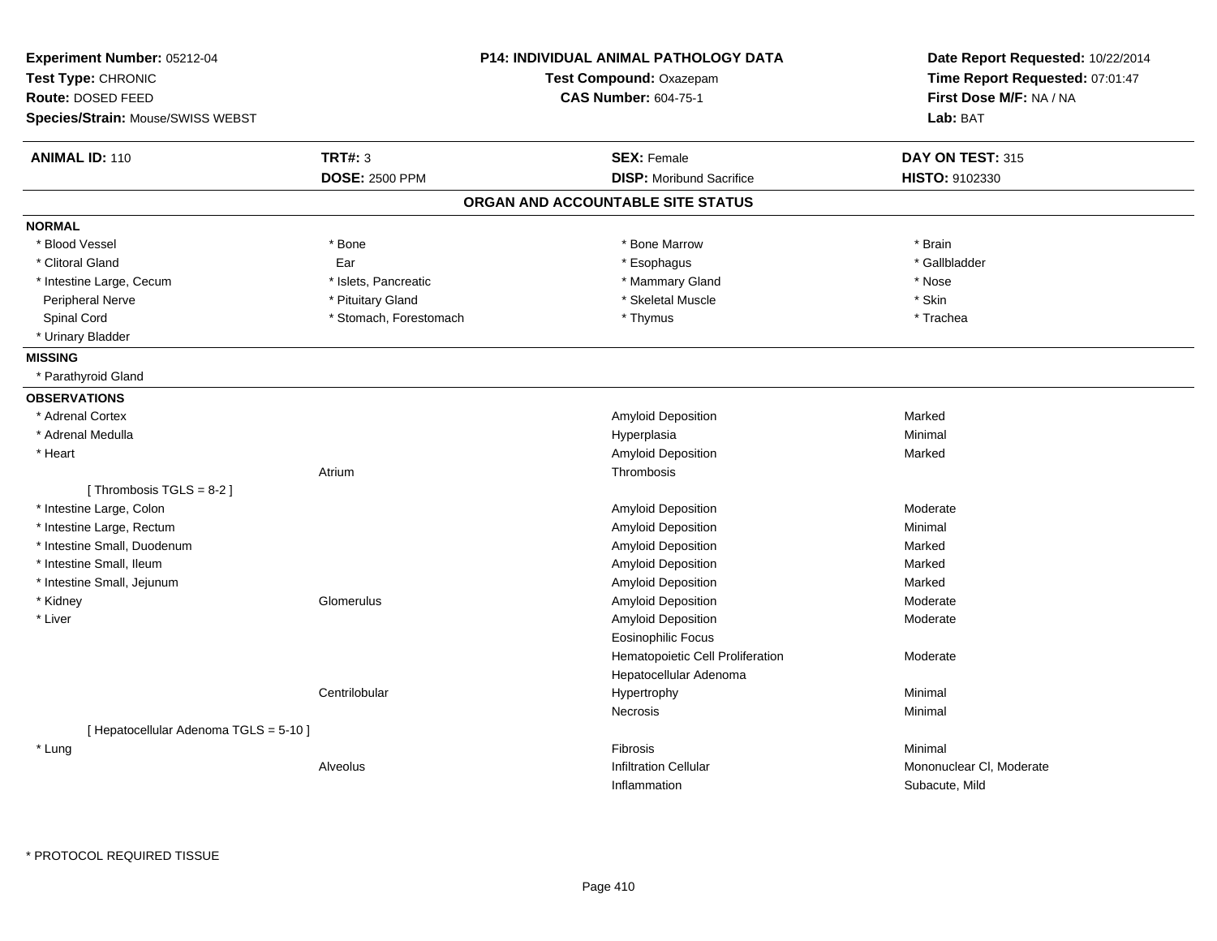**Experiment Number:** 05212-04
**Test Type:** CHRONIC
**Route:** DOSED FEED
**Species/Strain:** Mouse/SWISS WEBST

**P14: INDIVIDUAL ANIMAL PATHOLOGY DATA**
**Test Compound:** Oxazepam
**CAS Number:** 604-75-1

**Date Report Requested:** 10/22/2014
**Time Report Requested:** 07:01:47
**First Dose M/F:** NA / NA
**Lab:** BAT

| **ANIMAL ID:** 110 | **TRT#:** 3 | **SEX:** Female | **DAY ON TEST:** 315 |
|---|---|---|---|
| | **DOSE:** 2500 PPM | **DISP:** Moribund Sacrifice | **HISTO:** 9102330 |

## ORGAN AND ACCOUNTABLE SITE STATUS

### NORMAL

| | | | |
|---|---|---|---|
| * Blood Vessel | * Bone | * Bone Marrow | * Brain |
| * Clitoral Gland | Ear | * Esophagus | * Gallbladder |
| * Intestine Large, Cecum | * Islets, Pancreatic | * Mammary Gland | * Nose |
| Peripheral Nerve | * Pituitary Gland | * Skeletal Muscle | * Skin |
| Spinal Cord | * Stomach, Forestomach | * Thymus | * Trachea |
| * Urinary Bladder | | | |

### MISSING

* Parathyroid Gland

### OBSERVATIONS

| Organ | Site | Observation | Severity |
|---|---|---|---|
| * Adrenal Cortex | | Amyloid Deposition | Marked |
| * Adrenal Medulla | | Hyperplasia | Minimal |
| * Heart | | Amyloid Deposition | Marked |
| | Atrium | Thrombosis | |
| [ Thrombosis TGLS = 8-2 ] | | | |
| * Intestine Large, Colon | | Amyloid Deposition | Moderate |
| * Intestine Large, Rectum | | Amyloid Deposition | Minimal |
| * Intestine Small, Duodenum | | Amyloid Deposition | Marked |
| * Intestine Small, Ileum | | Amyloid Deposition | Marked |
| * Intestine Small, Jejunum | | Amyloid Deposition | Marked |
| * Kidney | Glomerulus | Amyloid Deposition | Moderate |
| * Liver | | Amyloid Deposition | Moderate |
| | | Eosinophilic Focus | |
| | | Hematopoietic Cell Proliferation | Moderate |
| | | Hepatocellular Adenoma | |
| | Centrilobular | Hypertrophy | Minimal |
| | | Necrosis | Minimal |
| [ Hepatocellular Adenoma TGLS = 5-10 ] | | | |
| * Lung | | Fibrosis | Minimal |
| | Alveolus | Infiltration Cellular | Mononuclear Cl, Moderate |
| | | Inflammation | Subacute, Mild |

* PROTOCOL REQUIRED TISSUE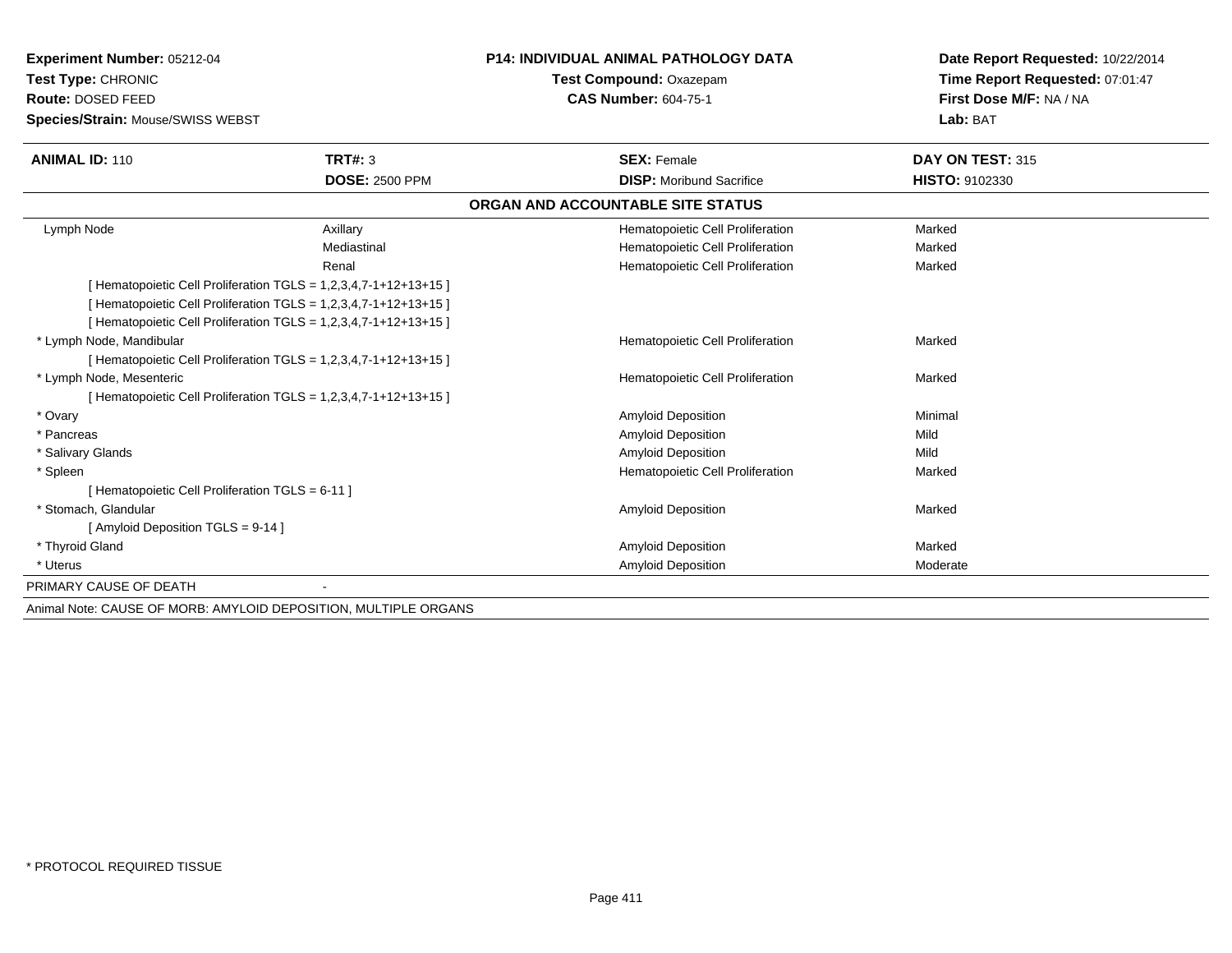**Experiment Number:** 05212-04
**Test Type:** CHRONIC
**Route:** DOSED FEED
**Species/Strain:** Mouse/SWISS WEBST

**P14: INDIVIDUAL ANIMAL PATHOLOGY DATA**
**Test Compound:** Oxazepam
**CAS Number:** 604-75-1

**Date Report Requested:** 10/22/2014
**Time Report Requested:** 07:01:47
**First Dose M/F:** NA / NA
**Lab:** BAT

| **ANIMAL ID:** 110 | **TRT#:** 3 | **SEX:** Female | **DAY ON TEST:** 315 |
|---|---|---|---|
| | **DOSE:** 2500 PPM | **DISP:** Moribund Sacrifice | **HISTO:** 9102330 |

**ORGAN AND ACCOUNTABLE SITE STATUS**

| | | | |
|---|---|---|---|
| Lymph Node | Axillary | Hematopoietic Cell Proliferation | Marked |
| | Mediastinal | Hematopoietic Cell Proliferation | Marked |
| | Renal | Hematopoietic Cell Proliferation | Marked |
| [ Hematopoietic Cell Proliferation TGLS = 1,2,3,4,7-1+12+13+15 ] | | | |
| [ Hematopoietic Cell Proliferation TGLS = 1,2,3,4,7-1+12+13+15 ] | | | |
| [ Hematopoietic Cell Proliferation TGLS = 1,2,3,4,7-1+12+13+15 ] | | | |
| * Lymph Node, Mandibular | | Hematopoietic Cell Proliferation | Marked |
| [ Hematopoietic Cell Proliferation TGLS = 1,2,3,4,7-1+12+13+15 ] | | | |
| * Lymph Node, Mesenteric | | Hematopoietic Cell Proliferation | Marked |
| [ Hematopoietic Cell Proliferation TGLS = 1,2,3,4,7-1+12+13+15 ] | | | |
| * Ovary | | Amyloid Deposition | Minimal |
| * Pancreas | | Amyloid Deposition | Mild |
| * Salivary Glands | | Amyloid Deposition | Mild |
| * Spleen | | Hematopoietic Cell Proliferation | Marked |
| [ Hematopoietic Cell Proliferation TGLS = 6-11 ] | | | |
| * Stomach, Glandular | | Amyloid Deposition | Marked |
| [ Amyloid Deposition TGLS = 9-14 ] | | | |
| * Thyroid Gland | | Amyloid Deposition | Marked |
| * Uterus | | Amyloid Deposition | Moderate |

PRIMARY CAUSE OF DEATH -

Animal Note: CAUSE OF MORB: AMYLOID DEPOSITION, MULTIPLE ORGANS

\* PROTOCOL REQUIRED TISSUE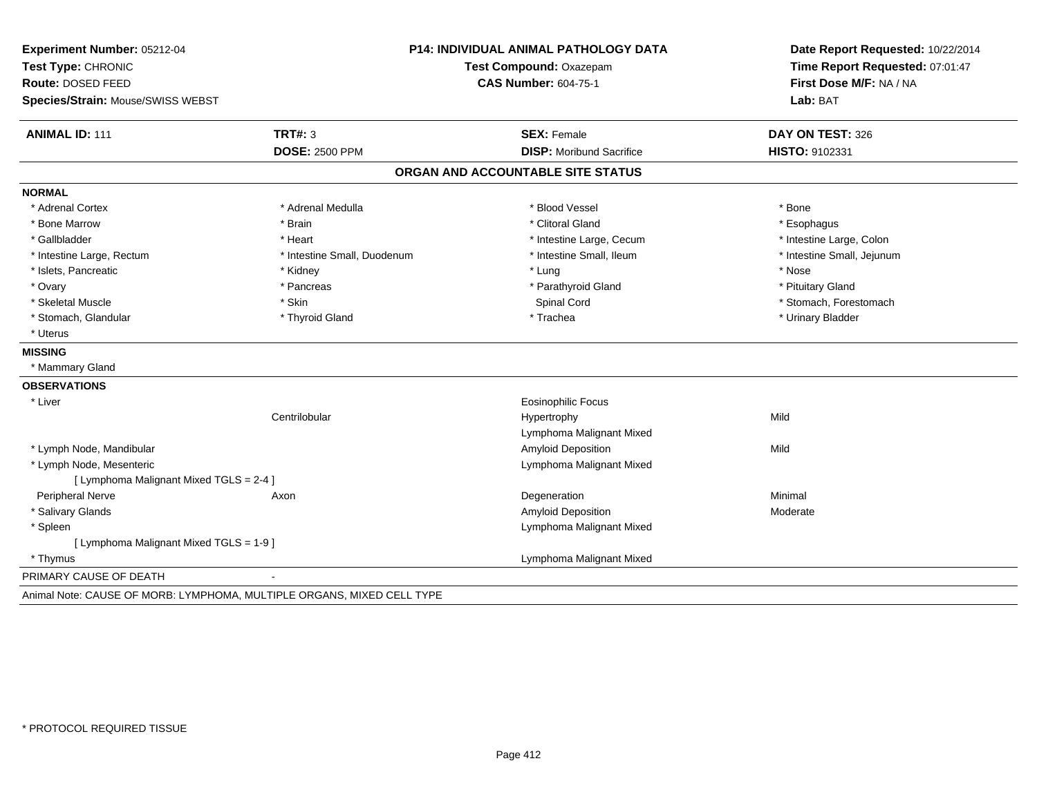**Experiment Number:** 05212-04
**Test Type:** CHRONIC
**Route:** DOSED FEED
**Species/Strain:** Mouse/SWISS WEBST

**P14: INDIVIDUAL ANIMAL PATHOLOGY DATA**
**Test Compound:** Oxazepam
**CAS Number:** 604-75-1

**Date Report Requested:** 10/22/2014
**Time Report Requested:** 07:01:47
**First Dose M/F:** NA / NA
**Lab:** BAT

| **ANIMAL ID:** 111 | **TRT#:** 3 | **SEX:** Female | **DAY ON TEST:** 326 |
|---|---|---|---|
| | **DOSE:** 2500 PPM | **DISP:** Moribund Sacrifice | **HISTO:** 9102331 |

## ORGAN AND ACCOUNTABLE SITE STATUS

**NORMAL**

| | | | |
|---|---|---|---|
| * Adrenal Cortex | * Adrenal Medulla | * Blood Vessel | * Bone |
| * Bone Marrow | * Brain | * Clitoral Gland | * Esophagus |
| * Gallbladder | * Heart | * Intestine Large, Cecum | * Intestine Large, Colon |
| * Intestine Large, Rectum | * Intestine Small, Duodenum | * Intestine Small, Ileum | * Intestine Small, Jejunum |
| * Islets, Pancreatic | * Kidney | * Lung | * Nose |
| * Ovary | * Pancreas | * Parathyroid Gland | * Pituitary Gland |
| * Skeletal Muscle | * Skin | Spinal Cord | * Stomach, Forestomach |
| * Stomach, Glandular | * Thyroid Gland | * Trachea | * Urinary Bladder |
| * Uterus | | | |

**MISSING**

* Mammary Gland

**OBSERVATIONS**

| | | | |
|---|---|---|---|
| * Liver | | Eosinophilic Focus | |
| | Centrilobular | Hypertrophy | Mild |
| | | Lymphoma Malignant Mixed | |
| * Lymph Node, Mandibular | | Amyloid Deposition | Mild |
| * Lymph Node, Mesenteric | | Lymphoma Malignant Mixed | |
| [ Lymphoma Malignant Mixed TGLS = 2-4 ] | | | |
| Peripheral Nerve | Axon | Degeneration | Minimal |
| * Salivary Glands | | Amyloid Deposition | Moderate |
| * Spleen | | Lymphoma Malignant Mixed | |
| [ Lymphoma Malignant Mixed TGLS = 1-9 ] | | | |
| * Thymus | | Lymphoma Malignant Mixed | |

PRIMARY CAUSE OF DEATH -

Animal Note: CAUSE OF MORB: LYMPHOMA, MULTIPLE ORGANS, MIXED CELL TYPE

\* PROTOCOL REQUIRED TISSUE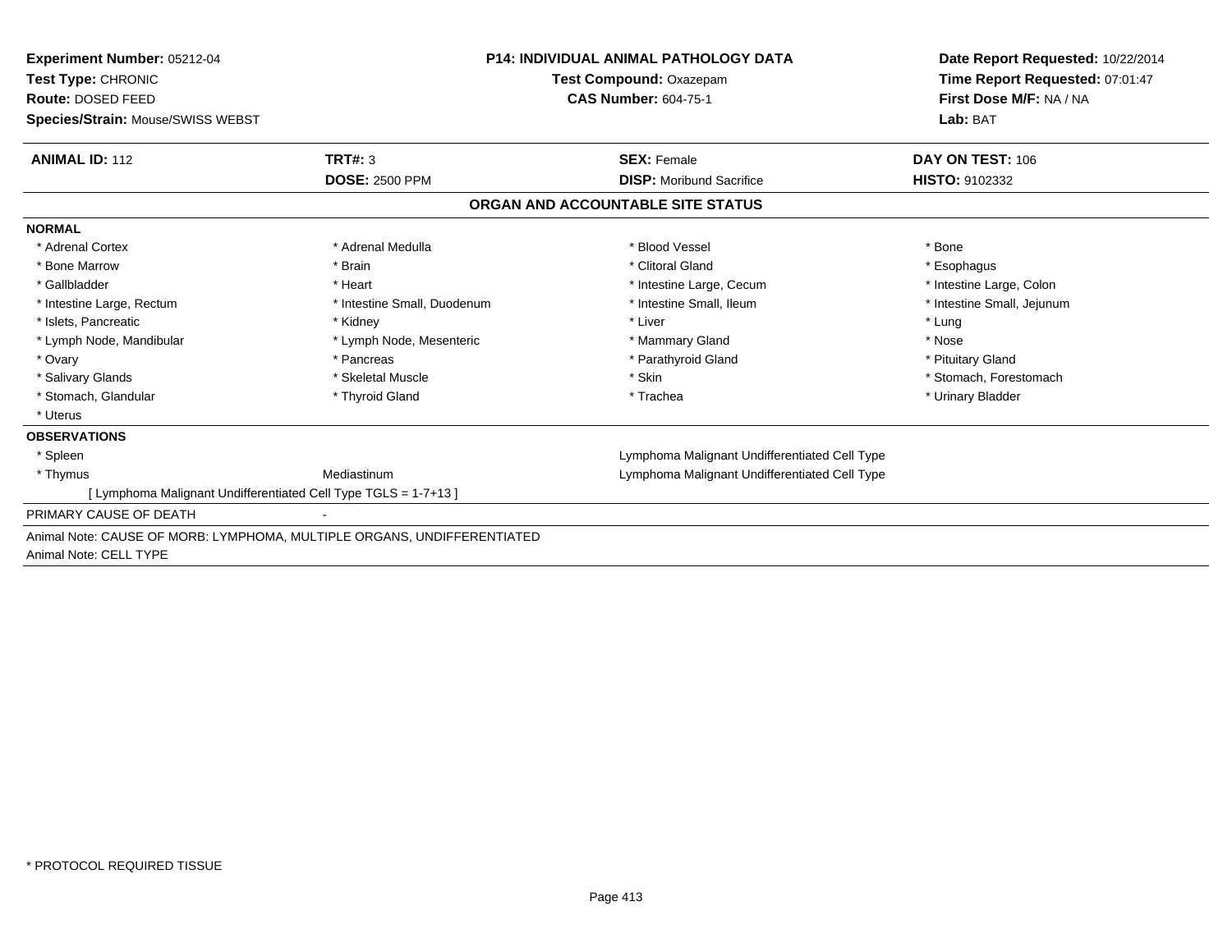**Experiment Number:** 05212-04
**Test Type:** CHRONIC
**Route:** DOSED FEED
**Species/Strain:** Mouse/SWISS WEBST

**P14: INDIVIDUAL ANIMAL PATHOLOGY DATA**
**Test Compound:** Oxazepam
**CAS Number:** 604-75-1

**Date Report Requested:** 10/22/2014
**Time Report Requested:** 07:01:47
**First Dose M/F:** NA / NA
**Lab:** BAT

| **ANIMAL ID:** 112 | **TRT#:** 3 | **SEX:** Female | **DAY ON TEST:** 106 |
|---|---|---|---|
| | **DOSE:** 2500 PPM | **DISP:** Moribund Sacrifice | **HISTO:** 9102332 |

## ORGAN AND ACCOUNTABLE SITE STATUS

**NORMAL**

| | | | |
|---|---|---|---|
| * Adrenal Cortex | * Adrenal Medulla | * Blood Vessel | * Bone |
| * Bone Marrow | * Brain | * Clitoral Gland | * Esophagus |
| * Gallbladder | * Heart | * Intestine Large, Cecum | * Intestine Large, Colon |
| * Intestine Large, Rectum | * Intestine Small, Duodenum | * Intestine Small, Ileum | * Intestine Small, Jejunum |
| * Islets, Pancreatic | * Kidney | * Liver | * Lung |
| * Lymph Node, Mandibular | * Lymph Node, Mesenteric | * Mammary Gland | * Nose |
| * Ovary | * Pancreas | * Parathyroid Gland | * Pituitary Gland |
| * Salivary Glands | * Skeletal Muscle | * Skin | * Stomach, Forestomach |
| * Stomach, Glandular | * Thyroid Gland | * Trachea | * Urinary Bladder |
| * Uterus | | | |

**OBSERVATIONS**

| | | |
|---|---|---|
| * Spleen | | Lymphoma Malignant Undifferentiated Cell Type |
| * Thymus | Mediastinum | Lymphoma Malignant Undifferentiated Cell Type |

[ Lymphoma Malignant Undifferentiated Cell Type TGLS = 1-7+13 ]

PRIMARY CAUSE OF DEATH -

Animal Note: CAUSE OF MORB: LYMPHOMA, MULTIPLE ORGANS, UNDIFFERENTIATED
Animal Note: CELL TYPE

* PROTOCOL REQUIRED TISSUE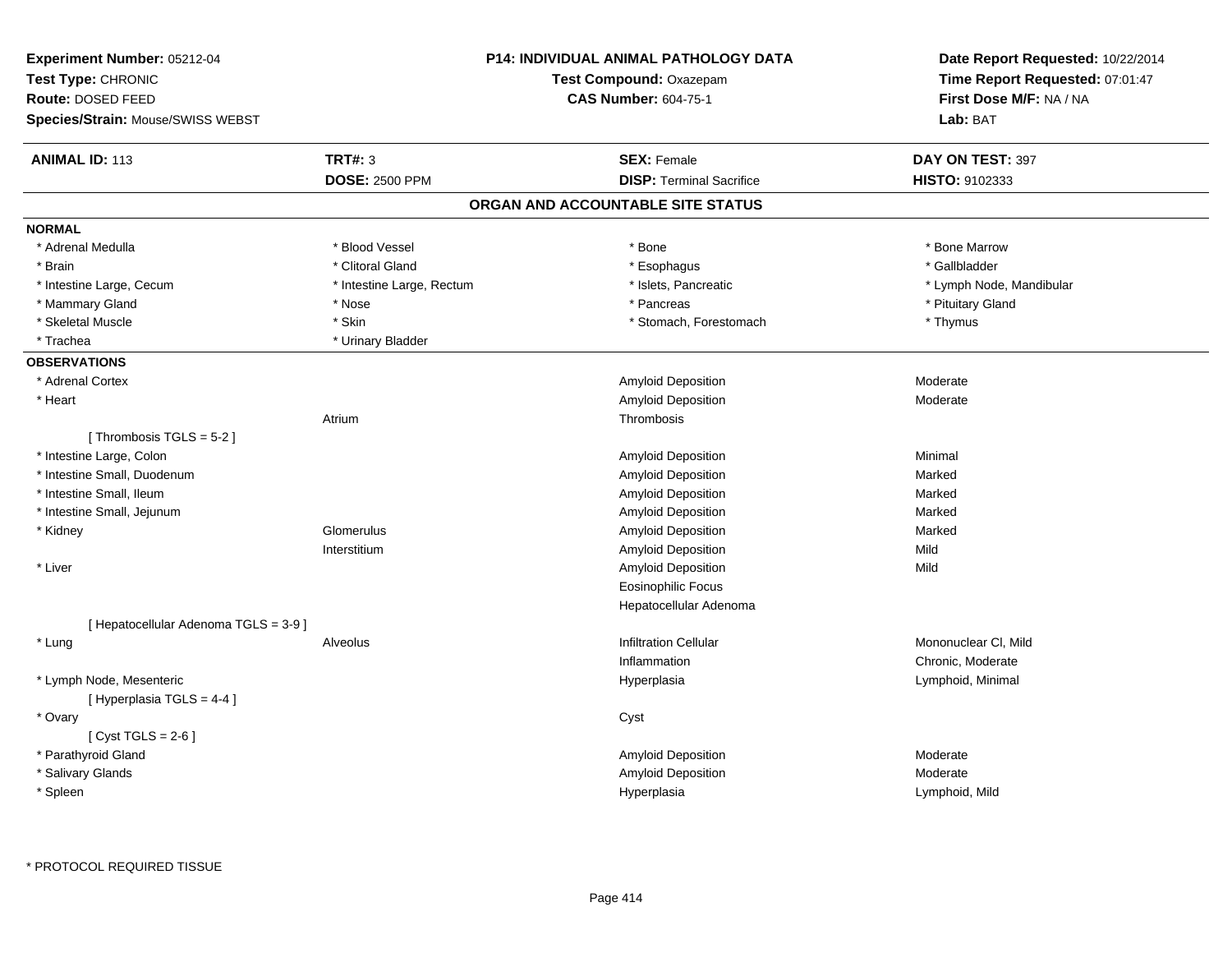**Experiment Number:** 05212-04
**Test Type:** CHRONIC
**Route:** DOSED FEED
**Species/Strain:** Mouse/SWISS WEBST

**P14: INDIVIDUAL ANIMAL PATHOLOGY DATA**
**Test Compound:** Oxazepam
**CAS Number:** 604-75-1

**Date Report Requested:** 10/22/2014
**Time Report Requested:** 07:01:47
**First Dose M/F:** NA / NA
**Lab:** BAT

| **ANIMAL ID:** 113 | **TRT#:** 3 | **SEX:** Female | **DAY ON TEST:** 397 |
|---|---|---|---|
| | **DOSE:** 2500 PPM | **DISP:** Terminal Sacrifice | **HISTO:** 9102333 |

## ORGAN AND ACCOUNTABLE SITE STATUS

**NORMAL**

| | | | |
|---|---|---|---|
| * Adrenal Medulla | * Blood Vessel | * Bone | * Bone Marrow |
| * Brain | * Clitoral Gland | * Esophagus | * Gallbladder |
| * Intestine Large, Cecum | * Intestine Large, Rectum | * Islets, Pancreatic | * Lymph Node, Mandibular |
| * Mammary Gland | * Nose | * Pancreas | * Pituitary Gland |
| * Skeletal Muscle | * Skin | * Stomach, Forestomach | * Thymus |
| * Trachea | * Urinary Bladder | | |

**OBSERVATIONS**

| | | | |
|---|---|---|---|
| * Adrenal Cortex | | Amyloid Deposition | Moderate |
| * Heart | | Amyloid Deposition | Moderate |
| | Atrium | Thrombosis | |
| [ Thrombosis TGLS = 5-2 ] | | | |
| * Intestine Large, Colon | | Amyloid Deposition | Minimal |
| * Intestine Small, Duodenum | | Amyloid Deposition | Marked |
| * Intestine Small, Ileum | | Amyloid Deposition | Marked |
| * Intestine Small, Jejunum | | Amyloid Deposition | Marked |
| * Kidney | Glomerulus | Amyloid Deposition | Marked |
| | Interstitium | Amyloid Deposition | Mild |
| * Liver | | Amyloid Deposition | Mild |
| | | Eosinophilic Focus | |
| | | Hepatocellular Adenoma | |
| [ Hepatocellular Adenoma TGLS = 3-9 ] | | | |
| * Lung | Alveolus | Infiltration Cellular | Mononuclear Cl, Mild |
| | | Inflammation | Chronic, Moderate |
| * Lymph Node, Mesenteric | | Hyperplasia | Lymphoid, Minimal |
| [ Hyperplasia TGLS = 4-4 ] | | | |
| * Ovary | | Cyst | |
| [ Cyst TGLS = 2-6 ] | | | |
| * Parathyroid Gland | | Amyloid Deposition | Moderate |
| * Salivary Glands | | Amyloid Deposition | Moderate |
| * Spleen | | Hyperplasia | Lymphoid, Mild |

* PROTOCOL REQUIRED TISSUE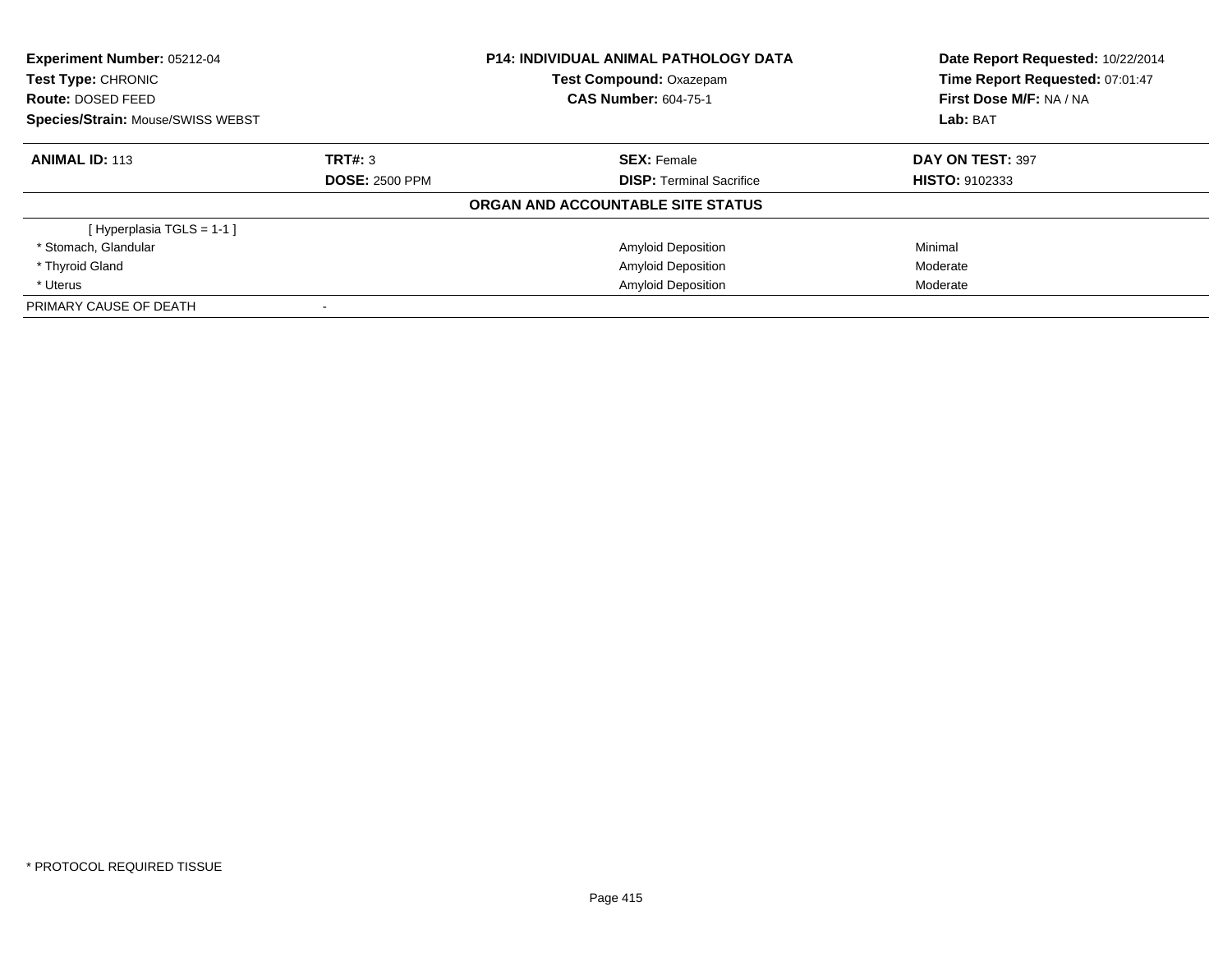| Experiment Number: 05212-04 | P14: INDIVIDUAL ANIMAL PATHOLOGY DATA | Date Report Requested: 10/22/2014 |
|---|---|---|
| Test Type: CHRONIC | Test Compound: Oxazepam | Time Report Requested: 07:01:47 |
| Route: DOSED FEED | CAS Number: 604-75-1 | First Dose M/F: NA / NA |
| Species/Strain: Mouse/SWISS WEBST | | Lab: BAT |

| ANIMAL ID: 113 | TRT#: 3 | SEX: Female | DAY ON TEST: 397 |
|---|---|---|---|
| | DOSE: 2500 PPM | DISP: Terminal Sacrifice | HISTO: 9102333 |

**ORGAN AND ACCOUNTABLE SITE STATUS**

| | | | |
|---|---|---|---|
| [ Hyperplasia TGLS = 1-1 ] | | | |
| * Stomach, Glandular | | Amyloid Deposition | Minimal |
| * Thyroid Gland | | Amyloid Deposition | Moderate |
| * Uterus | | Amyloid Deposition | Moderate |
| PRIMARY CAUSE OF DEATH | - | | |

* PROTOCOL REQUIRED TISSUE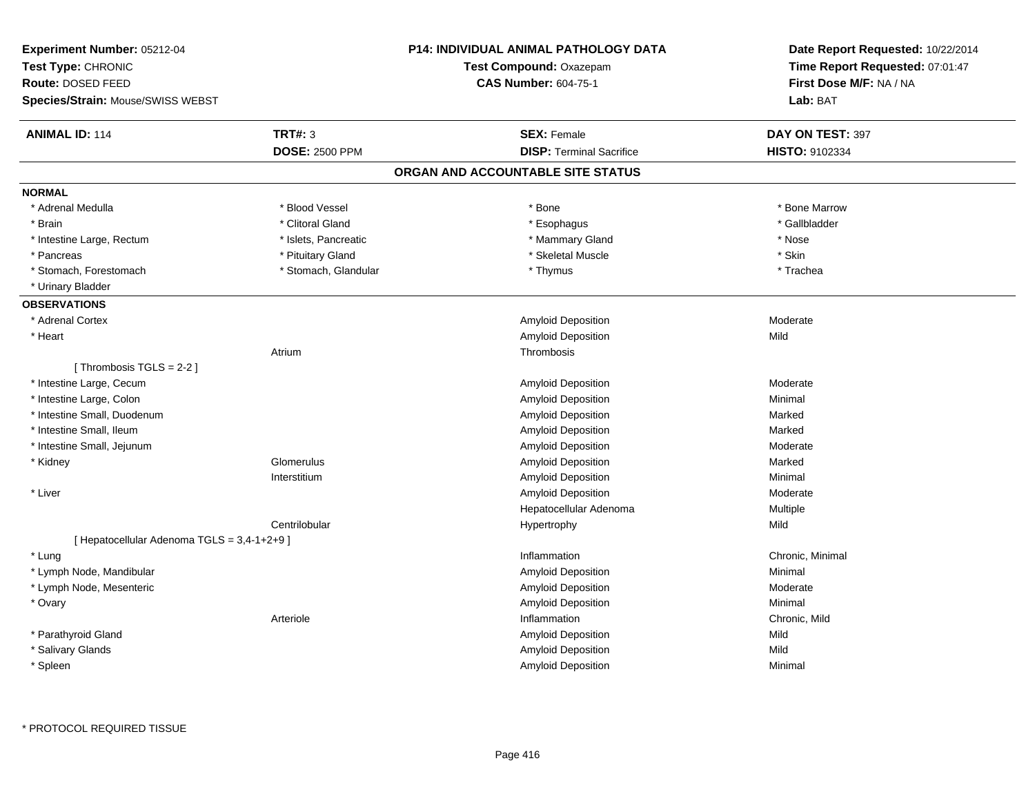**Experiment Number:** 05212-04
**Test Type:** CHRONIC
**Route:** DOSED FEED
**Species/Strain:** Mouse/SWISS WEBST

**P14: INDIVIDUAL ANIMAL PATHOLOGY DATA**
**Test Compound:** Oxazepam
**CAS Number:** 604-75-1

**Date Report Requested:** 10/22/2014
**Time Report Requested:** 07:01:47
**First Dose M/F:** NA / NA
**Lab:** BAT

| **ANIMAL ID:** 114 | **TRT#:** 3 | **SEX:** Female | **DAY ON TEST:** 397 |
|---|---|---|---|
| | **DOSE:** 2500 PPM | **DISP:** Terminal Sacrifice | **HISTO:** 9102334 |

## ORGAN AND ACCOUNTABLE SITE STATUS

**NORMAL**

| | | | |
|---|---|---|---|
| * Adrenal Medulla | * Blood Vessel | * Bone | * Bone Marrow |
| * Brain | * Clitoral Gland | * Esophagus | * Gallbladder |
| * Intestine Large, Rectum | * Islets, Pancreatic | * Mammary Gland | * Nose |
| * Pancreas | * Pituitary Gland | * Skeletal Muscle | * Skin |
| * Stomach, Forestomach | * Stomach, Glandular | * Thymus | * Trachea |
| * Urinary Bladder | | | |

**OBSERVATIONS**

| | | | |
|---|---|---|---|
| * Adrenal Cortex | | Amyloid Deposition | Moderate |
| * Heart | | Amyloid Deposition | Mild |
| | Atrium | Thrombosis | |
| [ Thrombosis TGLS = 2-2 ] | | | |
| * Intestine Large, Cecum | | Amyloid Deposition | Moderate |
| * Intestine Large, Colon | | Amyloid Deposition | Minimal |
| * Intestine Small, Duodenum | | Amyloid Deposition | Marked |
| * Intestine Small, Ileum | | Amyloid Deposition | Marked |
| * Intestine Small, Jejunum | | Amyloid Deposition | Moderate |
| * Kidney | Glomerulus | Amyloid Deposition | Marked |
| | Interstitium | Amyloid Deposition | Minimal |
| * Liver | | Amyloid Deposition | Moderate |
| | | Hepatocellular Adenoma | Multiple |
| | Centrilobular | Hypertrophy | Mild |
| [ Hepatocellular Adenoma TGLS = 3,4-1+2+9 ] | | | |
| * Lung | | Inflammation | Chronic, Minimal |
| * Lymph Node, Mandibular | | Amyloid Deposition | Minimal |
| * Lymph Node, Mesenteric | | Amyloid Deposition | Moderate |
| * Ovary | | Amyloid Deposition | Minimal |
| | Arteriole | Inflammation | Chronic, Mild |
| * Parathyroid Gland | | Amyloid Deposition | Mild |
| * Salivary Glands | | Amyloid Deposition | Mild |
| * Spleen | | Amyloid Deposition | Minimal |

* PROTOCOL REQUIRED TISSUE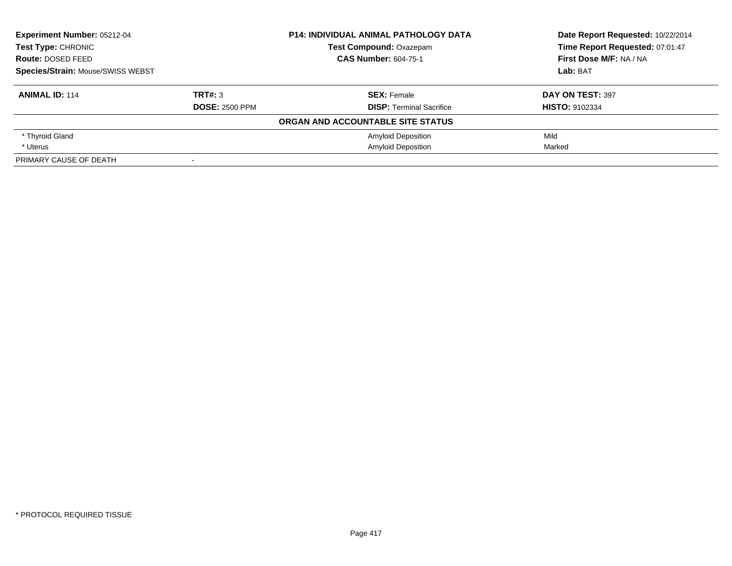**Experiment Number:** 05212-04
**Test Type:** CHRONIC
**Route:** DOSED FEED
**Species/Strain:** Mouse/SWISS WEBST

**P14: INDIVIDUAL ANIMAL PATHOLOGY DATA**
**Test Compound:** Oxazepam
**CAS Number:** 604-75-1

**Date Report Requested:** 10/22/2014
**Time Report Requested:** 07:01:47
**First Dose M/F:** NA / NA
**Lab:** BAT

| **ANIMAL ID:** 114 | **TRT#:** 3 | **SEX:** Female | **DAY ON TEST:** 397 |
|---|---|---|---|
| | **DOSE:** 2500 PPM | **DISP:** Terminal Sacrifice | **HISTO:** 9102334 |

**ORGAN AND ACCOUNTABLE SITE STATUS**

| | | | |
|---|---|---|---|
| * Thyroid Gland | | Amyloid Deposition | Mild |
| * Uterus | | Amyloid Deposition | Marked |
| PRIMARY CAUSE OF DEATH | - | | |

* PROTOCOL REQUIRED TISSUE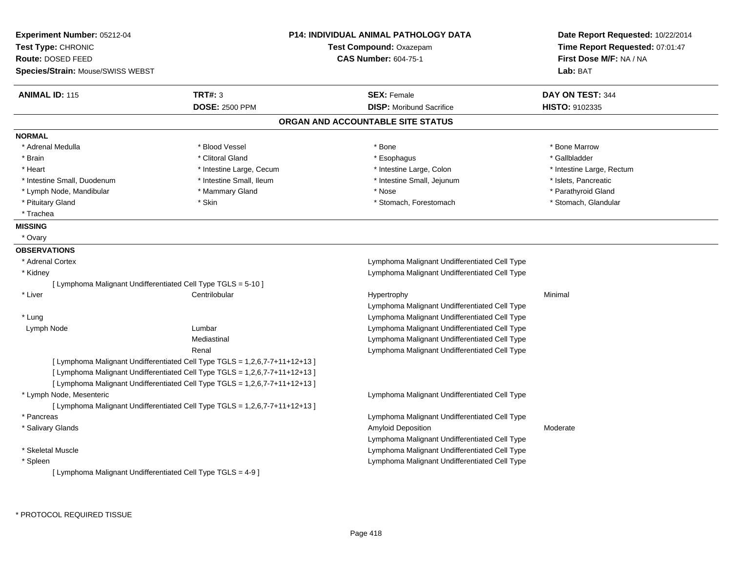**Experiment Number:** 05212-04
**Test Type:** CHRONIC
**Route:** DOSED FEED
**Species/Strain:** Mouse/SWISS WEBST

**P14: INDIVIDUAL ANIMAL PATHOLOGY DATA**
**Test Compound:** Oxazepam
**CAS Number:** 604-75-1

**Date Report Requested:** 10/22/2014
**Time Report Requested:** 07:01:47
**First Dose M/F:** NA / NA
**Lab:** BAT

| **ANIMAL ID:** 115 | **TRT#:** 3 | **SEX:** Female | **DAY ON TEST:** 344 |
|---|---|---|---|
| | **DOSE:** 2500 PPM | **DISP:** Moribund Sacrifice | **HISTO:** 9102335 |

## ORGAN AND ACCOUNTABLE SITE STATUS

**NORMAL**

| | | | |
|---|---|---|---|
| * Adrenal Medulla | * Blood Vessel | * Bone | * Bone Marrow |
| * Brain | * Clitoral Gland | * Esophagus | * Gallbladder |
| * Heart | * Intestine Large, Cecum | * Intestine Large, Colon | * Intestine Large, Rectum |
| * Intestine Small, Duodenum | * Intestine Small, Ileum | * Intestine Small, Jejunum | * Islets, Pancreatic |
| * Lymph Node, Mandibular | * Mammary Gland | * Nose | * Parathyroid Gland |
| * Pituitary Gland | * Skin | * Stomach, Forestomach | * Stomach, Glandular |
| * Trachea | | | |

**MISSING**

* Ovary

**OBSERVATIONS**

| | | | |
|---|---|---|---|
| * Adrenal Cortex | | Lymphoma Malignant Undifferentiated Cell Type | |
| * Kidney | | Lymphoma Malignant Undifferentiated Cell Type | |
| [ Lymphoma Malignant Undifferentiated Cell Type TGLS = 5-10 ] | | | |
| * Liver | Centrilobular | Hypertrophy | Minimal |
| | | Lymphoma Malignant Undifferentiated Cell Type | |
| * Lung | | Lymphoma Malignant Undifferentiated Cell Type | |
| Lymph Node | Lumbar | Lymphoma Malignant Undifferentiated Cell Type | |
| | Mediastinal | Lymphoma Malignant Undifferentiated Cell Type | |
| | Renal | Lymphoma Malignant Undifferentiated Cell Type | |
| [ Lymphoma Malignant Undifferentiated Cell Type TGLS = 1,2,6,7-7+11+12+13 ] | | | |
| [ Lymphoma Malignant Undifferentiated Cell Type TGLS = 1,2,6,7-7+11+12+13 ] | | | |
| [ Lymphoma Malignant Undifferentiated Cell Type TGLS = 1,2,6,7-7+11+12+13 ] | | | |
| * Lymph Node, Mesenteric | | Lymphoma Malignant Undifferentiated Cell Type | |
| [ Lymphoma Malignant Undifferentiated Cell Type TGLS = 1,2,6,7-7+11+12+13 ] | | | |
| * Pancreas | | Lymphoma Malignant Undifferentiated Cell Type | |
| * Salivary Glands | | Amyloid Deposition | Moderate |
| | | Lymphoma Malignant Undifferentiated Cell Type | |
| * Skeletal Muscle | | Lymphoma Malignant Undifferentiated Cell Type | |
| * Spleen | | Lymphoma Malignant Undifferentiated Cell Type | |
| [ Lymphoma Malignant Undifferentiated Cell Type TGLS = 4-9 ] | | | |

* PROTOCOL REQUIRED TISSUE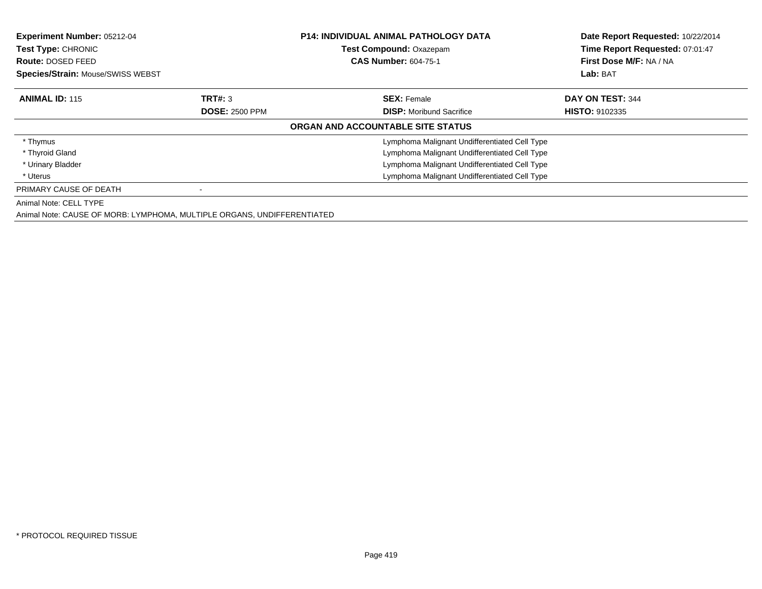**Experiment Number:** 05212-04
**Test Type:** CHRONIC
**Route:** DOSED FEED
**Species/Strain:** Mouse/SWISS WEBST

**P14: INDIVIDUAL ANIMAL PATHOLOGY DATA**
**Test Compound:** Oxazepam
**CAS Number:** 604-75-1

**Date Report Requested:** 10/22/2014
**Time Report Requested:** 07:01:47
**First Dose M/F:** NA / NA
**Lab:** BAT

| **ANIMAL ID:** 115 | **TRT#:** 3 | **SEX:** Female | **DAY ON TEST:** 344 |
|---|---|---|---|
| | **DOSE:** 2500 PPM | **DISP:** Moribund Sacrifice | **HISTO:** 9102335 |

**ORGAN AND ACCOUNTABLE SITE STATUS**

| Organ | | Status |
|---|---|---|
| * Thymus | | Lymphoma Malignant Undifferentiated Cell Type |
| * Thyroid Gland | | Lymphoma Malignant Undifferentiated Cell Type |
| * Urinary Bladder | | Lymphoma Malignant Undifferentiated Cell Type |
| * Uterus | | Lymphoma Malignant Undifferentiated Cell Type |
| PRIMARY CAUSE OF DEATH | - | |

Animal Note: CELL TYPE

Animal Note: CAUSE OF MORB: LYMPHOMA, MULTIPLE ORGANS, UNDIFFERENTIATED

* PROTOCOL REQUIRED TISSUE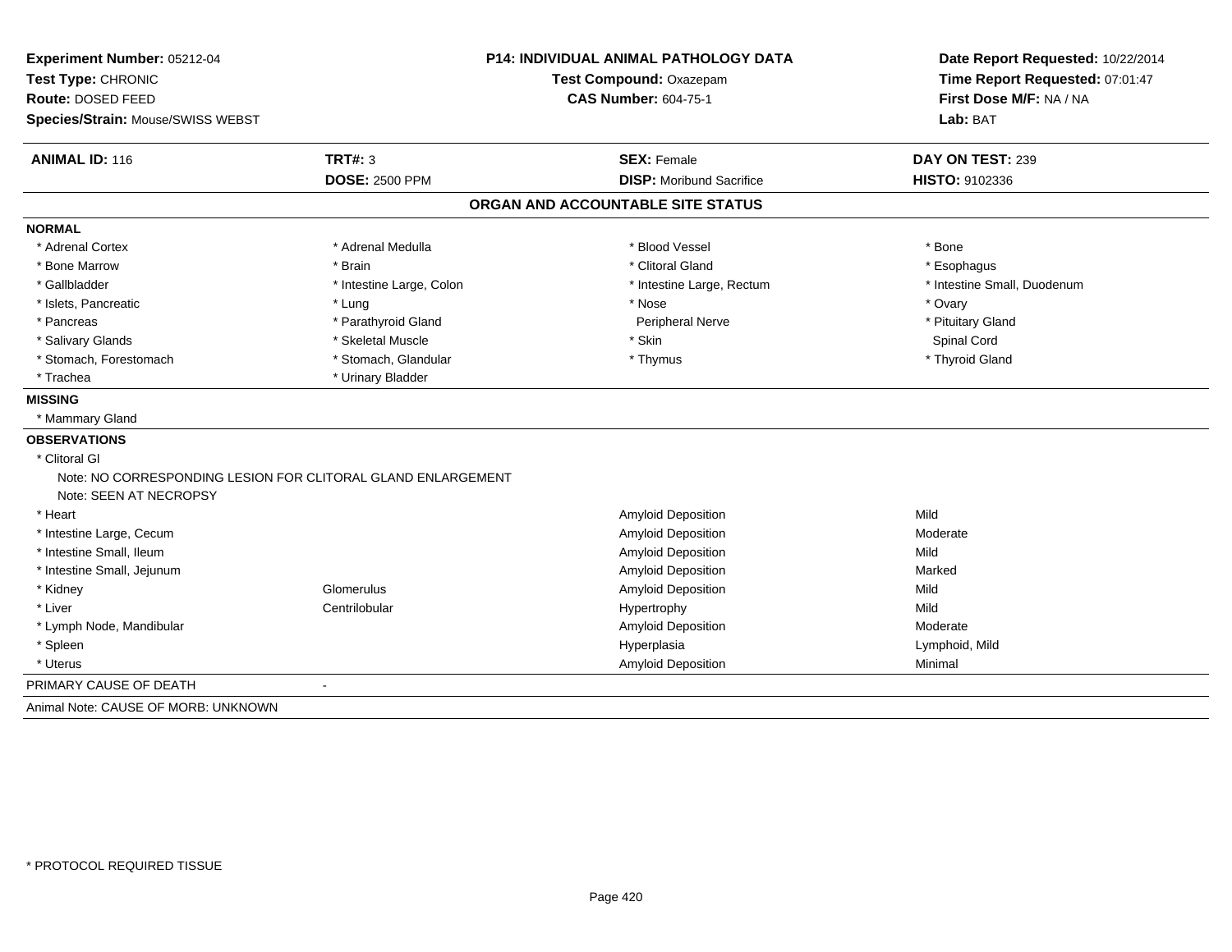**Experiment Number:** 05212-04
**Test Type:** CHRONIC
**Route:** DOSED FEED
**Species/Strain:** Mouse/SWISS WEBST

**P14: INDIVIDUAL ANIMAL PATHOLOGY DATA**
**Test Compound:** Oxazepam
**CAS Number:** 604-75-1

**Date Report Requested:** 10/22/2014
**Time Report Requested:** 07:01:47
**First Dose M/F:** NA / NA
**Lab:** BAT

| **ANIMAL ID:** 116 | **TRT#:** 3 | **SEX:** Female | **DAY ON TEST:** 239 |
|---|---|---|---|
| | **DOSE:** 2500 PPM | **DISP:** Moribund Sacrifice | **HISTO:** 9102336 |

## ORGAN AND ACCOUNTABLE SITE STATUS

**NORMAL**

| | | | |
|---|---|---|---|
| * Adrenal Cortex | * Adrenal Medulla | * Blood Vessel | * Bone |
| * Bone Marrow | * Brain | * Clitoral Gland | * Esophagus |
| * Gallbladder | * Intestine Large, Colon | * Intestine Large, Rectum | * Intestine Small, Duodenum |
| * Islets, Pancreatic | * Lung | * Nose | * Ovary |
| * Pancreas | * Parathyroid Gland | Peripheral Nerve | * Pituitary Gland |
| * Salivary Glands | * Skeletal Muscle | * Skin | Spinal Cord |
| * Stomach, Forestomach | * Stomach, Glandular | * Thymus | * Thyroid Gland |
| * Trachea | * Urinary Bladder | | |

**MISSING**

* Mammary Gland

**OBSERVATIONS**

* Clitoral Gl
  Note: NO CORRESPONDING LESION FOR CLITORAL GLAND ENLARGEMENT
  Note: SEEN AT NECROPSY

| | | | |
|---|---|---|---|
| * Heart | | Amyloid Deposition | Mild |
| * Intestine Large, Cecum | | Amyloid Deposition | Moderate |
| * Intestine Small, Ileum | | Amyloid Deposition | Mild |
| * Intestine Small, Jejunum | | Amyloid Deposition | Marked |
| * Kidney | Glomerulus | Amyloid Deposition | Mild |
| * Liver | Centrilobular | Hypertrophy | Mild |
| * Lymph Node, Mandibular | | Amyloid Deposition | Moderate |
| * Spleen | | Hyperplasia | Lymphoid, Mild |
| * Uterus | | Amyloid Deposition | Minimal |

PRIMARY CAUSE OF DEATH -

Animal Note: CAUSE OF MORB: UNKNOWN

* PROTOCOL REQUIRED TISSUE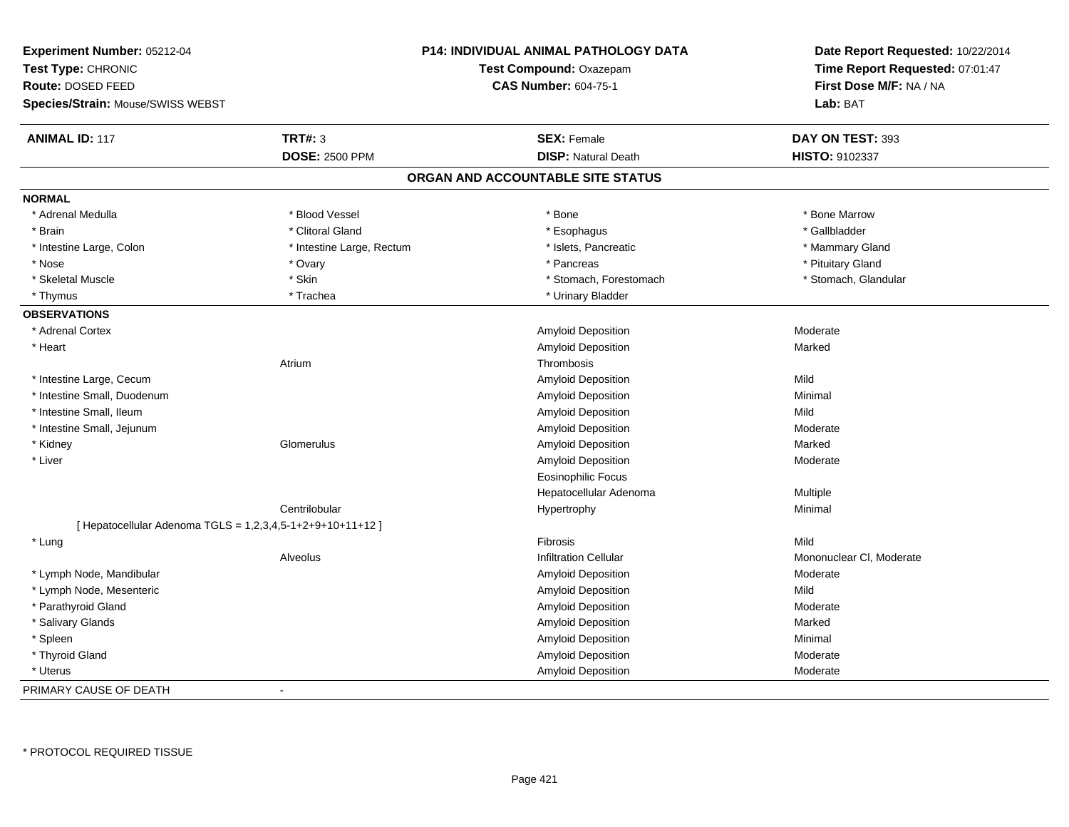**Experiment Number:** 05212-04
**Test Type:** CHRONIC
**Route:** DOSED FEED
**Species/Strain:** Mouse/SWISS WEBST

**P14: INDIVIDUAL ANIMAL PATHOLOGY DATA**
**Test Compound:** Oxazepam
**CAS Number:** 604-75-1

**Date Report Requested:** 10/22/2014
**Time Report Requested:** 07:01:47
**First Dose M/F:** NA / NA
**Lab:** BAT

| **ANIMAL ID:** 117 | **TRT#:** 3 | **SEX:** Female | **DAY ON TEST:** 393 |
|---|---|---|---|
| | **DOSE:** 2500 PPM | **DISP:** Natural Death | **HISTO:** 9102337 |

## ORGAN AND ACCOUNTABLE SITE STATUS

**NORMAL**

| | | | |
|---|---|---|---|
| * Adrenal Medulla | * Blood Vessel | * Bone | * Bone Marrow |
| * Brain | * Clitoral Gland | * Esophagus | * Gallbladder |
| * Intestine Large, Colon | * Intestine Large, Rectum | * Islets, Pancreatic | * Mammary Gland |
| * Nose | * Ovary | * Pancreas | * Pituitary Gland |
| * Skeletal Muscle | * Skin | * Stomach, Forestomach | * Stomach, Glandular |
| * Thymus | * Trachea | * Urinary Bladder | |

**OBSERVATIONS**

| | | | |
|---|---|---|---|
| * Adrenal Cortex | | Amyloid Deposition | Moderate |
| * Heart | | Amyloid Deposition | Marked |
| | Atrium | Thrombosis | |
| * Intestine Large, Cecum | | Amyloid Deposition | Mild |
| * Intestine Small, Duodenum | | Amyloid Deposition | Minimal |
| * Intestine Small, Ileum | | Amyloid Deposition | Mild |
| * Intestine Small, Jejunum | | Amyloid Deposition | Moderate |
| * Kidney | Glomerulus | Amyloid Deposition | Marked |
| * Liver | | Amyloid Deposition | Moderate |
| | | Eosinophilic Focus | |
| | | Hepatocellular Adenoma | Multiple |
| | Centrilobular | Hypertrophy | Minimal |
| [ Hepatocellular Adenoma TGLS = 1,2,3,4,5-1+2+9+10+11+12 ] | | | |
| * Lung | | Fibrosis | Mild |
| | Alveolus | Infiltration Cellular | Mononuclear Cl, Moderate |
| * Lymph Node, Mandibular | | Amyloid Deposition | Moderate |
| * Lymph Node, Mesenteric | | Amyloid Deposition | Mild |
| * Parathyroid Gland | | Amyloid Deposition | Moderate |
| * Salivary Glands | | Amyloid Deposition | Marked |
| * Spleen | | Amyloid Deposition | Minimal |
| * Thyroid Gland | | Amyloid Deposition | Moderate |
| * Uterus | | Amyloid Deposition | Moderate |

PRIMARY CAUSE OF DEATH -

* PROTOCOL REQUIRED TISSUE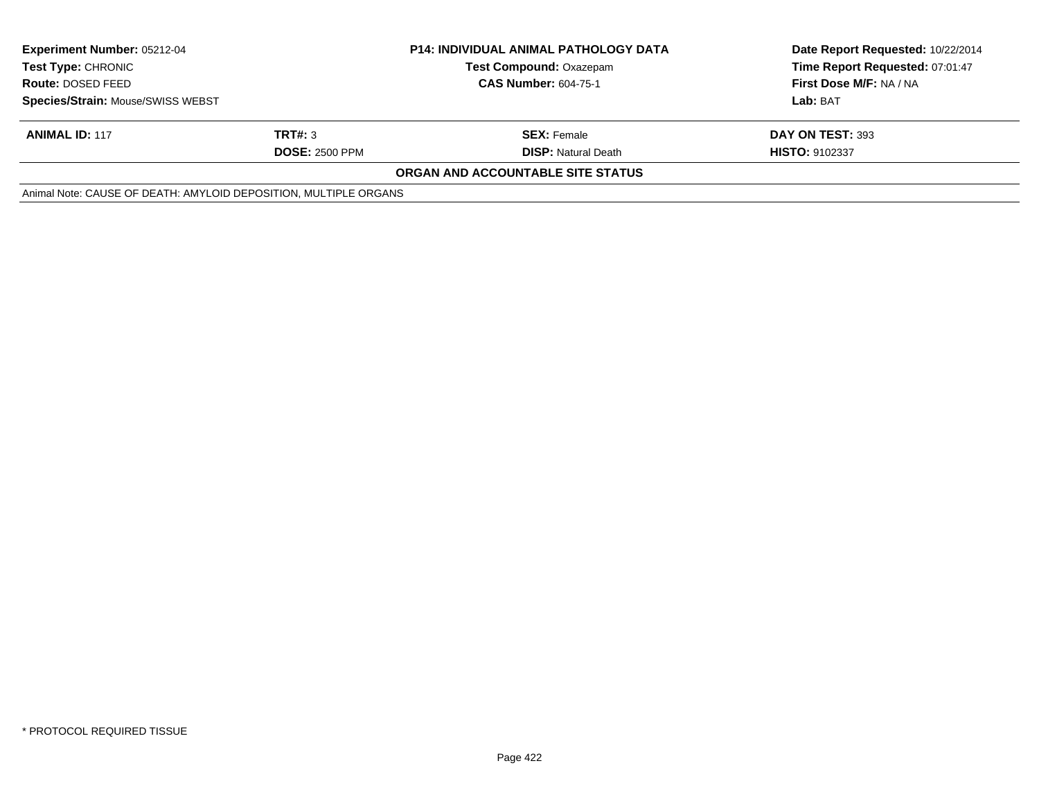| **Experiment Number:** 05212-04 | **P14: INDIVIDUAL ANIMAL PATHOLOGY DATA** | **Date Report Requested:** 10/22/2014 |
|---|---|---|
| **Test Type:** CHRONIC | **Test Compound:** Oxazepam | **Time Report Requested:** 07:01:47 |
| **Route:** DOSED FEED | **CAS Number:** 604-75-1 | **First Dose M/F:** NA / NA |
| **Species/Strain:** Mouse/SWISS WEBST | | **Lab:** BAT |

| **ANIMAL ID:** 117 | **TRT#:** 3 | **SEX:** Female | **DAY ON TEST:** 393 |
|---|---|---|---|
| | **DOSE:** 2500 PPM | **DISP:** Natural Death | **HISTO:** 9102337 |

**ORGAN AND ACCOUNTABLE SITE STATUS**

Animal Note: CAUSE OF DEATH: AMYLOID DEPOSITION, MULTIPLE ORGANS

* PROTOCOL REQUIRED TISSUE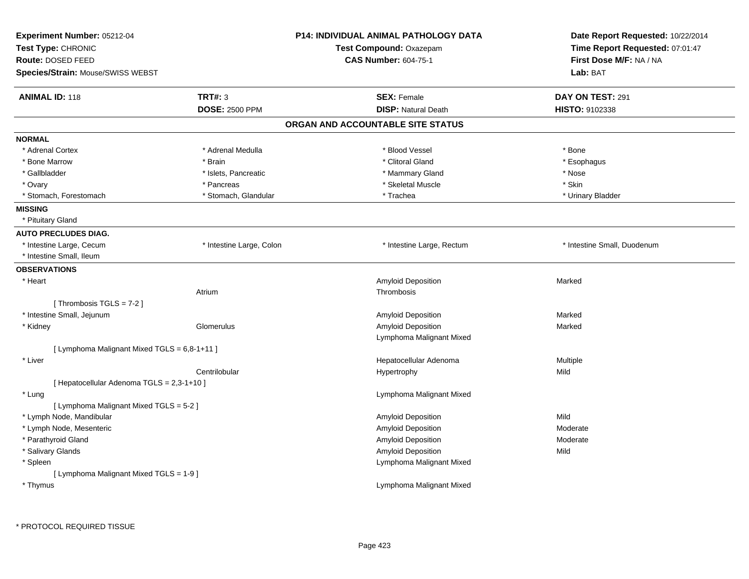**Experiment Number:** 05212-04
**Test Type:** CHRONIC
**Route:** DOSED FEED
**Species/Strain:** Mouse/SWISS WEBST

**P14: INDIVIDUAL ANIMAL PATHOLOGY DATA**
**Test Compound:** Oxazepam
**CAS Number:** 604-75-1

**Date Report Requested:** 10/22/2014
**Time Report Requested:** 07:01:47
**First Dose M/F:** NA / NA
**Lab:** BAT

| **ANIMAL ID:** 118 | **TRT#:** 3 | **SEX:** Female | **DAY ON TEST:** 291 |
|---|---|---|---|
| | **DOSE:** 2500 PPM | **DISP:** Natural Death | **HISTO:** 9102338 |

## ORGAN AND ACCOUNTABLE SITE STATUS

**NORMAL**

| | | | |
|---|---|---|---|
| * Adrenal Cortex | * Adrenal Medulla | * Blood Vessel | * Bone |
| * Bone Marrow | * Brain | * Clitoral Gland | * Esophagus |
| * Gallbladder | * Islets, Pancreatic | * Mammary Gland | * Nose |
| * Ovary | * Pancreas | * Skeletal Muscle | * Skin |
| * Stomach, Forestomach | * Stomach, Glandular | * Trachea | * Urinary Bladder |

**MISSING**

* Pituitary Gland

**AUTO PRECLUDES DIAG.**

| | | | |
|---|---|---|---|
| * Intestine Large, Cecum | * Intestine Large, Colon | * Intestine Large, Rectum | * Intestine Small, Duodenum |
| * Intestine Small, Ileum | | | |

**OBSERVATIONS**

| | | | |
|---|---|---|---|
| * Heart | | Amyloid Deposition | Marked |
| | Atrium | Thrombosis | |
| [ Thrombosis TGLS = 7-2 ] | | | |
| * Intestine Small, Jejunum | | Amyloid Deposition | Marked |
| * Kidney | Glomerulus | Amyloid Deposition | Marked |
| | | Lymphoma Malignant Mixed | |
| [ Lymphoma Malignant Mixed TGLS = 6,8-1+11 ] | | | |
| * Liver | | Hepatocellular Adenoma | Multiple |
| | Centrilobular | Hypertrophy | Mild |
| [ Hepatocellular Adenoma TGLS = 2,3-1+10 ] | | | |
| * Lung | | Lymphoma Malignant Mixed | |
| [ Lymphoma Malignant Mixed TGLS = 5-2 ] | | | |
| * Lymph Node, Mandibular | | Amyloid Deposition | Mild |
| * Lymph Node, Mesenteric | | Amyloid Deposition | Moderate |
| * Parathyroid Gland | | Amyloid Deposition | Moderate |
| * Salivary Glands | | Amyloid Deposition | Mild |
| * Spleen | | Lymphoma Malignant Mixed | |
| [ Lymphoma Malignant Mixed TGLS = 1-9 ] | | | |
| * Thymus | | Lymphoma Malignant Mixed | |

* PROTOCOL REQUIRED TISSUE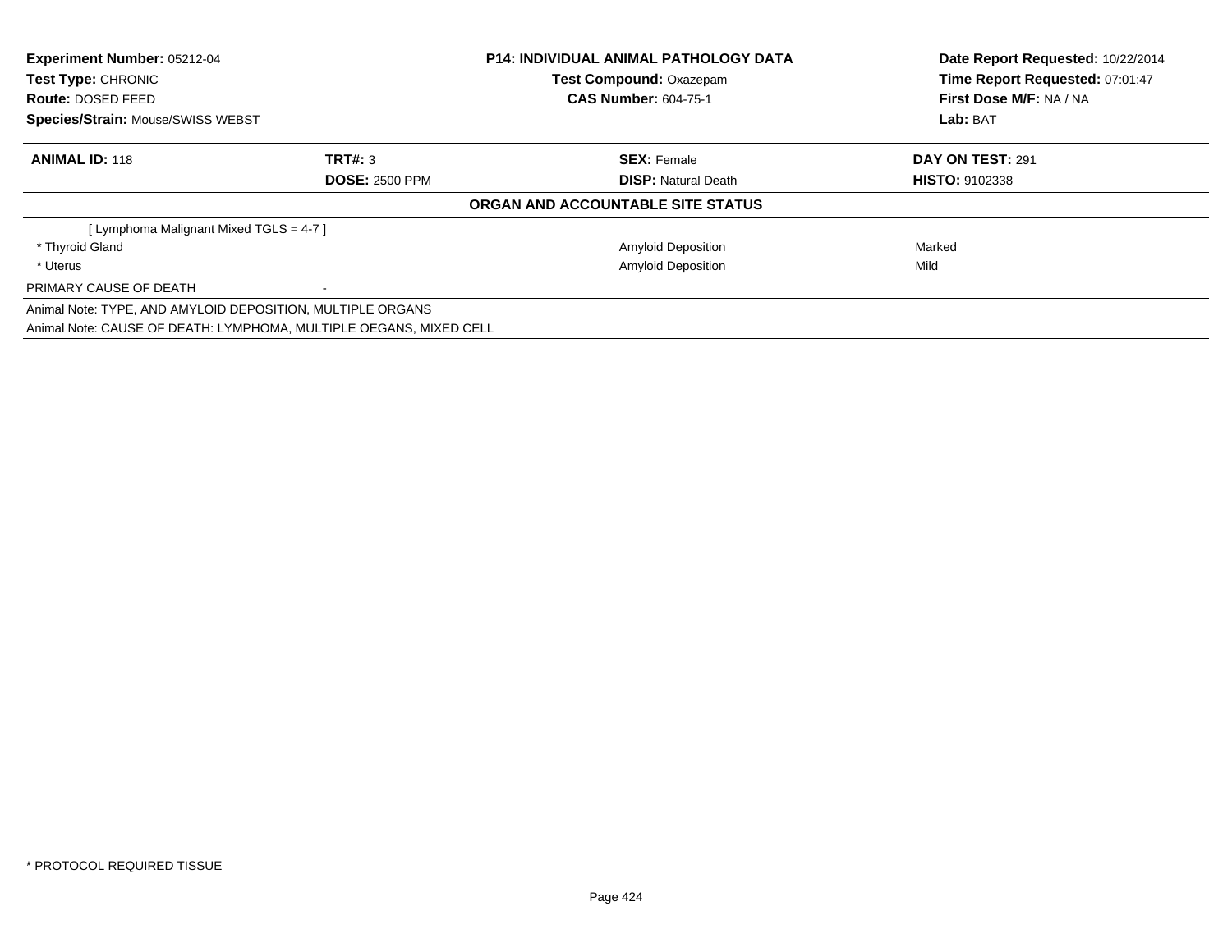| **Experiment Number:** 05212-04 | **P14: INDIVIDUAL ANIMAL PATHOLOGY DATA** | **Date Report Requested:** 10/22/2014 |
|---|---|---|
| **Test Type:** CHRONIC | **Test Compound:** Oxazepam | **Time Report Requested:** 07:01:47 |
| **Route:** DOSED FEED | **CAS Number:** 604-75-1 | **First Dose M/F:** NA / NA |
| **Species/Strain:** Mouse/SWISS WEBST | | **Lab:** BAT |

| **ANIMAL ID:** 118 | **TRT#:** 3 | **SEX:** Female | **DAY ON TEST:** 291 |
|---|---|---|---|
| | **DOSE:** 2500 PPM | **DISP:** Natural Death | **HISTO:** 9102338 |

**ORGAN AND ACCOUNTABLE SITE STATUS**

| | | | |
|---|---|---|---|
| [ Lymphoma Malignant Mixed TGLS = 4-7 ] | | | |
| * Thyroid Gland | | Amyloid Deposition | Marked |
| * Uterus | | Amyloid Deposition | Mild |
| PRIMARY CAUSE OF DEATH | - | | |

Animal Note: TYPE, AND AMYLOID DEPOSITION, MULTIPLE ORGANS

Animal Note: CAUSE OF DEATH: LYMPHOMA, MULTIPLE OEGANS, MIXED CELL

* PROTOCOL REQUIRED TISSUE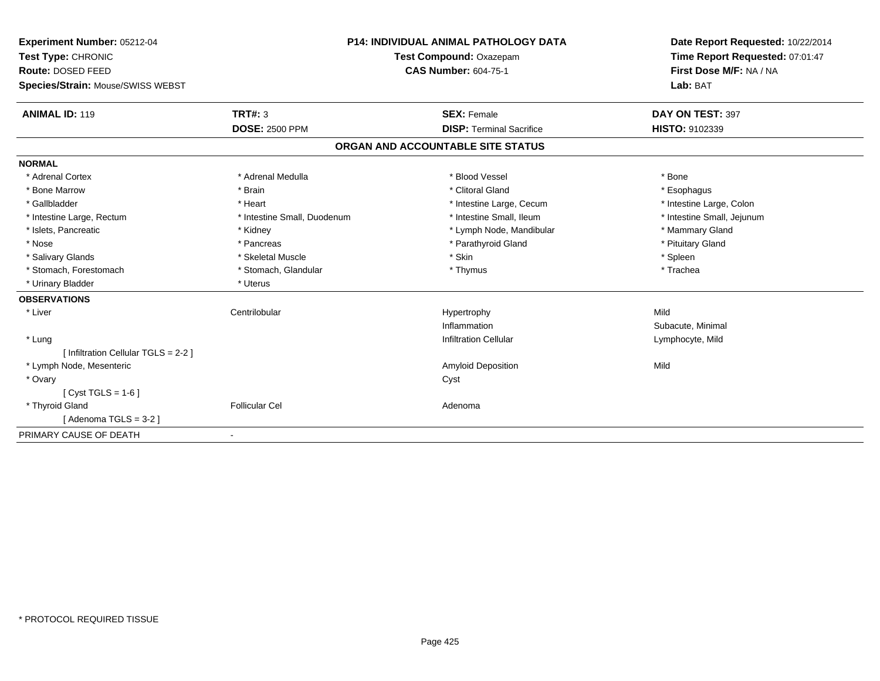**Experiment Number:** 05212-04
**Test Type:** CHRONIC
**Route:** DOSED FEED
**Species/Strain:** Mouse/SWISS WEBST

**P14: INDIVIDUAL ANIMAL PATHOLOGY DATA**
**Test Compound:** Oxazepam
**CAS Number:** 604-75-1

**Date Report Requested:** 10/22/2014
**Time Report Requested:** 07:01:47
**First Dose M/F:** NA / NA
**Lab:** BAT

| **ANIMAL ID:** 119 | **TRT#:** 3 | **SEX:** Female | **DAY ON TEST:** 397 |
|---|---|---|---|
| | **DOSE:** 2500 PPM | **DISP:** Terminal Sacrifice | **HISTO:** 9102339 |

## ORGAN AND ACCOUNTABLE SITE STATUS

| | | | |
|---|---|---|---|
| **NORMAL** | | | |
| * Adrenal Cortex | * Adrenal Medulla | * Blood Vessel | * Bone |
| * Bone Marrow | * Brain | * Clitoral Gland | * Esophagus |
| * Gallbladder | * Heart | * Intestine Large, Cecum | * Intestine Large, Colon |
| * Intestine Large, Rectum | * Intestine Small, Duodenum | * Intestine Small, Ileum | * Intestine Small, Jejunum |
| * Islets, Pancreatic | * Kidney | * Lymph Node, Mandibular | * Mammary Gland |
| * Nose | * Pancreas | * Parathyroid Gland | * Pituitary Gland |
| * Salivary Glands | * Skeletal Muscle | * Skin | * Spleen |
| * Stomach, Forestomach | * Stomach, Glandular | * Thymus | * Trachea |
| * Urinary Bladder | * Uterus | | |
| **OBSERVATIONS** | | | |
| * Liver | Centrilobular | Hypertrophy | Mild |
| | | Inflammation | Subacute, Minimal |
| * Lung | | Infiltration Cellular | Lymphocyte, Mild |
| [ Infiltration Cellular TGLS = 2-2 ] | | | |
| * Lymph Node, Mesenteric | | Amyloid Deposition | Mild |
| * Ovary | | Cyst | |
| [ Cyst TGLS = 1-6 ] | | | |
| * Thyroid Gland | Follicular Cel | Adenoma | |
| [ Adenoma TGLS = 3-2 ] | | | |
| PRIMARY CAUSE OF DEATH | - | | |

* PROTOCOL REQUIRED TISSUE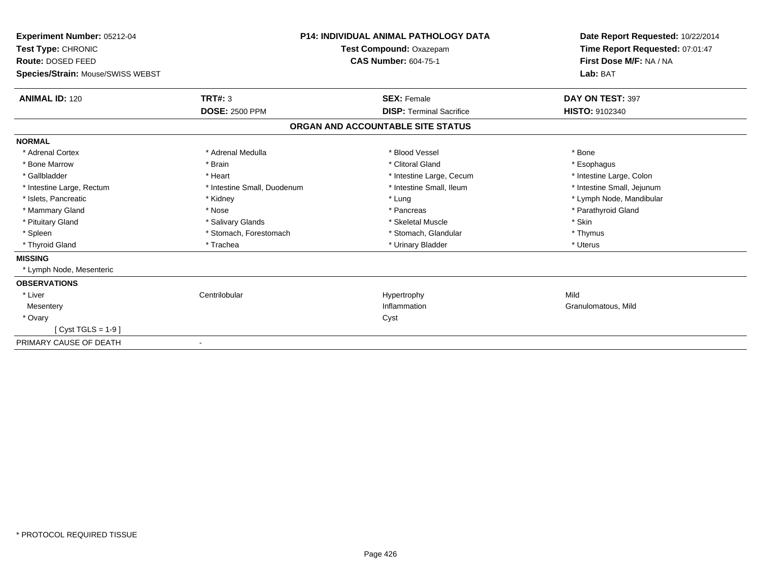**Experiment Number:** 05212-04
**Test Type:** CHRONIC
**Route:** DOSED FEED
**Species/Strain:** Mouse/SWISS WEBST

**P14: INDIVIDUAL ANIMAL PATHOLOGY DATA**
**Test Compound:** Oxazepam
**CAS Number:** 604-75-1

**Date Report Requested:** 10/22/2014
**Time Report Requested:** 07:01:47
**First Dose M/F:** NA / NA
**Lab:** BAT

| **ANIMAL ID:** 120 | **TRT#:** 3 | **SEX:** Female | **DAY ON TEST:** 397 |
|---|---|---|---|
| | **DOSE:** 2500 PPM | **DISP:** Terminal Sacrifice | **HISTO:** 9102340 |

## ORGAN AND ACCOUNTABLE SITE STATUS

| | | | |
|---|---|---|---|
| **NORMAL** | | | |
| * Adrenal Cortex | * Adrenal Medulla | * Blood Vessel | * Bone |
| * Bone Marrow | * Brain | * Clitoral Gland | * Esophagus |
| * Gallbladder | * Heart | * Intestine Large, Cecum | * Intestine Large, Colon |
| * Intestine Large, Rectum | * Intestine Small, Duodenum | * Intestine Small, Ileum | * Intestine Small, Jejunum |
| * Islets, Pancreatic | * Kidney | * Lung | * Lymph Node, Mandibular |
| * Mammary Gland | * Nose | * Pancreas | * Parathyroid Gland |
| * Pituitary Gland | * Salivary Glands | * Skeletal Muscle | * Skin |
| * Spleen | * Stomach, Forestomach | * Stomach, Glandular | * Thymus |
| * Thyroid Gland | * Trachea | * Urinary Bladder | * Uterus |
| **MISSING** | | | |
| * Lymph Node, Mesenteric | | | |
| **OBSERVATIONS** | | | |
| * Liver | Centrilobular | Hypertrophy | Mild |
| Mesentery | | Inflammation | Granulomatous, Mild |
| * Ovary | | Cyst | |
| [ Cyst TGLS = 1-9 ] | | | |
| PRIMARY CAUSE OF DEATH | - | | |

* PROTOCOL REQUIRED TISSUE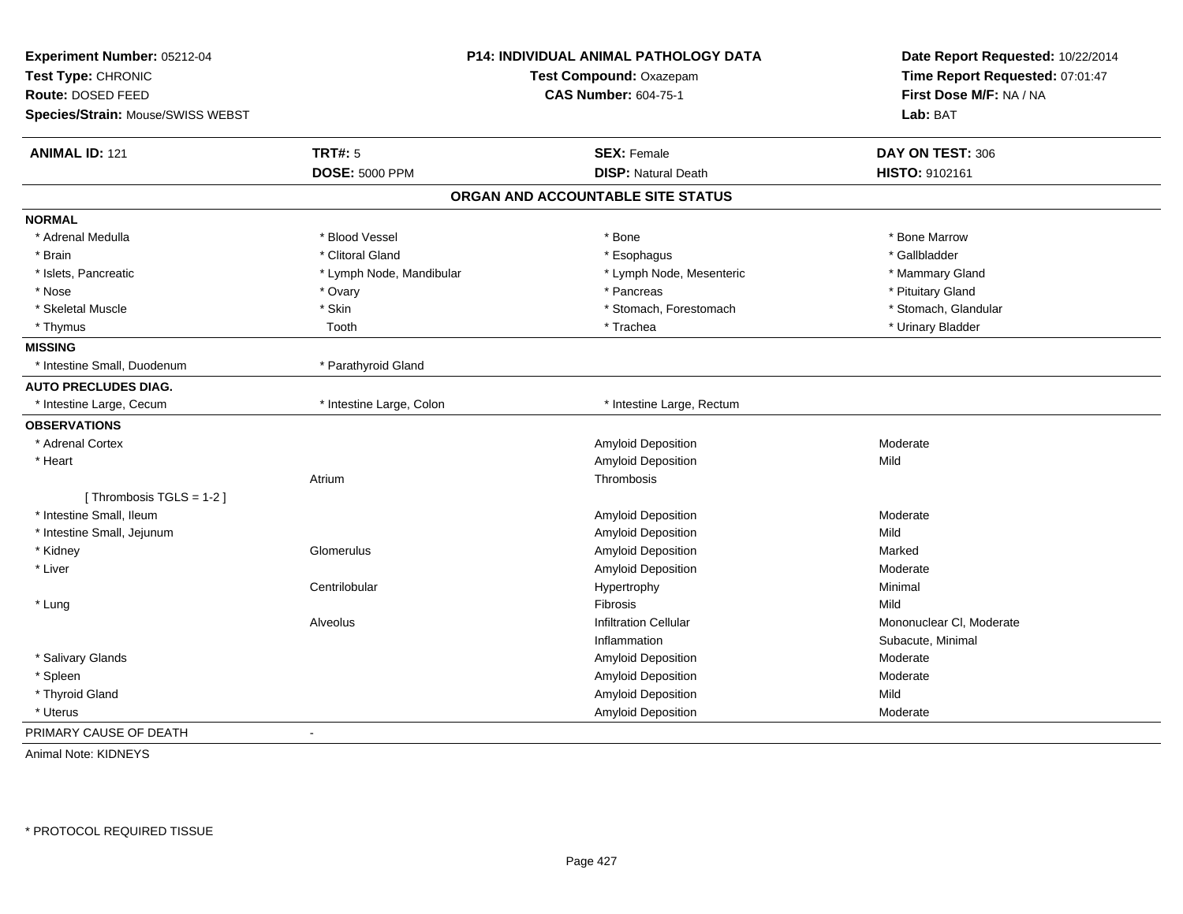**Experiment Number:** 05212-04
**Test Type:** CHRONIC
**Route:** DOSED FEED
**Species/Strain:** Mouse/SWISS WEBST

**P14: INDIVIDUAL ANIMAL PATHOLOGY DATA**
**Test Compound:** Oxazepam
**CAS Number:** 604-75-1

**Date Report Requested:** 10/22/2014
**Time Report Requested:** 07:01:47
**First Dose M/F:** NA / NA
**Lab:** BAT

| **ANIMAL ID:** 121 | **TRT#:** 5 | **SEX:** Female | **DAY ON TEST:** 306 |
|---|---|---|---|
| | **DOSE:** 5000 PPM | **DISP:** Natural Death | **HISTO:** 9102161 |

## ORGAN AND ACCOUNTABLE SITE STATUS

| | | | |
|---|---|---|---|
| **NORMAL** | | | |
| * Adrenal Medulla | * Blood Vessel | * Bone | * Bone Marrow |
| * Brain | * Clitoral Gland | * Esophagus | * Gallbladder |
| * Islets, Pancreatic | * Lymph Node, Mandibular | * Lymph Node, Mesenteric | * Mammary Gland |
| * Nose | * Ovary | * Pancreas | * Pituitary Gland |
| * Skeletal Muscle | * Skin | * Stomach, Forestomach | * Stomach, Glandular |
| * Thymus | Tooth | * Trachea | * Urinary Bladder |
| **MISSING** | | | |
| * Intestine Small, Duodenum | * Parathyroid Gland | | |
| **AUTO PRECLUDES DIAG.** | | | |
| * Intestine Large, Cecum | * Intestine Large, Colon | * Intestine Large, Rectum | |
| **OBSERVATIONS** | | | |
| * Adrenal Cortex | | Amyloid Deposition | Moderate |
| * Heart | | Amyloid Deposition | Mild |
| | Atrium | Thrombosis | |
| [ Thrombosis TGLS = 1-2 ] | | | |
| * Intestine Small, Ileum | | Amyloid Deposition | Moderate |
| * Intestine Small, Jejunum | | Amyloid Deposition | Mild |
| * Kidney | Glomerulus | Amyloid Deposition | Marked |
| * Liver | | Amyloid Deposition | Moderate |
| | Centrilobular | Hypertrophy | Minimal |
| * Lung | | Fibrosis | Mild |
| | Alveolus | Infiltration Cellular | Mononuclear Cl, Moderate |
| | | Inflammation | Subacute, Minimal |
| * Salivary Glands | | Amyloid Deposition | Moderate |
| * Spleen | | Amyloid Deposition | Moderate |
| * Thyroid Gland | | Amyloid Deposition | Mild |
| * Uterus | | Amyloid Deposition | Moderate |
| PRIMARY CAUSE OF DEATH | - | | |

Animal Note: KIDNEYS

* PROTOCOL REQUIRED TISSUE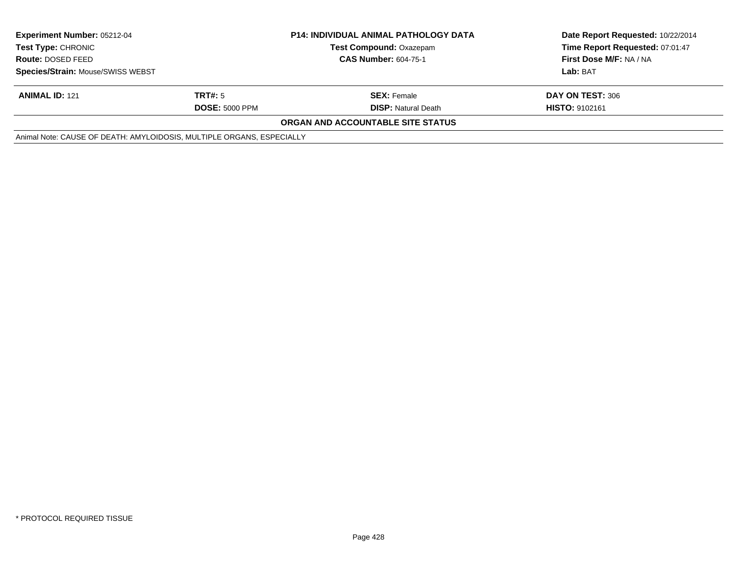| **Experiment Number:** 05212-04 | **P14: INDIVIDUAL ANIMAL PATHOLOGY DATA** | **Date Report Requested:** 10/22/2014 |
|---|---|---|
| **Test Type:** CHRONIC | **Test Compound:** Oxazepam | **Time Report Requested:** 07:01:47 |
| **Route:** DOSED FEED | **CAS Number:** 604-75-1 | **First Dose M/F:** NA / NA |
| **Species/Strain:** Mouse/SWISS WEBST | | **Lab:** BAT |

| **ANIMAL ID:** 121 | **TRT#:** 5 | **SEX:** Female | **DAY ON TEST:** 306 |
|---|---|---|---|
| | **DOSE:** 5000 PPM | **DISP:** Natural Death | **HISTO:** 9102161 |

**ORGAN AND ACCOUNTABLE SITE STATUS**

Animal Note: CAUSE OF DEATH: AMYLOIDOSIS, MULTIPLE ORGANS, ESPECIALLY

* PROTOCOL REQUIRED TISSUE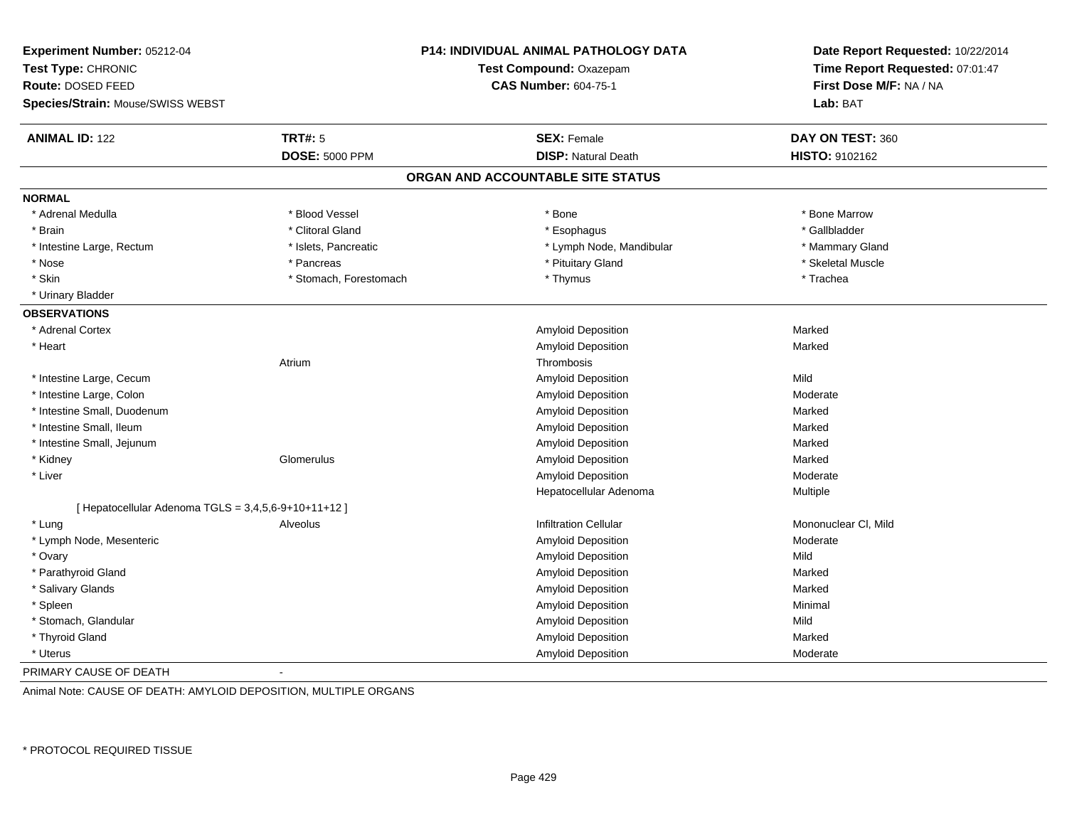**Experiment Number:** 05212-04
**Test Type:** CHRONIC
**Route:** DOSED FEED
**Species/Strain:** Mouse/SWISS WEBST

**P14: INDIVIDUAL ANIMAL PATHOLOGY DATA**
**Test Compound:** Oxazepam
**CAS Number:** 604-75-1

**Date Report Requested:** 10/22/2014
**Time Report Requested:** 07:01:47
**First Dose M/F:** NA / NA
**Lab:** BAT

| **ANIMAL ID:** 122 | **TRT#:** 5 | **SEX:** Female | **DAY ON TEST:** 360 |
|---|---|---|---|
| | **DOSE:** 5000 PPM | **DISP:** Natural Death | **HISTO:** 9102162 |

## ORGAN AND ACCOUNTABLE SITE STATUS

**NORMAL**

| | | | |
|---|---|---|---|
| * Adrenal Medulla | * Blood Vessel | * Bone | * Bone Marrow |
| * Brain | * Clitoral Gland | * Esophagus | * Gallbladder |
| * Intestine Large, Rectum | * Islets, Pancreatic | * Lymph Node, Mandibular | * Mammary Gland |
| * Nose | * Pancreas | * Pituitary Gland | * Skeletal Muscle |
| * Skin | * Stomach, Forestomach | * Thymus | * Trachea |
| * Urinary Bladder | | | |

**OBSERVATIONS**

| | | | |
|---|---|---|---|
| * Adrenal Cortex | | Amyloid Deposition | Marked |
| * Heart | | Amyloid Deposition | Marked |
| | Atrium | Thrombosis | |
| * Intestine Large, Cecum | | Amyloid Deposition | Mild |
| * Intestine Large, Colon | | Amyloid Deposition | Moderate |
| * Intestine Small, Duodenum | | Amyloid Deposition | Marked |
| * Intestine Small, Ileum | | Amyloid Deposition | Marked |
| * Intestine Small, Jejunum | | Amyloid Deposition | Marked |
| * Kidney | Glomerulus | Amyloid Deposition | Marked |
| * Liver | | Amyloid Deposition | Moderate |
| | | Hepatocellular Adenoma | Multiple |
| [ Hepatocellular Adenoma TGLS = 3,4,5,6-9+10+11+12 ] | | | |
| * Lung | Alveolus | Infiltration Cellular | Mononuclear Cl, Mild |
| * Lymph Node, Mesenteric | | Amyloid Deposition | Moderate |
| * Ovary | | Amyloid Deposition | Mild |
| * Parathyroid Gland | | Amyloid Deposition | Marked |
| * Salivary Glands | | Amyloid Deposition | Marked |
| * Spleen | | Amyloid Deposition | Minimal |
| * Stomach, Glandular | | Amyloid Deposition | Mild |
| * Thyroid Gland | | Amyloid Deposition | Marked |
| * Uterus | | Amyloid Deposition | Moderate |

PRIMARY CAUSE OF DEATH -

Animal Note: CAUSE OF DEATH: AMYLOID DEPOSITION, MULTIPLE ORGANS

* PROTOCOL REQUIRED TISSUE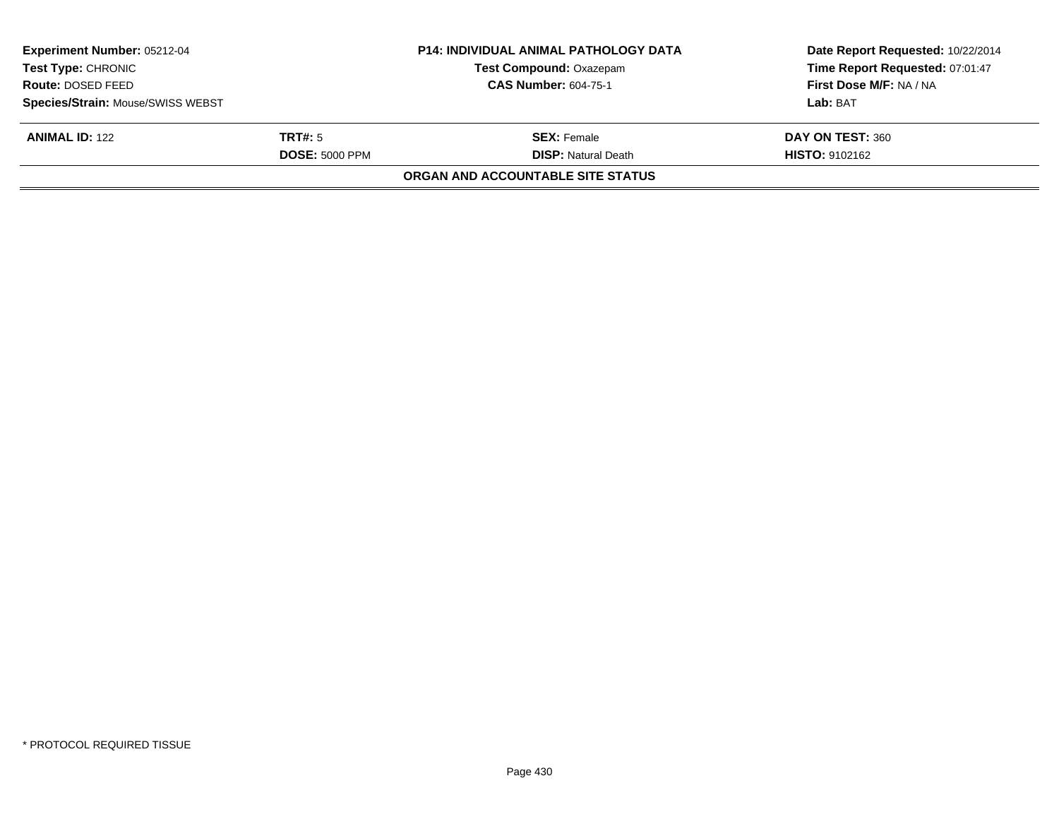| Experiment Number: 05212-04 | P14: INDIVIDUAL ANIMAL PATHOLOGY DATA | Date Report Requested: 10/22/2014 |
|---|---|---|
| Test Type: CHRONIC | Test Compound: Oxazepam | Time Report Requested: 07:01:47 |
| Route: DOSED FEED | CAS Number: 604-75-1 | First Dose M/F: NA / NA |
| Species/Strain: Mouse/SWISS WEBST | | Lab: BAT |

| ANIMAL ID: 122 | TRT#: 5 | SEX: Female | DAY ON TEST: 360 |
|---|---|---|---|
| | DOSE: 5000 PPM | DISP: Natural Death | HISTO: 9102162 |

**ORGAN AND ACCOUNTABLE SITE STATUS**

* PROTOCOL REQUIRED TISSUE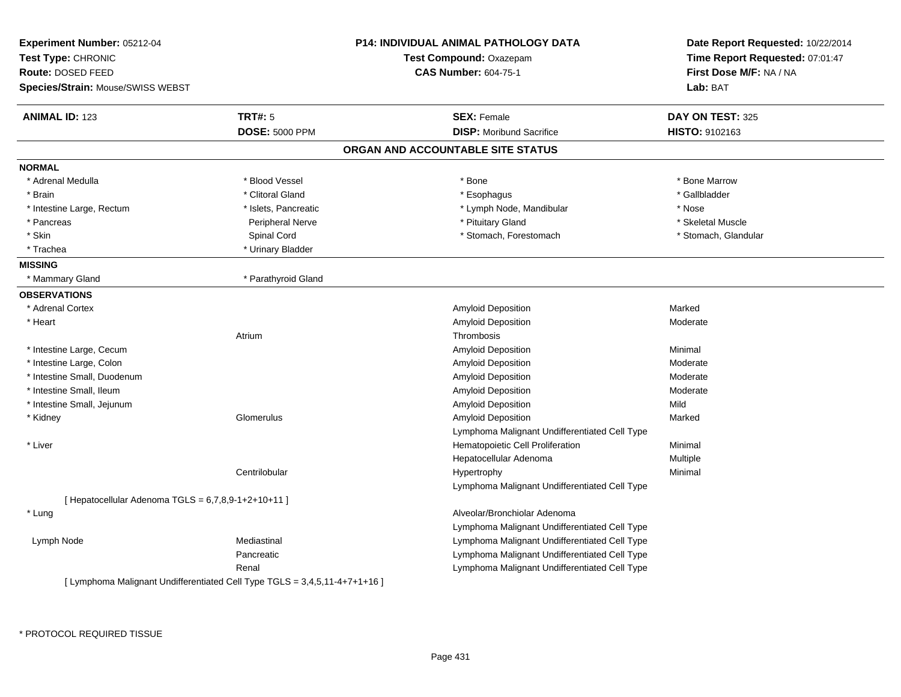**Experiment Number:** 05212-04
**Test Type:** CHRONIC
**Route:** DOSED FEED
**Species/Strain:** Mouse/SWISS WEBST

**P14: INDIVIDUAL ANIMAL PATHOLOGY DATA**
**Test Compound:** Oxazepam
**CAS Number:** 604-75-1

**Date Report Requested:** 10/22/2014
**Time Report Requested:** 07:01:47
**First Dose M/F:** NA / NA
**Lab:** BAT

| **ANIMAL ID:** 123 | **TRT#:** 5 | **SEX:** Female | **DAY ON TEST:** 325 |
|---|---|---|---|
| | **DOSE:** 5000 PPM | **DISP:** Moribund Sacrifice | **HISTO:** 9102163 |

## ORGAN AND ACCOUNTABLE SITE STATUS

**NORMAL**

| | | | |
|---|---|---|---|
| * Adrenal Medulla | * Blood Vessel | * Bone | * Bone Marrow |
| * Brain | * Clitoral Gland | * Esophagus | * Gallbladder |
| * Intestine Large, Rectum | * Islets, Pancreatic | * Lymph Node, Mandibular | * Nose |
| * Pancreas | Peripheral Nerve | * Pituitary Gland | * Skeletal Muscle |
| * Skin | Spinal Cord | * Stomach, Forestomach | * Stomach, Glandular |
| * Trachea | * Urinary Bladder | | |

**MISSING**

| | |
|---|---|
| * Mammary Gland | * Parathyroid Gland |

**OBSERVATIONS**

| Organ | Site | Observation | Severity |
|---|---|---|---|
| * Adrenal Cortex | | Amyloid Deposition | Marked |
| * Heart | | Amyloid Deposition | Moderate |
| | Atrium | Thrombosis | |
| * Intestine Large, Cecum | | Amyloid Deposition | Minimal |
| * Intestine Large, Colon | | Amyloid Deposition | Moderate |
| * Intestine Small, Duodenum | | Amyloid Deposition | Moderate |
| * Intestine Small, Ileum | | Amyloid Deposition | Moderate |
| * Intestine Small, Jejunum | | Amyloid Deposition | Mild |
| * Kidney | Glomerulus | Amyloid Deposition | Marked |
| | | Lymphoma Malignant Undifferentiated Cell Type | |
| * Liver | | Hematopoietic Cell Proliferation | Minimal |
| | | Hepatocellular Adenoma | Multiple |
| | Centrilobular | Hypertrophy | Minimal |
| | | Lymphoma Malignant Undifferentiated Cell Type | |
| [ Hepatocellular Adenoma TGLS = 6,7,8,9-1+2+10+11 ] | | | |
| * Lung | | Alveolar/Bronchiolar Adenoma | |
| | | Lymphoma Malignant Undifferentiated Cell Type | |
| Lymph Node | Mediastinal | Lymphoma Malignant Undifferentiated Cell Type | |
| | Pancreatic | Lymphoma Malignant Undifferentiated Cell Type | |
| | Renal | Lymphoma Malignant Undifferentiated Cell Type | |
| [ Lymphoma Malignant Undifferentiated Cell Type TGLS = 3,4,5,11-4+7+1+16 ] | | | |

\* PROTOCOL REQUIRED TISSUE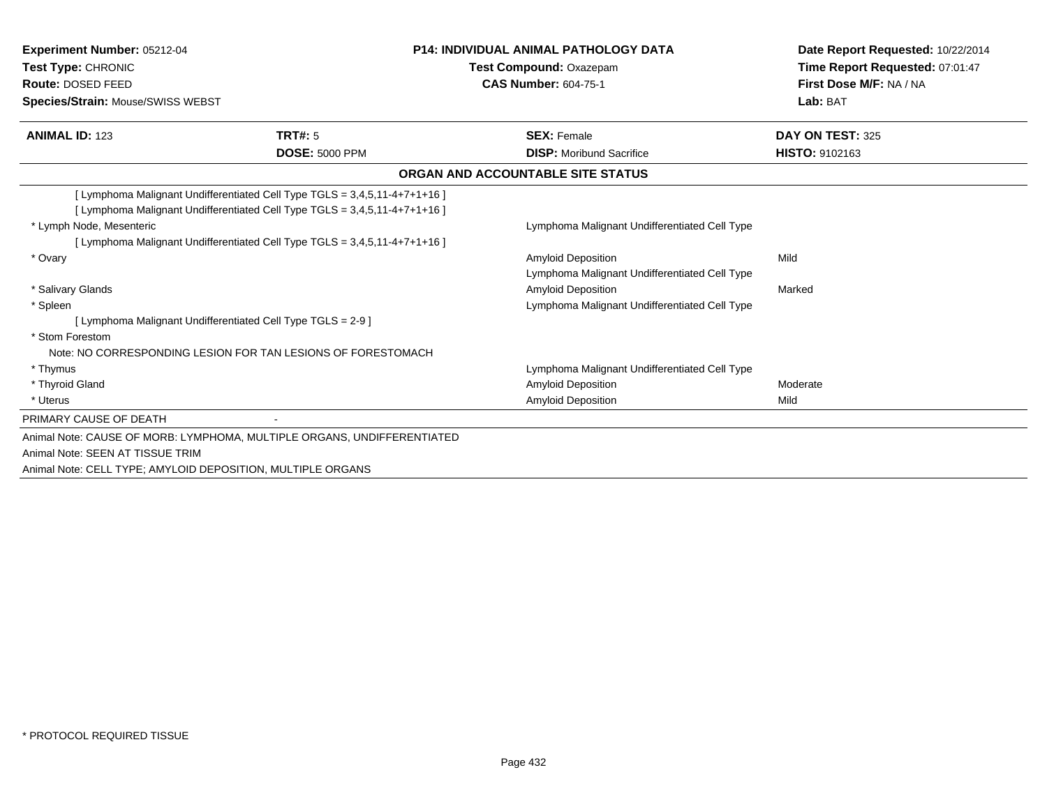**Experiment Number:** 05212-04
**Test Type:** CHRONIC
**Route:** DOSED FEED
**Species/Strain:** Mouse/SWISS WEBST

**P14: INDIVIDUAL ANIMAL PATHOLOGY DATA**
**Test Compound:** Oxazepam
**CAS Number:** 604-75-1

**Date Report Requested:** 10/22/2014
**Time Report Requested:** 07:01:47
**First Dose M/F:** NA / NA
**Lab:** BAT

| **ANIMAL ID:** 123 | **TRT#:** 5 | **SEX:** Female | **DAY ON TEST:** 325 |
|---|---|---|---|
| | **DOSE:** 5000 PPM | **DISP:** Moribund Sacrifice | **HISTO:** 9102163 |

## ORGAN AND ACCOUNTABLE SITE STATUS

| | | |
|---|---|---|
| [ Lymphoma Malignant Undifferentiated Cell Type TGLS = 3,4,5,11-4+7+1+16 ] | | |
| [ Lymphoma Malignant Undifferentiated Cell Type TGLS = 3,4,5,11-4+7+1+16 ] | | |
| * Lymph Node, Mesenteric | Lymphoma Malignant Undifferentiated Cell Type | |
| [ Lymphoma Malignant Undifferentiated Cell Type TGLS = 3,4,5,11-4+7+1+16 ] | | |
| * Ovary | Amyloid Deposition | Mild |
| | Lymphoma Malignant Undifferentiated Cell Type | |
| * Salivary Glands | Amyloid Deposition | Marked |
| * Spleen | Lymphoma Malignant Undifferentiated Cell Type | |
| [ Lymphoma Malignant Undifferentiated Cell Type TGLS = 2-9 ] | | |
| * Stom Forestom | | |
| Note: NO CORRESPONDING LESION FOR TAN LESIONS OF FORESTOMACH | | |
| * Thymus | Lymphoma Malignant Undifferentiated Cell Type | |
| * Thyroid Gland | Amyloid Deposition | Moderate |
| * Uterus | Amyloid Deposition | Mild |

PRIMARY CAUSE OF DEATH -

Animal Note: CAUSE OF MORB: LYMPHOMA, MULTIPLE ORGANS, UNDIFFERENTIATED

Animal Note: SEEN AT TISSUE TRIM

Animal Note: CELL TYPE; AMYLOID DEPOSITION, MULTIPLE ORGANS

* PROTOCOL REQUIRED TISSUE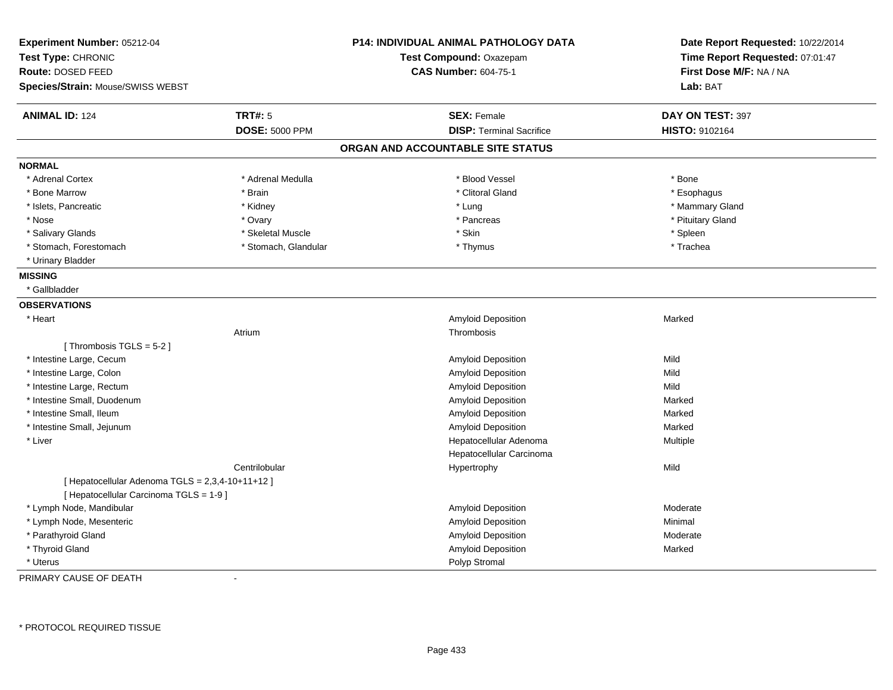**Experiment Number:** 05212-04
**Test Type:** CHRONIC
**Route:** DOSED FEED
**Species/Strain:** Mouse/SWISS WEBST

**P14: INDIVIDUAL ANIMAL PATHOLOGY DATA**
**Test Compound:** Oxazepam
**CAS Number:** 604-75-1

**Date Report Requested:** 10/22/2014
**Time Report Requested:** 07:01:47
**First Dose M/F:** NA / NA
**Lab:** BAT

| **ANIMAL ID:** 124 | **TRT#:** 5 | **SEX:** Female | **DAY ON TEST:** 397 |
|---|---|---|---|
| | **DOSE:** 5000 PPM | **DISP:** Terminal Sacrifice | **HISTO:** 9102164 |

## ORGAN AND ACCOUNTABLE SITE STATUS

**NORMAL**

| | | | |
|---|---|---|---|
| * Adrenal Cortex | * Adrenal Medulla | * Blood Vessel | * Bone |
| * Bone Marrow | * Brain | * Clitoral Gland | * Esophagus |
| * Islets, Pancreatic | * Kidney | * Lung | * Mammary Gland |
| * Nose | * Ovary | * Pancreas | * Pituitary Gland |
| * Salivary Glands | * Skeletal Muscle | * Skin | * Spleen |
| * Stomach, Forestomach | * Stomach, Glandular | * Thymus | * Trachea |
| * Urinary Bladder | | | |

**MISSING**

* Gallbladder

**OBSERVATIONS**

| | | | |
|---|---|---|---|
| * Heart | | Amyloid Deposition | Marked |
| | Atrium | Thrombosis | |
| [ Thrombosis TGLS = 5-2 ] | | | |
| * Intestine Large, Cecum | | Amyloid Deposition | Mild |
| * Intestine Large, Colon | | Amyloid Deposition | Mild |
| * Intestine Large, Rectum | | Amyloid Deposition | Mild |
| * Intestine Small, Duodenum | | Amyloid Deposition | Marked |
| * Intestine Small, Ileum | | Amyloid Deposition | Marked |
| * Intestine Small, Jejunum | | Amyloid Deposition | Marked |
| * Liver | | Hepatocellular Adenoma | Multiple |
| | | Hepatocellular Carcinoma | |
| | Centrilobular | Hypertrophy | Mild |
| [ Hepatocellular Adenoma TGLS = 2,3,4-10+11+12 ] | | | |
| [ Hepatocellular Carcinoma TGLS = 1-9 ] | | | |
| * Lymph Node, Mandibular | | Amyloid Deposition | Moderate |
| * Lymph Node, Mesenteric | | Amyloid Deposition | Minimal |
| * Parathyroid Gland | | Amyloid Deposition | Moderate |
| * Thyroid Gland | | Amyloid Deposition | Marked |
| * Uterus | | Polyp Stromal | |

PRIMARY CAUSE OF DEATH -

* PROTOCOL REQUIRED TISSUE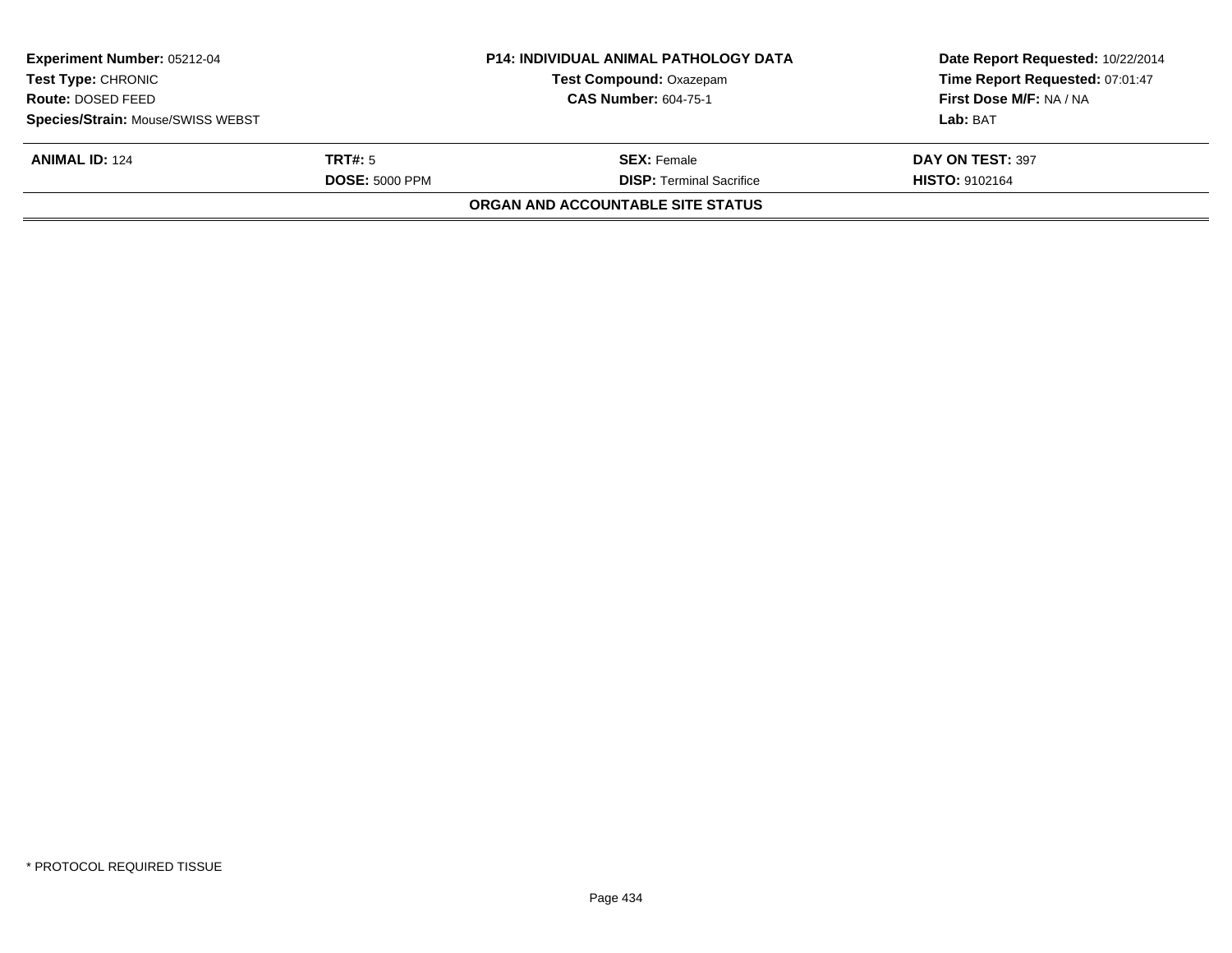| **Experiment Number:** 05212-04 | **P14: INDIVIDUAL ANIMAL PATHOLOGY DATA** | **Date Report Requested:** 10/22/2014 |
|---|---|---|
| **Test Type:** CHRONIC | **Test Compound:** Oxazepam | **Time Report Requested:** 07:01:47 |
| **Route:** DOSED FEED | **CAS Number:** 604-75-1 | **First Dose M/F:** NA / NA |
| **Species/Strain:** Mouse/SWISS WEBST | | **Lab:** BAT |

| **ANIMAL ID:** 124 | **TRT#:** 5 | **SEX:** Female | **DAY ON TEST:** 397 |
|---|---|---|---|
| | **DOSE:** 5000 PPM | **DISP:** Terminal Sacrifice | **HISTO:** 9102164 |

**ORGAN AND ACCOUNTABLE SITE STATUS**

* PROTOCOL REQUIRED TISSUE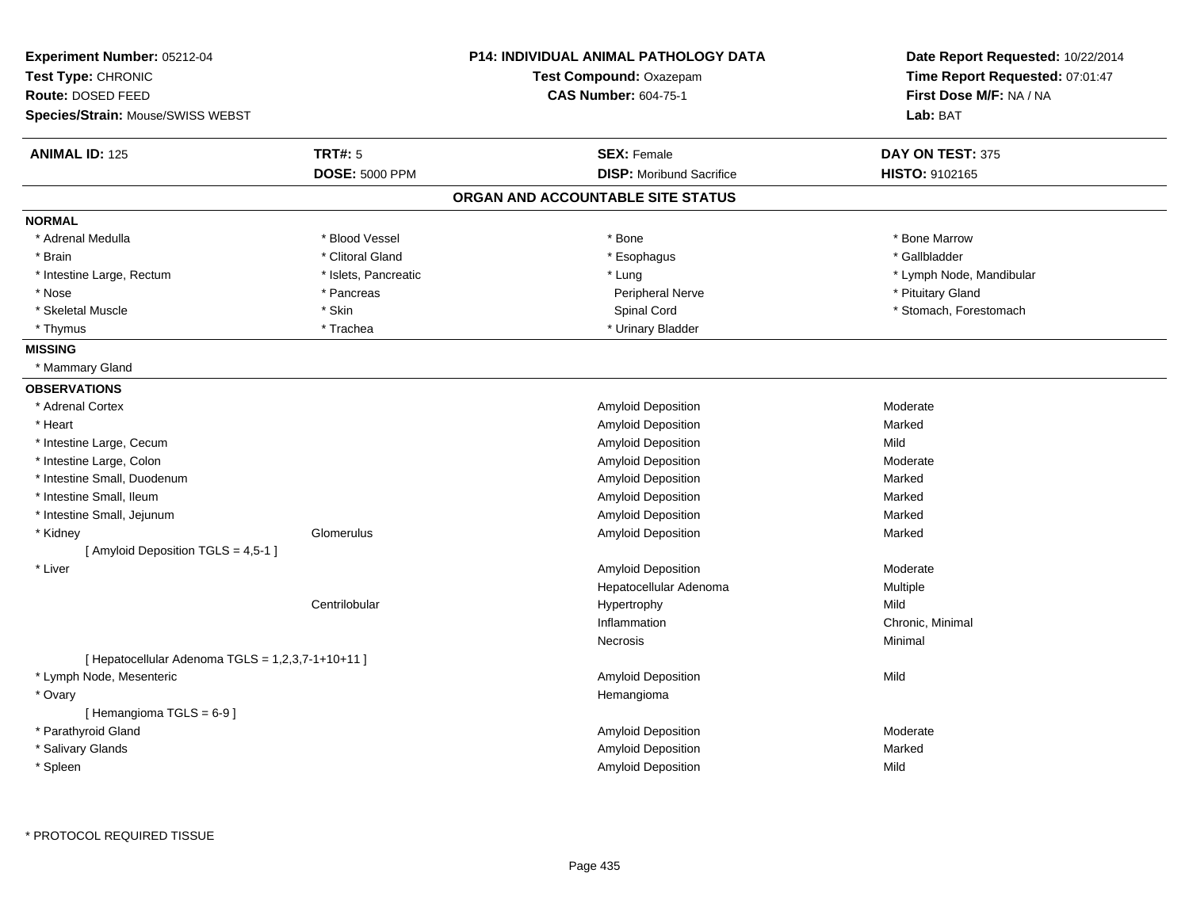**Experiment Number:** 05212-04
**Test Type:** CHRONIC
**Route:** DOSED FEED
**Species/Strain:** Mouse/SWISS WEBST

**P14: INDIVIDUAL ANIMAL PATHOLOGY DATA**
**Test Compound:** Oxazepam
**CAS Number:** 604-75-1

**Date Report Requested:** 10/22/2014
**Time Report Requested:** 07:01:47
**First Dose M/F:** NA / NA
**Lab:** BAT

| **ANIMAL ID:** 125 | **TRT#:** 5 | **SEX:** Female | **DAY ON TEST:** 375 |
|---|---|---|---|
| | **DOSE:** 5000 PPM | **DISP:** Moribund Sacrifice | **HISTO:** 9102165 |

## ORGAN AND ACCOUNTABLE SITE STATUS

**NORMAL**

| | | | |
|---|---|---|---|
| * Adrenal Medulla | * Blood Vessel | * Bone | * Bone Marrow |
| * Brain | * Clitoral Gland | * Esophagus | * Gallbladder |
| * Intestine Large, Rectum | * Islets, Pancreatic | * Lung | * Lymph Node, Mandibular |
| * Nose | * Pancreas | Peripheral Nerve | * Pituitary Gland |
| * Skeletal Muscle | * Skin | Spinal Cord | * Stomach, Forestomach |
| * Thymus | * Trachea | * Urinary Bladder | |

**MISSING**

* Mammary Gland

**OBSERVATIONS**

| | | | |
|---|---|---|---|
| * Adrenal Cortex | | Amyloid Deposition | Moderate |
| * Heart | | Amyloid Deposition | Marked |
| * Intestine Large, Cecum | | Amyloid Deposition | Mild |
| * Intestine Large, Colon | | Amyloid Deposition | Moderate |
| * Intestine Small, Duodenum | | Amyloid Deposition | Marked |
| * Intestine Small, Ileum | | Amyloid Deposition | Marked |
| * Intestine Small, Jejunum | | Amyloid Deposition | Marked |
| * Kidney | Glomerulus | Amyloid Deposition | Marked |
| [ Amyloid Deposition TGLS = 4,5-1 ] | | | |
| * Liver | | Amyloid Deposition | Moderate |
| | | Hepatocellular Adenoma | Multiple |
| | Centrilobular | Hypertrophy | Mild |
| | | Inflammation | Chronic, Minimal |
| | | Necrosis | Minimal |
| [ Hepatocellular Adenoma TGLS = 1,2,3,7-1+10+11 ] | | | |
| * Lymph Node, Mesenteric | | Amyloid Deposition | Mild |
| * Ovary | | Hemangioma | |
| [ Hemangioma TGLS = 6-9 ] | | | |
| * Parathyroid Gland | | Amyloid Deposition | Moderate |
| * Salivary Glands | | Amyloid Deposition | Marked |
| * Spleen | | Amyloid Deposition | Mild |

* PROTOCOL REQUIRED TISSUE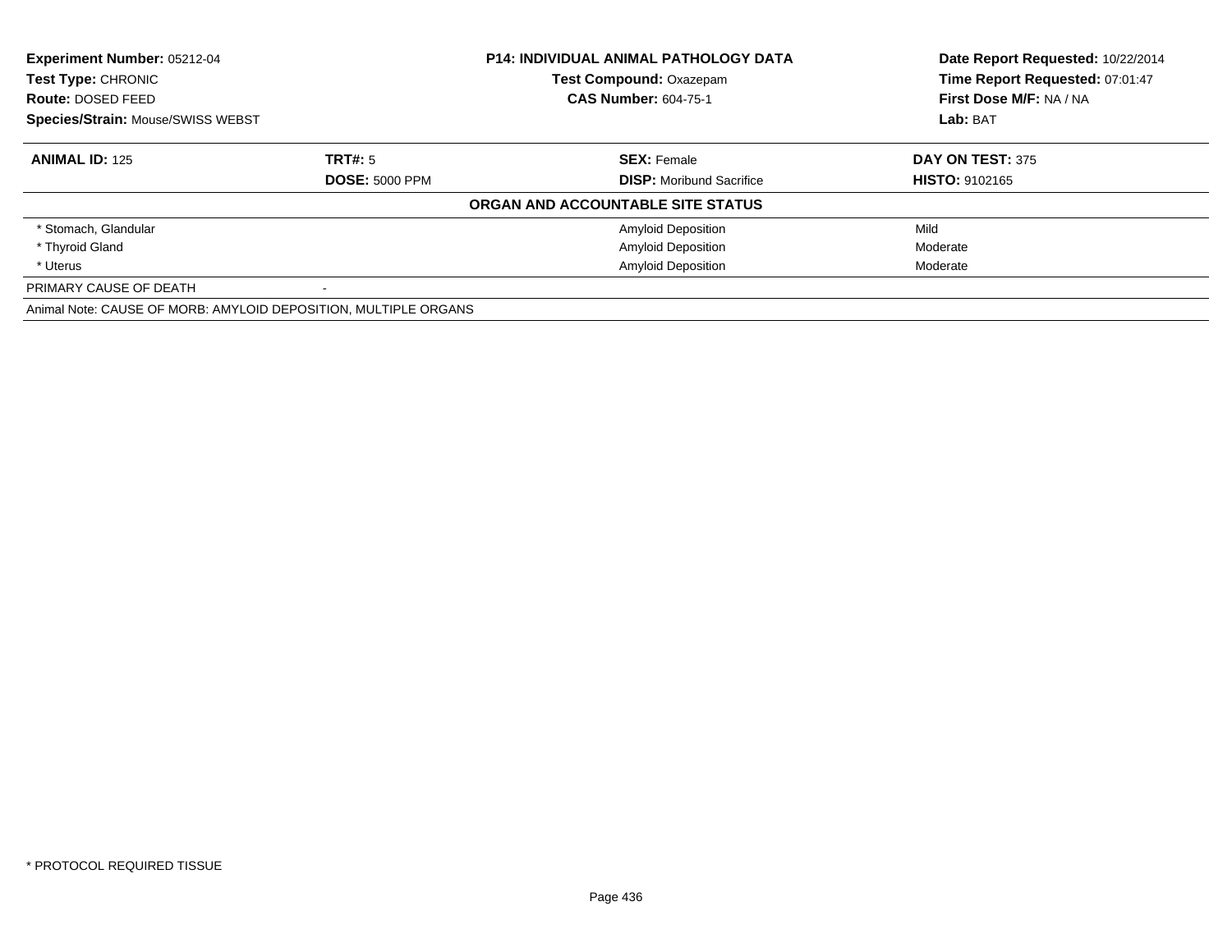**Experiment Number:** 05212-04
**Test Type:** CHRONIC
**Route:** DOSED FEED
**Species/Strain:** Mouse/SWISS WEBST

**P14: INDIVIDUAL ANIMAL PATHOLOGY DATA**
**Test Compound:** Oxazepam
**CAS Number:** 604-75-1

**Date Report Requested:** 10/22/2014
**Time Report Requested:** 07:01:47
**First Dose M/F:** NA / NA
**Lab:** BAT

| **ANIMAL ID:** 125 | **TRT#:** 5 | **SEX:** Female | **DAY ON TEST:** 375 |
|---|---|---|---|
| | **DOSE:** 5000 PPM | **DISP:** Moribund Sacrifice | **HISTO:** 9102165 |

**ORGAN AND ACCOUNTABLE SITE STATUS**

| | | |
|---|---|---|
| * Stomach, Glandular | Amyloid Deposition | Mild |
| * Thyroid Gland | Amyloid Deposition | Moderate |
| * Uterus | Amyloid Deposition | Moderate |
| PRIMARY CAUSE OF DEATH | - | |

Animal Note: CAUSE OF MORB: AMYLOID DEPOSITION, MULTIPLE ORGANS

* PROTOCOL REQUIRED TISSUE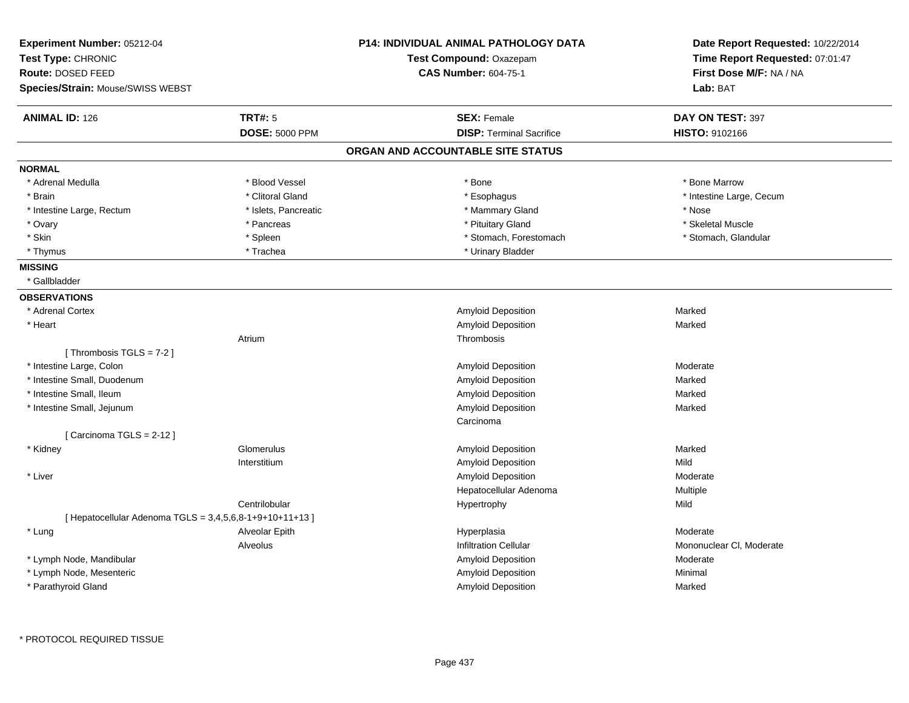**Experiment Number:** 05212-04
**Test Type:** CHRONIC
**Route:** DOSED FEED
**Species/Strain:** Mouse/SWISS WEBST

**P14: INDIVIDUAL ANIMAL PATHOLOGY DATA**
**Test Compound:** Oxazepam
**CAS Number:** 604-75-1

**Date Report Requested:** 10/22/2014
**Time Report Requested:** 07:01:47
**First Dose M/F:** NA / NA
**Lab:** BAT

| **ANIMAL ID:** 126 | **TRT#:** 5 | **SEX:** Female | **DAY ON TEST:** 397 |
|---|---|---|---|
| | **DOSE:** 5000 PPM | **DISP:** Terminal Sacrifice | **HISTO:** 9102166 |

## ORGAN AND ACCOUNTABLE SITE STATUS

**NORMAL**

| | | | |
|---|---|---|---|
| * Adrenal Medulla | * Blood Vessel | * Bone | * Bone Marrow |
| * Brain | * Clitoral Gland | * Esophagus | * Intestine Large, Cecum |
| * Intestine Large, Rectum | * Islets, Pancreatic | * Mammary Gland | * Nose |
| * Ovary | * Pancreas | * Pituitary Gland | * Skeletal Muscle |
| * Skin | * Spleen | * Stomach, Forestomach | * Stomach, Glandular |
| * Thymus | * Trachea | * Urinary Bladder | |

**MISSING**

* Gallbladder

**OBSERVATIONS**

| | | | |
|---|---|---|---|
| * Adrenal Cortex | | Amyloid Deposition | Marked |
| * Heart | | Amyloid Deposition | Marked |
| | Atrium | Thrombosis | |
| [ Thrombosis TGLS = 7-2 ] | | | |
| * Intestine Large, Colon | | Amyloid Deposition | Moderate |
| * Intestine Small, Duodenum | | Amyloid Deposition | Marked |
| * Intestine Small, Ileum | | Amyloid Deposition | Marked |
| * Intestine Small, Jejunum | | Amyloid Deposition | Marked |
| | | Carcinoma | |
| [ Carcinoma TGLS = 2-12 ] | | | |
| * Kidney | Glomerulus | Amyloid Deposition | Marked |
| | Interstitium | Amyloid Deposition | Mild |
| * Liver | | Amyloid Deposition | Moderate |
| | | Hepatocellular Adenoma | Multiple |
| | Centrilobular | Hypertrophy | Mild |
| [ Hepatocellular Adenoma TGLS = 3,4,5,6,8-1+9+10+11+13 ] | | | |
| * Lung | Alveolar Epith | Hyperplasia | Moderate |
| | Alveolus | Infiltration Cellular | Mononuclear Cl, Moderate |
| * Lymph Node, Mandibular | | Amyloid Deposition | Moderate |
| * Lymph Node, Mesenteric | | Amyloid Deposition | Minimal |
| * Parathyroid Gland | | Amyloid Deposition | Marked |

* PROTOCOL REQUIRED TISSUE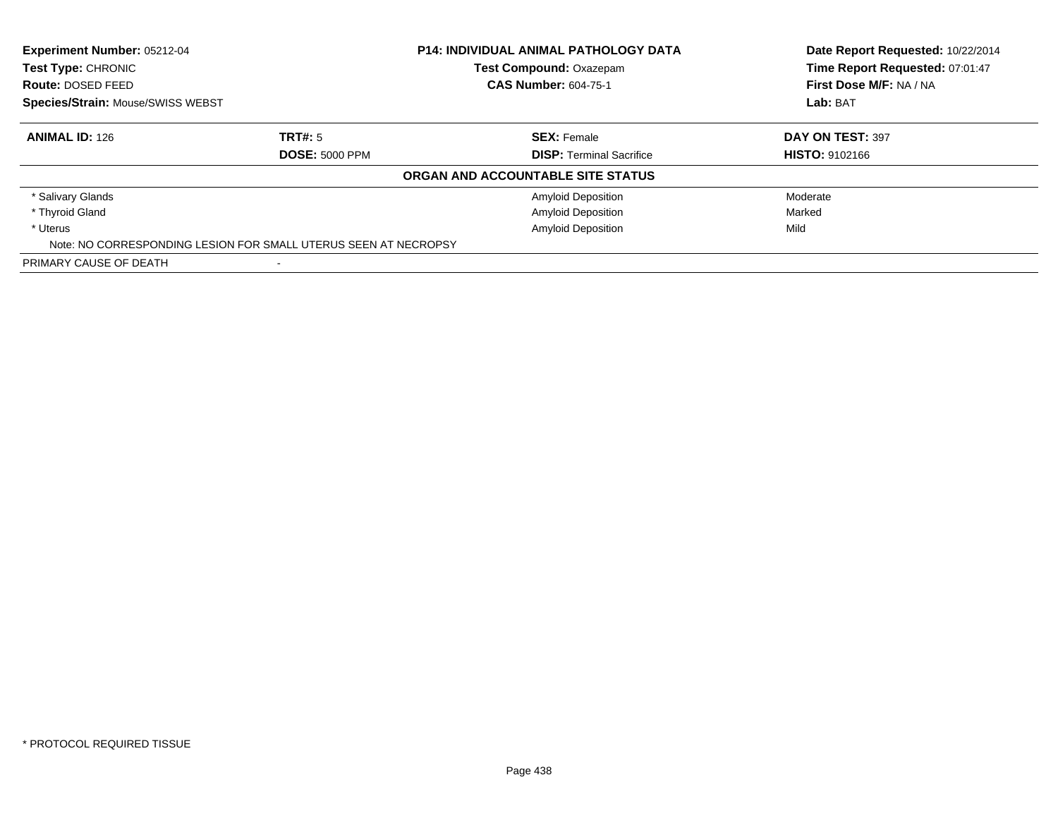**Experiment Number:** 05212-04
**Test Type:** CHRONIC
**Route:** DOSED FEED
**Species/Strain:** Mouse/SWISS WEBST

**P14: INDIVIDUAL ANIMAL PATHOLOGY DATA**
**Test Compound:** Oxazepam
**CAS Number:** 604-75-1

**Date Report Requested:** 10/22/2014
**Time Report Requested:** 07:01:47
**First Dose M/F:** NA / NA
**Lab:** BAT

| **ANIMAL ID:** 126 | **TRT#:** 5 | **SEX:** Female | **DAY ON TEST:** 397 |
|---|---|---|---|
| | **DOSE:** 5000 PPM | **DISP:** Terminal Sacrifice | **HISTO:** 9102166 |

**ORGAN AND ACCOUNTABLE SITE STATUS**

| Organ | Finding | Severity |
|---|---|---|
| * Salivary Glands | Amyloid Deposition | Moderate |
| * Thyroid Gland | Amyloid Deposition | Marked |
| * Uterus | Amyloid Deposition | Mild |

Note: NO CORRESPONDING LESION FOR SMALL UTERUS SEEN AT NECROPSY

PRIMARY CAUSE OF DEATH -

* PROTOCOL REQUIRED TISSUE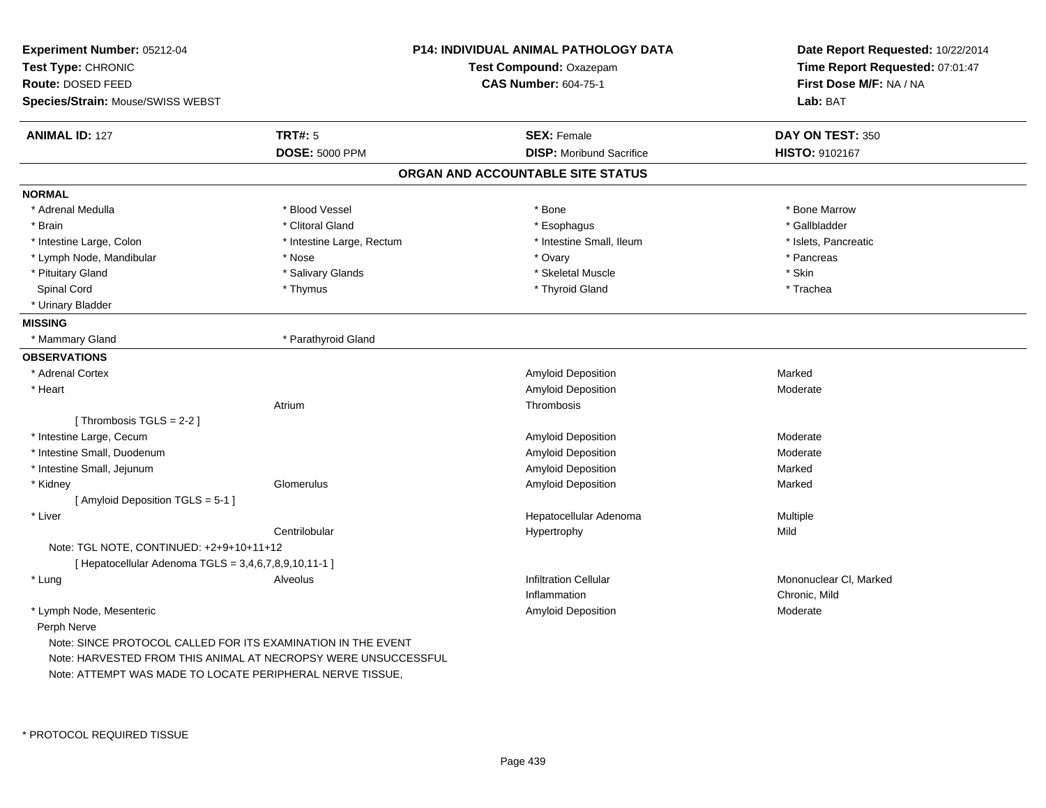**Experiment Number:** 05212-04
**Test Type:** CHRONIC
**Route:** DOSED FEED
**Species/Strain:** Mouse/SWISS WEBST

**P14: INDIVIDUAL ANIMAL PATHOLOGY DATA**
**Test Compound:** Oxazepam
**CAS Number:** 604-75-1

**Date Report Requested:** 10/22/2014
**Time Report Requested:** 07:01:47
**First Dose M/F:** NA / NA
**Lab:** BAT

| **ANIMAL ID:** 127 | **TRT#:** 5 | **SEX:** Female | **DAY ON TEST:** 350 |
|---|---|---|---|
| | **DOSE:** 5000 PPM | **DISP:** Moribund Sacrifice | **HISTO:** 9102167 |

## ORGAN AND ACCOUNTABLE SITE STATUS

**NORMAL**

| | | | |
|---|---|---|---|
| * Adrenal Medulla | * Blood Vessel | * Bone | * Bone Marrow |
| * Brain | * Clitoral Gland | * Esophagus | * Gallbladder |
| * Intestine Large, Colon | * Intestine Large, Rectum | * Intestine Small, Ileum | * Islets, Pancreatic |
| * Lymph Node, Mandibular | * Nose | * Ovary | * Pancreas |
| * Pituitary Gland | * Salivary Glands | * Skeletal Muscle | * Skin |
| Spinal Cord | * Thymus | * Thyroid Gland | * Trachea |
| * Urinary Bladder | | | |

**MISSING**

| | |
|---|---|
| * Mammary Gland | * Parathyroid Gland |

**OBSERVATIONS**

| | | | |
|---|---|---|---|
| * Adrenal Cortex | | Amyloid Deposition | Marked |
| * Heart | | Amyloid Deposition | Moderate |
| | Atrium | Thrombosis | |
| [ Thrombosis TGLS = 2-2 ] | | | |
| * Intestine Large, Cecum | | Amyloid Deposition | Moderate |
| * Intestine Small, Duodenum | | Amyloid Deposition | Moderate |
| * Intestine Small, Jejunum | | Amyloid Deposition | Marked |
| * Kidney | Glomerulus | Amyloid Deposition | Marked |
| [ Amyloid Deposition TGLS = 5-1 ] | | | |
| * Liver | | Hepatocellular Adenoma | Multiple |
| | Centrilobular | Hypertrophy | Mild |
| Note: TGL NOTE, CONTINUED: +2+9+10+11+12 | | | |
| [ Hepatocellular Adenoma TGLS = 3,4,6,7,8,9,10,11-1 ] | | | |
| * Lung | Alveolus | Infiltration Cellular | Mononuclear Cl, Marked |
| | | Inflammation | Chronic, Mild |
| * Lymph Node, Mesenteric | | Amyloid Deposition | Moderate |
| Perph Nerve | | | |

Note: SINCE PROTOCOL CALLED FOR ITS EXAMINATION IN THE EVENT
Note: HARVESTED FROM THIS ANIMAL AT NECROPSY WERE UNSUCCESSFUL
Note: ATTEMPT WAS MADE TO LOCATE PERIPHERAL NERVE TISSUE,

* PROTOCOL REQUIRED TISSUE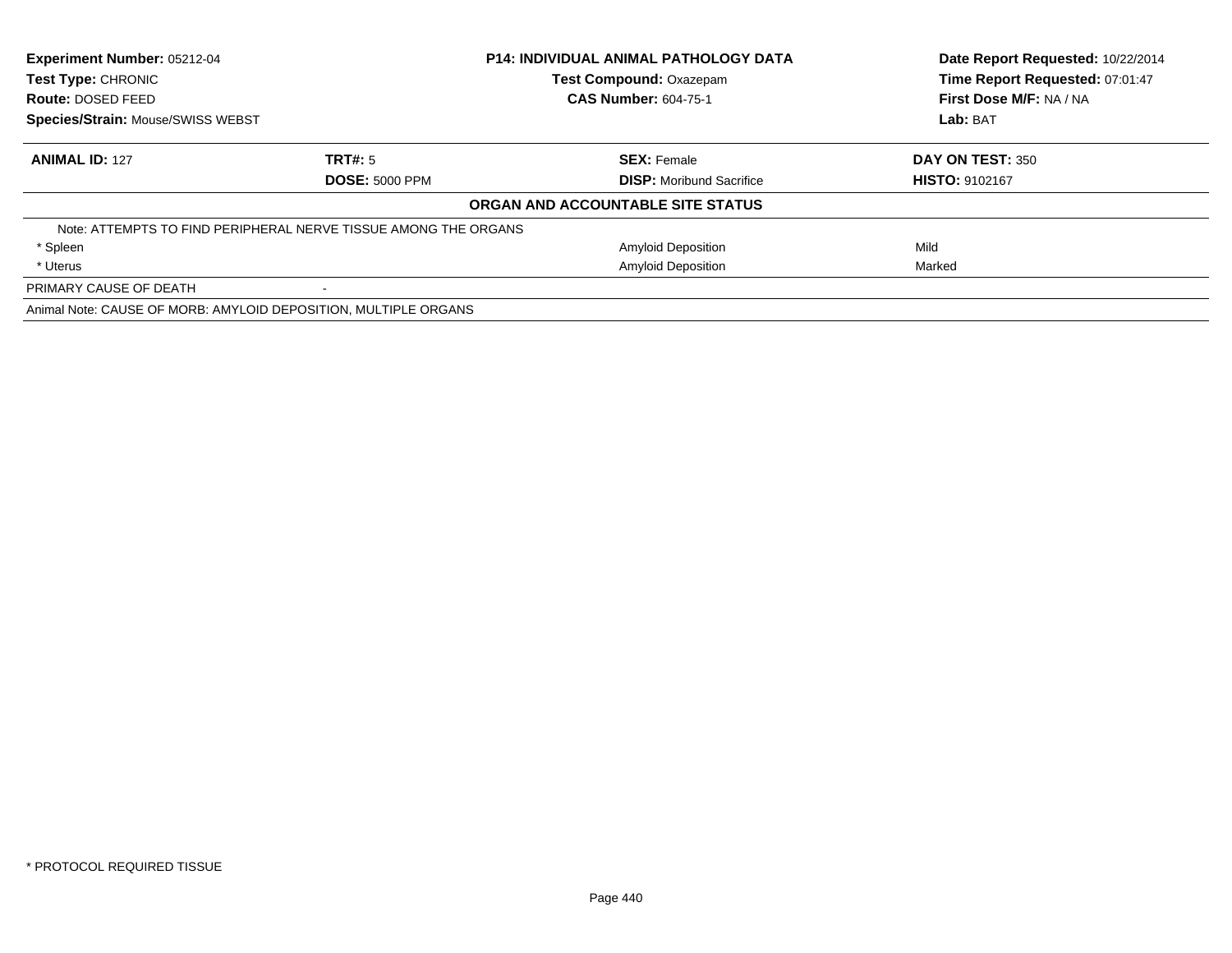**Experiment Number:** 05212-04
**Test Type:** CHRONIC
**Route:** DOSED FEED
**Species/Strain:** Mouse/SWISS WEBST

**P14: INDIVIDUAL ANIMAL PATHOLOGY DATA**
**Test Compound:** Oxazepam
**CAS Number:** 604-75-1

**Date Report Requested:** 10/22/2014
**Time Report Requested:** 07:01:47
**First Dose M/F:** NA / NA
**Lab:** BAT

| **ANIMAL ID:** 127 | **TRT#:** 5 | **SEX:** Female | **DAY ON TEST:** 350 |
|---|---|---|---|
| | **DOSE:** 5000 PPM | **DISP:** Moribund Sacrifice | **HISTO:** 9102167 |

**ORGAN AND ACCOUNTABLE SITE STATUS**

| | | |
|---|---|---|
| Note: ATTEMPTS TO FIND PERIPHERAL NERVE TISSUE AMONG THE ORGANS | | |
| * Spleen | Amyloid Deposition | Mild |
| * Uterus | Amyloid Deposition | Marked |
| PRIMARY CAUSE OF DEATH | - | |

Animal Note: CAUSE OF MORB: AMYLOID DEPOSITION, MULTIPLE ORGANS

* PROTOCOL REQUIRED TISSUE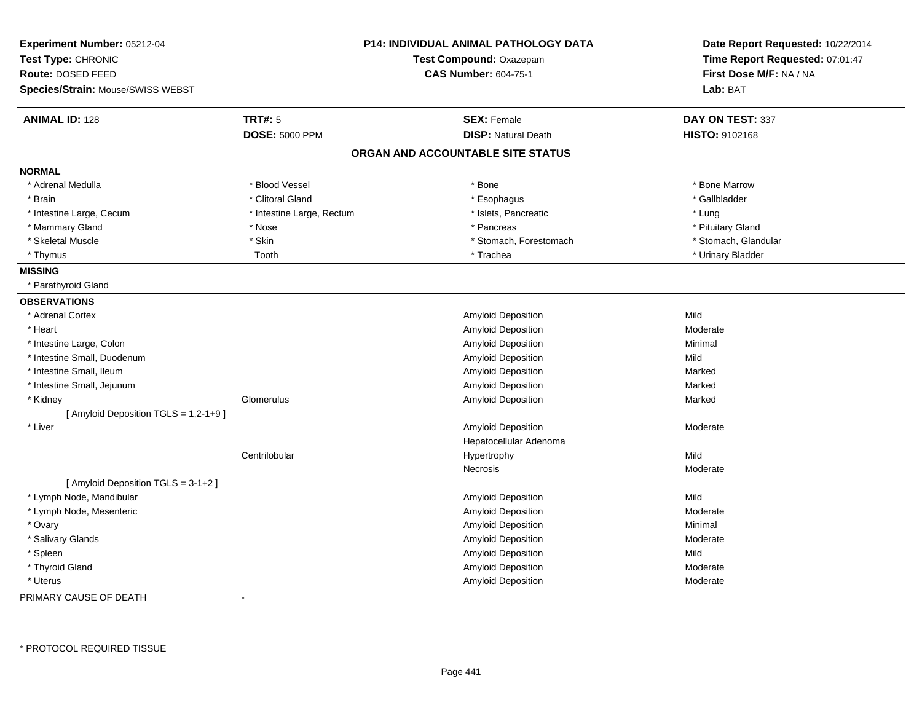**Experiment Number:** 05212-04
**Test Type:** CHRONIC
**Route:** DOSED FEED
**Species/Strain:** Mouse/SWISS WEBST

**P14: INDIVIDUAL ANIMAL PATHOLOGY DATA**
**Test Compound:** Oxazepam
**CAS Number:** 604-75-1

**Date Report Requested:** 10/22/2014
**Time Report Requested:** 07:01:47
**First Dose M/F:** NA / NA
**Lab:** BAT

| **ANIMAL ID:** 128 | **TRT#:** 5 | **SEX:** Female | **DAY ON TEST:** 337 |
|---|---|---|---|
| | **DOSE:** 5000 PPM | **DISP:** Natural Death | **HISTO:** 9102168 |

## ORGAN AND ACCOUNTABLE SITE STATUS

**NORMAL**

| | | | |
|---|---|---|---|
| * Adrenal Medulla | * Blood Vessel | * Bone | * Bone Marrow |
| * Brain | * Clitoral Gland | * Esophagus | * Gallbladder |
| * Intestine Large, Cecum | * Intestine Large, Rectum | * Islets, Pancreatic | * Lung |
| * Mammary Gland | * Nose | * Pancreas | * Pituitary Gland |
| * Skeletal Muscle | * Skin | * Stomach, Forestomach | * Stomach, Glandular |
| * Thymus | Tooth | * Trachea | * Urinary Bladder |

**MISSING**

* Parathyroid Gland

**OBSERVATIONS**

| Organ | Site | Observation | Severity |
|---|---|---|---|
| * Adrenal Cortex | | Amyloid Deposition | Mild |
| * Heart | | Amyloid Deposition | Moderate |
| * Intestine Large, Colon | | Amyloid Deposition | Minimal |
| * Intestine Small, Duodenum | | Amyloid Deposition | Mild |
| * Intestine Small, Ileum | | Amyloid Deposition | Marked |
| * Intestine Small, Jejunum | | Amyloid Deposition | Marked |
| * Kidney | Glomerulus | Amyloid Deposition | Marked |
| [ Amyloid Deposition TGLS = 1,2-1+9 ] | | | |
| * Liver | | Amyloid Deposition | Moderate |
| | | Hepatocellular Adenoma | |
| | Centrilobular | Hypertrophy | Mild |
| | | Necrosis | Moderate |
| [ Amyloid Deposition TGLS = 3-1+2 ] | | | |
| * Lymph Node, Mandibular | | Amyloid Deposition | Mild |
| * Lymph Node, Mesenteric | | Amyloid Deposition | Moderate |
| * Ovary | | Amyloid Deposition | Minimal |
| * Salivary Glands | | Amyloid Deposition | Moderate |
| * Spleen | | Amyloid Deposition | Mild |
| * Thyroid Gland | | Amyloid Deposition | Moderate |
| * Uterus | | Amyloid Deposition | Moderate |

PRIMARY CAUSE OF DEATH -

* PROTOCOL REQUIRED TISSUE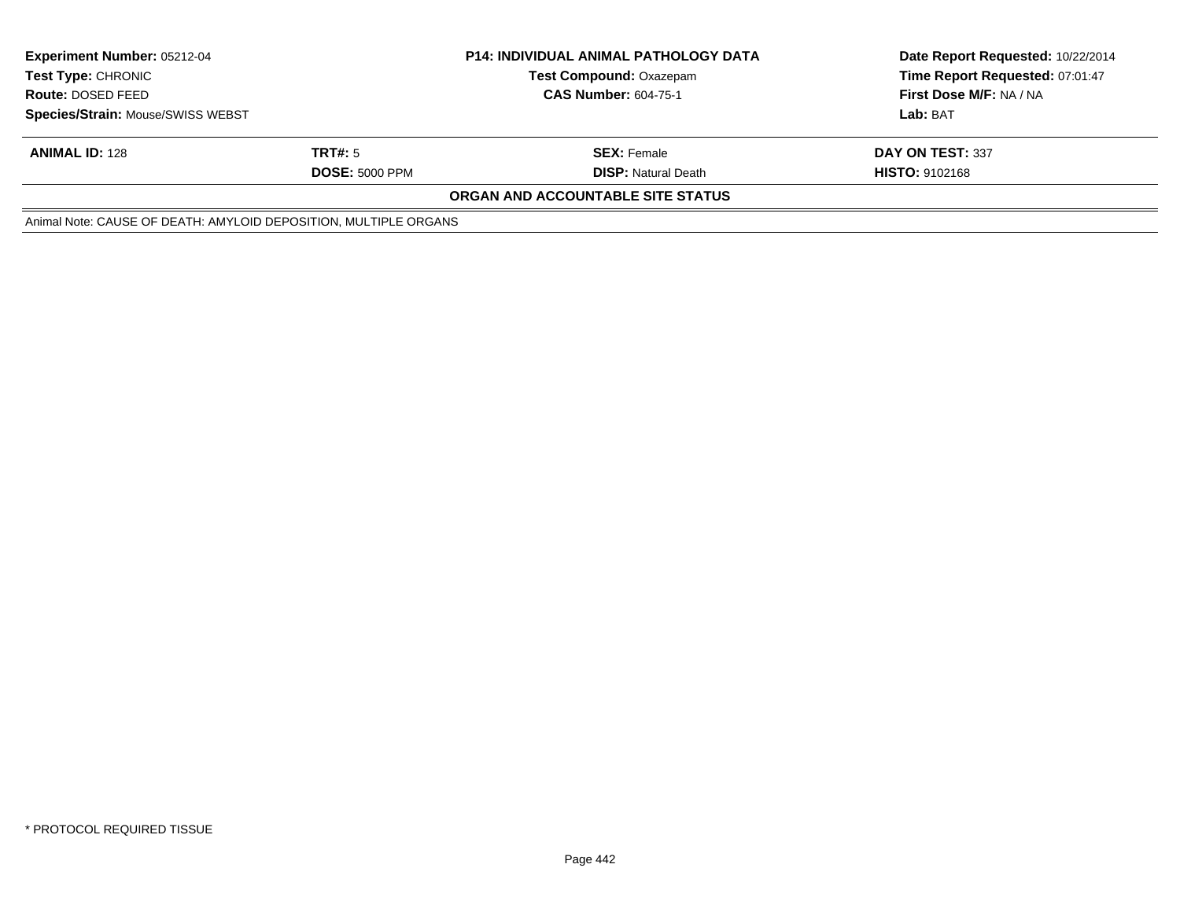| **Experiment Number:** 05212-04 | **P14: INDIVIDUAL ANIMAL PATHOLOGY DATA** | **Date Report Requested:** 10/22/2014 |
|---|---|---|
| **Test Type:** CHRONIC | **Test Compound:** Oxazepam | **Time Report Requested:** 07:01:47 |
| **Route:** DOSED FEED | **CAS Number:** 604-75-1 | **First Dose M/F:** NA / NA |
| **Species/Strain:** Mouse/SWISS WEBST | | **Lab:** BAT |

| **ANIMAL ID:** 128 | **TRT#:** 5 | **SEX:** Female | **DAY ON TEST:** 337 |
|---|---|---|---|
| | **DOSE:** 5000 PPM | **DISP:** Natural Death | **HISTO:** 9102168 |

**ORGAN AND ACCOUNTABLE SITE STATUS**

Animal Note: CAUSE OF DEATH: AMYLOID DEPOSITION, MULTIPLE ORGANS

* PROTOCOL REQUIRED TISSUE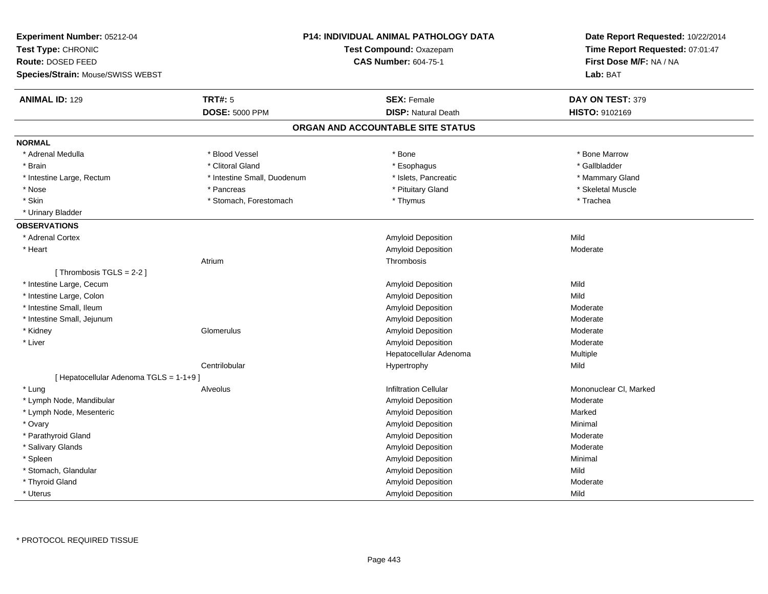**Experiment Number:** 05212-04
**Test Type:** CHRONIC
**Route:** DOSED FEED
**Species/Strain:** Mouse/SWISS WEBST

**P14: INDIVIDUAL ANIMAL PATHOLOGY DATA**
**Test Compound:** Oxazepam
**CAS Number:** 604-75-1

**Date Report Requested:** 10/22/2014
**Time Report Requested:** 07:01:47
**First Dose M/F:** NA / NA
**Lab:** BAT

| **ANIMAL ID:** 129 | **TRT#:** 5 | **SEX:** Female | **DAY ON TEST:** 379 |
|---|---|---|---|
| | **DOSE:** 5000 PPM | **DISP:** Natural Death | **HISTO:** 9102169 |

## ORGAN AND ACCOUNTABLE SITE STATUS

**NORMAL**

| | | | |
|---|---|---|---|
| * Adrenal Medulla | * Blood Vessel | * Bone | * Bone Marrow |
| * Brain | * Clitoral Gland | * Esophagus | * Gallbladder |
| * Intestine Large, Rectum | * Intestine Small, Duodenum | * Islets, Pancreatic | * Mammary Gland |
| * Nose | * Pancreas | * Pituitary Gland | * Skeletal Muscle |
| * Skin | * Stomach, Forestomach | * Thymus | * Trachea |
| * Urinary Bladder | | | |

**OBSERVATIONS**

| | | | |
|---|---|---|---|
| * Adrenal Cortex | | Amyloid Deposition | Mild |
| * Heart | | Amyloid Deposition | Moderate |
| | Atrium | Thrombosis | |
| [ Thrombosis TGLS = 2-2 ] | | | |
| * Intestine Large, Cecum | | Amyloid Deposition | Mild |
| * Intestine Large, Colon | | Amyloid Deposition | Mild |
| * Intestine Small, Ileum | | Amyloid Deposition | Moderate |
| * Intestine Small, Jejunum | | Amyloid Deposition | Moderate |
| * Kidney | Glomerulus | Amyloid Deposition | Moderate |
| * Liver | | Amyloid Deposition | Moderate |
| | | Hepatocellular Adenoma | Multiple |
| | Centrilobular | Hypertrophy | Mild |
| [ Hepatocellular Adenoma TGLS = 1-1+9 ] | | | |
| * Lung | Alveolus | Infiltration Cellular | Mononuclear Cl, Marked |
| * Lymph Node, Mandibular | | Amyloid Deposition | Moderate |
| * Lymph Node, Mesenteric | | Amyloid Deposition | Marked |
| * Ovary | | Amyloid Deposition | Minimal |
| * Parathyroid Gland | | Amyloid Deposition | Moderate |
| * Salivary Glands | | Amyloid Deposition | Moderate |
| * Spleen | | Amyloid Deposition | Minimal |
| * Stomach, Glandular | | Amyloid Deposition | Mild |
| * Thyroid Gland | | Amyloid Deposition | Moderate |
| * Uterus | | Amyloid Deposition | Mild |

* PROTOCOL REQUIRED TISSUE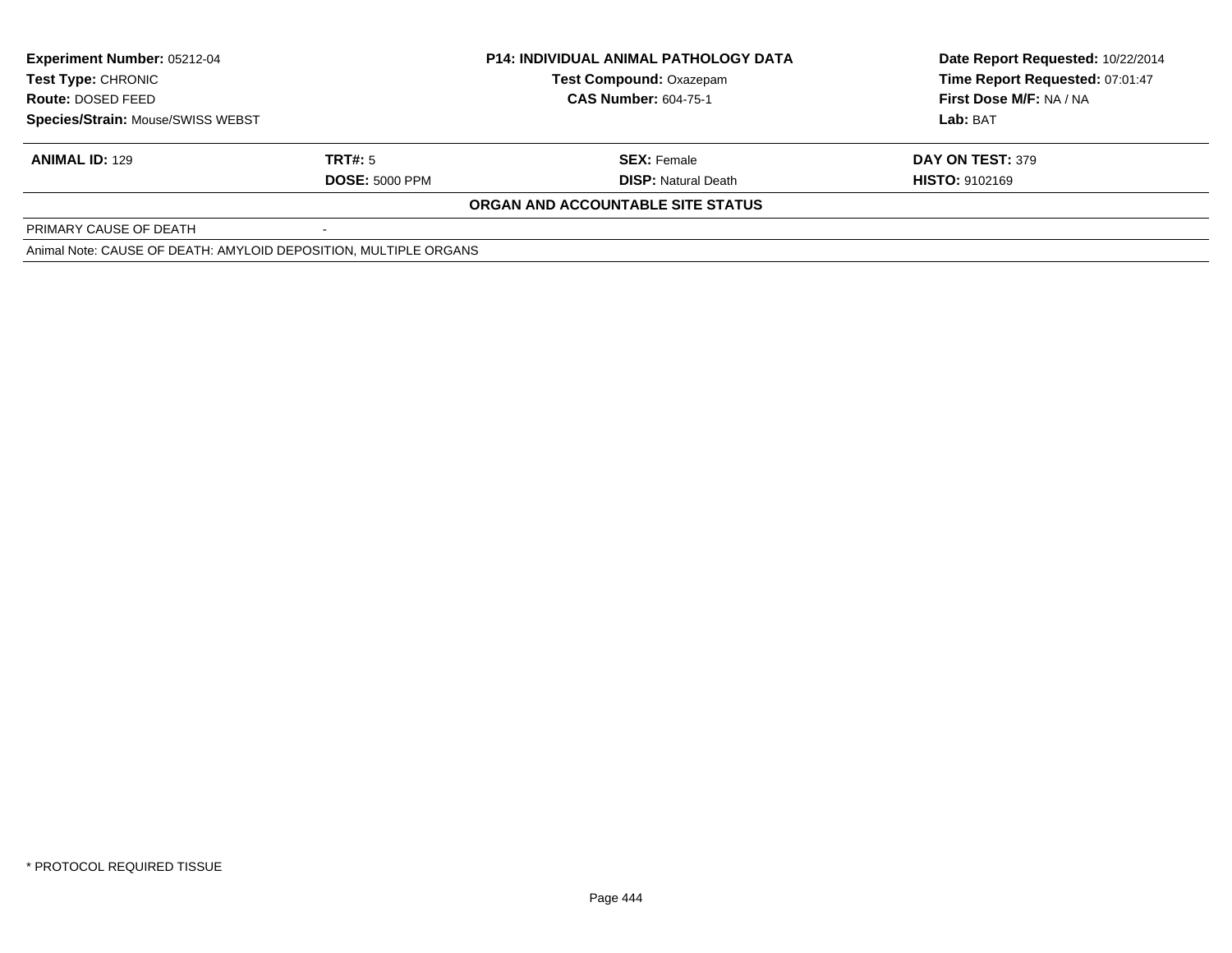| Experiment Number: 05212-04 | P14: INDIVIDUAL ANIMAL PATHOLOGY DATA | Date Report Requested: 10/22/2014 |
|---|---|---|
| Test Type: CHRONIC | Test Compound: Oxazepam | Time Report Requested: 07:01:47 |
| Route: DOSED FEED | CAS Number: 604-75-1 | First Dose M/F: NA / NA |
| Species/Strain: Mouse/SWISS WEBST | | Lab: BAT |

| ANIMAL ID: 129 | TRT#: 5 | SEX: Female | DAY ON TEST: 379 |
|---|---|---|---|
| | DOSE: 5000 PPM | DISP: Natural Death | HISTO: 9102169 |

**ORGAN AND ACCOUNTABLE SITE STATUS**

| PRIMARY CAUSE OF DEATH | - |
|---|---|

Animal Note: CAUSE OF DEATH: AMYLOID DEPOSITION, MULTIPLE ORGANS

* PROTOCOL REQUIRED TISSUE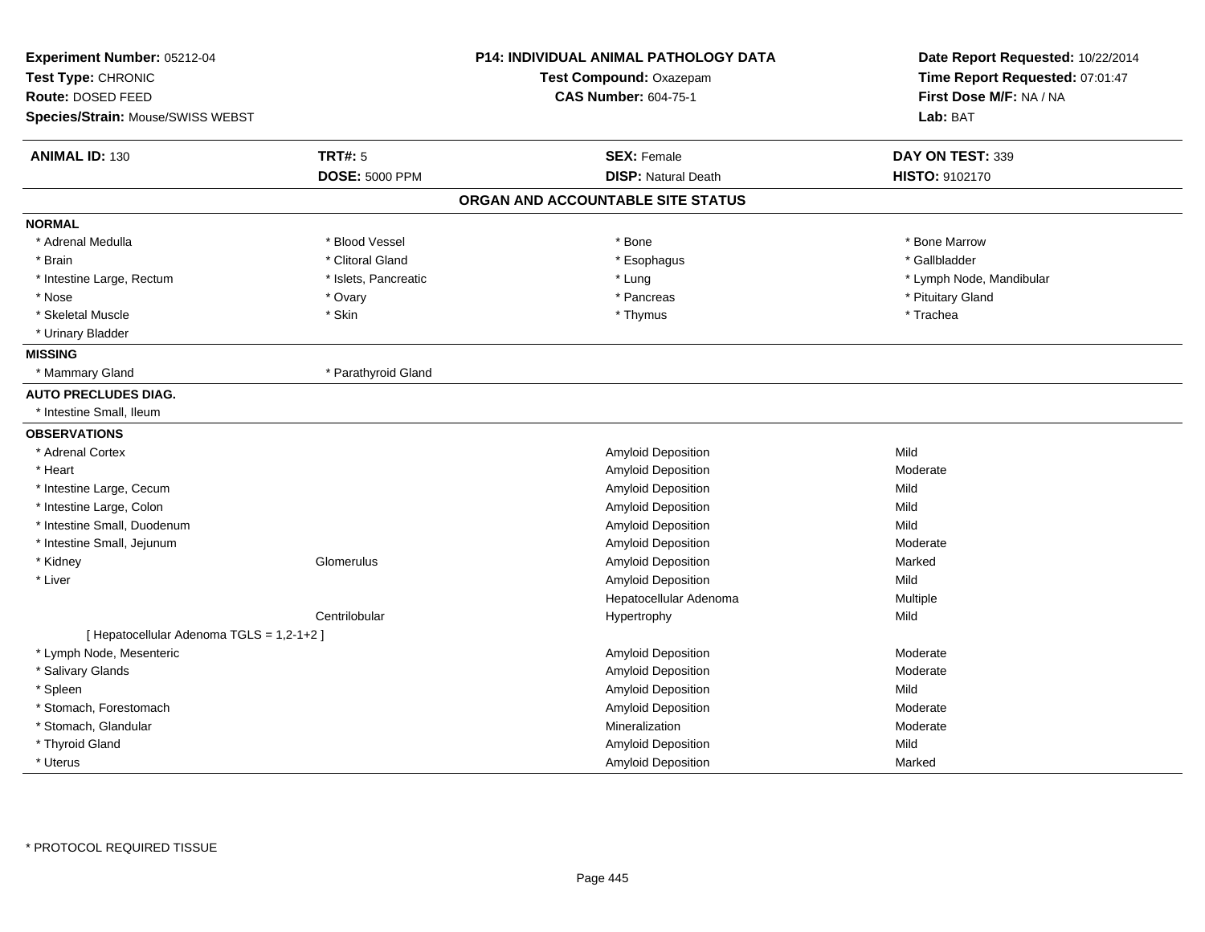**Experiment Number:** 05212-04
**Test Type:** CHRONIC
**Route:** DOSED FEED
**Species/Strain:** Mouse/SWISS WEBST

**P14: INDIVIDUAL ANIMAL PATHOLOGY DATA**
**Test Compound:** Oxazepam
**CAS Number:** 604-75-1

**Date Report Requested:** 10/22/2014
**Time Report Requested:** 07:01:47
**First Dose M/F:** NA / NA
**Lab:** BAT

| **ANIMAL ID:** 130 | **TRT#:** 5 | **SEX:** Female | **DAY ON TEST:** 339 |
|---|---|---|---|
| | **DOSE:** 5000 PPM | **DISP:** Natural Death | **HISTO:** 9102170 |

## ORGAN AND ACCOUNTABLE SITE STATUS

**NORMAL**

| | | | |
|---|---|---|---|
| * Adrenal Medulla | * Blood Vessel | * Bone | * Bone Marrow |
| * Brain | * Clitoral Gland | * Esophagus | * Gallbladder |
| * Intestine Large, Rectum | * Islets, Pancreatic | * Lung | * Lymph Node, Mandibular |
| * Nose | * Ovary | * Pancreas | * Pituitary Gland |
| * Skeletal Muscle | * Skin | * Thymus | * Trachea |
| * Urinary Bladder | | | |

**MISSING**

| | |
|---|---|
| * Mammary Gland | * Parathyroid Gland |

**AUTO PRECLUDES DIAG.**

* Intestine Small, Ileum

**OBSERVATIONS**

| Organ | Site | Observation | Severity |
|---|---|---|---|
| * Adrenal Cortex | | Amyloid Deposition | Mild |
| * Heart | | Amyloid Deposition | Moderate |
| * Intestine Large, Cecum | | Amyloid Deposition | Mild |
| * Intestine Large, Colon | | Amyloid Deposition | Mild |
| * Intestine Small, Duodenum | | Amyloid Deposition | Mild |
| * Intestine Small, Jejunum | | Amyloid Deposition | Moderate |
| * Kidney | Glomerulus | Amyloid Deposition | Marked |
| * Liver | | Amyloid Deposition | Mild |
| | | Hepatocellular Adenoma | Multiple |
| | Centrilobular | Hypertrophy | Mild |
| [ Hepatocellular Adenoma TGLS = 1,2-1+2 ] | | | |
| * Lymph Node, Mesenteric | | Amyloid Deposition | Moderate |
| * Salivary Glands | | Amyloid Deposition | Moderate |
| * Spleen | | Amyloid Deposition | Mild |
| * Stomach, Forestomach | | Amyloid Deposition | Moderate |
| * Stomach, Glandular | | Mineralization | Moderate |
| * Thyroid Gland | | Amyloid Deposition | Mild |
| * Uterus | | Amyloid Deposition | Marked |

* PROTOCOL REQUIRED TISSUE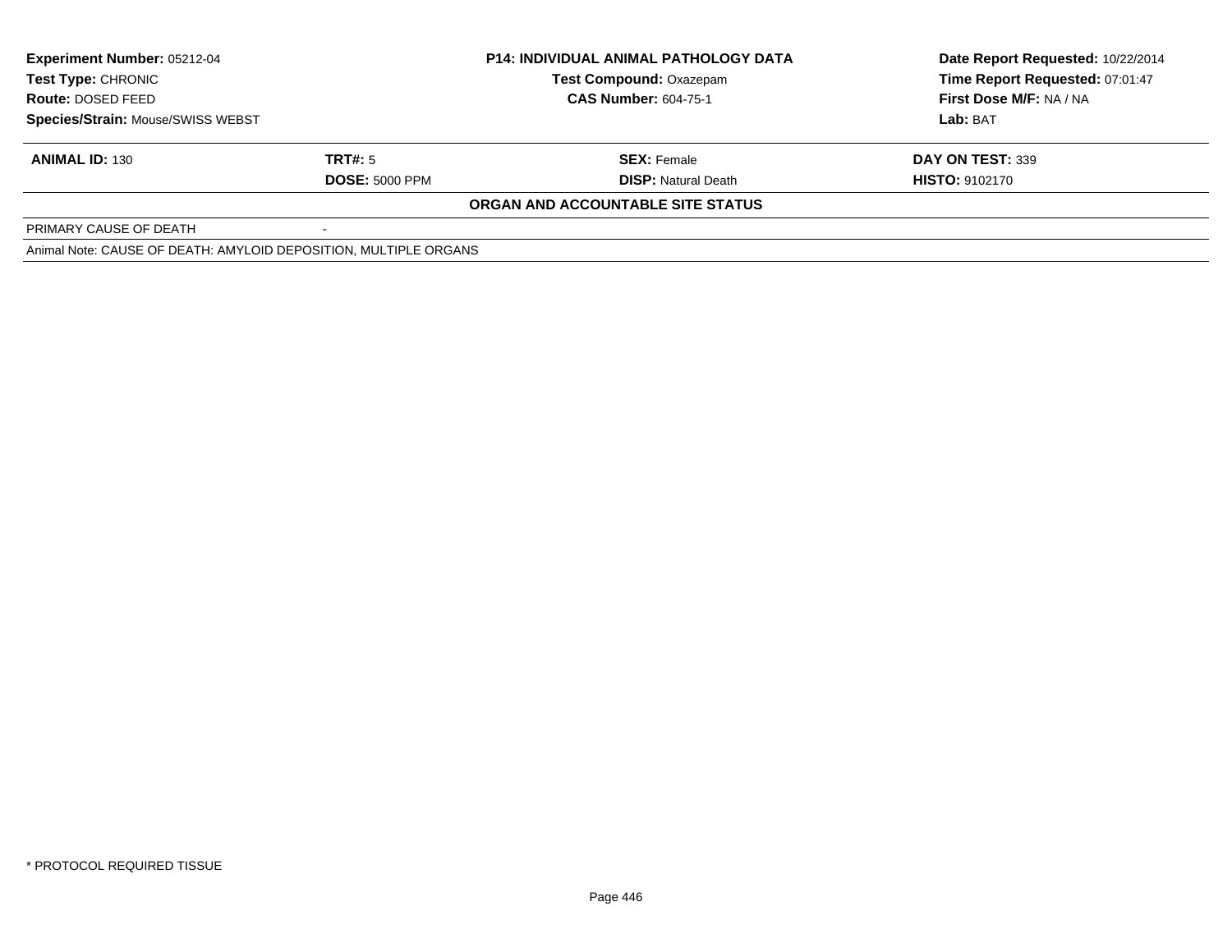| Experiment Number: 05212-04 | P14: INDIVIDUAL ANIMAL PATHOLOGY DATA | Date Report Requested: 10/22/2014 |
|---|---|---|
| Test Type: CHRONIC | Test Compound: Oxazepam | Time Report Requested: 07:01:47 |
| Route: DOSED FEED | CAS Number: 604-75-1 | First Dose M/F: NA / NA |
| Species/Strain: Mouse/SWISS WEBST | | Lab: BAT |

| ANIMAL ID: 130 | TRT#: 5 | SEX: Female | DAY ON TEST: 339 |
|---|---|---|---|
| | DOSE: 5000 PPM | DISP: Natural Death | HISTO: 9102170 |

**ORGAN AND ACCOUNTABLE SITE STATUS**

| PRIMARY CAUSE OF DEATH | - |
|---|---|

Animal Note: CAUSE OF DEATH: AMYLOID DEPOSITION, MULTIPLE ORGANS

* PROTOCOL REQUIRED TISSUE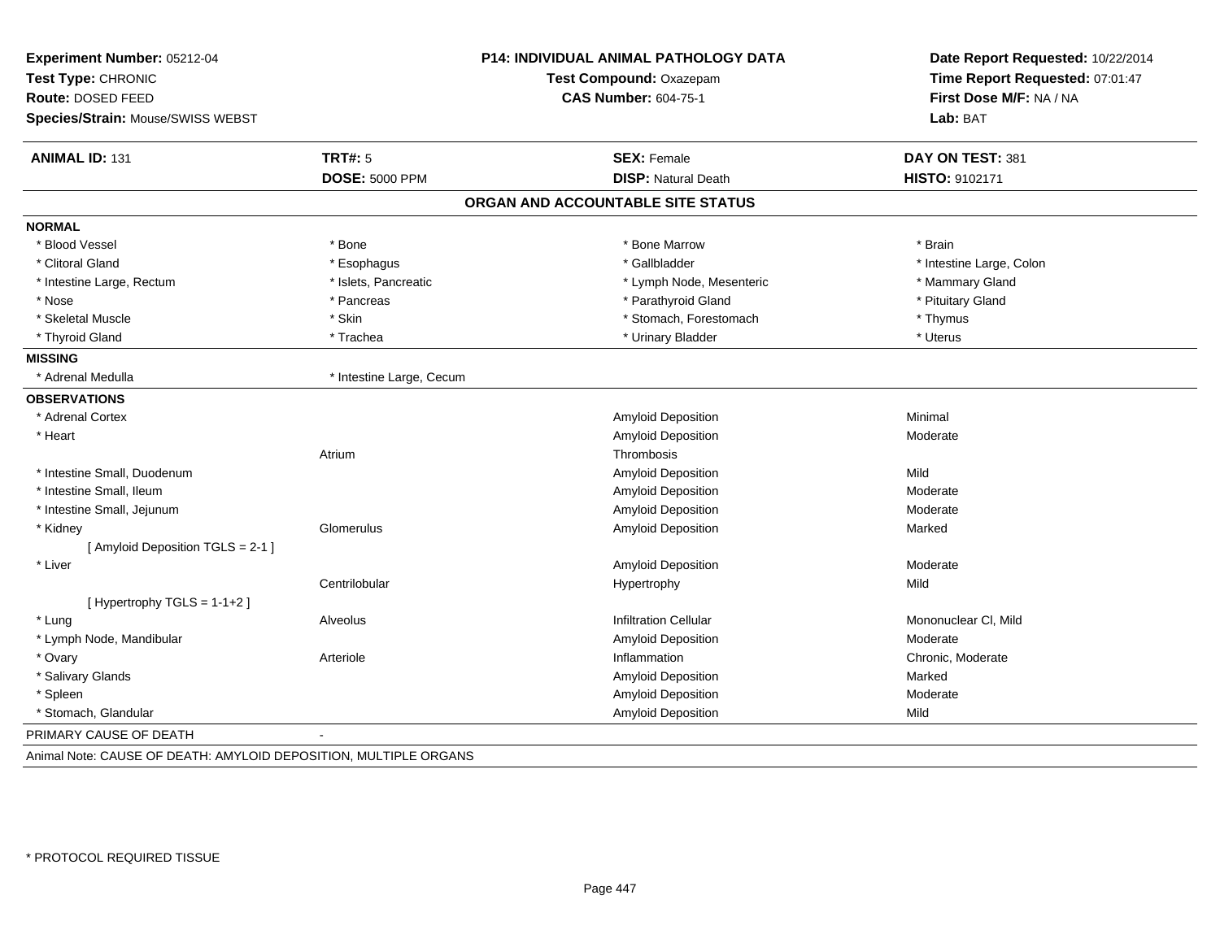**Experiment Number:** 05212-04
**Test Type:** CHRONIC
**Route:** DOSED FEED
**Species/Strain:** Mouse/SWISS WEBST

**P14: INDIVIDUAL ANIMAL PATHOLOGY DATA**
**Test Compound:** Oxazepam
**CAS Number:** 604-75-1

**Date Report Requested:** 10/22/2014
**Time Report Requested:** 07:01:47
**First Dose M/F:** NA / NA
**Lab:** BAT

| **ANIMAL ID:** 131 | **TRT#:** 5 | **SEX:** Female | **DAY ON TEST:** 381 |
|---|---|---|---|
| | **DOSE:** 5000 PPM | **DISP:** Natural Death | **HISTO:** 9102171 |

## ORGAN AND ACCOUNTABLE SITE STATUS

**NORMAL**

| | | | |
|---|---|---|---|
| * Blood Vessel | * Bone | * Bone Marrow | * Brain |
| * Clitoral Gland | * Esophagus | * Gallbladder | * Intestine Large, Colon |
| * Intestine Large, Rectum | * Islets, Pancreatic | * Lymph Node, Mesenteric | * Mammary Gland |
| * Nose | * Pancreas | * Parathyroid Gland | * Pituitary Gland |
| * Skeletal Muscle | * Skin | * Stomach, Forestomach | * Thymus |
| * Thyroid Gland | * Trachea | * Urinary Bladder | * Uterus |

**MISSING**

| | |
|---|---|
| * Adrenal Medulla | * Intestine Large, Cecum |

**OBSERVATIONS**

| | | | |
|---|---|---|---|
| * Adrenal Cortex | | Amyloid Deposition | Minimal |
| * Heart | | Amyloid Deposition | Moderate |
| | Atrium | Thrombosis | |
| * Intestine Small, Duodenum | | Amyloid Deposition | Mild |
| * Intestine Small, Ileum | | Amyloid Deposition | Moderate |
| * Intestine Small, Jejunum | | Amyloid Deposition | Moderate |
| * Kidney | Glomerulus | Amyloid Deposition | Marked |
| [ Amyloid Deposition TGLS = 2-1 ] | | | |
| * Liver | | Amyloid Deposition | Moderate |
| | Centrilobular | Hypertrophy | Mild |
| [ Hypertrophy TGLS = 1-1+2 ] | | | |
| * Lung | Alveolus | Infiltration Cellular | Mononuclear Cl, Mild |
| * Lymph Node, Mandibular | | Amyloid Deposition | Moderate |
| * Ovary | Arteriole | Inflammation | Chronic, Moderate |
| * Salivary Glands | | Amyloid Deposition | Marked |
| * Spleen | | Amyloid Deposition | Moderate |
| * Stomach, Glandular | | Amyloid Deposition | Mild |

PRIMARY CAUSE OF DEATH -

Animal Note: CAUSE OF DEATH: AMYLOID DEPOSITION, MULTIPLE ORGANS

* PROTOCOL REQUIRED TISSUE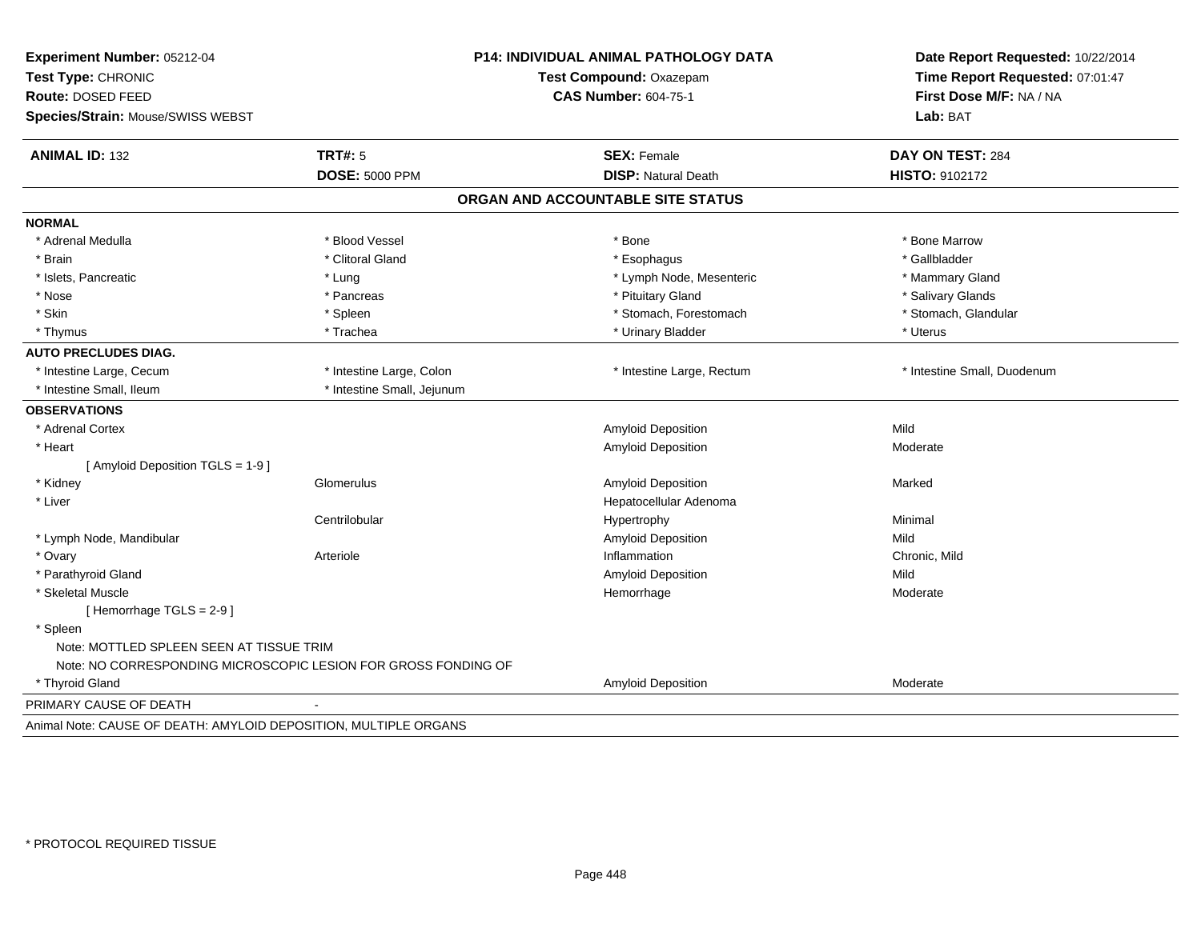**Experiment Number:** 05212-04
**Test Type:** CHRONIC
**Route:** DOSED FEED
**Species/Strain:** Mouse/SWISS WEBST

**P14: INDIVIDUAL ANIMAL PATHOLOGY DATA**
**Test Compound:** Oxazepam
**CAS Number:** 604-75-1

**Date Report Requested:** 10/22/2014
**Time Report Requested:** 07:01:47
**First Dose M/F:** NA / NA
**Lab:** BAT

| **ANIMAL ID:** 132 | **TRT#:** 5 | **SEX:** Female | **DAY ON TEST:** 284 |
|---|---|---|---|
| | **DOSE:** 5000 PPM | **DISP:** Natural Death | **HISTO:** 9102172 |

## ORGAN AND ACCOUNTABLE SITE STATUS

| | | | |
|---|---|---|---|
| **NORMAL** | | | |
| * Adrenal Medulla | * Blood Vessel | * Bone | * Bone Marrow |
| * Brain | * Clitoral Gland | * Esophagus | * Gallbladder |
| * Islets, Pancreatic | * Lung | * Lymph Node, Mesenteric | * Mammary Gland |
| * Nose | * Pancreas | * Pituitary Gland | * Salivary Glands |
| * Skin | * Spleen | * Stomach, Forestomach | * Stomach, Glandular |
| * Thymus | * Trachea | * Urinary Bladder | * Uterus |
| **AUTO PRECLUDES DIAG.** | | | |
| * Intestine Large, Cecum | * Intestine Large, Colon | * Intestine Large, Rectum | * Intestine Small, Duodenum |
| * Intestine Small, Ileum | * Intestine Small, Jejunum | | |
| **OBSERVATIONS** | | | |
| * Adrenal Cortex | | Amyloid Deposition | Mild |
| * Heart | | Amyloid Deposition | Moderate |
| [ Amyloid Deposition TGLS = 1-9 ] | | | |
| * Kidney | Glomerulus | Amyloid Deposition | Marked |
| * Liver | | Hepatocellular Adenoma | |
| | Centrilobular | Hypertrophy | Minimal |
| * Lymph Node, Mandibular | | Amyloid Deposition | Mild |
| * Ovary | Arteriole | Inflammation | Chronic, Mild |
| * Parathyroid Gland | | Amyloid Deposition | Mild |
| * Skeletal Muscle | | Hemorrhage | Moderate |
| [ Hemorrhage TGLS = 2-9 ] | | | |
| * Spleen | | | |
| Note: MOTTLED SPLEEN SEEN AT TISSUE TRIM | | | |
| Note: NO CORRESPONDING MICROSCOPIC LESION FOR GROSS FONDING OF | | | |
| * Thyroid Gland | | Amyloid Deposition | Moderate |

PRIMARY CAUSE OF DEATH -

Animal Note: CAUSE OF DEATH: AMYLOID DEPOSITION, MULTIPLE ORGANS

* PROTOCOL REQUIRED TISSUE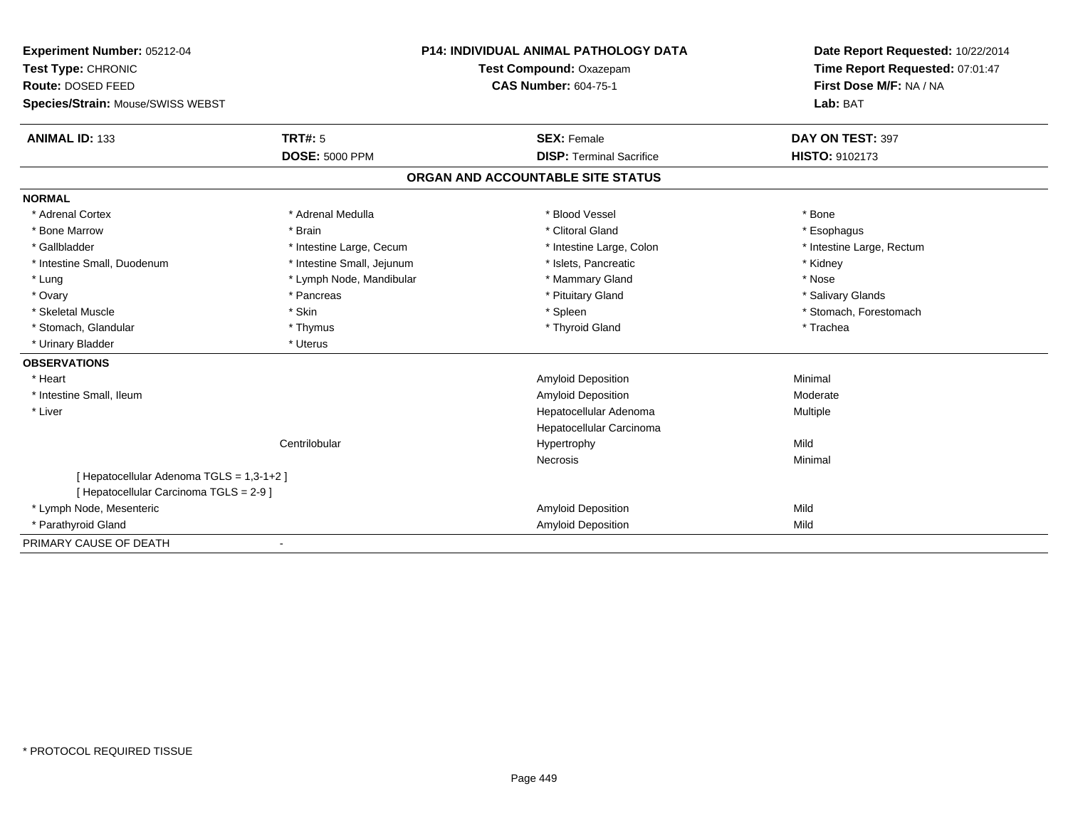**Experiment Number:** 05212-04
**Test Type:** CHRONIC
**Route:** DOSED FEED
**Species/Strain:** Mouse/SWISS WEBST

**P14: INDIVIDUAL ANIMAL PATHOLOGY DATA**
**Test Compound:** Oxazepam
**CAS Number:** 604-75-1

**Date Report Requested:** 10/22/2014
**Time Report Requested:** 07:01:47
**First Dose M/F:** NA / NA
**Lab:** BAT

| **ANIMAL ID:** 133 | **TRT#:** 5 | **SEX:** Female | **DAY ON TEST:** 397 |
|---|---|---|---|
| | **DOSE:** 5000 PPM | **DISP:** Terminal Sacrifice | **HISTO:** 9102173 |

## ORGAN AND ACCOUNTABLE SITE STATUS

**NORMAL**

| | | | |
|---|---|---|---|
| * Adrenal Cortex | * Adrenal Medulla | * Blood Vessel | * Bone |
| * Bone Marrow | * Brain | * Clitoral Gland | * Esophagus |
| * Gallbladder | * Intestine Large, Cecum | * Intestine Large, Colon | * Intestine Large, Rectum |
| * Intestine Small, Duodenum | * Intestine Small, Jejunum | * Islets, Pancreatic | * Kidney |
| * Lung | * Lymph Node, Mandibular | * Mammary Gland | * Nose |
| * Ovary | * Pancreas | * Pituitary Gland | * Salivary Glands |
| * Skeletal Muscle | * Skin | * Spleen | * Stomach, Forestomach |
| * Stomach, Glandular | * Thymus | * Thyroid Gland | * Trachea |
| * Urinary Bladder | * Uterus | | |

**OBSERVATIONS**

| | | | |
|---|---|---|---|
| * Heart | | Amyloid Deposition | Minimal |
| * Intestine Small, Ileum | | Amyloid Deposition | Moderate |
| * Liver | | Hepatocellular Adenoma | Multiple |
| | | Hepatocellular Carcinoma | |
| | Centrilobular | Hypertrophy | Mild |
| | | Necrosis | Minimal |
| [ Hepatocellular Adenoma TGLS = 1,3-1+2 ] | | | |
| [ Hepatocellular Carcinoma TGLS = 2-9 ] | | | |
| * Lymph Node, Mesenteric | | Amyloid Deposition | Mild |
| * Parathyroid Gland | | Amyloid Deposition | Mild |

PRIMARY CAUSE OF DEATH -

\* PROTOCOL REQUIRED TISSUE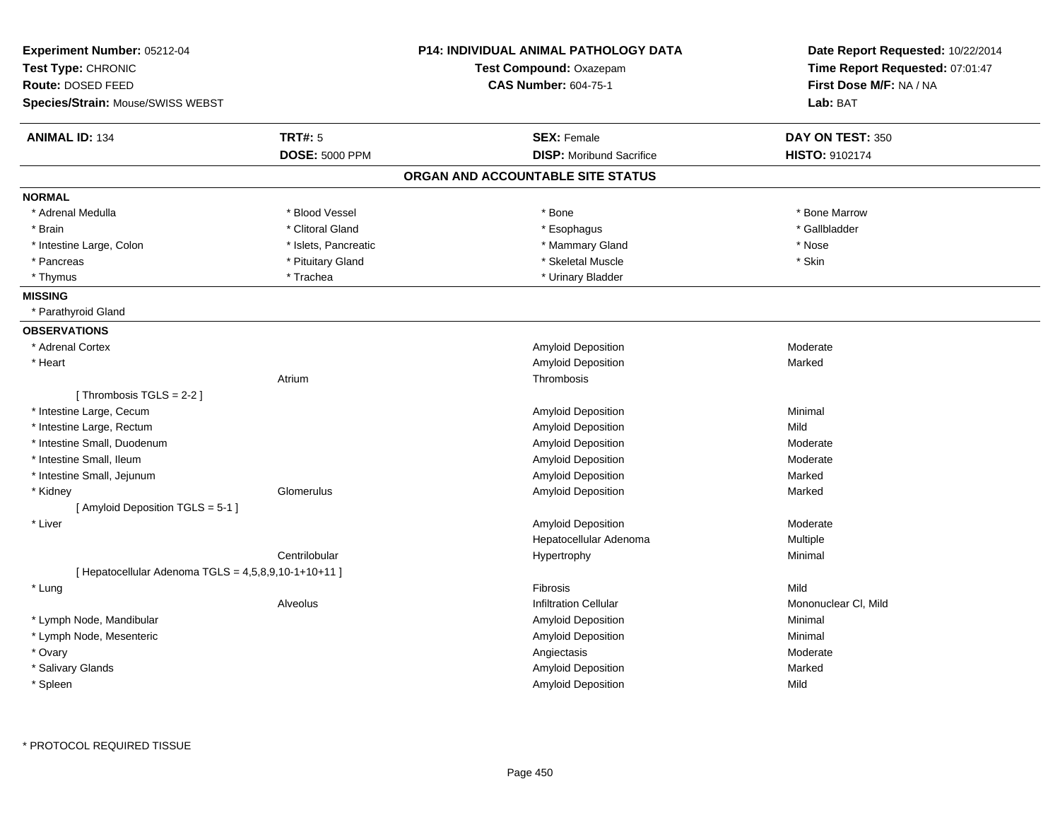**Experiment Number:** 05212-04
**Test Type:** CHRONIC
**Route:** DOSED FEED
**Species/Strain:** Mouse/SWISS WEBST

**P14: INDIVIDUAL ANIMAL PATHOLOGY DATA**
**Test Compound:** Oxazepam
**CAS Number:** 604-75-1

**Date Report Requested:** 10/22/2014
**Time Report Requested:** 07:01:47
**First Dose M/F:** NA / NA
**Lab:** BAT

| **ANIMAL ID:** 134 | **TRT#:** 5 | **SEX:** Female | **DAY ON TEST:** 350 |
|---|---|---|---|
| | **DOSE:** 5000 PPM | **DISP:** Moribund Sacrifice | **HISTO:** 9102174 |

## ORGAN AND ACCOUNTABLE SITE STATUS

**NORMAL**

| | | | |
|---|---|---|---|
| * Adrenal Medulla | * Blood Vessel | * Bone | * Bone Marrow |
| * Brain | * Clitoral Gland | * Esophagus | * Gallbladder |
| * Intestine Large, Colon | * Islets, Pancreatic | * Mammary Gland | * Nose |
| * Pancreas | * Pituitary Gland | * Skeletal Muscle | * Skin |
| * Thymus | * Trachea | * Urinary Bladder | |

**MISSING**

* Parathyroid Gland

**OBSERVATIONS**

| Organ | Site | Observation | Severity |
|---|---|---|---|
| * Adrenal Cortex | | Amyloid Deposition | Moderate |
| * Heart | | Amyloid Deposition | Marked |
| | Atrium | Thrombosis | |
| [ Thrombosis TGLS = 2-2 ] | | | |
| * Intestine Large, Cecum | | Amyloid Deposition | Minimal |
| * Intestine Large, Rectum | | Amyloid Deposition | Mild |
| * Intestine Small, Duodenum | | Amyloid Deposition | Moderate |
| * Intestine Small, Ileum | | Amyloid Deposition | Moderate |
| * Intestine Small, Jejunum | | Amyloid Deposition | Marked |
| * Kidney | Glomerulus | Amyloid Deposition | Marked |
| [ Amyloid Deposition TGLS = 5-1 ] | | | |
| * Liver | | Amyloid Deposition | Moderate |
| | | Hepatocellular Adenoma | Multiple |
| | Centrilobular | Hypertrophy | Minimal |
| [ Hepatocellular Adenoma TGLS = 4,5,8,9,10-1+10+11 ] | | | |
| * Lung | | Fibrosis | Mild |
| | Alveolus | Infiltration Cellular | Mononuclear Cl, Mild |
| * Lymph Node, Mandibular | | Amyloid Deposition | Minimal |
| * Lymph Node, Mesenteric | | Amyloid Deposition | Minimal |
| * Ovary | | Angiectasis | Moderate |
| * Salivary Glands | | Amyloid Deposition | Marked |
| * Spleen | | Amyloid Deposition | Mild |

\* PROTOCOL REQUIRED TISSUE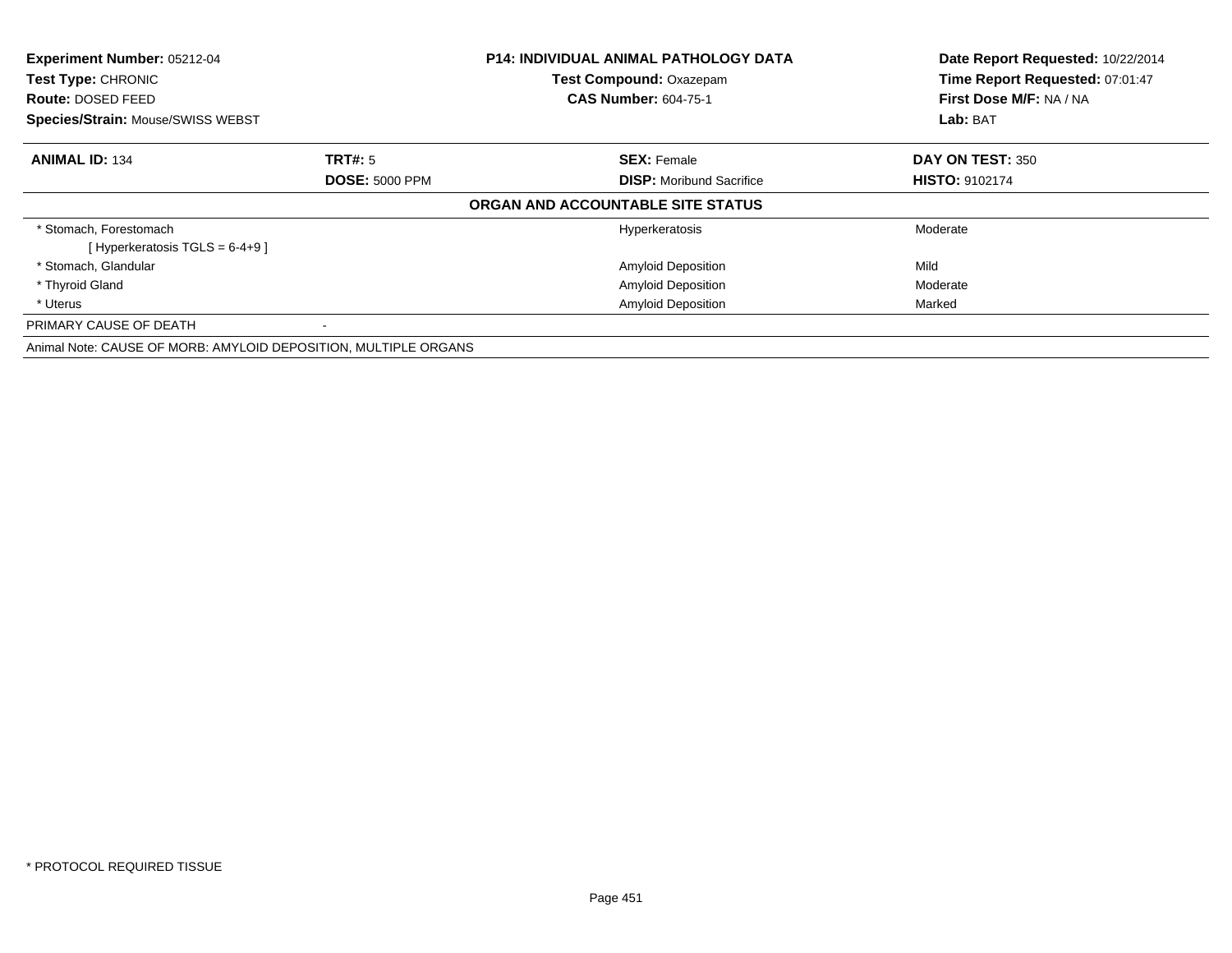**Experiment Number:** 05212-04
**Test Type:** CHRONIC
**Route:** DOSED FEED
**Species/Strain:** Mouse/SWISS WEBST

**P14: INDIVIDUAL ANIMAL PATHOLOGY DATA**
**Test Compound:** Oxazepam
**CAS Number:** 604-75-1

**Date Report Requested:** 10/22/2014
**Time Report Requested:** 07:01:47
**First Dose M/F:** NA / NA
**Lab:** BAT

| **ANIMAL ID:** 134 | **TRT#:** 5 | **SEX:** Female | **DAY ON TEST:** 350 |
|---|---|---|---|
| | **DOSE:** 5000 PPM | **DISP:** Moribund Sacrifice | **HISTO:** 9102174 |

**ORGAN AND ACCOUNTABLE SITE STATUS**

| Organ | | Finding | Severity |
|---|---|---|---|
| * Stomach, Forestomach<br>[ Hyperkeratosis TGLS = 6-4+9 ] | | Hyperkeratosis | Moderate |
| * Stomach, Glandular | | Amyloid Deposition | Mild |
| * Thyroid Gland | | Amyloid Deposition | Moderate |
| * Uterus | | Amyloid Deposition | Marked |
| PRIMARY CAUSE OF DEATH | - | | |

Animal Note: CAUSE OF MORB: AMYLOID DEPOSITION, MULTIPLE ORGANS

* PROTOCOL REQUIRED TISSUE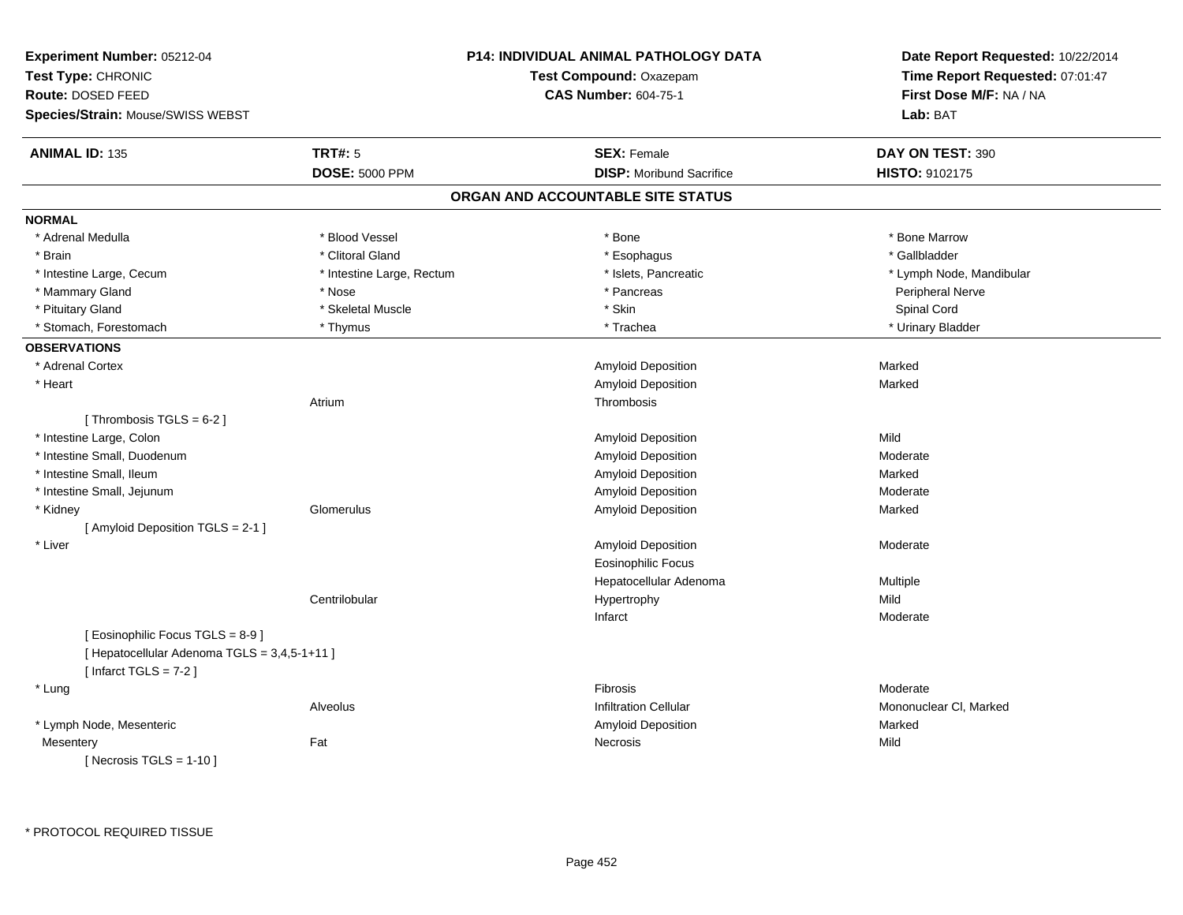**Experiment Number:** 05212-04
**Test Type:** CHRONIC
**Route:** DOSED FEED
**Species/Strain:** Mouse/SWISS WEBST

**P14: INDIVIDUAL ANIMAL PATHOLOGY DATA**
**Test Compound:** Oxazepam
**CAS Number:** 604-75-1

**Date Report Requested:** 10/22/2014
**Time Report Requested:** 07:01:47
**First Dose M/F:** NA / NA
**Lab:** BAT

| **ANIMAL ID:** 135 | **TRT#:** 5 | **SEX:** Female | **DAY ON TEST:** 390 |
|---|---|---|---|
| | **DOSE:** 5000 PPM | **DISP:** Moribund Sacrifice | **HISTO:** 9102175 |

## ORGAN AND ACCOUNTABLE SITE STATUS

**NORMAL**

| | | | |
|---|---|---|---|
| * Adrenal Medulla | * Blood Vessel | * Bone | * Bone Marrow |
| * Brain | * Clitoral Gland | * Esophagus | * Gallbladder |
| * Intestine Large, Cecum | * Intestine Large, Rectum | * Islets, Pancreatic | * Lymph Node, Mandibular |
| * Mammary Gland | * Nose | * Pancreas | Peripheral Nerve |
| * Pituitary Gland | * Skeletal Muscle | * Skin | Spinal Cord |
| * Stomach, Forestomach | * Thymus | * Trachea | * Urinary Bladder |

**OBSERVATIONS**

| | | | |
|---|---|---|---|
| * Adrenal Cortex | | Amyloid Deposition | Marked |
| * Heart | | Amyloid Deposition | Marked |
| | Atrium | Thrombosis | |
| [ Thrombosis TGLS = 6-2 ] | | | |
| * Intestine Large, Colon | | Amyloid Deposition | Mild |
| * Intestine Small, Duodenum | | Amyloid Deposition | Moderate |
| * Intestine Small, Ileum | | Amyloid Deposition | Marked |
| * Intestine Small, Jejunum | | Amyloid Deposition | Moderate |
| * Kidney | Glomerulus | Amyloid Deposition | Marked |
| [ Amyloid Deposition TGLS = 2-1 ] | | | |
| * Liver | | Amyloid Deposition | Moderate |
| | | Eosinophilic Focus | |
| | | Hepatocellular Adenoma | Multiple |
| | Centrilobular | Hypertrophy | Mild |
| | | Infarct | Moderate |
| [ Eosinophilic Focus TGLS = 8-9 ] | | | |
| [ Hepatocellular Adenoma TGLS = 3,4,5-1+11 ] | | | |
| [ Infarct TGLS = 7-2 ] | | | |
| * Lung | | Fibrosis | Moderate |
| | Alveolus | Infiltration Cellular | Mononuclear Cl, Marked |
| * Lymph Node, Mesenteric | | Amyloid Deposition | Marked |
| Mesentery | Fat | Necrosis | Mild |
| [ Necrosis TGLS = 1-10 ] | | | |

* PROTOCOL REQUIRED TISSUE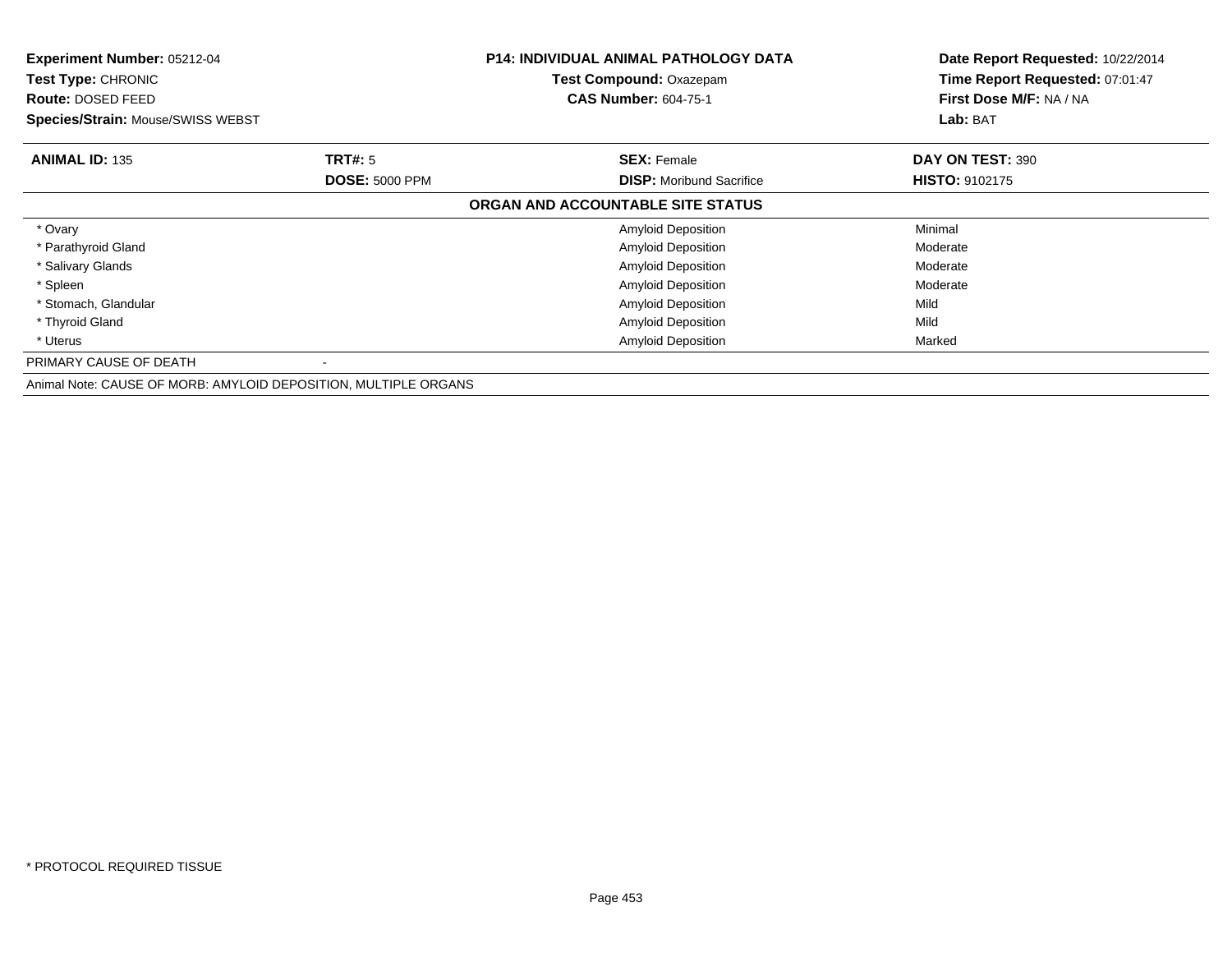**Experiment Number:** 05212-04
**Test Type:** CHRONIC
**Route:** DOSED FEED
**Species/Strain:** Mouse/SWISS WEBST

**P14: INDIVIDUAL ANIMAL PATHOLOGY DATA**
**Test Compound:** Oxazepam
**CAS Number:** 604-75-1

**Date Report Requested:** 10/22/2014
**Time Report Requested:** 07:01:47
**First Dose M/F:** NA / NA
**Lab:** BAT

| **ANIMAL ID:** 135 | **TRT#:** 5 | **SEX:** Female | **DAY ON TEST:** 390 |
|---|---|---|---|
| | **DOSE:** 5000 PPM | **DISP:** Moribund Sacrifice | **HISTO:** 9102175 |
| **ORGAN AND ACCOUNTABLE SITE STATUS** | | | |
| * Ovary | | Amyloid Deposition | Minimal |
| * Parathyroid Gland | | Amyloid Deposition | Moderate |
| * Salivary Glands | | Amyloid Deposition | Moderate |
| * Spleen | | Amyloid Deposition | Moderate |
| * Stomach, Glandular | | Amyloid Deposition | Mild |
| * Thyroid Gland | | Amyloid Deposition | Mild |
| * Uterus | | Amyloid Deposition | Marked |
| PRIMARY CAUSE OF DEATH | - | | |

Animal Note: CAUSE OF MORB: AMYLOID DEPOSITION, MULTIPLE ORGANS

* PROTOCOL REQUIRED TISSUE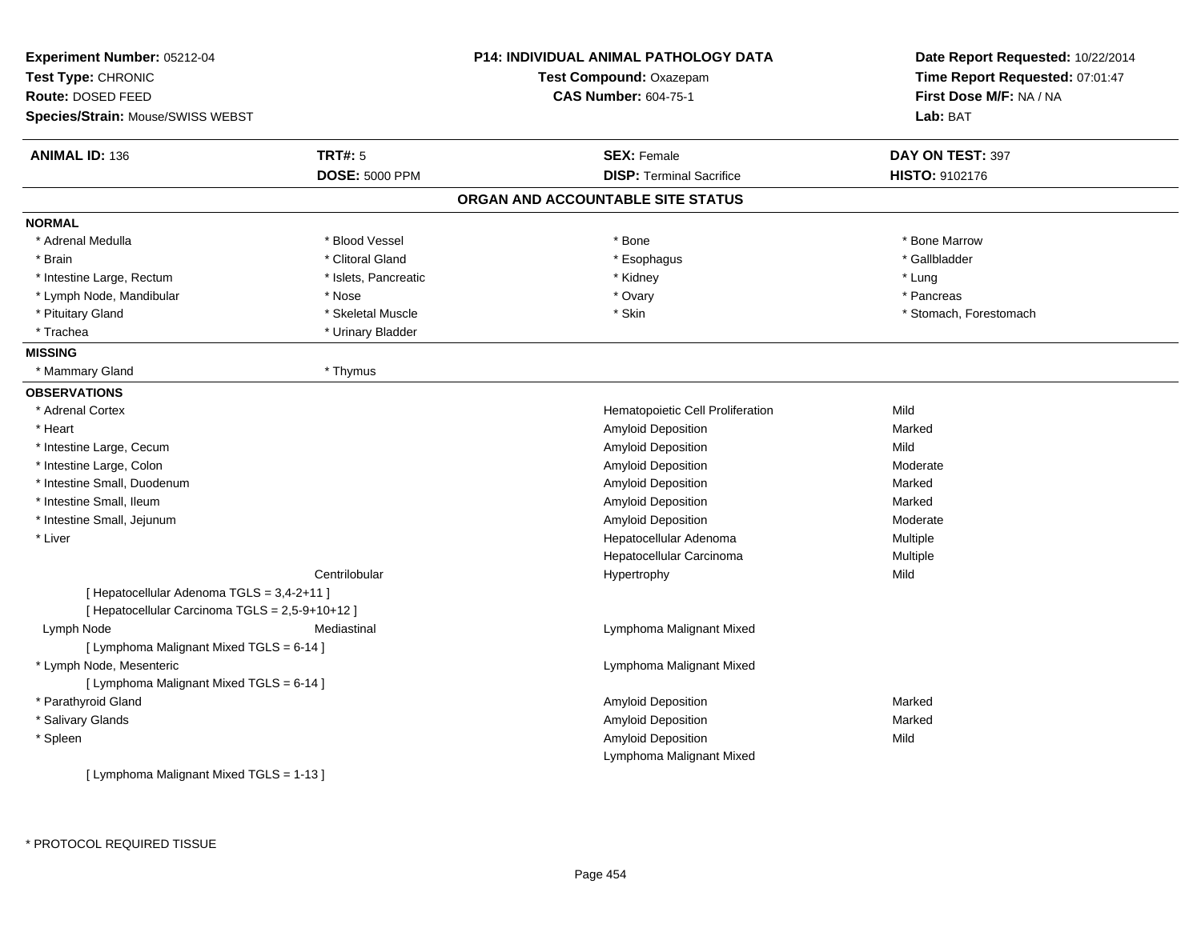**Experiment Number:** 05212-04
**Test Type:** CHRONIC
**Route:** DOSED FEED
**Species/Strain:** Mouse/SWISS WEBST

**P14: INDIVIDUAL ANIMAL PATHOLOGY DATA**
**Test Compound:** Oxazepam
**CAS Number:** 604-75-1

**Date Report Requested:** 10/22/2014
**Time Report Requested:** 07:01:47
**First Dose M/F:** NA / NA
**Lab:** BAT

| **ANIMAL ID:** 136 | **TRT#:** 5 | **SEX:** Female | **DAY ON TEST:** 397 |
|---|---|---|---|
| | **DOSE:** 5000 PPM | **DISP:** Terminal Sacrifice | **HISTO:** 9102176 |

## ORGAN AND ACCOUNTABLE SITE STATUS

**NORMAL**

| | | | |
|---|---|---|---|
| * Adrenal Medulla | * Blood Vessel | * Bone | * Bone Marrow |
| * Brain | * Clitoral Gland | * Esophagus | * Gallbladder |
| * Intestine Large, Rectum | * Islets, Pancreatic | * Kidney | * Lung |
| * Lymph Node, Mandibular | * Nose | * Ovary | * Pancreas |
| * Pituitary Gland | * Skeletal Muscle | * Skin | * Stomach, Forestomach |
| * Trachea | * Urinary Bladder | | |

**MISSING**

| | |
|---|---|
| * Mammary Gland | * Thymus |

**OBSERVATIONS**

| Organ | Site | Observation | Severity |
|---|---|---|---|
| * Adrenal Cortex | | Hematopoietic Cell Proliferation | Mild |
| * Heart | | Amyloid Deposition | Marked |
| * Intestine Large, Cecum | | Amyloid Deposition | Mild |
| * Intestine Large, Colon | | Amyloid Deposition | Moderate |
| * Intestine Small, Duodenum | | Amyloid Deposition | Marked |
| * Intestine Small, Ileum | | Amyloid Deposition | Marked |
| * Intestine Small, Jejunum | | Amyloid Deposition | Moderate |
| * Liver | | Hepatocellular Adenoma | Multiple |
| | | Hepatocellular Carcinoma | Multiple |
| | Centrilobular | Hypertrophy | Mild |
| [ Hepatocellular Adenoma TGLS = 3,4-2+11 ] | | | |
| [ Hepatocellular Carcinoma TGLS = 2,5-9+10+12 ] | | | |
| Lymph Node | Mediastinal | Lymphoma Malignant Mixed | |
| [ Lymphoma Malignant Mixed TGLS = 6-14 ] | | | |
| * Lymph Node, Mesenteric | | Lymphoma Malignant Mixed | |
| [ Lymphoma Malignant Mixed TGLS = 6-14 ] | | | |
| * Parathyroid Gland | | Amyloid Deposition | Marked |
| * Salivary Glands | | Amyloid Deposition | Marked |
| * Spleen | | Amyloid Deposition | Mild |
| | | Lymphoma Malignant Mixed | |
| [ Lymphoma Malignant Mixed TGLS = 1-13 ] | | | |

\* PROTOCOL REQUIRED TISSUE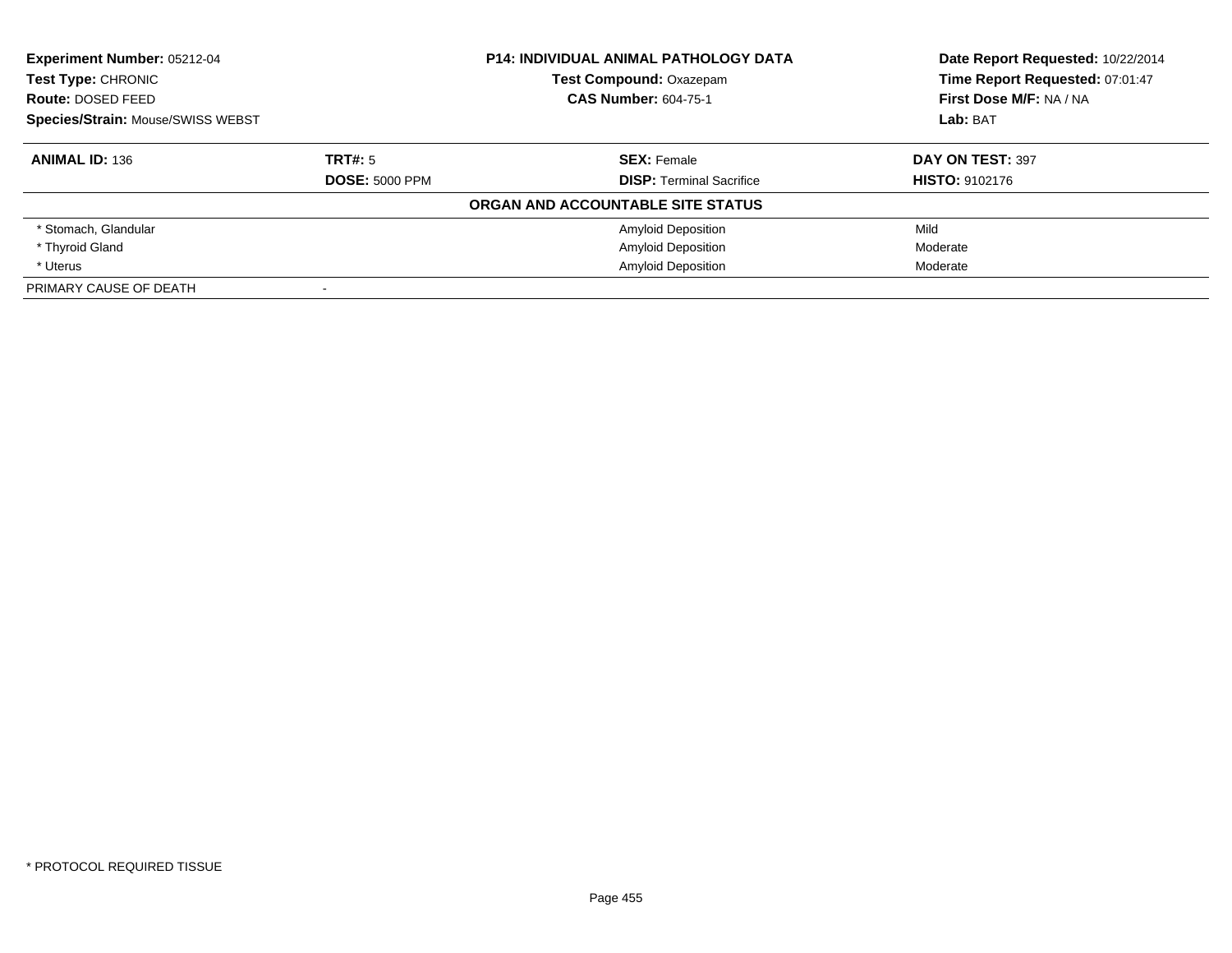| **Experiment Number:** 05212-04 | **P14: INDIVIDUAL ANIMAL PATHOLOGY DATA** | **Date Report Requested:** 10/22/2014 |
|---|---|---|
| **Test Type:** CHRONIC | **Test Compound:** Oxazepam | **Time Report Requested:** 07:01:47 |
| **Route:** DOSED FEED | **CAS Number:** 604-75-1 | **First Dose M/F:** NA / NA |
| **Species/Strain:** Mouse/SWISS WEBST | | **Lab:** BAT |

| **ANIMAL ID:** 136 | **TRT#:** 5 | **SEX:** Female | **DAY ON TEST:** 397 |
|---|---|---|---|
| | **DOSE:** 5000 PPM | **DISP:** Terminal Sacrifice | **HISTO:** 9102176 |
| **ORGAN AND ACCOUNTABLE SITE STATUS** | | | |
| * Stomach, Glandular | | Amyloid Deposition | Mild |
| * Thyroid Gland | | Amyloid Deposition | Moderate |
| * Uterus | | Amyloid Deposition | Moderate |
| PRIMARY CAUSE OF DEATH | - | | |

* PROTOCOL REQUIRED TISSUE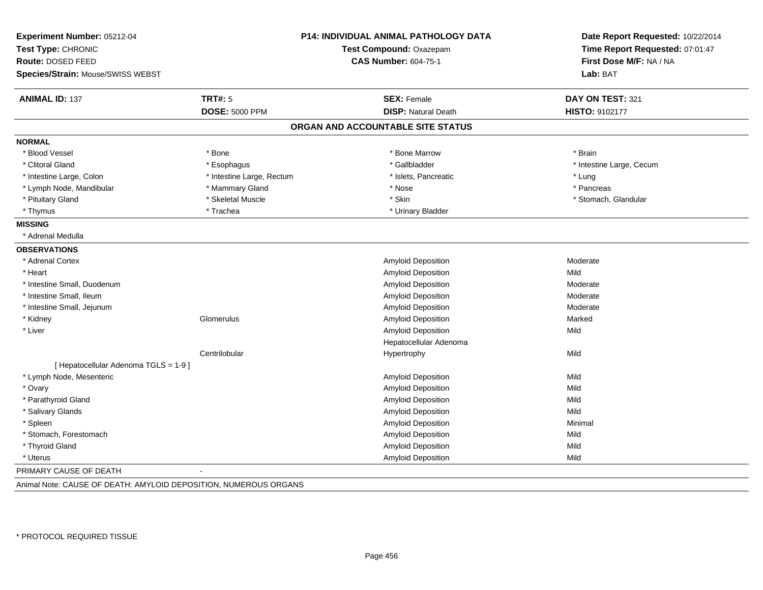**Experiment Number:** 05212-04
**Test Type:** CHRONIC
**Route:** DOSED FEED
**Species/Strain:** Mouse/SWISS WEBST

**P14: INDIVIDUAL ANIMAL PATHOLOGY DATA**
**Test Compound:** Oxazepam
**CAS Number:** 604-75-1

**Date Report Requested:** 10/22/2014
**Time Report Requested:** 07:01:47
**First Dose M/F:** NA / NA
**Lab:** BAT

| **ANIMAL ID:** 137 | **TRT#:** 5 | **SEX:** Female | **DAY ON TEST:** 321 |
|---|---|---|---|
| | **DOSE:** 5000 PPM | **DISP:** Natural Death | **HISTO:** 9102177 |

## ORGAN AND ACCOUNTABLE SITE STATUS

**NORMAL**

| | | | |
|---|---|---|---|
| * Blood Vessel | * Bone | * Bone Marrow | * Brain |
| * Clitoral Gland | * Esophagus | * Gallbladder | * Intestine Large, Cecum |
| * Intestine Large, Colon | * Intestine Large, Rectum | * Islets, Pancreatic | * Lung |
| * Lymph Node, Mandibular | * Mammary Gland | * Nose | * Pancreas |
| * Pituitary Gland | * Skeletal Muscle | * Skin | * Stomach, Glandular |
| * Thymus | * Trachea | * Urinary Bladder | |

**MISSING**

* Adrenal Medulla

**OBSERVATIONS**

| Organ | Site | Observation | Severity |
|---|---|---|---|
| * Adrenal Cortex | | Amyloid Deposition | Moderate |
| * Heart | | Amyloid Deposition | Mild |
| * Intestine Small, Duodenum | | Amyloid Deposition | Moderate |
| * Intestine Small, Ileum | | Amyloid Deposition | Moderate |
| * Intestine Small, Jejunum | | Amyloid Deposition | Moderate |
| * Kidney | Glomerulus | Amyloid Deposition | Marked |
| * Liver | | Amyloid Deposition | Mild |
| | | Hepatocellular Adenoma | |
| | Centrilobular | Hypertrophy | Mild |
| [ Hepatocellular Adenoma TGLS = 1-9 ] | | | |
| * Lymph Node, Mesenteric | | Amyloid Deposition | Mild |
| * Ovary | | Amyloid Deposition | Mild |
| * Parathyroid Gland | | Amyloid Deposition | Mild |
| * Salivary Glands | | Amyloid Deposition | Mild |
| * Spleen | | Amyloid Deposition | Minimal |
| * Stomach, Forestomach | | Amyloid Deposition | Mild |
| * Thyroid Gland | | Amyloid Deposition | Mild |
| * Uterus | | Amyloid Deposition | Mild |

PRIMARY CAUSE OF DEATH -

Animal Note: CAUSE OF DEATH: AMYLOID DEPOSITION, NUMEROUS ORGANS

* PROTOCOL REQUIRED TISSUE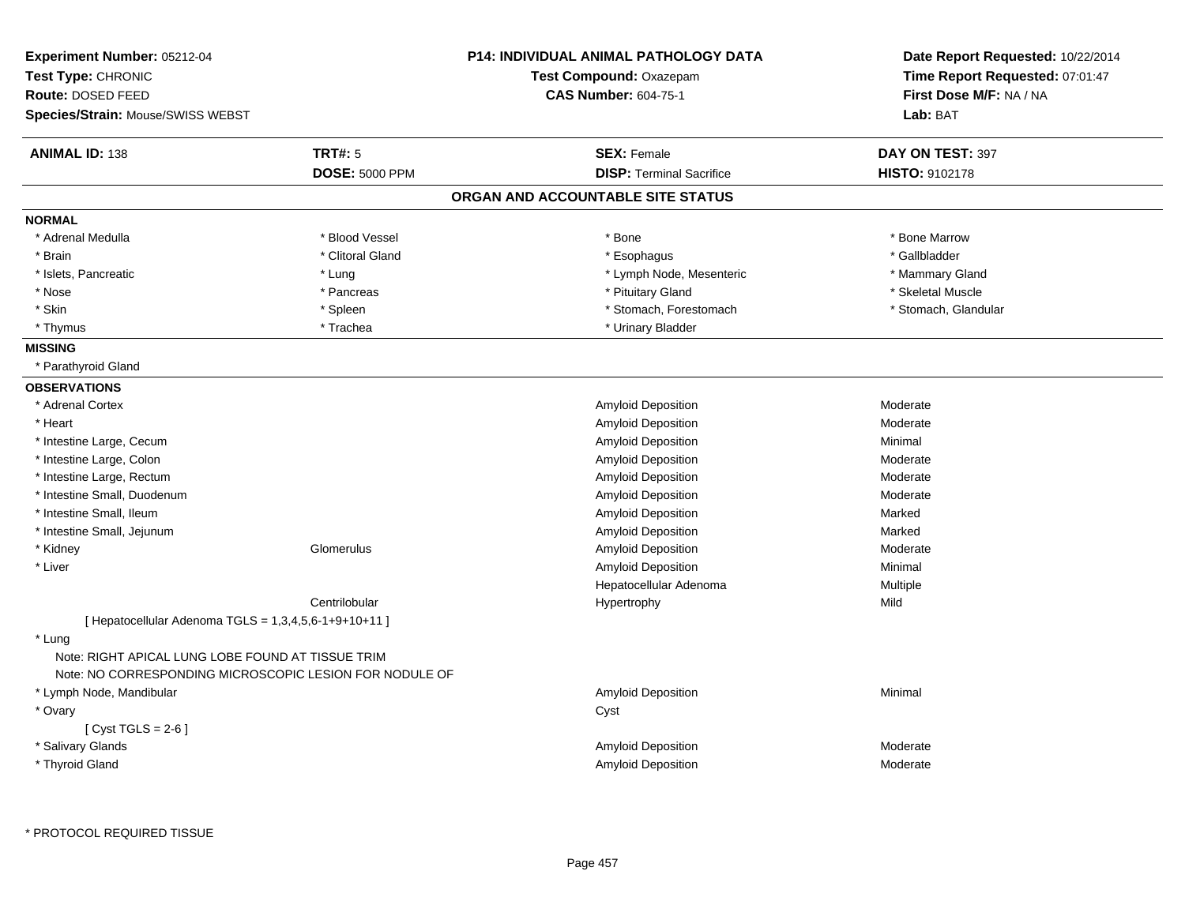**Experiment Number:** 05212-04
**Test Type:** CHRONIC
**Route:** DOSED FEED
**Species/Strain:** Mouse/SWISS WEBST

**P14: INDIVIDUAL ANIMAL PATHOLOGY DATA**
**Test Compound:** Oxazepam
**CAS Number:** 604-75-1

**Date Report Requested:** 10/22/2014
**Time Report Requested:** 07:01:47
**First Dose M/F:** NA / NA
**Lab:** BAT

| **ANIMAL ID:** 138 | **TRT#:** 5 | **SEX:** Female | **DAY ON TEST:** 397 |
|---|---|---|---|
| | **DOSE:** 5000 PPM | **DISP:** Terminal Sacrifice | **HISTO:** 9102178 |

## ORGAN AND ACCOUNTABLE SITE STATUS

**NORMAL**

| | | | |
|---|---|---|---|
| * Adrenal Medulla | * Blood Vessel | * Bone | * Bone Marrow |
| * Brain | * Clitoral Gland | * Esophagus | * Gallbladder |
| * Islets, Pancreatic | * Lung | * Lymph Node, Mesenteric | * Mammary Gland |
| * Nose | * Pancreas | * Pituitary Gland | * Skeletal Muscle |
| * Skin | * Spleen | * Stomach, Forestomach | * Stomach, Glandular |
| * Thymus | * Trachea | * Urinary Bladder | |

**MISSING**

* Parathyroid Gland

**OBSERVATIONS**

| | | | |
|---|---|---|---|
| * Adrenal Cortex | | Amyloid Deposition | Moderate |
| * Heart | | Amyloid Deposition | Moderate |
| * Intestine Large, Cecum | | Amyloid Deposition | Minimal |
| * Intestine Large, Colon | | Amyloid Deposition | Moderate |
| * Intestine Large, Rectum | | Amyloid Deposition | Moderate |
| * Intestine Small, Duodenum | | Amyloid Deposition | Moderate |
| * Intestine Small, Ileum | | Amyloid Deposition | Marked |
| * Intestine Small, Jejunum | | Amyloid Deposition | Marked |
| * Kidney | Glomerulus | Amyloid Deposition | Moderate |
| * Liver | | Amyloid Deposition | Minimal |
| | | Hepatocellular Adenoma | Multiple |
| | Centrilobular | Hypertrophy | Mild |
| [ Hepatocellular Adenoma TGLS = 1,3,4,5,6-1+9+10+11 ] | | | |
| * Lung | | | |
| Note: RIGHT APICAL LUNG LOBE FOUND AT TISSUE TRIM | | | |
| Note: NO CORRESPONDING MICROSCOPIC LESION FOR NODULE OF | | | |
| * Lymph Node, Mandibular | | Amyloid Deposition | Minimal |
| * Ovary | | Cyst | |
| [ Cyst TGLS = 2-6 ] | | | |
| * Salivary Glands | | Amyloid Deposition | Moderate |
| * Thyroid Gland | | Amyloid Deposition | Moderate |

* PROTOCOL REQUIRED TISSUE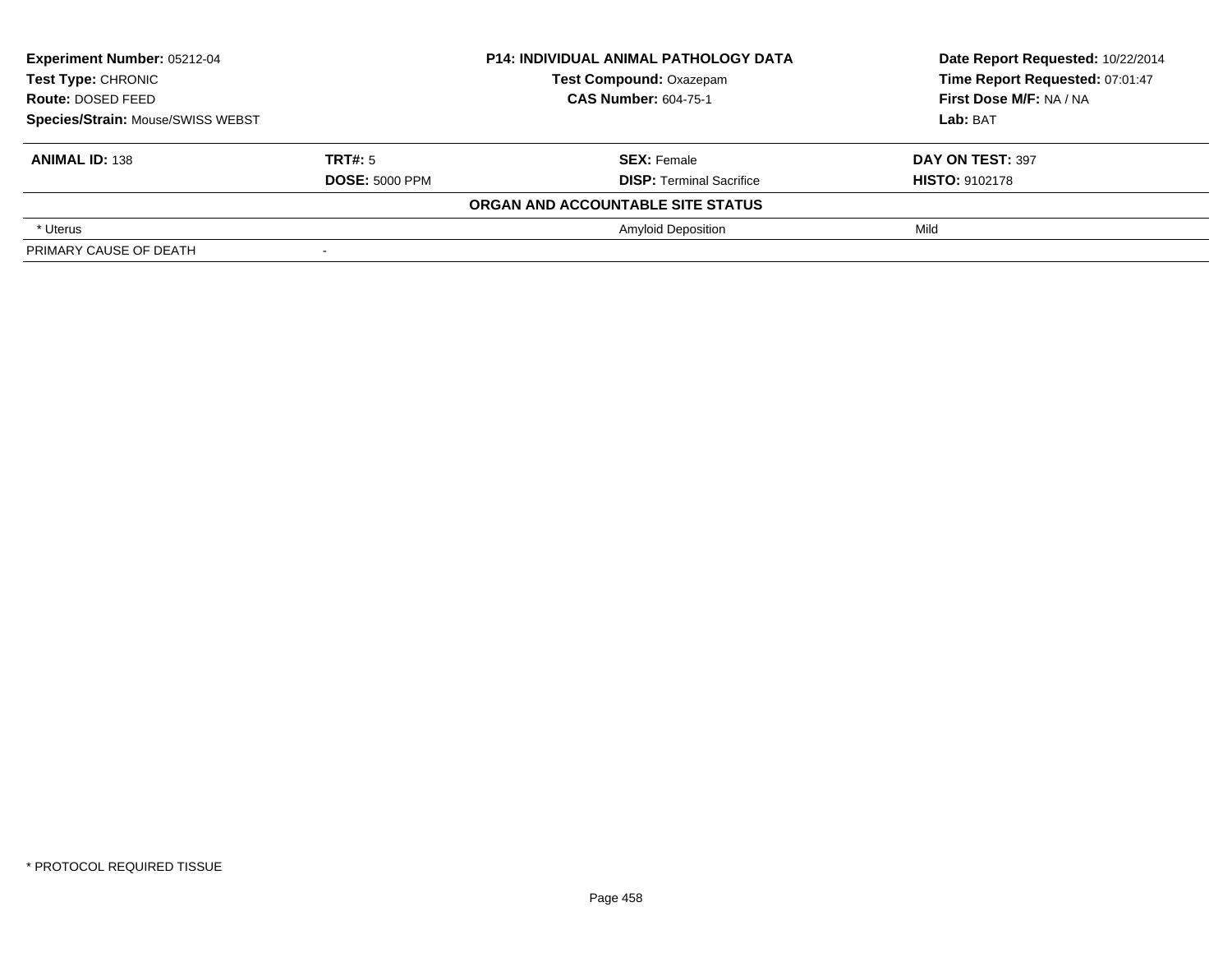| **Experiment Number:** 05212-04 | **P14: INDIVIDUAL ANIMAL PATHOLOGY DATA** | **Date Report Requested:** 10/22/2014 |
|---|---|---|
| **Test Type:** CHRONIC | **Test Compound:** Oxazepam | **Time Report Requested:** 07:01:47 |
| **Route:** DOSED FEED | **CAS Number:** 604-75-1 | **First Dose M/F:** NA / NA |
| **Species/Strain:** Mouse/SWISS WEBST | | **Lab:** BAT |

| **ANIMAL ID:** 138 | **TRT#:** 5 | **SEX:** Female | **DAY ON TEST:** 397 |
|---|---|---|---|
| | **DOSE:** 5000 PPM | **DISP:** Terminal Sacrifice | **HISTO:** 9102178 |
| | | **ORGAN AND ACCOUNTABLE SITE STATUS** | |
| * Uterus | | Amyloid Deposition | Mild |
| PRIMARY CAUSE OF DEATH | - | | |

* PROTOCOL REQUIRED TISSUE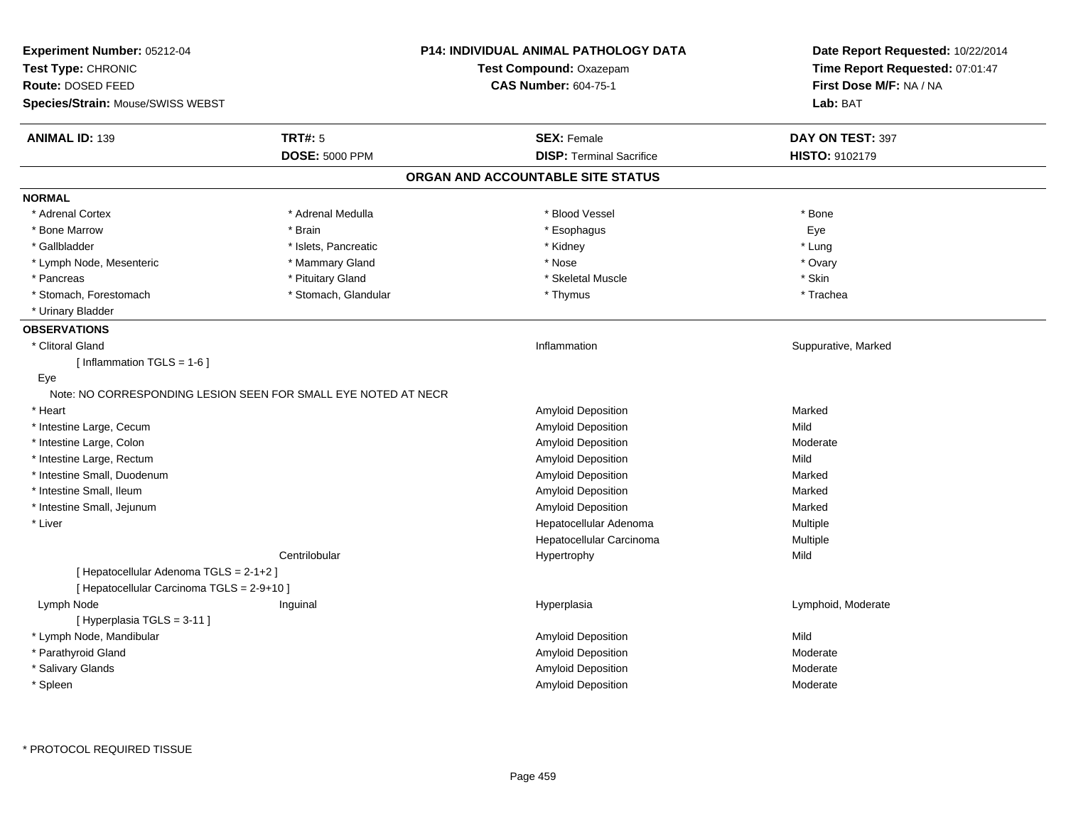**Experiment Number:** 05212-04
**Test Type:** CHRONIC
**Route:** DOSED FEED
**Species/Strain:** Mouse/SWISS WEBST

**P14: INDIVIDUAL ANIMAL PATHOLOGY DATA**
**Test Compound:** Oxazepam
**CAS Number:** 604-75-1

**Date Report Requested:** 10/22/2014
**Time Report Requested:** 07:01:47
**First Dose M/F:** NA / NA
**Lab:** BAT

| **ANIMAL ID:** 139 | **TRT#:** 5 | **SEX:** Female | **DAY ON TEST:** 397 |
|---|---|---|---|
| | **DOSE:** 5000 PPM | **DISP:** Terminal Sacrifice | **HISTO:** 9102179 |

## ORGAN AND ACCOUNTABLE SITE STATUS

**NORMAL**

| | | | |
|---|---|---|---|
| * Adrenal Cortex | * Adrenal Medulla | * Blood Vessel | * Bone |
| * Bone Marrow | * Brain | * Esophagus | Eye |
| * Gallbladder | * Islets, Pancreatic | * Kidney | * Lung |
| * Lymph Node, Mesenteric | * Mammary Gland | * Nose | * Ovary |
| * Pancreas | * Pituitary Gland | * Skeletal Muscle | * Skin |
| * Stomach, Forestomach | * Stomach, Glandular | * Thymus | * Trachea |
| * Urinary Bladder | | | |

**OBSERVATIONS**

| Organ | Site | Observation | Severity |
|---|---|---|---|
| * Clitoral Gland | | Inflammation | Suppurative, Marked |
| [ Inflammation TGLS = 1-6 ] | | | |
| Eye | | | |
| Note: NO CORRESPONDING LESION SEEN FOR SMALL EYE NOTED AT NECR | | | |
| * Heart | | Amyloid Deposition | Marked |
| * Intestine Large, Cecum | | Amyloid Deposition | Mild |
| * Intestine Large, Colon | | Amyloid Deposition | Moderate |
| * Intestine Large, Rectum | | Amyloid Deposition | Mild |
| * Intestine Small, Duodenum | | Amyloid Deposition | Marked |
| * Intestine Small, Ileum | | Amyloid Deposition | Marked |
| * Intestine Small, Jejunum | | Amyloid Deposition | Marked |
| * Liver | | Hepatocellular Adenoma | Multiple |
| | | Hepatocellular Carcinoma | Multiple |
| | Centrilobular | Hypertrophy | Mild |
| [ Hepatocellular Adenoma TGLS = 2-1+2 ] | | | |
| [ Hepatocellular Carcinoma TGLS = 2-9+10 ] | | | |
| Lymph Node | Inguinal | Hyperplasia | Lymphoid, Moderate |
| [ Hyperplasia TGLS = 3-11 ] | | | |
| * Lymph Node, Mandibular | | Amyloid Deposition | Mild |
| * Parathyroid Gland | | Amyloid Deposition | Moderate |
| * Salivary Glands | | Amyloid Deposition | Moderate |
| * Spleen | | Amyloid Deposition | Moderate |

\* PROTOCOL REQUIRED TISSUE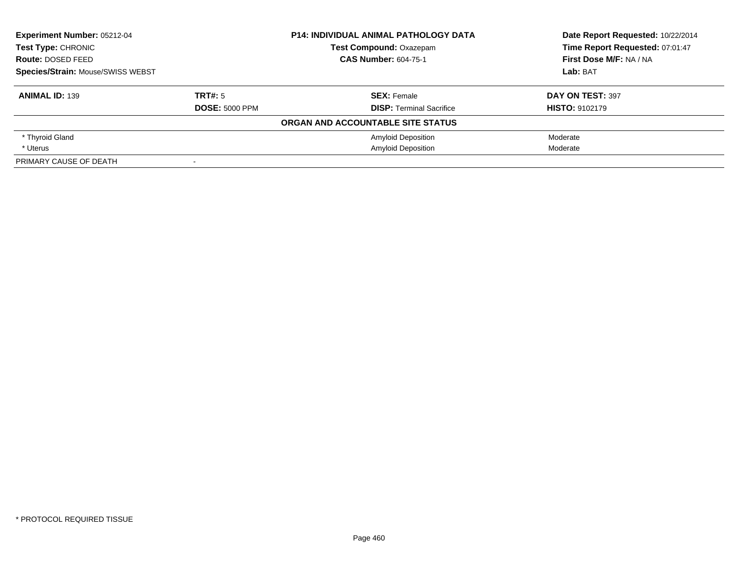**Experiment Number:** 05212-04
**Test Type:** CHRONIC
**Route:** DOSED FEED
**Species/Strain:** Mouse/SWISS WEBST

**P14: INDIVIDUAL ANIMAL PATHOLOGY DATA**
**Test Compound:** Oxazepam
**CAS Number:** 604-75-1

**Date Report Requested:** 10/22/2014
**Time Report Requested:** 07:01:47
**First Dose M/F:** NA / NA
**Lab:** BAT

| **ANIMAL ID:** 139 | **TRT#:** 5 | **SEX:** Female | **DAY ON TEST:** 397 |
|---|---|---|---|
| | **DOSE:** 5000 PPM | **DISP:** Terminal Sacrifice | **HISTO:** 9102179 |

**ORGAN AND ACCOUNTABLE SITE STATUS**

| Organ | | Finding | Severity |
|---|---|---|---|
| * Thyroid Gland | | Amyloid Deposition | Moderate |
| * Uterus | | Amyloid Deposition | Moderate |
| PRIMARY CAUSE OF DEATH | - | | |

* PROTOCOL REQUIRED TISSUE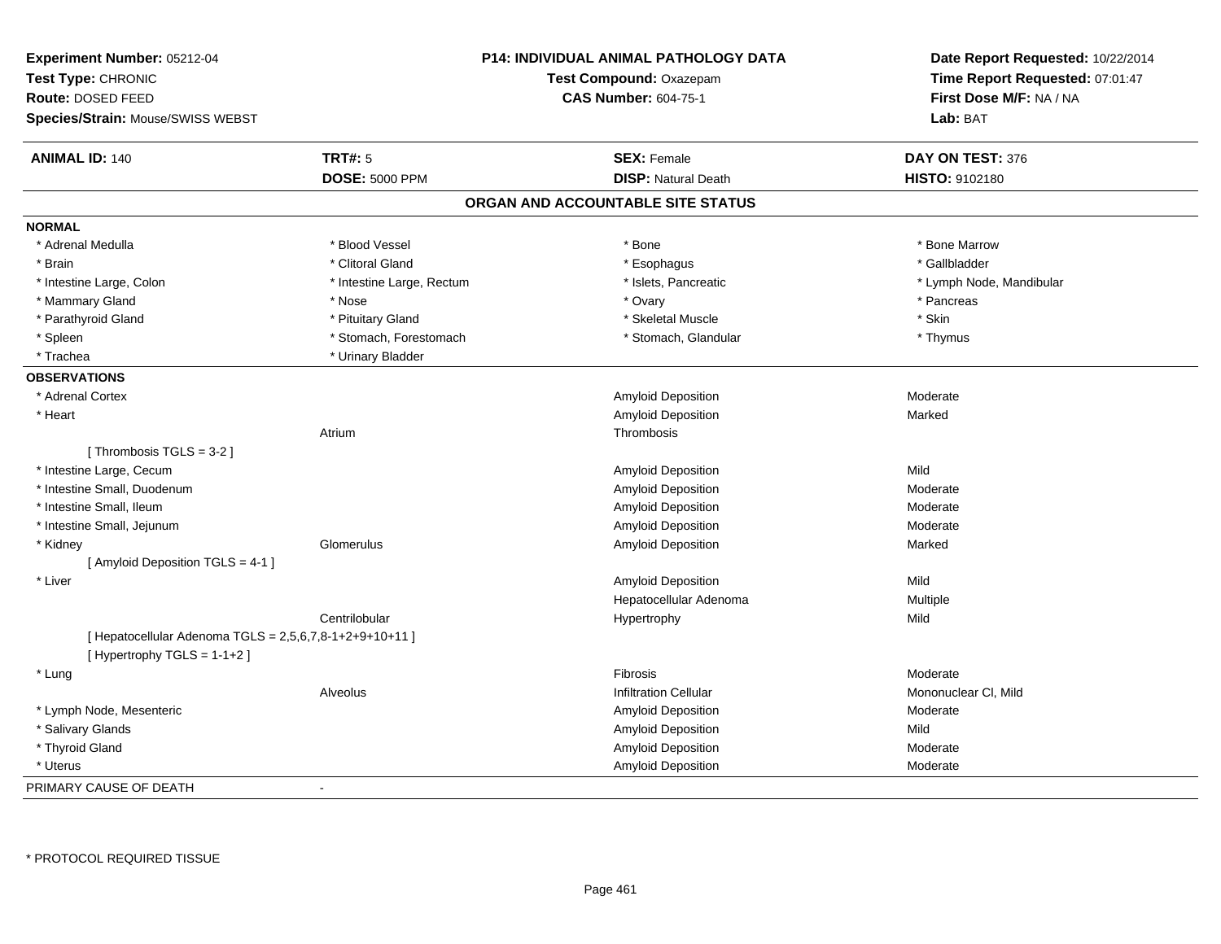**Experiment Number:** 05212-04
**Test Type:** CHRONIC
**Route:** DOSED FEED
**Species/Strain:** Mouse/SWISS WEBST

**P14: INDIVIDUAL ANIMAL PATHOLOGY DATA**
**Test Compound:** Oxazepam
**CAS Number:** 604-75-1

**Date Report Requested:** 10/22/2014
**Time Report Requested:** 07:01:47
**First Dose M/F:** NA / NA
**Lab:** BAT

| **ANIMAL ID:** 140 | **TRT#:** 5 | **SEX:** Female | **DAY ON TEST:** 376 |
|---|---|---|---|
| | **DOSE:** 5000 PPM | **DISP:** Natural Death | **HISTO:** 9102180 |

## ORGAN AND ACCOUNTABLE SITE STATUS

**NORMAL**

| | | | |
|---|---|---|---|
| * Adrenal Medulla | * Blood Vessel | * Bone | * Bone Marrow |
| * Brain | * Clitoral Gland | * Esophagus | * Gallbladder |
| * Intestine Large, Colon | * Intestine Large, Rectum | * Islets, Pancreatic | * Lymph Node, Mandibular |
| * Mammary Gland | * Nose | * Ovary | * Pancreas |
| * Parathyroid Gland | * Pituitary Gland | * Skeletal Muscle | * Skin |
| * Spleen | * Stomach, Forestomach | * Stomach, Glandular | * Thymus |
| * Trachea | * Urinary Bladder | | |

**OBSERVATIONS**

| | | | |
|---|---|---|---|
| * Adrenal Cortex | | Amyloid Deposition | Moderate |
| * Heart | | Amyloid Deposition | Marked |
| | Atrium | Thrombosis | |
| [ Thrombosis TGLS = 3-2 ] | | | |
| * Intestine Large, Cecum | | Amyloid Deposition | Mild |
| * Intestine Small, Duodenum | | Amyloid Deposition | Moderate |
| * Intestine Small, Ileum | | Amyloid Deposition | Moderate |
| * Intestine Small, Jejunum | | Amyloid Deposition | Moderate |
| * Kidney | Glomerulus | Amyloid Deposition | Marked |
| [ Amyloid Deposition TGLS = 4-1 ] | | | |
| * Liver | | Amyloid Deposition | Mild |
| | | Hepatocellular Adenoma | Multiple |
| | Centrilobular | Hypertrophy | Mild |
| [ Hepatocellular Adenoma TGLS = 2,5,6,7,8-1+2+9+10+11 ] | | | |
| [ Hypertrophy TGLS = 1-1+2 ] | | | |
| * Lung | | Fibrosis | Moderate |
| | Alveolus | Infiltration Cellular | Mononuclear Cl, Mild |
| * Lymph Node, Mesenteric | | Amyloid Deposition | Moderate |
| * Salivary Glands | | Amyloid Deposition | Mild |
| * Thyroid Gland | | Amyloid Deposition | Moderate |
| * Uterus | | Amyloid Deposition | Moderate |

PRIMARY CAUSE OF DEATH -

* PROTOCOL REQUIRED TISSUE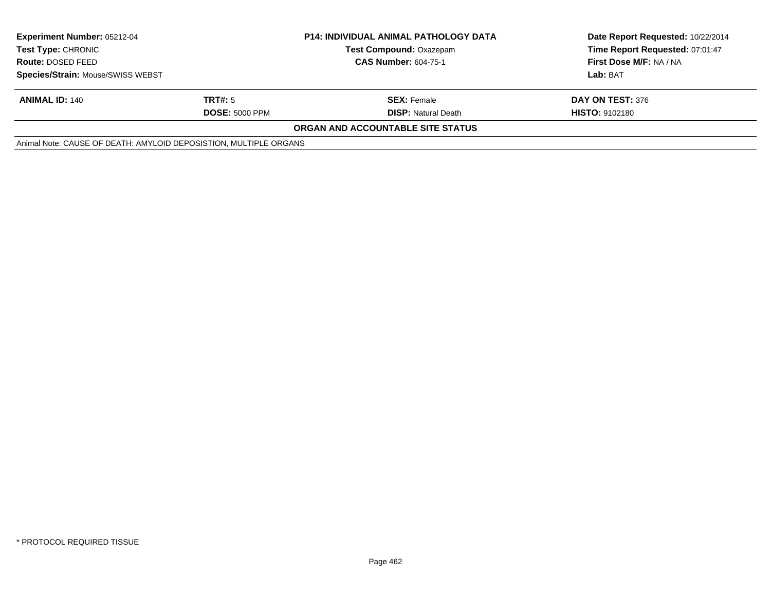| **Experiment Number:** 05212-04 | **P14: INDIVIDUAL ANIMAL PATHOLOGY DATA** | **Date Report Requested:** 10/22/2014 |
|---|---|---|
| **Test Type:** CHRONIC | **Test Compound:** Oxazepam | **Time Report Requested:** 07:01:47 |
| **Route:** DOSED FEED | **CAS Number:** 604-75-1 | **First Dose M/F:** NA / NA |
| **Species/Strain:** Mouse/SWISS WEBST | | **Lab:** BAT |

| **ANIMAL ID:** 140 | **TRT#:** 5 | **SEX:** Female | **DAY ON TEST:** 376 |
|---|---|---|---|
| | **DOSE:** 5000 PPM | **DISP:** Natural Death | **HISTO:** 9102180 |

**ORGAN AND ACCOUNTABLE SITE STATUS**

Animal Note: CAUSE OF DEATH: AMYLOID DEPOSISTION, MULTIPLE ORGANS

* PROTOCOL REQUIRED TISSUE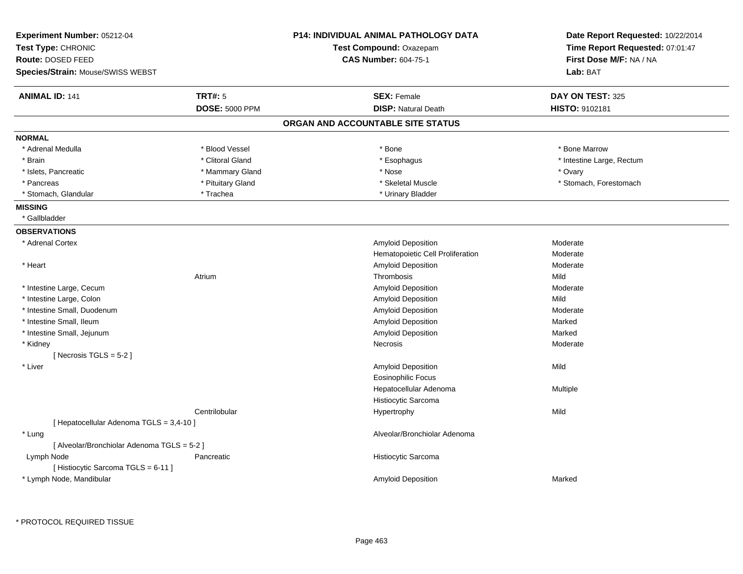**Experiment Number:** 05212-04
**Test Type:** CHRONIC
**Route:** DOSED FEED
**Species/Strain:** Mouse/SWISS WEBST

**P14: INDIVIDUAL ANIMAL PATHOLOGY DATA**
**Test Compound:** Oxazepam
**CAS Number:** 604-75-1

**Date Report Requested:** 10/22/2014
**Time Report Requested:** 07:01:47
**First Dose M/F:** NA / NA
**Lab:** BAT

| **ANIMAL ID:** 141 | **TRT#:** 5 | **SEX:** Female | **DAY ON TEST:** 325 |
|---|---|---|---|
| | **DOSE:** 5000 PPM | **DISP:** Natural Death | **HISTO:** 9102181 |

## ORGAN AND ACCOUNTABLE SITE STATUS

**NORMAL**

| | | | |
|---|---|---|---|
| * Adrenal Medulla | * Blood Vessel | * Bone | * Bone Marrow |
| * Brain | * Clitoral Gland | * Esophagus | * Intestine Large, Rectum |
| * Islets, Pancreatic | * Mammary Gland | * Nose | * Ovary |
| * Pancreas | * Pituitary Gland | * Skeletal Muscle | * Stomach, Forestomach |
| * Stomach, Glandular | * Trachea | * Urinary Bladder | |

**MISSING**

* Gallbladder

**OBSERVATIONS**

| Organ | Site | Observation | Severity |
|---|---|---|---|
| * Adrenal Cortex | | Amyloid Deposition | Moderate |
| | | Hematopoietic Cell Proliferation | Moderate |
| * Heart | | Amyloid Deposition | Moderate |
| | Atrium | Thrombosis | Mild |
| * Intestine Large, Cecum | | Amyloid Deposition | Moderate |
| * Intestine Large, Colon | | Amyloid Deposition | Mild |
| * Intestine Small, Duodenum | | Amyloid Deposition | Moderate |
| * Intestine Small, Ileum | | Amyloid Deposition | Marked |
| * Intestine Small, Jejunum | | Amyloid Deposition | Marked |
| * Kidney | | Necrosis | Moderate |
| [ Necrosis TGLS = 5-2 ] | | | |
| * Liver | | Amyloid Deposition | Mild |
| | | Eosinophilic Focus | |
| | | Hepatocellular Adenoma | Multiple |
| | | Histiocytic Sarcoma | |
| | Centrilobular | Hypertrophy | Mild |
| [ Hepatocellular Adenoma TGLS = 3,4-10 ] | | | |
| * Lung | | Alveolar/Bronchiolar Adenoma | |
| [ Alveolar/Bronchiolar Adenoma TGLS = 5-2 ] | | | |
| Lymph Node | Pancreatic | Histiocytic Sarcoma | |
| [ Histiocytic Sarcoma TGLS = 6-11 ] | | | |
| * Lymph Node, Mandibular | | Amyloid Deposition | Marked |

* PROTOCOL REQUIRED TISSUE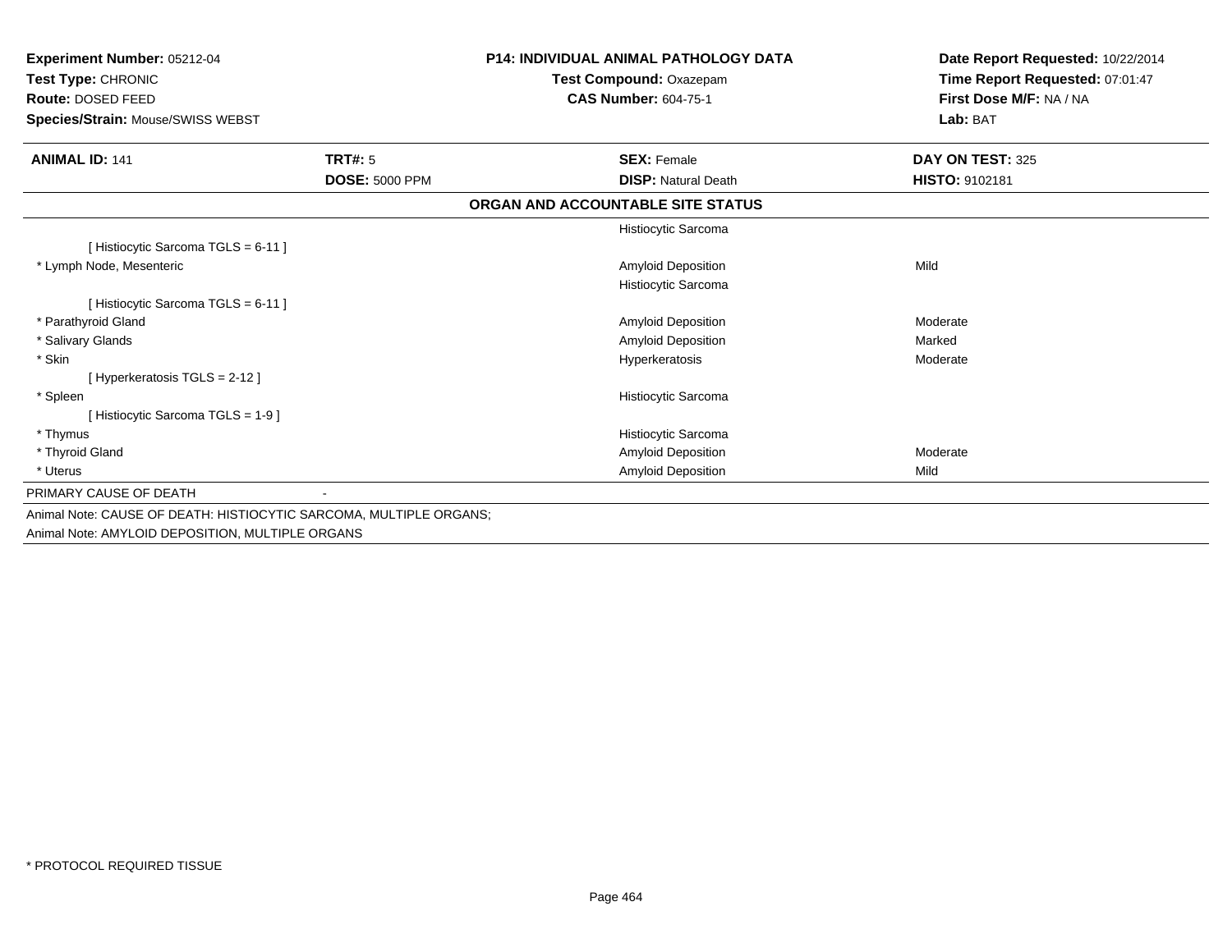**Experiment Number:** 05212-04
**Test Type:** CHRONIC
**Route:** DOSED FEED
**Species/Strain:** Mouse/SWISS WEBST

**P14: INDIVIDUAL ANIMAL PATHOLOGY DATA**
**Test Compound:** Oxazepam
**CAS Number:** 604-75-1

**Date Report Requested:** 10/22/2014
**Time Report Requested:** 07:01:47
**First Dose M/F:** NA / NA
**Lab:** BAT

| **ANIMAL ID:** 141 | **TRT#:** 5 | **SEX:** Female | **DAY ON TEST:** 325 |
|---|---|---|---|
| | **DOSE:** 5000 PPM | **DISP:** Natural Death | **HISTO:** 9102181 |

**ORGAN AND ACCOUNTABLE SITE STATUS**

| Organ | | Finding | Severity |
|---|---|---|---|
| | | Histiocytic Sarcoma | |
| [ Histiocytic Sarcoma TGLS = 6-11 ] | | | |
| * Lymph Node, Mesenteric | | Amyloid Deposition | Mild |
| | | Histiocytic Sarcoma | |
| [ Histiocytic Sarcoma TGLS = 6-11 ] | | | |
| * Parathyroid Gland | | Amyloid Deposition | Moderate |
| * Salivary Glands | | Amyloid Deposition | Marked |
| * Skin | | Hyperkeratosis | Moderate |
| [ Hyperkeratosis TGLS = 2-12 ] | | | |
| * Spleen | | Histiocytic Sarcoma | |
| [ Histiocytic Sarcoma TGLS = 1-9 ] | | | |
| * Thymus | | Histiocytic Sarcoma | |
| * Thyroid Gland | | Amyloid Deposition | Moderate |
| * Uterus | | Amyloid Deposition | Mild |

PRIMARY CAUSE OF DEATH -

Animal Note: CAUSE OF DEATH: HISTIOCYTIC SARCOMA, MULTIPLE ORGANS;
Animal Note: AMYLOID DEPOSITION, MULTIPLE ORGANS

* PROTOCOL REQUIRED TISSUE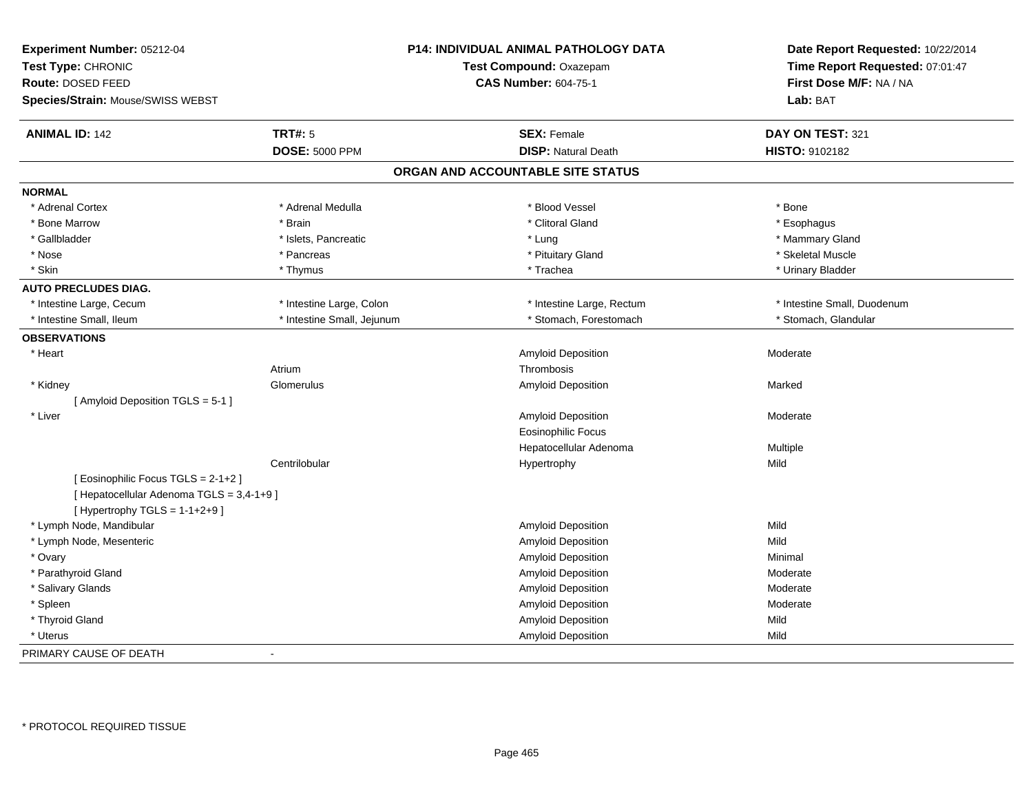**Experiment Number:** 05212-04
**Test Type:** CHRONIC
**Route:** DOSED FEED
**Species/Strain:** Mouse/SWISS WEBST

**P14: INDIVIDUAL ANIMAL PATHOLOGY DATA**
**Test Compound:** Oxazepam
**CAS Number:** 604-75-1

**Date Report Requested:** 10/22/2014
**Time Report Requested:** 07:01:47
**First Dose M/F:** NA / NA
**Lab:** BAT

| **ANIMAL ID:** 142 | **TRT#:** 5 | **SEX:** Female | **DAY ON TEST:** 321 |
|---|---|---|---|
| | **DOSE:** 5000 PPM | **DISP:** Natural Death | **HISTO:** 9102182 |

## ORGAN AND ACCOUNTABLE SITE STATUS

**NORMAL**

| | | | |
|---|---|---|---|
| * Adrenal Cortex | * Adrenal Medulla | * Blood Vessel | * Bone |
| * Bone Marrow | * Brain | * Clitoral Gland | * Esophagus |
| * Gallbladder | * Islets, Pancreatic | * Lung | * Mammary Gland |
| * Nose | * Pancreas | * Pituitary Gland | * Skeletal Muscle |
| * Skin | * Thymus | * Trachea | * Urinary Bladder |

**AUTO PRECLUDES DIAG.**

| | | | |
|---|---|---|---|
| * Intestine Large, Cecum | * Intestine Large, Colon | * Intestine Large, Rectum | * Intestine Small, Duodenum |
| * Intestine Small, Ileum | * Intestine Small, Jejunum | * Stomach, Forestomach | * Stomach, Glandular |

**OBSERVATIONS**

| Organ | Site | Observation | Severity |
|---|---|---|---|
| * Heart | | Amyloid Deposition | Moderate |
| | Atrium | Thrombosis | |
| * Kidney | Glomerulus | Amyloid Deposition | Marked |
| [ Amyloid Deposition TGLS = 5-1 ] | | | |
| * Liver | | Amyloid Deposition | Moderate |
| | | Eosinophilic Focus | |
| | | Hepatocellular Adenoma | Multiple |
| | Centrilobular | Hypertrophy | Mild |
| [ Eosinophilic Focus TGLS = 2-1+2 ] | | | |
| [ Hepatocellular Adenoma TGLS = 3,4-1+9 ] | | | |
| [ Hypertrophy TGLS = 1-1+2+9 ] | | | |
| * Lymph Node, Mandibular | | Amyloid Deposition | Mild |
| * Lymph Node, Mesenteric | | Amyloid Deposition | Mild |
| * Ovary | | Amyloid Deposition | Minimal |
| * Parathyroid Gland | | Amyloid Deposition | Moderate |
| * Salivary Glands | | Amyloid Deposition | Moderate |
| * Spleen | | Amyloid Deposition | Moderate |
| * Thyroid Gland | | Amyloid Deposition | Mild |
| * Uterus | | Amyloid Deposition | Mild |

PRIMARY CAUSE OF DEATH -

\* PROTOCOL REQUIRED TISSUE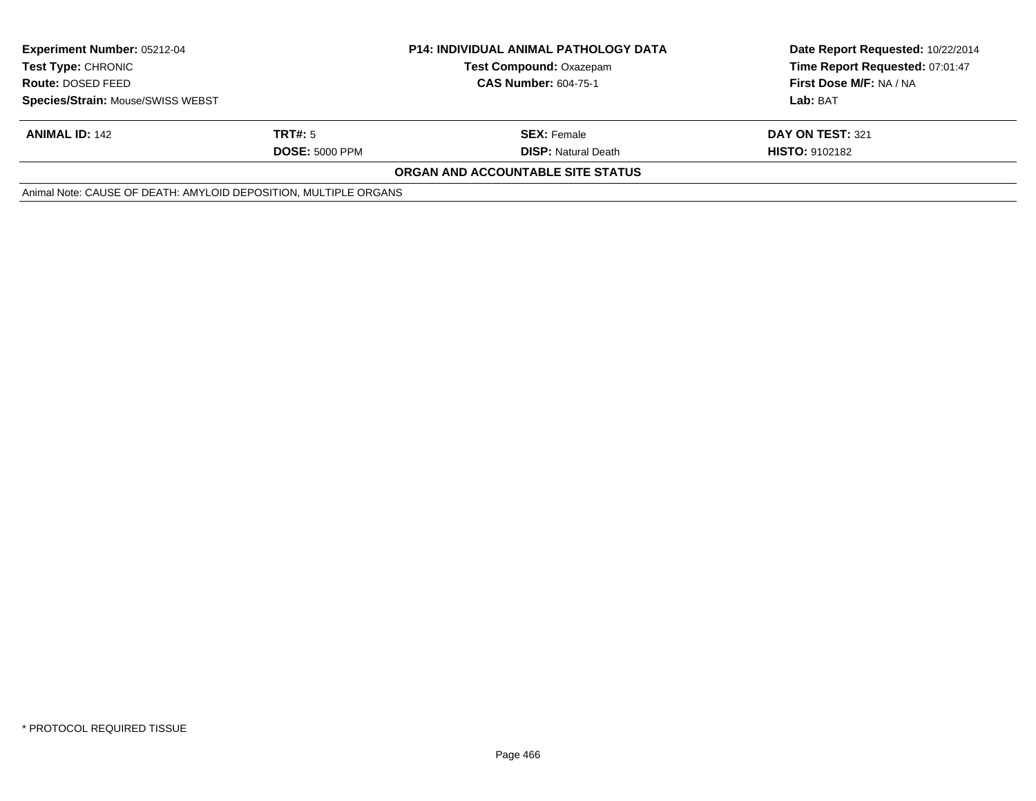**Experiment Number:** 05212-04
**Test Type:** CHRONIC
**Route:** DOSED FEED
**Species/Strain:** Mouse/SWISS WEBST

**P14: INDIVIDUAL ANIMAL PATHOLOGY DATA**
**Test Compound:** Oxazepam
**CAS Number:** 604-75-1

**Date Report Requested:** 10/22/2014
**Time Report Requested:** 07:01:47
**First Dose M/F:** NA / NA
**Lab:** BAT

| **ANIMAL ID:** 142 | **TRT#:** 5 | **SEX:** Female | **DAY ON TEST:** 321 |
|---|---|---|---|
| | **DOSE:** 5000 PPM | **DISP:** Natural Death | **HISTO:** 9102182 |

**ORGAN AND ACCOUNTABLE SITE STATUS**

Animal Note: CAUSE OF DEATH: AMYLOID DEPOSITION, MULTIPLE ORGANS

* PROTOCOL REQUIRED TISSUE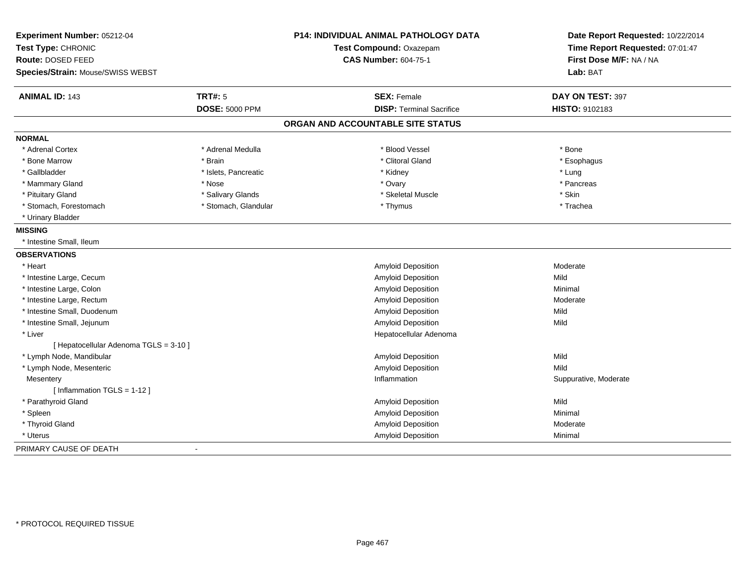**Experiment Number:** 05212-04
**Test Type:** CHRONIC
**Route:** DOSED FEED
**Species/Strain:** Mouse/SWISS WEBST

**P14: INDIVIDUAL ANIMAL PATHOLOGY DATA**
**Test Compound:** Oxazepam
**CAS Number:** 604-75-1

**Date Report Requested:** 10/22/2014
**Time Report Requested:** 07:01:47
**First Dose M/F:** NA / NA
**Lab:** BAT

| **ANIMAL ID:** 143 | **TRT#:** 5 | **SEX:** Female | **DAY ON TEST:** 397 |
|---|---|---|---|
| | **DOSE:** 5000 PPM | **DISP:** Terminal Sacrifice | **HISTO:** 9102183 |

## ORGAN AND ACCOUNTABLE SITE STATUS

**NORMAL**

| | | | |
|---|---|---|---|
| * Adrenal Cortex | * Adrenal Medulla | * Blood Vessel | * Bone |
| * Bone Marrow | * Brain | * Clitoral Gland | * Esophagus |
| * Gallbladder | * Islets, Pancreatic | * Kidney | * Lung |
| * Mammary Gland | * Nose | * Ovary | * Pancreas |
| * Pituitary Gland | * Salivary Glands | * Skeletal Muscle | * Skin |
| * Stomach, Forestomach | * Stomach, Glandular | * Thymus | * Trachea |
| * Urinary Bladder | | | |

**MISSING**

* Intestine Small, Ileum

**OBSERVATIONS**

| Site | Observation | Severity |
|---|---|---|
| * Heart | Amyloid Deposition | Moderate |
| * Intestine Large, Cecum | Amyloid Deposition | Mild |
| * Intestine Large, Colon | Amyloid Deposition | Minimal |
| * Intestine Large, Rectum | Amyloid Deposition | Moderate |
| * Intestine Small, Duodenum | Amyloid Deposition | Mild |
| * Intestine Small, Jejunum | Amyloid Deposition | Mild |
| * Liver | Hepatocellular Adenoma | |
| [ Hepatocellular Adenoma TGLS = 3-10 ] | | |
| * Lymph Node, Mandibular | Amyloid Deposition | Mild |
| * Lymph Node, Mesenteric | Amyloid Deposition | Mild |
| Mesentery | Inflammation | Suppurative, Moderate |
| [ Inflammation TGLS = 1-12 ] | | |
| * Parathyroid Gland | Amyloid Deposition | Mild |
| * Spleen | Amyloid Deposition | Minimal |
| * Thyroid Gland | Amyloid Deposition | Moderate |
| * Uterus | Amyloid Deposition | Minimal |

PRIMARY CAUSE OF DEATH -

* PROTOCOL REQUIRED TISSUE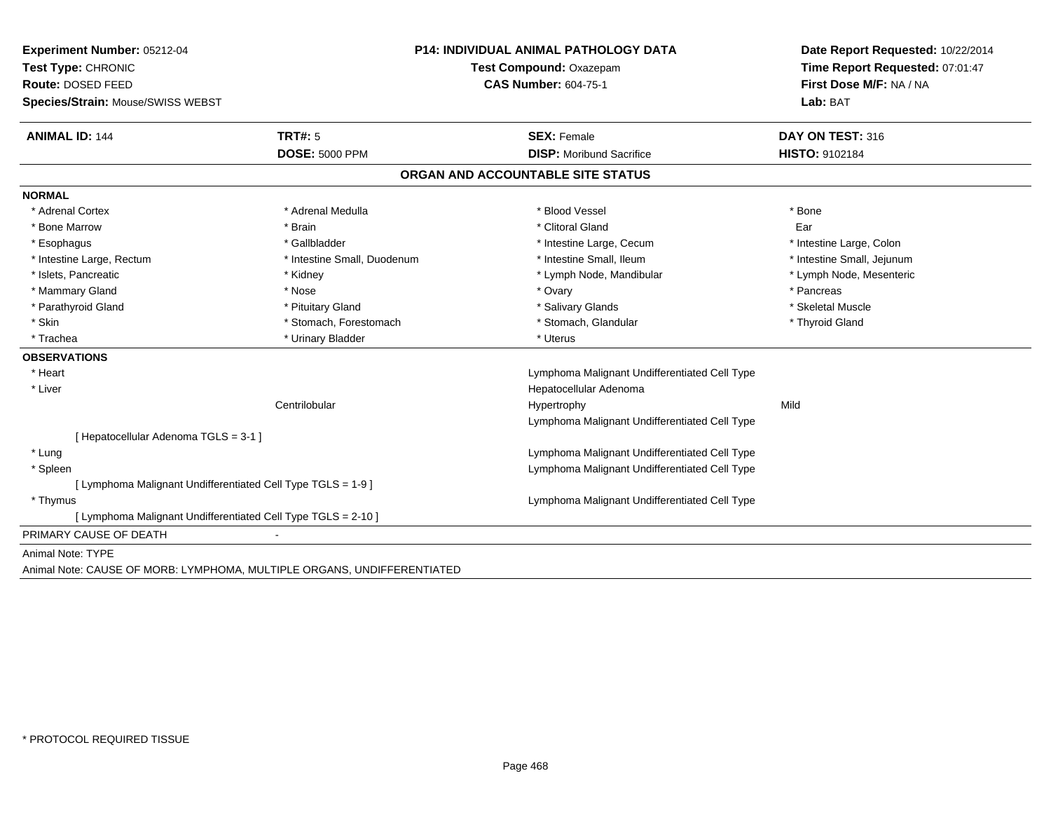**Experiment Number:** 05212-04
**Test Type:** CHRONIC
**Route:** DOSED FEED
**Species/Strain:** Mouse/SWISS WEBST

**P14: INDIVIDUAL ANIMAL PATHOLOGY DATA**
**Test Compound:** Oxazepam
**CAS Number:** 604-75-1

**Date Report Requested:** 10/22/2014
**Time Report Requested:** 07:01:47
**First Dose M/F:** NA / NA
**Lab:** BAT

| **ANIMAL ID:** 144 | **TRT#:** 5 | **SEX:** Female | **DAY ON TEST:** 316 |
|---|---|---|---|
| | **DOSE:** 5000 PPM | **DISP:** Moribund Sacrifice | **HISTO:** 9102184 |

## ORGAN AND ACCOUNTABLE SITE STATUS

**NORMAL**

| | | | |
|---|---|---|---|
| * Adrenal Cortex | * Adrenal Medulla | * Blood Vessel | * Bone |
| * Bone Marrow | * Brain | * Clitoral Gland | Ear |
| * Esophagus | * Gallbladder | * Intestine Large, Cecum | * Intestine Large, Colon |
| * Intestine Large, Rectum | * Intestine Small, Duodenum | * Intestine Small, Ileum | * Intestine Small, Jejunum |
| * Islets, Pancreatic | * Kidney | * Lymph Node, Mandibular | * Lymph Node, Mesenteric |
| * Mammary Gland | * Nose | * Ovary | * Pancreas |
| * Parathyroid Gland | * Pituitary Gland | * Salivary Glands | * Skeletal Muscle |
| * Skin | * Stomach, Forestomach | * Stomach, Glandular | * Thyroid Gland |
| * Trachea | * Urinary Bladder | * Uterus | |

**OBSERVATIONS**

| | | | |
|---|---|---|---|
| * Heart | | Lymphoma Malignant Undifferentiated Cell Type | |
| * Liver | | Hepatocellular Adenoma | |
| | Centrilobular | Hypertrophy | Mild |
| | | Lymphoma Malignant Undifferentiated Cell Type | |
| [ Hepatocellular Adenoma TGLS = 3-1 ] | | | |
| * Lung | | Lymphoma Malignant Undifferentiated Cell Type | |
| * Spleen | | Lymphoma Malignant Undifferentiated Cell Type | |
| [ Lymphoma Malignant Undifferentiated Cell Type TGLS = 1-9 ] | | | |
| * Thymus | | Lymphoma Malignant Undifferentiated Cell Type | |
| [ Lymphoma Malignant Undifferentiated Cell Type TGLS = 2-10 ] | | | |

PRIMARY CAUSE OF DEATH -

Animal Note: TYPE

Animal Note: CAUSE OF MORB: LYMPHOMA, MULTIPLE ORGANS, UNDIFFERENTIATED

* PROTOCOL REQUIRED TISSUE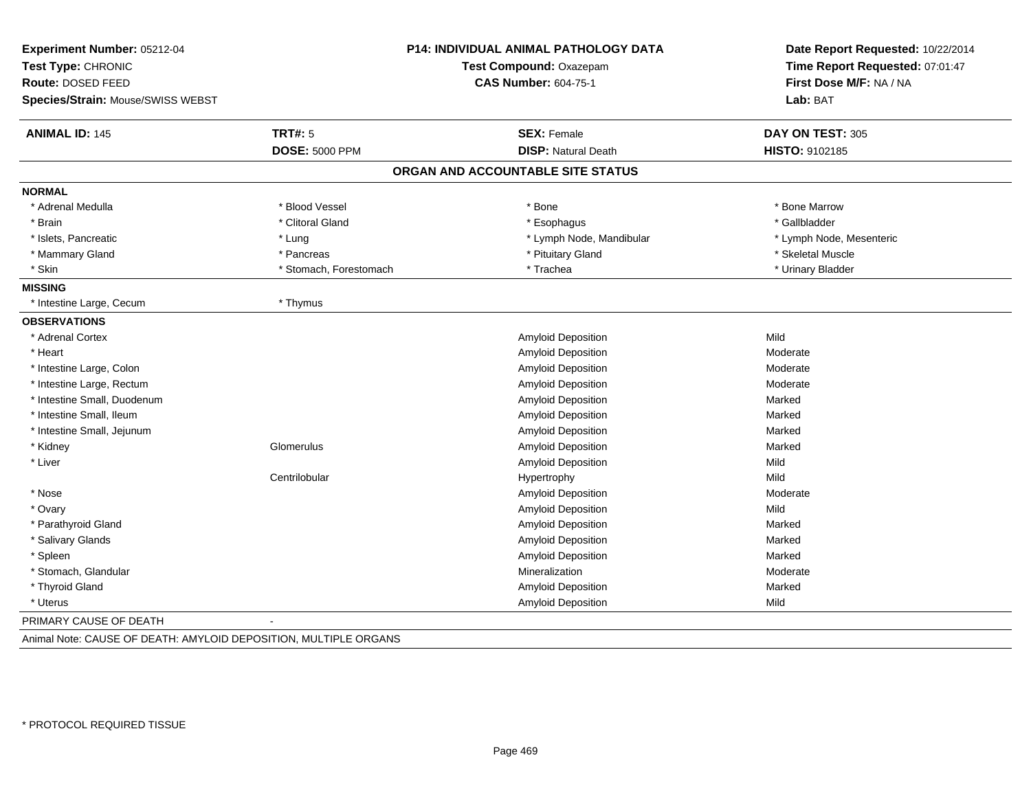**Experiment Number:** 05212-04
**Test Type:** CHRONIC
**Route:** DOSED FEED
**Species/Strain:** Mouse/SWISS WEBST

**P14: INDIVIDUAL ANIMAL PATHOLOGY DATA**
**Test Compound:** Oxazepam
**CAS Number:** 604-75-1

**Date Report Requested:** 10/22/2014
**Time Report Requested:** 07:01:47
**First Dose M/F:** NA / NA
**Lab:** BAT

| **ANIMAL ID:** 145 | **TRT#:** 5 | **SEX:** Female | **DAY ON TEST:** 305 |
|---|---|---|---|
| | **DOSE:** 5000 PPM | **DISP:** Natural Death | **HISTO:** 9102185 |

## ORGAN AND ACCOUNTABLE SITE STATUS

**NORMAL**

| | | | |
|---|---|---|---|
| * Adrenal Medulla | * Blood Vessel | * Bone | * Bone Marrow |
| * Brain | * Clitoral Gland | * Esophagus | * Gallbladder |
| * Islets, Pancreatic | * Lung | * Lymph Node, Mandibular | * Lymph Node, Mesenteric |
| * Mammary Gland | * Pancreas | * Pituitary Gland | * Skeletal Muscle |
| * Skin | * Stomach, Forestomach | * Trachea | * Urinary Bladder |

**MISSING**

| | |
|---|---|
| * Intestine Large, Cecum | * Thymus |

**OBSERVATIONS**

| Organ | Site | Observation | Severity |
|---|---|---|---|
| * Adrenal Cortex | | Amyloid Deposition | Mild |
| * Heart | | Amyloid Deposition | Moderate |
| * Intestine Large, Colon | | Amyloid Deposition | Moderate |
| * Intestine Large, Rectum | | Amyloid Deposition | Moderate |
| * Intestine Small, Duodenum | | Amyloid Deposition | Marked |
| * Intestine Small, Ileum | | Amyloid Deposition | Marked |
| * Intestine Small, Jejunum | | Amyloid Deposition | Marked |
| * Kidney | Glomerulus | Amyloid Deposition | Marked |
| * Liver | | Amyloid Deposition | Mild |
| | Centrilobular | Hypertrophy | Mild |
| * Nose | | Amyloid Deposition | Moderate |
| * Ovary | | Amyloid Deposition | Mild |
| * Parathyroid Gland | | Amyloid Deposition | Marked |
| * Salivary Glands | | Amyloid Deposition | Marked |
| * Spleen | | Amyloid Deposition | Marked |
| * Stomach, Glandular | | Mineralization | Moderate |
| * Thyroid Gland | | Amyloid Deposition | Marked |
| * Uterus | | Amyloid Deposition | Mild |

PRIMARY CAUSE OF DEATH -

Animal Note: CAUSE OF DEATH: AMYLOID DEPOSITION, MULTIPLE ORGANS

\* PROTOCOL REQUIRED TISSUE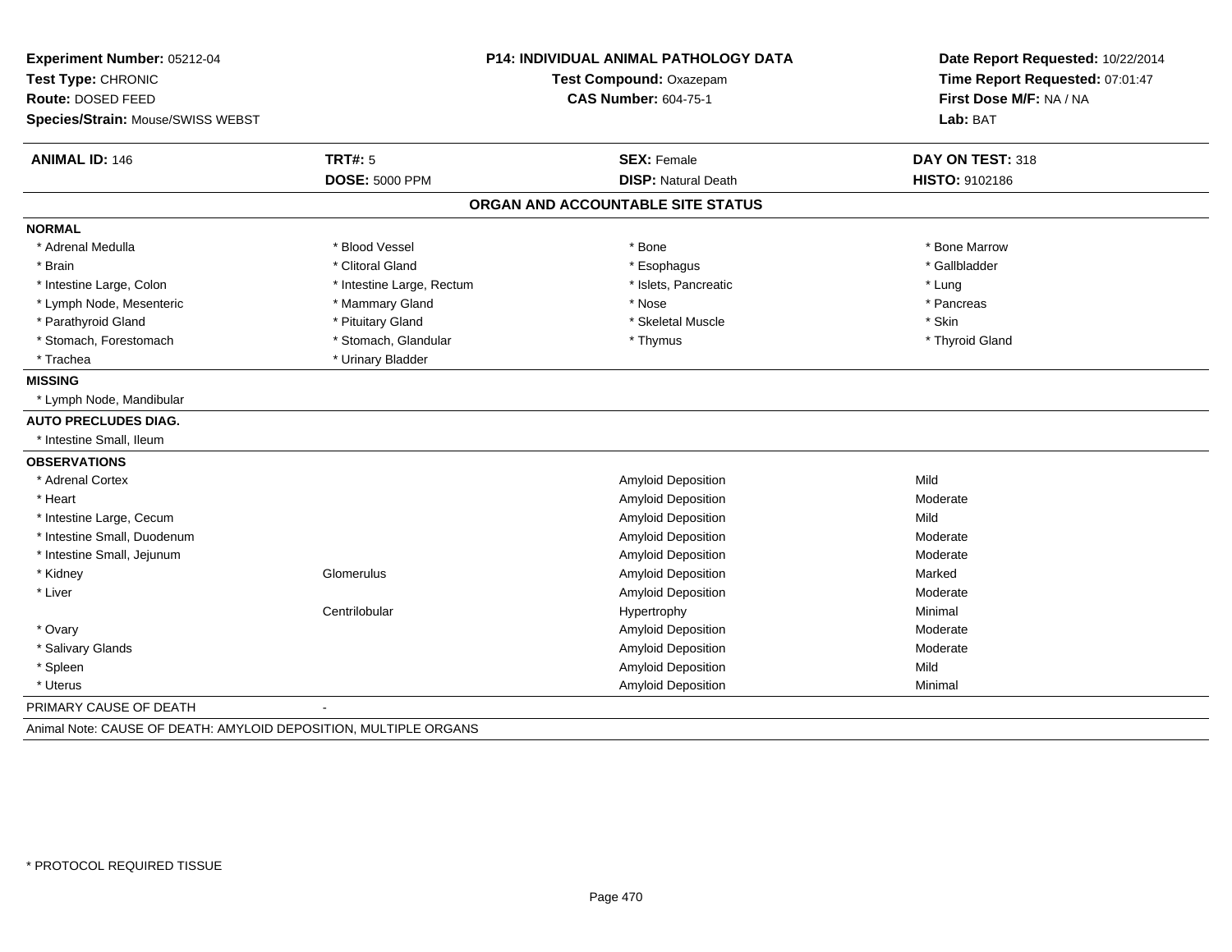**Experiment Number:** 05212-04
**Test Type:** CHRONIC
**Route:** DOSED FEED
**Species/Strain:** Mouse/SWISS WEBST

**P14: INDIVIDUAL ANIMAL PATHOLOGY DATA**
**Test Compound:** Oxazepam
**CAS Number:** 604-75-1

**Date Report Requested:** 10/22/2014
**Time Report Requested:** 07:01:47
**First Dose M/F:** NA / NA
**Lab:** BAT

| **ANIMAL ID:** 146 | **TRT#:** 5 | **SEX:** Female | **DAY ON TEST:** 318 |
|---|---|---|---|
| | **DOSE:** 5000 PPM | **DISP:** Natural Death | **HISTO:** 9102186 |

## ORGAN AND ACCOUNTABLE SITE STATUS

**NORMAL**

| | | | |
|---|---|---|---|
| * Adrenal Medulla | * Blood Vessel | * Bone | * Bone Marrow |
| * Brain | * Clitoral Gland | * Esophagus | * Gallbladder |
| * Intestine Large, Colon | * Intestine Large, Rectum | * Islets, Pancreatic | * Lung |
| * Lymph Node, Mesenteric | * Mammary Gland | * Nose | * Pancreas |
| * Parathyroid Gland | * Pituitary Gland | * Skeletal Muscle | * Skin |
| * Stomach, Forestomach | * Stomach, Glandular | * Thymus | * Thyroid Gland |
| * Trachea | * Urinary Bladder | | |

**MISSING**

* Lymph Node, Mandibular

**AUTO PRECLUDES DIAG.**

* Intestine Small, Ileum

**OBSERVATIONS**

| | | | |
|---|---|---|---|
| * Adrenal Cortex | | Amyloid Deposition | Mild |
| * Heart | | Amyloid Deposition | Moderate |
| * Intestine Large, Cecum | | Amyloid Deposition | Mild |
| * Intestine Small, Duodenum | | Amyloid Deposition | Moderate |
| * Intestine Small, Jejunum | | Amyloid Deposition | Moderate |
| * Kidney | Glomerulus | Amyloid Deposition | Marked |
| * Liver | | Amyloid Deposition | Moderate |
| | Centrilobular | Hypertrophy | Minimal |
| * Ovary | | Amyloid Deposition | Moderate |
| * Salivary Glands | | Amyloid Deposition | Moderate |
| * Spleen | | Amyloid Deposition | Mild |
| * Uterus | | Amyloid Deposition | Minimal |

PRIMARY CAUSE OF DEATH -

Animal Note: CAUSE OF DEATH: AMYLOID DEPOSITION, MULTIPLE ORGANS

* PROTOCOL REQUIRED TISSUE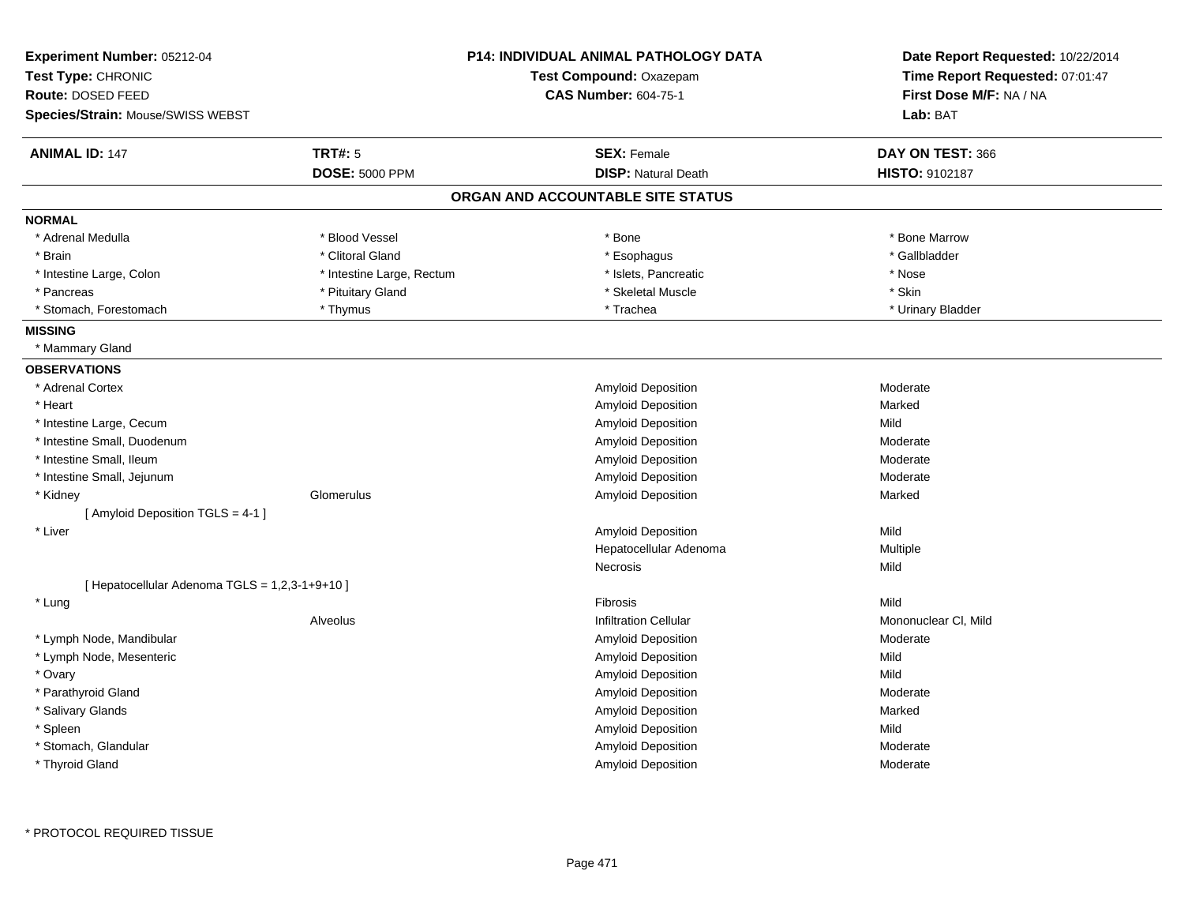**Experiment Number:** 05212-04
**Test Type:** CHRONIC
**Route:** DOSED FEED
**Species/Strain:** Mouse/SWISS WEBST

**P14: INDIVIDUAL ANIMAL PATHOLOGY DATA**
**Test Compound:** Oxazepam
**CAS Number:** 604-75-1

**Date Report Requested:** 10/22/2014
**Time Report Requested:** 07:01:47
**First Dose M/F:** NA / NA
**Lab:** BAT

| **ANIMAL ID:** 147 | **TRT#:** 5 | **SEX:** Female | **DAY ON TEST:** 366 |
|---|---|---|---|
| | **DOSE:** 5000 PPM | **DISP:** Natural Death | **HISTO:** 9102187 |

## ORGAN AND ACCOUNTABLE SITE STATUS

**NORMAL**

| | | | |
|---|---|---|---|
| * Adrenal Medulla | * Blood Vessel | * Bone | * Bone Marrow |
| * Brain | * Clitoral Gland | * Esophagus | * Gallbladder |
| * Intestine Large, Colon | * Intestine Large, Rectum | * Islets, Pancreatic | * Nose |
| * Pancreas | * Pituitary Gland | * Skeletal Muscle | * Skin |
| * Stomach, Forestomach | * Thymus | * Trachea | * Urinary Bladder |

**MISSING**

* Mammary Gland

**OBSERVATIONS**

| Organ | Site | Observation | Severity |
|---|---|---|---|
| * Adrenal Cortex | | Amyloid Deposition | Moderate |
| * Heart | | Amyloid Deposition | Marked |
| * Intestine Large, Cecum | | Amyloid Deposition | Mild |
| * Intestine Small, Duodenum | | Amyloid Deposition | Moderate |
| * Intestine Small, Ileum | | Amyloid Deposition | Moderate |
| * Intestine Small, Jejunum | | Amyloid Deposition | Moderate |
| * Kidney | Glomerulus | Amyloid Deposition | Marked |
| [ Amyloid Deposition TGLS = 4-1 ] | | | |
| * Liver | | Amyloid Deposition | Mild |
| | | Hepatocellular Adenoma | Multiple |
| | | Necrosis | Mild |
| [ Hepatocellular Adenoma TGLS = 1,2,3-1+9+10 ] | | | |
| * Lung | | Fibrosis | Mild |
| | Alveolus | Infiltration Cellular | Mononuclear Cl, Mild |
| * Lymph Node, Mandibular | | Amyloid Deposition | Moderate |
| * Lymph Node, Mesenteric | | Amyloid Deposition | Mild |
| * Ovary | | Amyloid Deposition | Mild |
| * Parathyroid Gland | | Amyloid Deposition | Moderate |
| * Salivary Glands | | Amyloid Deposition | Marked |
| * Spleen | | Amyloid Deposition | Mild |
| * Stomach, Glandular | | Amyloid Deposition | Moderate |
| * Thyroid Gland | | Amyloid Deposition | Moderate |

* PROTOCOL REQUIRED TISSUE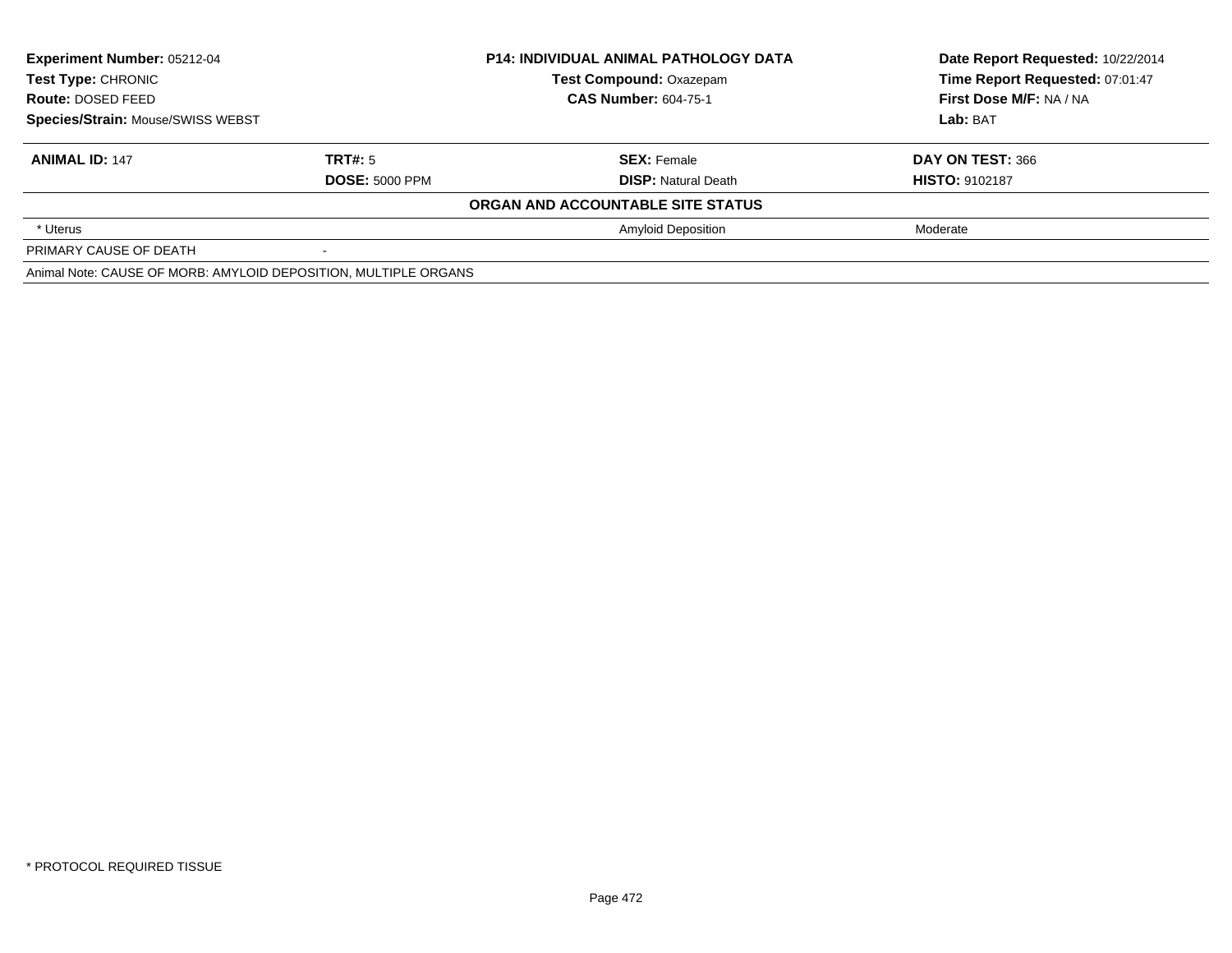| **Experiment Number:** 05212-04 | **P14: INDIVIDUAL ANIMAL PATHOLOGY DATA** | **Date Report Requested:** 10/22/2014 |
|---|---|---|
| **Test Type:** CHRONIC | **Test Compound:** Oxazepam | **Time Report Requested:** 07:01:47 |
| **Route:** DOSED FEED | **CAS Number:** 604-75-1 | **First Dose M/F:** NA / NA |
| **Species/Strain:** Mouse/SWISS WEBST | | **Lab:** BAT |

| **ANIMAL ID:** 147 | **TRT#:** 5 | **SEX:** Female | **DAY ON TEST:** 366 |
|---|---|---|---|
| | **DOSE:** 5000 PPM | **DISP:** Natural Death | **HISTO:** 9102187 |
| **ORGAN AND ACCOUNTABLE SITE STATUS** | | | |
| * Uterus | | Amyloid Deposition | Moderate |
| PRIMARY CAUSE OF DEATH | - | | |
| Animal Note: CAUSE OF MORB: AMYLOID DEPOSITION, MULTIPLE ORGANS | | | |

* PROTOCOL REQUIRED TISSUE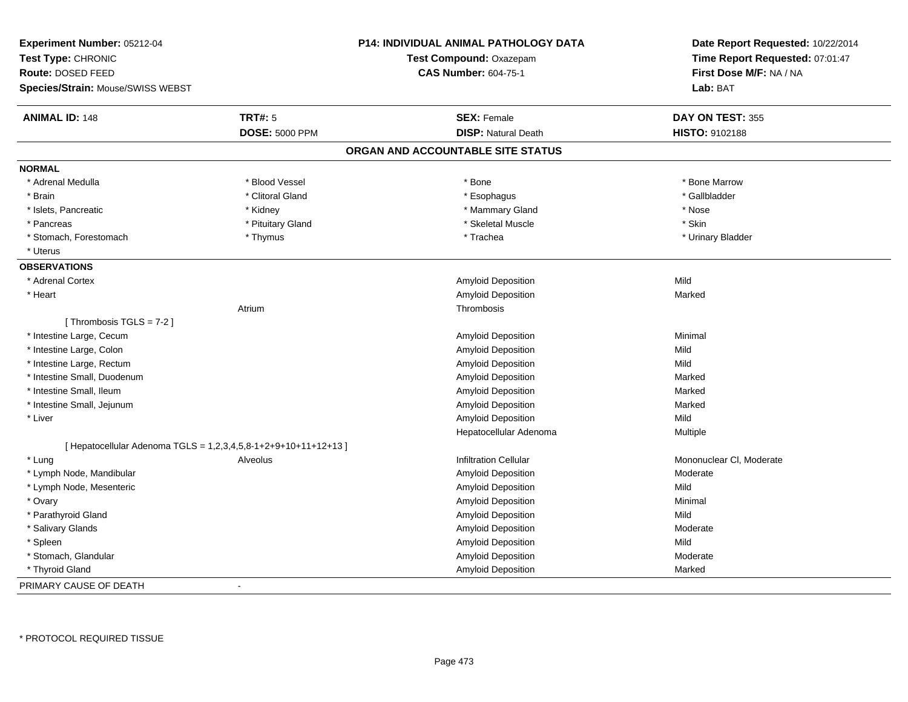**Experiment Number:** 05212-04
**Test Type:** CHRONIC
**Route:** DOSED FEED
**Species/Strain:** Mouse/SWISS WEBST

**P14: INDIVIDUAL ANIMAL PATHOLOGY DATA**
**Test Compound:** Oxazepam
**CAS Number:** 604-75-1

**Date Report Requested:** 10/22/2014
**Time Report Requested:** 07:01:47
**First Dose M/F:** NA / NA
**Lab:** BAT

| **ANIMAL ID:** 148 | **TRT#:** 5 | **SEX:** Female | **DAY ON TEST:** 355 |
|---|---|---|---|
| | **DOSE:** 5000 PPM | **DISP:** Natural Death | **HISTO:** 9102188 |

## ORGAN AND ACCOUNTABLE SITE STATUS

**NORMAL**

| | | | |
|---|---|---|---|
| * Adrenal Medulla | * Blood Vessel | * Bone | * Bone Marrow |
| * Brain | * Clitoral Gland | * Esophagus | * Gallbladder |
| * Islets, Pancreatic | * Kidney | * Mammary Gland | * Nose |
| * Pancreas | * Pituitary Gland | * Skeletal Muscle | * Skin |
| * Stomach, Forestomach | * Thymus | * Trachea | * Urinary Bladder |
| * Uterus | | | |

**OBSERVATIONS**

| Organ | Site | Observation | Severity |
|---|---|---|---|
| * Adrenal Cortex | | Amyloid Deposition | Mild |
| * Heart | | Amyloid Deposition | Marked |
| | Atrium | Thrombosis | |
| [ Thrombosis TGLS = 7-2 ] | | | |
| * Intestine Large, Cecum | | Amyloid Deposition | Minimal |
| * Intestine Large, Colon | | Amyloid Deposition | Mild |
| * Intestine Large, Rectum | | Amyloid Deposition | Mild |
| * Intestine Small, Duodenum | | Amyloid Deposition | Marked |
| * Intestine Small, Ileum | | Amyloid Deposition | Marked |
| * Intestine Small, Jejunum | | Amyloid Deposition | Marked |
| * Liver | | Amyloid Deposition | Mild |
| | | Hepatocellular Adenoma | Multiple |
| [ Hepatocellular Adenoma TGLS = 1,2,3,4,5,8-1+2+9+10+11+12+13 ] | | | |
| * Lung | Alveolus | Infiltration Cellular | Mononuclear Cl, Moderate |
| * Lymph Node, Mandibular | | Amyloid Deposition | Moderate |
| * Lymph Node, Mesenteric | | Amyloid Deposition | Mild |
| * Ovary | | Amyloid Deposition | Minimal |
| * Parathyroid Gland | | Amyloid Deposition | Mild |
| * Salivary Glands | | Amyloid Deposition | Moderate |
| * Spleen | | Amyloid Deposition | Mild |
| * Stomach, Glandular | | Amyloid Deposition | Moderate |
| * Thyroid Gland | | Amyloid Deposition | Marked |

PRIMARY CAUSE OF DEATH -

* PROTOCOL REQUIRED TISSUE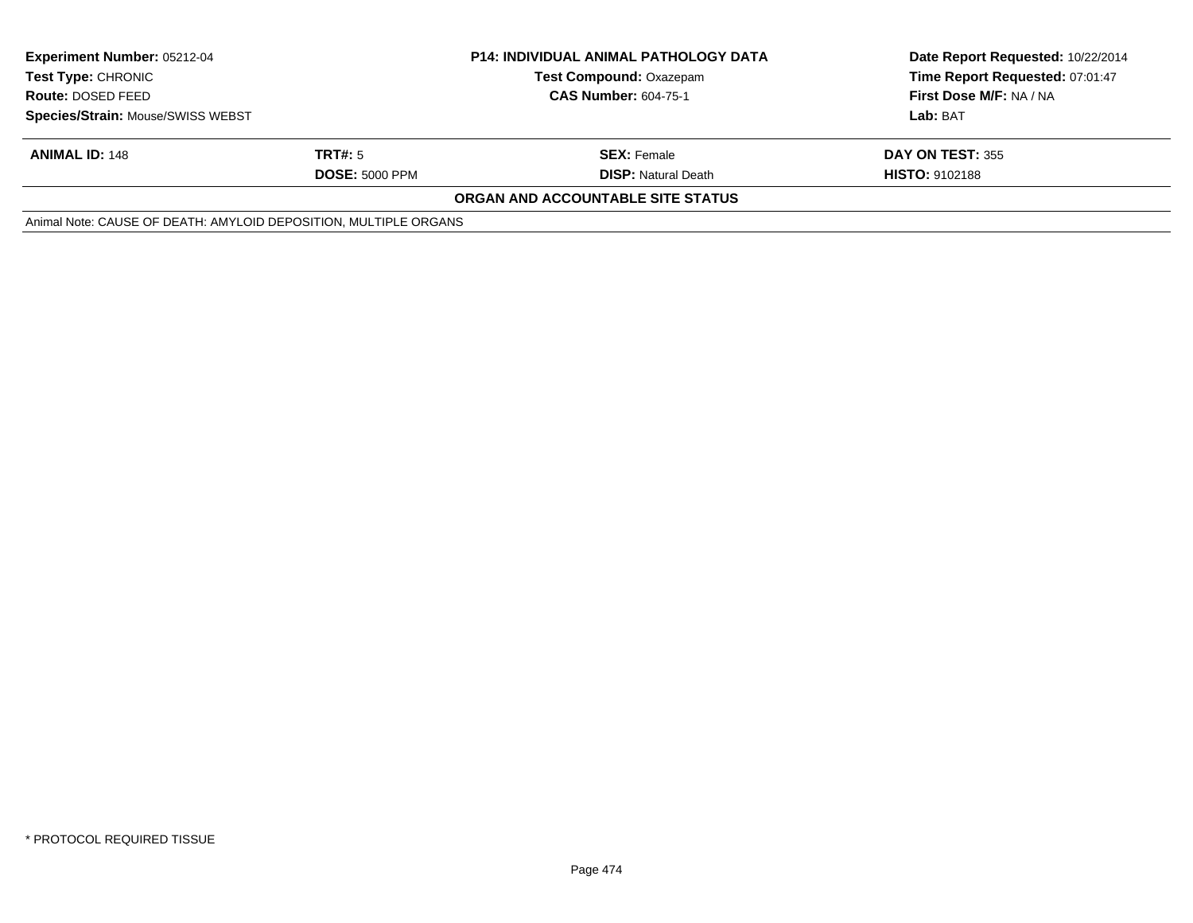| Experiment Number: 05212-04 | P14: INDIVIDUAL ANIMAL PATHOLOGY DATA | Date Report Requested: 10/22/2014 |
|---|---|---|
| Test Type: CHRONIC | Test Compound: Oxazepam | Time Report Requested: 07:01:47 |
| Route: DOSED FEED | CAS Number: 604-75-1 | First Dose M/F: NA / NA |
| Species/Strain: Mouse/SWISS WEBST | | Lab: BAT |

| ANIMAL ID: 148 | TRT#: 5 | SEX: Female | DAY ON TEST: 355 |
|---|---|---|---|
| | DOSE: 5000 PPM | DISP: Natural Death | HISTO: 9102188 |

**ORGAN AND ACCOUNTABLE SITE STATUS**

Animal Note: CAUSE OF DEATH: AMYLOID DEPOSITION, MULTIPLE ORGANS

* PROTOCOL REQUIRED TISSUE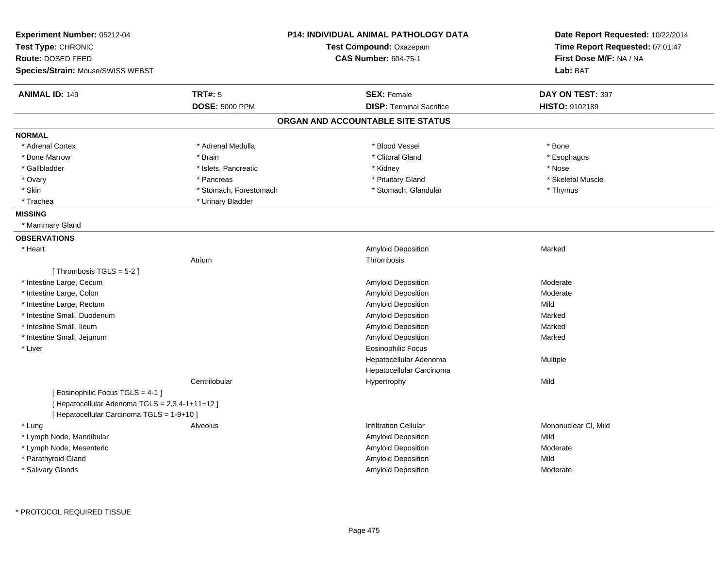**Experiment Number:** 05212-04
**Test Type:** CHRONIC
**Route:** DOSED FEED
**Species/Strain:** Mouse/SWISS WEBST

**P14: INDIVIDUAL ANIMAL PATHOLOGY DATA**
**Test Compound:** Oxazepam
**CAS Number:** 604-75-1

**Date Report Requested:** 10/22/2014
**Time Report Requested:** 07:01:47
**First Dose M/F:** NA / NA
**Lab:** BAT

| **ANIMAL ID:** 149 | **TRT#:** 5 | **SEX:** Female | **DAY ON TEST:** 397 |
|---|---|---|---|
| | **DOSE:** 5000 PPM | **DISP:** Terminal Sacrifice | **HISTO:** 9102189 |

## ORGAN AND ACCOUNTABLE SITE STATUS

**NORMAL**

| | | | |
|---|---|---|---|
| * Adrenal Cortex | * Adrenal Medulla | * Blood Vessel | * Bone |
| * Bone Marrow | * Brain | * Clitoral Gland | * Esophagus |
| * Gallbladder | * Islets, Pancreatic | * Kidney | * Nose |
| * Ovary | * Pancreas | * Pituitary Gland | * Skeletal Muscle |
| * Skin | * Stomach, Forestomach | * Stomach, Glandular | * Thymus |
| * Trachea | * Urinary Bladder | | |

**MISSING**

* Mammary Gland

**OBSERVATIONS**

| Organ | Site | Observation | Severity |
|---|---|---|---|
| * Heart | | Amyloid Deposition | Marked |
| | Atrium | Thrombosis | |
| [ Thrombosis TGLS = 5-2 ] | | | |
| * Intestine Large, Cecum | | Amyloid Deposition | Moderate |
| * Intestine Large, Colon | | Amyloid Deposition | Moderate |
| * Intestine Large, Rectum | | Amyloid Deposition | Mild |
| * Intestine Small, Duodenum | | Amyloid Deposition | Marked |
| * Intestine Small, Ileum | | Amyloid Deposition | Marked |
| * Intestine Small, Jejunum | | Amyloid Deposition | Marked |
| * Liver | | Eosinophilic Focus | |
| | | Hepatocellular Adenoma | Multiple |
| | | Hepatocellular Carcinoma | |
| | Centrilobular | Hypertrophy | Mild |
| [ Eosinophilic Focus TGLS = 4-1 ] | | | |
| [ Hepatocellular Adenoma TGLS = 2,3,4-1+11+12 ] | | | |
| [ Hepatocellular Carcinoma TGLS = 1-9+10 ] | | | |
| * Lung | Alveolus | Infiltration Cellular | Mononuclear Cl, Mild |
| * Lymph Node, Mandibular | | Amyloid Deposition | Mild |
| * Lymph Node, Mesenteric | | Amyloid Deposition | Moderate |
| * Parathyroid Gland | | Amyloid Deposition | Mild |
| * Salivary Glands | | Amyloid Deposition | Moderate |

* PROTOCOL REQUIRED TISSUE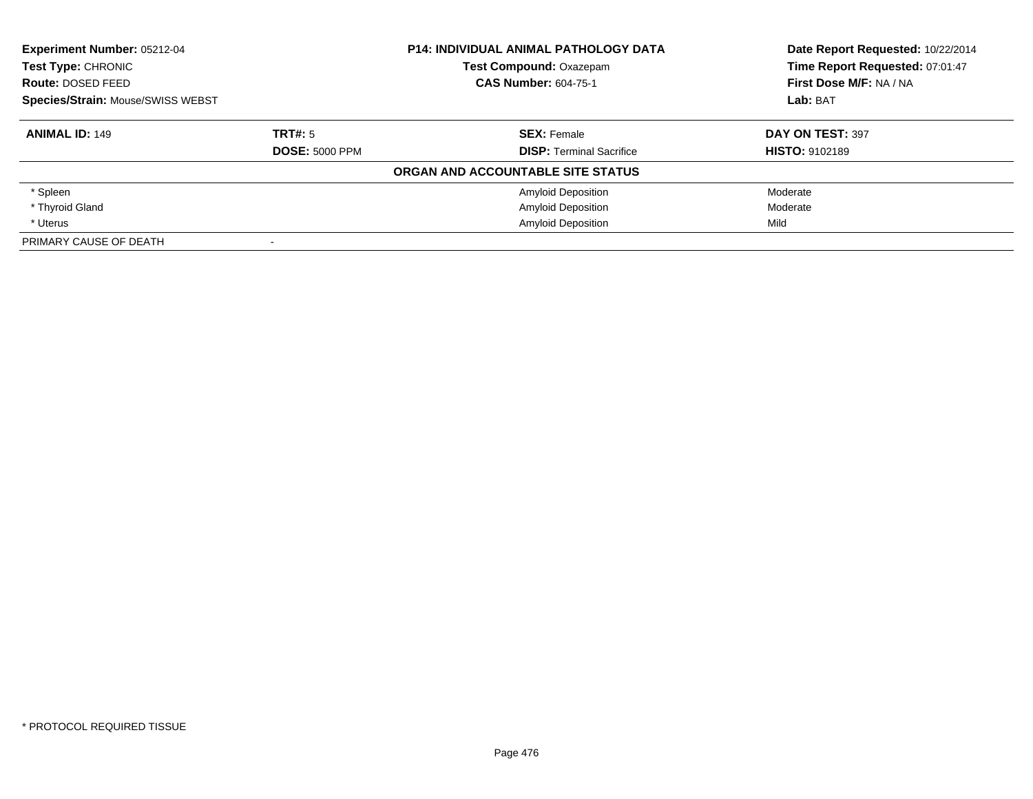**Experiment Number:** 05212-04
**Test Type:** CHRONIC
**Route:** DOSED FEED
**Species/Strain:** Mouse/SWISS WEBST

**P14: INDIVIDUAL ANIMAL PATHOLOGY DATA**
**Test Compound:** Oxazepam
**CAS Number:** 604-75-1

**Date Report Requested:** 10/22/2014
**Time Report Requested:** 07:01:47
**First Dose M/F:** NA / NA
**Lab:** BAT

| **ANIMAL ID:** 149 | **TRT#:** 5 | **SEX:** Female | **DAY ON TEST:** 397 |
|---|---|---|---|
| | **DOSE:** 5000 PPM | **DISP:** Terminal Sacrifice | **HISTO:** 9102189 |

**ORGAN AND ACCOUNTABLE SITE STATUS**

| | | | |
|---|---|---|---|
| * Spleen | | Amyloid Deposition | Moderate |
| * Thyroid Gland | | Amyloid Deposition | Moderate |
| * Uterus | | Amyloid Deposition | Mild |
| PRIMARY CAUSE OF DEATH | - | | |

* PROTOCOL REQUIRED TISSUE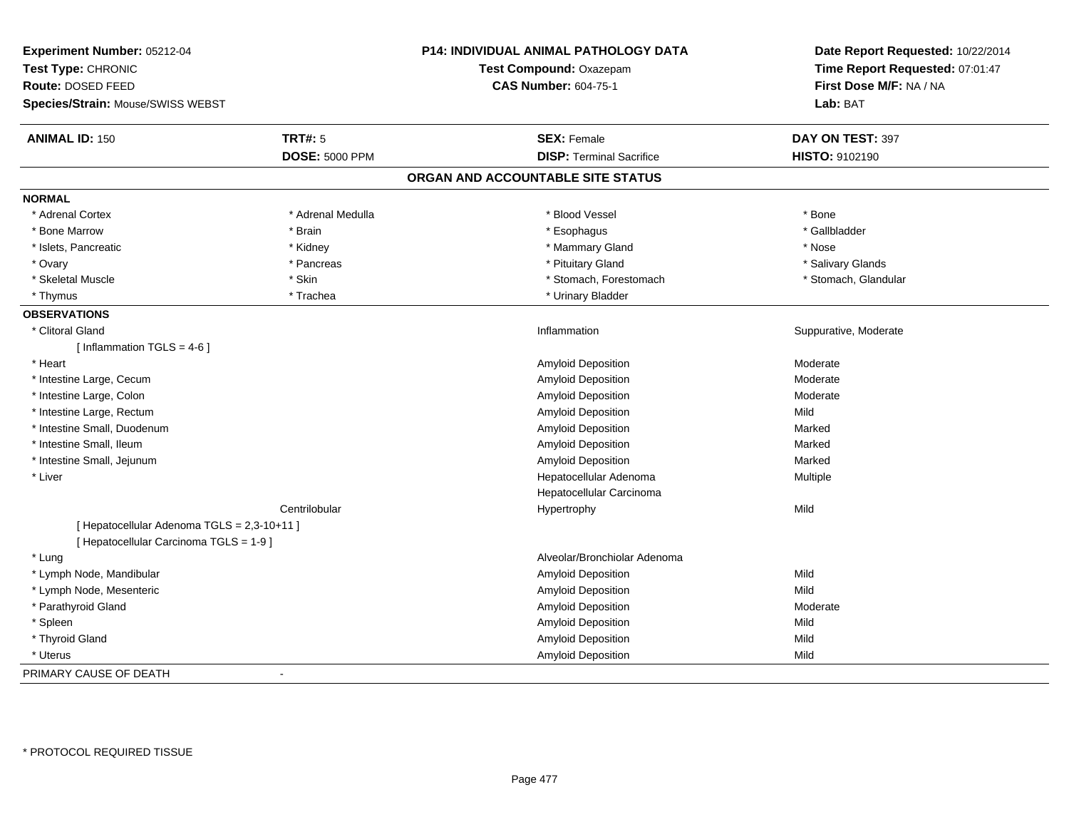**Experiment Number:** 05212-04
**Test Type:** CHRONIC
**Route:** DOSED FEED
**Species/Strain:** Mouse/SWISS WEBST

**P14: INDIVIDUAL ANIMAL PATHOLOGY DATA**
**Test Compound:** Oxazepam
**CAS Number:** 604-75-1

**Date Report Requested:** 10/22/2014
**Time Report Requested:** 07:01:47
**First Dose M/F:** NA / NA
**Lab:** BAT

| **ANIMAL ID:** 150 | **TRT#:** 5 | **SEX:** Female | **DAY ON TEST:** 397 |
|---|---|---|---|
| | **DOSE:** 5000 PPM | **DISP:** Terminal Sacrifice | **HISTO:** 9102190 |

## ORGAN AND ACCOUNTABLE SITE STATUS

**NORMAL**

| | | | |
|---|---|---|---|
| * Adrenal Cortex | * Adrenal Medulla | * Blood Vessel | * Bone |
| * Bone Marrow | * Brain | * Esophagus | * Gallbladder |
| * Islets, Pancreatic | * Kidney | * Mammary Gland | * Nose |
| * Ovary | * Pancreas | * Pituitary Gland | * Salivary Glands |
| * Skeletal Muscle | * Skin | * Stomach, Forestomach | * Stomach, Glandular |
| * Thymus | * Trachea | * Urinary Bladder | |

**OBSERVATIONS**

| | | | |
|---|---|---|---|
| * Clitoral Gland | | Inflammation | Suppurative, Moderate |
| [ Inflammation TGLS = 4-6 ] | | | |
| * Heart | | Amyloid Deposition | Moderate |
| * Intestine Large, Cecum | | Amyloid Deposition | Moderate |
| * Intestine Large, Colon | | Amyloid Deposition | Moderate |
| * Intestine Large, Rectum | | Amyloid Deposition | Mild |
| * Intestine Small, Duodenum | | Amyloid Deposition | Marked |
| * Intestine Small, Ileum | | Amyloid Deposition | Marked |
| * Intestine Small, Jejunum | | Amyloid Deposition | Marked |
| * Liver | | Hepatocellular Adenoma | Multiple |
| | | Hepatocellular Carcinoma | |
| | Centrilobular | Hypertrophy | Mild |
| [ Hepatocellular Adenoma TGLS = 2,3-10+11 ] | | | |
| [ Hepatocellular Carcinoma TGLS = 1-9 ] | | | |
| * Lung | | Alveolar/Bronchiolar Adenoma | |
| * Lymph Node, Mandibular | | Amyloid Deposition | Mild |
| * Lymph Node, Mesenteric | | Amyloid Deposition | Mild |
| * Parathyroid Gland | | Amyloid Deposition | Moderate |
| * Spleen | | Amyloid Deposition | Mild |
| * Thyroid Gland | | Amyloid Deposition | Mild |
| * Uterus | | Amyloid Deposition | Mild |

PRIMARY CAUSE OF DEATH -

* PROTOCOL REQUIRED TISSUE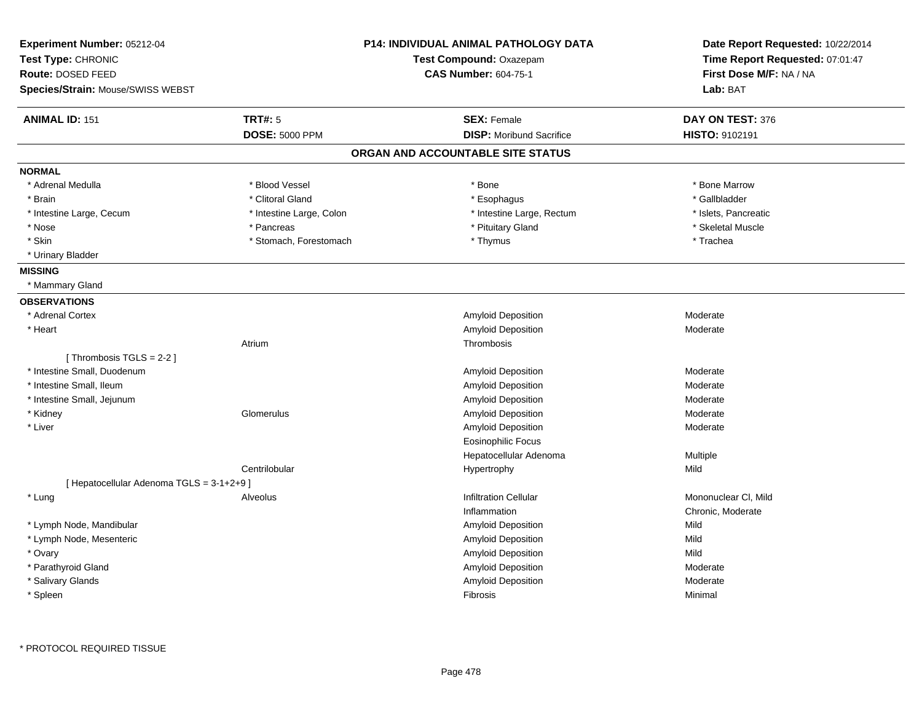**Experiment Number:** 05212-04
**Test Type:** CHRONIC
**Route:** DOSED FEED
**Species/Strain:** Mouse/SWISS WEBST

**P14: INDIVIDUAL ANIMAL PATHOLOGY DATA**
**Test Compound:** Oxazepam
**CAS Number:** 604-75-1

**Date Report Requested:** 10/22/2014
**Time Report Requested:** 07:01:47
**First Dose M/F:** NA / NA
**Lab:** BAT

| **ANIMAL ID:** 151 | **TRT#:** 5 | **SEX:** Female | **DAY ON TEST:** 376 |
|---|---|---|---|
| | **DOSE:** 5000 PPM | **DISP:** Moribund Sacrifice | **HISTO:** 9102191 |

## ORGAN AND ACCOUNTABLE SITE STATUS

**NORMAL**

| | | | |
|---|---|---|---|
| * Adrenal Medulla | * Blood Vessel | * Bone | * Bone Marrow |
| * Brain | * Clitoral Gland | * Esophagus | * Gallbladder |
| * Intestine Large, Cecum | * Intestine Large, Colon | * Intestine Large, Rectum | * Islets, Pancreatic |
| * Nose | * Pancreas | * Pituitary Gland | * Skeletal Muscle |
| * Skin | * Stomach, Forestomach | * Thymus | * Trachea |
| * Urinary Bladder | | | |

**MISSING**

* Mammary Gland

**OBSERVATIONS**

| Organ | Site | Observation | Severity |
|---|---|---|---|
| * Adrenal Cortex | | Amyloid Deposition | Moderate |
| * Heart | | Amyloid Deposition | Moderate |
| | Atrium | Thrombosis | |
| [ Thrombosis TGLS = 2-2 ] | | | |
| * Intestine Small, Duodenum | | Amyloid Deposition | Moderate |
| * Intestine Small, Ileum | | Amyloid Deposition | Moderate |
| * Intestine Small, Jejunum | | Amyloid Deposition | Moderate |
| * Kidney | Glomerulus | Amyloid Deposition | Moderate |
| * Liver | | Amyloid Deposition | Moderate |
| | | Eosinophilic Focus | |
| | | Hepatocellular Adenoma | Multiple |
| | Centrilobular | Hypertrophy | Mild |
| [ Hepatocellular Adenoma TGLS = 3-1+2+9 ] | | | |
| * Lung | Alveolus | Infiltration Cellular | Mononuclear Cl, Mild |
| | | Inflammation | Chronic, Moderate |
| * Lymph Node, Mandibular | | Amyloid Deposition | Mild |
| * Lymph Node, Mesenteric | | Amyloid Deposition | Mild |
| * Ovary | | Amyloid Deposition | Mild |
| * Parathyroid Gland | | Amyloid Deposition | Moderate |
| * Salivary Glands | | Amyloid Deposition | Moderate |
| * Spleen | | Fibrosis | Minimal |

* PROTOCOL REQUIRED TISSUE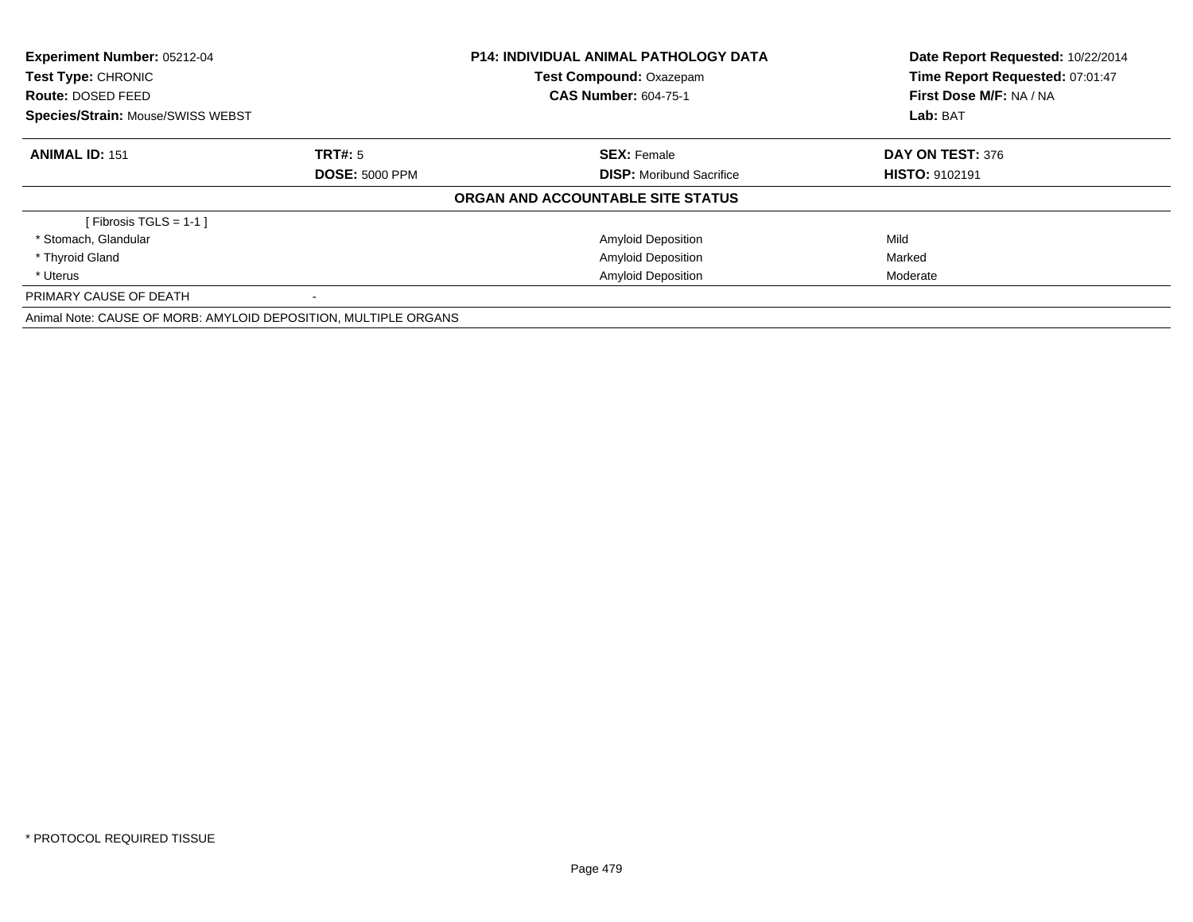| Experiment Number: 05212-04 | P14: INDIVIDUAL ANIMAL PATHOLOGY DATA | Date Report Requested: 10/22/2014 |
|---|---|---|
| Test Type: CHRONIC | Test Compound: Oxazepam | Time Report Requested: 07:01:47 |
| Route: DOSED FEED | CAS Number: 604-75-1 | First Dose M/F: NA / NA |
| Species/Strain: Mouse/SWISS WEBST | | Lab: BAT |

| ANIMAL ID: 151 | TRT#: 5 | SEX: Female | DAY ON TEST: 376 |
|---|---|---|---|
| | DOSE: 5000 PPM | DISP: Moribund Sacrifice | HISTO: 9102191 |

**ORGAN AND ACCOUNTABLE SITE STATUS**

| | | | |
|---|---|---|---|
| [ Fibrosis TGLS = 1-1 ] | | | |
| * Stomach, Glandular | | Amyloid Deposition | Mild |
| * Thyroid Gland | | Amyloid Deposition | Marked |
| * Uterus | | Amyloid Deposition | Moderate |
| PRIMARY CAUSE OF DEATH | - | | |

Animal Note: CAUSE OF MORB: AMYLOID DEPOSITION, MULTIPLE ORGANS

* PROTOCOL REQUIRED TISSUE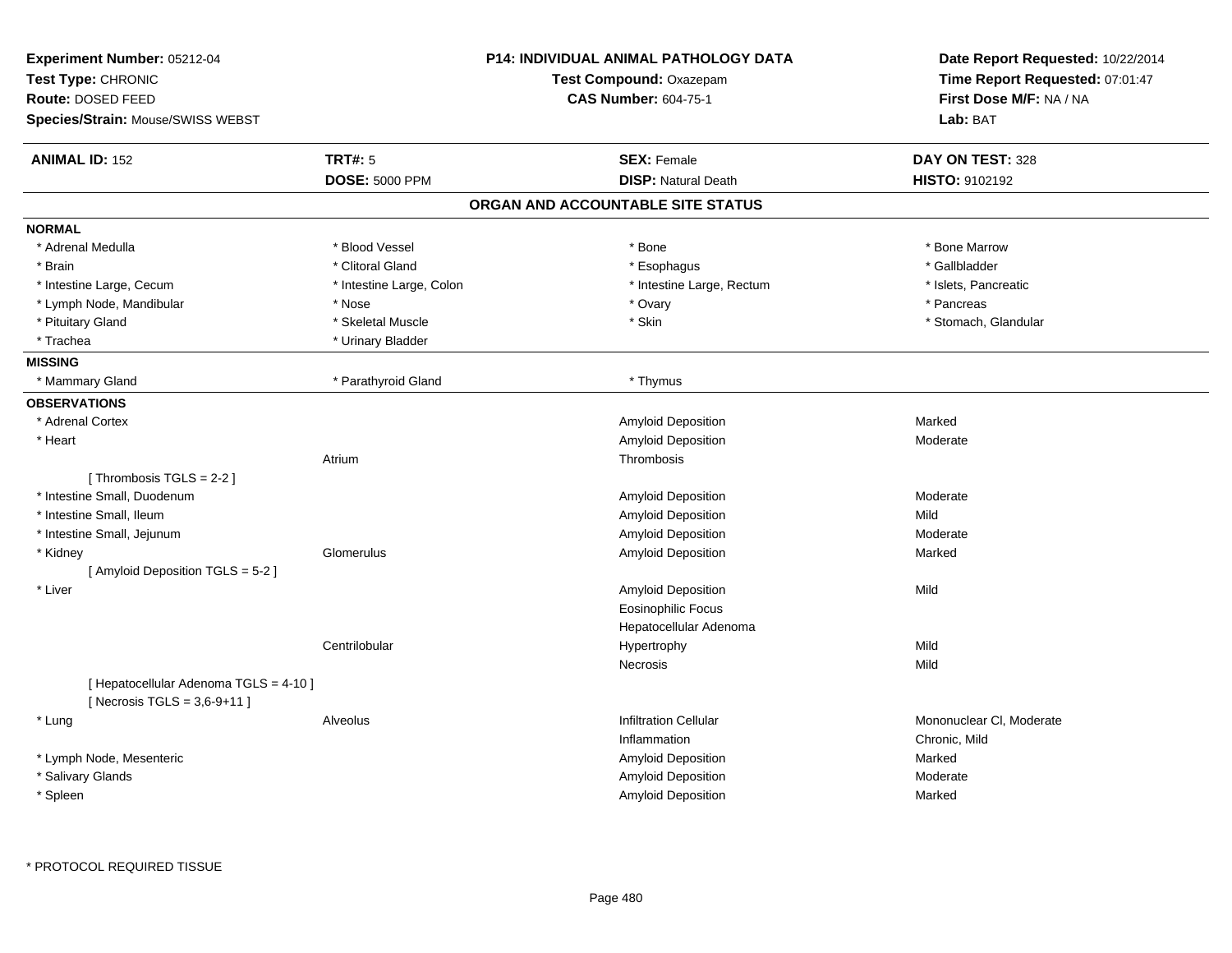**Experiment Number:** 05212-04
**Test Type:** CHRONIC
**Route:** DOSED FEED
**Species/Strain:** Mouse/SWISS WEBST

**P14: INDIVIDUAL ANIMAL PATHOLOGY DATA**
**Test Compound:** Oxazepam
**CAS Number:** 604-75-1

**Date Report Requested:** 10/22/2014
**Time Report Requested:** 07:01:47
**First Dose M/F:** NA / NA
**Lab:** BAT

| **ANIMAL ID:** 152 | **TRT#:** 5 | **SEX:** Female | **DAY ON TEST:** 328 |
|---|---|---|---|
| | **DOSE:** 5000 PPM | **DISP:** Natural Death | **HISTO:** 9102192 |

## ORGAN AND ACCOUNTABLE SITE STATUS

**NORMAL**

| | | | |
|---|---|---|---|
| * Adrenal Medulla | * Blood Vessel | * Bone | * Bone Marrow |
| * Brain | * Clitoral Gland | * Esophagus | * Gallbladder |
| * Intestine Large, Cecum | * Intestine Large, Colon | * Intestine Large, Rectum | * Islets, Pancreatic |
| * Lymph Node, Mandibular | * Nose | * Ovary | * Pancreas |
| * Pituitary Gland | * Skeletal Muscle | * Skin | * Stomach, Glandular |
| * Trachea | * Urinary Bladder | | |

**MISSING**

| | | |
|---|---|---|
| * Mammary Gland | * Parathyroid Gland | * Thymus |

**OBSERVATIONS**

| Organ | Site | Observation | Severity |
|---|---|---|---|
| * Adrenal Cortex | | Amyloid Deposition | Marked |
| * Heart | | Amyloid Deposition | Moderate |
| | Atrium | Thrombosis | |
| [ Thrombosis TGLS = 2-2 ] | | | |
| * Intestine Small, Duodenum | | Amyloid Deposition | Moderate |
| * Intestine Small, Ileum | | Amyloid Deposition | Mild |
| * Intestine Small, Jejunum | | Amyloid Deposition | Moderate |
| * Kidney | Glomerulus | Amyloid Deposition | Marked |
| [ Amyloid Deposition TGLS = 5-2 ] | | | |
| * Liver | | Amyloid Deposition | Mild |
| | | Eosinophilic Focus | |
| | | Hepatocellular Adenoma | |
| | Centrilobular | Hypertrophy | Mild |
| | | Necrosis | Mild |
| [ Hepatocellular Adenoma TGLS = 4-10 ] | | | |
| [ Necrosis TGLS = 3,6-9+11 ] | | | |
| * Lung | Alveolus | Infiltration Cellular | Mononuclear Cl, Moderate |
| | | Inflammation | Chronic, Mild |
| * Lymph Node, Mesenteric | | Amyloid Deposition | Marked |
| * Salivary Glands | | Amyloid Deposition | Moderate |
| * Spleen | | Amyloid Deposition | Marked |

* PROTOCOL REQUIRED TISSUE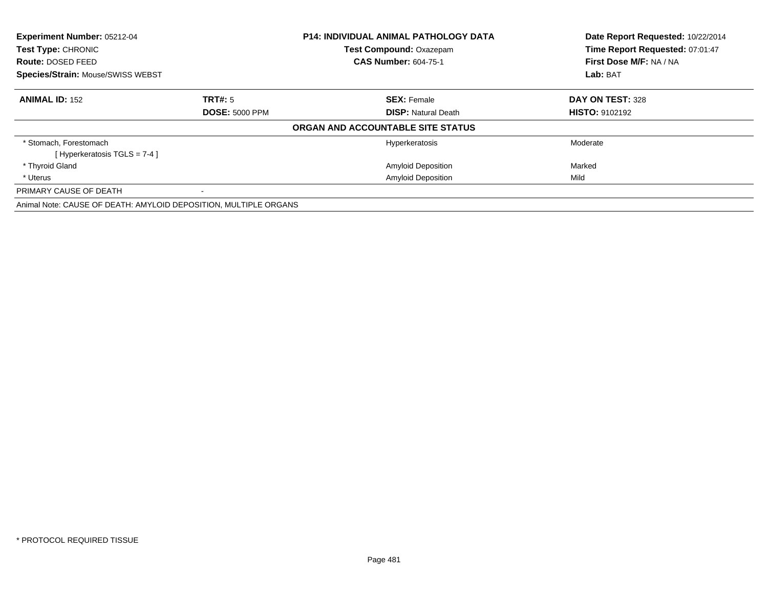**Experiment Number:** 05212-04
**Test Type:** CHRONIC
**Route:** DOSED FEED
**Species/Strain:** Mouse/SWISS WEBST

**P14: INDIVIDUAL ANIMAL PATHOLOGY DATA**
**Test Compound:** Oxazepam
**CAS Number:** 604-75-1

**Date Report Requested:** 10/22/2014
**Time Report Requested:** 07:01:47
**First Dose M/F:** NA / NA
**Lab:** BAT

| **ANIMAL ID:** 152 | **TRT#:** 5 | **SEX:** Female | **DAY ON TEST:** 328 |
|---|---|---|---|
| | **DOSE:** 5000 PPM | **DISP:** Natural Death | **HISTO:** 9102192 |

**ORGAN AND ACCOUNTABLE SITE STATUS**

| | | | |
|---|---|---|---|
| * Stomach, Forestomach | | Hyperkeratosis | Moderate |
| [ Hyperkeratosis TGLS = 7-4 ] | | | |
| * Thyroid Gland | | Amyloid Deposition | Marked |
| * Uterus | | Amyloid Deposition | Mild |
| PRIMARY CAUSE OF DEATH | - | | |

Animal Note: CAUSE OF DEATH: AMYLOID DEPOSITION, MULTIPLE ORGANS

* PROTOCOL REQUIRED TISSUE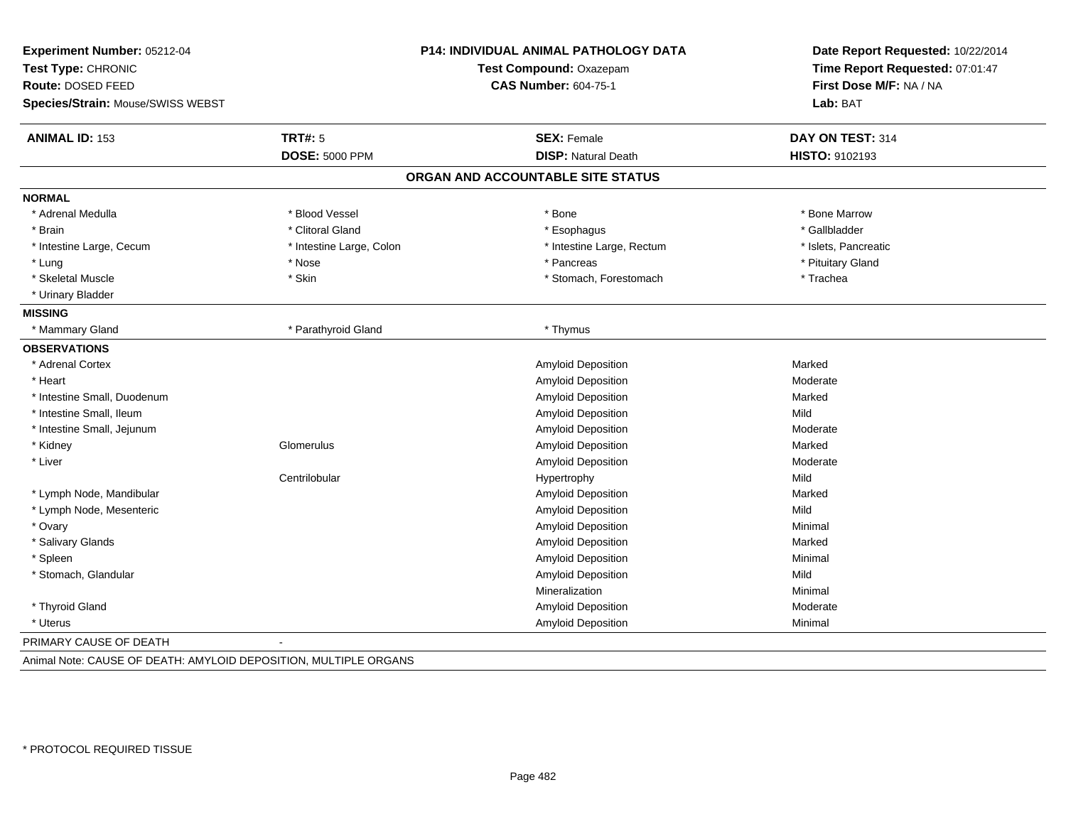**Experiment Number:** 05212-04
**Test Type:** CHRONIC
**Route:** DOSED FEED
**Species/Strain:** Mouse/SWISS WEBST

**P14: INDIVIDUAL ANIMAL PATHOLOGY DATA**
**Test Compound:** Oxazepam
**CAS Number:** 604-75-1

**Date Report Requested:** 10/22/2014
**Time Report Requested:** 07:01:47
**First Dose M/F:** NA / NA
**Lab:** BAT

| **ANIMAL ID:** 153 | **TRT#:** 5 | **SEX:** Female | **DAY ON TEST:** 314 |
|---|---|---|---|
| | **DOSE:** 5000 PPM | **DISP:** Natural Death | **HISTO:** 9102193 |

## ORGAN AND ACCOUNTABLE SITE STATUS

**NORMAL**

| | | | |
|---|---|---|---|
| * Adrenal Medulla | * Blood Vessel | * Bone | * Bone Marrow |
| * Brain | * Clitoral Gland | * Esophagus | * Gallbladder |
| * Intestine Large, Cecum | * Intestine Large, Colon | * Intestine Large, Rectum | * Islets, Pancreatic |
| * Lung | * Nose | * Pancreas | * Pituitary Gland |
| * Skeletal Muscle | * Skin | * Stomach, Forestomach | * Trachea |
| * Urinary Bladder | | | |

**MISSING**

| | | |
|---|---|---|
| * Mammary Gland | * Parathyroid Gland | * Thymus |

**OBSERVATIONS**

| | | | |
|---|---|---|---|
| * Adrenal Cortex | | Amyloid Deposition | Marked |
| * Heart | | Amyloid Deposition | Moderate |
| * Intestine Small, Duodenum | | Amyloid Deposition | Marked |
| * Intestine Small, Ileum | | Amyloid Deposition | Mild |
| * Intestine Small, Jejunum | | Amyloid Deposition | Moderate |
| * Kidney | Glomerulus | Amyloid Deposition | Marked |
| * Liver | | Amyloid Deposition | Moderate |
| | Centrilobular | Hypertrophy | Mild |
| * Lymph Node, Mandibular | | Amyloid Deposition | Marked |
| * Lymph Node, Mesenteric | | Amyloid Deposition | Mild |
| * Ovary | | Amyloid Deposition | Minimal |
| * Salivary Glands | | Amyloid Deposition | Marked |
| * Spleen | | Amyloid Deposition | Minimal |
| * Stomach, Glandular | | Amyloid Deposition | Mild |
| | | Mineralization | Minimal |
| * Thyroid Gland | | Amyloid Deposition | Moderate |
| * Uterus | | Amyloid Deposition | Minimal |

PRIMARY CAUSE OF DEATH -

Animal Note: CAUSE OF DEATH: AMYLOID DEPOSITION, MULTIPLE ORGANS

\* PROTOCOL REQUIRED TISSUE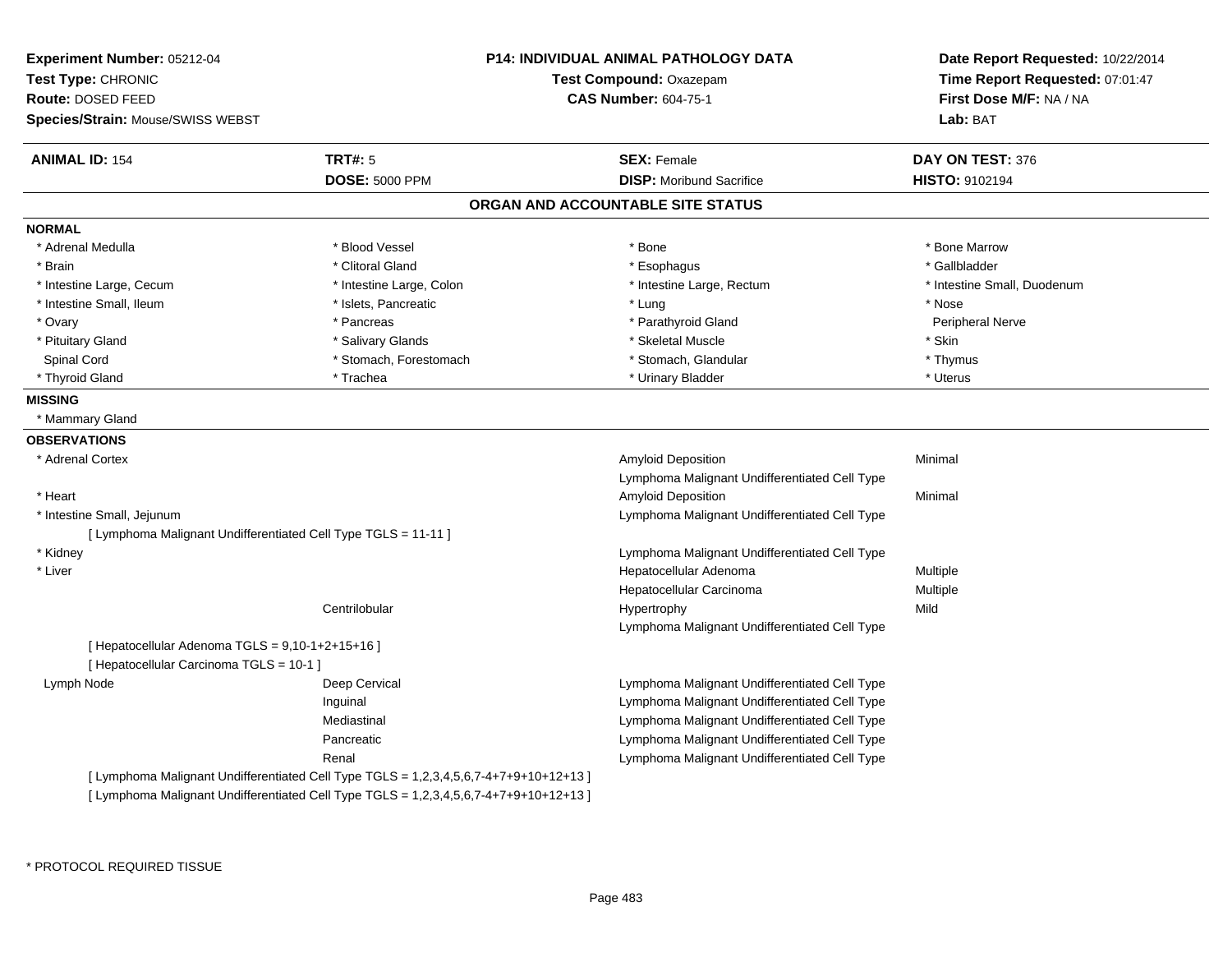**Experiment Number:** 05212-04
**Test Type:** CHRONIC
**Route:** DOSED FEED
**Species/Strain:** Mouse/SWISS WEBST

**P14: INDIVIDUAL ANIMAL PATHOLOGY DATA**
**Test Compound:** Oxazepam
**CAS Number:** 604-75-1

**Date Report Requested:** 10/22/2014
**Time Report Requested:** 07:01:47
**First Dose M/F:** NA / NA
**Lab:** BAT

| **ANIMAL ID:** 154 | **TRT#:** 5 | **SEX:** Female | **DAY ON TEST:** 376 |
|---|---|---|---|
| | **DOSE:** 5000 PPM | **DISP:** Moribund Sacrifice | **HISTO:** 9102194 |

## ORGAN AND ACCOUNTABLE SITE STATUS

### NORMAL

| | | | |
|---|---|---|---|
| * Adrenal Medulla | * Blood Vessel | * Bone | * Bone Marrow |
| * Brain | * Clitoral Gland | * Esophagus | * Gallbladder |
| * Intestine Large, Cecum | * Intestine Large, Colon | * Intestine Large, Rectum | * Intestine Small, Duodenum |
| * Intestine Small, Ileum | * Islets, Pancreatic | * Lung | * Nose |
| * Ovary | * Pancreas | * Parathyroid Gland | Peripheral Nerve |
| * Pituitary Gland | * Salivary Glands | * Skeletal Muscle | * Skin |
| Spinal Cord | * Stomach, Forestomach | * Stomach, Glandular | * Thymus |
| * Thyroid Gland | * Trachea | * Urinary Bladder | * Uterus |

### MISSING

* Mammary Gland

### OBSERVATIONS

| Organ | Site | Observation | Severity |
|---|---|---|---|
| * Adrenal Cortex | | Amyloid Deposition | Minimal |
| | | Lymphoma Malignant Undifferentiated Cell Type | |
| * Heart | | Amyloid Deposition | Minimal |
| * Intestine Small, Jejunum | | Lymphoma Malignant Undifferentiated Cell Type | |
| [ Lymphoma Malignant Undifferentiated Cell Type TGLS = 11-11 ] | | | |
| * Kidney | | Lymphoma Malignant Undifferentiated Cell Type | |
| * Liver | | Hepatocellular Adenoma | Multiple |
| | | Hepatocellular Carcinoma | Multiple |
| | Centrilobular | Hypertrophy | Mild |
| | | Lymphoma Malignant Undifferentiated Cell Type | |
| [ Hepatocellular Adenoma TGLS = 9,10-1+2+15+16 ] | | | |
| [ Hepatocellular Carcinoma TGLS = 10-1 ] | | | |
| Lymph Node | Deep Cervical | Lymphoma Malignant Undifferentiated Cell Type | |
| | Inguinal | Lymphoma Malignant Undifferentiated Cell Type | |
| | Mediastinal | Lymphoma Malignant Undifferentiated Cell Type | |
| | Pancreatic | Lymphoma Malignant Undifferentiated Cell Type | |
| | Renal | Lymphoma Malignant Undifferentiated Cell Type | |
| [ Lymphoma Malignant Undifferentiated Cell Type TGLS = 1,2,3,4,5,6,7-4+7+9+10+12+13 ] | | | |
| [ Lymphoma Malignant Undifferentiated Cell Type TGLS = 1,2,3,4,5,6,7-4+7+9+10+12+13 ] | | | |

* PROTOCOL REQUIRED TISSUE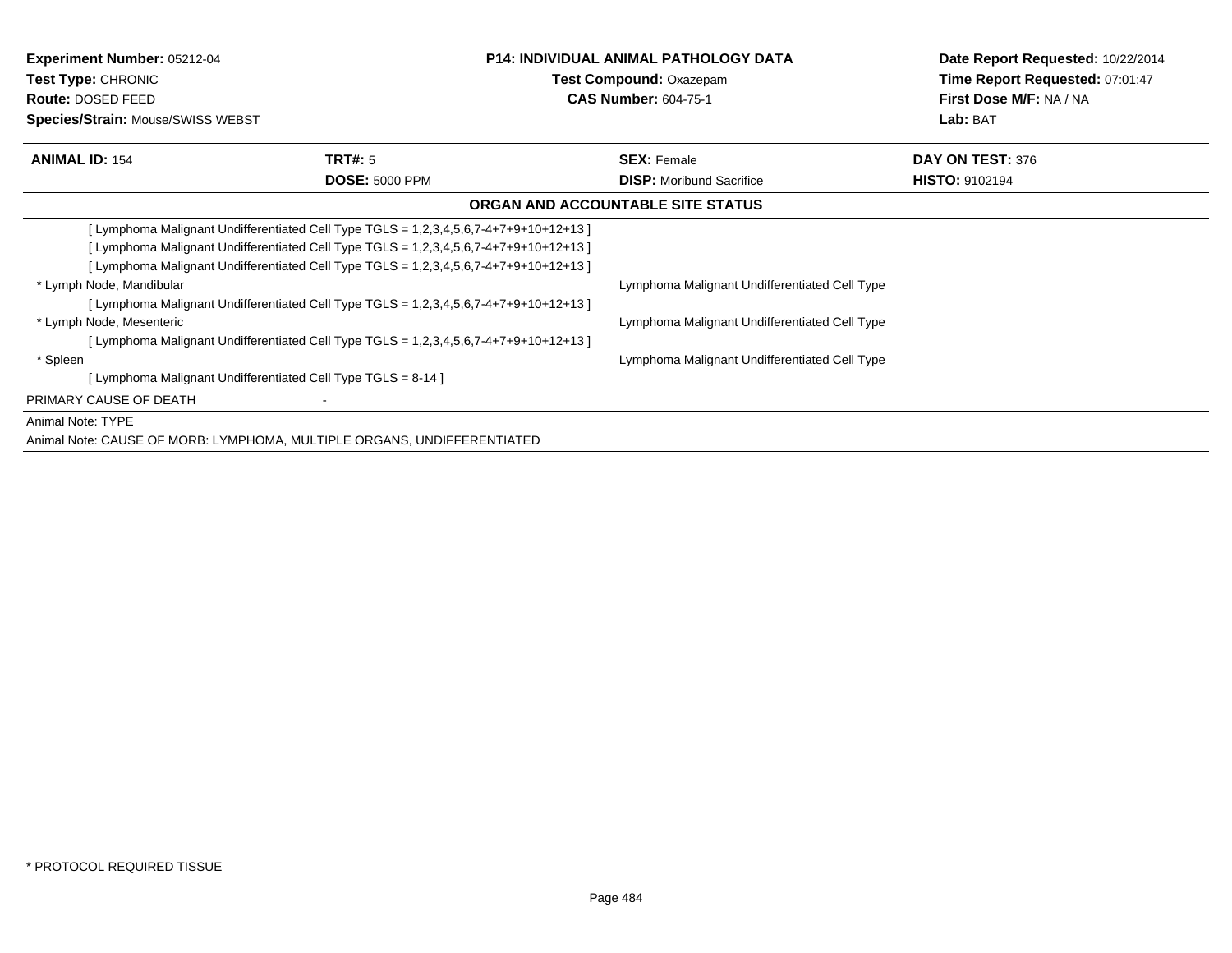| **Experiment Number:** 05212-04 | **P14: INDIVIDUAL ANIMAL PATHOLOGY DATA** | **Date Report Requested:** 10/22/2014 |
|---|---|---|
| **Test Type:** CHRONIC | **Test Compound:** Oxazepam | **Time Report Requested:** 07:01:47 |
| **Route:** DOSED FEED | **CAS Number:** 604-75-1 | **First Dose M/F:** NA / NA |
| **Species/Strain:** Mouse/SWISS WEBST | | **Lab:** BAT |

| **ANIMAL ID:** 154 | **TRT#:** 5 | **SEX:** Female | **DAY ON TEST:** 376 |
|---|---|---|---|
| | **DOSE:** 5000 PPM | **DISP:** Moribund Sacrifice | **HISTO:** 9102194 |

**ORGAN AND ACCOUNTABLE SITE STATUS**

| | |
|---|---|
| [ Lymphoma Malignant Undifferentiated Cell Type TGLS = 1,2,3,4,5,6,7-4+7+9+10+12+13 ] | |
| [ Lymphoma Malignant Undifferentiated Cell Type TGLS = 1,2,3,4,5,6,7-4+7+9+10+12+13 ] | |
| [ Lymphoma Malignant Undifferentiated Cell Type TGLS = 1,2,3,4,5,6,7-4+7+9+10+12+13 ] | |
| * Lymph Node, Mandibular | Lymphoma Malignant Undifferentiated Cell Type |
| [ Lymphoma Malignant Undifferentiated Cell Type TGLS = 1,2,3,4,5,6,7-4+7+9+10+12+13 ] | |
| * Lymph Node, Mesenteric | Lymphoma Malignant Undifferentiated Cell Type |
| [ Lymphoma Malignant Undifferentiated Cell Type TGLS = 1,2,3,4,5,6,7-4+7+9+10+12+13 ] | |
| * Spleen | Lymphoma Malignant Undifferentiated Cell Type |
| [ Lymphoma Malignant Undifferentiated Cell Type TGLS = 8-14 ] | |

PRIMARY CAUSE OF DEATH -

Animal Note: TYPE

Animal Note: CAUSE OF MORB: LYMPHOMA, MULTIPLE ORGANS, UNDIFFERENTIATED

* PROTOCOL REQUIRED TISSUE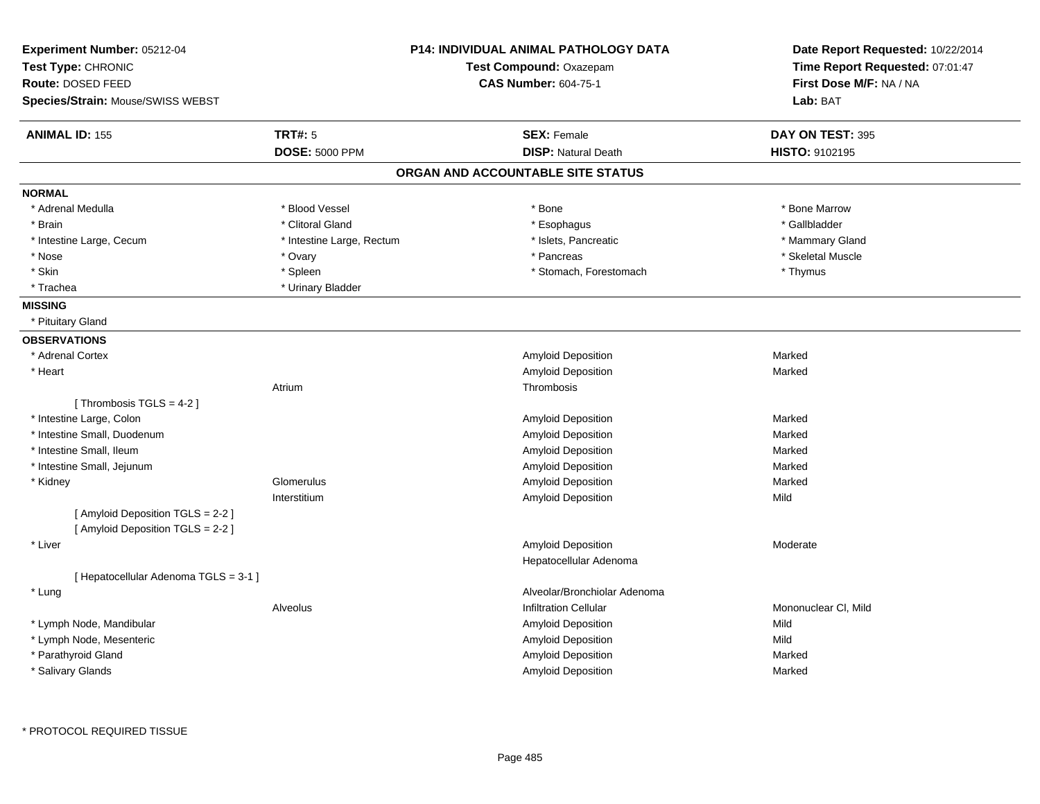**Experiment Number:** 05212-04
**Test Type:** CHRONIC
**Route:** DOSED FEED
**Species/Strain:** Mouse/SWISS WEBST

**P14: INDIVIDUAL ANIMAL PATHOLOGY DATA**
**Test Compound:** Oxazepam
**CAS Number:** 604-75-1

**Date Report Requested:** 10/22/2014
**Time Report Requested:** 07:01:47
**First Dose M/F:** NA / NA
**Lab:** BAT

| **ANIMAL ID:** 155 | **TRT#:** 5 | **SEX:** Female | **DAY ON TEST:** 395 |
|---|---|---|---|
| | **DOSE:** 5000 PPM | **DISP:** Natural Death | **HISTO:** 9102195 |

## ORGAN AND ACCOUNTABLE SITE STATUS

**NORMAL**

| | | | |
|---|---|---|---|
| * Adrenal Medulla | * Blood Vessel | * Bone | * Bone Marrow |
| * Brain | * Clitoral Gland | * Esophagus | * Gallbladder |
| * Intestine Large, Cecum | * Intestine Large, Rectum | * Islets, Pancreatic | * Mammary Gland |
| * Nose | * Ovary | * Pancreas | * Skeletal Muscle |
| * Skin | * Spleen | * Stomach, Forestomach | * Thymus |
| * Trachea | * Urinary Bladder | | |

**MISSING**

* Pituitary Gland

**OBSERVATIONS**

| | | | |
|---|---|---|---|
| * Adrenal Cortex | | Amyloid Deposition | Marked |
| * Heart | | Amyloid Deposition | Marked |
| | Atrium | Thrombosis | |
| [ Thrombosis TGLS = 4-2 ] | | | |
| * Intestine Large, Colon | | Amyloid Deposition | Marked |
| * Intestine Small, Duodenum | | Amyloid Deposition | Marked |
| * Intestine Small, Ileum | | Amyloid Deposition | Marked |
| * Intestine Small, Jejunum | | Amyloid Deposition | Marked |
| * Kidney | Glomerulus | Amyloid Deposition | Marked |
| | Interstitium | Amyloid Deposition | Mild |
| [ Amyloid Deposition TGLS = 2-2 ] | | | |
| [ Amyloid Deposition TGLS = 2-2 ] | | | |
| * Liver | | Amyloid Deposition | Moderate |
| | | Hepatocellular Adenoma | |
| [ Hepatocellular Adenoma TGLS = 3-1 ] | | | |
| * Lung | | Alveolar/Bronchiolar Adenoma | |
| | Alveolus | Infiltration Cellular | Mononuclear Cl, Mild |
| * Lymph Node, Mandibular | | Amyloid Deposition | Mild |
| * Lymph Node, Mesenteric | | Amyloid Deposition | Mild |
| * Parathyroid Gland | | Amyloid Deposition | Marked |
| * Salivary Glands | | Amyloid Deposition | Marked |

* PROTOCOL REQUIRED TISSUE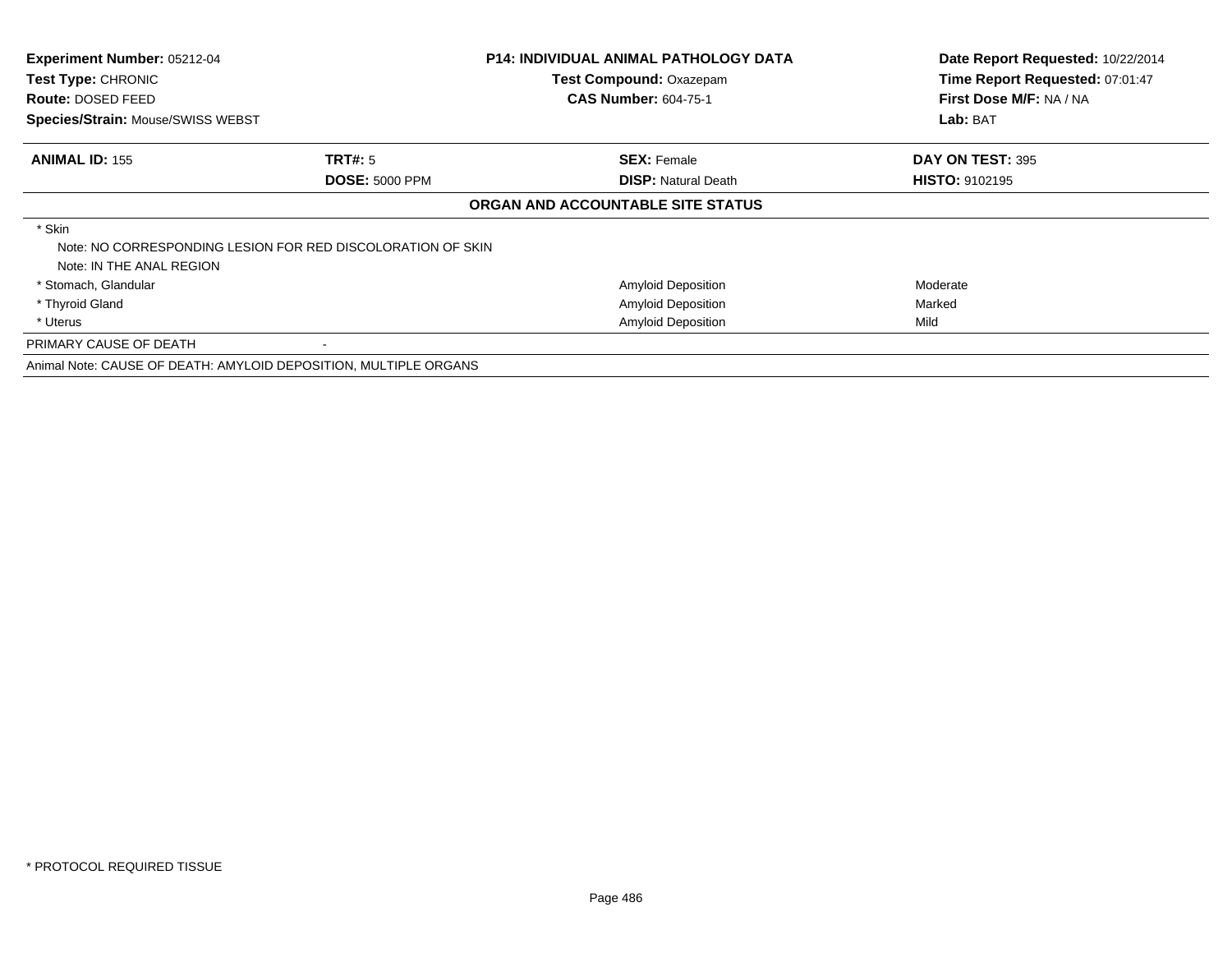**Experiment Number:** 05212-04
**Test Type:** CHRONIC
**Route:** DOSED FEED
**Species/Strain:** Mouse/SWISS WEBST

**P14: INDIVIDUAL ANIMAL PATHOLOGY DATA**
**Test Compound:** Oxazepam
**CAS Number:** 604-75-1

**Date Report Requested:** 10/22/2014
**Time Report Requested:** 07:01:47
**First Dose M/F:** NA / NA
**Lab:** BAT

| **ANIMAL ID:** 155 | **TRT#:** 5 | **SEX:** Female | **DAY ON TEST:** 395 |
|---|---|---|---|
| | **DOSE:** 5000 PPM | **DISP:** Natural Death | **HISTO:** 9102195 |

**ORGAN AND ACCOUNTABLE SITE STATUS**

| | | |
|---|---|---|
| * Skin | | |
| Note: NO CORRESPONDING LESION FOR RED DISCOLORATION OF SKIN | | |
| Note: IN THE ANAL REGION | | |
| * Stomach, Glandular | Amyloid Deposition | Moderate |
| * Thyroid Gland | Amyloid Deposition | Marked |
| * Uterus | Amyloid Deposition | Mild |

PRIMARY CAUSE OF DEATH -

Animal Note: CAUSE OF DEATH: AMYLOID DEPOSITION, MULTIPLE ORGANS

* PROTOCOL REQUIRED TISSUE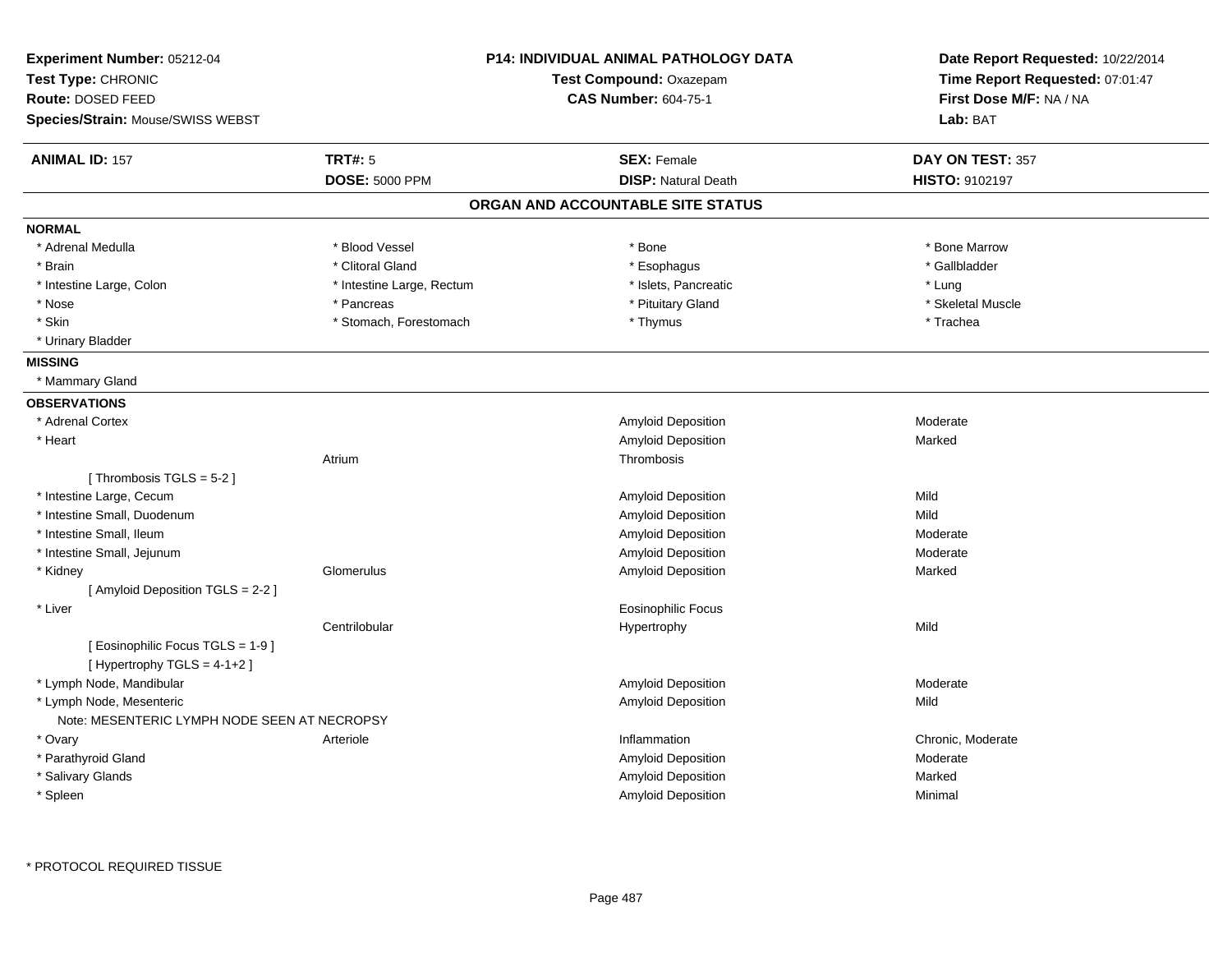**Experiment Number:** 05212-04
**Test Type:** CHRONIC
**Route:** DOSED FEED
**Species/Strain:** Mouse/SWISS WEBST

**P14: INDIVIDUAL ANIMAL PATHOLOGY DATA**
**Test Compound:** Oxazepam
**CAS Number:** 604-75-1

**Date Report Requested:** 10/22/2014
**Time Report Requested:** 07:01:47
**First Dose M/F:** NA / NA
**Lab:** BAT

| **ANIMAL ID:** 157 | **TRT#:** 5 | **SEX:** Female | **DAY ON TEST:** 357 |
|---|---|---|---|
| | **DOSE:** 5000 PPM | **DISP:** Natural Death | **HISTO:** 9102197 |

## ORGAN AND ACCOUNTABLE SITE STATUS

**NORMAL**

| | | | |
|---|---|---|---|
| * Adrenal Medulla | * Blood Vessel | * Bone | * Bone Marrow |
| * Brain | * Clitoral Gland | * Esophagus | * Gallbladder |
| * Intestine Large, Colon | * Intestine Large, Rectum | * Islets, Pancreatic | * Lung |
| * Nose | * Pancreas | * Pituitary Gland | * Skeletal Muscle |
| * Skin | * Stomach, Forestomach | * Thymus | * Trachea |
| * Urinary Bladder | | | |

**MISSING**

* Mammary Gland

**OBSERVATIONS**

| Organ | Site | Observation | Severity |
|---|---|---|---|
| * Adrenal Cortex | | Amyloid Deposition | Moderate |
| * Heart | | Amyloid Deposition | Marked |
| | Atrium | Thrombosis | |
| [ Thrombosis TGLS = 5-2 ] | | | |
| * Intestine Large, Cecum | | Amyloid Deposition | Mild |
| * Intestine Small, Duodenum | | Amyloid Deposition | Mild |
| * Intestine Small, Ileum | | Amyloid Deposition | Moderate |
| * Intestine Small, Jejunum | | Amyloid Deposition | Moderate |
| * Kidney | Glomerulus | Amyloid Deposition | Marked |
| [ Amyloid Deposition TGLS = 2-2 ] | | | |
| * Liver | | Eosinophilic Focus | |
| | Centrilobular | Hypertrophy | Mild |
| [ Eosinophilic Focus TGLS = 1-9 ] | | | |
| [ Hypertrophy TGLS = 4-1+2 ] | | | |
| * Lymph Node, Mandibular | | Amyloid Deposition | Moderate |
| * Lymph Node, Mesenteric | | Amyloid Deposition | Mild |
| Note: MESENTERIC LYMPH NODE SEEN AT NECROPSY | | | |
| * Ovary | Arteriole | Inflammation | Chronic, Moderate |
| * Parathyroid Gland | | Amyloid Deposition | Moderate |
| * Salivary Glands | | Amyloid Deposition | Marked |
| * Spleen | | Amyloid Deposition | Minimal |

\* PROTOCOL REQUIRED TISSUE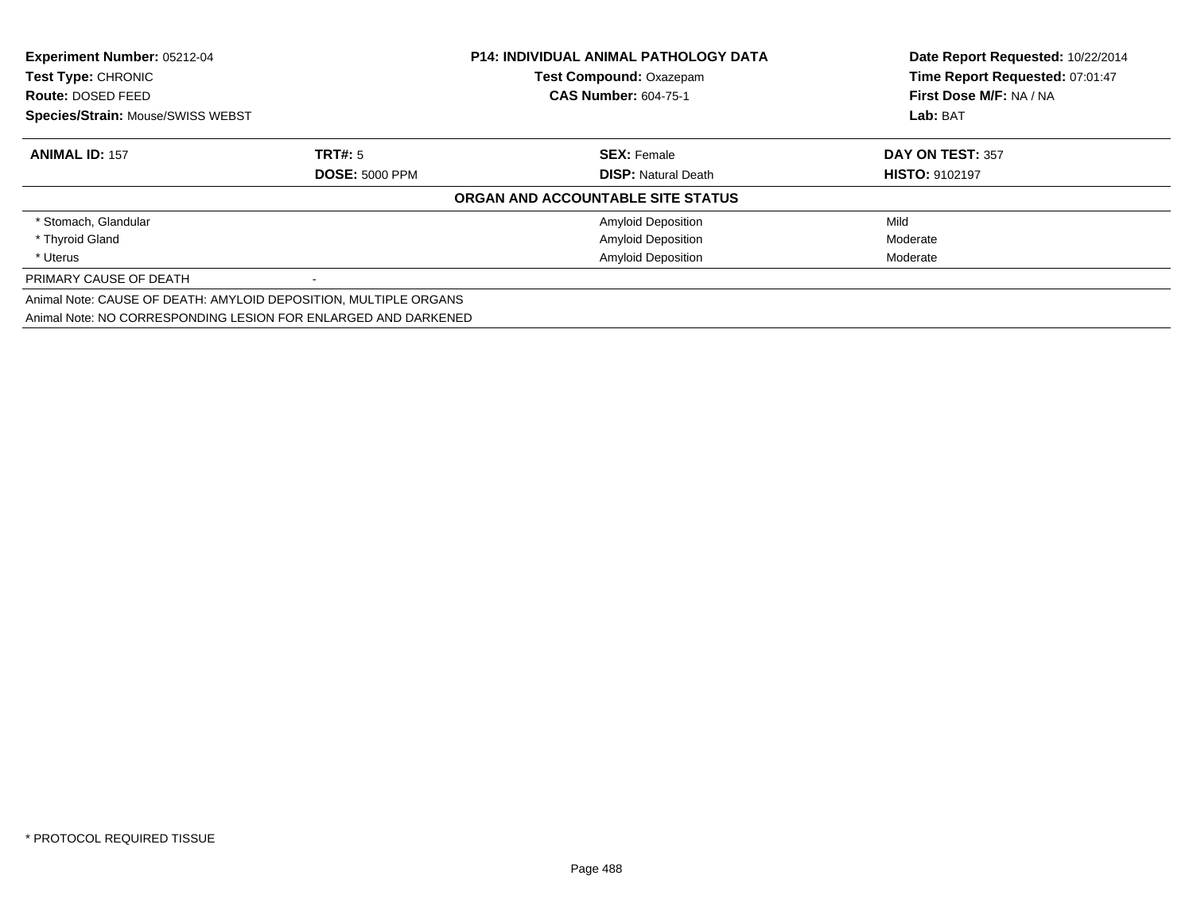**Experiment Number:** 05212-04
**Test Type:** CHRONIC
**Route:** DOSED FEED
**Species/Strain:** Mouse/SWISS WEBST

**P14: INDIVIDUAL ANIMAL PATHOLOGY DATA**
**Test Compound:** Oxazepam
**CAS Number:** 604-75-1

**Date Report Requested:** 10/22/2014
**Time Report Requested:** 07:01:47
**First Dose M/F:** NA / NA
**Lab:** BAT

| **ANIMAL ID:** 157 | **TRT#:** 5 | **SEX:** Female | **DAY ON TEST:** 357 |
|---|---|---|---|
| | **DOSE:** 5000 PPM | **DISP:** Natural Death | **HISTO:** 9102197 |
| **ORGAN AND ACCOUNTABLE SITE STATUS** | | | |
| * Stomach, Glandular | | Amyloid Deposition | Mild |
| * Thyroid Gland | | Amyloid Deposition | Moderate |
| * Uterus | | Amyloid Deposition | Moderate |
| PRIMARY CAUSE OF DEATH | - | | |
| Animal Note: CAUSE OF DEATH: AMYLOID DEPOSITION, MULTIPLE ORGANS | | | |
| Animal Note: NO CORRESPONDING LESION FOR ENLARGED AND DARKENED | | | |

* PROTOCOL REQUIRED TISSUE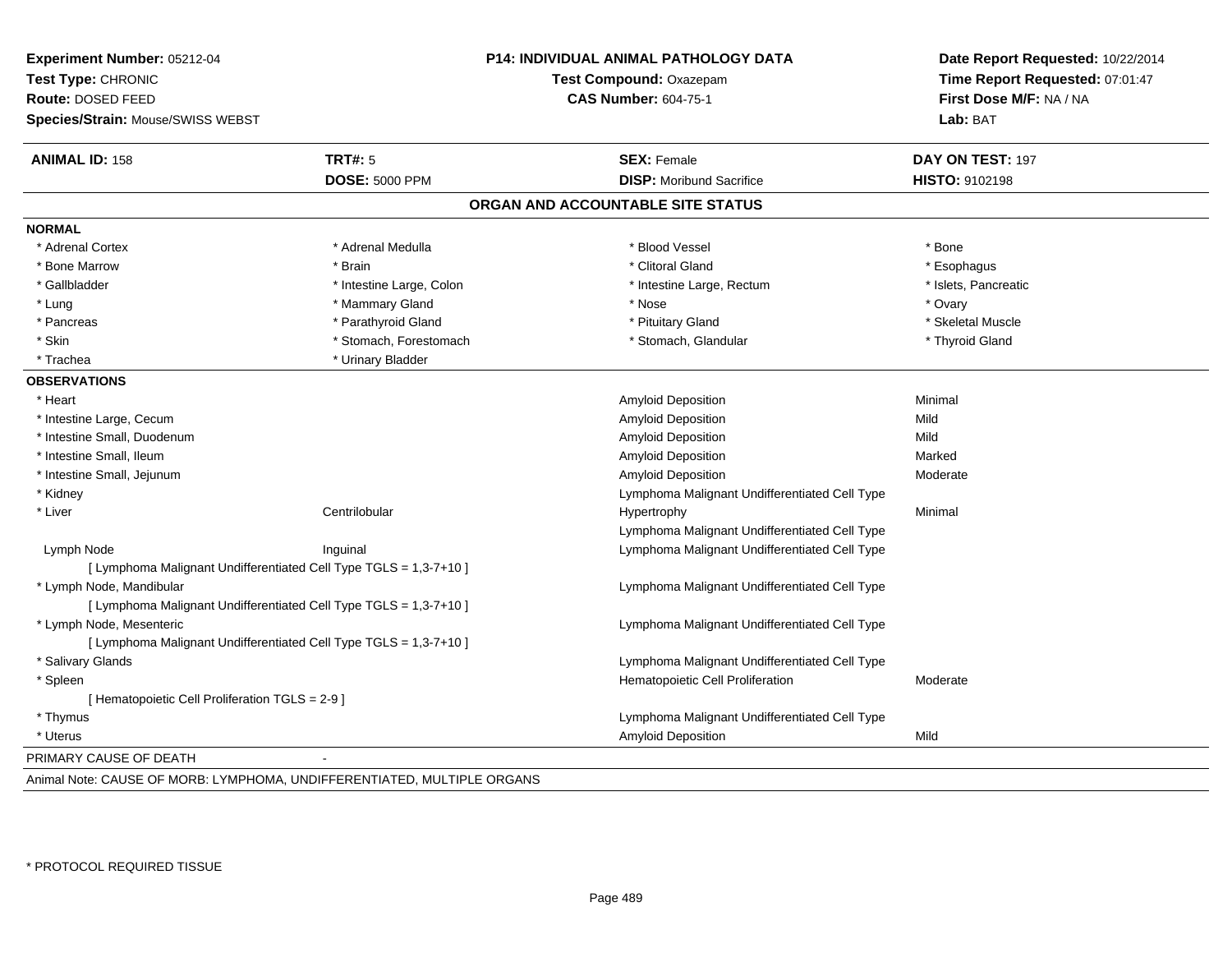**Experiment Number:** 05212-04
**Test Type:** CHRONIC
**Route:** DOSED FEED
**Species/Strain:** Mouse/SWISS WEBST

**P14: INDIVIDUAL ANIMAL PATHOLOGY DATA**
**Test Compound:** Oxazepam
**CAS Number:** 604-75-1

**Date Report Requested:** 10/22/2014
**Time Report Requested:** 07:01:47
**First Dose M/F:** NA / NA
**Lab:** BAT

| **ANIMAL ID:** 158 | **TRT#:** 5 | **SEX:** Female | **DAY ON TEST:** 197 |
|---|---|---|---|
| | **DOSE:** 5000 PPM | **DISP:** Moribund Sacrifice | **HISTO:** 9102198 |

## ORGAN AND ACCOUNTABLE SITE STATUS

**NORMAL**

| | | | |
|---|---|---|---|
| * Adrenal Cortex | * Adrenal Medulla | * Blood Vessel | * Bone |
| * Bone Marrow | * Brain | * Clitoral Gland | * Esophagus |
| * Gallbladder | * Intestine Large, Colon | * Intestine Large, Rectum | * Islets, Pancreatic |
| * Lung | * Mammary Gland | * Nose | * Ovary |
| * Pancreas | * Parathyroid Gland | * Pituitary Gland | * Skeletal Muscle |
| * Skin | * Stomach, Forestomach | * Stomach, Glandular | * Thyroid Gland |
| * Trachea | * Urinary Bladder | | |

**OBSERVATIONS**

| | | | |
|---|---|---|---|
| * Heart | | Amyloid Deposition | Minimal |
| * Intestine Large, Cecum | | Amyloid Deposition | Mild |
| * Intestine Small, Duodenum | | Amyloid Deposition | Mild |
| * Intestine Small, Ileum | | Amyloid Deposition | Marked |
| * Intestine Small, Jejunum | | Amyloid Deposition | Moderate |
| * Kidney | | Lymphoma Malignant Undifferentiated Cell Type | |
| * Liver | Centrilobular | Hypertrophy | Minimal |
| | | Lymphoma Malignant Undifferentiated Cell Type | |
| Lymph Node | Inguinal | Lymphoma Malignant Undifferentiated Cell Type | |
| [ Lymphoma Malignant Undifferentiated Cell Type TGLS = 1,3-7+10 ] | | | |
| * Lymph Node, Mandibular | | Lymphoma Malignant Undifferentiated Cell Type | |
| [ Lymphoma Malignant Undifferentiated Cell Type TGLS = 1,3-7+10 ] | | | |
| * Lymph Node, Mesenteric | | Lymphoma Malignant Undifferentiated Cell Type | |
| [ Lymphoma Malignant Undifferentiated Cell Type TGLS = 1,3-7+10 ] | | | |
| * Salivary Glands | | Lymphoma Malignant Undifferentiated Cell Type | |
| * Spleen | | Hematopoietic Cell Proliferation | Moderate |
| [ Hematopoietic Cell Proliferation TGLS = 2-9 ] | | | |
| * Thymus | | Lymphoma Malignant Undifferentiated Cell Type | |
| * Uterus | | Amyloid Deposition | Mild |

PRIMARY CAUSE OF DEATH -

Animal Note: CAUSE OF MORB: LYMPHOMA, UNDIFFERENTIATED, MULTIPLE ORGANS

* PROTOCOL REQUIRED TISSUE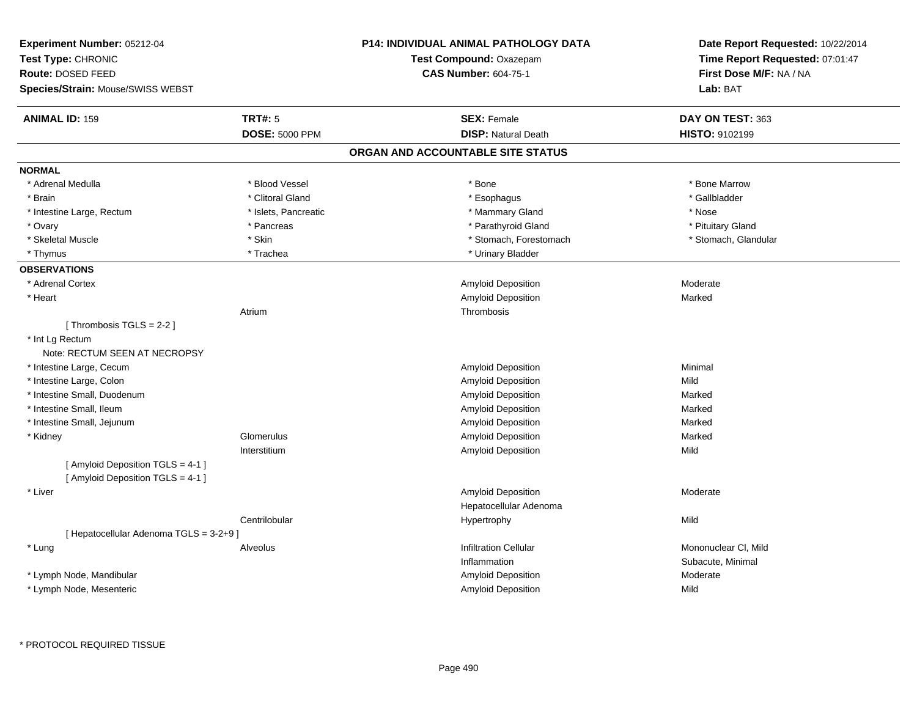**Experiment Number:** 05212-04
**Test Type:** CHRONIC
**Route:** DOSED FEED
**Species/Strain:** Mouse/SWISS WEBST

**P14: INDIVIDUAL ANIMAL PATHOLOGY DATA**
**Test Compound:** Oxazepam
**CAS Number:** 604-75-1

**Date Report Requested:** 10/22/2014
**Time Report Requested:** 07:01:47
**First Dose M/F:** NA / NA
**Lab:** BAT

| **ANIMAL ID:** 159 | **TRT#:** 5 | **SEX:** Female | **DAY ON TEST:** 363 |
|---|---|---|---|
| | **DOSE:** 5000 PPM | **DISP:** Natural Death | **HISTO:** 9102199 |

## ORGAN AND ACCOUNTABLE SITE STATUS

**NORMAL**

| | | | |
|---|---|---|---|
| * Adrenal Medulla | * Blood Vessel | * Bone | * Bone Marrow |
| * Brain | * Clitoral Gland | * Esophagus | * Gallbladder |
| * Intestine Large, Rectum | * Islets, Pancreatic | * Mammary Gland | * Nose |
| * Ovary | * Pancreas | * Parathyroid Gland | * Pituitary Gland |
| * Skeletal Muscle | * Skin | * Stomach, Forestomach | * Stomach, Glandular |
| * Thymus | * Trachea | * Urinary Bladder | |

**OBSERVATIONS**

| | | | |
|---|---|---|---|
| * Adrenal Cortex | | Amyloid Deposition | Moderate |
| * Heart | | Amyloid Deposition | Marked |
| | Atrium | Thrombosis | |
| [ Thrombosis TGLS = 2-2 ] | | | |
| * Int Lg Rectum | | | |
| Note: RECTUM SEEN AT NECROPSY | | | |
| * Intestine Large, Cecum | | Amyloid Deposition | Minimal |
| * Intestine Large, Colon | | Amyloid Deposition | Mild |
| * Intestine Small, Duodenum | | Amyloid Deposition | Marked |
| * Intestine Small, Ileum | | Amyloid Deposition | Marked |
| * Intestine Small, Jejunum | | Amyloid Deposition | Marked |
| * Kidney | Glomerulus | Amyloid Deposition | Marked |
| | Interstitium | Amyloid Deposition | Mild |
| [ Amyloid Deposition TGLS = 4-1 ] | | | |
| [ Amyloid Deposition TGLS = 4-1 ] | | | |
| * Liver | | Amyloid Deposition | Moderate |
| | | Hepatocellular Adenoma | |
| | Centrilobular | Hypertrophy | Mild |
| [ Hepatocellular Adenoma TGLS = 3-2+9 ] | | | |
| * Lung | Alveolus | Infiltration Cellular | Mononuclear Cl, Mild |
| | | Inflammation | Subacute, Minimal |
| * Lymph Node, Mandibular | | Amyloid Deposition | Moderate |
| * Lymph Node, Mesenteric | | Amyloid Deposition | Mild |

* PROTOCOL REQUIRED TISSUE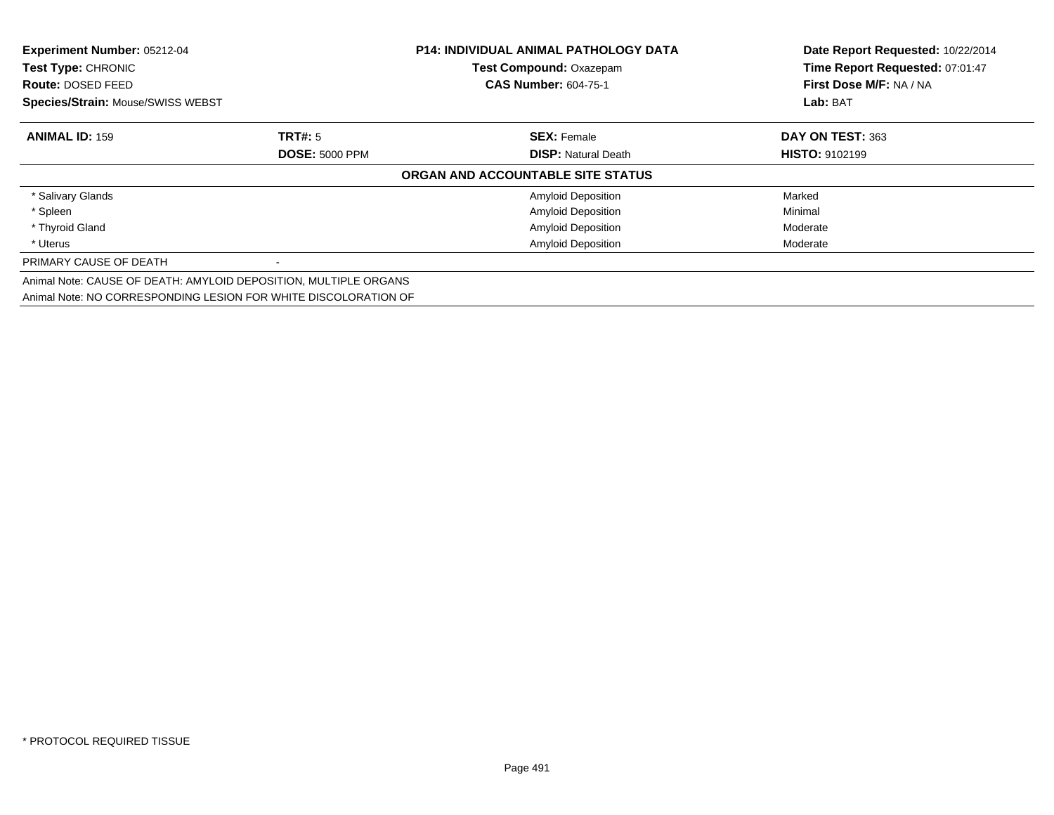| | | | |
|---|---|---|---|
| **Experiment Number:** 05212-04 | **P14: INDIVIDUAL ANIMAL PATHOLOGY DATA** | | **Date Report Requested:** 10/22/2014 |
| **Test Type:** CHRONIC | **Test Compound:** Oxazepam | | **Time Report Requested:** 07:01:47 |
| **Route:** DOSED FEED | **CAS Number:** 604-75-1 | | **First Dose M/F:** NA / NA |
| **Species/Strain:** Mouse/SWISS WEBST | | | **Lab:** BAT |

| **ANIMAL ID:** 159 | **TRT#:** 5 | **SEX:** Female | **DAY ON TEST:** 363 |
|---|---|---|---|
| | **DOSE:** 5000 PPM | **DISP:** Natural Death | **HISTO:** 9102199 |

**ORGAN AND ACCOUNTABLE SITE STATUS**

| Organ | | Finding | Severity |
|---|---|---|---|
| * Salivary Glands | | Amyloid Deposition | Marked |
| * Spleen | | Amyloid Deposition | Minimal |
| * Thyroid Gland | | Amyloid Deposition | Moderate |
| * Uterus | | Amyloid Deposition | Moderate |
| PRIMARY CAUSE OF DEATH | - | | |

Animal Note: CAUSE OF DEATH: AMYLOID DEPOSITION, MULTIPLE ORGANS

Animal Note: NO CORRESPONDING LESION FOR WHITE DISCOLORATION OF

* PROTOCOL REQUIRED TISSUE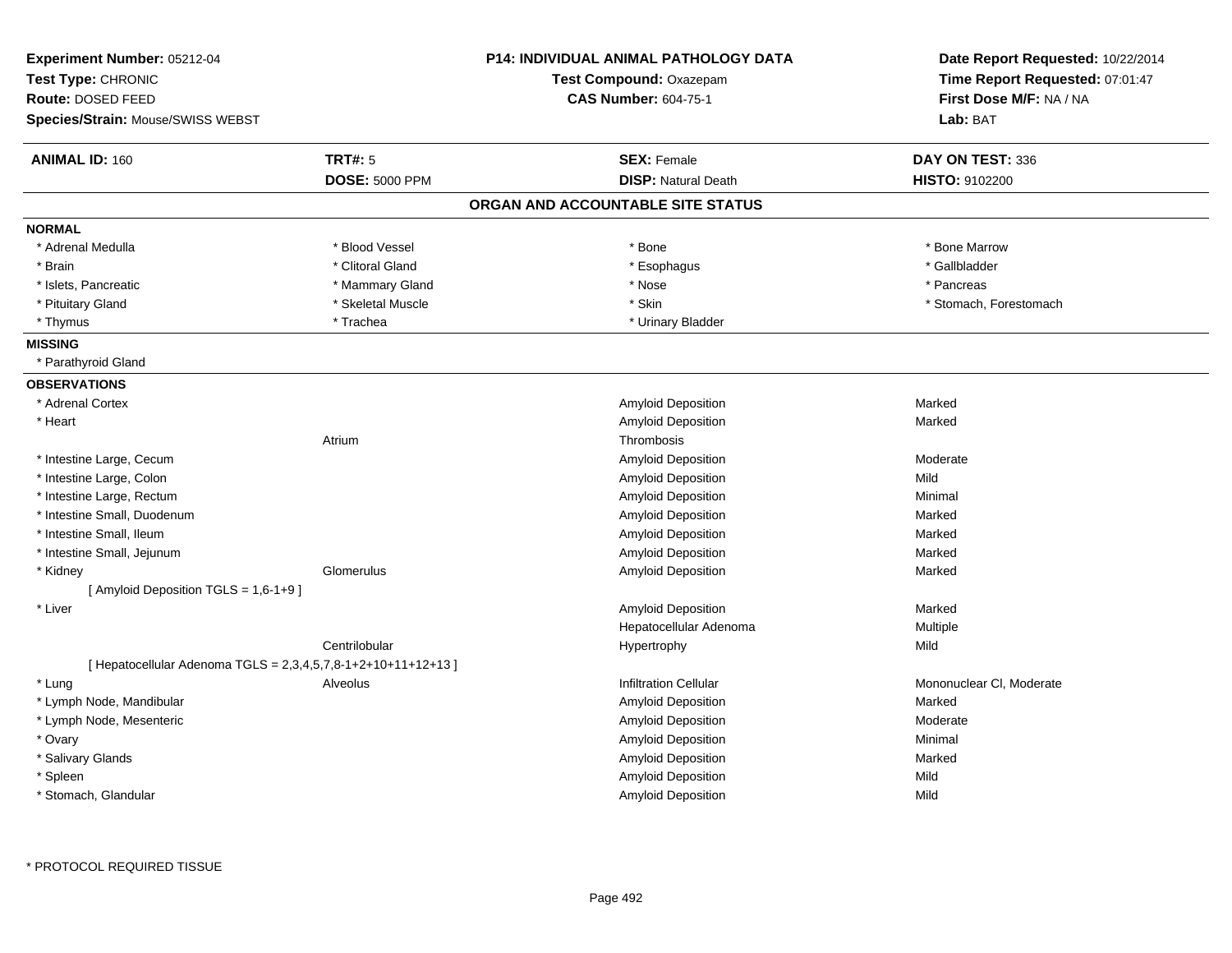**Experiment Number:** 05212-04
**Test Type:** CHRONIC
**Route:** DOSED FEED
**Species/Strain:** Mouse/SWISS WEBST

**P14: INDIVIDUAL ANIMAL PATHOLOGY DATA**
**Test Compound:** Oxazepam
**CAS Number:** 604-75-1

**Date Report Requested:** 10/22/2014
**Time Report Requested:** 07:01:47
**First Dose M/F:** NA / NA
**Lab:** BAT

| **ANIMAL ID:** 160 | **TRT#:** 5 | **SEX:** Female | **DAY ON TEST:** 336 |
|---|---|---|---|
| | **DOSE:** 5000 PPM | **DISP:** Natural Death | **HISTO:** 9102200 |

## ORGAN AND ACCOUNTABLE SITE STATUS

**NORMAL**

| | | | |
|---|---|---|---|
| * Adrenal Medulla | * Blood Vessel | * Bone | * Bone Marrow |
| * Brain | * Clitoral Gland | * Esophagus | * Gallbladder |
| * Islets, Pancreatic | * Mammary Gland | * Nose | * Pancreas |
| * Pituitary Gland | * Skeletal Muscle | * Skin | * Stomach, Forestomach |
| * Thymus | * Trachea | * Urinary Bladder | |

**MISSING**

* Parathyroid Gland

**OBSERVATIONS**

| Organ | Site | Observation | Severity |
|---|---|---|---|
| * Adrenal Cortex | | Amyloid Deposition | Marked |
| * Heart | | Amyloid Deposition | Marked |
| | Atrium | Thrombosis | |
| * Intestine Large, Cecum | | Amyloid Deposition | Moderate |
| * Intestine Large, Colon | | Amyloid Deposition | Mild |
| * Intestine Large, Rectum | | Amyloid Deposition | Minimal |
| * Intestine Small, Duodenum | | Amyloid Deposition | Marked |
| * Intestine Small, Ileum | | Amyloid Deposition | Marked |
| * Intestine Small, Jejunum | | Amyloid Deposition | Marked |
| * Kidney | Glomerulus | Amyloid Deposition | Marked |
| [ Amyloid Deposition TGLS = 1,6-1+9 ] | | | |
| * Liver | | Amyloid Deposition | Marked |
| | | Hepatocellular Adenoma | Multiple |
| | Centrilobular | Hypertrophy | Mild |
| [ Hepatocellular Adenoma TGLS = 2,3,4,5,7,8-1+2+10+11+12+13 ] | | | |
| * Lung | Alveolus | Infiltration Cellular | Mononuclear Cl, Moderate |
| * Lymph Node, Mandibular | | Amyloid Deposition | Marked |
| * Lymph Node, Mesenteric | | Amyloid Deposition | Moderate |
| * Ovary | | Amyloid Deposition | Minimal |
| * Salivary Glands | | Amyloid Deposition | Marked |
| * Spleen | | Amyloid Deposition | Mild |
| * Stomach, Glandular | | Amyloid Deposition | Mild |

* PROTOCOL REQUIRED TISSUE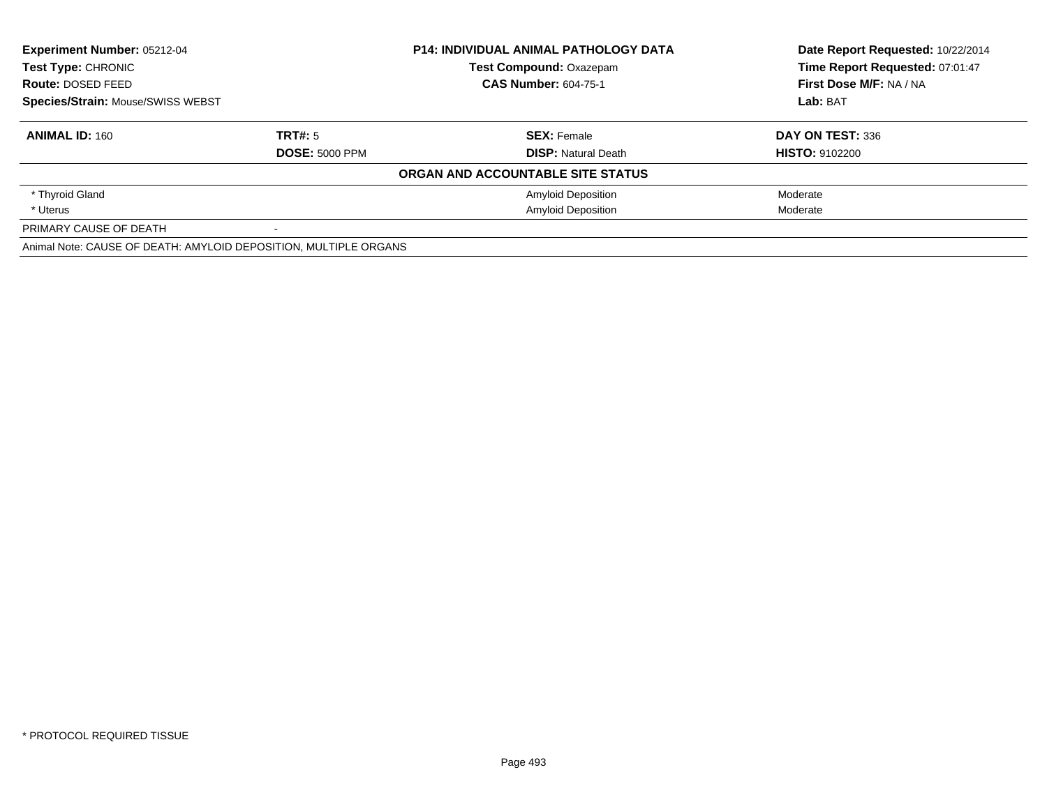| **Experiment Number:** 05212-04 | **P14: INDIVIDUAL ANIMAL PATHOLOGY DATA** | **Date Report Requested:** 10/22/2014 |
|---|---|---|
| **Test Type:** CHRONIC | **Test Compound:** Oxazepam | **Time Report Requested:** 07:01:47 |
| **Route:** DOSED FEED | **CAS Number:** 604-75-1 | **First Dose M/F:** NA / NA |
| **Species/Strain:** Mouse/SWISS WEBST | | **Lab:** BAT |

| **ANIMAL ID:** 160 | **TRT#:** 5 | **SEX:** Female | **DAY ON TEST:** 336 |
|---|---|---|---|
| | **DOSE:** 5000 PPM | **DISP:** Natural Death | **HISTO:** 9102200 |
| | | **ORGAN AND ACCOUNTABLE SITE STATUS** | |
| * Thyroid Gland | | Amyloid Deposition | Moderate |
| * Uterus | | Amyloid Deposition | Moderate |
| PRIMARY CAUSE OF DEATH | - | | |
| Animal Note: CAUSE OF DEATH: AMYLOID DEPOSITION, MULTIPLE ORGANS | | | |

* PROTOCOL REQUIRED TISSUE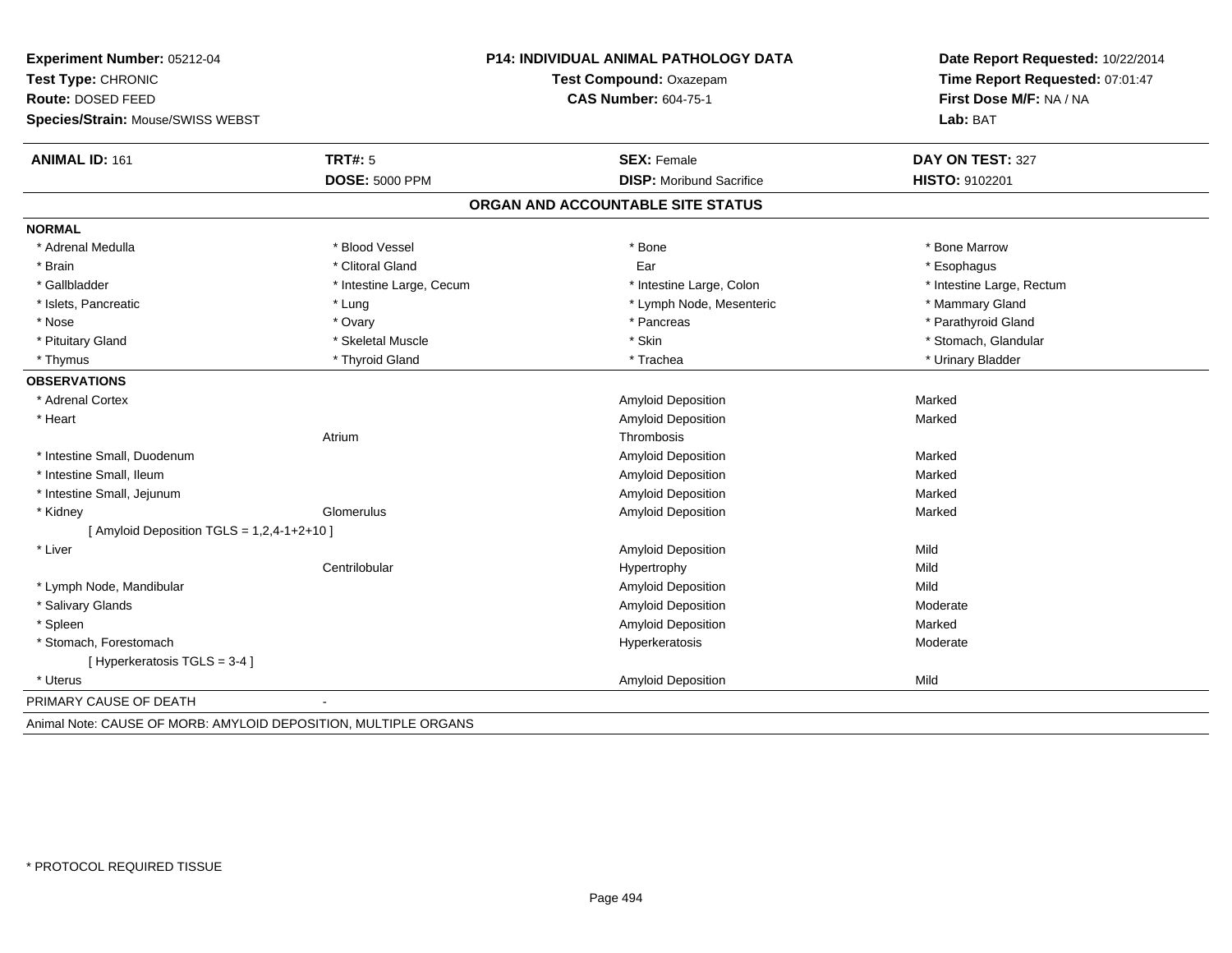**Experiment Number:** 05212-04
**Test Type:** CHRONIC
**Route:** DOSED FEED
**Species/Strain:** Mouse/SWISS WEBST

**P14: INDIVIDUAL ANIMAL PATHOLOGY DATA**
**Test Compound:** Oxazepam
**CAS Number:** 604-75-1

**Date Report Requested:** 10/22/2014
**Time Report Requested:** 07:01:47
**First Dose M/F:** NA / NA
**Lab:** BAT

| **ANIMAL ID:** 161 | **TRT#:** 5 | **SEX:** Female | **DAY ON TEST:** 327 |
|---|---|---|---|
| | **DOSE:** 5000 PPM | **DISP:** Moribund Sacrifice | **HISTO:** 9102201 |

## ORGAN AND ACCOUNTABLE SITE STATUS

### NORMAL

| | | | |
|---|---|---|---|
| * Adrenal Medulla | * Blood Vessel | * Bone | * Bone Marrow |
| * Brain | * Clitoral Gland | Ear | * Esophagus |
| * Gallbladder | * Intestine Large, Cecum | * Intestine Large, Colon | * Intestine Large, Rectum |
| * Islets, Pancreatic | * Lung | * Lymph Node, Mesenteric | * Mammary Gland |
| * Nose | * Ovary | * Pancreas | * Parathyroid Gland |
| * Pituitary Gland | * Skeletal Muscle | * Skin | * Stomach, Glandular |
| * Thymus | * Thyroid Gland | * Trachea | * Urinary Bladder |

### OBSERVATIONS

| Organ | Site | Observation | Severity |
|---|---|---|---|
| * Adrenal Cortex | | Amyloid Deposition | Marked |
| * Heart | | Amyloid Deposition | Marked |
| | Atrium | Thrombosis | |
| * Intestine Small, Duodenum | | Amyloid Deposition | Marked |
| * Intestine Small, Ileum | | Amyloid Deposition | Marked |
| * Intestine Small, Jejunum | | Amyloid Deposition | Marked |
| * Kidney | Glomerulus | Amyloid Deposition | Marked |
| [ Amyloid Deposition TGLS = 1,2,4-1+2+10 ] | | | |
| * Liver | | Amyloid Deposition | Mild |
| | Centrilobular | Hypertrophy | Mild |
| * Lymph Node, Mandibular | | Amyloid Deposition | Mild |
| * Salivary Glands | | Amyloid Deposition | Moderate |
| * Spleen | | Amyloid Deposition | Marked |
| * Stomach, Forestomach | | Hyperkeratosis | Moderate |
| [ Hyperkeratosis TGLS = 3-4 ] | | | |
| * Uterus | | Amyloid Deposition | Mild |

PRIMARY CAUSE OF DEATH -

Animal Note: CAUSE OF MORB: AMYLOID DEPOSITION, MULTIPLE ORGANS

* PROTOCOL REQUIRED TISSUE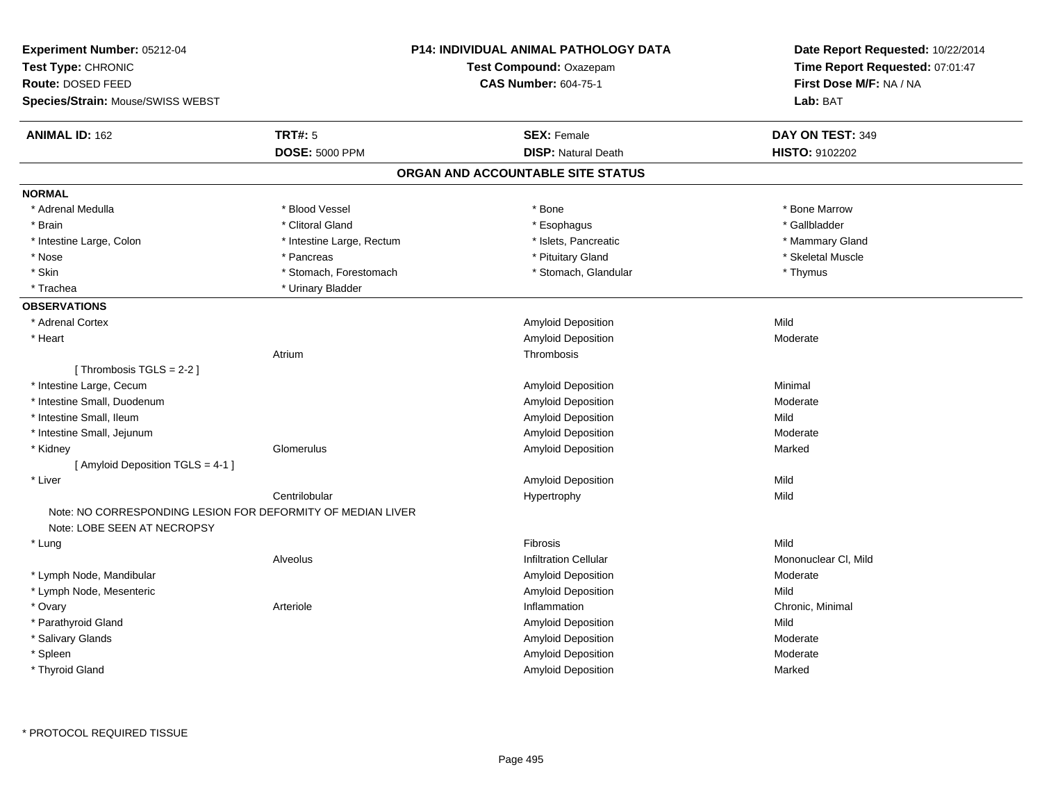**Experiment Number:** 05212-04
**Test Type:** CHRONIC
**Route:** DOSED FEED
**Species/Strain:** Mouse/SWISS WEBST

**P14: INDIVIDUAL ANIMAL PATHOLOGY DATA**
**Test Compound:** Oxazepam
**CAS Number:** 604-75-1

**Date Report Requested:** 10/22/2014
**Time Report Requested:** 07:01:47
**First Dose M/F:** NA / NA
**Lab:** BAT

| **ANIMAL ID:** 162 | **TRT#:** 5 | **SEX:** Female | **DAY ON TEST:** 349 |
|---|---|---|---|
| | **DOSE:** 5000 PPM | **DISP:** Natural Death | **HISTO:** 9102202 |

## ORGAN AND ACCOUNTABLE SITE STATUS

**NORMAL**

| | | | |
|---|---|---|---|
| * Adrenal Medulla | * Blood Vessel | * Bone | * Bone Marrow |
| * Brain | * Clitoral Gland | * Esophagus | * Gallbladder |
| * Intestine Large, Colon | * Intestine Large, Rectum | * Islets, Pancreatic | * Mammary Gland |
| * Nose | * Pancreas | * Pituitary Gland | * Skeletal Muscle |
| * Skin | * Stomach, Forestomach | * Stomach, Glandular | * Thymus |
| * Trachea | * Urinary Bladder | | |

**OBSERVATIONS**

| | | | |
|---|---|---|---|
| * Adrenal Cortex | | Amyloid Deposition | Mild |
| * Heart | | Amyloid Deposition | Moderate |
| | Atrium | Thrombosis | |
| [ Thrombosis TGLS = 2-2 ] | | | |
| * Intestine Large, Cecum | | Amyloid Deposition | Minimal |
| * Intestine Small, Duodenum | | Amyloid Deposition | Moderate |
| * Intestine Small, Ileum | | Amyloid Deposition | Mild |
| * Intestine Small, Jejunum | | Amyloid Deposition | Moderate |
| * Kidney | Glomerulus | Amyloid Deposition | Marked |
| [ Amyloid Deposition TGLS = 4-1 ] | | | |
| * Liver | | Amyloid Deposition | Mild |
| | Centrilobular | Hypertrophy | Mild |
| Note: NO CORRESPONDING LESION FOR DEFORMITY OF MEDIAN LIVER | | | |
| Note: LOBE SEEN AT NECROPSY | | | |
| * Lung | | Fibrosis | Mild |
| | Alveolus | Infiltration Cellular | Mononuclear Cl, Mild |
| * Lymph Node, Mandibular | | Amyloid Deposition | Moderate |
| * Lymph Node, Mesenteric | | Amyloid Deposition | Mild |
| * Ovary | Arteriole | Inflammation | Chronic, Minimal |
| * Parathyroid Gland | | Amyloid Deposition | Mild |
| * Salivary Glands | | Amyloid Deposition | Moderate |
| * Spleen | | Amyloid Deposition | Moderate |
| * Thyroid Gland | | Amyloid Deposition | Marked |

* PROTOCOL REQUIRED TISSUE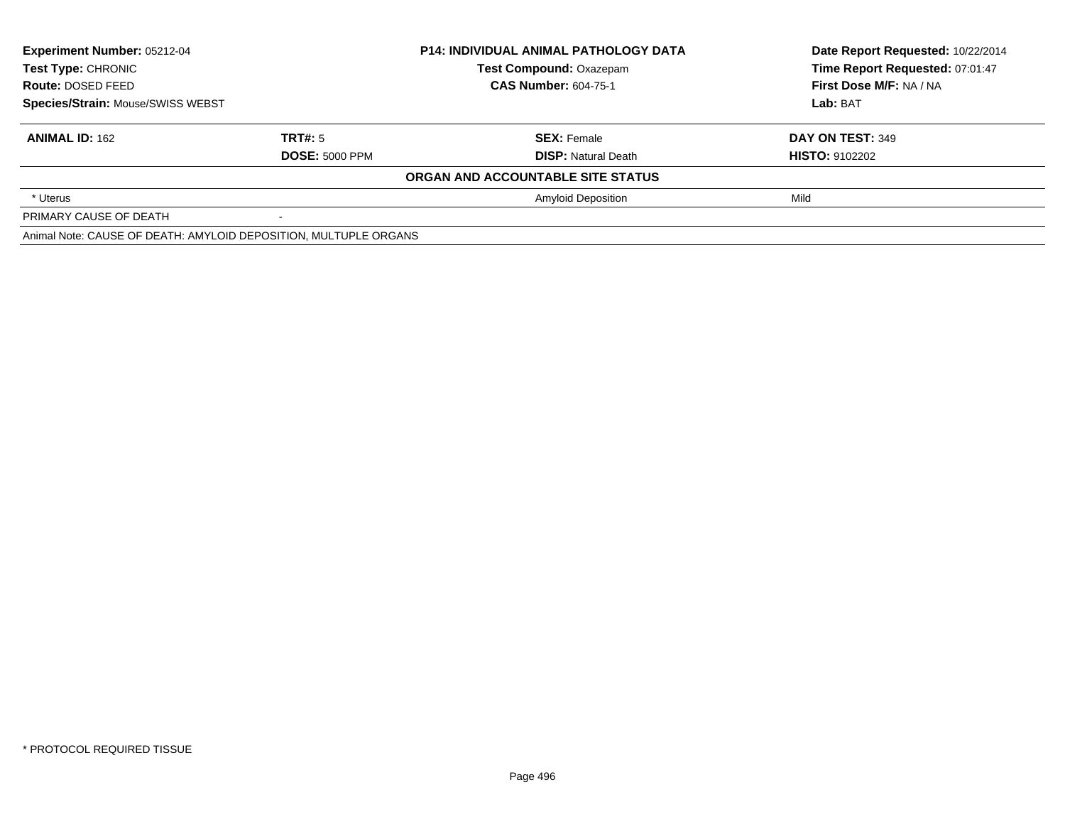**Experiment Number:** 05212-04
**Test Type:** CHRONIC
**Route:** DOSED FEED
**Species/Strain:** Mouse/SWISS WEBST

**P14: INDIVIDUAL ANIMAL PATHOLOGY DATA**
**Test Compound:** Oxazepam
**CAS Number:** 604-75-1

**Date Report Requested:** 10/22/2014
**Time Report Requested:** 07:01:47
**First Dose M/F:** NA / NA
**Lab:** BAT

| **ANIMAL ID:** 162 | **TRT#:** 5 | **SEX:** Female | **DAY ON TEST:** 349 |
|---|---|---|---|
| | **DOSE:** 5000 PPM | **DISP:** Natural Death | **HISTO:** 9102202 |
| | | **ORGAN AND ACCOUNTABLE SITE STATUS** | |
| * Uterus | | Amyloid Deposition | Mild |
| PRIMARY CAUSE OF DEATH | - | | |
| Animal Note: CAUSE OF DEATH: AMYLOID DEPOSITION, MULTUPLE ORGANS | | | |

* PROTOCOL REQUIRED TISSUE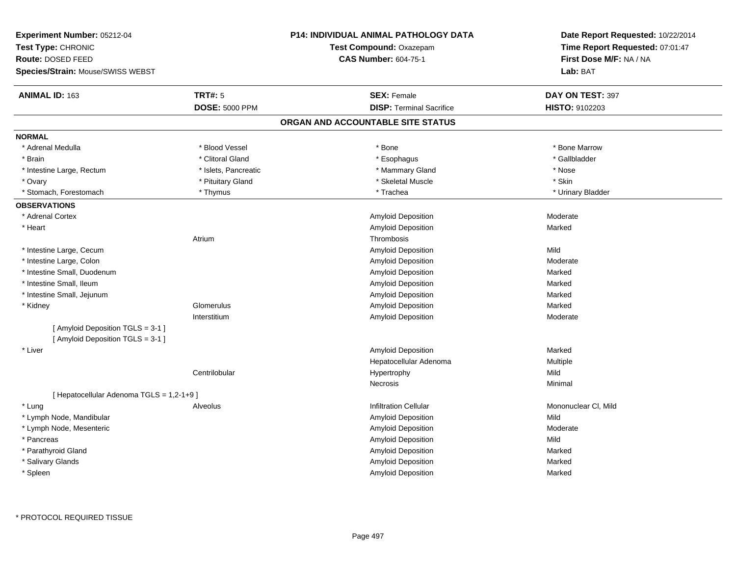**Experiment Number:** 05212-04
**Test Type:** CHRONIC
**Route:** DOSED FEED
**Species/Strain:** Mouse/SWISS WEBST

**P14: INDIVIDUAL ANIMAL PATHOLOGY DATA**
**Test Compound:** Oxazepam
**CAS Number:** 604-75-1

**Date Report Requested:** 10/22/2014
**Time Report Requested:** 07:01:47
**First Dose M/F:** NA / NA
**Lab:** BAT

| **ANIMAL ID:** 163 | **TRT#:** 5 | **SEX:** Female | **DAY ON TEST:** 397 |
|---|---|---|---|
| | **DOSE:** 5000 PPM | **DISP:** Terminal Sacrifice | **HISTO:** 9102203 |

## ORGAN AND ACCOUNTABLE SITE STATUS

**NORMAL**

| | | | |
|---|---|---|---|
| * Adrenal Medulla | * Blood Vessel | * Bone | * Bone Marrow |
| * Brain | * Clitoral Gland | * Esophagus | * Gallbladder |
| * Intestine Large, Rectum | * Islets, Pancreatic | * Mammary Gland | * Nose |
| * Ovary | * Pituitary Gland | * Skeletal Muscle | * Skin |
| * Stomach, Forestomach | * Thymus | * Trachea | * Urinary Bladder |

**OBSERVATIONS**

| Organ | Site | Observation | Severity |
|---|---|---|---|
| * Adrenal Cortex | | Amyloid Deposition | Moderate |
| * Heart | | Amyloid Deposition | Marked |
| | Atrium | Thrombosis | |
| * Intestine Large, Cecum | | Amyloid Deposition | Mild |
| * Intestine Large, Colon | | Amyloid Deposition | Moderate |
| * Intestine Small, Duodenum | | Amyloid Deposition | Marked |
| * Intestine Small, Ileum | | Amyloid Deposition | Marked |
| * Intestine Small, Jejunum | | Amyloid Deposition | Marked |
| * Kidney | Glomerulus | Amyloid Deposition | Marked |
| | Interstitium | Amyloid Deposition | Moderate |
| [ Amyloid Deposition TGLS = 3-1 ] | | | |
| [ Amyloid Deposition TGLS = 3-1 ] | | | |
| * Liver | | Amyloid Deposition | Marked |
| | | Hepatocellular Adenoma | Multiple |
| | Centrilobular | Hypertrophy | Mild |
| | | Necrosis | Minimal |
| [ Hepatocellular Adenoma TGLS = 1,2-1+9 ] | | | |
| * Lung | Alveolus | Infiltration Cellular | Mononuclear Cl, Mild |
| * Lymph Node, Mandibular | | Amyloid Deposition | Mild |
| * Lymph Node, Mesenteric | | Amyloid Deposition | Moderate |
| * Pancreas | | Amyloid Deposition | Mild |
| * Parathyroid Gland | | Amyloid Deposition | Marked |
| * Salivary Glands | | Amyloid Deposition | Marked |
| * Spleen | | Amyloid Deposition | Marked |

* PROTOCOL REQUIRED TISSUE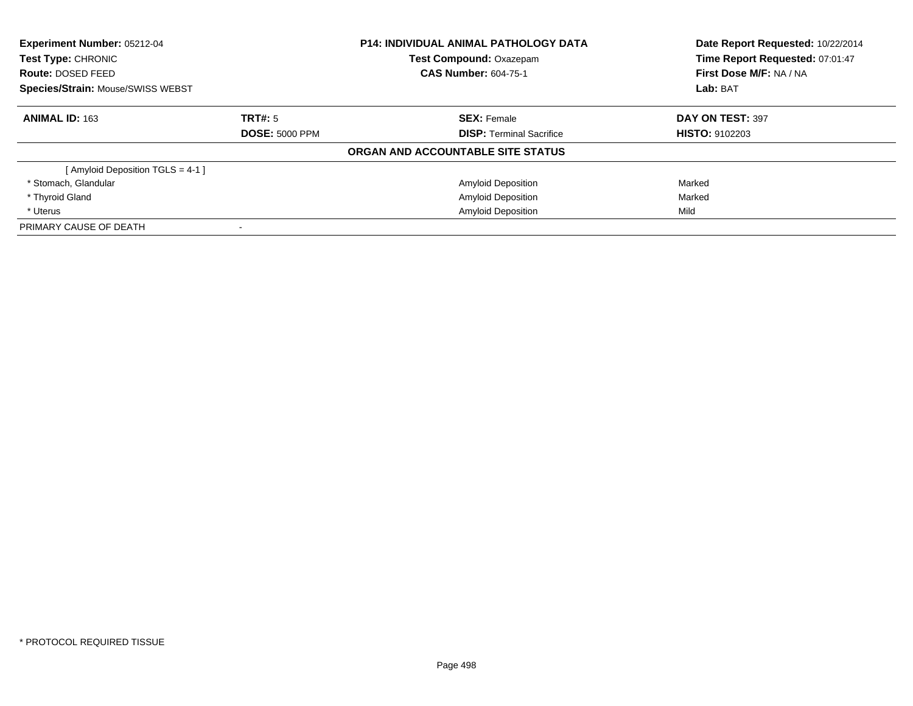**Experiment Number:** 05212-04
**Test Type:** CHRONIC
**Route:** DOSED FEED
**Species/Strain:** Mouse/SWISS WEBST

**P14: INDIVIDUAL ANIMAL PATHOLOGY DATA**
**Test Compound:** Oxazepam
**CAS Number:** 604-75-1

**Date Report Requested:** 10/22/2014
**Time Report Requested:** 07:01:47
**First Dose M/F:** NA / NA
**Lab:** BAT

| **ANIMAL ID:** 163 | **TRT#:** 5 | **SEX:** Female | **DAY ON TEST:** 397 |
|---|---|---|---|
| | **DOSE:** 5000 PPM | **DISP:** Terminal Sacrifice | **HISTO:** 9102203 |

**ORGAN AND ACCOUNTABLE SITE STATUS**

| | | | |
|---|---|---|---|
| [ Amyloid Deposition TGLS = 4-1 ] | | | |
| * Stomach, Glandular | | Amyloid Deposition | Marked |
| * Thyroid Gland | | Amyloid Deposition | Marked |
| * Uterus | | Amyloid Deposition | Mild |
| PRIMARY CAUSE OF DEATH | - | | |

* PROTOCOL REQUIRED TISSUE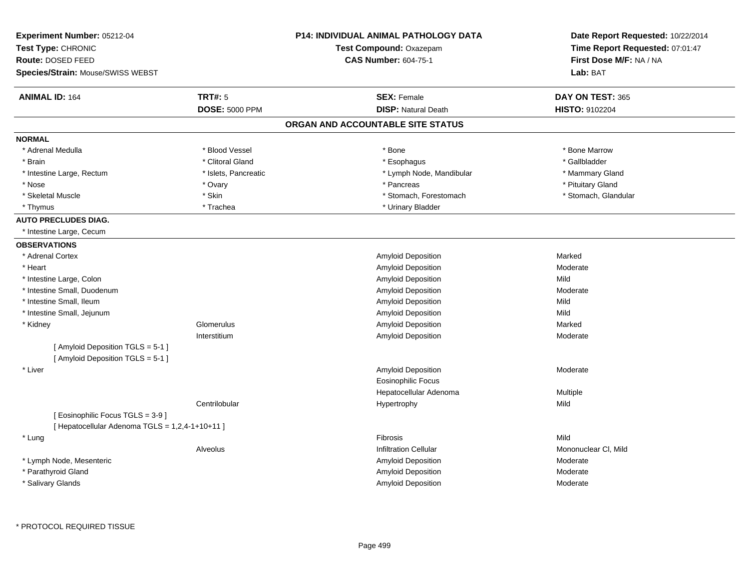**Experiment Number:** 05212-04
**Test Type:** CHRONIC
**Route:** DOSED FEED
**Species/Strain:** Mouse/SWISS WEBST

**P14: INDIVIDUAL ANIMAL PATHOLOGY DATA**
**Test Compound:** Oxazepam
**CAS Number:** 604-75-1

**Date Report Requested:** 10/22/2014
**Time Report Requested:** 07:01:47
**First Dose M/F:** NA / NA
**Lab:** BAT

| **ANIMAL ID:** 164 | **TRT#:** 5 | **SEX:** Female | **DAY ON TEST:** 365 |
|---|---|---|---|
| | **DOSE:** 5000 PPM | **DISP:** Natural Death | **HISTO:** 9102204 |

## ORGAN AND ACCOUNTABLE SITE STATUS

**NORMAL**

| | | | |
|---|---|---|---|
| * Adrenal Medulla | * Blood Vessel | * Bone | * Bone Marrow |
| * Brain | * Clitoral Gland | * Esophagus | * Gallbladder |
| * Intestine Large, Rectum | * Islets, Pancreatic | * Lymph Node, Mandibular | * Mammary Gland |
| * Nose | * Ovary | * Pancreas | * Pituitary Gland |
| * Skeletal Muscle | * Skin | * Stomach, Forestomach | * Stomach, Glandular |
| * Thymus | * Trachea | * Urinary Bladder | |

**AUTO PRECLUDES DIAG.**

* Intestine Large, Cecum

**OBSERVATIONS**

| | | | |
|---|---|---|---|
| * Adrenal Cortex | | Amyloid Deposition | Marked |
| * Heart | | Amyloid Deposition | Moderate |
| * Intestine Large, Colon | | Amyloid Deposition | Mild |
| * Intestine Small, Duodenum | | Amyloid Deposition | Moderate |
| * Intestine Small, Ileum | | Amyloid Deposition | Mild |
| * Intestine Small, Jejunum | | Amyloid Deposition | Mild |
| * Kidney | Glomerulus | Amyloid Deposition | Marked |
| | Interstitium | Amyloid Deposition | Moderate |
| [ Amyloid Deposition TGLS = 5-1 ] | | | |
| [ Amyloid Deposition TGLS = 5-1 ] | | | |
| * Liver | | Amyloid Deposition | Moderate |
| | | Eosinophilic Focus | |
| | | Hepatocellular Adenoma | Multiple |
| | Centrilobular | Hypertrophy | Mild |
| [ Eosinophilic Focus TGLS = 3-9 ] | | | |
| [ Hepatocellular Adenoma TGLS = 1,2,4-1+10+11 ] | | | |
| * Lung | | Fibrosis | Mild |
| | Alveolus | Infiltration Cellular | Mononuclear Cl, Mild |
| * Lymph Node, Mesenteric | | Amyloid Deposition | Moderate |
| * Parathyroid Gland | | Amyloid Deposition | Moderate |
| * Salivary Glands | | Amyloid Deposition | Moderate |

* PROTOCOL REQUIRED TISSUE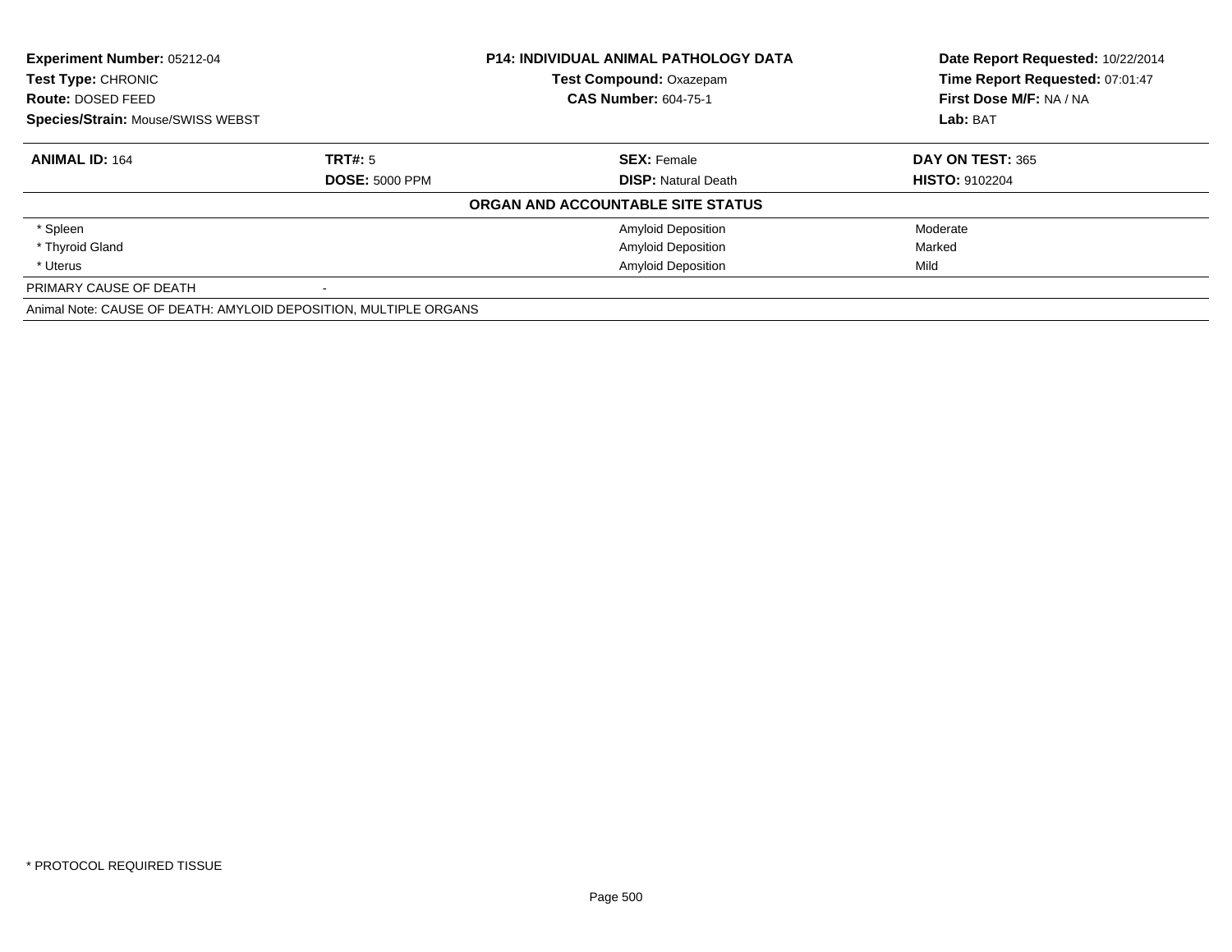**Experiment Number:** 05212-04
**Test Type:** CHRONIC
**Route:** DOSED FEED
**Species/Strain:** Mouse/SWISS WEBST

**P14: INDIVIDUAL ANIMAL PATHOLOGY DATA**
**Test Compound:** Oxazepam
**CAS Number:** 604-75-1

**Date Report Requested:** 10/22/2014
**Time Report Requested:** 07:01:47
**First Dose M/F:** NA / NA
**Lab:** BAT

| **ANIMAL ID:** 164 | **TRT#:** 5 | **SEX:** Female | **DAY ON TEST:** 365 |
|---|---|---|---|
| | **DOSE:** 5000 PPM | **DISP:** Natural Death | **HISTO:** 9102204 |

**ORGAN AND ACCOUNTABLE SITE STATUS**

| | | |
|---|---|---|
| * Spleen | Amyloid Deposition | Moderate |
| * Thyroid Gland | Amyloid Deposition | Marked |
| * Uterus | Amyloid Deposition | Mild |

PRIMARY CAUSE OF DEATH -

Animal Note: CAUSE OF DEATH: AMYLOID DEPOSITION, MULTIPLE ORGANS

* PROTOCOL REQUIRED TISSUE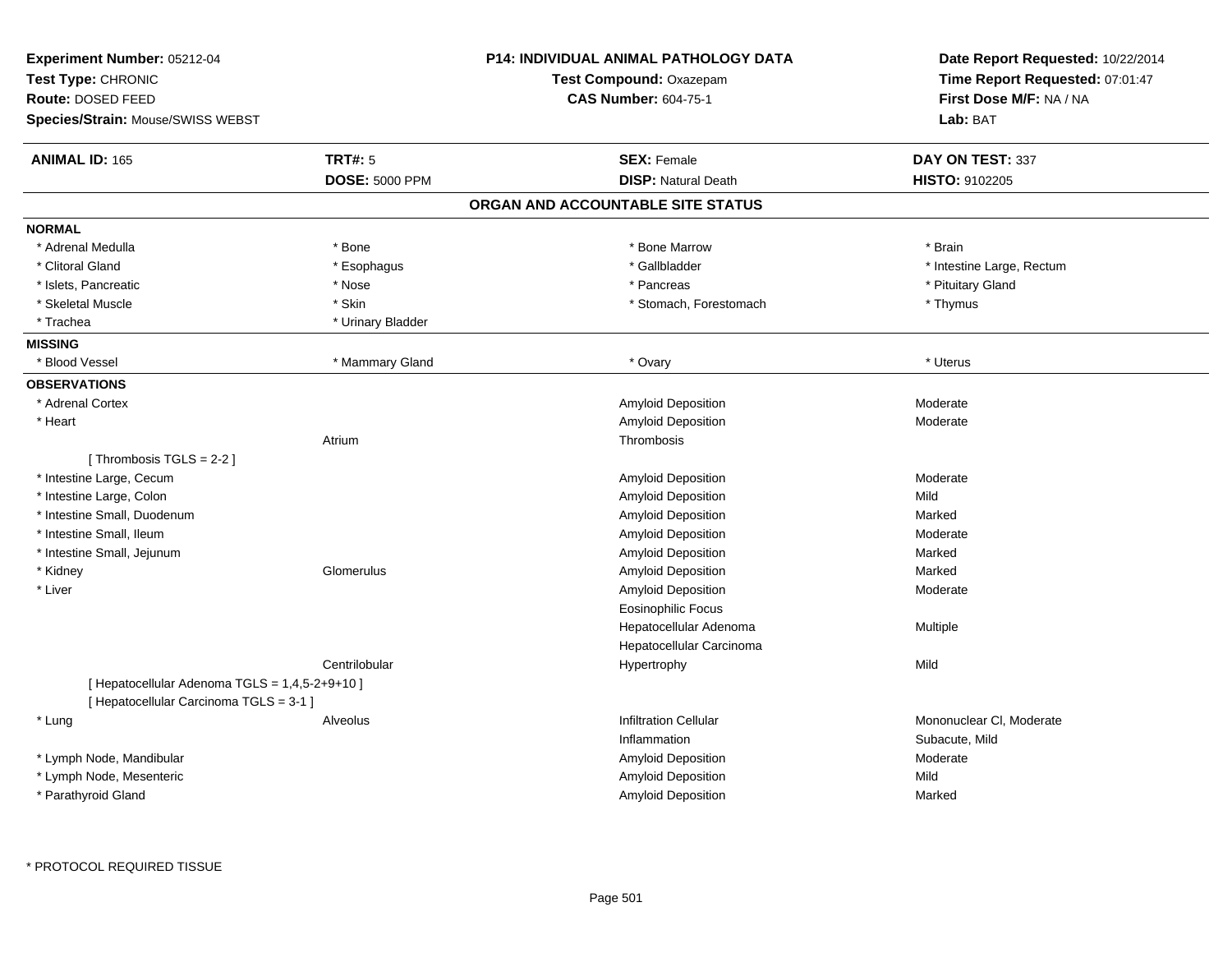**Experiment Number:** 05212-04
**Test Type:** CHRONIC
**Route:** DOSED FEED
**Species/Strain:** Mouse/SWISS WEBST

**P14: INDIVIDUAL ANIMAL PATHOLOGY DATA**
**Test Compound:** Oxazepam
**CAS Number:** 604-75-1

**Date Report Requested:** 10/22/2014
**Time Report Requested:** 07:01:47
**First Dose M/F:** NA / NA
**Lab:** BAT

| **ANIMAL ID:** 165 | **TRT#:** 5 | **SEX:** Female | **DAY ON TEST:** 337 |
|---|---|---|---|
| | **DOSE:** 5000 PPM | **DISP:** Natural Death | **HISTO:** 9102205 |

## ORGAN AND ACCOUNTABLE SITE STATUS

**NORMAL**

| | | | |
|---|---|---|---|
| * Adrenal Medulla | * Bone | * Bone Marrow | * Brain |
| * Clitoral Gland | * Esophagus | * Gallbladder | * Intestine Large, Rectum |
| * Islets, Pancreatic | * Nose | * Pancreas | * Pituitary Gland |
| * Skeletal Muscle | * Skin | * Stomach, Forestomach | * Thymus |
| * Trachea | * Urinary Bladder | | |

**MISSING**

| | | | |
|---|---|---|---|
| * Blood Vessel | * Mammary Gland | * Ovary | * Uterus |

**OBSERVATIONS**

| Organ | Site | Observation | Severity |
|---|---|---|---|
| * Adrenal Cortex | | Amyloid Deposition | Moderate |
| * Heart | | Amyloid Deposition | Moderate |
| | Atrium | Thrombosis | |
| [ Thrombosis TGLS = 2-2 ] | | | |
| * Intestine Large, Cecum | | Amyloid Deposition | Moderate |
| * Intestine Large, Colon | | Amyloid Deposition | Mild |
| * Intestine Small, Duodenum | | Amyloid Deposition | Marked |
| * Intestine Small, Ileum | | Amyloid Deposition | Moderate |
| * Intestine Small, Jejunum | | Amyloid Deposition | Marked |
| * Kidney | Glomerulus | Amyloid Deposition | Marked |
| * Liver | | Amyloid Deposition | Moderate |
| | | Eosinophilic Focus | |
| | | Hepatocellular Adenoma | Multiple |
| | | Hepatocellular Carcinoma | |
| | Centrilobular | Hypertrophy | Mild |
| [ Hepatocellular Adenoma TGLS = 1,4,5-2+9+10 ] | | | |
| [ Hepatocellular Carcinoma TGLS = 3-1 ] | | | |
| * Lung | Alveolus | Infiltration Cellular | Mononuclear Cl, Moderate |
| | | Inflammation | Subacute, Mild |
| * Lymph Node, Mandibular | | Amyloid Deposition | Moderate |
| * Lymph Node, Mesenteric | | Amyloid Deposition | Mild |
| * Parathyroid Gland | | Amyloid Deposition | Marked |

* PROTOCOL REQUIRED TISSUE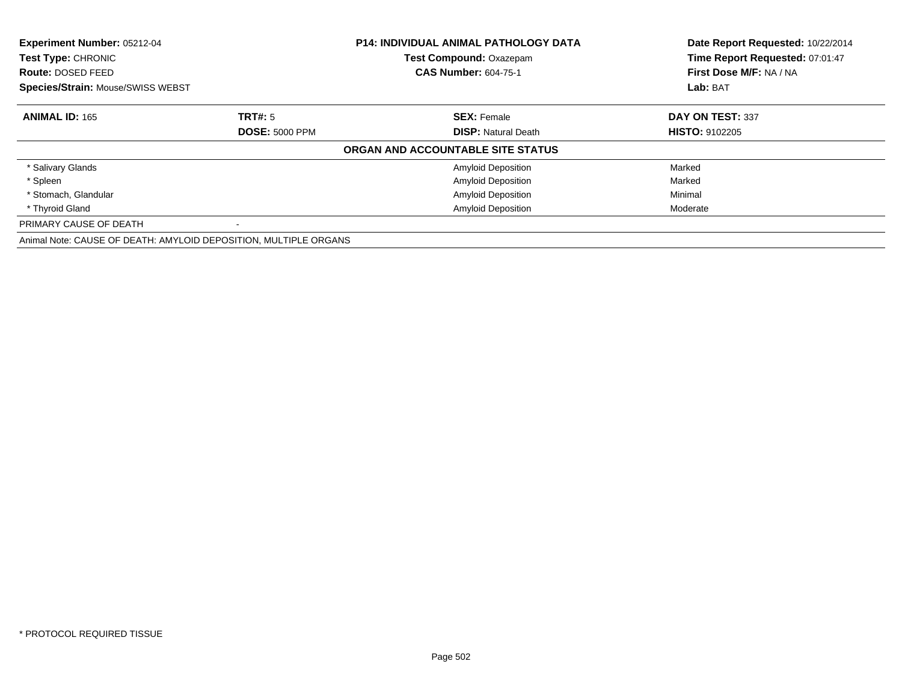| **Experiment Number:** 05212-04 | **P14: INDIVIDUAL ANIMAL PATHOLOGY DATA** | **Date Report Requested:** 10/22/2014 |
|---|---|---|
| **Test Type:** CHRONIC | **Test Compound:** Oxazepam | **Time Report Requested:** 07:01:47 |
| **Route:** DOSED FEED | **CAS Number:** 604-75-1 | **First Dose M/F:** NA / NA |
| **Species/Strain:** Mouse/SWISS WEBST | | **Lab:** BAT |

| **ANIMAL ID:** 165 | **TRT#:** 5 | **SEX:** Female | **DAY ON TEST:** 337 |
|---|---|---|---|
| | **DOSE:** 5000 PPM | **DISP:** Natural Death | **HISTO:** 9102205 |

**ORGAN AND ACCOUNTABLE SITE STATUS**

| Organ | | Finding | Severity |
|---|---|---|---|
| * Salivary Glands | | Amyloid Deposition | Marked |
| * Spleen | | Amyloid Deposition | Marked |
| * Stomach, Glandular | | Amyloid Deposition | Minimal |
| * Thyroid Gland | | Amyloid Deposition | Moderate |
| PRIMARY CAUSE OF DEATH | - | | |

Animal Note: CAUSE OF DEATH: AMYLOID DEPOSITION, MULTIPLE ORGANS

\* PROTOCOL REQUIRED TISSUE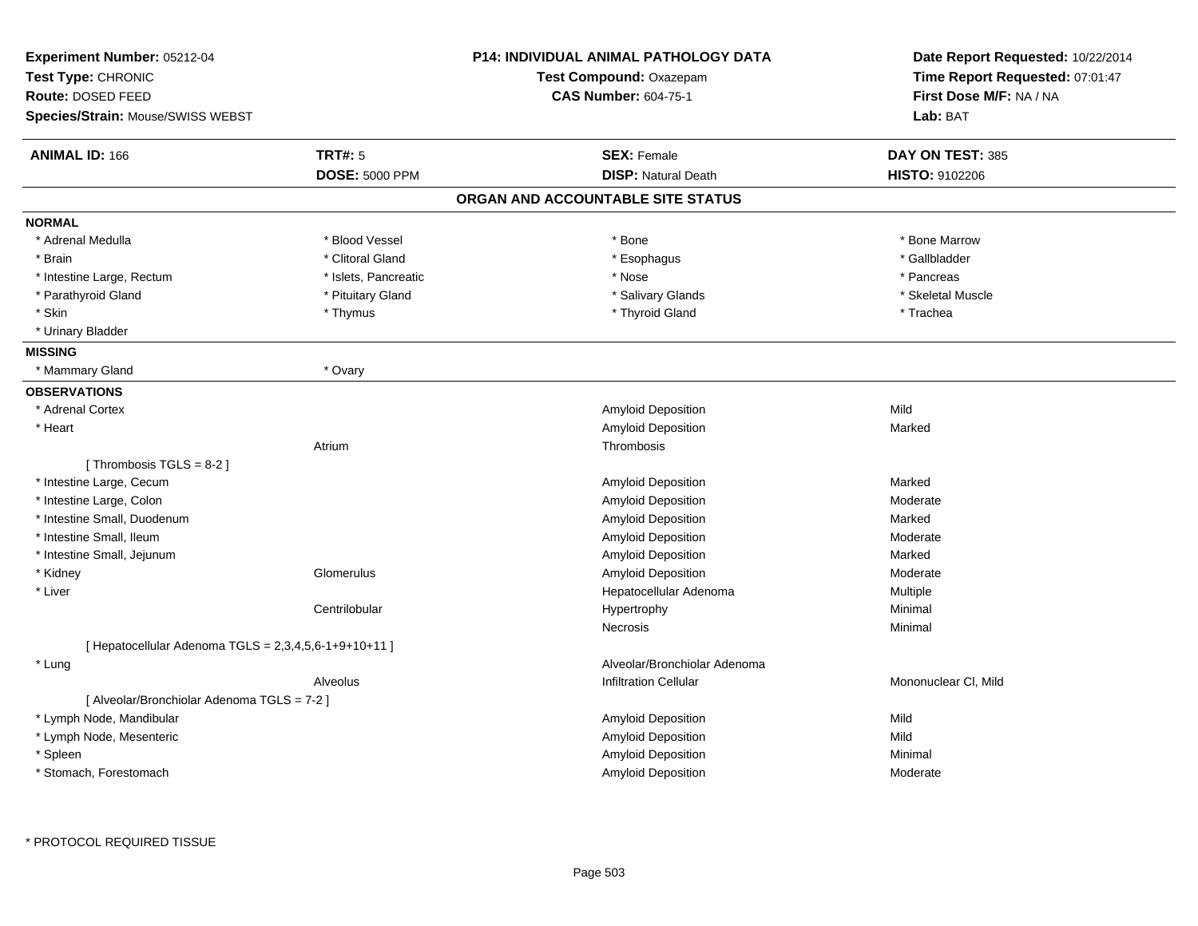**Experiment Number:** 05212-04
**Test Type:** CHRONIC
**Route:** DOSED FEED
**Species/Strain:** Mouse/SWISS WEBST

**P14: INDIVIDUAL ANIMAL PATHOLOGY DATA**
**Test Compound:** Oxazepam
**CAS Number:** 604-75-1

**Date Report Requested:** 10/22/2014
**Time Report Requested:** 07:01:47
**First Dose M/F:** NA / NA
**Lab:** BAT

| **ANIMAL ID:** 166 | **TRT#:** 5 | **SEX:** Female | **DAY ON TEST:** 385 |
|---|---|---|---|
| | **DOSE:** 5000 PPM | **DISP:** Natural Death | **HISTO:** 9102206 |

## ORGAN AND ACCOUNTABLE SITE STATUS

**NORMAL**

| | | | |
|---|---|---|---|
| * Adrenal Medulla | * Blood Vessel | * Bone | * Bone Marrow |
| * Brain | * Clitoral Gland | * Esophagus | * Gallbladder |
| * Intestine Large, Rectum | * Islets, Pancreatic | * Nose | * Pancreas |
| * Parathyroid Gland | * Pituitary Gland | * Salivary Glands | * Skeletal Muscle |
| * Skin | * Thymus | * Thyroid Gland | * Trachea |
| * Urinary Bladder | | | |

**MISSING**

| | |
|---|---|
| * Mammary Gland | * Ovary |

**OBSERVATIONS**

| Organ | Site | Observation | Severity |
|---|---|---|---|
| * Adrenal Cortex | | Amyloid Deposition | Mild |
| * Heart | | Amyloid Deposition | Marked |
| | Atrium | Thrombosis | |
| [ Thrombosis TGLS = 8-2 ] | | | |
| * Intestine Large, Cecum | | Amyloid Deposition | Marked |
| * Intestine Large, Colon | | Amyloid Deposition | Moderate |
| * Intestine Small, Duodenum | | Amyloid Deposition | Marked |
| * Intestine Small, Ileum | | Amyloid Deposition | Moderate |
| * Intestine Small, Jejunum | | Amyloid Deposition | Marked |
| * Kidney | Glomerulus | Amyloid Deposition | Moderate |
| * Liver | | Hepatocellular Adenoma | Multiple |
| | Centrilobular | Hypertrophy | Minimal |
| | | Necrosis | Minimal |
| [ Hepatocellular Adenoma TGLS = 2,3,4,5,6-1+9+10+11 ] | | | |
| * Lung | | Alveolar/Bronchiolar Adenoma | |
| | Alveolus | Infiltration Cellular | Mononuclear Cl, Mild |
| [ Alveolar/Bronchiolar Adenoma TGLS = 7-2 ] | | | |
| * Lymph Node, Mandibular | | Amyloid Deposition | Mild |
| * Lymph Node, Mesenteric | | Amyloid Deposition | Mild |
| * Spleen | | Amyloid Deposition | Minimal |
| * Stomach, Forestomach | | Amyloid Deposition | Moderate |

* PROTOCOL REQUIRED TISSUE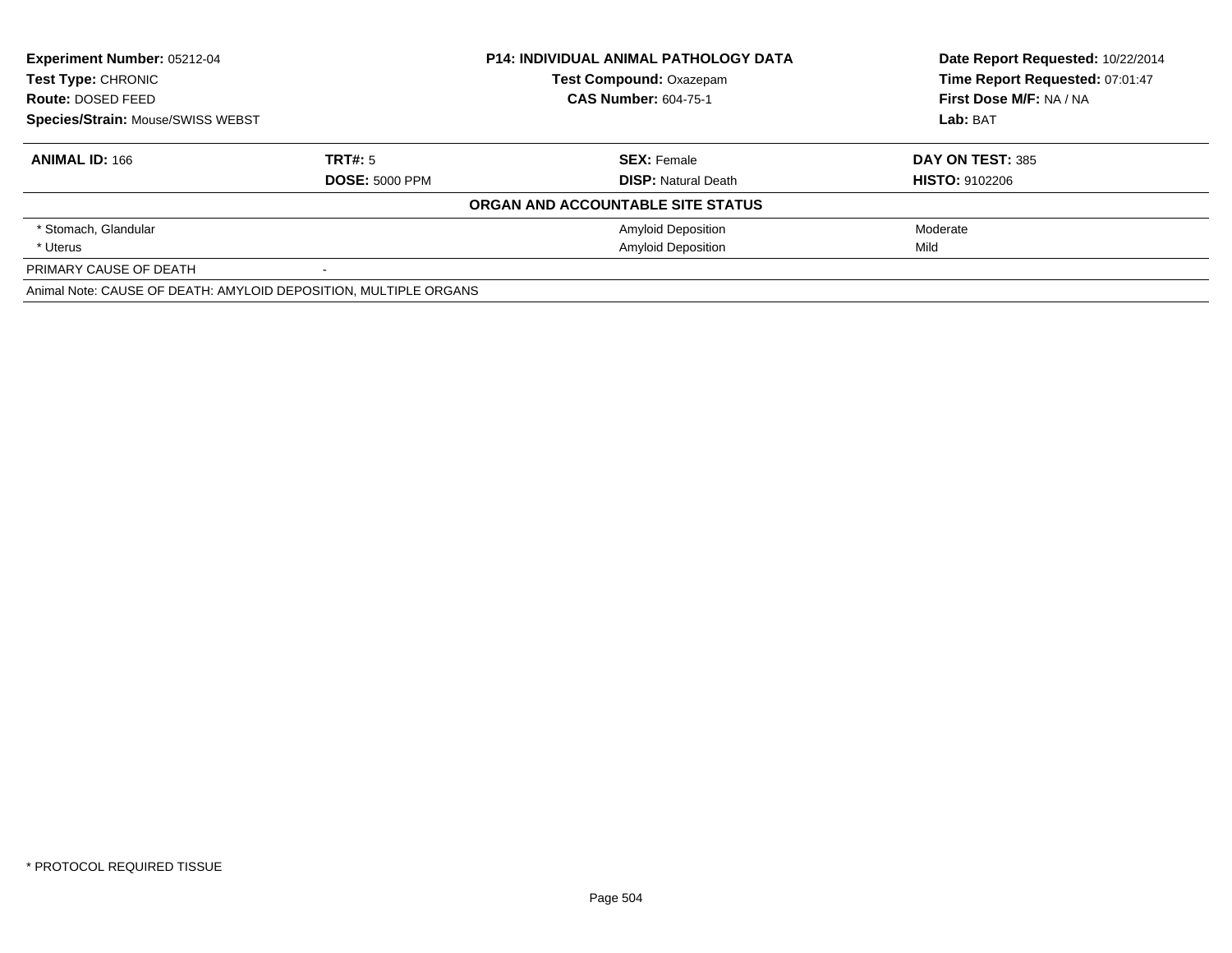**Experiment Number:** 05212-04
**Test Type:** CHRONIC
**Route:** DOSED FEED
**Species/Strain:** Mouse/SWISS WEBST

**P14: INDIVIDUAL ANIMAL PATHOLOGY DATA**
**Test Compound:** Oxazepam
**CAS Number:** 604-75-1

**Date Report Requested:** 10/22/2014
**Time Report Requested:** 07:01:47
**First Dose M/F:** NA / NA
**Lab:** BAT

| **ANIMAL ID:** 166 | **TRT#:** 5 | **SEX:** Female | **DAY ON TEST:** 385 |
|---|---|---|---|
| | **DOSE:** 5000 PPM | **DISP:** Natural Death | **HISTO:** 9102206 |

**ORGAN AND ACCOUNTABLE SITE STATUS**

| | | | |
|---|---|---|---|
| * Stomach, Glandular | | Amyloid Deposition | Moderate |
| * Uterus | | Amyloid Deposition | Mild |
| PRIMARY CAUSE OF DEATH | - | | |

Animal Note: CAUSE OF DEATH: AMYLOID DEPOSITION, MULTIPLE ORGANS

* PROTOCOL REQUIRED TISSUE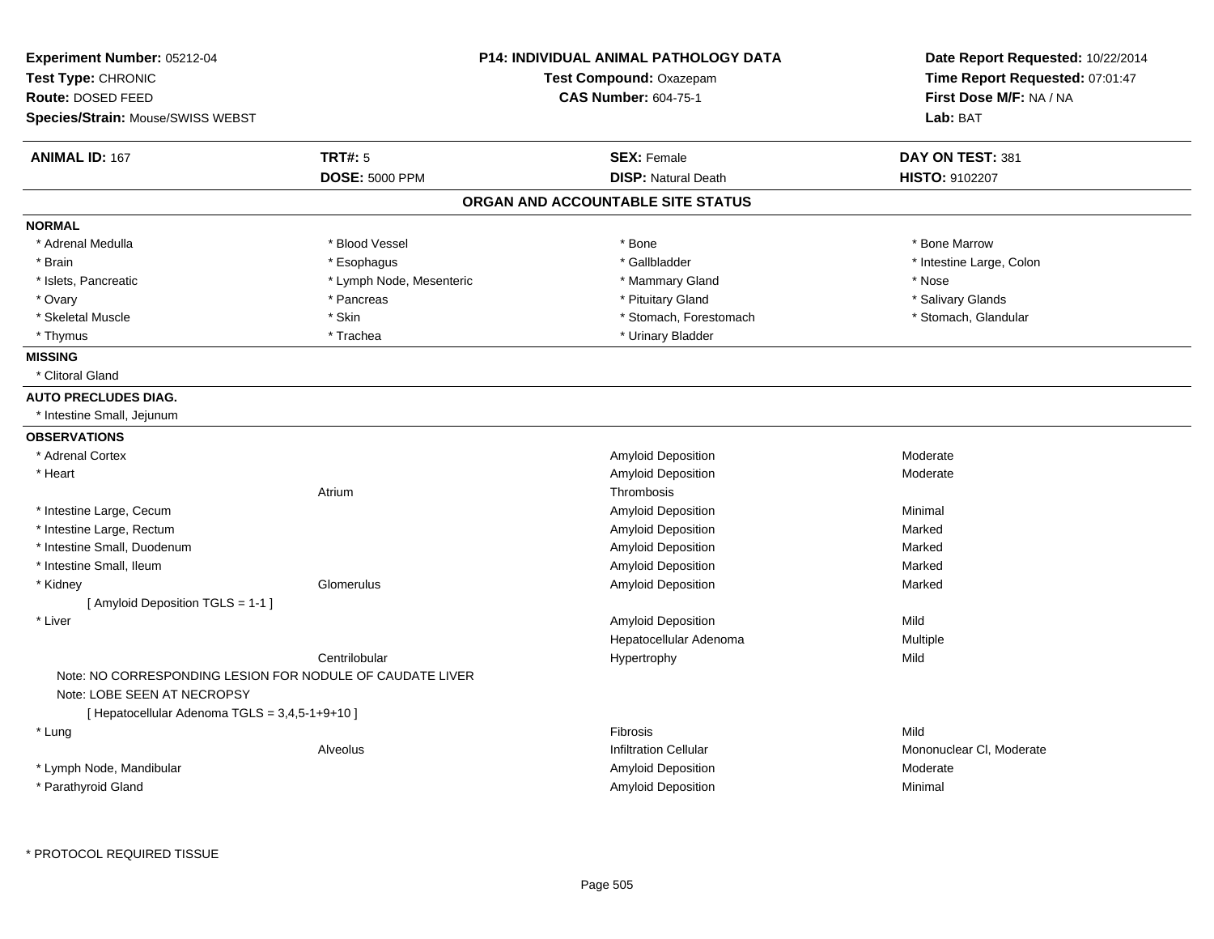**Experiment Number:** 05212-04
**Test Type:** CHRONIC
**Route:** DOSED FEED
**Species/Strain:** Mouse/SWISS WEBST

**P14: INDIVIDUAL ANIMAL PATHOLOGY DATA**
**Test Compound:** Oxazepam
**CAS Number:** 604-75-1

**Date Report Requested:** 10/22/2014
**Time Report Requested:** 07:01:47
**First Dose M/F:** NA / NA
**Lab:** BAT

| **ANIMAL ID:** 167 | **TRT#:** 5 | **SEX:** Female | **DAY ON TEST:** 381 |
|---|---|---|---|
| | **DOSE:** 5000 PPM | **DISP:** Natural Death | **HISTO:** 9102207 |

## ORGAN AND ACCOUNTABLE SITE STATUS

**NORMAL**

| | | | |
|---|---|---|---|
| * Adrenal Medulla | * Blood Vessel | * Bone | * Bone Marrow |
| * Brain | * Esophagus | * Gallbladder | * Intestine Large, Colon |
| * Islets, Pancreatic | * Lymph Node, Mesenteric | * Mammary Gland | * Nose |
| * Ovary | * Pancreas | * Pituitary Gland | * Salivary Glands |
| * Skeletal Muscle | * Skin | * Stomach, Forestomach | * Stomach, Glandular |
| * Thymus | * Trachea | * Urinary Bladder | |

**MISSING**

* Clitoral Gland

**AUTO PRECLUDES DIAG.**

* Intestine Small, Jejunum

**OBSERVATIONS**

| Organ | Site | Observation | Severity |
|---|---|---|---|
| * Adrenal Cortex | | Amyloid Deposition | Moderate |
| * Heart | | Amyloid Deposition | Moderate |
| | Atrium | Thrombosis | |
| * Intestine Large, Cecum | | Amyloid Deposition | Minimal |
| * Intestine Large, Rectum | | Amyloid Deposition | Marked |
| * Intestine Small, Duodenum | | Amyloid Deposition | Marked |
| * Intestine Small, Ileum | | Amyloid Deposition | Marked |
| * Kidney | Glomerulus | Amyloid Deposition | Marked |
| [ Amyloid Deposition TGLS = 1-1 ] | | | |
| * Liver | | Amyloid Deposition | Mild |
| | | Hepatocellular Adenoma | Multiple |
| | Centrilobular | Hypertrophy | Mild |
| Note: NO CORRESPONDING LESION FOR NODULE OF CAUDATE LIVER | | | |
| Note: LOBE SEEN AT NECROPSY | | | |
| [ Hepatocellular Adenoma TGLS = 3,4,5-1+9+10 ] | | | |
| * Lung | | Fibrosis | Mild |
| | Alveolus | Infiltration Cellular | Mononuclear Cl, Moderate |
| * Lymph Node, Mandibular | | Amyloid Deposition | Moderate |
| * Parathyroid Gland | | Amyloid Deposition | Minimal |

* PROTOCOL REQUIRED TISSUE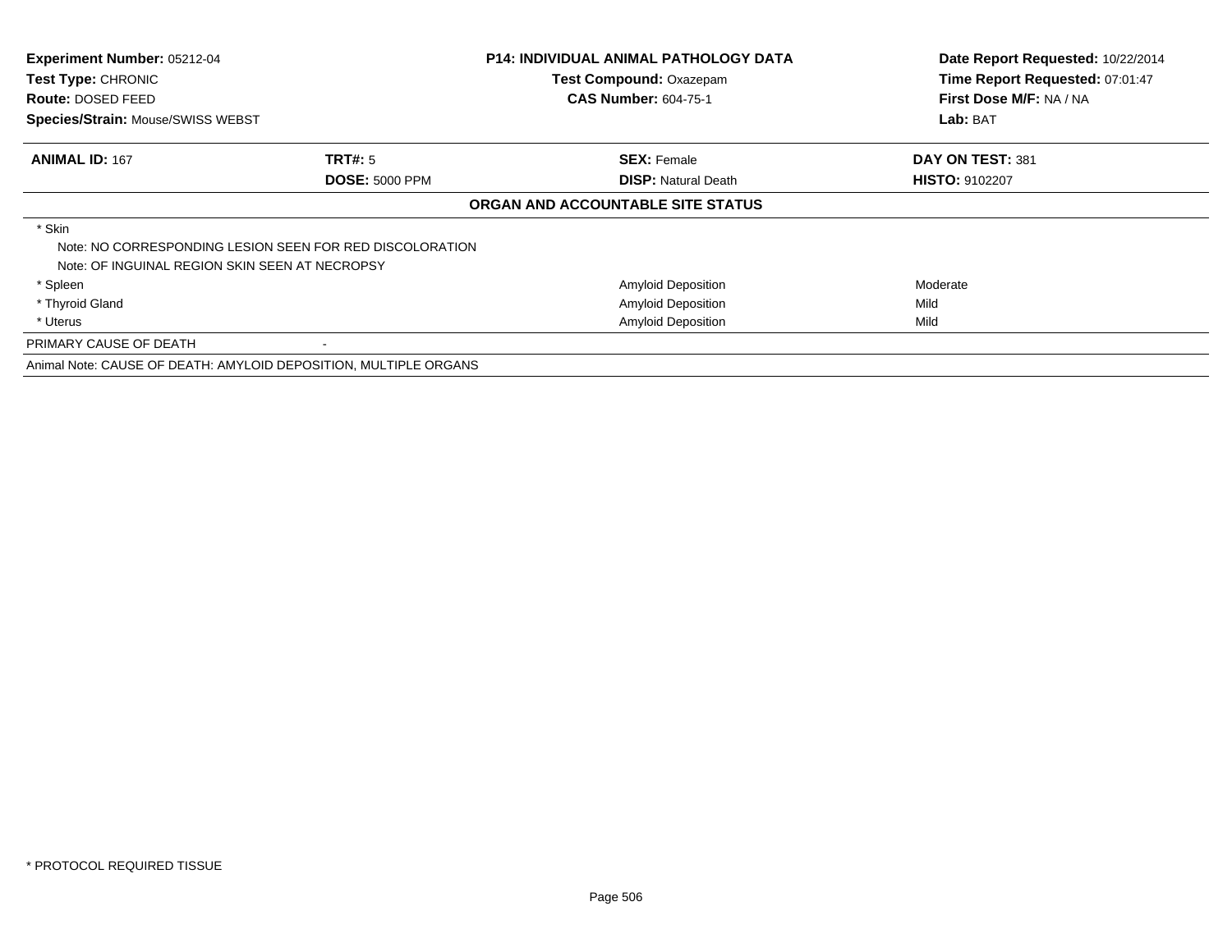**Experiment Number:** 05212-04
**Test Type:** CHRONIC
**Route:** DOSED FEED
**Species/Strain:** Mouse/SWISS WEBST

**P14: INDIVIDUAL ANIMAL PATHOLOGY DATA**
**Test Compound:** Oxazepam
**CAS Number:** 604-75-1

**Date Report Requested:** 10/22/2014
**Time Report Requested:** 07:01:47
**First Dose M/F:** NA / NA
**Lab:** BAT

| **ANIMAL ID:** 167 | **TRT#:** 5 | **SEX:** Female | **DAY ON TEST:** 381 |
|---|---|---|---|
| | **DOSE:** 5000 PPM | **DISP:** Natural Death | **HISTO:** 9102207 |

**ORGAN AND ACCOUNTABLE SITE STATUS**

| | | |
|---|---|---|
| * Skin | | |
| Note: NO CORRESPONDING LESION SEEN FOR RED DISCOLORATION | | |
| Note: OF INGUINAL REGION SKIN SEEN AT NECROPSY | | |
| * Spleen | Amyloid Deposition | Moderate |
| * Thyroid Gland | Amyloid Deposition | Mild |
| * Uterus | Amyloid Deposition | Mild |

PRIMARY CAUSE OF DEATH -

Animal Note: CAUSE OF DEATH: AMYLOID DEPOSITION, MULTIPLE ORGANS

* PROTOCOL REQUIRED TISSUE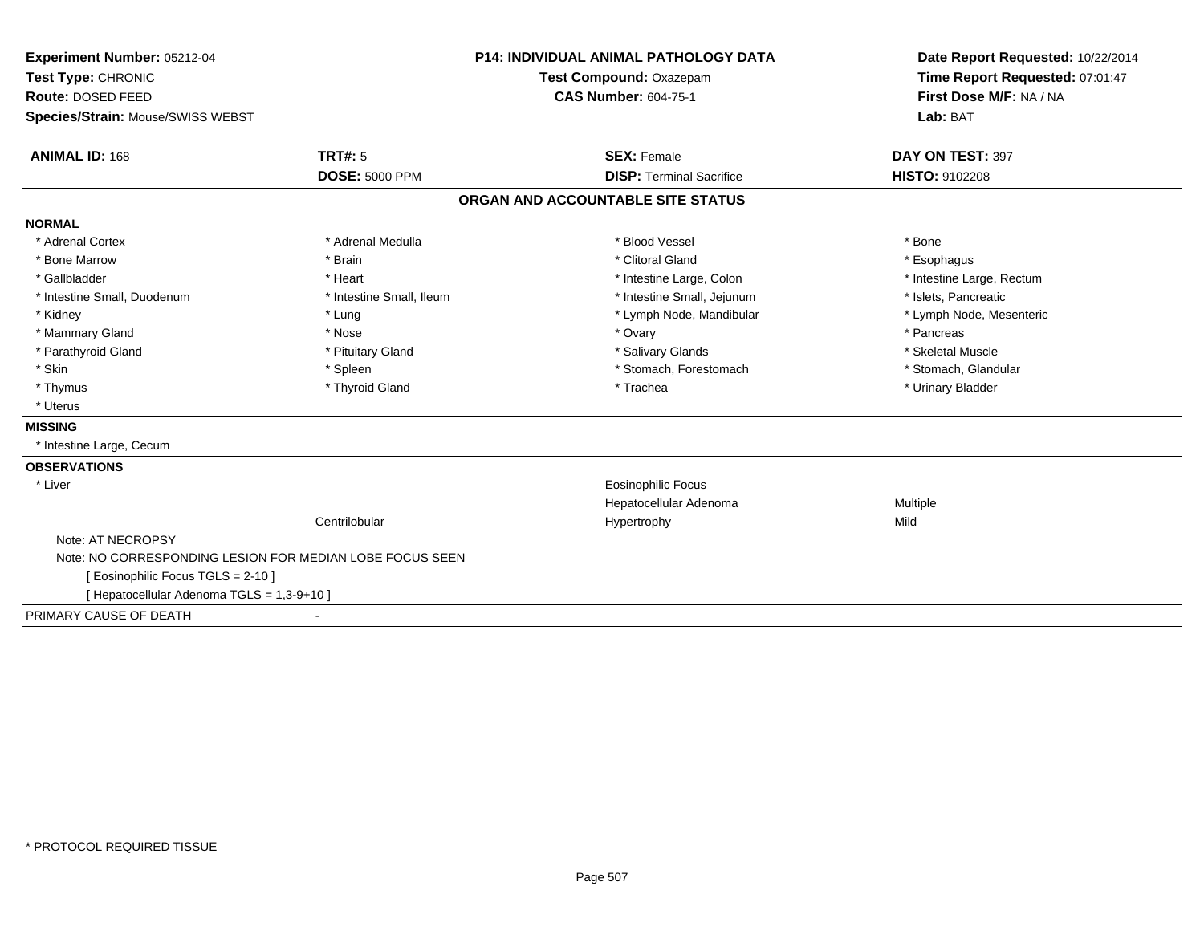**Experiment Number:** 05212-04
**Test Type:** CHRONIC
**Route:** DOSED FEED
**Species/Strain:** Mouse/SWISS WEBST

**P14: INDIVIDUAL ANIMAL PATHOLOGY DATA**
**Test Compound:** Oxazepam
**CAS Number:** 604-75-1

**Date Report Requested:** 10/22/2014
**Time Report Requested:** 07:01:47
**First Dose M/F:** NA / NA
**Lab:** BAT

| **ANIMAL ID:** 168 | **TRT#:** 5 | **SEX:** Female | **DAY ON TEST:** 397 |
|---|---|---|---|
| | **DOSE:** 5000 PPM | **DISP:** Terminal Sacrifice | **HISTO:** 9102208 |

## ORGAN AND ACCOUNTABLE SITE STATUS

**NORMAL**

| | | | |
|---|---|---|---|
| * Adrenal Cortex | * Adrenal Medulla | * Blood Vessel | * Bone |
| * Bone Marrow | * Brain | * Clitoral Gland | * Esophagus |
| * Gallbladder | * Heart | * Intestine Large, Colon | * Intestine Large, Rectum |
| * Intestine Small, Duodenum | * Intestine Small, Ileum | * Intestine Small, Jejunum | * Islets, Pancreatic |
| * Kidney | * Lung | * Lymph Node, Mandibular | * Lymph Node, Mesenteric |
| * Mammary Gland | * Nose | * Ovary | * Pancreas |
| * Parathyroid Gland | * Pituitary Gland | * Salivary Glands | * Skeletal Muscle |
| * Skin | * Spleen | * Stomach, Forestomach | * Stomach, Glandular |
| * Thymus | * Thyroid Gland | * Trachea | * Urinary Bladder |
| * Uterus | | | |

**MISSING**

* Intestine Large, Cecum

**OBSERVATIONS**

| | | | |
|---|---|---|---|
| * Liver | | Eosinophilic Focus | |
| | | Hepatocellular Adenoma | Multiple |
| | Centrilobular | Hypertrophy | Mild |

Note: AT NECROPSY
Note: NO CORRESPONDING LESION FOR MEDIAN LOBE FOCUS SEEN
[ Eosinophilic Focus TGLS = 2-10 ]
[ Hepatocellular Adenoma TGLS = 1,3-9+10 ]

PRIMARY CAUSE OF DEATH -

* PROTOCOL REQUIRED TISSUE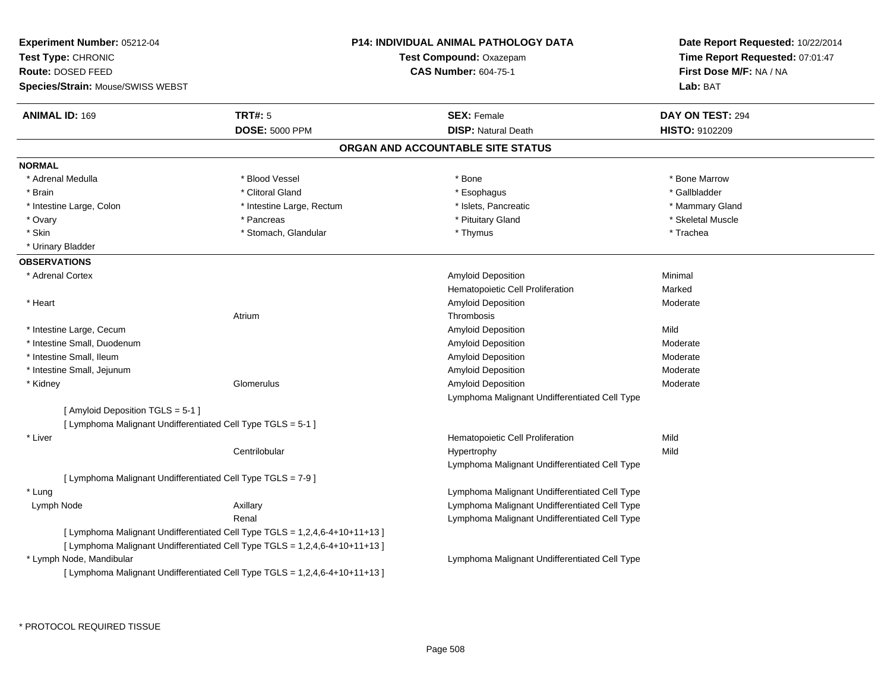**Experiment Number:** 05212-04
**Test Type:** CHRONIC
**Route:** DOSED FEED
**Species/Strain:** Mouse/SWISS WEBST

**P14: INDIVIDUAL ANIMAL PATHOLOGY DATA**
**Test Compound:** Oxazepam
**CAS Number:** 604-75-1

**Date Report Requested:** 10/22/2014
**Time Report Requested:** 07:01:47
**First Dose M/F:** NA / NA
**Lab:** BAT

| **ANIMAL ID:** 169 | **TRT#:** 5 | **SEX:** Female | **DAY ON TEST:** 294 |
|---|---|---|---|
| | **DOSE:** 5000 PPM | **DISP:** Natural Death | **HISTO:** 9102209 |

## ORGAN AND ACCOUNTABLE SITE STATUS

**NORMAL**

| | | | |
|---|---|---|---|
| * Adrenal Medulla | * Blood Vessel | * Bone | * Bone Marrow |
| * Brain | * Clitoral Gland | * Esophagus | * Gallbladder |
| * Intestine Large, Colon | * Intestine Large, Rectum | * Islets, Pancreatic | * Mammary Gland |
| * Ovary | * Pancreas | * Pituitary Gland | * Skeletal Muscle |
| * Skin | * Stomach, Glandular | * Thymus | * Trachea |
| * Urinary Bladder | | | |

**OBSERVATIONS**

| Organ | Site | Observation | Severity |
|---|---|---|---|
| * Adrenal Cortex | | Amyloid Deposition | Minimal |
| | | Hematopoietic Cell Proliferation | Marked |
| * Heart | | Amyloid Deposition | Moderate |
| | Atrium | Thrombosis | |
| * Intestine Large, Cecum | | Amyloid Deposition | Mild |
| * Intestine Small, Duodenum | | Amyloid Deposition | Moderate |
| * Intestine Small, Ileum | | Amyloid Deposition | Moderate |
| * Intestine Small, Jejunum | | Amyloid Deposition | Moderate |
| * Kidney | Glomerulus | Amyloid Deposition | Moderate |
| | | Lymphoma Malignant Undifferentiated Cell Type | |
| [ Amyloid Deposition TGLS = 5-1 ] | | | |
| [ Lymphoma Malignant Undifferentiated Cell Type TGLS = 5-1 ] | | | |
| * Liver | | Hematopoietic Cell Proliferation | Mild |
| | Centrilobular | Hypertrophy | Mild |
| | | Lymphoma Malignant Undifferentiated Cell Type | |
| [ Lymphoma Malignant Undifferentiated Cell Type TGLS = 7-9 ] | | | |
| * Lung | | Lymphoma Malignant Undifferentiated Cell Type | |
| Lymph Node | Axillary | Lymphoma Malignant Undifferentiated Cell Type | |
| | Renal | Lymphoma Malignant Undifferentiated Cell Type | |
| [ Lymphoma Malignant Undifferentiated Cell Type TGLS = 1,2,4,6-4+10+11+13 ] | | | |
| [ Lymphoma Malignant Undifferentiated Cell Type TGLS = 1,2,4,6-4+10+11+13 ] | | | |
| * Lymph Node, Mandibular | | Lymphoma Malignant Undifferentiated Cell Type | |
| [ Lymphoma Malignant Undifferentiated Cell Type TGLS = 1,2,4,6-4+10+11+13 ] | | | |

* PROTOCOL REQUIRED TISSUE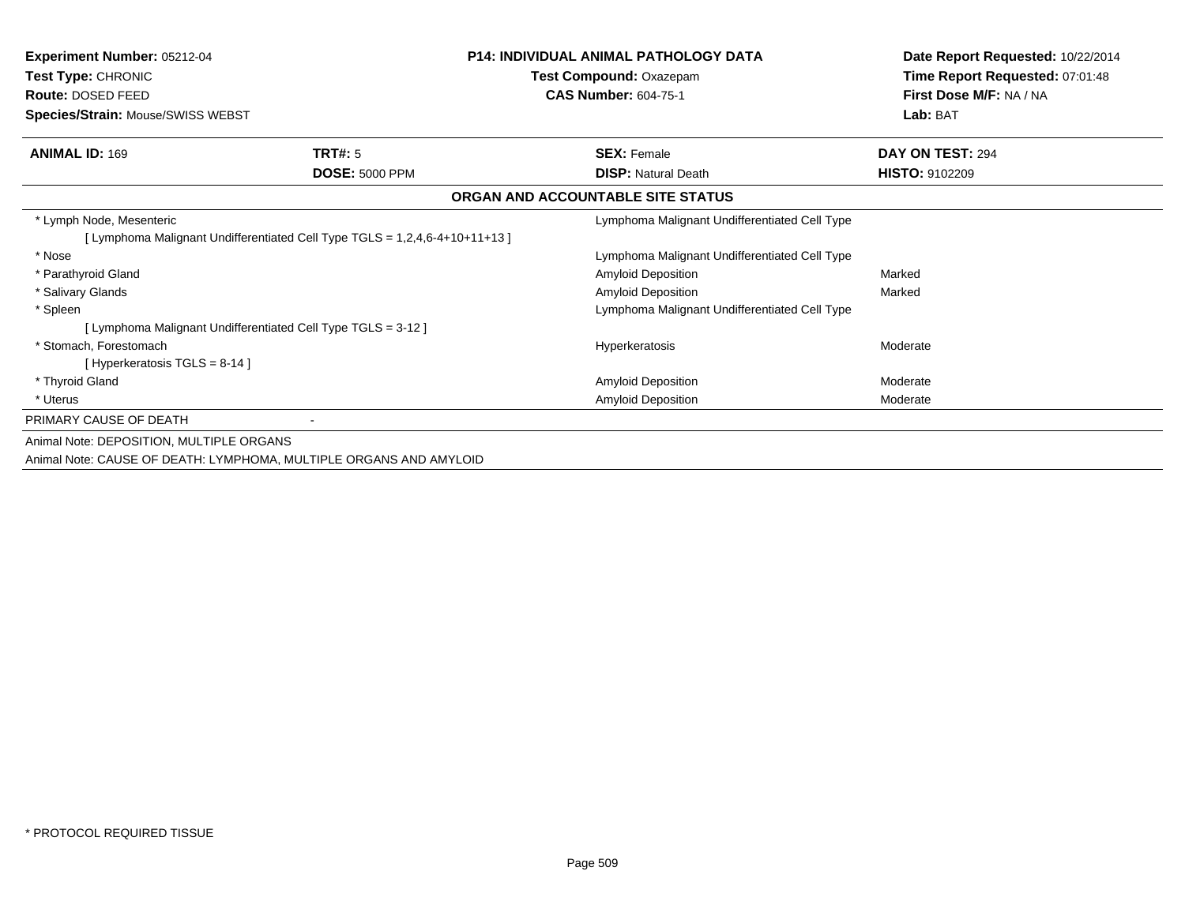**Experiment Number:** 05212-04
**Test Type:** CHRONIC
**Route:** DOSED FEED
**Species/Strain:** Mouse/SWISS WEBST

**P14: INDIVIDUAL ANIMAL PATHOLOGY DATA**
**Test Compound:** Oxazepam
**CAS Number:** 604-75-1

**Date Report Requested:** 10/22/2014
**Time Report Requested:** 07:01:48
**First Dose M/F:** NA / NA
**Lab:** BAT

| **ANIMAL ID:** 169 | **TRT#:** 5 | **SEX:** Female | **DAY ON TEST:** 294 |
|---|---|---|---|
| | **DOSE:** 5000 PPM | **DISP:** Natural Death | **HISTO:** 9102209 |

**ORGAN AND ACCOUNTABLE SITE STATUS**

| Organ | Finding | Severity |
|---|---|---|
| * Lymph Node, Mesenteric | Lymphoma Malignant Undifferentiated Cell Type | |
| [ Lymphoma Malignant Undifferentiated Cell Type TGLS = 1,2,4,6-4+10+11+13 ] | | |
| * Nose | Lymphoma Malignant Undifferentiated Cell Type | |
| * Parathyroid Gland | Amyloid Deposition | Marked |
| * Salivary Glands | Amyloid Deposition | Marked |
| * Spleen | Lymphoma Malignant Undifferentiated Cell Type | |
| [ Lymphoma Malignant Undifferentiated Cell Type TGLS = 3-12 ] | | |
| * Stomach, Forestomach | Hyperkeratosis | Moderate |
| [ Hyperkeratosis TGLS = 8-14 ] | | |
| * Thyroid Gland | Amyloid Deposition | Moderate |
| * Uterus | Amyloid Deposition | Moderate |

PRIMARY CAUSE OF DEATH -

Animal Note: DEPOSITION, MULTIPLE ORGANS

Animal Note: CAUSE OF DEATH: LYMPHOMA, MULTIPLE ORGANS AND AMYLOID

* PROTOCOL REQUIRED TISSUE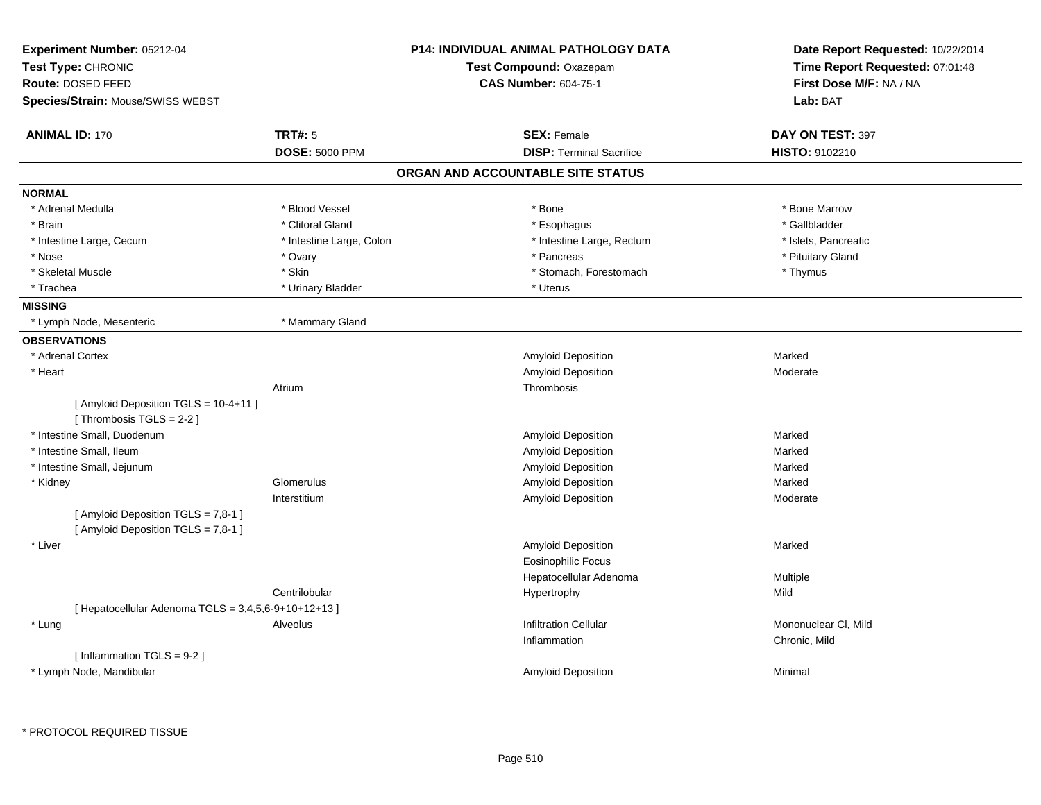**Experiment Number:** 05212-04
**Test Type:** CHRONIC
**Route:** DOSED FEED
**Species/Strain:** Mouse/SWISS WEBST

**P14: INDIVIDUAL ANIMAL PATHOLOGY DATA**
**Test Compound:** Oxazepam
**CAS Number:** 604-75-1

**Date Report Requested:** 10/22/2014
**Time Report Requested:** 07:01:48
**First Dose M/F:** NA / NA
**Lab:** BAT

| **ANIMAL ID:** 170 | **TRT#:** 5 | **SEX:** Female | **DAY ON TEST:** 397 |
|---|---|---|---|
| | **DOSE:** 5000 PPM | **DISP:** Terminal Sacrifice | **HISTO:** 9102210 |

## ORGAN AND ACCOUNTABLE SITE STATUS

**NORMAL**

| | | | |
|---|---|---|---|
| * Adrenal Medulla | * Blood Vessel | * Bone | * Bone Marrow |
| * Brain | * Clitoral Gland | * Esophagus | * Gallbladder |
| * Intestine Large, Cecum | * Intestine Large, Colon | * Intestine Large, Rectum | * Islets, Pancreatic |
| * Nose | * Ovary | * Pancreas | * Pituitary Gland |
| * Skeletal Muscle | * Skin | * Stomach, Forestomach | * Thymus |
| * Trachea | * Urinary Bladder | * Uterus | |

**MISSING**

| | |
|---|---|
| * Lymph Node, Mesenteric | * Mammary Gland |

**OBSERVATIONS**

| | | | |
|---|---|---|---|
| * Adrenal Cortex | | Amyloid Deposition | Marked |
| * Heart | | Amyloid Deposition | Moderate |
| | Atrium | Thrombosis | |
| [ Amyloid Deposition TGLS = 10-4+11 ] | | | |
| [ Thrombosis TGLS = 2-2 ] | | | |
| * Intestine Small, Duodenum | | Amyloid Deposition | Marked |
| * Intestine Small, Ileum | | Amyloid Deposition | Marked |
| * Intestine Small, Jejunum | | Amyloid Deposition | Marked |
| * Kidney | Glomerulus | Amyloid Deposition | Marked |
| | Interstitium | Amyloid Deposition | Moderate |
| [ Amyloid Deposition TGLS = 7,8-1 ] | | | |
| [ Amyloid Deposition TGLS = 7,8-1 ] | | | |
| * Liver | | Amyloid Deposition | Marked |
| | | Eosinophilic Focus | |
| | | Hepatocellular Adenoma | Multiple |
| | Centrilobular | Hypertrophy | Mild |
| [ Hepatocellular Adenoma TGLS = 3,4,5,6-9+10+12+13 ] | | | |
| * Lung | Alveolus | Infiltration Cellular | Mononuclear Cl, Mild |
| | | Inflammation | Chronic, Mild |
| [ Inflammation TGLS = 9-2 ] | | | |
| * Lymph Node, Mandibular | | Amyloid Deposition | Minimal |

* PROTOCOL REQUIRED TISSUE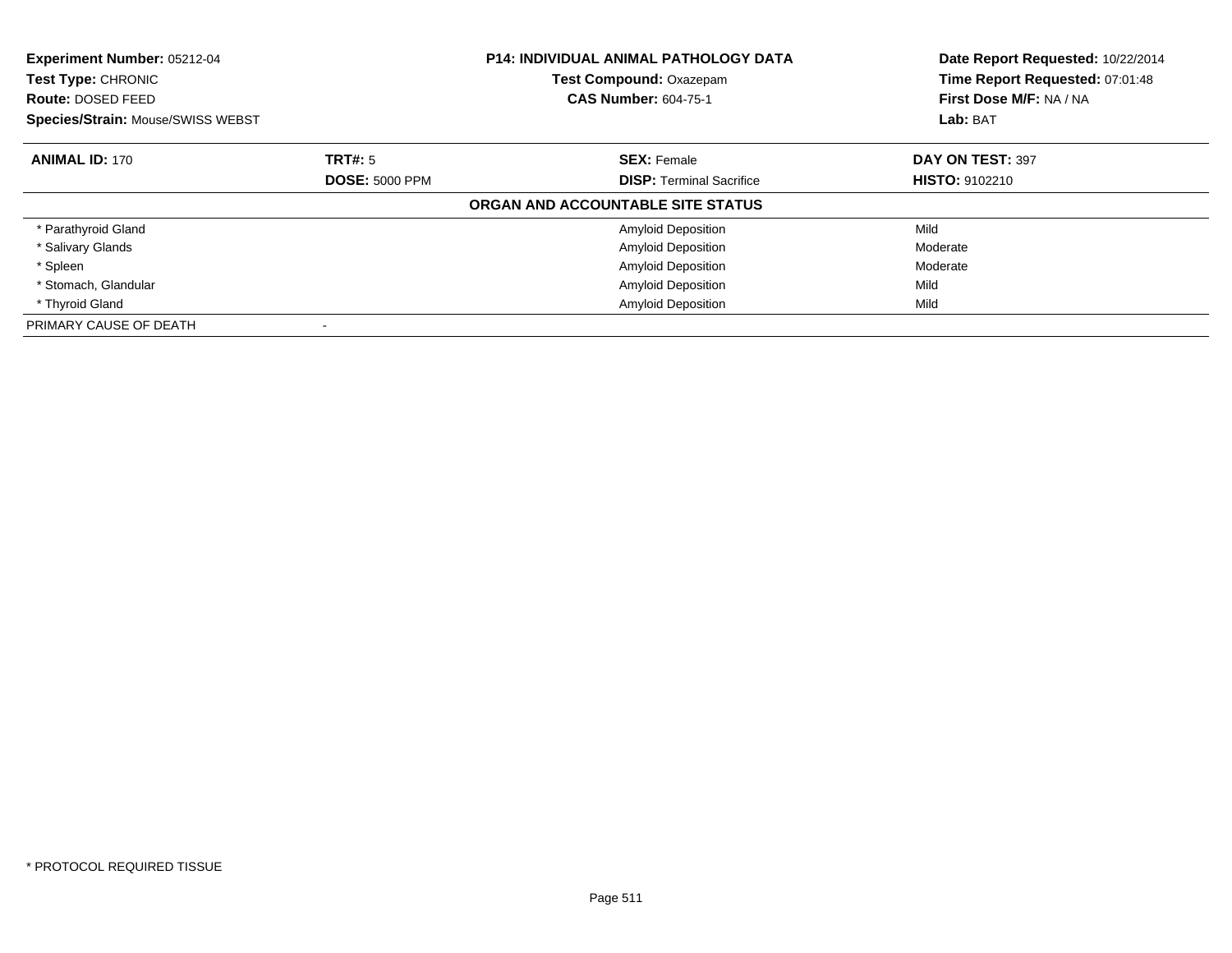**Experiment Number:** 05212-04
**Test Type:** CHRONIC
**Route:** DOSED FEED
**Species/Strain:** Mouse/SWISS WEBST

**P14: INDIVIDUAL ANIMAL PATHOLOGY DATA**
**Test Compound:** Oxazepam
**CAS Number:** 604-75-1

**Date Report Requested:** 10/22/2014
**Time Report Requested:** 07:01:48
**First Dose M/F:** NA / NA
**Lab:** BAT

| **ANIMAL ID:** 170 | **TRT#:** 5 | **SEX:** Female | **DAY ON TEST:** 397 |
|---|---|---|---|
| | **DOSE:** 5000 PPM | **DISP:** Terminal Sacrifice | **HISTO:** 9102210 |

**ORGAN AND ACCOUNTABLE SITE STATUS**

| Organ | | Finding | Severity |
|---|---|---|---|
| * Parathyroid Gland | | Amyloid Deposition | Mild |
| * Salivary Glands | | Amyloid Deposition | Moderate |
| * Spleen | | Amyloid Deposition | Moderate |
| * Stomach, Glandular | | Amyloid Deposition | Mild |
| * Thyroid Gland | | Amyloid Deposition | Mild |
| PRIMARY CAUSE OF DEATH | - | | |

* PROTOCOL REQUIRED TISSUE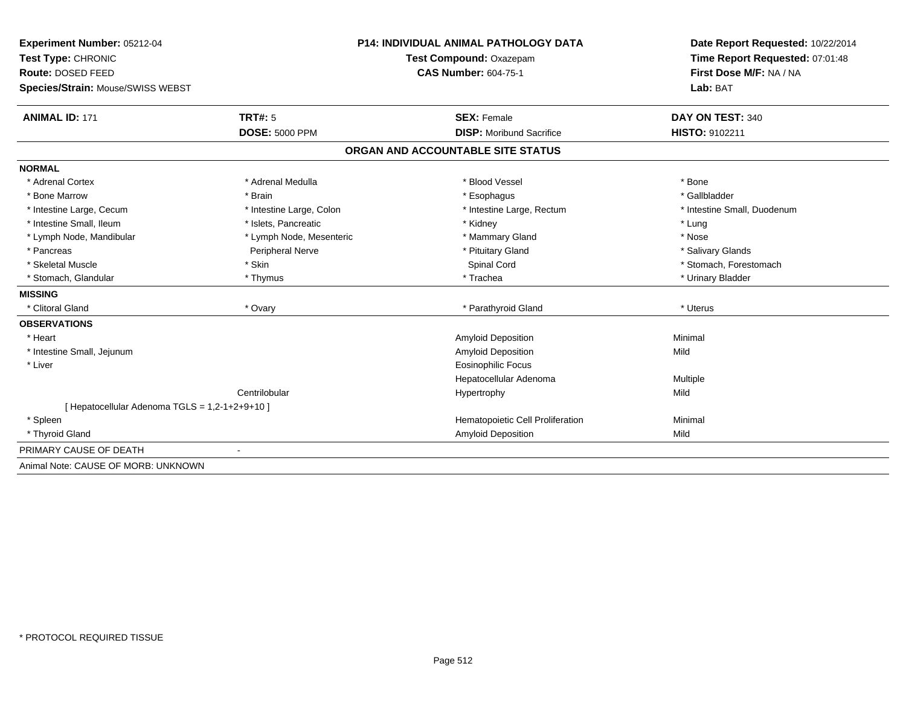**Experiment Number:** 05212-04
**Test Type:** CHRONIC
**Route:** DOSED FEED
**Species/Strain:** Mouse/SWISS WEBST

**P14: INDIVIDUAL ANIMAL PATHOLOGY DATA**
**Test Compound:** Oxazepam
**CAS Number:** 604-75-1

**Date Report Requested:** 10/22/2014
**Time Report Requested:** 07:01:48
**First Dose M/F:** NA / NA
**Lab:** BAT

| **ANIMAL ID:** 171 | **TRT#:** 5 | **SEX:** Female | **DAY ON TEST:** 340 |
|---|---|---|---|
| | **DOSE:** 5000 PPM | **DISP:** Moribund Sacrifice | **HISTO:** 9102211 |

## ORGAN AND ACCOUNTABLE SITE STATUS

**NORMAL**

| | | | |
|---|---|---|---|
| * Adrenal Cortex | * Adrenal Medulla | * Blood Vessel | * Bone |
| * Bone Marrow | * Brain | * Esophagus | * Gallbladder |
| * Intestine Large, Cecum | * Intestine Large, Colon | * Intestine Large, Rectum | * Intestine Small, Duodenum |
| * Intestine Small, Ileum | * Islets, Pancreatic | * Kidney | * Lung |
| * Lymph Node, Mandibular | * Lymph Node, Mesenteric | * Mammary Gland | * Nose |
| * Pancreas | Peripheral Nerve | * Pituitary Gland | * Salivary Glands |
| * Skeletal Muscle | * Skin | Spinal Cord | * Stomach, Forestomach |
| * Stomach, Glandular | * Thymus | * Trachea | * Urinary Bladder |

**MISSING**

| | | | |
|---|---|---|---|
| * Clitoral Gland | * Ovary | * Parathyroid Gland | * Uterus |

**OBSERVATIONS**

| | | | |
|---|---|---|---|
| * Heart | | Amyloid Deposition | Minimal |
| * Intestine Small, Jejunum | | Amyloid Deposition | Mild |
| * Liver | | Eosinophilic Focus | |
| | | Hepatocellular Adenoma | Multiple |
| | Centrilobular | Hypertrophy | Mild |
| [ Hepatocellular Adenoma TGLS = 1,2-1+2+9+10 ] | | | |
| * Spleen | | Hematopoietic Cell Proliferation | Minimal |
| * Thyroid Gland | | Amyloid Deposition | Mild |

PRIMARY CAUSE OF DEATH -

Animal Note: CAUSE OF MORB: UNKNOWN

\* PROTOCOL REQUIRED TISSUE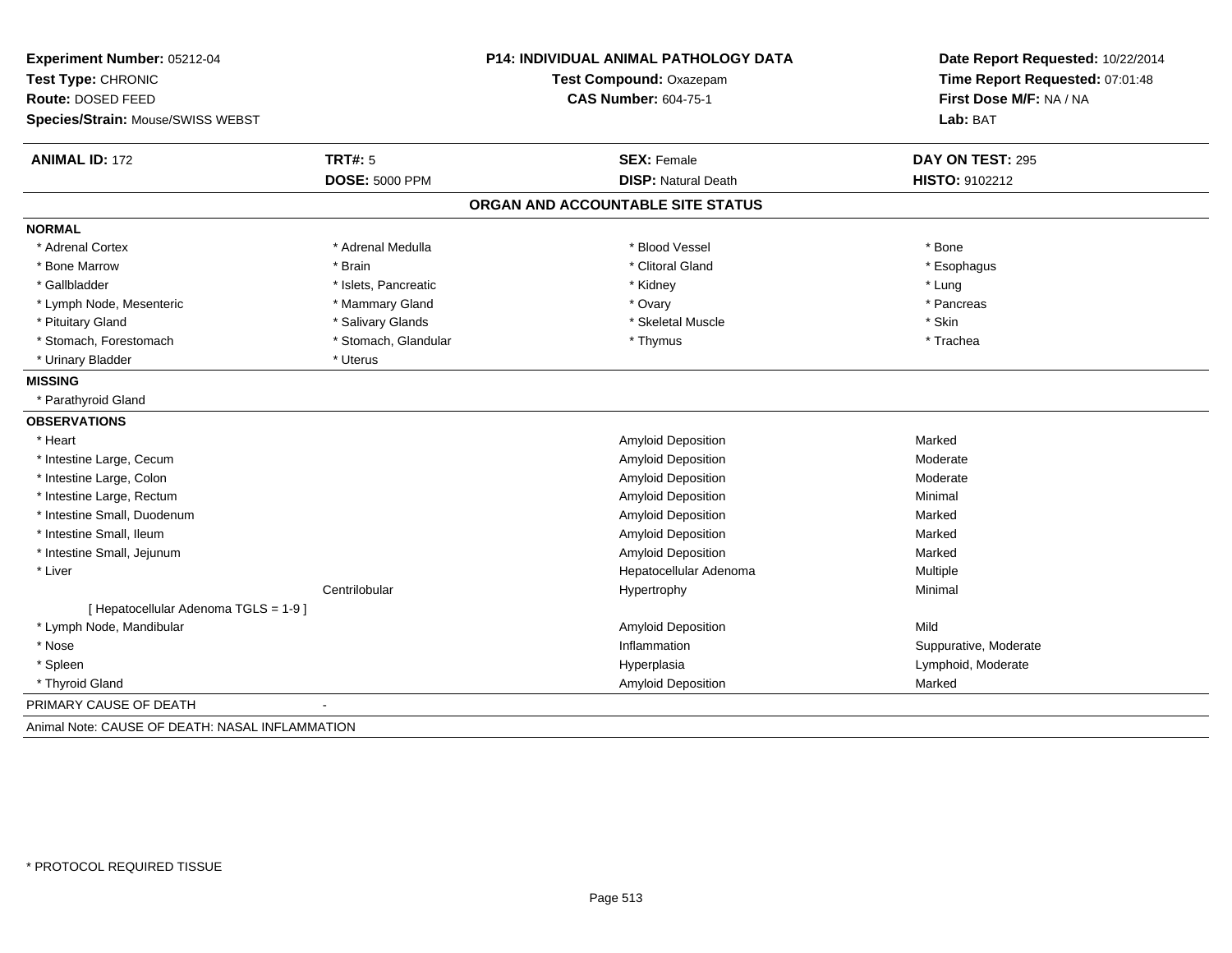**Experiment Number:** 05212-04
**Test Type:** CHRONIC
**Route:** DOSED FEED
**Species/Strain:** Mouse/SWISS WEBST

**P14: INDIVIDUAL ANIMAL PATHOLOGY DATA**
**Test Compound:** Oxazepam
**CAS Number:** 604-75-1

**Date Report Requested:** 10/22/2014
**Time Report Requested:** 07:01:48
**First Dose M/F:** NA / NA
**Lab:** BAT

| **ANIMAL ID:** 172 | **TRT#:** 5 | **SEX:** Female | **DAY ON TEST:** 295 |
|---|---|---|---|
| | **DOSE:** 5000 PPM | **DISP:** Natural Death | **HISTO:** 9102212 |

## ORGAN AND ACCOUNTABLE SITE STATUS

**NORMAL**

| | | | |
|---|---|---|---|
| * Adrenal Cortex | * Adrenal Medulla | * Blood Vessel | * Bone |
| * Bone Marrow | * Brain | * Clitoral Gland | * Esophagus |
| * Gallbladder | * Islets, Pancreatic | * Kidney | * Lung |
| * Lymph Node, Mesenteric | * Mammary Gland | * Ovary | * Pancreas |
| * Pituitary Gland | * Salivary Glands | * Skeletal Muscle | * Skin |
| * Stomach, Forestomach | * Stomach, Glandular | * Thymus | * Trachea |
| * Urinary Bladder | * Uterus | | |

**MISSING**

* Parathyroid Gland

**OBSERVATIONS**

| | | | |
|---|---|---|---|
| * Heart | | Amyloid Deposition | Marked |
| * Intestine Large, Cecum | | Amyloid Deposition | Moderate |
| * Intestine Large, Colon | | Amyloid Deposition | Moderate |
| * Intestine Large, Rectum | | Amyloid Deposition | Minimal |
| * Intestine Small, Duodenum | | Amyloid Deposition | Marked |
| * Intestine Small, Ileum | | Amyloid Deposition | Marked |
| * Intestine Small, Jejunum | | Amyloid Deposition | Marked |
| * Liver | | Hepatocellular Adenoma | Multiple |
| | Centrilobular | Hypertrophy | Minimal |
| [ Hepatocellular Adenoma TGLS = 1-9 ] | | | |
| * Lymph Node, Mandibular | | Amyloid Deposition | Mild |
| * Nose | | Inflammation | Suppurative, Moderate |
| * Spleen | | Hyperplasia | Lymphoid, Moderate |
| * Thyroid Gland | | Amyloid Deposition | Marked |

PRIMARY CAUSE OF DEATH -

Animal Note: CAUSE OF DEATH: NASAL INFLAMMATION

* PROTOCOL REQUIRED TISSUE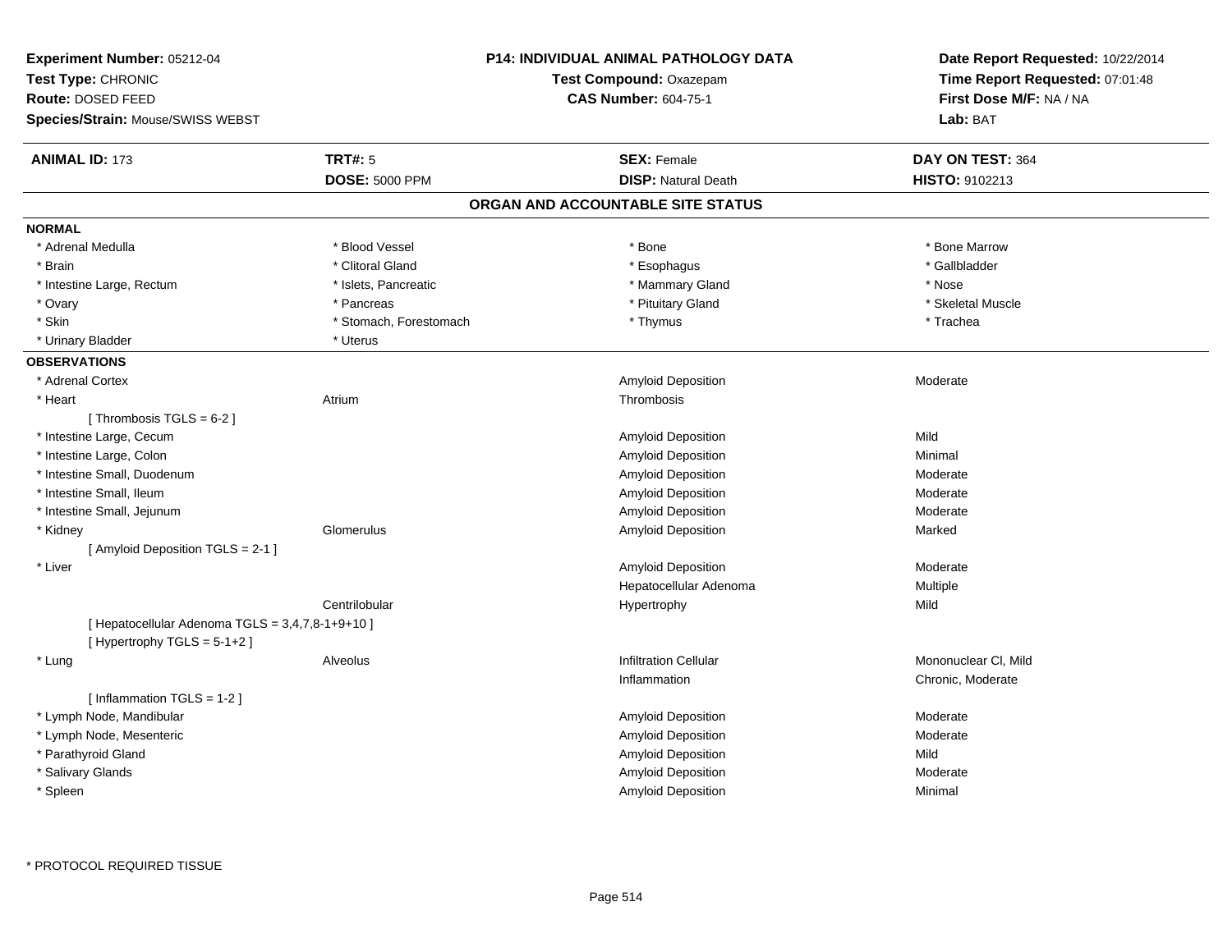**Experiment Number:** 05212-04
**Test Type:** CHRONIC
**Route:** DOSED FEED
**Species/Strain:** Mouse/SWISS WEBST

**P14: INDIVIDUAL ANIMAL PATHOLOGY DATA**
**Test Compound:** Oxazepam
**CAS Number:** 604-75-1

**Date Report Requested:** 10/22/2014
**Time Report Requested:** 07:01:48
**First Dose M/F:** NA / NA
**Lab:** BAT

| **ANIMAL ID:** 173 | **TRT#:** 5 | **SEX:** Female | **DAY ON TEST:** 364 |
|---|---|---|---|
| | **DOSE:** 5000 PPM | **DISP:** Natural Death | **HISTO:** 9102213 |

## ORGAN AND ACCOUNTABLE SITE STATUS

**NORMAL**

| | | | |
|---|---|---|---|
| * Adrenal Medulla | * Blood Vessel | * Bone | * Bone Marrow |
| * Brain | * Clitoral Gland | * Esophagus | * Gallbladder |
| * Intestine Large, Rectum | * Islets, Pancreatic | * Mammary Gland | * Nose |
| * Ovary | * Pancreas | * Pituitary Gland | * Skeletal Muscle |
| * Skin | * Stomach, Forestomach | * Thymus | * Trachea |
| * Urinary Bladder | * Uterus | | |

**OBSERVATIONS**

| | | | |
|---|---|---|---|
| * Adrenal Cortex | | Amyloid Deposition | Moderate |
| * Heart | Atrium | Thrombosis | |
| [ Thrombosis TGLS = 6-2 ] | | | |
| * Intestine Large, Cecum | | Amyloid Deposition | Mild |
| * Intestine Large, Colon | | Amyloid Deposition | Minimal |
| * Intestine Small, Duodenum | | Amyloid Deposition | Moderate |
| * Intestine Small, Ileum | | Amyloid Deposition | Moderate |
| * Intestine Small, Jejunum | | Amyloid Deposition | Moderate |
| * Kidney | Glomerulus | Amyloid Deposition | Marked |
| [ Amyloid Deposition TGLS = 2-1 ] | | | |
| * Liver | | Amyloid Deposition | Moderate |
| | | Hepatocellular Adenoma | Multiple |
| | Centrilobular | Hypertrophy | Mild |
| [ Hepatocellular Adenoma TGLS = 3,4,7,8-1+9+10 ] | | | |
| [ Hypertrophy TGLS = 5-1+2 ] | | | |
| * Lung | Alveolus | Infiltration Cellular | Mononuclear Cl, Mild |
| | | Inflammation | Chronic, Moderate |
| [ Inflammation TGLS = 1-2 ] | | | |
| * Lymph Node, Mandibular | | Amyloid Deposition | Moderate |
| * Lymph Node, Mesenteric | | Amyloid Deposition | Moderate |
| * Parathyroid Gland | | Amyloid Deposition | Mild |
| * Salivary Glands | | Amyloid Deposition | Moderate |
| * Spleen | | Amyloid Deposition | Minimal |

* PROTOCOL REQUIRED TISSUE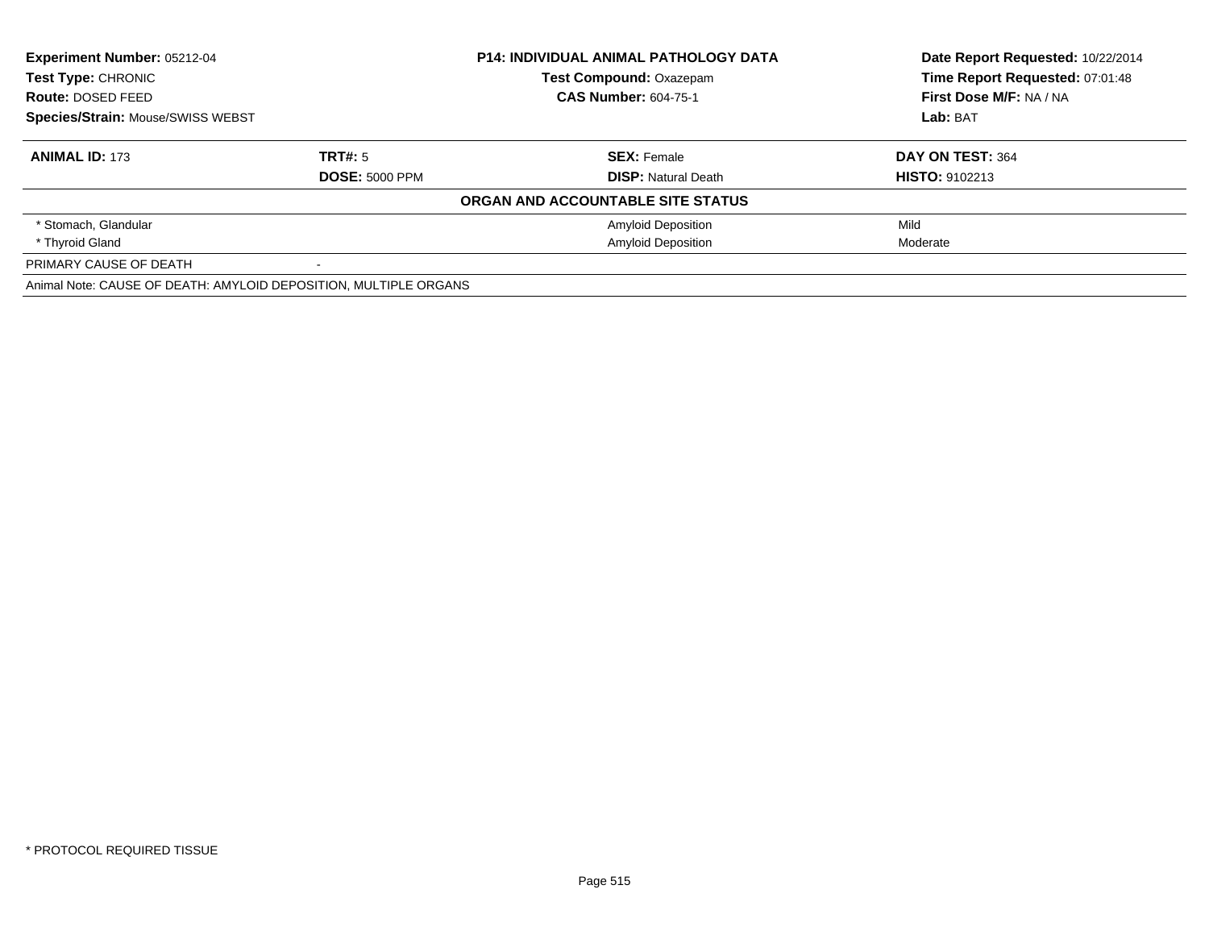**Experiment Number:** 05212-04
**Test Type:** CHRONIC
**Route:** DOSED FEED
**Species/Strain:** Mouse/SWISS WEBST

**P14: INDIVIDUAL ANIMAL PATHOLOGY DATA**
**Test Compound:** Oxazepam
**CAS Number:** 604-75-1

**Date Report Requested:** 10/22/2014
**Time Report Requested:** 07:01:48
**First Dose M/F:** NA / NA
**Lab:** BAT

| **ANIMAL ID:** 173 | **TRT#:** 5 | **SEX:** Female | **DAY ON TEST:** 364 |
|---|---|---|---|
| | **DOSE:** 5000 PPM | **DISP:** Natural Death | **HISTO:** 9102213 |

**ORGAN AND ACCOUNTABLE SITE STATUS**

| Organ | | Finding | Severity |
|---|---|---|---|
| * Stomach, Glandular | | Amyloid Deposition | Mild |
| * Thyroid Gland | | Amyloid Deposition | Moderate |
| PRIMARY CAUSE OF DEATH | - | | |

Animal Note: CAUSE OF DEATH: AMYLOID DEPOSITION, MULTIPLE ORGANS

* PROTOCOL REQUIRED TISSUE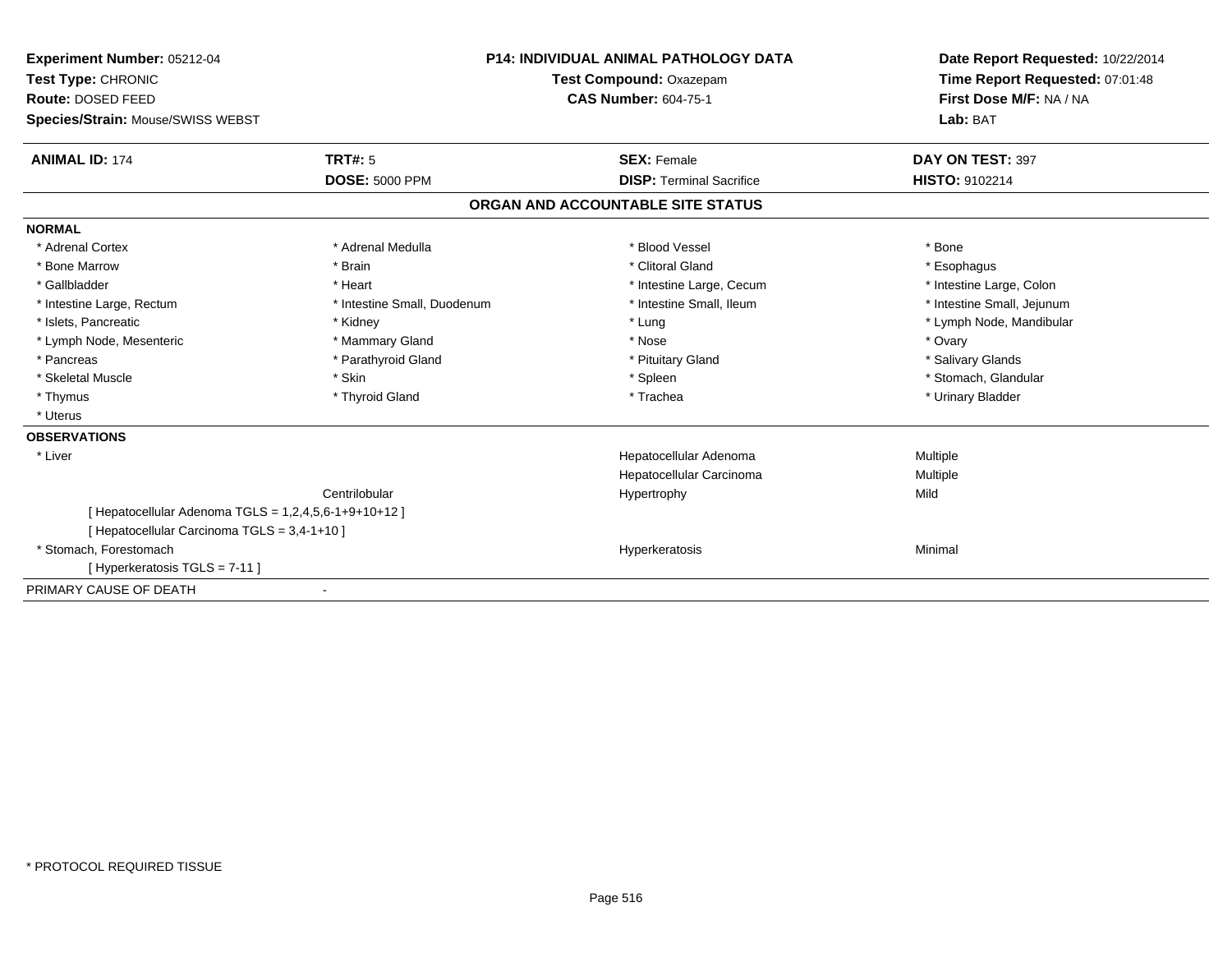**Experiment Number:** 05212-04
**Test Type:** CHRONIC
**Route:** DOSED FEED
**Species/Strain:** Mouse/SWISS WEBST

**P14: INDIVIDUAL ANIMAL PATHOLOGY DATA**
**Test Compound:** Oxazepam
**CAS Number:** 604-75-1

**Date Report Requested:** 10/22/2014
**Time Report Requested:** 07:01:48
**First Dose M/F:** NA / NA
**Lab:** BAT

| **ANIMAL ID:** 174 | **TRT#:** 5 | **SEX:** Female | **DAY ON TEST:** 397 |
|---|---|---|---|
| | **DOSE:** 5000 PPM | **DISP:** Terminal Sacrifice | **HISTO:** 9102214 |

## ORGAN AND ACCOUNTABLE SITE STATUS

**NORMAL**

| | | | |
|---|---|---|---|
| * Adrenal Cortex | * Adrenal Medulla | * Blood Vessel | * Bone |
| * Bone Marrow | * Brain | * Clitoral Gland | * Esophagus |
| * Gallbladder | * Heart | * Intestine Large, Cecum | * Intestine Large, Colon |
| * Intestine Large, Rectum | * Intestine Small, Duodenum | * Intestine Small, Ileum | * Intestine Small, Jejunum |
| * Islets, Pancreatic | * Kidney | * Lung | * Lymph Node, Mandibular |
| * Lymph Node, Mesenteric | * Mammary Gland | * Nose | * Ovary |
| * Pancreas | * Parathyroid Gland | * Pituitary Gland | * Salivary Glands |
| * Skeletal Muscle | * Skin | * Spleen | * Stomach, Glandular |
| * Thymus | * Thyroid Gland | * Trachea | * Urinary Bladder |
| * Uterus | | | |

**OBSERVATIONS**

| | | | |
|---|---|---|---|
| * Liver | | Hepatocellular Adenoma | Multiple |
| | | Hepatocellular Carcinoma | Multiple |
| | Centrilobular | Hypertrophy | Mild |
| [ Hepatocellular Adenoma TGLS = 1,2,4,5,6-1+9+10+12 ] | | | |
| [ Hepatocellular Carcinoma TGLS = 3,4-1+10 ] | | | |
| * Stomach, Forestomach | | Hyperkeratosis | Minimal |
| [ Hyperkeratosis TGLS = 7-11 ] | | | |

PRIMARY CAUSE OF DEATH -

* PROTOCOL REQUIRED TISSUE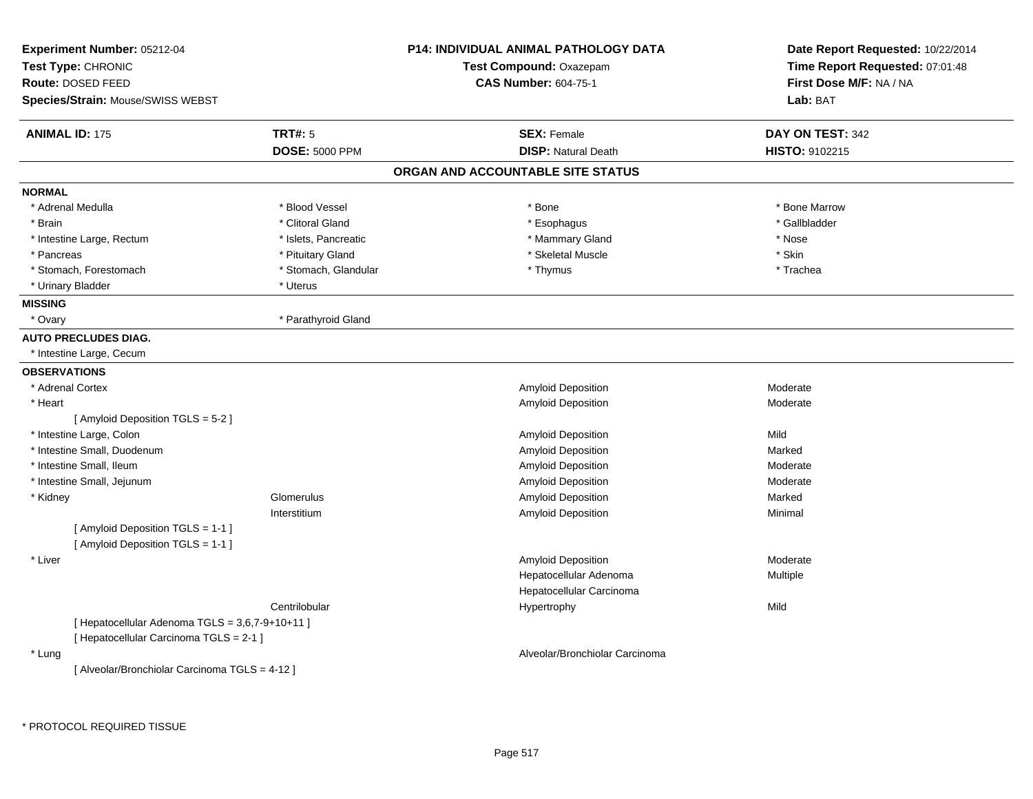**Experiment Number:** 05212-04
**Test Type:** CHRONIC
**Route:** DOSED FEED
**Species/Strain:** Mouse/SWISS WEBST

**P14: INDIVIDUAL ANIMAL PATHOLOGY DATA**
**Test Compound:** Oxazepam
**CAS Number:** 604-75-1

**Date Report Requested:** 10/22/2014
**Time Report Requested:** 07:01:48
**First Dose M/F:** NA / NA
**Lab:** BAT

| **ANIMAL ID:** 175 | **TRT#:** 5 | **SEX:** Female | **DAY ON TEST:** 342 |
|---|---|---|---|
| | **DOSE:** 5000 PPM | **DISP:** Natural Death | **HISTO:** 9102215 |

## ORGAN AND ACCOUNTABLE SITE STATUS

**NORMAL**

| | | | |
|---|---|---|---|
| * Adrenal Medulla | * Blood Vessel | * Bone | * Bone Marrow |
| * Brain | * Clitoral Gland | * Esophagus | * Gallbladder |
| * Intestine Large, Rectum | * Islets, Pancreatic | * Mammary Gland | * Nose |
| * Pancreas | * Pituitary Gland | * Skeletal Muscle | * Skin |
| * Stomach, Forestomach | * Stomach, Glandular | * Thymus | * Trachea |
| * Urinary Bladder | * Uterus | | |

**MISSING**

| | |
|---|---|
| * Ovary | * Parathyroid Gland |

**AUTO PRECLUDES DIAG.**

* Intestine Large, Cecum

**OBSERVATIONS**

| Organ | Site | Observation | Severity |
|---|---|---|---|
| * Adrenal Cortex | | Amyloid Deposition | Moderate |
| * Heart | | Amyloid Deposition | Moderate |
| [ Amyloid Deposition TGLS = 5-2 ] | | | |
| * Intestine Large, Colon | | Amyloid Deposition | Mild |
| * Intestine Small, Duodenum | | Amyloid Deposition | Marked |
| * Intestine Small, Ileum | | Amyloid Deposition | Moderate |
| * Intestine Small, Jejunum | | Amyloid Deposition | Moderate |
| * Kidney | Glomerulus | Amyloid Deposition | Marked |
| | Interstitium | Amyloid Deposition | Minimal |
| [ Amyloid Deposition TGLS = 1-1 ] | | | |
| [ Amyloid Deposition TGLS = 1-1 ] | | | |
| * Liver | | Amyloid Deposition | Moderate |
| | | Hepatocellular Adenoma | Multiple |
| | | Hepatocellular Carcinoma | |
| | Centrilobular | Hypertrophy | Mild |
| [ Hepatocellular Adenoma TGLS = 3,6,7-9+10+11 ] | | | |
| [ Hepatocellular Carcinoma TGLS = 2-1 ] | | | |
| * Lung | | Alveolar/Bronchiolar Carcinoma | |
| [ Alveolar/Bronchiolar Carcinoma TGLS = 4-12 ] | | | |

\* PROTOCOL REQUIRED TISSUE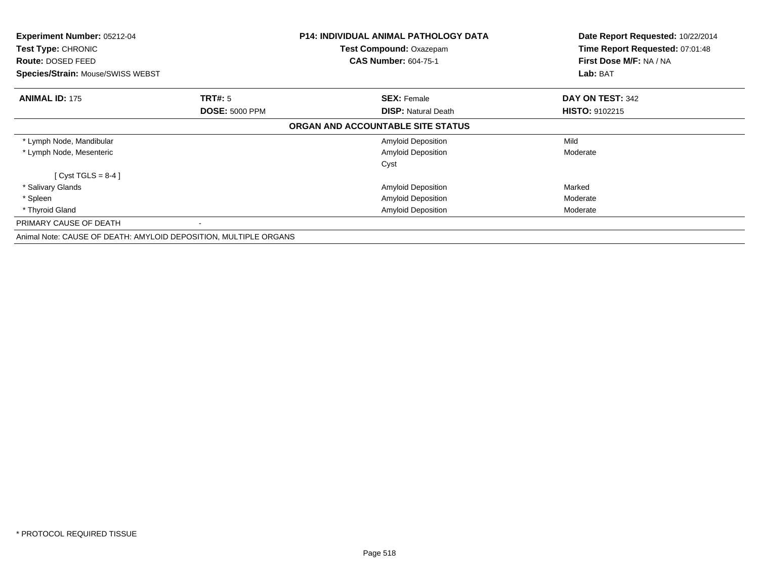**Experiment Number:** 05212-04
**Test Type:** CHRONIC
**Route:** DOSED FEED
**Species/Strain:** Mouse/SWISS WEBST

**P14: INDIVIDUAL ANIMAL PATHOLOGY DATA**
**Test Compound:** Oxazepam
**CAS Number:** 604-75-1

**Date Report Requested:** 10/22/2014
**Time Report Requested:** 07:01:48
**First Dose M/F:** NA / NA
**Lab:** BAT

| **ANIMAL ID:** 175 | **TRT#:** 5 | **SEX:** Female | **DAY ON TEST:** 342 |
|---|---|---|---|
| | **DOSE:** 5000 PPM | **DISP:** Natural Death | **HISTO:** 9102215 |

**ORGAN AND ACCOUNTABLE SITE STATUS**

| Organ | | Finding | Severity |
|---|---|---|---|
| * Lymph Node, Mandibular | | Amyloid Deposition | Mild |
| * Lymph Node, Mesenteric | | Amyloid Deposition | Moderate |
| | | Cyst | |
| [ Cyst TGLS = 8-4 ] | | | |
| * Salivary Glands | | Amyloid Deposition | Marked |
| * Spleen | | Amyloid Deposition | Moderate |
| * Thyroid Gland | | Amyloid Deposition | Moderate |
| PRIMARY CAUSE OF DEATH | - | | |

Animal Note: CAUSE OF DEATH: AMYLOID DEPOSITION, MULTIPLE ORGANS

* PROTOCOL REQUIRED TISSUE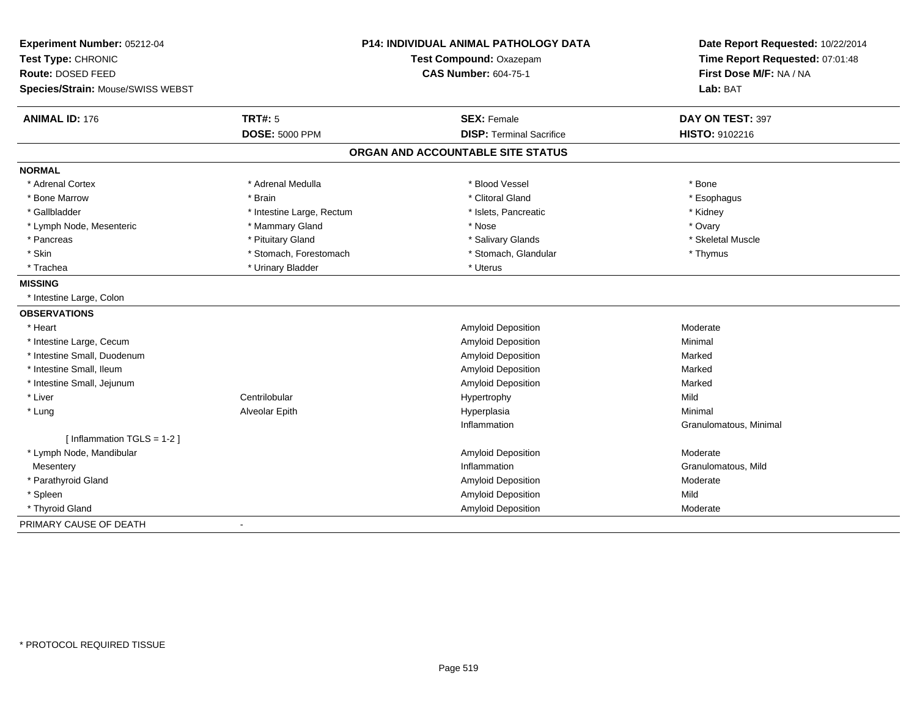**Experiment Number:** 05212-04
**Test Type:** CHRONIC
**Route:** DOSED FEED
**Species/Strain:** Mouse/SWISS WEBST

**P14: INDIVIDUAL ANIMAL PATHOLOGY DATA**
**Test Compound:** Oxazepam
**CAS Number:** 604-75-1

**Date Report Requested:** 10/22/2014
**Time Report Requested:** 07:01:48
**First Dose M/F:** NA / NA
**Lab:** BAT

| **ANIMAL ID:** 176 | **TRT#:** 5 | **SEX:** Female | **DAY ON TEST:** 397 |
|---|---|---|---|
| | **DOSE:** 5000 PPM | **DISP:** Terminal Sacrifice | **HISTO:** 9102216 |

## ORGAN AND ACCOUNTABLE SITE STATUS

**NORMAL**

| | | | |
|---|---|---|---|
| * Adrenal Cortex | * Adrenal Medulla | * Blood Vessel | * Bone |
| * Bone Marrow | * Brain | * Clitoral Gland | * Esophagus |
| * Gallbladder | * Intestine Large, Rectum | * Islets, Pancreatic | * Kidney |
| * Lymph Node, Mesenteric | * Mammary Gland | * Nose | * Ovary |
| * Pancreas | * Pituitary Gland | * Salivary Glands | * Skeletal Muscle |
| * Skin | * Stomach, Forestomach | * Stomach, Glandular | * Thymus |
| * Trachea | * Urinary Bladder | * Uterus | |

**MISSING**

* Intestine Large, Colon

**OBSERVATIONS**

| | | | |
|---|---|---|---|
| * Heart | | Amyloid Deposition | Moderate |
| * Intestine Large, Cecum | | Amyloid Deposition | Minimal |
| * Intestine Small, Duodenum | | Amyloid Deposition | Marked |
| * Intestine Small, Ileum | | Amyloid Deposition | Marked |
| * Intestine Small, Jejunum | | Amyloid Deposition | Marked |
| * Liver | Centrilobular | Hypertrophy | Mild |
| * Lung | Alveolar Epith | Hyperplasia | Minimal |
| | | Inflammation | Granulomatous, Minimal |
| [ Inflammation TGLS = 1-2 ] | | | |
| * Lymph Node, Mandibular | | Amyloid Deposition | Moderate |
| Mesentery | | Inflammation | Granulomatous, Mild |
| * Parathyroid Gland | | Amyloid Deposition | Moderate |
| * Spleen | | Amyloid Deposition | Mild |
| * Thyroid Gland | | Amyloid Deposition | Moderate |

PRIMARY CAUSE OF DEATH -

* PROTOCOL REQUIRED TISSUE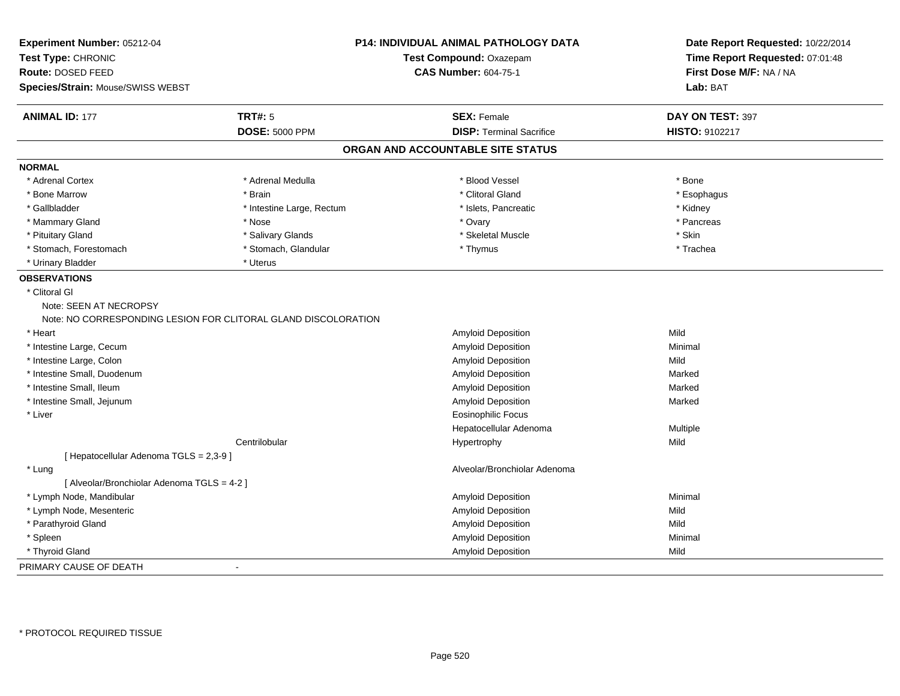**Experiment Number:** 05212-04
**Test Type:** CHRONIC
**Route:** DOSED FEED
**Species/Strain:** Mouse/SWISS WEBST

**P14: INDIVIDUAL ANIMAL PATHOLOGY DATA**
**Test Compound:** Oxazepam
**CAS Number:** 604-75-1

**Date Report Requested:** 10/22/2014
**Time Report Requested:** 07:01:48
**First Dose M/F:** NA / NA
**Lab:** BAT

| **ANIMAL ID:** 177 | **TRT#:** 5 | **SEX:** Female | **DAY ON TEST:** 397 |
|---|---|---|---|
| | **DOSE:** 5000 PPM | **DISP:** Terminal Sacrifice | **HISTO:** 9102217 |

## ORGAN AND ACCOUNTABLE SITE STATUS

**NORMAL**

| | | | |
|---|---|---|---|
| * Adrenal Cortex | * Adrenal Medulla | * Blood Vessel | * Bone |
| * Bone Marrow | * Brain | * Clitoral Gland | * Esophagus |
| * Gallbladder | * Intestine Large, Rectum | * Islets, Pancreatic | * Kidney |
| * Mammary Gland | * Nose | * Ovary | * Pancreas |
| * Pituitary Gland | * Salivary Glands | * Skeletal Muscle | * Skin |
| * Stomach, Forestomach | * Stomach, Glandular | * Thymus | * Trachea |
| * Urinary Bladder | * Uterus | | |

**OBSERVATIONS**

* Clitoral Gl
  Note: SEEN AT NECROPSY
  Note: NO CORRESPONDING LESION FOR CLITORAL GLAND DISCOLORATION

| Organ | Location | Observation | Severity |
|---|---|---|---|
| * Heart | | Amyloid Deposition | Mild |
| * Intestine Large, Cecum | | Amyloid Deposition | Minimal |
| * Intestine Large, Colon | | Amyloid Deposition | Mild |
| * Intestine Small, Duodenum | | Amyloid Deposition | Marked |
| * Intestine Small, Ileum | | Amyloid Deposition | Marked |
| * Intestine Small, Jejunum | | Amyloid Deposition | Marked |
| * Liver | | Eosinophilic Focus | |
| | | Hepatocellular Adenoma | Multiple |
| | Centrilobular | Hypertrophy | Mild |
| [ Hepatocellular Adenoma TGLS = 2,3-9 ] | | | |
| * Lung | | Alveolar/Bronchiolar Adenoma | |
| [ Alveolar/Bronchiolar Adenoma TGLS = 4-2 ] | | | |
| * Lymph Node, Mandibular | | Amyloid Deposition | Minimal |
| * Lymph Node, Mesenteric | | Amyloid Deposition | Mild |
| * Parathyroid Gland | | Amyloid Deposition | Mild |
| * Spleen | | Amyloid Deposition | Minimal |
| * Thyroid Gland | | Amyloid Deposition | Mild |

PRIMARY CAUSE OF DEATH -

\* PROTOCOL REQUIRED TISSUE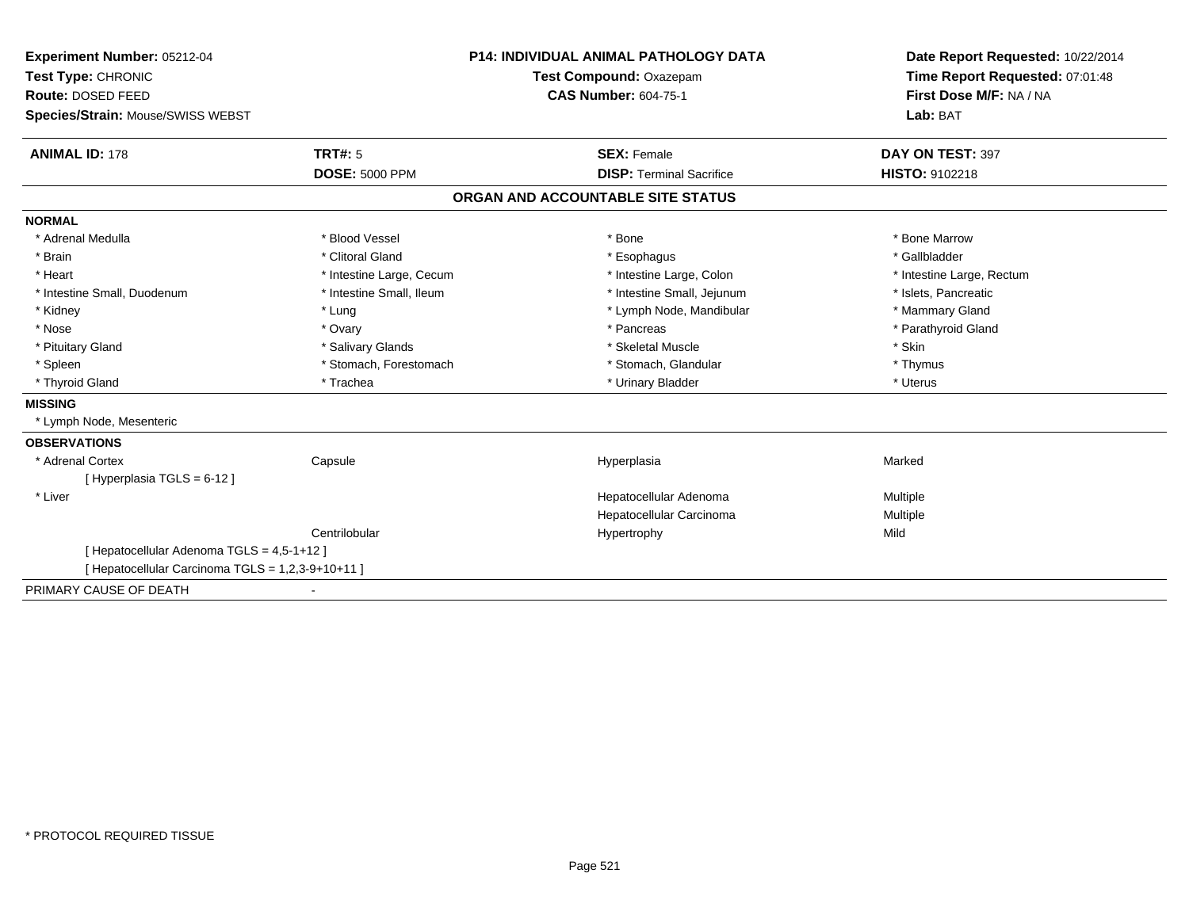**Experiment Number:** 05212-04
**Test Type:** CHRONIC
**Route:** DOSED FEED
**Species/Strain:** Mouse/SWISS WEBST

**P14: INDIVIDUAL ANIMAL PATHOLOGY DATA**
**Test Compound:** Oxazepam
**CAS Number:** 604-75-1

**Date Report Requested:** 10/22/2014
**Time Report Requested:** 07:01:48
**First Dose M/F:** NA / NA
**Lab:** BAT

| **ANIMAL ID:** 178 | **TRT#:** 5 | **SEX:** Female | **DAY ON TEST:** 397 |
|---|---|---|---|
| | **DOSE:** 5000 PPM | **DISP:** Terminal Sacrifice | **HISTO:** 9102218 |

## ORGAN AND ACCOUNTABLE SITE STATUS

**NORMAL**

| | | | |
|---|---|---|---|
| * Adrenal Medulla | * Blood Vessel | * Bone | * Bone Marrow |
| * Brain | * Clitoral Gland | * Esophagus | * Gallbladder |
| * Heart | * Intestine Large, Cecum | * Intestine Large, Colon | * Intestine Large, Rectum |
| * Intestine Small, Duodenum | * Intestine Small, Ileum | * Intestine Small, Jejunum | * Islets, Pancreatic |
| * Kidney | * Lung | * Lymph Node, Mandibular | * Mammary Gland |
| * Nose | * Ovary | * Pancreas | * Parathyroid Gland |
| * Pituitary Gland | * Salivary Glands | * Skeletal Muscle | * Skin |
| * Spleen | * Stomach, Forestomach | * Stomach, Glandular | * Thymus |
| * Thyroid Gland | * Trachea | * Urinary Bladder | * Uterus |

**MISSING**

* Lymph Node, Mesenteric

**OBSERVATIONS**

| | | | |
|---|---|---|---|
| * Adrenal Cortex | Capsule | Hyperplasia | Marked |
| [ Hyperplasia TGLS = 6-12 ] | | | |
| * Liver | | Hepatocellular Adenoma | Multiple |
| | | Hepatocellular Carcinoma | Multiple |
| | Centrilobular | Hypertrophy | Mild |
| [ Hepatocellular Adenoma TGLS = 4,5-1+12 ] | | | |
| [ Hepatocellular Carcinoma TGLS = 1,2,3-9+10+11 ] | | | |

PRIMARY CAUSE OF DEATH -

* PROTOCOL REQUIRED TISSUE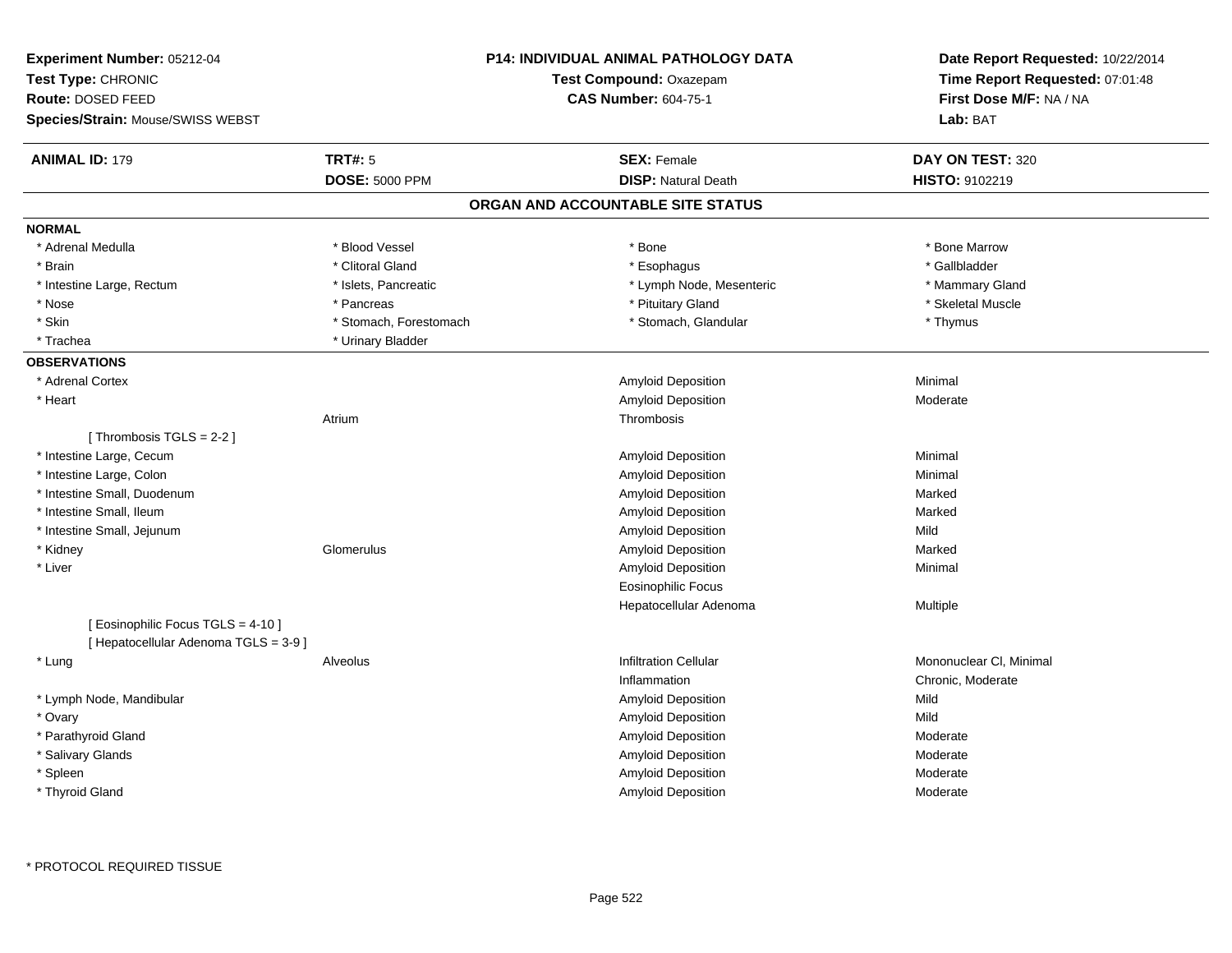**Experiment Number:** 05212-04
**Test Type:** CHRONIC
**Route:** DOSED FEED
**Species/Strain:** Mouse/SWISS WEBST

**P14: INDIVIDUAL ANIMAL PATHOLOGY DATA**
**Test Compound:** Oxazepam
**CAS Number:** 604-75-1

**Date Report Requested:** 10/22/2014
**Time Report Requested:** 07:01:48
**First Dose M/F:** NA / NA
**Lab:** BAT

| **ANIMAL ID:** 179 | **TRT#:** 5 | **SEX:** Female | **DAY ON TEST:** 320 |
|---|---|---|---|
| | **DOSE:** 5000 PPM | **DISP:** Natural Death | **HISTO:** 9102219 |

## ORGAN AND ACCOUNTABLE SITE STATUS

**NORMAL**

| | | | |
|---|---|---|---|
| * Adrenal Medulla | * Blood Vessel | * Bone | * Bone Marrow |
| * Brain | * Clitoral Gland | * Esophagus | * Gallbladder |
| * Intestine Large, Rectum | * Islets, Pancreatic | * Lymph Node, Mesenteric | * Mammary Gland |
| * Nose | * Pancreas | * Pituitary Gland | * Skeletal Muscle |
| * Skin | * Stomach, Forestomach | * Stomach, Glandular | * Thymus |
| * Trachea | * Urinary Bladder | | |

**OBSERVATIONS**

| Organ | Site | Observation | Severity |
|---|---|---|---|
| * Adrenal Cortex | | Amyloid Deposition | Minimal |
| * Heart | | Amyloid Deposition | Moderate |
| | Atrium | Thrombosis | |
| [ Thrombosis TGLS = 2-2 ] | | | |
| * Intestine Large, Cecum | | Amyloid Deposition | Minimal |
| * Intestine Large, Colon | | Amyloid Deposition | Minimal |
| * Intestine Small, Duodenum | | Amyloid Deposition | Marked |
| * Intestine Small, Ileum | | Amyloid Deposition | Marked |
| * Intestine Small, Jejunum | | Amyloid Deposition | Mild |
| * Kidney | Glomerulus | Amyloid Deposition | Marked |
| * Liver | | Amyloid Deposition | Minimal |
| | | Eosinophilic Focus | |
| | | Hepatocellular Adenoma | Multiple |
| [ Eosinophilic Focus TGLS = 4-10 ] | | | |
| [ Hepatocellular Adenoma TGLS = 3-9 ] | | | |
| * Lung | Alveolus | Infiltration Cellular | Mononuclear Cl, Minimal |
| | | Inflammation | Chronic, Moderate |
| * Lymph Node, Mandibular | | Amyloid Deposition | Mild |
| * Ovary | | Amyloid Deposition | Mild |
| * Parathyroid Gland | | Amyloid Deposition | Moderate |
| * Salivary Glands | | Amyloid Deposition | Moderate |
| * Spleen | | Amyloid Deposition | Moderate |
| * Thyroid Gland | | Amyloid Deposition | Moderate |

* PROTOCOL REQUIRED TISSUE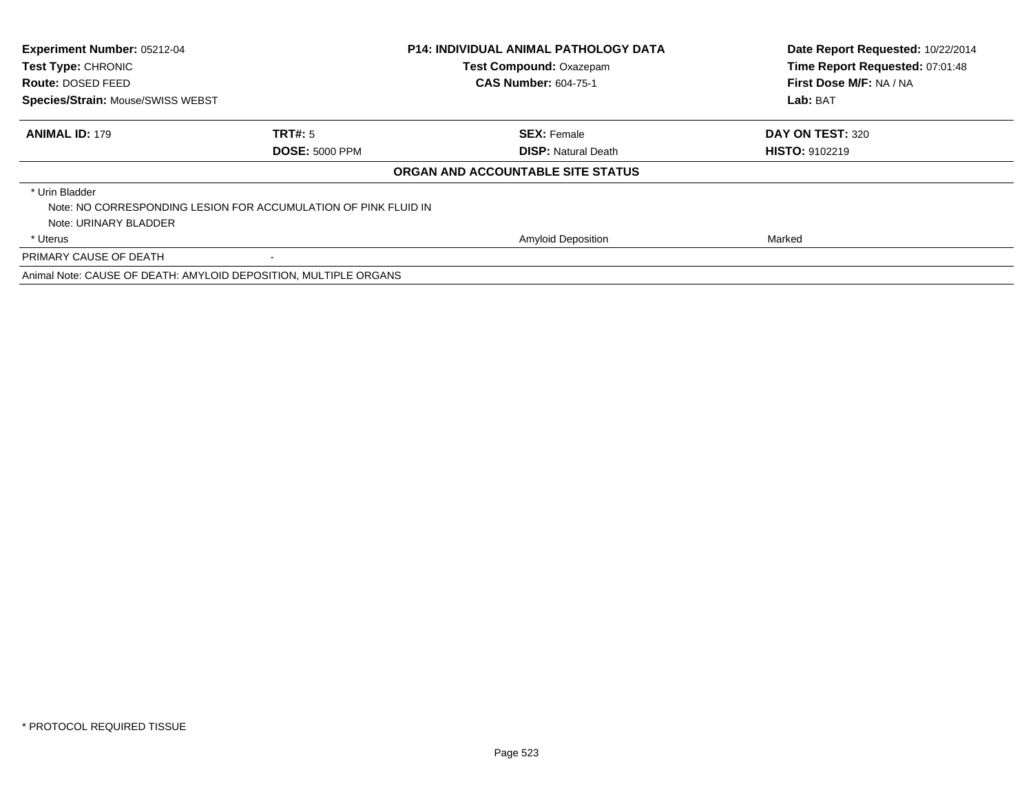| **Experiment Number:** 05212-04 | **P14: INDIVIDUAL ANIMAL PATHOLOGY DATA** | **Date Report Requested:** 10/22/2014 |
|---|---|---|
| **Test Type:** CHRONIC | **Test Compound:** Oxazepam | **Time Report Requested:** 07:01:48 |
| **Route:** DOSED FEED | **CAS Number:** 604-75-1 | **First Dose M/F:** NA / NA |
| **Species/Strain:** Mouse/SWISS WEBST | | **Lab:** BAT |

| **ANIMAL ID:** 179 | **TRT#:** 5 | **SEX:** Female | **DAY ON TEST:** 320 |
|---|---|---|---|
| | **DOSE:** 5000 PPM | **DISP:** Natural Death | **HISTO:** 9102219 |

**ORGAN AND ACCOUNTABLE SITE STATUS**

| | | | |
|---|---|---|---|
| * Urin Bladder | | | |
| Note: NO CORRESPONDING LESION FOR ACCUMULATION OF PINK FLUID IN | | | |
| Note: URINARY BLADDER | | | |
| * Uterus | | Amyloid Deposition | Marked |
| PRIMARY CAUSE OF DEATH | - | | |
| Animal Note: CAUSE OF DEATH: AMYLOID DEPOSITION, MULTIPLE ORGANS | | | |

\* PROTOCOL REQUIRED TISSUE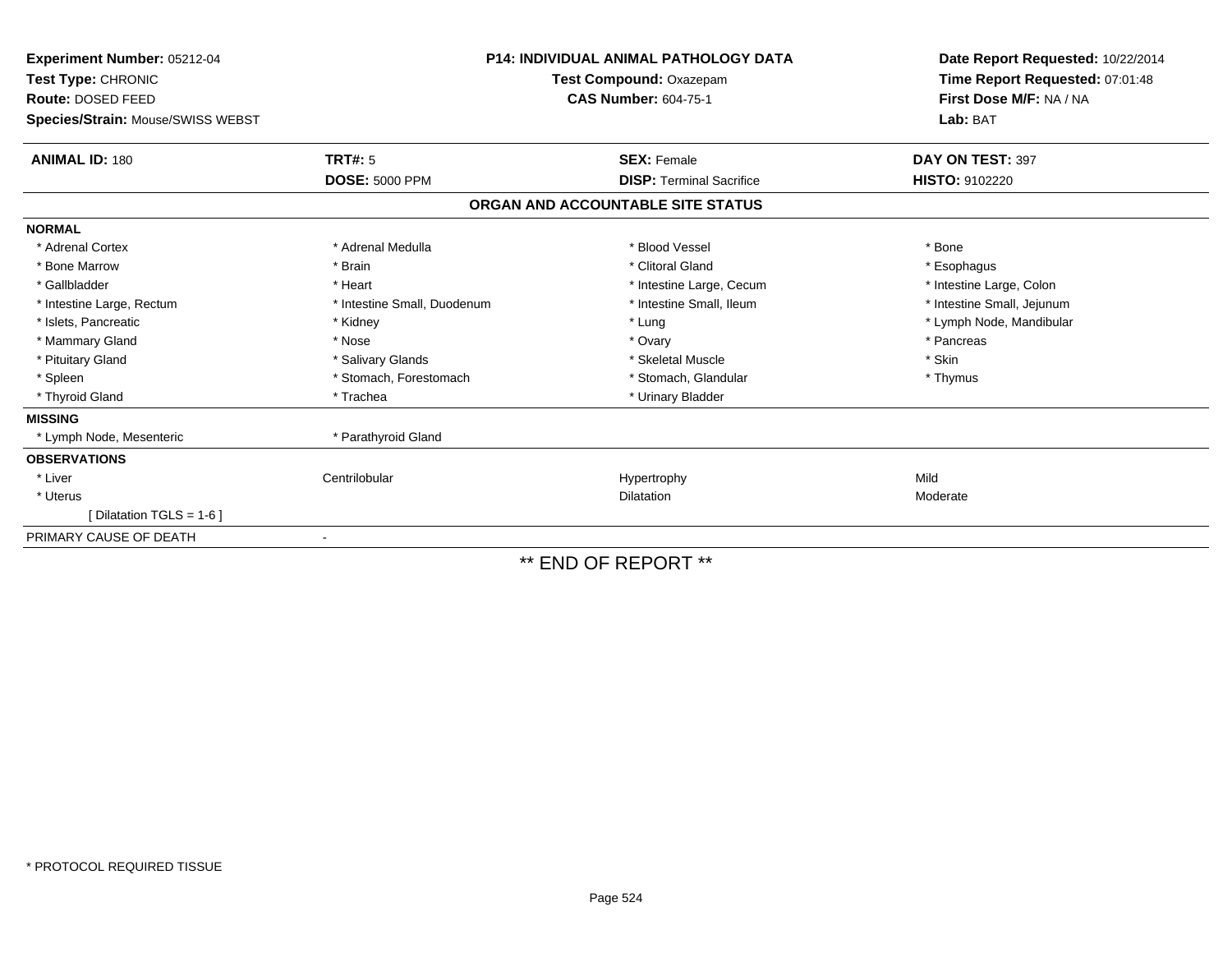**Experiment Number:** 05212-04
**Test Type:** CHRONIC
**Route:** DOSED FEED
**Species/Strain:** Mouse/SWISS WEBST

**P14: INDIVIDUAL ANIMAL PATHOLOGY DATA**
**Test Compound:** Oxazepam
**CAS Number:** 604-75-1

**Date Report Requested:** 10/22/2014
**Time Report Requested:** 07:01:48
**First Dose M/F:** NA / NA
**Lab:** BAT

| **ANIMAL ID:** 180 | **TRT#:** 5 | **SEX:** Female | **DAY ON TEST:** 397 |
|---|---|---|---|
| | **DOSE:** 5000 PPM | **DISP:** Terminal Sacrifice | **HISTO:** 9102220 |

## ORGAN AND ACCOUNTABLE SITE STATUS

| | | | |
|---|---|---|---|
| **NORMAL** | | | |
| * Adrenal Cortex | * Adrenal Medulla | * Blood Vessel | * Bone |
| * Bone Marrow | * Brain | * Clitoral Gland | * Esophagus |
| * Gallbladder | * Heart | * Intestine Large, Cecum | * Intestine Large, Colon |
| * Intestine Large, Rectum | * Intestine Small, Duodenum | * Intestine Small, Ileum | * Intestine Small, Jejunum |
| * Islets, Pancreatic | * Kidney | * Lung | * Lymph Node, Mandibular |
| * Mammary Gland | * Nose | * Ovary | * Pancreas |
| * Pituitary Gland | * Salivary Glands | * Skeletal Muscle | * Skin |
| * Spleen | * Stomach, Forestomach | * Stomach, Glandular | * Thymus |
| * Thyroid Gland | * Trachea | * Urinary Bladder | |
| **MISSING** | | | |
| * Lymph Node, Mesenteric | * Parathyroid Gland | | |
| **OBSERVATIONS** | | | |
| * Liver | Centrilobular | Hypertrophy | Mild |
| * Uterus | | Dilatation | Moderate |
| [ Dilatation TGLS = 1-6 ] | | | |
| PRIMARY CAUSE OF DEATH | - | | |

** END OF REPORT **

* PROTOCOL REQUIRED TISSUE